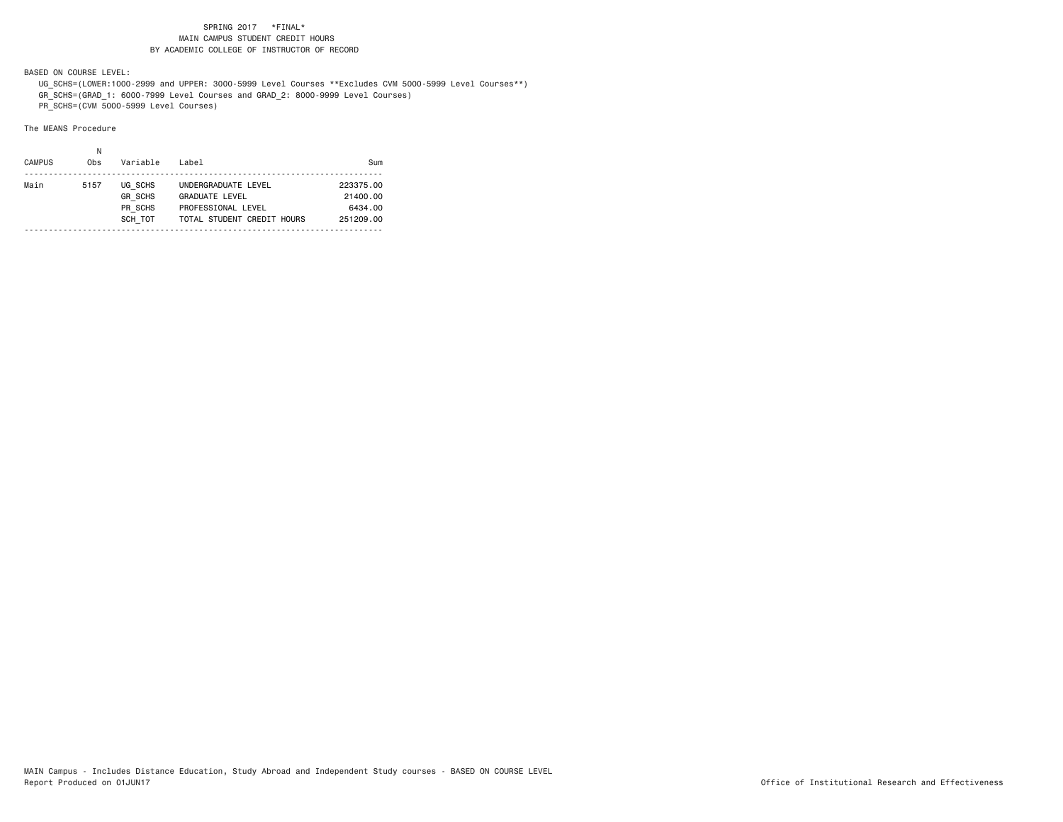SPRING 2017 *FINAL*
MAIN CAMPUS STUDENT CREDIT HOURS
BY ACADEMIC COLLEGE OF INSTRUCTOR OF RECORD

BASED ON COURSE LEVEL:

UG_SCHS=(LOWER:1000-2999 and UPPER: 3000-5999 Level Courses **Excludes CVM 5000-5999 Level Courses**)
GR_SCHS=(GRAD_1: 6000-7999 Level Courses and GRAD_2: 8000-9999 Level Courses)
PR_SCHS=(CVM 5000-5999 Level Courses)

The MEANS Procedure

| CAMPUS | N Obs | Variable | Label | Sum |
|---|---|---|---|---|
| Main | 5157 | UG_SCHS | UNDERGRADUATE LEVEL | 223375.00 |
| | | GR_SCHS | GRADUATE LEVEL | 21400.00 |
| | | PR_SCHS | PROFESSIONAL LEVEL | 6434.00 |
| | | SCH_TOT | TOTAL STUDENT CREDIT HOURS | 251209.00 |

MAIN Campus - Includes Distance Education, Study Abroad and Independent Study courses - BASED ON COURSE LEVEL
Report Produced on 01JUN17

Office of Institutional Research and Effectiveness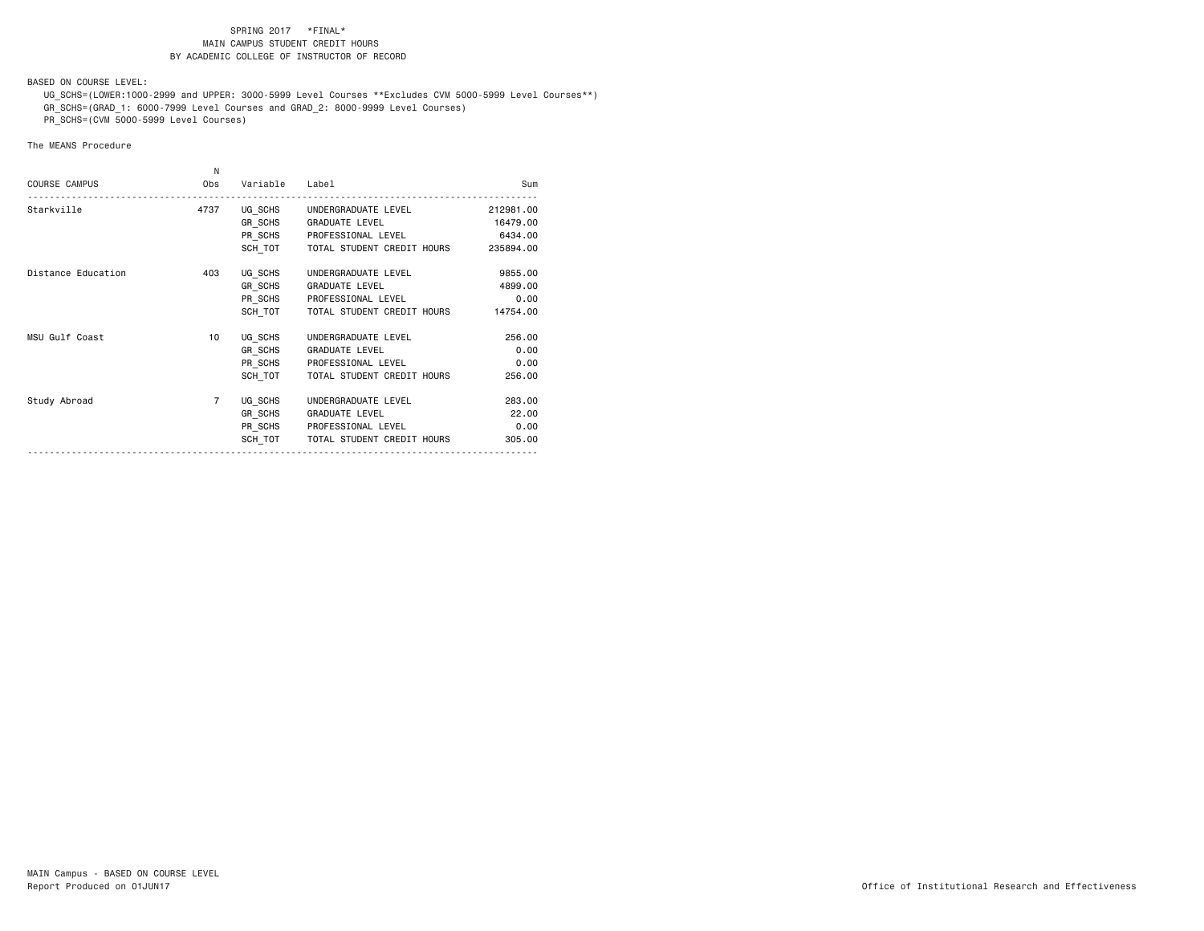SPRING 2017 *FINAL*
MAIN CAMPUS STUDENT CREDIT HOURS
BY ACADEMIC COLLEGE OF INSTRUCTOR OF RECORD

BASED ON COURSE LEVEL:

UG_SCHS=(LOWER:1000-2999 and UPPER: 3000-5999 Level Courses **Excludes CVM 5000-5999 Level Courses**)
GR_SCHS=(GRAD_1: 6000-7999 Level Courses and GRAD_2: 8000-9999 Level Courses)
PR_SCHS=(CVM 5000-5999 Level Courses)

The MEANS Procedure

| COURSE CAMPUS | N Obs | Variable | Label | Sum |
|---|---|---|---|---|
| Starkville | 4737 | UG_SCHS | UNDERGRADUATE LEVEL | 212981.00 |
| | | GR_SCHS | GRADUATE LEVEL | 16479.00 |
| | | PR_SCHS | PROFESSIONAL LEVEL | 6434.00 |
| | | SCH_TOT | TOTAL STUDENT CREDIT HOURS | 235894.00 |
| Distance Education | 403 | UG_SCHS | UNDERGRADUATE LEVEL | 9855.00 |
| | | GR_SCHS | GRADUATE LEVEL | 4899.00 |
| | | PR_SCHS | PROFESSIONAL LEVEL | 0.00 |
| | | SCH_TOT | TOTAL STUDENT CREDIT HOURS | 14754.00 |
| MSU Gulf Coast | 10 | UG_SCHS | UNDERGRADUATE LEVEL | 256.00 |
| | | GR_SCHS | GRADUATE LEVEL | 0.00 |
| | | PR_SCHS | PROFESSIONAL LEVEL | 0.00 |
| | | SCH_TOT | TOTAL STUDENT CREDIT HOURS | 256.00 |
| Study Abroad | 7 | UG_SCHS | UNDERGRADUATE LEVEL | 283.00 |
| | | GR_SCHS | GRADUATE LEVEL | 22.00 |
| | | PR_SCHS | PROFESSIONAL LEVEL | 0.00 |
| | | SCH_TOT | TOTAL STUDENT CREDIT HOURS | 305.00 |

MAIN Campus - BASED ON COURSE LEVEL
Report Produced on 01JUN17

Office of Institutional Research and Effectiveness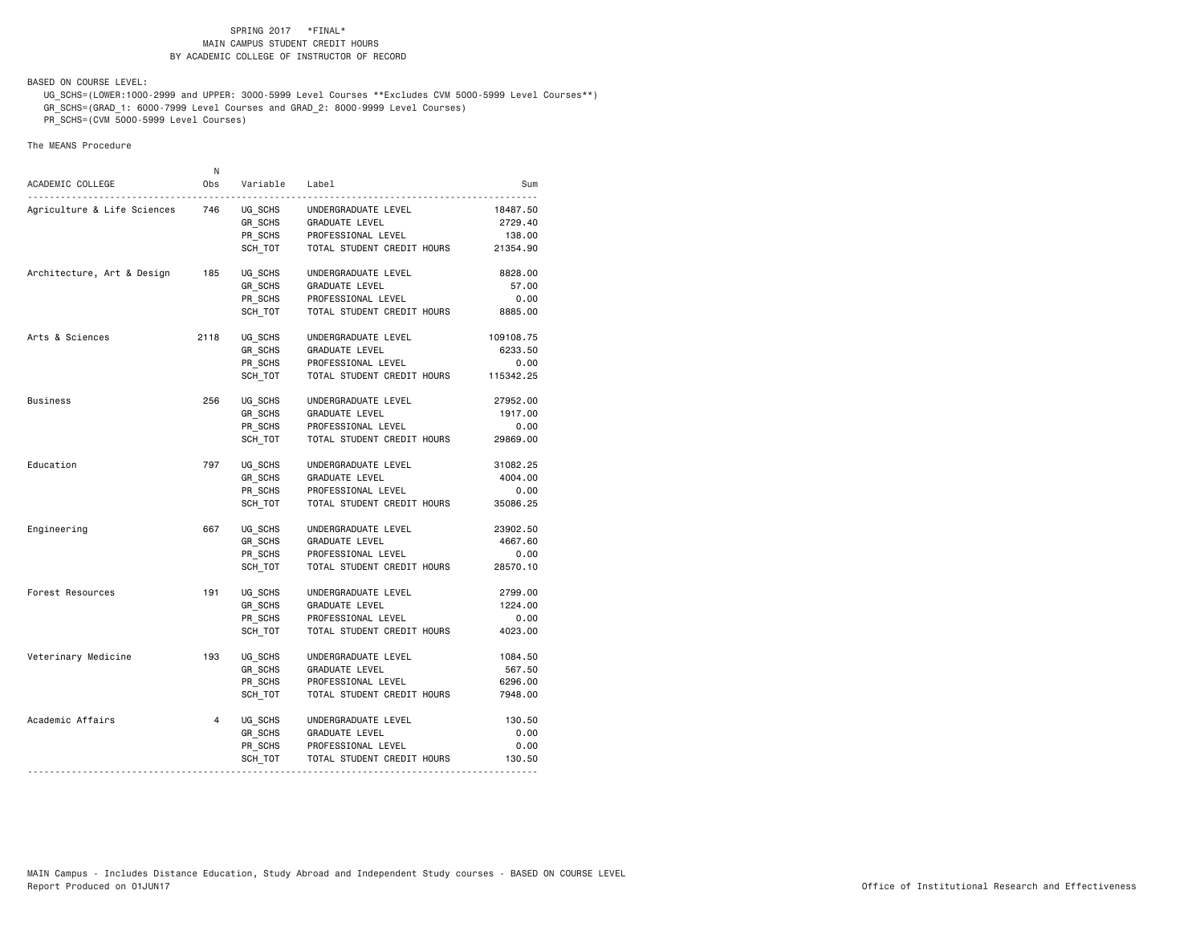SPRING 2017 *FINAL*
MAIN CAMPUS STUDENT CREDIT HOURS
BY ACADEMIC COLLEGE OF INSTRUCTOR OF RECORD

BASED ON COURSE LEVEL:

UG_SCHS=(LOWER:1000-2999 and UPPER: 3000-5999 Level Courses **Excludes CVM 5000-5999 Level Courses**)
GR_SCHS=(GRAD_1: 6000-7999 Level Courses and GRAD_2: 8000-9999 Level Courses)
PR_SCHS=(CVM 5000-5999 Level Courses)

The MEANS Procedure

| ACADEMIC COLLEGE | N Obs | Variable | Label | Sum |
|---|---|---|---|---|
| Agriculture & Life Sciences | 746 | UG_SCHS | UNDERGRADUATE LEVEL | 18487.50 |
| | | GR_SCHS | GRADUATE LEVEL | 2729.40 |
| | | PR_SCHS | PROFESSIONAL LEVEL | 138.00 |
| | | SCH_TOT | TOTAL STUDENT CREDIT HOURS | 21354.90 |
| Architecture, Art & Design | 185 | UG_SCHS | UNDERGRADUATE LEVEL | 8828.00 |
| | | GR_SCHS | GRADUATE LEVEL | 57.00 |
| | | PR_SCHS | PROFESSIONAL LEVEL | 0.00 |
| | | SCH_TOT | TOTAL STUDENT CREDIT HOURS | 8885.00 |
| Arts & Sciences | 2118 | UG_SCHS | UNDERGRADUATE LEVEL | 109108.75 |
| | | GR_SCHS | GRADUATE LEVEL | 6233.50 |
| | | PR_SCHS | PROFESSIONAL LEVEL | 0.00 |
| | | SCH_TOT | TOTAL STUDENT CREDIT HOURS | 115342.25 |
| Business | 256 | UG_SCHS | UNDERGRADUATE LEVEL | 27952.00 |
| | | GR_SCHS | GRADUATE LEVEL | 1917.00 |
| | | PR_SCHS | PROFESSIONAL LEVEL | 0.00 |
| | | SCH_TOT | TOTAL STUDENT CREDIT HOURS | 29869.00 |
| Education | 797 | UG_SCHS | UNDERGRADUATE LEVEL | 31082.25 |
| | | GR_SCHS | GRADUATE LEVEL | 4004.00 |
| | | PR_SCHS | PROFESSIONAL LEVEL | 0.00 |
| | | SCH_TOT | TOTAL STUDENT CREDIT HOURS | 35086.25 |
| Engineering | 667 | UG_SCHS | UNDERGRADUATE LEVEL | 23902.50 |
| | | GR_SCHS | GRADUATE LEVEL | 4667.60 |
| | | PR_SCHS | PROFESSIONAL LEVEL | 0.00 |
| | | SCH_TOT | TOTAL STUDENT CREDIT HOURS | 28570.10 |
| Forest Resources | 191 | UG_SCHS | UNDERGRADUATE LEVEL | 2799.00 |
| | | GR_SCHS | GRADUATE LEVEL | 1224.00 |
| | | PR_SCHS | PROFESSIONAL LEVEL | 0.00 |
| | | SCH_TOT | TOTAL STUDENT CREDIT HOURS | 4023.00 |
| Veterinary Medicine | 193 | UG_SCHS | UNDERGRADUATE LEVEL | 1084.50 |
| | | GR_SCHS | GRADUATE LEVEL | 567.50 |
| | | PR_SCHS | PROFESSIONAL LEVEL | 6296.00 |
| | | SCH_TOT | TOTAL STUDENT CREDIT HOURS | 7948.00 |
| Academic Affairs | 4 | UG_SCHS | UNDERGRADUATE LEVEL | 130.50 |
| | | GR_SCHS | GRADUATE LEVEL | 0.00 |
| | | PR_SCHS | PROFESSIONAL LEVEL | 0.00 |
| | | SCH_TOT | TOTAL STUDENT CREDIT HOURS | 130.50 |

MAIN Campus - Includes Distance Education, Study Abroad and Independent Study courses - BASED ON COURSE LEVEL
Report Produced on 01JUN17

Office of Institutional Research and Effectiveness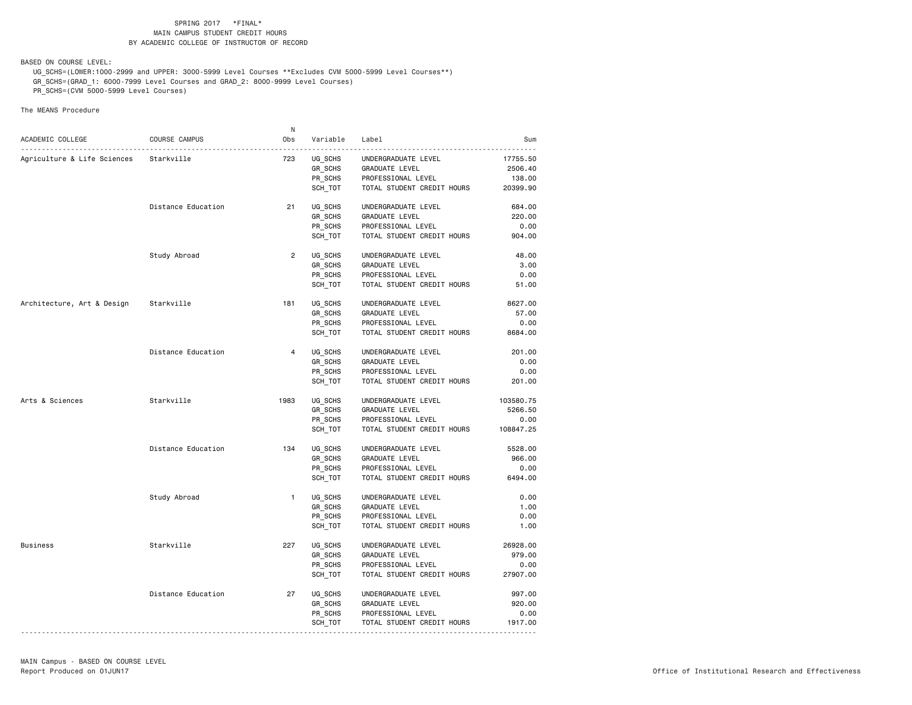SPRING 2017 *FINAL*
MAIN CAMPUS STUDENT CREDIT HOURS
BY ACADEMIC COLLEGE OF INSTRUCTOR OF RECORD

BASED ON COURSE LEVEL:
UG_SCHS=(LOWER:1000-2999 and UPPER: 3000-5999 Level Courses **Excludes CVM 5000-5999 Level Courses**)
GR_SCHS=(GRAD_1: 6000-7999 Level Courses and GRAD_2: 8000-9999 Level Courses)
PR_SCHS=(CVM 5000-5999 Level Courses)

The MEANS Procedure

| ACADEMIC COLLEGE | COURSE CAMPUS | N Obs | Variable | Label | Sum |
|---|---|---|---|---|---|
| Agriculture & Life Sciences | Starkville | 723 | UG_SCHS | UNDERGRADUATE LEVEL | 17755.50 |
| | | | GR_SCHS | GRADUATE LEVEL | 2506.40 |
| | | | PR_SCHS | PROFESSIONAL LEVEL | 138.00 |
| | | | SCH_TOT | TOTAL STUDENT CREDIT HOURS | 20399.90 |
| | Distance Education | 21 | UG_SCHS | UNDERGRADUATE LEVEL | 684.00 |
| | | | GR_SCHS | GRADUATE LEVEL | 220.00 |
| | | | PR_SCHS | PROFESSIONAL LEVEL | 0.00 |
| | | | SCH_TOT | TOTAL STUDENT CREDIT HOURS | 904.00 |
| | Study Abroad | 2 | UG_SCHS | UNDERGRADUATE LEVEL | 48.00 |
| | | | GR_SCHS | GRADUATE LEVEL | 3.00 |
| | | | PR_SCHS | PROFESSIONAL LEVEL | 0.00 |
| | | | SCH_TOT | TOTAL STUDENT CREDIT HOURS | 51.00 |
| Architecture, Art & Design | Starkville | 181 | UG_SCHS | UNDERGRADUATE LEVEL | 8627.00 |
| | | | GR_SCHS | GRADUATE LEVEL | 57.00 |
| | | | PR_SCHS | PROFESSIONAL LEVEL | 0.00 |
| | | | SCH_TOT | TOTAL STUDENT CREDIT HOURS | 8684.00 |
| | Distance Education | 4 | UG_SCHS | UNDERGRADUATE LEVEL | 201.00 |
| | | | GR_SCHS | GRADUATE LEVEL | 0.00 |
| | | | PR_SCHS | PROFESSIONAL LEVEL | 0.00 |
| | | | SCH_TOT | TOTAL STUDENT CREDIT HOURS | 201.00 |
| Arts & Sciences | Starkville | 1983 | UG_SCHS | UNDERGRADUATE LEVEL | 103580.75 |
| | | | GR_SCHS | GRADUATE LEVEL | 5266.50 |
| | | | PR_SCHS | PROFESSIONAL LEVEL | 0.00 |
| | | | SCH_TOT | TOTAL STUDENT CREDIT HOURS | 108847.25 |
| | Distance Education | 134 | UG_SCHS | UNDERGRADUATE LEVEL | 5528.00 |
| | | | GR_SCHS | GRADUATE LEVEL | 966.00 |
| | | | PR_SCHS | PROFESSIONAL LEVEL | 0.00 |
| | | | SCH_TOT | TOTAL STUDENT CREDIT HOURS | 6494.00 |
| | Study Abroad | 1 | UG_SCHS | UNDERGRADUATE LEVEL | 0.00 |
| | | | GR_SCHS | GRADUATE LEVEL | 1.00 |
| | | | PR_SCHS | PROFESSIONAL LEVEL | 0.00 |
| | | | SCH_TOT | TOTAL STUDENT CREDIT HOURS | 1.00 |
| Business | Starkville | 227 | UG_SCHS | UNDERGRADUATE LEVEL | 26928.00 |
| | | | GR_SCHS | GRADUATE LEVEL | 979.00 |
| | | | PR_SCHS | PROFESSIONAL LEVEL | 0.00 |
| | | | SCH_TOT | TOTAL STUDENT CREDIT HOURS | 27907.00 |
| | Distance Education | 27 | UG_SCHS | UNDERGRADUATE LEVEL | 997.00 |
| | | | GR_SCHS | GRADUATE LEVEL | 920.00 |
| | | | PR_SCHS | PROFESSIONAL LEVEL | 0.00 |
| | | | SCH_TOT | TOTAL STUDENT CREDIT HOURS | 1917.00 |

MAIN Campus - BASED ON COURSE LEVEL
Report Produced on 01JUN17

Office of Institutional Research and Effectiveness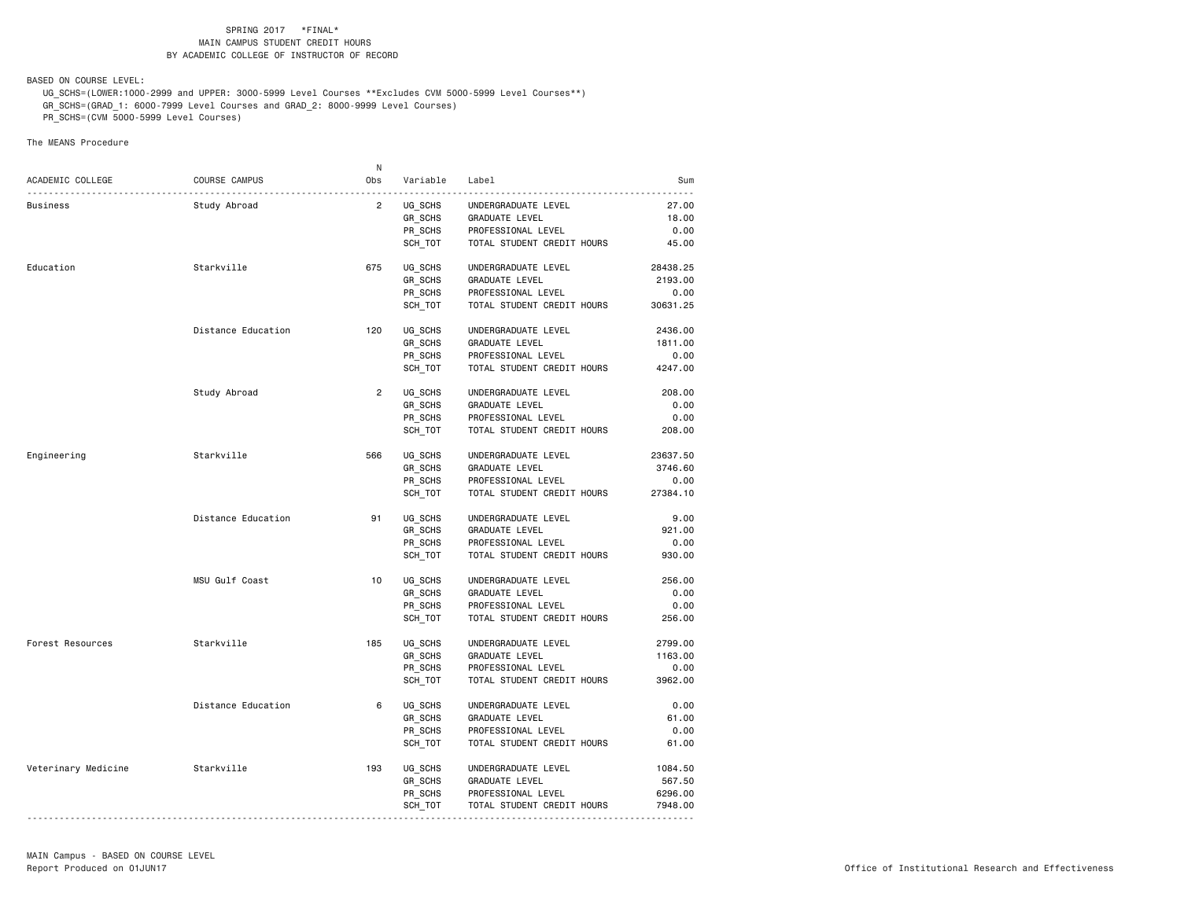SPRING 2017 *FINAL*
MAIN CAMPUS STUDENT CREDIT HOURS
BY ACADEMIC COLLEGE OF INSTRUCTOR OF RECORD

BASED ON COURSE LEVEL:

UG_SCHS=(LOWER:1000-2999 and UPPER: 3000-5999 Level Courses **Excludes CVM 5000-5999 Level Courses**)
GR_SCHS=(GRAD_1: 6000-7999 Level Courses and GRAD_2: 8000-9999 Level Courses)
PR_SCHS=(CVM 5000-5999 Level Courses)

The MEANS Procedure

| ACADEMIC COLLEGE | COURSE CAMPUS | N Obs | Variable | Label | Sum |
|---|---|---|---|---|---|
| Business | Study Abroad | 2 | UG_SCHS | UNDERGRADUATE LEVEL | 27.00 |
| | | | GR_SCHS | GRADUATE LEVEL | 18.00 |
| | | | PR_SCHS | PROFESSIONAL LEVEL | 0.00 |
| | | | SCH_TOT | TOTAL STUDENT CREDIT HOURS | 45.00 |
| Education | Starkville | 675 | UG_SCHS | UNDERGRADUATE LEVEL | 28438.25 |
| | | | GR_SCHS | GRADUATE LEVEL | 2193.00 |
| | | | PR_SCHS | PROFESSIONAL LEVEL | 0.00 |
| | | | SCH_TOT | TOTAL STUDENT CREDIT HOURS | 30631.25 |
| | Distance Education | 120 | UG_SCHS | UNDERGRADUATE LEVEL | 2436.00 |
| | | | GR_SCHS | GRADUATE LEVEL | 1811.00 |
| | | | PR_SCHS | PROFESSIONAL LEVEL | 0.00 |
| | | | SCH_TOT | TOTAL STUDENT CREDIT HOURS | 4247.00 |
| | Study Abroad | 2 | UG_SCHS | UNDERGRADUATE LEVEL | 208.00 |
| | | | GR_SCHS | GRADUATE LEVEL | 0.00 |
| | | | PR_SCHS | PROFESSIONAL LEVEL | 0.00 |
| | | | SCH_TOT | TOTAL STUDENT CREDIT HOURS | 208.00 |
| Engineering | Starkville | 566 | UG_SCHS | UNDERGRADUATE LEVEL | 23637.50 |
| | | | GR_SCHS | GRADUATE LEVEL | 3746.60 |
| | | | PR_SCHS | PROFESSIONAL LEVEL | 0.00 |
| | | | SCH_TOT | TOTAL STUDENT CREDIT HOURS | 27384.10 |
| | Distance Education | 91 | UG_SCHS | UNDERGRADUATE LEVEL | 9.00 |
| | | | GR_SCHS | GRADUATE LEVEL | 921.00 |
| | | | PR_SCHS | PROFESSIONAL LEVEL | 0.00 |
| | | | SCH_TOT | TOTAL STUDENT CREDIT HOURS | 930.00 |
| | MSU Gulf Coast | 10 | UG_SCHS | UNDERGRADUATE LEVEL | 256.00 |
| | | | GR_SCHS | GRADUATE LEVEL | 0.00 |
| | | | PR_SCHS | PROFESSIONAL LEVEL | 0.00 |
| | | | SCH_TOT | TOTAL STUDENT CREDIT HOURS | 256.00 |
| Forest Resources | Starkville | 185 | UG_SCHS | UNDERGRADUATE LEVEL | 2799.00 |
| | | | GR_SCHS | GRADUATE LEVEL | 1163.00 |
| | | | PR_SCHS | PROFESSIONAL LEVEL | 0.00 |
| | | | SCH_TOT | TOTAL STUDENT CREDIT HOURS | 3962.00 |
| | Distance Education | 6 | UG_SCHS | UNDERGRADUATE LEVEL | 0.00 |
| | | | GR_SCHS | GRADUATE LEVEL | 61.00 |
| | | | PR_SCHS | PROFESSIONAL LEVEL | 0.00 |
| | | | SCH_TOT | TOTAL STUDENT CREDIT HOURS | 61.00 |
| Veterinary Medicine | Starkville | 193 | UG_SCHS | UNDERGRADUATE LEVEL | 1084.50 |
| | | | GR_SCHS | GRADUATE LEVEL | 567.50 |
| | | | PR_SCHS | PROFESSIONAL LEVEL | 6296.00 |
| | | | SCH_TOT | TOTAL STUDENT CREDIT HOURS | 7948.00 |

MAIN Campus - BASED ON COURSE LEVEL
Report Produced on 01JUN17

Office of Institutional Research and Effectiveness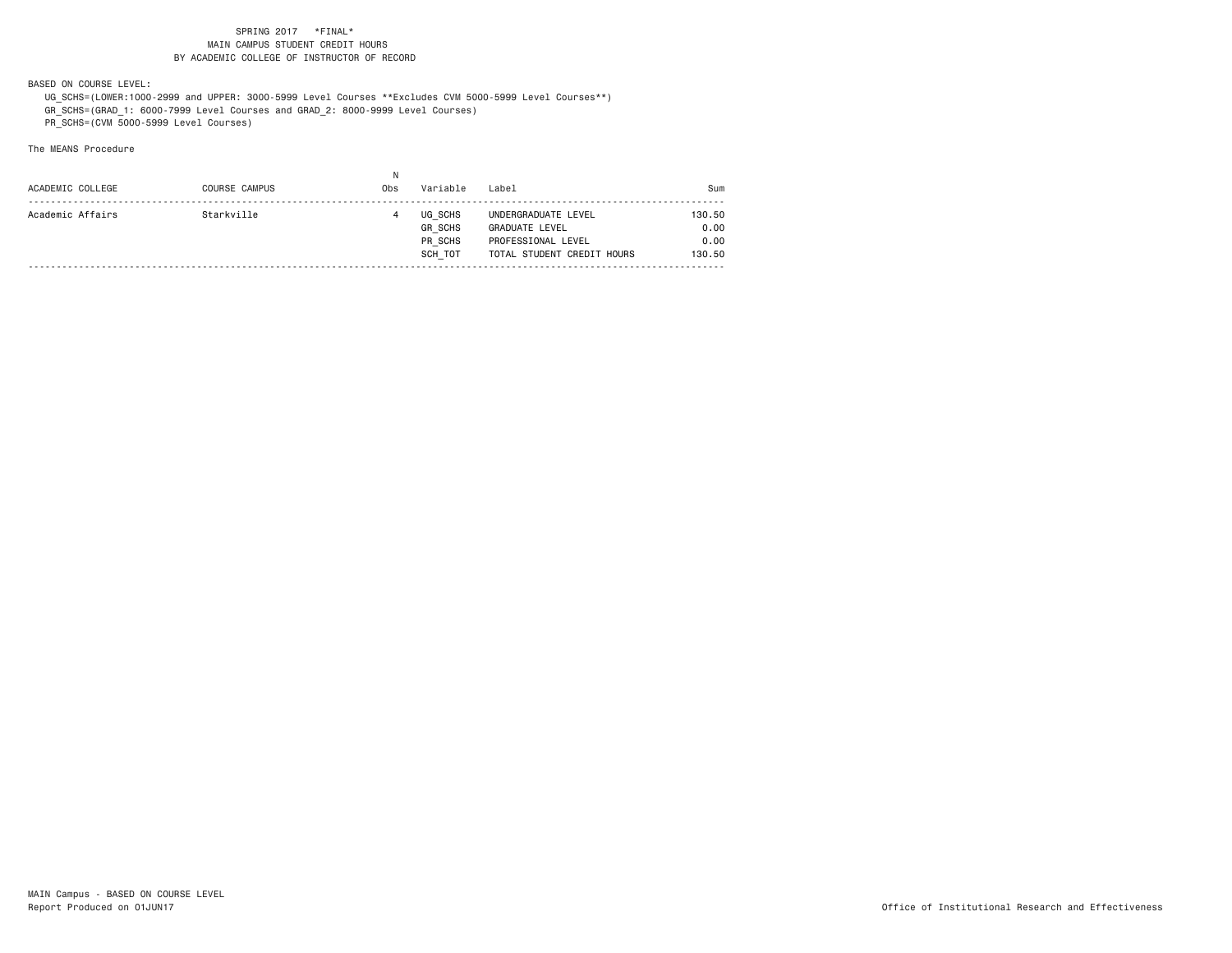SPRING 2017 *FINAL*
MAIN CAMPUS STUDENT CREDIT HOURS
BY ACADEMIC COLLEGE OF INSTRUCTOR OF RECORD

BASED ON COURSE LEVEL:

UG_SCHS=(LOWER:1000-2999 and UPPER: 3000-5999 Level Courses **Excludes CVM 5000-5999 Level Courses**)
GR_SCHS=(GRAD_1: 6000-7999 Level Courses and GRAD_2: 8000-9999 Level Courses)
PR_SCHS=(CVM 5000-5999 Level Courses)

The MEANS Procedure

| ACADEMIC COLLEGE | COURSE CAMPUS | N Obs | Variable | Label | Sum |
|---|---|---|---|---|---|
| Academic Affairs | Starkville | 4 | UG_SCHS | UNDERGRADUATE LEVEL | 130.50 |
| | | | GR_SCHS | GRADUATE LEVEL | 0.00 |
| | | | PR_SCHS | PROFESSIONAL LEVEL | 0.00 |
| | | | SCH_TOT | TOTAL STUDENT CREDIT HOURS | 130.50 |

MAIN Campus - BASED ON COURSE LEVEL
Report Produced on 01JUN17

Office of Institutional Research and Effectiveness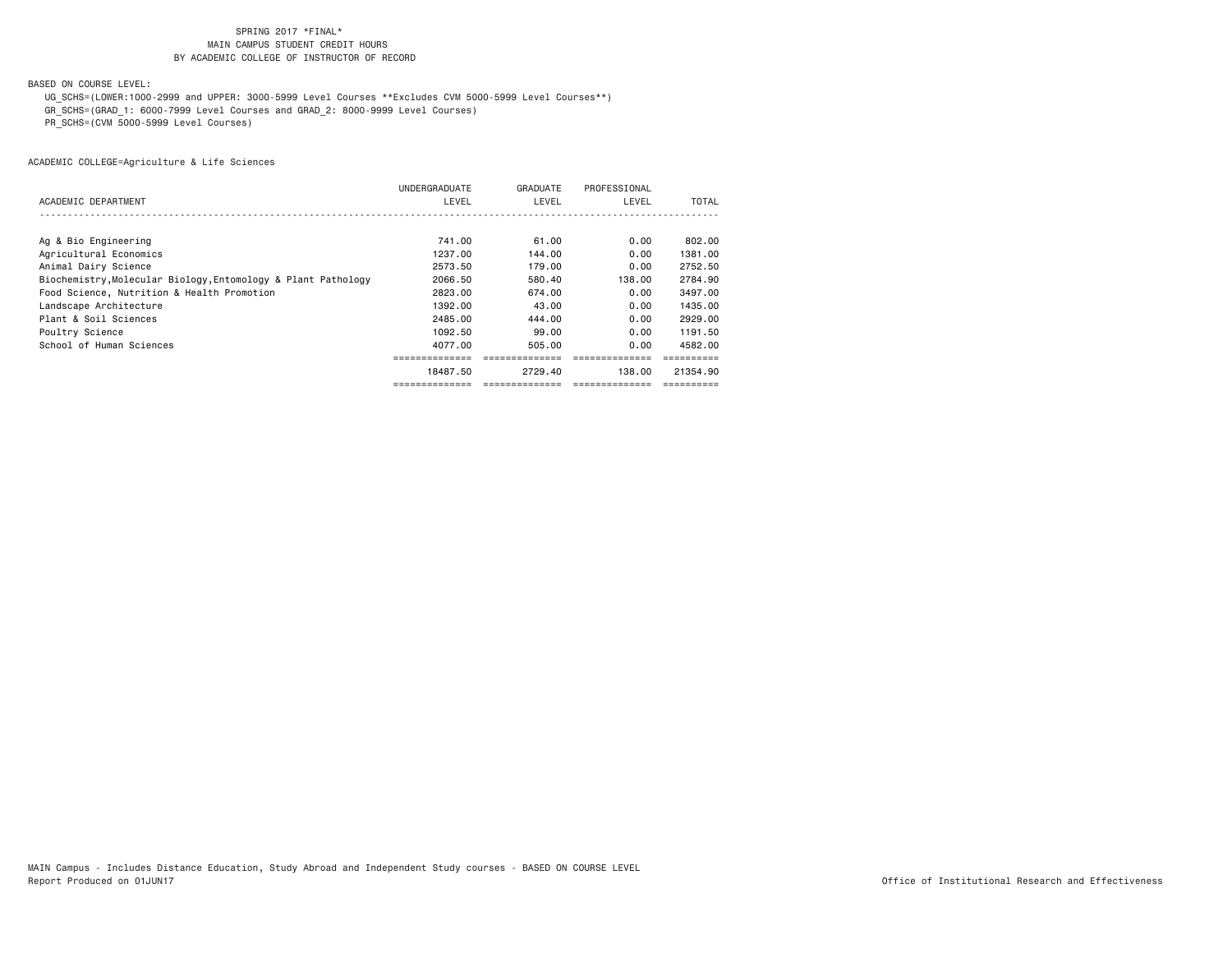SPRING 2017 *FINAL*
MAIN CAMPUS STUDENT CREDIT HOURS
BY ACADEMIC COLLEGE OF INSTRUCTOR OF RECORD

BASED ON COURSE LEVEL:

UG_SCHS=(LOWER:1000-2999 and UPPER: 3000-5999 Level Courses **Excludes CVM 5000-5999 Level Courses**)
GR_SCHS=(GRAD_1: 6000-7999 Level Courses and GRAD_2: 8000-9999 Level Courses)
PR_SCHS=(CVM 5000-5999 Level Courses)

ACADEMIC COLLEGE=Agriculture & Life Sciences

| ACADEMIC DEPARTMENT | UNDERGRADUATE LEVEL | GRADUATE LEVEL | PROFESSIONAL LEVEL | TOTAL |
|---|---|---|---|---|
| Ag & Bio Engineering | 741.00 | 61.00 | 0.00 | 802.00 |
| Agricultural Economics | 1237.00 | 144.00 | 0.00 | 1381.00 |
| Animal Dairy Science | 2573.50 | 179.00 | 0.00 | 2752.50 |
| Biochemistry,Molecular Biology,Entomology & Plant Pathology | 2066.50 | 580.40 | 138.00 | 2784.90 |
| Food Science, Nutrition & Health Promotion | 2823.00 | 674.00 | 0.00 | 3497.00 |
| Landscape Architecture | 1392.00 | 43.00 | 0.00 | 1435.00 |
| Plant & Soil Sciences | 2485.00 | 444.00 | 0.00 | 2929.00 |
| Poultry Science | 1092.50 | 99.00 | 0.00 | 1191.50 |
| School of Human Sciences | 4077.00 | 505.00 | 0.00 | 4582.00 |
| | 18487.50 | 2729.40 | 138.00 | 21354.90 |

MAIN Campus - Includes Distance Education, Study Abroad and Independent Study courses - BASED ON COURSE LEVEL
Report Produced on 01JUN17

Office of Institutional Research and Effectiveness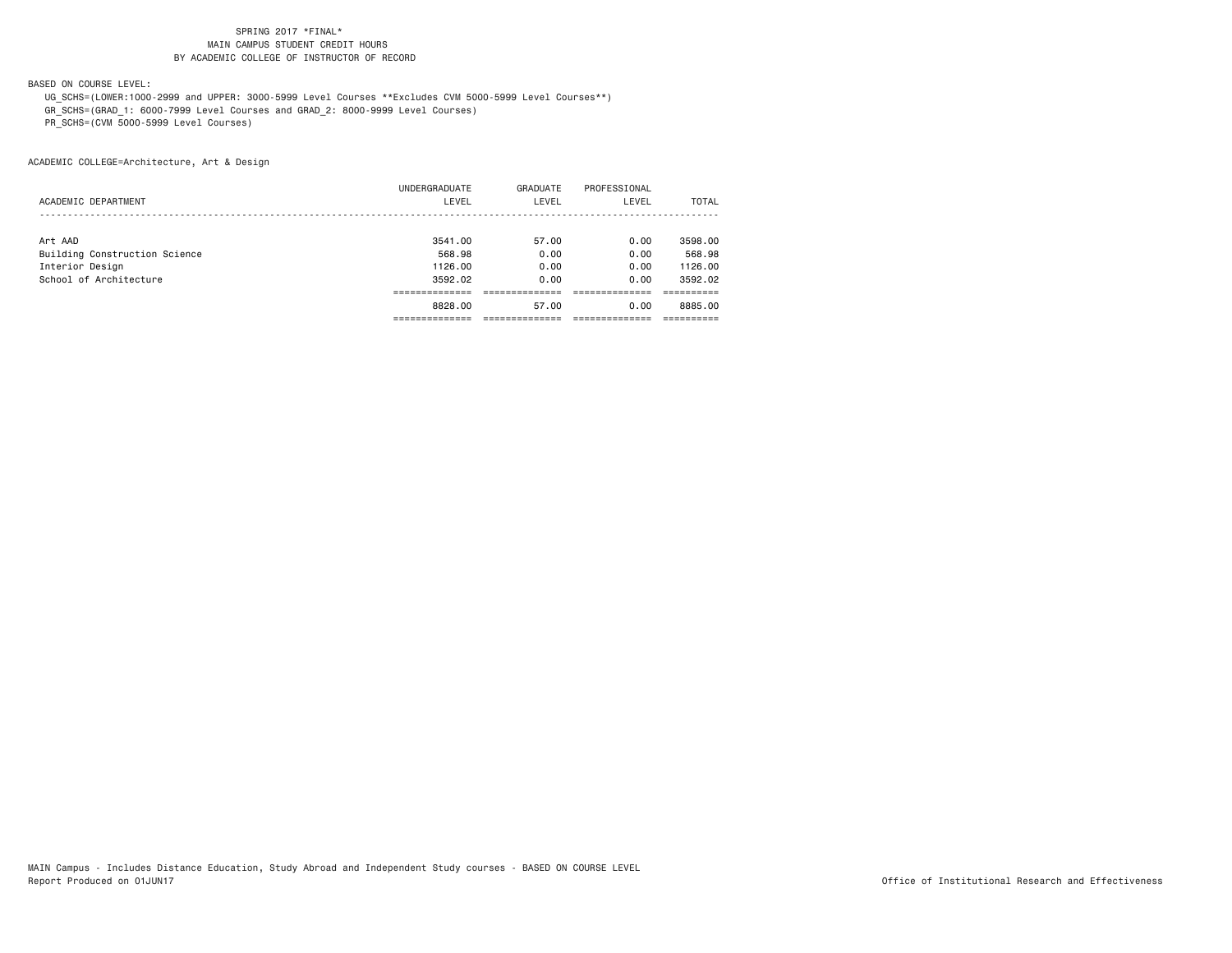SPRING 2017 *FINAL*
MAIN CAMPUS STUDENT CREDIT HOURS
BY ACADEMIC COLLEGE OF INSTRUCTOR OF RECORD

BASED ON COURSE LEVEL:

UG_SCHS=(LOWER:1000-2999 and UPPER: 3000-5999 Level Courses **Excludes CVM 5000-5999 Level Courses**)
GR_SCHS=(GRAD_1: 6000-7999 Level Courses and GRAD_2: 8000-9999 Level Courses)
PR_SCHS=(CVM 5000-5999 Level Courses)

ACADEMIC COLLEGE=Architecture, Art & Design

| ACADEMIC DEPARTMENT | UNDERGRADUATE LEVEL | GRADUATE LEVEL | PROFESSIONAL LEVEL | TOTAL |
|---|---|---|---|---|
| Art AAD | 3541.00 | 57.00 | 0.00 | 3598.00 |
| Building Construction Science | 568.98 | 0.00 | 0.00 | 568.98 |
| Interior Design | 1126.00 | 0.00 | 0.00 | 1126.00 |
| School of Architecture | 3592.02 | 0.00 | 0.00 | 3592.02 |
| | 8828.00 | 57.00 | 0.00 | 8885.00 |

MAIN Campus - Includes Distance Education, Study Abroad and Independent Study courses - BASED ON COURSE LEVEL
Report Produced on 01JUN17

Office of Institutional Research and Effectiveness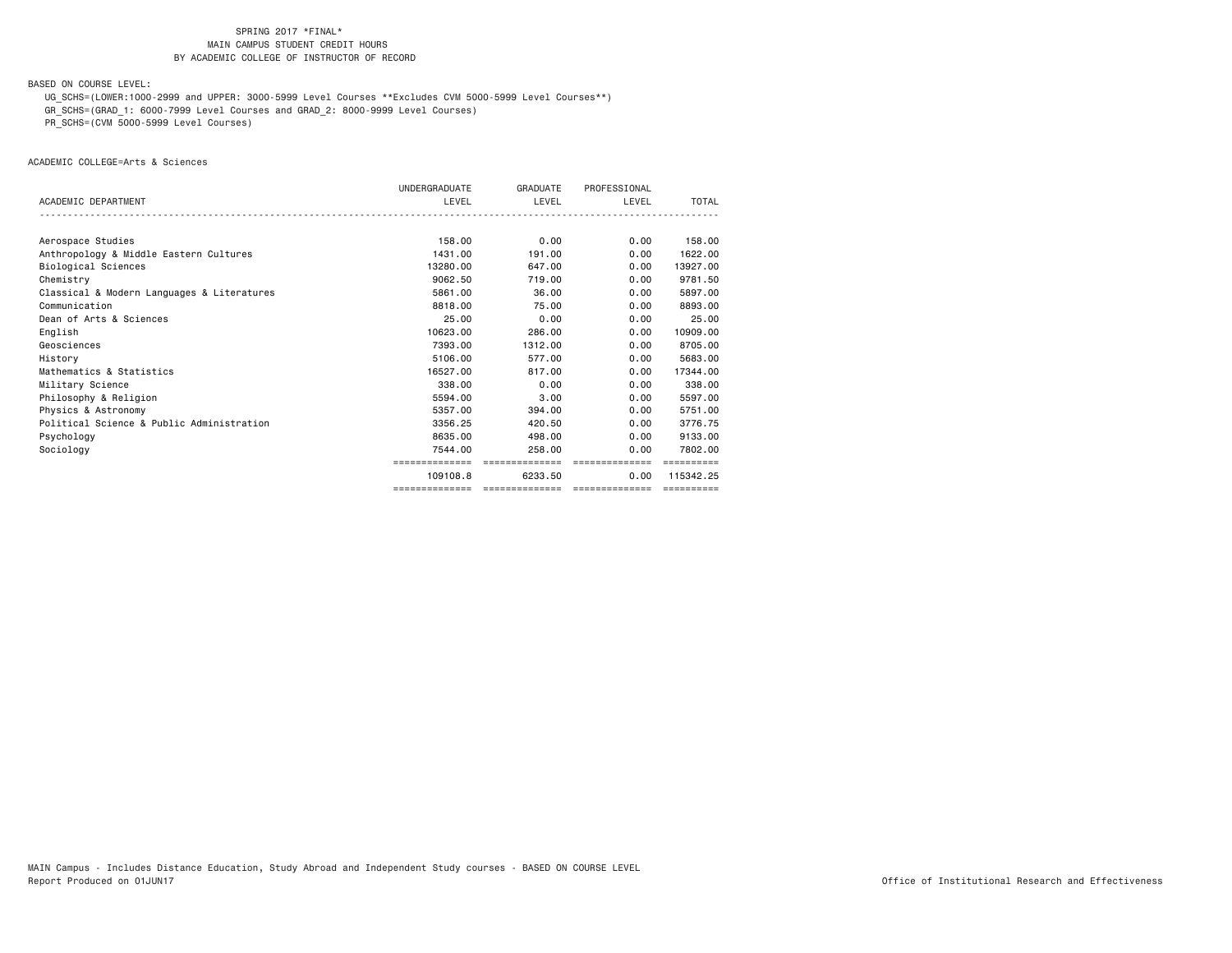SPRING 2017 *FINAL*
MAIN CAMPUS STUDENT CREDIT HOURS
BY ACADEMIC COLLEGE OF INSTRUCTOR OF RECORD

BASED ON COURSE LEVEL:

UG_SCHS=(LOWER:1000-2999 and UPPER: 3000-5999 Level Courses **Excludes CVM 5000-5999 Level Courses**)
GR_SCHS=(GRAD_1: 6000-7999 Level Courses and GRAD_2: 8000-9999 Level Courses)
PR_SCHS=(CVM 5000-5999 Level Courses)

ACADEMIC COLLEGE=Arts & Sciences

| ACADEMIC DEPARTMENT | UNDERGRADUATE LEVEL | GRADUATE LEVEL | PROFESSIONAL LEVEL | TOTAL |
|---|---|---|---|---|
| Aerospace Studies | 158.00 | 0.00 | 0.00 | 158.00 |
| Anthropology & Middle Eastern Cultures | 1431.00 | 191.00 | 0.00 | 1622.00 |
| Biological Sciences | 13280.00 | 647.00 | 0.00 | 13927.00 |
| Chemistry | 9062.50 | 719.00 | 0.00 | 9781.50 |
| Classical & Modern Languages & Literatures | 5861.00 | 36.00 | 0.00 | 5897.00 |
| Communication | 8818.00 | 75.00 | 0.00 | 8893.00 |
| Dean of Arts & Sciences | 25.00 | 0.00 | 0.00 | 25.00 |
| English | 10623.00 | 286.00 | 0.00 | 10909.00 |
| Geosciences | 7393.00 | 1312.00 | 0.00 | 8705.00 |
| History | 5106.00 | 577.00 | 0.00 | 5683.00 |
| Mathematics & Statistics | 16527.00 | 817.00 | 0.00 | 17344.00 |
| Military Science | 338.00 | 0.00 | 0.00 | 338.00 |
| Philosophy & Religion | 5594.00 | 3.00 | 0.00 | 5597.00 |
| Physics & Astronomy | 5357.00 | 394.00 | 0.00 | 5751.00 |
| Political Science & Public Administration | 3356.25 | 420.50 | 0.00 | 3776.75 |
| Psychology | 8635.00 | 498.00 | 0.00 | 9133.00 |
| Sociology | 7544.00 | 258.00 | 0.00 | 7802.00 |
| | 109108.8 | 6233.50 | 0.00 | 115342.25 |

MAIN Campus - Includes Distance Education, Study Abroad and Independent Study courses - BASED ON COURSE LEVEL
Report Produced on 01JUN17

Office of Institutional Research and Effectiveness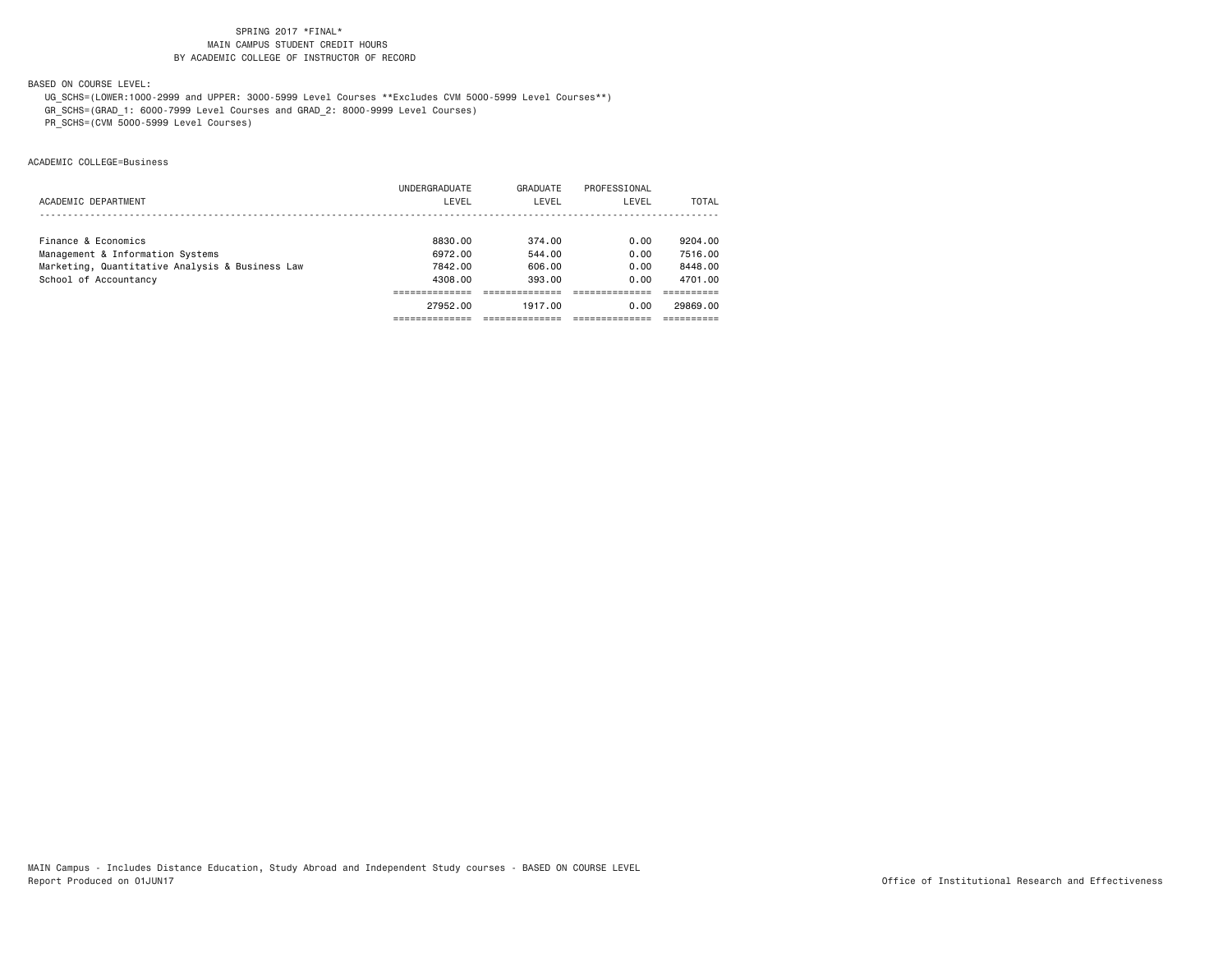SPRING 2017 *FINAL*
MAIN CAMPUS STUDENT CREDIT HOURS
BY ACADEMIC COLLEGE OF INSTRUCTOR OF RECORD

BASED ON COURSE LEVEL:
UG_SCHS=(LOWER:1000-2999 and UPPER: 3000-5999 Level Courses **Excludes CVM 5000-5999 Level Courses**)
GR_SCHS=(GRAD_1: 6000-7999 Level Courses and GRAD_2: 8000-9999 Level Courses)
PR_SCHS=(CVM 5000-5999 Level Courses)

ACADEMIC COLLEGE=Business

| ACADEMIC DEPARTMENT | UNDERGRADUATE LEVEL | GRADUATE LEVEL | PROFESSIONAL LEVEL | TOTAL |
|---|---|---|---|---|
| Finance & Economics | 8830.00 | 374.00 | 0.00 | 9204.00 |
| Management & Information Systems | 6972.00 | 544.00 | 0.00 | 7516.00 |
| Marketing, Quantitative Analysis & Business Law | 7842.00 | 606.00 | 0.00 | 8448.00 |
| School of Accountancy | 4308.00 | 393.00 | 0.00 | 4701.00 |
| | 27952.00 | 1917.00 | 0.00 | 29869.00 |

MAIN Campus - Includes Distance Education, Study Abroad and Independent Study courses - BASED ON COURSE LEVEL
Report Produced on 01JUN17

Office of Institutional Research and Effectiveness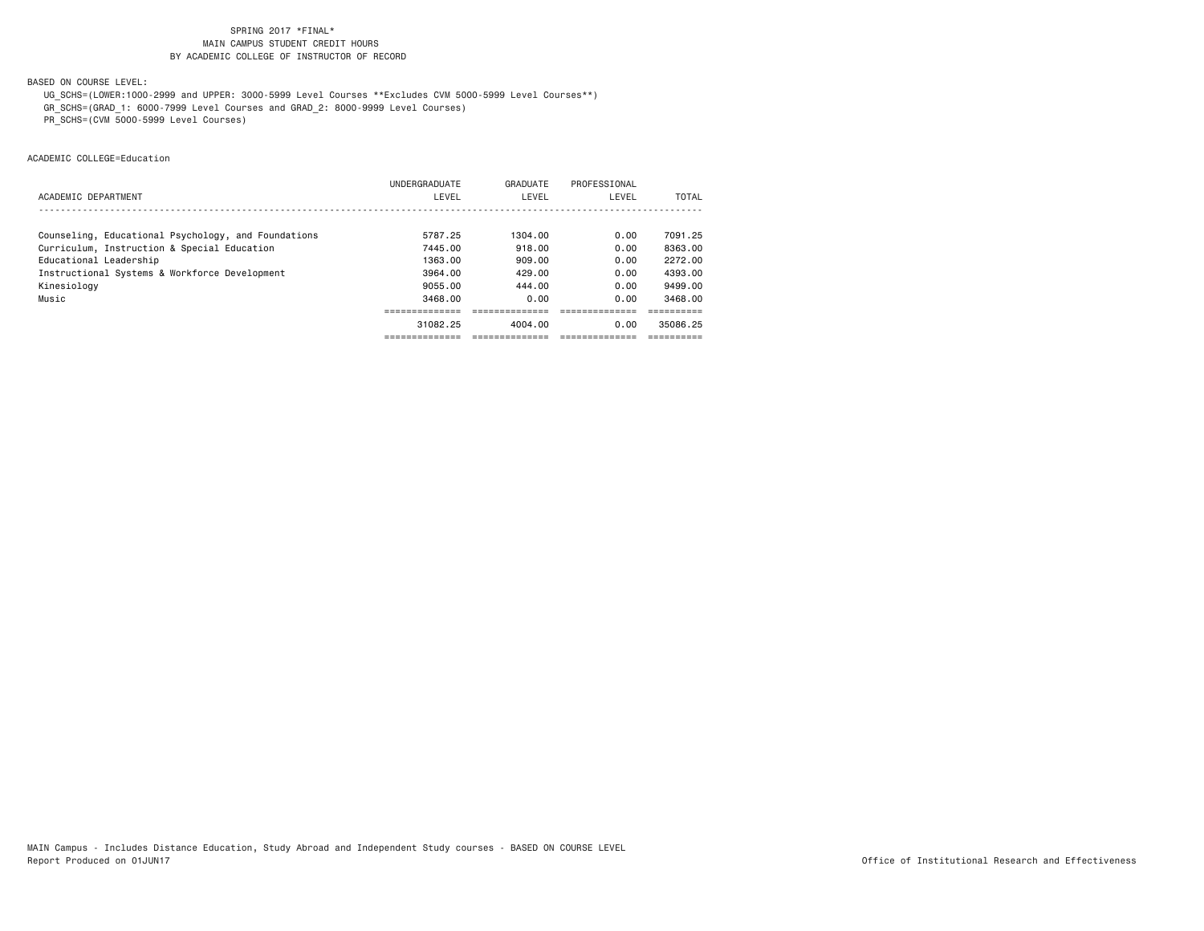SPRING 2017 *FINAL*
MAIN CAMPUS STUDENT CREDIT HOURS
BY ACADEMIC COLLEGE OF INSTRUCTOR OF RECORD

BASED ON COURSE LEVEL:

UG_SCHS=(LOWER:1000-2999 and UPPER: 3000-5999 Level Courses **Excludes CVM 5000-5999 Level Courses**)
GR_SCHS=(GRAD_1: 6000-7999 Level Courses and GRAD_2: 8000-9999 Level Courses)
PR_SCHS=(CVM 5000-5999 Level Courses)

ACADEMIC COLLEGE=Education

| ACADEMIC DEPARTMENT | UNDERGRADUATE LEVEL | GRADUATE LEVEL | PROFESSIONAL LEVEL | TOTAL |
|---|---|---|---|---|
| Counseling, Educational Psychology, and Foundations | 5787.25 | 1304.00 | 0.00 | 7091.25 |
| Curriculum, Instruction & Special Education | 7445.00 | 918.00 | 0.00 | 8363.00 |
| Educational Leadership | 1363.00 | 909.00 | 0.00 | 2272.00 |
| Instructional Systems & Workforce Development | 3964.00 | 429.00 | 0.00 | 4393.00 |
| Kinesiology | 9055.00 | 444.00 | 0.00 | 9499.00 |
| Music | 3468.00 | 0.00 | 0.00 | 3468.00 |
| | 31082.25 | 4004.00 | 0.00 | 35086.25 |

MAIN Campus - Includes Distance Education, Study Abroad and Independent Study courses - BASED ON COURSE LEVEL
Report Produced on 01JUN17

Office of Institutional Research and Effectiveness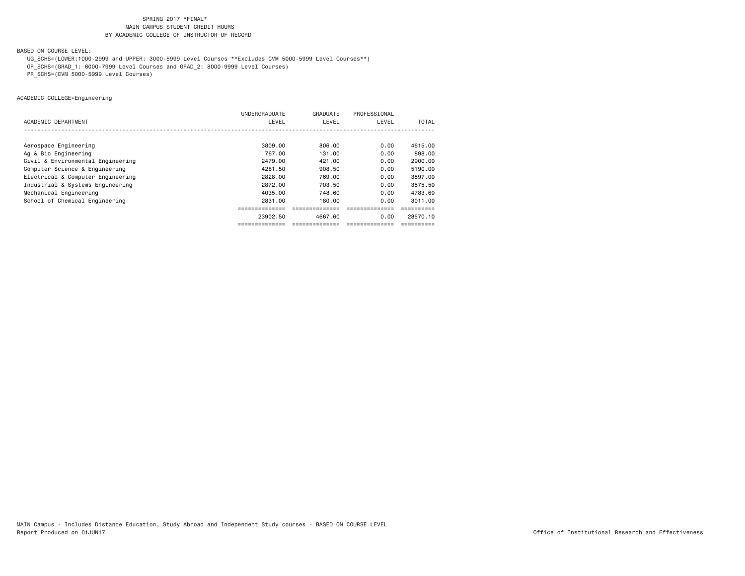SPRING 2017 *FINAL*
MAIN CAMPUS STUDENT CREDIT HOURS
BY ACADEMIC COLLEGE OF INSTRUCTOR OF RECORD

BASED ON COURSE LEVEL:

UG_SCHS=(LOWER:1000-2999 and UPPER: 3000-5999 Level Courses **Excludes CVM 5000-5999 Level Courses**)
GR_SCHS=(GRAD_1: 6000-7999 Level Courses and GRAD_2: 8000-9999 Level Courses)
PR_SCHS=(CVM 5000-5999 Level Courses)

ACADEMIC COLLEGE=Engineering

| ACADEMIC DEPARTMENT | UNDERGRADUATE LEVEL | GRADUATE LEVEL | PROFESSIONAL LEVEL | TOTAL |
|---|---|---|---|---|
| Aerospace Engineering | 3809.00 | 806.00 | 0.00 | 4615.00 |
| Ag & Bio Engineering | 767.00 | 131.00 | 0.00 | 898.00 |
| Civil & Environmental Engineering | 2479.00 | 421.00 | 0.00 | 2900.00 |
| Computer Science & Engineering | 4281.50 | 908.50 | 0.00 | 5190.00 |
| Electrical & Computer Engineering | 2828.00 | 769.00 | 0.00 | 3597.00 |
| Industrial & Systems Engineering | 2872.00 | 703.50 | 0.00 | 3575.50 |
| Mechanical Engineering | 4035.00 | 748.60 | 0.00 | 4783.60 |
| School of Chemical Engineering | 2831.00 | 180.00 | 0.00 | 3011.00 |
| | 23902.50 | 4667.60 | 0.00 | 28570.10 |

MAIN Campus - Includes Distance Education, Study Abroad and Independent Study courses - BASED ON COURSE LEVEL
Report Produced on 01JUN17

Office of Institutional Research and Effectiveness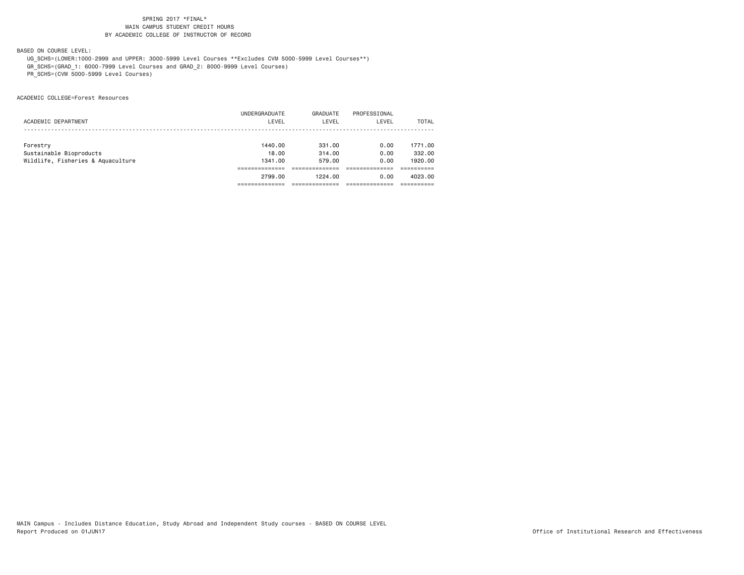SPRING 2017 *FINAL*
MAIN CAMPUS STUDENT CREDIT HOURS
BY ACADEMIC COLLEGE OF INSTRUCTOR OF RECORD

BASED ON COURSE LEVEL:

UG_SCHS=(LOWER:1000-2999 and UPPER: 3000-5999 Level Courses **Excludes CVM 5000-5999 Level Courses**)
GR_SCHS=(GRAD_1: 6000-7999 Level Courses and GRAD_2: 8000-9999 Level Courses)
PR_SCHS=(CVM 5000-5999 Level Courses)

ACADEMIC COLLEGE=Forest Resources

| ACADEMIC DEPARTMENT | UNDERGRADUATE LEVEL | GRADUATE LEVEL | PROFESSIONAL LEVEL | TOTAL |
|---|---|---|---|---|
| Forestry | 1440.00 | 331.00 | 0.00 | 1771.00 |
| Sustainable Bioproducts | 18.00 | 314.00 | 0.00 | 332.00 |
| Wildlife, Fisheries & Aquaculture | 1341.00 | 579.00 | 0.00 | 1920.00 |
| | 2799.00 | 1224.00 | 0.00 | 4023.00 |

MAIN Campus - Includes Distance Education, Study Abroad and Independent Study courses - BASED ON COURSE LEVEL
Report Produced on 01JUN17
Office of Institutional Research and Effectiveness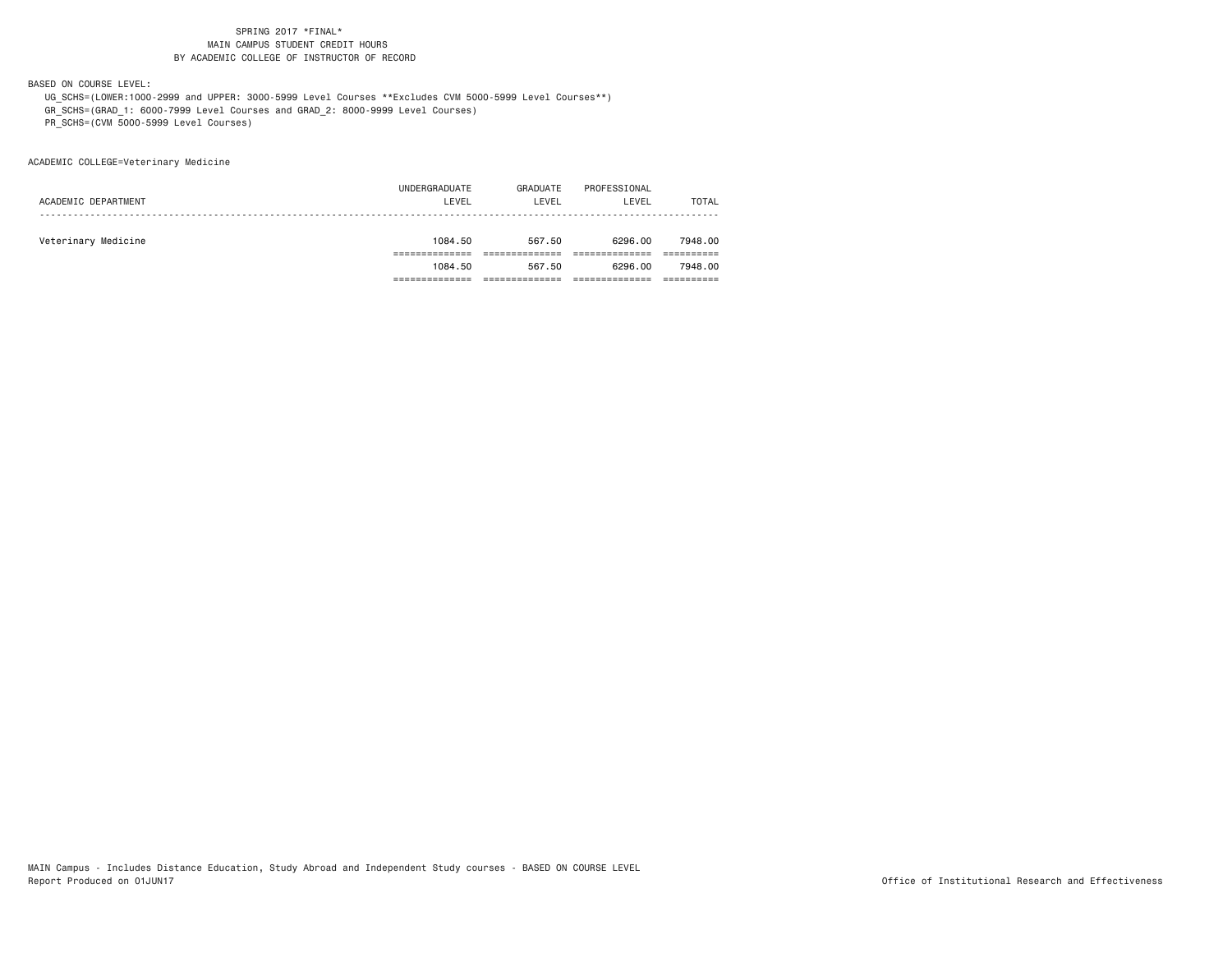SPRING 2017 *FINAL*
MAIN CAMPUS STUDENT CREDIT HOURS
BY ACADEMIC COLLEGE OF INSTRUCTOR OF RECORD

BASED ON COURSE LEVEL:

UG_SCHS=(LOWER:1000-2999 and UPPER: 3000-5999 Level Courses **Excludes CVM 5000-5999 Level Courses**)
GR_SCHS=(GRAD_1: 6000-7999 Level Courses and GRAD_2: 8000-9999 Level Courses)
PR_SCHS=(CVM 5000-5999 Level Courses)

ACADEMIC COLLEGE=Veterinary Medicine

| ACADEMIC DEPARTMENT | UNDERGRADUATE LEVEL | GRADUATE LEVEL | PROFESSIONAL LEVEL | TOTAL |
|---|---|---|---|---|
| Veterinary Medicine | 1084.50 | 567.50 | 6296.00 | 7948.00 |
| | 1084.50 | 567.50 | 6296.00 | 7948.00 |

MAIN Campus - Includes Distance Education, Study Abroad and Independent Study courses - BASED ON COURSE LEVEL
Report Produced on 01JUN17

Office of Institutional Research and Effectiveness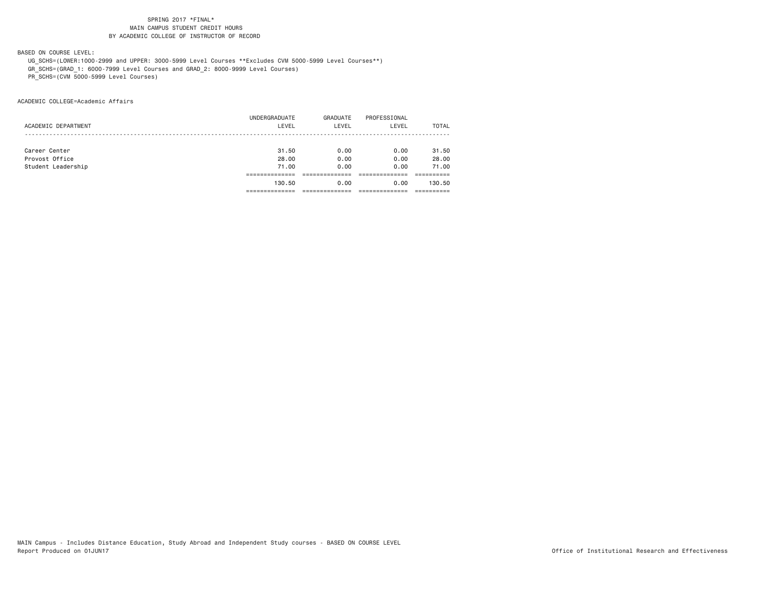SPRING 2017 *FINAL*
MAIN CAMPUS STUDENT CREDIT HOURS
BY ACADEMIC COLLEGE OF INSTRUCTOR OF RECORD

BASED ON COURSE LEVEL:
UG_SCHS=(LOWER:1000-2999 and UPPER: 3000-5999 Level Courses **Excludes CVM 5000-5999 Level Courses**)
GR_SCHS=(GRAD_1: 6000-7999 Level Courses and GRAD_2: 8000-9999 Level Courses)
PR_SCHS=(CVM 5000-5999 Level Courses)

ACADEMIC COLLEGE=Academic Affairs

| ACADEMIC DEPARTMENT | UNDERGRADUATE LEVEL | GRADUATE LEVEL | PROFESSIONAL LEVEL | TOTAL |
|---|---|---|---|---|
| Career Center | 31.50 | 0.00 | 0.00 | 31.50 |
| Provost Office | 28.00 | 0.00 | 0.00 | 28.00 |
| Student Leadership | 71.00 | 0.00 | 0.00 | 71.00 |
| | 130.50 | 0.00 | 0.00 | 130.50 |

MAIN Campus - Includes Distance Education, Study Abroad and Independent Study courses - BASED ON COURSE LEVEL
Report Produced on 01JUN17

Office of Institutional Research and Effectiveness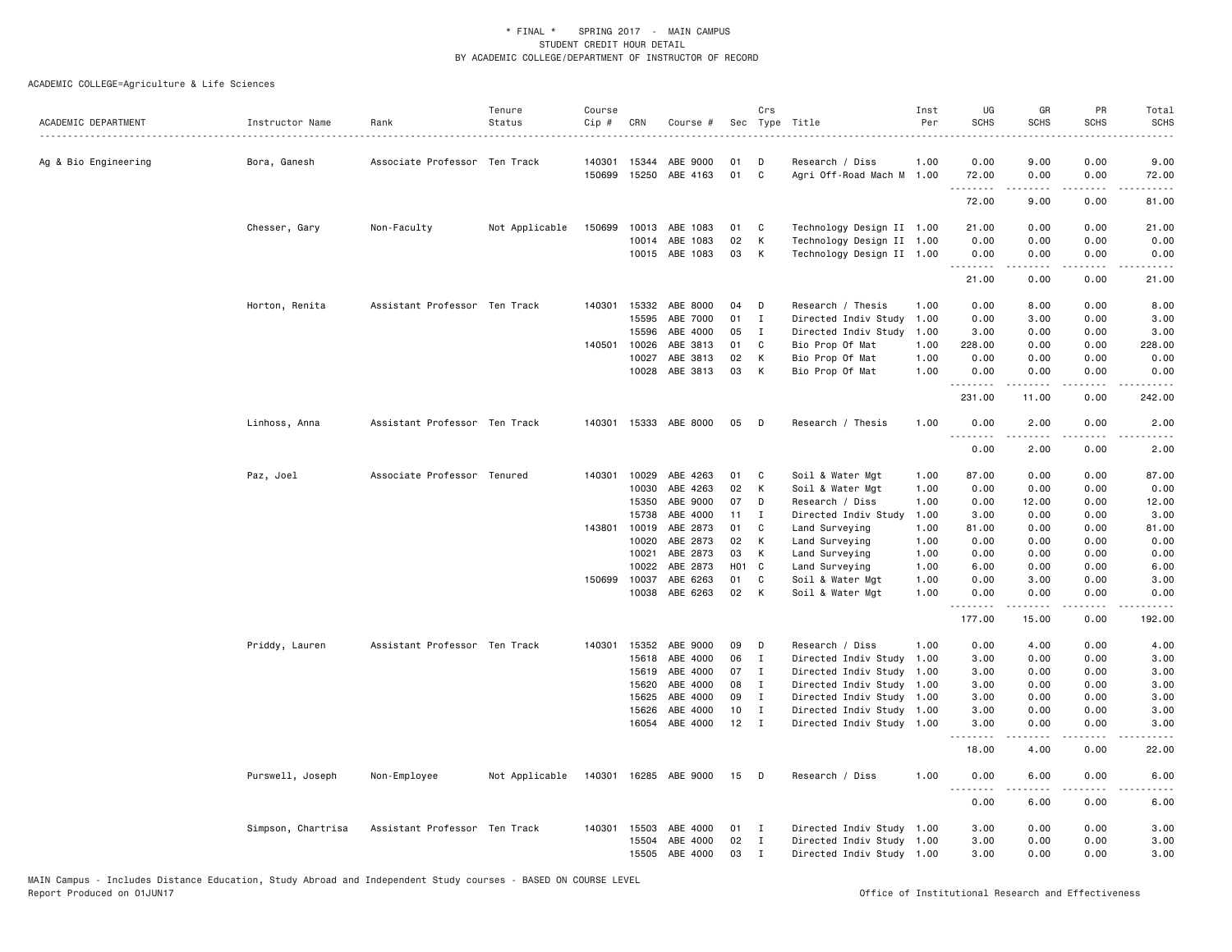* FINAL * SPRING 2017 - MAIN CAMPUS
STUDENT CREDIT HOUR DETAIL
BY ACADEMIC COLLEGE/DEPARTMENT OF INSTRUCTOR OF RECORD

ACADEMIC COLLEGE=Agriculture & Life Sciences

| ACADEMIC DEPARTMENT | Instructor Name | Rank | Tenure Status | Course Cip # | CRN | Course # | Sec | Crs Type | Title | Inst Per | UG SCHS | GR SCHS | PR SCHS | Total SCHS |
|---|---|---|---|---|---|---|---|---|---|---|---|---|---|---|
| Ag & Bio Engineering | Bora, Ganesh | Associate Professor | Ten Track | 140301 | 15344 | ABE 9000 | 01 | D | Research / Diss | 1.00 | 0.00 | 9.00 | 0.00 | 9.00 |
| | | | | 150699 | 15250 | ABE 4163 | 01 | C | Agri Off-Road Mach M | 1.00 | 72.00 | 0.00 | 0.00 | 72.00 |
| | | | | | | | | | | | 72.00 | 9.00 | 0.00 | 81.00 |
| | Chesser, Gary | Non-Faculty | Not Applicable | 150699 | 10013 | ABE 1083 | 01 | C | Technology Design II | 1.00 | 21.00 | 0.00 | 0.00 | 21.00 |
| | | | | | 10014 | ABE 1083 | 02 | K | Technology Design II | 1.00 | 0.00 | 0.00 | 0.00 | 0.00 |
| | | | | | 10015 | ABE 1083 | 03 | K | Technology Design II | 1.00 | 0.00 | 0.00 | 0.00 | 0.00 |
| | | | | | | | | | | | 21.00 | 0.00 | 0.00 | 21.00 |
| | Horton, Renita | Assistant Professor | Ten Track | 140301 | 15332 | ABE 8000 | 04 | D | Research / Thesis | 1.00 | 0.00 | 8.00 | 0.00 | 8.00 |
| | | | | | 15595 | ABE 7000 | 01 | I | Directed Indiv Study | 1.00 | 0.00 | 3.00 | 0.00 | 3.00 |
| | | | | | 15596 | ABE 4000 | 05 | I | Directed Indiv Study | 1.00 | 3.00 | 0.00 | 0.00 | 3.00 |
| | | | | 140501 | 10026 | ABE 3813 | 01 | C | Bio Prop Of Mat | 1.00 | 228.00 | 0.00 | 0.00 | 228.00 |
| | | | | | 10027 | ABE 3813 | 02 | K | Bio Prop Of Mat | 1.00 | 0.00 | 0.00 | 0.00 | 0.00 |
| | | | | | 10028 | ABE 3813 | 03 | K | Bio Prop Of Mat | 1.00 | 0.00 | 0.00 | 0.00 | 0.00 |
| | | | | | | | | | | | 231.00 | 11.00 | 0.00 | 242.00 |
| | Linhoss, Anna | Assistant Professor | Ten Track | 140301 | 15333 | ABE 8000 | 05 | D | Research / Thesis | 1.00 | 0.00 | 2.00 | 0.00 | 2.00 |
| | | | | | | | | | | | 0.00 | 2.00 | 0.00 | 2.00 |
| | Paz, Joel | Associate Professor | Tenured | 140301 | 10029 | ABE 4263 | 01 | C | Soil & Water Mgt | 1.00 | 87.00 | 0.00 | 0.00 | 87.00 |
| | | | | | 10030 | ABE 4263 | 02 | K | Soil & Water Mgt | 1.00 | 0.00 | 0.00 | 0.00 | 0.00 |
| | | | | | 15350 | ABE 9000 | 07 | D | Research / Diss | 1.00 | 0.00 | 12.00 | 0.00 | 12.00 |
| | | | | | 15738 | ABE 4000 | 11 | I | Directed Indiv Study | 1.00 | 3.00 | 0.00 | 0.00 | 3.00 |
| | | | | 143801 | 10019 | ABE 2873 | 01 | C | Land Surveying | 1.00 | 81.00 | 0.00 | 0.00 | 81.00 |
| | | | | | 10020 | ABE 2873 | 02 | K | Land Surveying | 1.00 | 0.00 | 0.00 | 0.00 | 0.00 |
| | | | | | 10021 | ABE 2873 | 03 | K | Land Surveying | 1.00 | 0.00 | 0.00 | 0.00 | 0.00 |
| | | | | | 10022 | ABE 2873 | H01 | C | Land Surveying | 1.00 | 6.00 | 0.00 | 0.00 | 6.00 |
| | | | | 150699 | 10037 | ABE 6263 | 01 | C | Soil & Water Mgt | 1.00 | 0.00 | 3.00 | 0.00 | 3.00 |
| | | | | | 10038 | ABE 6263 | 02 | K | Soil & Water Mgt | 1.00 | 0.00 | 0.00 | 0.00 | 0.00 |
| | | | | | | | | | | | 177.00 | 15.00 | 0.00 | 192.00 |
| | Priddy, Lauren | Assistant Professor | Ten Track | 140301 | 15352 | ABE 9000 | 09 | D | Research / Diss | 1.00 | 0.00 | 4.00 | 0.00 | 4.00 |
| | | | | | 15618 | ABE 4000 | 06 | I | Directed Indiv Study | 1.00 | 3.00 | 0.00 | 0.00 | 3.00 |
| | | | | | 15619 | ABE 4000 | 07 | I | Directed Indiv Study | 1.00 | 3.00 | 0.00 | 0.00 | 3.00 |
| | | | | | 15620 | ABE 4000 | 08 | I | Directed Indiv Study | 1.00 | 3.00 | 0.00 | 0.00 | 3.00 |
| | | | | | 15625 | ABE 4000 | 09 | I | Directed Indiv Study | 1.00 | 3.00 | 0.00 | 0.00 | 3.00 |
| | | | | | 15626 | ABE 4000 | 10 | I | Directed Indiv Study | 1.00 | 3.00 | 0.00 | 0.00 | 3.00 |
| | | | | | 16054 | ABE 4000 | 12 | I | Directed Indiv Study | 1.00 | 3.00 | 0.00 | 0.00 | 3.00 |
| | | | | | | | | | | | 18.00 | 4.00 | 0.00 | 22.00 |
| | Purswell, Joseph | Non-Employee | Not Applicable | 140301 | 16285 | ABE 9000 | 15 | D | Research / Diss | 1.00 | 0.00 | 6.00 | 0.00 | 6.00 |
| | | | | | | | | | | | 0.00 | 6.00 | 0.00 | 6.00 |
| | Simpson, Chartrisa | Assistant Professor | Ten Track | 140301 | 15503 | ABE 4000 | 01 | I | Directed Indiv Study | 1.00 | 3.00 | 0.00 | 0.00 | 3.00 |
| | | | | | 15504 | ABE 4000 | 02 | I | Directed Indiv Study | 1.00 | 3.00 | 0.00 | 0.00 | 3.00 |
| | | | | | 15505 | ABE 4000 | 03 | I | Directed Indiv Study | 1.00 | 3.00 | 0.00 | 0.00 | 3.00 |

MAIN Campus - Includes Distance Education, Study Abroad and Independent Study courses - BASED ON COURSE LEVEL
Report Produced on 01JUN17 Office of Institutional Research and Effectiveness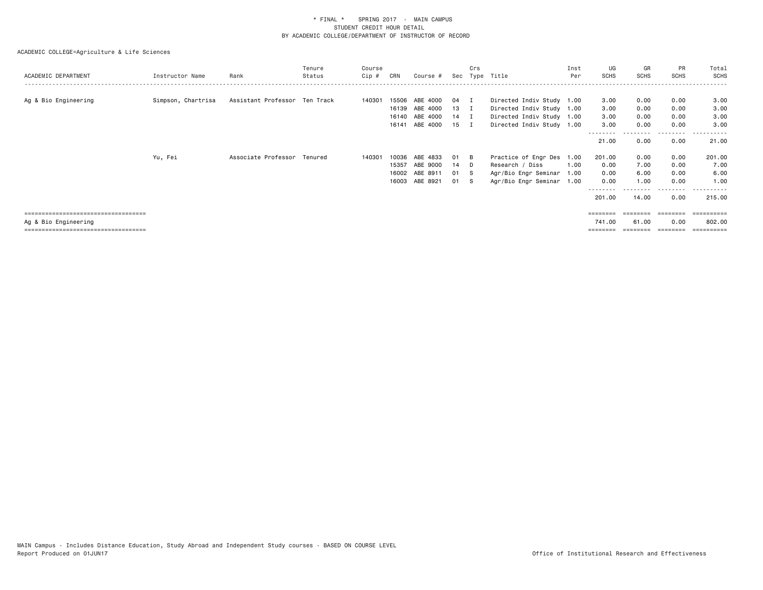\* FINAL \* SPRING 2017 - MAIN CAMPUS
STUDENT CREDIT HOUR DETAIL
BY ACADEMIC COLLEGE/DEPARTMENT OF INSTRUCTOR OF RECORD

ACADEMIC COLLEGE=Agriculture & Life Sciences

| ACADEMIC DEPARTMENT | Instructor Name | Rank | Tenure Status | Course Cip # | CRN | Course # | Sec | Crs Type | Title | Inst Per | UG SCHS | GR SCHS | PR SCHS | Total SCHS |
|---|---|---|---|---|---|---|---|---|---|---|---|---|---|---|
| Ag & Bio Engineering | Simpson, Chartrisa | Assistant Professor | Ten Track | 140301 | 15506 | ABE 4000 | 04 | I | Directed Indiv Study | 1.00 | 3.00 | 0.00 | 0.00 | 3.00 |
| | | | | | 16139 | ABE 4000 | 13 | I | Directed Indiv Study | 1.00 | 3.00 | 0.00 | 0.00 | 3.00 |
| | | | | | 16140 | ABE 4000 | 14 | I | Directed Indiv Study | 1.00 | 3.00 | 0.00 | 0.00 | 3.00 |
| | | | | | 16141 | ABE 4000 | 15 | I | Directed Indiv Study | 1.00 | 3.00 | 0.00 | 0.00 | 3.00 |
| | | | | | | | | | | | 21.00 | 0.00 | 0.00 | 21.00 |
| | Yu, Fei | Associate Professor | Tenured | 140301 | 10036 | ABE 4833 | 01 | B | Practice of Engr Des | 1.00 | 201.00 | 0.00 | 0.00 | 201.00 |
| | | | | | 15357 | ABE 9000 | 14 | D | Research / Diss | 1.00 | 0.00 | 7.00 | 0.00 | 7.00 |
| | | | | | 16002 | ABE 8911 | 01 | S | Agr/Bio Engr Seminar | 1.00 | 0.00 | 6.00 | 0.00 | 6.00 |
| | | | | | 16003 | ABE 8921 | 01 | S | Agr/Bio Engr Seminar | 1.00 | 0.00 | 1.00 | 0.00 | 1.00 |
| | | | | | | | | | | | 201.00 | 14.00 | 0.00 | 215.00 |
| Ag & Bio Engineering | | | | | | | | | | | 741.00 | 61.00 | 0.00 | 802.00 |

MAIN Campus - Includes Distance Education, Study Abroad and Independent Study courses - BASED ON COURSE LEVEL
Report Produced on 01JUN17

Office of Institutional Research and Effectiveness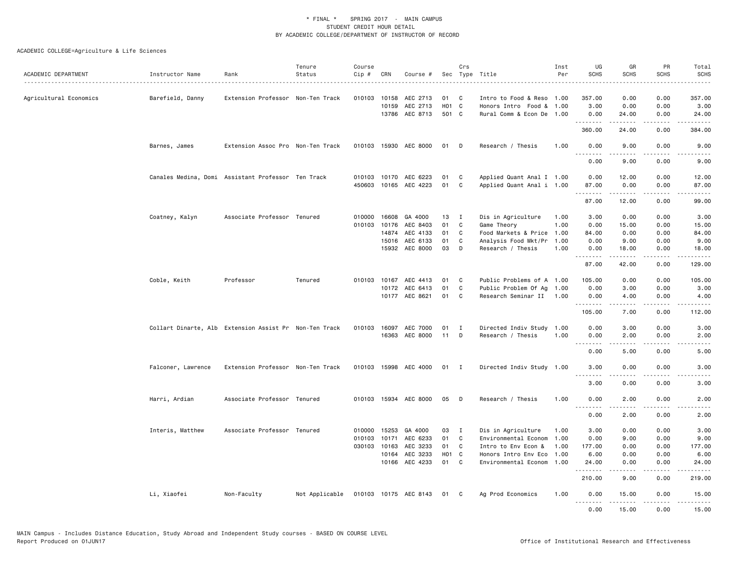\* FINAL \*    SPRING 2017  -  MAIN CAMPUS
STUDENT CREDIT HOUR DETAIL
BY ACADEMIC COLLEGE/DEPARTMENT OF INSTRUCTOR OF RECORD

ACADEMIC COLLEGE=Agriculture & Life Sciences

| ACADEMIC DEPARTMENT | Instructor Name | Rank | Tenure Status | Course Cip # | CRN | Course # | Sec | Crs Type | Title | Inst Per | UG SCHS | GR SCHS | PR SCHS | Total SCHS |
|---|---|---|---|---|---|---|---|---|---|---|---|---|---|---|
| Agricultural Economics | Barefield, Danny | Extension Professor | Non-Ten Track | 010103 | 10158 | AEC 2713 | 01 | C | Intro to Food & Reso | 1.00 | 357.00 | 0.00 | 0.00 | 357.00 |
| | | | | | 10159 | AEC 2713 | H01 | C | Honors Intro Food & | 1.00 | 3.00 | 0.00 | 0.00 | 3.00 |
| | | | | | 13786 | AEC 8713 | 501 | C | Rural Comm & Econ De | 1.00 | 0.00 | 24.00 | 0.00 | 24.00 |
| | | | | | | | | | | | 360.00 | 24.00 | 0.00 | 384.00 |
| | Barnes, James | Extension Assoc Pro | Non-Ten Track | 010103 | 15930 | AEC 8000 | 01 | D | Research / Thesis | 1.00 | 0.00 | 9.00 | 0.00 | 9.00 |
| | | | | | | | | | | | 0.00 | 9.00 | 0.00 | 9.00 |
| | Canales Medina, Domi | Assistant Professor | Ten Track | 010103 | 10170 | AEC 6223 | 01 | C | Applied Quant Anal I | 1.00 | 0.00 | 12.00 | 0.00 | 12.00 |
| | | | | 450603 | 10165 | AEC 4223 | 01 | C | Applied Quant Anal i | 1.00 | 87.00 | 0.00 | 0.00 | 87.00 |
| | | | | | | | | | | | 87.00 | 12.00 | 0.00 | 99.00 |
| | Coatney, Kalyn | Associate Professor | Tenured | 010000 | 16608 | GA 4000 | 13 | I | Dis in Agriculture | 1.00 | 3.00 | 0.00 | 0.00 | 3.00 |
| | | | | 010103 | 10176 | AEC 8403 | 01 | C | Game Theory | 1.00 | 0.00 | 15.00 | 0.00 | 15.00 |
| | | | | | 14874 | AEC 4133 | 01 | C | Food Markets & Price | 1.00 | 84.00 | 0.00 | 0.00 | 84.00 |
| | | | | | 15016 | AEC 6133 | 01 | C | Analysis Food Mkt/Pr | 1.00 | 0.00 | 9.00 | 0.00 | 9.00 |
| | | | | | 15932 | AEC 8000 | 03 | D | Research / Thesis | 1.00 | 0.00 | 18.00 | 0.00 | 18.00 |
| | | | | | | | | | | | 87.00 | 42.00 | 0.00 | 129.00 |
| | Coble, Keith | Professor | Tenured | 010103 | 10167 | AEC 4413 | 01 | C | Public Problems of A | 1.00 | 105.00 | 0.00 | 0.00 | 105.00 |
| | | | | | 10172 | AEC 6413 | 01 | C | Public Problem Of Ag | 1.00 | 0.00 | 3.00 | 0.00 | 3.00 |
| | | | | | 10177 | AEC 8621 | 01 | C | Research Seminar II | 1.00 | 0.00 | 4.00 | 0.00 | 4.00 |
| | | | | | | | | | | | 105.00 | 7.00 | 0.00 | 112.00 |
| | Collart Dinarte, Alb | Extension Assist Pr | Non-Ten Track | 010103 | 16097 | AEC 7000 | 01 | I | Directed Indiv Study | 1.00 | 0.00 | 3.00 | 0.00 | 3.00 |
| | | | | | 16363 | AEC 8000 | 11 | D | Research / Thesis | 1.00 | 0.00 | 2.00 | 0.00 | 2.00 |
| | | | | | | | | | | | 0.00 | 5.00 | 0.00 | 5.00 |
| | Falconer, Lawrence | Extension Professor | Non-Ten Track | 010103 | 15998 | AEC 4000 | 01 | I | Directed Indiv Study | 1.00 | 3.00 | 0.00 | 0.00 | 3.00 |
| | | | | | | | | | | | 3.00 | 0.00 | 0.00 | 3.00 |
| | Harri, Ardian | Associate Professor | Tenured | 010103 | 15934 | AEC 8000 | 05 | D | Research / Thesis | 1.00 | 0.00 | 2.00 | 0.00 | 2.00 |
| | | | | | | | | | | | 0.00 | 2.00 | 0.00 | 2.00 |
| | Interis, Matthew | Associate Professor | Tenured | 010000 | 15253 | GA 4000 | 03 | I | Dis in Agriculture | 1.00 | 3.00 | 0.00 | 0.00 | 3.00 |
| | | | | 010103 | 10171 | AEC 6233 | 01 | C | Environmental Econom | 1.00 | 0.00 | 9.00 | 0.00 | 9.00 |
| | | | | 030103 | 10163 | AEC 3233 | 01 | C | Intro to Env Econ & | 1.00 | 177.00 | 0.00 | 0.00 | 177.00 |
| | | | | | 10164 | AEC 3233 | H01 | C | Honors Intro Env Eco | 1.00 | 6.00 | 0.00 | 0.00 | 6.00 |
| | | | | | 10166 | AEC 4233 | 01 | C | Environmental Econom | 1.00 | 24.00 | 0.00 | 0.00 | 24.00 |
| | | | | | | | | | | | 210.00 | 9.00 | 0.00 | 219.00 |
| | Li, Xiaofei | Non-Faculty | Not Applicable | 010103 | 10175 | AEC 8143 | 01 | C | Ag Prod Economics | 1.00 | 0.00 | 15.00 | 0.00 | 15.00 |
| | | | | | | | | | | | 0.00 | 15.00 | 0.00 | 15.00 |

MAIN Campus - Includes Distance Education, Study Abroad and Independent Study courses - BASED ON COURSE LEVEL
Report Produced on 01JUN17    Office of Institutional Research and Effectiveness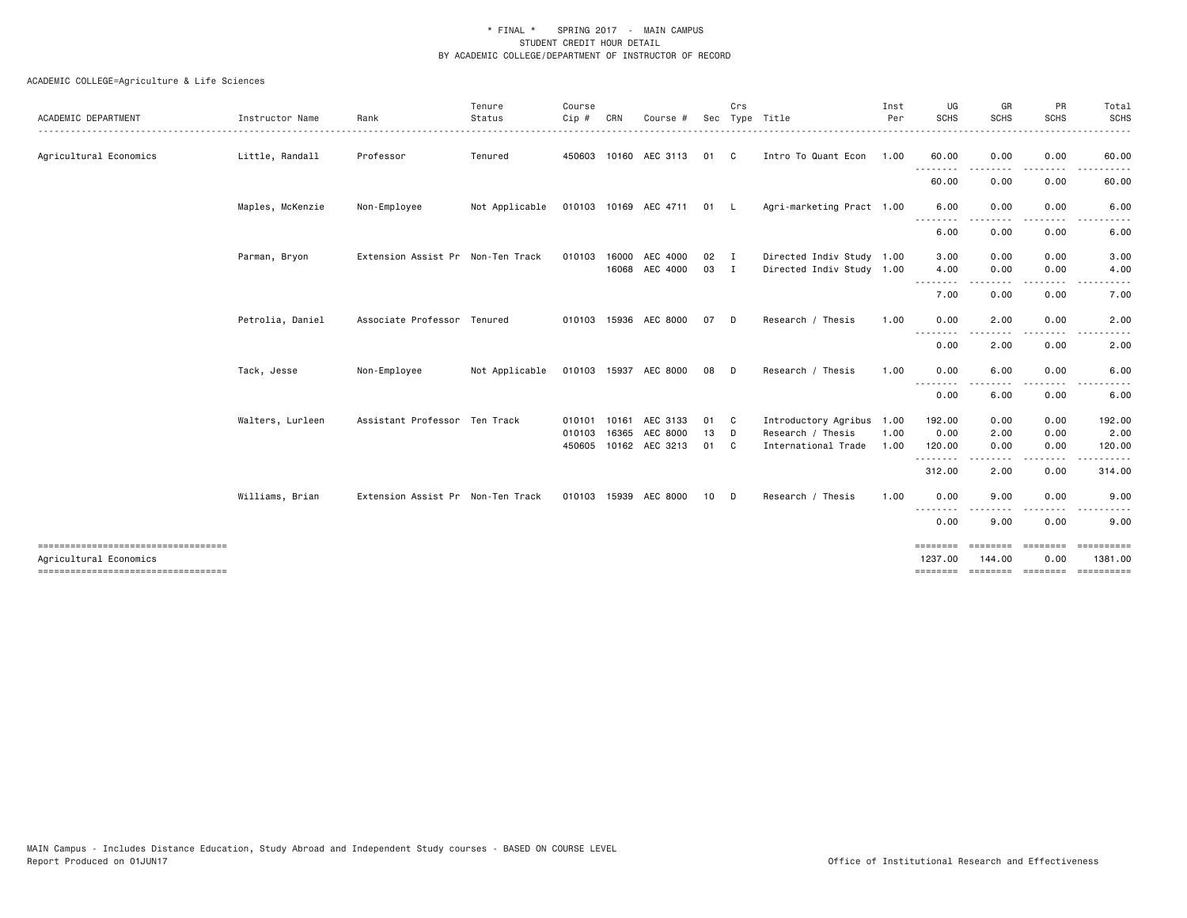\* FINAL \* SPRING 2017 - MAIN CAMPUS
STUDENT CREDIT HOUR DETAIL
BY ACADEMIC COLLEGE/DEPARTMENT OF INSTRUCTOR OF RECORD

ACADEMIC COLLEGE=Agriculture & Life Sciences

| ACADEMIC DEPARTMENT | Instructor Name | Rank | Tenure Status | Course Cip # | CRN | Course # | Sec | Crs Type | Title | Inst Per | UG SCHS | GR SCHS | PR SCHS | Total SCHS |
|---|---|---|---|---|---|---|---|---|---|---|---|---|---|---|
| Agricultural Economics | Little, Randall | Professor | Tenured | 450603 | 10160 | AEC 3113 | 01 | C | Intro To Quant Econ | 1.00 | 60.00 | 0.00 | 0.00 | 60.00 |
| | | | | | | | | | | | 60.00 | 0.00 | 0.00 | 60.00 |
| | Maples, McKenzie | Non-Employee | Not Applicable | 010103 | 10169 | AEC 4711 | 01 | L | Agri-marketing Pract | 1.00 | 6.00 | 0.00 | 0.00 | 6.00 |
| | | | | | | | | | | | 6.00 | 0.00 | 0.00 | 6.00 |
| | Parman, Bryon | Extension Assist Pr | Non-Ten Track | 010103 | 16000 | AEC 4000 | 02 | I | Directed Indiv Study | 1.00 | 3.00 | 0.00 | 0.00 | 3.00 |
| | | | | | 16068 | AEC 4000 | 03 | I | Directed Indiv Study | 1.00 | 4.00 | 0.00 | 0.00 | 4.00 |
| | | | | | | | | | | | 7.00 | 0.00 | 0.00 | 7.00 |
| | Petrolia, Daniel | Associate Professor | Tenured | 010103 | 15936 | AEC 8000 | 07 | D | Research / Thesis | 1.00 | 0.00 | 2.00 | 0.00 | 2.00 |
| | | | | | | | | | | | 0.00 | 2.00 | 0.00 | 2.00 |
| | Tack, Jesse | Non-Employee | Not Applicable | 010103 | 15937 | AEC 8000 | 08 | D | Research / Thesis | 1.00 | 0.00 | 6.00 | 0.00 | 6.00 |
| | | | | | | | | | | | 0.00 | 6.00 | 0.00 | 6.00 |
| | Walters, Lurleen | Assistant Professor | Ten Track | 010101 | 10161 | AEC 3133 | 01 | C | Introductory Agribus | 1.00 | 192.00 | 0.00 | 0.00 | 192.00 |
| | | | | 010103 | 16365 | AEC 8000 | 13 | D | Research / Thesis | 1.00 | 0.00 | 2.00 | 0.00 | 2.00 |
| | | | | 450605 | 10162 | AEC 3213 | 01 | C | International Trade | 1.00 | 120.00 | 0.00 | 0.00 | 120.00 |
| | | | | | | | | | | | 312.00 | 2.00 | 0.00 | 314.00 |
| | Williams, Brian | Extension Assist Pr | Non-Ten Track | 010103 | 15939 | AEC 8000 | 10 | D | Research / Thesis | 1.00 | 0.00 | 9.00 | 0.00 | 9.00 |
| | | | | | | | | | | | 0.00 | 9.00 | 0.00 | 9.00 |
| Agricultural Economics | | | | | | | | | | | 1237.00 | 144.00 | 0.00 | 1381.00 |

MAIN Campus - Includes Distance Education, Study Abroad and Independent Study courses - BASED ON COURSE LEVEL
Report Produced on 01JUN17

Office of Institutional Research and Effectiveness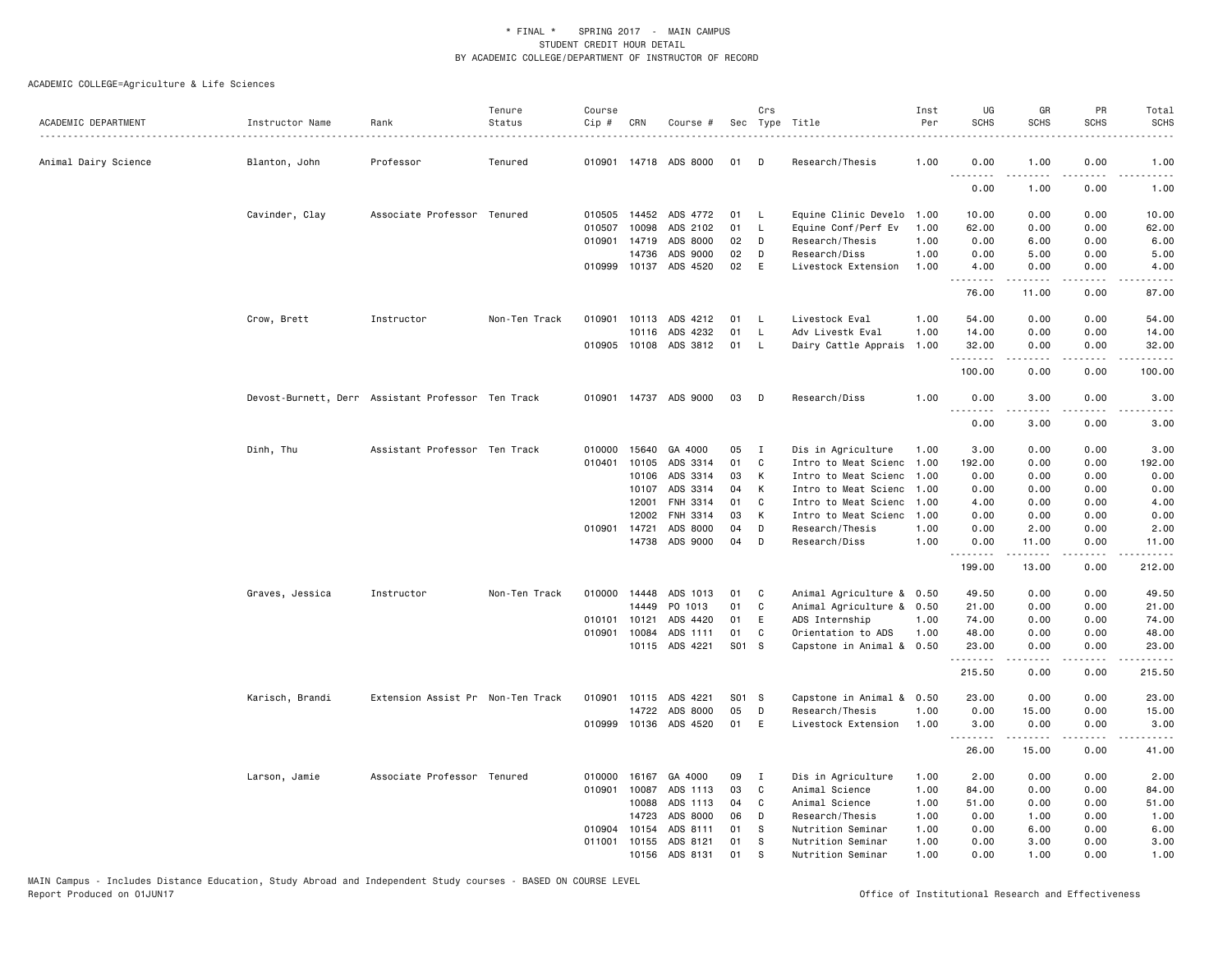\* FINAL \*   SPRING 2017 - MAIN CAMPUS
STUDENT CREDIT HOUR DETAIL
BY ACADEMIC COLLEGE/DEPARTMENT OF INSTRUCTOR OF RECORD

ACADEMIC COLLEGE=Agriculture & Life Sciences

| ACADEMIC DEPARTMENT | Instructor Name | Rank | Tenure Status | Course Cip # | CRN | Course # | Sec | Crs Type | Title | Inst Per | UG SCHS | GR SCHS | PR SCHS | Total SCHS |
|---|---|---|---|---|---|---|---|---|---|---|---|---|---|---|
| Animal Dairy Science | Blanton, John | Professor | Tenured | 010901 | 14718 | ADS 8000 | 01 | D | Research/Thesis | 1.00 | 0.00 | 1.00 | 0.00 | 1.00 |
| | | | | | | | | | | | 0.00 | 1.00 | 0.00 | 1.00 |
| | Cavinder, Clay | Associate Professor | Tenured | 010505 | 14452 | ADS 4772 | 01 | L | Equine Clinic Develo | 1.00 | 10.00 | 0.00 | 0.00 | 10.00 |
| | | | | 010507 | 10098 | ADS 2102 | 01 | L | Equine Conf/Perf Ev | 1.00 | 62.00 | 0.00 | 0.00 | 62.00 |
| | | | | 010901 | 14719 | ADS 8000 | 02 | D | Research/Thesis | 1.00 | 0.00 | 6.00 | 0.00 | 6.00 |
| | | | | | 14736 | ADS 9000 | 02 | D | Research/Diss | 1.00 | 0.00 | 5.00 | 0.00 | 5.00 |
| | | | | 010999 | 10137 | ADS 4520 | 02 | E | Livestock Extension | 1.00 | 4.00 | 0.00 | 0.00 | 4.00 |
| | | | | | | | | | | | 76.00 | 11.00 | 0.00 | 87.00 |
| | Crow, Brett | Instructor | Non-Ten Track | 010901 | 10113 | ADS 4212 | 01 | L | Livestock Eval | 1.00 | 54.00 | 0.00 | 0.00 | 54.00 |
| | | | | | 10116 | ADS 4232 | 01 | L | Adv Livestk Eval | 1.00 | 14.00 | 0.00 | 0.00 | 14.00 |
| | | | | 010905 | 10108 | ADS 3812 | 01 | L | Dairy Cattle Apprais | 1.00 | 32.00 | 0.00 | 0.00 | 32.00 |
| | | | | | | | | | | | 100.00 | 0.00 | 0.00 | 100.00 |
| | Devost-Burnett, Derr | Assistant Professor | Ten Track | 010901 | 14737 | ADS 9000 | 03 | D | Research/Diss | 1.00 | 0.00 | 3.00 | 0.00 | 3.00 |
| | | | | | | | | | | | 0.00 | 3.00 | 0.00 | 3.00 |
| | Dinh, Thu | Assistant Professor | Ten Track | 010000 | 15640 | GA 4000 | 05 | I | Dis in Agriculture | 1.00 | 3.00 | 0.00 | 0.00 | 3.00 |
| | | | | 010401 | 10105 | ADS 3314 | 01 | C | Intro to Meat Scienc | 1.00 | 192.00 | 0.00 | 0.00 | 192.00 |
| | | | | | 10106 | ADS 3314 | 03 | K | Intro to Meat Scienc | 1.00 | 0.00 | 0.00 | 0.00 | 0.00 |
| | | | | | 10107 | ADS 3314 | 04 | K | Intro to Meat Scienc | 1.00 | 0.00 | 0.00 | 0.00 | 0.00 |
| | | | | | 12001 | FNH 3314 | 01 | C | Intro to Meat Scienc | 1.00 | 4.00 | 0.00 | 0.00 | 4.00 |
| | | | | | 12002 | FNH 3314 | 03 | K | Intro to Meat Scienc | 1.00 | 0.00 | 0.00 | 0.00 | 0.00 |
| | | | | 010901 | 14721 | ADS 8000 | 04 | D | Research/Thesis | 1.00 | 0.00 | 2.00 | 0.00 | 2.00 |
| | | | | | 14738 | ADS 9000 | 04 | D | Research/Diss | 1.00 | 0.00 | 11.00 | 0.00 | 11.00 |
| | | | | | | | | | | | 199.00 | 13.00 | 0.00 | 212.00 |
| | Graves, Jessica | Instructor | Non-Ten Track | 010000 | 14448 | ADS 1013 | 01 | C | Animal Agriculture & | 0.50 | 49.50 | 0.00 | 0.00 | 49.50 |
| | | | | | 14449 | PO 1013 | 01 | C | Animal Agriculture & | 0.50 | 21.00 | 0.00 | 0.00 | 21.00 |
| | | | | 010101 | 10121 | ADS 4420 | 01 | E | ADS Internship | 1.00 | 74.00 | 0.00 | 0.00 | 74.00 |
| | | | | 010901 | 10084 | ADS 1111 | 01 | C | Orientation to ADS | 1.00 | 48.00 | 0.00 | 0.00 | 48.00 |
| | | | | | 10115 | ADS 4221 | S01 | S | Capstone in Animal & | 0.50 | 23.00 | 0.00 | 0.00 | 23.00 |
| | | | | | | | | | | | 215.50 | 0.00 | 0.00 | 215.50 |
| | Karisch, Brandi | Extension Assist Pr | Non-Ten Track | 010901 | 10115 | ADS 4221 | S01 | S | Capstone in Animal & | 0.50 | 23.00 | 0.00 | 0.00 | 23.00 |
| | | | | | 14722 | ADS 8000 | 05 | D | Research/Thesis | 1.00 | 0.00 | 15.00 | 0.00 | 15.00 |
| | | | | 010999 | 10136 | ADS 4520 | 01 | E | Livestock Extension | 1.00 | 3.00 | 0.00 | 0.00 | 3.00 |
| | | | | | | | | | | | 26.00 | 15.00 | 0.00 | 41.00 |
| | Larson, Jamie | Associate Professor | Tenured | 010000 | 16167 | GA 4000 | 09 | I | Dis in Agriculture | 1.00 | 2.00 | 0.00 | 0.00 | 2.00 |
| | | | | 010901 | 10087 | ADS 1113 | 03 | C | Animal Science | 1.00 | 84.00 | 0.00 | 0.00 | 84.00 |
| | | | | | 10088 | ADS 1113 | 04 | C | Animal Science | 1.00 | 51.00 | 0.00 | 0.00 | 51.00 |
| | | | | | 14723 | ADS 8000 | 06 | D | Research/Thesis | 1.00 | 0.00 | 1.00 | 0.00 | 1.00 |
| | | | | 010904 | 10154 | ADS 8111 | 01 | S | Nutrition Seminar | 1.00 | 0.00 | 6.00 | 0.00 | 6.00 |
| | | | | 011001 | 10155 | ADS 8121 | 01 | S | Nutrition Seminar | 1.00 | 0.00 | 3.00 | 0.00 | 3.00 |
| | | | | | 10156 | ADS 8131 | 01 | S | Nutrition Seminar | 1.00 | 0.00 | 1.00 | 0.00 | 1.00 |

MAIN Campus - Includes Distance Education, Study Abroad and Independent Study courses - BASED ON COURSE LEVEL
Report Produced on 01JUN17 Office of Institutional Research and Effectiveness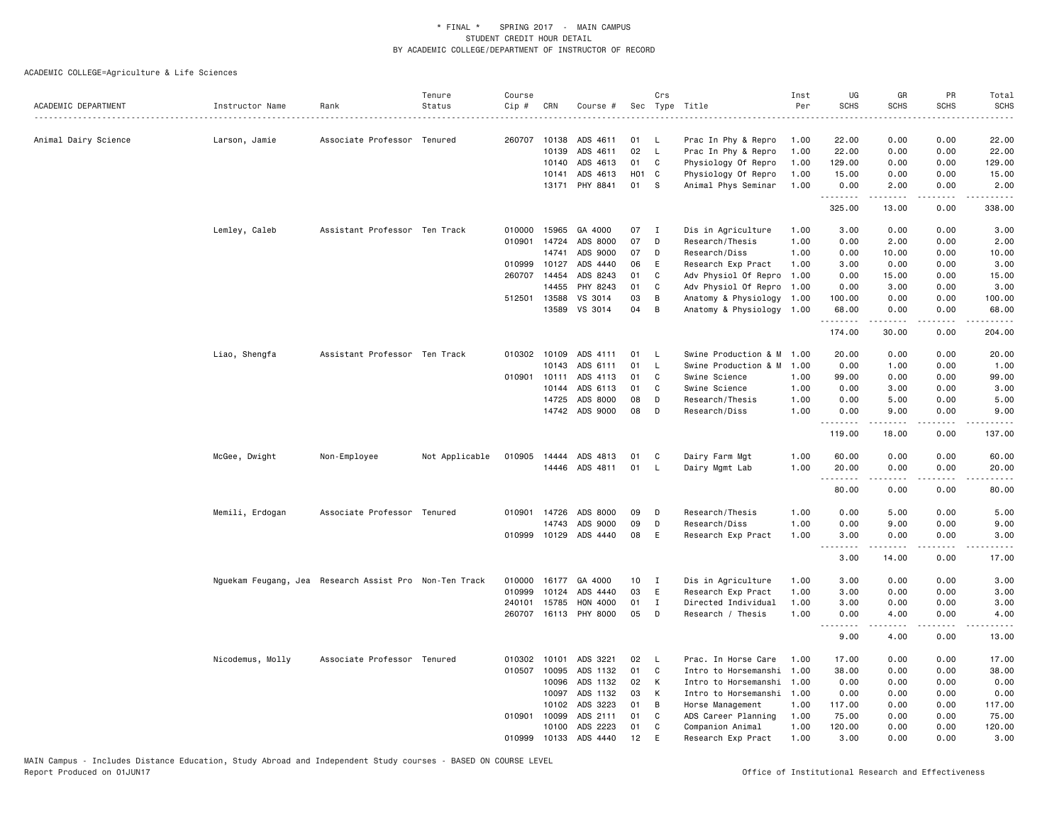\* FINAL \* SPRING 2017 - MAIN CAMPUS
STUDENT CREDIT HOUR DETAIL
BY ACADEMIC COLLEGE/DEPARTMENT OF INSTRUCTOR OF RECORD

ACADEMIC COLLEGE=Agriculture & Life Sciences

| ACADEMIC DEPARTMENT | Instructor Name | Rank | Tenure Status | Course Cip # | CRN | Course # | Sec | Crs Type | Title | Inst Per | UG SCHS | GR SCHS | PR SCHS | Total SCHS |
|---|---|---|---|---|---|---|---|---|---|---|---|---|---|---|
| Animal Dairy Science | Larson, Jamie | Associate Professor | Tenured | 260707 | 10138 | ADS 4611 | 01 | L | Prac In Phy & Repro | 1.00 | 22.00 | 0.00 | 0.00 | 22.00 |
| | | | | | 10139 | ADS 4611 | 02 | L | Prac In Phy & Repro | 1.00 | 22.00 | 0.00 | 0.00 | 22.00 |
| | | | | | 10140 | ADS 4613 | 01 | C | Physiology Of Repro | 1.00 | 129.00 | 0.00 | 0.00 | 129.00 |
| | | | | | 10141 | ADS 4613 | H01 | C | Physiology Of Repro | 1.00 | 15.00 | 0.00 | 0.00 | 15.00 |
| | | | | | 13171 | PHY 8841 | 01 | S | Animal Phys Seminar | 1.00 | 0.00 | 2.00 | 0.00 | 2.00 |
| | | | | | | | | | | | 325.00 | 13.00 | 0.00 | 338.00 |
| | Lemley, Caleb | Assistant Professor | Ten Track | 010000 | 15965 | GA 4000 | 07 | I | Dis in Agriculture | 1.00 | 3.00 | 0.00 | 0.00 | 3.00 |
| | | | | 010901 | 14724 | ADS 8000 | 07 | D | Research/Thesis | 1.00 | 0.00 | 2.00 | 0.00 | 2.00 |
| | | | | | 14741 | ADS 9000 | 07 | D | Research/Diss | 1.00 | 0.00 | 10.00 | 0.00 | 10.00 |
| | | | | 010999 | 10127 | ADS 4440 | 06 | E | Research Exp Pract | 1.00 | 3.00 | 0.00 | 0.00 | 3.00 |
| | | | | 260707 | 14454 | ADS 8243 | 01 | C | Adv Physiol Of Repro | 1.00 | 0.00 | 15.00 | 0.00 | 15.00 |
| | | | | | 14455 | PHY 8243 | 01 | C | Adv Physiol Of Repro | 1.00 | 0.00 | 3.00 | 0.00 | 3.00 |
| | | | | 512501 | 13588 | VS 3014 | 03 | B | Anatomy & Physiology | 1.00 | 100.00 | 0.00 | 0.00 | 100.00 |
| | | | | | 13589 | VS 3014 | 04 | B | Anatomy & Physiology | 1.00 | 68.00 | 0.00 | 0.00 | 68.00 |
| | | | | | | | | | | | 174.00 | 30.00 | 0.00 | 204.00 |
| | Liao, Shengfa | Assistant Professor | Ten Track | 010302 | 10109 | ADS 4111 | 01 | L | Swine Production & M | 1.00 | 20.00 | 0.00 | 0.00 | 20.00 |
| | | | | | 10143 | ADS 6111 | 01 | L | Swine Production & M | 1.00 | 0.00 | 1.00 | 0.00 | 1.00 |
| | | | | 010901 | 10111 | ADS 4113 | 01 | C | Swine Science | 1.00 | 99.00 | 0.00 | 0.00 | 99.00 |
| | | | | | 10144 | ADS 6113 | 01 | C | Swine Science | 1.00 | 0.00 | 3.00 | 0.00 | 3.00 |
| | | | | | 14725 | ADS 8000 | 08 | D | Research/Thesis | 1.00 | 0.00 | 5.00 | 0.00 | 5.00 |
| | | | | | 14742 | ADS 9000 | 08 | D | Research/Diss | 1.00 | 0.00 | 9.00 | 0.00 | 9.00 |
| | | | | | | | | | | | 119.00 | 18.00 | 0.00 | 137.00 |
| | McGee, Dwight | Non-Employee | Not Applicable | 010905 | 14444 | ADS 4813 | 01 | C | Dairy Farm Mgt | 1.00 | 60.00 | 0.00 | 0.00 | 60.00 |
| | | | | | 14446 | ADS 4811 | 01 | L | Dairy Mgmt Lab | 1.00 | 20.00 | 0.00 | 0.00 | 20.00 |
| | | | | | | | | | | | 80.00 | 0.00 | 0.00 | 80.00 |
| | Memili, Erdogan | Associate Professor | Tenured | 010901 | 14726 | ADS 8000 | 09 | D | Research/Thesis | 1.00 | 0.00 | 5.00 | 0.00 | 5.00 |
| | | | | | 14743 | ADS 9000 | 09 | D | Research/Diss | 1.00 | 0.00 | 9.00 | 0.00 | 9.00 |
| | | | | 010999 | 10129 | ADS 4440 | 08 | E | Research Exp Pract | 1.00 | 3.00 | 0.00 | 0.00 | 3.00 |
| | | | | | | | | | | | 3.00 | 14.00 | 0.00 | 17.00 |
| | Nguekam Feugang, Jea | Research Assist Pro | Non-Ten Track | 010000 | 16177 | GA 4000 | 10 | I | Dis in Agriculture | 1.00 | 3.00 | 0.00 | 0.00 | 3.00 |
| | | | | 010999 | 10124 | ADS 4440 | 03 | E | Research Exp Pract | 1.00 | 3.00 | 0.00 | 0.00 | 3.00 |
| | | | | 240101 | 15785 | HON 4000 | 01 | I | Directed Individual | 1.00 | 3.00 | 0.00 | 0.00 | 3.00 |
| | | | | 260707 | 16113 | PHY 8000 | 05 | D | Research / Thesis | 1.00 | 0.00 | 4.00 | 0.00 | 4.00 |
| | | | | | | | | | | | 9.00 | 4.00 | 0.00 | 13.00 |
| | Nicodemus, Molly | Associate Professor | Tenured | 010302 | 10101 | ADS 3221 | 02 | L | Prac. In Horse Care | 1.00 | 17.00 | 0.00 | 0.00 | 17.00 |
| | | | | 010507 | 10095 | ADS 1132 | 01 | C | Intro to Horsemanshi | 1.00 | 38.00 | 0.00 | 0.00 | 38.00 |
| | | | | | 10096 | ADS 1132 | 02 | K | Intro to Horsemanshi | 1.00 | 0.00 | 0.00 | 0.00 | 0.00 |
| | | | | | 10097 | ADS 1132 | 03 | K | Intro to Horsemanshi | 1.00 | 0.00 | 0.00 | 0.00 | 0.00 |
| | | | | | 10102 | ADS 3223 | 01 | B | Horse Management | 1.00 | 117.00 | 0.00 | 0.00 | 117.00 |
| | | | | 010901 | 10099 | ADS 2111 | 01 | C | ADS Career Planning | 1.00 | 75.00 | 0.00 | 0.00 | 75.00 |
| | | | | | 10100 | ADS 2223 | 01 | C | Companion Animal | 1.00 | 120.00 | 0.00 | 0.00 | 120.00 |
| | | | | 010999 | 10133 | ADS 4440 | 12 | E | Research Exp Pract | 1.00 | 3.00 | 0.00 | 0.00 | 3.00 |

MAIN Campus - Includes Distance Education, Study Abroad and Independent Study courses - BASED ON COURSE LEVEL
Report Produced on 01JUN17 Office of Institutional Research and Effectiveness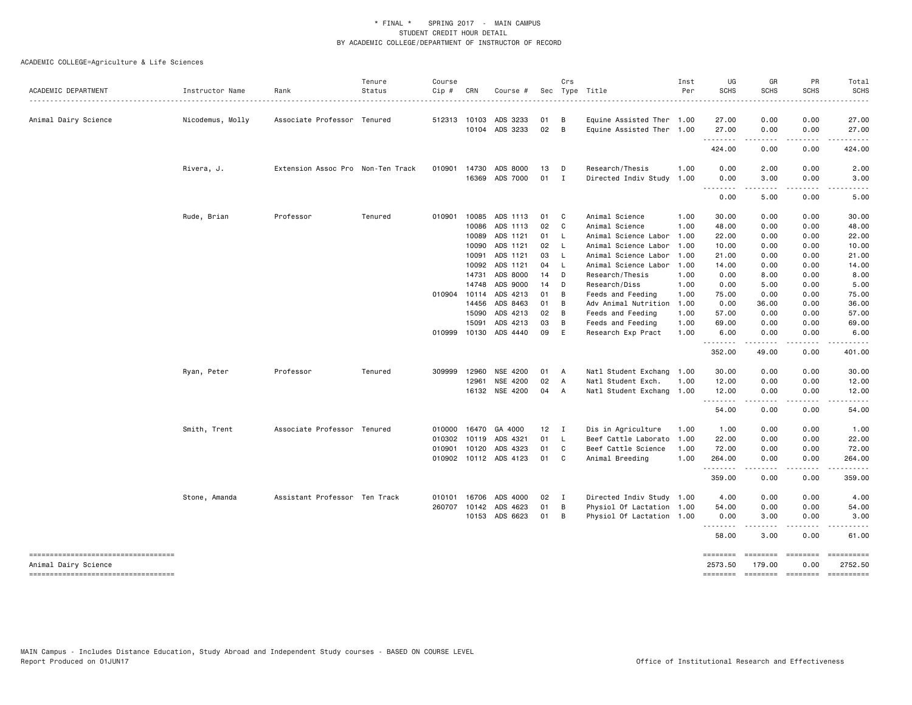# * FINAL * SPRING 2017 - MAIN CAMPUS
## STUDENT CREDIT HOUR DETAIL
## BY ACADEMIC COLLEGE/DEPARTMENT OF INSTRUCTOR OF RECORD

ACADEMIC COLLEGE=Agriculture & Life Sciences

| ACADEMIC DEPARTMENT | Instructor Name | Rank | Tenure Status | Course Cip # | CRN | Course # | Sec | Crs Type | Title | Inst Per | UG SCHS | GR SCHS | PR SCHS | Total SCHS |
|---|---|---|---|---|---|---|---|---|---|---|---|---|---|---|
| Animal Dairy Science | Nicodemus, Molly | Associate Professor | Tenured | 512313 | 10103 | ADS 3233 | 01 | B | Equine Assisted Ther | 1.00 | 27.00 | 0.00 | 0.00 | 27.00 |
| | | | | | 10104 | ADS 3233 | 02 | B | Equine Assisted Ther | 1.00 | 27.00 | 0.00 | 0.00 | 27.00 |
| | | | | | | | | | | | 424.00 | 0.00 | 0.00 | 424.00 |
| | Rivera, J. | Extension Assoc Pro | Non-Ten Track | 010901 | 14730 | ADS 8000 | 13 | D | Research/Thesis | 1.00 | 0.00 | 2.00 | 0.00 | 2.00 |
| | | | | | 16369 | ADS 7000 | 01 | I | Directed Indiv Study | 1.00 | 0.00 | 3.00 | 0.00 | 3.00 |
| | | | | | | | | | | | 0.00 | 5.00 | 0.00 | 5.00 |
| | Rude, Brian | Professor | Tenured | 010901 | 10085 | ADS 1113 | 01 | C | Animal Science | 1.00 | 30.00 | 0.00 | 0.00 | 30.00 |
| | | | | | 10086 | ADS 1113 | 02 | C | Animal Science | 1.00 | 48.00 | 0.00 | 0.00 | 48.00 |
| | | | | | 10089 | ADS 1121 | 01 | L | Animal Science Labor | 1.00 | 22.00 | 0.00 | 0.00 | 22.00 |
| | | | | | 10090 | ADS 1121 | 02 | L | Animal Science Labor | 1.00 | 10.00 | 0.00 | 0.00 | 10.00 |
| | | | | | 10091 | ADS 1121 | 03 | L | Animal Science Labor | 1.00 | 21.00 | 0.00 | 0.00 | 21.00 |
| | | | | | 10092 | ADS 1121 | 04 | L | Animal Science Labor | 1.00 | 14.00 | 0.00 | 0.00 | 14.00 |
| | | | | | 14731 | ADS 8000 | 14 | D | Research/Thesis | 1.00 | 0.00 | 8.00 | 0.00 | 8.00 |
| | | | | | 14748 | ADS 9000 | 14 | D | Research/Diss | 1.00 | 0.00 | 5.00 | 0.00 | 5.00 |
| | | | | 010904 | 10114 | ADS 4213 | 01 | B | Feeds and Feeding | 1.00 | 75.00 | 0.00 | 0.00 | 75.00 |
| | | | | | 14456 | ADS 8463 | 01 | B | Adv Animal Nutrition | 1.00 | 0.00 | 36.00 | 0.00 | 36.00 |
| | | | | | 15090 | ADS 4213 | 02 | B | Feeds and Feeding | 1.00 | 57.00 | 0.00 | 0.00 | 57.00 |
| | | | | | 15091 | ADS 4213 | 03 | B | Feeds and Feeding | 1.00 | 69.00 | 0.00 | 0.00 | 69.00 |
| | | | | 010999 | 10130 | ADS 4440 | 09 | E | Research Exp Pract | 1.00 | 6.00 | 0.00 | 0.00 | 6.00 |
| | | | | | | | | | | | 352.00 | 49.00 | 0.00 | 401.00 |
| | Ryan, Peter | Professor | Tenured | 309999 | 12960 | NSE 4200 | 01 | A | Natl Student Exchang | 1.00 | 30.00 | 0.00 | 0.00 | 30.00 |
| | | | | | 12961 | NSE 4200 | 02 | A | Natl Student Exch. | 1.00 | 12.00 | 0.00 | 0.00 | 12.00 |
| | | | | | 16132 | NSE 4200 | 04 | A | Natl Student Exchang | 1.00 | 12.00 | 0.00 | 0.00 | 12.00 |
| | | | | | | | | | | | 54.00 | 0.00 | 0.00 | 54.00 |
| | Smith, Trent | Associate Professor | Tenured | 010000 | 16470 | GA 4000 | 12 | I | Dis in Agriculture | 1.00 | 1.00 | 0.00 | 0.00 | 1.00 |
| | | | | 010302 | 10119 | ADS 4321 | 01 | L | Beef Cattle Laborato | 1.00 | 22.00 | 0.00 | 0.00 | 22.00 |
| | | | | 010901 | 10120 | ADS 4323 | 01 | C | Beef Cattle Science | 1.00 | 72.00 | 0.00 | 0.00 | 72.00 |
| | | | | 010902 | 10112 | ADS 4123 | 01 | C | Animal Breeding | 1.00 | 264.00 | 0.00 | 0.00 | 264.00 |
| | | | | | | | | | | | 359.00 | 0.00 | 0.00 | 359.00 |
| | Stone, Amanda | Assistant Professor | Ten Track | 010101 | 16706 | ADS 4000 | 02 | I | Directed Indiv Study | 1.00 | 4.00 | 0.00 | 0.00 | 4.00 |
| | | | | 260707 | 10142 | ADS 4623 | 01 | B | Physiol Of Lactation | 1.00 | 54.00 | 0.00 | 0.00 | 54.00 |
| | | | | | 10153 | ADS 6623 | 01 | B | Physiol Of Lactation | 1.00 | 0.00 | 3.00 | 0.00 | 3.00 |
| | | | | | | | | | | | 58.00 | 3.00 | 0.00 | 61.00 |
| Animal Dairy Science | | | | | | | | | | | 2573.50 | 179.00 | 0.00 | 2752.50 |

MAIN Campus - Includes Distance Education, Study Abroad and Independent Study courses - BASED ON COURSE LEVEL
Report Produced on 01JUN17

Office of Institutional Research and Effectiveness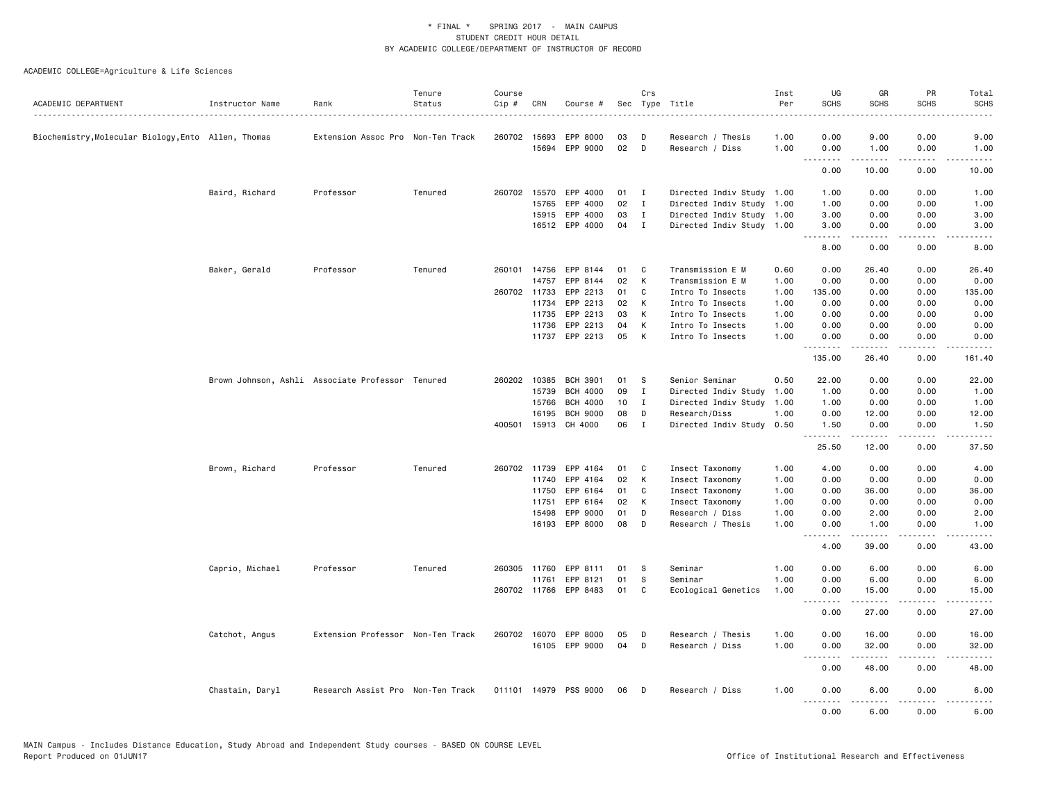\* FINAL \* SPRING 2017 - MAIN CAMPUS
STUDENT CREDIT HOUR DETAIL
BY ACADEMIC COLLEGE/DEPARTMENT OF INSTRUCTOR OF RECORD

ACADEMIC COLLEGE=Agriculture & Life Sciences

| ACADEMIC DEPARTMENT | Instructor Name | Rank | Tenure Status | Course Cip # | CRN | Course # | Sec | Crs Type | Title | Inst Per | UG SCHS | GR SCHS | PR SCHS | Total SCHS |
|---|---|---|---|---|---|---|---|---|---|---|---|---|---|---|
| Biochemistry,Molecular Biology,Ento | Allen, Thomas | Extension Assoc Pro | Non-Ten Track | 260702 | 15693 | EPP 8000 | 03 | D | Research / Thesis | 1.00 | 0.00 | 9.00 | 0.00 | 9.00 |
| | | | | | 15694 | EPP 9000 | 02 | D | Research / Diss | 1.00 | 0.00 | 1.00 | 0.00 | 1.00 |
| | | | | | | | | | | | 0.00 | 10.00 | 0.00 | 10.00 |
| | Baird, Richard | Professor | Tenured | 260702 | 15570 | EPP 4000 | 01 | I | Directed Indiv Study | 1.00 | 1.00 | 0.00 | 0.00 | 1.00 |
| | | | | | 15765 | EPP 4000 | 02 | I | Directed Indiv Study | 1.00 | 1.00 | 0.00 | 0.00 | 1.00 |
| | | | | | 15915 | EPP 4000 | 03 | I | Directed Indiv Study | 1.00 | 3.00 | 0.00 | 0.00 | 3.00 |
| | | | | | 16512 | EPP 4000 | 04 | I | Directed Indiv Study | 1.00 | 3.00 | 0.00 | 0.00 | 3.00 |
| | | | | | | | | | | | 8.00 | 0.00 | 0.00 | 8.00 |
| | Baker, Gerald | Professor | Tenured | 260101 | 14756 | EPP 8144 | 01 | C | Transmission E M | 0.60 | 0.00 | 26.40 | 0.00 | 26.40 |
| | | | | | 14757 | EPP 8144 | 02 | K | Transmission E M | 1.00 | 0.00 | 0.00 | 0.00 | 0.00 |
| | | | | 260702 | 11733 | EPP 2213 | 01 | C | Intro To Insects | 1.00 | 135.00 | 0.00 | 0.00 | 135.00 |
| | | | | | 11734 | EPP 2213 | 02 | K | Intro To Insects | 1.00 | 0.00 | 0.00 | 0.00 | 0.00 |
| | | | | | 11735 | EPP 2213 | 03 | K | Intro To Insects | 1.00 | 0.00 | 0.00 | 0.00 | 0.00 |
| | | | | | 11736 | EPP 2213 | 04 | K | Intro To Insects | 1.00 | 0.00 | 0.00 | 0.00 | 0.00 |
| | | | | | 11737 | EPP 2213 | 05 | K | Intro To Insects | 1.00 | 0.00 | 0.00 | 0.00 | 0.00 |
| | | | | | | | | | | | 135.00 | 26.40 | 0.00 | 161.40 |
| | Brown Johnson, Ashli | Associate Professor | Tenured | 260202 | 10385 | BCH 3901 | 01 | S | Senior Seminar | 0.50 | 22.00 | 0.00 | 0.00 | 22.00 |
| | | | | | 15739 | BCH 4000 | 09 | I | Directed Indiv Study | 1.00 | 1.00 | 0.00 | 0.00 | 1.00 |
| | | | | | 15766 | BCH 4000 | 10 | I | Directed Indiv Study | 1.00 | 1.00 | 0.00 | 0.00 | 1.00 |
| | | | | | 16195 | BCH 9000 | 08 | D | Research/Diss | 1.00 | 0.00 | 12.00 | 0.00 | 12.00 |
| | | | | 400501 | 15913 | CH 4000 | 06 | I | Directed Indiv Study | 0.50 | 1.50 | 0.00 | 0.00 | 1.50 |
| | | | | | | | | | | | 25.50 | 12.00 | 0.00 | 37.50 |
| | Brown, Richard | Professor | Tenured | 260702 | 11739 | EPP 4164 | 01 | C | Insect Taxonomy | 1.00 | 4.00 | 0.00 | 0.00 | 4.00 |
| | | | | | 11740 | EPP 4164 | 02 | K | Insect Taxonomy | 1.00 | 0.00 | 0.00 | 0.00 | 0.00 |
| | | | | | 11750 | EPP 6164 | 01 | C | Insect Taxonomy | 1.00 | 0.00 | 36.00 | 0.00 | 36.00 |
| | | | | | 11751 | EPP 6164 | 02 | K | Insect Taxonomy | 1.00 | 0.00 | 0.00 | 0.00 | 0.00 |
| | | | | | 15498 | EPP 9000 | 01 | D | Research / Diss | 1.00 | 0.00 | 2.00 | 0.00 | 2.00 |
| | | | | | 16193 | EPP 8000 | 08 | D | Research / Thesis | 1.00 | 0.00 | 1.00 | 0.00 | 1.00 |
| | | | | | | | | | | | 4.00 | 39.00 | 0.00 | 43.00 |
| | Caprio, Michael | Professor | Tenured | 260305 | 11760 | EPP 8111 | 01 | S | Seminar | 1.00 | 0.00 | 6.00 | 0.00 | 6.00 |
| | | | | | 11761 | EPP 8121 | 01 | S | Seminar | 1.00 | 0.00 | 6.00 | 0.00 | 6.00 |
| | | | | 260702 | 11766 | EPP 8483 | 01 | C | Ecological Genetics | 1.00 | 0.00 | 15.00 | 0.00 | 15.00 |
| | | | | | | | | | | | 0.00 | 27.00 | 0.00 | 27.00 |
| | Catchot, Angus | Extension Professor | Non-Ten Track | 260702 | 16070 | EPP 8000 | 05 | D | Research / Thesis | 1.00 | 0.00 | 16.00 | 0.00 | 16.00 |
| | | | | | 16105 | EPP 9000 | 04 | D | Research / Diss | 1.00 | 0.00 | 32.00 | 0.00 | 32.00 |
| | | | | | | | | | | | 0.00 | 48.00 | 0.00 | 48.00 |
| | Chastain, Daryl | Research Assist Pro | Non-Ten Track | 011101 | 14979 | PSS 9000 | 06 | D | Research / Diss | 1.00 | 0.00 | 6.00 | 0.00 | 6.00 |
| | | | | | | | | | | | 0.00 | 6.00 | 0.00 | 6.00 |

MAIN Campus - Includes Distance Education, Study Abroad and Independent Study courses - BASED ON COURSE LEVEL
Report Produced on 01JUN17 Office of Institutional Research and Effectiveness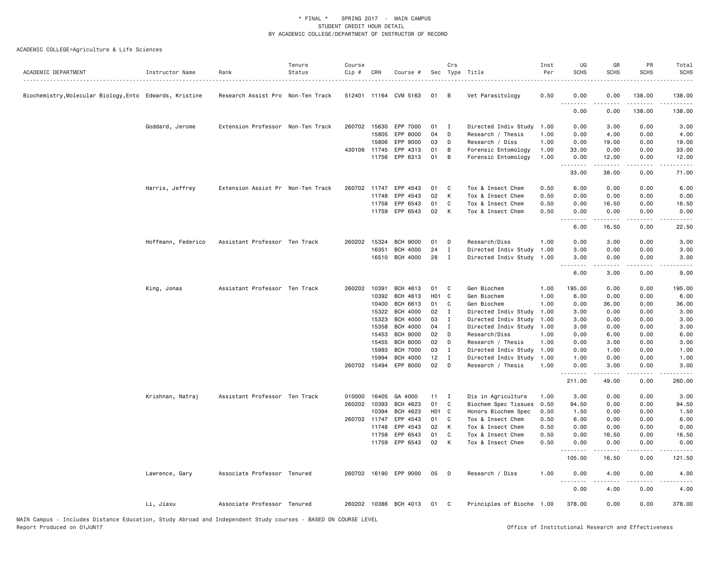\* FINAL \*   SPRING 2017 - MAIN CAMPUS
STUDENT CREDIT HOUR DETAIL
BY ACADEMIC COLLEGE/DEPARTMENT OF INSTRUCTOR OF RECORD

ACADEMIC COLLEGE=Agriculture & Life Sciences

| ACADEMIC DEPARTMENT | Instructor Name | Rank | Tenure Status | Course Cip # | CRN | Course # | Sec | Crs Type | Title | Inst Per | UG SCHS | GR SCHS | PR SCHS | Total SCHS |
|---|---|---|---|---|---|---|---|---|---|---|---|---|---|---|
| Biochemistry,Molecular Biology,Ento | Edwards, Kristine | Research Assist Pro | Non-Ten Track | 512401 | 11164 | CVM 5163 | 01 | B | Vet Parasitology | 0.50 | 0.00 | 0.00 | 138.00 | 138.00 |
| | | | | | | | | | | | 0.00 | 0.00 | 138.00 | 138.00 |
| | Goddard, Jerome | Extension Professor | Non-Ten Track | 260702 | 15630 | EPP 7000 | 01 | I | Directed Indiv Study | 1.00 | 0.00 | 3.00 | 0.00 | 3.00 |
| | | | | | 15805 | EPP 8000 | 04 | D | Research / Thesis | 1.00 | 0.00 | 4.00 | 0.00 | 4.00 |
| | | | | | 15806 | EPP 9000 | 03 | D | Research / Diss | 1.00 | 0.00 | 19.00 | 0.00 | 19.00 |
| | | | | 430106 | 11745 | EPP 4313 | 01 | B | Forensic Entomology | 1.00 | 33.00 | 0.00 | 0.00 | 33.00 |
| | | | | | 11756 | EPP 6313 | 01 | B | Forensic Entomology | 1.00 | 0.00 | 12.00 | 0.00 | 12.00 |
| | | | | | | | | | | | 33.00 | 38.00 | 0.00 | 71.00 |
| | Harris, Jeffrey | Extension Assist Pr | Non-Ten Track | 260702 | 11747 | EPP 4543 | 01 | C | Tox & Insect Chem | 0.50 | 6.00 | 0.00 | 0.00 | 6.00 |
| | | | | | 11748 | EPP 4543 | 02 | K | Tox & Insect Chem | 0.50 | 0.00 | 0.00 | 0.00 | 0.00 |
| | | | | | 11758 | EPP 6543 | 01 | C | Tox & Insect Chem | 0.50 | 0.00 | 16.50 | 0.00 | 16.50 |
| | | | | | 11759 | EPP 6543 | 02 | K | Tox & Insect Chem | 0.50 | 0.00 | 0.00 | 0.00 | 0.00 |
| | | | | | | | | | | | 6.00 | 16.50 | 0.00 | 22.50 |
| | Hoffmann, Federico | Assistant Professor | Ten Track | 260202 | 15324 | BCH 9000 | 01 | D | Research/Diss | 1.00 | 0.00 | 3.00 | 0.00 | 3.00 |
| | | | | | 16351 | BCH 4000 | 24 | I | Directed Indiv Study | 1.00 | 3.00 | 0.00 | 0.00 | 3.00 |
| | | | | | 16510 | BCH 4000 | 28 | I | Directed Indiv Study | 1.00 | 3.00 | 0.00 | 0.00 | 3.00 |
| | | | | | | | | | | | 6.00 | 3.00 | 0.00 | 9.00 |
| | King, Jonas | Assistant Professor | Ten Track | 260202 | 10391 | BCH 4613 | 01 | C | Gen Biochem | 1.00 | 195.00 | 0.00 | 0.00 | 195.00 |
| | | | | | 10392 | BCH 4613 | H01 | C | Gen Biochem | 1.00 | 6.00 | 0.00 | 0.00 | 6.00 |
| | | | | | 10400 | BCH 6613 | 01 | C | Gen Biochem | 1.00 | 0.00 | 36.00 | 0.00 | 36.00 |
| | | | | | 15322 | BCH 4000 | 02 | I | Directed Indiv Study | 1.00 | 3.00 | 0.00 | 0.00 | 3.00 |
| | | | | | 15323 | BCH 4000 | 03 | I | Directed Indiv Study | 1.00 | 3.00 | 0.00 | 0.00 | 3.00 |
| | | | | | 15358 | BCH 4000 | 04 | I | Directed Indiv Study | 1.00 | 3.00 | 0.00 | 0.00 | 3.00 |
| | | | | | 15453 | BCH 9000 | 02 | D | Research/Diss | 1.00 | 0.00 | 6.00 | 0.00 | 6.00 |
| | | | | | 15455 | BCH 8000 | 02 | D | Research / Thesis | 1.00 | 0.00 | 3.00 | 0.00 | 3.00 |
| | | | | | 15993 | BCH 7000 | 03 | I | Directed Indiv Study | 1.00 | 0.00 | 1.00 | 0.00 | 1.00 |
| | | | | | 15994 | BCH 4000 | 12 | I | Directed Indiv Study | 1.00 | 1.00 | 0.00 | 0.00 | 1.00 |
| | | | | 260702 | 15494 | EPP 8000 | 02 | D | Research / Thesis | 1.00 | 0.00 | 3.00 | 0.00 | 3.00 |
| | | | | | | | | | | | 211.00 | 49.00 | 0.00 | 260.00 |
| | Krishnan, Natraj | Assistant Professor | Ten Track | 010000 | 16405 | GA 4000 | 11 | I | Dis in Agriculture | 1.00 | 3.00 | 0.00 | 0.00 | 3.00 |
| | | | | 260202 | 10393 | BCH 4623 | 01 | C | Biochem Spec Tissues | 0.50 | 94.50 | 0.00 | 0.00 | 94.50 |
| | | | | | 10394 | BCH 4623 | H01 | C | Honors Biochem Spec | 0.50 | 1.50 | 0.00 | 0.00 | 1.50 |
| | | | | 260702 | 11747 | EPP 4543 | 01 | C | Tox & Insect Chem | 0.50 | 6.00 | 0.00 | 0.00 | 6.00 |
| | | | | | 11748 | EPP 4543 | 02 | K | Tox & Insect Chem | 0.50 | 0.00 | 0.00 | 0.00 | 0.00 |
| | | | | | 11758 | EPP 6543 | 01 | C | Tox & Insect Chem | 0.50 | 0.00 | 16.50 | 0.00 | 16.50 |
| | | | | | 11759 | EPP 6543 | 02 | K | Tox & Insect Chem | 0.50 | 0.00 | 0.00 | 0.00 | 0.00 |
| | | | | | | | | | | | 105.00 | 16.50 | 0.00 | 121.50 |
| | Lawrence, Gary | Associate Professor | Tenured | 260702 | 16190 | EPP 9000 | 05 | D | Research / Diss | 1.00 | 0.00 | 4.00 | 0.00 | 4.00 |
| | | | | | | | | | | | 0.00 | 4.00 | 0.00 | 4.00 |
| | Li, Jiaxu | Associate Professor | Tenured | 260202 | 10386 | BCH 4013 | 01 | C | Principles of Bioche | 1.00 | 378.00 | 0.00 | 0.00 | 378.00 |

MAIN Campus - Includes Distance Education, Study Abroad and Independent Study courses - BASED ON COURSE LEVEL
Report Produced on 01JUN17

Office of Institutional Research and Effectiveness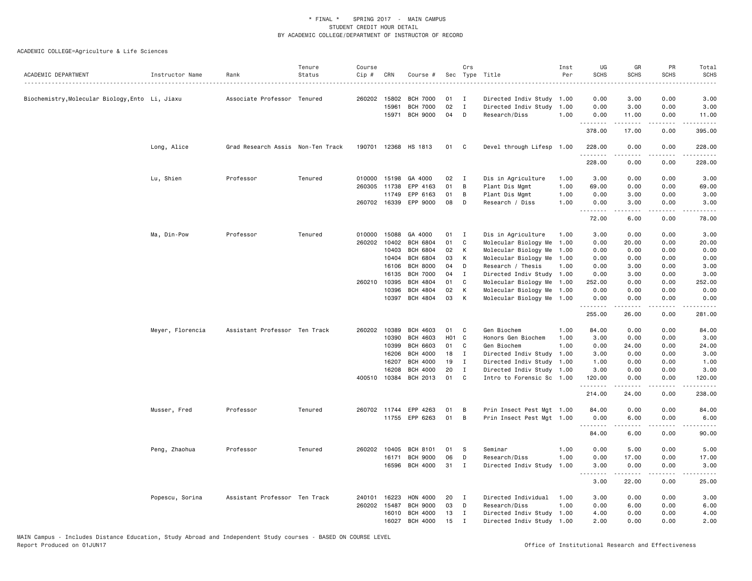\* FINAL \* SPRING 2017 - MAIN CAMPUS
STUDENT CREDIT HOUR DETAIL
BY ACADEMIC COLLEGE/DEPARTMENT OF INSTRUCTOR OF RECORD

ACADEMIC COLLEGE=Agriculture & Life Sciences

| ACADEMIC DEPARTMENT | Instructor Name | Rank | Tenure Status | Course Cip # | CRN | Course # | Sec | Crs Type | Title | Inst Per | UG SCHS | GR SCHS | PR SCHS | Total SCHS |
|---|---|---|---|---|---|---|---|---|---|---|---|---|---|---|
| Biochemistry,Molecular Biology,Ento | Li, Jiaxu | Associate Professor | Tenured | 260202 | 15802 | BCH 7000 | 01 | I | Directed Indiv Study | 1.00 | 0.00 | 3.00 | 0.00 | 3.00 |
| | | | | | 15961 | BCH 7000 | 02 | I | Directed Indiv Study | 1.00 | 0.00 | 3.00 | 0.00 | 3.00 |
| | | | | | 15971 | BCH 9000 | 04 | D | Research/Diss | 1.00 | 0.00 | 11.00 | 0.00 | 11.00 |
| | | | | | | | | | | | 378.00 | 17.00 | 0.00 | 395.00 |
| | Long, Alice | Grad Research Assis | Non-Ten Track | 190701 | 12368 | HS 1813 | 01 | C | Devel through Lifesp | 1.00 | 228.00 | 0.00 | 0.00 | 228.00 |
| | | | | | | | | | | | 228.00 | 0.00 | 0.00 | 228.00 |
| | Lu, Shien | Professor | Tenured | 010000 | 15198 | GA 4000 | 02 | I | Dis in Agriculture | 1.00 | 3.00 | 0.00 | 0.00 | 3.00 |
| | | | | 260305 | 11738 | EPP 4163 | 01 | B | Plant Dis Mgmt | 1.00 | 69.00 | 0.00 | 0.00 | 69.00 |
| | | | | | 11749 | EPP 6163 | 01 | B | Plant Dis Mgmt | 1.00 | 0.00 | 3.00 | 0.00 | 3.00 |
| | | | | 260702 | 16339 | EPP 9000 | 08 | D | Research / Diss | 1.00 | 0.00 | 3.00 | 0.00 | 3.00 |
| | | | | | | | | | | | 72.00 | 6.00 | 0.00 | 78.00 |
| | Ma, Din-Pow | Professor | Tenured | 010000 | 15088 | GA 4000 | 01 | I | Dis in Agriculture | 1.00 | 3.00 | 0.00 | 0.00 | 3.00 |
| | | | | 260202 | 10402 | BCH 6804 | 01 | C | Molecular Biology Me | 1.00 | 0.00 | 20.00 | 0.00 | 20.00 |
| | | | | | 10403 | BCH 6804 | 02 | K | Molecular Biology Me | 1.00 | 0.00 | 0.00 | 0.00 | 0.00 |
| | | | | | 10404 | BCH 6804 | 03 | K | Molecular Biology Me | 1.00 | 0.00 | 0.00 | 0.00 | 0.00 |
| | | | | | 16106 | BCH 8000 | 04 | D | Research / Thesis | 1.00 | 0.00 | 3.00 | 0.00 | 3.00 |
| | | | | | 16135 | BCH 7000 | 04 | I | Directed Indiv Study | 1.00 | 0.00 | 3.00 | 0.00 | 3.00 |
| | | | | 260210 | 10395 | BCH 4804 | 01 | C | Molecular Biology Me | 1.00 | 252.00 | 0.00 | 0.00 | 252.00 |
| | | | | | 10396 | BCH 4804 | 02 | K | Molecular Biology Me | 1.00 | 0.00 | 0.00 | 0.00 | 0.00 |
| | | | | | 10397 | BCH 4804 | 03 | K | Molecular Biology Me | 1.00 | 0.00 | 0.00 | 0.00 | 0.00 |
| | | | | | | | | | | | 255.00 | 26.00 | 0.00 | 281.00 |
| | Meyer, Florencia | Assistant Professor | Ten Track | 260202 | 10389 | BCH 4603 | 01 | C | Gen Biochem | 1.00 | 84.00 | 0.00 | 0.00 | 84.00 |
| | | | | | 10390 | BCH 4603 | H01 | C | Honors Gen Biochem | 1.00 | 3.00 | 0.00 | 0.00 | 3.00 |
| | | | | | 10399 | BCH 6603 | 01 | C | Gen Biochem | 1.00 | 0.00 | 24.00 | 0.00 | 24.00 |
| | | | | | 16206 | BCH 4000 | 18 | I | Directed Indiv Study | 1.00 | 3.00 | 0.00 | 0.00 | 3.00 |
| | | | | | 16207 | BCH 4000 | 19 | I | Directed Indiv Study | 1.00 | 1.00 | 0.00 | 0.00 | 1.00 |
| | | | | | 16208 | BCH 4000 | 20 | I | Directed Indiv Study | 1.00 | 3.00 | 0.00 | 0.00 | 3.00 |
| | | | | 400510 | 10384 | BCH 2013 | 01 | C | Intro to Forensic Sc | 1.00 | 120.00 | 0.00 | 0.00 | 120.00 |
| | | | | | | | | | | | 214.00 | 24.00 | 0.00 | 238.00 |
| | Musser, Fred | Professor | Tenured | 260702 | 11744 | EPP 4263 | 01 | B | Prin Insect Pest Mgt | 1.00 | 84.00 | 0.00 | 0.00 | 84.00 |
| | | | | | 11755 | EPP 6263 | 01 | B | Prin Insect Pest Mgt | 1.00 | 0.00 | 6.00 | 0.00 | 6.00 |
| | | | | | | | | | | | 84.00 | 6.00 | 0.00 | 90.00 |
| | Peng, Zhaohua | Professor | Tenured | 260202 | 10405 | BCH 8101 | 01 | S | Seminar | 1.00 | 0.00 | 5.00 | 0.00 | 5.00 |
| | | | | | 16171 | BCH 9000 | 06 | D | Research/Diss | 1.00 | 0.00 | 17.00 | 0.00 | 17.00 |
| | | | | | 16596 | BCH 4000 | 31 | I | Directed Indiv Study | 1.00 | 3.00 | 0.00 | 0.00 | 3.00 |
| | | | | | | | | | | | 3.00 | 22.00 | 0.00 | 25.00 |
| | Popescu, Sorina | Assistant Professor | Ten Track | 240101 | 16223 | HON 4000 | 20 | I | Directed Individual | 1.00 | 3.00 | 0.00 | 0.00 | 3.00 |
| | | | | 260202 | 15487 | BCH 9000 | 03 | D | Research/Diss | 1.00 | 0.00 | 6.00 | 0.00 | 6.00 |
| | | | | | 16010 | BCH 4000 | 13 | I | Directed Indiv Study | 1.00 | 4.00 | 0.00 | 0.00 | 4.00 |
| | | | | | 16027 | BCH 4000 | 15 | I | Directed Indiv Study | 1.00 | 2.00 | 0.00 | 0.00 | 2.00 |

MAIN Campus - Includes Distance Education, Study Abroad and Independent Study courses - BASED ON COURSE LEVEL
Report Produced on 01JUN17

Office of Institutional Research and Effectiveness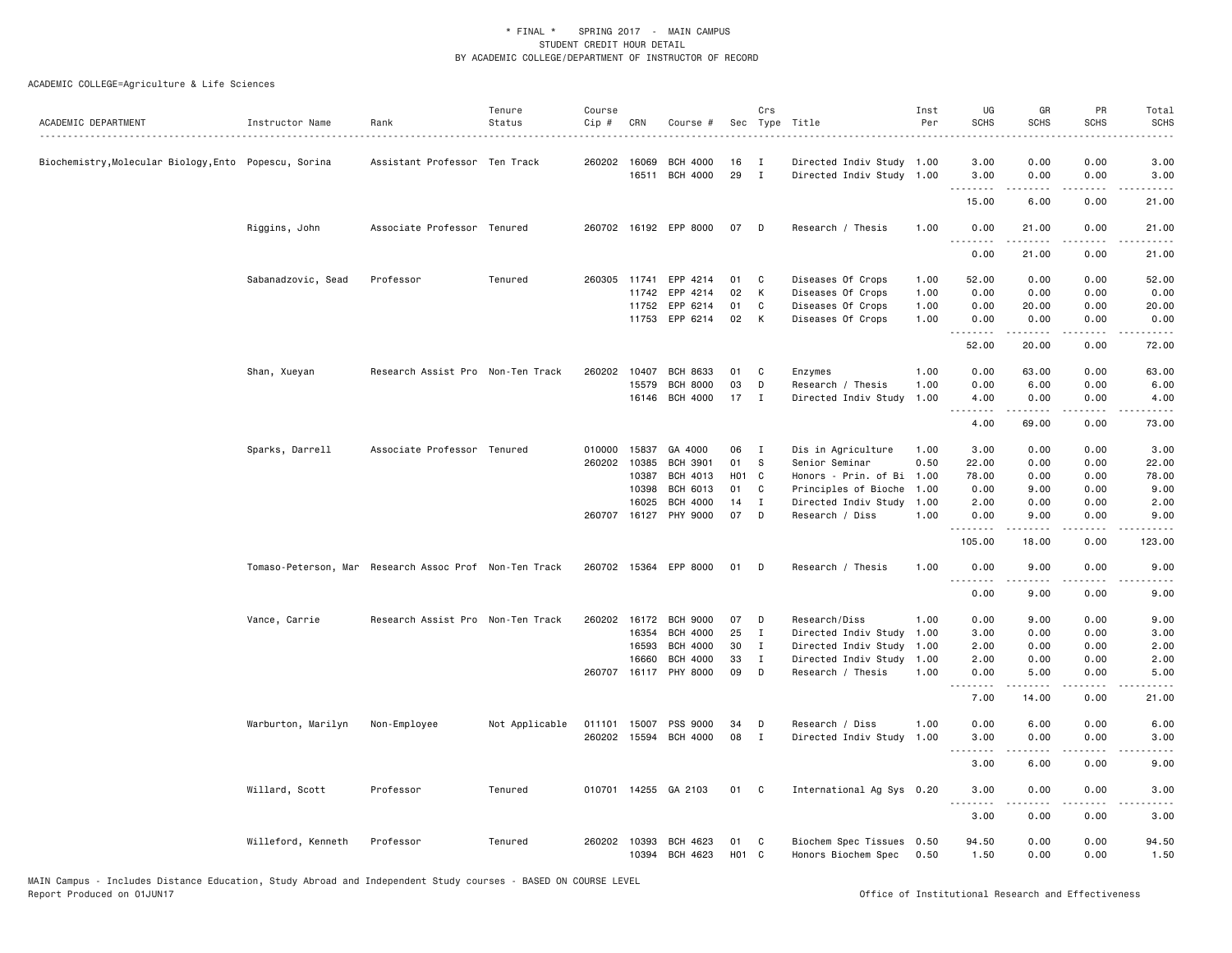\* FINAL \* SPRING 2017 - MAIN CAMPUS
STUDENT CREDIT HOUR DETAIL
BY ACADEMIC COLLEGE/DEPARTMENT OF INSTRUCTOR OF RECORD

ACADEMIC COLLEGE=Agriculture & Life Sciences

| ACADEMIC DEPARTMENT | Instructor Name | Rank | Tenure Status | Course Cip # | CRN | Course # | Sec | Crs Type | Title | Inst Per | UG SCHS | GR SCHS | PR SCHS | Total SCHS |
|---|---|---|---|---|---|---|---|---|---|---|---|---|---|---|
| Biochemistry,Molecular Biology,Ento | Popescu, Sorina | Assistant Professor | Ten Track | 260202 | 16069 | BCH 4000 | 16 | I | Directed Indiv Study | 1.00 | 3.00 | 0.00 | 0.00 | 3.00 |
| | | | | | 16511 | BCH 4000 | 29 | I | Directed Indiv Study | 1.00 | 3.00 | 0.00 | 0.00 | 3.00 |
| | | | | | | | | | | | 15.00 | 6.00 | 0.00 | 21.00 |
| | Riggins, John | Associate Professor | Tenured | 260702 | 16192 | EPP 8000 | 07 | D | Research / Thesis | 1.00 | 0.00 | 21.00 | 0.00 | 21.00 |
| | | | | | | | | | | | 0.00 | 21.00 | 0.00 | 21.00 |
| | Sabanadzovic, Sead | Professor | Tenured | 260305 | 11741 | EPP 4214 | 01 | C | Diseases Of Crops | 1.00 | 52.00 | 0.00 | 0.00 | 52.00 |
| | | | | | 11742 | EPP 4214 | 02 | K | Diseases Of Crops | 1.00 | 0.00 | 0.00 | 0.00 | 0.00 |
| | | | | | 11752 | EPP 6214 | 01 | C | Diseases Of Crops | 1.00 | 0.00 | 20.00 | 0.00 | 20.00 |
| | | | | | 11753 | EPP 6214 | 02 | K | Diseases Of Crops | 1.00 | 0.00 | 0.00 | 0.00 | 0.00 |
| | | | | | | | | | | | 52.00 | 20.00 | 0.00 | 72.00 |
| | Shan, Xueyan | Research Assist Pro | Non-Ten Track | 260202 | 10407 | BCH 8633 | 01 | C | Enzymes | 1.00 | 0.00 | 63.00 | 0.00 | 63.00 |
| | | | | | 15579 | BCH 8000 | 03 | D | Research / Thesis | 1.00 | 0.00 | 6.00 | 0.00 | 6.00 |
| | | | | | 16146 | BCH 4000 | 17 | I | Directed Indiv Study | 1.00 | 4.00 | 0.00 | 0.00 | 4.00 |
| | | | | | | | | | | | 4.00 | 69.00 | 0.00 | 73.00 |
| | Sparks, Darrell | Associate Professor | Tenured | 010000 | 15837 | GA 4000 | 06 | I | Dis in Agriculture | 1.00 | 3.00 | 0.00 | 0.00 | 3.00 |
| | | | | 260202 | 10385 | BCH 3901 | 01 | S | Senior Seminar | 0.50 | 22.00 | 0.00 | 0.00 | 22.00 |
| | | | | | 10387 | BCH 4013 | H01 | C | Honors - Prin. of Bi | 1.00 | 78.00 | 0.00 | 0.00 | 78.00 |
| | | | | | 10398 | BCH 6013 | 01 | C | Principles of Bioche | 1.00 | 0.00 | 9.00 | 0.00 | 9.00 |
| | | | | | 16025 | BCH 4000 | 14 | I | Directed Indiv Study | 1.00 | 2.00 | 0.00 | 0.00 | 2.00 |
| | | | | 260707 | 16127 | PHY 9000 | 07 | D | Research / Diss | 1.00 | 0.00 | 9.00 | 0.00 | 9.00 |
| | | | | | | | | | | | 105.00 | 18.00 | 0.00 | 123.00 |
| | Tomaso-Peterson, Mar | Research Assoc Prof | Non-Ten Track | 260702 | 15364 | EPP 8000 | 01 | D | Research / Thesis | 1.00 | 0.00 | 9.00 | 0.00 | 9.00 |
| | | | | | | | | | | | 0.00 | 9.00 | 0.00 | 9.00 |
| | Vance, Carrie | Research Assist Pro | Non-Ten Track | 260202 | 16172 | BCH 9000 | 07 | D | Research/Diss | 1.00 | 0.00 | 9.00 | 0.00 | 9.00 |
| | | | | | 16354 | BCH 4000 | 25 | I | Directed Indiv Study | 1.00 | 3.00 | 0.00 | 0.00 | 3.00 |
| | | | | | 16593 | BCH 4000 | 30 | I | Directed Indiv Study | 1.00 | 2.00 | 0.00 | 0.00 | 2.00 |
| | | | | | 16660 | BCH 4000 | 33 | I | Directed Indiv Study | 1.00 | 2.00 | 0.00 | 0.00 | 2.00 |
| | | | | 260707 | 16117 | PHY 8000 | 09 | D | Research / Thesis | 1.00 | 0.00 | 5.00 | 0.00 | 5.00 |
| | | | | | | | | | | | 7.00 | 14.00 | 0.00 | 21.00 |
| | Warburton, Marilyn | Non-Employee | Not Applicable | 011101 | 15007 | PSS 9000 | 34 | D | Research / Diss | 1.00 | 0.00 | 6.00 | 0.00 | 6.00 |
| | | | | 260202 | 15594 | BCH 4000 | 08 | I | Directed Indiv Study | 1.00 | 3.00 | 0.00 | 0.00 | 3.00 |
| | | | | | | | | | | | 3.00 | 6.00 | 0.00 | 9.00 |
| | Willard, Scott | Professor | Tenured | 010701 | 14255 | GA 2103 | 01 | C | International Ag Sys | 0.20 | 3.00 | 0.00 | 0.00 | 3.00 |
| | | | | | | | | | | | 3.00 | 0.00 | 0.00 | 3.00 |
| | Willeford, Kenneth | Professor | Tenured | 260202 | 10393 | BCH 4623 | 01 | C | Biochem Spec Tissues | 0.50 | 94.50 | 0.00 | 0.00 | 94.50 |
| | | | | | 10394 | BCH 4623 | H01 | C | Honors Biochem Spec | 0.50 | 1.50 | 0.00 | 0.00 | 1.50 |

MAIN Campus - Includes Distance Education, Study Abroad and Independent Study courses - BASED ON COURSE LEVEL
Report Produced on 01JUN17 Office of Institutional Research and Effectiveness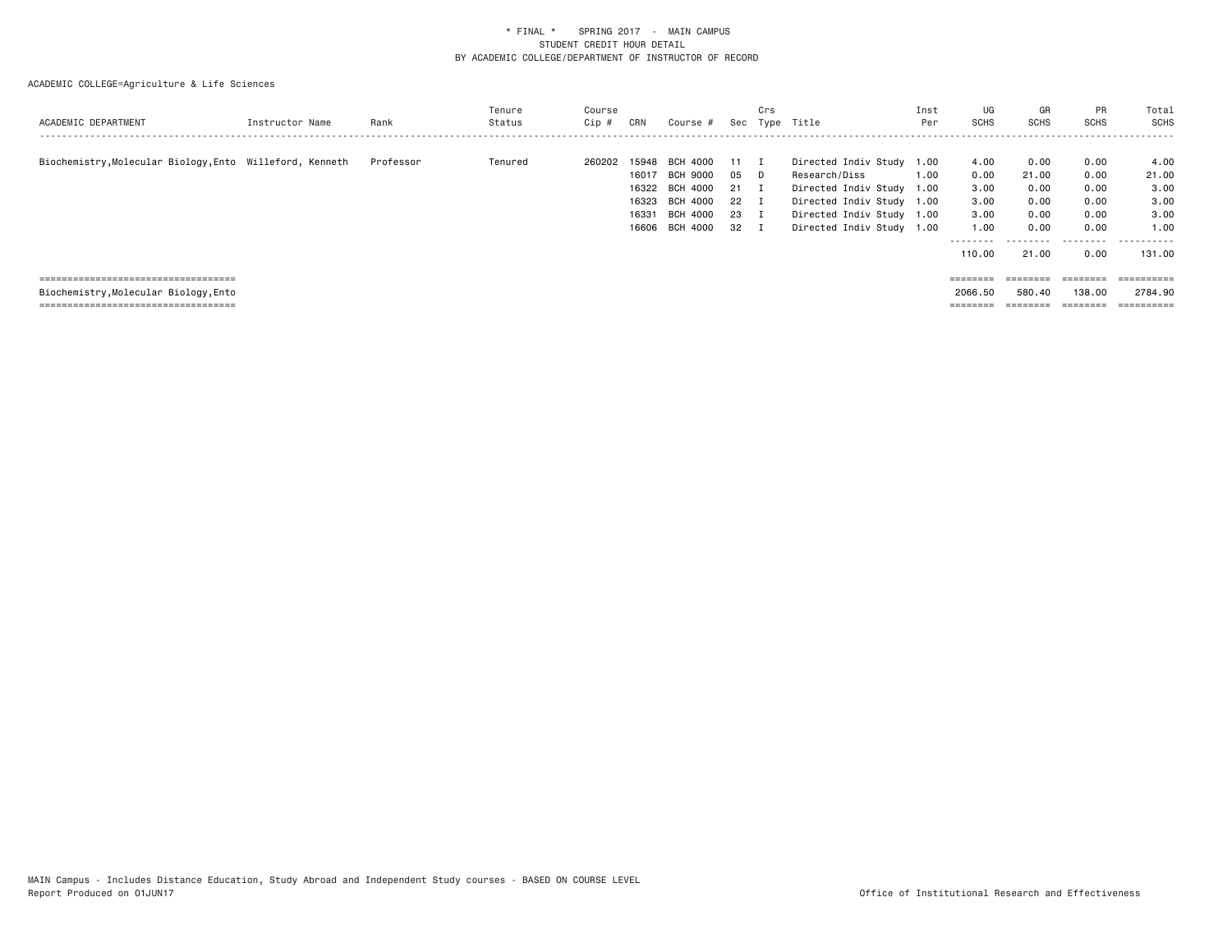\* FINAL \* SPRING 2017 - MAIN CAMPUS
STUDENT CREDIT HOUR DETAIL
BY ACADEMIC COLLEGE/DEPARTMENT OF INSTRUCTOR OF RECORD

ACADEMIC COLLEGE=Agriculture & Life Sciences

| ACADEMIC DEPARTMENT | Instructor Name | Rank | Tenure Status | Course Cip # | CRN | Course # | Sec | Crs Type | Title | Inst Per | UG SCHS | GR SCHS | PR SCHS | Total SCHS |
|---|---|---|---|---|---|---|---|---|---|---|---|---|---|---|
| Biochemistry,Molecular Biology,Ento | Willeford, Kenneth | Professor | Tenured | 260202 | 15948 | BCH 4000 | 11 | I | Directed Indiv Study | 1.00 | 4.00 | 0.00 | 0.00 | 4.00 |
| | | | | | 16017 | BCH 9000 | 05 | D | Research/Diss | 1.00 | 0.00 | 21.00 | 0.00 | 21.00 |
| | | | | | 16322 | BCH 4000 | 21 | I | Directed Indiv Study | 1.00 | 3.00 | 0.00 | 0.00 | 3.00 |
| | | | | | 16323 | BCH 4000 | 22 | I | Directed Indiv Study | 1.00 | 3.00 | 0.00 | 0.00 | 3.00 |
| | | | | | 16331 | BCH 4000 | 23 | I | Directed Indiv Study | 1.00 | 3.00 | 0.00 | 0.00 | 3.00 |
| | | | | | 16606 | BCH 4000 | 32 | I | Directed Indiv Study | 1.00 | 1.00 | 0.00 | 0.00 | 1.00 |
| | | | | | | | | | | | 110.00 | 21.00 | 0.00 | 131.00 |
| Biochemistry,Molecular Biology,Ento | | | | | | | | | | | 2066.50 | 580.40 | 138.00 | 2784.90 |

MAIN Campus - Includes Distance Education, Study Abroad and Independent Study courses - BASED ON COURSE LEVEL
Report Produced on 01JUN17

Office of Institutional Research and Effectiveness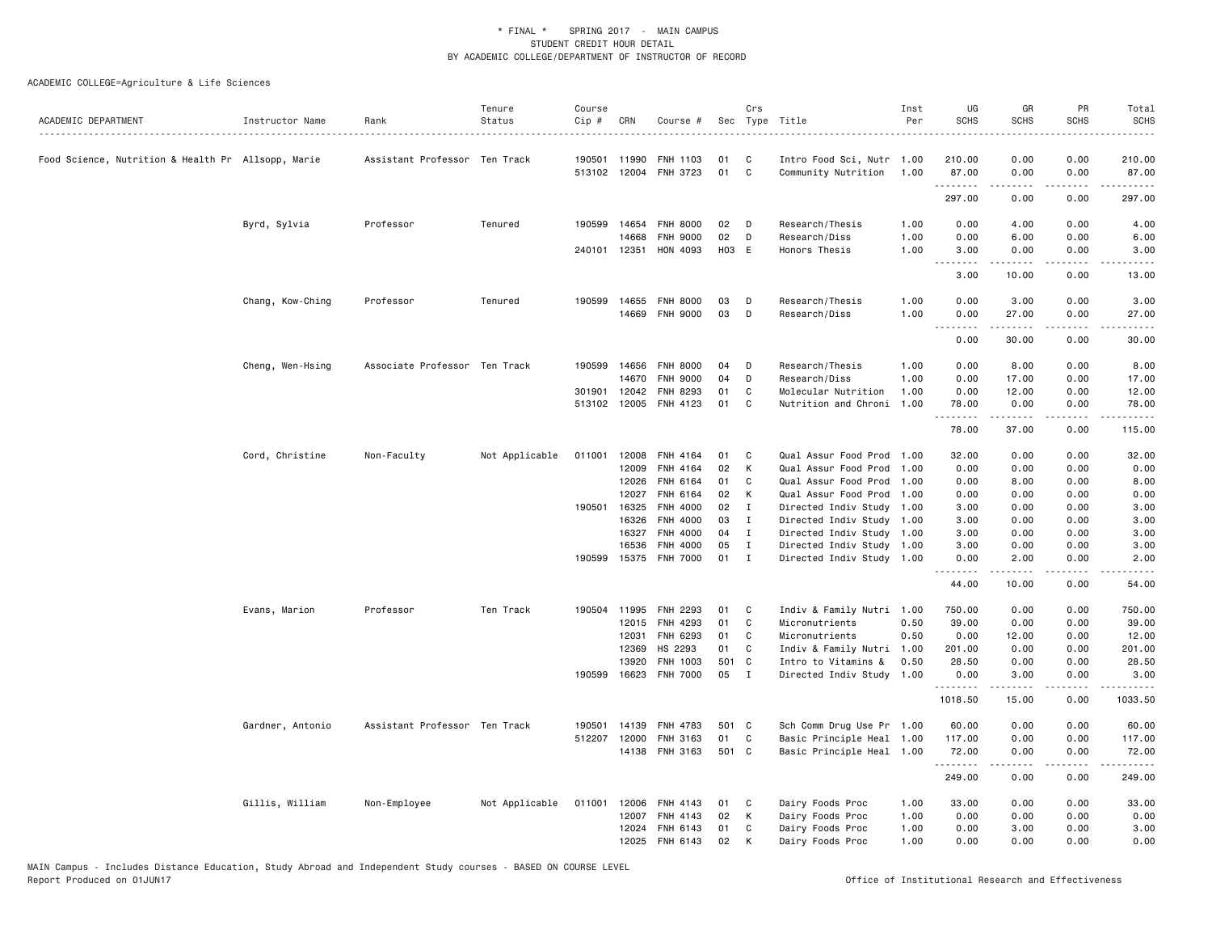\* FINAL \* SPRING 2017 - MAIN CAMPUS
STUDENT CREDIT HOUR DETAIL
BY ACADEMIC COLLEGE/DEPARTMENT OF INSTRUCTOR OF RECORD

ACADEMIC COLLEGE=Agriculture & Life Sciences

| ACADEMIC DEPARTMENT | Instructor Name | Rank | Tenure Status | Course Cip # | CRN | Course # | Sec | Crs Type | Title | Inst Per | UG SCHS | GR SCHS | PR SCHS | Total SCHS |
|---|---|---|---|---|---|---|---|---|---|---|---|---|---|---|
| Food Science, Nutrition & Health Pr | Allsopp, Marie | Assistant Professor | Ten Track | 190501 | 11990 | FNH 1103 | 01 | C | Intro Food Sci, Nutr | 1.00 | 210.00 | 0.00 | 0.00 | 210.00 |
| | | | | 513102 | 12004 | FNH 3723 | 01 | C | Community Nutrition | 1.00 | 87.00 | 0.00 | 0.00 | 87.00 |
| | | | | | | | | | | | 297.00 | 0.00 | 0.00 | 297.00 |
| | Byrd, Sylvia | Professor | Tenured | 190599 | 14654 | FNH 8000 | 02 | D | Research/Thesis | 1.00 | 0.00 | 4.00 | 0.00 | 4.00 |
| | | | | | 14668 | FNH 9000 | 02 | D | Research/Diss | 1.00 | 0.00 | 6.00 | 0.00 | 6.00 |
| | | | | 240101 | 12351 | HON 4093 | H03 | E | Honors Thesis | 1.00 | 3.00 | 0.00 | 0.00 | 3.00 |
| | | | | | | | | | | | 3.00 | 10.00 | 0.00 | 13.00 |
| | Chang, Kow-Ching | Professor | Tenured | 190599 | 14655 | FNH 8000 | 03 | D | Research/Thesis | 1.00 | 0.00 | 3.00 | 0.00 | 3.00 |
| | | | | | 14669 | FNH 9000 | 03 | D | Research/Diss | 1.00 | 0.00 | 27.00 | 0.00 | 27.00 |
| | | | | | | | | | | | 0.00 | 30.00 | 0.00 | 30.00 |
| | Cheng, Wen-Hsing | Associate Professor | Ten Track | 190599 | 14656 | FNH 8000 | 04 | D | Research/Thesis | 1.00 | 0.00 | 8.00 | 0.00 | 8.00 |
| | | | | | 14670 | FNH 9000 | 04 | D | Research/Diss | 1.00 | 0.00 | 17.00 | 0.00 | 17.00 |
| | | | | 301901 | 12042 | FNH 8293 | 01 | C | Molecular Nutrition | 1.00 | 0.00 | 12.00 | 0.00 | 12.00 |
| | | | | 513102 | 12005 | FNH 4123 | 01 | C | Nutrition and Chroni | 1.00 | 78.00 | 0.00 | 0.00 | 78.00 |
| | | | | | | | | | | | 78.00 | 37.00 | 0.00 | 115.00 |
| | Cord, Christine | Non-Faculty | Not Applicable | 011001 | 12008 | FNH 4164 | 01 | C | Qual Assur Food Prod | 1.00 | 32.00 | 0.00 | 0.00 | 32.00 |
| | | | | | 12009 | FNH 4164 | 02 | K | Qual Assur Food Prod | 1.00 | 0.00 | 0.00 | 0.00 | 0.00 |
| | | | | | 12026 | FNH 6164 | 01 | C | Qual Assur Food Prod | 1.00 | 0.00 | 8.00 | 0.00 | 8.00 |
| | | | | | 12027 | FNH 6164 | 02 | K | Qual Assur Food Prod | 1.00 | 0.00 | 0.00 | 0.00 | 0.00 |
| | | | | 190501 | 16325 | FNH 4000 | 02 | I | Directed Indiv Study | 1.00 | 3.00 | 0.00 | 0.00 | 3.00 |
| | | | | | 16326 | FNH 4000 | 03 | I | Directed Indiv Study | 1.00 | 3.00 | 0.00 | 0.00 | 3.00 |
| | | | | | 16327 | FNH 4000 | 04 | I | Directed Indiv Study | 1.00 | 3.00 | 0.00 | 0.00 | 3.00 |
| | | | | | 16536 | FNH 4000 | 05 | I | Directed Indiv Study | 1.00 | 3.00 | 0.00 | 0.00 | 3.00 |
| | | | | 190599 | 15375 | FNH 7000 | 01 | I | Directed Indiv Study | 1.00 | 0.00 | 2.00 | 0.00 | 2.00 |
| | | | | | | | | | | | 44.00 | 10.00 | 0.00 | 54.00 |
| | Evans, Marion | Professor | Ten Track | 190504 | 11995 | FNH 2293 | 01 | C | Indiv & Family Nutri | 1.00 | 750.00 | 0.00 | 0.00 | 750.00 |
| | | | | | 12015 | FNH 4293 | 01 | C | Micronutrients | 0.50 | 39.00 | 0.00 | 0.00 | 39.00 |
| | | | | | 12031 | FNH 6293 | 01 | C | Micronutrients | 0.50 | 0.00 | 12.00 | 0.00 | 12.00 |
| | | | | | 12369 | HS 2293 | 01 | C | Indiv & Family Nutri | 1.00 | 201.00 | 0.00 | 0.00 | 201.00 |
| | | | | | 13920 | FNH 1003 | 501 | C | Intro to Vitamins & | 0.50 | 28.50 | 0.00 | 0.00 | 28.50 |
| | | | | 190599 | 16623 | FNH 7000 | 05 | I | Directed Indiv Study | 1.00 | 0.00 | 3.00 | 0.00 | 3.00 |
| | | | | | | | | | | | 1018.50 | 15.00 | 0.00 | 1033.50 |
| | Gardner, Antonio | Assistant Professor | Ten Track | 190501 | 14139 | FNH 4783 | 501 | C | Sch Comm Drug Use Pr | 1.00 | 60.00 | 0.00 | 0.00 | 60.00 |
| | | | | 512207 | 12000 | FNH 3163 | 01 | C | Basic Principle Heal | 1.00 | 117.00 | 0.00 | 0.00 | 117.00 |
| | | | | | 14138 | FNH 3163 | 501 | C | Basic Principle Heal | 1.00 | 72.00 | 0.00 | 0.00 | 72.00 |
| | | | | | | | | | | | 249.00 | 0.00 | 0.00 | 249.00 |
| | Gillis, William | Non-Employee | Not Applicable | 011001 | 12006 | FNH 4143 | 01 | C | Dairy Foods Proc | 1.00 | 33.00 | 0.00 | 0.00 | 33.00 |
| | | | | | 12007 | FNH 4143 | 02 | K | Dairy Foods Proc | 1.00 | 0.00 | 0.00 | 0.00 | 0.00 |
| | | | | | 12024 | FNH 6143 | 01 | C | Dairy Foods Proc | 1.00 | 0.00 | 3.00 | 0.00 | 3.00 |
| | | | | | 12025 | FNH 6143 | 02 | K | Dairy Foods Proc | 1.00 | 0.00 | 0.00 | 0.00 | 0.00 |

MAIN Campus - Includes Distance Education, Study Abroad and Independent Study courses - BASED ON COURSE LEVEL
Report Produced on 01JUN17

Office of Institutional Research and Effectiveness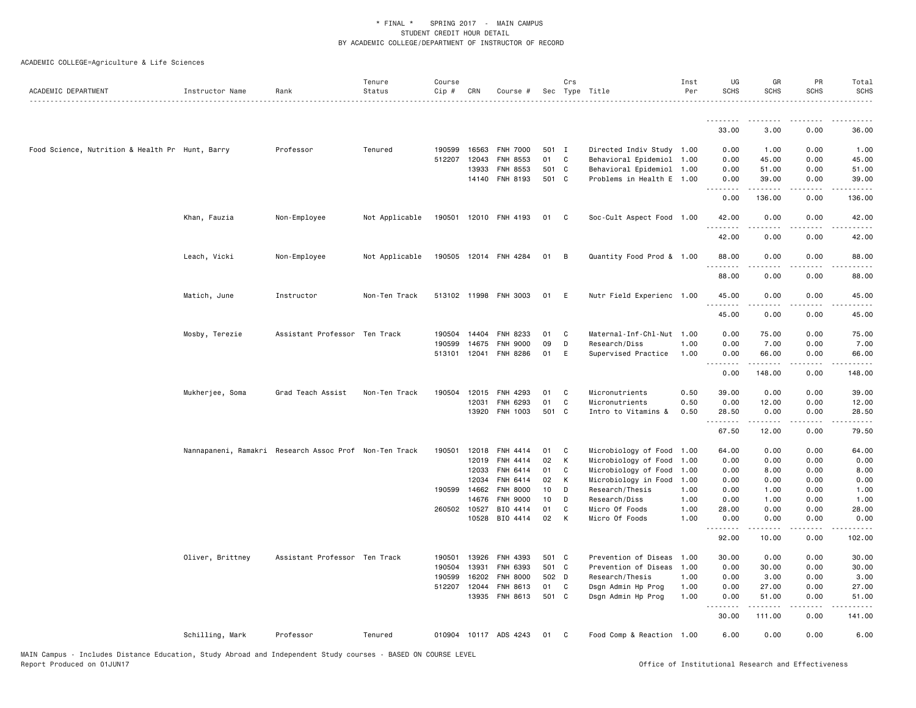\* FINAL \* SPRING 2017 - MAIN CAMPUS
STUDENT CREDIT HOUR DETAIL
BY ACADEMIC COLLEGE/DEPARTMENT OF INSTRUCTOR OF RECORD

ACADEMIC COLLEGE=Agriculture & Life Sciences

| ACADEMIC DEPARTMENT | Instructor Name | Rank | Tenure Status | Course Cip # | CRN | Course # | Sec | Crs Type | Title | Inst Per | UG SCHS | GR SCHS | PR SCHS | Total SCHS |
|---|---|---|---|---|---|---|---|---|---|---|---|---|---|---|
| | | | | | | | | | | | 33.00 | 3.00 | 0.00 | 36.00 |
| Food Science, Nutrition & Health Pr | Hunt, Barry | Professor | Tenured | 190599 | 16563 | FNH 7000 | 501 | I | Directed Indiv Study | 1.00 | 0.00 | 1.00 | 0.00 | 1.00 |
| | | | | 512207 | 12043 | FNH 8553 | 01 | C | Behavioral Epidemiol | 1.00 | 0.00 | 45.00 | 0.00 | 45.00 |
| | | | | | 13933 | FNH 8553 | 501 | C | Behavioral Epidemiol | 1.00 | 0.00 | 51.00 | 0.00 | 51.00 |
| | | | | | 14140 | FNH 8193 | 501 | C | Problems in Health E | 1.00 | 0.00 | 39.00 | 0.00 | 39.00 |
| | | | | | | | | | | | 0.00 | 136.00 | 0.00 | 136.00 |
| | Khan, Fauzia | Non-Employee | Not Applicable | 190501 | 12010 | FNH 4193 | 01 | C | Soc-Cult Aspect Food | 1.00 | 42.00 | 0.00 | 0.00 | 42.00 |
| | | | | | | | | | | | 42.00 | 0.00 | 0.00 | 42.00 |
| | Leach, Vicki | Non-Employee | Not Applicable | 190505 | 12014 | FNH 4284 | 01 | B | Quantity Food Prod & | 1.00 | 88.00 | 0.00 | 0.00 | 88.00 |
| | | | | | | | | | | | 88.00 | 0.00 | 0.00 | 88.00 |
| | Matich, June | Instructor | Non-Ten Track | 513102 | 11998 | FNH 3003 | 01 | E | Nutr Field Experienc | 1.00 | 45.00 | 0.00 | 0.00 | 45.00 |
| | | | | | | | | | | | 45.00 | 0.00 | 0.00 | 45.00 |
| | Mosby, Terezie | Assistant Professor | Ten Track | 190504 | 14404 | FNH 8233 | 01 | C | Maternal-Inf-Chl-Nut | 1.00 | 0.00 | 75.00 | 0.00 | 75.00 |
| | | | | 190599 | 14675 | FNH 9000 | 09 | D | Research/Diss | 1.00 | 0.00 | 7.00 | 0.00 | 7.00 |
| | | | | 513101 | 12041 | FNH 8286 | 01 | E | Supervised Practice | 1.00 | 0.00 | 66.00 | 0.00 | 66.00 |
| | | | | | | | | | | | 0.00 | 148.00 | 0.00 | 148.00 |
| | Mukherjee, Soma | Grad Teach Assist | Non-Ten Track | 190504 | 12015 | FNH 4293 | 01 | C | Micronutrients | 0.50 | 39.00 | 0.00 | 0.00 | 39.00 |
| | | | | | 12031 | FNH 6293 | 01 | C | Micronutrients | 0.50 | 0.00 | 12.00 | 0.00 | 12.00 |
| | | | | | 13920 | FNH 1003 | 501 | C | Intro to Vitamins & | 0.50 | 28.50 | 0.00 | 0.00 | 28.50 |
| | | | | | | | | | | | 67.50 | 12.00 | 0.00 | 79.50 |
| | Nannapaneni, Ramakri | Research Assoc Prof | Non-Ten Track | 190501 | 12018 | FNH 4414 | 01 | C | Microbiology of Food | 1.00 | 64.00 | 0.00 | 0.00 | 64.00 |
| | | | | | 12019 | FNH 4414 | 02 | K | Microbiology of Food | 1.00 | 0.00 | 0.00 | 0.00 | 0.00 |
| | | | | | 12033 | FNH 6414 | 01 | C | Microbiology of Food | 1.00 | 0.00 | 8.00 | 0.00 | 8.00 |
| | | | | | 12034 | FNH 6414 | 02 | K | Microbiology in Food | 1.00 | 0.00 | 0.00 | 0.00 | 0.00 |
| | | | | 190599 | 14662 | FNH 8000 | 10 | D | Research/Thesis | 1.00 | 0.00 | 1.00 | 0.00 | 1.00 |
| | | | | | 14676 | FNH 9000 | 10 | D | Research/Diss | 1.00 | 0.00 | 1.00 | 0.00 | 1.00 |
| | | | | 260502 | 10527 | BIO 4414 | 01 | C | Micro Of Foods | 1.00 | 28.00 | 0.00 | 0.00 | 28.00 |
| | | | | | 10528 | BIO 4414 | 02 | K | Micro Of Foods | 1.00 | 0.00 | 0.00 | 0.00 | 0.00 |
| | | | | | | | | | | | 92.00 | 10.00 | 0.00 | 102.00 |
| | Oliver, Brittney | Assistant Professor | Ten Track | 190501 | 13926 | FNH 4393 | 501 | C | Prevention of Diseas | 1.00 | 30.00 | 0.00 | 0.00 | 30.00 |
| | | | | 190504 | 13931 | FNH 6393 | 501 | C | Prevention of Diseas | 1.00 | 0.00 | 30.00 | 0.00 | 30.00 |
| | | | | 190599 | 16202 | FNH 8000 | 502 | D | Research/Thesis | 1.00 | 0.00 | 3.00 | 0.00 | 3.00 |
| | | | | 512207 | 12044 | FNH 8613 | 01 | C | Dsgn Admin Hp Prog | 1.00 | 0.00 | 27.00 | 0.00 | 27.00 |
| | | | | | 13935 | FNH 8613 | 501 | C | Dsgn Admin Hp Prog | 1.00 | 0.00 | 51.00 | 0.00 | 51.00 |
| | | | | | | | | | | | 30.00 | 111.00 | 0.00 | 141.00 |
| | Schilling, Mark | Professor | Tenured | 010904 | 10117 | ADS 4243 | 01 | C | Food Comp & Reaction | 1.00 | 6.00 | 0.00 | 0.00 | 6.00 |

MAIN Campus - Includes Distance Education, Study Abroad and Independent Study courses - BASED ON COURSE LEVEL
Report Produced on 01JUN17 Office of Institutional Research and Effectiveness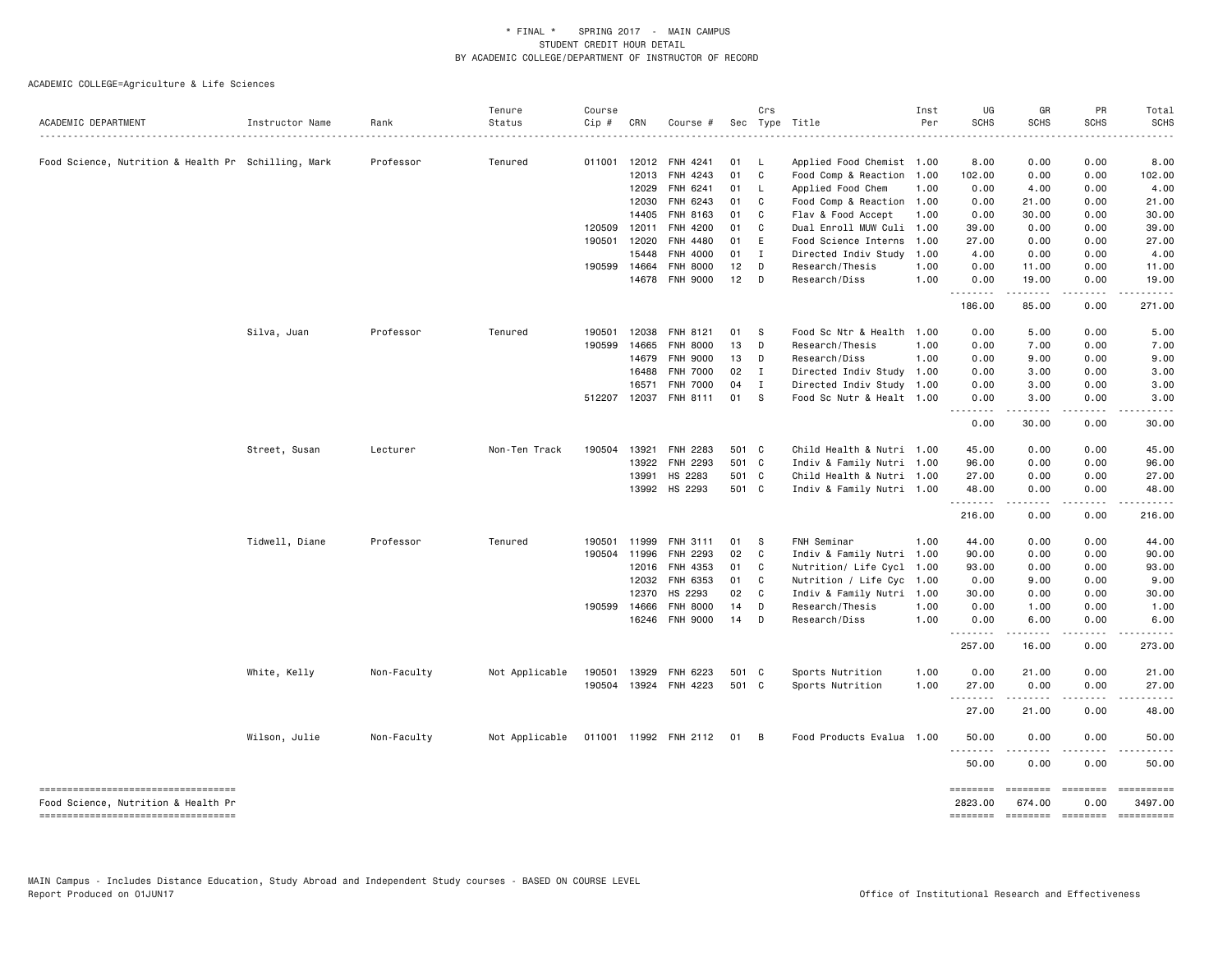\* FINAL \* SPRING 2017 - MAIN CAMPUS
STUDENT CREDIT HOUR DETAIL
BY ACADEMIC COLLEGE/DEPARTMENT OF INSTRUCTOR OF RECORD

ACADEMIC COLLEGE=Agriculture & Life Sciences

| ACADEMIC DEPARTMENT | Instructor Name | Rank | Tenure Status | Course Cip # | CRN | Course # | Sec | Crs Type | Title | Inst Per | UG SCHS | GR SCHS | PR SCHS | Total SCHS |
|---|---|---|---|---|---|---|---|---|---|---|---|---|---|---|
| Food Science, Nutrition & Health Pr | Schilling, Mark | Professor | Tenured | 011001 | 12012 | FNH 4241 | 01 | L | Applied Food Chemist | 1.00 | 8.00 | 0.00 | 0.00 | 8.00 |
| | | | | | 12013 | FNH 4243 | 01 | C | Food Comp & Reaction | 1.00 | 102.00 | 0.00 | 0.00 | 102.00 |
| | | | | | 12029 | FNH 6241 | 01 | L | Applied Food Chem | 1.00 | 0.00 | 4.00 | 0.00 | 4.00 |
| | | | | | 12030 | FNH 6243 | 01 | C | Food Comp & Reaction | 1.00 | 0.00 | 21.00 | 0.00 | 21.00 |
| | | | | | 14405 | FNH 8163 | 01 | C | Flav & Food Accept | 1.00 | 0.00 | 30.00 | 0.00 | 30.00 |
| | | | | 120509 | 12011 | FNH 4200 | 01 | C | Dual Enroll MUW Culi | 1.00 | 39.00 | 0.00 | 0.00 | 39.00 |
| | | | | 190501 | 12020 | FNH 4480 | 01 | E | Food Science Interns | 1.00 | 27.00 | 0.00 | 0.00 | 27.00 |
| | | | | | 15448 | FNH 4000 | 01 | I | Directed Indiv Study | 1.00 | 4.00 | 0.00 | 0.00 | 4.00 |
| | | | | 190599 | 14664 | FNH 8000 | 12 | D | Research/Thesis | 1.00 | 0.00 | 11.00 | 0.00 | 11.00 |
| | | | | | 14678 | FNH 9000 | 12 | D | Research/Diss | 1.00 | 0.00 | 19.00 | 0.00 | 19.00 |
| | | | | | | | | | | | 186.00 | 85.00 | 0.00 | 271.00 |
| | Silva, Juan | Professor | Tenured | 190501 | 12038 | FNH 8121 | 01 | S | Food Sc Ntr & Health | 1.00 | 0.00 | 5.00 | 0.00 | 5.00 |
| | | | | 190599 | 14665 | FNH 8000 | 13 | D | Research/Thesis | 1.00 | 0.00 | 7.00 | 0.00 | 7.00 |
| | | | | | 14679 | FNH 9000 | 13 | D | Research/Diss | 1.00 | 0.00 | 9.00 | 0.00 | 9.00 |
| | | | | | 16488 | FNH 7000 | 02 | I | Directed Indiv Study | 1.00 | 0.00 | 3.00 | 0.00 | 3.00 |
| | | | | | 16571 | FNH 7000 | 04 | I | Directed Indiv Study | 1.00 | 0.00 | 3.00 | 0.00 | 3.00 |
| | | | | 512207 | 12037 | FNH 8111 | 01 | S | Food Sc Nutr & Healt | 1.00 | 0.00 | 3.00 | 0.00 | 3.00 |
| | | | | | | | | | | | 0.00 | 30.00 | 0.00 | 30.00 |
| | Street, Susan | Lecturer | Non-Ten Track | 190504 | 13921 | FNH 2283 | 501 | C | Child Health & Nutri | 1.00 | 45.00 | 0.00 | 0.00 | 45.00 |
| | | | | | 13922 | FNH 2293 | 501 | C | Indiv & Family Nutri | 1.00 | 96.00 | 0.00 | 0.00 | 96.00 |
| | | | | | 13991 | HS 2283 | 501 | C | Child Health & Nutri | 1.00 | 27.00 | 0.00 | 0.00 | 27.00 |
| | | | | | 13992 | HS 2293 | 501 | C | Indiv & Family Nutri | 1.00 | 48.00 | 0.00 | 0.00 | 48.00 |
| | | | | | | | | | | | 216.00 | 0.00 | 0.00 | 216.00 |
| | Tidwell, Diane | Professor | Tenured | 190501 | 11999 | FNH 3111 | 01 | S | FNH Seminar | 1.00 | 44.00 | 0.00 | 0.00 | 44.00 |
| | | | | 190504 | 11996 | FNH 2293 | 02 | C | Indiv & Family Nutri | 1.00 | 90.00 | 0.00 | 0.00 | 90.00 |
| | | | | | 12016 | FNH 4353 | 01 | C | Nutrition/ Life Cycl | 1.00 | 93.00 | 0.00 | 0.00 | 93.00 |
| | | | | | 12032 | FNH 6353 | 01 | C | Nutrition / Life Cyc | 1.00 | 0.00 | 9.00 | 0.00 | 9.00 |
| | | | | | 12370 | HS 2293 | 02 | C | Indiv & Family Nutri | 1.00 | 30.00 | 0.00 | 0.00 | 30.00 |
| | | | | 190599 | 14666 | FNH 8000 | 14 | D | Research/Thesis | 1.00 | 0.00 | 1.00 | 0.00 | 1.00 |
| | | | | | 16246 | FNH 9000 | 14 | D | Research/Diss | 1.00 | 0.00 | 6.00 | 0.00 | 6.00 |
| | | | | | | | | | | | 257.00 | 16.00 | 0.00 | 273.00 |
| | White, Kelly | Non-Faculty | Not Applicable | 190501 | 13929 | FNH 6223 | 501 | C | Sports Nutrition | 1.00 | 0.00 | 21.00 | 0.00 | 21.00 |
| | | | | 190504 | 13924 | FNH 4223 | 501 | C | Sports Nutrition | 1.00 | 27.00 | 0.00 | 0.00 | 27.00 |
| | | | | | | | | | | | 27.00 | 21.00 | 0.00 | 48.00 |
| | Wilson, Julie | Non-Faculty | Not Applicable | 011001 | 11992 | FNH 2112 | 01 | B | Food Products Evalua | 1.00 | 50.00 | 0.00 | 0.00 | 50.00 |
| | | | | | | | | | | | 50.00 | 0.00 | 0.00 | 50.00 |
| Food Science, Nutrition & Health Pr | | | | | | | | | | | 2823.00 | 674.00 | 0.00 | 3497.00 |

MAIN Campus - Includes Distance Education, Study Abroad and Independent Study courses - BASED ON COURSE LEVEL
Report Produced on 01JUN17

Office of Institutional Research and Effectiveness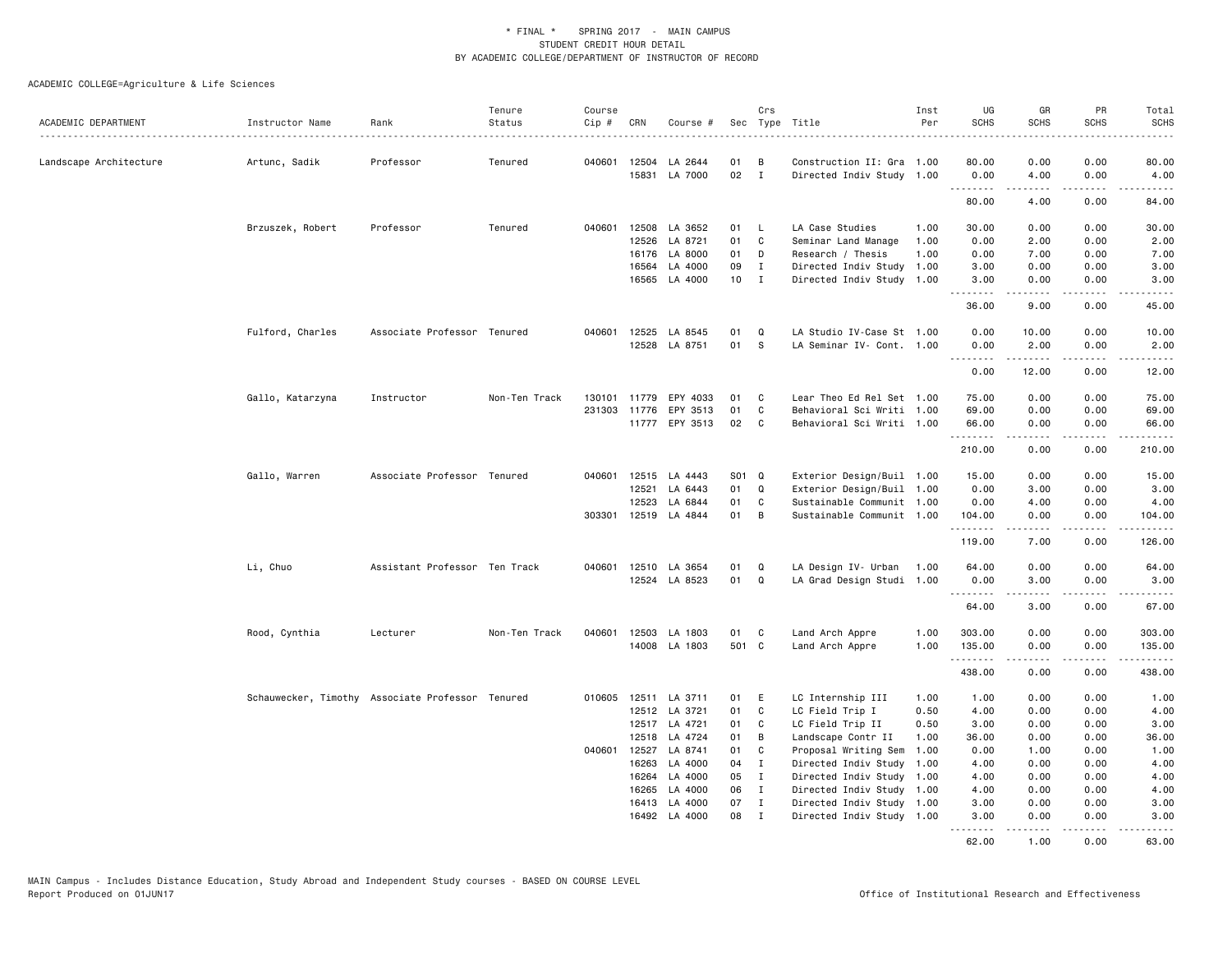\* FINAL \* SPRING 2017 - MAIN CAMPUS
STUDENT CREDIT HOUR DETAIL
BY ACADEMIC COLLEGE/DEPARTMENT OF INSTRUCTOR OF RECORD

ACADEMIC COLLEGE=Agriculture & Life Sciences

| ACADEMIC DEPARTMENT | Instructor Name | Rank | Tenure Status | Course Cip # | CRN | Course # | Sec | Crs Type | Title | Inst Per | UG SCHS | GR SCHS | PR SCHS | Total SCHS |
|---|---|---|---|---|---|---|---|---|---|---|---|---|---|---|
| Landscape Architecture | Artunc, Sadik | Professor | Tenured | 040601 | 12504 | LA 2644 | 01 | B | Construction II: Gra | 1.00 | 80.00 | 0.00 | 0.00 | 80.00 |
| | | | | | 15831 | LA 7000 | 02 | I | Directed Indiv Study | 1.00 | 0.00 | 4.00 | 0.00 | 4.00 |
| | | | | | | | | | | | 80.00 | 4.00 | 0.00 | 84.00 |
| | Brzuszek, Robert | Professor | Tenured | 040601 | 12508 | LA 3652 | 01 | L | LA Case Studies | 1.00 | 30.00 | 0.00 | 0.00 | 30.00 |
| | | | | | 12526 | LA 8721 | 01 | C | Seminar Land Manage | 1.00 | 0.00 | 2.00 | 0.00 | 2.00 |
| | | | | | 16176 | LA 8000 | 01 | D | Research / Thesis | 1.00 | 0.00 | 7.00 | 0.00 | 7.00 |
| | | | | | 16564 | LA 4000 | 09 | I | Directed Indiv Study | 1.00 | 3.00 | 0.00 | 0.00 | 3.00 |
| | | | | | 16565 | LA 4000 | 10 | I | Directed Indiv Study | 1.00 | 3.00 | 0.00 | 0.00 | 3.00 |
| | | | | | | | | | | | 36.00 | 9.00 | 0.00 | 45.00 |
| | Fulford, Charles | Associate Professor | Tenured | 040601 | 12525 | LA 8545 | 01 | Q | LA Studio IV-Case St | 1.00 | 0.00 | 10.00 | 0.00 | 10.00 |
| | | | | | 12528 | LA 8751 | 01 | S | LA Seminar IV- Cont. | 1.00 | 0.00 | 2.00 | 0.00 | 2.00 |
| | | | | | | | | | | | 0.00 | 12.00 | 0.00 | 12.00 |
| | Gallo, Katarzyna | Instructor | Non-Ten Track | 130101 | 11779 | EPY 4033 | 01 | C | Lear Theo Ed Rel Set | 1.00 | 75.00 | 0.00 | 0.00 | 75.00 |
| | | | | 231303 | 11776 | EPY 3513 | 01 | C | Behavioral Sci Writi | 1.00 | 69.00 | 0.00 | 0.00 | 69.00 |
| | | | | | 11777 | EPY 3513 | 02 | C | Behavioral Sci Writi | 1.00 | 66.00 | 0.00 | 0.00 | 66.00 |
| | | | | | | | | | | | 210.00 | 0.00 | 0.00 | 210.00 |
| | Gallo, Warren | Associate Professor | Tenured | 040601 | 12515 | LA 4443 | S01 | Q | Exterior Design/Buil | 1.00 | 15.00 | 0.00 | 0.00 | 15.00 |
| | | | | | 12521 | LA 6443 | 01 | Q | Exterior Design/Buil | 1.00 | 0.00 | 3.00 | 0.00 | 3.00 |
| | | | | | 12523 | LA 6844 | 01 | C | Sustainable Communit | 1.00 | 0.00 | 4.00 | 0.00 | 4.00 |
| | | | | 303301 | 12519 | LA 4844 | 01 | B | Sustainable Communit | 1.00 | 104.00 | 0.00 | 0.00 | 104.00 |
| | | | | | | | | | | | 119.00 | 7.00 | 0.00 | 126.00 |
| | Li, Chuo | Assistant Professor | Ten Track | 040601 | 12510 | LA 3654 | 01 | Q | LA Design IV- Urban | 1.00 | 64.00 | 0.00 | 0.00 | 64.00 |
| | | | | | 12524 | LA 8523 | 01 | Q | LA Grad Design Studi | 1.00 | 0.00 | 3.00 | 0.00 | 3.00 |
| | | | | | | | | | | | 64.00 | 3.00 | 0.00 | 67.00 |
| | Rood, Cynthia | Lecturer | Non-Ten Track | 040601 | 12503 | LA 1803 | 01 | C | Land Arch Appre | 1.00 | 303.00 | 0.00 | 0.00 | 303.00 |
| | | | | | 14008 | LA 1803 | 501 | C | Land Arch Appre | 1.00 | 135.00 | 0.00 | 0.00 | 135.00 |
| | | | | | | | | | | | 438.00 | 0.00 | 0.00 | 438.00 |
| | Schauwecker, Timothy | Associate Professor | Tenured | 010605 | 12511 | LA 3711 | 01 | E | LC Internship III | 1.00 | 1.00 | 0.00 | 0.00 | 1.00 |
| | | | | | 12512 | LA 3721 | 01 | C | LC Field Trip I | 0.50 | 4.00 | 0.00 | 0.00 | 4.00 |
| | | | | | 12517 | LA 4721 | 01 | C | LC Field Trip II | 0.50 | 3.00 | 0.00 | 0.00 | 3.00 |
| | | | | | 12518 | LA 4724 | 01 | B | Landscape Contr II | 1.00 | 36.00 | 0.00 | 0.00 | 36.00 |
| | | | | 040601 | 12527 | LA 8741 | 01 | C | Proposal Writing Sem | 1.00 | 0.00 | 1.00 | 0.00 | 1.00 |
| | | | | | 16263 | LA 4000 | 04 | I | Directed Indiv Study | 1.00 | 4.00 | 0.00 | 0.00 | 4.00 |
| | | | | | 16264 | LA 4000 | 05 | I | Directed Indiv Study | 1.00 | 4.00 | 0.00 | 0.00 | 4.00 |
| | | | | | 16265 | LA 4000 | 06 | I | Directed Indiv Study | 1.00 | 4.00 | 0.00 | 0.00 | 4.00 |
| | | | | | 16413 | LA 4000 | 07 | I | Directed Indiv Study | 1.00 | 3.00 | 0.00 | 0.00 | 3.00 |
| | | | | | 16492 | LA 4000 | 08 | I | Directed Indiv Study | 1.00 | 3.00 | 0.00 | 0.00 | 3.00 |
| | | | | | | | | | | | 62.00 | 1.00 | 0.00 | 63.00 |

MAIN Campus - Includes Distance Education, Study Abroad and Independent Study courses - BASED ON COURSE LEVEL
Report Produced on 01JUN17 — Office of Institutional Research and Effectiveness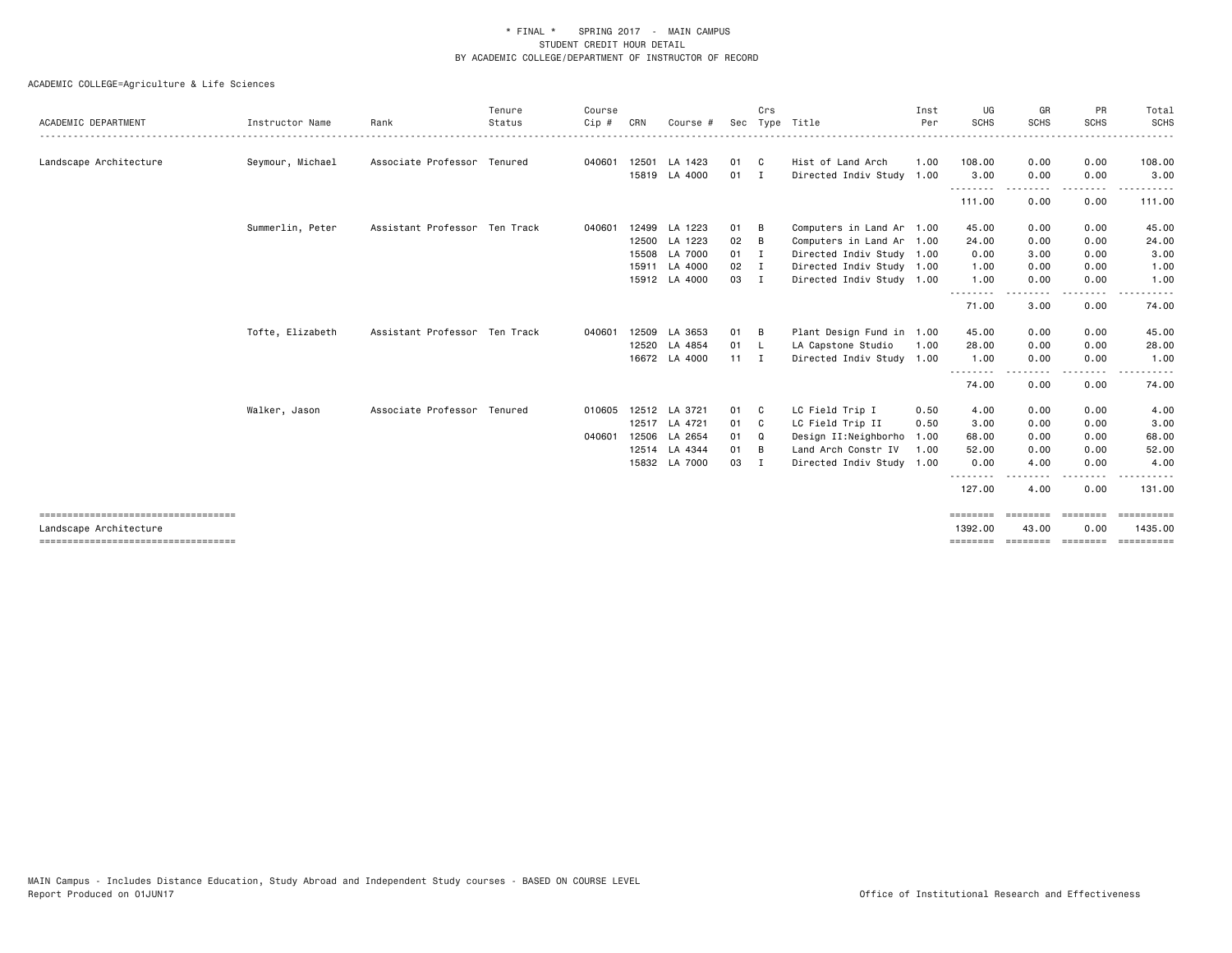\* FINAL \* SPRING 2017 - MAIN CAMPUS
STUDENT CREDIT HOUR DETAIL
BY ACADEMIC COLLEGE/DEPARTMENT OF INSTRUCTOR OF RECORD

ACADEMIC COLLEGE=Agriculture & Life Sciences

| ACADEMIC DEPARTMENT | Instructor Name | Rank | Tenure Status | Course Cip # | CRN | Course # | Sec | Crs Type | Title | Inst Per | UG SCHS | GR SCHS | PR SCHS | Total SCHS |
|---|---|---|---|---|---|---|---|---|---|---|---|---|---|---|
| Landscape Architecture | Seymour, Michael | Associate Professor | Tenured | 040601 | 12501 | LA 1423 | 01 | C | Hist of Land Arch | 1.00 | 108.00 | 0.00 | 0.00 | 108.00 |
| | | | | | 15819 | LA 4000 | 01 | I | Directed Indiv Study | 1.00 | 3.00 | 0.00 | 0.00 | 3.00 |
| | | | | | | | | | | | 111.00 | 0.00 | 0.00 | 111.00 |
| | Summerlin, Peter | Assistant Professor | Ten Track | 040601 | 12499 | LA 1223 | 01 | B | Computers in Land Ar | 1.00 | 45.00 | 0.00 | 0.00 | 45.00 |
| | | | | | 12500 | LA 1223 | 02 | B | Computers in Land Ar | 1.00 | 24.00 | 0.00 | 0.00 | 24.00 |
| | | | | | 15508 | LA 7000 | 01 | I | Directed Indiv Study | 1.00 | 0.00 | 3.00 | 0.00 | 3.00 |
| | | | | | 15911 | LA 4000 | 02 | I | Directed Indiv Study | 1.00 | 1.00 | 0.00 | 0.00 | 1.00 |
| | | | | | 15912 | LA 4000 | 03 | I | Directed Indiv Study | 1.00 | 1.00 | 0.00 | 0.00 | 1.00 |
| | | | | | | | | | | | 71.00 | 3.00 | 0.00 | 74.00 |
| | Tofte, Elizabeth | Assistant Professor | Ten Track | 040601 | 12509 | LA 3653 | 01 | B | Plant Design Fund in | 1.00 | 45.00 | 0.00 | 0.00 | 45.00 |
| | | | | | 12520 | LA 4854 | 01 | L | LA Capstone Studio | 1.00 | 28.00 | 0.00 | 0.00 | 28.00 |
| | | | | | 16672 | LA 4000 | 11 | I | Directed Indiv Study | 1.00 | 1.00 | 0.00 | 0.00 | 1.00 |
| | | | | | | | | | | | 74.00 | 0.00 | 0.00 | 74.00 |
| | Walker, Jason | Associate Professor | Tenured | 010605 | 12512 | LA 3721 | 01 | C | LC Field Trip I | 0.50 | 4.00 | 0.00 | 0.00 | 4.00 |
| | | | | | 12517 | LA 4721 | 01 | C | LC Field Trip II | 0.50 | 3.00 | 0.00 | 0.00 | 3.00 |
| | | | | 040601 | 12506 | LA 2654 | 01 | Q | Design II:Neighborho | 1.00 | 68.00 | 0.00 | 0.00 | 68.00 |
| | | | | | 12514 | LA 4344 | 01 | B | Land Arch Constr IV | 1.00 | 52.00 | 0.00 | 0.00 | 52.00 |
| | | | | | 15832 | LA 7000 | 03 | I | Directed Indiv Study | 1.00 | 0.00 | 4.00 | 0.00 | 4.00 |
| | | | | | | | | | | | 127.00 | 4.00 | 0.00 | 131.00 |
| Landscape Architecture | | | | | | | | | | | 1392.00 | 43.00 | 0.00 | 1435.00 |

MAIN Campus - Includes Distance Education, Study Abroad and Independent Study courses - BASED ON COURSE LEVEL
Report Produced on 01JUN17

Office of Institutional Research and Effectiveness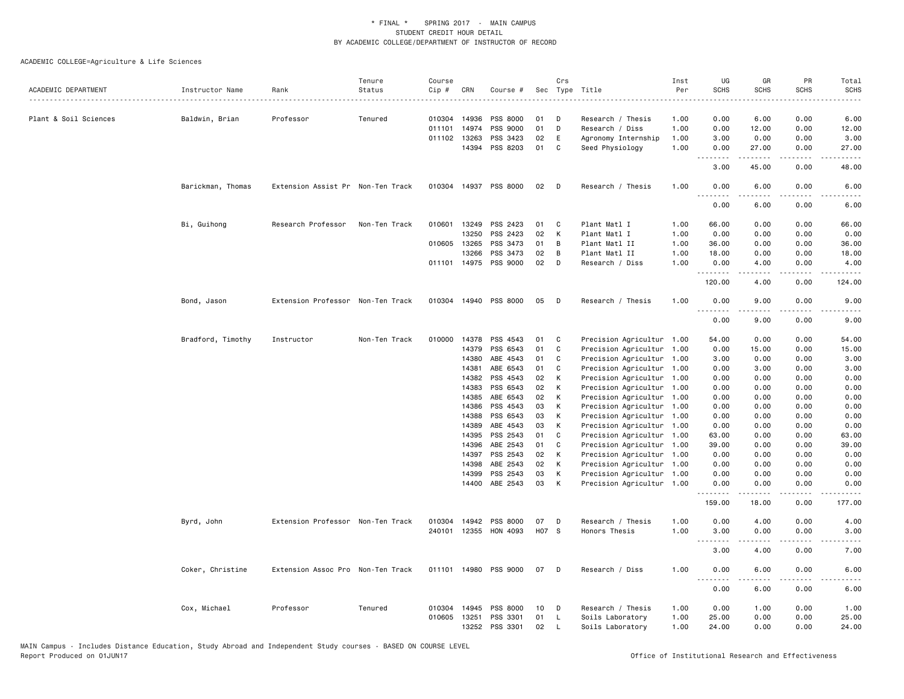\* FINAL \*   SPRING 2017 - MAIN CAMPUS
STUDENT CREDIT HOUR DETAIL
BY ACADEMIC COLLEGE/DEPARTMENT OF INSTRUCTOR OF RECORD

ACADEMIC COLLEGE=Agriculture & Life Sciences

| ACADEMIC DEPARTMENT | Instructor Name | Rank | Tenure Status | Course Cip # | CRN | Course # | Sec | Crs Type | Title | Inst Per | UG SCHS | GR SCHS | PR SCHS | Total SCHS |
|---|---|---|---|---|---|---|---|---|---|---|---|---|---|---|
| Plant & Soil Sciences | Baldwin, Brian | Professor | Tenured | 010304 | 14936 | PSS 8000 | 01 | D | Research / Thesis | 1.00 | 0.00 | 6.00 | 0.00 | 6.00 |
| | | | | 011101 | 14974 | PSS 9000 | 01 | D | Research / Diss | 1.00 | 0.00 | 12.00 | 0.00 | 12.00 |
| | | | | 011102 | 13263 | PSS 3423 | 02 | E | Agronomy Internship | 1.00 | 3.00 | 0.00 | 0.00 | 3.00 |
| | | | | | 14394 | PSS 8203 | 01 | C | Seed Physiology | 1.00 | 0.00 | 27.00 | 0.00 | 27.00 |
| | | | | | | | | | | | 3.00 | 45.00 | 0.00 | 48.00 |
| | Barickman, Thomas | Extension Assist Pr | Non-Ten Track | 010304 | 14937 | PSS 8000 | 02 | D | Research / Thesis | 1.00 | 0.00 | 6.00 | 0.00 | 6.00 |
| | | | | | | | | | | | 0.00 | 6.00 | 0.00 | 6.00 |
| | Bi, Guihong | Research Professor | Non-Ten Track | 010601 | 13249 | PSS 2423 | 01 | C | Plant Matl I | 1.00 | 66.00 | 0.00 | 0.00 | 66.00 |
| | | | | | 13250 | PSS 2423 | 02 | K | Plant Matl I | 1.00 | 0.00 | 0.00 | 0.00 | 0.00 |
| | | | | 010605 | 13265 | PSS 3473 | 01 | B | Plant Matl II | 1.00 | 36.00 | 0.00 | 0.00 | 36.00 |
| | | | | | 13266 | PSS 3473 | 02 | B | Plant Matl II | 1.00 | 18.00 | 0.00 | 0.00 | 18.00 |
| | | | | 011101 | 14975 | PSS 9000 | 02 | D | Research / Diss | 1.00 | 0.00 | 4.00 | 0.00 | 4.00 |
| | | | | | | | | | | | 120.00 | 4.00 | 0.00 | 124.00 |
| | Bond, Jason | Extension Professor | Non-Ten Track | 010304 | 14940 | PSS 8000 | 05 | D | Research / Thesis | 1.00 | 0.00 | 9.00 | 0.00 | 9.00 |
| | | | | | | | | | | | 0.00 | 9.00 | 0.00 | 9.00 |
| | Bradford, Timothy | Instructor | Non-Ten Track | 010000 | 14378 | PSS 4543 | 01 | C | Precision Agricultur | 1.00 | 54.00 | 0.00 | 0.00 | 54.00 |
| | | | | | 14379 | PSS 6543 | 01 | C | Precision Agricultur | 1.00 | 0.00 | 15.00 | 0.00 | 15.00 |
| | | | | | 14380 | ABE 4543 | 01 | C | Precision Agricultur | 1.00 | 3.00 | 0.00 | 0.00 | 3.00 |
| | | | | | 14381 | ABE 6543 | 01 | C | Precision Agricultur | 1.00 | 0.00 | 3.00 | 0.00 | 3.00 |
| | | | | | 14382 | PSS 4543 | 02 | K | Precision Agricultur | 1.00 | 0.00 | 0.00 | 0.00 | 0.00 |
| | | | | | 14383 | PSS 6543 | 02 | K | Precision Agricultur | 1.00 | 0.00 | 0.00 | 0.00 | 0.00 |
| | | | | | 14385 | ABE 6543 | 02 | K | Precision Agricultur | 1.00 | 0.00 | 0.00 | 0.00 | 0.00 |
| | | | | | 14386 | PSS 4543 | 03 | K | Precision Agricultur | 1.00 | 0.00 | 0.00 | 0.00 | 0.00 |
| | | | | | 14388 | PSS 6543 | 03 | K | Precision Agricultur | 1.00 | 0.00 | 0.00 | 0.00 | 0.00 |
| | | | | | 14389 | ABE 4543 | 03 | K | Precision Agricultur | 1.00 | 0.00 | 0.00 | 0.00 | 0.00 |
| | | | | | 14395 | PSS 2543 | 01 | C | Precision Agricultur | 1.00 | 63.00 | 0.00 | 0.00 | 63.00 |
| | | | | | 14396 | ABE 2543 | 01 | C | Precision Agricultur | 1.00 | 39.00 | 0.00 | 0.00 | 39.00 |
| | | | | | 14397 | PSS 2543 | 02 | K | Precision Agricultur | 1.00 | 0.00 | 0.00 | 0.00 | 0.00 |
| | | | | | 14398 | ABE 2543 | 02 | K | Precision Agricultur | 1.00 | 0.00 | 0.00 | 0.00 | 0.00 |
| | | | | | 14399 | PSS 2543 | 03 | K | Precision Agricultur | 1.00 | 0.00 | 0.00 | 0.00 | 0.00 |
| | | | | | 14400 | ABE 2543 | 03 | K | Precision Agricultur | 1.00 | 0.00 | 0.00 | 0.00 | 0.00 |
| | | | | | | | | | | | 159.00 | 18.00 | 0.00 | 177.00 |
| | Byrd, John | Extension Professor | Non-Ten Track | 010304 | 14942 | PSS 8000 | 07 | D | Research / Thesis | 1.00 | 0.00 | 4.00 | 0.00 | 4.00 |
| | | | | 240101 | 12355 | HON 4093 | H07 | S | Honors Thesis | 1.00 | 3.00 | 0.00 | 0.00 | 3.00 |
| | | | | | | | | | | | 3.00 | 4.00 | 0.00 | 7.00 |
| | Coker, Christine | Extension Assoc Pro | Non-Ten Track | 011101 | 14980 | PSS 9000 | 07 | D | Research / Diss | 1.00 | 0.00 | 6.00 | 0.00 | 6.00 |
| | | | | | | | | | | | 0.00 | 6.00 | 0.00 | 6.00 |
| | Cox, Michael | Professor | Tenured | 010304 | 14945 | PSS 8000 | 10 | D | Research / Thesis | 1.00 | 0.00 | 1.00 | 0.00 | 1.00 |
| | | | | 010605 | 13251 | PSS 3301 | 01 | L | Soils Laboratory | 1.00 | 25.00 | 0.00 | 0.00 | 25.00 |
| | | | | | 13252 | PSS 3301 | 02 | L | Soils Laboratory | 1.00 | 24.00 | 0.00 | 0.00 | 24.00 |

MAIN Campus - Includes Distance Education, Study Abroad and Independent Study courses - BASED ON COURSE LEVEL
Report Produced on 01JUN17    Office of Institutional Research and Effectiveness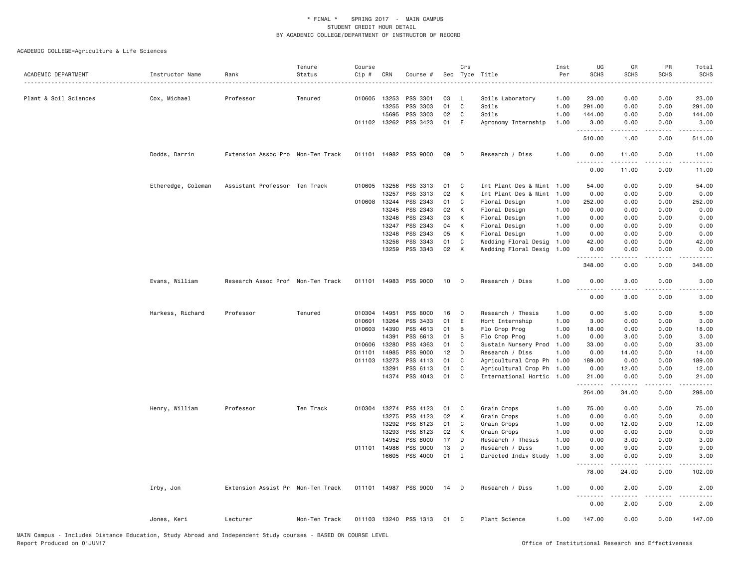\* FINAL \* SPRING 2017 - MAIN CAMPUS
STUDENT CREDIT HOUR DETAIL
BY ACADEMIC COLLEGE/DEPARTMENT OF INSTRUCTOR OF RECORD

ACADEMIC COLLEGE=Agriculture & Life Sciences

| ACADEMIC DEPARTMENT | Instructor Name | Rank | Tenure Status | Course Cip # | CRN | Course # | Sec | Crs Type | Title | Inst Per | UG SCHS | GR SCHS | PR SCHS | Total SCHS |
|---|---|---|---|---|---|---|---|---|---|---|---|---|---|---|
| Plant & Soil Sciences | Cox, Michael | Professor | Tenured | 010605 | 13253 | PSS 3301 | 03 | L | Soils Laboratory | 1.00 | 23.00 | 0.00 | 0.00 | 23.00 |
| | | | | | 13255 | PSS 3303 | 01 | C | Soils | 1.00 | 291.00 | 0.00 | 0.00 | 291.00 |
| | | | | | 15695 | PSS 3303 | 02 | C | Soils | 1.00 | 144.00 | 0.00 | 0.00 | 144.00 |
| | | | | 011102 | 13262 | PSS 3423 | 01 | E | Agronomy Internship | 1.00 | 3.00 | 0.00 | 0.00 | 3.00 |
| | | | | | | | | | | | 510.00 | 1.00 | 0.00 | 511.00 |
| | Dodds, Darrin | Extension Assoc Pro | Non-Ten Track | 011101 | 14982 | PSS 9000 | 09 | D | Research / Diss | 1.00 | 0.00 | 11.00 | 0.00 | 11.00 |
| | | | | | | | | | | | 0.00 | 11.00 | 0.00 | 11.00 |
| | Etheredge, Coleman | Assistant Professor | Ten Track | 010605 | 13256 | PSS 3313 | 01 | C | Int Plant Des & Mint | 1.00 | 54.00 | 0.00 | 0.00 | 54.00 |
| | | | | | 13257 | PSS 3313 | 02 | K | Int Plant Des & Mint | 1.00 | 0.00 | 0.00 | 0.00 | 0.00 |
| | | | | 010608 | 13244 | PSS 2343 | 01 | C | Floral Design | 1.00 | 252.00 | 0.00 | 0.00 | 252.00 |
| | | | | | 13245 | PSS 2343 | 02 | K | Floral Design | 1.00 | 0.00 | 0.00 | 0.00 | 0.00 |
| | | | | | 13246 | PSS 2343 | 03 | K | Floral Design | 1.00 | 0.00 | 0.00 | 0.00 | 0.00 |
| | | | | | 13247 | PSS 2343 | 04 | K | Floral Design | 1.00 | 0.00 | 0.00 | 0.00 | 0.00 |
| | | | | | 13248 | PSS 2343 | 05 | K | Floral Design | 1.00 | 0.00 | 0.00 | 0.00 | 0.00 |
| | | | | | 13258 | PSS 3343 | 01 | C | Wedding Floral Desig | 1.00 | 42.00 | 0.00 | 0.00 | 42.00 |
| | | | | | 13259 | PSS 3343 | 02 | K | Wedding Floral Desig | 1.00 | 0.00 | 0.00 | 0.00 | 0.00 |
| | | | | | | | | | | | 348.00 | 0.00 | 0.00 | 348.00 |
| | Evans, William | Research Assoc Prof | Non-Ten Track | 011101 | 14983 | PSS 9000 | 10 | D | Research / Diss | 1.00 | 0.00 | 3.00 | 0.00 | 3.00 |
| | | | | | | | | | | | 0.00 | 3.00 | 0.00 | 3.00 |
| | Harkess, Richard | Professor | Tenured | 010304 | 14951 | PSS 8000 | 16 | D | Research / Thesis | 1.00 | 0.00 | 5.00 | 0.00 | 5.00 |
| | | | | 010601 | 13264 | PSS 3433 | 01 | E | Hort Internship | 1.00 | 3.00 | 0.00 | 0.00 | 3.00 |
| | | | | 010603 | 14390 | PSS 4613 | 01 | B | Flo Crop Prog | 1.00 | 18.00 | 0.00 | 0.00 | 18.00 |
| | | | | | 14391 | PSS 6613 | 01 | B | Flo Crop Prog | 1.00 | 0.00 | 3.00 | 0.00 | 3.00 |
| | | | | 010606 | 13280 | PSS 4363 | 01 | C | Sustain Nursery Prod | 1.00 | 33.00 | 0.00 | 0.00 | 33.00 |
| | | | | 011101 | 14985 | PSS 9000 | 12 | D | Research / Diss | 1.00 | 0.00 | 14.00 | 0.00 | 14.00 |
| | | | | 011103 | 13273 | PSS 4113 | 01 | C | Agricultural Crop Ph | 1.00 | 189.00 | 0.00 | 0.00 | 189.00 |
| | | | | | 13291 | PSS 6113 | 01 | C | Agricultural Crop Ph | 1.00 | 0.00 | 12.00 | 0.00 | 12.00 |
| | | | | | 14374 | PSS 4043 | 01 | C | International Hortic | 1.00 | 21.00 | 0.00 | 0.00 | 21.00 |
| | | | | | | | | | | | 264.00 | 34.00 | 0.00 | 298.00 |
| | Henry, William | Professor | Ten Track | 010304 | 13274 | PSS 4123 | 01 | C | Grain Crops | 1.00 | 75.00 | 0.00 | 0.00 | 75.00 |
| | | | | | 13275 | PSS 4123 | 02 | K | Grain Crops | 1.00 | 0.00 | 0.00 | 0.00 | 0.00 |
| | | | | | 13292 | PSS 6123 | 01 | C | Grain Crops | 1.00 | 0.00 | 12.00 | 0.00 | 12.00 |
| | | | | | 13293 | PSS 6123 | 02 | K | Grain Crops | 1.00 | 0.00 | 0.00 | 0.00 | 0.00 |
| | | | | | 14952 | PSS 8000 | 17 | D | Research / Thesis | 1.00 | 0.00 | 3.00 | 0.00 | 3.00 |
| | | | | 011101 | 14986 | PSS 9000 | 13 | D | Research / Diss | 1.00 | 0.00 | 9.00 | 0.00 | 9.00 |
| | | | | | 16605 | PSS 4000 | 01 | I | Directed Indiv Study | 1.00 | 3.00 | 0.00 | 0.00 | 3.00 |
| | | | | | | | | | | | 78.00 | 24.00 | 0.00 | 102.00 |
| | Irby, Jon | Extension Assist Pr | Non-Ten Track | 011101 | 14987 | PSS 9000 | 14 | D | Research / Diss | 1.00 | 0.00 | 2.00 | 0.00 | 2.00 |
| | | | | | | | | | | | 0.00 | 2.00 | 0.00 | 2.00 |
| | Jones, Keri | Lecturer | Non-Ten Track | 011103 | 13240 | PSS 1313 | 01 | C | Plant Science | 1.00 | 147.00 | 0.00 | 0.00 | 147.00 |

MAIN Campus - Includes Distance Education, Study Abroad and Independent Study courses - BASED ON COURSE LEVEL
Report Produced on 01JUN17 Office of Institutional Research and Effectiveness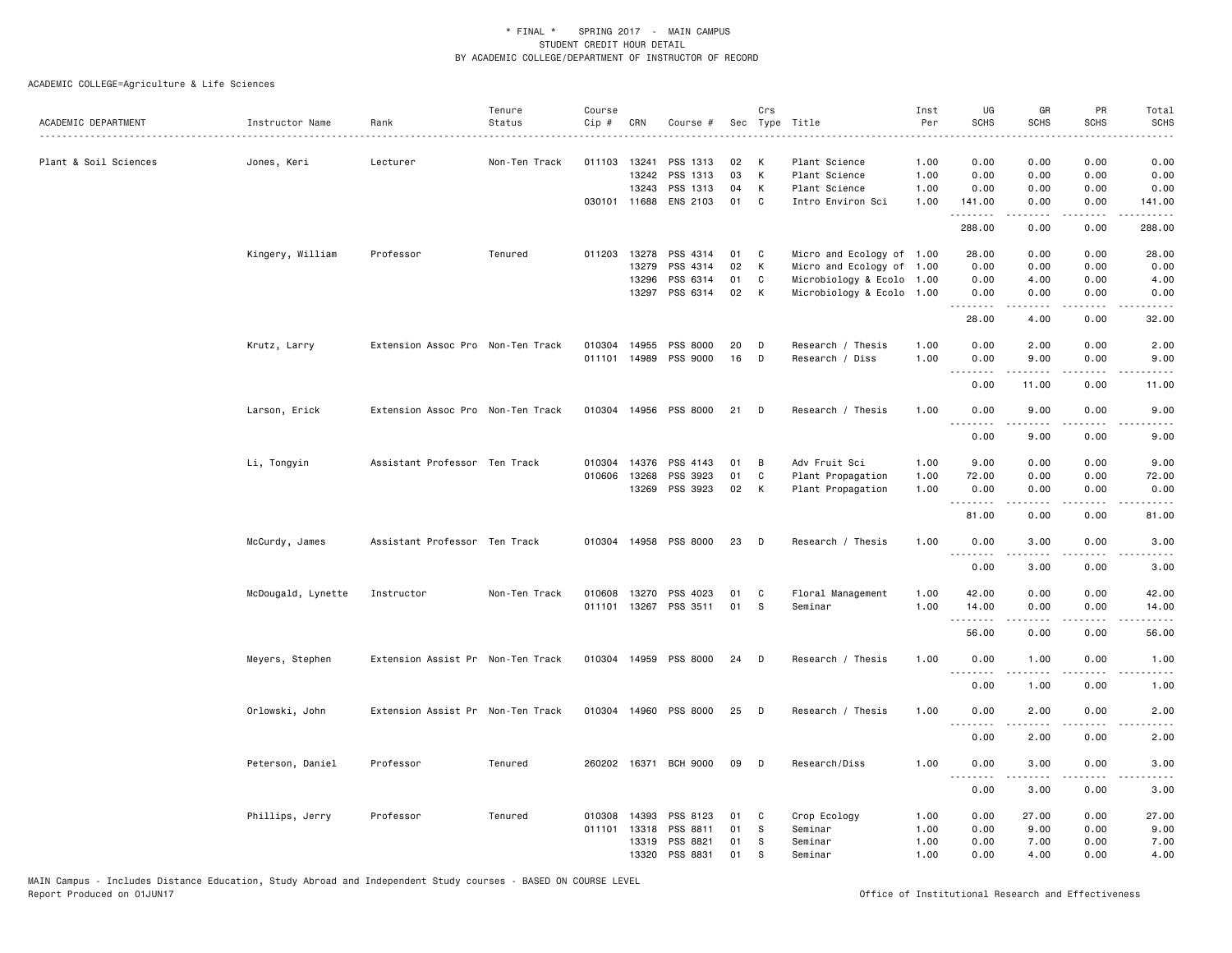\* FINAL \* SPRING 2017 - MAIN CAMPUS
STUDENT CREDIT HOUR DETAIL
BY ACADEMIC COLLEGE/DEPARTMENT OF INSTRUCTOR OF RECORD

ACADEMIC COLLEGE=Agriculture & Life Sciences

| ACADEMIC DEPARTMENT | Instructor Name | Rank | Tenure Status | Course Cip # | CRN | Course # | Sec | Crs Type | Title | Inst Per | UG SCHS | GR SCHS | PR SCHS | Total SCHS |
|---|---|---|---|---|---|---|---|---|---|---|---|---|---|---|
| Plant & Soil Sciences | Jones, Keri | Lecturer | Non-Ten Track | 011103 | 13241 | PSS 1313 | 02 | K | Plant Science | 1.00 | 0.00 | 0.00 | 0.00 | 0.00 |
| | | | | | 13242 | PSS 1313 | 03 | K | Plant Science | 1.00 | 0.00 | 0.00 | 0.00 | 0.00 |
| | | | | | 13243 | PSS 1313 | 04 | K | Plant Science | 1.00 | 0.00 | 0.00 | 0.00 | 0.00 |
| | | | | 030101 | 11688 | ENS 2103 | 01 | C | Intro Environ Sci | 1.00 | 141.00 | 0.00 | 0.00 | 141.00 |
| | | | | | | | | | | | 288.00 | 0.00 | 0.00 | 288.00 |
| | Kingery, William | Professor | Tenured | 011203 | 13278 | PSS 4314 | 01 | C | Micro and Ecology of | 1.00 | 28.00 | 0.00 | 0.00 | 28.00 |
| | | | | | 13279 | PSS 4314 | 02 | K | Micro and Ecology of | 1.00 | 0.00 | 0.00 | 0.00 | 0.00 |
| | | | | | 13296 | PSS 6314 | 01 | C | Microbiology & Ecolo | 1.00 | 0.00 | 4.00 | 0.00 | 4.00 |
| | | | | | 13297 | PSS 6314 | 02 | K | Microbiology & Ecolo | 1.00 | 0.00 | 0.00 | 0.00 | 0.00 |
| | | | | | | | | | | | 28.00 | 4.00 | 0.00 | 32.00 |
| | Krutz, Larry | Extension Assoc Pro | Non-Ten Track | 010304 | 14955 | PSS 8000 | 20 | D | Research / Thesis | 1.00 | 0.00 | 2.00 | 0.00 | 2.00 |
| | | | | 011101 | 14989 | PSS 9000 | 16 | D | Research / Diss | 1.00 | 0.00 | 9.00 | 0.00 | 9.00 |
| | | | | | | | | | | | 0.00 | 11.00 | 0.00 | 11.00 |
| | Larson, Erick | Extension Assoc Pro | Non-Ten Track | 010304 | 14956 | PSS 8000 | 21 | D | Research / Thesis | 1.00 | 0.00 | 9.00 | 0.00 | 9.00 |
| | | | | | | | | | | | 0.00 | 9.00 | 0.00 | 9.00 |
| | Li, Tongyin | Assistant Professor | Ten Track | 010304 | 14376 | PSS 4143 | 01 | B | Adv Fruit Sci | 1.00 | 9.00 | 0.00 | 0.00 | 9.00 |
| | | | | 010606 | 13268 | PSS 3923 | 01 | C | Plant Propagation | 1.00 | 72.00 | 0.00 | 0.00 | 72.00 |
| | | | | | 13269 | PSS 3923 | 02 | K | Plant Propagation | 1.00 | 0.00 | 0.00 | 0.00 | 0.00 |
| | | | | | | | | | | | 81.00 | 0.00 | 0.00 | 81.00 |
| | McCurdy, James | Assistant Professor | Ten Track | 010304 | 14958 | PSS 8000 | 23 | D | Research / Thesis | 1.00 | 0.00 | 3.00 | 0.00 | 3.00 |
| | | | | | | | | | | | 0.00 | 3.00 | 0.00 | 3.00 |
| | McDougald, Lynette | Instructor | Non-Ten Track | 010608 | 13270 | PSS 4023 | 01 | C | Floral Management | 1.00 | 42.00 | 0.00 | 0.00 | 42.00 |
| | | | | 011101 | 13267 | PSS 3511 | 01 | S | Seminar | 1.00 | 14.00 | 0.00 | 0.00 | 14.00 |
| | | | | | | | | | | | 56.00 | 0.00 | 0.00 | 56.00 |
| | Meyers, Stephen | Extension Assist Pr | Non-Ten Track | 010304 | 14959 | PSS 8000 | 24 | D | Research / Thesis | 1.00 | 0.00 | 1.00 | 0.00 | 1.00 |
| | | | | | | | | | | | 0.00 | 1.00 | 0.00 | 1.00 |
| | Orlowski, John | Extension Assist Pr | Non-Ten Track | 010304 | 14960 | PSS 8000 | 25 | D | Research / Thesis | 1.00 | 0.00 | 2.00 | 0.00 | 2.00 |
| | | | | | | | | | | | 0.00 | 2.00 | 0.00 | 2.00 |
| | Peterson, Daniel | Professor | Tenured | 260202 | 16371 | BCH 9000 | 09 | D | Research/Diss | 1.00 | 0.00 | 3.00 | 0.00 | 3.00 |
| | | | | | | | | | | | 0.00 | 3.00 | 0.00 | 3.00 |
| | Phillips, Jerry | Professor | Tenured | 010308 | 14393 | PSS 8123 | 01 | C | Crop Ecology | 1.00 | 0.00 | 27.00 | 0.00 | 27.00 |
| | | | | 011101 | 13318 | PSS 8811 | 01 | S | Seminar | 1.00 | 0.00 | 9.00 | 0.00 | 9.00 |
| | | | | | 13319 | PSS 8821 | 01 | S | Seminar | 1.00 | 0.00 | 7.00 | 0.00 | 7.00 |
| | | | | | 13320 | PSS 8831 | 01 | S | Seminar | 1.00 | 0.00 | 4.00 | 0.00 | 4.00 |

MAIN Campus - Includes Distance Education, Study Abroad and Independent Study courses - BASED ON COURSE LEVEL
Report Produced on 01JUN17 Office of Institutional Research and Effectiveness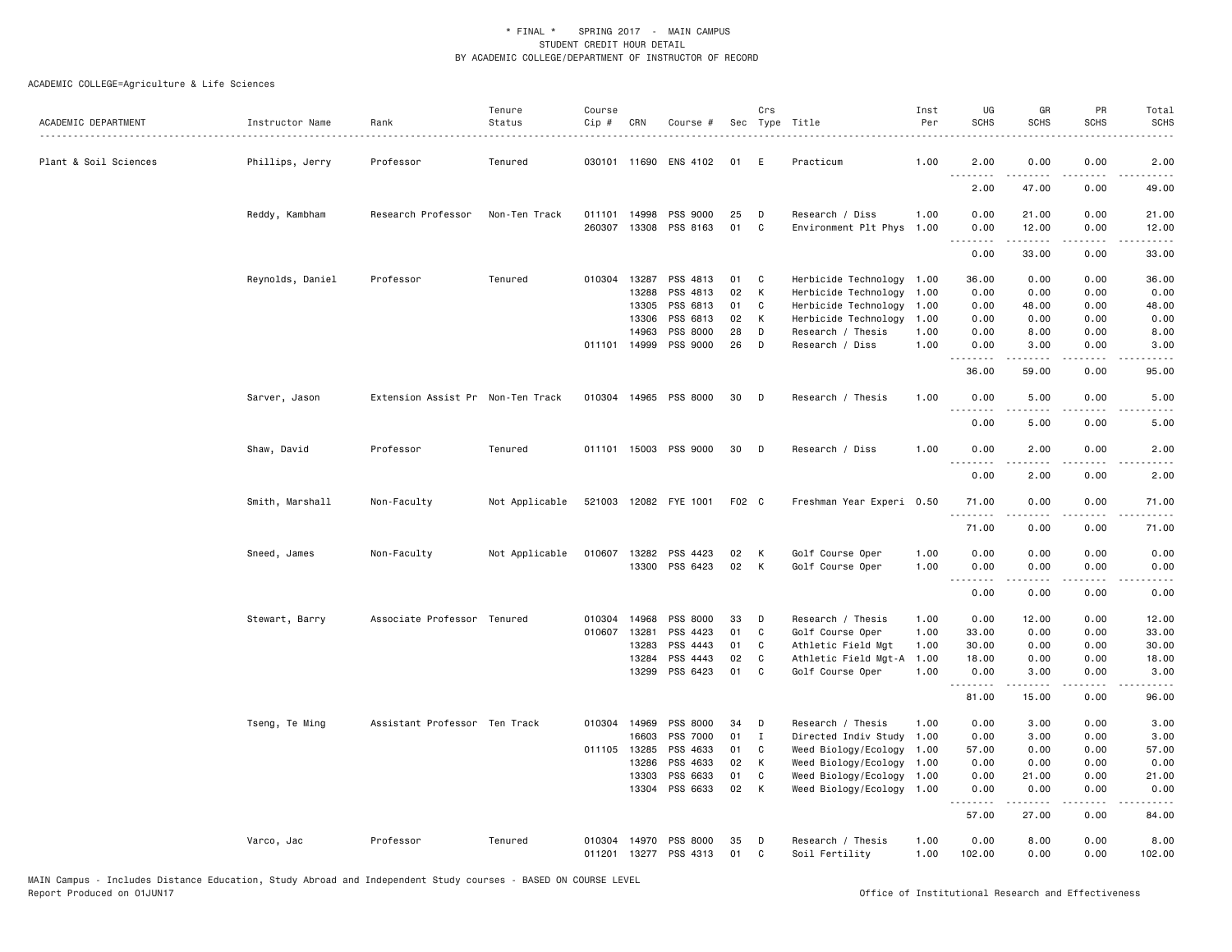\* FINAL \*  SPRING 2017 - MAIN CAMPUS
STUDENT CREDIT HOUR DETAIL
BY ACADEMIC COLLEGE/DEPARTMENT OF INSTRUCTOR OF RECORD

ACADEMIC COLLEGE=Agriculture & Life Sciences

| ACADEMIC DEPARTMENT | Instructor Name | Rank | Tenure Status | Course Cip # | CRN | Course # | Sec | Crs Type | Title | Inst Per | UG SCHS | GR SCHS | PR SCHS | Total SCHS |
|---|---|---|---|---|---|---|---|---|---|---|---|---|---|---|
| Plant & Soil Sciences | Phillips, Jerry | Professor | Tenured | 030101 | 11690 | ENS 4102 | 01 | E | Practicum | 1.00 | 2.00 | 0.00 | 0.00 | 2.00 |
| | | | | | | | | | | | 2.00 | 47.00 | 0.00 | 49.00 |
| | Reddy, Kambham | Research Professor | Non-Ten Track | 011101 | 14998 | PSS 9000 | 25 | D | Research / Diss | 1.00 | 0.00 | 21.00 | 0.00 | 21.00 |
| | | | | 260307 | 13308 | PSS 8163 | 01 | C | Environment Plt Phys | 1.00 | 0.00 | 12.00 | 0.00 | 12.00 |
| | | | | | | | | | | | 0.00 | 33.00 | 0.00 | 33.00 |
| | Reynolds, Daniel | Professor | Tenured | 010304 | 13287 | PSS 4813 | 01 | C | Herbicide Technology | 1.00 | 36.00 | 0.00 | 0.00 | 36.00 |
| | | | | | 13288 | PSS 4813 | 02 | K | Herbicide Technology | 1.00 | 0.00 | 0.00 | 0.00 | 0.00 |
| | | | | | 13305 | PSS 6813 | 01 | C | Herbicide Technology | 1.00 | 0.00 | 48.00 | 0.00 | 48.00 |
| | | | | | 13306 | PSS 6813 | 02 | K | Herbicide Technology | 1.00 | 0.00 | 0.00 | 0.00 | 0.00 |
| | | | | | 14963 | PSS 8000 | 28 | D | Research / Thesis | 1.00 | 0.00 | 8.00 | 0.00 | 8.00 |
| | | | | 011101 | 14999 | PSS 9000 | 26 | D | Research / Diss | 1.00 | 0.00 | 3.00 | 0.00 | 3.00 |
| | | | | | | | | | | | 36.00 | 59.00 | 0.00 | 95.00 |
| | Sarver, Jason | Extension Assist Pr | Non-Ten Track | 010304 | 14965 | PSS 8000 | 30 | D | Research / Thesis | 1.00 | 0.00 | 5.00 | 0.00 | 5.00 |
| | | | | | | | | | | | 0.00 | 5.00 | 0.00 | 5.00 |
| | Shaw, David | Professor | Tenured | 011101 | 15003 | PSS 9000 | 30 | D | Research / Diss | 1.00 | 0.00 | 2.00 | 0.00 | 2.00 |
| | | | | | | | | | | | 0.00 | 2.00 | 0.00 | 2.00 |
| | Smith, Marshall | Non-Faculty | Not Applicable | 521003 | 12082 | FYE 1001 | F02 | C | Freshman Year Experi | 0.50 | 71.00 | 0.00 | 0.00 | 71.00 |
| | | | | | | | | | | | 71.00 | 0.00 | 0.00 | 71.00 |
| | Sneed, James | Non-Faculty | Not Applicable | 010607 | 13282 | PSS 4423 | 02 | K | Golf Course Oper | 1.00 | 0.00 | 0.00 | 0.00 | 0.00 |
| | | | | | 13300 | PSS 6423 | 02 | K | Golf Course Oper | 1.00 | 0.00 | 0.00 | 0.00 | 0.00 |
| | | | | | | | | | | | 0.00 | 0.00 | 0.00 | 0.00 |
| | Stewart, Barry | Associate Professor | Tenured | 010304 | 14968 | PSS 8000 | 33 | D | Research / Thesis | 1.00 | 0.00 | 12.00 | 0.00 | 12.00 |
| | | | | 010607 | 13281 | PSS 4423 | 01 | C | Golf Course Oper | 1.00 | 33.00 | 0.00 | 0.00 | 33.00 |
| | | | | | 13283 | PSS 4443 | 01 | C | Athletic Field Mgt | 1.00 | 30.00 | 0.00 | 0.00 | 30.00 |
| | | | | | 13284 | PSS 4443 | 02 | C | Athletic Field Mgt-A | 1.00 | 18.00 | 0.00 | 0.00 | 18.00 |
| | | | | | 13299 | PSS 6423 | 01 | C | Golf Course Oper | 1.00 | 0.00 | 3.00 | 0.00 | 3.00 |
| | | | | | | | | | | | 81.00 | 15.00 | 0.00 | 96.00 |
| | Tseng, Te Ming | Assistant Professor | Ten Track | 010304 | 14969 | PSS 8000 | 34 | D | Research / Thesis | 1.00 | 0.00 | 3.00 | 0.00 | 3.00 |
| | | | | | 16603 | PSS 7000 | 01 | I | Directed Indiv Study | 1.00 | 0.00 | 3.00 | 0.00 | 3.00 |
| | | | | 011105 | 13285 | PSS 4633 | 01 | C | Weed Biology/Ecology | 1.00 | 57.00 | 0.00 | 0.00 | 57.00 |
| | | | | | 13286 | PSS 4633 | 02 | K | Weed Biology/Ecology | 1.00 | 0.00 | 0.00 | 0.00 | 0.00 |
| | | | | | 13303 | PSS 6633 | 01 | C | Weed Biology/Ecology | 1.00 | 0.00 | 21.00 | 0.00 | 21.00 |
| | | | | | 13304 | PSS 6633 | 02 | K | Weed Biology/Ecology | 1.00 | 0.00 | 0.00 | 0.00 | 0.00 |
| | | | | | | | | | | | 57.00 | 27.00 | 0.00 | 84.00 |
| | Varco, Jac | Professor | Tenured | 010304 | 14970 | PSS 8000 | 35 | D | Research / Thesis | 1.00 | 0.00 | 8.00 | 0.00 | 8.00 |
| | | | | 011201 | 13277 | PSS 4313 | 01 | C | Soil Fertility | 1.00 | 102.00 | 0.00 | 0.00 | 102.00 |

MAIN Campus - Includes Distance Education, Study Abroad and Independent Study courses - BASED ON COURSE LEVEL
Report Produced on 01JUN17

Office of Institutional Research and Effectiveness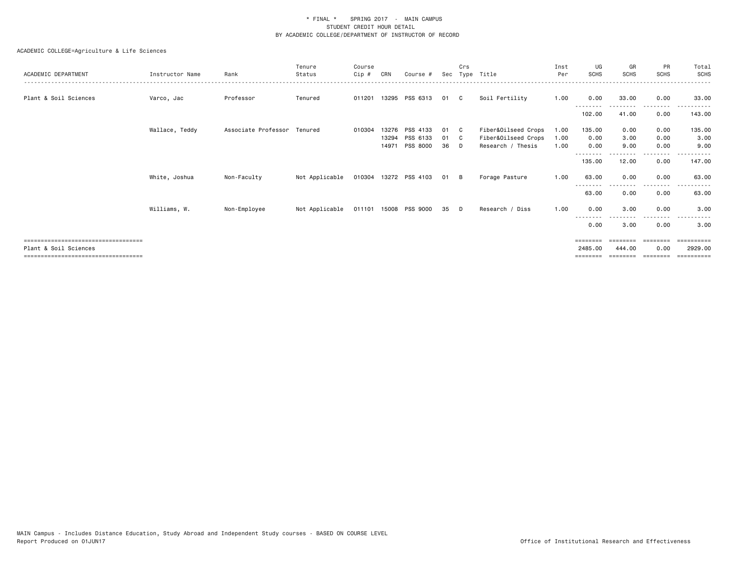\* FINAL \* SPRING 2017 - MAIN CAMPUS
STUDENT CREDIT HOUR DETAIL
BY ACADEMIC COLLEGE/DEPARTMENT OF INSTRUCTOR OF RECORD

ACADEMIC COLLEGE=Agriculture & Life Sciences

| ACADEMIC DEPARTMENT | Instructor Name | Rank | Tenure Status | Course Cip # | CRN | Course # | Sec | Crs Type | Title | Inst Per | UG SCHS | GR SCHS | PR SCHS | Total SCHS |
|---|---|---|---|---|---|---|---|---|---|---|---|---|---|---|
| Plant & Soil Sciences | Varco, Jac | Professor | Tenured | 011201 | 13295 | PSS 6313 | 01 | C | Soil Fertility | 1.00 | 0.00 | 33.00 | 0.00 | 33.00 |
| | | | | | | | | | | | 102.00 | 41.00 | 0.00 | 143.00 |
| | Wallace, Teddy | Associate Professor | Tenured | 010304 | 13276 | PSS 4133 | 01 | C | Fiber&Oilseed Crops | 1.00 | 135.00 | 0.00 | 0.00 | 135.00 |
| | | | | | 13294 | PSS 6133 | 01 | C | Fiber&Oilseed Crops | 1.00 | 0.00 | 3.00 | 0.00 | 3.00 |
| | | | | | 14971 | PSS 8000 | 36 | D | Research / Thesis | 1.00 | 0.00 | 9.00 | 0.00 | 9.00 |
| | | | | | | | | | | | 135.00 | 12.00 | 0.00 | 147.00 |
| | White, Joshua | Non-Faculty | Not Applicable | 010304 | 13272 | PSS 4103 | 01 | B | Forage Pasture | 1.00 | 63.00 | 0.00 | 0.00 | 63.00 |
| | | | | | | | | | | | 63.00 | 0.00 | 0.00 | 63.00 |
| | Williams, W. | Non-Employee | Not Applicable | 011101 | 15008 | PSS 9000 | 35 | D | Research / Diss | 1.00 | 0.00 | 3.00 | 0.00 | 3.00 |
| | | | | | | | | | | | 0.00 | 3.00 | 0.00 | 3.00 |
| Plant & Soil Sciences | | | | | | | | | | | 2485.00 | 444.00 | 0.00 | 2929.00 |

MAIN Campus - Includes Distance Education, Study Abroad and Independent Study courses - BASED ON COURSE LEVEL
Report Produced on 01JUN17

Office of Institutional Research and Effectiveness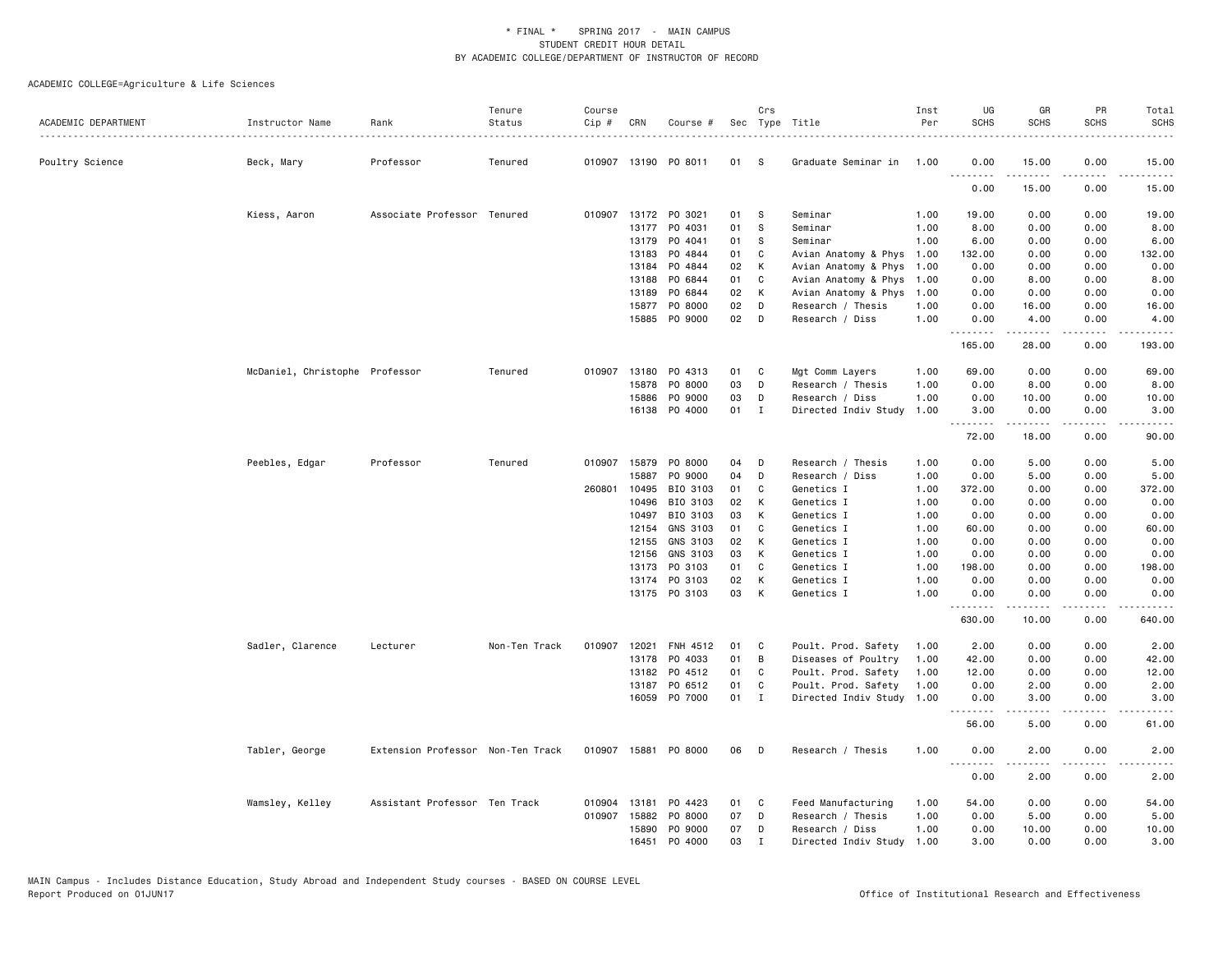# * FINAL * SPRING 2017 - MAIN CAMPUS
## STUDENT CREDIT HOUR DETAIL
## BY ACADEMIC COLLEGE/DEPARTMENT OF INSTRUCTOR OF RECORD

ACADEMIC COLLEGE=Agriculture & Life Sciences

| ACADEMIC DEPARTMENT | Instructor Name | Rank | Tenure Status | Course Cip # | CRN | Course # | Sec | Crs Type | Title | Inst Per | UG SCHS | GR SCHS | PR SCHS | Total SCHS |
|---|---|---|---|---|---|---|---|---|---|---|---|---|---|---|
| Poultry Science | Beck, Mary | Professor | Tenured | 010907 | 13190 | PO 8011 | 01 | S | Graduate Seminar in | 1.00 | 0.00 | 15.00 | 0.00 | 15.00 |
| | | | | | | | | | | | 0.00 | 15.00 | 0.00 | 15.00 |
| | Kiess, Aaron | Associate Professor | Tenured | 010907 | 13172 | PO 3021 | 01 | S | Seminar | 1.00 | 19.00 | 0.00 | 0.00 | 19.00 |
| | | | | | 13177 | PO 4031 | 01 | S | Seminar | 1.00 | 8.00 | 0.00 | 0.00 | 8.00 |
| | | | | | 13179 | PO 4041 | 01 | S | Seminar | 1.00 | 6.00 | 0.00 | 0.00 | 6.00 |
| | | | | | 13183 | PO 4844 | 01 | C | Avian Anatomy & Phys | 1.00 | 132.00 | 0.00 | 0.00 | 132.00 |
| | | | | | 13184 | PO 4844 | 02 | K | Avian Anatomy & Phys | 1.00 | 0.00 | 0.00 | 0.00 | 0.00 |
| | | | | | 13188 | PO 6844 | 01 | C | Avian Anatomy & Phys | 1.00 | 0.00 | 8.00 | 0.00 | 8.00 |
| | | | | | 13189 | PO 6844 | 02 | K | Avian Anatomy & Phys | 1.00 | 0.00 | 0.00 | 0.00 | 0.00 |
| | | | | | 15877 | PO 8000 | 02 | D | Research / Thesis | 1.00 | 0.00 | 16.00 | 0.00 | 16.00 |
| | | | | | 15885 | PO 9000 | 02 | D | Research / Diss | 1.00 | 0.00 | 4.00 | 0.00 | 4.00 |
| | | | | | | | | | | | 165.00 | 28.00 | 0.00 | 193.00 |
| | McDaniel, Christophe | Professor | Tenured | 010907 | 13180 | PO 4313 | 01 | C | Mgt Comm Layers | 1.00 | 69.00 | 0.00 | 0.00 | 69.00 |
| | | | | | 15878 | PO 8000 | 03 | D | Research / Thesis | 1.00 | 0.00 | 8.00 | 0.00 | 8.00 |
| | | | | | 15886 | PO 9000 | 03 | D | Research / Diss | 1.00 | 0.00 | 10.00 | 0.00 | 10.00 |
| | | | | | 16138 | PO 4000 | 01 | I | Directed Indiv Study | 1.00 | 3.00 | 0.00 | 0.00 | 3.00 |
| | | | | | | | | | | | 72.00 | 18.00 | 0.00 | 90.00 |
| | Peebles, Edgar | Professor | Tenured | 010907 | 15879 | PO 8000 | 04 | D | Research / Thesis | 1.00 | 0.00 | 5.00 | 0.00 | 5.00 |
| | | | | | 15887 | PO 9000 | 04 | D | Research / Diss | 1.00 | 0.00 | 5.00 | 0.00 | 5.00 |
| | | | | 260801 | 10495 | BIO 3103 | 01 | C | Genetics I | 1.00 | 372.00 | 0.00 | 0.00 | 372.00 |
| | | | | | 10496 | BIO 3103 | 02 | K | Genetics I | 1.00 | 0.00 | 0.00 | 0.00 | 0.00 |
| | | | | | 10497 | BIO 3103 | 03 | K | Genetics I | 1.00 | 0.00 | 0.00 | 0.00 | 0.00 |
| | | | | | 12154 | GNS 3103 | 01 | C | Genetics I | 1.00 | 60.00 | 0.00 | 0.00 | 60.00 |
| | | | | | 12155 | GNS 3103 | 02 | K | Genetics I | 1.00 | 0.00 | 0.00 | 0.00 | 0.00 |
| | | | | | 12156 | GNS 3103 | 03 | K | Genetics I | 1.00 | 0.00 | 0.00 | 0.00 | 0.00 |
| | | | | | 13173 | PO 3103 | 01 | C | Genetics I | 1.00 | 198.00 | 0.00 | 0.00 | 198.00 |
| | | | | | 13174 | PO 3103 | 02 | K | Genetics I | 1.00 | 0.00 | 0.00 | 0.00 | 0.00 |
| | | | | | 13175 | PO 3103 | 03 | K | Genetics I | 1.00 | 0.00 | 0.00 | 0.00 | 0.00 |
| | | | | | | | | | | | 630.00 | 10.00 | 0.00 | 640.00 |
| | Sadler, Clarence | Lecturer | Non-Ten Track | 010907 | 12021 | FNH 4512 | 01 | C | Poult. Prod. Safety | 1.00 | 2.00 | 0.00 | 0.00 | 2.00 |
| | | | | | 13178 | PO 4033 | 01 | B | Diseases of Poultry | 1.00 | 42.00 | 0.00 | 0.00 | 42.00 |
| | | | | | 13182 | PO 4512 | 01 | C | Poult. Prod. Safety | 1.00 | 12.00 | 0.00 | 0.00 | 12.00 |
| | | | | | 13187 | PO 6512 | 01 | C | Poult. Prod. Safety | 1.00 | 0.00 | 2.00 | 0.00 | 2.00 |
| | | | | | 16059 | PO 7000 | 01 | I | Directed Indiv Study | 1.00 | 0.00 | 3.00 | 0.00 | 3.00 |
| | | | | | | | | | | | 56.00 | 5.00 | 0.00 | 61.00 |
| | Tabler, George | Extension Professor | Non-Ten Track | 010907 | 15881 | PO 8000 | 06 | D | Research / Thesis | 1.00 | 0.00 | 2.00 | 0.00 | 2.00 |
| | | | | | | | | | | | 0.00 | 2.00 | 0.00 | 2.00 |
| | Wamsley, Kelley | Assistant Professor | Ten Track | 010904 | 13181 | PO 4423 | 01 | C | Feed Manufacturing | 1.00 | 54.00 | 0.00 | 0.00 | 54.00 |
| | | | | 010907 | 15882 | PO 8000 | 07 | D | Research / Thesis | 1.00 | 0.00 | 5.00 | 0.00 | 5.00 |
| | | | | | 15890 | PO 9000 | 07 | D | Research / Diss | 1.00 | 0.00 | 10.00 | 0.00 | 10.00 |
| | | | | | 16451 | PO 4000 | 03 | I | Directed Indiv Study | 1.00 | 3.00 | 0.00 | 0.00 | 3.00 |

MAIN Campus - Includes Distance Education, Study Abroad and Independent Study courses - BASED ON COURSE LEVEL
Report Produced on 01JUN17

Office of Institutional Research and Effectiveness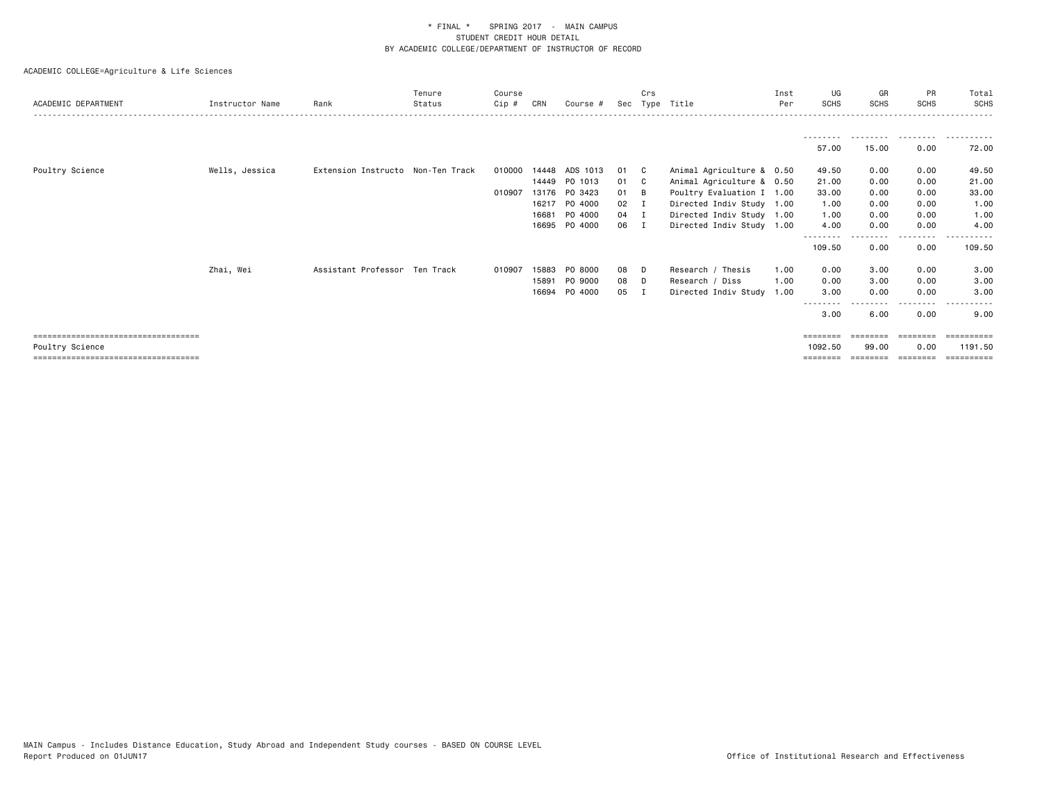\* FINAL \* SPRING 2017 - MAIN CAMPUS
STUDENT CREDIT HOUR DETAIL
BY ACADEMIC COLLEGE/DEPARTMENT OF INSTRUCTOR OF RECORD

ACADEMIC COLLEGE=Agriculture & Life Sciences

| ACADEMIC DEPARTMENT | Instructor Name | Rank | Tenure Status | Course Cip # | CRN | Course # | Sec | Crs Type | Title | Inst Per | UG SCHS | GR SCHS | PR SCHS | Total SCHS |
|---|---|---|---|---|---|---|---|---|---|---|---|---|---|---|
| | | | | | | | | | | | 57.00 | 15.00 | 0.00 | 72.00 |
| Poultry Science | Wells, Jessica | Extension Instructo | Non-Ten Track | 010000 | 14448 | ADS 1013 | 01 | C | Animal Agriculture & | 0.50 | 49.50 | 0.00 | 0.00 | 49.50 |
| | | | | | 14449 | PO 1013 | 01 | C | Animal Agriculture & | 0.50 | 21.00 | 0.00 | 0.00 | 21.00 |
| | | | | 010907 | 13176 | PO 3423 | 01 | B | Poultry Evaluation I | 1.00 | 33.00 | 0.00 | 0.00 | 33.00 |
| | | | | | 16217 | PO 4000 | 02 | I | Directed Indiv Study | 1.00 | 1.00 | 0.00 | 0.00 | 1.00 |
| | | | | | 16681 | PO 4000 | 04 | I | Directed Indiv Study | 1.00 | 1.00 | 0.00 | 0.00 | 1.00 |
| | | | | | 16695 | PO 4000 | 06 | I | Directed Indiv Study | 1.00 | 4.00 | 0.00 | 0.00 | 4.00 |
| | | | | | | | | | | | 109.50 | 0.00 | 0.00 | 109.50 |
| | Zhai, Wei | Assistant Professor | Ten Track | 010907 | 15883 | PO 8000 | 08 | D | Research / Thesis | 1.00 | 0.00 | 3.00 | 0.00 | 3.00 |
| | | | | | 15891 | PO 9000 | 08 | D | Research / Diss | 1.00 | 0.00 | 3.00 | 0.00 | 3.00 |
| | | | | | 16694 | PO 4000 | 05 | I | Directed Indiv Study | 1.00 | 3.00 | 0.00 | 0.00 | 3.00 |
| | | | | | | | | | | | 3.00 | 6.00 | 0.00 | 9.00 |
| Poultry Science | | | | | | | | | | | 1092.50 | 99.00 | 0.00 | 1191.50 |

MAIN Campus - Includes Distance Education, Study Abroad and Independent Study courses - BASED ON COURSE LEVEL
Report Produced on 01JUN17

Office of Institutional Research and Effectiveness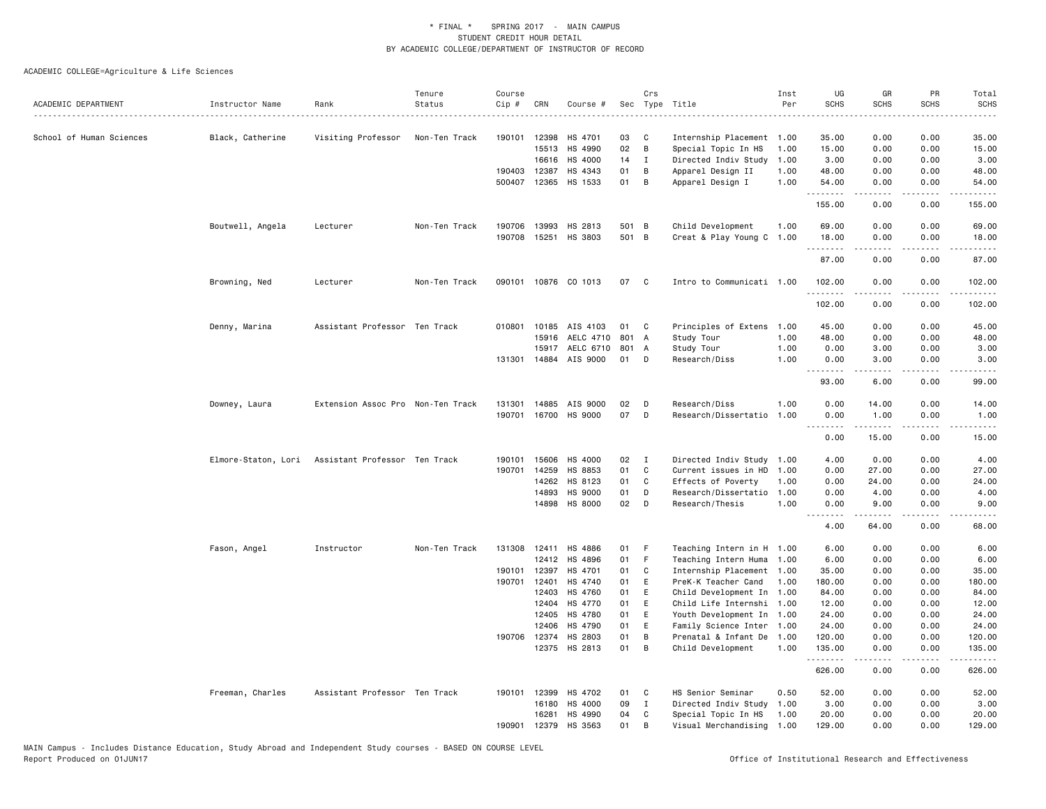\* FINAL \* SPRING 2017 - MAIN CAMPUS
STUDENT CREDIT HOUR DETAIL
BY ACADEMIC COLLEGE/DEPARTMENT OF INSTRUCTOR OF RECORD

ACADEMIC COLLEGE=Agriculture & Life Sciences

| ACADEMIC DEPARTMENT | Instructor Name | Rank | Tenure Status | Course Cip # | CRN | Course # | Sec | Crs Type | Title | Inst Per | UG SCHS | GR SCHS | PR SCHS | Total SCHS |
|---|---|---|---|---|---|---|---|---|---|---|---|---|---|---|
| School of Human Sciences | Black, Catherine | Visiting Professor | Non-Ten Track | 190101 | 12398 | HS 4701 | 03 | C | Internship Placement | 1.00 | 35.00 | 0.00 | 0.00 | 35.00 |
| | | | | | 15513 | HS 4990 | 02 | B | Special Topic In HS | 1.00 | 15.00 | 0.00 | 0.00 | 15.00 |
| | | | | | 16616 | HS 4000 | 14 | I | Directed Indiv Study | 1.00 | 3.00 | 0.00 | 0.00 | 3.00 |
| | | | | 190403 | 12387 | HS 4343 | 01 | B | Apparel Design II | 1.00 | 48.00 | 0.00 | 0.00 | 48.00 |
| | | | | 500407 | 12365 | HS 1533 | 01 | B | Apparel Design I | 1.00 | 54.00 | 0.00 | 0.00 | 54.00 |
| | | | | | | | | | | | 155.00 | 0.00 | 0.00 | 155.00 |
| | Boutwell, Angela | Lecturer | Non-Ten Track | 190706 | 13993 | HS 2813 | 501 | B | Child Development | 1.00 | 69.00 | 0.00 | 0.00 | 69.00 |
| | | | | 190708 | 15251 | HS 3803 | 501 | B | Creat & Play Young C | 1.00 | 18.00 | 0.00 | 0.00 | 18.00 |
| | | | | | | | | | | | 87.00 | 0.00 | 0.00 | 87.00 |
| | Browning, Ned | Lecturer | Non-Ten Track | 090101 | 10876 | CO 1013 | 07 | C | Intro to Communicati | 1.00 | 102.00 | 0.00 | 0.00 | 102.00 |
| | | | | | | | | | | | 102.00 | 0.00 | 0.00 | 102.00 |
| | Denny, Marina | Assistant Professor | Ten Track | 010801 | 10185 | AIS 4103 | 01 | C | Principles of Extens | 1.00 | 45.00 | 0.00 | 0.00 | 45.00 |
| | | | | | 15916 | AELC 4710 | 801 | A | Study Tour | 1.00 | 48.00 | 0.00 | 0.00 | 48.00 |
| | | | | | 15917 | AELC 6710 | 801 | A | Study Tour | 1.00 | 0.00 | 3.00 | 0.00 | 3.00 |
| | | | | 131301 | 14884 | AIS 9000 | 01 | D | Research/Diss | 1.00 | 0.00 | 3.00 | 0.00 | 3.00 |
| | | | | | | | | | | | 93.00 | 6.00 | 0.00 | 99.00 |
| | Downey, Laura | Extension Assoc Pro | Non-Ten Track | 131301 | 14885 | AIS 9000 | 02 | D | Research/Diss | 1.00 | 0.00 | 14.00 | 0.00 | 14.00 |
| | | | | 190701 | 16700 | HS 9000 | 07 | D | Research/Dissertatio | 1.00 | 0.00 | 1.00 | 0.00 | 1.00 |
| | | | | | | | | | | | 0.00 | 15.00 | 0.00 | 15.00 |
| | Elmore-Staton, Lori | Assistant Professor | Ten Track | 190101 | 15606 | HS 4000 | 02 | I | Directed Indiv Study | 1.00 | 4.00 | 0.00 | 0.00 | 4.00 |
| | | | | 190701 | 14259 | HS 8853 | 01 | C | Current issues in HD | 1.00 | 0.00 | 27.00 | 0.00 | 27.00 |
| | | | | | 14262 | HS 8123 | 01 | C | Effects of Poverty | 1.00 | 0.00 | 24.00 | 0.00 | 24.00 |
| | | | | | 14893 | HS 9000 | 01 | D | Research/Dissertatio | 1.00 | 0.00 | 4.00 | 0.00 | 4.00 |
| | | | | | 14898 | HS 8000 | 02 | D | Research/Thesis | 1.00 | 0.00 | 9.00 | 0.00 | 9.00 |
| | | | | | | | | | | | 4.00 | 64.00 | 0.00 | 68.00 |
| | Fason, Angel | Instructor | Non-Ten Track | 131308 | 12411 | HS 4886 | 01 | F | Teaching Intern in H | 1.00 | 6.00 | 0.00 | 0.00 | 6.00 |
| | | | | | 12412 | HS 4896 | 01 | F | Teaching Intern Huma | 1.00 | 6.00 | 0.00 | 0.00 | 6.00 |
| | | | | 190101 | 12397 | HS 4701 | 01 | C | Internship Placement | 1.00 | 35.00 | 0.00 | 0.00 | 35.00 |
| | | | | 190701 | 12401 | HS 4740 | 01 | E | PreK-K Teacher Cand | 1.00 | 180.00 | 0.00 | 0.00 | 180.00 |
| | | | | | 12403 | HS 4760 | 01 | E | Child Development In | 1.00 | 84.00 | 0.00 | 0.00 | 84.00 |
| | | | | | 12404 | HS 4770 | 01 | E | Child Life Internshi | 1.00 | 12.00 | 0.00 | 0.00 | 12.00 |
| | | | | | 12405 | HS 4780 | 01 | E | Youth Development In | 1.00 | 24.00 | 0.00 | 0.00 | 24.00 |
| | | | | | 12406 | HS 4790 | 01 | E | Family Science Inter | 1.00 | 24.00 | 0.00 | 0.00 | 24.00 |
| | | | | 190706 | 12374 | HS 2803 | 01 | B | Prenatal & Infant De | 1.00 | 120.00 | 0.00 | 0.00 | 120.00 |
| | | | | | 12375 | HS 2813 | 01 | B | Child Development | 1.00 | 135.00 | 0.00 | 0.00 | 135.00 |
| | | | | | | | | | | | 626.00 | 0.00 | 0.00 | 626.00 |
| | Freeman, Charles | Assistant Professor | Ten Track | 190101 | 12399 | HS 4702 | 01 | C | HS Senior Seminar | 0.50 | 52.00 | 0.00 | 0.00 | 52.00 |
| | | | | | 16180 | HS 4000 | 09 | I | Directed Indiv Study | 1.00 | 3.00 | 0.00 | 0.00 | 3.00 |
| | | | | | 16281 | HS 4990 | 04 | C | Special Topic In HS | 1.00 | 20.00 | 0.00 | 0.00 | 20.00 |
| | | | | 190901 | 12379 | HS 3563 | 01 | B | Visual Merchandising | 1.00 | 129.00 | 0.00 | 0.00 | 129.00 |

MAIN Campus - Includes Distance Education, Study Abroad and Independent Study courses - BASED ON COURSE LEVEL
Report Produced on 01JUN17 — Office of Institutional Research and Effectiveness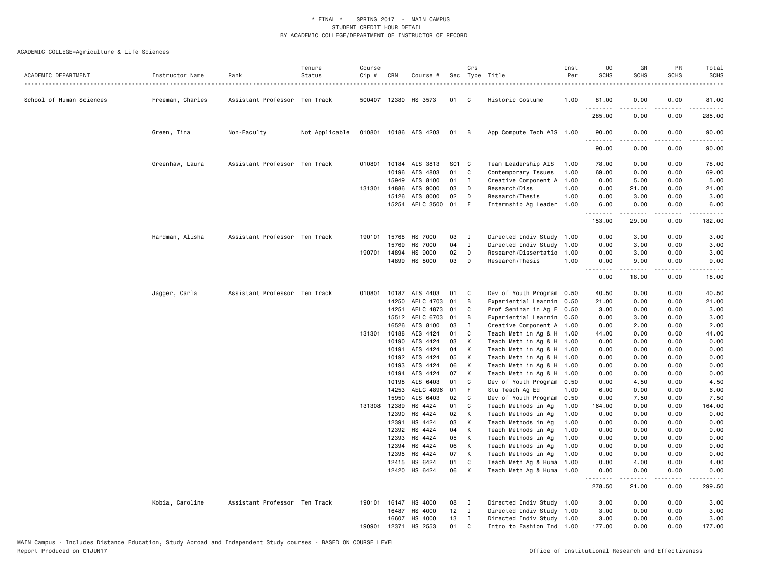\* FINAL \*    SPRING 2017 - MAIN CAMPUS
STUDENT CREDIT HOUR DETAIL
BY ACADEMIC COLLEGE/DEPARTMENT OF INSTRUCTOR OF RECORD

ACADEMIC COLLEGE=Agriculture & Life Sciences

| ACADEMIC DEPARTMENT | Instructor Name | Rank | Tenure Status | Course Cip # | CRN | Course # | Sec | Crs Type | Title | Inst Per | UG SCHS | GR SCHS | PR SCHS | Total SCHS |
|---|---|---|---|---|---|---|---|---|---|---|---|---|---|---|
| School of Human Sciences | Freeman, Charles | Assistant Professor | Ten Track | 500407 | 12380 | HS 3573 | 01 | C | Historic Costume | 1.00 | 81.00 | 0.00 | 0.00 | 81.00 |
| | | | | | | | | | | | 285.00 | 0.00 | 0.00 | 285.00 |
| | Green, Tina | Non-Faculty | Not Applicable | 010801 | 10186 | AIS 4203 | 01 | B | App Compute Tech AIS | 1.00 | 90.00 | 0.00 | 0.00 | 90.00 |
| | | | | | | | | | | | 90.00 | 0.00 | 0.00 | 90.00 |
| | Greenhaw, Laura | Assistant Professor | Ten Track | 010801 | 10184 | AIS 3813 | S01 | C | Team Leadership AIS | 1.00 | 78.00 | 0.00 | 0.00 | 78.00 |
| | | | | | 10196 | AIS 4803 | 01 | C | Contemporary Issues | 1.00 | 69.00 | 0.00 | 0.00 | 69.00 |
| | | | | | 15949 | AIS 8100 | 01 | I | Creative Component A | 1.00 | 0.00 | 5.00 | 0.00 | 5.00 |
| | | | | 131301 | 14886 | AIS 9000 | 03 | D | Research/Diss | 1.00 | 0.00 | 21.00 | 0.00 | 21.00 |
| | | | | | 15126 | AIS 8000 | 02 | D | Research/Thesis | 1.00 | 0.00 | 3.00 | 0.00 | 3.00 |
| | | | | | 15254 | AELC 3500 | 01 | E | Internship Ag Leader | 1.00 | 6.00 | 0.00 | 0.00 | 6.00 |
| | | | | | | | | | | | 153.00 | 29.00 | 0.00 | 182.00 |
| | Hardman, Alisha | Assistant Professor | Ten Track | 190101 | 15768 | HS 7000 | 03 | I | Directed Indiv Study | 1.00 | 0.00 | 3.00 | 0.00 | 3.00 |
| | | | | | 15769 | HS 7000 | 04 | I | Directed Indiv Study | 1.00 | 0.00 | 3.00 | 0.00 | 3.00 |
| | | | | 190701 | 14894 | HS 9000 | 02 | D | Research/Dissertatio | 1.00 | 0.00 | 3.00 | 0.00 | 3.00 |
| | | | | | 14899 | HS 8000 | 03 | D | Research/Thesis | 1.00 | 0.00 | 9.00 | 0.00 | 9.00 |
| | | | | | | | | | | | 0.00 | 18.00 | 0.00 | 18.00 |
| | Jagger, Carla | Assistant Professor | Ten Track | 010801 | 10187 | AIS 4403 | 01 | C | Dev of Youth Program | 0.50 | 40.50 | 0.00 | 0.00 | 40.50 |
| | | | | | 14250 | AELC 4703 | 01 | B | Experiential Learnin | 0.50 | 21.00 | 0.00 | 0.00 | 21.00 |
| | | | | | 14251 | AELC 4873 | 01 | C | Prof Seminar in Ag E | 0.50 | 3.00 | 0.00 | 0.00 | 3.00 |
| | | | | | 15512 | AELC 6703 | 01 | B | Experiential Learnin | 0.50 | 0.00 | 3.00 | 0.00 | 3.00 |
| | | | | | 16526 | AIS 8100 | 03 | I | Creative Component A | 1.00 | 0.00 | 2.00 | 0.00 | 2.00 |
| | | | | 131301 | 10188 | AIS 4424 | 01 | C | Teach Meth in Ag & H | 1.00 | 44.00 | 0.00 | 0.00 | 44.00 |
| | | | | | 10190 | AIS 4424 | 03 | K | Teach Meth in Ag & H | 1.00 | 0.00 | 0.00 | 0.00 | 0.00 |
| | | | | | 10191 | AIS 4424 | 04 | K | Teach Meth in Ag & H | 1.00 | 0.00 | 0.00 | 0.00 | 0.00 |
| | | | | | 10192 | AIS 4424 | 05 | K | Teach Meth in Ag & H | 1.00 | 0.00 | 0.00 | 0.00 | 0.00 |
| | | | | | 10193 | AIS 4424 | 06 | K | Teach Meth in Ag & H | 1.00 | 0.00 | 0.00 | 0.00 | 0.00 |
| | | | | | 10194 | AIS 4424 | 07 | K | Teach Meth in Ag & H | 1.00 | 0.00 | 0.00 | 0.00 | 0.00 |
| | | | | | 10198 | AIS 6403 | 01 | C | Dev of Youth Program | 0.50 | 0.00 | 4.50 | 0.00 | 4.50 |
| | | | | | 14253 | AELC 4896 | 01 | F | Stu Teach Ag Ed | 1.00 | 6.00 | 0.00 | 0.00 | 6.00 |
| | | | | | 15950 | AIS 6403 | 02 | C | Dev of Youth Program | 0.50 | 0.00 | 7.50 | 0.00 | 7.50 |
| | | | | 131308 | 12389 | HS 4424 | 01 | C | Teach Methods in Ag | 1.00 | 164.00 | 0.00 | 0.00 | 164.00 |
| | | | | | 12390 | HS 4424 | 02 | K | Teach Methods in Ag | 1.00 | 0.00 | 0.00 | 0.00 | 0.00 |
| | | | | | 12391 | HS 4424 | 03 | K | Teach Methods in Ag | 1.00 | 0.00 | 0.00 | 0.00 | 0.00 |
| | | | | | 12392 | HS 4424 | 04 | K | Teach Methods in Ag | 1.00 | 0.00 | 0.00 | 0.00 | 0.00 |
| | | | | | 12393 | HS 4424 | 05 | K | Teach Methods in Ag | 1.00 | 0.00 | 0.00 | 0.00 | 0.00 |
| | | | | | 12394 | HS 4424 | 06 | K | Teach Methods in Ag | 1.00 | 0.00 | 0.00 | 0.00 | 0.00 |
| | | | | | 12395 | HS 4424 | 07 | K | Teach Methods in Ag | 1.00 | 0.00 | 0.00 | 0.00 | 0.00 |
| | | | | | 12415 | HS 6424 | 01 | C | Teach Meth Ag & Huma | 1.00 | 0.00 | 4.00 | 0.00 | 4.00 |
| | | | | | 12420 | HS 6424 | 06 | K | Teach Meth Ag & Huma | 1.00 | 0.00 | 0.00 | 0.00 | 0.00 |
| | | | | | | | | | | | 278.50 | 21.00 | 0.00 | 299.50 |
| | Kobia, Caroline | Assistant Professor | Ten Track | 190101 | 16147 | HS 4000 | 08 | I | Directed Indiv Study | 1.00 | 3.00 | 0.00 | 0.00 | 3.00 |
| | | | | | 16487 | HS 4000 | 12 | I | Directed Indiv Study | 1.00 | 3.00 | 0.00 | 0.00 | 3.00 |
| | | | | | 16607 | HS 4000 | 13 | I | Directed Indiv Study | 1.00 | 3.00 | 0.00 | 0.00 | 3.00 |
| | | | | 190901 | 12371 | HS 2553 | 01 | C | Intro to Fashion Ind | 1.00 | 177.00 | 0.00 | 0.00 | 177.00 |

MAIN Campus - Includes Distance Education, Study Abroad and Independent Study courses - BASED ON COURSE LEVEL
Report Produced on 01JUN17    Office of Institutional Research and Effectiveness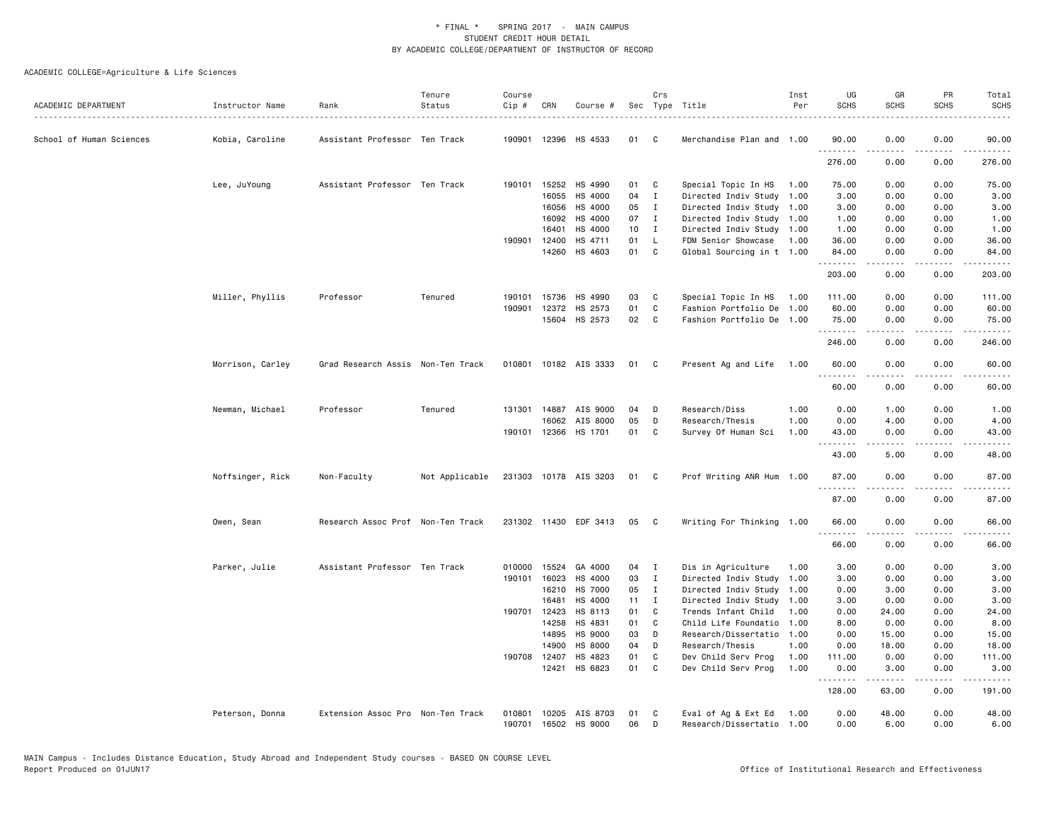\* FINAL \* SPRING 2017 - MAIN CAMPUS
STUDENT CREDIT HOUR DETAIL
BY ACADEMIC COLLEGE/DEPARTMENT OF INSTRUCTOR OF RECORD

ACADEMIC COLLEGE=Agriculture & Life Sciences

| ACADEMIC DEPARTMENT | Instructor Name | Rank | Tenure Status | Course Cip # | CRN | Course # | Sec | Crs Type | Title | Inst Per | UG SCHS | GR SCHS | PR SCHS | Total SCHS |
|---|---|---|---|---|---|---|---|---|---|---|---|---|---|---|
| School of Human Sciences | Kobia, Caroline | Assistant Professor | Ten Track | 190901 | 12396 | HS 4533 | 01 | C | Merchandise Plan and | 1.00 | 90.00 | 0.00 | 0.00 | 90.00 |
| | | | | | | | | | | | 276.00 | 0.00 | 0.00 | 276.00 |
| | Lee, JuYoung | Assistant Professor | Ten Track | 190101 | 15252 | HS 4990 | 01 | C | Special Topic In HS | 1.00 | 75.00 | 0.00 | 0.00 | 75.00 |
| | | | | | 16055 | HS 4000 | 04 | I | Directed Indiv Study | 1.00 | 3.00 | 0.00 | 0.00 | 3.00 |
| | | | | | 16056 | HS 4000 | 05 | I | Directed Indiv Study | 1.00 | 3.00 | 0.00 | 0.00 | 3.00 |
| | | | | | 16092 | HS 4000 | 07 | I | Directed Indiv Study | 1.00 | 1.00 | 0.00 | 0.00 | 1.00 |
| | | | | | 16401 | HS 4000 | 10 | I | Directed Indiv Study | 1.00 | 1.00 | 0.00 | 0.00 | 1.00 |
| | | | | 190901 | 12400 | HS 4711 | 01 | L | FDM Senior Showcase | 1.00 | 36.00 | 0.00 | 0.00 | 36.00 |
| | | | | | 14260 | HS 4603 | 01 | C | Global Sourcing in t | 1.00 | 84.00 | 0.00 | 0.00 | 84.00 |
| | | | | | | | | | | | 203.00 | 0.00 | 0.00 | 203.00 |
| | Miller, Phyllis | Professor | Tenured | 190101 | 15736 | HS 4990 | 03 | C | Special Topic In HS | 1.00 | 111.00 | 0.00 | 0.00 | 111.00 |
| | | | | 190901 | 12372 | HS 2573 | 01 | C | Fashion Portfolio De | 1.00 | 60.00 | 0.00 | 0.00 | 60.00 |
| | | | | | 15604 | HS 2573 | 02 | C | Fashion Portfolio De | 1.00 | 75.00 | 0.00 | 0.00 | 75.00 |
| | | | | | | | | | | | 246.00 | 0.00 | 0.00 | 246.00 |
| | Morrison, Carley | Grad Research Assis | Non-Ten Track | 010801 | 10182 | AIS 3333 | 01 | C | Present Ag and Life | 1.00 | 60.00 | 0.00 | 0.00 | 60.00 |
| | | | | | | | | | | | 60.00 | 0.00 | 0.00 | 60.00 |
| | Newman, Michael | Professor | Tenured | 131301 | 14887 | AIS 9000 | 04 | D | Research/Diss | 1.00 | 0.00 | 1.00 | 0.00 | 1.00 |
| | | | | | 16062 | AIS 8000 | 05 | D | Research/Thesis | 1.00 | 0.00 | 4.00 | 0.00 | 4.00 |
| | | | | 190101 | 12366 | HS 1701 | 01 | C | Survey Of Human Sci | 1.00 | 43.00 | 0.00 | 0.00 | 43.00 |
| | | | | | | | | | | | 43.00 | 5.00 | 0.00 | 48.00 |
| | Noffsinger, Rick | Non-Faculty | Not Applicable | 231303 | 10178 | AIS 3203 | 01 | C | Prof Writing ANR Hum | 1.00 | 87.00 | 0.00 | 0.00 | 87.00 |
| | | | | | | | | | | | 87.00 | 0.00 | 0.00 | 87.00 |
| | Owen, Sean | Research Assoc Prof | Non-Ten Track | 231302 | 11430 | EDF 3413 | 05 | C | Writing For Thinking | 1.00 | 66.00 | 0.00 | 0.00 | 66.00 |
| | | | | | | | | | | | 66.00 | 0.00 | 0.00 | 66.00 |
| | Parker, Julie | Assistant Professor | Ten Track | 010000 | 15524 | GA 4000 | 04 | I | Dis in Agriculture | 1.00 | 3.00 | 0.00 | 0.00 | 3.00 |
| | | | | 190101 | 16023 | HS 4000 | 03 | I | Directed Indiv Study | 1.00 | 3.00 | 0.00 | 0.00 | 3.00 |
| | | | | | 16210 | HS 7000 | 05 | I | Directed Indiv Study | 1.00 | 0.00 | 3.00 | 0.00 | 3.00 |
| | | | | | 16481 | HS 4000 | 11 | I | Directed Indiv Study | 1.00 | 3.00 | 0.00 | 0.00 | 3.00 |
| | | | | 190701 | 12423 | HS 8113 | 01 | C | Trends Infant Child | 1.00 | 0.00 | 24.00 | 0.00 | 24.00 |
| | | | | | 14258 | HS 4831 | 01 | C | Child Life Foundatio | 1.00 | 8.00 | 0.00 | 0.00 | 8.00 |
| | | | | | 14895 | HS 9000 | 03 | D | Research/Dissertatio | 1.00 | 0.00 | 15.00 | 0.00 | 15.00 |
| | | | | | 14900 | HS 8000 | 04 | D | Research/Thesis | 1.00 | 0.00 | 18.00 | 0.00 | 18.00 |
| | | | | 190708 | 12407 | HS 4823 | 01 | C | Dev Child Serv Prog | 1.00 | 111.00 | 0.00 | 0.00 | 111.00 |
| | | | | | 12421 | HS 6823 | 01 | C | Dev Child Serv Prog | 1.00 | 0.00 | 3.00 | 0.00 | 3.00 |
| | | | | | | | | | | | 128.00 | 63.00 | 0.00 | 191.00 |
| | Peterson, Donna | Extension Assoc Pro | Non-Ten Track | 010801 | 10205 | AIS 8703 | 01 | C | Eval of Ag & Ext Ed | 1.00 | 0.00 | 48.00 | 0.00 | 48.00 |
| | | | | 190701 | 16502 | HS 9000 | 06 | D | Research/Dissertatio | 1.00 | 0.00 | 6.00 | 0.00 | 6.00 |

MAIN Campus - Includes Distance Education, Study Abroad and Independent Study courses - BASED ON COURSE LEVEL
Report Produced on 01JUN17
Office of Institutional Research and Effectiveness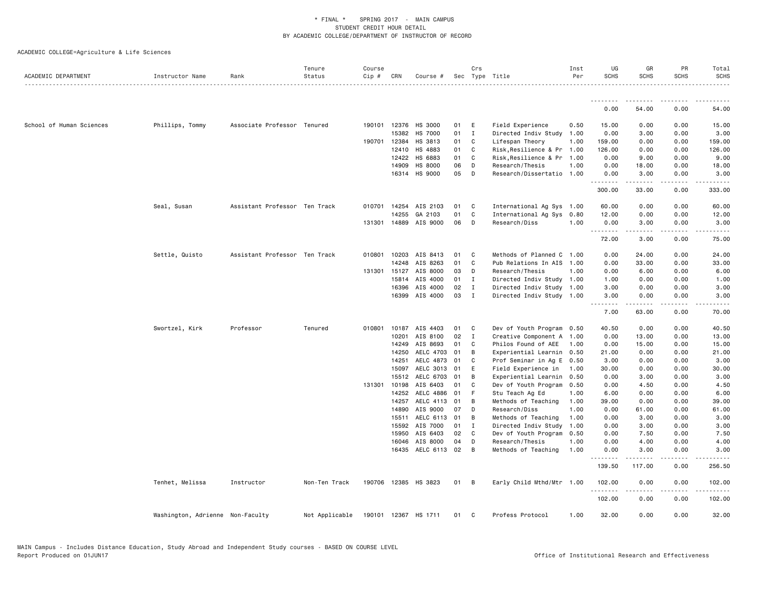\* FINAL \* SPRING 2017 - MAIN CAMPUS
STUDENT CREDIT HOUR DETAIL
BY ACADEMIC COLLEGE/DEPARTMENT OF INSTRUCTOR OF RECORD

ACADEMIC COLLEGE=Agriculture & Life Sciences

| ACADEMIC DEPARTMENT | Instructor Name | Rank | Tenure Status | Course Cip # | CRN | Course # | Sec | Crs Type | Title | Inst Per | UG SCHS | GR SCHS | PR SCHS | Total SCHS |
|---|---|---|---|---|---|---|---|---|---|---|---|---|---|---|
| | | | | | | | | | | | 0.00 | 54.00 | 0.00 | 54.00 |
| School of Human Sciences | Phillips, Tommy | Associate Professor | Tenured | 190101 | 12376 | HS 3000 | 01 | E | Field Experience | 0.50 | 15.00 | 0.00 | 0.00 | 15.00 |
| | | | | | 15382 | HS 7000 | 01 | I | Directed Indiv Study | 1.00 | 0.00 | 3.00 | 0.00 | 3.00 |
| | | | | 190701 | 12384 | HS 3813 | 01 | C | Lifespan Theory | 1.00 | 159.00 | 0.00 | 0.00 | 159.00 |
| | | | | | 12410 | HS 4883 | 01 | C | Risk,Resilience & Pr | 1.00 | 126.00 | 0.00 | 0.00 | 126.00 |
| | | | | | 12422 | HS 6883 | 01 | C | Risk,Resilience & Pr | 1.00 | 0.00 | 9.00 | 0.00 | 9.00 |
| | | | | | 14909 | HS 8000 | 06 | D | Research/Thesis | 1.00 | 0.00 | 18.00 | 0.00 | 18.00 |
| | | | | | 16314 | HS 9000 | 05 | D | Research/Dissertatio | 1.00 | 0.00 | 3.00 | 0.00 | 3.00 |
| | | | | | | | | | | | 300.00 | 33.00 | 0.00 | 333.00 |
| | Seal, Susan | Assistant Professor | Ten Track | 010701 | 14254 | AIS 2103 | 01 | C | International Ag Sys | 1.00 | 60.00 | 0.00 | 0.00 | 60.00 |
| | | | | | 14255 | GA 2103 | 01 | C | International Ag Sys | 0.80 | 12.00 | 0.00 | 0.00 | 12.00 |
| | | | | 131301 | 14889 | AIS 9000 | 06 | D | Research/Diss | 1.00 | 0.00 | 3.00 | 0.00 | 3.00 |
| | | | | | | | | | | | 72.00 | 3.00 | 0.00 | 75.00 |
| | Settle, Quisto | Assistant Professor | Ten Track | 010801 | 10203 | AIS 8413 | 01 | C | Methods of Planned C | 1.00 | 0.00 | 24.00 | 0.00 | 24.00 |
| | | | | | 14248 | AIS 8263 | 01 | C | Pub Relations In AIS | 1.00 | 0.00 | 33.00 | 0.00 | 33.00 |
| | | | | 131301 | 15127 | AIS 8000 | 03 | D | Research/Thesis | 1.00 | 0.00 | 6.00 | 0.00 | 6.00 |
| | | | | | 15814 | AIS 4000 | 01 | I | Directed Indiv Study | 1.00 | 1.00 | 0.00 | 0.00 | 1.00 |
| | | | | | 16396 | AIS 4000 | 02 | I | Directed Indiv Study | 1.00 | 3.00 | 0.00 | 0.00 | 3.00 |
| | | | | | 16399 | AIS 4000 | 03 | I | Directed Indiv Study | 1.00 | 3.00 | 0.00 | 0.00 | 3.00 |
| | | | | | | | | | | | 7.00 | 63.00 | 0.00 | 70.00 |
| | Swortzel, Kirk | Professor | Tenured | 010801 | 10187 | AIS 4403 | 01 | C | Dev of Youth Program | 0.50 | 40.50 | 0.00 | 0.00 | 40.50 |
| | | | | | 10201 | AIS 8100 | 02 | I | Creative Component A | 1.00 | 0.00 | 13.00 | 0.00 | 13.00 |
| | | | | | 14249 | AIS 8693 | 01 | C | Philos Found of AEE | 1.00 | 0.00 | 15.00 | 0.00 | 15.00 |
| | | | | | 14250 | AELC 4703 | 01 | B | Experiential Learnin | 0.50 | 21.00 | 0.00 | 0.00 | 21.00 |
| | | | | | 14251 | AELC 4873 | 01 | C | Prof Seminar in Ag E | 0.50 | 3.00 | 0.00 | 0.00 | 3.00 |
| | | | | | 15097 | AELC 3013 | 01 | E | Field Experience in | 1.00 | 30.00 | 0.00 | 0.00 | 30.00 |
| | | | | | 15512 | AELC 6703 | 01 | B | Experiential Learnin | 0.50 | 0.00 | 3.00 | 0.00 | 3.00 |
| | | | | 131301 | 10198 | AIS 6403 | 01 | C | Dev of Youth Program | 0.50 | 0.00 | 4.50 | 0.00 | 4.50 |
| | | | | | 14252 | AELC 4886 | 01 | F | Stu Teach Ag Ed | 1.00 | 6.00 | 0.00 | 0.00 | 6.00 |
| | | | | | 14257 | AELC 4113 | 01 | B | Methods of Teaching | 1.00 | 39.00 | 0.00 | 0.00 | 39.00 |
| | | | | | 14890 | AIS 9000 | 07 | D | Research/Diss | 1.00 | 0.00 | 61.00 | 0.00 | 61.00 |
| | | | | | 15511 | AELC 6113 | 01 | B | Methods of Teaching | 1.00 | 0.00 | 3.00 | 0.00 | 3.00 |
| | | | | | 15592 | AIS 7000 | 01 | I | Directed Indiv Study | 1.00 | 0.00 | 3.00 | 0.00 | 3.00 |
| | | | | | 15950 | AIS 6403 | 02 | C | Dev of Youth Program | 0.50 | 0.00 | 7.50 | 0.00 | 7.50 |
| | | | | | 16046 | AIS 8000 | 04 | D | Research/Thesis | 1.00 | 0.00 | 4.00 | 0.00 | 4.00 |
| | | | | | 16435 | AELC 6113 | 02 | B | Methods of Teaching | 1.00 | 0.00 | 3.00 | 0.00 | 3.00 |
| | | | | | | | | | | | 139.50 | 117.00 | 0.00 | 256.50 |
| | Tenhet, Melissa | Instructor | Non-Ten Track | 190706 | 12385 | HS 3823 | 01 | B | Early Child Mthd/Mtr | 1.00 | 102.00 | 0.00 | 0.00 | 102.00 |
| | | | | | | | | | | | 102.00 | 0.00 | 0.00 | 102.00 |
| | Washington, Adrienne | Non-Faculty | Not Applicable | 190101 | 12367 | HS 1711 | 01 | C | Profess Protocol | 1.00 | 32.00 | 0.00 | 0.00 | 32.00 |

MAIN Campus - Includes Distance Education, Study Abroad and Independent Study courses - BASED ON COURSE LEVEL
Report Produced on 01JUN17 Office of Institutional Research and Effectiveness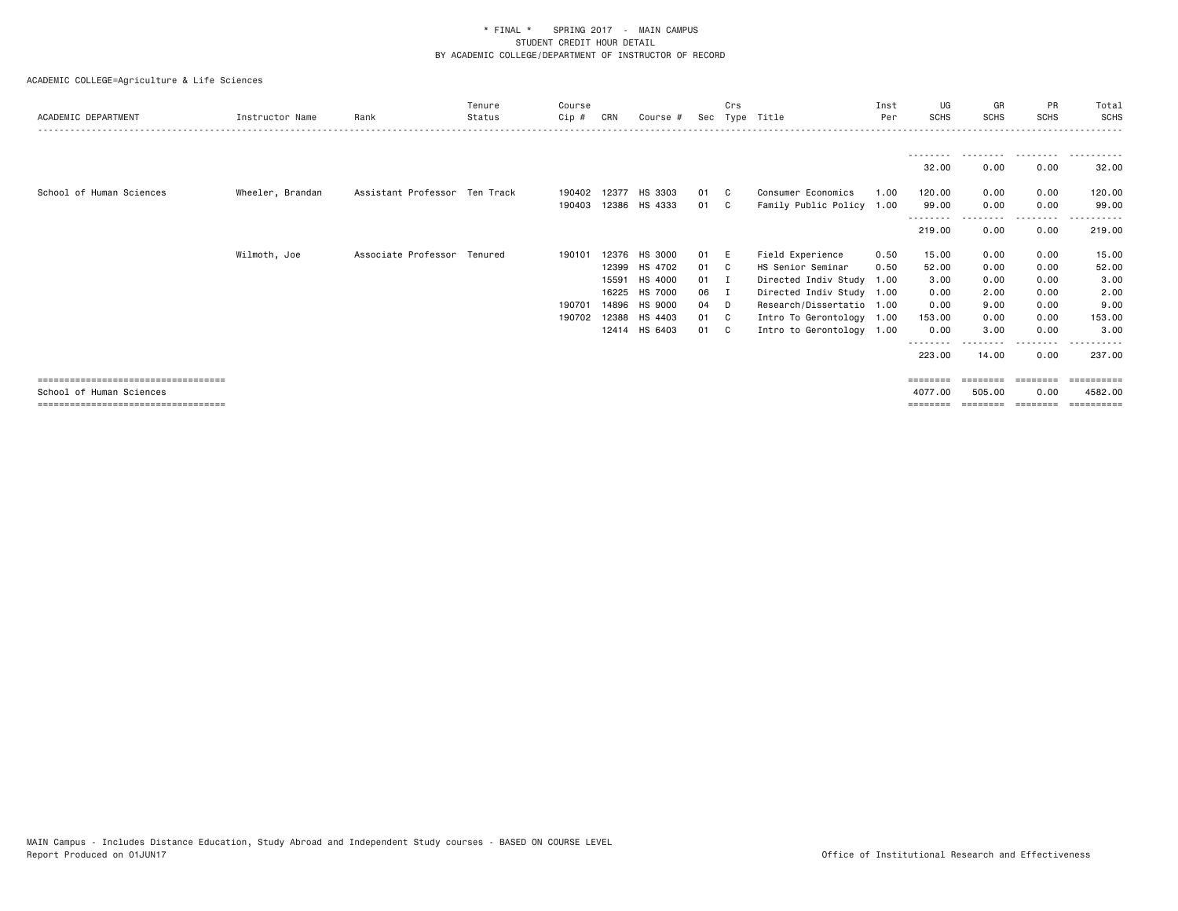\* FINAL \* SPRING 2017 - MAIN CAMPUS
STUDENT CREDIT HOUR DETAIL
BY ACADEMIC COLLEGE/DEPARTMENT OF INSTRUCTOR OF RECORD

ACADEMIC COLLEGE=Agriculture & Life Sciences

| ACADEMIC DEPARTMENT | Instructor Name | Rank | Tenure Status | Course Cip # | CRN | Course # | Sec | Crs Type | Title | Inst Per | UG SCHS | GR SCHS | PR SCHS | Total SCHS |
|---|---|---|---|---|---|---|---|---|---|---|---|---|---|---|
| | | | | | | | | | | | 32.00 | 0.00 | 0.00 | 32.00 |
| School of Human Sciences | Wheeler, Brandan | Assistant Professor | Ten Track | 190402 | 12377 | HS 3303 | 01 | C | Consumer Economics | 1.00 | 120.00 | 0.00 | 0.00 | 120.00 |
| | | | | 190403 | 12386 | HS 4333 | 01 | C | Family Public Policy | 1.00 | 99.00 | 0.00 | 0.00 | 99.00 |
| | | | | | | | | | | | 219.00 | 0.00 | 0.00 | 219.00 |
| | Wilmoth, Joe | Associate Professor | Tenured | 190101 | 12376 | HS 3000 | 01 | E | Field Experience | 0.50 | 15.00 | 0.00 | 0.00 | 15.00 |
| | | | | | 12399 | HS 4702 | 01 | C | HS Senior Seminar | 0.50 | 52.00 | 0.00 | 0.00 | 52.00 |
| | | | | | 15591 | HS 4000 | 01 | I | Directed Indiv Study | 1.00 | 3.00 | 0.00 | 0.00 | 3.00 |
| | | | | | 16225 | HS 7000 | 06 | I | Directed Indiv Study | 1.00 | 0.00 | 2.00 | 0.00 | 2.00 |
| | | | | 190701 | 14896 | HS 9000 | 04 | D | Research/Dissertatio | 1.00 | 0.00 | 9.00 | 0.00 | 9.00 |
| | | | | 190702 | 12388 | HS 4403 | 01 | C | Intro To Gerontology | 1.00 | 153.00 | 0.00 | 0.00 | 153.00 |
| | | | | | 12414 | HS 6403 | 01 | C | Intro to Gerontology | 1.00 | 0.00 | 3.00 | 0.00 | 3.00 |
| | | | | | | | | | | | 223.00 | 14.00 | 0.00 | 237.00 |
| School of Human Sciences | | | | | | | | | | | 4077.00 | 505.00 | 0.00 | 4582.00 |

MAIN Campus - Includes Distance Education, Study Abroad and Independent Study courses - BASED ON COURSE LEVEL
Report Produced on 01JUN17

Office of Institutional Research and Effectiveness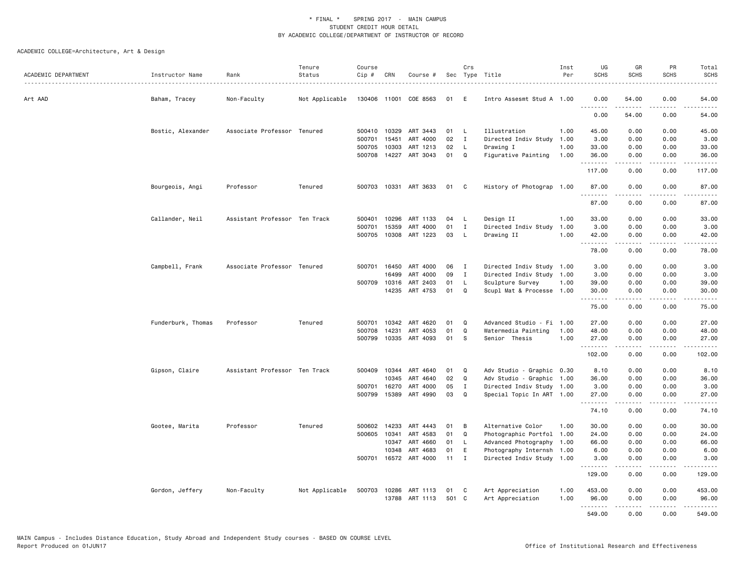\* FINAL \* SPRING 2017 - MAIN CAMPUS
STUDENT CREDIT HOUR DETAIL
BY ACADEMIC COLLEGE/DEPARTMENT OF INSTRUCTOR OF RECORD

ACADEMIC COLLEGE=Architecture, Art & Design

| ACADEMIC DEPARTMENT | Instructor Name | Rank | Tenure Status | Course Cip # | CRN | Course # | Sec | Crs Type | Title | Inst Per | UG SCHS | GR SCHS | PR SCHS | Total SCHS |
|---|---|---|---|---|---|---|---|---|---|---|---|---|---|---|
| Art AAD | Baham, Tracey | Non-Faculty | Not Applicable | 130406 | 11001 | COE 8563 | 01 | E | Intro Assesmt Stud A | 1.00 | 0.00 | 54.00 | 0.00 | 54.00 |
| | | | | | | | | | | | 0.00 | 54.00 | 0.00 | 54.00 |
| | Bostic, Alexander | Associate Professor | Tenured | 500410 | 10329 | ART 3443 | 01 | L | Illustration | 1.00 | 45.00 | 0.00 | 0.00 | 45.00 |
| | | | | 500701 | 15451 | ART 4000 | 02 | I | Directed Indiv Study | 1.00 | 3.00 | 0.00 | 0.00 | 3.00 |
| | | | | 500705 | 10303 | ART 1213 | 02 | L | Drawing I | 1.00 | 33.00 | 0.00 | 0.00 | 33.00 |
| | | | | 500708 | 14227 | ART 3043 | 01 | Q | Figurative Painting | 1.00 | 36.00 | 0.00 | 0.00 | 36.00 |
| | | | | | | | | | | | 117.00 | 0.00 | 0.00 | 117.00 |
| | Bourgeois, Angi | Professor | Tenured | 500703 | 10331 | ART 3633 | 01 | C | History of Photograp | 1.00 | 87.00 | 0.00 | 0.00 | 87.00 |
| | | | | | | | | | | | 87.00 | 0.00 | 0.00 | 87.00 |
| | Callander, Neil | Assistant Professor | Ten Track | 500401 | 10296 | ART 1133 | 04 | L | Design II | 1.00 | 33.00 | 0.00 | 0.00 | 33.00 |
| | | | | 500701 | 15359 | ART 4000 | 01 | I | Directed Indiv Study | 1.00 | 3.00 | 0.00 | 0.00 | 3.00 |
| | | | | 500705 | 10308 | ART 1223 | 03 | L | Drawing II | 1.00 | 42.00 | 0.00 | 0.00 | 42.00 |
| | | | | | | | | | | | 78.00 | 0.00 | 0.00 | 78.00 |
| | Campbell, Frank | Associate Professor | Tenured | 500701 | 16450 | ART 4000 | 06 | I | Directed Indiv Study | 1.00 | 3.00 | 0.00 | 0.00 | 3.00 |
| | | | | | 16499 | ART 4000 | 09 | I | Directed Indiv Study | 1.00 | 3.00 | 0.00 | 0.00 | 3.00 |
| | | | | 500709 | 10316 | ART 2403 | 01 | L | Sculpture Survey | 1.00 | 39.00 | 0.00 | 0.00 | 39.00 |
| | | | | | 14235 | ART 4753 | 01 | Q | Scupl Mat & Processe | 1.00 | 30.00 | 0.00 | 0.00 | 30.00 |
| | | | | | | | | | | | 75.00 | 0.00 | 0.00 | 75.00 |
| | Funderburk, Thomas | Professor | Tenured | 500701 | 10342 | ART 4620 | 01 | Q | Advanced Studio - Fi | 1.00 | 27.00 | 0.00 | 0.00 | 27.00 |
| | | | | 500708 | 14231 | ART 4053 | 01 | Q | Watermedia Painting | 1.00 | 48.00 | 0.00 | 0.00 | 48.00 |
| | | | | 500799 | 10335 | ART 4093 | 01 | S | Senior Thesis | 1.00 | 27.00 | 0.00 | 0.00 | 27.00 |
| | | | | | | | | | | | 102.00 | 0.00 | 0.00 | 102.00 |
| | Gipson, Claire | Assistant Professor | Ten Track | 500409 | 10344 | ART 4640 | 01 | Q | Adv Studio - Graphic | 0.30 | 8.10 | 0.00 | 0.00 | 8.10 |
| | | | | | 10345 | ART 4640 | 02 | Q | Adv Studio - Graphic | 1.00 | 36.00 | 0.00 | 0.00 | 36.00 |
| | | | | 500701 | 16270 | ART 4000 | 05 | I | Directed Indiv Study | 1.00 | 3.00 | 0.00 | 0.00 | 3.00 |
| | | | | 500799 | 15389 | ART 4990 | 03 | Q | Special Topic In ART | 1.00 | 27.00 | 0.00 | 0.00 | 27.00 |
| | | | | | | | | | | | 74.10 | 0.00 | 0.00 | 74.10 |
| | Gootee, Marita | Professor | Tenured | 500602 | 14233 | ART 4443 | 01 | B | Alternative Color | 1.00 | 30.00 | 0.00 | 0.00 | 30.00 |
| | | | | 500605 | 10341 | ART 4583 | 01 | Q | Photographic Portfol | 1.00 | 24.00 | 0.00 | 0.00 | 24.00 |
| | | | | | 10347 | ART 4660 | 01 | L | Advanced Photography | 1.00 | 66.00 | 0.00 | 0.00 | 66.00 |
| | | | | | 10348 | ART 4683 | 01 | E | Photography Internsh | 1.00 | 6.00 | 0.00 | 0.00 | 6.00 |
| | | | | 500701 | 16572 | ART 4000 | 11 | I | Directed Indiv Study | 1.00 | 3.00 | 0.00 | 0.00 | 3.00 |
| | | | | | | | | | | | 129.00 | 0.00 | 0.00 | 129.00 |
| | Gordon, Jeffery | Non-Faculty | Not Applicable | 500703 | 10286 | ART 1113 | 01 | C | Art Appreciation | 1.00 | 453.00 | 0.00 | 0.00 | 453.00 |
| | | | | | 13788 | ART 1113 | 501 | C | Art Appreciation | 1.00 | 96.00 | 0.00 | 0.00 | 96.00 |
| | | | | | | | | | | | 549.00 | 0.00 | 0.00 | 549.00 |

MAIN Campus - Includes Distance Education, Study Abroad and Independent Study courses - BASED ON COURSE LEVEL
Report Produced on 01JUN17

Office of Institutional Research and Effectiveness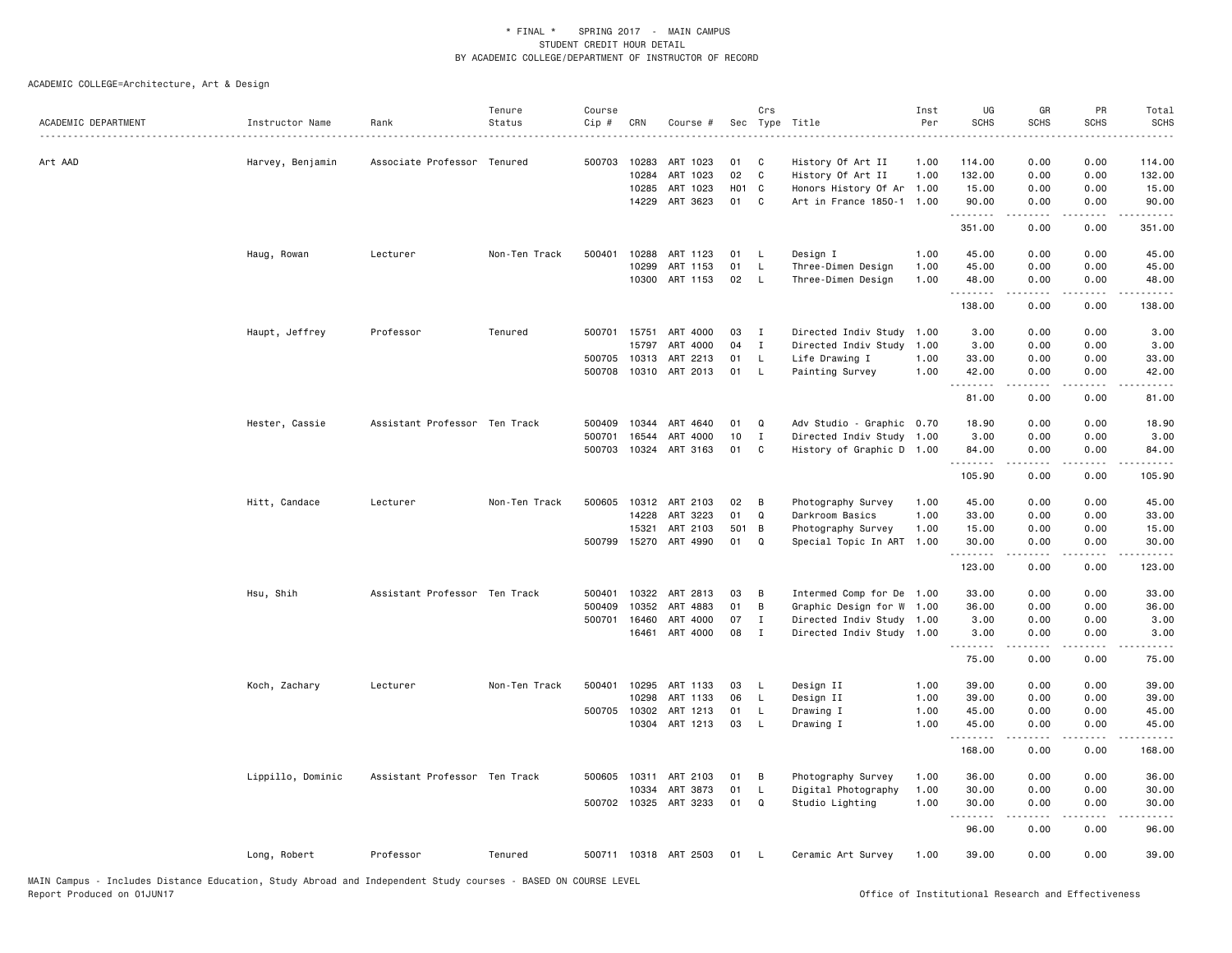\* FINAL \* SPRING 2017 - MAIN CAMPUS
STUDENT CREDIT HOUR DETAIL
BY ACADEMIC COLLEGE/DEPARTMENT OF INSTRUCTOR OF RECORD

ACADEMIC COLLEGE=Architecture, Art & Design

| ACADEMIC DEPARTMENT | Instructor Name | Rank | Tenure Status | Course Cip # | CRN | Course # | Sec | Crs Type | Title | Inst Per | UG SCHS | GR SCHS | PR SCHS | Total SCHS |
|---|---|---|---|---|---|---|---|---|---|---|---|---|---|---|
| Art AAD | Harvey, Benjamin | Associate Professor | Tenured | 500703 | 10283 | ART 1023 | 01 | C | History Of Art II | 1.00 | 114.00 | 0.00 | 0.00 | 114.00 |
| | | | | | 10284 | ART 1023 | 02 | C | History Of Art II | 1.00 | 132.00 | 0.00 | 0.00 | 132.00 |
| | | | | | 10285 | ART 1023 | H01 | C | Honors History Of Ar | 1.00 | 15.00 | 0.00 | 0.00 | 15.00 |
| | | | | | 14229 | ART 3623 | 01 | C | Art in France 1850-1 | 1.00 | 90.00 | 0.00 | 0.00 | 90.00 |
| | | | | | | | | | | | 351.00 | 0.00 | 0.00 | 351.00 |
| | Haug, Rowan | Lecturer | Non-Ten Track | 500401 | 10288 | ART 1123 | 01 | L | Design I | 1.00 | 45.00 | 0.00 | 0.00 | 45.00 |
| | | | | | 10299 | ART 1153 | 01 | L | Three-Dimen Design | 1.00 | 45.00 | 0.00 | 0.00 | 45.00 |
| | | | | | 10300 | ART 1153 | 02 | L | Three-Dimen Design | 1.00 | 48.00 | 0.00 | 0.00 | 48.00 |
| | | | | | | | | | | | 138.00 | 0.00 | 0.00 | 138.00 |
| | Haupt, Jeffrey | Professor | Tenured | 500701 | 15751 | ART 4000 | 03 | I | Directed Indiv Study | 1.00 | 3.00 | 0.00 | 0.00 | 3.00 |
| | | | | | 15797 | ART 4000 | 04 | I | Directed Indiv Study | 1.00 | 3.00 | 0.00 | 0.00 | 3.00 |
| | | | | 500705 | 10313 | ART 2213 | 01 | L | Life Drawing I | 1.00 | 33.00 | 0.00 | 0.00 | 33.00 |
| | | | | 500708 | 10310 | ART 2013 | 01 | L | Painting Survey | 1.00 | 42.00 | 0.00 | 0.00 | 42.00 |
| | | | | | | | | | | | 81.00 | 0.00 | 0.00 | 81.00 |
| | Hester, Cassie | Assistant Professor | Ten Track | 500409 | 10344 | ART 4640 | 01 | Q | Adv Studio - Graphic | 0.70 | 18.90 | 0.00 | 0.00 | 18.90 |
| | | | | 500701 | 16544 | ART 4000 | 10 | I | Directed Indiv Study | 1.00 | 3.00 | 0.00 | 0.00 | 3.00 |
| | | | | 500703 | 10324 | ART 3163 | 01 | C | History of Graphic D | 1.00 | 84.00 | 0.00 | 0.00 | 84.00 |
| | | | | | | | | | | | 105.90 | 0.00 | 0.00 | 105.90 |
| | Hitt, Candace | Lecturer | Non-Ten Track | 500605 | 10312 | ART 2103 | 02 | B | Photography Survey | 1.00 | 45.00 | 0.00 | 0.00 | 45.00 |
| | | | | | 14228 | ART 3223 | 01 | Q | Darkroom Basics | 1.00 | 33.00 | 0.00 | 0.00 | 33.00 |
| | | | | | 15321 | ART 2103 | 501 | B | Photography Survey | 1.00 | 15.00 | 0.00 | 0.00 | 15.00 |
| | | | | 500799 | 15270 | ART 4990 | 01 | Q | Special Topic In ART | 1.00 | 30.00 | 0.00 | 0.00 | 30.00 |
| | | | | | | | | | | | 123.00 | 0.00 | 0.00 | 123.00 |
| | Hsu, Shih | Assistant Professor | Ten Track | 500401 | 10322 | ART 2813 | 03 | B | Intermed Comp for De | 1.00 | 33.00 | 0.00 | 0.00 | 33.00 |
| | | | | 500409 | 10352 | ART 4883 | 01 | B | Graphic Design for W | 1.00 | 36.00 | 0.00 | 0.00 | 36.00 |
| | | | | 500701 | 16460 | ART 4000 | 07 | I | Directed Indiv Study | 1.00 | 3.00 | 0.00 | 0.00 | 3.00 |
| | | | | | 16461 | ART 4000 | 08 | I | Directed Indiv Study | 1.00 | 3.00 | 0.00 | 0.00 | 3.00 |
| | | | | | | | | | | | 75.00 | 0.00 | 0.00 | 75.00 |
| | Koch, Zachary | Lecturer | Non-Ten Track | 500401 | 10295 | ART 1133 | 03 | L | Design II | 1.00 | 39.00 | 0.00 | 0.00 | 39.00 |
| | | | | | 10298 | ART 1133 | 06 | L | Design II | 1.00 | 39.00 | 0.00 | 0.00 | 39.00 |
| | | | | 500705 | 10302 | ART 1213 | 01 | L | Drawing I | 1.00 | 45.00 | 0.00 | 0.00 | 45.00 |
| | | | | | 10304 | ART 1213 | 03 | L | Drawing I | 1.00 | 45.00 | 0.00 | 0.00 | 45.00 |
| | | | | | | | | | | | 168.00 | 0.00 | 0.00 | 168.00 |
| | Lippillo, Dominic | Assistant Professor | Ten Track | 500605 | 10311 | ART 2103 | 01 | B | Photography Survey | 1.00 | 36.00 | 0.00 | 0.00 | 36.00 |
| | | | | | 10334 | ART 3873 | 01 | L | Digital Photography | 1.00 | 30.00 | 0.00 | 0.00 | 30.00 |
| | | | | 500702 | 10325 | ART 3233 | 01 | Q | Studio Lighting | 1.00 | 30.00 | 0.00 | 0.00 | 30.00 |
| | | | | | | | | | | | 96.00 | 0.00 | 0.00 | 96.00 |
| | Long, Robert | Professor | Tenured | 500711 | 10318 | ART 2503 | 01 | L | Ceramic Art Survey | 1.00 | 39.00 | 0.00 | 0.00 | 39.00 |

MAIN Campus - Includes Distance Education, Study Abroad and Independent Study courses - BASED ON COURSE LEVEL
Report Produced on 01JUN17 Office of Institutional Research and Effectiveness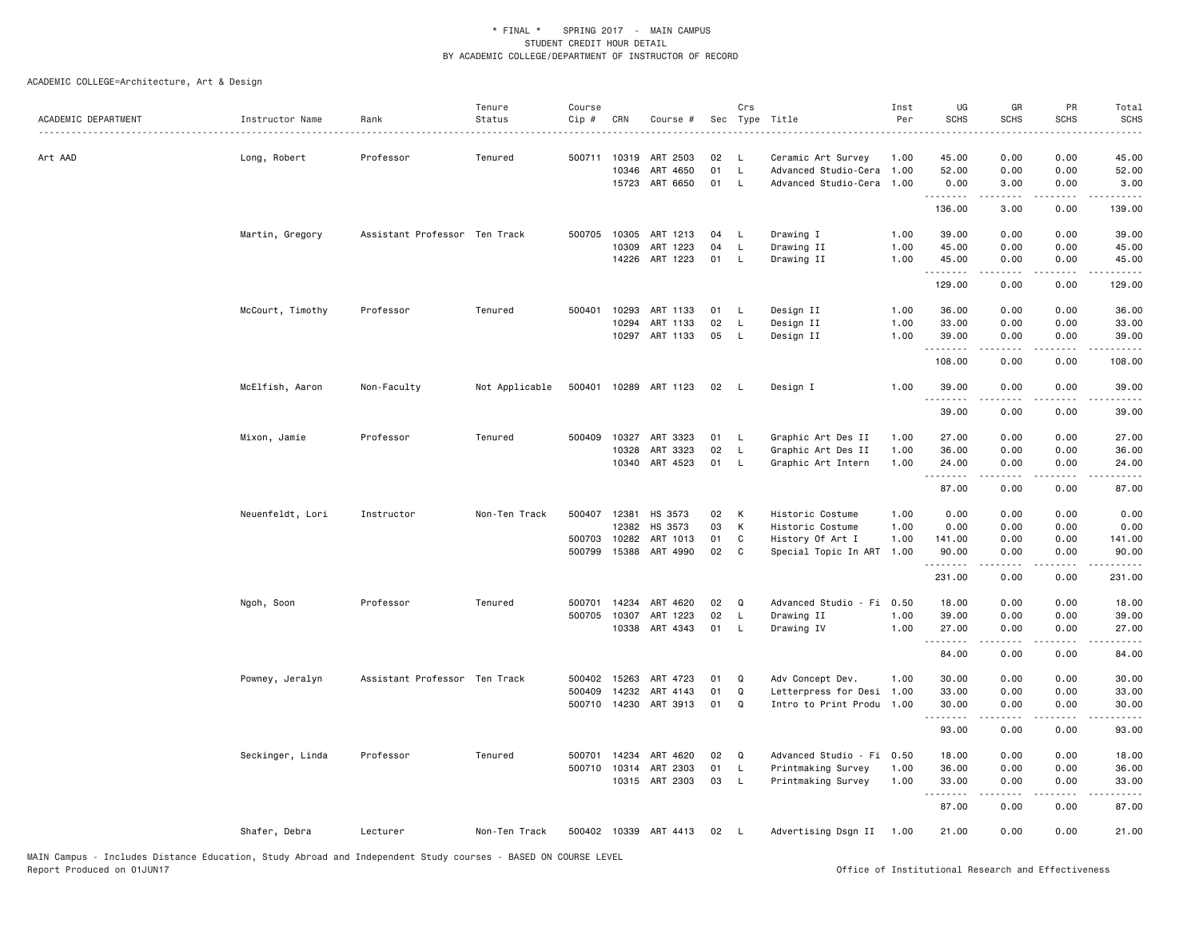\* FINAL \* SPRING 2017 - MAIN CAMPUS
STUDENT CREDIT HOUR DETAIL
BY ACADEMIC COLLEGE/DEPARTMENT OF INSTRUCTOR OF RECORD

ACADEMIC COLLEGE=Architecture, Art & Design

| ACADEMIC DEPARTMENT | Instructor Name | Rank | Tenure Status | Course Cip # | CRN | Course # | Sec | Crs Type | Title | Inst Per | UG SCHS | GR SCHS | PR SCHS | Total SCHS |
|---|---|---|---|---|---|---|---|---|---|---|---|---|---|---|
| Art AAD | Long, Robert | Professor | Tenured | 500711 | 10319 | ART 2503 | 02 | L | Ceramic Art Survey | 1.00 | 45.00 | 0.00 | 0.00 | 45.00 |
| | | | | | 10346 | ART 4650 | 01 | L | Advanced Studio-Cera | 1.00 | 52.00 | 0.00 | 0.00 | 52.00 |
| | | | | | 15723 | ART 6650 | 01 | L | Advanced Studio-Cera | 1.00 | 0.00 | 3.00 | 0.00 | 3.00 |
| | | | | | | | | | | | 136.00 | 3.00 | 0.00 | 139.00 |
| | Martin, Gregory | Assistant Professor | Ten Track | 500705 | 10305 | ART 1213 | 04 | L | Drawing I | 1.00 | 39.00 | 0.00 | 0.00 | 39.00 |
| | | | | | 10309 | ART 1223 | 04 | L | Drawing II | 1.00 | 45.00 | 0.00 | 0.00 | 45.00 |
| | | | | | 14226 | ART 1223 | 01 | L | Drawing II | 1.00 | 45.00 | 0.00 | 0.00 | 45.00 |
| | | | | | | | | | | | 129.00 | 0.00 | 0.00 | 129.00 |
| | McCourt, Timothy | Professor | Tenured | 500401 | 10293 | ART 1133 | 01 | L | Design II | 1.00 | 36.00 | 0.00 | 0.00 | 36.00 |
| | | | | | 10294 | ART 1133 | 02 | L | Design II | 1.00 | 33.00 | 0.00 | 0.00 | 33.00 |
| | | | | | 10297 | ART 1133 | 05 | L | Design II | 1.00 | 39.00 | 0.00 | 0.00 | 39.00 |
| | | | | | | | | | | | 108.00 | 0.00 | 0.00 | 108.00 |
| | McElfish, Aaron | Non-Faculty | Not Applicable | 500401 | 10289 | ART 1123 | 02 | L | Design I | 1.00 | 39.00 | 0.00 | 0.00 | 39.00 |
| | | | | | | | | | | | 39.00 | 0.00 | 0.00 | 39.00 |
| | Mixon, Jamie | Professor | Tenured | 500409 | 10327 | ART 3323 | 01 | L | Graphic Art Des II | 1.00 | 27.00 | 0.00 | 0.00 | 27.00 |
| | | | | | 10328 | ART 3323 | 02 | L | Graphic Art Des II | 1.00 | 36.00 | 0.00 | 0.00 | 36.00 |
| | | | | | 10340 | ART 4523 | 01 | L | Graphic Art Intern | 1.00 | 24.00 | 0.00 | 0.00 | 24.00 |
| | | | | | | | | | | | 87.00 | 0.00 | 0.00 | 87.00 |
| | Neuenfeldt, Lori | Instructor | Non-Ten Track | 500407 | 12381 | HS 3573 | 02 | K | Historic Costume | 1.00 | 0.00 | 0.00 | 0.00 | 0.00 |
| | | | | | 12382 | HS 3573 | 03 | K | Historic Costume | 1.00 | 0.00 | 0.00 | 0.00 | 0.00 |
| | | | | 500703 | 10282 | ART 1013 | 01 | C | History Of Art I | 1.00 | 141.00 | 0.00 | 0.00 | 141.00 |
| | | | | 500799 | 15388 | ART 4990 | 02 | C | Special Topic In ART | 1.00 | 90.00 | 0.00 | 0.00 | 90.00 |
| | | | | | | | | | | | 231.00 | 0.00 | 0.00 | 231.00 |
| | Ngoh, Soon | Professor | Tenured | 500701 | 14234 | ART 4620 | 02 | Q | Advanced Studio - Fi | 0.50 | 18.00 | 0.00 | 0.00 | 18.00 |
| | | | | 500705 | 10307 | ART 1223 | 02 | L | Drawing II | 1.00 | 39.00 | 0.00 | 0.00 | 39.00 |
| | | | | | 10338 | ART 4343 | 01 | L | Drawing IV | 1.00 | 27.00 | 0.00 | 0.00 | 27.00 |
| | | | | | | | | | | | 84.00 | 0.00 | 0.00 | 84.00 |
| | Powney, Jeralyn | Assistant Professor | Ten Track | 500402 | 15263 | ART 4723 | 01 | Q | Adv Concept Dev. | 1.00 | 30.00 | 0.00 | 0.00 | 30.00 |
| | | | | 500409 | 14232 | ART 4143 | 01 | Q | Letterpress for Desi | 1.00 | 33.00 | 0.00 | 0.00 | 33.00 |
| | | | | 500710 | 14230 | ART 3913 | 01 | Q | Intro to Print Produ | 1.00 | 30.00 | 0.00 | 0.00 | 30.00 |
| | | | | | | | | | | | 93.00 | 0.00 | 0.00 | 93.00 |
| | Seckinger, Linda | Professor | Tenured | 500701 | 14234 | ART 4620 | 02 | Q | Advanced Studio - Fi | 0.50 | 18.00 | 0.00 | 0.00 | 18.00 |
| | | | | 500710 | 10314 | ART 2303 | 01 | L | Printmaking Survey | 1.00 | 36.00 | 0.00 | 0.00 | 36.00 |
| | | | | | 10315 | ART 2303 | 03 | L | Printmaking Survey | 1.00 | 33.00 | 0.00 | 0.00 | 33.00 |
| | | | | | | | | | | | 87.00 | 0.00 | 0.00 | 87.00 |
| | Shafer, Debra | Lecturer | Non-Ten Track | 500402 | 10339 | ART 4413 | 02 | L | Advertising Dsgn II | 1.00 | 21.00 | 0.00 | 0.00 | 21.00 |

MAIN Campus - Includes Distance Education, Study Abroad and Independent Study courses - BASED ON COURSE LEVEL
Report Produced on 01JUN17

Office of Institutional Research and Effectiveness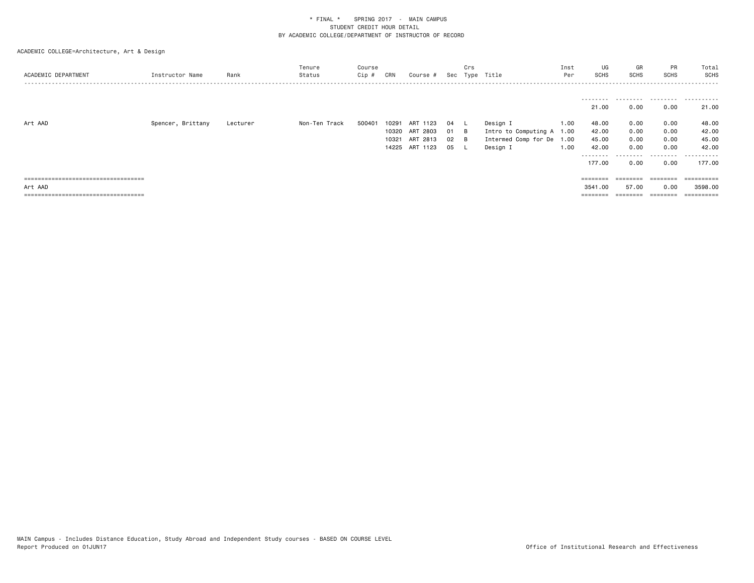\* FINAL \*    SPRING 2017  -  MAIN CAMPUS
STUDENT CREDIT HOUR DETAIL
BY ACADEMIC COLLEGE/DEPARTMENT OF INSTRUCTOR OF RECORD

ACADEMIC COLLEGE=Architecture, Art & Design

| ACADEMIC DEPARTMENT | Instructor Name | Rank | Tenure Status | Course Cip # | CRN | Course # | Sec | Crs Type | Title | Inst Per | UG SCHS | GR SCHS | PR SCHS | Total SCHS |
|---|---|---|---|---|---|---|---|---|---|---|---|---|---|---|
| | | | | | | | | | | | 21.00 | 0.00 | 0.00 | 21.00 |
| Art AAD | Spencer, Brittany | Lecturer | Non-Ten Track | 500401 | 10291 | ART 1123 | 04 | L | Design I | 1.00 | 48.00 | 0.00 | 0.00 | 48.00 |
| | | | | | 10320 | ART 2803 | 01 | B | Intro to Computing A | 1.00 | 42.00 | 0.00 | 0.00 | 42.00 |
| | | | | | 10321 | ART 2813 | 02 | B | Intermed Comp for De | 1.00 | 45.00 | 0.00 | 0.00 | 45.00 |
| | | | | | 14225 | ART 1123 | 05 | L | Design I | 1.00 | 42.00 | 0.00 | 0.00 | 42.00 |
| | | | | | | | | | | | 177.00 | 0.00 | 0.00 | 177.00 |
| Art AAD | | | | | | | | | | | 3541.00 | 57.00 | 0.00 | 3598.00 |

MAIN Campus - Includes Distance Education, Study Abroad and Independent Study courses - BASED ON COURSE LEVEL
Report Produced on 01JUN17

Office of Institutional Research and Effectiveness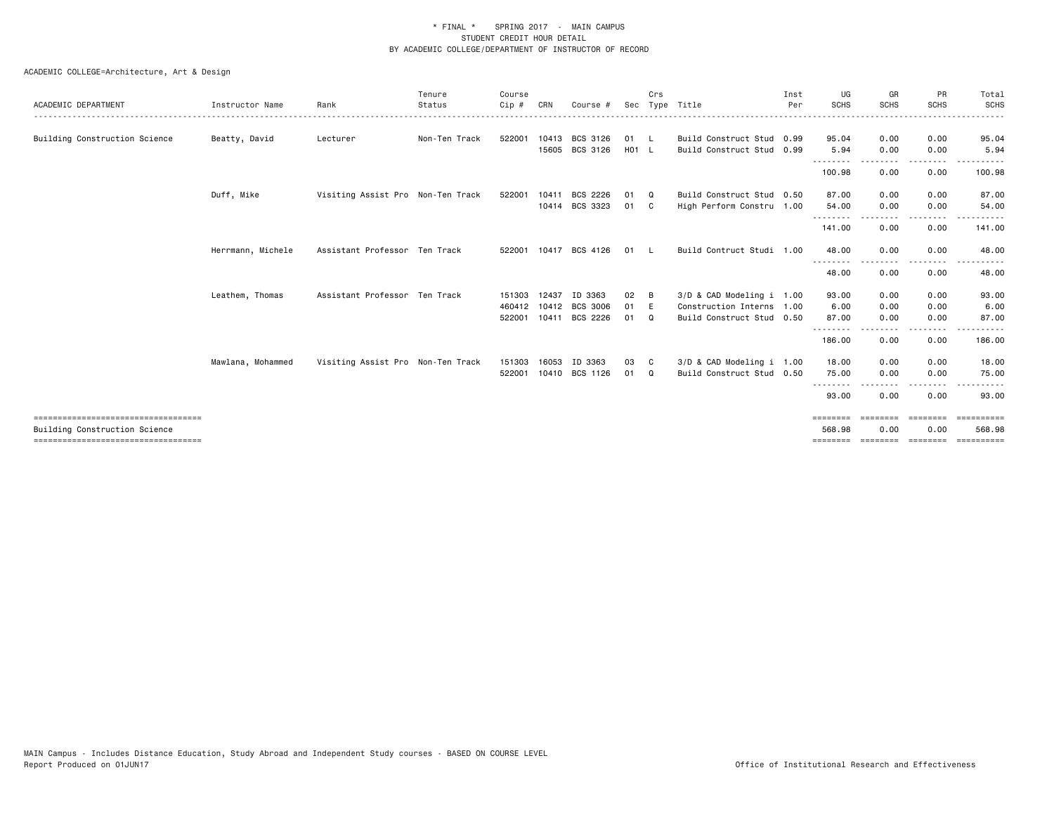\* FINAL \* SPRING 2017 - MAIN CAMPUS
STUDENT CREDIT HOUR DETAIL
BY ACADEMIC COLLEGE/DEPARTMENT OF INSTRUCTOR OF RECORD

ACADEMIC COLLEGE=Architecture, Art & Design

| ACADEMIC DEPARTMENT | Instructor Name | Rank | Tenure Status | Course Cip # | CRN | Course # | Sec | Crs Type | Title | Inst Per | UG SCHS | GR SCHS | PR SCHS | Total SCHS |
|---|---|---|---|---|---|---|---|---|---|---|---|---|---|---|
| Building Construction Science | Beatty, David | Lecturer | Non-Ten Track | 522001 | 10413 | BCS 3126 | 01 | L | Build Construct Stud | 0.99 | 95.04 | 0.00 | 0.00 | 95.04 |
| | | | | | 15605 | BCS 3126 | H01 | L | Build Construct Stud | 0.99 | 5.94 | 0.00 | 0.00 | 5.94 |
| | | | | | | | | | | | 100.98 | 0.00 | 0.00 | 100.98 |
| | Duff, Mike | Visiting Assist Pro | Non-Ten Track | 522001 | 10411 | BCS 2226 | 01 | Q | Build Construct Stud | 0.50 | 87.00 | 0.00 | 0.00 | 87.00 |
| | | | | | 10414 | BCS 3323 | 01 | C | High Perform Constru | 1.00 | 54.00 | 0.00 | 0.00 | 54.00 |
| | | | | | | | | | | | 141.00 | 0.00 | 0.00 | 141.00 |
| | Herrmann, Michele | Assistant Professor | Ten Track | 522001 | 10417 | BCS 4126 | 01 | L | Build Contruct Studi | 1.00 | 48.00 | 0.00 | 0.00 | 48.00 |
| | | | | | | | | | | | 48.00 | 0.00 | 0.00 | 48.00 |
| | Leathem, Thomas | Assistant Professor | Ten Track | 151303 | 12437 | ID 3363 | 02 | B | 3/D & CAD Modeling i | 1.00 | 93.00 | 0.00 | 0.00 | 93.00 |
| | | | | 460412 | 10412 | BCS 3006 | 01 | E | Construction Interns | 1.00 | 6.00 | 0.00 | 0.00 | 6.00 |
| | | | | 522001 | 10411 | BCS 2226 | 01 | Q | Build Construct Stud | 0.50 | 87.00 | 0.00 | 0.00 | 87.00 |
| | | | | | | | | | | | 186.00 | 0.00 | 0.00 | 186.00 |
| | Mawlana, Mohammed | Visiting Assist Pro | Non-Ten Track | 151303 | 16053 | ID 3363 | 03 | C | 3/D & CAD Modeling i | 1.00 | 18.00 | 0.00 | 0.00 | 18.00 |
| | | | | 522001 | 10410 | BCS 1126 | 01 | Q | Build Construct Stud | 0.50 | 75.00 | 0.00 | 0.00 | 75.00 |
| | | | | | | | | | | | 93.00 | 0.00 | 0.00 | 93.00 |
| Building Construction Science | | | | | | | | | | | 568.98 | 0.00 | 0.00 | 568.98 |

MAIN Campus - Includes Distance Education, Study Abroad and Independent Study courses - BASED ON COURSE LEVEL
Report Produced on 01JUN17

Office of Institutional Research and Effectiveness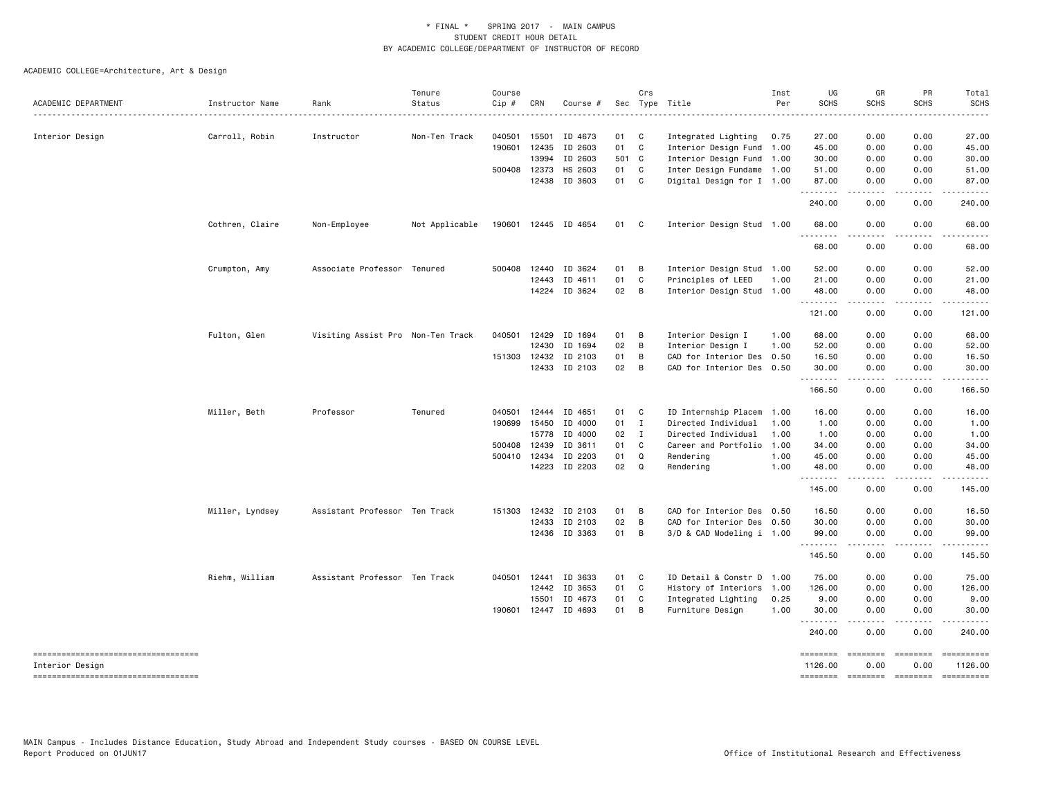\* FINAL \* SPRING 2017 - MAIN CAMPUS
STUDENT CREDIT HOUR DETAIL
BY ACADEMIC COLLEGE/DEPARTMENT OF INSTRUCTOR OF RECORD

ACADEMIC COLLEGE=Architecture, Art & Design

| ACADEMIC DEPARTMENT | Instructor Name | Rank | Tenure Status | Course Cip # | CRN | Course # | Sec | Crs Type | Title | Inst Per | UG SCHS | GR SCHS | PR SCHS | Total SCHS |
|---|---|---|---|---|---|---|---|---|---|---|---|---|---|---|
| Interior Design | Carroll, Robin | Instructor | Non-Ten Track | 040501 | 15501 | ID 4673 | 01 | C | Integrated Lighting | 0.75 | 27.00 | 0.00 | 0.00 | 27.00 |
| | | | | 190601 | 12435 | ID 2603 | 01 | C | Interior Design Fund | 1.00 | 45.00 | 0.00 | 0.00 | 45.00 |
| | | | | | 13994 | ID 2603 | 501 | C | Interior Design Fund | 1.00 | 30.00 | 0.00 | 0.00 | 30.00 |
| | | | | 500408 | 12373 | HS 2603 | 01 | C | Inter Design Fundame | 1.00 | 51.00 | 0.00 | 0.00 | 51.00 |
| | | | | | 12438 | ID 3603 | 01 | C | Digital Design for I | 1.00 | 87.00 | 0.00 | 0.00 | 87.00 |
| | | | | | | | | | | | 240.00 | 0.00 | 0.00 | 240.00 |
| | Cothren, Claire | Non-Employee | Not Applicable | 190601 | 12445 | ID 4654 | 01 | C | Interior Design Stud | 1.00 | 68.00 | 0.00 | 0.00 | 68.00 |
| | | | | | | | | | | | 68.00 | 0.00 | 0.00 | 68.00 |
| | Crumpton, Amy | Associate Professor | Tenured | 500408 | 12440 | ID 3624 | 01 | B | Interior Design Stud | 1.00 | 52.00 | 0.00 | 0.00 | 52.00 |
| | | | | | 12443 | ID 4611 | 01 | C | Principles of LEED | 1.00 | 21.00 | 0.00 | 0.00 | 21.00 |
| | | | | | 14224 | ID 3624 | 02 | B | Interior Design Stud | 1.00 | 48.00 | 0.00 | 0.00 | 48.00 |
| | | | | | | | | | | | 121.00 | 0.00 | 0.00 | 121.00 |
| | Fulton, Glen | Visiting Assist Pro | Non-Ten Track | 040501 | 12429 | ID 1694 | 01 | B | Interior Design I | 1.00 | 68.00 | 0.00 | 0.00 | 68.00 |
| | | | | | 12430 | ID 1694 | 02 | B | Interior Design I | 1.00 | 52.00 | 0.00 | 0.00 | 52.00 |
| | | | | 151303 | 12432 | ID 2103 | 01 | B | CAD for Interior Des | 0.50 | 16.50 | 0.00 | 0.00 | 16.50 |
| | | | | | 12433 | ID 2103 | 02 | B | CAD for Interior Des | 0.50 | 30.00 | 0.00 | 0.00 | 30.00 |
| | | | | | | | | | | | 166.50 | 0.00 | 0.00 | 166.50 |
| | Miller, Beth | Professor | Tenured | 040501 | 12444 | ID 4651 | 01 | C | ID Internship Placem | 1.00 | 16.00 | 0.00 | 0.00 | 16.00 |
| | | | | 190699 | 15450 | ID 4000 | 01 | I | Directed Individual | 1.00 | 1.00 | 0.00 | 0.00 | 1.00 |
| | | | | | 15778 | ID 4000 | 02 | I | Directed Individual | 1.00 | 1.00 | 0.00 | 0.00 | 1.00 |
| | | | | 500408 | 12439 | ID 3611 | 01 | C | Career and Portfolio | 1.00 | 34.00 | 0.00 | 0.00 | 34.00 |
| | | | | 500410 | 12434 | ID 2203 | 01 | Q | Rendering | 1.00 | 45.00 | 0.00 | 0.00 | 45.00 |
| | | | | | 14223 | ID 2203 | 02 | Q | Rendering | 1.00 | 48.00 | 0.00 | 0.00 | 48.00 |
| | | | | | | | | | | | 145.00 | 0.00 | 0.00 | 145.00 |
| | Miller, Lyndsey | Assistant Professor | Ten Track | 151303 | 12432 | ID 2103 | 01 | B | CAD for Interior Des | 0.50 | 16.50 | 0.00 | 0.00 | 16.50 |
| | | | | | 12433 | ID 2103 | 02 | B | CAD for Interior Des | 0.50 | 30.00 | 0.00 | 0.00 | 30.00 |
| | | | | | 12436 | ID 3363 | 01 | B | 3/D & CAD Modeling i | 1.00 | 99.00 | 0.00 | 0.00 | 99.00 |
| | | | | | | | | | | | 145.50 | 0.00 | 0.00 | 145.50 |
| | Riehm, William | Assistant Professor | Ten Track | 040501 | 12441 | ID 3633 | 01 | C | ID Detail & Constr D | 1.00 | 75.00 | 0.00 | 0.00 | 75.00 |
| | | | | | 12442 | ID 3653 | 01 | C | History of Interiors | 1.00 | 126.00 | 0.00 | 0.00 | 126.00 |
| | | | | | 15501 | ID 4673 | 01 | C | Integrated Lighting | 0.25 | 9.00 | 0.00 | 0.00 | 9.00 |
| | | | | 190601 | 12447 | ID 4693 | 01 | B | Furniture Design | 1.00 | 30.00 | 0.00 | 0.00 | 30.00 |
| | | | | | | | | | | | 240.00 | 0.00 | 0.00 | 240.00 |
| Interior Design | | | | | | | | | | | 1126.00 | 0.00 | 0.00 | 1126.00 |

MAIN Campus - Includes Distance Education, Study Abroad and Independent Study courses - BASED ON COURSE LEVEL
Report Produced on 01JUN17 | Office of Institutional Research and Effectiveness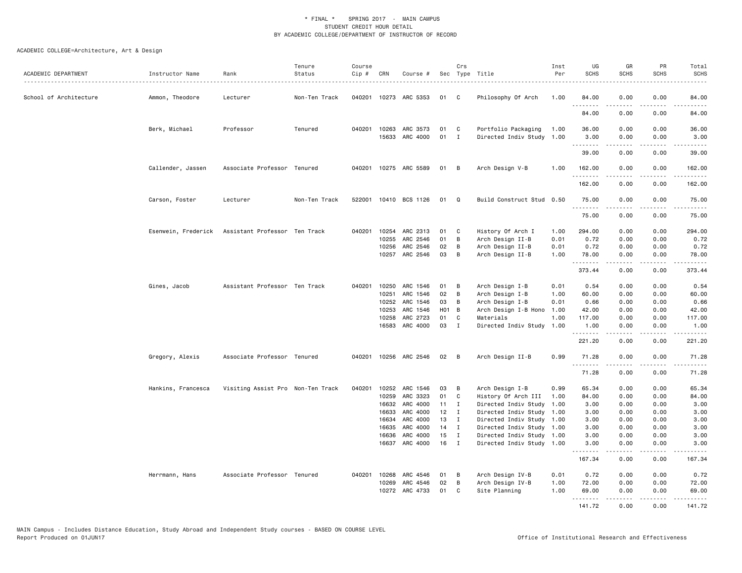\* FINAL \* SPRING 2017 - MAIN CAMPUS
STUDENT CREDIT HOUR DETAIL
BY ACADEMIC COLLEGE/DEPARTMENT OF INSTRUCTOR OF RECORD

ACADEMIC COLLEGE=Architecture, Art & Design

| ACADEMIC DEPARTMENT | Instructor Name | Rank | Tenure Status | Course Cip # | CRN | Course # | Sec | Crs Type | Title | Inst Per | UG SCHS | GR SCHS | PR SCHS | Total SCHS |
|---|---|---|---|---|---|---|---|---|---|---|---|---|---|---|
| School of Architecture | Ammon, Theodore | Lecturer | Non-Ten Track | 040201 | 10273 | ARC 5353 | 01 | C | Philosophy Of Arch | 1.00 | 84.00 | 0.00 | 0.00 | 84.00 |
| | | | | | | | | | | | 84.00 | 0.00 | 0.00 | 84.00 |
| | Berk, Michael | Professor | Tenured | 040201 | 10263 | ARC 3573 | 01 | C | Portfolio Packaging | 1.00 | 36.00 | 0.00 | 0.00 | 36.00 |
| | | | | | 15633 | ARC 4000 | 01 | I | Directed Indiv Study | 1.00 | 3.00 | 0.00 | 0.00 | 3.00 |
| | | | | | | | | | | | 39.00 | 0.00 | 0.00 | 39.00 |
| | Callender, Jassen | Associate Professor | Tenured | 040201 | 10275 | ARC 5589 | 01 | B | Arch Design V-B | 1.00 | 162.00 | 0.00 | 0.00 | 162.00 |
| | | | | | | | | | | | 162.00 | 0.00 | 0.00 | 162.00 |
| | Carson, Foster | Lecturer | Non-Ten Track | 522001 | 10410 | BCS 1126 | 01 | Q | Build Construct Stud | 0.50 | 75.00 | 0.00 | 0.00 | 75.00 |
| | | | | | | | | | | | 75.00 | 0.00 | 0.00 | 75.00 |
| | Esenwein, Frederick | Assistant Professor | Ten Track | 040201 | 10254 | ARC 2313 | 01 | C | History Of Arch I | 1.00 | 294.00 | 0.00 | 0.00 | 294.00 |
| | | | | | 10255 | ARC 2546 | 01 | B | Arch Design II-B | 0.01 | 0.72 | 0.00 | 0.00 | 0.72 |
| | | | | | 10256 | ARC 2546 | 02 | B | Arch Design II-B | 0.01 | 0.72 | 0.00 | 0.00 | 0.72 |
| | | | | | 10257 | ARC 2546 | 03 | B | Arch Design II-B | 1.00 | 78.00 | 0.00 | 0.00 | 78.00 |
| | | | | | | | | | | | 373.44 | 0.00 | 0.00 | 373.44 |
| | Gines, Jacob | Assistant Professor | Ten Track | 040201 | 10250 | ARC 1546 | 01 | B | Arch Design I-B | 0.01 | 0.54 | 0.00 | 0.00 | 0.54 |
| | | | | | 10251 | ARC 1546 | 02 | B | Arch Design I-B | 1.00 | 60.00 | 0.00 | 0.00 | 60.00 |
| | | | | | 10252 | ARC 1546 | 03 | B | Arch Design I-B | 0.01 | 0.66 | 0.00 | 0.00 | 0.66 |
| | | | | | 10253 | ARC 1546 | H01 | B | Arch Design I-B Hono | 1.00 | 42.00 | 0.00 | 0.00 | 42.00 |
| | | | | | 10258 | ARC 2723 | 01 | C | Materials | 1.00 | 117.00 | 0.00 | 0.00 | 117.00 |
| | | | | | 16583 | ARC 4000 | 03 | I | Directed Indiv Study | 1.00 | 1.00 | 0.00 | 0.00 | 1.00 |
| | | | | | | | | | | | 221.20 | 0.00 | 0.00 | 221.20 |
| | Gregory, Alexis | Associate Professor | Tenured | 040201 | 10256 | ARC 2546 | 02 | B | Arch Design II-B | 0.99 | 71.28 | 0.00 | 0.00 | 71.28 |
| | | | | | | | | | | | 71.28 | 0.00 | 0.00 | 71.28 |
| | Hankins, Francesca | Visiting Assist Pro | Non-Ten Track | 040201 | 10252 | ARC 1546 | 03 | B | Arch Design I-B | 0.99 | 65.34 | 0.00 | 0.00 | 65.34 |
| | | | | | 10259 | ARC 3323 | 01 | C | History Of Arch III | 1.00 | 84.00 | 0.00 | 0.00 | 84.00 |
| | | | | | 16632 | ARC 4000 | 11 | I | Directed Indiv Study | 1.00 | 3.00 | 0.00 | 0.00 | 3.00 |
| | | | | | 16633 | ARC 4000 | 12 | I | Directed Indiv Study | 1.00 | 3.00 | 0.00 | 0.00 | 3.00 |
| | | | | | 16634 | ARC 4000 | 13 | I | Directed Indiv Study | 1.00 | 3.00 | 0.00 | 0.00 | 3.00 |
| | | | | | 16635 | ARC 4000 | 14 | I | Directed Indiv Study | 1.00 | 3.00 | 0.00 | 0.00 | 3.00 |
| | | | | | 16636 | ARC 4000 | 15 | I | Directed Indiv Study | 1.00 | 3.00 | 0.00 | 0.00 | 3.00 |
| | | | | | 16637 | ARC 4000 | 16 | I | Directed Indiv Study | 1.00 | 3.00 | 0.00 | 0.00 | 3.00 |
| | | | | | | | | | | | 167.34 | 0.00 | 0.00 | 167.34 |
| | Herrmann, Hans | Associate Professor | Tenured | 040201 | 10268 | ARC 4546 | 01 | B | Arch Design IV-B | 0.01 | 0.72 | 0.00 | 0.00 | 0.72 |
| | | | | | 10269 | ARC 4546 | 02 | B | Arch Design IV-B | 1.00 | 72.00 | 0.00 | 0.00 | 72.00 |
| | | | | | 10272 | ARC 4733 | 01 | C | Site Planning | 1.00 | 69.00 | 0.00 | 0.00 | 69.00 |
| | | | | | | | | | | | 141.72 | 0.00 | 0.00 | 141.72 |

MAIN Campus - Includes Distance Education, Study Abroad and Independent Study courses - BASED ON COURSE LEVEL
Report Produced on 01JUN17

Office of Institutional Research and Effectiveness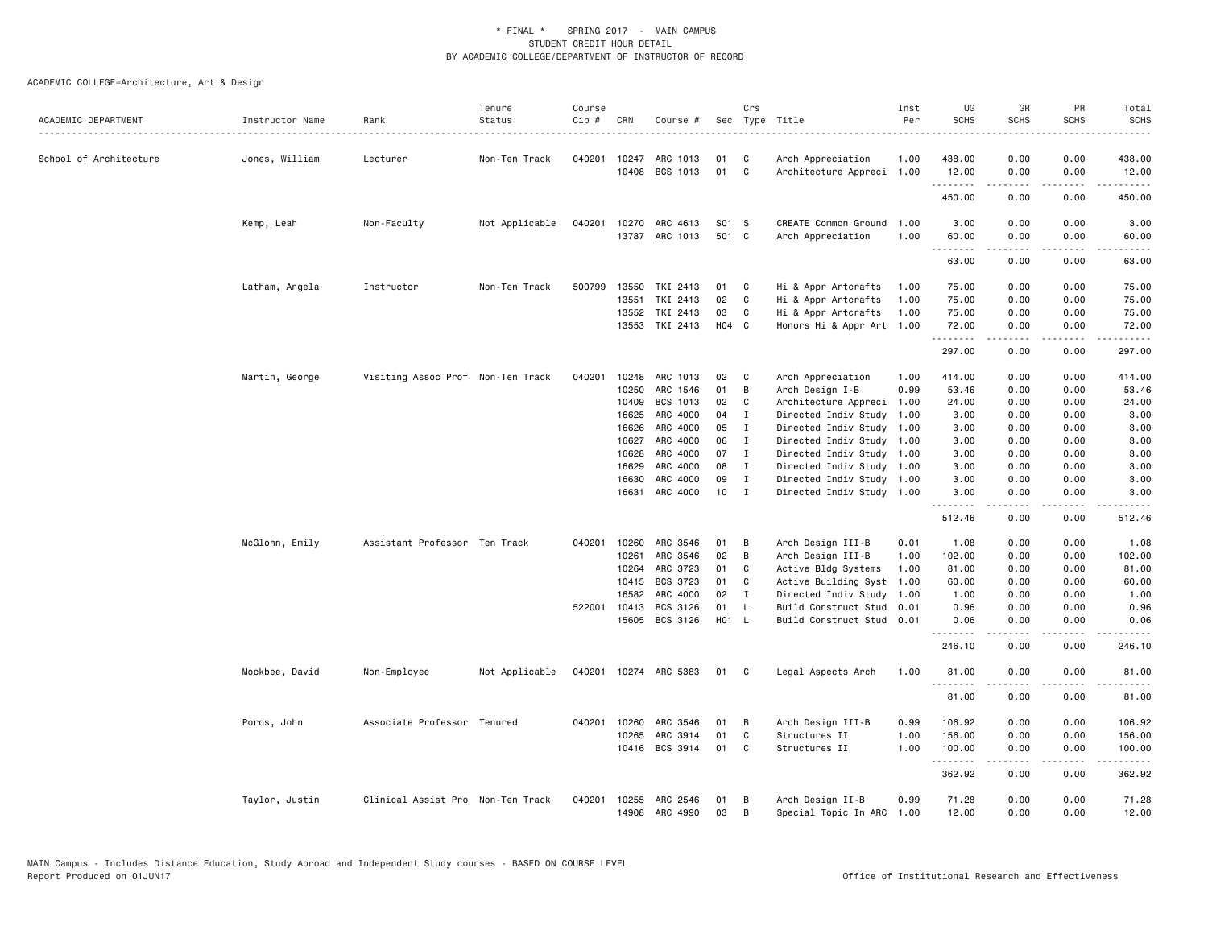\* FINAL \* SPRING 2017 - MAIN CAMPUS
STUDENT CREDIT HOUR DETAIL
BY ACADEMIC COLLEGE/DEPARTMENT OF INSTRUCTOR OF RECORD

ACADEMIC COLLEGE=Architecture, Art & Design

| ACADEMIC DEPARTMENT | Instructor Name | Rank | Tenure Status | Course Cip # | CRN | Course # | Sec | Crs Type | Title | Inst Per | UG SCHS | GR SCHS | PR SCHS | Total SCHS |
|---|---|---|---|---|---|---|---|---|---|---|---|---|---|---|
| School of Architecture | Jones, William | Lecturer | Non-Ten Track | 040201 | 10247 | ARC 1013 | 01 | C | Arch Appreciation | 1.00 | 438.00 | 0.00 | 0.00 | 438.00 |
| | | | | | 10408 | BCS 1013 | 01 | C | Architecture Appreci | 1.00 | 12.00 | 0.00 | 0.00 | 12.00 |
| | | | | | | | | | | | 450.00 | 0.00 | 0.00 | 450.00 |
| | Kemp, Leah | Non-Faculty | Not Applicable | 040201 | 10270 | ARC 4613 | S01 | S | CREATE Common Ground | 1.00 | 3.00 | 0.00 | 0.00 | 3.00 |
| | | | | | 13787 | ARC 1013 | 501 | C | Arch Appreciation | 1.00 | 60.00 | 0.00 | 0.00 | 60.00 |
| | | | | | | | | | | | 63.00 | 0.00 | 0.00 | 63.00 |
| | Latham, Angela | Instructor | Non-Ten Track | 500799 | 13550 | TKI 2413 | 01 | C | Hi & Appr Artcrafts | 1.00 | 75.00 | 0.00 | 0.00 | 75.00 |
| | | | | | 13551 | TKI 2413 | 02 | C | Hi & Appr Artcrafts | 1.00 | 75.00 | 0.00 | 0.00 | 75.00 |
| | | | | | 13552 | TKI 2413 | 03 | C | Hi & Appr Artcrafts | 1.00 | 75.00 | 0.00 | 0.00 | 75.00 |
| | | | | | 13553 | TKI 2413 | H04 | C | Honors Hi & Appr Art | 1.00 | 72.00 | 0.00 | 0.00 | 72.00 |
| | | | | | | | | | | | 297.00 | 0.00 | 0.00 | 297.00 |
| | Martin, George | Visiting Assoc Prof | Non-Ten Track | 040201 | 10248 | ARC 1013 | 02 | C | Arch Appreciation | 1.00 | 414.00 | 0.00 | 0.00 | 414.00 |
| | | | | | 10250 | ARC 1546 | 01 | B | Arch Design I-B | 0.99 | 53.46 | 0.00 | 0.00 | 53.46 |
| | | | | | 10409 | BCS 1013 | 02 | C | Architecture Appreci | 1.00 | 24.00 | 0.00 | 0.00 | 24.00 |
| | | | | | 16625 | ARC 4000 | 04 | I | Directed Indiv Study | 1.00 | 3.00 | 0.00 | 0.00 | 3.00 |
| | | | | | 16626 | ARC 4000 | 05 | I | Directed Indiv Study | 1.00 | 3.00 | 0.00 | 0.00 | 3.00 |
| | | | | | 16627 | ARC 4000 | 06 | I | Directed Indiv Study | 1.00 | 3.00 | 0.00 | 0.00 | 3.00 |
| | | | | | 16628 | ARC 4000 | 07 | I | Directed Indiv Study | 1.00 | 3.00 | 0.00 | 0.00 | 3.00 |
| | | | | | 16629 | ARC 4000 | 08 | I | Directed Indiv Study | 1.00 | 3.00 | 0.00 | 0.00 | 3.00 |
| | | | | | 16630 | ARC 4000 | 09 | I | Directed Indiv Study | 1.00 | 3.00 | 0.00 | 0.00 | 3.00 |
| | | | | | 16631 | ARC 4000 | 10 | I | Directed Indiv Study | 1.00 | 3.00 | 0.00 | 0.00 | 3.00 |
| | | | | | | | | | | | 512.46 | 0.00 | 0.00 | 512.46 |
| | McGlohn, Emily | Assistant Professor | Ten Track | 040201 | 10260 | ARC 3546 | 01 | B | Arch Design III-B | 0.01 | 1.08 | 0.00 | 0.00 | 1.08 |
| | | | | | 10261 | ARC 3546 | 02 | B | Arch Design III-B | 1.00 | 102.00 | 0.00 | 0.00 | 102.00 |
| | | | | | 10264 | ARC 3723 | 01 | C | Active Bldg Systems | 1.00 | 81.00 | 0.00 | 0.00 | 81.00 |
| | | | | | 10415 | BCS 3723 | 01 | C | Active Building Syst | 1.00 | 60.00 | 0.00 | 0.00 | 60.00 |
| | | | | | 16582 | ARC 4000 | 02 | I | Directed Indiv Study | 1.00 | 1.00 | 0.00 | 0.00 | 1.00 |
| | | | | 522001 | 10413 | BCS 3126 | 01 | L | Build Construct Stud | 0.01 | 0.96 | 0.00 | 0.00 | 0.96 |
| | | | | | 15605 | BCS 3126 | H01 | L | Build Construct Stud | 0.01 | 0.06 | 0.00 | 0.00 | 0.06 |
| | | | | | | | | | | | 246.10 | 0.00 | 0.00 | 246.10 |
| | Mockbee, David | Non-Employee | Not Applicable | 040201 | 10274 | ARC 5383 | 01 | C | Legal Aspects Arch | 1.00 | 81.00 | 0.00 | 0.00 | 81.00 |
| | | | | | | | | | | | 81.00 | 0.00 | 0.00 | 81.00 |
| | Poros, John | Associate Professor | Tenured | 040201 | 10260 | ARC 3546 | 01 | B | Arch Design III-B | 0.99 | 106.92 | 0.00 | 0.00 | 106.92 |
| | | | | | 10265 | ARC 3914 | 01 | C | Structures II | 1.00 | 156.00 | 0.00 | 0.00 | 156.00 |
| | | | | | 10416 | BCS 3914 | 01 | C | Structures II | 1.00 | 100.00 | 0.00 | 0.00 | 100.00 |
| | | | | | | | | | | | 362.92 | 0.00 | 0.00 | 362.92 |
| | Taylor, Justin | Clinical Assist Pro | Non-Ten Track | 040201 | 10255 | ARC 2546 | 01 | B | Arch Design II-B | 0.99 | 71.28 | 0.00 | 0.00 | 71.28 |
| | | | | | 14908 | ARC 4990 | 03 | B | Special Topic In ARC | 1.00 | 12.00 | 0.00 | 0.00 | 12.00 |

MAIN Campus - Includes Distance Education, Study Abroad and Independent Study courses - BASED ON COURSE LEVEL
Report Produced on 01JUN17 Office of Institutional Research and Effectiveness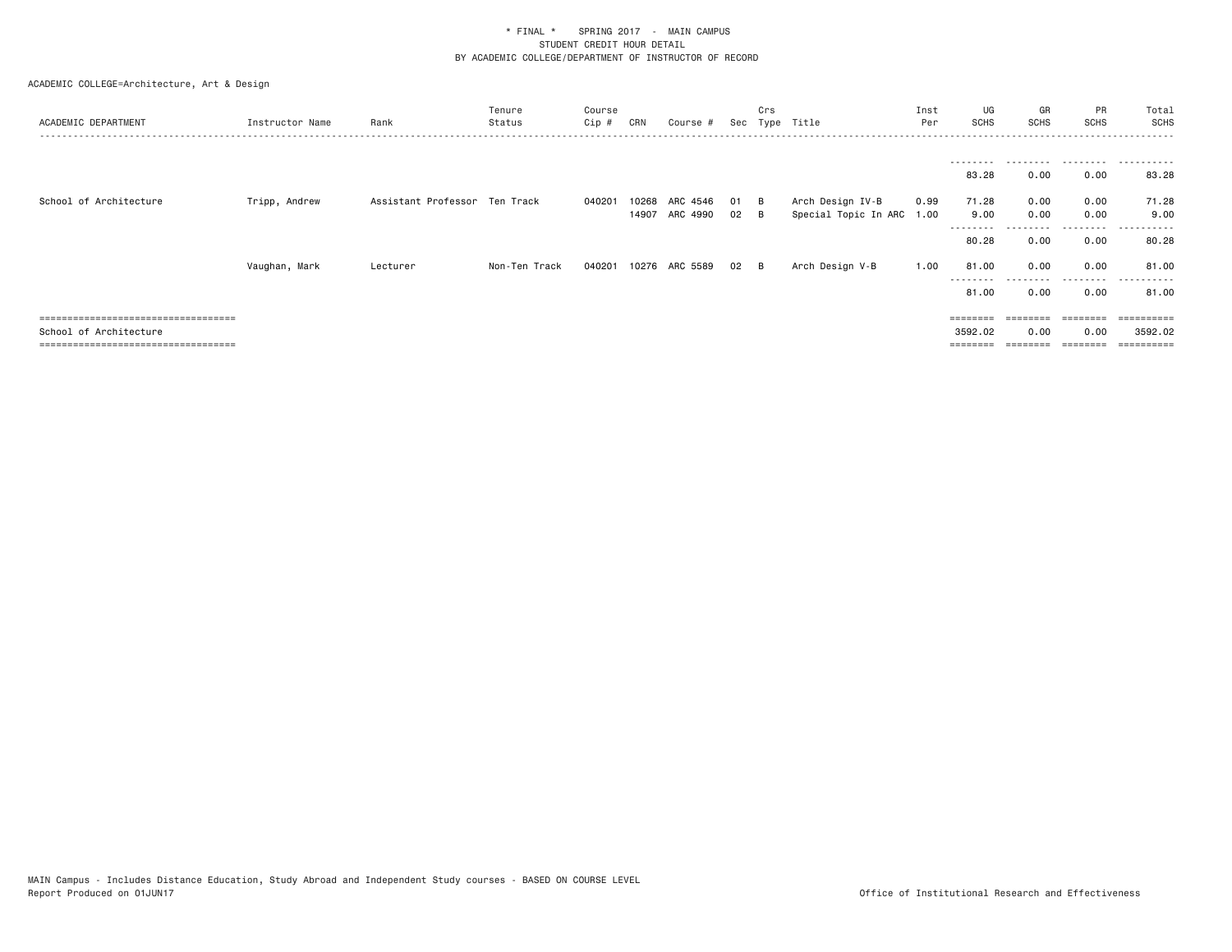\* FINAL \* SPRING 2017 - MAIN CAMPUS
STUDENT CREDIT HOUR DETAIL
BY ACADEMIC COLLEGE/DEPARTMENT OF INSTRUCTOR OF RECORD

ACADEMIC COLLEGE=Architecture, Art & Design

| ACADEMIC DEPARTMENT | Instructor Name | Rank | Tenure Status | Course Cip # | CRN | Course # | Sec | Crs Type | Title | Inst Per | UG SCHS | GR SCHS | PR SCHS | Total SCHS |
|---|---|---|---|---|---|---|---|---|---|---|---|---|---|---|
| | | | | | | | | | | | 83.28 | 0.00 | 0.00 | 83.28 |
| School of Architecture | Tripp, Andrew | Assistant Professor | Ten Track | 040201 | 10268 | ARC 4546 | 01 | B | Arch Design IV-B | 0.99 | 71.28 | 0.00 | 0.00 | 71.28 |
| | | | | | 14907 | ARC 4990 | 02 | B | Special Topic In ARC | 1.00 | 9.00 | 0.00 | 0.00 | 9.00 |
| | | | | | | | | | | | 80.28 | 0.00 | 0.00 | 80.28 |
| | Vaughan, Mark | Lecturer | Non-Ten Track | 040201 | 10276 | ARC 5589 | 02 | B | Arch Design V-B | 1.00 | 81.00 | 0.00 | 0.00 | 81.00 |
| | | | | | | | | | | | 81.00 | 0.00 | 0.00 | 81.00 |
| School of Architecture | | | | | | | | | | | 3592.02 | 0.00 | 0.00 | 3592.02 |

MAIN Campus - Includes Distance Education, Study Abroad and Independent Study courses - BASED ON COURSE LEVEL
Report Produced on 01JUN17

Office of Institutional Research and Effectiveness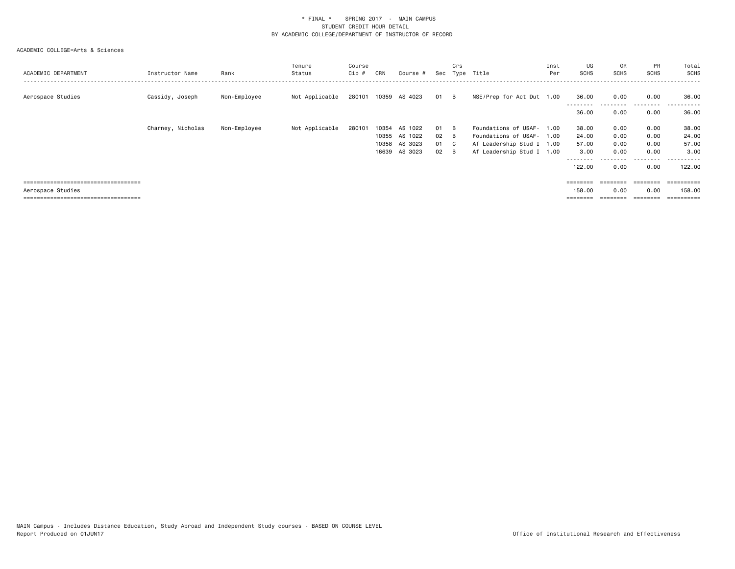\* FINAL \* SPRING 2017 - MAIN CAMPUS
STUDENT CREDIT HOUR DETAIL
BY ACADEMIC COLLEGE/DEPARTMENT OF INSTRUCTOR OF RECORD

ACADEMIC COLLEGE=Arts & Sciences

| ACADEMIC DEPARTMENT | Instructor Name | Rank | Tenure Status | Course Cip # | CRN | Course # | Sec | Crs Type | Title | Inst Per | UG SCHS | GR SCHS | PR SCHS | Total SCHS |
|---|---|---|---|---|---|---|---|---|---|---|---|---|---|---|
| Aerospace Studies | Cassidy, Joseph | Non-Employee | Not Applicable | 280101 | 10359 | AS 4023 | 01 | B | NSE/Prep for Act Dut | 1.00 | 36.00 | 0.00 | 0.00 | 36.00 |
| | | | | | | | | | | | 36.00 | 0.00 | 0.00 | 36.00 |
| | Charney, Nicholas | Non-Employee | Not Applicable | 280101 | 10354 | AS 1022 | 01 | B | Foundations of USAF- | 1.00 | 38.00 | 0.00 | 0.00 | 38.00 |
| | | | | | 10355 | AS 1022 | 02 | B | Foundations of USAF- | 1.00 | 24.00 | 0.00 | 0.00 | 24.00 |
| | | | | | 10358 | AS 3023 | 01 | C | Af Leadership Stud I | 1.00 | 57.00 | 0.00 | 0.00 | 57.00 |
| | | | | | 16639 | AS 3023 | 02 | B | Af Leadership Stud I | 1.00 | 3.00 | 0.00 | 0.00 | 3.00 |
| | | | | | | | | | | | 122.00 | 0.00 | 0.00 | 122.00 |
| Aerospace Studies | | | | | | | | | | | 158.00 | 0.00 | 0.00 | 158.00 |

MAIN Campus - Includes Distance Education, Study Abroad and Independent Study courses - BASED ON COURSE LEVEL
Report Produced on 01JUN17

Office of Institutional Research and Effectiveness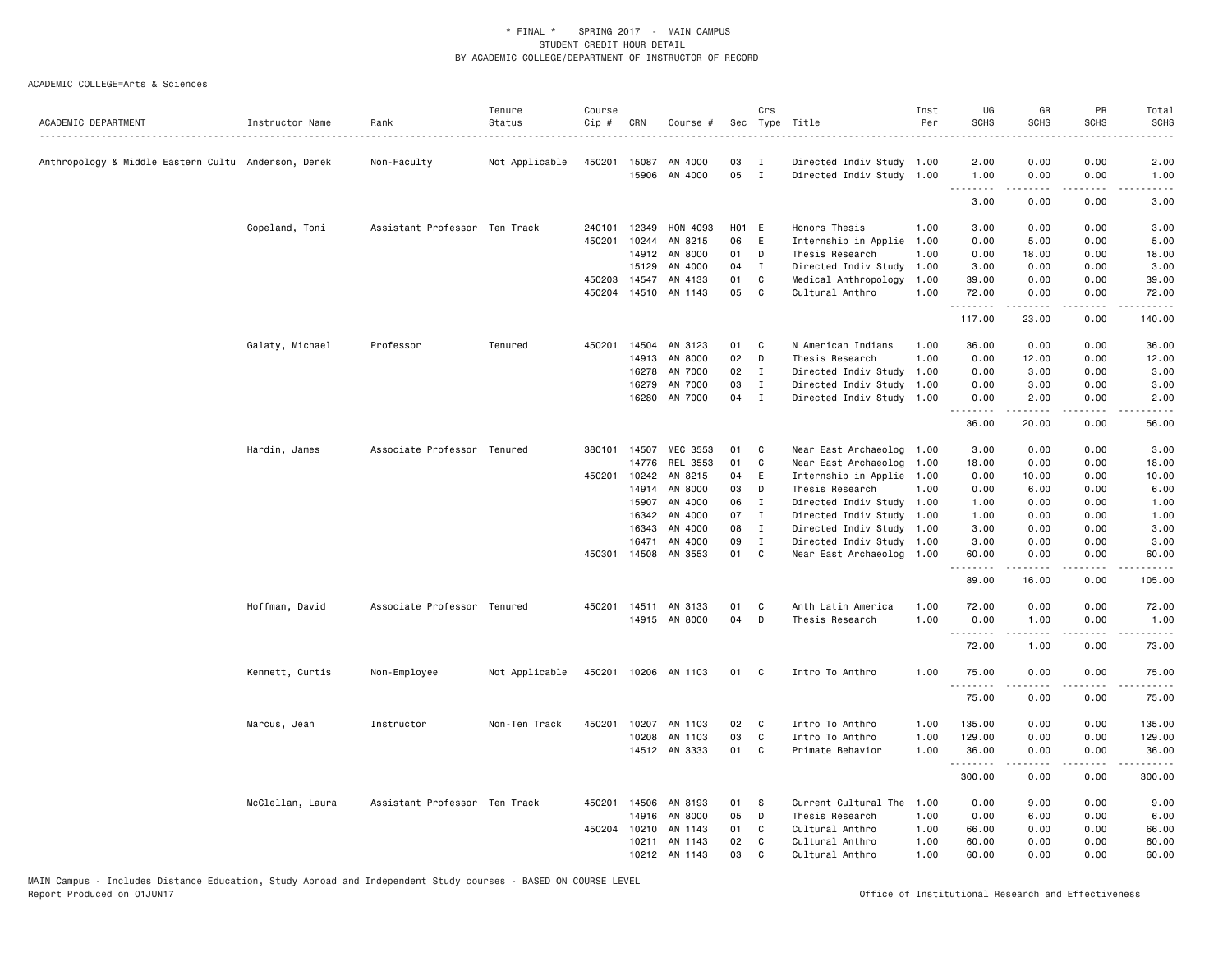\* FINAL \* SPRING 2017 - MAIN CAMPUS
STUDENT CREDIT HOUR DETAIL
BY ACADEMIC COLLEGE/DEPARTMENT OF INSTRUCTOR OF RECORD

ACADEMIC COLLEGE=Arts & Sciences

| ACADEMIC DEPARTMENT | Instructor Name | Rank | Tenure Status | Course Cip # | CRN | Course # | Sec | Crs Type | Title | Inst Per | UG SCHS | GR SCHS | PR SCHS | Total SCHS |
|---|---|---|---|---|---|---|---|---|---|---|---|---|---|---|
| Anthropology & Middle Eastern Cultu | Anderson, Derek | Non-Faculty | Not Applicable | 450201 | 15087 | AN 4000 | 03 | I | Directed Indiv Study | 1.00 | 2.00 | 0.00 | 0.00 | 2.00 |
| | | | | | 15906 | AN 4000 | 05 | I | Directed Indiv Study | 1.00 | 1.00 | 0.00 | 0.00 | 1.00 |
| | | | | | | | | | | | 3.00 | 0.00 | 0.00 | 3.00 |
| | Copeland, Toni | Assistant Professor | Ten Track | 240101 | 12349 | HON 4093 | H01 | E | Honors Thesis | 1.00 | 3.00 | 0.00 | 0.00 | 3.00 |
| | | | | 450201 | 10244 | AN 8215 | 06 | E | Internship in Applie | 1.00 | 0.00 | 5.00 | 0.00 | 5.00 |
| | | | | | 14912 | AN 8000 | 01 | D | Thesis Research | 1.00 | 0.00 | 18.00 | 0.00 | 18.00 |
| | | | | | 15129 | AN 4000 | 04 | I | Directed Indiv Study | 1.00 | 3.00 | 0.00 | 0.00 | 3.00 |
| | | | | 450203 | 14547 | AN 4133 | 01 | C | Medical Anthropology | 1.00 | 39.00 | 0.00 | 0.00 | 39.00 |
| | | | | 450204 | 14510 | AN 1143 | 05 | C | Cultural Anthro | 1.00 | 72.00 | 0.00 | 0.00 | 72.00 |
| | | | | | | | | | | | 117.00 | 23.00 | 0.00 | 140.00 |
| | Galaty, Michael | Professor | Tenured | 450201 | 14504 | AN 3123 | 01 | C | N American Indians | 1.00 | 36.00 | 0.00 | 0.00 | 36.00 |
| | | | | | 14913 | AN 8000 | 02 | D | Thesis Research | 1.00 | 0.00 | 12.00 | 0.00 | 12.00 |
| | | | | | 16278 | AN 7000 | 02 | I | Directed Indiv Study | 1.00 | 0.00 | 3.00 | 0.00 | 3.00 |
| | | | | | 16279 | AN 7000 | 03 | I | Directed Indiv Study | 1.00 | 0.00 | 3.00 | 0.00 | 3.00 |
| | | | | | 16280 | AN 7000 | 04 | I | Directed Indiv Study | 1.00 | 0.00 | 2.00 | 0.00 | 2.00 |
| | | | | | | | | | | | 36.00 | 20.00 | 0.00 | 56.00 |
| | Hardin, James | Associate Professor | Tenured | 380101 | 14507 | MEC 3553 | 01 | C | Near East Archaeolog | 1.00 | 3.00 | 0.00 | 0.00 | 3.00 |
| | | | | | 14776 | REL 3553 | 01 | C | Near East Archaeolog | 1.00 | 18.00 | 0.00 | 0.00 | 18.00 |
| | | | | 450201 | 10242 | AN 8215 | 04 | E | Internship in Applie | 1.00 | 0.00 | 10.00 | 0.00 | 10.00 |
| | | | | | 14914 | AN 8000 | 03 | D | Thesis Research | 1.00 | 0.00 | 6.00 | 0.00 | 6.00 |
| | | | | | 15907 | AN 4000 | 06 | I | Directed Indiv Study | 1.00 | 1.00 | 0.00 | 0.00 | 1.00 |
| | | | | | 16342 | AN 4000 | 07 | I | Directed Indiv Study | 1.00 | 1.00 | 0.00 | 0.00 | 1.00 |
| | | | | | 16343 | AN 4000 | 08 | I | Directed Indiv Study | 1.00 | 3.00 | 0.00 | 0.00 | 3.00 |
| | | | | | 16471 | AN 4000 | 09 | I | Directed Indiv Study | 1.00 | 3.00 | 0.00 | 0.00 | 3.00 |
| | | | | 450301 | 14508 | AN 3553 | 01 | C | Near East Archaeolog | 1.00 | 60.00 | 0.00 | 0.00 | 60.00 |
| | | | | | | | | | | | 89.00 | 16.00 | 0.00 | 105.00 |
| | Hoffman, David | Associate Professor | Tenured | 450201 | 14511 | AN 3133 | 01 | C | Anth Latin America | 1.00 | 72.00 | 0.00 | 0.00 | 72.00 |
| | | | | | 14915 | AN 8000 | 04 | D | Thesis Research | 1.00 | 0.00 | 1.00 | 0.00 | 1.00 |
| | | | | | | | | | | | 72.00 | 1.00 | 0.00 | 73.00 |
| | Kennett, Curtis | Non-Employee | Not Applicable | 450201 | 10206 | AN 1103 | 01 | C | Intro To Anthro | 1.00 | 75.00 | 0.00 | 0.00 | 75.00 |
| | | | | | | | | | | | 75.00 | 0.00 | 0.00 | 75.00 |
| | Marcus, Jean | Instructor | Non-Ten Track | 450201 | 10207 | AN 1103 | 02 | C | Intro To Anthro | 1.00 | 135.00 | 0.00 | 0.00 | 135.00 |
| | | | | | 10208 | AN 1103 | 03 | C | Intro To Anthro | 1.00 | 129.00 | 0.00 | 0.00 | 129.00 |
| | | | | | 14512 | AN 3333 | 01 | C | Primate Behavior | 1.00 | 36.00 | 0.00 | 0.00 | 36.00 |
| | | | | | | | | | | | 300.00 | 0.00 | 0.00 | 300.00 |
| | McClellan, Laura | Assistant Professor | Ten Track | 450201 | 14506 | AN 8193 | 01 | S | Current Cultural The | 1.00 | 0.00 | 9.00 | 0.00 | 9.00 |
| | | | | | 14916 | AN 8000 | 05 | D | Thesis Research | 1.00 | 0.00 | 6.00 | 0.00 | 6.00 |
| | | | | 450204 | 10210 | AN 1143 | 01 | C | Cultural Anthro | 1.00 | 66.00 | 0.00 | 0.00 | 66.00 |
| | | | | | 10211 | AN 1143 | 02 | C | Cultural Anthro | 1.00 | 60.00 | 0.00 | 0.00 | 60.00 |
| | | | | | 10212 | AN 1143 | 03 | C | Cultural Anthro | 1.00 | 60.00 | 0.00 | 0.00 | 60.00 |

MAIN Campus - Includes Distance Education, Study Abroad and Independent Study courses - BASED ON COURSE LEVEL
Report Produced on 01JUN17 Office of Institutional Research and Effectiveness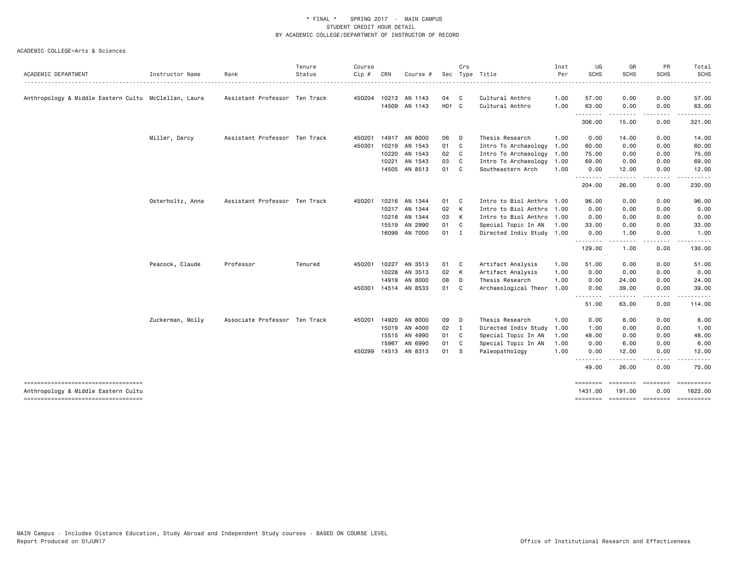\* FINAL \* SPRING 2017 - MAIN CAMPUS
STUDENT CREDIT HOUR DETAIL
BY ACADEMIC COLLEGE/DEPARTMENT OF INSTRUCTOR OF RECORD

ACADEMIC COLLEGE=Arts & Sciences

| ACADEMIC DEPARTMENT | Instructor Name | Rank | Tenure Status | Course Cip # | CRN | Course # | Sec | Crs Type | Title | Inst Per | UG SCHS | GR SCHS | PR SCHS | Total SCHS |
|---|---|---|---|---|---|---|---|---|---|---|---|---|---|---|
| Anthropology & Middle Eastern Cultu | McClellan, Laura | Assistant Professor | Ten Track | 450204 | 10213 | AN 1143 | 04 | C | Cultural Anthro | 1.00 | 57.00 | 0.00 | 0.00 | 57.00 |
| | | | | | 14509 | AN 1143 | H01 | C | Cultural Anthro | 1.00 | 63.00 | 0.00 | 0.00 | 63.00 |
| | | | | | | | | | | | 306.00 | 15.00 | 0.00 | 321.00 |
| | Miller, Darcy | Assistant Professor | Ten Track | 450201 | 14917 | AN 8000 | 06 | D | Thesis Research | 1.00 | 0.00 | 14.00 | 0.00 | 14.00 |
| | | | | 450301 | 10219 | AN 1543 | 01 | C | Intro To Archaeology | 1.00 | 60.00 | 0.00 | 0.00 | 60.00 |
| | | | | | 10220 | AN 1543 | 02 | C | Intro To Archaeology | 1.00 | 75.00 | 0.00 | 0.00 | 75.00 |
| | | | | | 10221 | AN 1543 | 03 | C | Intro To Archaeology | 1.00 | 69.00 | 0.00 | 0.00 | 69.00 |
| | | | | | 14505 | AN 8513 | 01 | C | Southeastern Arch | 1.00 | 0.00 | 12.00 | 0.00 | 12.00 |
| | | | | | | | | | | | 204.00 | 26.00 | 0.00 | 230.00 |
| | Osterholtz, Anna | Assistant Professor | Ten Track | 450201 | 10216 | AN 1344 | 01 | C | Intro to Biol Anthro | 1.00 | 96.00 | 0.00 | 0.00 | 96.00 |
| | | | | | 10217 | AN 1344 | 02 | K | Intro to Biol Anthro | 1.00 | 0.00 | 0.00 | 0.00 | 0.00 |
| | | | | | 10218 | AN 1344 | 03 | K | Intro to Biol Anthro | 1.00 | 0.00 | 0.00 | 0.00 | 0.00 |
| | | | | | 15519 | AN 2990 | 01 | C | Special Topic In AN | 1.00 | 33.00 | 0.00 | 0.00 | 33.00 |
| | | | | | 16099 | AN 7000 | 01 | I | Directed Indiv Study | 1.00 | 0.00 | 1.00 | 0.00 | 1.00 |
| | | | | | | | | | | | 129.00 | 1.00 | 0.00 | 130.00 |
| | Peacock, Claude | Professor | Tenured | 450201 | 10227 | AN 3513 | 01 | C | Artifact Analysis | 1.00 | 51.00 | 0.00 | 0.00 | 51.00 |
| | | | | | 10228 | AN 3513 | 02 | K | Artifact Analysis | 1.00 | 0.00 | 0.00 | 0.00 | 0.00 |
| | | | | | 14919 | AN 8000 | 08 | D | Thesis Research | 1.00 | 0.00 | 24.00 | 0.00 | 24.00 |
| | | | | 450301 | 14514 | AN 8533 | 01 | C | Archaeological Theor | 1.00 | 0.00 | 39.00 | 0.00 | 39.00 |
| | | | | | | | | | | | 51.00 | 63.00 | 0.00 | 114.00 |
| | Zuckerman, Molly | Associate Professor | Ten Track | 450201 | 14920 | AN 8000 | 09 | D | Thesis Research | 1.00 | 0.00 | 8.00 | 0.00 | 8.00 |
| | | | | | 15019 | AN 4000 | 02 | I | Directed Indiv Study | 1.00 | 1.00 | 0.00 | 0.00 | 1.00 |
| | | | | | 15515 | AN 4990 | 01 | C | Special Topic In AN | 1.00 | 48.00 | 0.00 | 0.00 | 48.00 |
| | | | | | 15967 | AN 6990 | 01 | C | Special Topic In AN | 1.00 | 0.00 | 6.00 | 0.00 | 6.00 |
| | | | | 450299 | 14513 | AN 8313 | 01 | S | Paleopathology | 1.00 | 0.00 | 12.00 | 0.00 | 12.00 |
| | | | | | | | | | | | 49.00 | 26.00 | 0.00 | 75.00 |
| Anthropology & Middle Eastern Cultu | | | | | | | | | | | 1431.00 | 191.00 | 0.00 | 1622.00 |

MAIN Campus - Includes Distance Education, Study Abroad and Independent Study courses - BASED ON COURSE LEVEL
Report Produced on 01JUN17 Office of Institutional Research and Effectiveness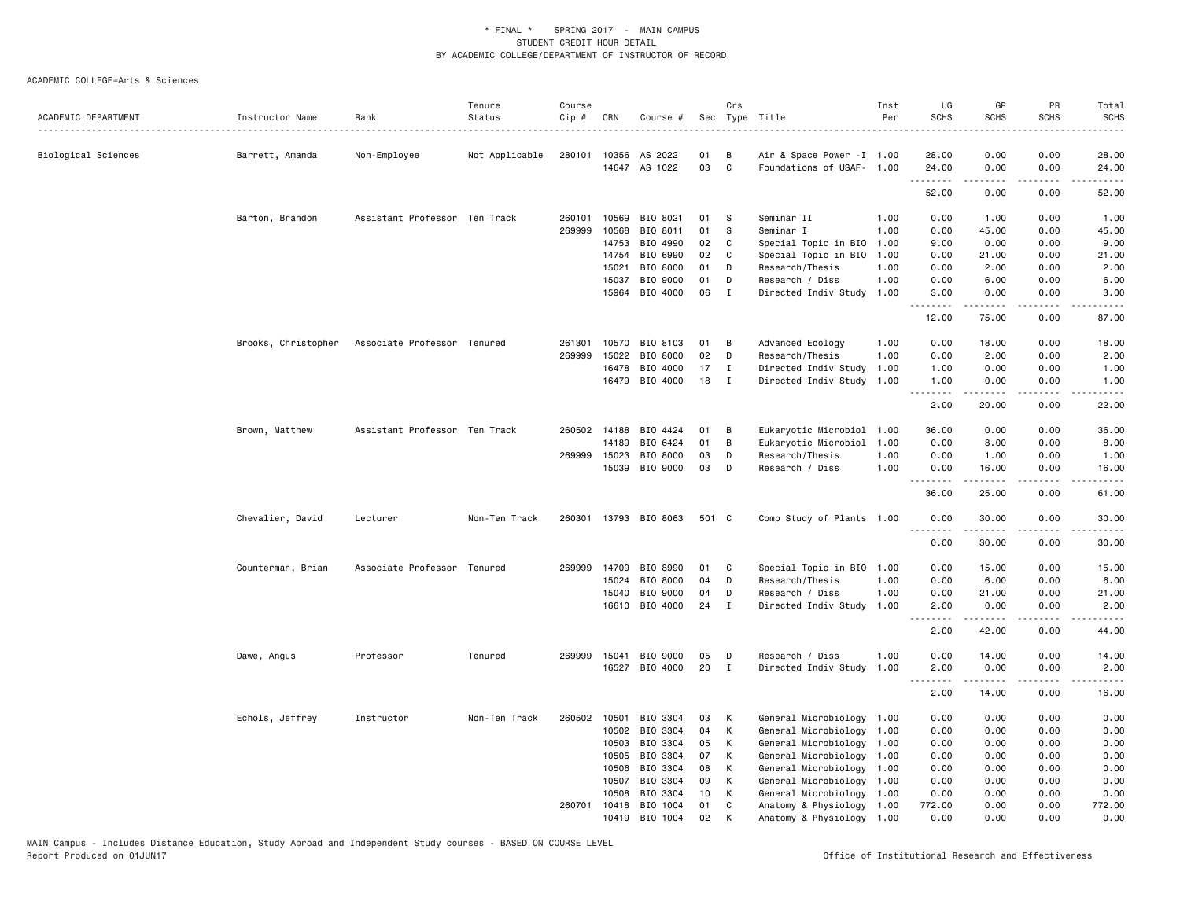\* FINAL \* SPRING 2017 - MAIN CAMPUS
STUDENT CREDIT HOUR DETAIL
BY ACADEMIC COLLEGE/DEPARTMENT OF INSTRUCTOR OF RECORD

ACADEMIC COLLEGE=Arts & Sciences

| ACADEMIC DEPARTMENT | Instructor Name | Rank | Tenure Status | Course Cip # | CRN | Course # | Sec | Crs Type | Title | Inst Per | UG SCHS | GR SCHS | PR SCHS | Total SCHS |
|---|---|---|---|---|---|---|---|---|---|---|---|---|---|---|
| Biological Sciences | Barrett, Amanda | Non-Employee | Not Applicable | 280101 | 10356 | AS 2022 | 01 | B | Air & Space Power -I | 1.00 | 28.00 | 0.00 | 0.00 | 28.00 |
| | | | | | 14647 | AS 1022 | 03 | C | Foundations of USAF- | 1.00 | 24.00 | 0.00 | 0.00 | 24.00 |
| | | | | | | | | | | | 52.00 | 0.00 | 0.00 | 52.00 |
| | Barton, Brandon | Assistant Professor | Ten Track | 260101 | 10569 | BIO 8021 | 01 | S | Seminar II | 1.00 | 0.00 | 1.00 | 0.00 | 1.00 |
| | | | | 269999 | 10568 | BIO 8011 | 01 | S | Seminar I | 1.00 | 0.00 | 45.00 | 0.00 | 45.00 |
| | | | | | 14753 | BIO 4990 | 02 | C | Special Topic in BIO | 1.00 | 9.00 | 0.00 | 0.00 | 9.00 |
| | | | | | 14754 | BIO 6990 | 02 | C | Special Topic in BIO | 1.00 | 0.00 | 21.00 | 0.00 | 21.00 |
| | | | | | 15021 | BIO 8000 | 01 | D | Research/Thesis | 1.00 | 0.00 | 2.00 | 0.00 | 2.00 |
| | | | | | 15037 | BIO 9000 | 01 | D | Research / Diss | 1.00 | 0.00 | 6.00 | 0.00 | 6.00 |
| | | | | | 15964 | BIO 4000 | 06 | I | Directed Indiv Study | 1.00 | 3.00 | 0.00 | 0.00 | 3.00 |
| | | | | | | | | | | | 12.00 | 75.00 | 0.00 | 87.00 |
| | Brooks, Christopher | Associate Professor | Tenured | 261301 | 10570 | BIO 8103 | 01 | B | Advanced Ecology | 1.00 | 0.00 | 18.00 | 0.00 | 18.00 |
| | | | | 269999 | 15022 | BIO 8000 | 02 | D | Research/Thesis | 1.00 | 0.00 | 2.00 | 0.00 | 2.00 |
| | | | | | 16478 | BIO 4000 | 17 | I | Directed Indiv Study | 1.00 | 1.00 | 0.00 | 0.00 | 1.00 |
| | | | | | 16479 | BIO 4000 | 18 | I | Directed Indiv Study | 1.00 | 1.00 | 0.00 | 0.00 | 1.00 |
| | | | | | | | | | | | 2.00 | 20.00 | 0.00 | 22.00 |
| | Brown, Matthew | Assistant Professor | Ten Track | 260502 | 14188 | BIO 4424 | 01 | B | Eukaryotic Microbiol | 1.00 | 36.00 | 0.00 | 0.00 | 36.00 |
| | | | | | 14189 | BIO 6424 | 01 | B | Eukaryotic Microbiol | 1.00 | 0.00 | 8.00 | 0.00 | 8.00 |
| | | | | 269999 | 15023 | BIO 8000 | 03 | D | Research/Thesis | 1.00 | 0.00 | 1.00 | 0.00 | 1.00 |
| | | | | | 15039 | BIO 9000 | 03 | D | Research / Diss | 1.00 | 0.00 | 16.00 | 0.00 | 16.00 |
| | | | | | | | | | | | 36.00 | 25.00 | 0.00 | 61.00 |
| | Chevalier, David | Lecturer | Non-Ten Track | 260301 | 13793 | BIO 8063 | 501 | C | Comp Study of Plants | 1.00 | 0.00 | 30.00 | 0.00 | 30.00 |
| | | | | | | | | | | | 0.00 | 30.00 | 0.00 | 30.00 |
| | Counterman, Brian | Associate Professor | Tenured | 269999 | 14709 | BIO 8990 | 01 | C | Special Topic in BIO | 1.00 | 0.00 | 15.00 | 0.00 | 15.00 |
| | | | | | 15024 | BIO 8000 | 04 | D | Research/Thesis | 1.00 | 0.00 | 6.00 | 0.00 | 6.00 |
| | | | | | 15040 | BIO 9000 | 04 | D | Research / Diss | 1.00 | 0.00 | 21.00 | 0.00 | 21.00 |
| | | | | | 16610 | BIO 4000 | 24 | I | Directed Indiv Study | 1.00 | 2.00 | 0.00 | 0.00 | 2.00 |
| | | | | | | | | | | | 2.00 | 42.00 | 0.00 | 44.00 |
| | Dawe, Angus | Professor | Tenured | 269999 | 15041 | BIO 9000 | 05 | D | Research / Diss | 1.00 | 0.00 | 14.00 | 0.00 | 14.00 |
| | | | | | 16527 | BIO 4000 | 20 | I | Directed Indiv Study | 1.00 | 2.00 | 0.00 | 0.00 | 2.00 |
| | | | | | | | | | | | 2.00 | 14.00 | 0.00 | 16.00 |
| | Echols, Jeffrey | Instructor | Non-Ten Track | 260502 | 10501 | BIO 3304 | 03 | K | General Microbiology | 1.00 | 0.00 | 0.00 | 0.00 | 0.00 |
| | | | | | 10502 | BIO 3304 | 04 | K | General Microbiology | 1.00 | 0.00 | 0.00 | 0.00 | 0.00 |
| | | | | | 10503 | BIO 3304 | 05 | K | General Microbiology | 1.00 | 0.00 | 0.00 | 0.00 | 0.00 |
| | | | | | 10505 | BIO 3304 | 07 | K | General Microbiology | 1.00 | 0.00 | 0.00 | 0.00 | 0.00 |
| | | | | | 10506 | BIO 3304 | 08 | K | General Microbiology | 1.00 | 0.00 | 0.00 | 0.00 | 0.00 |
| | | | | | 10507 | BIO 3304 | 09 | K | General Microbiology | 1.00 | 0.00 | 0.00 | 0.00 | 0.00 |
| | | | | | 10508 | BIO 3304 | 10 | K | General Microbiology | 1.00 | 0.00 | 0.00 | 0.00 | 0.00 |
| | | | | 260701 | 10418 | BIO 1004 | 01 | C | Anatomy & Physiology | 1.00 | 772.00 | 0.00 | 0.00 | 772.00 |
| | | | | | 10419 | BIO 1004 | 02 | K | Anatomy & Physiology | 1.00 | 0.00 | 0.00 | 0.00 | 0.00 |

MAIN Campus - Includes Distance Education, Study Abroad and Independent Study courses - BASED ON COURSE LEVEL
Report Produced on 01JUN17

Office of Institutional Research and Effectiveness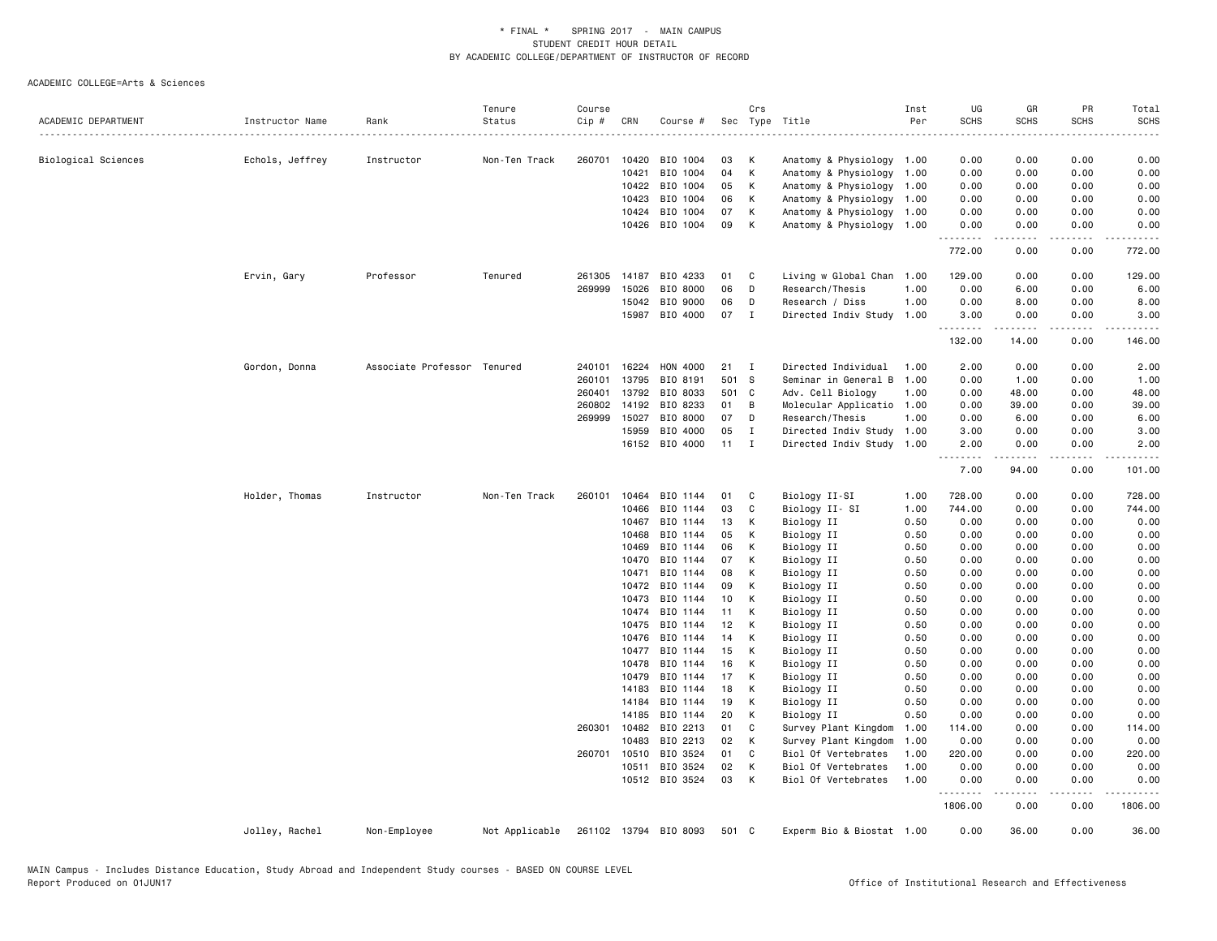# * FINAL * SPRING 2017 - MAIN CAMPUS
## STUDENT CREDIT HOUR DETAIL
## BY ACADEMIC COLLEGE/DEPARTMENT OF INSTRUCTOR OF RECORD

ACADEMIC COLLEGE=Arts & Sciences

| ACADEMIC DEPARTMENT | Instructor Name | Rank | Tenure Status | Course Cip # | CRN | Course # | Sec | Crs Type | Title | Inst Per | UG SCHS | GR SCHS | PR SCHS | Total SCHS |
|---|---|---|---|---|---|---|---|---|---|---|---|---|---|---|
| Biological Sciences | Echols, Jeffrey | Instructor | Non-Ten Track | 260701 | 10420 | BIO 1004 | 03 | K | Anatomy & Physiology | 1.00 | 0.00 | 0.00 | 0.00 | 0.00 |
| | | | | | 10421 | BIO 1004 | 04 | K | Anatomy & Physiology | 1.00 | 0.00 | 0.00 | 0.00 | 0.00 |
| | | | | | 10422 | BIO 1004 | 05 | K | Anatomy & Physiology | 1.00 | 0.00 | 0.00 | 0.00 | 0.00 |
| | | | | | 10423 | BIO 1004 | 06 | K | Anatomy & Physiology | 1.00 | 0.00 | 0.00 | 0.00 | 0.00 |
| | | | | | 10424 | BIO 1004 | 07 | K | Anatomy & Physiology | 1.00 | 0.00 | 0.00 | 0.00 | 0.00 |
| | | | | | 10426 | BIO 1004 | 09 | K | Anatomy & Physiology | 1.00 | 0.00 | 0.00 | 0.00 | 0.00 |
| | | | | | | | | | | | 772.00 | 0.00 | 0.00 | 772.00 |
| | Ervin, Gary | Professor | Tenured | 261305 | 14187 | BIO 4233 | 01 | C | Living w Global Chan | 1.00 | 129.00 | 0.00 | 0.00 | 129.00 |
| | | | | 269999 | 15026 | BIO 8000 | 06 | D | Research/Thesis | 1.00 | 0.00 | 6.00 | 0.00 | 6.00 |
| | | | | | 15042 | BIO 9000 | 06 | D | Research / Diss | 1.00 | 0.00 | 8.00 | 0.00 | 8.00 |
| | | | | | 15987 | BIO 4000 | 07 | I | Directed Indiv Study | 1.00 | 3.00 | 0.00 | 0.00 | 3.00 |
| | | | | | | | | | | | 132.00 | 14.00 | 0.00 | 146.00 |
| | Gordon, Donna | Associate Professor | Tenured | 240101 | 16224 | HON 4000 | 21 | I | Directed Individual | 1.00 | 2.00 | 0.00 | 0.00 | 2.00 |
| | | | | 260101 | 13795 | BIO 8191 | 501 | S | Seminar in General B | 1.00 | 0.00 | 1.00 | 0.00 | 1.00 |
| | | | | 260401 | 13792 | BIO 8033 | 501 | C | Adv. Cell Biology | 1.00 | 0.00 | 48.00 | 0.00 | 48.00 |
| | | | | 260802 | 14192 | BIO 8233 | 01 | B | Molecular Applicatio | 1.00 | 0.00 | 39.00 | 0.00 | 39.00 |
| | | | | 269999 | 15027 | BIO 8000 | 07 | D | Research/Thesis | 1.00 | 0.00 | 6.00 | 0.00 | 6.00 |
| | | | | | 15959 | BIO 4000 | 05 | I | Directed Indiv Study | 1.00 | 3.00 | 0.00 | 0.00 | 3.00 |
| | | | | | 16152 | BIO 4000 | 11 | I | Directed Indiv Study | 1.00 | 2.00 | 0.00 | 0.00 | 2.00 |
| | | | | | | | | | | | 7.00 | 94.00 | 0.00 | 101.00 |
| | Holder, Thomas | Instructor | Non-Ten Track | 260101 | 10464 | BIO 1144 | 01 | C | Biology II-SI | 1.00 | 728.00 | 0.00 | 0.00 | 728.00 |
| | | | | | 10466 | BIO 1144 | 03 | C | Biology II- SI | 1.00 | 744.00 | 0.00 | 0.00 | 744.00 |
| | | | | | 10467 | BIO 1144 | 13 | K | Biology II | 0.50 | 0.00 | 0.00 | 0.00 | 0.00 |
| | | | | | 10468 | BIO 1144 | 05 | K | Biology II | 0.50 | 0.00 | 0.00 | 0.00 | 0.00 |
| | | | | | 10469 | BIO 1144 | 06 | K | Biology II | 0.50 | 0.00 | 0.00 | 0.00 | 0.00 |
| | | | | | 10470 | BIO 1144 | 07 | K | Biology II | 0.50 | 0.00 | 0.00 | 0.00 | 0.00 |
| | | | | | 10471 | BIO 1144 | 08 | K | Biology II | 0.50 | 0.00 | 0.00 | 0.00 | 0.00 |
| | | | | | 10472 | BIO 1144 | 09 | K | Biology II | 0.50 | 0.00 | 0.00 | 0.00 | 0.00 |
| | | | | | 10473 | BIO 1144 | 10 | K | Biology II | 0.50 | 0.00 | 0.00 | 0.00 | 0.00 |
| | | | | | 10474 | BIO 1144 | 11 | K | Biology II | 0.50 | 0.00 | 0.00 | 0.00 | 0.00 |
| | | | | | 10475 | BIO 1144 | 12 | K | Biology II | 0.50 | 0.00 | 0.00 | 0.00 | 0.00 |
| | | | | | 10476 | BIO 1144 | 14 | K | Biology II | 0.50 | 0.00 | 0.00 | 0.00 | 0.00 |
| | | | | | 10477 | BIO 1144 | 15 | K | Biology II | 0.50 | 0.00 | 0.00 | 0.00 | 0.00 |
| | | | | | 10478 | BIO 1144 | 16 | K | Biology II | 0.50 | 0.00 | 0.00 | 0.00 | 0.00 |
| | | | | | 10479 | BIO 1144 | 17 | K | Biology II | 0.50 | 0.00 | 0.00 | 0.00 | 0.00 |
| | | | | | 14183 | BIO 1144 | 18 | K | Biology II | 0.50 | 0.00 | 0.00 | 0.00 | 0.00 |
| | | | | | 14184 | BIO 1144 | 19 | K | Biology II | 0.50 | 0.00 | 0.00 | 0.00 | 0.00 |
| | | | | | 14185 | BIO 1144 | 20 | K | Biology II | 0.50 | 0.00 | 0.00 | 0.00 | 0.00 |
| | | | | 260301 | 10482 | BIO 2213 | 01 | C | Survey Plant Kingdom | 1.00 | 114.00 | 0.00 | 0.00 | 114.00 |
| | | | | | 10483 | BIO 2213 | 02 | K | Survey Plant Kingdom | 1.00 | 0.00 | 0.00 | 0.00 | 0.00 |
| | | | | 260701 | 10510 | BIO 3524 | 01 | C | Biol Of Vertebrates | 1.00 | 220.00 | 0.00 | 0.00 | 220.00 |
| | | | | | 10511 | BIO 3524 | 02 | K | Biol Of Vertebrates | 1.00 | 0.00 | 0.00 | 0.00 | 0.00 |
| | | | | | 10512 | BIO 3524 | 03 | K | Biol Of Vertebrates | 1.00 | 0.00 | 0.00 | 0.00 | 0.00 |
| | | | | | | | | | | | 1806.00 | 0.00 | 0.00 | 1806.00 |
| | Jolley, Rachel | Non-Employee | Not Applicable | 261102 | 13794 | BIO 8093 | 501 | C | Experm Bio & Biostat | 1.00 | 0.00 | 36.00 | 0.00 | 36.00 |

MAIN Campus - Includes Distance Education, Study Abroad and Independent Study courses - BASED ON COURSE LEVEL
Report Produced on 01JUN17

Office of Institutional Research and Effectiveness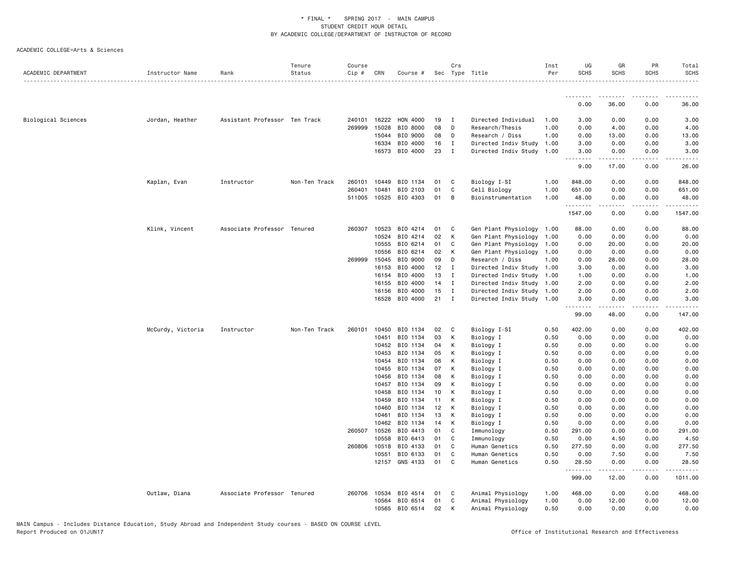\* FINAL \* SPRING 2017 - MAIN CAMPUS
STUDENT CREDIT HOUR DETAIL
BY ACADEMIC COLLEGE/DEPARTMENT OF INSTRUCTOR OF RECORD

ACADEMIC COLLEGE=Arts & Sciences

| ACADEMIC DEPARTMENT | Instructor Name | Rank | Tenure Status | Course Cip # | CRN | Course # | Sec | Crs Type | Title | Inst Per | UG SCHS | GR SCHS | PR SCHS | Total SCHS |
|---|---|---|---|---|---|---|---|---|---|---|---|---|---|---|
| | | | | | | | | | | | 0.00 | 36.00 | 0.00 | 36.00 |
| Biological Sciences | Jordan, Heather | Assistant Professor | Ten Track | 240101 | 16222 | HON 4000 | 19 | I | Directed Individual | 1.00 | 3.00 | 0.00 | 0.00 | 3.00 |
| | | | | 269999 | 15028 | BIO 8000 | 08 | D | Research/Thesis | 1.00 | 0.00 | 4.00 | 0.00 | 4.00 |
| | | | | | 15044 | BIO 9000 | 08 | D | Research / Diss | 1.00 | 0.00 | 13.00 | 0.00 | 13.00 |
| | | | | | 16334 | BIO 4000 | 16 | I | Directed Indiv Study | 1.00 | 3.00 | 0.00 | 0.00 | 3.00 |
| | | | | | 16573 | BIO 4000 | 23 | I | Directed Indiv Study | 1.00 | 3.00 | 0.00 | 0.00 | 3.00 |
| | | | | | | | | | | | 9.00 | 17.00 | 0.00 | 26.00 |
| | Kaplan, Evan | Instructor | Non-Ten Track | 260101 | 10449 | BIO 1134 | 01 | C | Biology I-SI | 1.00 | 848.00 | 0.00 | 0.00 | 848.00 |
| | | | | 260401 | 10481 | BIO 2103 | 01 | C | Cell Biology | 1.00 | 651.00 | 0.00 | 0.00 | 651.00 |
| | | | | 511005 | 10525 | BIO 4303 | 01 | B | Bioinstrumentation | 1.00 | 48.00 | 0.00 | 0.00 | 48.00 |
| | | | | | | | | | | | 1547.00 | 0.00 | 0.00 | 1547.00 |
| | Klink, Vincent | Associate Professor | Tenured | 260307 | 10523 | BIO 4214 | 01 | C | Gen Plant Physiology | 1.00 | 88.00 | 0.00 | 0.00 | 88.00 |
| | | | | | 10524 | BIO 4214 | 02 | K | Gen Plant Physiology | 1.00 | 0.00 | 0.00 | 0.00 | 0.00 |
| | | | | | 10555 | BIO 6214 | 01 | C | Gen Plant Physiology | 1.00 | 0.00 | 20.00 | 0.00 | 20.00 |
| | | | | | 10556 | BIO 6214 | 02 | K | Gen Plant Physiology | 1.00 | 0.00 | 0.00 | 0.00 | 0.00 |
| | | | | 269999 | 15045 | BIO 9000 | 09 | D | Research / Diss | 1.00 | 0.00 | 28.00 | 0.00 | 28.00 |
| | | | | | 16153 | BIO 4000 | 12 | I | Directed Indiv Study | 1.00 | 3.00 | 0.00 | 0.00 | 3.00 |
| | | | | | 16154 | BIO 4000 | 13 | I | Directed Indiv Study | 1.00 | 1.00 | 0.00 | 0.00 | 1.00 |
| | | | | | 16155 | BIO 4000 | 14 | I | Directed Indiv Study | 1.00 | 2.00 | 0.00 | 0.00 | 2.00 |
| | | | | | 16156 | BIO 4000 | 15 | I | Directed Indiv Study | 1.00 | 2.00 | 0.00 | 0.00 | 2.00 |
| | | | | | 16528 | BIO 4000 | 21 | I | Directed Indiv Study | 1.00 | 3.00 | 0.00 | 0.00 | 3.00 |
| | | | | | | | | | | | 99.00 | 48.00 | 0.00 | 147.00 |
| | McCurdy, Victoria | Instructor | Non-Ten Track | 260101 | 10450 | BIO 1134 | 02 | C | Biology I-SI | 0.50 | 402.00 | 0.00 | 0.00 | 402.00 |
| | | | | | 10451 | BIO 1134 | 03 | K | Biology I | 0.50 | 0.00 | 0.00 | 0.00 | 0.00 |
| | | | | | 10452 | BIO 1134 | 04 | K | Biology I | 0.50 | 0.00 | 0.00 | 0.00 | 0.00 |
| | | | | | 10453 | BIO 1134 | 05 | K | Biology I | 0.50 | 0.00 | 0.00 | 0.00 | 0.00 |
| | | | | | 10454 | BIO 1134 | 06 | K | Biology I | 0.50 | 0.00 | 0.00 | 0.00 | 0.00 |
| | | | | | 10455 | BIO 1134 | 07 | K | Biology I | 0.50 | 0.00 | 0.00 | 0.00 | 0.00 |
| | | | | | 10456 | BIO 1134 | 08 | K | Biology I | 0.50 | 0.00 | 0.00 | 0.00 | 0.00 |
| | | | | | 10457 | BIO 1134 | 09 | K | Biology I | 0.50 | 0.00 | 0.00 | 0.00 | 0.00 |
| | | | | | 10458 | BIO 1134 | 10 | K | Biology I | 0.50 | 0.00 | 0.00 | 0.00 | 0.00 |
| | | | | | 10459 | BIO 1134 | 11 | K | Biology I | 0.50 | 0.00 | 0.00 | 0.00 | 0.00 |
| | | | | | 10460 | BIO 1134 | 12 | K | Biology I | 0.50 | 0.00 | 0.00 | 0.00 | 0.00 |
| | | | | | 10461 | BIO 1134 | 13 | K | Biology I | 0.50 | 0.00 | 0.00 | 0.00 | 0.00 |
| | | | | | 10462 | BIO 1134 | 14 | K | Biology I | 0.50 | 0.00 | 0.00 | 0.00 | 0.00 |
| | | | | 260507 | 10526 | BIO 4413 | 01 | C | Immunology | 0.50 | 291.00 | 0.00 | 0.00 | 291.00 |
| | | | | | 10558 | BIO 6413 | 01 | C | Immunology | 0.50 | 0.00 | 4.50 | 0.00 | 4.50 |
| | | | | 260806 | 10518 | BIO 4133 | 01 | C | Human Genetics | 0.50 | 277.50 | 0.00 | 0.00 | 277.50 |
| | | | | | 10551 | BIO 6133 | 01 | C | Human Genetics | 0.50 | 0.00 | 7.50 | 0.00 | 7.50 |
| | | | | | 12157 | GNS 4133 | 01 | C | Human Genetics | 0.50 | 28.50 | 0.00 | 0.00 | 28.50 |
| | | | | | | | | | | | 999.00 | 12.00 | 0.00 | 1011.00 |
| | Outlaw, Diana | Associate Professor | Tenured | 260706 | 10534 | BIO 4514 | 01 | C | Animal Physiology | 1.00 | 468.00 | 0.00 | 0.00 | 468.00 |
| | | | | | 10564 | BIO 6514 | 01 | C | Animal Physiology | 1.00 | 0.00 | 12.00 | 0.00 | 12.00 |
| | | | | | 10565 | BIO 6514 | 02 | K | Animal Physiology | 0.50 | 0.00 | 0.00 | 0.00 | 0.00 |

MAIN Campus - Includes Distance Education, Study Abroad and Independent Study courses - BASED ON COURSE LEVEL
Report Produced on 01JUN17
Office of Institutional Research and Effectiveness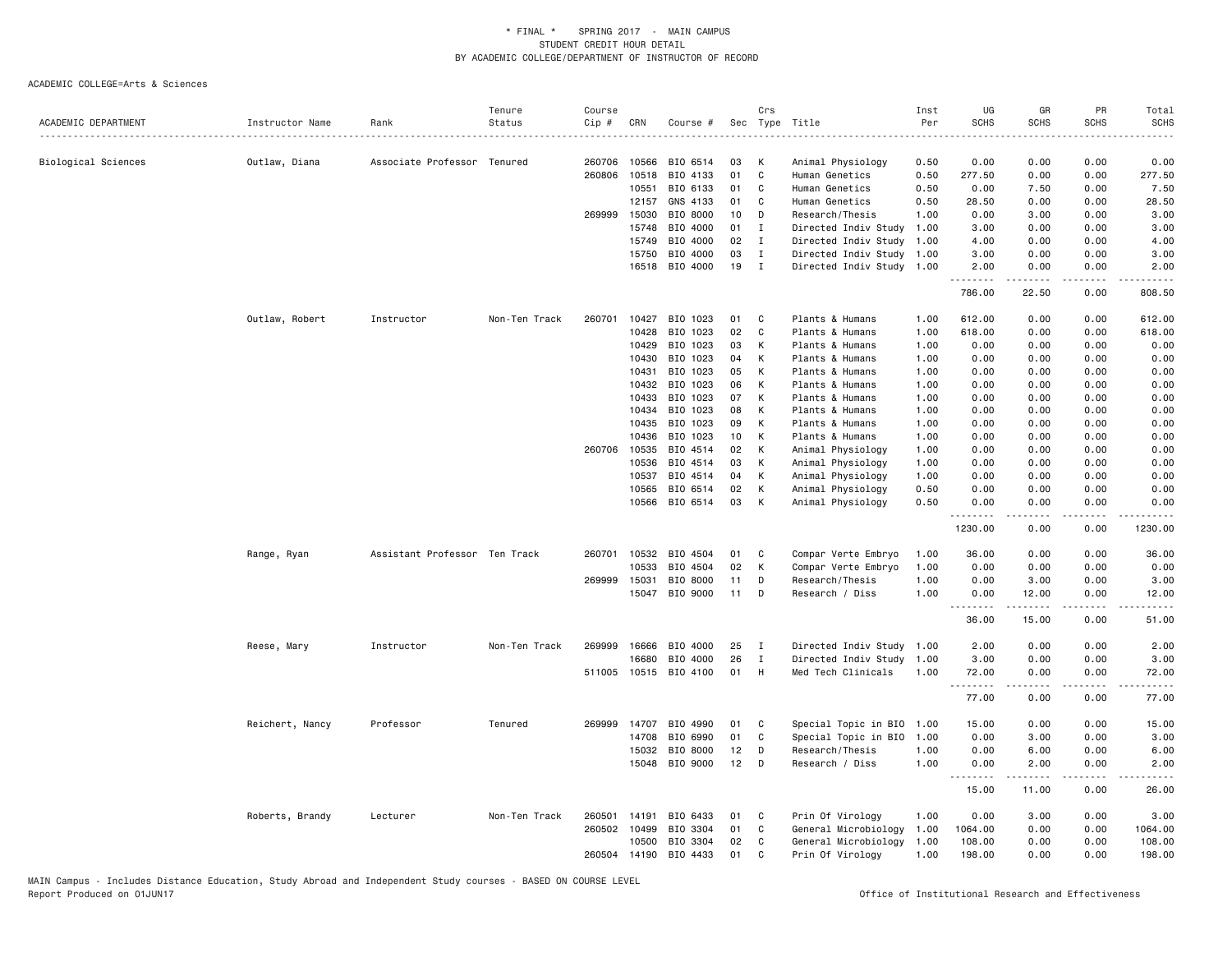\* FINAL \* SPRING 2017 - MAIN CAMPUS
STUDENT CREDIT HOUR DETAIL
BY ACADEMIC COLLEGE/DEPARTMENT OF INSTRUCTOR OF RECORD

ACADEMIC COLLEGE=Arts & Sciences

| ACADEMIC DEPARTMENT | Instructor Name | Rank | Tenure Status | Course Cip # | CRN | Course # | Sec | Crs Type | Title | Inst Per | UG SCHS | GR SCHS | PR SCHS | Total SCHS |
|---|---|---|---|---|---|---|---|---|---|---|---|---|---|---|
| Biological Sciences | Outlaw, Diana | Associate Professor | Tenured | 260706 | 10566 | BIO 6514 | 03 | K | Animal Physiology | 0.50 | 0.00 | 0.00 | 0.00 | 0.00 |
| | | | | 260806 | 10518 | BIO 4133 | 01 | C | Human Genetics | 0.50 | 277.50 | 0.00 | 0.00 | 277.50 |
| | | | | | 10551 | BIO 6133 | 01 | C | Human Genetics | 0.50 | 0.00 | 7.50 | 0.00 | 7.50 |
| | | | | | 12157 | GNS 4133 | 01 | C | Human Genetics | 0.50 | 28.50 | 0.00 | 0.00 | 28.50 |
| | | | | 269999 | 15030 | BIO 8000 | 10 | D | Research/Thesis | 1.00 | 0.00 | 3.00 | 0.00 | 3.00 |
| | | | | | 15748 | BIO 4000 | 01 | I | Directed Indiv Study | 1.00 | 3.00 | 0.00 | 0.00 | 3.00 |
| | | | | | 15749 | BIO 4000 | 02 | I | Directed Indiv Study | 1.00 | 4.00 | 0.00 | 0.00 | 4.00 |
| | | | | | 15750 | BIO 4000 | 03 | I | Directed Indiv Study | 1.00 | 3.00 | 0.00 | 0.00 | 3.00 |
| | | | | | 16518 | BIO 4000 | 19 | I | Directed Indiv Study | 1.00 | 2.00 | 0.00 | 0.00 | 2.00 |
| | | | | | | | | | | | 786.00 | 22.50 | 0.00 | 808.50 |
| | Outlaw, Robert | Instructor | Non-Ten Track | 260701 | 10427 | BIO 1023 | 01 | C | Plants & Humans | 1.00 | 612.00 | 0.00 | 0.00 | 612.00 |
| | | | | | 10428 | BIO 1023 | 02 | C | Plants & Humans | 1.00 | 618.00 | 0.00 | 0.00 | 618.00 |
| | | | | | 10429 | BIO 1023 | 03 | K | Plants & Humans | 1.00 | 0.00 | 0.00 | 0.00 | 0.00 |
| | | | | | 10430 | BIO 1023 | 04 | K | Plants & Humans | 1.00 | 0.00 | 0.00 | 0.00 | 0.00 |
| | | | | | 10431 | BIO 1023 | 05 | K | Plants & Humans | 1.00 | 0.00 | 0.00 | 0.00 | 0.00 |
| | | | | | 10432 | BIO 1023 | 06 | K | Plants & Humans | 1.00 | 0.00 | 0.00 | 0.00 | 0.00 |
| | | | | | 10433 | BIO 1023 | 07 | K | Plants & Humans | 1.00 | 0.00 | 0.00 | 0.00 | 0.00 |
| | | | | | 10434 | BIO 1023 | 08 | K | Plants & Humans | 1.00 | 0.00 | 0.00 | 0.00 | 0.00 |
| | | | | | 10435 | BIO 1023 | 09 | K | Plants & Humans | 1.00 | 0.00 | 0.00 | 0.00 | 0.00 |
| | | | | | 10436 | BIO 1023 | 10 | K | Plants & Humans | 1.00 | 0.00 | 0.00 | 0.00 | 0.00 |
| | | | | 260706 | 10535 | BIO 4514 | 02 | K | Animal Physiology | 1.00 | 0.00 | 0.00 | 0.00 | 0.00 |
| | | | | | 10536 | BIO 4514 | 03 | K | Animal Physiology | 1.00 | 0.00 | 0.00 | 0.00 | 0.00 |
| | | | | | 10537 | BIO 4514 | 04 | K | Animal Physiology | 1.00 | 0.00 | 0.00 | 0.00 | 0.00 |
| | | | | | 10565 | BIO 6514 | 02 | K | Animal Physiology | 0.50 | 0.00 | 0.00 | 0.00 | 0.00 |
| | | | | | 10566 | BIO 6514 | 03 | K | Animal Physiology | 0.50 | 0.00 | 0.00 | 0.00 | 0.00 |
| | | | | | | | | | | | 1230.00 | 0.00 | 0.00 | 1230.00 |
| | Range, Ryan | Assistant Professor | Ten Track | 260701 | 10532 | BIO 4504 | 01 | C | Compar Verte Embryo | 1.00 | 36.00 | 0.00 | 0.00 | 36.00 |
| | | | | | 10533 | BIO 4504 | 02 | K | Compar Verte Embryo | 1.00 | 0.00 | 0.00 | 0.00 | 0.00 |
| | | | | 269999 | 15031 | BIO 8000 | 11 | D | Research/Thesis | 1.00 | 0.00 | 3.00 | 0.00 | 3.00 |
| | | | | | 15047 | BIO 9000 | 11 | D | Research / Diss | 1.00 | 0.00 | 12.00 | 0.00 | 12.00 |
| | | | | | | | | | | | 36.00 | 15.00 | 0.00 | 51.00 |
| | Reese, Mary | Instructor | Non-Ten Track | 269999 | 16666 | BIO 4000 | 25 | I | Directed Indiv Study | 1.00 | 2.00 | 0.00 | 0.00 | 2.00 |
| | | | | | 16680 | BIO 4000 | 26 | I | Directed Indiv Study | 1.00 | 3.00 | 0.00 | 0.00 | 3.00 |
| | | | | 511005 | 10515 | BIO 4100 | 01 | H | Med Tech Clinicals | 1.00 | 72.00 | 0.00 | 0.00 | 72.00 |
| | | | | | | | | | | | 77.00 | 0.00 | 0.00 | 77.00 |
| | Reichert, Nancy | Professor | Tenured | 269999 | 14707 | BIO 4990 | 01 | C | Special Topic in BIO | 1.00 | 15.00 | 0.00 | 0.00 | 15.00 |
| | | | | | 14708 | BIO 6990 | 01 | C | Special Topic in BIO | 1.00 | 0.00 | 3.00 | 0.00 | 3.00 |
| | | | | | 15032 | BIO 8000 | 12 | D | Research/Thesis | 1.00 | 0.00 | 6.00 | 0.00 | 6.00 |
| | | | | | 15048 | BIO 9000 | 12 | D | Research / Diss | 1.00 | 0.00 | 2.00 | 0.00 | 2.00 |
| | | | | | | | | | | | 15.00 | 11.00 | 0.00 | 26.00 |
| | Roberts, Brandy | Lecturer | Non-Ten Track | 260501 | 14191 | BIO 6433 | 01 | C | Prin Of Virology | 1.00 | 0.00 | 3.00 | 0.00 | 3.00 |
| | | | | 260502 | 10499 | BIO 3304 | 01 | C | General Microbiology | 1.00 | 1064.00 | 0.00 | 0.00 | 1064.00 |
| | | | | | 10500 | BIO 3304 | 02 | C | General Microbiology | 1.00 | 108.00 | 0.00 | 0.00 | 108.00 |
| | | | | 260504 | 14190 | BIO 4433 | 01 | C | Prin Of Virology | 1.00 | 198.00 | 0.00 | 0.00 | 198.00 |

MAIN Campus - Includes Distance Education, Study Abroad and Independent Study courses - BASED ON COURSE LEVEL
Report Produced on 01JUN17 Office of Institutional Research and Effectiveness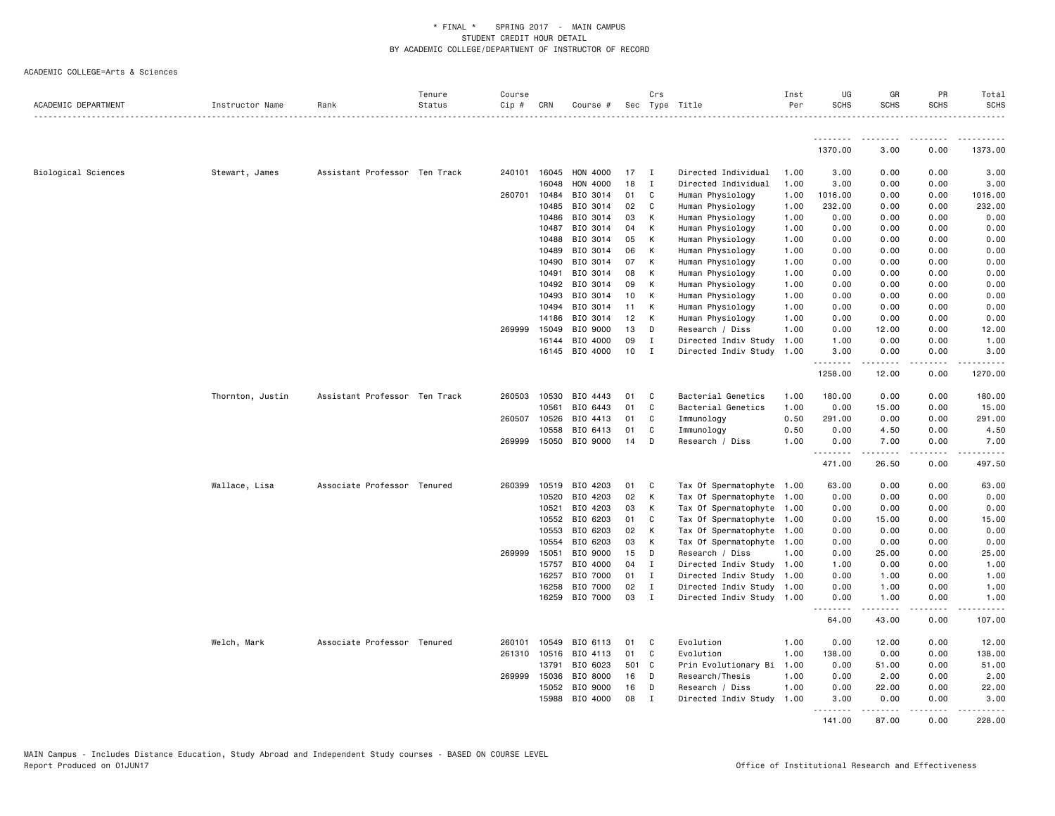# * FINAL * SPRING 2017 - MAIN CAMPUS
## STUDENT CREDIT HOUR DETAIL
## BY ACADEMIC COLLEGE/DEPARTMENT OF INSTRUCTOR OF RECORD

ACADEMIC COLLEGE=Arts & Sciences

| ACADEMIC DEPARTMENT | Instructor Name | Rank | Tenure Status | Course Cip # | CRN | Course # | Sec | Crs Type | Title | Inst Per | UG SCHS | GR SCHS | PR SCHS | Total SCHS |
|---|---|---|---|---|---|---|---|---|---|---|---|---|---|---|
| | | | | | | | | | | | 1370.00 | 3.00 | 0.00 | 1373.00 |
| Biological Sciences | Stewart, James | Assistant Professor | Ten Track | 240101 | 16045 | HON 4000 | 17 | I | Directed Individual | 1.00 | 3.00 | 0.00 | 0.00 | 3.00 |
| | | | | | 16048 | HON 4000 | 18 | I | Directed Individual | 1.00 | 3.00 | 0.00 | 0.00 | 3.00 |
| | | | | 260701 | 10484 | BIO 3014 | 01 | C | Human Physiology | 1.00 | 1016.00 | 0.00 | 0.00 | 1016.00 |
| | | | | | 10485 | BIO 3014 | 02 | C | Human Physiology | 1.00 | 232.00 | 0.00 | 0.00 | 232.00 |
| | | | | | 10486 | BIO 3014 | 03 | K | Human Physiology | 1.00 | 0.00 | 0.00 | 0.00 | 0.00 |
| | | | | | 10487 | BIO 3014 | 04 | K | Human Physiology | 1.00 | 0.00 | 0.00 | 0.00 | 0.00 |
| | | | | | 10488 | BIO 3014 | 05 | K | Human Physiology | 1.00 | 0.00 | 0.00 | 0.00 | 0.00 |
| | | | | | 10489 | BIO 3014 | 06 | K | Human Physiology | 1.00 | 0.00 | 0.00 | 0.00 | 0.00 |
| | | | | | 10490 | BIO 3014 | 07 | K | Human Physiology | 1.00 | 0.00 | 0.00 | 0.00 | 0.00 |
| | | | | | 10491 | BIO 3014 | 08 | K | Human Physiology | 1.00 | 0.00 | 0.00 | 0.00 | 0.00 |
| | | | | | 10492 | BIO 3014 | 09 | K | Human Physiology | 1.00 | 0.00 | 0.00 | 0.00 | 0.00 |
| | | | | | 10493 | BIO 3014 | 10 | K | Human Physiology | 1.00 | 0.00 | 0.00 | 0.00 | 0.00 |
| | | | | | 10494 | BIO 3014 | 11 | K | Human Physiology | 1.00 | 0.00 | 0.00 | 0.00 | 0.00 |
| | | | | | 14186 | BIO 3014 | 12 | K | Human Physiology | 1.00 | 0.00 | 0.00 | 0.00 | 0.00 |
| | | | | 269999 | 15049 | BIO 9000 | 13 | D | Research / Diss | 1.00 | 0.00 | 12.00 | 0.00 | 12.00 |
| | | | | | 16144 | BIO 4000 | 09 | I | Directed Indiv Study | 1.00 | 1.00 | 0.00 | 0.00 | 1.00 |
| | | | | | 16145 | BIO 4000 | 10 | I | Directed Indiv Study | 1.00 | 3.00 | 0.00 | 0.00 | 3.00 |
| | | | | | | | | | | | 1258.00 | 12.00 | 0.00 | 1270.00 |
| | Thornton, Justin | Assistant Professor | Ten Track | 260503 | 10530 | BIO 4443 | 01 | C | Bacterial Genetics | 1.00 | 180.00 | 0.00 | 0.00 | 180.00 |
| | | | | | 10561 | BIO 6443 | 01 | C | Bacterial Genetics | 1.00 | 0.00 | 15.00 | 0.00 | 15.00 |
| | | | | 260507 | 10526 | BIO 4413 | 01 | C | Immunology | 0.50 | 291.00 | 0.00 | 0.00 | 291.00 |
| | | | | | 10558 | BIO 6413 | 01 | C | Immunology | 0.50 | 0.00 | 4.50 | 0.00 | 4.50 |
| | | | | 269999 | 15050 | BIO 9000 | 14 | D | Research / Diss | 1.00 | 0.00 | 7.00 | 0.00 | 7.00 |
| | | | | | | | | | | | 471.00 | 26.50 | 0.00 | 497.50 |
| | Wallace, Lisa | Associate Professor | Tenured | 260399 | 10519 | BIO 4203 | 01 | C | Tax Of Spermatophyte | 1.00 | 63.00 | 0.00 | 0.00 | 63.00 |
| | | | | | 10520 | BIO 4203 | 02 | K | Tax Of Spermatophyte | 1.00 | 0.00 | 0.00 | 0.00 | 0.00 |
| | | | | | 10521 | BIO 4203 | 03 | K | Tax Of Spermatophyte | 1.00 | 0.00 | 0.00 | 0.00 | 0.00 |
| | | | | | 10552 | BIO 6203 | 01 | C | Tax Of Spermatophyte | 1.00 | 0.00 | 15.00 | 0.00 | 15.00 |
| | | | | | 10553 | BIO 6203 | 02 | K | Tax Of Spermatophyte | 1.00 | 0.00 | 0.00 | 0.00 | 0.00 |
| | | | | | 10554 | BIO 6203 | 03 | K | Tax Of Spermatophyte | 1.00 | 0.00 | 0.00 | 0.00 | 0.00 |
| | | | | 269999 | 15051 | BIO 9000 | 15 | D | Research / Diss | 1.00 | 0.00 | 25.00 | 0.00 | 25.00 |
| | | | | | 15757 | BIO 4000 | 04 | I | Directed Indiv Study | 1.00 | 1.00 | 0.00 | 0.00 | 1.00 |
| | | | | | 16257 | BIO 7000 | 01 | I | Directed Indiv Study | 1.00 | 0.00 | 1.00 | 0.00 | 1.00 |
| | | | | | 16258 | BIO 7000 | 02 | I | Directed Indiv Study | 1.00 | 0.00 | 1.00 | 0.00 | 1.00 |
| | | | | | 16259 | BIO 7000 | 03 | I | Directed Indiv Study | 1.00 | 0.00 | 1.00 | 0.00 | 1.00 |
| | | | | | | | | | | | 64.00 | 43.00 | 0.00 | 107.00 |
| | Welch, Mark | Associate Professor | Tenured | 260101 | 10549 | BIO 6113 | 01 | C | Evolution | 1.00 | 0.00 | 12.00 | 0.00 | 12.00 |
| | | | | 261310 | 10516 | BIO 4113 | 01 | C | Evolution | 1.00 | 138.00 | 0.00 | 0.00 | 138.00 |
| | | | | | 13791 | BIO 6023 | 501 | C | Prin Evolutionary Bi | 1.00 | 0.00 | 51.00 | 0.00 | 51.00 |
| | | | | 269999 | 15036 | BIO 8000 | 16 | D | Research/Thesis | 1.00 | 0.00 | 2.00 | 0.00 | 2.00 |
| | | | | | 15052 | BIO 9000 | 16 | D | Research / Diss | 1.00 | 0.00 | 22.00 | 0.00 | 22.00 |
| | | | | | 15988 | BIO 4000 | 08 | I | Directed Indiv Study | 1.00 | 3.00 | 0.00 | 0.00 | 3.00 |
| | | | | | | | | | | | 141.00 | 87.00 | 0.00 | 228.00 |

MAIN Campus - Includes Distance Education, Study Abroad and Independent Study courses - BASED ON COURSE LEVEL
Report Produced on 01JUN17 Office of Institutional Research and Effectiveness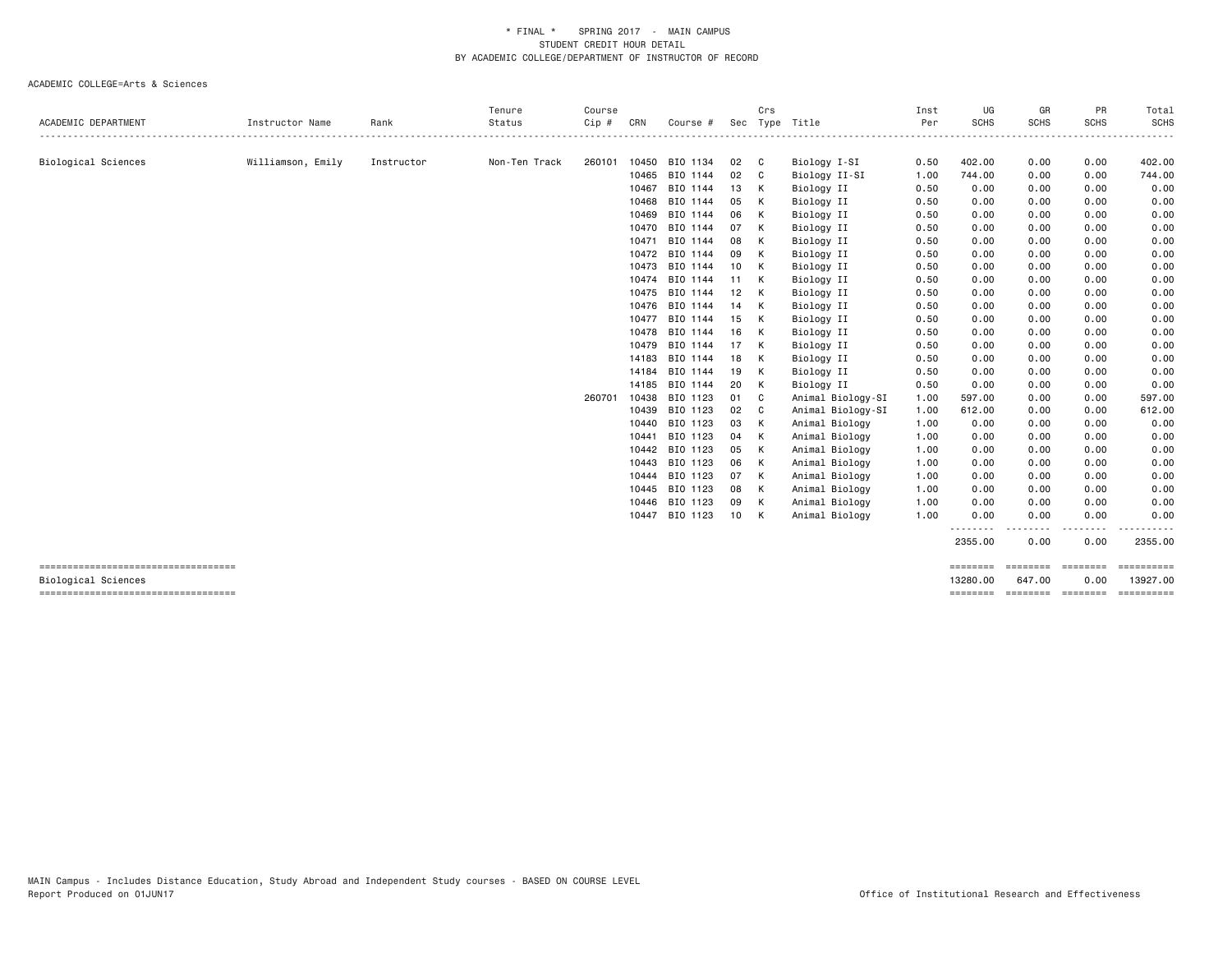\* FINAL \* SPRING 2017 - MAIN CAMPUS
STUDENT CREDIT HOUR DETAIL
BY ACADEMIC COLLEGE/DEPARTMENT OF INSTRUCTOR OF RECORD

ACADEMIC COLLEGE=Arts & Sciences

| ACADEMIC DEPARTMENT | Instructor Name | Rank | Tenure Status | Course Cip # | CRN | Course # | Sec | Crs Type | Title | Inst Per | UG SCHS | GR SCHS | PR SCHS | Total SCHS |
|---|---|---|---|---|---|---|---|---|---|---|---|---|---|---|
| Biological Sciences | Williamson, Emily | Instructor | Non-Ten Track | 260101 | 10450 | BIO 1134 | 02 | C | Biology I-SI | 0.50 | 402.00 | 0.00 | 0.00 | 402.00 |
| | | | | | 10465 | BIO 1144 | 02 | C | Biology II-SI | 1.00 | 744.00 | 0.00 | 0.00 | 744.00 |
| | | | | | 10467 | BIO 1144 | 13 | K | Biology II | 0.50 | 0.00 | 0.00 | 0.00 | 0.00 |
| | | | | | 10468 | BIO 1144 | 05 | K | Biology II | 0.50 | 0.00 | 0.00 | 0.00 | 0.00 |
| | | | | | 10469 | BIO 1144 | 06 | K | Biology II | 0.50 | 0.00 | 0.00 | 0.00 | 0.00 |
| | | | | | 10470 | BIO 1144 | 07 | K | Biology II | 0.50 | 0.00 | 0.00 | 0.00 | 0.00 |
| | | | | | 10471 | BIO 1144 | 08 | K | Biology II | 0.50 | 0.00 | 0.00 | 0.00 | 0.00 |
| | | | | | 10472 | BIO 1144 | 09 | K | Biology II | 0.50 | 0.00 | 0.00 | 0.00 | 0.00 |
| | | | | | 10473 | BIO 1144 | 10 | K | Biology II | 0.50 | 0.00 | 0.00 | 0.00 | 0.00 |
| | | | | | 10474 | BIO 1144 | 11 | K | Biology II | 0.50 | 0.00 | 0.00 | 0.00 | 0.00 |
| | | | | | 10475 | BIO 1144 | 12 | K | Biology II | 0.50 | 0.00 | 0.00 | 0.00 | 0.00 |
| | | | | | 10476 | BIO 1144 | 14 | K | Biology II | 0.50 | 0.00 | 0.00 | 0.00 | 0.00 |
| | | | | | 10477 | BIO 1144 | 15 | K | Biology II | 0.50 | 0.00 | 0.00 | 0.00 | 0.00 |
| | | | | | 10478 | BIO 1144 | 16 | K | Biology II | 0.50 | 0.00 | 0.00 | 0.00 | 0.00 |
| | | | | | 10479 | BIO 1144 | 17 | K | Biology II | 0.50 | 0.00 | 0.00 | 0.00 | 0.00 |
| | | | | | 14183 | BIO 1144 | 18 | K | Biology II | 0.50 | 0.00 | 0.00 | 0.00 | 0.00 |
| | | | | | 14184 | BIO 1144 | 19 | K | Biology II | 0.50 | 0.00 | 0.00 | 0.00 | 0.00 |
| | | | | | 14185 | BIO 1144 | 20 | K | Biology II | 0.50 | 0.00 | 0.00 | 0.00 | 0.00 |
| | | | | 260701 | 10438 | BIO 1123 | 01 | C | Animal Biology-SI | 1.00 | 597.00 | 0.00 | 0.00 | 597.00 |
| | | | | | 10439 | BIO 1123 | 02 | C | Animal Biology-SI | 1.00 | 612.00 | 0.00 | 0.00 | 612.00 |
| | | | | | 10440 | BIO 1123 | 03 | K | Animal Biology | 1.00 | 0.00 | 0.00 | 0.00 | 0.00 |
| | | | | | 10441 | BIO 1123 | 04 | K | Animal Biology | 1.00 | 0.00 | 0.00 | 0.00 | 0.00 |
| | | | | | 10442 | BIO 1123 | 05 | K | Animal Biology | 1.00 | 0.00 | 0.00 | 0.00 | 0.00 |
| | | | | | 10443 | BIO 1123 | 06 | K | Animal Biology | 1.00 | 0.00 | 0.00 | 0.00 | 0.00 |
| | | | | | 10444 | BIO 1123 | 07 | K | Animal Biology | 1.00 | 0.00 | 0.00 | 0.00 | 0.00 |
| | | | | | 10445 | BIO 1123 | 08 | K | Animal Biology | 1.00 | 0.00 | 0.00 | 0.00 | 0.00 |
| | | | | | 10446 | BIO 1123 | 09 | K | Animal Biology | 1.00 | 0.00 | 0.00 | 0.00 | 0.00 |
| | | | | | 10447 | BIO 1123 | 10 | K | Animal Biology | 1.00 | 0.00 | 0.00 | 0.00 | 0.00 |
| | | | | | | | | | | | 2355.00 | 0.00 | 0.00 | 2355.00 |
| Biological Sciences | | | | | | | | | | | 13280.00 | 647.00 | 0.00 | 13927.00 |

MAIN Campus - Includes Distance Education, Study Abroad and Independent Study courses - BASED ON COURSE LEVEL
Report Produced on 01JUN17 Office of Institutional Research and Effectiveness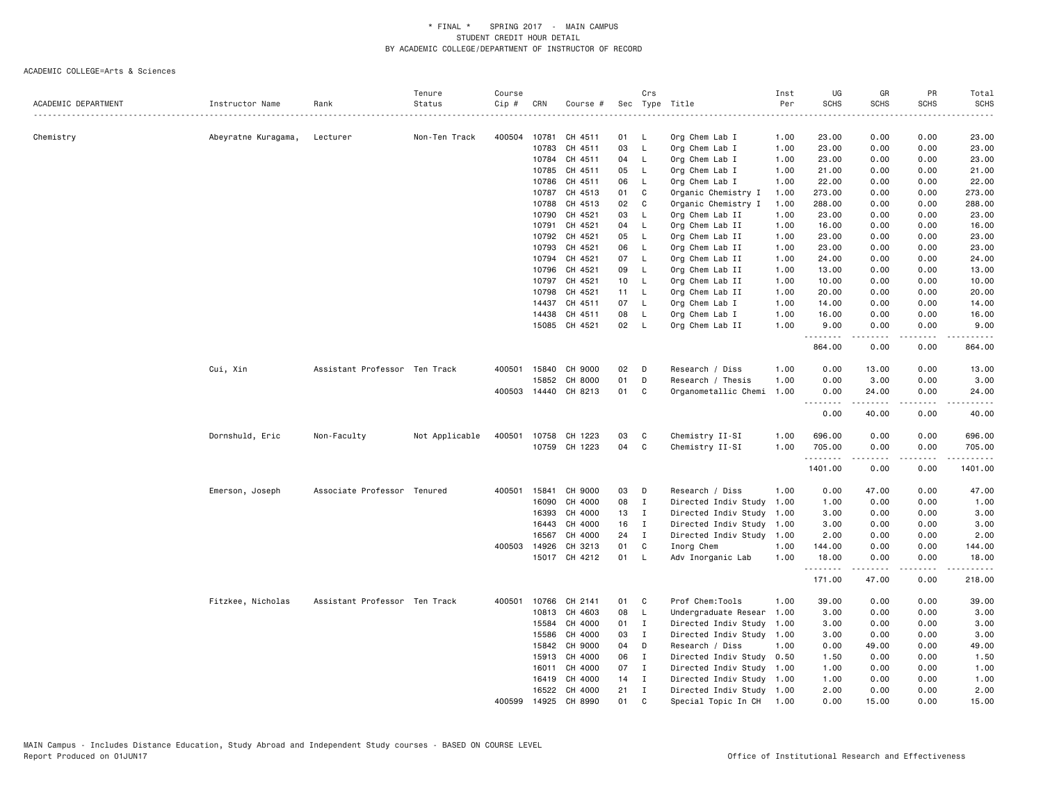\* FINAL \* SPRING 2017 - MAIN CAMPUS
STUDENT CREDIT HOUR DETAIL
BY ACADEMIC COLLEGE/DEPARTMENT OF INSTRUCTOR OF RECORD

ACADEMIC COLLEGE=Arts & Sciences

| ACADEMIC DEPARTMENT | Instructor Name | Rank | Tenure Status | Course Cip # | CRN | Course # | Sec | Crs Type | Title | Inst Per | UG SCHS | GR SCHS | PR SCHS | Total SCHS |
|---|---|---|---|---|---|---|---|---|---|---|---|---|---|---|
| Chemistry | Abeyratne Kuragama, | Lecturer | Non-Ten Track | 400504 | 10781 | CH 4511 | 01 | L | Org Chem Lab I | 1.00 | 23.00 | 0.00 | 0.00 | 23.00 |
| | | | | | 10783 | CH 4511 | 03 | L | Org Chem Lab I | 1.00 | 23.00 | 0.00 | 0.00 | 23.00 |
| | | | | | 10784 | CH 4511 | 04 | L | Org Chem Lab I | 1.00 | 23.00 | 0.00 | 0.00 | 23.00 |
| | | | | | 10785 | CH 4511 | 05 | L | Org Chem Lab I | 1.00 | 21.00 | 0.00 | 0.00 | 21.00 |
| | | | | | 10786 | CH 4511 | 06 | L | Org Chem Lab I | 1.00 | 22.00 | 0.00 | 0.00 | 22.00 |
| | | | | | 10787 | CH 4513 | 01 | C | Organic Chemistry I | 1.00 | 273.00 | 0.00 | 0.00 | 273.00 |
| | | | | | 10788 | CH 4513 | 02 | C | Organic Chemistry I | 1.00 | 288.00 | 0.00 | 0.00 | 288.00 |
| | | | | | 10790 | CH 4521 | 03 | L | Org Chem Lab II | 1.00 | 23.00 | 0.00 | 0.00 | 23.00 |
| | | | | | 10791 | CH 4521 | 04 | L | Org Chem Lab II | 1.00 | 16.00 | 0.00 | 0.00 | 16.00 |
| | | | | | 10792 | CH 4521 | 05 | L | Org Chem Lab II | 1.00 | 23.00 | 0.00 | 0.00 | 23.00 |
| | | | | | 10793 | CH 4521 | 06 | L | Org Chem Lab II | 1.00 | 23.00 | 0.00 | 0.00 | 23.00 |
| | | | | | 10794 | CH 4521 | 07 | L | Org Chem Lab II | 1.00 | 24.00 | 0.00 | 0.00 | 24.00 |
| | | | | | 10796 | CH 4521 | 09 | L | Org Chem Lab II | 1.00 | 13.00 | 0.00 | 0.00 | 13.00 |
| | | | | | 10797 | CH 4521 | 10 | L | Org Chem Lab II | 1.00 | 10.00 | 0.00 | 0.00 | 10.00 |
| | | | | | 10798 | CH 4521 | 11 | L | Org Chem Lab II | 1.00 | 20.00 | 0.00 | 0.00 | 20.00 |
| | | | | | 14437 | CH 4511 | 07 | L | Org Chem Lab I | 1.00 | 14.00 | 0.00 | 0.00 | 14.00 |
| | | | | | 14438 | CH 4511 | 08 | L | Org Chem Lab I | 1.00 | 16.00 | 0.00 | 0.00 | 16.00 |
| | | | | | 15085 | CH 4521 | 02 | L | Org Chem Lab II | 1.00 | 9.00 | 0.00 | 0.00 | 9.00 |
| | | | | | | | | | | | 864.00 | 0.00 | 0.00 | 864.00 |
| | Cui, Xin | Assistant Professor | Ten Track | 400501 | 15840 | CH 9000 | 02 | D | Research / Diss | 1.00 | 0.00 | 13.00 | 0.00 | 13.00 |
| | | | | | 15852 | CH 8000 | 01 | D | Research / Thesis | 1.00 | 0.00 | 3.00 | 0.00 | 3.00 |
| | | | | 400503 | 14440 | CH 8213 | 01 | C | Organometallic Chemi | 1.00 | 0.00 | 24.00 | 0.00 | 24.00 |
| | | | | | | | | | | | 0.00 | 40.00 | 0.00 | 40.00 |
| | Dornshuld, Eric | Non-Faculty | Not Applicable | 400501 | 10758 | CH 1223 | 03 | C | Chemistry II-SI | 1.00 | 696.00 | 0.00 | 0.00 | 696.00 |
| | | | | | 10759 | CH 1223 | 04 | C | Chemistry II-SI | 1.00 | 705.00 | 0.00 | 0.00 | 705.00 |
| | | | | | | | | | | | 1401.00 | 0.00 | 0.00 | 1401.00 |
| | Emerson, Joseph | Associate Professor | Tenured | 400501 | 15841 | CH 9000 | 03 | D | Research / Diss | 1.00 | 0.00 | 47.00 | 0.00 | 47.00 |
| | | | | | 16090 | CH 4000 | 08 | I | Directed Indiv Study | 1.00 | 1.00 | 0.00 | 0.00 | 1.00 |
| | | | | | 16393 | CH 4000 | 13 | I | Directed Indiv Study | 1.00 | 3.00 | 0.00 | 0.00 | 3.00 |
| | | | | | 16443 | CH 4000 | 16 | I | Directed Indiv Study | 1.00 | 3.00 | 0.00 | 0.00 | 3.00 |
| | | | | | 16567 | CH 4000 | 24 | I | Directed Indiv Study | 1.00 | 2.00 | 0.00 | 0.00 | 2.00 |
| | | | | 400503 | 14926 | CH 3213 | 01 | C | Inorg Chem | 1.00 | 144.00 | 0.00 | 0.00 | 144.00 |
| | | | | | 15017 | CH 4212 | 01 | L | Adv Inorganic Lab | 1.00 | 18.00 | 0.00 | 0.00 | 18.00 |
| | | | | | | | | | | | 171.00 | 47.00 | 0.00 | 218.00 |
| | Fitzkee, Nicholas | Assistant Professor | Ten Track | 400501 | 10766 | CH 2141 | 01 | C | Prof Chem:Tools | 1.00 | 39.00 | 0.00 | 0.00 | 39.00 |
| | | | | | 10813 | CH 4603 | 08 | L | Undergraduate Resear | 1.00 | 3.00 | 0.00 | 0.00 | 3.00 |
| | | | | | 15584 | CH 4000 | 01 | I | Directed Indiv Study | 1.00 | 3.00 | 0.00 | 0.00 | 3.00 |
| | | | | | 15586 | CH 4000 | 03 | I | Directed Indiv Study | 1.00 | 3.00 | 0.00 | 0.00 | 3.00 |
| | | | | | 15842 | CH 9000 | 04 | D | Research / Diss | 1.00 | 0.00 | 49.00 | 0.00 | 49.00 |
| | | | | | 15913 | CH 4000 | 06 | I | Directed Indiv Study | 0.50 | 1.50 | 0.00 | 0.00 | 1.50 |
| | | | | | 16011 | CH 4000 | 07 | I | Directed Indiv Study | 1.00 | 1.00 | 0.00 | 0.00 | 1.00 |
| | | | | | 16419 | CH 4000 | 14 | I | Directed Indiv Study | 1.00 | 1.00 | 0.00 | 0.00 | 1.00 |
| | | | | | 16522 | CH 4000 | 21 | I | Directed Indiv Study | 1.00 | 2.00 | 0.00 | 0.00 | 2.00 |
| | | | | 400599 | 14925 | CH 8990 | 01 | C | Special Topic In CH | 1.00 | 0.00 | 15.00 | 0.00 | 15.00 |

MAIN Campus - Includes Distance Education, Study Abroad and Independent Study courses - BASED ON COURSE LEVEL
Report Produced on 01JUN17 Office of Institutional Research and Effectiveness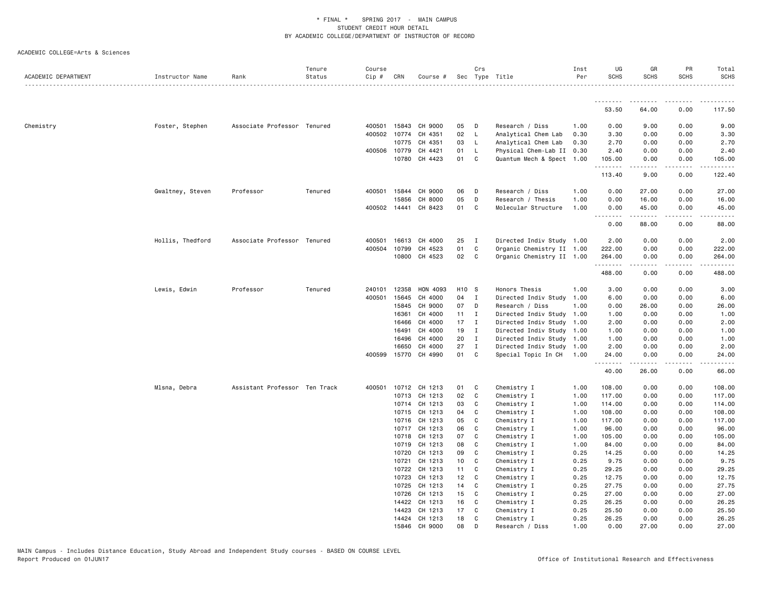\* FINAL \* SPRING 2017 - MAIN CAMPUS
STUDENT CREDIT HOUR DETAIL
BY ACADEMIC COLLEGE/DEPARTMENT OF INSTRUCTOR OF RECORD

ACADEMIC COLLEGE=Arts & Sciences

| ACADEMIC DEPARTMENT | Instructor Name | Rank | Tenure Status | Course Cip # | CRN | Course # | Sec | Crs Type | Title | Inst Per | UG SCHS | GR SCHS | PR SCHS | Total SCHS |
|---|---|---|---|---|---|---|---|---|---|---|---|---|---|---|
| | | | | | | | | | | | 53.50 | 64.00 | 0.00 | 117.50 |
| Chemistry | Foster, Stephen | Associate Professor | Tenured | 400501 | 15843 | CH 9000 | 05 | D | Research / Diss | 1.00 | 0.00 | 9.00 | 0.00 | 9.00 |
| | | | | 400502 | 10774 | CH 4351 | 02 | L | Analytical Chem Lab | 0.30 | 3.30 | 0.00 | 0.00 | 3.30 |
| | | | | | 10775 | CH 4351 | 03 | L | Analytical Chem Lab | 0.30 | 2.70 | 0.00 | 0.00 | 2.70 |
| | | | | 400506 | 10779 | CH 4421 | 01 | L | Physical Chem-Lab II | 0.30 | 2.40 | 0.00 | 0.00 | 2.40 |
| | | | | | 10780 | CH 4423 | 01 | C | Quantum Mech & Spect | 1.00 | 105.00 | 0.00 | 0.00 | 105.00 |
| | | | | | | | | | | | 113.40 | 9.00 | 0.00 | 122.40 |
| | Gwaltney, Steven | Professor | Tenured | 400501 | 15844 | CH 9000 | 06 | D | Research / Diss | 1.00 | 0.00 | 27.00 | 0.00 | 27.00 |
| | | | | | 15856 | CH 8000 | 05 | D | Research / Thesis | 1.00 | 0.00 | 16.00 | 0.00 | 16.00 |
| | | | | 400502 | 14441 | CH 8423 | 01 | C | Molecular Structure | 1.00 | 0.00 | 45.00 | 0.00 | 45.00 |
| | | | | | | | | | | | 0.00 | 88.00 | 0.00 | 88.00 |
| | Hollis, Thedford | Associate Professor | Tenured | 400501 | 16613 | CH 4000 | 25 | I | Directed Indiv Study | 1.00 | 2.00 | 0.00 | 0.00 | 2.00 |
| | | | | 400504 | 10799 | CH 4523 | 01 | C | Organic Chemistry II | 1.00 | 222.00 | 0.00 | 0.00 | 222.00 |
| | | | | | 10800 | CH 4523 | 02 | C | Organic Chemistry II | 1.00 | 264.00 | 0.00 | 0.00 | 264.00 |
| | | | | | | | | | | | 488.00 | 0.00 | 0.00 | 488.00 |
| | Lewis, Edwin | Professor | Tenured | 240101 | 12358 | HON 4093 | H10 | S | Honors Thesis | 1.00 | 3.00 | 0.00 | 0.00 | 3.00 |
| | | | | 400501 | 15645 | CH 4000 | 04 | I | Directed Indiv Study | 1.00 | 6.00 | 0.00 | 0.00 | 6.00 |
| | | | | | 15845 | CH 9000 | 07 | D | Research / Diss | 1.00 | 0.00 | 26.00 | 0.00 | 26.00 |
| | | | | | 16361 | CH 4000 | 11 | I | Directed Indiv Study | 1.00 | 1.00 | 0.00 | 0.00 | 1.00 |
| | | | | | 16466 | CH 4000 | 17 | I | Directed Indiv Study | 1.00 | 2.00 | 0.00 | 0.00 | 2.00 |
| | | | | | 16491 | CH 4000 | 19 | I | Directed Indiv Study | 1.00 | 1.00 | 0.00 | 0.00 | 1.00 |
| | | | | | 16496 | CH 4000 | 20 | I | Directed Indiv Study | 1.00 | 1.00 | 0.00 | 0.00 | 1.00 |
| | | | | | 16650 | CH 4000 | 27 | I | Directed Indiv Study | 1.00 | 2.00 | 0.00 | 0.00 | 2.00 |
| | | | | 400599 | 15770 | CH 4990 | 01 | C | Special Topic In CH | 1.00 | 24.00 | 0.00 | 0.00 | 24.00 |
| | | | | | | | | | | | 40.00 | 26.00 | 0.00 | 66.00 |
| | Mlsna, Debra | Assistant Professor | Ten Track | 400501 | 10712 | CH 1213 | 01 | C | Chemistry I | 1.00 | 108.00 | 0.00 | 0.00 | 108.00 |
| | | | | | 10713 | CH 1213 | 02 | C | Chemistry I | 1.00 | 117.00 | 0.00 | 0.00 | 117.00 |
| | | | | | 10714 | CH 1213 | 03 | C | Chemistry I | 1.00 | 114.00 | 0.00 | 0.00 | 114.00 |
| | | | | | 10715 | CH 1213 | 04 | C | Chemistry I | 1.00 | 108.00 | 0.00 | 0.00 | 108.00 |
| | | | | | 10716 | CH 1213 | 05 | C | Chemistry I | 1.00 | 117.00 | 0.00 | 0.00 | 117.00 |
| | | | | | 10717 | CH 1213 | 06 | C | Chemistry I | 1.00 | 96.00 | 0.00 | 0.00 | 96.00 |
| | | | | | 10718 | CH 1213 | 07 | C | Chemistry I | 1.00 | 105.00 | 0.00 | 0.00 | 105.00 |
| | | | | | 10719 | CH 1213 | 08 | C | Chemistry I | 1.00 | 84.00 | 0.00 | 0.00 | 84.00 |
| | | | | | 10720 | CH 1213 | 09 | C | Chemistry I | 0.25 | 14.25 | 0.00 | 0.00 | 14.25 |
| | | | | | 10721 | CH 1213 | 10 | C | Chemistry I | 0.25 | 9.75 | 0.00 | 0.00 | 9.75 |
| | | | | | 10722 | CH 1213 | 11 | C | Chemistry I | 0.25 | 29.25 | 0.00 | 0.00 | 29.25 |
| | | | | | 10723 | CH 1213 | 12 | C | Chemistry I | 0.25 | 12.75 | 0.00 | 0.00 | 12.75 |
| | | | | | 10725 | CH 1213 | 14 | C | Chemistry I | 0.25 | 27.75 | 0.00 | 0.00 | 27.75 |
| | | | | | 10726 | CH 1213 | 15 | C | Chemistry I | 0.25 | 27.00 | 0.00 | 0.00 | 27.00 |
| | | | | | 14422 | CH 1213 | 16 | C | Chemistry I | 0.25 | 26.25 | 0.00 | 0.00 | 26.25 |
| | | | | | 14423 | CH 1213 | 17 | C | Chemistry I | 0.25 | 25.50 | 0.00 | 0.00 | 25.50 |
| | | | | | 14424 | CH 1213 | 18 | C | Chemistry I | 0.25 | 26.25 | 0.00 | 0.00 | 26.25 |
| | | | | | 15846 | CH 9000 | 08 | D | Research / Diss | 1.00 | 0.00 | 27.00 | 0.00 | 27.00 |

MAIN Campus - Includes Distance Education, Study Abroad and Independent Study courses - BASED ON COURSE LEVEL
Report Produced on 01JUN17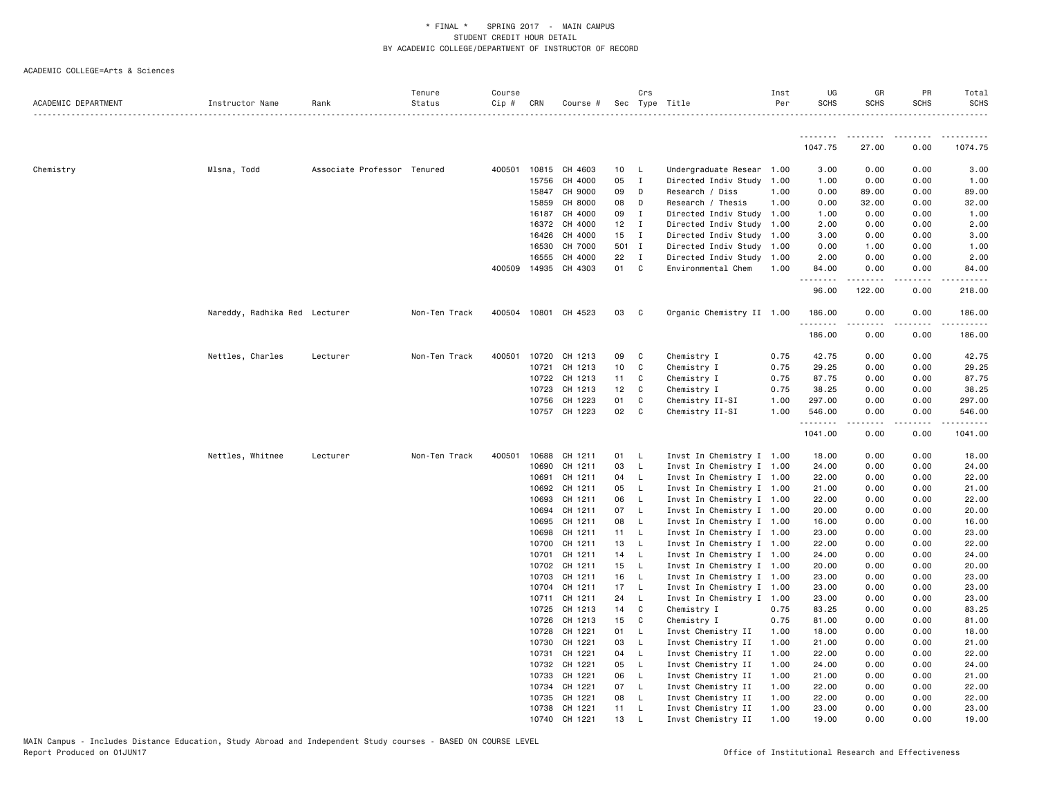\* FINAL \* SPRING 2017 - MAIN CAMPUS
STUDENT CREDIT HOUR DETAIL
BY ACADEMIC COLLEGE/DEPARTMENT OF INSTRUCTOR OF RECORD

ACADEMIC COLLEGE=Arts & Sciences

| ACADEMIC DEPARTMENT | Instructor Name | Rank | Tenure Status | Course Cip # | CRN | Course # | Sec | Crs Type | Title | Inst Per | UG SCHS | GR SCHS | PR SCHS | Total SCHS |
|---|---|---|---|---|---|---|---|---|---|---|---|---|---|---|
| | | | | | | | | | | | 1047.75 | 27.00 | 0.00 | 1074.75 |
| Chemistry | Mlsna, Todd | Associate Professor | Tenured | 400501 | 10815 | CH 4603 | 10 | L | Undergraduate Resear | 1.00 | 3.00 | 0.00 | 0.00 | 3.00 |
| | | | | | 15756 | CH 4000 | 05 | I | Directed Indiv Study | 1.00 | 1.00 | 0.00 | 0.00 | 1.00 |
| | | | | | 15847 | CH 9000 | 09 | D | Research / Diss | 1.00 | 0.00 | 89.00 | 0.00 | 89.00 |
| | | | | | 15859 | CH 8000 | 08 | D | Research / Thesis | 1.00 | 0.00 | 32.00 | 0.00 | 32.00 |
| | | | | | 16187 | CH 4000 | 09 | I | Directed Indiv Study | 1.00 | 1.00 | 0.00 | 0.00 | 1.00 |
| | | | | | 16372 | CH 4000 | 12 | I | Directed Indiv Study | 1.00 | 2.00 | 0.00 | 0.00 | 2.00 |
| | | | | | 16426 | CH 4000 | 15 | I | Directed Indiv Study | 1.00 | 3.00 | 0.00 | 0.00 | 3.00 |
| | | | | | 16530 | CH 7000 | 501 | I | Directed Indiv Study | 1.00 | 0.00 | 1.00 | 0.00 | 1.00 |
| | | | | | 16555 | CH 4000 | 22 | I | Directed Indiv Study | 1.00 | 2.00 | 0.00 | 0.00 | 2.00 |
| | | | | 400509 | 14935 | CH 4303 | 01 | C | Environmental Chem | 1.00 | 84.00 | 0.00 | 0.00 | 84.00 |
| | | | | | | | | | | | 96.00 | 122.00 | 0.00 | 218.00 |
| | Nareddy, Radhika Red | Lecturer | Non-Ten Track | 400504 | 10801 | CH 4523 | 03 | C | Organic Chemistry II | 1.00 | 186.00 | 0.00 | 0.00 | 186.00 |
| | | | | | | | | | | | 186.00 | 0.00 | 0.00 | 186.00 |
| | Nettles, Charles | Lecturer | Non-Ten Track | 400501 | 10720 | CH 1213 | 09 | C | Chemistry I | 0.75 | 42.75 | 0.00 | 0.00 | 42.75 |
| | | | | | 10721 | CH 1213 | 10 | C | Chemistry I | 0.75 | 29.25 | 0.00 | 0.00 | 29.25 |
| | | | | | 10722 | CH 1213 | 11 | C | Chemistry I | 0.75 | 87.75 | 0.00 | 0.00 | 87.75 |
| | | | | | 10723 | CH 1213 | 12 | C | Chemistry I | 0.75 | 38.25 | 0.00 | 0.00 | 38.25 |
| | | | | | 10756 | CH 1223 | 01 | C | Chemistry II-SI | 1.00 | 297.00 | 0.00 | 0.00 | 297.00 |
| | | | | | 10757 | CH 1223 | 02 | C | Chemistry II-SI | 1.00 | 546.00 | 0.00 | 0.00 | 546.00 |
| | | | | | | | | | | | 1041.00 | 0.00 | 0.00 | 1041.00 |
| | Nettles, Whitnee | Lecturer | Non-Ten Track | 400501 | 10688 | CH 1211 | 01 | L | Invst In Chemistry I | 1.00 | 18.00 | 0.00 | 0.00 | 18.00 |
| | | | | | 10690 | CH 1211 | 03 | L | Invst In Chemistry I | 1.00 | 24.00 | 0.00 | 0.00 | 24.00 |
| | | | | | 10691 | CH 1211 | 04 | L | Invst In Chemistry I | 1.00 | 22.00 | 0.00 | 0.00 | 22.00 |
| | | | | | 10692 | CH 1211 | 05 | L | Invst In Chemistry I | 1.00 | 21.00 | 0.00 | 0.00 | 21.00 |
| | | | | | 10693 | CH 1211 | 06 | L | Invst In Chemistry I | 1.00 | 22.00 | 0.00 | 0.00 | 22.00 |
| | | | | | 10694 | CH 1211 | 07 | L | Invst In Chemistry I | 1.00 | 20.00 | 0.00 | 0.00 | 20.00 |
| | | | | | 10695 | CH 1211 | 08 | L | Invst In Chemistry I | 1.00 | 16.00 | 0.00 | 0.00 | 16.00 |
| | | | | | 10698 | CH 1211 | 11 | L | Invst In Chemistry I | 1.00 | 23.00 | 0.00 | 0.00 | 23.00 |
| | | | | | 10700 | CH 1211 | 13 | L | Invst In Chemistry I | 1.00 | 22.00 | 0.00 | 0.00 | 22.00 |
| | | | | | 10701 | CH 1211 | 14 | L | Invst In Chemistry I | 1.00 | 24.00 | 0.00 | 0.00 | 24.00 |
| | | | | | 10702 | CH 1211 | 15 | L | Invst In Chemistry I | 1.00 | 20.00 | 0.00 | 0.00 | 20.00 |
| | | | | | 10703 | CH 1211 | 16 | L | Invst In Chemistry I | 1.00 | 23.00 | 0.00 | 0.00 | 23.00 |
| | | | | | 10704 | CH 1211 | 17 | L | Invst In Chemistry I | 1.00 | 23.00 | 0.00 | 0.00 | 23.00 |
| | | | | | 10711 | CH 1211 | 24 | L | Invst In Chemistry I | 1.00 | 23.00 | 0.00 | 0.00 | 23.00 |
| | | | | | 10725 | CH 1213 | 14 | C | Chemistry I | 0.75 | 83.25 | 0.00 | 0.00 | 83.25 |
| | | | | | 10726 | CH 1213 | 15 | C | Chemistry I | 0.75 | 81.00 | 0.00 | 0.00 | 81.00 |
| | | | | | 10728 | CH 1221 | 01 | L | Invst Chemistry II | 1.00 | 18.00 | 0.00 | 0.00 | 18.00 |
| | | | | | 10730 | CH 1221 | 03 | L | Invst Chemistry II | 1.00 | 21.00 | 0.00 | 0.00 | 21.00 |
| | | | | | 10731 | CH 1221 | 04 | L | Invst Chemistry II | 1.00 | 22.00 | 0.00 | 0.00 | 22.00 |
| | | | | | 10732 | CH 1221 | 05 | L | Invst Chemistry II | 1.00 | 24.00 | 0.00 | 0.00 | 24.00 |
| | | | | | 10733 | CH 1221 | 06 | L | Invst Chemistry II | 1.00 | 21.00 | 0.00 | 0.00 | 21.00 |
| | | | | | 10734 | CH 1221 | 07 | L | Invst Chemistry II | 1.00 | 22.00 | 0.00 | 0.00 | 22.00 |
| | | | | | 10735 | CH 1221 | 08 | L | Invst Chemistry II | 1.00 | 22.00 | 0.00 | 0.00 | 22.00 |
| | | | | | 10738 | CH 1221 | 11 | L | Invst Chemistry II | 1.00 | 23.00 | 0.00 | 0.00 | 23.00 |
| | | | | | 10740 | CH 1221 | 13 | L | Invst Chemistry II | 1.00 | 19.00 | 0.00 | 0.00 | 19.00 |

MAIN Campus - Includes Distance Education, Study Abroad and Independent Study courses - BASED ON COURSE LEVEL
Report Produced on 01JUN17

Office of Institutional Research and Effectiveness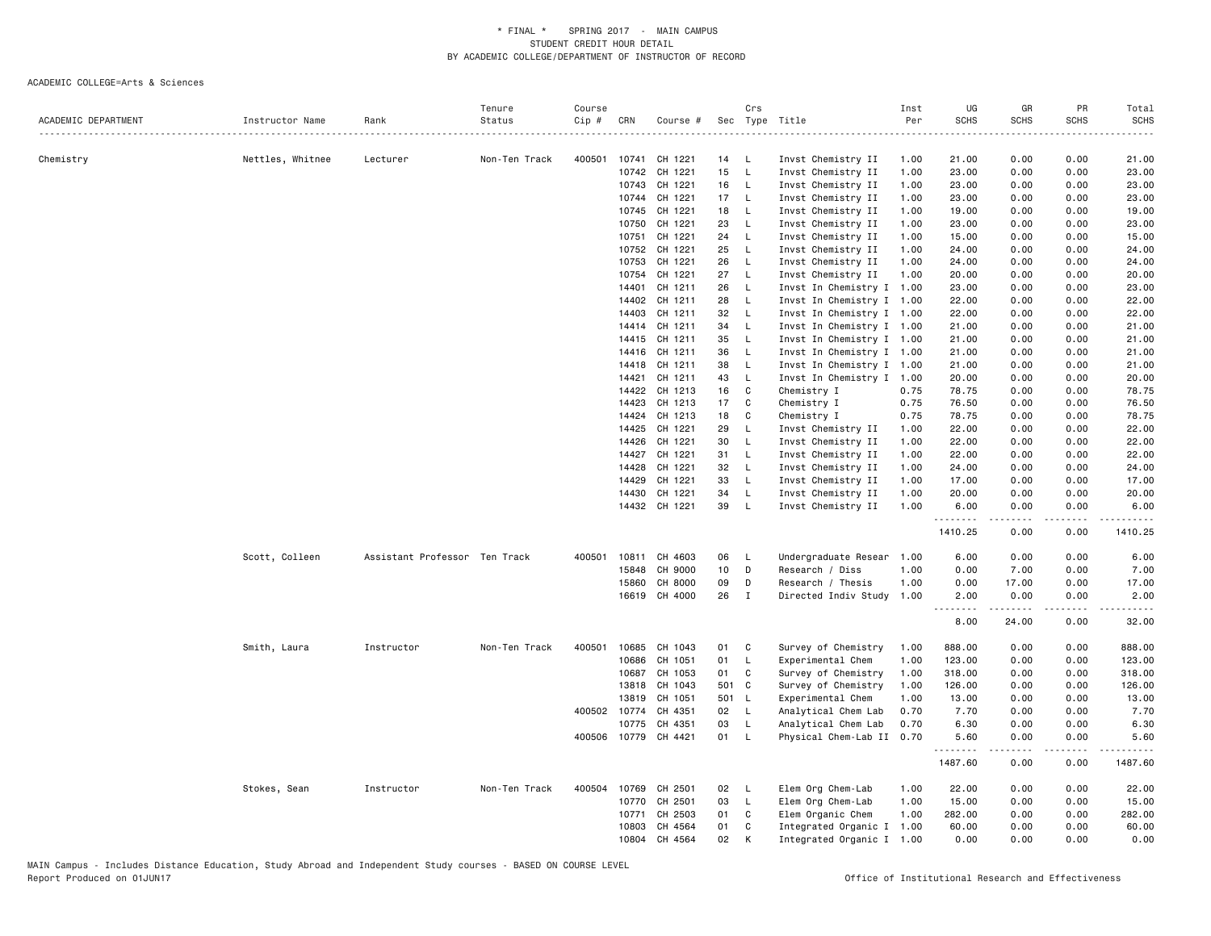\* FINAL \* SPRING 2017 - MAIN CAMPUS
STUDENT CREDIT HOUR DETAIL
BY ACADEMIC COLLEGE/DEPARTMENT OF INSTRUCTOR OF RECORD

ACADEMIC COLLEGE=Arts & Sciences

| ACADEMIC DEPARTMENT | Instructor Name | Rank | Tenure Status | Course Cip # | CRN | Course # | Sec | Crs Type | Title | Inst Per | UG SCHS | GR SCHS | PR SCHS | Total SCHS |
|---|---|---|---|---|---|---|---|---|---|---|---|---|---|---|
| Chemistry | Nettles, Whitnee | Lecturer | Non-Ten Track | 400501 | 10741 | CH 1221 | 14 | L | Invst Chemistry II | 1.00 | 21.00 | 0.00 | 0.00 | 21.00 |
| | | | | | 10742 | CH 1221 | 15 | L | Invst Chemistry II | 1.00 | 23.00 | 0.00 | 0.00 | 23.00 |
| | | | | | 10743 | CH 1221 | 16 | L | Invst Chemistry II | 1.00 | 23.00 | 0.00 | 0.00 | 23.00 |
| | | | | | 10744 | CH 1221 | 17 | L | Invst Chemistry II | 1.00 | 23.00 | 0.00 | 0.00 | 23.00 |
| | | | | | 10745 | CH 1221 | 18 | L | Invst Chemistry II | 1.00 | 19.00 | 0.00 | 0.00 | 19.00 |
| | | | | | 10750 | CH 1221 | 23 | L | Invst Chemistry II | 1.00 | 23.00 | 0.00 | 0.00 | 23.00 |
| | | | | | 10751 | CH 1221 | 24 | L | Invst Chemistry II | 1.00 | 15.00 | 0.00 | 0.00 | 15.00 |
| | | | | | 10752 | CH 1221 | 25 | L | Invst Chemistry II | 1.00 | 24.00 | 0.00 | 0.00 | 24.00 |
| | | | | | 10753 | CH 1221 | 26 | L | Invst Chemistry II | 1.00 | 24.00 | 0.00 | 0.00 | 24.00 |
| | | | | | 10754 | CH 1221 | 27 | L | Invst Chemistry II | 1.00 | 20.00 | 0.00 | 0.00 | 20.00 |
| | | | | | 14401 | CH 1211 | 26 | L | Invst In Chemistry I | 1.00 | 23.00 | 0.00 | 0.00 | 23.00 |
| | | | | | 14402 | CH 1211 | 28 | L | Invst In Chemistry I | 1.00 | 22.00 | 0.00 | 0.00 | 22.00 |
| | | | | | 14403 | CH 1211 | 32 | L | Invst In Chemistry I | 1.00 | 22.00 | 0.00 | 0.00 | 22.00 |
| | | | | | 14414 | CH 1211 | 34 | L | Invst In Chemistry I | 1.00 | 21.00 | 0.00 | 0.00 | 21.00 |
| | | | | | 14415 | CH 1211 | 35 | L | Invst In Chemistry I | 1.00 | 21.00 | 0.00 | 0.00 | 21.00 |
| | | | | | 14416 | CH 1211 | 36 | L | Invst In Chemistry I | 1.00 | 21.00 | 0.00 | 0.00 | 21.00 |
| | | | | | 14418 | CH 1211 | 38 | L | Invst In Chemistry I | 1.00 | 21.00 | 0.00 | 0.00 | 21.00 |
| | | | | | 14421 | CH 1211 | 43 | L | Invst In Chemistry I | 1.00 | 20.00 | 0.00 | 0.00 | 20.00 |
| | | | | | 14422 | CH 1213 | 16 | C | Chemistry I | 0.75 | 78.75 | 0.00 | 0.00 | 78.75 |
| | | | | | 14423 | CH 1213 | 17 | C | Chemistry I | 0.75 | 76.50 | 0.00 | 0.00 | 76.50 |
| | | | | | 14424 | CH 1213 | 18 | C | Chemistry I | 0.75 | 78.75 | 0.00 | 0.00 | 78.75 |
| | | | | | 14425 | CH 1221 | 29 | L | Invst Chemistry II | 1.00 | 22.00 | 0.00 | 0.00 | 22.00 |
| | | | | | 14426 | CH 1221 | 30 | L | Invst Chemistry II | 1.00 | 22.00 | 0.00 | 0.00 | 22.00 |
| | | | | | 14427 | CH 1221 | 31 | L | Invst Chemistry II | 1.00 | 22.00 | 0.00 | 0.00 | 22.00 |
| | | | | | 14428 | CH 1221 | 32 | L | Invst Chemistry II | 1.00 | 24.00 | 0.00 | 0.00 | 24.00 |
| | | | | | 14429 | CH 1221 | 33 | L | Invst Chemistry II | 1.00 | 17.00 | 0.00 | 0.00 | 17.00 |
| | | | | | 14430 | CH 1221 | 34 | L | Invst Chemistry II | 1.00 | 20.00 | 0.00 | 0.00 | 20.00 |
| | | | | | 14432 | CH 1221 | 39 | L | Invst Chemistry II | 1.00 | 6.00 | 0.00 | 0.00 | 6.00 |
| | | | | | | | | | | | 1410.25 | 0.00 | 0.00 | 1410.25 |
| | Scott, Colleen | Assistant Professor | Ten Track | 400501 | 10811 | CH 4603 | 06 | L | Undergraduate Resear | 1.00 | 6.00 | 0.00 | 0.00 | 6.00 |
| | | | | | 15848 | CH 9000 | 10 | D | Research / Diss | 1.00 | 0.00 | 7.00 | 0.00 | 7.00 |
| | | | | | 15860 | CH 8000 | 09 | D | Research / Thesis | 1.00 | 0.00 | 17.00 | 0.00 | 17.00 |
| | | | | | 16619 | CH 4000 | 26 | I | Directed Indiv Study | 1.00 | 2.00 | 0.00 | 0.00 | 2.00 |
| | | | | | | | | | | | 8.00 | 24.00 | 0.00 | 32.00 |
| | Smith, Laura | Instructor | Non-Ten Track | 400501 | 10685 | CH 1043 | 01 | C | Survey of Chemistry | 1.00 | 888.00 | 0.00 | 0.00 | 888.00 |
| | | | | | 10686 | CH 1051 | 01 | L | Experimental Chem | 1.00 | 123.00 | 0.00 | 0.00 | 123.00 |
| | | | | | 10687 | CH 1053 | 01 | C | Survey of Chemistry | 1.00 | 318.00 | 0.00 | 0.00 | 318.00 |
| | | | | | 13818 | CH 1043 | 501 | C | Survey of Chemistry | 1.00 | 126.00 | 0.00 | 0.00 | 126.00 |
| | | | | | 13819 | CH 1051 | 501 | L | Experimental Chem | 1.00 | 13.00 | 0.00 | 0.00 | 13.00 |
| | | | | 400502 | 10774 | CH 4351 | 02 | L | Analytical Chem Lab | 0.70 | 7.70 | 0.00 | 0.00 | 7.70 |
| | | | | | 10775 | CH 4351 | 03 | L | Analytical Chem Lab | 0.70 | 6.30 | 0.00 | 0.00 | 6.30 |
| | | | | 400506 | 10779 | CH 4421 | 01 | L | Physical Chem-Lab II | 0.70 | 5.60 | 0.00 | 0.00 | 5.60 |
| | | | | | | | | | | | 1487.60 | 0.00 | 0.00 | 1487.60 |
| | Stokes, Sean | Instructor | Non-Ten Track | 400504 | 10769 | CH 2501 | 02 | L | Elem Org Chem-Lab | 1.00 | 22.00 | 0.00 | 0.00 | 22.00 |
| | | | | | 10770 | CH 2501 | 03 | L | Elem Org Chem-Lab | 1.00 | 15.00 | 0.00 | 0.00 | 15.00 |
| | | | | | 10771 | CH 2503 | 01 | C | Elem Organic Chem | 1.00 | 282.00 | 0.00 | 0.00 | 282.00 |
| | | | | | 10803 | CH 4564 | 01 | C | Integrated Organic I | 1.00 | 60.00 | 0.00 | 0.00 | 60.00 |
| | | | | | 10804 | CH 4564 | 02 | K | Integrated Organic I | 1.00 | 0.00 | 0.00 | 0.00 | 0.00 |

MAIN Campus - Includes Distance Education, Study Abroad and Independent Study courses - BASED ON COURSE LEVEL
Report Produced on 01JUN17 Office of Institutional Research and Effectiveness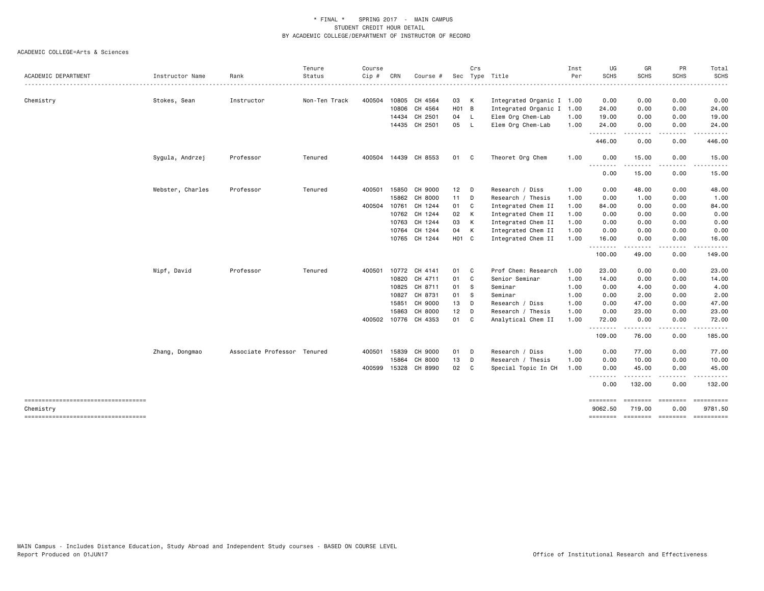\* FINAL \*   SPRING 2017 - MAIN CAMPUS
STUDENT CREDIT HOUR DETAIL
BY ACADEMIC COLLEGE/DEPARTMENT OF INSTRUCTOR OF RECORD

ACADEMIC COLLEGE=Arts & Sciences

| ACADEMIC DEPARTMENT | Instructor Name | Rank | Tenure Status | Course Cip # | CRN | Course # | Sec | Crs Type | Title | Inst Per | UG SCHS | GR SCHS | PR SCHS | Total SCHS |
|---|---|---|---|---|---|---|---|---|---|---|---|---|---|---|
| Chemistry | Stokes, Sean | Instructor | Non-Ten Track | 400504 | 10805 | CH 4564 | 03 | K | Integrated Organic I | 1.00 | 0.00 | 0.00 | 0.00 | 0.00 |
| | | | | | 10806 | CH 4564 | H01 | B | Integrated Organic I | 1.00 | 24.00 | 0.00 | 0.00 | 24.00 |
| | | | | | 14434 | CH 2501 | 04 | L | Elem Org Chem-Lab | 1.00 | 19.00 | 0.00 | 0.00 | 19.00 |
| | | | | | 14435 | CH 2501 | 05 | L | Elem Org Chem-Lab | 1.00 | 24.00 | 0.00 | 0.00 | 24.00 |
| | | | | | | | | | | | 446.00 | 0.00 | 0.00 | 446.00 |
| | Sygula, Andrzej | Professor | Tenured | 400504 | 14439 | CH 8553 | 01 | C | Theoret Org Chem | 1.00 | 0.00 | 15.00 | 0.00 | 15.00 |
| | | | | | | | | | | | 0.00 | 15.00 | 0.00 | 15.00 |
| | Webster, Charles | Professor | Tenured | 400501 | 15850 | CH 9000 | 12 | D | Research / Diss | 1.00 | 0.00 | 48.00 | 0.00 | 48.00 |
| | | | | | 15862 | CH 8000 | 11 | D | Research / Thesis | 1.00 | 0.00 | 1.00 | 0.00 | 1.00 |
| | | | | 400504 | 10761 | CH 1244 | 01 | C | Integrated Chem II | 1.00 | 84.00 | 0.00 | 0.00 | 84.00 |
| | | | | | 10762 | CH 1244 | 02 | K | Integrated Chem II | 1.00 | 0.00 | 0.00 | 0.00 | 0.00 |
| | | | | | 10763 | CH 1244 | 03 | K | Integrated Chem II | 1.00 | 0.00 | 0.00 | 0.00 | 0.00 |
| | | | | | 10764 | CH 1244 | 04 | K | Integrated Chem II | 1.00 | 0.00 | 0.00 | 0.00 | 0.00 |
| | | | | | 10765 | CH 1244 | H01 | C | Integrated Chem II | 1.00 | 16.00 | 0.00 | 0.00 | 16.00 |
| | | | | | | | | | | | 100.00 | 49.00 | 0.00 | 149.00 |
| | Wipf, David | Professor | Tenured | 400501 | 10772 | CH 4141 | 01 | C | Prof Chem: Research | 1.00 | 23.00 | 0.00 | 0.00 | 23.00 |
| | | | | | 10820 | CH 4711 | 01 | C | Senior Seminar | 1.00 | 14.00 | 0.00 | 0.00 | 14.00 |
| | | | | | 10825 | CH 8711 | 01 | S | Seminar | 1.00 | 0.00 | 4.00 | 0.00 | 4.00 |
| | | | | | 10827 | CH 8731 | 01 | S | Seminar | 1.00 | 0.00 | 2.00 | 0.00 | 2.00 |
| | | | | | 15851 | CH 9000 | 13 | D | Research / Diss | 1.00 | 0.00 | 47.00 | 0.00 | 47.00 |
| | | | | | 15863 | CH 8000 | 12 | D | Research / Thesis | 1.00 | 0.00 | 23.00 | 0.00 | 23.00 |
| | | | | 400502 | 10776 | CH 4353 | 01 | C | Analytical Chem II | 1.00 | 72.00 | 0.00 | 0.00 | 72.00 |
| | | | | | | | | | | | 109.00 | 76.00 | 0.00 | 185.00 |
| | Zhang, Dongmao | Associate Professor | Tenured | 400501 | 15839 | CH 9000 | 01 | D | Research / Diss | 1.00 | 0.00 | 77.00 | 0.00 | 77.00 |
| | | | | | 15864 | CH 8000 | 13 | D | Research / Thesis | 1.00 | 0.00 | 10.00 | 0.00 | 10.00 |
| | | | | 400599 | 15328 | CH 8990 | 02 | C | Special Topic In CH | 1.00 | 0.00 | 45.00 | 0.00 | 45.00 |
| | | | | | | | | | | | 0.00 | 132.00 | 0.00 | 132.00 |
| Chemistry | | | | | | | | | | | 9062.50 | 719.00 | 0.00 | 9781.50 |

MAIN Campus - Includes Distance Education, Study Abroad and Independent Study courses - BASED ON COURSE LEVEL
Report Produced on 01JUN17

Office of Institutional Research and Effectiveness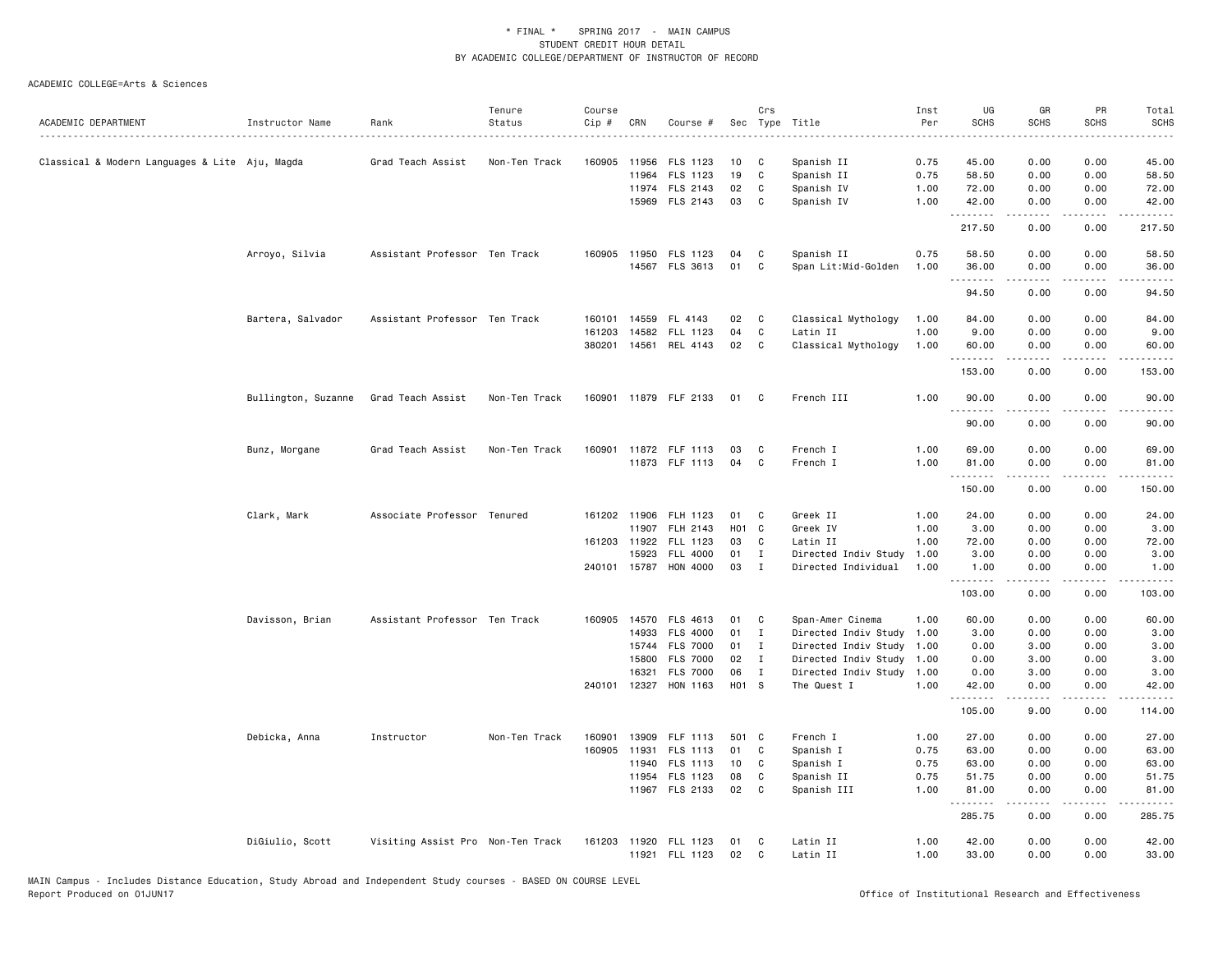\* FINAL \* SPRING 2017 - MAIN CAMPUS
STUDENT CREDIT HOUR DETAIL
BY ACADEMIC COLLEGE/DEPARTMENT OF INSTRUCTOR OF RECORD

ACADEMIC COLLEGE=Arts & Sciences

| ACADEMIC DEPARTMENT | Instructor Name | Rank | Tenure Status | Course Cip # | CRN | Course # | Sec | Crs Type | Title | Inst Per | UG SCHS | GR SCHS | PR SCHS | Total SCHS |
|---|---|---|---|---|---|---|---|---|---|---|---|---|---|---|
| Classical & Modern Languages & Lite | Aju, Magda | Grad Teach Assist | Non-Ten Track | 160905 | 11956 | FLS 1123 | 10 | C | Spanish II | 0.75 | 45.00 | 0.00 | 0.00 | 45.00 |
| | | | | | 11964 | FLS 1123 | 19 | C | Spanish II | 0.75 | 58.50 | 0.00 | 0.00 | 58.50 |
| | | | | | 11974 | FLS 2143 | 02 | C | Spanish IV | 1.00 | 72.00 | 0.00 | 0.00 | 72.00 |
| | | | | | 15969 | FLS 2143 | 03 | C | Spanish IV | 1.00 | 42.00 | 0.00 | 0.00 | 42.00 |
| | | | | | | | | | | | 217.50 | 0.00 | 0.00 | 217.50 |
| | Arroyo, Silvia | Assistant Professor | Ten Track | 160905 | 11950 | FLS 1123 | 04 | C | Spanish II | 0.75 | 58.50 | 0.00 | 0.00 | 58.50 |
| | | | | | 14567 | FLS 3613 | 01 | C | Span Lit:Mid-Golden | 1.00 | 36.00 | 0.00 | 0.00 | 36.00 |
| | | | | | | | | | | | 94.50 | 0.00 | 0.00 | 94.50 |
| | Bartera, Salvador | Assistant Professor | Ten Track | 160101 | 14559 | FL 4143 | 02 | C | Classical Mythology | 1.00 | 84.00 | 0.00 | 0.00 | 84.00 |
| | | | | 161203 | 14582 | FLL 1123 | 04 | C | Latin II | 1.00 | 9.00 | 0.00 | 0.00 | 9.00 |
| | | | | 380201 | 14561 | REL 4143 | 02 | C | Classical Mythology | 1.00 | 60.00 | 0.00 | 0.00 | 60.00 |
| | | | | | | | | | | | 153.00 | 0.00 | 0.00 | 153.00 |
| | Bullington, Suzanne | Grad Teach Assist | Non-Ten Track | 160901 | 11879 | FLF 2133 | 01 | C | French III | 1.00 | 90.00 | 0.00 | 0.00 | 90.00 |
| | | | | | | | | | | | 90.00 | 0.00 | 0.00 | 90.00 |
| | Bunz, Morgane | Grad Teach Assist | Non-Ten Track | 160901 | 11872 | FLF 1113 | 03 | C | French I | 1.00 | 69.00 | 0.00 | 0.00 | 69.00 |
| | | | | | 11873 | FLF 1113 | 04 | C | French I | 1.00 | 81.00 | 0.00 | 0.00 | 81.00 |
| | | | | | | | | | | | 150.00 | 0.00 | 0.00 | 150.00 |
| | Clark, Mark | Associate Professor | Tenured | 161202 | 11906 | FLH 1123 | 01 | C | Greek II | 1.00 | 24.00 | 0.00 | 0.00 | 24.00 |
| | | | | | 11907 | FLH 2143 | H01 | C | Greek IV | 1.00 | 3.00 | 0.00 | 0.00 | 3.00 |
| | | | | 161203 | 11922 | FLL 1123 | 03 | C | Latin II | 1.00 | 72.00 | 0.00 | 0.00 | 72.00 |
| | | | | | 15923 | FLL 4000 | 01 | I | Directed Indiv Study | 1.00 | 3.00 | 0.00 | 0.00 | 3.00 |
| | | | | 240101 | 15787 | HON 4000 | 03 | I | Directed Individual | 1.00 | 1.00 | 0.00 | 0.00 | 1.00 |
| | | | | | | | | | | | 103.00 | 0.00 | 0.00 | 103.00 |
| | Davisson, Brian | Assistant Professor | Ten Track | 160905 | 14570 | FLS 4613 | 01 | C | Span-Amer Cinema | 1.00 | 60.00 | 0.00 | 0.00 | 60.00 |
| | | | | | 14933 | FLS 4000 | 01 | I | Directed Indiv Study | 1.00 | 3.00 | 0.00 | 0.00 | 3.00 |
| | | | | | 15744 | FLS 7000 | 01 | I | Directed Indiv Study | 1.00 | 0.00 | 3.00 | 0.00 | 3.00 |
| | | | | | 15800 | FLS 7000 | 02 | I | Directed Indiv Study | 1.00 | 0.00 | 3.00 | 0.00 | 3.00 |
| | | | | | 16321 | FLS 7000 | 06 | I | Directed Indiv Study | 1.00 | 0.00 | 3.00 | 0.00 | 3.00 |
| | | | | 240101 | 12327 | HON 1163 | H01 | S | The Quest I | 1.00 | 42.00 | 0.00 | 0.00 | 42.00 |
| | | | | | | | | | | | 105.00 | 9.00 | 0.00 | 114.00 |
| | Debicka, Anna | Instructor | Non-Ten Track | 160901 | 13909 | FLF 1113 | 501 | C | French I | 1.00 | 27.00 | 0.00 | 0.00 | 27.00 |
| | | | | 160905 | 11931 | FLS 1113 | 01 | C | Spanish I | 0.75 | 63.00 | 0.00 | 0.00 | 63.00 |
| | | | | | 11940 | FLS 1113 | 10 | C | Spanish I | 0.75 | 63.00 | 0.00 | 0.00 | 63.00 |
| | | | | | 11954 | FLS 1123 | 08 | C | Spanish II | 0.75 | 51.75 | 0.00 | 0.00 | 51.75 |
| | | | | | 11967 | FLS 2133 | 02 | C | Spanish III | 1.00 | 81.00 | 0.00 | 0.00 | 81.00 |
| | | | | | | | | | | | 285.75 | 0.00 | 0.00 | 285.75 |
| | DiGiulio, Scott | Visiting Assist Pro | Non-Ten Track | 161203 | 11920 | FLL 1123 | 01 | C | Latin II | 1.00 | 42.00 | 0.00 | 0.00 | 42.00 |
| | | | | | 11921 | FLL 1123 | 02 | C | Latin II | 1.00 | 33.00 | 0.00 | 0.00 | 33.00 |

MAIN Campus - Includes Distance Education, Study Abroad and Independent Study courses - BASED ON COURSE LEVEL
Report Produced on 01JUN17 Office of Institutional Research and Effectiveness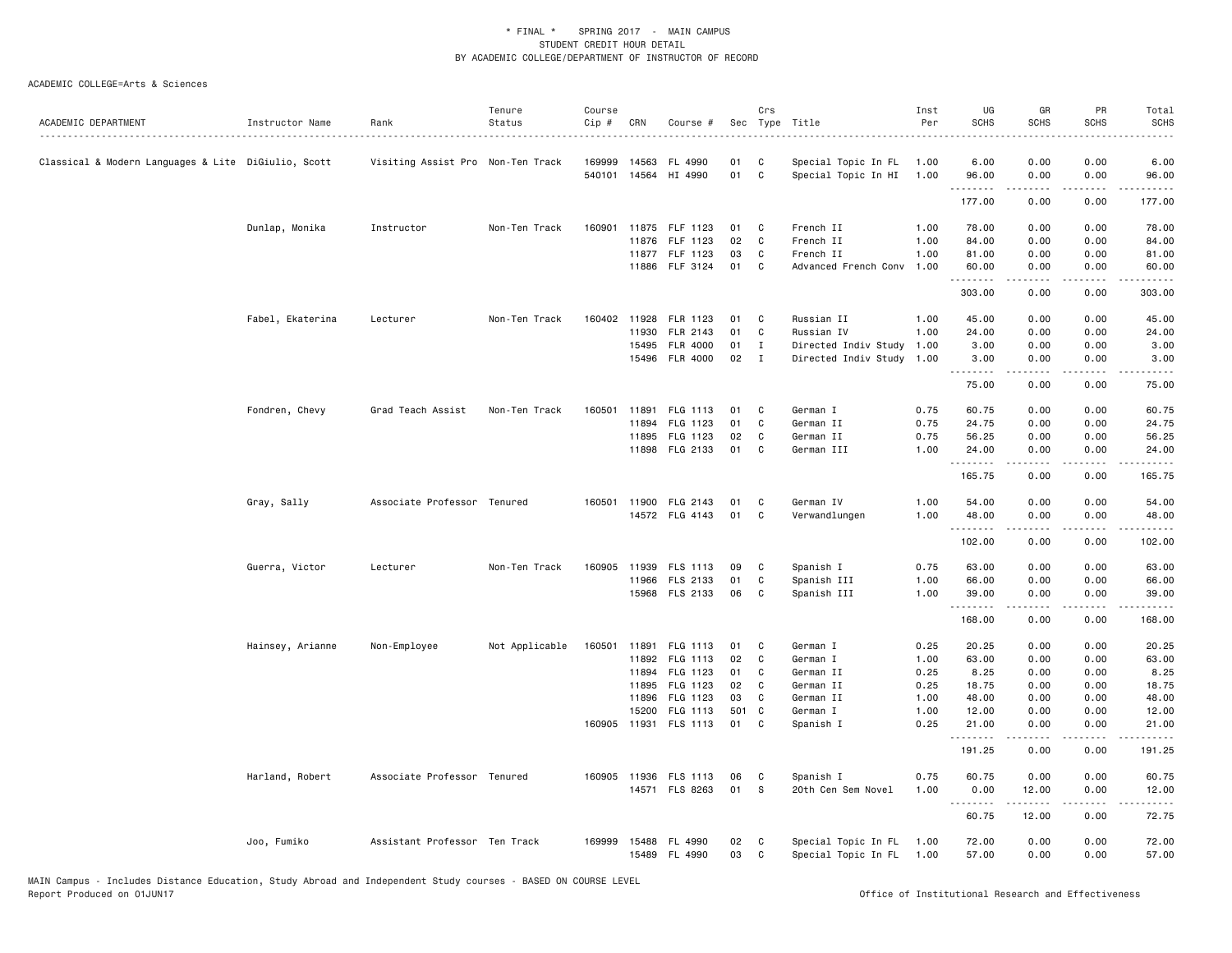\* FINAL \* SPRING 2017 - MAIN CAMPUS
STUDENT CREDIT HOUR DETAIL
BY ACADEMIC COLLEGE/DEPARTMENT OF INSTRUCTOR OF RECORD

ACADEMIC COLLEGE=Arts & Sciences

| ACADEMIC DEPARTMENT | Instructor Name | Rank | Tenure Status | Course Cip # | CRN | Course # | Sec | Crs Type | Title | Inst Per | UG SCHS | GR SCHS | PR SCHS | Total SCHS |
|---|---|---|---|---|---|---|---|---|---|---|---|---|---|---|
| Classical & Modern Languages & Lite | DiGiulio, Scott | Visiting Assist Pro | Non-Ten Track | 169999 | 14563 | FL 4990 | 01 | C | Special Topic In FL | 1.00 | 6.00 | 0.00 | 0.00 | 6.00 |
| | | | | 540101 | 14564 | HI 4990 | 01 | C | Special Topic In HI | 1.00 | 96.00 | 0.00 | 0.00 | 96.00 |
| | | | | | | | | | | | 177.00 | 0.00 | 0.00 | 177.00 |
| | Dunlap, Monika | Instructor | Non-Ten Track | 160901 | 11875 | FLF 1123 | 01 | C | French II | 1.00 | 78.00 | 0.00 | 0.00 | 78.00 |
| | | | | | 11876 | FLF 1123 | 02 | C | French II | 1.00 | 84.00 | 0.00 | 0.00 | 84.00 |
| | | | | | 11877 | FLF 1123 | 03 | C | French II | 1.00 | 81.00 | 0.00 | 0.00 | 81.00 |
| | | | | | 11886 | FLF 3124 | 01 | C | Advanced French Conv | 1.00 | 60.00 | 0.00 | 0.00 | 60.00 |
| | | | | | | | | | | | 303.00 | 0.00 | 0.00 | 303.00 |
| | Fabel, Ekaterina | Lecturer | Non-Ten Track | 160402 | 11928 | FLR 1123 | 01 | C | Russian II | 1.00 | 45.00 | 0.00 | 0.00 | 45.00 |
| | | | | | 11930 | FLR 2143 | 01 | C | Russian IV | 1.00 | 24.00 | 0.00 | 0.00 | 24.00 |
| | | | | | 15495 | FLR 4000 | 01 | I | Directed Indiv Study | 1.00 | 3.00 | 0.00 | 0.00 | 3.00 |
| | | | | | 15496 | FLR 4000 | 02 | I | Directed Indiv Study | 1.00 | 3.00 | 0.00 | 0.00 | 3.00 |
| | | | | | | | | | | | 75.00 | 0.00 | 0.00 | 75.00 |
| | Fondren, Chevy | Grad Teach Assist | Non-Ten Track | 160501 | 11891 | FLG 1113 | 01 | C | German I | 0.75 | 60.75 | 0.00 | 0.00 | 60.75 |
| | | | | | 11894 | FLG 1123 | 01 | C | German II | 0.75 | 24.75 | 0.00 | 0.00 | 24.75 |
| | | | | | 11895 | FLG 1123 | 02 | C | German II | 0.75 | 56.25 | 0.00 | 0.00 | 56.25 |
| | | | | | 11898 | FLG 2133 | 01 | C | German III | 1.00 | 24.00 | 0.00 | 0.00 | 24.00 |
| | | | | | | | | | | | 165.75 | 0.00 | 0.00 | 165.75 |
| | Gray, Sally | Associate Professor | Tenured | 160501 | 11900 | FLG 2143 | 01 | C | German IV | 1.00 | 54.00 | 0.00 | 0.00 | 54.00 |
| | | | | | 14572 | FLG 4143 | 01 | C | Verwandlungen | 1.00 | 48.00 | 0.00 | 0.00 | 48.00 |
| | | | | | | | | | | | 102.00 | 0.00 | 0.00 | 102.00 |
| | Guerra, Victor | Lecturer | Non-Ten Track | 160905 | 11939 | FLS 1113 | 09 | C | Spanish I | 0.75 | 63.00 | 0.00 | 0.00 | 63.00 |
| | | | | | 11966 | FLS 2133 | 01 | C | Spanish III | 1.00 | 66.00 | 0.00 | 0.00 | 66.00 |
| | | | | | 15968 | FLS 2133 | 06 | C | Spanish III | 1.00 | 39.00 | 0.00 | 0.00 | 39.00 |
| | | | | | | | | | | | 168.00 | 0.00 | 0.00 | 168.00 |
| | Hainsey, Arianne | Non-Employee | Not Applicable | 160501 | 11891 | FLG 1113 | 01 | C | German I | 0.25 | 20.25 | 0.00 | 0.00 | 20.25 |
| | | | | | 11892 | FLG 1113 | 02 | C | German I | 1.00 | 63.00 | 0.00 | 0.00 | 63.00 |
| | | | | | 11894 | FLG 1123 | 01 | C | German II | 0.25 | 8.25 | 0.00 | 0.00 | 8.25 |
| | | | | | 11895 | FLG 1123 | 02 | C | German II | 0.25 | 18.75 | 0.00 | 0.00 | 18.75 |
| | | | | | 11896 | FLG 1123 | 03 | C | German II | 1.00 | 48.00 | 0.00 | 0.00 | 48.00 |
| | | | | | 15200 | FLG 1113 | 501 | C | German I | 1.00 | 12.00 | 0.00 | 0.00 | 12.00 |
| | | | | 160905 | 11931 | FLS 1113 | 01 | C | Spanish I | 0.25 | 21.00 | 0.00 | 0.00 | 21.00 |
| | | | | | | | | | | | 191.25 | 0.00 | 0.00 | 191.25 |
| | Harland, Robert | Associate Professor | Tenured | 160905 | 11936 | FLS 1113 | 06 | C | Spanish I | 0.75 | 60.75 | 0.00 | 0.00 | 60.75 |
| | | | | | 14571 | FLS 8263 | 01 | S | 20th Cen Sem Novel | 1.00 | 0.00 | 12.00 | 0.00 | 12.00 |
| | | | | | | | | | | | 60.75 | 12.00 | 0.00 | 72.75 |
| | Joo, Fumiko | Assistant Professor | Ten Track | 169999 | 15488 | FL 4990 | 02 | C | Special Topic In FL | 1.00 | 72.00 | 0.00 | 0.00 | 72.00 |
| | | | | | 15489 | FL 4990 | 03 | C | Special Topic In FL | 1.00 | 57.00 | 0.00 | 0.00 | 57.00 |

MAIN Campus - Includes Distance Education, Study Abroad and Independent Study courses - BASED ON COURSE LEVEL
Report Produced on 01JUN17 | Office of Institutional Research and Effectiveness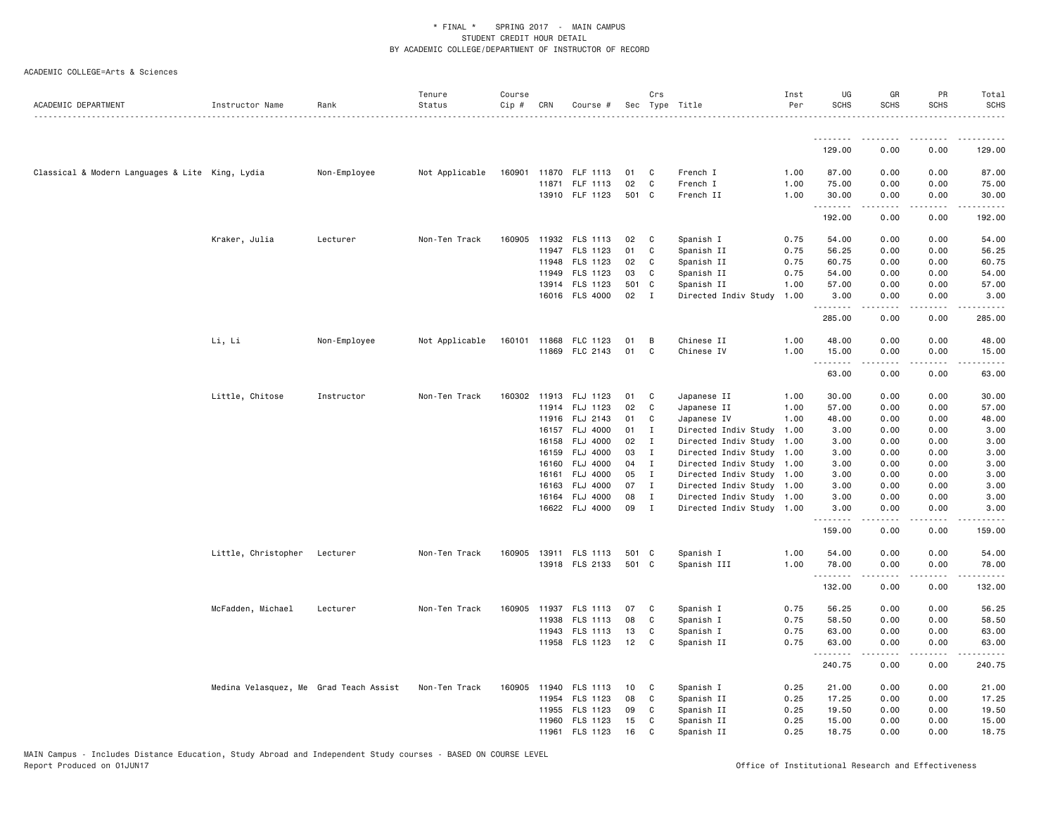* FINAL * SPRING 2017 - MAIN CAMPUS
STUDENT CREDIT HOUR DETAIL
BY ACADEMIC COLLEGE/DEPARTMENT OF INSTRUCTOR OF RECORD

ACADEMIC COLLEGE=Arts & Sciences

| ACADEMIC DEPARTMENT | Instructor Name | Rank | Tenure Status | Course Cip # | CRN | Course # | Sec | Crs Type | Title | Inst Per | UG SCHS | GR SCHS | PR SCHS | Total SCHS |
|---|---|---|---|---|---|---|---|---|---|---|---|---|---|---|
| | | | | | | | | | | | 129.00 | 0.00 | 0.00 | 129.00 |
| Classical & Modern Languages & Lite | King, Lydia | Non-Employee | Not Applicable | 160901 | 11870 | FLF 1113 | 01 | C | French I | 1.00 | 87.00 | 0.00 | 0.00 | 87.00 |
| | | | | | 11871 | FLF 1113 | 02 | C | French I | 1.00 | 75.00 | 0.00 | 0.00 | 75.00 |
| | | | | | 13910 | FLF 1123 | 501 | C | French II | 1.00 | 30.00 | 0.00 | 0.00 | 30.00 |
| | | | | | | | | | | | 192.00 | 0.00 | 0.00 | 192.00 |
| | Kraker, Julia | Lecturer | Non-Ten Track | 160905 | 11932 | FLS 1113 | 02 | C | Spanish I | 0.75 | 54.00 | 0.00 | 0.00 | 54.00 |
| | | | | | 11947 | FLS 1123 | 01 | C | Spanish II | 0.75 | 56.25 | 0.00 | 0.00 | 56.25 |
| | | | | | 11948 | FLS 1123 | 02 | C | Spanish II | 0.75 | 60.75 | 0.00 | 0.00 | 60.75 |
| | | | | | 11949 | FLS 1123 | 03 | C | Spanish II | 0.75 | 54.00 | 0.00 | 0.00 | 54.00 |
| | | | | | 13914 | FLS 1123 | 501 | C | Spanish II | 1.00 | 57.00 | 0.00 | 0.00 | 57.00 |
| | | | | | 16016 | FLS 4000 | 02 | I | Directed Indiv Study | 1.00 | 3.00 | 0.00 | 0.00 | 3.00 |
| | | | | | | | | | | | 285.00 | 0.00 | 0.00 | 285.00 |
| | Li, Li | Non-Employee | Not Applicable | 160101 | 11868 | FLC 1123 | 01 | B | Chinese II | 1.00 | 48.00 | 0.00 | 0.00 | 48.00 |
| | | | | | 11869 | FLC 2143 | 01 | C | Chinese IV | 1.00 | 15.00 | 0.00 | 0.00 | 15.00 |
| | | | | | | | | | | | 63.00 | 0.00 | 0.00 | 63.00 |
| | Little, Chitose | Instructor | Non-Ten Track | 160302 | 11913 | FLJ 1123 | 01 | C | Japanese II | 1.00 | 30.00 | 0.00 | 0.00 | 30.00 |
| | | | | | 11914 | FLJ 1123 | 02 | C | Japanese II | 1.00 | 57.00 | 0.00 | 0.00 | 57.00 |
| | | | | | 11916 | FLJ 2143 | 01 | C | Japanese IV | 1.00 | 48.00 | 0.00 | 0.00 | 48.00 |
| | | | | | 16157 | FLJ 4000 | 01 | I | Directed Indiv Study | 1.00 | 3.00 | 0.00 | 0.00 | 3.00 |
| | | | | | 16158 | FLJ 4000 | 02 | I | Directed Indiv Study | 1.00 | 3.00 | 0.00 | 0.00 | 3.00 |
| | | | | | 16159 | FLJ 4000 | 03 | I | Directed Indiv Study | 1.00 | 3.00 | 0.00 | 0.00 | 3.00 |
| | | | | | 16160 | FLJ 4000 | 04 | I | Directed Indiv Study | 1.00 | 3.00 | 0.00 | 0.00 | 3.00 |
| | | | | | 16161 | FLJ 4000 | 05 | I | Directed Indiv Study | 1.00 | 3.00 | 0.00 | 0.00 | 3.00 |
| | | | | | 16163 | FLJ 4000 | 07 | I | Directed Indiv Study | 1.00 | 3.00 | 0.00 | 0.00 | 3.00 |
| | | | | | 16164 | FLJ 4000 | 08 | I | Directed Indiv Study | 1.00 | 3.00 | 0.00 | 0.00 | 3.00 |
| | | | | | 16622 | FLJ 4000 | 09 | I | Directed Indiv Study | 1.00 | 3.00 | 0.00 | 0.00 | 3.00 |
| | | | | | | | | | | | 159.00 | 0.00 | 0.00 | 159.00 |
| | Little, Christopher | Lecturer | Non-Ten Track | 160905 | 13911 | FLS 1113 | 501 | C | Spanish I | 1.00 | 54.00 | 0.00 | 0.00 | 54.00 |
| | | | | | 13918 | FLS 2133 | 501 | C | Spanish III | 1.00 | 78.00 | 0.00 | 0.00 | 78.00 |
| | | | | | | | | | | | 132.00 | 0.00 | 0.00 | 132.00 |
| | McFadden, Michael | Lecturer | Non-Ten Track | 160905 | 11937 | FLS 1113 | 07 | C | Spanish I | 0.75 | 56.25 | 0.00 | 0.00 | 56.25 |
| | | | | | 11938 | FLS 1113 | 08 | C | Spanish I | 0.75 | 58.50 | 0.00 | 0.00 | 58.50 |
| | | | | | 11943 | FLS 1113 | 13 | C | Spanish I | 0.75 | 63.00 | 0.00 | 0.00 | 63.00 |
| | | | | | 11958 | FLS 1123 | 12 | C | Spanish II | 0.75 | 63.00 | 0.00 | 0.00 | 63.00 |
| | | | | | | | | | | | 240.75 | 0.00 | 0.00 | 240.75 |
| | Medina Velasquez, Me | Grad Teach Assist | Non-Ten Track | 160905 | 11940 | FLS 1113 | 10 | C | Spanish I | 0.25 | 21.00 | 0.00 | 0.00 | 21.00 |
| | | | | | 11954 | FLS 1123 | 08 | C | Spanish II | 0.25 | 17.25 | 0.00 | 0.00 | 17.25 |
| | | | | | 11955 | FLS 1123 | 09 | C | Spanish II | 0.25 | 19.50 | 0.00 | 0.00 | 19.50 |
| | | | | | 11960 | FLS 1123 | 15 | C | Spanish II | 0.25 | 15.00 | 0.00 | 0.00 | 15.00 |
| | | | | | 11961 | FLS 1123 | 16 | C | Spanish II | 0.25 | 18.75 | 0.00 | 0.00 | 18.75 |

MAIN Campus - Includes Distance Education, Study Abroad and Independent Study courses - BASED ON COURSE LEVEL
Report Produced on 01JUN17

Office of Institutional Research and Effectiveness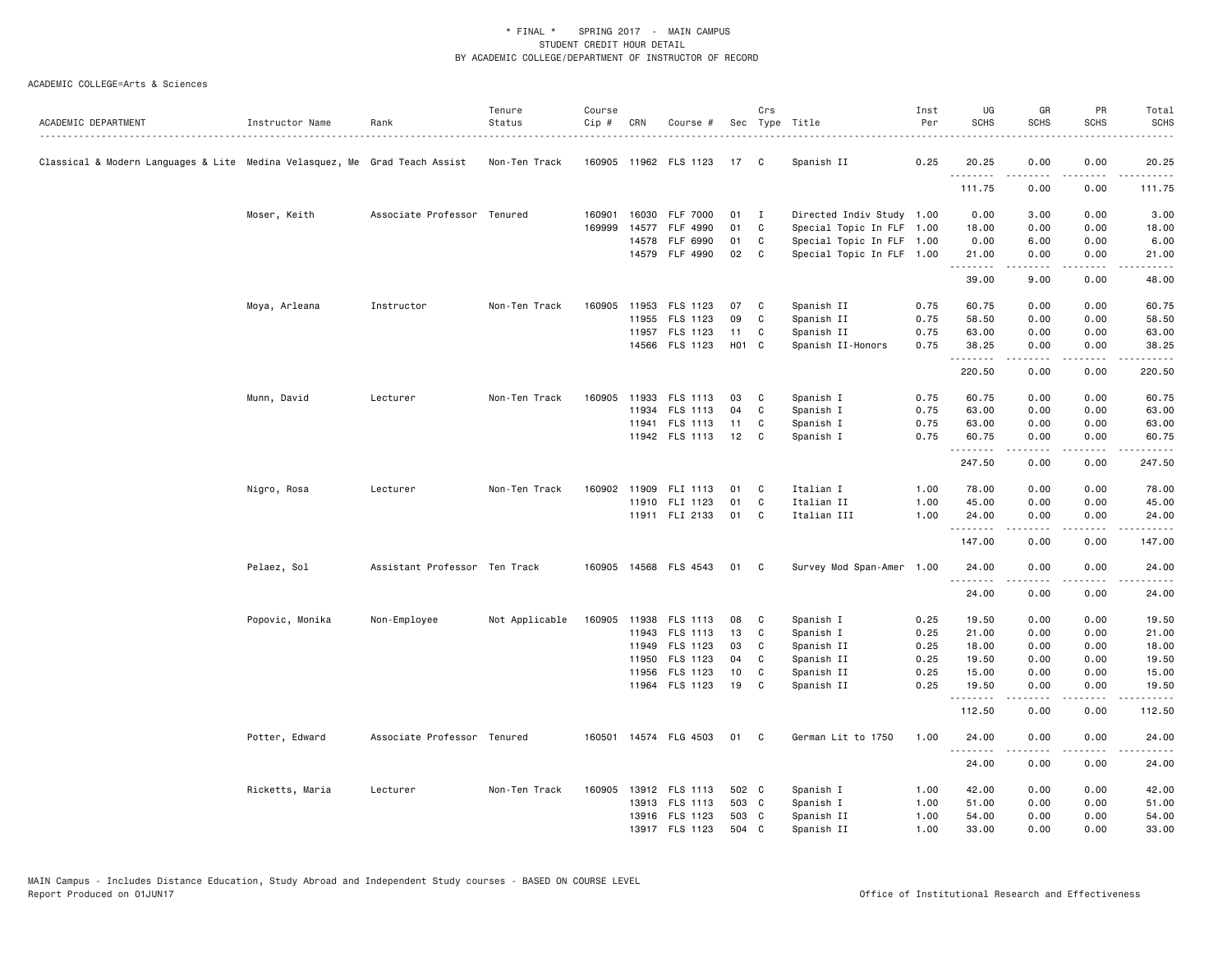\* FINAL \* SPRING 2017 - MAIN CAMPUS
STUDENT CREDIT HOUR DETAIL
BY ACADEMIC COLLEGE/DEPARTMENT OF INSTRUCTOR OF RECORD

ACADEMIC COLLEGE=Arts & Sciences

| ACADEMIC DEPARTMENT | Instructor Name | Rank | Tenure Status | Course Cip # | CRN | Course # | Sec | Crs Type | Title | Inst Per | UG SCHS | GR SCHS | PR SCHS | Total SCHS |
|---|---|---|---|---|---|---|---|---|---|---|---|---|---|---|
| Classical & Modern Languages & Lite | Medina Velasquez, Me | Grad Teach Assist | Non-Ten Track | 160905 | 11962 | FLS 1123 | 17 | C | Spanish II | 0.25 | 20.25 | 0.00 | 0.00 | 20.25 |
| | | | | | | | | | | | 111.75 | 0.00 | 0.00 | 111.75 |
| | Moser, Keith | Associate Professor | Tenured | 160901 | 16030 | FLF 7000 | 01 | I | Directed Indiv Study | 1.00 | 0.00 | 3.00 | 0.00 | 3.00 |
| | | | | 169999 | 14577 | FLF 4990 | 01 | C | Special Topic In FLF | 1.00 | 18.00 | 0.00 | 0.00 | 18.00 |
| | | | | | 14578 | FLF 6990 | 01 | C | Special Topic In FLF | 1.00 | 0.00 | 6.00 | 0.00 | 6.00 |
| | | | | | 14579 | FLF 4990 | 02 | C | Special Topic In FLF | 1.00 | 21.00 | 0.00 | 0.00 | 21.00 |
| | | | | | | | | | | | 39.00 | 9.00 | 0.00 | 48.00 |
| | Moya, Arleana | Instructor | Non-Ten Track | 160905 | 11953 | FLS 1123 | 07 | C | Spanish II | 0.75 | 60.75 | 0.00 | 0.00 | 60.75 |
| | | | | | 11955 | FLS 1123 | 09 | C | Spanish II | 0.75 | 58.50 | 0.00 | 0.00 | 58.50 |
| | | | | | 11957 | FLS 1123 | 11 | C | Spanish II | 0.75 | 63.00 | 0.00 | 0.00 | 63.00 |
| | | | | | 14566 | FLS 1123 | H01 | C | Spanish II-Honors | 0.75 | 38.25 | 0.00 | 0.00 | 38.25 |
| | | | | | | | | | | | 220.50 | 0.00 | 0.00 | 220.50 |
| | Munn, David | Lecturer | Non-Ten Track | 160905 | 11933 | FLS 1113 | 03 | C | Spanish I | 0.75 | 60.75 | 0.00 | 0.00 | 60.75 |
| | | | | | 11934 | FLS 1113 | 04 | C | Spanish I | 0.75 | 63.00 | 0.00 | 0.00 | 63.00 |
| | | | | | 11941 | FLS 1113 | 11 | C | Spanish I | 0.75 | 63.00 | 0.00 | 0.00 | 63.00 |
| | | | | | 11942 | FLS 1113 | 12 | C | Spanish I | 0.75 | 60.75 | 0.00 | 0.00 | 60.75 |
| | | | | | | | | | | | 247.50 | 0.00 | 0.00 | 247.50 |
| | Nigro, Rosa | Lecturer | Non-Ten Track | 160902 | 11909 | FLI 1113 | 01 | C | Italian I | 1.00 | 78.00 | 0.00 | 0.00 | 78.00 |
| | | | | | 11910 | FLI 1123 | 01 | C | Italian II | 1.00 | 45.00 | 0.00 | 0.00 | 45.00 |
| | | | | | 11911 | FLI 2133 | 01 | C | Italian III | 1.00 | 24.00 | 0.00 | 0.00 | 24.00 |
| | | | | | | | | | | | 147.00 | 0.00 | 0.00 | 147.00 |
| | Pelaez, Sol | Assistant Professor | Ten Track | 160905 | 14568 | FLS 4543 | 01 | C | Survey Mod Span-Amer | 1.00 | 24.00 | 0.00 | 0.00 | 24.00 |
| | | | | | | | | | | | 24.00 | 0.00 | 0.00 | 24.00 |
| | Popovic, Monika | Non-Employee | Not Applicable | 160905 | 11938 | FLS 1113 | 08 | C | Spanish I | 0.25 | 19.50 | 0.00 | 0.00 | 19.50 |
| | | | | | 11943 | FLS 1113 | 13 | C | Spanish I | 0.25 | 21.00 | 0.00 | 0.00 | 21.00 |
| | | | | | 11949 | FLS 1123 | 03 | C | Spanish II | 0.25 | 18.00 | 0.00 | 0.00 | 18.00 |
| | | | | | 11950 | FLS 1123 | 04 | C | Spanish II | 0.25 | 19.50 | 0.00 | 0.00 | 19.50 |
| | | | | | 11956 | FLS 1123 | 10 | C | Spanish II | 0.25 | 15.00 | 0.00 | 0.00 | 15.00 |
| | | | | | 11964 | FLS 1123 | 19 | C | Spanish II | 0.25 | 19.50 | 0.00 | 0.00 | 19.50 |
| | | | | | | | | | | | 112.50 | 0.00 | 0.00 | 112.50 |
| | Potter, Edward | Associate Professor | Tenured | 160501 | 14574 | FLG 4503 | 01 | C | German Lit to 1750 | 1.00 | 24.00 | 0.00 | 0.00 | 24.00 |
| | | | | | | | | | | | 24.00 | 0.00 | 0.00 | 24.00 |
| | Ricketts, Maria | Lecturer | Non-Ten Track | 160905 | 13912 | FLS 1113 | 502 | C | Spanish I | 1.00 | 42.00 | 0.00 | 0.00 | 42.00 |
| | | | | | 13913 | FLS 1113 | 503 | C | Spanish I | 1.00 | 51.00 | 0.00 | 0.00 | 51.00 |
| | | | | | 13916 | FLS 1123 | 503 | C | Spanish II | 1.00 | 54.00 | 0.00 | 0.00 | 54.00 |
| | | | | | 13917 | FLS 1123 | 504 | C | Spanish II | 1.00 | 33.00 | 0.00 | 0.00 | 33.00 |

MAIN Campus - Includes Distance Education, Study Abroad and Independent Study courses - BASED ON COURSE LEVEL
Report Produced on 01JUN17

Office of Institutional Research and Effectiveness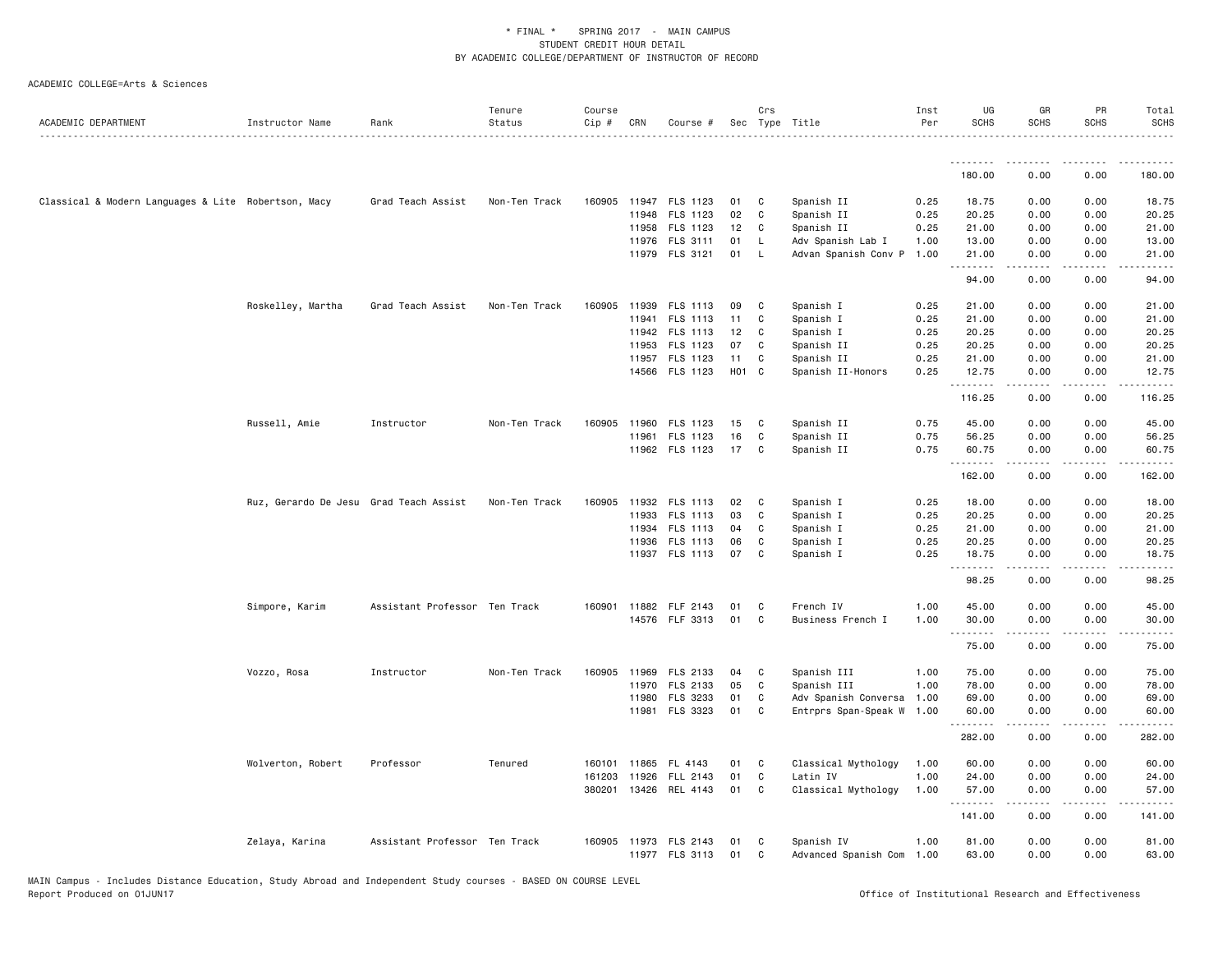\* FINAL \* SPRING 2017 - MAIN CAMPUS
STUDENT CREDIT HOUR DETAIL
BY ACADEMIC COLLEGE/DEPARTMENT OF INSTRUCTOR OF RECORD

ACADEMIC COLLEGE=Arts & Sciences

| ACADEMIC DEPARTMENT | Instructor Name | Rank | Tenure Status | Course Cip # | CRN | Course # | Sec | Crs Type | Title | Inst Per | UG SCHS | GR SCHS | PR SCHS | Total SCHS |
|---|---|---|---|---|---|---|---|---|---|---|---|---|---|---|
| | | | | | | | | | | | 180.00 | 0.00 | 0.00 | 180.00 |
| Classical & Modern Languages & Lite | Robertson, Macy | Grad Teach Assist | Non-Ten Track | 160905 | 11947 | FLS 1123 | 01 | C | Spanish II | 0.25 | 18.75 | 0.00 | 0.00 | 18.75 |
| | | | | | 11948 | FLS 1123 | 02 | C | Spanish II | 0.25 | 20.25 | 0.00 | 0.00 | 20.25 |
| | | | | | 11958 | FLS 1123 | 12 | C | Spanish II | 0.25 | 21.00 | 0.00 | 0.00 | 21.00 |
| | | | | | 11976 | FLS 3111 | 01 | L | Adv Spanish Lab I | 1.00 | 13.00 | 0.00 | 0.00 | 13.00 |
| | | | | | 11979 | FLS 3121 | 01 | L | Advan Spanish Conv P | 1.00 | 21.00 | 0.00 | 0.00 | 21.00 |
| | | | | | | | | | | | 94.00 | 0.00 | 0.00 | 94.00 |
| | Roskelley, Martha | Grad Teach Assist | Non-Ten Track | 160905 | 11939 | FLS 1113 | 09 | C | Spanish I | 0.25 | 21.00 | 0.00 | 0.00 | 21.00 |
| | | | | | 11941 | FLS 1113 | 11 | C | Spanish I | 0.25 | 21.00 | 0.00 | 0.00 | 21.00 |
| | | | | | 11942 | FLS 1113 | 12 | C | Spanish I | 0.25 | 20.25 | 0.00 | 0.00 | 20.25 |
| | | | | | 11953 | FLS 1123 | 07 | C | Spanish II | 0.25 | 20.25 | 0.00 | 0.00 | 20.25 |
| | | | | | 11957 | FLS 1123 | 11 | C | Spanish II | 0.25 | 21.00 | 0.00 | 0.00 | 21.00 |
| | | | | | 14566 | FLS 1123 | H01 | C | Spanish II-Honors | 0.25 | 12.75 | 0.00 | 0.00 | 12.75 |
| | | | | | | | | | | | 116.25 | 0.00 | 0.00 | 116.25 |
| | Russell, Amie | Instructor | Non-Ten Track | 160905 | 11960 | FLS 1123 | 15 | C | Spanish II | 0.75 | 45.00 | 0.00 | 0.00 | 45.00 |
| | | | | | 11961 | FLS 1123 | 16 | C | Spanish II | 0.75 | 56.25 | 0.00 | 0.00 | 56.25 |
| | | | | | 11962 | FLS 1123 | 17 | C | Spanish II | 0.75 | 60.75 | 0.00 | 0.00 | 60.75 |
| | | | | | | | | | | | 162.00 | 0.00 | 0.00 | 162.00 |
| | Ruz, Gerardo De Jesu | Grad Teach Assist | Non-Ten Track | 160905 | 11932 | FLS 1113 | 02 | C | Spanish I | 0.25 | 18.00 | 0.00 | 0.00 | 18.00 |
| | | | | | 11933 | FLS 1113 | 03 | C | Spanish I | 0.25 | 20.25 | 0.00 | 0.00 | 20.25 |
| | | | | | 11934 | FLS 1113 | 04 | C | Spanish I | 0.25 | 21.00 | 0.00 | 0.00 | 21.00 |
| | | | | | 11936 | FLS 1113 | 06 | C | Spanish I | 0.25 | 20.25 | 0.00 | 0.00 | 20.25 |
| | | | | | 11937 | FLS 1113 | 07 | C | Spanish I | 0.25 | 18.75 | 0.00 | 0.00 | 18.75 |
| | | | | | | | | | | | 98.25 | 0.00 | 0.00 | 98.25 |
| | Simpore, Karim | Assistant Professor | Ten Track | 160901 | 11882 | FLF 2143 | 01 | C | French IV | 1.00 | 45.00 | 0.00 | 0.00 | 45.00 |
| | | | | | 14576 | FLF 3313 | 01 | C | Business French I | 1.00 | 30.00 | 0.00 | 0.00 | 30.00 |
| | | | | | | | | | | | 75.00 | 0.00 | 0.00 | 75.00 |
| | Vozzo, Rosa | Instructor | Non-Ten Track | 160905 | 11969 | FLS 2133 | 04 | C | Spanish III | 1.00 | 75.00 | 0.00 | 0.00 | 75.00 |
| | | | | | 11970 | FLS 2133 | 05 | C | Spanish III | 1.00 | 78.00 | 0.00 | 0.00 | 78.00 |
| | | | | | 11980 | FLS 3233 | 01 | C | Adv Spanish Conversa | 1.00 | 69.00 | 0.00 | 0.00 | 69.00 |
| | | | | | 11981 | FLS 3323 | 01 | C | Entrprs Span-Speak W | 1.00 | 60.00 | 0.00 | 0.00 | 60.00 |
| | | | | | | | | | | | 282.00 | 0.00 | 0.00 | 282.00 |
| | Wolverton, Robert | Professor | Tenured | 160101 | 11865 | FL 4143 | 01 | C | Classical Mythology | 1.00 | 60.00 | 0.00 | 0.00 | 60.00 |
| | | | | 161203 | 11926 | FLL 2143 | 01 | C | Latin IV | 1.00 | 24.00 | 0.00 | 0.00 | 24.00 |
| | | | | 380201 | 13426 | REL 4143 | 01 | C | Classical Mythology | 1.00 | 57.00 | 0.00 | 0.00 | 57.00 |
| | | | | | | | | | | | 141.00 | 0.00 | 0.00 | 141.00 |
| | Zelaya, Karina | Assistant Professor | Ten Track | 160905 | 11973 | FLS 2143 | 01 | C | Spanish IV | 1.00 | 81.00 | 0.00 | 0.00 | 81.00 |
| | | | | | 11977 | FLS 3113 | 01 | C | Advanced Spanish Com | 1.00 | 63.00 | 0.00 | 0.00 | 63.00 |

MAIN Campus - Includes Distance Education, Study Abroad and Independent Study courses - BASED ON COURSE LEVEL
Report Produced on 01JUN17 Office of Institutional Research and Effectiveness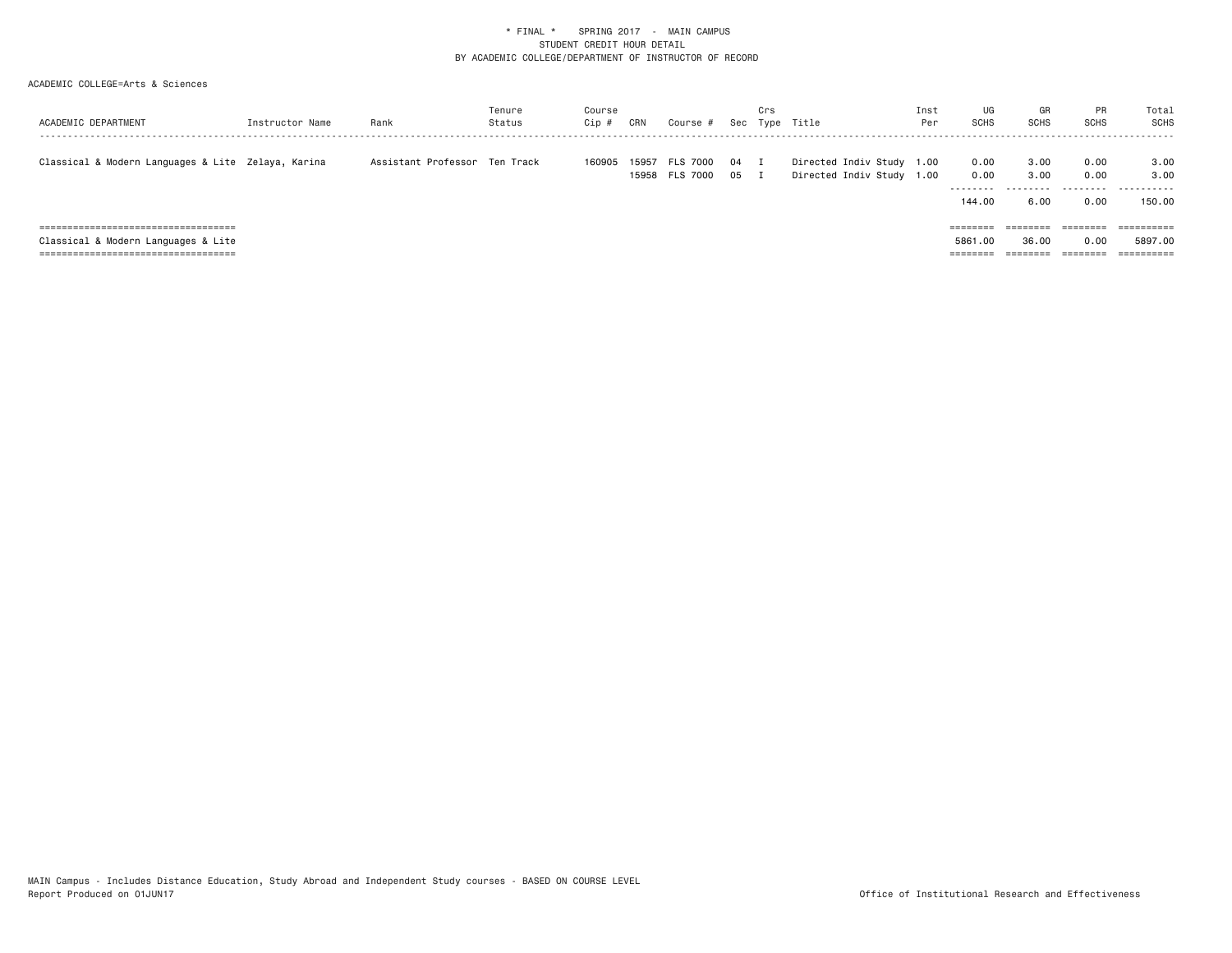\* FINAL \*    SPRING 2017  -  MAIN CAMPUS
STUDENT CREDIT HOUR DETAIL
BY ACADEMIC COLLEGE/DEPARTMENT OF INSTRUCTOR OF RECORD

ACADEMIC COLLEGE=Arts & Sciences

| ACADEMIC DEPARTMENT | Instructor Name | Rank | Tenure Status | Course Cip # | CRN | Course # | Sec | Crs Type | Title | Inst Per | UG SCHS | GR SCHS | PR SCHS | Total SCHS |
|---|---|---|---|---|---|---|---|---|---|---|---|---|---|---|
| Classical & Modern Languages & Lite | Zelaya, Karina | Assistant Professor | Ten Track | 160905 | 15957 | FLS 7000 | 04 | I | Directed Indiv Study | 1.00 | 0.00 | 3.00 | 0.00 | 3.00 |
| | | | | | 15958 | FLS 7000 | 05 | I | Directed Indiv Study | 1.00 | 0.00 | 3.00 | 0.00 | 3.00 |
| | | | | | | | | | | | 144.00 | 6.00 | 0.00 | 150.00 |
| Classical & Modern Languages & Lite | | | | | | | | | | | 5861.00 | 36.00 | 0.00 | 5897.00 |

MAIN Campus - Includes Distance Education, Study Abroad and Independent Study courses - BASED ON COURSE LEVEL
Report Produced on 01JUN17

Office of Institutional Research and Effectiveness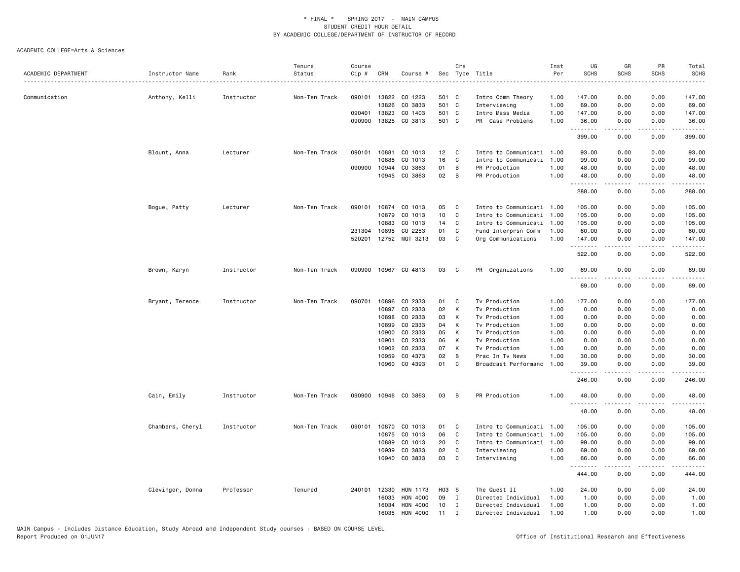\* FINAL \* SPRING 2017 - MAIN CAMPUS
STUDENT CREDIT HOUR DETAIL
BY ACADEMIC COLLEGE/DEPARTMENT OF INSTRUCTOR OF RECORD

ACADEMIC COLLEGE=Arts & Sciences

| ACADEMIC DEPARTMENT | Instructor Name | Rank | Tenure Status | Course Cip # | CRN | Course # | Sec | Crs Type | Title | Inst Per | UG SCHS | GR SCHS | PR SCHS | Total SCHS |
|---|---|---|---|---|---|---|---|---|---|---|---|---|---|---|
| Communication | Anthony, Kelli | Instructor | Non-Ten Track | 090101 | 13822 | CO 1223 | 501 | C | Intro Comm Theory | 1.00 | 147.00 | 0.00 | 0.00 | 147.00 |
| | | | | | 13826 | CO 3833 | 501 | C | Interviewing | 1.00 | 69.00 | 0.00 | 0.00 | 69.00 |
| | | | | 090401 | 13823 | CO 1403 | 501 | C | Intro Mass Media | 1.00 | 147.00 | 0.00 | 0.00 | 147.00 |
| | | | | 090900 | 13825 | CO 3813 | 501 | C | PR Case Problems | 1.00 | 36.00 | 0.00 | 0.00 | 36.00 |
| | | | | | | | | | | | 399.00 | 0.00 | 0.00 | 399.00 |
| | Blount, Anna | Lecturer | Non-Ten Track | 090101 | 10881 | CO 1013 | 12 | C | Intro to Communicati | 1.00 | 93.00 | 0.00 | 0.00 | 93.00 |
| | | | | | 10885 | CO 1013 | 16 | C | Intro to Communicati | 1.00 | 99.00 | 0.00 | 0.00 | 99.00 |
| | | | | 090900 | 10944 | CO 3863 | 01 | B | PR Production | 1.00 | 48.00 | 0.00 | 0.00 | 48.00 |
| | | | | | 10945 | CO 3863 | 02 | B | PR Production | 1.00 | 48.00 | 0.00 | 0.00 | 48.00 |
| | | | | | | | | | | | 288.00 | 0.00 | 0.00 | 288.00 |
| | Bogue, Patty | Lecturer | Non-Ten Track | 090101 | 10874 | CO 1013 | 05 | C | Intro to Communicati | 1.00 | 105.00 | 0.00 | 0.00 | 105.00 |
| | | | | | 10879 | CO 1013 | 10 | C | Intro to Communicati | 1.00 | 105.00 | 0.00 | 0.00 | 105.00 |
| | | | | | 10883 | CO 1013 | 14 | C | Intro to Communicati | 1.00 | 105.00 | 0.00 | 0.00 | 105.00 |
| | | | | 231304 | 10895 | CO 2253 | 01 | C | Fund Interprsn Comm | 1.00 | 60.00 | 0.00 | 0.00 | 60.00 |
| | | | | 520201 | 12752 | MGT 3213 | 03 | C | Org Communications | 1.00 | 147.00 | 0.00 | 0.00 | 147.00 |
| | | | | | | | | | | | 522.00 | 0.00 | 0.00 | 522.00 |
| | Brown, Karyn | Instructor | Non-Ten Track | 090900 | 10967 | CO 4813 | 03 | C | PR Organizations | 1.00 | 69.00 | 0.00 | 0.00 | 69.00 |
| | | | | | | | | | | | 69.00 | 0.00 | 0.00 | 69.00 |
| | Bryant, Terence | Instructor | Non-Ten Track | 090701 | 10896 | CO 2333 | 01 | C | Tv Production | 1.00 | 177.00 | 0.00 | 0.00 | 177.00 |
| | | | | | 10897 | CO 2333 | 02 | K | Tv Production | 1.00 | 0.00 | 0.00 | 0.00 | 0.00 |
| | | | | | 10898 | CO 2333 | 03 | K | Tv Production | 1.00 | 0.00 | 0.00 | 0.00 | 0.00 |
| | | | | | 10899 | CO 2333 | 04 | K | Tv Production | 1.00 | 0.00 | 0.00 | 0.00 | 0.00 |
| | | | | | 10900 | CO 2333 | 05 | K | Tv Production | 1.00 | 0.00 | 0.00 | 0.00 | 0.00 |
| | | | | | 10901 | CO 2333 | 06 | K | Tv Production | 1.00 | 0.00 | 0.00 | 0.00 | 0.00 |
| | | | | | 10902 | CO 2333 | 07 | K | Tv Production | 1.00 | 0.00 | 0.00 | 0.00 | 0.00 |
| | | | | | 10959 | CO 4373 | 02 | B | Prac In Tv News | 1.00 | 30.00 | 0.00 | 0.00 | 30.00 |
| | | | | | 10960 | CO 4393 | 01 | C | Broadcast Performanc | 1.00 | 39.00 | 0.00 | 0.00 | 39.00 |
| | | | | | | | | | | | 246.00 | 0.00 | 0.00 | 246.00 |
| | Cain, Emily | Instructor | Non-Ten Track | 090900 | 10946 | CO 3863 | 03 | B | PR Production | 1.00 | 48.00 | 0.00 | 0.00 | 48.00 |
| | | | | | | | | | | | 48.00 | 0.00 | 0.00 | 48.00 |
| | Chambers, Cheryl | Instructor | Non-Ten Track | 090101 | 10870 | CO 1013 | 01 | C | Intro to Communicati | 1.00 | 105.00 | 0.00 | 0.00 | 105.00 |
| | | | | | 10875 | CO 1013 | 06 | C | Intro to Communicati | 1.00 | 105.00 | 0.00 | 0.00 | 105.00 |
| | | | | | 10889 | CO 1013 | 20 | C | Intro to Communicati | 1.00 | 99.00 | 0.00 | 0.00 | 99.00 |
| | | | | | 10939 | CO 3833 | 02 | C | Interviewing | 1.00 | 69.00 | 0.00 | 0.00 | 69.00 |
| | | | | | 10940 | CO 3833 | 03 | C | Interviewing | 1.00 | 66.00 | 0.00 | 0.00 | 66.00 |
| | | | | | | | | | | | 444.00 | 0.00 | 0.00 | 444.00 |
| | Clevinger, Donna | Professor | Tenured | 240101 | 12330 | HON 1173 | H03 | S | The Quest II | 1.00 | 24.00 | 0.00 | 0.00 | 24.00 |
| | | | | | 16033 | HON 4000 | 09 | I | Directed Individual | 1.00 | 1.00 | 0.00 | 0.00 | 1.00 |
| | | | | | 16034 | HON 4000 | 10 | I | Directed Individual | 1.00 | 1.00 | 0.00 | 0.00 | 1.00 |
| | | | | | 16035 | HON 4000 | 11 | I | Directed Individual | 1.00 | 1.00 | 0.00 | 0.00 | 1.00 |

MAIN Campus - Includes Distance Education, Study Abroad and Independent Study courses - BASED ON COURSE LEVEL
Report Produced on 01JUN17

Office of Institutional Research and Effectiveness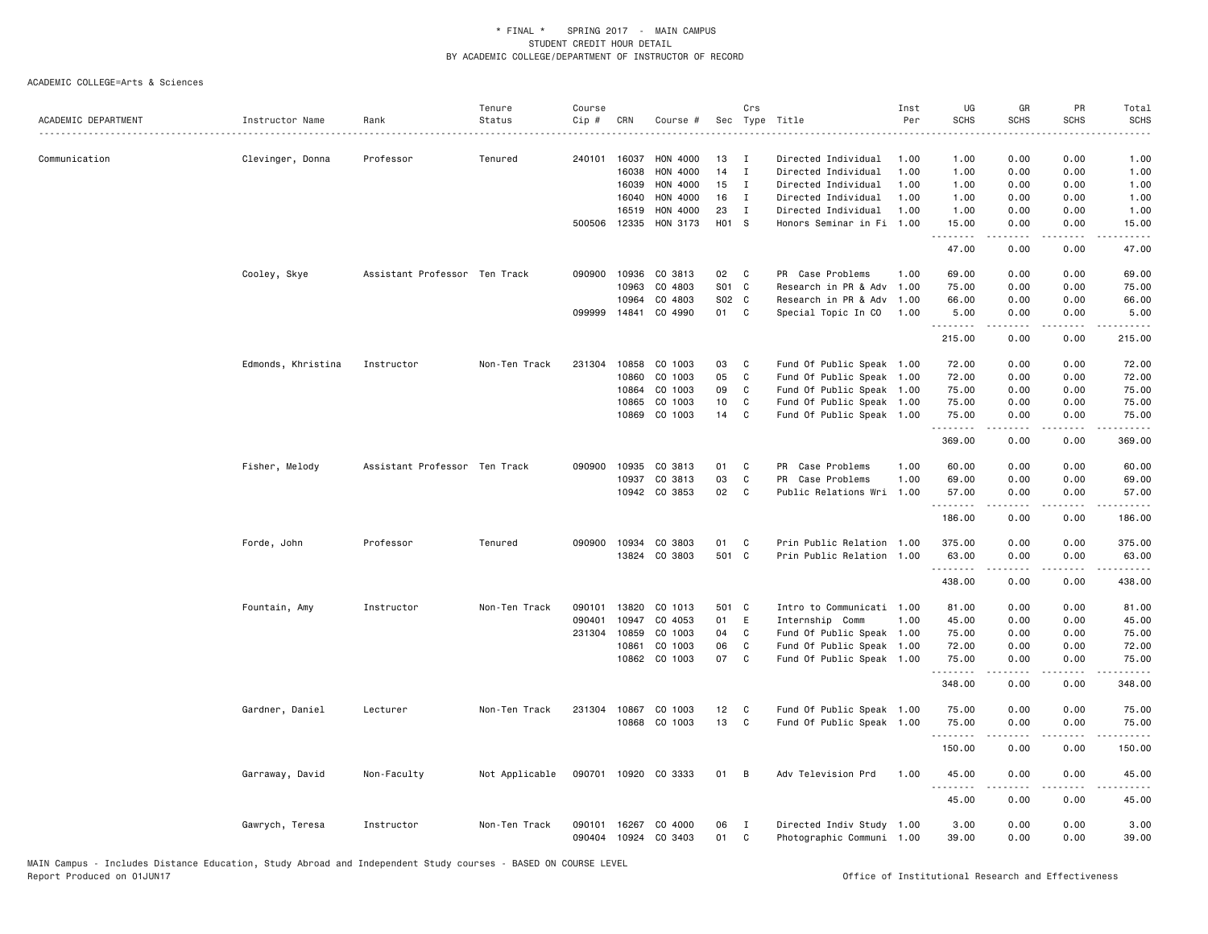\* FINAL \* SPRING 2017 - MAIN CAMPUS
STUDENT CREDIT HOUR DETAIL
BY ACADEMIC COLLEGE/DEPARTMENT OF INSTRUCTOR OF RECORD

ACADEMIC COLLEGE=Arts & Sciences

| ACADEMIC DEPARTMENT | Instructor Name | Rank | Tenure Status | Course Cip # | CRN | Course # | Sec | Crs Type | Title | Inst Per | UG SCHS | GR SCHS | PR SCHS | Total SCHS |
|---|---|---|---|---|---|---|---|---|---|---|---|---|---|---|
| Communication | Clevinger, Donna | Professor | Tenured | 240101 | 16037 | HON 4000 | 13 | I | Directed Individual | 1.00 | 1.00 | 0.00 | 0.00 | 1.00 |
| | | | | | 16038 | HON 4000 | 14 | I | Directed Individual | 1.00 | 1.00 | 0.00 | 0.00 | 1.00 |
| | | | | | 16039 | HON 4000 | 15 | I | Directed Individual | 1.00 | 1.00 | 0.00 | 0.00 | 1.00 |
| | | | | | 16040 | HON 4000 | 16 | I | Directed Individual | 1.00 | 1.00 | 0.00 | 0.00 | 1.00 |
| | | | | | 16519 | HON 4000 | 23 | I | Directed Individual | 1.00 | 1.00 | 0.00 | 0.00 | 1.00 |
| | | | | 500506 | 12335 | HON 3173 | H01 | S | Honors Seminar in Fi | 1.00 | 15.00 | 0.00 | 0.00 | 15.00 |
| | | | | | | | | | | | 47.00 | 0.00 | 0.00 | 47.00 |
| | Cooley, Skye | Assistant Professor | Ten Track | 090900 | 10936 | CO 3813 | 02 | C | PR Case Problems | 1.00 | 69.00 | 0.00 | 0.00 | 69.00 |
| | | | | | 10963 | CO 4803 | S01 | C | Research in PR & Adv | 1.00 | 75.00 | 0.00 | 0.00 | 75.00 |
| | | | | | 10964 | CO 4803 | S02 | C | Research in PR & Adv | 1.00 | 66.00 | 0.00 | 0.00 | 66.00 |
| | | | | 099999 | 14841 | CO 4990 | 01 | C | Special Topic In CO | 1.00 | 5.00 | 0.00 | 0.00 | 5.00 |
| | | | | | | | | | | | 215.00 | 0.00 | 0.00 | 215.00 |
| | Edmonds, Khristina | Instructor | Non-Ten Track | 231304 | 10858 | CO 1003 | 03 | C | Fund Of Public Speak | 1.00 | 72.00 | 0.00 | 0.00 | 72.00 |
| | | | | | 10860 | CO 1003 | 05 | C | Fund Of Public Speak | 1.00 | 72.00 | 0.00 | 0.00 | 72.00 |
| | | | | | 10864 | CO 1003 | 09 | C | Fund Of Public Speak | 1.00 | 75.00 | 0.00 | 0.00 | 75.00 |
| | | | | | 10865 | CO 1003 | 10 | C | Fund Of Public Speak | 1.00 | 75.00 | 0.00 | 0.00 | 75.00 |
| | | | | | 10869 | CO 1003 | 14 | C | Fund Of Public Speak | 1.00 | 75.00 | 0.00 | 0.00 | 75.00 |
| | | | | | | | | | | | 369.00 | 0.00 | 0.00 | 369.00 |
| | Fisher, Melody | Assistant Professor | Ten Track | 090900 | 10935 | CO 3813 | 01 | C | PR Case Problems | 1.00 | 60.00 | 0.00 | 0.00 | 60.00 |
| | | | | | 10937 | CO 3813 | 03 | C | PR Case Problems | 1.00 | 69.00 | 0.00 | 0.00 | 69.00 |
| | | | | | 10942 | CO 3853 | 02 | C | Public Relations Wri | 1.00 | 57.00 | 0.00 | 0.00 | 57.00 |
| | | | | | | | | | | | 186.00 | 0.00 | 0.00 | 186.00 |
| | Forde, John | Professor | Tenured | 090900 | 10934 | CO 3803 | 01 | C | Prin Public Relation | 1.00 | 375.00 | 0.00 | 0.00 | 375.00 |
| | | | | | 13824 | CO 3803 | 501 | C | Prin Public Relation | 1.00 | 63.00 | 0.00 | 0.00 | 63.00 |
| | | | | | | | | | | | 438.00 | 0.00 | 0.00 | 438.00 |
| | Fountain, Amy | Instructor | Non-Ten Track | 090101 | 13820 | CO 1013 | 501 | C | Intro to Communicati | 1.00 | 81.00 | 0.00 | 0.00 | 81.00 |
| | | | | 090401 | 10947 | CO 4053 | 01 | E | Internship Comm | 1.00 | 45.00 | 0.00 | 0.00 | 45.00 |
| | | | | 231304 | 10859 | CO 1003 | 04 | C | Fund Of Public Speak | 1.00 | 75.00 | 0.00 | 0.00 | 75.00 |
| | | | | | 10861 | CO 1003 | 06 | C | Fund Of Public Speak | 1.00 | 72.00 | 0.00 | 0.00 | 72.00 |
| | | | | | 10862 | CO 1003 | 07 | C | Fund Of Public Speak | 1.00 | 75.00 | 0.00 | 0.00 | 75.00 |
| | | | | | | | | | | | 348.00 | 0.00 | 0.00 | 348.00 |
| | Gardner, Daniel | Lecturer | Non-Ten Track | 231304 | 10867 | CO 1003 | 12 | C | Fund Of Public Speak | 1.00 | 75.00 | 0.00 | 0.00 | 75.00 |
| | | | | | 10868 | CO 1003 | 13 | C | Fund Of Public Speak | 1.00 | 75.00 | 0.00 | 0.00 | 75.00 |
| | | | | | | | | | | | 150.00 | 0.00 | 0.00 | 150.00 |
| | Garraway, David | Non-Faculty | Not Applicable | 090701 | 10920 | CO 3333 | 01 | B | Adv Television Prd | 1.00 | 45.00 | 0.00 | 0.00 | 45.00 |
| | | | | | | | | | | | 45.00 | 0.00 | 0.00 | 45.00 |
| | Gawrych, Teresa | Instructor | Non-Ten Track | 090101 | 16267 | CO 4000 | 06 | I | Directed Indiv Study | 1.00 | 3.00 | 0.00 | 0.00 | 3.00 |
| | | | | 090404 | 10924 | CO 3403 | 01 | C | Photographic Communi | 1.00 | 39.00 | 0.00 | 0.00 | 39.00 |

MAIN Campus - Includes Distance Education, Study Abroad and Independent Study courses - BASED ON COURSE LEVEL
Report Produced on 01JUN17 — Office of Institutional Research and Effectiveness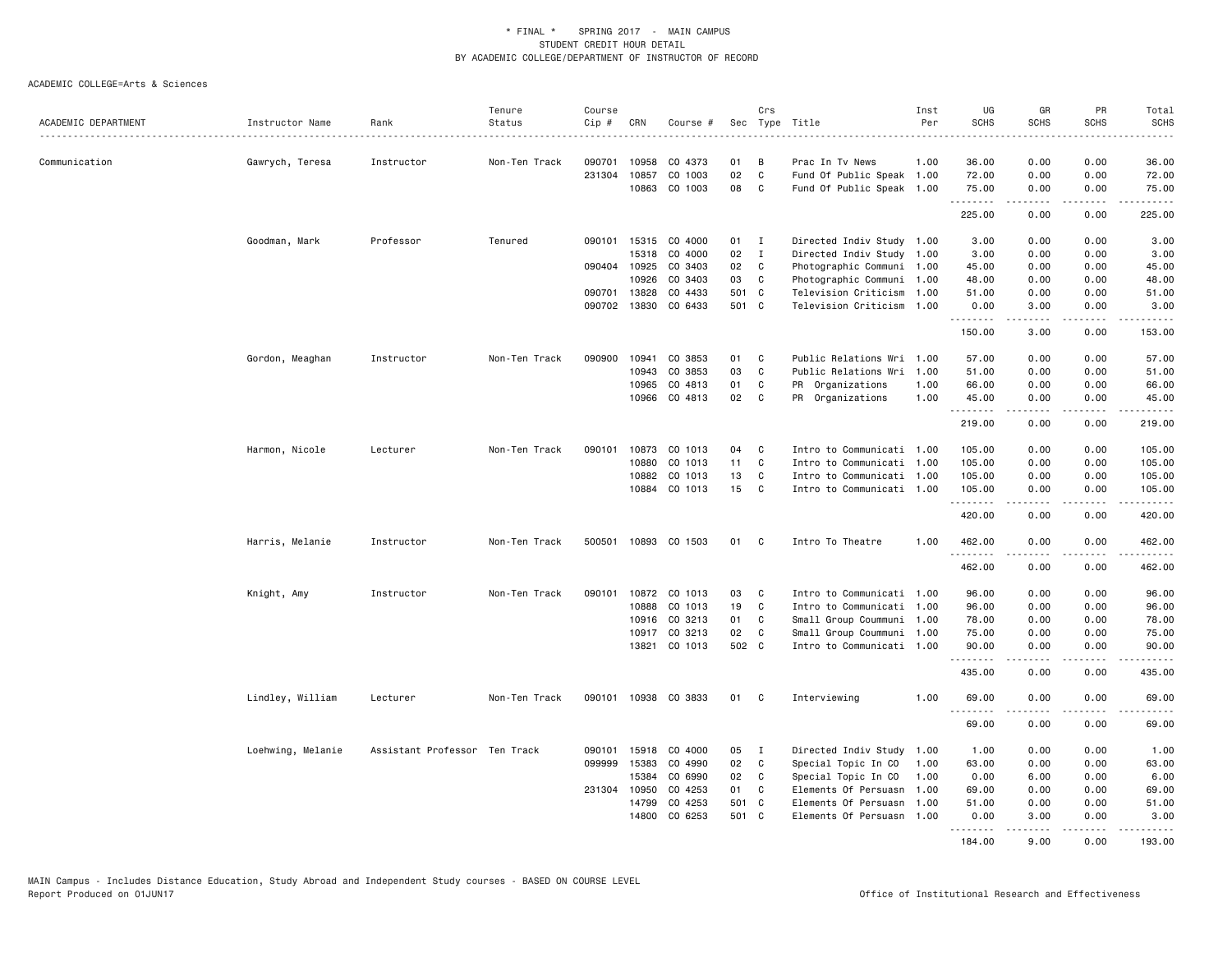# * FINAL * SPRING 2017 - MAIN CAMPUS
## STUDENT CREDIT HOUR DETAIL
## BY ACADEMIC COLLEGE/DEPARTMENT OF INSTRUCTOR OF RECORD

ACADEMIC COLLEGE=Arts & Sciences

| ACADEMIC DEPARTMENT | Instructor Name | Rank | Tenure Status | Course Cip # | CRN | Course # | Sec | Crs Type | Title | Inst Per | UG SCHS | GR SCHS | PR SCHS | Total SCHS |
|---|---|---|---|---|---|---|---|---|---|---|---|---|---|---|
| Communication | Gawrych, Teresa | Instructor | Non-Ten Track | 090701 | 10958 | CO 4373 | 01 | B | Prac In Tv News | 1.00 | 36.00 | 0.00 | 0.00 | 36.00 |
| | | | | 231304 | 10857 | CO 1003 | 02 | C | Fund Of Public Speak | 1.00 | 72.00 | 0.00 | 0.00 | 72.00 |
| | | | | | 10863 | CO 1003 | 08 | C | Fund Of Public Speak | 1.00 | 75.00 | 0.00 | 0.00 | 75.00 |
| | | | | | | | | | | | 225.00 | 0.00 | 0.00 | 225.00 |
| | Goodman, Mark | Professor | Tenured | 090101 | 15315 | CO 4000 | 01 | I | Directed Indiv Study | 1.00 | 3.00 | 0.00 | 0.00 | 3.00 |
| | | | | | 15318 | CO 4000 | 02 | I | Directed Indiv Study | 1.00 | 3.00 | 0.00 | 0.00 | 3.00 |
| | | | | 090404 | 10925 | CO 3403 | 02 | C | Photographic Communi | 1.00 | 45.00 | 0.00 | 0.00 | 45.00 |
| | | | | | 10926 | CO 3403 | 03 | C | Photographic Communi | 1.00 | 48.00 | 0.00 | 0.00 | 48.00 |
| | | | | 090701 | 13828 | CO 4433 | 501 | C | Television Criticism | 1.00 | 51.00 | 0.00 | 0.00 | 51.00 |
| | | | | 090702 | 13830 | CO 6433 | 501 | C | Television Criticism | 1.00 | 0.00 | 3.00 | 0.00 | 3.00 |
| | | | | | | | | | | | 150.00 | 3.00 | 0.00 | 153.00 |
| | Gordon, Meaghan | Instructor | Non-Ten Track | 090900 | 10941 | CO 3853 | 01 | C | Public Relations Wri | 1.00 | 57.00 | 0.00 | 0.00 | 57.00 |
| | | | | | 10943 | CO 3853 | 03 | C | Public Relations Wri | 1.00 | 51.00 | 0.00 | 0.00 | 51.00 |
| | | | | | 10965 | CO 4813 | 01 | C | PR Organizations | 1.00 | 66.00 | 0.00 | 0.00 | 66.00 |
| | | | | | 10966 | CO 4813 | 02 | C | PR Organizations | 1.00 | 45.00 | 0.00 | 0.00 | 45.00 |
| | | | | | | | | | | | 219.00 | 0.00 | 0.00 | 219.00 |
| | Harmon, Nicole | Lecturer | Non-Ten Track | 090101 | 10873 | CO 1013 | 04 | C | Intro to Communicati | 1.00 | 105.00 | 0.00 | 0.00 | 105.00 |
| | | | | | 10880 | CO 1013 | 11 | C | Intro to Communicati | 1.00 | 105.00 | 0.00 | 0.00 | 105.00 |
| | | | | | 10882 | CO 1013 | 13 | C | Intro to Communicati | 1.00 | 105.00 | 0.00 | 0.00 | 105.00 |
| | | | | | 10884 | CO 1013 | 15 | C | Intro to Communicati | 1.00 | 105.00 | 0.00 | 0.00 | 105.00 |
| | | | | | | | | | | | 420.00 | 0.00 | 0.00 | 420.00 |
| | Harris, Melanie | Instructor | Non-Ten Track | 500501 | 10893 | CO 1503 | 01 | C | Intro To Theatre | 1.00 | 462.00 | 0.00 | 0.00 | 462.00 |
| | | | | | | | | | | | 462.00 | 0.00 | 0.00 | 462.00 |
| | Knight, Amy | Instructor | Non-Ten Track | 090101 | 10872 | CO 1013 | 03 | C | Intro to Communicati | 1.00 | 96.00 | 0.00 | 0.00 | 96.00 |
| | | | | | 10888 | CO 1013 | 19 | C | Intro to Communicati | 1.00 | 96.00 | 0.00 | 0.00 | 96.00 |
| | | | | | 10916 | CO 3213 | 01 | C | Small Group Coummuni | 1.00 | 78.00 | 0.00 | 0.00 | 78.00 |
| | | | | | 10917 | CO 3213 | 02 | C | Small Group Coummuni | 1.00 | 75.00 | 0.00 | 0.00 | 75.00 |
| | | | | | 13821 | CO 1013 | 502 | C | Intro to Communicati | 1.00 | 90.00 | 0.00 | 0.00 | 90.00 |
| | | | | | | | | | | | 435.00 | 0.00 | 0.00 | 435.00 |
| | Lindley, William | Lecturer | Non-Ten Track | 090101 | 10938 | CO 3833 | 01 | C | Interviewing | 1.00 | 69.00 | 0.00 | 0.00 | 69.00 |
| | | | | | | | | | | | 69.00 | 0.00 | 0.00 | 69.00 |
| | Loehwing, Melanie | Assistant Professor | Ten Track | 090101 | 15918 | CO 4000 | 05 | I | Directed Indiv Study | 1.00 | 1.00 | 0.00 | 0.00 | 1.00 |
| | | | | 099999 | 15383 | CO 4990 | 02 | C | Special Topic In CO | 1.00 | 63.00 | 0.00 | 0.00 | 63.00 |
| | | | | | 15384 | CO 6990 | 02 | C | Special Topic In CO | 1.00 | 0.00 | 6.00 | 0.00 | 6.00 |
| | | | | 231304 | 10950 | CO 4253 | 01 | C | Elements Of Persuasn | 1.00 | 69.00 | 0.00 | 0.00 | 69.00 |
| | | | | | 14799 | CO 4253 | 501 | C | Elements Of Persuasn | 1.00 | 51.00 | 0.00 | 0.00 | 51.00 |
| | | | | | 14800 | CO 6253 | 501 | C | Elements Of Persuasn | 1.00 | 0.00 | 3.00 | 0.00 | 3.00 |
| | | | | | | | | | | | 184.00 | 9.00 | 0.00 | 193.00 |

MAIN Campus - Includes Distance Education, Study Abroad and Independent Study courses - BASED ON COURSE LEVEL
Report Produced on 01JUN17 Office of Institutional Research and Effectiveness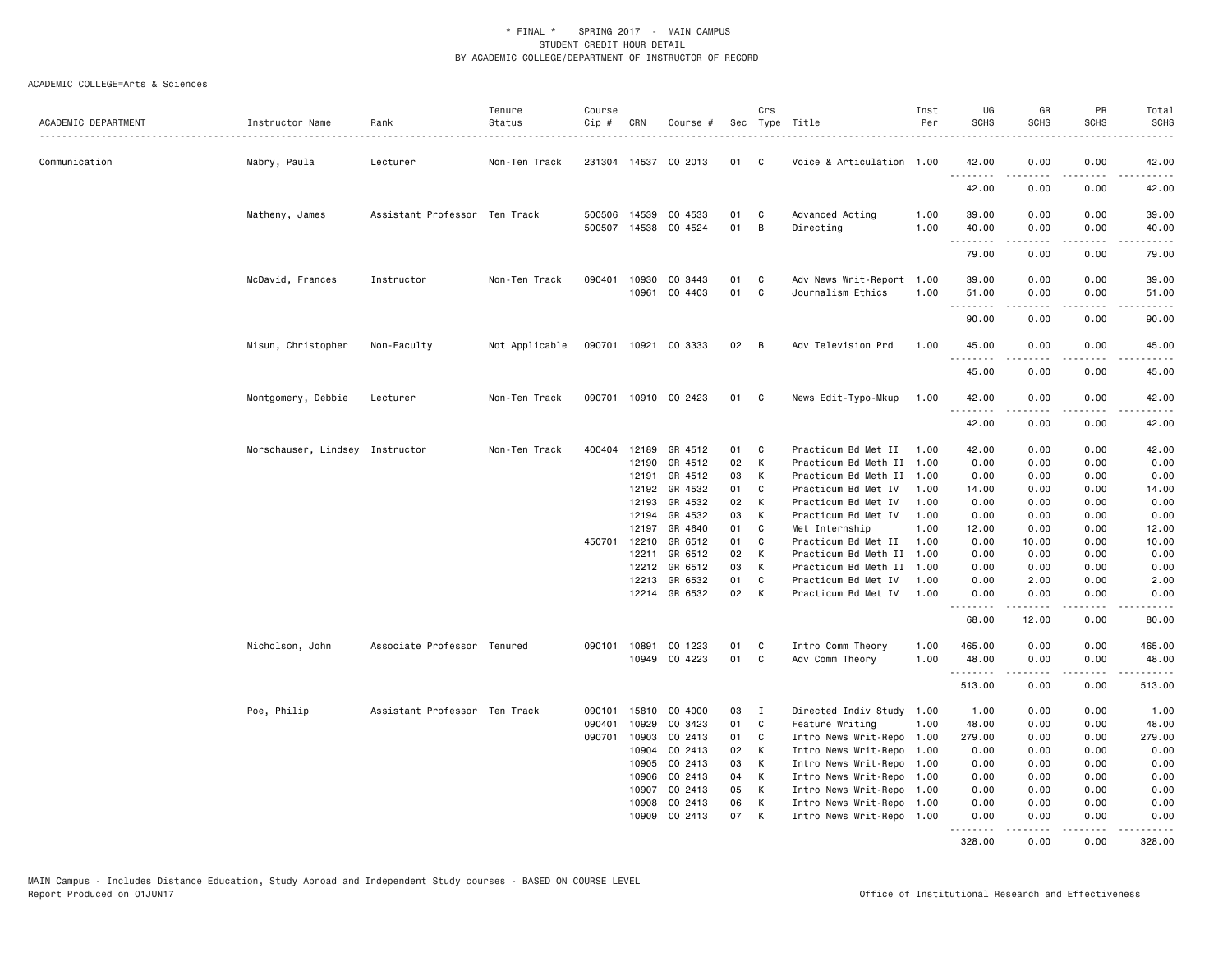\* FINAL \* SPRING 2017 - MAIN CAMPUS
STUDENT CREDIT HOUR DETAIL
BY ACADEMIC COLLEGE/DEPARTMENT OF INSTRUCTOR OF RECORD

ACADEMIC COLLEGE=Arts & Sciences

| ACADEMIC DEPARTMENT | Instructor Name | Rank | Tenure Status | Course Cip # | CRN | Course # | Sec | Crs Type | Title | Inst Per | UG SCHS | GR SCHS | PR SCHS | Total SCHS |
|---|---|---|---|---|---|---|---|---|---|---|---|---|---|---|
| Communication | Mabry, Paula | Lecturer | Non-Ten Track | 231304 | 14537 | CO 2013 | 01 | C | Voice & Articulation | 1.00 | 42.00 | 0.00 | 0.00 | 42.00 |
| | | | | | | | | | | | 42.00 | 0.00 | 0.00 | 42.00 |
| | Matheny, James | Assistant Professor | Ten Track | 500506 | 14539 | CO 4533 | 01 | C | Advanced Acting | 1.00 | 39.00 | 0.00 | 0.00 | 39.00 |
| | | | | 500507 | 14538 | CO 4524 | 01 | B | Directing | 1.00 | 40.00 | 0.00 | 0.00 | 40.00 |
| | | | | | | | | | | | 79.00 | 0.00 | 0.00 | 79.00 |
| | McDavid, Frances | Instructor | Non-Ten Track | 090401 | 10930 | CO 3443 | 01 | C | Adv News Writ-Report | 1.00 | 39.00 | 0.00 | 0.00 | 39.00 |
| | | | | | 10961 | CO 4403 | 01 | C | Journalism Ethics | 1.00 | 51.00 | 0.00 | 0.00 | 51.00 |
| | | | | | | | | | | | 90.00 | 0.00 | 0.00 | 90.00 |
| | Misun, Christopher | Non-Faculty | Not Applicable | 090701 | 10921 | CO 3333 | 02 | B | Adv Television Prd | 1.00 | 45.00 | 0.00 | 0.00 | 45.00 |
| | | | | | | | | | | | 45.00 | 0.00 | 0.00 | 45.00 |
| | Montgomery, Debbie | Lecturer | Non-Ten Track | 090701 | 10910 | CO 2423 | 01 | C | News Edit-Typo-Mkup | 1.00 | 42.00 | 0.00 | 0.00 | 42.00 |
| | | | | | | | | | | | 42.00 | 0.00 | 0.00 | 42.00 |
| | Morschauser, Lindsey | Instructor | Non-Ten Track | 400404 | 12189 | GR 4512 | 01 | C | Practicum Bd Met II | 1.00 | 42.00 | 0.00 | 0.00 | 42.00 |
| | | | | | 12190 | GR 4512 | 02 | K | Practicum Bd Meth II | 1.00 | 0.00 | 0.00 | 0.00 | 0.00 |
| | | | | | 12191 | GR 4512 | 03 | K | Practicum Bd Meth II | 1.00 | 0.00 | 0.00 | 0.00 | 0.00 |
| | | | | | 12192 | GR 4532 | 01 | C | Practicum Bd Met IV | 1.00 | 14.00 | 0.00 | 0.00 | 14.00 |
| | | | | | 12193 | GR 4532 | 02 | K | Practicum Bd Met IV | 1.00 | 0.00 | 0.00 | 0.00 | 0.00 |
| | | | | | 12194 | GR 4532 | 03 | K | Practicum Bd Met IV | 1.00 | 0.00 | 0.00 | 0.00 | 0.00 |
| | | | | | 12197 | GR 4640 | 01 | C | Met Internship | 1.00 | 12.00 | 0.00 | 0.00 | 12.00 |
| | | | | 450701 | 12210 | GR 6512 | 01 | C | Practicum Bd Met II | 1.00 | 0.00 | 10.00 | 0.00 | 10.00 |
| | | | | | 12211 | GR 6512 | 02 | K | Practicum Bd Meth II | 1.00 | 0.00 | 0.00 | 0.00 | 0.00 |
| | | | | | 12212 | GR 6512 | 03 | K | Practicum Bd Meth II | 1.00 | 0.00 | 0.00 | 0.00 | 0.00 |
| | | | | | 12213 | GR 6532 | 01 | C | Practicum Bd Met IV | 1.00 | 0.00 | 2.00 | 0.00 | 2.00 |
| | | | | | 12214 | GR 6532 | 02 | K | Practicum Bd Met IV | 1.00 | 0.00 | 0.00 | 0.00 | 0.00 |
| | | | | | | | | | | | 68.00 | 12.00 | 0.00 | 80.00 |
| | Nicholson, John | Associate Professor | Tenured | 090101 | 10891 | CO 1223 | 01 | C | Intro Comm Theory | 1.00 | 465.00 | 0.00 | 0.00 | 465.00 |
| | | | | | 10949 | CO 4223 | 01 | C | Adv Comm Theory | 1.00 | 48.00 | 0.00 | 0.00 | 48.00 |
| | | | | | | | | | | | 513.00 | 0.00 | 0.00 | 513.00 |
| | Poe, Philip | Assistant Professor | Ten Track | 090101 | 15810 | CO 4000 | 03 | I | Directed Indiv Study | 1.00 | 1.00 | 0.00 | 0.00 | 1.00 |
| | | | | 090401 | 10929 | CO 3423 | 01 | C | Feature Writing | 1.00 | 48.00 | 0.00 | 0.00 | 48.00 |
| | | | | 090701 | 10903 | CO 2413 | 01 | C | Intro News Writ-Repo | 1.00 | 279.00 | 0.00 | 0.00 | 279.00 |
| | | | | | 10904 | CO 2413 | 02 | K | Intro News Writ-Repo | 1.00 | 0.00 | 0.00 | 0.00 | 0.00 |
| | | | | | 10905 | CO 2413 | 03 | K | Intro News Writ-Repo | 1.00 | 0.00 | 0.00 | 0.00 | 0.00 |
| | | | | | 10906 | CO 2413 | 04 | K | Intro News Writ-Repo | 1.00 | 0.00 | 0.00 | 0.00 | 0.00 |
| | | | | | 10907 | CO 2413 | 05 | K | Intro News Writ-Repo | 1.00 | 0.00 | 0.00 | 0.00 | 0.00 |
| | | | | | 10908 | CO 2413 | 06 | K | Intro News Writ-Repo | 1.00 | 0.00 | 0.00 | 0.00 | 0.00 |
| | | | | | 10909 | CO 2413 | 07 | K | Intro News Writ-Repo | 1.00 | 0.00 | 0.00 | 0.00 | 0.00 |
| | | | | | | | | | | | 328.00 | 0.00 | 0.00 | 328.00 |

MAIN Campus - Includes Distance Education, Study Abroad and Independent Study courses - BASED ON COURSE LEVEL
Report Produced on 01JUN17 Office of Institutional Research and Effectiveness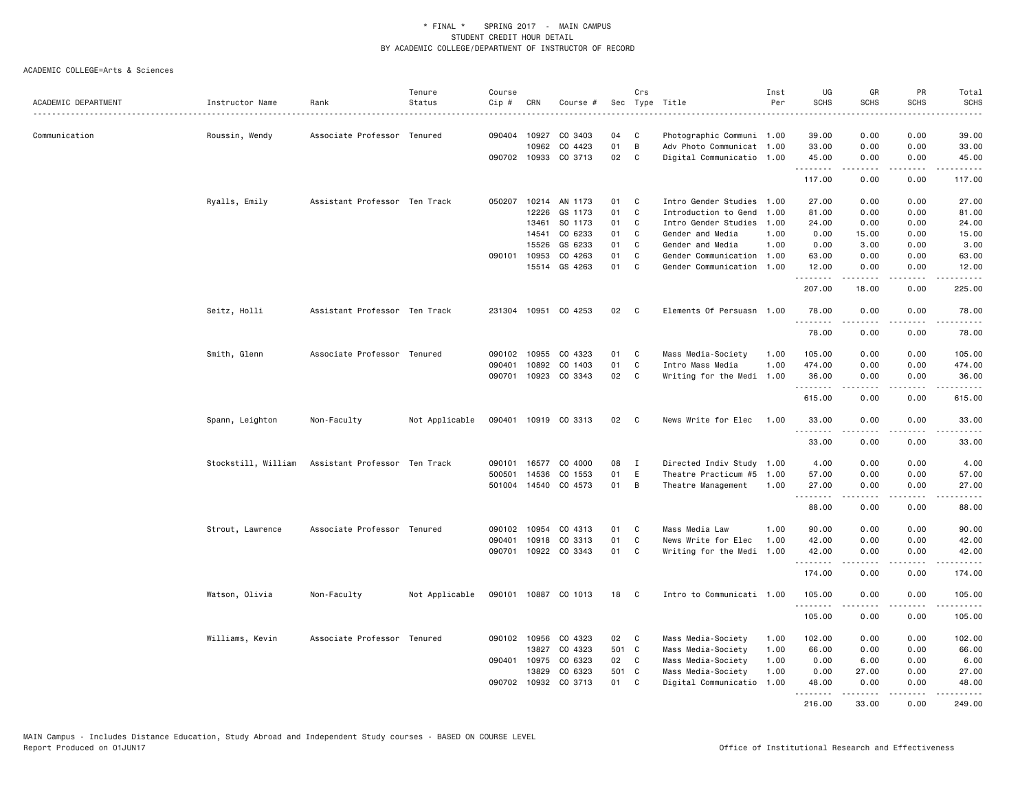\* FINAL \* SPRING 2017 - MAIN CAMPUS
STUDENT CREDIT HOUR DETAIL
BY ACADEMIC COLLEGE/DEPARTMENT OF INSTRUCTOR OF RECORD

ACADEMIC COLLEGE=Arts & Sciences

| ACADEMIC DEPARTMENT | Instructor Name | Rank | Tenure Status | Course Cip # | CRN | Course # | Sec | Crs Type | Title | Inst Per | UG SCHS | GR SCHS | PR SCHS | Total SCHS |
|---|---|---|---|---|---|---|---|---|---|---|---|---|---|---|
| Communication | Roussin, Wendy | Associate Professor | Tenured | 090404 | 10927 | CO 3403 | 04 | C | Photographic Communi | 1.00 | 39.00 | 0.00 | 0.00 | 39.00 |
| | | | | | 10962 | CO 4423 | 01 | B | Adv Photo Communicat | 1.00 | 33.00 | 0.00 | 0.00 | 33.00 |
| | | | | 090702 | 10933 | CO 3713 | 02 | C | Digital Communicatio | 1.00 | 45.00 | 0.00 | 0.00 | 45.00 |
| | | | | | | | | | | | 117.00 | 0.00 | 0.00 | 117.00 |
| | Ryalls, Emily | Assistant Professor | Ten Track | 050207 | 10214 | AN 1173 | 01 | C | Intro Gender Studies | 1.00 | 27.00 | 0.00 | 0.00 | 27.00 |
| | | | | | 12226 | GS 1173 | 01 | C | Introduction to Gend | 1.00 | 81.00 | 0.00 | 0.00 | 81.00 |
| | | | | | 13461 | SO 1173 | 01 | C | Intro Gender Studies | 1.00 | 24.00 | 0.00 | 0.00 | 24.00 |
| | | | | | 14541 | CO 6233 | 01 | C | Gender and Media | 1.00 | 0.00 | 15.00 | 0.00 | 15.00 |
| | | | | | 15526 | GS 6233 | 01 | C | Gender and Media | 1.00 | 0.00 | 3.00 | 0.00 | 3.00 |
| | | | | 090101 | 10953 | CO 4263 | 01 | C | Gender Communication | 1.00 | 63.00 | 0.00 | 0.00 | 63.00 |
| | | | | | 15514 | GS 4263 | 01 | C | Gender Communication | 1.00 | 12.00 | 0.00 | 0.00 | 12.00 |
| | | | | | | | | | | | 207.00 | 18.00 | 0.00 | 225.00 |
| | Seitz, Holli | Assistant Professor | Ten Track | 231304 | 10951 | CO 4253 | 02 | C | Elements Of Persuasn | 1.00 | 78.00 | 0.00 | 0.00 | 78.00 |
| | | | | | | | | | | | 78.00 | 0.00 | 0.00 | 78.00 |
| | Smith, Glenn | Associate Professor | Tenured | 090102 | 10955 | CO 4323 | 01 | C | Mass Media-Society | 1.00 | 105.00 | 0.00 | 0.00 | 105.00 |
| | | | | 090401 | 10892 | CO 1403 | 01 | C | Intro Mass Media | 1.00 | 474.00 | 0.00 | 0.00 | 474.00 |
| | | | | 090701 | 10923 | CO 3343 | 02 | C | Writing for the Medi | 1.00 | 36.00 | 0.00 | 0.00 | 36.00 |
| | | | | | | | | | | | 615.00 | 0.00 | 0.00 | 615.00 |
| | Spann, Leighton | Non-Faculty | Not Applicable | 090401 | 10919 | CO 3313 | 02 | C | News Write for Elec | 1.00 | 33.00 | 0.00 | 0.00 | 33.00 |
| | | | | | | | | | | | 33.00 | 0.00 | 0.00 | 33.00 |
| | Stockstill, William | Assistant Professor | Ten Track | 090101 | 16577 | CO 4000 | 08 | I | Directed Indiv Study | 1.00 | 4.00 | 0.00 | 0.00 | 4.00 |
| | | | | 500501 | 14536 | CO 1553 | 01 | E | Theatre Practicum #5 | 1.00 | 57.00 | 0.00 | 0.00 | 57.00 |
| | | | | 501004 | 14540 | CO 4573 | 01 | B | Theatre Management | 1.00 | 27.00 | 0.00 | 0.00 | 27.00 |
| | | | | | | | | | | | 88.00 | 0.00 | 0.00 | 88.00 |
| | Strout, Lawrence | Associate Professor | Tenured | 090102 | 10954 | CO 4313 | 01 | C | Mass Media Law | 1.00 | 90.00 | 0.00 | 0.00 | 90.00 |
| | | | | 090401 | 10918 | CO 3313 | 01 | C | News Write for Elec | 1.00 | 42.00 | 0.00 | 0.00 | 42.00 |
| | | | | 090701 | 10922 | CO 3343 | 01 | C | Writing for the Medi | 1.00 | 42.00 | 0.00 | 0.00 | 42.00 |
| | | | | | | | | | | | 174.00 | 0.00 | 0.00 | 174.00 |
| | Watson, Olivia | Non-Faculty | Not Applicable | 090101 | 10887 | CO 1013 | 18 | C | Intro to Communicati | 1.00 | 105.00 | 0.00 | 0.00 | 105.00 |
| | | | | | | | | | | | 105.00 | 0.00 | 0.00 | 105.00 |
| | Williams, Kevin | Associate Professor | Tenured | 090102 | 10956 | CO 4323 | 02 | C | Mass Media-Society | 1.00 | 102.00 | 0.00 | 0.00 | 102.00 |
| | | | | | 13827 | CO 4323 | 501 | C | Mass Media-Society | 1.00 | 66.00 | 0.00 | 0.00 | 66.00 |
| | | | | 090401 | 10975 | CO 6323 | 02 | C | Mass Media-Society | 1.00 | 0.00 | 6.00 | 0.00 | 6.00 |
| | | | | | 13829 | CO 6323 | 501 | C | Mass Media-Society | 1.00 | 0.00 | 27.00 | 0.00 | 27.00 |
| | | | | 090702 | 10932 | CO 3713 | 01 | C | Digital Communicatio | 1.00 | 48.00 | 0.00 | 0.00 | 48.00 |
| | | | | | | | | | | | 216.00 | 33.00 | 0.00 | 249.00 |

MAIN Campus - Includes Distance Education, Study Abroad and Independent Study courses - BASED ON COURSE LEVEL
Report Produced on 01JUN17

Office of Institutional Research and Effectiveness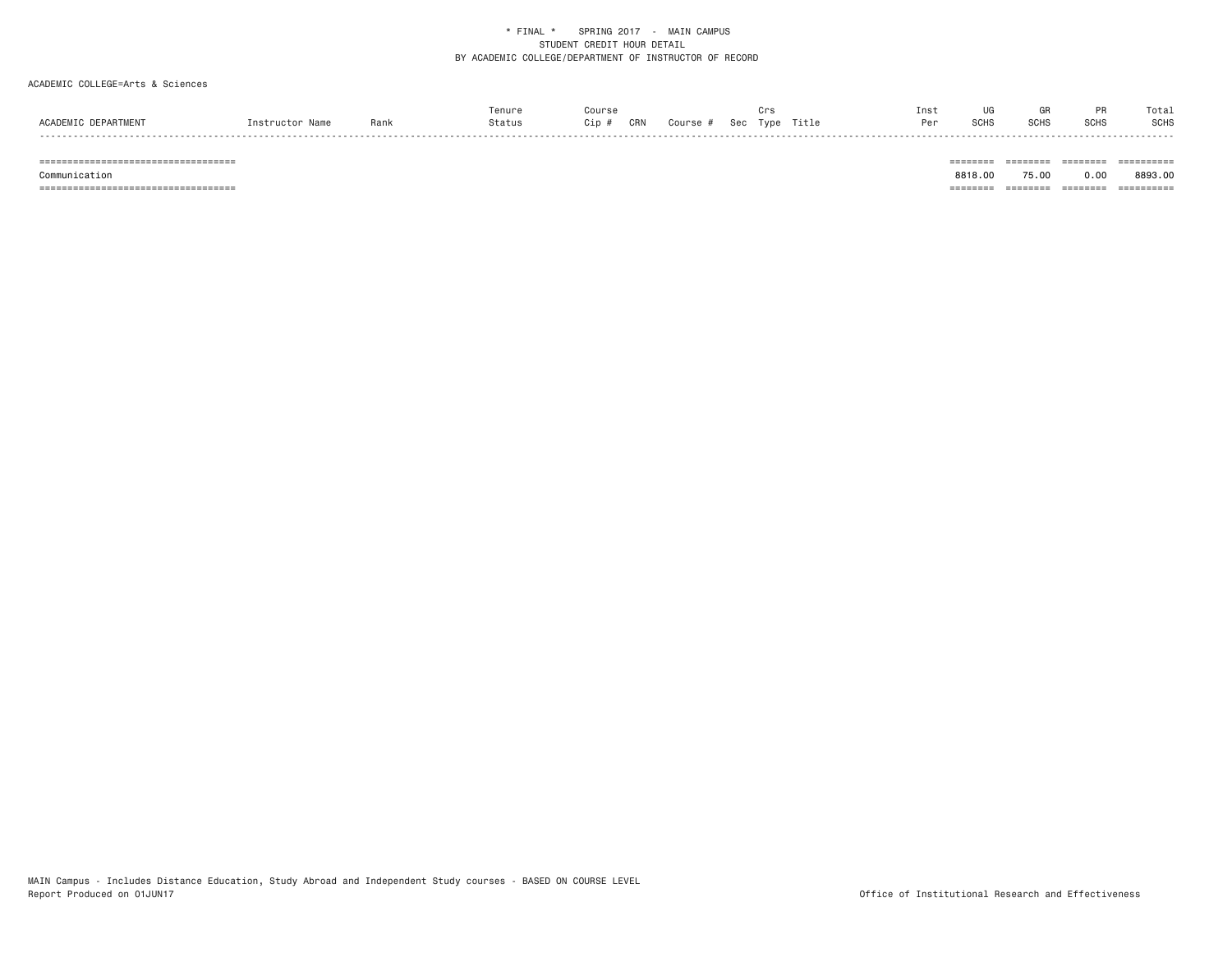\* FINAL \*    SPRING 2017  -  MAIN CAMPUS
STUDENT CREDIT HOUR DETAIL
BY ACADEMIC COLLEGE/DEPARTMENT OF INSTRUCTOR OF RECORD

ACADEMIC COLLEGE=Arts & Sciences

| ACADEMIC DEPARTMENT | Instructor Name | Rank | Tenure Status | Course Cip # | CRN | Course # | Sec | Crs Type | Title | Inst Per | UG SCHS | GR SCHS | PR SCHS | Total SCHS |
|---|---|---|---|---|---|---|---|---|---|---|---|---|---|---|
| Communication | | | | | | | | | | | 8818.00 | 75.00 | 0.00 | 8893.00 |

MAIN Campus - Includes Distance Education, Study Abroad and Independent Study courses - BASED ON COURSE LEVEL
Report Produced on 01JUN17

Office of Institutional Research and Effectiveness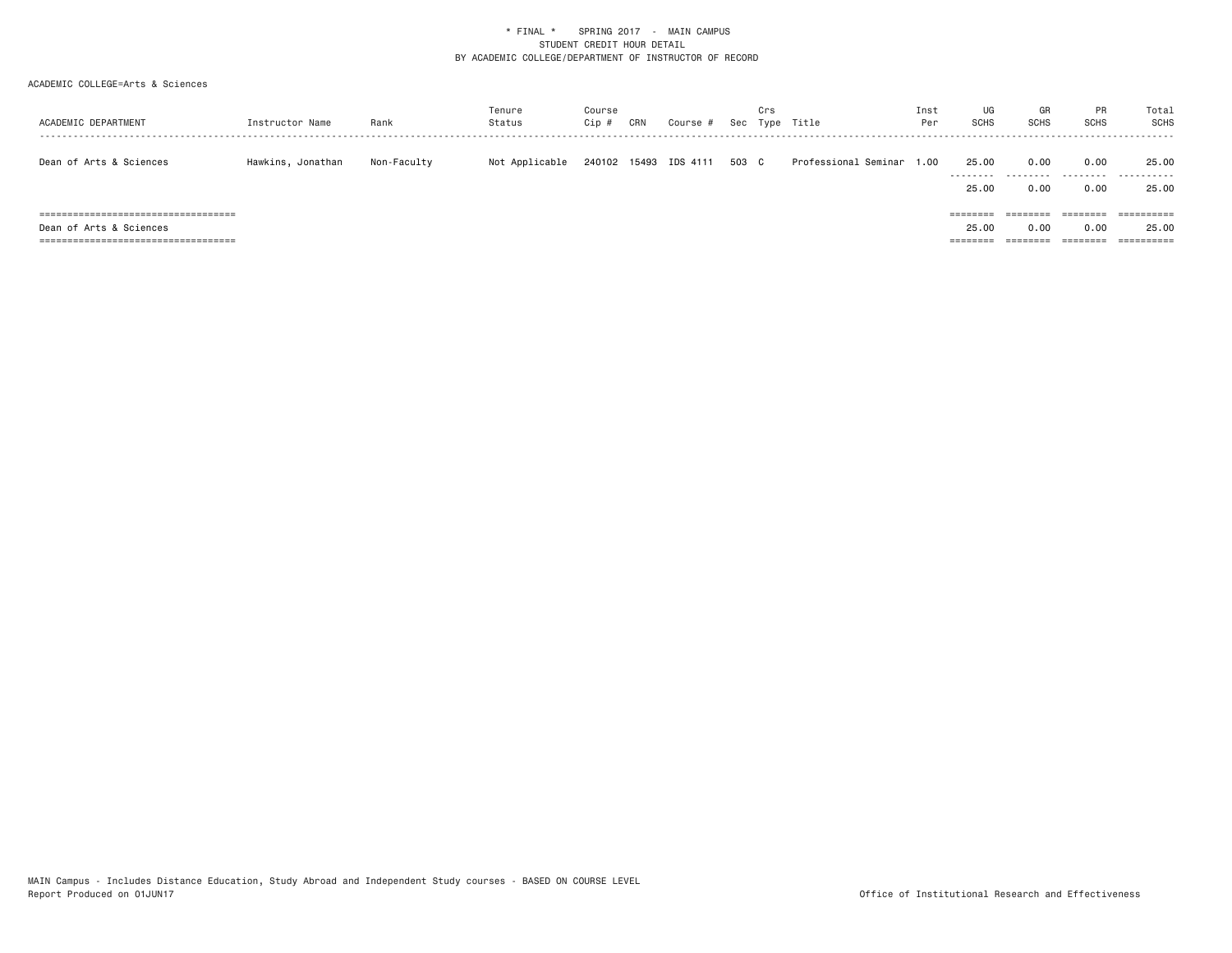\* FINAL \*    SPRING 2017  -  MAIN CAMPUS
STUDENT CREDIT HOUR DETAIL
BY ACADEMIC COLLEGE/DEPARTMENT OF INSTRUCTOR OF RECORD

ACADEMIC COLLEGE=Arts & Sciences

| ACADEMIC DEPARTMENT | Instructor Name | Rank | Tenure Status | Course Cip # | CRN | Course # | Sec | Crs Type | Title | Inst Per | UG SCHS | GR SCHS | PR SCHS | Total SCHS |
|---|---|---|---|---|---|---|---|---|---|---|---|---|---|---|
| Dean of Arts & Sciences | Hawkins, Jonathan | Non-Faculty | Not Applicable | 240102 | 15493 | IDS 4111 | 503 | C | Professional Seminar | 1.00 | 25.00 | 0.00 | 0.00 | 25.00 |
| | | | | | | | | | | | 25.00 | 0.00 | 0.00 | 25.00 |
| Dean of Arts & Sciences | | | | | | | | | | | 25.00 | 0.00 | 0.00 | 25.00 |

MAIN Campus - Includes Distance Education, Study Abroad and Independent Study courses - BASED ON COURSE LEVEL
Report Produced on 01JUN17

Office of Institutional Research and Effectiveness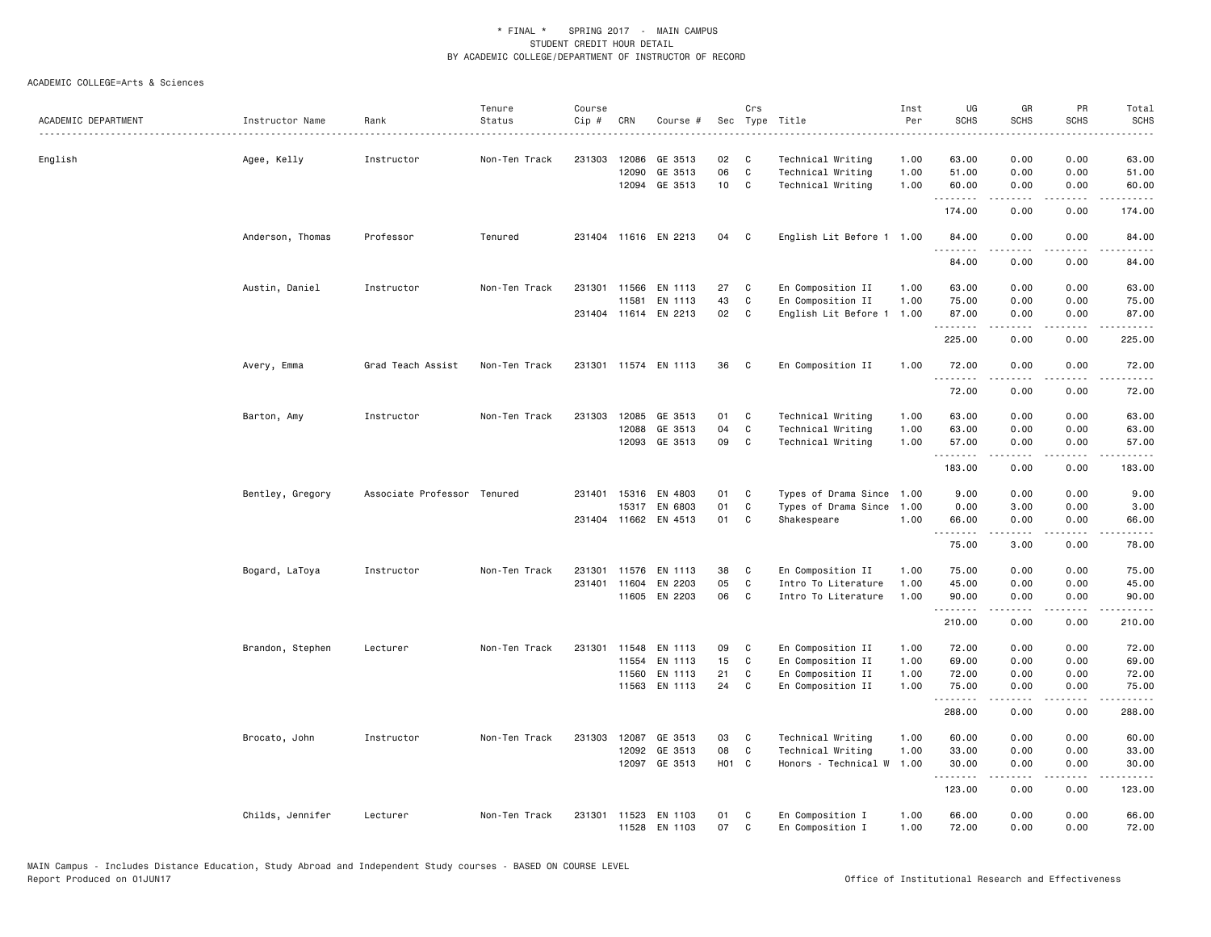\* FINAL \* SPRING 2017 - MAIN CAMPUS
STUDENT CREDIT HOUR DETAIL
BY ACADEMIC COLLEGE/DEPARTMENT OF INSTRUCTOR OF RECORD

ACADEMIC COLLEGE=Arts & Sciences

| ACADEMIC DEPARTMENT | Instructor Name | Rank | Tenure Status | Course Cip # | CRN | Course # | Sec | Crs Type | Title | Inst Per | UG SCHS | GR SCHS | PR SCHS | Total SCHS |
|---|---|---|---|---|---|---|---|---|---|---|---|---|---|---|
| English | Agee, Kelly | Instructor | Non-Ten Track | 231303 | 12086 | GE 3513 | 02 | C | Technical Writing | 1.00 | 63.00 | 0.00 | 0.00 | 63.00 |
| | | | | | 12090 | GE 3513 | 06 | C | Technical Writing | 1.00 | 51.00 | 0.00 | 0.00 | 51.00 |
| | | | | | 12094 | GE 3513 | 10 | C | Technical Writing | 1.00 | 60.00 | 0.00 | 0.00 | 60.00 |
| | | | | | | | | | | | 174.00 | 0.00 | 0.00 | 174.00 |
| | Anderson, Thomas | Professor | Tenured | 231404 | 11616 | EN 2213 | 04 | C | English Lit Before 1 | 1.00 | 84.00 | 0.00 | 0.00 | 84.00 |
| | | | | | | | | | | | 84.00 | 0.00 | 0.00 | 84.00 |
| | Austin, Daniel | Instructor | Non-Ten Track | 231301 | 11566 | EN 1113 | 27 | C | En Composition II | 1.00 | 63.00 | 0.00 | 0.00 | 63.00 |
| | | | | | 11581 | EN 1113 | 43 | C | En Composition II | 1.00 | 75.00 | 0.00 | 0.00 | 75.00 |
| | | | | 231404 | 11614 | EN 2213 | 02 | C | English Lit Before 1 | 1.00 | 87.00 | 0.00 | 0.00 | 87.00 |
| | | | | | | | | | | | 225.00 | 0.00 | 0.00 | 225.00 |
| | Avery, Emma | Grad Teach Assist | Non-Ten Track | 231301 | 11574 | EN 1113 | 36 | C | En Composition II | 1.00 | 72.00 | 0.00 | 0.00 | 72.00 |
| | | | | | | | | | | | 72.00 | 0.00 | 0.00 | 72.00 |
| | Barton, Amy | Instructor | Non-Ten Track | 231303 | 12085 | GE 3513 | 01 | C | Technical Writing | 1.00 | 63.00 | 0.00 | 0.00 | 63.00 |
| | | | | | 12088 | GE 3513 | 04 | C | Technical Writing | 1.00 | 63.00 | 0.00 | 0.00 | 63.00 |
| | | | | | 12093 | GE 3513 | 09 | C | Technical Writing | 1.00 | 57.00 | 0.00 | 0.00 | 57.00 |
| | | | | | | | | | | | 183.00 | 0.00 | 0.00 | 183.00 |
| | Bentley, Gregory | Associate Professor | Tenured | 231401 | 15316 | EN 4803 | 01 | C | Types of Drama Since | 1.00 | 9.00 | 0.00 | 0.00 | 9.00 |
| | | | | | 15317 | EN 6803 | 01 | C | Types of Drama Since | 1.00 | 0.00 | 3.00 | 0.00 | 3.00 |
| | | | | 231404 | 11662 | EN 4513 | 01 | C | Shakespeare | 1.00 | 66.00 | 0.00 | 0.00 | 66.00 |
| | | | | | | | | | | | 75.00 | 3.00 | 0.00 | 78.00 |
| | Bogard, LaToya | Instructor | Non-Ten Track | 231301 | 11576 | EN 1113 | 38 | C | En Composition II | 1.00 | 75.00 | 0.00 | 0.00 | 75.00 |
| | | | | 231401 | 11604 | EN 2203 | 05 | C | Intro To Literature | 1.00 | 45.00 | 0.00 | 0.00 | 45.00 |
| | | | | | 11605 | EN 2203 | 06 | C | Intro To Literature | 1.00 | 90.00 | 0.00 | 0.00 | 90.00 |
| | | | | | | | | | | | 210.00 | 0.00 | 0.00 | 210.00 |
| | Brandon, Stephen | Lecturer | Non-Ten Track | 231301 | 11548 | EN 1113 | 09 | C | En Composition II | 1.00 | 72.00 | 0.00 | 0.00 | 72.00 |
| | | | | | 11554 | EN 1113 | 15 | C | En Composition II | 1.00 | 69.00 | 0.00 | 0.00 | 69.00 |
| | | | | | 11560 | EN 1113 | 21 | C | En Composition II | 1.00 | 72.00 | 0.00 | 0.00 | 72.00 |
| | | | | | 11563 | EN 1113 | 24 | C | En Composition II | 1.00 | 75.00 | 0.00 | 0.00 | 75.00 |
| | | | | | | | | | | | 288.00 | 0.00 | 0.00 | 288.00 |
| | Brocato, John | Instructor | Non-Ten Track | 231303 | 12087 | GE 3513 | 03 | C | Technical Writing | 1.00 | 60.00 | 0.00 | 0.00 | 60.00 |
| | | | | | 12092 | GE 3513 | 08 | C | Technical Writing | 1.00 | 33.00 | 0.00 | 0.00 | 33.00 |
| | | | | | 12097 | GE 3513 | H01 | C | Honors - Technical W | 1.00 | 30.00 | 0.00 | 0.00 | 30.00 |
| | | | | | | | | | | | 123.00 | 0.00 | 0.00 | 123.00 |
| | Childs, Jennifer | Lecturer | Non-Ten Track | 231301 | 11523 | EN 1103 | 01 | C | En Composition I | 1.00 | 66.00 | 0.00 | 0.00 | 66.00 |
| | | | | | 11528 | EN 1103 | 07 | C | En Composition I | 1.00 | 72.00 | 0.00 | 0.00 | 72.00 |

MAIN Campus - Includes Distance Education, Study Abroad and Independent Study courses - BASED ON COURSE LEVEL
Report Produced on 01JUN17 Office of Institutional Research and Effectiveness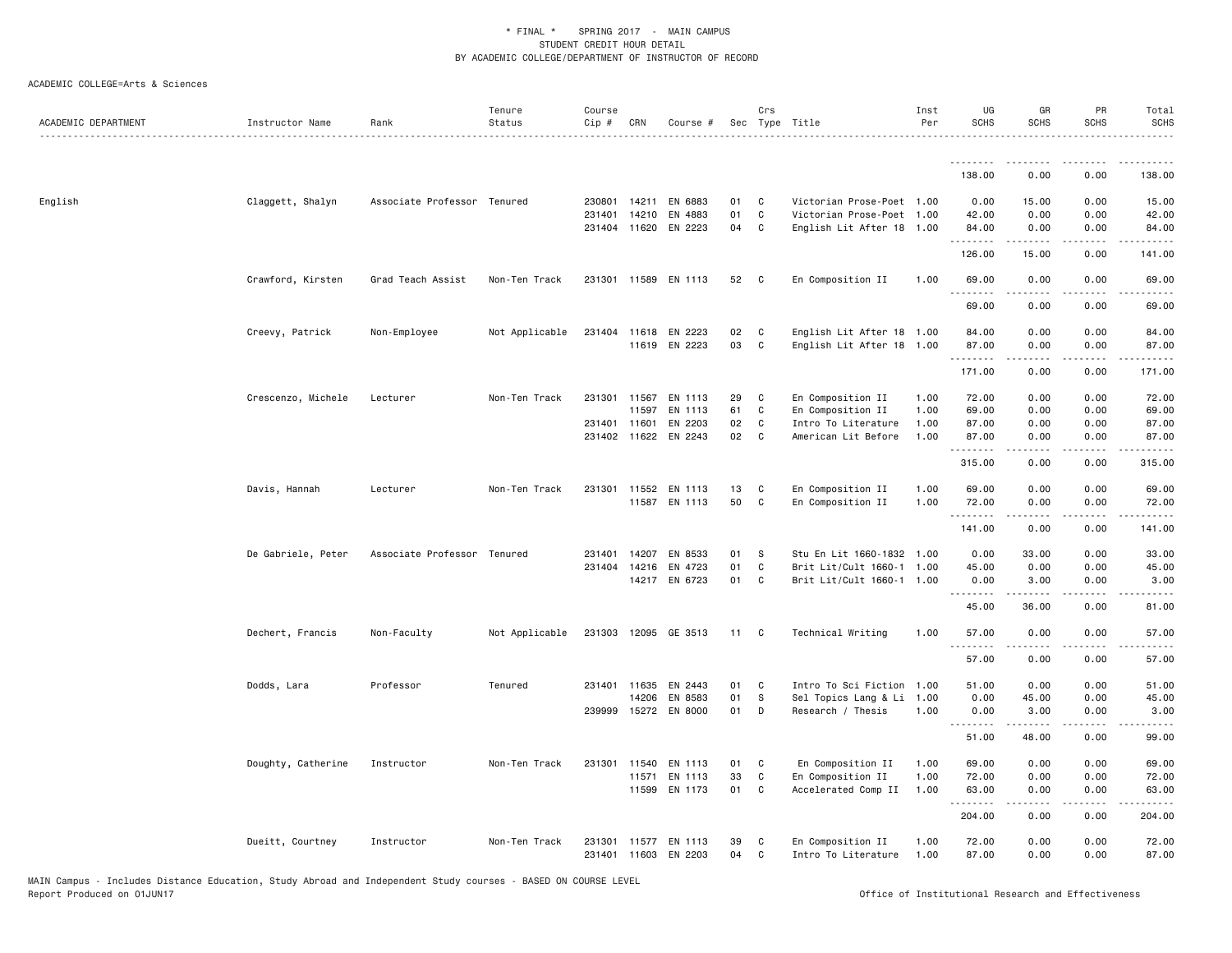\* FINAL \* SPRING 2017 - MAIN CAMPUS
STUDENT CREDIT HOUR DETAIL
BY ACADEMIC COLLEGE/DEPARTMENT OF INSTRUCTOR OF RECORD

ACADEMIC COLLEGE=Arts & Sciences

| ACADEMIC DEPARTMENT | Instructor Name | Rank | Tenure Status | Course Cip # | CRN | Course # | Sec | Crs Type | Title | Inst Per | UG SCHS | GR SCHS | PR SCHS | Total SCHS |
|---|---|---|---|---|---|---|---|---|---|---|---|---|---|---|
| | | | | | | | | | | | 138.00 | 0.00 | 0.00 | 138.00 |
| English | Claggett, Shalyn | Associate Professor | Tenured | 230801 | 14211 | EN 6883 | 01 | C | Victorian Prose-Poet | 1.00 | 0.00 | 15.00 | 0.00 | 15.00 |
| | | | | 231401 | 14210 | EN 4883 | 01 | C | Victorian Prose-Poet | 1.00 | 42.00 | 0.00 | 0.00 | 42.00 |
| | | | | 231404 | 11620 | EN 2223 | 04 | C | English Lit After 18 | 1.00 | 84.00 | 0.00 | 0.00 | 84.00 |
| | | | | | | | | | | | 126.00 | 15.00 | 0.00 | 141.00 |
| | Crawford, Kirsten | Grad Teach Assist | Non-Ten Track | 231301 | 11589 | EN 1113 | 52 | C | En Composition II | 1.00 | 69.00 | 0.00 | 0.00 | 69.00 |
| | | | | | | | | | | | 69.00 | 0.00 | 0.00 | 69.00 |
| | Creevy, Patrick | Non-Employee | Not Applicable | 231404 | 11618 | EN 2223 | 02 | C | English Lit After 18 | 1.00 | 84.00 | 0.00 | 0.00 | 84.00 |
| | | | | | 11619 | EN 2223 | 03 | C | English Lit After 18 | 1.00 | 87.00 | 0.00 | 0.00 | 87.00 |
| | | | | | | | | | | | 171.00 | 0.00 | 0.00 | 171.00 |
| | Crescenzo, Michele | Lecturer | Non-Ten Track | 231301 | 11567 | EN 1113 | 29 | C | En Composition II | 1.00 | 72.00 | 0.00 | 0.00 | 72.00 |
| | | | | | 11597 | EN 1113 | 61 | C | En Composition II | 1.00 | 69.00 | 0.00 | 0.00 | 69.00 |
| | | | | 231401 | 11601 | EN 2203 | 02 | C | Intro To Literature | 1.00 | 87.00 | 0.00 | 0.00 | 87.00 |
| | | | | 231402 | 11622 | EN 2243 | 02 | C | American Lit Before | 1.00 | 87.00 | 0.00 | 0.00 | 87.00 |
| | | | | | | | | | | | 315.00 | 0.00 | 0.00 | 315.00 |
| | Davis, Hannah | Lecturer | Non-Ten Track | 231301 | 11552 | EN 1113 | 13 | C | En Composition II | 1.00 | 69.00 | 0.00 | 0.00 | 69.00 |
| | | | | | 11587 | EN 1113 | 50 | C | En Composition II | 1.00 | 72.00 | 0.00 | 0.00 | 72.00 |
| | | | | | | | | | | | 141.00 | 0.00 | 0.00 | 141.00 |
| | De Gabriele, Peter | Associate Professor | Tenured | 231401 | 14207 | EN 8533 | 01 | S | Stu En Lit 1660-1832 | 1.00 | 0.00 | 33.00 | 0.00 | 33.00 |
| | | | | 231404 | 14216 | EN 4723 | 01 | C | Brit Lit/Cult 1660-1 | 1.00 | 45.00 | 0.00 | 0.00 | 45.00 |
| | | | | | 14217 | EN 6723 | 01 | C | Brit Lit/Cult 1660-1 | 1.00 | 0.00 | 3.00 | 0.00 | 3.00 |
| | | | | | | | | | | | 45.00 | 36.00 | 0.00 | 81.00 |
| | Dechert, Francis | Non-Faculty | Not Applicable | 231303 | 12095 | GE 3513 | 11 | C | Technical Writing | 1.00 | 57.00 | 0.00 | 0.00 | 57.00 |
| | | | | | | | | | | | 57.00 | 0.00 | 0.00 | 57.00 |
| | Dodds, Lara | Professor | Tenured | 231401 | 11635 | EN 2443 | 01 | C | Intro To Sci Fiction | 1.00 | 51.00 | 0.00 | 0.00 | 51.00 |
| | | | | | 14206 | EN 8583 | 01 | S | Sel Topics Lang & Li | 1.00 | 0.00 | 45.00 | 0.00 | 45.00 |
| | | | | 239999 | 15272 | EN 8000 | 01 | D | Research / Thesis | 1.00 | 0.00 | 3.00 | 0.00 | 3.00 |
| | | | | | | | | | | | 51.00 | 48.00 | 0.00 | 99.00 |
| | Doughty, Catherine | Instructor | Non-Ten Track | 231301 | 11540 | EN 1113 | 01 | C | En Composition II | 1.00 | 69.00 | 0.00 | 0.00 | 69.00 |
| | | | | | 11571 | EN 1113 | 33 | C | En Composition II | 1.00 | 72.00 | 0.00 | 0.00 | 72.00 |
| | | | | | 11599 | EN 1173 | 01 | C | Accelerated Comp II | 1.00 | 63.00 | 0.00 | 0.00 | 63.00 |
| | | | | | | | | | | | 204.00 | 0.00 | 0.00 | 204.00 |
| | Dueitt, Courtney | Instructor | Non-Ten Track | 231301 | 11577 | EN 1113 | 39 | C | En Composition II | 1.00 | 72.00 | 0.00 | 0.00 | 72.00 |
| | | | | 231401 | 11603 | EN 2203 | 04 | C | Intro To Literature | 1.00 | 87.00 | 0.00 | 0.00 | 87.00 |

MAIN Campus - Includes Distance Education, Study Abroad and Independent Study courses - BASED ON COURSE LEVEL
Report Produced on 01JUN17 Office of Institutional Research and Effectiveness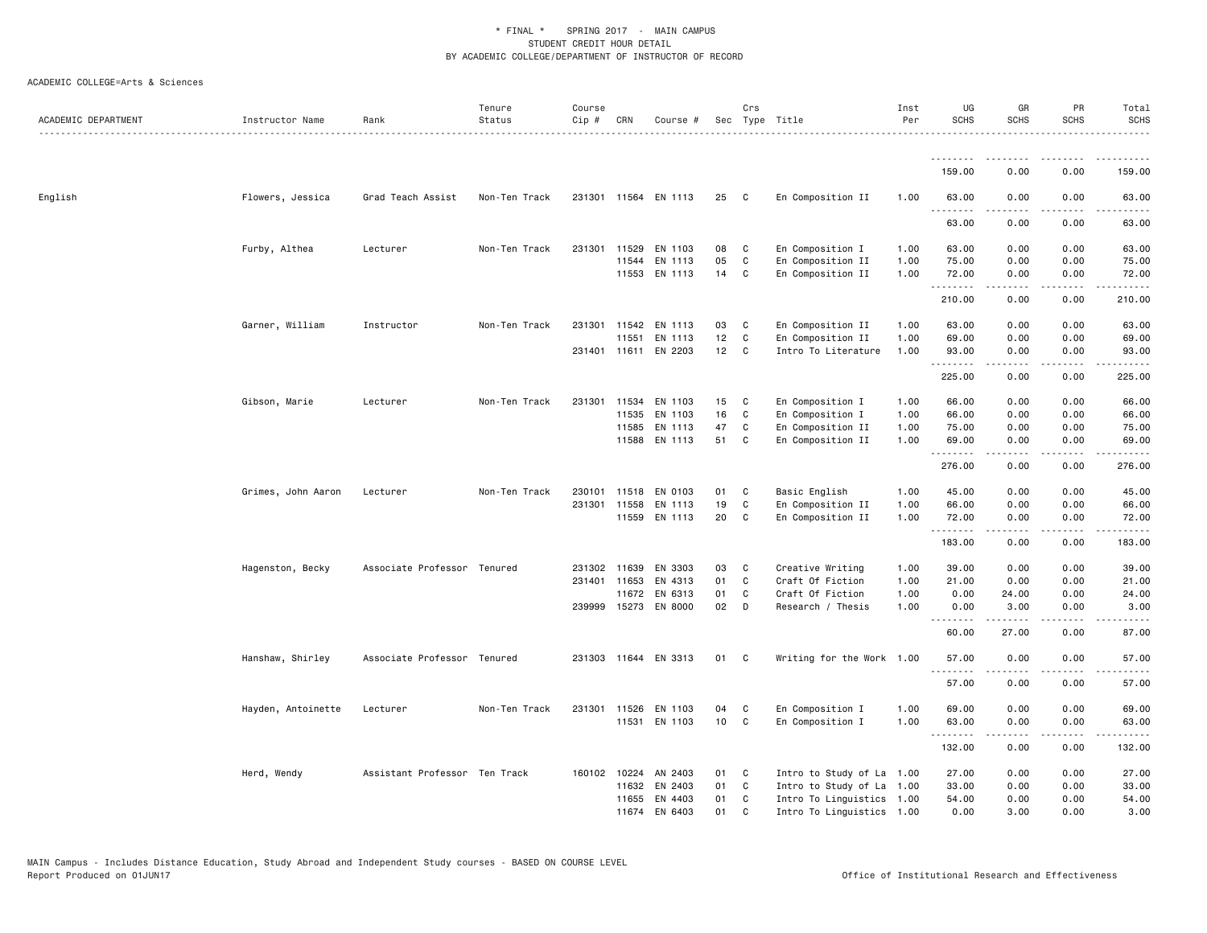\* FINAL \* SPRING 2017 - MAIN CAMPUS
STUDENT CREDIT HOUR DETAIL
BY ACADEMIC COLLEGE/DEPARTMENT OF INSTRUCTOR OF RECORD

ACADEMIC COLLEGE=Arts & Sciences

| ACADEMIC DEPARTMENT | Instructor Name | Rank | Tenure Status | Course Cip # | CRN | Course # | Sec | Crs Type | Title | Inst Per | UG SCHS | GR SCHS | PR SCHS | Total SCHS |
|---|---|---|---|---|---|---|---|---|---|---|---|---|---|---|
| | | | | | | | | | | | 159.00 | 0.00 | 0.00 | 159.00 |
| English | Flowers, Jessica | Grad Teach Assist | Non-Ten Track | 231301 | 11564 | EN 1113 | 25 | C | En Composition II | 1.00 | 63.00 | 0.00 | 0.00 | 63.00 |
| | | | | | | | | | | | 63.00 | 0.00 | 0.00 | 63.00 |
| | Furby, Althea | Lecturer | Non-Ten Track | 231301 | 11529 | EN 1103 | 08 | C | En Composition I | 1.00 | 63.00 | 0.00 | 0.00 | 63.00 |
| | | | | | 11544 | EN 1113 | 05 | C | En Composition II | 1.00 | 75.00 | 0.00 | 0.00 | 75.00 |
| | | | | | 11553 | EN 1113 | 14 | C | En Composition II | 1.00 | 72.00 | 0.00 | 0.00 | 72.00 |
| | | | | | | | | | | | 210.00 | 0.00 | 0.00 | 210.00 |
| | Garner, William | Instructor | Non-Ten Track | 231301 | 11542 | EN 1113 | 03 | C | En Composition II | 1.00 | 63.00 | 0.00 | 0.00 | 63.00 |
| | | | | | 11551 | EN 1113 | 12 | C | En Composition II | 1.00 | 69.00 | 0.00 | 0.00 | 69.00 |
| | | | | 231401 | 11611 | EN 2203 | 12 | C | Intro To Literature | 1.00 | 93.00 | 0.00 | 0.00 | 93.00 |
| | | | | | | | | | | | 225.00 | 0.00 | 0.00 | 225.00 |
| | Gibson, Marie | Lecturer | Non-Ten Track | 231301 | 11534 | EN 1103 | 15 | C | En Composition I | 1.00 | 66.00 | 0.00 | 0.00 | 66.00 |
| | | | | | 11535 | EN 1103 | 16 | C | En Composition I | 1.00 | 66.00 | 0.00 | 0.00 | 66.00 |
| | | | | | 11585 | EN 1113 | 47 | C | En Composition II | 1.00 | 75.00 | 0.00 | 0.00 | 75.00 |
| | | | | | 11588 | EN 1113 | 51 | C | En Composition II | 1.00 | 69.00 | 0.00 | 0.00 | 69.00 |
| | | | | | | | | | | | 276.00 | 0.00 | 0.00 | 276.00 |
| | Grimes, John Aaron | Lecturer | Non-Ten Track | 230101 | 11518 | EN 0103 | 01 | C | Basic English | 1.00 | 45.00 | 0.00 | 0.00 | 45.00 |
| | | | | 231301 | 11558 | EN 1113 | 19 | C | En Composition II | 1.00 | 66.00 | 0.00 | 0.00 | 66.00 |
| | | | | | 11559 | EN 1113 | 20 | C | En Composition II | 1.00 | 72.00 | 0.00 | 0.00 | 72.00 |
| | | | | | | | | | | | 183.00 | 0.00 | 0.00 | 183.00 |
| | Hagenston, Becky | Associate Professor | Tenured | 231302 | 11639 | EN 3303 | 03 | C | Creative Writing | 1.00 | 39.00 | 0.00 | 0.00 | 39.00 |
| | | | | 231401 | 11653 | EN 4313 | 01 | C | Craft Of Fiction | 1.00 | 21.00 | 0.00 | 0.00 | 21.00 |
| | | | | | 11672 | EN 6313 | 01 | C | Craft Of Fiction | 1.00 | 0.00 | 24.00 | 0.00 | 24.00 |
| | | | | 239999 | 15273 | EN 8000 | 02 | D | Research / Thesis | 1.00 | 0.00 | 3.00 | 0.00 | 3.00 |
| | | | | | | | | | | | 60.00 | 27.00 | 0.00 | 87.00 |
| | Hanshaw, Shirley | Associate Professor | Tenured | 231303 | 11644 | EN 3313 | 01 | C | Writing for the Work | 1.00 | 57.00 | 0.00 | 0.00 | 57.00 |
| | | | | | | | | | | | 57.00 | 0.00 | 0.00 | 57.00 |
| | Hayden, Antoinette | Lecturer | Non-Ten Track | 231301 | 11526 | EN 1103 | 04 | C | En Composition I | 1.00 | 69.00 | 0.00 | 0.00 | 69.00 |
| | | | | | 11531 | EN 1103 | 10 | C | En Composition I | 1.00 | 63.00 | 0.00 | 0.00 | 63.00 |
| | | | | | | | | | | | 132.00 | 0.00 | 0.00 | 132.00 |
| | Herd, Wendy | Assistant Professor | Ten Track | 160102 | 10224 | AN 2403 | 01 | C | Intro to Study of La | 1.00 | 27.00 | 0.00 | 0.00 | 27.00 |
| | | | | | 11632 | EN 2403 | 01 | C | Intro to Study of La | 1.00 | 33.00 | 0.00 | 0.00 | 33.00 |
| | | | | | 11655 | EN 4403 | 01 | C | Intro To Linguistics | 1.00 | 54.00 | 0.00 | 0.00 | 54.00 |
| | | | | | 11674 | EN 6403 | 01 | C | Intro To Linguistics | 1.00 | 0.00 | 3.00 | 0.00 | 3.00 |

MAIN Campus - Includes Distance Education, Study Abroad and Independent Study courses - BASED ON COURSE LEVEL
Report Produced on 01JUN17 Office of Institutional Research and Effectiveness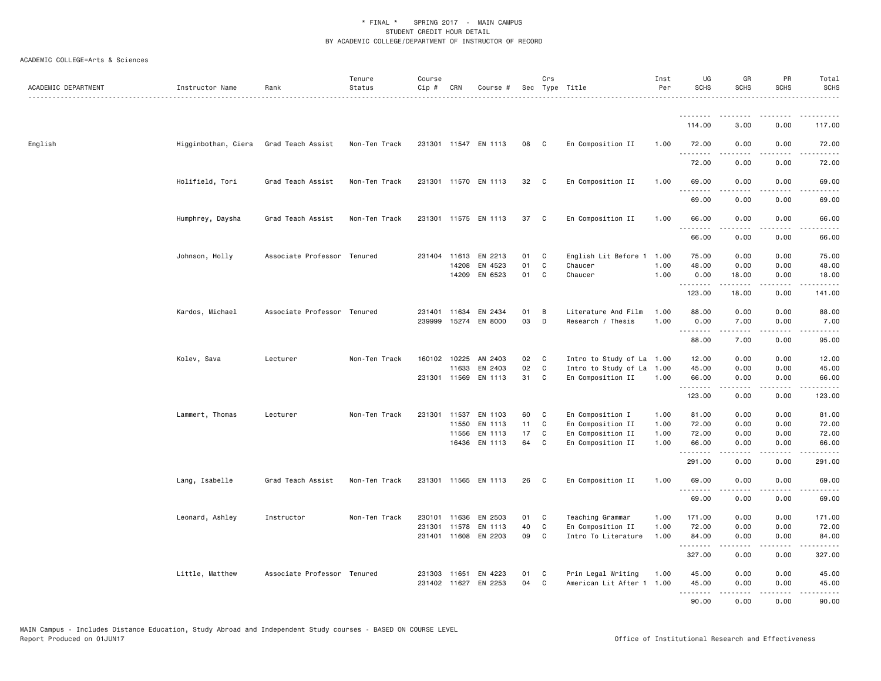\* FINAL \*  SPRING 2017 - MAIN CAMPUS
STUDENT CREDIT HOUR DETAIL
BY ACADEMIC COLLEGE/DEPARTMENT OF INSTRUCTOR OF RECORD

ACADEMIC COLLEGE=Arts & Sciences

| ACADEMIC DEPARTMENT | Instructor Name | Rank | Tenure Status | Course Cip # | CRN | Course # | Sec | Crs Type | Title | Inst Per | UG SCHS | GR SCHS | PR SCHS | Total SCHS |
|---|---|---|---|---|---|---|---|---|---|---|---|---|---|---|
| | | | | | | | | | | | 114.00 | 3.00 | 0.00 | 117.00 |
| English | Higginbotham, Ciera | Grad Teach Assist | Non-Ten Track | 231301 | 11547 | EN 1113 | 08 | C | En Composition II | 1.00 | 72.00 | 0.00 | 0.00 | 72.00 |
| | | | | | | | | | | | 72.00 | 0.00 | 0.00 | 72.00 |
| | Holifield, Tori | Grad Teach Assist | Non-Ten Track | 231301 | 11570 | EN 1113 | 32 | C | En Composition II | 1.00 | 69.00 | 0.00 | 0.00 | 69.00 |
| | | | | | | | | | | | 69.00 | 0.00 | 0.00 | 69.00 |
| | Humphrey, Daysha | Grad Teach Assist | Non-Ten Track | 231301 | 11575 | EN 1113 | 37 | C | En Composition II | 1.00 | 66.00 | 0.00 | 0.00 | 66.00 |
| | | | | | | | | | | | 66.00 | 0.00 | 0.00 | 66.00 |
| | Johnson, Holly | Associate Professor | Tenured | 231404 | 11613 | EN 2213 | 01 | C | English Lit Before 1 | 1.00 | 75.00 | 0.00 | 0.00 | 75.00 |
| | | | | | 14208 | EN 4523 | 01 | C | Chaucer | 1.00 | 48.00 | 0.00 | 0.00 | 48.00 |
| | | | | | 14209 | EN 6523 | 01 | C | Chaucer | 1.00 | 0.00 | 18.00 | 0.00 | 18.00 |
| | | | | | | | | | | | 123.00 | 18.00 | 0.00 | 141.00 |
| | Kardos, Michael | Associate Professor | Tenured | 231401 | 11634 | EN 2434 | 01 | B | Literature And Film | 1.00 | 88.00 | 0.00 | 0.00 | 88.00 |
| | | | | 239999 | 15274 | EN 8000 | 03 | D | Research / Thesis | 1.00 | 0.00 | 7.00 | 0.00 | 7.00 |
| | | | | | | | | | | | 88.00 | 7.00 | 0.00 | 95.00 |
| | Kolev, Sava | Lecturer | Non-Ten Track | 160102 | 10225 | AN 2403 | 02 | C | Intro to Study of La | 1.00 | 12.00 | 0.00 | 0.00 | 12.00 |
| | | | | | 11633 | EN 2403 | 02 | C | Intro to Study of La | 1.00 | 45.00 | 0.00 | 0.00 | 45.00 |
| | | | | 231301 | 11569 | EN 1113 | 31 | C | En Composition II | 1.00 | 66.00 | 0.00 | 0.00 | 66.00 |
| | | | | | | | | | | | 123.00 | 0.00 | 0.00 | 123.00 |
| | Lammert, Thomas | Lecturer | Non-Ten Track | 231301 | 11537 | EN 1103 | 60 | C | En Composition I | 1.00 | 81.00 | 0.00 | 0.00 | 81.00 |
| | | | | | 11550 | EN 1113 | 11 | C | En Composition II | 1.00 | 72.00 | 0.00 | 0.00 | 72.00 |
| | | | | | 11556 | EN 1113 | 17 | C | En Composition II | 1.00 | 72.00 | 0.00 | 0.00 | 72.00 |
| | | | | | 16436 | EN 1113 | 64 | C | En Composition II | 1.00 | 66.00 | 0.00 | 0.00 | 66.00 |
| | | | | | | | | | | | 291.00 | 0.00 | 0.00 | 291.00 |
| | Lang, Isabelle | Grad Teach Assist | Non-Ten Track | 231301 | 11565 | EN 1113 | 26 | C | En Composition II | 1.00 | 69.00 | 0.00 | 0.00 | 69.00 |
| | | | | | | | | | | | 69.00 | 0.00 | 0.00 | 69.00 |
| | Leonard, Ashley | Instructor | Non-Ten Track | 230101 | 11636 | EN 2503 | 01 | C | Teaching Grammar | 1.00 | 171.00 | 0.00 | 0.00 | 171.00 |
| | | | | 231301 | 11578 | EN 1113 | 40 | C | En Composition II | 1.00 | 72.00 | 0.00 | 0.00 | 72.00 |
| | | | | 231401 | 11608 | EN 2203 | 09 | C | Intro To Literature | 1.00 | 84.00 | 0.00 | 0.00 | 84.00 |
| | | | | | | | | | | | 327.00 | 0.00 | 0.00 | 327.00 |
| | Little, Matthew | Associate Professor | Tenured | 231303 | 11651 | EN 4223 | 01 | C | Prin Legal Writing | 1.00 | 45.00 | 0.00 | 0.00 | 45.00 |
| | | | | 231402 | 11627 | EN 2253 | 04 | C | American Lit After 1 | 1.00 | 45.00 | 0.00 | 0.00 | 45.00 |
| | | | | | | | | | | | 90.00 | 0.00 | 0.00 | 90.00 |

MAIN Campus - Includes Distance Education, Study Abroad and Independent Study courses - BASED ON COURSE LEVEL
Report Produced on 01JUN17  Office of Institutional Research and Effectiveness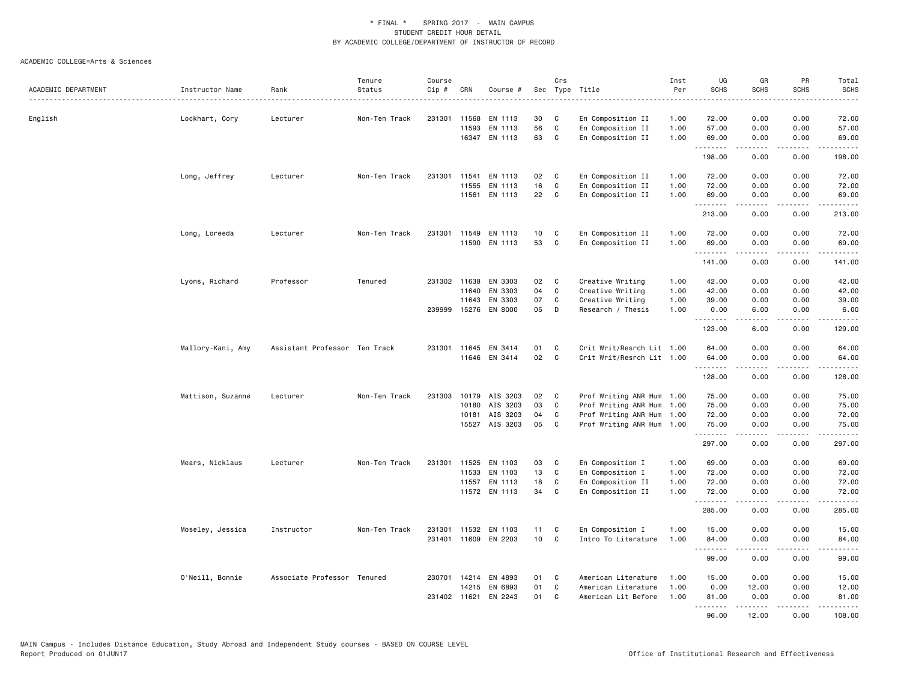\* FINAL \* SPRING 2017 - MAIN CAMPUS
STUDENT CREDIT HOUR DETAIL
BY ACADEMIC COLLEGE/DEPARTMENT OF INSTRUCTOR OF RECORD

ACADEMIC COLLEGE=Arts & Sciences

| ACADEMIC DEPARTMENT | Instructor Name | Rank | Tenure Status | Course Cip # | CRN | Course # | Sec | Crs Type | Title | Inst Per | UG SCHS | GR SCHS | PR SCHS | Total SCHS |
|---|---|---|---|---|---|---|---|---|---|---|---|---|---|---|
| English | Lockhart, Cory | Lecturer | Non-Ten Track | 231301 | 11568 | EN 1113 | 30 | C | En Composition II | 1.00 | 72.00 | 0.00 | 0.00 | 72.00 |
| | | | | | 11593 | EN 1113 | 56 | C | En Composition II | 1.00 | 57.00 | 0.00 | 0.00 | 57.00 |
| | | | | | 16347 | EN 1113 | 63 | C | En Composition II | 1.00 | 69.00 | 0.00 | 0.00 | 69.00 |
| | | | | | | | | | | | 198.00 | 0.00 | 0.00 | 198.00 |
| | Long, Jeffrey | Lecturer | Non-Ten Track | 231301 | 11541 | EN 1113 | 02 | C | En Composition II | 1.00 | 72.00 | 0.00 | 0.00 | 72.00 |
| | | | | | 11555 | EN 1113 | 16 | C | En Composition II | 1.00 | 72.00 | 0.00 | 0.00 | 72.00 |
| | | | | | 11561 | EN 1113 | 22 | C | En Composition II | 1.00 | 69.00 | 0.00 | 0.00 | 69.00 |
| | | | | | | | | | | | 213.00 | 0.00 | 0.00 | 213.00 |
| | Long, Loreeda | Lecturer | Non-Ten Track | 231301 | 11549 | EN 1113 | 10 | C | En Composition II | 1.00 | 72.00 | 0.00 | 0.00 | 72.00 |
| | | | | | 11590 | EN 1113 | 53 | C | En Composition II | 1.00 | 69.00 | 0.00 | 0.00 | 69.00 |
| | | | | | | | | | | | 141.00 | 0.00 | 0.00 | 141.00 |
| | Lyons, Richard | Professor | Tenured | 231302 | 11638 | EN 3303 | 02 | C | Creative Writing | 1.00 | 42.00 | 0.00 | 0.00 | 42.00 |
| | | | | | 11640 | EN 3303 | 04 | C | Creative Writing | 1.00 | 42.00 | 0.00 | 0.00 | 42.00 |
| | | | | | 11643 | EN 3303 | 07 | C | Creative Writing | 1.00 | 39.00 | 0.00 | 0.00 | 39.00 |
| | | | | 239999 | 15276 | EN 8000 | 05 | D | Research / Thesis | 1.00 | 0.00 | 6.00 | 0.00 | 6.00 |
| | | | | | | | | | | | 123.00 | 6.00 | 0.00 | 129.00 |
| | Mallory-Kani, Amy | Assistant Professor | Ten Track | 231301 | 11645 | EN 3414 | 01 | C | Crit Writ/Resrch Lit | 1.00 | 64.00 | 0.00 | 0.00 | 64.00 |
| | | | | | 11646 | EN 3414 | 02 | C | Crit Writ/Resrch Lit | 1.00 | 64.00 | 0.00 | 0.00 | 64.00 |
| | | | | | | | | | | | 128.00 | 0.00 | 0.00 | 128.00 |
| | Mattison, Suzanne | Lecturer | Non-Ten Track | 231303 | 10179 | AIS 3203 | 02 | C | Prof Writing ANR Hum | 1.00 | 75.00 | 0.00 | 0.00 | 75.00 |
| | | | | | 10180 | AIS 3203 | 03 | C | Prof Writing ANR Hum | 1.00 | 75.00 | 0.00 | 0.00 | 75.00 |
| | | | | | 10181 | AIS 3203 | 04 | C | Prof Writing ANR Hum | 1.00 | 72.00 | 0.00 | 0.00 | 72.00 |
| | | | | | 15527 | AIS 3203 | 05 | C | Prof Writing ANR Hum | 1.00 | 75.00 | 0.00 | 0.00 | 75.00 |
| | | | | | | | | | | | 297.00 | 0.00 | 0.00 | 297.00 |
| | Mears, Nicklaus | Lecturer | Non-Ten Track | 231301 | 11525 | EN 1103 | 03 | C | En Composition I | 1.00 | 69.00 | 0.00 | 0.00 | 69.00 |
| | | | | | 11533 | EN 1103 | 13 | C | En Composition I | 1.00 | 72.00 | 0.00 | 0.00 | 72.00 |
| | | | | | 11557 | EN 1113 | 18 | C | En Composition II | 1.00 | 72.00 | 0.00 | 0.00 | 72.00 |
| | | | | | 11572 | EN 1113 | 34 | C | En Composition II | 1.00 | 72.00 | 0.00 | 0.00 | 72.00 |
| | | | | | | | | | | | 285.00 | 0.00 | 0.00 | 285.00 |
| | Moseley, Jessica | Instructor | Non-Ten Track | 231301 | 11532 | EN 1103 | 11 | C | En Composition I | 1.00 | 15.00 | 0.00 | 0.00 | 15.00 |
| | | | | 231401 | 11609 | EN 2203 | 10 | C | Intro To Literature | 1.00 | 84.00 | 0.00 | 0.00 | 84.00 |
| | | | | | | | | | | | 99.00 | 0.00 | 0.00 | 99.00 |
| | O'Neill, Bonnie | Associate Professor | Tenured | 230701 | 14214 | EN 4893 | 01 | C | American Literature | 1.00 | 15.00 | 0.00 | 0.00 | 15.00 |
| | | | | | 14215 | EN 6893 | 01 | C | American Literature | 1.00 | 0.00 | 12.00 | 0.00 | 12.00 |
| | | | | 231402 | 11621 | EN 2243 | 01 | C | American Lit Before | 1.00 | 81.00 | 0.00 | 0.00 | 81.00 |
| | | | | | | | | | | | 96.00 | 12.00 | 0.00 | 108.00 |

MAIN Campus - Includes Distance Education, Study Abroad and Independent Study courses - BASED ON COURSE LEVEL
Report Produced on 01JUN17 Office of Institutional Research and Effectiveness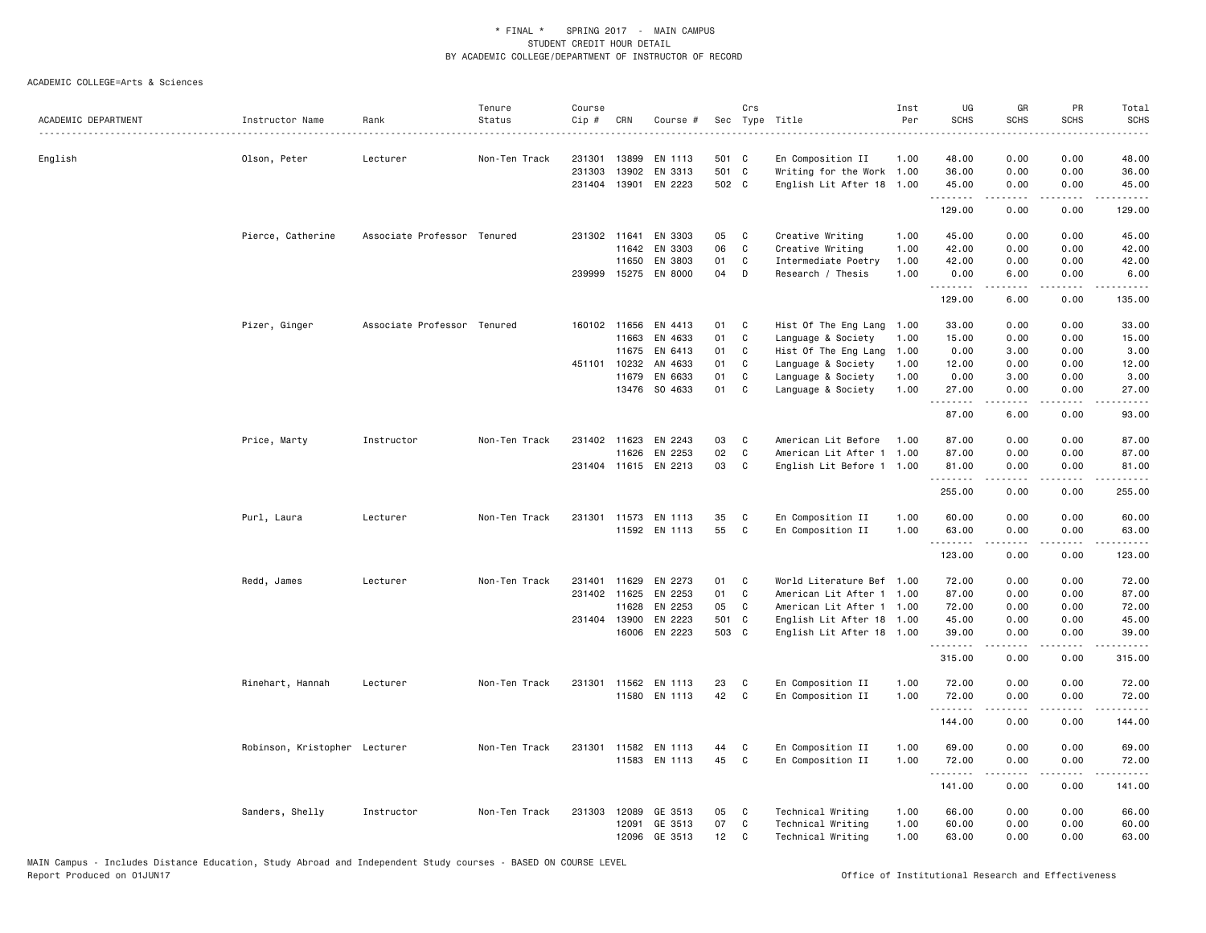\* FINAL \* SPRING 2017 - MAIN CAMPUS
STUDENT CREDIT HOUR DETAIL
BY ACADEMIC COLLEGE/DEPARTMENT OF INSTRUCTOR OF RECORD

ACADEMIC COLLEGE=Arts & Sciences

| ACADEMIC DEPARTMENT | Instructor Name | Rank | Tenure Status | Course Cip # | CRN | Course # | Sec | Crs Type | Title | Inst Per | UG SCHS | GR SCHS | PR SCHS | Total SCHS |
|---|---|---|---|---|---|---|---|---|---|---|---|---|---|---|
| English | Olson, Peter | Lecturer | Non-Ten Track | 231301 | 13899 | EN 1113 | 501 | C | En Composition II | 1.00 | 48.00 | 0.00 | 0.00 | 48.00 |
| | | | | 231303 | 13902 | EN 3313 | 501 | C | Writing for the Work | 1.00 | 36.00 | 0.00 | 0.00 | 36.00 |
| | | | | 231404 | 13901 | EN 2223 | 502 | C | English Lit After 18 | 1.00 | 45.00 | 0.00 | 0.00 | 45.00 |
| | | | | | | | | | | | 129.00 | 0.00 | 0.00 | 129.00 |
| | Pierce, Catherine | Associate Professor | Tenured | 231302 | 11641 | EN 3303 | 05 | C | Creative Writing | 1.00 | 45.00 | 0.00 | 0.00 | 45.00 |
| | | | | | 11642 | EN 3303 | 06 | C | Creative Writing | 1.00 | 42.00 | 0.00 | 0.00 | 42.00 |
| | | | | | 11650 | EN 3803 | 01 | C | Intermediate Poetry | 1.00 | 42.00 | 0.00 | 0.00 | 42.00 |
| | | | | 239999 | 15275 | EN 8000 | 04 | D | Research / Thesis | 1.00 | 0.00 | 6.00 | 0.00 | 6.00 |
| | | | | | | | | | | | 129.00 | 6.00 | 0.00 | 135.00 |
| | Pizer, Ginger | Associate Professor | Tenured | 160102 | 11656 | EN 4413 | 01 | C | Hist Of The Eng Lang | 1.00 | 33.00 | 0.00 | 0.00 | 33.00 |
| | | | | | 11663 | EN 4633 | 01 | C | Language & Society | 1.00 | 15.00 | 0.00 | 0.00 | 15.00 |
| | | | | | 11675 | EN 6413 | 01 | C | Hist Of The Eng Lang | 1.00 | 0.00 | 3.00 | 0.00 | 3.00 |
| | | | | 451101 | 10232 | AN 4633 | 01 | C | Language & Society | 1.00 | 12.00 | 0.00 | 0.00 | 12.00 |
| | | | | | 11679 | EN 6633 | 01 | C | Language & Society | 1.00 | 0.00 | 3.00 | 0.00 | 3.00 |
| | | | | | 13476 | SO 4633 | 01 | C | Language & Society | 1.00 | 27.00 | 0.00 | 0.00 | 27.00 |
| | | | | | | | | | | | 87.00 | 6.00 | 0.00 | 93.00 |
| | Price, Marty | Instructor | Non-Ten Track | 231402 | 11623 | EN 2243 | 03 | C | American Lit Before | 1.00 | 87.00 | 0.00 | 0.00 | 87.00 |
| | | | | | 11626 | EN 2253 | 02 | C | American Lit After 1 | 1.00 | 87.00 | 0.00 | 0.00 | 87.00 |
| | | | | 231404 | 11615 | EN 2213 | 03 | C | English Lit Before 1 | 1.00 | 81.00 | 0.00 | 0.00 | 81.00 |
| | | | | | | | | | | | 255.00 | 0.00 | 0.00 | 255.00 |
| | Purl, Laura | Lecturer | Non-Ten Track | 231301 | 11573 | EN 1113 | 35 | C | En Composition II | 1.00 | 60.00 | 0.00 | 0.00 | 60.00 |
| | | | | | 11592 | EN 1113 | 55 | C | En Composition II | 1.00 | 63.00 | 0.00 | 0.00 | 63.00 |
| | | | | | | | | | | | 123.00 | 0.00 | 0.00 | 123.00 |
| | Redd, James | Lecturer | Non-Ten Track | 231401 | 11629 | EN 2273 | 01 | C | World Literature Bef | 1.00 | 72.00 | 0.00 | 0.00 | 72.00 |
| | | | | 231402 | 11625 | EN 2253 | 01 | C | American Lit After 1 | 1.00 | 87.00 | 0.00 | 0.00 | 87.00 |
| | | | | | 11628 | EN 2253 | 05 | C | American Lit After 1 | 1.00 | 72.00 | 0.00 | 0.00 | 72.00 |
| | | | | 231404 | 13900 | EN 2223 | 501 | C | English Lit After 18 | 1.00 | 45.00 | 0.00 | 0.00 | 45.00 |
| | | | | | 16006 | EN 2223 | 503 | C | English Lit After 18 | 1.00 | 39.00 | 0.00 | 0.00 | 39.00 |
| | | | | | | | | | | | 315.00 | 0.00 | 0.00 | 315.00 |
| | Rinehart, Hannah | Lecturer | Non-Ten Track | 231301 | 11562 | EN 1113 | 23 | C | En Composition II | 1.00 | 72.00 | 0.00 | 0.00 | 72.00 |
| | | | | | 11580 | EN 1113 | 42 | C | En Composition II | 1.00 | 72.00 | 0.00 | 0.00 | 72.00 |
| | | | | | | | | | | | 144.00 | 0.00 | 0.00 | 144.00 |
| | Robinson, Kristopher | Lecturer | Non-Ten Track | 231301 | 11582 | EN 1113 | 44 | C | En Composition II | 1.00 | 69.00 | 0.00 | 0.00 | 69.00 |
| | | | | | 11583 | EN 1113 | 45 | C | En Composition II | 1.00 | 72.00 | 0.00 | 0.00 | 72.00 |
| | | | | | | | | | | | 141.00 | 0.00 | 0.00 | 141.00 |
| | Sanders, Shelly | Instructor | Non-Ten Track | 231303 | 12089 | GE 3513 | 05 | C | Technical Writing | 1.00 | 66.00 | 0.00 | 0.00 | 66.00 |
| | | | | | 12091 | GE 3513 | 07 | C | Technical Writing | 1.00 | 60.00 | 0.00 | 0.00 | 60.00 |
| | | | | | 12096 | GE 3513 | 12 | C | Technical Writing | 1.00 | 63.00 | 0.00 | 0.00 | 63.00 |

MAIN Campus - Includes Distance Education, Study Abroad and Independent Study courses - BASED ON COURSE LEVEL
Report Produced on 01JUN17 Office of Institutional Research and Effectiveness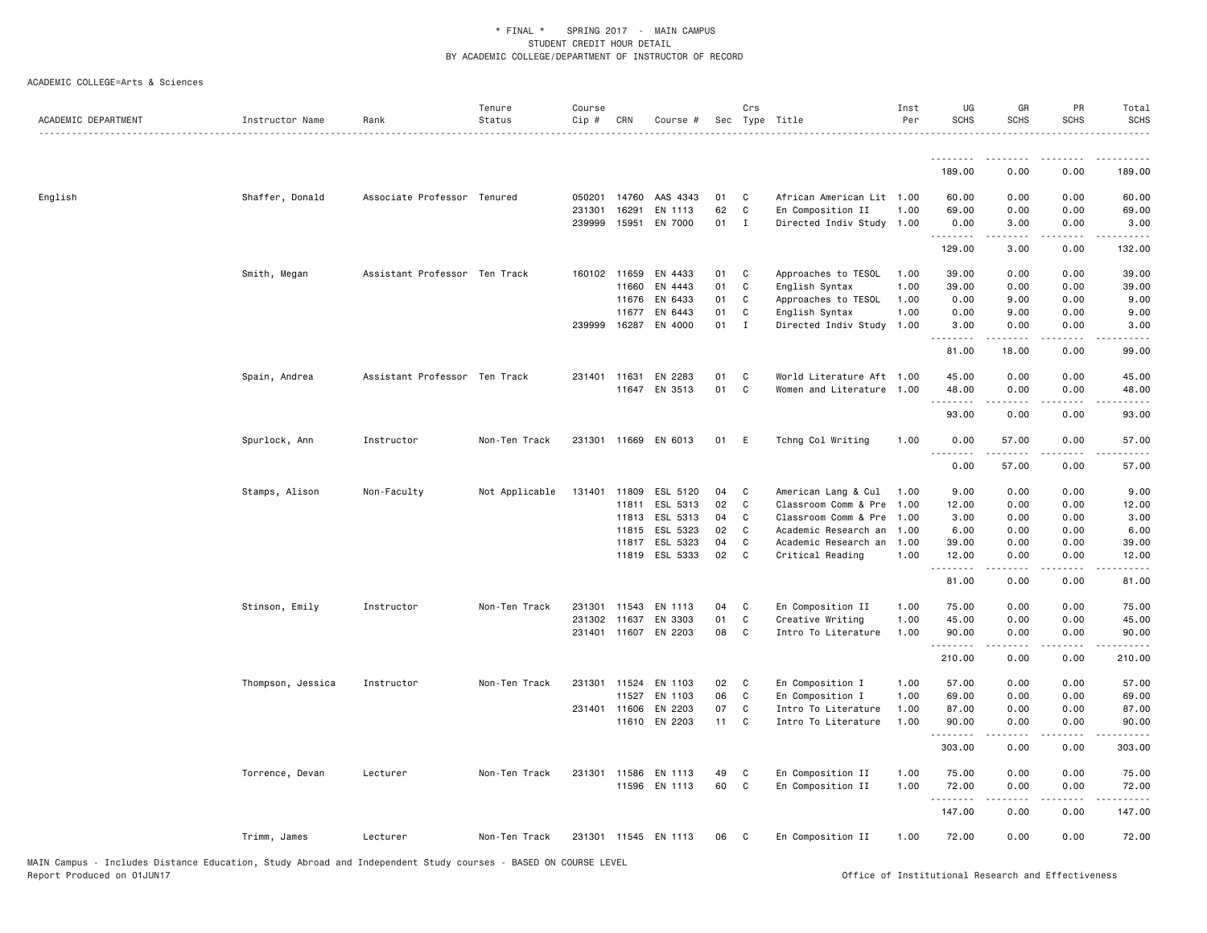\* FINAL \* SPRING 2017 - MAIN CAMPUS
STUDENT CREDIT HOUR DETAIL
BY ACADEMIC COLLEGE/DEPARTMENT OF INSTRUCTOR OF RECORD

ACADEMIC COLLEGE=Arts & Sciences

| ACADEMIC DEPARTMENT | Instructor Name | Rank | Tenure Status | Course Cip # | CRN | Course # | Sec | Crs Type | Title | Inst Per | UG SCHS | GR SCHS | PR SCHS | Total SCHS |
|---|---|---|---|---|---|---|---|---|---|---|---|---|---|---|
| | | | | | | | | | | | 189.00 | 0.00 | 0.00 | 189.00 |
| English | Shaffer, Donald | Associate Professor | Tenured | 050201 | 14760 | AAS 4343 | 01 | C | African American Lit | 1.00 | 60.00 | 0.00 | 0.00 | 60.00 |
| | | | | 231301 | 16291 | EN 1113 | 62 | C | En Composition II | 1.00 | 69.00 | 0.00 | 0.00 | 69.00 |
| | | | | 239999 | 15951 | EN 7000 | 01 | I | Directed Indiv Study | 1.00 | 0.00 | 3.00 | 0.00 | 3.00 |
| | | | | | | | | | | | 129.00 | 3.00 | 0.00 | 132.00 |
| | Smith, Megan | Assistant Professor | Ten Track | 160102 | 11659 | EN 4433 | 01 | C | Approaches to TESOL | 1.00 | 39.00 | 0.00 | 0.00 | 39.00 |
| | | | | | 11660 | EN 4443 | 01 | C | English Syntax | 1.00 | 39.00 | 0.00 | 0.00 | 39.00 |
| | | | | | 11676 | EN 6433 | 01 | C | Approaches to TESOL | 1.00 | 0.00 | 9.00 | 0.00 | 9.00 |
| | | | | | 11677 | EN 6443 | 01 | C | English Syntax | 1.00 | 0.00 | 9.00 | 0.00 | 9.00 |
| | | | | 239999 | 16287 | EN 4000 | 01 | I | Directed Indiv Study | 1.00 | 3.00 | 0.00 | 0.00 | 3.00 |
| | | | | | | | | | | | 81.00 | 18.00 | 0.00 | 99.00 |
| | Spain, Andrea | Assistant Professor | Ten Track | 231401 | 11631 | EN 2283 | 01 | C | World Literature Aft | 1.00 | 45.00 | 0.00 | 0.00 | 45.00 |
| | | | | | 11647 | EN 3513 | 01 | C | Women and Literature | 1.00 | 48.00 | 0.00 | 0.00 | 48.00 |
| | | | | | | | | | | | 93.00 | 0.00 | 0.00 | 93.00 |
| | Spurlock, Ann | Instructor | Non-Ten Track | 231301 | 11669 | EN 6013 | 01 | E | Tchng Col Writing | 1.00 | 0.00 | 57.00 | 0.00 | 57.00 |
| | | | | | | | | | | | 0.00 | 57.00 | 0.00 | 57.00 |
| | Stamps, Alison | Non-Faculty | Not Applicable | 131401 | 11809 | ESL 5120 | 04 | C | American Lang & Cul | 1.00 | 9.00 | 0.00 | 0.00 | 9.00 |
| | | | | | 11811 | ESL 5313 | 02 | C | Classroom Comm & Pre | 1.00 | 12.00 | 0.00 | 0.00 | 12.00 |
| | | | | | 11813 | ESL 5313 | 04 | C | Classroom Comm & Pre | 1.00 | 3.00 | 0.00 | 0.00 | 3.00 |
| | | | | | 11815 | ESL 5323 | 02 | C | Academic Research an | 1.00 | 6.00 | 0.00 | 0.00 | 6.00 |
| | | | | | 11817 | ESL 5323 | 04 | C | Academic Research an | 1.00 | 39.00 | 0.00 | 0.00 | 39.00 |
| | | | | | 11819 | ESL 5333 | 02 | C | Critical Reading | 1.00 | 12.00 | 0.00 | 0.00 | 12.00 |
| | | | | | | | | | | | 81.00 | 0.00 | 0.00 | 81.00 |
| | Stinson, Emily | Instructor | Non-Ten Track | 231301 | 11543 | EN 1113 | 04 | C | En Composition II | 1.00 | 75.00 | 0.00 | 0.00 | 75.00 |
| | | | | 231302 | 11637 | EN 3303 | 01 | C | Creative Writing | 1.00 | 45.00 | 0.00 | 0.00 | 45.00 |
| | | | | 231401 | 11607 | EN 2203 | 08 | C | Intro To Literature | 1.00 | 90.00 | 0.00 | 0.00 | 90.00 |
| | | | | | | | | | | | 210.00 | 0.00 | 0.00 | 210.00 |
| | Thompson, Jessica | Instructor | Non-Ten Track | 231301 | 11524 | EN 1103 | 02 | C | En Composition I | 1.00 | 57.00 | 0.00 | 0.00 | 57.00 |
| | | | | | 11527 | EN 1103 | 06 | C | En Composition I | 1.00 | 69.00 | 0.00 | 0.00 | 69.00 |
| | | | | 231401 | 11606 | EN 2203 | 07 | C | Intro To Literature | 1.00 | 87.00 | 0.00 | 0.00 | 87.00 |
| | | | | | 11610 | EN 2203 | 11 | C | Intro To Literature | 1.00 | 90.00 | 0.00 | 0.00 | 90.00 |
| | | | | | | | | | | | 303.00 | 0.00 | 0.00 | 303.00 |
| | Torrence, Devan | Lecturer | Non-Ten Track | 231301 | 11586 | EN 1113 | 49 | C | En Composition II | 1.00 | 75.00 | 0.00 | 0.00 | 75.00 |
| | | | | | 11596 | EN 1113 | 60 | C | En Composition II | 1.00 | 72.00 | 0.00 | 0.00 | 72.00 |
| | | | | | | | | | | | 147.00 | 0.00 | 0.00 | 147.00 |
| | Trimm, James | Lecturer | Non-Ten Track | 231301 | 11545 | EN 1113 | 06 | C | En Composition II | 1.00 | 72.00 | 0.00 | 0.00 | 72.00 |

MAIN Campus - Includes Distance Education, Study Abroad and Independent Study courses - BASED ON COURSE LEVEL
Report Produced on 01JUN17 — Office of Institutional Research and Effectiveness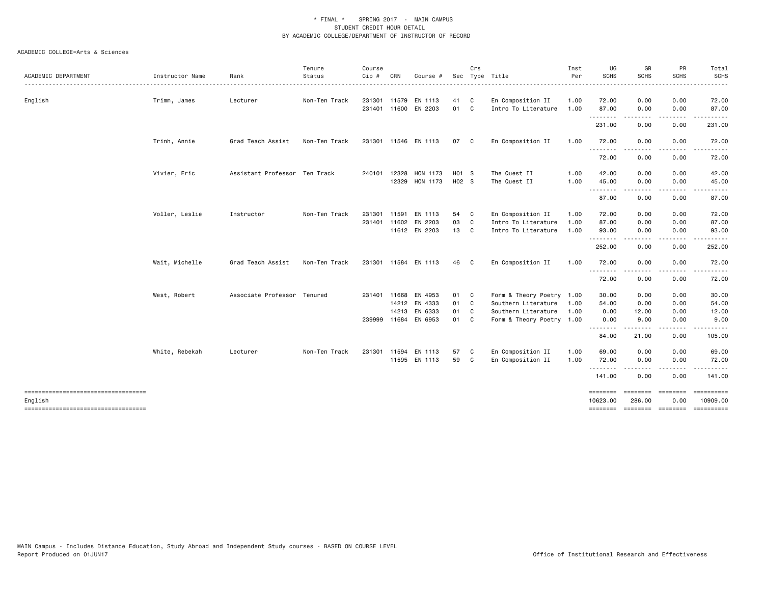\* FINAL \* SPRING 2017 - MAIN CAMPUS
STUDENT CREDIT HOUR DETAIL
BY ACADEMIC COLLEGE/DEPARTMENT OF INSTRUCTOR OF RECORD

ACADEMIC COLLEGE=Arts & Sciences

| ACADEMIC DEPARTMENT | Instructor Name | Rank | Tenure Status | Course Cip # | CRN | Course # | Sec | Crs Type | Title | Inst Per | UG SCHS | GR SCHS | PR SCHS | Total SCHS |
|---|---|---|---|---|---|---|---|---|---|---|---|---|---|---|
| English | Trimm, James | Lecturer | Non-Ten Track | 231301 | 11579 | EN 1113 | 41 | C | En Composition II | 1.00 | 72.00 | 0.00 | 0.00 | 72.00 |
| | | | | 231401 | 11600 | EN 2203 | 01 | C | Intro To Literature | 1.00 | 87.00 | 0.00 | 0.00 | 87.00 |
| | | | | | | | | | | | 231.00 | 0.00 | 0.00 | 231.00 |
| | Trinh, Annie | Grad Teach Assist | Non-Ten Track | 231301 | 11546 | EN 1113 | 07 | C | En Composition II | 1.00 | 72.00 | 0.00 | 0.00 | 72.00 |
| | | | | | | | | | | | 72.00 | 0.00 | 0.00 | 72.00 |
| | Vivier, Eric | Assistant Professor | Ten Track | 240101 | 12328 | HON 1173 | H01 | S | The Quest II | 1.00 | 42.00 | 0.00 | 0.00 | 42.00 |
| | | | | | 12329 | HON 1173 | H02 | S | The Quest II | 1.00 | 45.00 | 0.00 | 0.00 | 45.00 |
| | | | | | | | | | | | 87.00 | 0.00 | 0.00 | 87.00 |
| | Voller, Leslie | Instructor | Non-Ten Track | 231301 | 11591 | EN 1113 | 54 | C | En Composition II | 1.00 | 72.00 | 0.00 | 0.00 | 72.00 |
| | | | | 231401 | 11602 | EN 2203 | 03 | C | Intro To Literature | 1.00 | 87.00 | 0.00 | 0.00 | 87.00 |
| | | | | | 11612 | EN 2203 | 13 | C | Intro To Literature | 1.00 | 93.00 | 0.00 | 0.00 | 93.00 |
| | | | | | | | | | | | 252.00 | 0.00 | 0.00 | 252.00 |
| | Wait, Michelle | Grad Teach Assist | Non-Ten Track | 231301 | 11584 | EN 1113 | 46 | C | En Composition II | 1.00 | 72.00 | 0.00 | 0.00 | 72.00 |
| | | | | | | | | | | | 72.00 | 0.00 | 0.00 | 72.00 |
| | West, Robert | Associate Professor | Tenured | 231401 | 11668 | EN 4953 | 01 | C | Form & Theory Poetry | 1.00 | 30.00 | 0.00 | 0.00 | 30.00 |
| | | | | | 14212 | EN 4333 | 01 | C | Southern Literature | 1.00 | 54.00 | 0.00 | 0.00 | 54.00 |
| | | | | | 14213 | EN 6333 | 01 | C | Southern Literature | 1.00 | 0.00 | 12.00 | 0.00 | 12.00 |
| | | | | 239999 | 11684 | EN 6953 | 01 | C | Form & Theory Poetry | 1.00 | 0.00 | 9.00 | 0.00 | 9.00 |
| | | | | | | | | | | | 84.00 | 21.00 | 0.00 | 105.00 |
| | White, Rebekah | Lecturer | Non-Ten Track | 231301 | 11594 | EN 1113 | 57 | C | En Composition II | 1.00 | 69.00 | 0.00 | 0.00 | 69.00 |
| | | | | | 11595 | EN 1113 | 59 | C | En Composition II | 1.00 | 72.00 | 0.00 | 0.00 | 72.00 |
| | | | | | | | | | | | 141.00 | 0.00 | 0.00 | 141.00 |
| English | | | | | | | | | | | 10623.00 | 286.00 | 0.00 | 10909.00 |

MAIN Campus - Includes Distance Education, Study Abroad and Independent Study courses - BASED ON COURSE LEVEL
Report Produced on 01JUN17

Office of Institutional Research and Effectiveness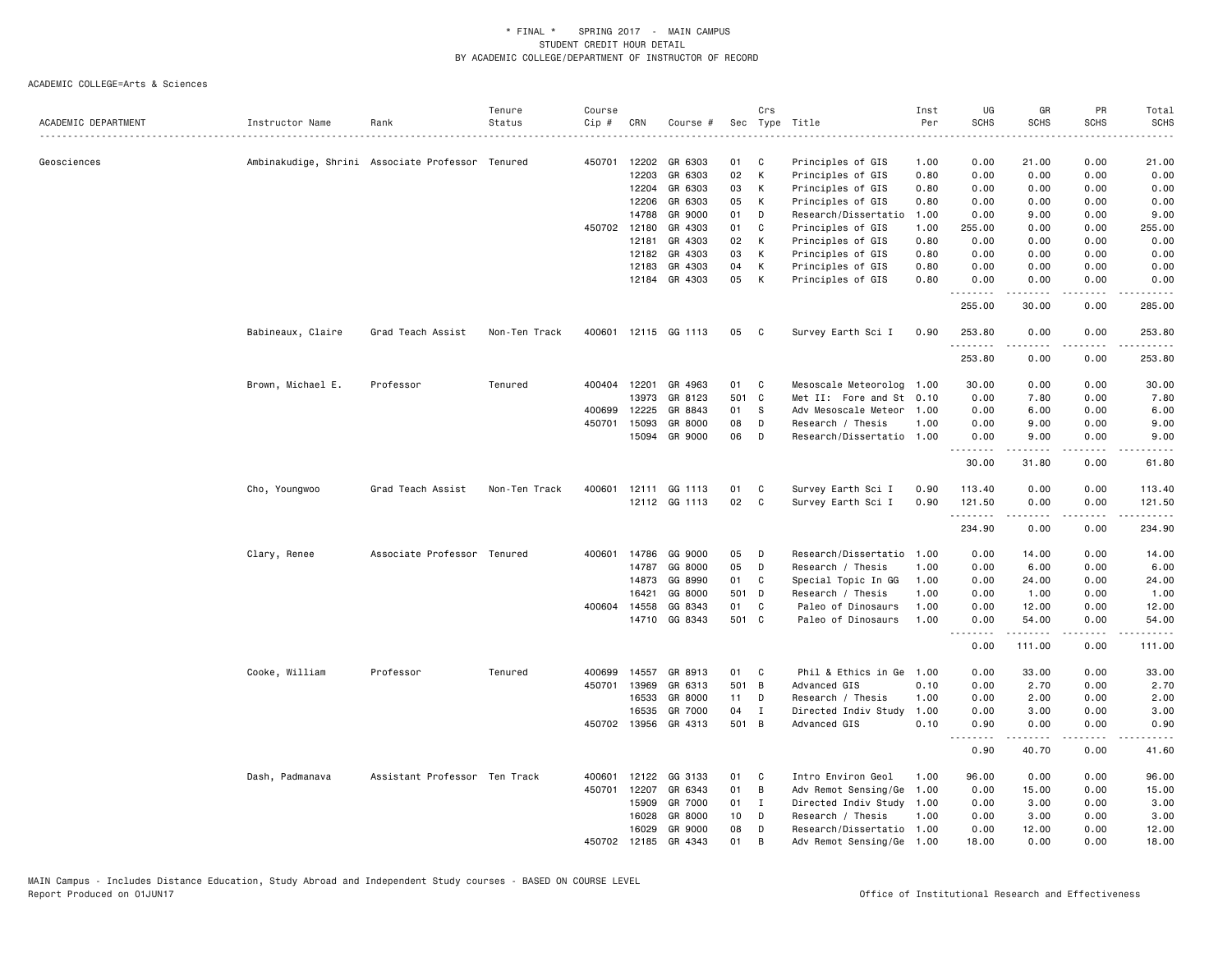# * FINAL * SPRING 2017 - MAIN CAMPUS
## STUDENT CREDIT HOUR DETAIL
## BY ACADEMIC COLLEGE/DEPARTMENT OF INSTRUCTOR OF RECORD

ACADEMIC COLLEGE=Arts & Sciences

| ACADEMIC DEPARTMENT | Instructor Name | Rank | Tenure Status | Course Cip # | CRN | Course # | Sec | Crs Type | Title | Inst Per | UG SCHS | GR SCHS | PR SCHS | Total SCHS |
|---|---|---|---|---|---|---|---|---|---|---|---|---|---|---|
| Geosciences | Ambinakudige, Shrini | Associate Professor | Tenured | 450701 | 12202 | GR 6303 | 01 | C | Principles of GIS | 1.00 | 0.00 | 21.00 | 0.00 | 21.00 |
| | | | | | 12203 | GR 6303 | 02 | K | Principles of GIS | 0.80 | 0.00 | 0.00 | 0.00 | 0.00 |
| | | | | | 12204 | GR 6303 | 03 | K | Principles of GIS | 0.80 | 0.00 | 0.00 | 0.00 | 0.00 |
| | | | | | 12206 | GR 6303 | 05 | K | Principles of GIS | 0.80 | 0.00 | 0.00 | 0.00 | 0.00 |
| | | | | | 14788 | GR 9000 | 01 | D | Research/Dissertatio | 1.00 | 0.00 | 9.00 | 0.00 | 9.00 |
| | | | | 450702 | 12180 | GR 4303 | 01 | C | Principles of GIS | 1.00 | 255.00 | 0.00 | 0.00 | 255.00 |
| | | | | | 12181 | GR 4303 | 02 | K | Principles of GIS | 0.80 | 0.00 | 0.00 | 0.00 | 0.00 |
| | | | | | 12182 | GR 4303 | 03 | K | Principles of GIS | 0.80 | 0.00 | 0.00 | 0.00 | 0.00 |
| | | | | | 12183 | GR 4303 | 04 | K | Principles of GIS | 0.80 | 0.00 | 0.00 | 0.00 | 0.00 |
| | | | | | 12184 | GR 4303 | 05 | K | Principles of GIS | 0.80 | 0.00 | 0.00 | 0.00 | 0.00 |
| | | | | | | | | | | | 255.00 | 30.00 | 0.00 | 285.00 |
| | Babineaux, Claire | Grad Teach Assist | Non-Ten Track | 400601 | 12115 | GG 1113 | 05 | C | Survey Earth Sci I | 0.90 | 253.80 | 0.00 | 0.00 | 253.80 |
| | | | | | | | | | | | 253.80 | 0.00 | 0.00 | 253.80 |
| | Brown, Michael E. | Professor | Tenured | 400404 | 12201 | GR 4963 | 01 | C | Mesoscale Meteorolog | 1.00 | 30.00 | 0.00 | 0.00 | 30.00 |
| | | | | | 13973 | GR 8123 | 501 | C | Met II: Fore and St | 0.10 | 0.00 | 7.80 | 0.00 | 7.80 |
| | | | | 400699 | 12225 | GR 8843 | 01 | S | Adv Mesoscale Meteor | 1.00 | 0.00 | 6.00 | 0.00 | 6.00 |
| | | | | 450701 | 15093 | GR 8000 | 08 | D | Research / Thesis | 1.00 | 0.00 | 9.00 | 0.00 | 9.00 |
| | | | | | 15094 | GR 9000 | 06 | D | Research/Dissertatio | 1.00 | 0.00 | 9.00 | 0.00 | 9.00 |
| | | | | | | | | | | | 30.00 | 31.80 | 0.00 | 61.80 |
| | Cho, Youngwoo | Grad Teach Assist | Non-Ten Track | 400601 | 12111 | GG 1113 | 01 | C | Survey Earth Sci I | 0.90 | 113.40 | 0.00 | 0.00 | 113.40 |
| | | | | | 12112 | GG 1113 | 02 | C | Survey Earth Sci I | 0.90 | 121.50 | 0.00 | 0.00 | 121.50 |
| | | | | | | | | | | | 234.90 | 0.00 | 0.00 | 234.90 |
| | Clary, Renee | Associate Professor | Tenured | 400601 | 14786 | GG 9000 | 05 | D | Research/Dissertatio | 1.00 | 0.00 | 14.00 | 0.00 | 14.00 |
| | | | | | 14787 | GG 8000 | 05 | D | Research / Thesis | 1.00 | 0.00 | 6.00 | 0.00 | 6.00 |
| | | | | | 14873 | GG 8990 | 01 | C | Special Topic In GG | 1.00 | 0.00 | 24.00 | 0.00 | 24.00 |
| | | | | | 16421 | GG 8000 | 501 | D | Research / Thesis | 1.00 | 0.00 | 1.00 | 0.00 | 1.00 |
| | | | | 400604 | 14558 | GG 8343 | 01 | C | Paleo of Dinosaurs | 1.00 | 0.00 | 12.00 | 0.00 | 12.00 |
| | | | | | 14710 | GG 8343 | 501 | C | Paleo of Dinosaurs | 1.00 | 0.00 | 54.00 | 0.00 | 54.00 |
| | | | | | | | | | | | 0.00 | 111.00 | 0.00 | 111.00 |
| | Cooke, William | Professor | Tenured | 400699 | 14557 | GR 8913 | 01 | C | Phil & Ethics in Ge | 1.00 | 0.00 | 33.00 | 0.00 | 33.00 |
| | | | | 450701 | 13969 | GR 6313 | 501 | B | Advanced GIS | 0.10 | 0.00 | 2.70 | 0.00 | 2.70 |
| | | | | | 16533 | GR 8000 | 11 | D | Research / Thesis | 1.00 | 0.00 | 2.00 | 0.00 | 2.00 |
| | | | | | 16535 | GR 7000 | 04 | I | Directed Indiv Study | 1.00 | 0.00 | 3.00 | 0.00 | 3.00 |
| | | | | 450702 | 13956 | GR 4313 | 501 | B | Advanced GIS | 0.10 | 0.90 | 0.00 | 0.00 | 0.90 |
| | | | | | | | | | | | 0.90 | 40.70 | 0.00 | 41.60 |
| | Dash, Padmanava | Assistant Professor | Ten Track | 400601 | 12122 | GG 3133 | 01 | C | Intro Environ Geol | 1.00 | 96.00 | 0.00 | 0.00 | 96.00 |
| | | | | 450701 | 12207 | GR 6343 | 01 | B | Adv Remot Sensing/Ge | 1.00 | 0.00 | 15.00 | 0.00 | 15.00 |
| | | | | | 15909 | GR 7000 | 01 | I | Directed Indiv Study | 1.00 | 0.00 | 3.00 | 0.00 | 3.00 |
| | | | | | 16028 | GR 8000 | 10 | D | Research / Thesis | 1.00 | 0.00 | 3.00 | 0.00 | 3.00 |
| | | | | | 16029 | GR 9000 | 08 | D | Research/Dissertatio | 1.00 | 0.00 | 12.00 | 0.00 | 12.00 |
| | | | | 450702 | 12185 | GR 4343 | 01 | B | Adv Remot Sensing/Ge | 1.00 | 18.00 | 0.00 | 0.00 | 18.00 |

MAIN Campus - Includes Distance Education, Study Abroad and Independent Study courses - BASED ON COURSE LEVEL
Report Produced on 01JUN17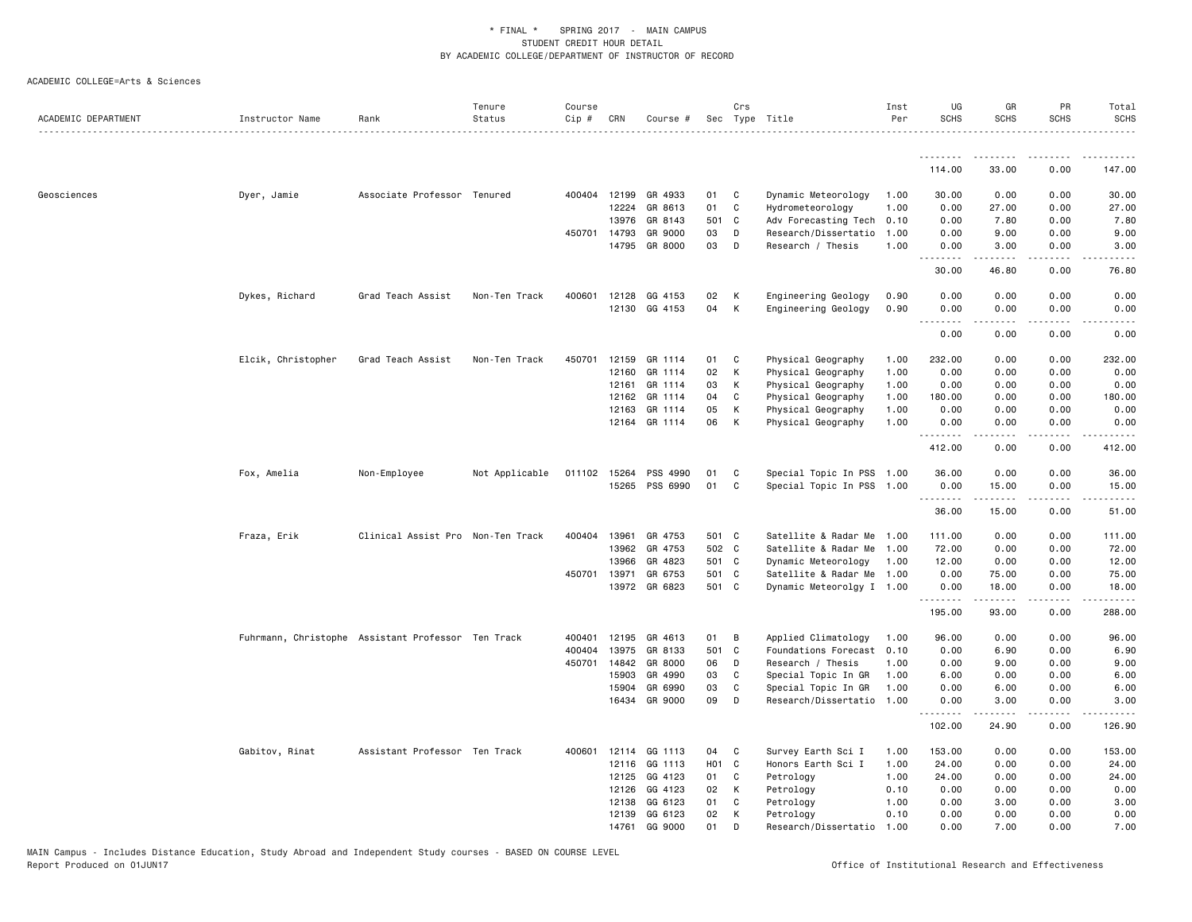\* FINAL \* SPRING 2017 - MAIN CAMPUS
STUDENT CREDIT HOUR DETAIL
BY ACADEMIC COLLEGE/DEPARTMENT OF INSTRUCTOR OF RECORD

ACADEMIC COLLEGE=Arts & Sciences

| ACADEMIC DEPARTMENT | Instructor Name | Rank | Tenure Status | Course Cip # | CRN | Course # | Sec | Crs Type | Title | Inst Per | UG SCHS | GR SCHS | PR SCHS | Total SCHS |
|---|---|---|---|---|---|---|---|---|---|---|---|---|---|---|
| | | | | | | | | | | | 114.00 | 33.00 | 0.00 | 147.00 |
| Geosciences | Dyer, Jamie | Associate Professor | Tenured | 400404 | 12199 | GR 4933 | 01 | C | Dynamic Meteorology | 1.00 | 30.00 | 0.00 | 0.00 | 30.00 |
| | | | | | 12224 | GR 8613 | 01 | C | Hydrometeorology | 1.00 | 0.00 | 27.00 | 0.00 | 27.00 |
| | | | | | 13976 | GR 8143 | 501 | C | Adv Forecasting Tech | 0.10 | 0.00 | 7.80 | 0.00 | 7.80 |
| | | | | 450701 | 14793 | GR 9000 | 03 | D | Research/Dissertatio | 1.00 | 0.00 | 9.00 | 0.00 | 9.00 |
| | | | | | 14795 | GR 8000 | 03 | D | Research / Thesis | 1.00 | 0.00 | 3.00 | 0.00 | 3.00 |
| | | | | | | | | | | | 30.00 | 46.80 | 0.00 | 76.80 |
| | Dykes, Richard | Grad Teach Assist | Non-Ten Track | 400601 | 12128 | GG 4153 | 02 | K | Engineering Geology | 0.90 | 0.00 | 0.00 | 0.00 | 0.00 |
| | | | | | 12130 | GG 4153 | 04 | K | Engineering Geology | 0.90 | 0.00 | 0.00 | 0.00 | 0.00 |
| | | | | | | | | | | | 0.00 | 0.00 | 0.00 | 0.00 |
| | Elcik, Christopher | Grad Teach Assist | Non-Ten Track | 450701 | 12159 | GR 1114 | 01 | C | Physical Geography | 1.00 | 232.00 | 0.00 | 0.00 | 232.00 |
| | | | | | 12160 | GR 1114 | 02 | K | Physical Geography | 1.00 | 0.00 | 0.00 | 0.00 | 0.00 |
| | | | | | 12161 | GR 1114 | 03 | K | Physical Geography | 1.00 | 0.00 | 0.00 | 0.00 | 0.00 |
| | | | | | 12162 | GR 1114 | 04 | C | Physical Geography | 1.00 | 180.00 | 0.00 | 0.00 | 180.00 |
| | | | | | 12163 | GR 1114 | 05 | K | Physical Geography | 1.00 | 0.00 | 0.00 | 0.00 | 0.00 |
| | | | | | 12164 | GR 1114 | 06 | K | Physical Geography | 1.00 | 0.00 | 0.00 | 0.00 | 0.00 |
| | | | | | | | | | | | 412.00 | 0.00 | 0.00 | 412.00 |
| | Fox, Amelia | Non-Employee | Not Applicable | 011102 | 15264 | PSS 4990 | 01 | C | Special Topic In PSS | 1.00 | 36.00 | 0.00 | 0.00 | 36.00 |
| | | | | | 15265 | PSS 6990 | 01 | C | Special Topic In PSS | 1.00 | 0.00 | 15.00 | 0.00 | 15.00 |
| | | | | | | | | | | | 36.00 | 15.00 | 0.00 | 51.00 |
| | Fraza, Erik | Clinical Assist Pro | Non-Ten Track | 400404 | 13961 | GR 4753 | 501 | C | Satellite & Radar Me | 1.00 | 111.00 | 0.00 | 0.00 | 111.00 |
| | | | | | 13962 | GR 4753 | 502 | C | Satellite & Radar Me | 1.00 | 72.00 | 0.00 | 0.00 | 72.00 |
| | | | | | 13966 | GR 4823 | 501 | C | Dynamic Meteorology | 1.00 | 12.00 | 0.00 | 0.00 | 12.00 |
| | | | | 450701 | 13971 | GR 6753 | 501 | C | Satellite & Radar Me | 1.00 | 0.00 | 75.00 | 0.00 | 75.00 |
| | | | | | 13972 | GR 6823 | 501 | C | Dynamic Meteorolgy I | 1.00 | 0.00 | 18.00 | 0.00 | 18.00 |
| | | | | | | | | | | | 195.00 | 93.00 | 0.00 | 288.00 |
| | Fuhrmann, Christophe | Assistant Professor | Ten Track | 400401 | 12195 | GR 4613 | 01 | B | Applied Climatology | 1.00 | 96.00 | 0.00 | 0.00 | 96.00 |
| | | | | 400404 | 13975 | GR 8133 | 501 | C | Foundations Forecast | 0.10 | 0.00 | 6.90 | 0.00 | 6.90 |
| | | | | 450701 | 14842 | GR 8000 | 06 | D | Research / Thesis | 1.00 | 0.00 | 9.00 | 0.00 | 9.00 |
| | | | | | 15903 | GR 4990 | 03 | C | Special Topic In GR | 1.00 | 6.00 | 0.00 | 0.00 | 6.00 |
| | | | | | 15904 | GR 6990 | 03 | C | Special Topic In GR | 1.00 | 0.00 | 6.00 | 0.00 | 6.00 |
| | | | | | 16434 | GR 9000 | 09 | D | Research/Dissertatio | 1.00 | 0.00 | 3.00 | 0.00 | 3.00 |
| | | | | | | | | | | | 102.00 | 24.90 | 0.00 | 126.90 |
| | Gabitov, Rinat | Assistant Professor | Ten Track | 400601 | 12114 | GG 1113 | 04 | C | Survey Earth Sci I | 1.00 | 153.00 | 0.00 | 0.00 | 153.00 |
| | | | | | 12116 | GG 1113 | H01 | C | Honors Earth Sci I | 1.00 | 24.00 | 0.00 | 0.00 | 24.00 |
| | | | | | 12125 | GG 4123 | 01 | C | Petrology | 1.00 | 24.00 | 0.00 | 0.00 | 24.00 |
| | | | | | 12126 | GG 4123 | 02 | K | Petrology | 0.10 | 0.00 | 0.00 | 0.00 | 0.00 |
| | | | | | 12138 | GG 6123 | 01 | C | Petrology | 1.00 | 0.00 | 3.00 | 0.00 | 3.00 |
| | | | | | 12139 | GG 6123 | 02 | K | Petrology | 0.10 | 0.00 | 0.00 | 0.00 | 0.00 |
| | | | | | 14761 | GG 9000 | 01 | D | Research/Dissertatio | 1.00 | 0.00 | 7.00 | 0.00 | 7.00 |

MAIN Campus - Includes Distance Education, Study Abroad and Independent Study courses - BASED ON COURSE LEVEL
Report Produced on 01JUN17

Office of Institutional Research and Effectiveness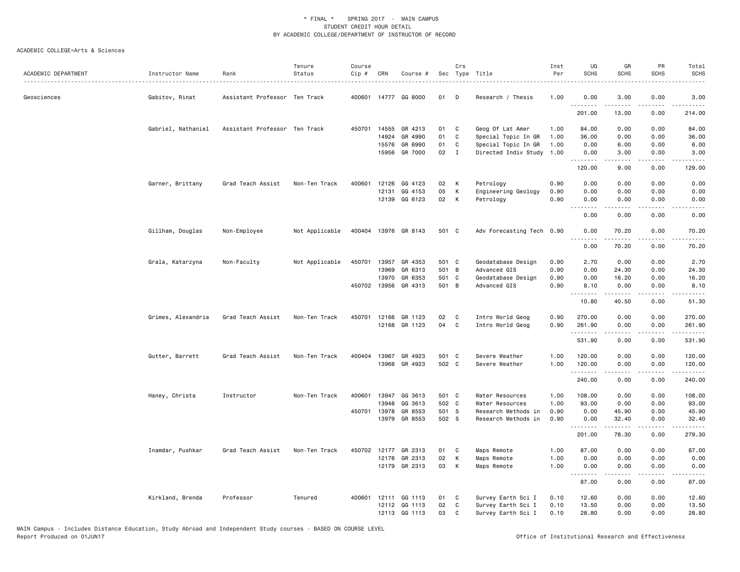\* FINAL \* SPRING 2017 - MAIN CAMPUS
STUDENT CREDIT HOUR DETAIL
BY ACADEMIC COLLEGE/DEPARTMENT OF INSTRUCTOR OF RECORD

ACADEMIC COLLEGE=Arts & Sciences

| ACADEMIC DEPARTMENT | Instructor Name | Rank | Tenure Status | Course Cip # | CRN | Course # | Sec | Crs Type | Title | Inst Per | UG SCHS | GR SCHS | PR SCHS | Total SCHS |
|---|---|---|---|---|---|---|---|---|---|---|---|---|---|---|
| Geosciences | Gabitov, Rinat | Assistant Professor | Ten Track | 400601 | 14777 | GG 8000 | 01 | D | Research / Thesis | 1.00 | 0.00 | 3.00 | 0.00 | 3.00 |
| | | | | | | | | | | | 201.00 | 13.00 | 0.00 | 214.00 |
| | Gabriel, Nathaniel | Assistant Professor | Ten Track | 450701 | 14555 | GR 4213 | 01 | C | Geog Of Lat Amer | 1.00 | 84.00 | 0.00 | 0.00 | 84.00 |
| | | | | | 14924 | GR 4990 | 01 | C | Special Topic In GR | 1.00 | 36.00 | 0.00 | 0.00 | 36.00 |
| | | | | | 15576 | GR 6990 | 01 | C | Special Topic In GR | 1.00 | 0.00 | 6.00 | 0.00 | 6.00 |
| | | | | | 15956 | GR 7000 | 02 | I | Directed Indiv Study | 1.00 | 0.00 | 3.00 | 0.00 | 3.00 |
| | | | | | | | | | | | 120.00 | 9.00 | 0.00 | 129.00 |
| | Garner, Brittany | Grad Teach Assist | Non-Ten Track | 400601 | 12126 | GG 4123 | 02 | K | Petrology | 0.90 | 0.00 | 0.00 | 0.00 | 0.00 |
| | | | | | 12131 | GG 4153 | 05 | K | Engineering Geology | 0.90 | 0.00 | 0.00 | 0.00 | 0.00 |
| | | | | | 12139 | GG 6123 | 02 | K | Petrology | 0.90 | 0.00 | 0.00 | 0.00 | 0.00 |
| | | | | | | | | | | | 0.00 | 0.00 | 0.00 | 0.00 |
| | Gillham, Douglas | Non-Employee | Not Applicable | 400404 | 13976 | GR 8143 | 501 | C | Adv Forecasting Tech | 0.90 | 0.00 | 70.20 | 0.00 | 70.20 |
| | | | | | | | | | | | 0.00 | 70.20 | 0.00 | 70.20 |
| | Grala, Katarzyna | Non-Faculty | Not Applicable | 450701 | 13957 | GR 4353 | 501 | C | Geodatabase Design | 0.90 | 2.70 | 0.00 | 0.00 | 2.70 |
| | | | | | 13969 | GR 6313 | 501 | B | Advanced GIS | 0.90 | 0.00 | 24.30 | 0.00 | 24.30 |
| | | | | | 13970 | GR 6353 | 501 | C | Geodatabase Design | 0.90 | 0.00 | 16.20 | 0.00 | 16.20 |
| | | | | 450702 | 13956 | GR 4313 | 501 | B | Advanced GIS | 0.90 | 8.10 | 0.00 | 0.00 | 8.10 |
| | | | | | | | | | | | 10.80 | 40.50 | 0.00 | 51.30 |
| | Grimes, Alexandria | Grad Teach Assist | Non-Ten Track | 450701 | 12166 | GR 1123 | 02 | C | Intro World Geog | 0.90 | 270.00 | 0.00 | 0.00 | 270.00 |
| | | | | | 12168 | GR 1123 | 04 | C | Intro World Geog | 0.90 | 261.90 | 0.00 | 0.00 | 261.90 |
| | | | | | | | | | | | 531.90 | 0.00 | 0.00 | 531.90 |
| | Gutter, Barrett | Grad Teach Assist | Non-Ten Track | 400404 | 13967 | GR 4923 | 501 | C | Severe Weather | 1.00 | 120.00 | 0.00 | 0.00 | 120.00 |
| | | | | | 13968 | GR 4923 | 502 | C | Severe Weather | 1.00 | 120.00 | 0.00 | 0.00 | 120.00 |
| | | | | | | | | | | | 240.00 | 0.00 | 0.00 | 240.00 |
| | Haney, Christa | Instructor | Non-Ten Track | 400601 | 13947 | GG 3613 | 501 | C | Water Resources | 1.00 | 108.00 | 0.00 | 0.00 | 108.00 |
| | | | | | 13948 | GG 3613 | 502 | C | Water Resources | 1.00 | 93.00 | 0.00 | 0.00 | 93.00 |
| | | | | 450701 | 13978 | GR 8553 | 501 | S | Research Methods in | 0.90 | 0.00 | 45.90 | 0.00 | 45.90 |
| | | | | | 13979 | GR 8553 | 502 | S | Research Methods in | 0.90 | 0.00 | 32.40 | 0.00 | 32.40 |
| | | | | | | | | | | | 201.00 | 78.30 | 0.00 | 279.30 |
| | Inamdar, Pushkar | Grad Teach Assist | Non-Ten Track | 450702 | 12177 | GR 2313 | 01 | C | Maps Remote | 1.00 | 87.00 | 0.00 | 0.00 | 87.00 |
| | | | | | 12178 | GR 2313 | 02 | K | Maps Remote | 1.00 | 0.00 | 0.00 | 0.00 | 0.00 |
| | | | | | 12179 | GR 2313 | 03 | K | Maps Remote | 1.00 | 0.00 | 0.00 | 0.00 | 0.00 |
| | | | | | | | | | | | 87.00 | 0.00 | 0.00 | 87.00 |
| | Kirkland, Brenda | Professor | Tenured | 400601 | 12111 | GG 1113 | 01 | C | Survey Earth Sci I | 0.10 | 12.60 | 0.00 | 0.00 | 12.60 |
| | | | | | 12112 | GG 1113 | 02 | C | Survey Earth Sci I | 0.10 | 13.50 | 0.00 | 0.00 | 13.50 |
| | | | | | 12113 | GG 1113 | 03 | C | Survey Earth Sci I | 0.10 | 28.80 | 0.00 | 0.00 | 28.80 |

MAIN Campus - Includes Distance Education, Study Abroad and Independent Study courses - BASED ON COURSE LEVEL
Report Produced on 01JUN17

Office of Institutional Research and Effectiveness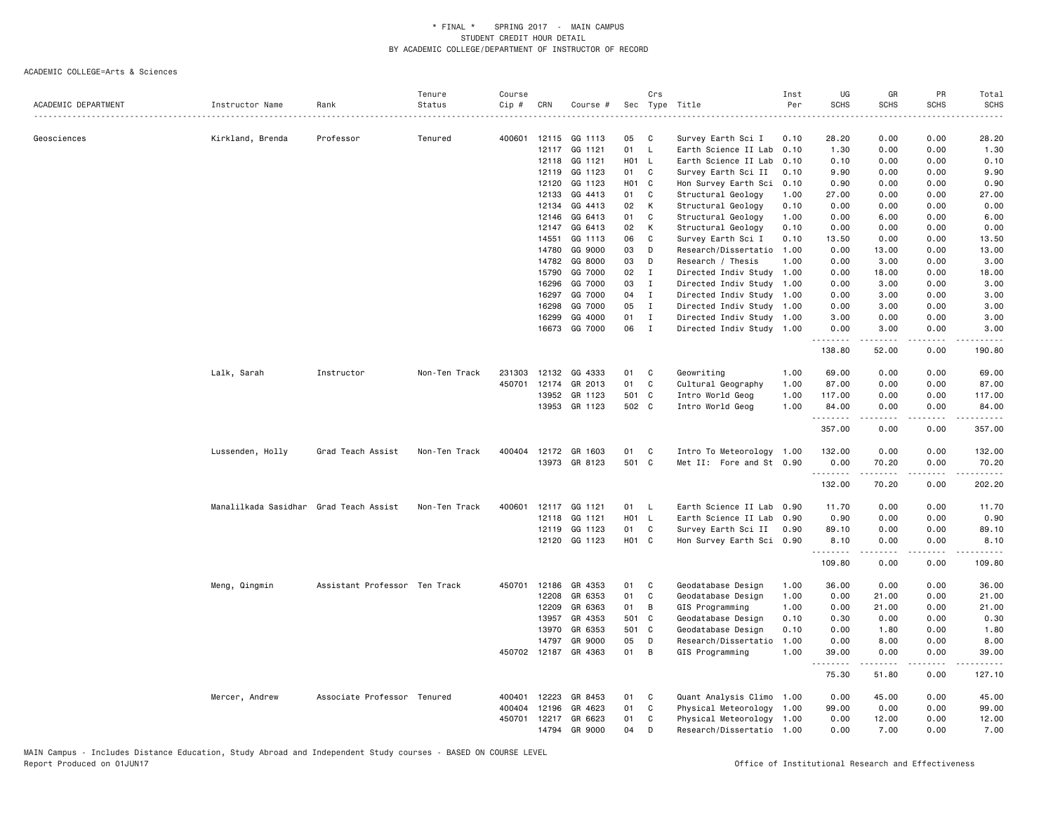\* FINAL \* SPRING 2017 - MAIN CAMPUS
STUDENT CREDIT HOUR DETAIL
BY ACADEMIC COLLEGE/DEPARTMENT OF INSTRUCTOR OF RECORD

ACADEMIC COLLEGE=Arts & Sciences

| ACADEMIC DEPARTMENT | Instructor Name | Rank | Tenure Status | Course Cip # | CRN | Course # | Sec | Crs Type | Title | Inst Per | UG SCHS | GR SCHS | PR SCHS | Total SCHS |
|---|---|---|---|---|---|---|---|---|---|---|---|---|---|---|
| Geosciences | Kirkland, Brenda | Professor | Tenured | 400601 | 12115 | GG 1113 | 05 | C | Survey Earth Sci I | 0.10 | 28.20 | 0.00 | 0.00 | 28.20 |
| | | | | | 12117 | GG 1121 | 01 | L | Earth Science II Lab | 0.10 | 1.30 | 0.00 | 0.00 | 1.30 |
| | | | | | 12118 | GG 1121 | H01 | L | Earth Science II Lab | 0.10 | 0.10 | 0.00 | 0.00 | 0.10 |
| | | | | | 12119 | GG 1123 | 01 | C | Survey Earth Sci II | 0.10 | 9.90 | 0.00 | 0.00 | 9.90 |
| | | | | | 12120 | GG 1123 | H01 | C | Hon Survey Earth Sci | 0.10 | 0.90 | 0.00 | 0.00 | 0.90 |
| | | | | | 12133 | GG 4413 | 01 | C | Structural Geology | 1.00 | 27.00 | 0.00 | 0.00 | 27.00 |
| | | | | | 12134 | GG 4413 | 02 | K | Structural Geology | 0.10 | 0.00 | 0.00 | 0.00 | 0.00 |
| | | | | | 12146 | GG 6413 | 01 | C | Structural Geology | 1.00 | 0.00 | 6.00 | 0.00 | 6.00 |
| | | | | | 12147 | GG 6413 | 02 | K | Structural Geology | 0.10 | 0.00 | 0.00 | 0.00 | 0.00 |
| | | | | | 14551 | GG 1113 | 06 | C | Survey Earth Sci I | 0.10 | 13.50 | 0.00 | 0.00 | 13.50 |
| | | | | | 14780 | GG 9000 | 03 | D | Research/Dissertatio | 1.00 | 0.00 | 13.00 | 0.00 | 13.00 |
| | | | | | 14782 | GG 8000 | 03 | D | Research / Thesis | 1.00 | 0.00 | 3.00 | 0.00 | 3.00 |
| | | | | | 15790 | GG 7000 | 02 | I | Directed Indiv Study | 1.00 | 0.00 | 18.00 | 0.00 | 18.00 |
| | | | | | 16296 | GG 7000 | 03 | I | Directed Indiv Study | 1.00 | 0.00 | 3.00 | 0.00 | 3.00 |
| | | | | | 16297 | GG 7000 | 04 | I | Directed Indiv Study | 1.00 | 0.00 | 3.00 | 0.00 | 3.00 |
| | | | | | 16298 | GG 7000 | 05 | I | Directed Indiv Study | 1.00 | 0.00 | 3.00 | 0.00 | 3.00 |
| | | | | | 16299 | GG 4000 | 01 | I | Directed Indiv Study | 1.00 | 3.00 | 0.00 | 0.00 | 3.00 |
| | | | | | 16673 | GG 7000 | 06 | I | Directed Indiv Study | 1.00 | 0.00 | 3.00 | 0.00 | 3.00 |
| | | | | | | | | | | | 138.80 | 52.00 | 0.00 | 190.80 |
| | Lalk, Sarah | Instructor | Non-Ten Track | 231303 | 12132 | GG 4333 | 01 | C | Geowriting | 1.00 | 69.00 | 0.00 | 0.00 | 69.00 |
| | | | | 450701 | 12174 | GR 2013 | 01 | C | Cultural Geography | 1.00 | 87.00 | 0.00 | 0.00 | 87.00 |
| | | | | | 13952 | GR 1123 | 501 | C | Intro World Geog | 1.00 | 117.00 | 0.00 | 0.00 | 117.00 |
| | | | | | 13953 | GR 1123 | 502 | C | Intro World Geog | 1.00 | 84.00 | 0.00 | 0.00 | 84.00 |
| | | | | | | | | | | | 357.00 | 0.00 | 0.00 | 357.00 |
| | Lussenden, Holly | Grad Teach Assist | Non-Ten Track | 400404 | 12172 | GR 1603 | 01 | C | Intro To Meteorology | 1.00 | 132.00 | 0.00 | 0.00 | 132.00 |
| | | | | | 13973 | GR 8123 | 501 | C | Met II: Fore and St | 0.90 | 0.00 | 70.20 | 0.00 | 70.20 |
| | | | | | | | | | | | 132.00 | 70.20 | 0.00 | 202.20 |
| | Manalilkada Sasidhar | Grad Teach Assist | Non-Ten Track | 400601 | 12117 | GG 1121 | 01 | L | Earth Science II Lab | 0.90 | 11.70 | 0.00 | 0.00 | 11.70 |
| | | | | | 12118 | GG 1121 | H01 | L | Earth Science II Lab | 0.90 | 0.90 | 0.00 | 0.00 | 0.90 |
| | | | | | 12119 | GG 1123 | 01 | C | Survey Earth Sci II | 0.90 | 89.10 | 0.00 | 0.00 | 89.10 |
| | | | | | 12120 | GG 1123 | H01 | C | Hon Survey Earth Sci | 0.90 | 8.10 | 0.00 | 0.00 | 8.10 |
| | | | | | | | | | | | 109.80 | 0.00 | 0.00 | 109.80 |
| | Meng, Qingmin | Assistant Professor | Ten Track | 450701 | 12186 | GR 4353 | 01 | C | Geodatabase Design | 1.00 | 36.00 | 0.00 | 0.00 | 36.00 |
| | | | | | 12208 | GR 6353 | 01 | C | Geodatabase Design | 1.00 | 0.00 | 21.00 | 0.00 | 21.00 |
| | | | | | 12209 | GR 6363 | 01 | B | GIS Programming | 1.00 | 0.00 | 21.00 | 0.00 | 21.00 |
| | | | | | 13957 | GR 4353 | 501 | C | Geodatabase Design | 0.10 | 0.30 | 0.00 | 0.00 | 0.30 |
| | | | | | 13970 | GR 6353 | 501 | C | Geodatabase Design | 0.10 | 0.00 | 1.80 | 0.00 | 1.80 |
| | | | | | 14797 | GR 9000 | 05 | D | Research/Dissertatio | 1.00 | 0.00 | 8.00 | 0.00 | 8.00 |
| | | | | 450702 | 12187 | GR 4363 | 01 | B | GIS Programming | 1.00 | 39.00 | 0.00 | 0.00 | 39.00 |
| | | | | | | | | | | | 75.30 | 51.80 | 0.00 | 127.10 |
| | Mercer, Andrew | Associate Professor | Tenured | 400401 | 12223 | GR 8453 | 01 | C | Quant Analysis Climo | 1.00 | 0.00 | 45.00 | 0.00 | 45.00 |
| | | | | 400404 | 12196 | GR 4623 | 01 | C | Physical Meteorology | 1.00 | 99.00 | 0.00 | 0.00 | 99.00 |
| | | | | 450701 | 12217 | GR 6623 | 01 | C | Physical Meteorology | 1.00 | 0.00 | 12.00 | 0.00 | 12.00 |
| | | | | | 14794 | GR 9000 | 04 | D | Research/Dissertatio | 1.00 | 0.00 | 7.00 | 0.00 | 7.00 |

MAIN Campus - Includes Distance Education, Study Abroad and Independent Study courses - BASED ON COURSE LEVEL
Report Produced on 01JUN17
Office of Institutional Research and Effectiveness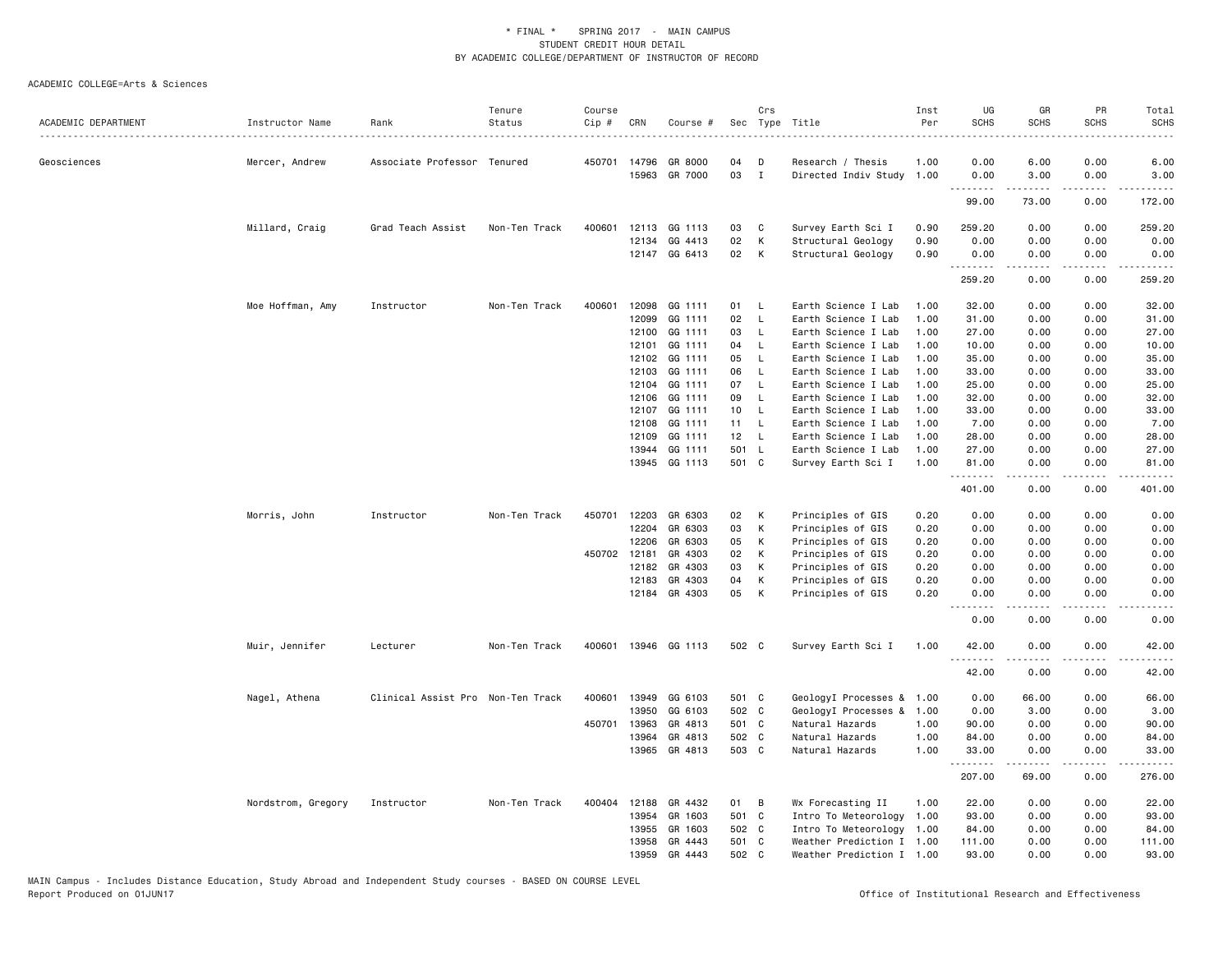\* FINAL \* SPRING 2017 - MAIN CAMPUS
STUDENT CREDIT HOUR DETAIL
BY ACADEMIC COLLEGE/DEPARTMENT OF INSTRUCTOR OF RECORD

ACADEMIC COLLEGE=Arts & Sciences

| ACADEMIC DEPARTMENT | Instructor Name | Rank | Tenure Status | Course Cip # | CRN | Course # | Sec | Crs Type | Title | Inst Per | UG SCHS | GR SCHS | PR SCHS | Total SCHS |
|---|---|---|---|---|---|---|---|---|---|---|---|---|---|---|
| Geosciences | Mercer, Andrew | Associate Professor | Tenured | 450701 | 14796 | GR 8000 | 04 | D | Research / Thesis | 1.00 | 0.00 | 6.00 | 0.00 | 6.00 |
| | | | | | 15963 | GR 7000 | 03 | I | Directed Indiv Study | 1.00 | 0.00 | 3.00 | 0.00 | 3.00 |
| | | | | | | | | | | | 99.00 | 73.00 | 0.00 | 172.00 |
| | Millard, Craig | Grad Teach Assist | Non-Ten Track | 400601 | 12113 | GG 1113 | 03 | C | Survey Earth Sci I | 0.90 | 259.20 | 0.00 | 0.00 | 259.20 |
| | | | | | 12134 | GG 4413 | 02 | K | Structural Geology | 0.90 | 0.00 | 0.00 | 0.00 | 0.00 |
| | | | | | 12147 | GG 6413 | 02 | K | Structural Geology | 0.90 | 0.00 | 0.00 | 0.00 | 0.00 |
| | | | | | | | | | | | 259.20 | 0.00 | 0.00 | 259.20 |
| | Moe Hoffman, Amy | Instructor | Non-Ten Track | 400601 | 12098 | GG 1111 | 01 | L | Earth Science I Lab | 1.00 | 32.00 | 0.00 | 0.00 | 32.00 |
| | | | | | 12099 | GG 1111 | 02 | L | Earth Science I Lab | 1.00 | 31.00 | 0.00 | 0.00 | 31.00 |
| | | | | | 12100 | GG 1111 | 03 | L | Earth Science I Lab | 1.00 | 27.00 | 0.00 | 0.00 | 27.00 |
| | | | | | 12101 | GG 1111 | 04 | L | Earth Science I Lab | 1.00 | 10.00 | 0.00 | 0.00 | 10.00 |
| | | | | | 12102 | GG 1111 | 05 | L | Earth Science I Lab | 1.00 | 35.00 | 0.00 | 0.00 | 35.00 |
| | | | | | 12103 | GG 1111 | 06 | L | Earth Science I Lab | 1.00 | 33.00 | 0.00 | 0.00 | 33.00 |
| | | | | | 12104 | GG 1111 | 07 | L | Earth Science I Lab | 1.00 | 25.00 | 0.00 | 0.00 | 25.00 |
| | | | | | 12106 | GG 1111 | 09 | L | Earth Science I Lab | 1.00 | 32.00 | 0.00 | 0.00 | 32.00 |
| | | | | | 12107 | GG 1111 | 10 | L | Earth Science I Lab | 1.00 | 33.00 | 0.00 | 0.00 | 33.00 |
| | | | | | 12108 | GG 1111 | 11 | L | Earth Science I Lab | 1.00 | 7.00 | 0.00 | 0.00 | 7.00 |
| | | | | | 12109 | GG 1111 | 12 | L | Earth Science I Lab | 1.00 | 28.00 | 0.00 | 0.00 | 28.00 |
| | | | | | 13944 | GG 1111 | 501 | L | Earth Science I Lab | 1.00 | 27.00 | 0.00 | 0.00 | 27.00 |
| | | | | | 13945 | GG 1113 | 501 | C | Survey Earth Sci I | 1.00 | 81.00 | 0.00 | 0.00 | 81.00 |
| | | | | | | | | | | | 401.00 | 0.00 | 0.00 | 401.00 |
| | Morris, John | Instructor | Non-Ten Track | 450701 | 12203 | GR 6303 | 02 | K | Principles of GIS | 0.20 | 0.00 | 0.00 | 0.00 | 0.00 |
| | | | | | 12204 | GR 6303 | 03 | K | Principles of GIS | 0.20 | 0.00 | 0.00 | 0.00 | 0.00 |
| | | | | | 12206 | GR 6303 | 05 | K | Principles of GIS | 0.20 | 0.00 | 0.00 | 0.00 | 0.00 |
| | | | | 450702 | 12181 | GR 4303 | 02 | K | Principles of GIS | 0.20 | 0.00 | 0.00 | 0.00 | 0.00 |
| | | | | | 12182 | GR 4303 | 03 | K | Principles of GIS | 0.20 | 0.00 | 0.00 | 0.00 | 0.00 |
| | | | | | 12183 | GR 4303 | 04 | K | Principles of GIS | 0.20 | 0.00 | 0.00 | 0.00 | 0.00 |
| | | | | | 12184 | GR 4303 | 05 | K | Principles of GIS | 0.20 | 0.00 | 0.00 | 0.00 | 0.00 |
| | | | | | | | | | | | 0.00 | 0.00 | 0.00 | 0.00 |
| | Muir, Jennifer | Lecturer | Non-Ten Track | 400601 | 13946 | GG 1113 | 502 | C | Survey Earth Sci I | 1.00 | 42.00 | 0.00 | 0.00 | 42.00 |
| | | | | | | | | | | | 42.00 | 0.00 | 0.00 | 42.00 |
| | Nagel, Athena | Clinical Assist Pro | Non-Ten Track | 400601 | 13949 | GG 6103 | 501 | C | GeologyI Processes & | 1.00 | 0.00 | 66.00 | 0.00 | 66.00 |
| | | | | | 13950 | GG 6103 | 502 | C | GeologyI Processes & | 1.00 | 0.00 | 3.00 | 0.00 | 3.00 |
| | | | | 450701 | 13963 | GR 4813 | 501 | C | Natural Hazards | 1.00 | 90.00 | 0.00 | 0.00 | 90.00 |
| | | | | | 13964 | GR 4813 | 502 | C | Natural Hazards | 1.00 | 84.00 | 0.00 | 0.00 | 84.00 |
| | | | | | 13965 | GR 4813 | 503 | C | Natural Hazards | 1.00 | 33.00 | 0.00 | 0.00 | 33.00 |
| | | | | | | | | | | | 207.00 | 69.00 | 0.00 | 276.00 |
| | Nordstrom, Gregory | Instructor | Non-Ten Track | 400404 | 12188 | GR 4432 | 01 | B | Wx Forecasting II | 1.00 | 22.00 | 0.00 | 0.00 | 22.00 |
| | | | | | 13954 | GR 1603 | 501 | C | Intro To Meteorology | 1.00 | 93.00 | 0.00 | 0.00 | 93.00 |
| | | | | | 13955 | GR 1603 | 502 | C | Intro To Meteorology | 1.00 | 84.00 | 0.00 | 0.00 | 84.00 |
| | | | | | 13958 | GR 4443 | 501 | C | Weather Prediction I | 1.00 | 111.00 | 0.00 | 0.00 | 111.00 |
| | | | | | 13959 | GR 4443 | 502 | C | Weather Prediction I | 1.00 | 93.00 | 0.00 | 0.00 | 93.00 |

MAIN Campus - Includes Distance Education, Study Abroad and Independent Study courses - BASED ON COURSE LEVEL
Report Produced on 01JUN17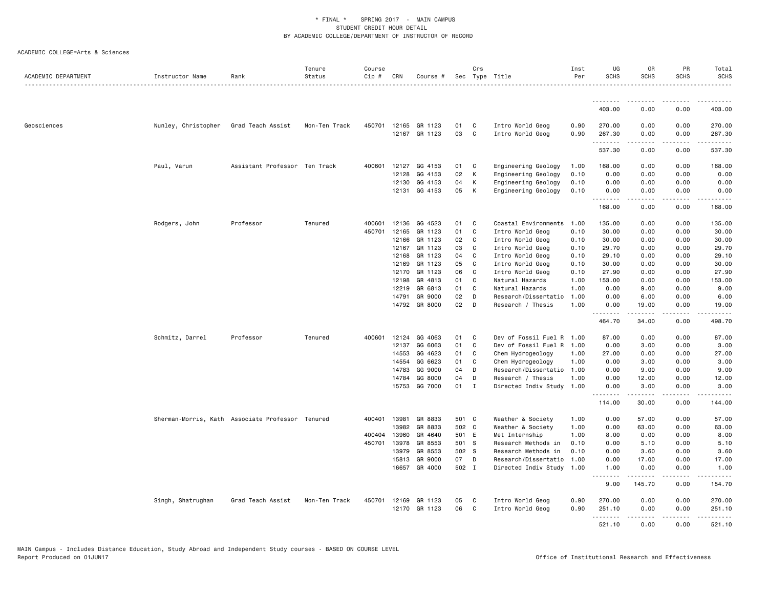ACADEMIC COLLEGE=Arts & Sciences

| ACADEMIC DEPARTMENT | Instructor Name | Rank | Tenure Status | Course Cip # | CRN | Course # | Sec | Crs Type | Title | Inst Per | UG SCHS | GR SCHS | PR SCHS | Total SCHS |
|---|---|---|---|---|---|---|---|---|---|---|---|---|---|---|
| | | | | | | | | | | | 403.00 | 0.00 | 0.00 | 403.00 |
| Geosciences | Nunley, Christopher | Grad Teach Assist | Non-Ten Track | 450701 | 12165 | GR 1123 | 01 | C | Intro World Geog | 0.90 | 270.00 | 0.00 | 0.00 | 270.00 |
| | | | | | 12167 | GR 1123 | 03 | C | Intro World Geog | 0.90 | 267.30 | 0.00 | 0.00 | 267.30 |
| | | | | | | | | | | | 537.30 | 0.00 | 0.00 | 537.30 |
| | Paul, Varun | Assistant Professor | Ten Track | 400601 | 12127 | GG 4153 | 01 | C | Engineering Geology | 1.00 | 168.00 | 0.00 | 0.00 | 168.00 |
| | | | | | 12128 | GG 4153 | 02 | K | Engineering Geology | 0.10 | 0.00 | 0.00 | 0.00 | 0.00 |
| | | | | | 12130 | GG 4153 | 04 | K | Engineering Geology | 0.10 | 0.00 | 0.00 | 0.00 | 0.00 |
| | | | | | 12131 | GG 4153 | 05 | K | Engineering Geology | 0.10 | 0.00 | 0.00 | 0.00 | 0.00 |
| | | | | | | | | | | | 168.00 | 0.00 | 0.00 | 168.00 |
| | Rodgers, John | Professor | Tenured | 400601 | 12136 | GG 4523 | 01 | C | Coastal Environments | 1.00 | 135.00 | 0.00 | 0.00 | 135.00 |
| | | | | 450701 | 12165 | GR 1123 | 01 | C | Intro World Geog | 0.10 | 30.00 | 0.00 | 0.00 | 30.00 |
| | | | | | 12166 | GR 1123 | 02 | C | Intro World Geog | 0.10 | 30.00 | 0.00 | 0.00 | 30.00 |
| | | | | | 12167 | GR 1123 | 03 | C | Intro World Geog | 0.10 | 29.70 | 0.00 | 0.00 | 29.70 |
| | | | | | 12168 | GR 1123 | 04 | C | Intro World Geog | 0.10 | 29.10 | 0.00 | 0.00 | 29.10 |
| | | | | | 12169 | GR 1123 | 05 | C | Intro World Geog | 0.10 | 30.00 | 0.00 | 0.00 | 30.00 |
| | | | | | 12170 | GR 1123 | 06 | C | Intro World Geog | 0.10 | 27.90 | 0.00 | 0.00 | 27.90 |
| | | | | | 12198 | GR 4813 | 01 | C | Natural Hazards | 1.00 | 153.00 | 0.00 | 0.00 | 153.00 |
| | | | | | 12219 | GR 6813 | 01 | C | Natural Hazards | 1.00 | 0.00 | 9.00 | 0.00 | 9.00 |
| | | | | | 14791 | GR 9000 | 02 | D | Research/Dissertatio | 1.00 | 0.00 | 6.00 | 0.00 | 6.00 |
| | | | | | 14792 | GR 8000 | 02 | D | Research / Thesis | 1.00 | 0.00 | 19.00 | 0.00 | 19.00 |
| | | | | | | | | | | | 464.70 | 34.00 | 0.00 | 498.70 |
| | Schmitz, Darrel | Professor | Tenured | 400601 | 12124 | GG 4063 | 01 | C | Dev of Fossil Fuel R | 1.00 | 87.00 | 0.00 | 0.00 | 87.00 |
| | | | | | 12137 | GG 6063 | 01 | C | Dev of Fossil Fuel R | 1.00 | 0.00 | 3.00 | 0.00 | 3.00 |
| | | | | | 14553 | GG 4623 | 01 | C | Chem Hydrogeology | 1.00 | 27.00 | 0.00 | 0.00 | 27.00 |
| | | | | | 14554 | GG 6623 | 01 | C | Chem Hydrogeology | 1.00 | 0.00 | 3.00 | 0.00 | 3.00 |
| | | | | | 14783 | GG 9000 | 04 | D | Research/Dissertatio | 1.00 | 0.00 | 9.00 | 0.00 | 9.00 |
| | | | | | 14784 | GG 8000 | 04 | D | Research / Thesis | 1.00 | 0.00 | 12.00 | 0.00 | 12.00 |
| | | | | | 15753 | GG 7000 | 01 | I | Directed Indiv Study | 1.00 | 0.00 | 3.00 | 0.00 | 3.00 |
| | | | | | | | | | | | 114.00 | 30.00 | 0.00 | 144.00 |
| | Sherman-Morris, Kath | Associate Professor | Tenured | 400401 | 13981 | GR 8833 | 501 | C | Weather & Society | 1.00 | 0.00 | 57.00 | 0.00 | 57.00 |
| | | | | | 13982 | GR 8833 | 502 | C | Weather & Society | 1.00 | 0.00 | 63.00 | 0.00 | 63.00 |
| | | | | 400404 | 13960 | GR 4640 | 501 | E | Met Internship | 1.00 | 8.00 | 0.00 | 0.00 | 8.00 |
| | | | | 450701 | 13978 | GR 8553 | 501 | S | Research Methods in | 0.10 | 0.00 | 5.10 | 0.00 | 5.10 |
| | | | | | 13979 | GR 8553 | 502 | S | Research Methods in | 0.10 | 0.00 | 3.60 | 0.00 | 3.60 |
| | | | | | 15813 | GR 9000 | 07 | D | Research/Dissertatio | 1.00 | 0.00 | 17.00 | 0.00 | 17.00 |
| | | | | | 16657 | GR 4000 | 502 | I | Directed Indiv Study | 1.00 | 1.00 | 0.00 | 0.00 | 1.00 |
| | | | | | | | | | | | 9.00 | 145.70 | 0.00 | 154.70 |
| | Singh, Shatrughan | Grad Teach Assist | Non-Ten Track | 450701 | 12169 | GR 1123 | 05 | C | Intro World Geog | 0.90 | 270.00 | 0.00 | 0.00 | 270.00 |
| | | | | | 12170 | GR 1123 | 06 | C | Intro World Geog | 0.90 | 251.10 | 0.00 | 0.00 | 251.10 |
| | | | | | | | | | | | 521.10 | 0.00 | 0.00 | 521.10 |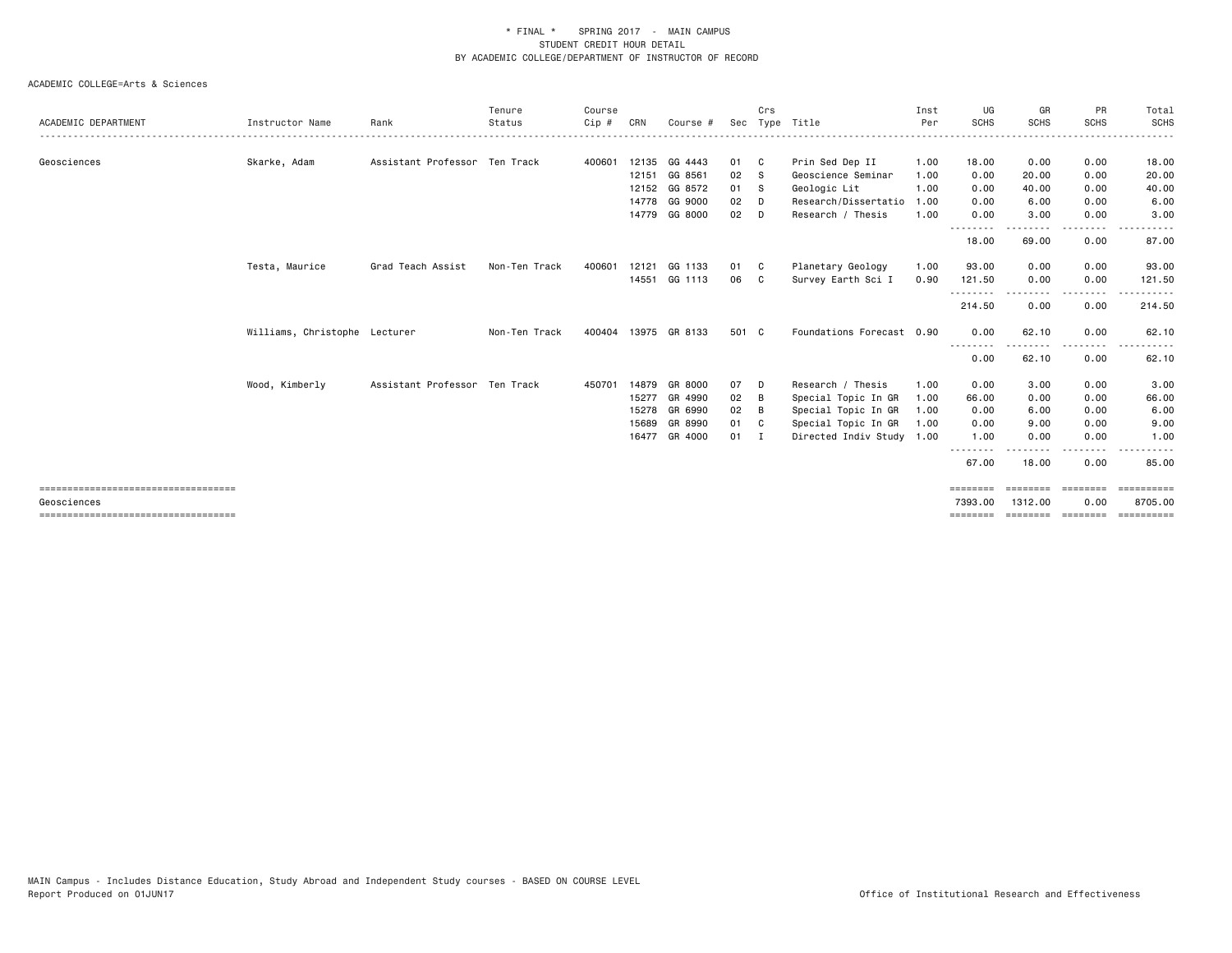\* FINAL \*    SPRING 2017  -  MAIN CAMPUS
STUDENT CREDIT HOUR DETAIL
BY ACADEMIC COLLEGE/DEPARTMENT OF INSTRUCTOR OF RECORD

ACADEMIC COLLEGE=Arts & Sciences

| ACADEMIC DEPARTMENT | Instructor Name | Rank | Tenure Status | Course Cip # | CRN | Course # | Sec | Crs Type | Title | Inst Per | UG SCHS | GR SCHS | PR SCHS | Total SCHS |
|---|---|---|---|---|---|---|---|---|---|---|---|---|---|---|
| Geosciences | Skarke, Adam | Assistant Professor | Ten Track | 400601 | 12135 | GG 4443 | 01 | C | Prin Sed Dep II | 1.00 | 18.00 | 0.00 | 0.00 | 18.00 |
| | | | | | 12151 | GG 8561 | 02 | S | Geoscience Seminar | 1.00 | 0.00 | 20.00 | 0.00 | 20.00 |
| | | | | | 12152 | GG 8572 | 01 | S | Geologic Lit | 1.00 | 0.00 | 40.00 | 0.00 | 40.00 |
| | | | | | 14778 | GG 9000 | 02 | D | Research/Dissertatio | 1.00 | 0.00 | 6.00 | 0.00 | 6.00 |
| | | | | | 14779 | GG 8000 | 02 | D | Research / Thesis | 1.00 | 0.00 | 3.00 | 0.00 | 3.00 |
| | | | | | | | | | | | 18.00 | 69.00 | 0.00 | 87.00 |
| | Testa, Maurice | Grad Teach Assist | Non-Ten Track | 400601 | 12121 | GG 1133 | 01 | C | Planetary Geology | 1.00 | 93.00 | 0.00 | 0.00 | 93.00 |
| | | | | | 14551 | GG 1113 | 06 | C | Survey Earth Sci I | 0.90 | 121.50 | 0.00 | 0.00 | 121.50 |
| | | | | | | | | | | | 214.50 | 0.00 | 0.00 | 214.50 |
| | Williams, Christophe | Lecturer | Non-Ten Track | 400404 | 13975 | GR 8133 | 501 | C | Foundations Forecast | 0.90 | 0.00 | 62.10 | 0.00 | 62.10 |
| | | | | | | | | | | | 0.00 | 62.10 | 0.00 | 62.10 |
| | Wood, Kimberly | Assistant Professor | Ten Track | 450701 | 14879 | GR 8000 | 07 | D | Research / Thesis | 1.00 | 0.00 | 3.00 | 0.00 | 3.00 |
| | | | | | 15277 | GR 4990 | 02 | B | Special Topic In GR | 1.00 | 66.00 | 0.00 | 0.00 | 66.00 |
| | | | | | 15278 | GR 6990 | 02 | B | Special Topic In GR | 1.00 | 0.00 | 6.00 | 0.00 | 6.00 |
| | | | | | 15689 | GR 8990 | 01 | C | Special Topic In GR | 1.00 | 0.00 | 9.00 | 0.00 | 9.00 |
| | | | | | 16477 | GR 4000 | 01 | I | Directed Indiv Study | 1.00 | 1.00 | 0.00 | 0.00 | 1.00 |
| | | | | | | | | | | | 67.00 | 18.00 | 0.00 | 85.00 |
| Geosciences | | | | | | | | | | | 7393.00 | 1312.00 | 0.00 | 8705.00 |

MAIN Campus - Includes Distance Education, Study Abroad and Independent Study courses - BASED ON COURSE LEVEL
Report Produced on 01JUN17 Office of Institutional Research and Effectiveness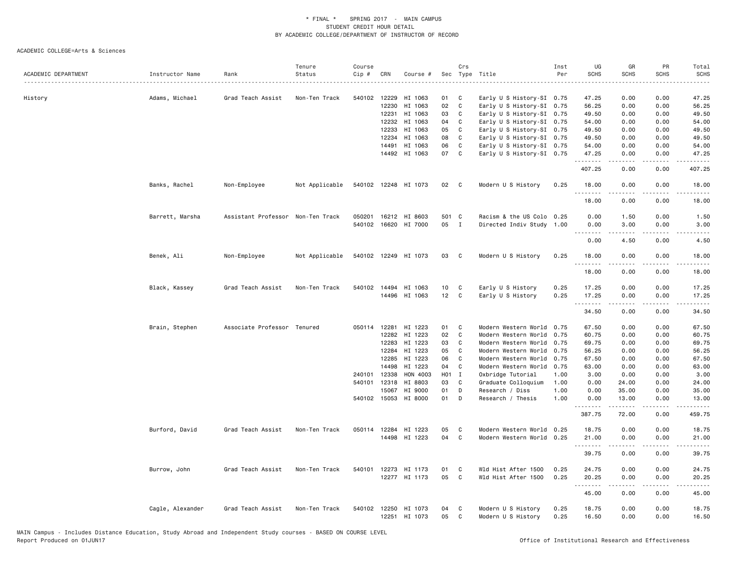\* FINAL \* SPRING 2017 - MAIN CAMPUS
STUDENT CREDIT HOUR DETAIL
BY ACADEMIC COLLEGE/DEPARTMENT OF INSTRUCTOR OF RECORD

ACADEMIC COLLEGE=Arts & Sciences

| ACADEMIC DEPARTMENT | Instructor Name | Rank | Tenure Status | Course Cip # | CRN | Course # | Sec | Crs Type | Title | Inst Per | UG SCHS | GR SCHS | PR SCHS | Total SCHS |
|---|---|---|---|---|---|---|---|---|---|---|---|---|---|---|
| History | Adams, Michael | Grad Teach Assist | Non-Ten Track | 540102 | 12229 | HI 1063 | 01 | C | Early U S History-SI | 0.75 | 47.25 | 0.00 | 0.00 | 47.25 |
| | | | | | 12230 | HI 1063 | 02 | C | Early U S History-SI | 0.75 | 56.25 | 0.00 | 0.00 | 56.25 |
| | | | | | 12231 | HI 1063 | 03 | C | Early U S History-SI | 0.75 | 49.50 | 0.00 | 0.00 | 49.50 |
| | | | | | 12232 | HI 1063 | 04 | C | Early U S History-SI | 0.75 | 54.00 | 0.00 | 0.00 | 54.00 |
| | | | | | 12233 | HI 1063 | 05 | C | Early U S History-SI | 0.75 | 49.50 | 0.00 | 0.00 | 49.50 |
| | | | | | 12234 | HI 1063 | 08 | C | Early U S History-SI | 0.75 | 49.50 | 0.00 | 0.00 | 49.50 |
| | | | | | 14491 | HI 1063 | 06 | C | Early U S History-SI | 0.75 | 54.00 | 0.00 | 0.00 | 54.00 |
| | | | | | 14492 | HI 1063 | 07 | C | Early U S History-SI | 0.75 | 47.25 | 0.00 | 0.00 | 47.25 |
| | | | | | | | | | | | 407.25 | 0.00 | 0.00 | 407.25 |
| | Banks, Rachel | Non-Employee | Not Applicable | 540102 | 12248 | HI 1073 | 02 | C | Modern U S History | 0.25 | 18.00 | 0.00 | 0.00 | 18.00 |
| | | | | | | | | | | | 18.00 | 0.00 | 0.00 | 18.00 |
| | Barrett, Marsha | Assistant Professor | Non-Ten Track | 050201 | 16212 | HI 8603 | 501 | C | Racism & the US Colo | 0.25 | 0.00 | 1.50 | 0.00 | 1.50 |
| | | | | 540102 | 16620 | HI 7000 | 05 | I | Directed Indiv Study | 1.00 | 0.00 | 3.00 | 0.00 | 3.00 |
| | | | | | | | | | | | 0.00 | 4.50 | 0.00 | 4.50 |
| | Benek, Ali | Non-Employee | Not Applicable | 540102 | 12249 | HI 1073 | 03 | C | Modern U S History | 0.25 | 18.00 | 0.00 | 0.00 | 18.00 |
| | | | | | | | | | | | 18.00 | 0.00 | 0.00 | 18.00 |
| | Black, Kassey | Grad Teach Assist | Non-Ten Track | 540102 | 14494 | HI 1063 | 10 | C | Early U S History | 0.25 | 17.25 | 0.00 | 0.00 | 17.25 |
| | | | | | 14496 | HI 1063 | 12 | C | Early U S History | 0.25 | 17.25 | 0.00 | 0.00 | 17.25 |
| | | | | | | | | | | | 34.50 | 0.00 | 0.00 | 34.50 |
| | Brain, Stephen | Associate Professor | Tenured | 050114 | 12281 | HI 1223 | 01 | C | Modern Western World | 0.75 | 67.50 | 0.00 | 0.00 | 67.50 |
| | | | | | 12282 | HI 1223 | 02 | C | Modern Western World | 0.75 | 60.75 | 0.00 | 0.00 | 60.75 |
| | | | | | 12283 | HI 1223 | 03 | C | Modern Western World | 0.75 | 69.75 | 0.00 | 0.00 | 69.75 |
| | | | | | 12284 | HI 1223 | 05 | C | Modern Western World | 0.75 | 56.25 | 0.00 | 0.00 | 56.25 |
| | | | | | 12285 | HI 1223 | 06 | C | Modern Western World | 0.75 | 67.50 | 0.00 | 0.00 | 67.50 |
| | | | | | 14498 | HI 1223 | 04 | C | Modern Western World | 0.75 | 63.00 | 0.00 | 0.00 | 63.00 |
| | | | | 240101 | 12338 | HON 4003 | H01 | I | Oxbridge Tutorial | 1.00 | 3.00 | 0.00 | 0.00 | 3.00 |
| | | | | 540101 | 12318 | HI 8803 | 03 | C | Graduate Colloquium | 1.00 | 0.00 | 24.00 | 0.00 | 24.00 |
| | | | | | 15067 | HI 9000 | 01 | D | Research / Diss | 1.00 | 0.00 | 35.00 | 0.00 | 35.00 |
| | | | | 540102 | 15053 | HI 8000 | 01 | D | Research / Thesis | 1.00 | 0.00 | 13.00 | 0.00 | 13.00 |
| | | | | | | | | | | | 387.75 | 72.00 | 0.00 | 459.75 |
| | Burford, David | Grad Teach Assist | Non-Ten Track | 050114 | 12284 | HI 1223 | 05 | C | Modern Western World | 0.25 | 18.75 | 0.00 | 0.00 | 18.75 |
| | | | | | 14498 | HI 1223 | 04 | C | Modern Western World | 0.25 | 21.00 | 0.00 | 0.00 | 21.00 |
| | | | | | | | | | | | 39.75 | 0.00 | 0.00 | 39.75 |
| | Burrow, John | Grad Teach Assist | Non-Ten Track | 540101 | 12273 | HI 1173 | 01 | C | Wld Hist After 1500 | 0.25 | 24.75 | 0.00 | 0.00 | 24.75 |
| | | | | | 12277 | HI 1173 | 05 | C | Wld Hist After 1500 | 0.25 | 20.25 | 0.00 | 0.00 | 20.25 |
| | | | | | | | | | | | 45.00 | 0.00 | 0.00 | 45.00 |
| | Cagle, Alexander | Grad Teach Assist | Non-Ten Track | 540102 | 12250 | HI 1073 | 04 | C | Modern U S History | 0.25 | 18.75 | 0.00 | 0.00 | 18.75 |
| | | | | | 12251 | HI 1073 | 05 | C | Modern U S History | 0.25 | 16.50 | 0.00 | 0.00 | 16.50 |

MAIN Campus - Includes Distance Education, Study Abroad and Independent Study courses - BASED ON COURSE LEVEL
Report Produced on 01JUN17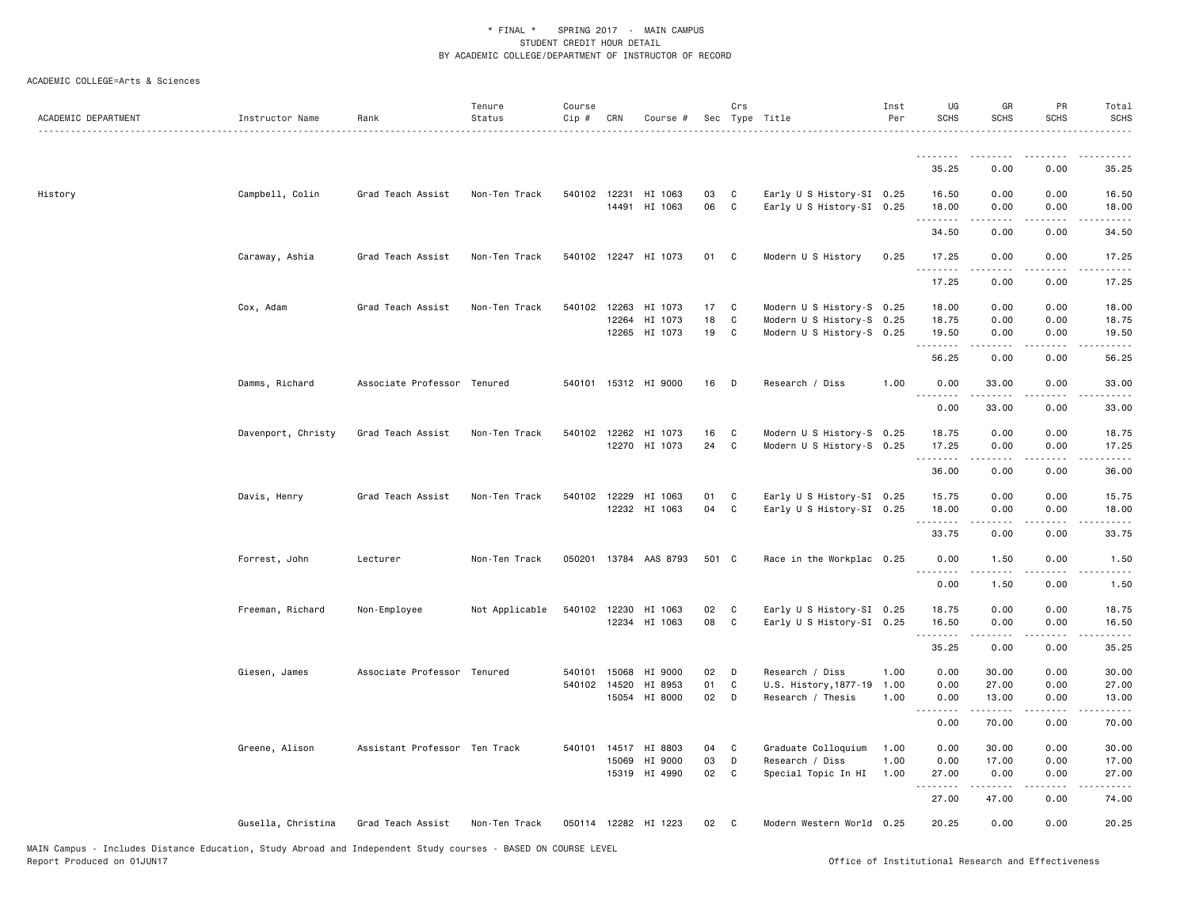ACADEMIC COLLEGE=Arts & Sciences

| ACADEMIC DEPARTMENT | Instructor Name | Rank | Tenure Status | Course Cip # | CRN | Course # | Sec | Crs Type | Title | Inst Per | UG SCHS | GR SCHS | PR SCHS | Total SCHS |
|---|---|---|---|---|---|---|---|---|---|---|---|---|---|---|
| | | | | | | | | | | | 35.25 | 0.00 | 0.00 | 35.25 |
| History | Campbell, Colin | Grad Teach Assist | Non-Ten Track | 540102 | 12231 | HI 1063 | 03 | C | Early U S History-SI | 0.25 | 16.50 | 0.00 | 0.00 | 16.50 |
| | | | | | 14491 | HI 1063 | 06 | C | Early U S History-SI | 0.25 | 18.00 | 0.00 | 0.00 | 18.00 |
| | | | | | | | | | | | 34.50 | 0.00 | 0.00 | 34.50 |
| | Caraway, Ashia | Grad Teach Assist | Non-Ten Track | 540102 | 12247 | HI 1073 | 01 | C | Modern U S History | 0.25 | 17.25 | 0.00 | 0.00 | 17.25 |
| | | | | | | | | | | | 17.25 | 0.00 | 0.00 | 17.25 |
| | Cox, Adam | Grad Teach Assist | Non-Ten Track | 540102 | 12263 | HI 1073 | 17 | C | Modern U S History-S | 0.25 | 18.00 | 0.00 | 0.00 | 18.00 |
| | | | | | 12264 | HI 1073 | 18 | C | Modern U S History-S | 0.25 | 18.75 | 0.00 | 0.00 | 18.75 |
| | | | | | 12265 | HI 1073 | 19 | C | Modern U S History-S | 0.25 | 19.50 | 0.00 | 0.00 | 19.50 |
| | | | | | | | | | | | 56.25 | 0.00 | 0.00 | 56.25 |
| | Damms, Richard | Associate Professor | Tenured | 540101 | 15312 | HI 9000 | 16 | D | Research / Diss | 1.00 | 0.00 | 33.00 | 0.00 | 33.00 |
| | | | | | | | | | | | 0.00 | 33.00 | 0.00 | 33.00 |
| | Davenport, Christy | Grad Teach Assist | Non-Ten Track | 540102 | 12262 | HI 1073 | 16 | C | Modern U S History-S | 0.25 | 18.75 | 0.00 | 0.00 | 18.75 |
| | | | | | 12270 | HI 1073 | 24 | C | Modern U S History-S | 0.25 | 17.25 | 0.00 | 0.00 | 17.25 |
| | | | | | | | | | | | 36.00 | 0.00 | 0.00 | 36.00 |
| | Davis, Henry | Grad Teach Assist | Non-Ten Track | 540102 | 12229 | HI 1063 | 01 | C | Early U S History-SI | 0.25 | 15.75 | 0.00 | 0.00 | 15.75 |
| | | | | | 12232 | HI 1063 | 04 | C | Early U S History-SI | 0.25 | 18.00 | 0.00 | 0.00 | 18.00 |
| | | | | | | | | | | | 33.75 | 0.00 | 0.00 | 33.75 |
| | Forrest, John | Lecturer | Non-Ten Track | 050201 | 13784 | AAS 8793 | 501 | C | Race in the Workplac | 0.25 | 0.00 | 1.50 | 0.00 | 1.50 |
| | | | | | | | | | | | 0.00 | 1.50 | 0.00 | 1.50 |
| | Freeman, Richard | Non-Employee | Not Applicable | 540102 | 12230 | HI 1063 | 02 | C | Early U S History-SI | 0.25 | 18.75 | 0.00 | 0.00 | 18.75 |
| | | | | | 12234 | HI 1063 | 08 | C | Early U S History-SI | 0.25 | 16.50 | 0.00 | 0.00 | 16.50 |
| | | | | | | | | | | | 35.25 | 0.00 | 0.00 | 35.25 |
| | Giesen, James | Associate Professor | Tenured | 540101 | 15068 | HI 9000 | 02 | D | Research / Diss | 1.00 | 0.00 | 30.00 | 0.00 | 30.00 |
| | | | | 540102 | 14520 | HI 8953 | 01 | C | U.S. History,1877-19 | 1.00 | 0.00 | 27.00 | 0.00 | 27.00 |
| | | | | | 15054 | HI 8000 | 02 | D | Research / Thesis | 1.00 | 0.00 | 13.00 | 0.00 | 13.00 |
| | | | | | | | | | | | 0.00 | 70.00 | 0.00 | 70.00 |
| | Greene, Alison | Assistant Professor | Ten Track | 540101 | 14517 | HI 8803 | 04 | C | Graduate Colloquium | 1.00 | 0.00 | 30.00 | 0.00 | 30.00 |
| | | | | | 15069 | HI 9000 | 03 | D | Research / Diss | 1.00 | 0.00 | 17.00 | 0.00 | 17.00 |
| | | | | | 15319 | HI 4990 | 02 | C | Special Topic In HI | 1.00 | 27.00 | 0.00 | 0.00 | 27.00 |
| | | | | | | | | | | | 27.00 | 47.00 | 0.00 | 74.00 |
| | Gusella, Christina | Grad Teach Assist | Non-Ten Track | 050114 | 12282 | HI 1223 | 02 | C | Modern Western World | 0.25 | 20.25 | 0.00 | 0.00 | 20.25 |

MAIN Campus - Includes Distance Education, Study Abroad and Independent Study courses - BASED ON COURSE LEVEL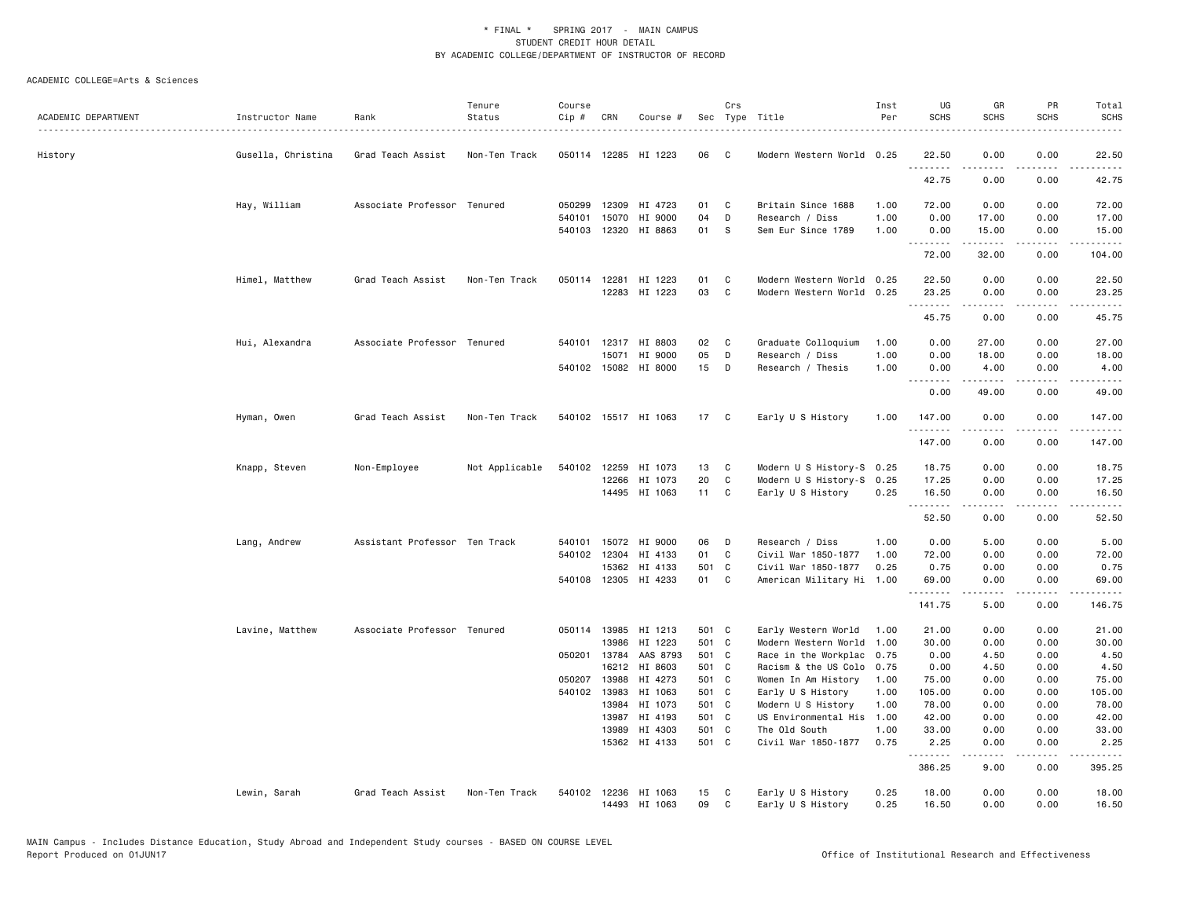\* FINAL \* SPRING 2017 - MAIN CAMPUS
STUDENT CREDIT HOUR DETAIL
BY ACADEMIC COLLEGE/DEPARTMENT OF INSTRUCTOR OF RECORD

ACADEMIC COLLEGE=Arts & Sciences

| ACADEMIC DEPARTMENT | Instructor Name | Rank | Tenure Status | Course Cip # | CRN | Course # | Sec | Crs Type | Title | Inst Per | UG SCHS | GR SCHS | PR SCHS | Total SCHS |
|---|---|---|---|---|---|---|---|---|---|---|---|---|---|---|
| History | Gusella, Christina | Grad Teach Assist | Non-Ten Track | 050114 | 12285 | HI 1223 | 06 | C | Modern Western World | 0.25 | 22.50 | 0.00 | 0.00 | 22.50 |
| | | | | | | | | | | | 42.75 | 0.00 | 0.00 | 42.75 |
| | Hay, William | Associate Professor | Tenured | 050299 | 12309 | HI 4723 | 01 | C | Britain Since 1688 | 1.00 | 72.00 | 0.00 | 0.00 | 72.00 |
| | | | | 540101 | 15070 | HI 9000 | 04 | D | Research / Diss | 1.00 | 0.00 | 17.00 | 0.00 | 17.00 |
| | | | | 540103 | 12320 | HI 8863 | 01 | S | Sem Eur Since 1789 | 1.00 | 0.00 | 15.00 | 0.00 | 15.00 |
| | | | | | | | | | | | 72.00 | 32.00 | 0.00 | 104.00 |
| | Himel, Matthew | Grad Teach Assist | Non-Ten Track | 050114 | 12281 | HI 1223 | 01 | C | Modern Western World | 0.25 | 22.50 | 0.00 | 0.00 | 22.50 |
| | | | | | 12283 | HI 1223 | 03 | C | Modern Western World | 0.25 | 23.25 | 0.00 | 0.00 | 23.25 |
| | | | | | | | | | | | 45.75 | 0.00 | 0.00 | 45.75 |
| | Hui, Alexandra | Associate Professor | Tenured | 540101 | 12317 | HI 8803 | 02 | C | Graduate Colloquium | 1.00 | 0.00 | 27.00 | 0.00 | 27.00 |
| | | | | | 15071 | HI 9000 | 05 | D | Research / Diss | 1.00 | 0.00 | 18.00 | 0.00 | 18.00 |
| | | | | 540102 | 15082 | HI 8000 | 15 | D | Research / Thesis | 1.00 | 0.00 | 4.00 | 0.00 | 4.00 |
| | | | | | | | | | | | 0.00 | 49.00 | 0.00 | 49.00 |
| | Hyman, Owen | Grad Teach Assist | Non-Ten Track | 540102 | 15517 | HI 1063 | 17 | C | Early U S History | 1.00 | 147.00 | 0.00 | 0.00 | 147.00 |
| | | | | | | | | | | | 147.00 | 0.00 | 0.00 | 147.00 |
| | Knapp, Steven | Non-Employee | Not Applicable | 540102 | 12259 | HI 1073 | 13 | C | Modern U S History-S | 0.25 | 18.75 | 0.00 | 0.00 | 18.75 |
| | | | | | 12266 | HI 1073 | 20 | C | Modern U S History-S | 0.25 | 17.25 | 0.00 | 0.00 | 17.25 |
| | | | | | 14495 | HI 1063 | 11 | C | Early U S History | 0.25 | 16.50 | 0.00 | 0.00 | 16.50 |
| | | | | | | | | | | | 52.50 | 0.00 | 0.00 | 52.50 |
| | Lang, Andrew | Assistant Professor | Ten Track | 540101 | 15072 | HI 9000 | 06 | D | Research / Diss | 1.00 | 0.00 | 5.00 | 0.00 | 5.00 |
| | | | | 540102 | 12304 | HI 4133 | 01 | C | Civil War 1850-1877 | 1.00 | 72.00 | 0.00 | 0.00 | 72.00 |
| | | | | | 15362 | HI 4133 | 501 | C | Civil War 1850-1877 | 0.25 | 0.75 | 0.00 | 0.00 | 0.75 |
| | | | | 540108 | 12305 | HI 4233 | 01 | C | American Military Hi | 1.00 | 69.00 | 0.00 | 0.00 | 69.00 |
| | | | | | | | | | | | 141.75 | 5.00 | 0.00 | 146.75 |
| | Lavine, Matthew | Associate Professor | Tenured | 050114 | 13985 | HI 1213 | 501 | C | Early Western World | 1.00 | 21.00 | 0.00 | 0.00 | 21.00 |
| | | | | | 13986 | HI 1223 | 501 | C | Modern Western World | 1.00 | 30.00 | 0.00 | 0.00 | 30.00 |
| | | | | 050201 | 13784 | AAS 8793 | 501 | C | Race in the Workplac | 0.75 | 0.00 | 4.50 | 0.00 | 4.50 |
| | | | | | 16212 | HI 8603 | 501 | C | Racism & the US Colo | 0.75 | 0.00 | 4.50 | 0.00 | 4.50 |
| | | | | 050207 | 13988 | HI 4273 | 501 | C | Women In Am History | 1.00 | 75.00 | 0.00 | 0.00 | 75.00 |
| | | | | 540102 | 13983 | HI 1063 | 501 | C | Early U S History | 1.00 | 105.00 | 0.00 | 0.00 | 105.00 |
| | | | | | 13984 | HI 1073 | 501 | C | Modern U S History | 1.00 | 78.00 | 0.00 | 0.00 | 78.00 |
| | | | | | 13987 | HI 4193 | 501 | C | US Environmental His | 1.00 | 42.00 | 0.00 | 0.00 | 42.00 |
| | | | | | 13989 | HI 4303 | 501 | C | The Old South | 1.00 | 33.00 | 0.00 | 0.00 | 33.00 |
| | | | | | 15362 | HI 4133 | 501 | C | Civil War 1850-1877 | 0.75 | 2.25 | 0.00 | 0.00 | 2.25 |
| | | | | | | | | | | | 386.25 | 9.00 | 0.00 | 395.25 |
| | Lewin, Sarah | Grad Teach Assist | Non-Ten Track | 540102 | 12236 | HI 1063 | 15 | C | Early U S History | 0.25 | 18.00 | 0.00 | 0.00 | 18.00 |
| | | | | | 14493 | HI 1063 | 09 | C | Early U S History | 0.25 | 16.50 | 0.00 | 0.00 | 16.50 |

MAIN Campus - Includes Distance Education, Study Abroad and Independent Study courses - BASED ON COURSE LEVEL
Report Produced on 01JUN17
Office of Institutional Research and Effectiveness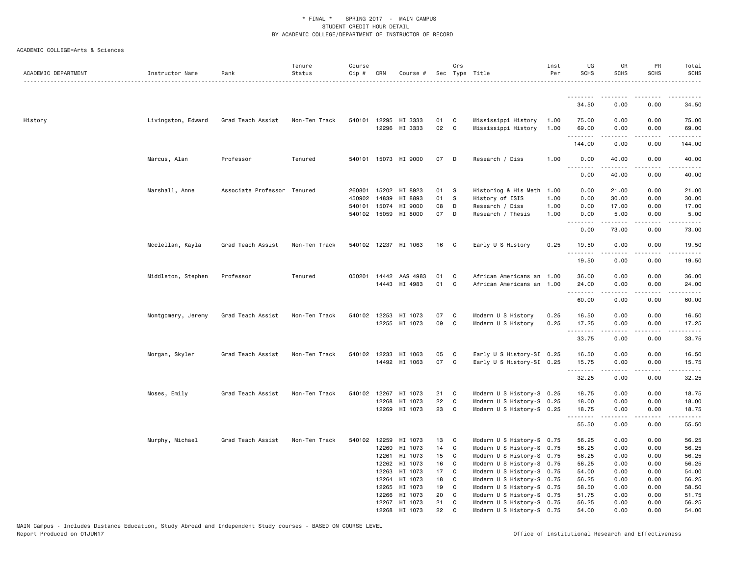\* FINAL \*  SPRING 2017 - MAIN CAMPUS
STUDENT CREDIT HOUR DETAIL
BY ACADEMIC COLLEGE/DEPARTMENT OF INSTRUCTOR OF RECORD

ACADEMIC COLLEGE=Arts & Sciences

| ACADEMIC DEPARTMENT | Instructor Name | Rank | Tenure Status | Course Cip # | CRN | Course # | Sec | Crs Type | Title | Inst Per | UG SCHS | GR SCHS | PR SCHS | Total SCHS |
|---|---|---|---|---|---|---|---|---|---|---|---|---|---|---|
| | | | | | | | | | | | 34.50 | 0.00 | 0.00 | 34.50 |
| History | Livingston, Edward | Grad Teach Assist | Non-Ten Track | 540101 | 12295 | HI 3333 | 01 | C | Mississippi History | 1.00 | 75.00 | 0.00 | 0.00 | 75.00 |
| | | | | | 12296 | HI 3333 | 02 | C | Mississippi History | 1.00 | 69.00 | 0.00 | 0.00 | 69.00 |
| | | | | | | | | | | | 144.00 | 0.00 | 0.00 | 144.00 |
| | Marcus, Alan | Professor | Tenured | 540101 | 15073 | HI 9000 | 07 | D | Research / Diss | 1.00 | 0.00 | 40.00 | 0.00 | 40.00 |
| | | | | | | | | | | | 0.00 | 40.00 | 0.00 | 40.00 |
| | Marshall, Anne | Associate Professor | Tenured | 260801 | 15202 | HI 8923 | 01 | S | Historiog & His Meth | 1.00 | 0.00 | 21.00 | 0.00 | 21.00 |
| | | | | 450902 | 14839 | HI 8893 | 01 | S | History of ISIS | 1.00 | 0.00 | 30.00 | 0.00 | 30.00 |
| | | | | 540101 | 15074 | HI 9000 | 08 | D | Research / Diss | 1.00 | 0.00 | 17.00 | 0.00 | 17.00 |
| | | | | 540102 | 15059 | HI 8000 | 07 | D | Research / Thesis | 1.00 | 0.00 | 5.00 | 0.00 | 5.00 |
| | | | | | | | | | | | 0.00 | 73.00 | 0.00 | 73.00 |
| | Mcclellan, Kayla | Grad Teach Assist | Non-Ten Track | 540102 | 12237 | HI 1063 | 16 | C | Early U S History | 0.25 | 19.50 | 0.00 | 0.00 | 19.50 |
| | | | | | | | | | | | 19.50 | 0.00 | 0.00 | 19.50 |
| | Middleton, Stephen | Professor | Tenured | 050201 | 14442 | AAS 4983 | 01 | C | African Americans an | 1.00 | 36.00 | 0.00 | 0.00 | 36.00 |
| | | | | | 14443 | HI 4983 | 01 | C | African Americans an | 1.00 | 24.00 | 0.00 | 0.00 | 24.00 |
| | | | | | | | | | | | 60.00 | 0.00 | 0.00 | 60.00 |
| | Montgomery, Jeremy | Grad Teach Assist | Non-Ten Track | 540102 | 12253 | HI 1073 | 07 | C | Modern U S History | 0.25 | 16.50 | 0.00 | 0.00 | 16.50 |
| | | | | | 12255 | HI 1073 | 09 | C | Modern U S History | 0.25 | 17.25 | 0.00 | 0.00 | 17.25 |
| | | | | | | | | | | | 33.75 | 0.00 | 0.00 | 33.75 |
| | Morgan, Skyler | Grad Teach Assist | Non-Ten Track | 540102 | 12233 | HI 1063 | 05 | C | Early U S History-SI | 0.25 | 16.50 | 0.00 | 0.00 | 16.50 |
| | | | | | 14492 | HI 1063 | 07 | C | Early U S History-SI | 0.25 | 15.75 | 0.00 | 0.00 | 15.75 |
| | | | | | | | | | | | 32.25 | 0.00 | 0.00 | 32.25 |
| | Moses, Emily | Grad Teach Assist | Non-Ten Track | 540102 | 12267 | HI 1073 | 21 | C | Modern U S History-S | 0.25 | 18.75 | 0.00 | 0.00 | 18.75 |
| | | | | | 12268 | HI 1073 | 22 | C | Modern U S History-S | 0.25 | 18.00 | 0.00 | 0.00 | 18.00 |
| | | | | | 12269 | HI 1073 | 23 | C | Modern U S History-S | 0.25 | 18.75 | 0.00 | 0.00 | 18.75 |
| | | | | | | | | | | | 55.50 | 0.00 | 0.00 | 55.50 |
| | Murphy, Michael | Grad Teach Assist | Non-Ten Track | 540102 | 12259 | HI 1073 | 13 | C | Modern U S History-S | 0.75 | 56.25 | 0.00 | 0.00 | 56.25 |
| | | | | | 12260 | HI 1073 | 14 | C | Modern U S History-S | 0.75 | 56.25 | 0.00 | 0.00 | 56.25 |
| | | | | | 12261 | HI 1073 | 15 | C | Modern U S History-S | 0.75 | 56.25 | 0.00 | 0.00 | 56.25 |
| | | | | | 12262 | HI 1073 | 16 | C | Modern U S History-S | 0.75 | 56.25 | 0.00 | 0.00 | 56.25 |
| | | | | | 12263 | HI 1073 | 17 | C | Modern U S History-S | 0.75 | 54.00 | 0.00 | 0.00 | 54.00 |
| | | | | | 12264 | HI 1073 | 18 | C | Modern U S History-S | 0.75 | 56.25 | 0.00 | 0.00 | 56.25 |
| | | | | | 12265 | HI 1073 | 19 | C | Modern U S History-S | 0.75 | 58.50 | 0.00 | 0.00 | 58.50 |
| | | | | | 12266 | HI 1073 | 20 | C | Modern U S History-S | 0.75 | 51.75 | 0.00 | 0.00 | 51.75 |
| | | | | | 12267 | HI 1073 | 21 | C | Modern U S History-S | 0.75 | 56.25 | 0.00 | 0.00 | 56.25 |
| | | | | | 12268 | HI 1073 | 22 | C | Modern U S History-S | 0.75 | 54.00 | 0.00 | 0.00 | 54.00 |

MAIN Campus - Includes Distance Education, Study Abroad and Independent Study courses - BASED ON COURSE LEVEL
Report Produced on 01JUN17

Office of Institutional Research and Effectiveness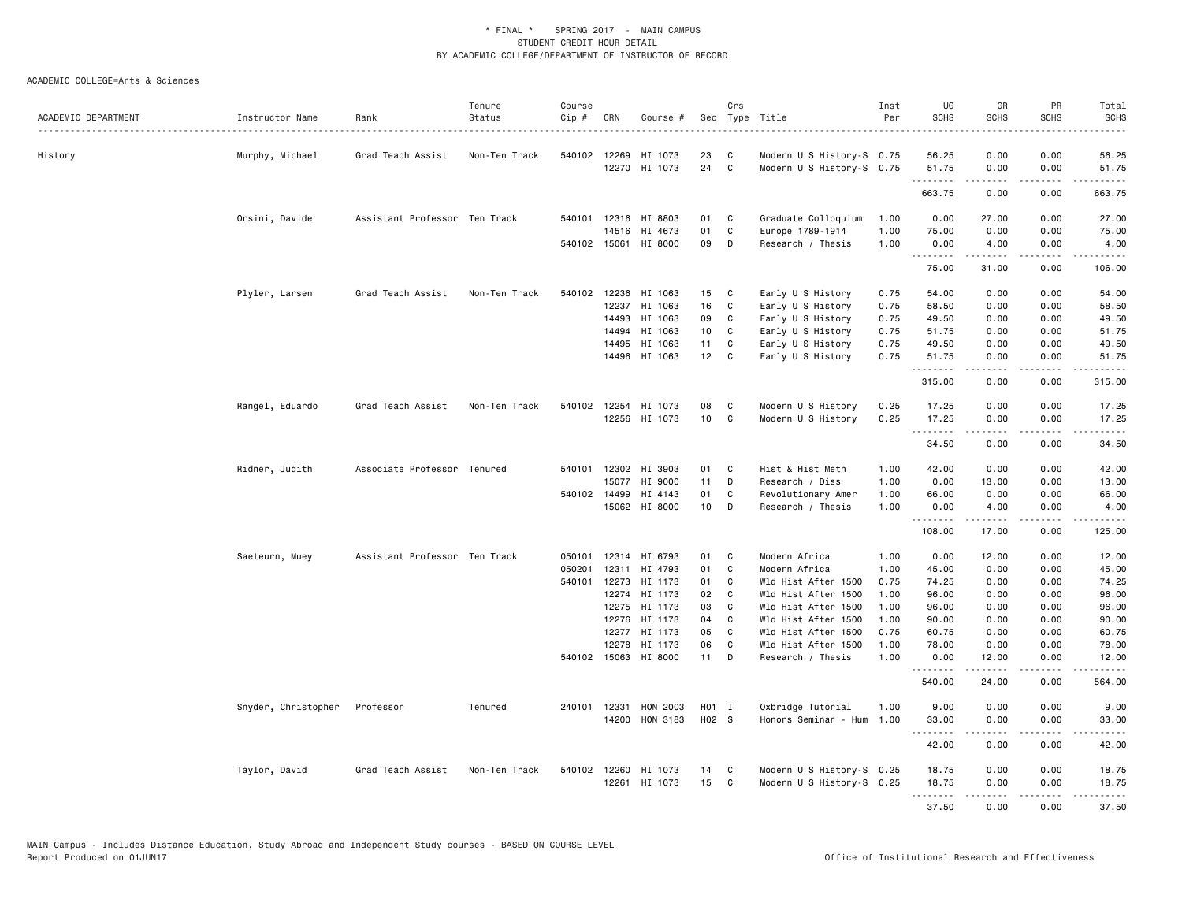\* FINAL \* SPRING 2017 - MAIN CAMPUS
STUDENT CREDIT HOUR DETAIL
BY ACADEMIC COLLEGE/DEPARTMENT OF INSTRUCTOR OF RECORD

ACADEMIC COLLEGE=Arts & Sciences

| ACADEMIC DEPARTMENT | Instructor Name | Rank | Tenure Status | Course Cip # | CRN | Course # | Sec | Crs Type | Title | Inst Per | UG SCHS | GR SCHS | PR SCHS | Total SCHS |
|---|---|---|---|---|---|---|---|---|---|---|---|---|---|---|
| History | Murphy, Michael | Grad Teach Assist | Non-Ten Track | 540102 | 12269 | HI 1073 | 23 | C | Modern U S History-S | 0.75 | 56.25 | 0.00 | 0.00 | 56.25 |
| | | | | | 12270 | HI 1073 | 24 | C | Modern U S History-S | 0.75 | 51.75 | 0.00 | 0.00 | 51.75 |
| | | | | | | | | | | | 663.75 | 0.00 | 0.00 | 663.75 |
| | Orsini, Davide | Assistant Professor | Ten Track | 540101 | 12316 | HI 8803 | 01 | C | Graduate Colloquium | 1.00 | 0.00 | 27.00 | 0.00 | 27.00 |
| | | | | | 14516 | HI 4673 | 01 | C | Europe 1789-1914 | 1.00 | 75.00 | 0.00 | 0.00 | 75.00 |
| | | | | 540102 | 15061 | HI 8000 | 09 | D | Research / Thesis | 1.00 | 0.00 | 4.00 | 0.00 | 4.00 |
| | | | | | | | | | | | 75.00 | 31.00 | 0.00 | 106.00 |
| | Plyler, Larsen | Grad Teach Assist | Non-Ten Track | 540102 | 12236 | HI 1063 | 15 | C | Early U S History | 0.75 | 54.00 | 0.00 | 0.00 | 54.00 |
| | | | | | 12237 | HI 1063 | 16 | C | Early U S History | 0.75 | 58.50 | 0.00 | 0.00 | 58.50 |
| | | | | | 14493 | HI 1063 | 09 | C | Early U S History | 0.75 | 49.50 | 0.00 | 0.00 | 49.50 |
| | | | | | 14494 | HI 1063 | 10 | C | Early U S History | 0.75 | 51.75 | 0.00 | 0.00 | 51.75 |
| | | | | | 14495 | HI 1063 | 11 | C | Early U S History | 0.75 | 49.50 | 0.00 | 0.00 | 49.50 |
| | | | | | 14496 | HI 1063 | 12 | C | Early U S History | 0.75 | 51.75 | 0.00 | 0.00 | 51.75 |
| | | | | | | | | | | | 315.00 | 0.00 | 0.00 | 315.00 |
| | Rangel, Eduardo | Grad Teach Assist | Non-Ten Track | 540102 | 12254 | HI 1073 | 08 | C | Modern U S History | 0.25 | 17.25 | 0.00 | 0.00 | 17.25 |
| | | | | | 12256 | HI 1073 | 10 | C | Modern U S History | 0.25 | 17.25 | 0.00 | 0.00 | 17.25 |
| | | | | | | | | | | | 34.50 | 0.00 | 0.00 | 34.50 |
| | Ridner, Judith | Associate Professor | Tenured | 540101 | 12302 | HI 3903 | 01 | C | Hist & Hist Meth | 1.00 | 42.00 | 0.00 | 0.00 | 42.00 |
| | | | | | 15077 | HI 9000 | 11 | D | Research / Diss | 1.00 | 0.00 | 13.00 | 0.00 | 13.00 |
| | | | | 540102 | 14499 | HI 4143 | 01 | C | Revolutionary Amer | 1.00 | 66.00 | 0.00 | 0.00 | 66.00 |
| | | | | | 15062 | HI 8000 | 10 | D | Research / Thesis | 1.00 | 0.00 | 4.00 | 0.00 | 4.00 |
| | | | | | | | | | | | 108.00 | 17.00 | 0.00 | 125.00 |
| | Saeteurn, Muey | Assistant Professor | Ten Track | 050101 | 12314 | HI 6793 | 01 | C | Modern Africa | 1.00 | 0.00 | 12.00 | 0.00 | 12.00 |
| | | | | 050201 | 12311 | HI 4793 | 01 | C | Modern Africa | 1.00 | 45.00 | 0.00 | 0.00 | 45.00 |
| | | | | 540101 | 12273 | HI 1173 | 01 | C | Wld Hist After 1500 | 0.75 | 74.25 | 0.00 | 0.00 | 74.25 |
| | | | | | 12274 | HI 1173 | 02 | C | Wld Hist After 1500 | 1.00 | 96.00 | 0.00 | 0.00 | 96.00 |
| | | | | | 12275 | HI 1173 | 03 | C | Wld Hist After 1500 | 1.00 | 96.00 | 0.00 | 0.00 | 96.00 |
| | | | | | 12276 | HI 1173 | 04 | C | Wld Hist After 1500 | 1.00 | 90.00 | 0.00 | 0.00 | 90.00 |
| | | | | | 12277 | HI 1173 | 05 | C | Wld Hist After 1500 | 0.75 | 60.75 | 0.00 | 0.00 | 60.75 |
| | | | | | 12278 | HI 1173 | 06 | C | Wld Hist After 1500 | 1.00 | 78.00 | 0.00 | 0.00 | 78.00 |
| | | | | 540102 | 15063 | HI 8000 | 11 | D | Research / Thesis | 1.00 | 0.00 | 12.00 | 0.00 | 12.00 |
| | | | | | | | | | | | 540.00 | 24.00 | 0.00 | 564.00 |
| | Snyder, Christopher | Professor | Tenured | 240101 | 12331 | HON 2003 | H01 | I | Oxbridge Tutorial | 1.00 | 9.00 | 0.00 | 0.00 | 9.00 |
| | | | | | 14200 | HON 3183 | H02 | S | Honors Seminar - Hum | 1.00 | 33.00 | 0.00 | 0.00 | 33.00 |
| | | | | | | | | | | | 42.00 | 0.00 | 0.00 | 42.00 |
| | Taylor, David | Grad Teach Assist | Non-Ten Track | 540102 | 12260 | HI 1073 | 14 | C | Modern U S History-S | 0.25 | 18.75 | 0.00 | 0.00 | 18.75 |
| | | | | | 12261 | HI 1073 | 15 | C | Modern U S History-S | 0.25 | 18.75 | 0.00 | 0.00 | 18.75 |
| | | | | | | | | | | | 37.50 | 0.00 | 0.00 | 37.50 |

MAIN Campus - Includes Distance Education, Study Abroad and Independent Study courses - BASED ON COURSE LEVEL
Report Produced on 01JUN17 Office of Institutional Research and Effectiveness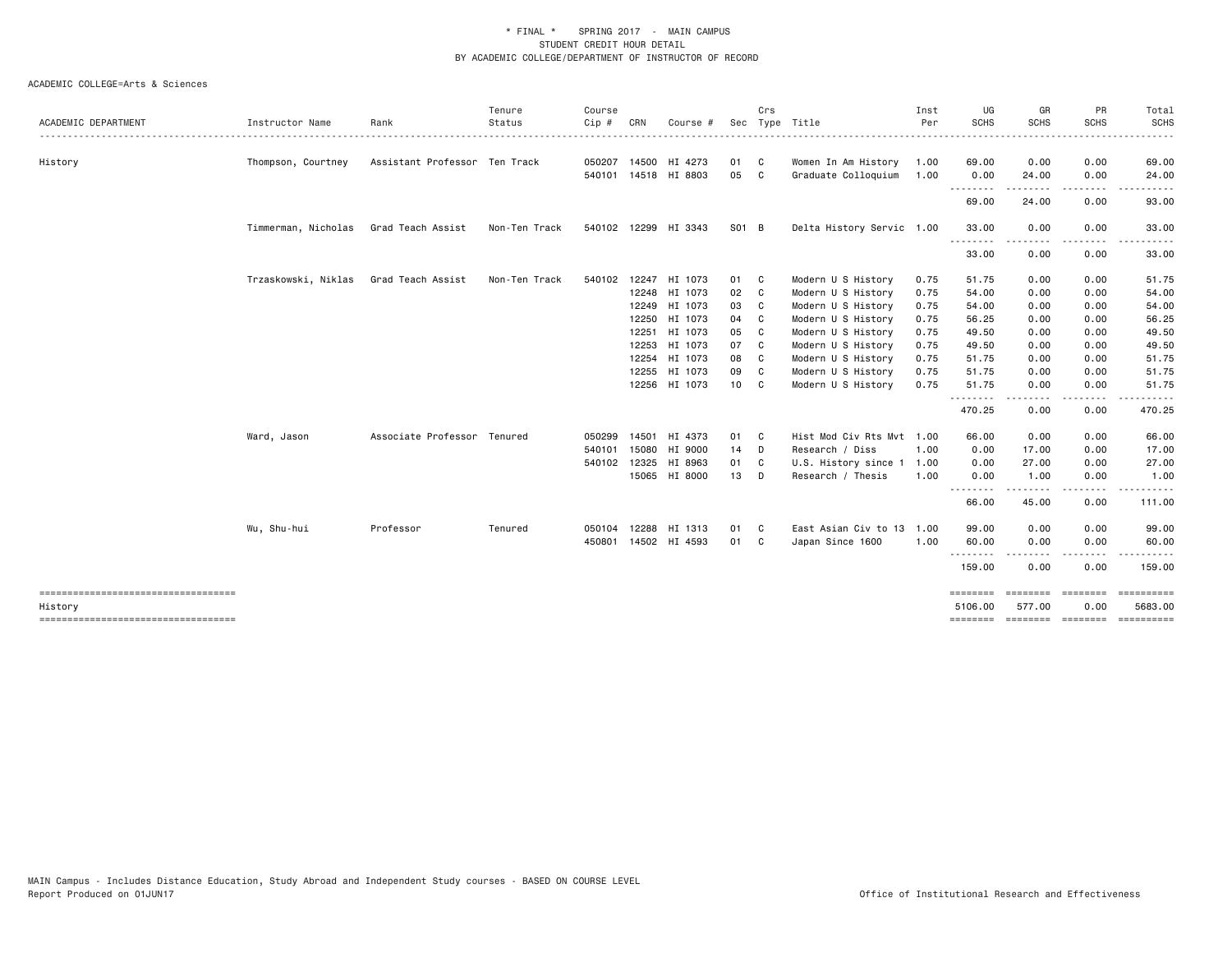\* FINAL \* SPRING 2017 - MAIN CAMPUS
STUDENT CREDIT HOUR DETAIL
BY ACADEMIC COLLEGE/DEPARTMENT OF INSTRUCTOR OF RECORD

ACADEMIC COLLEGE=Arts & Sciences

| ACADEMIC DEPARTMENT | Instructor Name | Rank | Tenure Status | Course Cip # | CRN | Course # | Sec | Crs Type | Title | Inst Per | UG SCHS | GR SCHS | PR SCHS | Total SCHS |
|---|---|---|---|---|---|---|---|---|---|---|---|---|---|---|
| History | Thompson, Courtney | Assistant Professor | Ten Track | 050207 | 14500 | HI 4273 | 01 | C | Women In Am History | 1.00 | 69.00 | 0.00 | 0.00 | 69.00 |
| | | | | 540101 | 14518 | HI 8803 | 05 | C | Graduate Colloquium | 1.00 | 0.00 | 24.00 | 0.00 | 24.00 |
| | | | | | | | | | | | 69.00 | 24.00 | 0.00 | 93.00 |
| | Timmerman, Nicholas | Grad Teach Assist | Non-Ten Track | 540102 | 12299 | HI 3343 | S01 | B | Delta History Servic | 1.00 | 33.00 | 0.00 | 0.00 | 33.00 |
| | | | | | | | | | | | 33.00 | 0.00 | 0.00 | 33.00 |
| | Trzaskowski, Niklas | Grad Teach Assist | Non-Ten Track | 540102 | 12247 | HI 1073 | 01 | C | Modern U S History | 0.75 | 51.75 | 0.00 | 0.00 | 51.75 |
| | | | | | 12248 | HI 1073 | 02 | C | Modern U S History | 0.75 | 54.00 | 0.00 | 0.00 | 54.00 |
| | | | | | 12249 | HI 1073 | 03 | C | Modern U S History | 0.75 | 54.00 | 0.00 | 0.00 | 54.00 |
| | | | | | 12250 | HI 1073 | 04 | C | Modern U S History | 0.75 | 56.25 | 0.00 | 0.00 | 56.25 |
| | | | | | 12251 | HI 1073 | 05 | C | Modern U S History | 0.75 | 49.50 | 0.00 | 0.00 | 49.50 |
| | | | | | 12253 | HI 1073 | 07 | C | Modern U S History | 0.75 | 49.50 | 0.00 | 0.00 | 49.50 |
| | | | | | 12254 | HI 1073 | 08 | C | Modern U S History | 0.75 | 51.75 | 0.00 | 0.00 | 51.75 |
| | | | | | 12255 | HI 1073 | 09 | C | Modern U S History | 0.75 | 51.75 | 0.00 | 0.00 | 51.75 |
| | | | | | 12256 | HI 1073 | 10 | C | Modern U S History | 0.75 | 51.75 | 0.00 | 0.00 | 51.75 |
| | | | | | | | | | | | 470.25 | 0.00 | 0.00 | 470.25 |
| | Ward, Jason | Associate Professor | Tenured | 050299 | 14501 | HI 4373 | 01 | C | Hist Mod Civ Rts Mvt | 1.00 | 66.00 | 0.00 | 0.00 | 66.00 |
| | | | | 540101 | 15080 | HI 9000 | 14 | D | Research / Diss | 1.00 | 0.00 | 17.00 | 0.00 | 17.00 |
| | | | | 540102 | 12325 | HI 8963 | 01 | C | U.S. History since 1 | 1.00 | 0.00 | 27.00 | 0.00 | 27.00 |
| | | | | | 15065 | HI 8000 | 13 | D | Research / Thesis | 1.00 | 0.00 | 1.00 | 0.00 | 1.00 |
| | | | | | | | | | | | 66.00 | 45.00 | 0.00 | 111.00 |
| | Wu, Shu-hui | Professor | Tenured | 050104 | 12288 | HI 1313 | 01 | C | East Asian Civ to 13 | 1.00 | 99.00 | 0.00 | 0.00 | 99.00 |
| | | | | 450801 | 14502 | HI 4593 | 01 | C | Japan Since 1600 | 1.00 | 60.00 | 0.00 | 0.00 | 60.00 |
| | | | | | | | | | | | 159.00 | 0.00 | 0.00 | 159.00 |
| History | | | | | | | | | | | 5106.00 | 577.00 | 0.00 | 5683.00 |

MAIN Campus - Includes Distance Education, Study Abroad and Independent Study courses - BASED ON COURSE LEVEL
Report Produced on 01JUN17

Office of Institutional Research and Effectiveness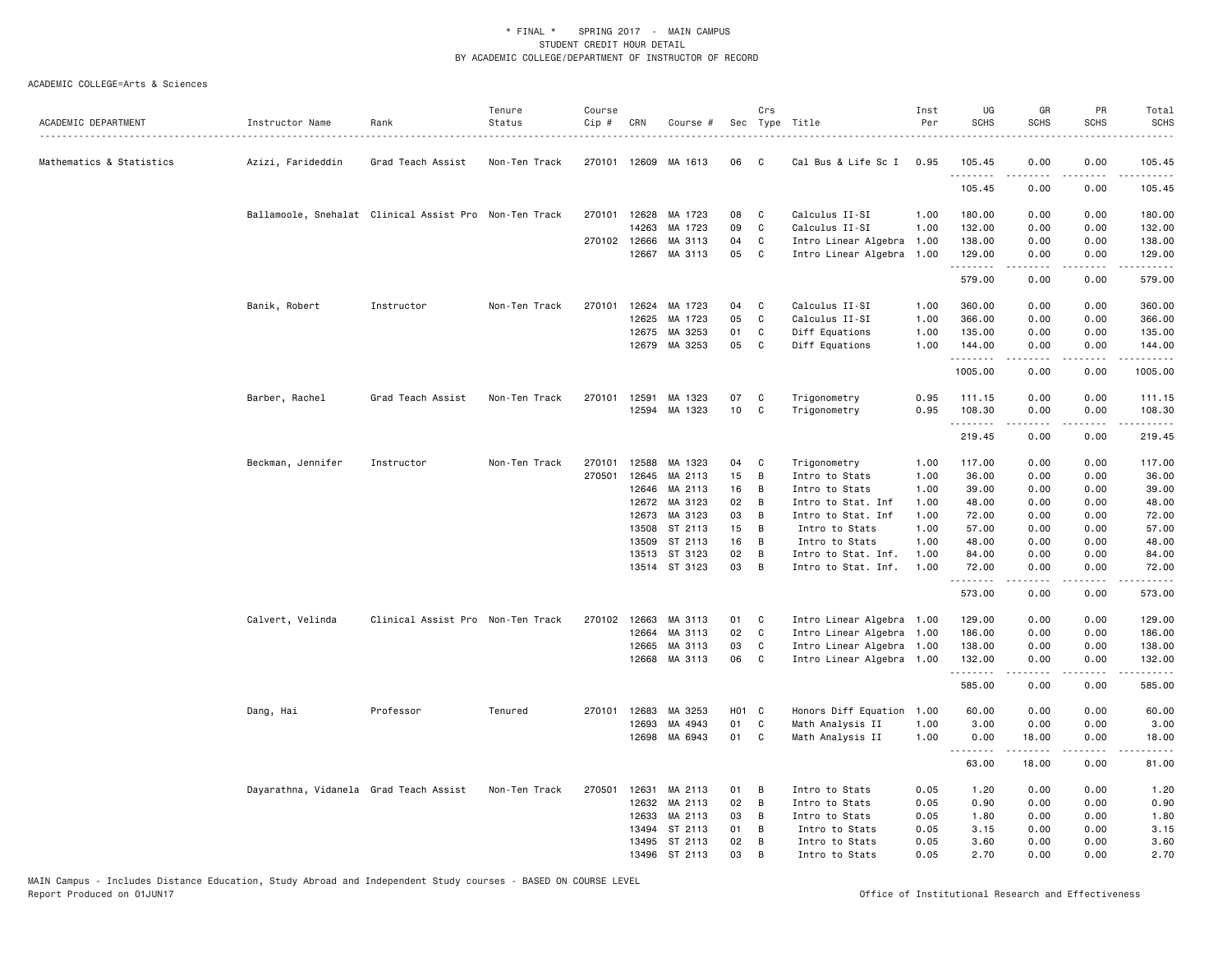\* FINAL \* SPRING 2017 - MAIN CAMPUS
STUDENT CREDIT HOUR DETAIL
BY ACADEMIC COLLEGE/DEPARTMENT OF INSTRUCTOR OF RECORD

ACADEMIC COLLEGE=Arts & Sciences

| ACADEMIC DEPARTMENT | Instructor Name | Rank | Tenure Status | Course Cip # | CRN | Course # | Sec | Crs Type | Title | Inst Per | UG SCHS | GR SCHS | PR SCHS | Total SCHS |
|---|---|---|---|---|---|---|---|---|---|---|---|---|---|---|
| Mathematics & Statistics | Azizi, Farideddin | Grad Teach Assist | Non-Ten Track | 270101 | 12609 | MA 1613 | 06 | C | Cal Bus & Life Sc I | 0.95 | 105.45 | 0.00 | 0.00 | 105.45 |
| | | | | | | | | | | | 105.45 | 0.00 | 0.00 | 105.45 |
| | Ballamoole, Snehalat | Clinical Assist Pro | Non-Ten Track | 270101 | 12628 | MA 1723 | 08 | C | Calculus II-SI | 1.00 | 180.00 | 0.00 | 0.00 | 180.00 |
| | | | | | 14263 | MA 1723 | 09 | C | Calculus II-SI | 1.00 | 132.00 | 0.00 | 0.00 | 132.00 |
| | | | | 270102 | 12666 | MA 3113 | 04 | C | Intro Linear Algebra | 1.00 | 138.00 | 0.00 | 0.00 | 138.00 |
| | | | | | 12667 | MA 3113 | 05 | C | Intro Linear Algebra | 1.00 | 129.00 | 0.00 | 0.00 | 129.00 |
| | | | | | | | | | | | 579.00 | 0.00 | 0.00 | 579.00 |
| | Banik, Robert | Instructor | Non-Ten Track | 270101 | 12624 | MA 1723 | 04 | C | Calculus II-SI | 1.00 | 360.00 | 0.00 | 0.00 | 360.00 |
| | | | | | 12625 | MA 1723 | 05 | C | Calculus II-SI | 1.00 | 366.00 | 0.00 | 0.00 | 366.00 |
| | | | | | 12675 | MA 3253 | 01 | C | Diff Equations | 1.00 | 135.00 | 0.00 | 0.00 | 135.00 |
| | | | | | 12679 | MA 3253 | 05 | C | Diff Equations | 1.00 | 144.00 | 0.00 | 0.00 | 144.00 |
| | | | | | | | | | | | 1005.00 | 0.00 | 0.00 | 1005.00 |
| | Barber, Rachel | Grad Teach Assist | Non-Ten Track | 270101 | 12591 | MA 1323 | 07 | C | Trigonometry | 0.95 | 111.15 | 0.00 | 0.00 | 111.15 |
| | | | | | 12594 | MA 1323 | 10 | C | Trigonometry | 0.95 | 108.30 | 0.00 | 0.00 | 108.30 |
| | | | | | | | | | | | 219.45 | 0.00 | 0.00 | 219.45 |
| | Beckman, Jennifer | Instructor | Non-Ten Track | 270101 | 12588 | MA 1323 | 04 | C | Trigonometry | 1.00 | 117.00 | 0.00 | 0.00 | 117.00 |
| | | | | 270501 | 12645 | MA 2113 | 15 | B | Intro to Stats | 1.00 | 36.00 | 0.00 | 0.00 | 36.00 |
| | | | | | 12646 | MA 2113 | 16 | B | Intro to Stats | 1.00 | 39.00 | 0.00 | 0.00 | 39.00 |
| | | | | | 12672 | MA 3123 | 02 | B | Intro to Stat. Inf | 1.00 | 48.00 | 0.00 | 0.00 | 48.00 |
| | | | | | 12673 | MA 3123 | 03 | B | Intro to Stat. Inf | 1.00 | 72.00 | 0.00 | 0.00 | 72.00 |
| | | | | | 13508 | ST 2113 | 15 | B | Intro to Stats | 1.00 | 57.00 | 0.00 | 0.00 | 57.00 |
| | | | | | 13509 | ST 2113 | 16 | B | Intro to Stats | 1.00 | 48.00 | 0.00 | 0.00 | 48.00 |
| | | | | | 13513 | ST 3123 | 02 | B | Intro to Stat. Inf. | 1.00 | 84.00 | 0.00 | 0.00 | 84.00 |
| | | | | | 13514 | ST 3123 | 03 | B | Intro to Stat. Inf. | 1.00 | 72.00 | 0.00 | 0.00 | 72.00 |
| | | | | | | | | | | | 573.00 | 0.00 | 0.00 | 573.00 |
| | Calvert, Velinda | Clinical Assist Pro | Non-Ten Track | 270102 | 12663 | MA 3113 | 01 | C | Intro Linear Algebra | 1.00 | 129.00 | 0.00 | 0.00 | 129.00 |
| | | | | | 12664 | MA 3113 | 02 | C | Intro Linear Algebra | 1.00 | 186.00 | 0.00 | 0.00 | 186.00 |
| | | | | | 12665 | MA 3113 | 03 | C | Intro Linear Algebra | 1.00 | 138.00 | 0.00 | 0.00 | 138.00 |
| | | | | | 12668 | MA 3113 | 06 | C | Intro Linear Algebra | 1.00 | 132.00 | 0.00 | 0.00 | 132.00 |
| | | | | | | | | | | | 585.00 | 0.00 | 0.00 | 585.00 |
| | Dang, Hai | Professor | Tenured | 270101 | 12683 | MA 3253 | H01 | C | Honors Diff Equation | 1.00 | 60.00 | 0.00 | 0.00 | 60.00 |
| | | | | | 12693 | MA 4943 | 01 | C | Math Analysis II | 1.00 | 3.00 | 0.00 | 0.00 | 3.00 |
| | | | | | 12698 | MA 6943 | 01 | C | Math Analysis II | 1.00 | 0.00 | 18.00 | 0.00 | 18.00 |
| | | | | | | | | | | | 63.00 | 18.00 | 0.00 | 81.00 |
| | Dayarathna, Vidanela | Grad Teach Assist | Non-Ten Track | 270501 | 12631 | MA 2113 | 01 | B | Intro to Stats | 0.05 | 1.20 | 0.00 | 0.00 | 1.20 |
| | | | | | 12632 | MA 2113 | 02 | B | Intro to Stats | 0.05 | 0.90 | 0.00 | 0.00 | 0.90 |
| | | | | | 12633 | MA 2113 | 03 | B | Intro to Stats | 0.05 | 1.80 | 0.00 | 0.00 | 1.80 |
| | | | | | 13494 | ST 2113 | 01 | B | Intro to Stats | 0.05 | 3.15 | 0.00 | 0.00 | 3.15 |
| | | | | | 13495 | ST 2113 | 02 | B | Intro to Stats | 0.05 | 3.60 | 0.00 | 0.00 | 3.60 |
| | | | | | 13496 | ST 2113 | 03 | B | Intro to Stats | 0.05 | 2.70 | 0.00 | 0.00 | 2.70 |

MAIN Campus - Includes Distance Education, Study Abroad and Independent Study courses - BASED ON COURSE LEVEL
Report Produced on 01JUN17

Office of Institutional Research and Effectiveness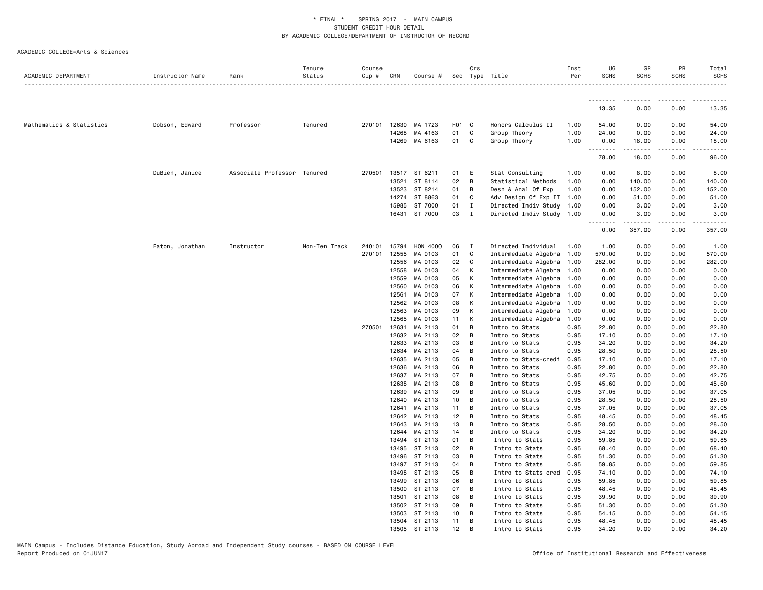\* FINAL \* SPRING 2017 - MAIN CAMPUS
STUDENT CREDIT HOUR DETAIL
BY ACADEMIC COLLEGE/DEPARTMENT OF INSTRUCTOR OF RECORD

ACADEMIC COLLEGE=Arts & Sciences

| ACADEMIC DEPARTMENT | Instructor Name | Rank | Tenure Status | Course Cip # | CRN | Course # | Sec | Crs Type | Title | Inst Per | UG SCHS | GR SCHS | PR SCHS | Total SCHS |
|---|---|---|---|---|---|---|---|---|---|---|---|---|---|---|
| | | | | | | | | | | | 13.35 | 0.00 | 0.00 | 13.35 |
| Mathematics & Statistics | Dobson, Edward | Professor | Tenured | 270101 | 12630 | MA 1723 | H01 | C | Honors Calculus II | 1.00 | 54.00 | 0.00 | 0.00 | 54.00 |
| | | | | | 14268 | MA 4163 | 01 | C | Group Theory | 1.00 | 24.00 | 0.00 | 0.00 | 24.00 |
| | | | | | 14269 | MA 6163 | 01 | C | Group Theory | 1.00 | 0.00 | 18.00 | 0.00 | 18.00 |
| | | | | | | | | | | | 78.00 | 18.00 | 0.00 | 96.00 |
| | DuBien, Janice | Associate Professor | Tenured | 270501 | 13517 | ST 6211 | 01 | E | Stat Consulting | 1.00 | 0.00 | 8.00 | 0.00 | 8.00 |
| | | | | | 13521 | ST 8114 | 02 | B | Statistical Methods | 1.00 | 0.00 | 140.00 | 0.00 | 140.00 |
| | | | | | 13523 | ST 8214 | 01 | B | Desn & Anal Of Exp | 1.00 | 0.00 | 152.00 | 0.00 | 152.00 |
| | | | | | 14274 | ST 8863 | 01 | C | Adv Design Of Exp II | 1.00 | 0.00 | 51.00 | 0.00 | 51.00 |
| | | | | | 15985 | ST 7000 | 01 | I | Directed Indiv Study | 1.00 | 0.00 | 3.00 | 0.00 | 3.00 |
| | | | | | 16431 | ST 7000 | 03 | I | Directed Indiv Study | 1.00 | 0.00 | 3.00 | 0.00 | 3.00 |
| | | | | | | | | | | | 0.00 | 357.00 | 0.00 | 357.00 |
| | Eaton, Jonathan | Instructor | Non-Ten Track | 240101 | 15794 | HON 4000 | 06 | I | Directed Individual | 1.00 | 1.00 | 0.00 | 0.00 | 1.00 |
| | | | | 270101 | 12555 | MA 0103 | 01 | C | Intermediate Algebra | 1.00 | 570.00 | 0.00 | 0.00 | 570.00 |
| | | | | | 12556 | MA 0103 | 02 | C | Intermediate Algebra | 1.00 | 282.00 | 0.00 | 0.00 | 282.00 |
| | | | | | 12558 | MA 0103 | 04 | K | Intermediate Algebra | 1.00 | 0.00 | 0.00 | 0.00 | 0.00 |
| | | | | | 12559 | MA 0103 | 05 | K | Intermediate Algebra | 1.00 | 0.00 | 0.00 | 0.00 | 0.00 |
| | | | | | 12560 | MA 0103 | 06 | K | Intermediate Algebra | 1.00 | 0.00 | 0.00 | 0.00 | 0.00 |
| | | | | | 12561 | MA 0103 | 07 | K | Intermediate Algebra | 1.00 | 0.00 | 0.00 | 0.00 | 0.00 |
| | | | | | 12562 | MA 0103 | 08 | K | Intermediate Algebra | 1.00 | 0.00 | 0.00 | 0.00 | 0.00 |
| | | | | | 12563 | MA 0103 | 09 | K | Intermediate Algebra | 1.00 | 0.00 | 0.00 | 0.00 | 0.00 |
| | | | | | 12565 | MA 0103 | 11 | K | Intermediate Algebra | 1.00 | 0.00 | 0.00 | 0.00 | 0.00 |
| | | | | 270501 | 12631 | MA 2113 | 01 | B | Intro to Stats | 0.95 | 22.80 | 0.00 | 0.00 | 22.80 |
| | | | | | 12632 | MA 2113 | 02 | B | Intro to Stats | 0.95 | 17.10 | 0.00 | 0.00 | 17.10 |
| | | | | | 12633 | MA 2113 | 03 | B | Intro to Stats | 0.95 | 34.20 | 0.00 | 0.00 | 34.20 |
| | | | | | 12634 | MA 2113 | 04 | B | Intro to Stats | 0.95 | 28.50 | 0.00 | 0.00 | 28.50 |
| | | | | | 12635 | MA 2113 | 05 | B | Intro to Stats-credi | 0.95 | 17.10 | 0.00 | 0.00 | 17.10 |
| | | | | | 12636 | MA 2113 | 06 | B | Intro to Stats | 0.95 | 22.80 | 0.00 | 0.00 | 22.80 |
| | | | | | 12637 | MA 2113 | 07 | B | Intro to Stats | 0.95 | 42.75 | 0.00 | 0.00 | 42.75 |
| | | | | | 12638 | MA 2113 | 08 | B | Intro to Stats | 0.95 | 45.60 | 0.00 | 0.00 | 45.60 |
| | | | | | 12639 | MA 2113 | 09 | B | Intro to Stats | 0.95 | 37.05 | 0.00 | 0.00 | 37.05 |
| | | | | | 12640 | MA 2113 | 10 | B | Intro to Stats | 0.95 | 28.50 | 0.00 | 0.00 | 28.50 |
| | | | | | 12641 | MA 2113 | 11 | B | Intro to Stats | 0.95 | 37.05 | 0.00 | 0.00 | 37.05 |
| | | | | | 12642 | MA 2113 | 12 | B | Intro to Stats | 0.95 | 48.45 | 0.00 | 0.00 | 48.45 |
| | | | | | 12643 | MA 2113 | 13 | B | Intro to Stats | 0.95 | 28.50 | 0.00 | 0.00 | 28.50 |
| | | | | | 12644 | MA 2113 | 14 | B | Intro to Stats | 0.95 | 34.20 | 0.00 | 0.00 | 34.20 |
| | | | | | 13494 | ST 2113 | 01 | B | Intro to Stats | 0.95 | 59.85 | 0.00 | 0.00 | 59.85 |
| | | | | | 13495 | ST 2113 | 02 | B | Intro to Stats | 0.95 | 68.40 | 0.00 | 0.00 | 68.40 |
| | | | | | 13496 | ST 2113 | 03 | B | Intro to Stats | 0.95 | 51.30 | 0.00 | 0.00 | 51.30 |
| | | | | | 13497 | ST 2113 | 04 | B | Intro to Stats | 0.95 | 59.85 | 0.00 | 0.00 | 59.85 |
| | | | | | 13498 | ST 2113 | 05 | B | Intro to Stats cred | 0.95 | 74.10 | 0.00 | 0.00 | 74.10 |
| | | | | | 13499 | ST 2113 | 06 | B | Intro to Stats | 0.95 | 59.85 | 0.00 | 0.00 | 59.85 |
| | | | | | 13500 | ST 2113 | 07 | B | Intro to Stats | 0.95 | 48.45 | 0.00 | 0.00 | 48.45 |
| | | | | | 13501 | ST 2113 | 08 | B | Intro to Stats | 0.95 | 39.90 | 0.00 | 0.00 | 39.90 |
| | | | | | 13502 | ST 2113 | 09 | B | Intro to Stats | 0.95 | 51.30 | 0.00 | 0.00 | 51.30 |
| | | | | | 13503 | ST 2113 | 10 | B | Intro to Stats | 0.95 | 54.15 | 0.00 | 0.00 | 54.15 |
| | | | | | 13504 | ST 2113 | 11 | B | Intro to Stats | 0.95 | 48.45 | 0.00 | 0.00 | 48.45 |
| | | | | | 13505 | ST 2113 | 12 | B | Intro to Stats | 0.95 | 34.20 | 0.00 | 0.00 | 34.20 |

MAIN Campus - Includes Distance Education, Study Abroad and Independent Study courses - BASED ON COURSE LEVEL
Report Produced on 01JUN17

Office of Institutional Research and Effectiveness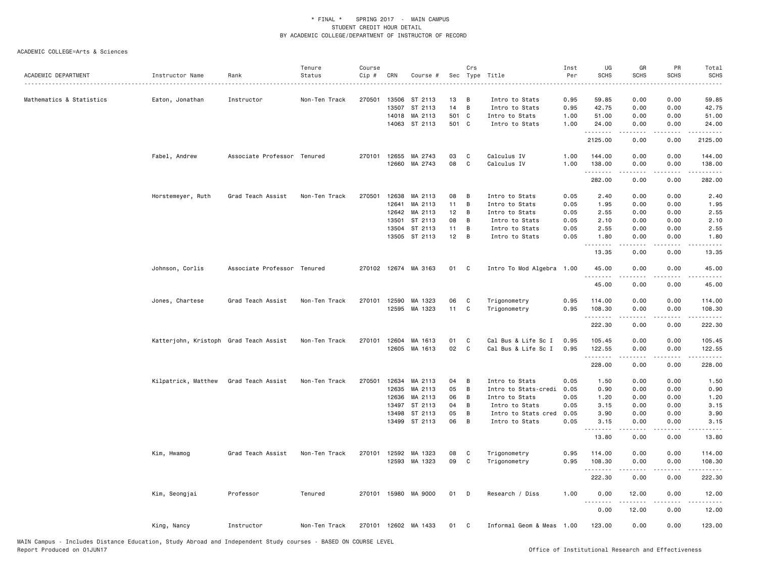\* FINAL \* SPRING 2017 - MAIN CAMPUS
STUDENT CREDIT HOUR DETAIL
BY ACADEMIC COLLEGE/DEPARTMENT OF INSTRUCTOR OF RECORD

ACADEMIC COLLEGE=Arts & Sciences

| ACADEMIC DEPARTMENT | Instructor Name | Rank | Tenure Status | Course Cip # | CRN | Course # | Sec | Crs Type | Title | Inst Per | UG SCHS | GR SCHS | PR SCHS | Total SCHS |
|---|---|---|---|---|---|---|---|---|---|---|---|---|---|---|
| Mathematics & Statistics | Eaton, Jonathan | Instructor | Non-Ten Track | 270501 | 13506 | ST 2113 | 13 | B | Intro to Stats | 0.95 | 59.85 | 0.00 | 0.00 | 59.85 |
| | | | | | 13507 | ST 2113 | 14 | B | Intro to Stats | 0.95 | 42.75 | 0.00 | 0.00 | 42.75 |
| | | | | | 14018 | MA 2113 | 501 | C | Intro to Stats | 1.00 | 51.00 | 0.00 | 0.00 | 51.00 |
| | | | | | 14063 | ST 2113 | 501 | C | Intro to Stats | 1.00 | 24.00 | 0.00 | 0.00 | 24.00 |
| | | | | | | | | | | | 2125.00 | 0.00 | 0.00 | 2125.00 |
| | Fabel, Andrew | Associate Professor | Tenured | 270101 | 12655 | MA 2743 | 03 | C | Calculus IV | 1.00 | 144.00 | 0.00 | 0.00 | 144.00 |
| | | | | | 12660 | MA 2743 | 08 | C | Calculus IV | 1.00 | 138.00 | 0.00 | 0.00 | 138.00 |
| | | | | | | | | | | | 282.00 | 0.00 | 0.00 | 282.00 |
| | Horstemeyer, Ruth | Grad Teach Assist | Non-Ten Track | 270501 | 12638 | MA 2113 | 08 | B | Intro to Stats | 0.05 | 2.40 | 0.00 | 0.00 | 2.40 |
| | | | | | 12641 | MA 2113 | 11 | B | Intro to Stats | 0.05 | 1.95 | 0.00 | 0.00 | 1.95 |
| | | | | | 12642 | MA 2113 | 12 | B | Intro to Stats | 0.05 | 2.55 | 0.00 | 0.00 | 2.55 |
| | | | | | 13501 | ST 2113 | 08 | B | Intro to Stats | 0.05 | 2.10 | 0.00 | 0.00 | 2.10 |
| | | | | | 13504 | ST 2113 | 11 | B | Intro to Stats | 0.05 | 2.55 | 0.00 | 0.00 | 2.55 |
| | | | | | 13505 | ST 2113 | 12 | B | Intro to Stats | 0.05 | 1.80 | 0.00 | 0.00 | 1.80 |
| | | | | | | | | | | | 13.35 | 0.00 | 0.00 | 13.35 |
| | Johnson, Corlis | Associate Professor | Tenured | 270102 | 12674 | MA 3163 | 01 | C | Intro To Mod Algebra | 1.00 | 45.00 | 0.00 | 0.00 | 45.00 |
| | | | | | | | | | | | 45.00 | 0.00 | 0.00 | 45.00 |
| | Jones, Chartese | Grad Teach Assist | Non-Ten Track | 270101 | 12590 | MA 1323 | 06 | C | Trigonometry | 0.95 | 114.00 | 0.00 | 0.00 | 114.00 |
| | | | | | 12595 | MA 1323 | 11 | C | Trigonometry | 0.95 | 108.30 | 0.00 | 0.00 | 108.30 |
| | | | | | | | | | | | 222.30 | 0.00 | 0.00 | 222.30 |
| | Katterjohn, Kristoph | Grad Teach Assist | Non-Ten Track | 270101 | 12604 | MA 1613 | 01 | C | Cal Bus & Life Sc I | 0.95 | 105.45 | 0.00 | 0.00 | 105.45 |
| | | | | | 12605 | MA 1613 | 02 | C | Cal Bus & Life Sc I | 0.95 | 122.55 | 0.00 | 0.00 | 122.55 |
| | | | | | | | | | | | 228.00 | 0.00 | 0.00 | 228.00 |
| | Kilpatrick, Matthew | Grad Teach Assist | Non-Ten Track | 270501 | 12634 | MA 2113 | 04 | B | Intro to Stats | 0.05 | 1.50 | 0.00 | 0.00 | 1.50 |
| | | | | | 12635 | MA 2113 | 05 | B | Intro to Stats-credi | 0.05 | 0.90 | 0.00 | 0.00 | 0.90 |
| | | | | | 12636 | MA 2113 | 06 | B | Intro to Stats | 0.05 | 1.20 | 0.00 | 0.00 | 1.20 |
| | | | | | 13497 | ST 2113 | 04 | B | Intro to Stats | 0.05 | 3.15 | 0.00 | 0.00 | 3.15 |
| | | | | | 13498 | ST 2113 | 05 | B | Intro to Stats cred | 0.05 | 3.90 | 0.00 | 0.00 | 3.90 |
| | | | | | 13499 | ST 2113 | 06 | B | Intro to Stats | 0.05 | 3.15 | 0.00 | 0.00 | 3.15 |
| | | | | | | | | | | | 13.80 | 0.00 | 0.00 | 13.80 |
| | Kim, Hwamog | Grad Teach Assist | Non-Ten Track | 270101 | 12592 | MA 1323 | 08 | C | Trigonometry | 0.95 | 114.00 | 0.00 | 0.00 | 114.00 |
| | | | | | 12593 | MA 1323 | 09 | C | Trigonometry | 0.95 | 108.30 | 0.00 | 0.00 | 108.30 |
| | | | | | | | | | | | 222.30 | 0.00 | 0.00 | 222.30 |
| | Kim, Seongjai | Professor | Tenured | 270101 | 15980 | MA 9000 | 01 | D | Research / Diss | 1.00 | 0.00 | 12.00 | 0.00 | 12.00 |
| | | | | | | | | | | | 0.00 | 12.00 | 0.00 | 12.00 |
| | King, Nancy | Instructor | Non-Ten Track | 270101 | 12602 | MA 1433 | 01 | C | Informal Geom & Meas | 1.00 | 123.00 | 0.00 | 0.00 | 123.00 |

MAIN Campus - Includes Distance Education, Study Abroad and Independent Study courses - BASED ON COURSE LEVEL
Report Produced on 01JUN17 Office of Institutional Research and Effectiveness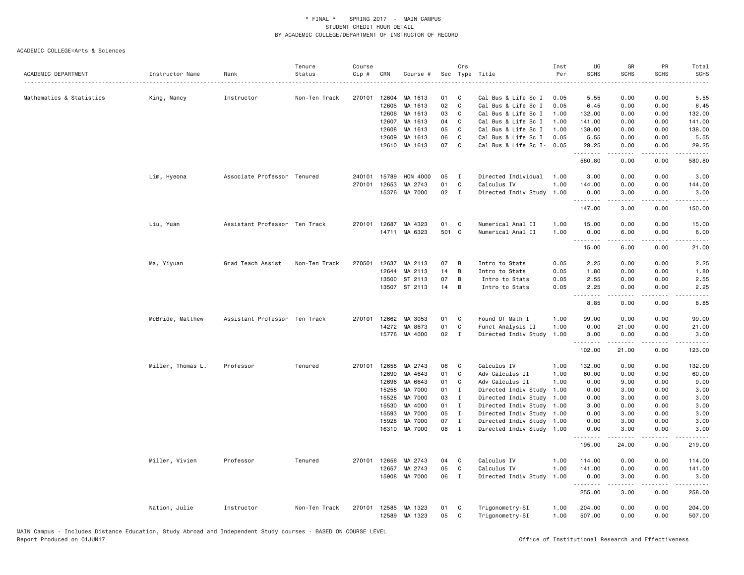\* FINAL \* SPRING 2017 - MAIN CAMPUS
STUDENT CREDIT HOUR DETAIL
BY ACADEMIC COLLEGE/DEPARTMENT OF INSTRUCTOR OF RECORD

ACADEMIC COLLEGE=Arts & Sciences

| ACADEMIC DEPARTMENT | Instructor Name | Rank | Tenure Status | Course Cip # | CRN | Course # | Sec | Crs Type | Title | Inst Per | UG SCHS | GR SCHS | PR SCHS | Total SCHS |
|---|---|---|---|---|---|---|---|---|---|---|---|---|---|---|
| Mathematics & Statistics | King, Nancy | Instructor | Non-Ten Track | 270101 | 12604 | MA 1613 | 01 | C | Cal Bus & Life Sc I | 0.05 | 5.55 | 0.00 | 0.00 | 5.55 |
| | | | | | 12605 | MA 1613 | 02 | C | Cal Bus & Life Sc I | 0.05 | 6.45 | 0.00 | 0.00 | 6.45 |
| | | | | | 12606 | MA 1613 | 03 | C | Cal Bus & Life Sc I | 1.00 | 132.00 | 0.00 | 0.00 | 132.00 |
| | | | | | 12607 | MA 1613 | 04 | C | Cal Bus & Life Sc I | 1.00 | 141.00 | 0.00 | 0.00 | 141.00 |
| | | | | | 12608 | MA 1613 | 05 | C | Cal Bus & Life Sc I | 1.00 | 138.00 | 0.00 | 0.00 | 138.00 |
| | | | | | 12609 | MA 1613 | 06 | C | Cal Bus & Life Sc I | 0.05 | 5.55 | 0.00 | 0.00 | 5.55 |
| | | | | | 12610 | MA 1613 | 07 | C | Cal Bus & Life Sc I- | 0.05 | 29.25 | 0.00 | 0.00 | 29.25 |
| | | | | | | | | | | | 580.80 | 0.00 | 0.00 | 580.80 |
| | Lim, Hyeona | Associate Professor | Tenured | 240101 | 15789 | HON 4000 | 05 | I | Directed Individual | 1.00 | 3.00 | 0.00 | 0.00 | 3.00 |
| | | | | 270101 | 12653 | MA 2743 | 01 | C | Calculus IV | 1.00 | 144.00 | 0.00 | 0.00 | 144.00 |
| | | | | | 15376 | MA 7000 | 02 | I | Directed Indiv Study | 1.00 | 0.00 | 3.00 | 0.00 | 3.00 |
| | | | | | | | | | | | 147.00 | 3.00 | 0.00 | 150.00 |
| | Liu, Yuan | Assistant Professor | Ten Track | 270101 | 12687 | MA 4323 | 01 | C | Numerical Anal II | 1.00 | 15.00 | 0.00 | 0.00 | 15.00 |
| | | | | | 14711 | MA 6323 | 501 | C | Numerical Anal II | 1.00 | 0.00 | 6.00 | 0.00 | 6.00 |
| | | | | | | | | | | | 15.00 | 6.00 | 0.00 | 21.00 |
| | Ma, Yiyuan | Grad Teach Assist | Non-Ten Track | 270501 | 12637 | MA 2113 | 07 | B | Intro to Stats | 0.05 | 2.25 | 0.00 | 0.00 | 2.25 |
| | | | | | 12644 | MA 2113 | 14 | B | Intro to Stats | 0.05 | 1.80 | 0.00 | 0.00 | 1.80 |
| | | | | | 13500 | ST 2113 | 07 | B | Intro to Stats | 0.05 | 2.55 | 0.00 | 0.00 | 2.55 |
| | | | | | 13507 | ST 2113 | 14 | B | Intro to Stats | 0.05 | 2.25 | 0.00 | 0.00 | 2.25 |
| | | | | | | | | | | | 8.85 | 0.00 | 0.00 | 8.85 |
| | McBride, Matthew | Assistant Professor | Ten Track | 270101 | 12662 | MA 3053 | 01 | C | Found Of Math I | 1.00 | 99.00 | 0.00 | 0.00 | 99.00 |
| | | | | | 14272 | MA 8673 | 01 | C | Funct Analysis II | 1.00 | 0.00 | 21.00 | 0.00 | 21.00 |
| | | | | | 15776 | MA 4000 | 02 | I | Directed Indiv Study | 1.00 | 3.00 | 0.00 | 0.00 | 3.00 |
| | | | | | | | | | | | 102.00 | 21.00 | 0.00 | 123.00 |
| | Miller, Thomas L. | Professor | Tenured | 270101 | 12658 | MA 2743 | 06 | C | Calculus IV | 1.00 | 132.00 | 0.00 | 0.00 | 132.00 |
| | | | | | 12690 | MA 4643 | 01 | C | Adv Calculus II | 1.00 | 60.00 | 0.00 | 0.00 | 60.00 |
| | | | | | 12696 | MA 6643 | 01 | C | Adv Calculus II | 1.00 | 0.00 | 9.00 | 0.00 | 9.00 |
| | | | | | 15258 | MA 7000 | 01 | I | Directed Indiv Study | 1.00 | 0.00 | 3.00 | 0.00 | 3.00 |
| | | | | | 15528 | MA 7000 | 03 | I | Directed Indiv Study | 1.00 | 0.00 | 3.00 | 0.00 | 3.00 |
| | | | | | 15530 | MA 4000 | 01 | I | Directed Indiv Study | 1.00 | 3.00 | 0.00 | 0.00 | 3.00 |
| | | | | | 15593 | MA 7000 | 05 | I | Directed Indiv Study | 1.00 | 0.00 | 3.00 | 0.00 | 3.00 |
| | | | | | 15928 | MA 7000 | 07 | I | Directed Indiv Study | 1.00 | 0.00 | 3.00 | 0.00 | 3.00 |
| | | | | | 16310 | MA 7000 | 08 | I | Directed Indiv Study | 1.00 | 0.00 | 3.00 | 0.00 | 3.00 |
| | | | | | | | | | | | 195.00 | 24.00 | 0.00 | 219.00 |
| | Miller, Vivien | Professor | Tenured | 270101 | 12656 | MA 2743 | 04 | C | Calculus IV | 1.00 | 114.00 | 0.00 | 0.00 | 114.00 |
| | | | | | 12657 | MA 2743 | 05 | C | Calculus IV | 1.00 | 141.00 | 0.00 | 0.00 | 141.00 |
| | | | | | 15908 | MA 7000 | 06 | I | Directed Indiv Study | 1.00 | 0.00 | 3.00 | 0.00 | 3.00 |
| | | | | | | | | | | | 255.00 | 3.00 | 0.00 | 258.00 |
| | Nation, Julie | Instructor | Non-Ten Track | 270101 | 12585 | MA 1323 | 01 | C | Trigonometry-SI | 1.00 | 204.00 | 0.00 | 0.00 | 204.00 |
| | | | | | 12589 | MA 1323 | 05 | C | Trigonometry-SI | 1.00 | 507.00 | 0.00 | 0.00 | 507.00 |

MAIN Campus - Includes Distance Education, Study Abroad and Independent Study courses - BASED ON COURSE LEVEL
Report Produced on 01JUN17 Office of Institutional Research and Effectiveness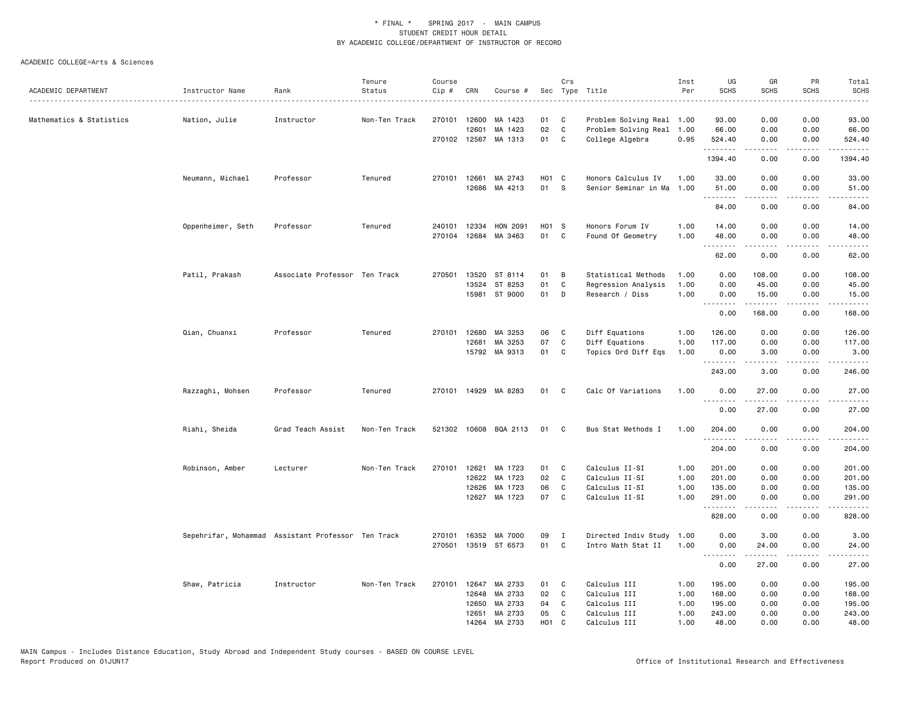\* FINAL \* SPRING 2017 - MAIN CAMPUS
STUDENT CREDIT HOUR DETAIL
BY ACADEMIC COLLEGE/DEPARTMENT OF INSTRUCTOR OF RECORD

ACADEMIC COLLEGE=Arts & Sciences

| ACADEMIC DEPARTMENT | Instructor Name | Rank | Tenure Status | Course Cip # | CRN | Course # | Sec | Crs Type | Title | Inst Per | UG SCHS | GR SCHS | PR SCHS | Total SCHS |
|---|---|---|---|---|---|---|---|---|---|---|---|---|---|---|
| Mathematics & Statistics | Nation, Julie | Instructor | Non-Ten Track | 270101 | 12600 | MA 1423 | 01 | C | Problem Solving Real | 1.00 | 93.00 | 0.00 | 0.00 | 93.00 |
| | | | | | 12601 | MA 1423 | 02 | C | Problem Solving Real | 1.00 | 66.00 | 0.00 | 0.00 | 66.00 |
| | | | | 270102 | 12567 | MA 1313 | 01 | C | College Algebra | 0.95 | 524.40 | 0.00 | 0.00 | 524.40 |
| | | | | | | | | | | | 1394.40 | 0.00 | 0.00 | 1394.40 |
| | Neumann, Michael | Professor | Tenured | 270101 | 12661 | MA 2743 | H01 | C | Honors Calculus IV | 1.00 | 33.00 | 0.00 | 0.00 | 33.00 |
| | | | | | 12686 | MA 4213 | 01 | S | Senior Seminar in Ma | 1.00 | 51.00 | 0.00 | 0.00 | 51.00 |
| | | | | | | | | | | | 84.00 | 0.00 | 0.00 | 84.00 |
| | Oppenheimer, Seth | Professor | Tenured | 240101 | 12334 | HON 2091 | H01 | S | Honors Forum IV | 1.00 | 14.00 | 0.00 | 0.00 | 14.00 |
| | | | | 270104 | 12684 | MA 3463 | 01 | C | Found Of Geometry | 1.00 | 48.00 | 0.00 | 0.00 | 48.00 |
| | | | | | | | | | | | 62.00 | 0.00 | 0.00 | 62.00 |
| | Patil, Prakash | Associate Professor | Ten Track | 270501 | 13520 | ST 8114 | 01 | B | Statistical Methods | 1.00 | 0.00 | 108.00 | 0.00 | 108.00 |
| | | | | | 13524 | ST 8253 | 01 | C | Regression Analysis | 1.00 | 0.00 | 45.00 | 0.00 | 45.00 |
| | | | | | 15981 | ST 9000 | 01 | D | Research / Diss | 1.00 | 0.00 | 15.00 | 0.00 | 15.00 |
| | | | | | | | | | | | 0.00 | 168.00 | 0.00 | 168.00 |
| | Qian, Chuanxi | Professor | Tenured | 270101 | 12680 | MA 3253 | 06 | C | Diff Equations | 1.00 | 126.00 | 0.00 | 0.00 | 126.00 |
| | | | | | 12681 | MA 3253 | 07 | C | Diff Equations | 1.00 | 117.00 | 0.00 | 0.00 | 117.00 |
| | | | | | 15792 | MA 9313 | 01 | C | Topics Ord Diff Eqs | 1.00 | 0.00 | 3.00 | 0.00 | 3.00 |
| | | | | | | | | | | | 243.00 | 3.00 | 0.00 | 246.00 |
| | Razzaghi, Mohsen | Professor | Tenured | 270101 | 14929 | MA 8283 | 01 | C | Calc Of Variations | 1.00 | 0.00 | 27.00 | 0.00 | 27.00 |
| | | | | | | | | | | | 0.00 | 27.00 | 0.00 | 27.00 |
| | Riahi, Sheida | Grad Teach Assist | Non-Ten Track | 521302 | 10608 | BQA 2113 | 01 | C | Bus Stat Methods I | 1.00 | 204.00 | 0.00 | 0.00 | 204.00 |
| | | | | | | | | | | | 204.00 | 0.00 | 0.00 | 204.00 |
| | Robinson, Amber | Lecturer | Non-Ten Track | 270101 | 12621 | MA 1723 | 01 | C | Calculus II-SI | 1.00 | 201.00 | 0.00 | 0.00 | 201.00 |
| | | | | | 12622 | MA 1723 | 02 | C | Calculus II-SI | 1.00 | 201.00 | 0.00 | 0.00 | 201.00 |
| | | | | | 12626 | MA 1723 | 06 | C | Calculus II-SI | 1.00 | 135.00 | 0.00 | 0.00 | 135.00 |
| | | | | | 12627 | MA 1723 | 07 | C | Calculus II-SI | 1.00 | 291.00 | 0.00 | 0.00 | 291.00 |
| | | | | | | | | | | | 828.00 | 0.00 | 0.00 | 828.00 |
| | Sepehrifar, Mohammad | Assistant Professor | Ten Track | 270101 | 16352 | MA 7000 | 09 | I | Directed Indiv Study | 1.00 | 0.00 | 3.00 | 0.00 | 3.00 |
| | | | | 270501 | 13519 | ST 6573 | 01 | C | Intro Math Stat II | 1.00 | 0.00 | 24.00 | 0.00 | 24.00 |
| | | | | | | | | | | | 0.00 | 27.00 | 0.00 | 27.00 |
| | Shaw, Patricia | Instructor | Non-Ten Track | 270101 | 12647 | MA 2733 | 01 | C | Calculus III | 1.00 | 195.00 | 0.00 | 0.00 | 195.00 |
| | | | | | 12648 | MA 2733 | 02 | C | Calculus III | 1.00 | 168.00 | 0.00 | 0.00 | 168.00 |
| | | | | | 12650 | MA 2733 | 04 | C | Calculus III | 1.00 | 195.00 | 0.00 | 0.00 | 195.00 |
| | | | | | 12651 | MA 2733 | 05 | C | Calculus III | 1.00 | 243.00 | 0.00 | 0.00 | 243.00 |
| | | | | | 14264 | MA 2733 | H01 | C | Calculus III | 1.00 | 48.00 | 0.00 | 0.00 | 48.00 |

MAIN Campus - Includes Distance Education, Study Abroad and Independent Study courses - BASED ON COURSE LEVEL
Report Produced on 01JUN17 Office of Institutional Research and Effectiveness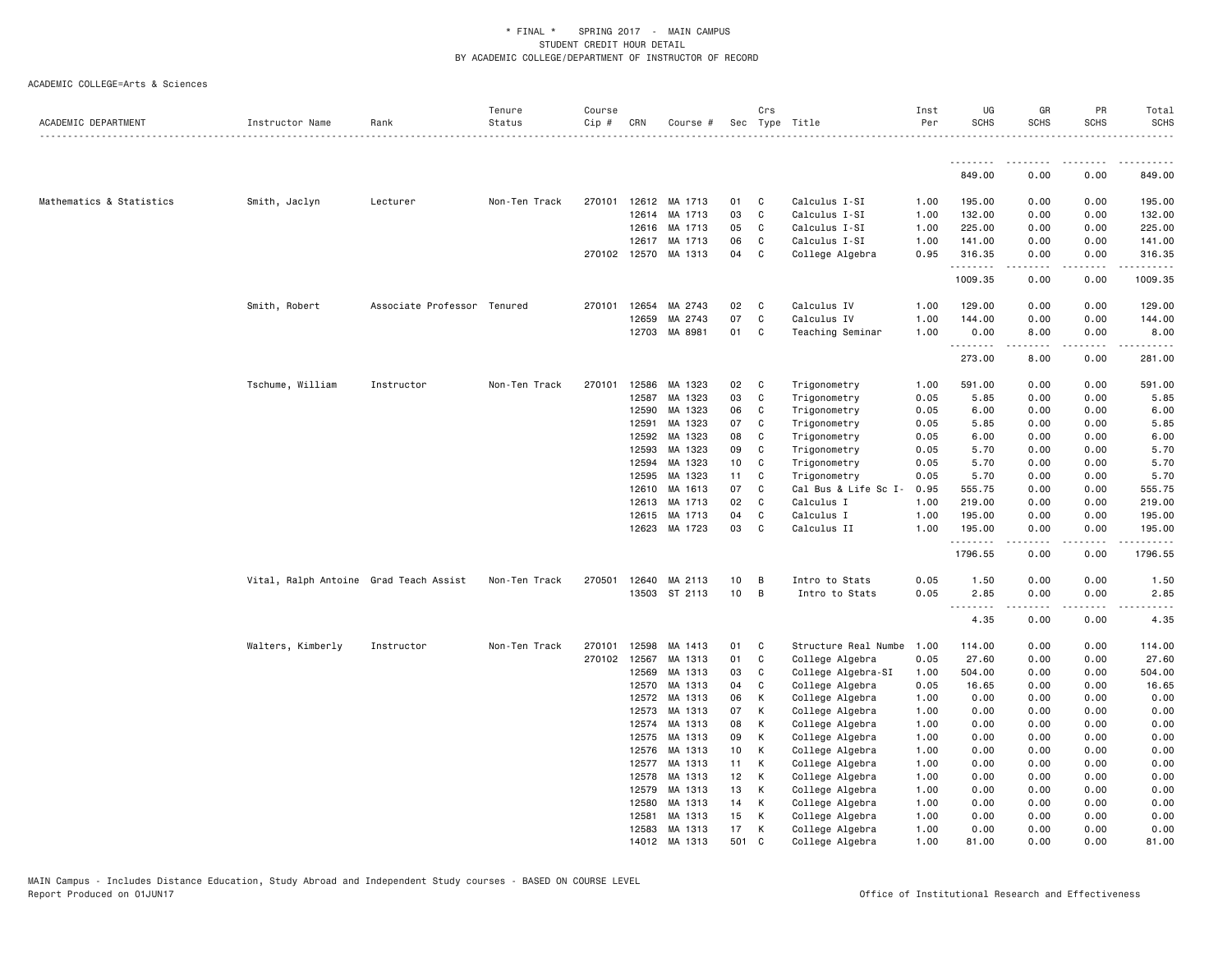ACADEMIC COLLEGE=Arts & Sciences

| ACADEMIC DEPARTMENT | Instructor Name | Rank | Tenure Status | Course Cip # | CRN | Course # | Sec | Crs Type | Title | Inst Per | UG SCHS | GR SCHS | PR SCHS | Total SCHS |
|---|---|---|---|---|---|---|---|---|---|---|---|---|---|---|
| | | | | | | | | | | | 849.00 | 0.00 | 0.00 | 849.00 |
| Mathematics & Statistics | Smith, Jaclyn | Lecturer | Non-Ten Track | 270101 | 12612 | MA 1713 | 01 | C | Calculus I-SI | 1.00 | 195.00 | 0.00 | 0.00 | 195.00 |
| | | | | | 12614 | MA 1713 | 03 | C | Calculus I-SI | 1.00 | 132.00 | 0.00 | 0.00 | 132.00 |
| | | | | | 12616 | MA 1713 | 05 | C | Calculus I-SI | 1.00 | 225.00 | 0.00 | 0.00 | 225.00 |
| | | | | | 12617 | MA 1713 | 06 | C | Calculus I-SI | 1.00 | 141.00 | 0.00 | 0.00 | 141.00 |
| | | | | 270102 | 12570 | MA 1313 | 04 | C | College Algebra | 0.95 | 316.35 | 0.00 | 0.00 | 316.35 |
| | | | | | | | | | | | 1009.35 | 0.00 | 0.00 | 1009.35 |
| | Smith, Robert | Associate Professor | Tenured | 270101 | 12654 | MA 2743 | 02 | C | Calculus IV | 1.00 | 129.00 | 0.00 | 0.00 | 129.00 |
| | | | | | 12659 | MA 2743 | 07 | C | Calculus IV | 1.00 | 144.00 | 0.00 | 0.00 | 144.00 |
| | | | | | 12703 | MA 8981 | 01 | C | Teaching Seminar | 1.00 | 0.00 | 8.00 | 0.00 | 8.00 |
| | | | | | | | | | | | 273.00 | 8.00 | 0.00 | 281.00 |
| | Tschume, William | Instructor | Non-Ten Track | 270101 | 12586 | MA 1323 | 02 | C | Trigonometry | 1.00 | 591.00 | 0.00 | 0.00 | 591.00 |
| | | | | | 12587 | MA 1323 | 03 | C | Trigonometry | 0.05 | 5.85 | 0.00 | 0.00 | 5.85 |
| | | | | | 12590 | MA 1323 | 06 | C | Trigonometry | 0.05 | 6.00 | 0.00 | 0.00 | 6.00 |
| | | | | | 12591 | MA 1323 | 07 | C | Trigonometry | 0.05 | 5.85 | 0.00 | 0.00 | 5.85 |
| | | | | | 12592 | MA 1323 | 08 | C | Trigonometry | 0.05 | 6.00 | 0.00 | 0.00 | 6.00 |
| | | | | | 12593 | MA 1323 | 09 | C | Trigonometry | 0.05 | 5.70 | 0.00 | 0.00 | 5.70 |
| | | | | | 12594 | MA 1323 | 10 | C | Trigonometry | 0.05 | 5.70 | 0.00 | 0.00 | 5.70 |
| | | | | | 12595 | MA 1323 | 11 | C | Trigonometry | 0.05 | 5.70 | 0.00 | 0.00 | 5.70 |
| | | | | | 12610 | MA 1613 | 07 | C | Cal Bus & Life Sc I- | 0.95 | 555.75 | 0.00 | 0.00 | 555.75 |
| | | | | | 12613 | MA 1713 | 02 | C | Calculus I | 1.00 | 219.00 | 0.00 | 0.00 | 219.00 |
| | | | | | 12615 | MA 1713 | 04 | C | Calculus I | 1.00 | 195.00 | 0.00 | 0.00 | 195.00 |
| | | | | | 12623 | MA 1723 | 03 | C | Calculus II | 1.00 | 195.00 | 0.00 | 0.00 | 195.00 |
| | | | | | | | | | | | 1796.55 | 0.00 | 0.00 | 1796.55 |
| | Vital, Ralph Antoine | Grad Teach Assist | Non-Ten Track | 270501 | 12640 | MA 2113 | 10 | B | Intro to Stats | 0.05 | 1.50 | 0.00 | 0.00 | 1.50 |
| | | | | | 13503 | ST 2113 | 10 | B | Intro to Stats | 0.05 | 2.85 | 0.00 | 0.00 | 2.85 |
| | | | | | | | | | | | 4.35 | 0.00 | 0.00 | 4.35 |
| | Walters, Kimberly | Instructor | Non-Ten Track | 270101 | 12598 | MA 1413 | 01 | C | Structure Real Numbe | 1.00 | 114.00 | 0.00 | 0.00 | 114.00 |
| | | | | 270102 | 12567 | MA 1313 | 01 | C | College Algebra | 0.05 | 27.60 | 0.00 | 0.00 | 27.60 |
| | | | | | 12569 | MA 1313 | 03 | C | College Algebra-SI | 1.00 | 504.00 | 0.00 | 0.00 | 504.00 |
| | | | | | 12570 | MA 1313 | 04 | C | College Algebra | 0.05 | 16.65 | 0.00 | 0.00 | 16.65 |
| | | | | | 12572 | MA 1313 | 06 | K | College Algebra | 1.00 | 0.00 | 0.00 | 0.00 | 0.00 |
| | | | | | 12573 | MA 1313 | 07 | K | College Algebra | 1.00 | 0.00 | 0.00 | 0.00 | 0.00 |
| | | | | | 12574 | MA 1313 | 08 | K | College Algebra | 1.00 | 0.00 | 0.00 | 0.00 | 0.00 |
| | | | | | 12575 | MA 1313 | 09 | K | College Algebra | 1.00 | 0.00 | 0.00 | 0.00 | 0.00 |
| | | | | | 12576 | MA 1313 | 10 | K | College Algebra | 1.00 | 0.00 | 0.00 | 0.00 | 0.00 |
| | | | | | 12577 | MA 1313 | 11 | K | College Algebra | 1.00 | 0.00 | 0.00 | 0.00 | 0.00 |
| | | | | | 12578 | MA 1313 | 12 | K | College Algebra | 1.00 | 0.00 | 0.00 | 0.00 | 0.00 |
| | | | | | 12579 | MA 1313 | 13 | K | College Algebra | 1.00 | 0.00 | 0.00 | 0.00 | 0.00 |
| | | | | | 12580 | MA 1313 | 14 | K | College Algebra | 1.00 | 0.00 | 0.00 | 0.00 | 0.00 |
| | | | | | 12581 | MA 1313 | 15 | K | College Algebra | 1.00 | 0.00 | 0.00 | 0.00 | 0.00 |
| | | | | | 12583 | MA 1313 | 17 | K | College Algebra | 1.00 | 0.00 | 0.00 | 0.00 | 0.00 |
| | | | | | 14012 | MA 1313 | 501 | C | College Algebra | 1.00 | 81.00 | 0.00 | 0.00 | 81.00 |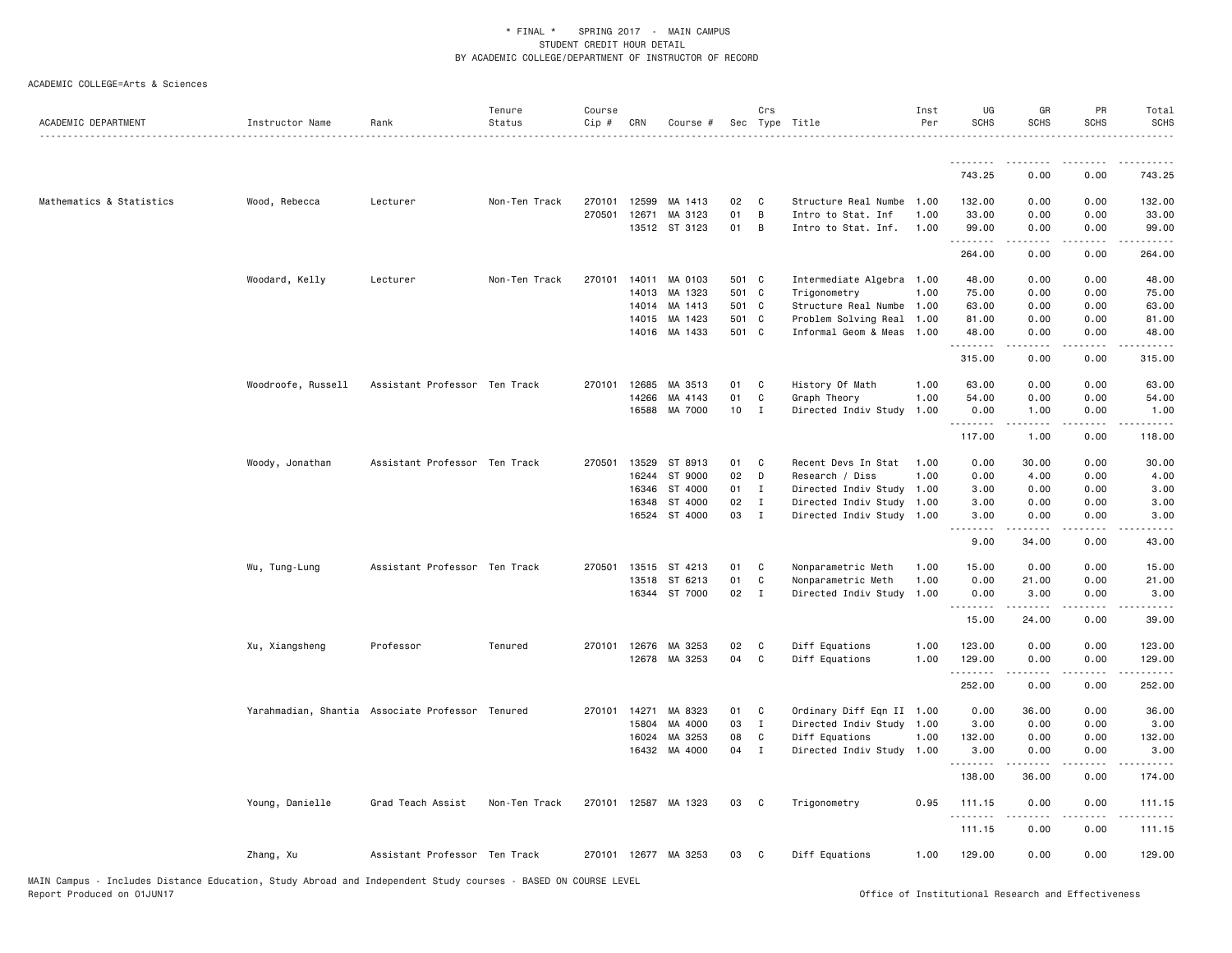\* FINAL \*    SPRING 2017  -  MAIN CAMPUS
STUDENT CREDIT HOUR DETAIL
BY ACADEMIC COLLEGE/DEPARTMENT OF INSTRUCTOR OF RECORD

ACADEMIC COLLEGE=Arts & Sciences

| ACADEMIC DEPARTMENT | Instructor Name | Rank | Tenure Status | Course Cip # | CRN | Course # | Sec | Crs Type | Title | Inst Per | UG SCHS | GR SCHS | PR SCHS | Total SCHS |
|---|---|---|---|---|---|---|---|---|---|---|---|---|---|---|
| | | | | | | | | | | | 743.25 | 0.00 | 0.00 | 743.25 |
| Mathematics & Statistics | Wood, Rebecca | Lecturer | Non-Ten Track | 270101 | 12599 | MA 1413 | 02 | C | Structure Real Numbe | 1.00 | 132.00 | 0.00 | 0.00 | 132.00 |
| | | | | 270501 | 12671 | MA 3123 | 01 | B | Intro to Stat. Inf | 1.00 | 33.00 | 0.00 | 0.00 | 33.00 |
| | | | | | 13512 | ST 3123 | 01 | B | Intro to Stat. Inf. | 1.00 | 99.00 | 0.00 | 0.00 | 99.00 |
| | | | | | | | | | | | 264.00 | 0.00 | 0.00 | 264.00 |
| | Woodard, Kelly | Lecturer | Non-Ten Track | 270101 | 14011 | MA 0103 | 501 | C | Intermediate Algebra | 1.00 | 48.00 | 0.00 | 0.00 | 48.00 |
| | | | | | 14013 | MA 1323 | 501 | C | Trigonometry | 1.00 | 75.00 | 0.00 | 0.00 | 75.00 |
| | | | | | 14014 | MA 1413 | 501 | C | Structure Real Numbe | 1.00 | 63.00 | 0.00 | 0.00 | 63.00 |
| | | | | | 14015 | MA 1423 | 501 | C | Problem Solving Real | 1.00 | 81.00 | 0.00 | 0.00 | 81.00 |
| | | | | | 14016 | MA 1433 | 501 | C | Informal Geom & Meas | 1.00 | 48.00 | 0.00 | 0.00 | 48.00 |
| | | | | | | | | | | | 315.00 | 0.00 | 0.00 | 315.00 |
| | Woodroofe, Russell | Assistant Professor | Ten Track | 270101 | 12685 | MA 3513 | 01 | C | History Of Math | 1.00 | 63.00 | 0.00 | 0.00 | 63.00 |
| | | | | | 14266 | MA 4143 | 01 | C | Graph Theory | 1.00 | 54.00 | 0.00 | 0.00 | 54.00 |
| | | | | | 16588 | MA 7000 | 10 | I | Directed Indiv Study | 1.00 | 0.00 | 1.00 | 0.00 | 1.00 |
| | | | | | | | | | | | 117.00 | 1.00 | 0.00 | 118.00 |
| | Woody, Jonathan | Assistant Professor | Ten Track | 270501 | 13529 | ST 8913 | 01 | C | Recent Devs In Stat | 1.00 | 0.00 | 30.00 | 0.00 | 30.00 |
| | | | | | 16244 | ST 9000 | 02 | D | Research / Diss | 1.00 | 0.00 | 4.00 | 0.00 | 4.00 |
| | | | | | 16346 | ST 4000 | 01 | I | Directed Indiv Study | 1.00 | 3.00 | 0.00 | 0.00 | 3.00 |
| | | | | | 16348 | ST 4000 | 02 | I | Directed Indiv Study | 1.00 | 3.00 | 0.00 | 0.00 | 3.00 |
| | | | | | 16524 | ST 4000 | 03 | I | Directed Indiv Study | 1.00 | 3.00 | 0.00 | 0.00 | 3.00 |
| | | | | | | | | | | | 9.00 | 34.00 | 0.00 | 43.00 |
| | Wu, Tung-Lung | Assistant Professor | Ten Track | 270501 | 13515 | ST 4213 | 01 | C | Nonparametric Meth | 1.00 | 15.00 | 0.00 | 0.00 | 15.00 |
| | | | | | 13518 | ST 6213 | 01 | C | Nonparametric Meth | 1.00 | 0.00 | 21.00 | 0.00 | 21.00 |
| | | | | | 16344 | ST 7000 | 02 | I | Directed Indiv Study | 1.00 | 0.00 | 3.00 | 0.00 | 3.00 |
| | | | | | | | | | | | 15.00 | 24.00 | 0.00 | 39.00 |
| | Xu, Xiangsheng | Professor | Tenured | 270101 | 12676 | MA 3253 | 02 | C | Diff Equations | 1.00 | 123.00 | 0.00 | 0.00 | 123.00 |
| | | | | | 12678 | MA 3253 | 04 | C | Diff Equations | 1.00 | 129.00 | 0.00 | 0.00 | 129.00 |
| | | | | | | | | | | | 252.00 | 0.00 | 0.00 | 252.00 |
| | Yarahmadian, Shantia | Associate Professor | Tenured | 270101 | 14271 | MA 8323 | 01 | C | Ordinary Diff Eqn II | 1.00 | 0.00 | 36.00 | 0.00 | 36.00 |
| | | | | | 15804 | MA 4000 | 03 | I | Directed Indiv Study | 1.00 | 3.00 | 0.00 | 0.00 | 3.00 |
| | | | | | 16024 | MA 3253 | 08 | C | Diff Equations | 1.00 | 132.00 | 0.00 | 0.00 | 132.00 |
| | | | | | 16432 | MA 4000 | 04 | I | Directed Indiv Study | 1.00 | 3.00 | 0.00 | 0.00 | 3.00 |
| | | | | | | | | | | | 138.00 | 36.00 | 0.00 | 174.00 |
| | Young, Danielle | Grad Teach Assist | Non-Ten Track | 270101 | 12587 | MA 1323 | 03 | C | Trigonometry | 0.95 | 111.15 | 0.00 | 0.00 | 111.15 |
| | | | | | | | | | | | 111.15 | 0.00 | 0.00 | 111.15 |
| | Zhang, Xu | Assistant Professor | Ten Track | 270101 | 12677 | MA 3253 | 03 | C | Diff Equations | 1.00 | 129.00 | 0.00 | 0.00 | 129.00 |

MAIN Campus - Includes Distance Education, Study Abroad and Independent Study courses - BASED ON COURSE LEVEL
Report Produced on 01JUN17

Office of Institutional Research and Effectiveness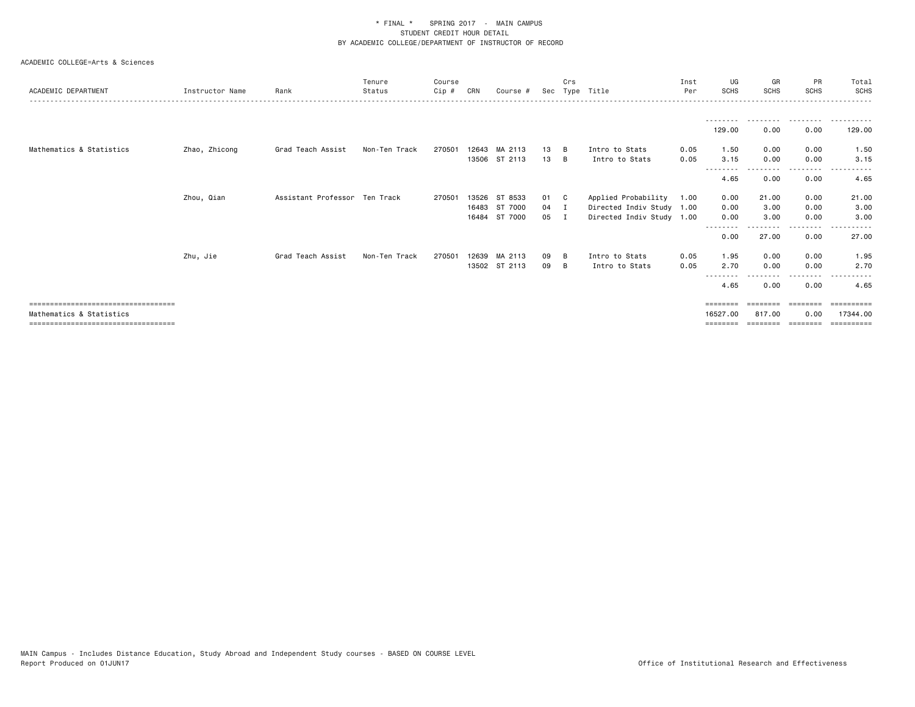\* FINAL \* SPRING 2017 - MAIN CAMPUS
STUDENT CREDIT HOUR DETAIL
BY ACADEMIC COLLEGE/DEPARTMENT OF INSTRUCTOR OF RECORD

ACADEMIC COLLEGE=Arts & Sciences

| ACADEMIC DEPARTMENT | Instructor Name | Rank | Tenure Status | Course Cip # | CRN | Course # | Sec | Crs Type | Title | Inst Per | UG SCHS | GR SCHS | PR SCHS | Total SCHS |
|---|---|---|---|---|---|---|---|---|---|---|---|---|---|---|
| | | | | | | | | | | | 129.00 | 0.00 | 0.00 | 129.00 |
| Mathematics & Statistics | Zhao, Zhicong | Grad Teach Assist | Non-Ten Track | 270501 | 12643 | MA 2113 | 13 | B | Intro to Stats | 0.05 | 1.50 | 0.00 | 0.00 | 1.50 |
| | | | | | 13506 | ST 2113 | 13 | B | Intro to Stats | 0.05 | 3.15 | 0.00 | 0.00 | 3.15 |
| | | | | | | | | | | | 4.65 | 0.00 | 0.00 | 4.65 |
| | Zhou, Qian | Assistant Professor | Ten Track | 270501 | 13526 | ST 8533 | 01 | C | Applied Probability | 1.00 | 0.00 | 21.00 | 0.00 | 21.00 |
| | | | | | 16483 | ST 7000 | 04 | I | Directed Indiv Study | 1.00 | 0.00 | 3.00 | 0.00 | 3.00 |
| | | | | | 16484 | ST 7000 | 05 | I | Directed Indiv Study | 1.00 | 0.00 | 3.00 | 0.00 | 3.00 |
| | | | | | | | | | | | 0.00 | 27.00 | 0.00 | 27.00 |
| | Zhu, Jie | Grad Teach Assist | Non-Ten Track | 270501 | 12639 | MA 2113 | 09 | B | Intro to Stats | 0.05 | 1.95 | 0.00 | 0.00 | 1.95 |
| | | | | | 13502 | ST 2113 | 09 | B | Intro to Stats | 0.05 | 2.70 | 0.00 | 0.00 | 2.70 |
| | | | | | | | | | | | 4.65 | 0.00 | 0.00 | 4.65 |
| Mathematics & Statistics | | | | | | | | | | | 16527.00 | 817.00 | 0.00 | 17344.00 |

MAIN Campus - Includes Distance Education, Study Abroad and Independent Study courses - BASED ON COURSE LEVEL
Report Produced on 01JUN17

Office of Institutional Research and Effectiveness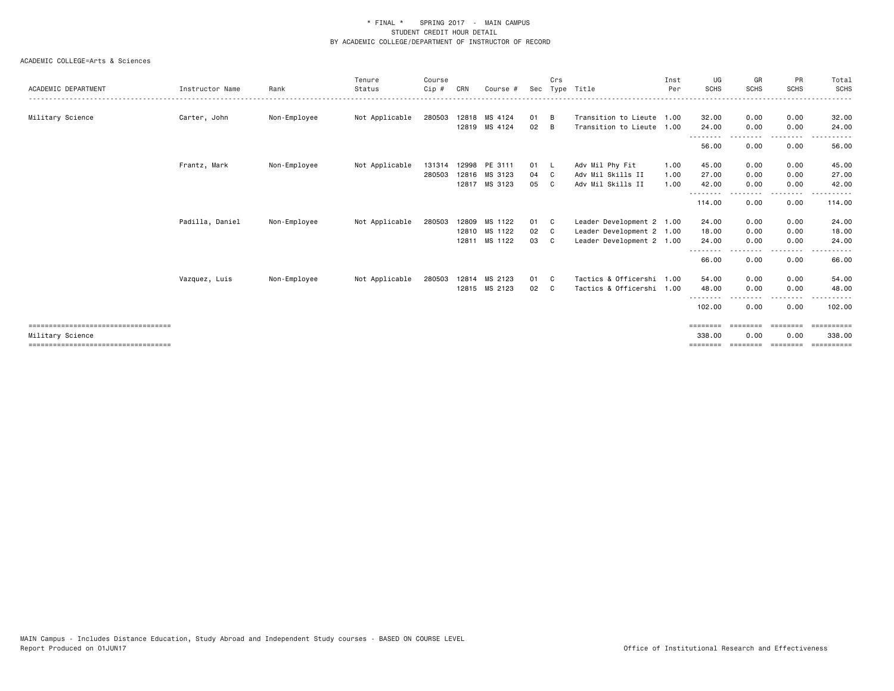\* FINAL \* SPRING 2017 - MAIN CAMPUS
STUDENT CREDIT HOUR DETAIL
BY ACADEMIC COLLEGE/DEPARTMENT OF INSTRUCTOR OF RECORD

ACADEMIC COLLEGE=Arts & Sciences

| ACADEMIC DEPARTMENT | Instructor Name | Rank | Tenure Status | Course Cip # | CRN | Course # | Sec | Crs Type | Title | Inst Per | UG SCHS | GR SCHS | PR SCHS | Total SCHS |
|---|---|---|---|---|---|---|---|---|---|---|---|---|---|---|
| Military Science | Carter, John | Non-Employee | Not Applicable | 280503 | 12818 | MS 4124 | 01 | B | Transition to Lieute | 1.00 | 32.00 | 0.00 | 0.00 | 32.00 |
| | | | | | 12819 | MS 4124 | 02 | B | Transition to Lieute | 1.00 | 24.00 | 0.00 | 0.00 | 24.00 |
| | | | | | | | | | | | 56.00 | 0.00 | 0.00 | 56.00 |
| | Frantz, Mark | Non-Employee | Not Applicable | 131314 | 12998 | PE 3111 | 01 | L | Adv Mil Phy Fit | 1.00 | 45.00 | 0.00 | 0.00 | 45.00 |
| | | | | 280503 | 12816 | MS 3123 | 04 | C | Adv Mil Skills II | 1.00 | 27.00 | 0.00 | 0.00 | 27.00 |
| | | | | | 12817 | MS 3123 | 05 | C | Adv Mil Skills II | 1.00 | 42.00 | 0.00 | 0.00 | 42.00 |
| | | | | | | | | | | | 114.00 | 0.00 | 0.00 | 114.00 |
| | Padilla, Daniel | Non-Employee | Not Applicable | 280503 | 12809 | MS 1122 | 01 | C | Leader Development 2 | 1.00 | 24.00 | 0.00 | 0.00 | 24.00 |
| | | | | | 12810 | MS 1122 | 02 | C | Leader Development 2 | 1.00 | 18.00 | 0.00 | 0.00 | 18.00 |
| | | | | | 12811 | MS 1122 | 03 | C | Leader Development 2 | 1.00 | 24.00 | 0.00 | 0.00 | 24.00 |
| | | | | | | | | | | | 66.00 | 0.00 | 0.00 | 66.00 |
| | Vazquez, Luis | Non-Employee | Not Applicable | 280503 | 12814 | MS 2123 | 01 | C | Tactics & Officershi | 1.00 | 54.00 | 0.00 | 0.00 | 54.00 |
| | | | | | 12815 | MS 2123 | 02 | C | Tactics & Officershi | 1.00 | 48.00 | 0.00 | 0.00 | 48.00 |
| | | | | | | | | | | | 102.00 | 0.00 | 0.00 | 102.00 |
| Military Science | | | | | | | | | | | 338.00 | 0.00 | 0.00 | 338.00 |

MAIN Campus - Includes Distance Education, Study Abroad and Independent Study courses - BASED ON COURSE LEVEL
Report Produced on 01JUN17

Office of Institutional Research and Effectiveness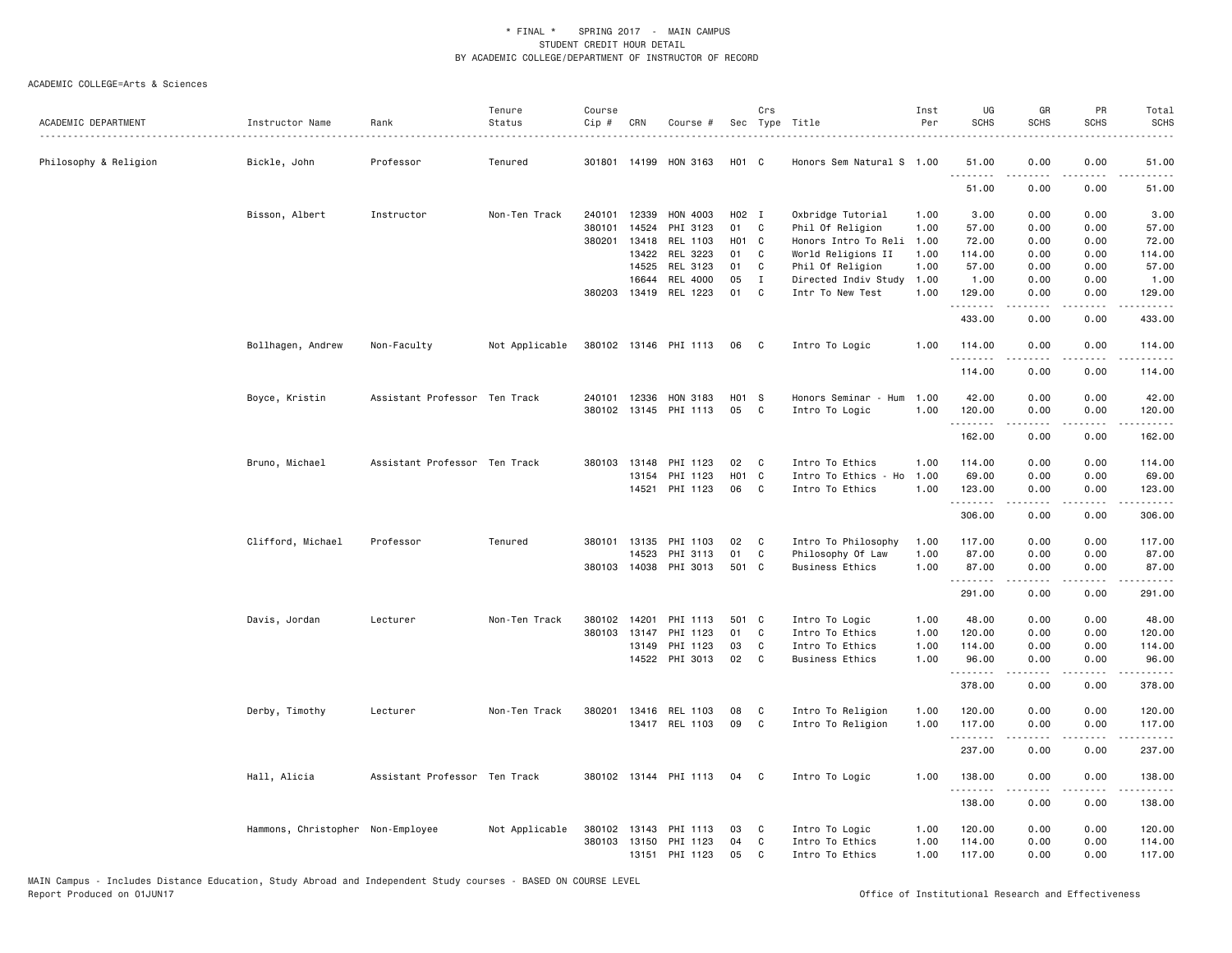\* FINAL \* SPRING 2017 - MAIN CAMPUS
STUDENT CREDIT HOUR DETAIL
BY ACADEMIC COLLEGE/DEPARTMENT OF INSTRUCTOR OF RECORD

ACADEMIC COLLEGE=Arts & Sciences

| ACADEMIC DEPARTMENT | Instructor Name | Rank | Tenure Status | Course Cip # | CRN | Course # | Sec | Crs Type | Title | Inst Per | UG SCHS | GR SCHS | PR SCHS | Total SCHS |
|---|---|---|---|---|---|---|---|---|---|---|---|---|---|---|
| Philosophy & Religion | Bickle, John | Professor | Tenured | 301801 | 14199 | HON 3163 | H01 | C | Honors Sem Natural S | 1.00 | 51.00 | 0.00 | 0.00 | 51.00 |
| | | | | | | | | | | | 51.00 | 0.00 | 0.00 | 51.00 |
| | Bisson, Albert | Instructor | Non-Ten Track | 240101 | 12339 | HON 4003 | H02 | I | Oxbridge Tutorial | 1.00 | 3.00 | 0.00 | 0.00 | 3.00 |
| | | | | 380101 | 14524 | PHI 3123 | 01 | C | Phil Of Religion | 1.00 | 57.00 | 0.00 | 0.00 | 57.00 |
| | | | | 380201 | 13418 | REL 1103 | H01 | C | Honors Intro To Reli | 1.00 | 72.00 | 0.00 | 0.00 | 72.00 |
| | | | | | 13422 | REL 3223 | 01 | C | World Religions II | 1.00 | 114.00 | 0.00 | 0.00 | 114.00 |
| | | | | | 14525 | REL 3123 | 01 | C | Phil Of Religion | 1.00 | 57.00 | 0.00 | 0.00 | 57.00 |
| | | | | | 16644 | REL 4000 | 05 | I | Directed Indiv Study | 1.00 | 1.00 | 0.00 | 0.00 | 1.00 |
| | | | | 380203 | 13419 | REL 1223 | 01 | C | Intr To New Test | 1.00 | 129.00 | 0.00 | 0.00 | 129.00 |
| | | | | | | | | | | | 433.00 | 0.00 | 0.00 | 433.00 |
| | Bollhagen, Andrew | Non-Faculty | Not Applicable | 380102 | 13146 | PHI 1113 | 06 | C | Intro To Logic | 1.00 | 114.00 | 0.00 | 0.00 | 114.00 |
| | | | | | | | | | | | 114.00 | 0.00 | 0.00 | 114.00 |
| | Boyce, Kristin | Assistant Professor | Ten Track | 240101 | 12336 | HON 3183 | H01 | S | Honors Seminar - Hum | 1.00 | 42.00 | 0.00 | 0.00 | 42.00 |
| | | | | 380102 | 13145 | PHI 1113 | 05 | C | Intro To Logic | 1.00 | 120.00 | 0.00 | 0.00 | 120.00 |
| | | | | | | | | | | | 162.00 | 0.00 | 0.00 | 162.00 |
| | Bruno, Michael | Assistant Professor | Ten Track | 380103 | 13148 | PHI 1123 | 02 | C | Intro To Ethics | 1.00 | 114.00 | 0.00 | 0.00 | 114.00 |
| | | | | | 13154 | PHI 1123 | H01 | C | Intro To Ethics - Ho | 1.00 | 69.00 | 0.00 | 0.00 | 69.00 |
| | | | | | 14521 | PHI 1123 | 06 | C | Intro To Ethics | 1.00 | 123.00 | 0.00 | 0.00 | 123.00 |
| | | | | | | | | | | | 306.00 | 0.00 | 0.00 | 306.00 |
| | Clifford, Michael | Professor | Tenured | 380101 | 13135 | PHI 1103 | 02 | C | Intro To Philosophy | 1.00 | 117.00 | 0.00 | 0.00 | 117.00 |
| | | | | | 14523 | PHI 3113 | 01 | C | Philosophy Of Law | 1.00 | 87.00 | 0.00 | 0.00 | 87.00 |
| | | | | 380103 | 14038 | PHI 3013 | 501 | C | Business Ethics | 1.00 | 87.00 | 0.00 | 0.00 | 87.00 |
| | | | | | | | | | | | 291.00 | 0.00 | 0.00 | 291.00 |
| | Davis, Jordan | Lecturer | Non-Ten Track | 380102 | 14201 | PHI 1113 | 501 | C | Intro To Logic | 1.00 | 48.00 | 0.00 | 0.00 | 48.00 |
| | | | | 380103 | 13147 | PHI 1123 | 01 | C | Intro To Ethics | 1.00 | 120.00 | 0.00 | 0.00 | 120.00 |
| | | | | | 13149 | PHI 1123 | 03 | C | Intro To Ethics | 1.00 | 114.00 | 0.00 | 0.00 | 114.00 |
| | | | | | 14522 | PHI 3013 | 02 | C | Business Ethics | 1.00 | 96.00 | 0.00 | 0.00 | 96.00 |
| | | | | | | | | | | | 378.00 | 0.00 | 0.00 | 378.00 |
| | Derby, Timothy | Lecturer | Non-Ten Track | 380201 | 13416 | REL 1103 | 08 | C | Intro To Religion | 1.00 | 120.00 | 0.00 | 0.00 | 120.00 |
| | | | | | 13417 | REL 1103 | 09 | C | Intro To Religion | 1.00 | 117.00 | 0.00 | 0.00 | 117.00 |
| | | | | | | | | | | | 237.00 | 0.00 | 0.00 | 237.00 |
| | Hall, Alicia | Assistant Professor | Ten Track | 380102 | 13144 | PHI 1113 | 04 | C | Intro To Logic | 1.00 | 138.00 | 0.00 | 0.00 | 138.00 |
| | | | | | | | | | | | 138.00 | 0.00 | 0.00 | 138.00 |
| | Hammons, Christopher | Non-Employee | Not Applicable | 380102 | 13143 | PHI 1113 | 03 | C | Intro To Logic | 1.00 | 120.00 | 0.00 | 0.00 | 120.00 |
| | | | | 380103 | 13150 | PHI 1123 | 04 | C | Intro To Ethics | 1.00 | 114.00 | 0.00 | 0.00 | 114.00 |
| | | | | | 13151 | PHI 1123 | 05 | C | Intro To Ethics | 1.00 | 117.00 | 0.00 | 0.00 | 117.00 |

MAIN Campus - Includes Distance Education, Study Abroad and Independent Study courses - BASED ON COURSE LEVEL
Report Produced on 01JUN17 Office of Institutional Research and Effectiveness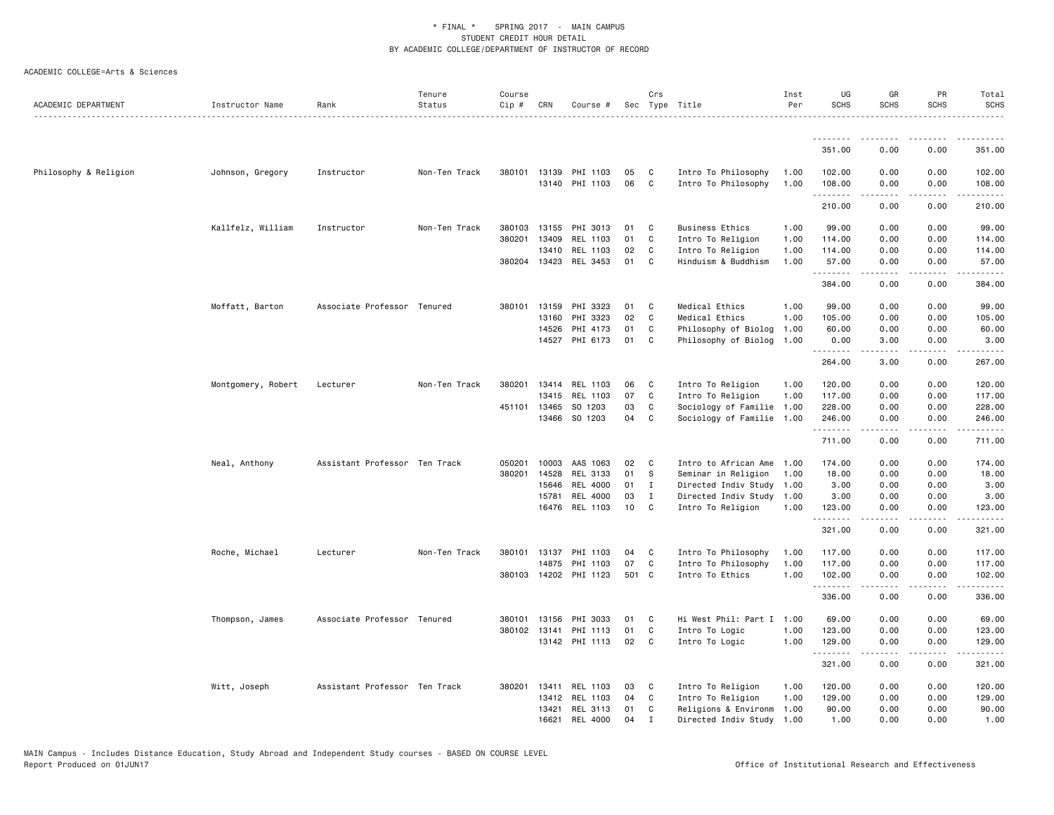\* FINAL \* SPRING 2017 - MAIN CAMPUS
STUDENT CREDIT HOUR DETAIL
BY ACADEMIC COLLEGE/DEPARTMENT OF INSTRUCTOR OF RECORD

ACADEMIC COLLEGE=Arts & Sciences

| ACADEMIC DEPARTMENT | Instructor Name | Rank | Tenure Status | Course Cip # | CRN | Course # | Sec | Crs Type | Title | Inst Per | UG SCHS | GR SCHS | PR SCHS | Total SCHS |
|---|---|---|---|---|---|---|---|---|---|---|---|---|---|---|
| | | | | | | | | | | | 351.00 | 0.00 | 0.00 | 351.00 |
| Philosophy & Religion | Johnson, Gregory | Instructor | Non-Ten Track | 380101 | 13139 | PHI 1103 | 05 | C | Intro To Philosophy | 1.00 | 102.00 | 0.00 | 0.00 | 102.00 |
| | | | | | 13140 | PHI 1103 | 06 | C | Intro To Philosophy | 1.00 | 108.00 | 0.00 | 0.00 | 108.00 |
| | | | | | | | | | | | 210.00 | 0.00 | 0.00 | 210.00 |
| | Kallfelz, William | Instructor | Non-Ten Track | 380103 | 13155 | PHI 3013 | 01 | C | Business Ethics | 1.00 | 99.00 | 0.00 | 0.00 | 99.00 |
| | | | | 380201 | 13409 | REL 1103 | 01 | C | Intro To Religion | 1.00 | 114.00 | 0.00 | 0.00 | 114.00 |
| | | | | | 13410 | REL 1103 | 02 | C | Intro To Religion | 1.00 | 114.00 | 0.00 | 0.00 | 114.00 |
| | | | | 380204 | 13423 | REL 3453 | 01 | C | Hinduism & Buddhism | 1.00 | 57.00 | 0.00 | 0.00 | 57.00 |
| | | | | | | | | | | | 384.00 | 0.00 | 0.00 | 384.00 |
| | Moffatt, Barton | Associate Professor | Tenured | 380101 | 13159 | PHI 3323 | 01 | C | Medical Ethics | 1.00 | 99.00 | 0.00 | 0.00 | 99.00 |
| | | | | | 13160 | PHI 3323 | 02 | C | Medical Ethics | 1.00 | 105.00 | 0.00 | 0.00 | 105.00 |
| | | | | | 14526 | PHI 4173 | 01 | C | Philosophy of Biolog | 1.00 | 60.00 | 0.00 | 0.00 | 60.00 |
| | | | | | 14527 | PHI 6173 | 01 | C | Philosophy of Biolog | 1.00 | 0.00 | 3.00 | 0.00 | 3.00 |
| | | | | | | | | | | | 264.00 | 3.00 | 0.00 | 267.00 |
| | Montgomery, Robert | Lecturer | Non-Ten Track | 380201 | 13414 | REL 1103 | 06 | C | Intro To Religion | 1.00 | 120.00 | 0.00 | 0.00 | 120.00 |
| | | | | | 13415 | REL 1103 | 07 | C | Intro To Religion | 1.00 | 117.00 | 0.00 | 0.00 | 117.00 |
| | | | | 451101 | 13465 | SO 1203 | 03 | C | Sociology of Familie | 1.00 | 228.00 | 0.00 | 0.00 | 228.00 |
| | | | | | 13466 | SO 1203 | 04 | C | Sociology of Familie | 1.00 | 246.00 | 0.00 | 0.00 | 246.00 |
| | | | | | | | | | | | 711.00 | 0.00 | 0.00 | 711.00 |
| | Neal, Anthony | Assistant Professor | Ten Track | 050201 | 10003 | AAS 1063 | 02 | C | Intro to African Ame | 1.00 | 174.00 | 0.00 | 0.00 | 174.00 |
| | | | | 380201 | 14528 | REL 3133 | 01 | S | Seminar in Religion | 1.00 | 18.00 | 0.00 | 0.00 | 18.00 |
| | | | | | 15646 | REL 4000 | 01 | I | Directed Indiv Study | 1.00 | 3.00 | 0.00 | 0.00 | 3.00 |
| | | | | | 15781 | REL 4000 | 03 | I | Directed Indiv Study | 1.00 | 3.00 | 0.00 | 0.00 | 3.00 |
| | | | | | 16476 | REL 1103 | 10 | C | Intro To Religion | 1.00 | 123.00 | 0.00 | 0.00 | 123.00 |
| | | | | | | | | | | | 321.00 | 0.00 | 0.00 | 321.00 |
| | Roche, Michael | Lecturer | Non-Ten Track | 380101 | 13137 | PHI 1103 | 04 | C | Intro To Philosophy | 1.00 | 117.00 | 0.00 | 0.00 | 117.00 |
| | | | | | 14875 | PHI 1103 | 07 | C | Intro To Philosophy | 1.00 | 117.00 | 0.00 | 0.00 | 117.00 |
| | | | | 380103 | 14202 | PHI 1123 | 501 | C | Intro To Ethics | 1.00 | 102.00 | 0.00 | 0.00 | 102.00 |
| | | | | | | | | | | | 336.00 | 0.00 | 0.00 | 336.00 |
| | Thompson, James | Associate Professor | Tenured | 380101 | 13156 | PHI 3033 | 01 | C | Hi West Phil: Part I | 1.00 | 69.00 | 0.00 | 0.00 | 69.00 |
| | | | | 380102 | 13141 | PHI 1113 | 01 | C | Intro To Logic | 1.00 | 123.00 | 0.00 | 0.00 | 123.00 |
| | | | | | 13142 | PHI 1113 | 02 | C | Intro To Logic | 1.00 | 129.00 | 0.00 | 0.00 | 129.00 |
| | | | | | | | | | | | 321.00 | 0.00 | 0.00 | 321.00 |
| | Witt, Joseph | Assistant Professor | Ten Track | 380201 | 13411 | REL 1103 | 03 | C | Intro To Religion | 1.00 | 120.00 | 0.00 | 0.00 | 120.00 |
| | | | | | 13412 | REL 1103 | 04 | C | Intro To Religion | 1.00 | 129.00 | 0.00 | 0.00 | 129.00 |
| | | | | | 13421 | REL 3113 | 01 | C | Religions & Environm | 1.00 | 90.00 | 0.00 | 0.00 | 90.00 |
| | | | | | 16621 | REL 4000 | 04 | I | Directed Indiv Study | 1.00 | 1.00 | 0.00 | 0.00 | 1.00 |

MAIN Campus - Includes Distance Education, Study Abroad and Independent Study courses - BASED ON COURSE LEVEL
Report Produced on 01JUN17 — Office of Institutional Research and Effectiveness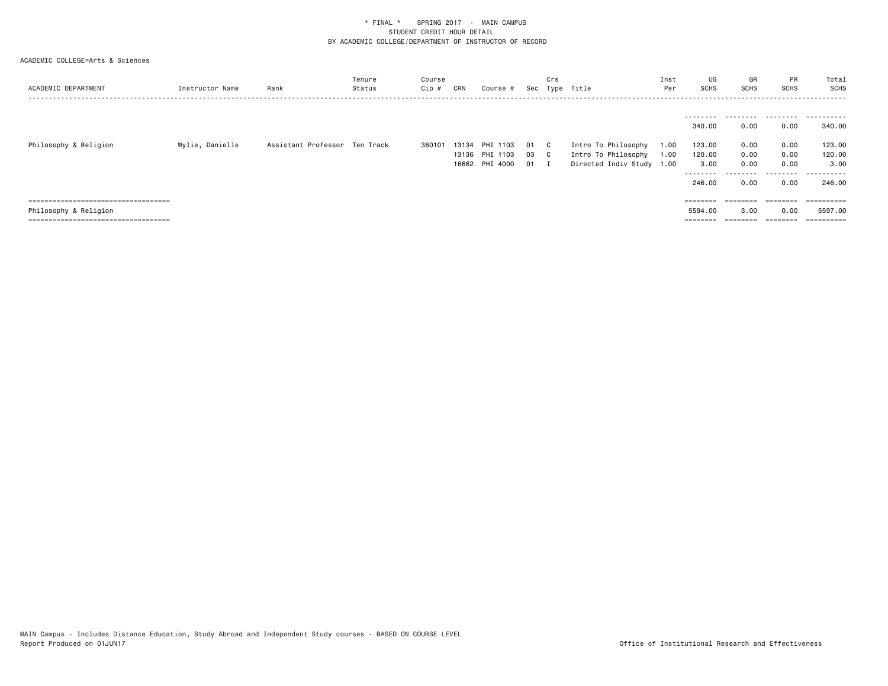\* FINAL \* SPRING 2017 - MAIN CAMPUS
STUDENT CREDIT HOUR DETAIL
BY ACADEMIC COLLEGE/DEPARTMENT OF INSTRUCTOR OF RECORD

ACADEMIC COLLEGE=Arts & Sciences

| ACADEMIC DEPARTMENT | Instructor Name | Rank | Tenure Status | Course Cip # | CRN | Course # | Sec | Crs Type | Title | Inst Per | UG SCHS | GR SCHS | PR SCHS | Total SCHS |
|---|---|---|---|---|---|---|---|---|---|---|---|---|---|---|
| | | | | | | | | | | | 340.00 | 0.00 | 0.00 | 340.00 |
| Philosophy & Religion | Wylie, Danielle | Assistant Professor | Ten Track | 380101 | 13134 | PHI 1103 | 01 | C | Intro To Philosophy | 1.00 | 123.00 | 0.00 | 0.00 | 123.00 |
| | | | | | 13136 | PHI 1103 | 03 | C | Intro To Philosophy | 1.00 | 120.00 | 0.00 | 0.00 | 120.00 |
| | | | | | 16662 | PHI 4000 | 01 | I | Directed Indiv Study | 1.00 | 3.00 | 0.00 | 0.00 | 3.00 |
| | | | | | | | | | | | 246.00 | 0.00 | 0.00 | 246.00 |
| Philosophy & Religion | | | | | | | | | | | 5594.00 | 3.00 | 0.00 | 5597.00 |

MAIN Campus - Includes Distance Education, Study Abroad and Independent Study courses - BASED ON COURSE LEVEL
Report Produced on 01JUN17

Office of Institutional Research and Effectiveness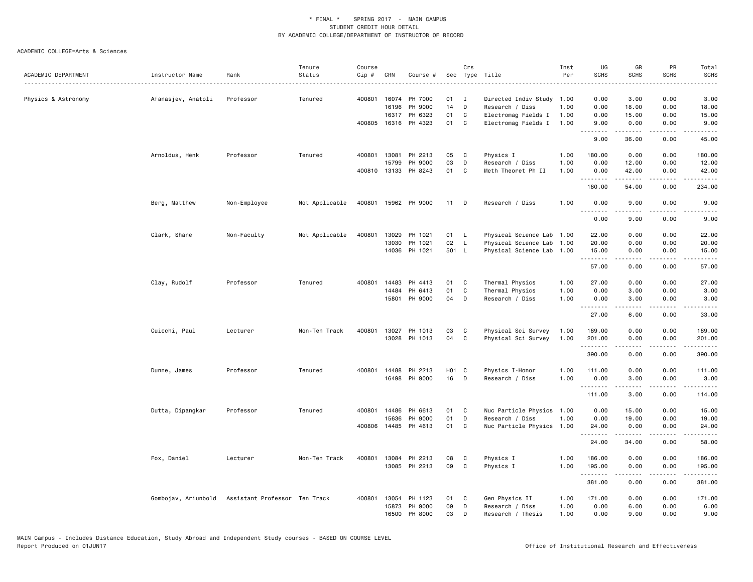\* FINAL \*    SPRING 2017  -  MAIN CAMPUS
STUDENT CREDIT HOUR DETAIL
BY ACADEMIC COLLEGE/DEPARTMENT OF INSTRUCTOR OF RECORD

ACADEMIC COLLEGE=Arts & Sciences

| ACADEMIC DEPARTMENT | Instructor Name | Rank | Tenure Status | Course Cip # | CRN | Course # | Sec | Crs Type | Title | Inst Per | UG SCHS | GR SCHS | PR SCHS | Total SCHS |
|---|---|---|---|---|---|---|---|---|---|---|---|---|---|---|
| Physics & Astronomy | Afanasjev, Anatoli | Professor | Tenured | 400801 | 16074 | PH 7000 | 01 | I | Directed Indiv Study | 1.00 | 0.00 | 3.00 | 0.00 | 3.00 |
| | | | | | 16196 | PH 9000 | 14 | D | Research / Diss | 1.00 | 0.00 | 18.00 | 0.00 | 18.00 |
| | | | | | 16317 | PH 6323 | 01 | C | Electromag Fields I | 1.00 | 0.00 | 15.00 | 0.00 | 15.00 |
| | | | | 400805 | 16316 | PH 4323 | 01 | C | Electromag Fields I | 1.00 | 9.00 | 0.00 | 0.00 | 9.00 |
| | | | | | | | | | | | 9.00 | 36.00 | 0.00 | 45.00 |
| | Arnoldus, Henk | Professor | Tenured | 400801 | 13081 | PH 2213 | 05 | C | Physics I | 1.00 | 180.00 | 0.00 | 0.00 | 180.00 |
| | | | | | 15799 | PH 9000 | 03 | D | Research / Diss | 1.00 | 0.00 | 12.00 | 0.00 | 12.00 |
| | | | | 400810 | 13133 | PH 8243 | 01 | C | Meth Theoret Ph II | 1.00 | 0.00 | 42.00 | 0.00 | 42.00 |
| | | | | | | | | | | | 180.00 | 54.00 | 0.00 | 234.00 |
| | Berg, Matthew | Non-Employee | Not Applicable | 400801 | 15962 | PH 9000 | 11 | D | Research / Diss | 1.00 | 0.00 | 9.00 | 0.00 | 9.00 |
| | | | | | | | | | | | 0.00 | 9.00 | 0.00 | 9.00 |
| | Clark, Shane | Non-Faculty | Not Applicable | 400801 | 13029 | PH 1021 | 01 | L | Physical Science Lab | 1.00 | 22.00 | 0.00 | 0.00 | 22.00 |
| | | | | | 13030 | PH 1021 | 02 | L | Physical Science Lab | 1.00 | 20.00 | 0.00 | 0.00 | 20.00 |
| | | | | | 14036 | PH 1021 | 501 | L | Physical Science Lab | 1.00 | 15.00 | 0.00 | 0.00 | 15.00 |
| | | | | | | | | | | | 57.00 | 0.00 | 0.00 | 57.00 |
| | Clay, Rudolf | Professor | Tenured | 400801 | 14483 | PH 4413 | 01 | C | Thermal Physics | 1.00 | 27.00 | 0.00 | 0.00 | 27.00 |
| | | | | | 14484 | PH 6413 | 01 | C | Thermal Physics | 1.00 | 0.00 | 3.00 | 0.00 | 3.00 |
| | | | | | 15801 | PH 9000 | 04 | D | Research / Diss | 1.00 | 0.00 | 3.00 | 0.00 | 3.00 |
| | | | | | | | | | | | 27.00 | 6.00 | 0.00 | 33.00 |
| | Cuicchi, Paul | Lecturer | Non-Ten Track | 400801 | 13027 | PH 1013 | 03 | C | Physical Sci Survey | 1.00 | 189.00 | 0.00 | 0.00 | 189.00 |
| | | | | | 13028 | PH 1013 | 04 | C | Physical Sci Survey | 1.00 | 201.00 | 0.00 | 0.00 | 201.00 |
| | | | | | | | | | | | 390.00 | 0.00 | 0.00 | 390.00 |
| | Dunne, James | Professor | Tenured | 400801 | 14488 | PH 2213 | H01 | C | Physics I-Honor | 1.00 | 111.00 | 0.00 | 0.00 | 111.00 |
| | | | | | 16498 | PH 9000 | 16 | D | Research / Diss | 1.00 | 0.00 | 3.00 | 0.00 | 3.00 |
| | | | | | | | | | | | 111.00 | 3.00 | 0.00 | 114.00 |
| | Dutta, Dipangkar | Professor | Tenured | 400801 | 14486 | PH 6613 | 01 | C | Nuc Particle Physics | 1.00 | 0.00 | 15.00 | 0.00 | 15.00 |
| | | | | | 15636 | PH 9000 | 01 | D | Research / Diss | 1.00 | 0.00 | 19.00 | 0.00 | 19.00 |
| | | | | 400806 | 14485 | PH 4613 | 01 | C | Nuc Particle Physics | 1.00 | 24.00 | 0.00 | 0.00 | 24.00 |
| | | | | | | | | | | | 24.00 | 34.00 | 0.00 | 58.00 |
| | Fox, Daniel | Lecturer | Non-Ten Track | 400801 | 13084 | PH 2213 | 08 | C | Physics I | 1.00 | 186.00 | 0.00 | 0.00 | 186.00 |
| | | | | | 13085 | PH 2213 | 09 | C | Physics I | 1.00 | 195.00 | 0.00 | 0.00 | 195.00 |
| | | | | | | | | | | | 381.00 | 0.00 | 0.00 | 381.00 |
| | Gombojav, Ariunbold | Assistant Professor | Ten Track | 400801 | 13054 | PH 1123 | 01 | C | Gen Physics II | 1.00 | 171.00 | 0.00 | 0.00 | 171.00 |
| | | | | | 15873 | PH 9000 | 09 | D | Research / Diss | 1.00 | 0.00 | 6.00 | 0.00 | 6.00 |
| | | | | | 16500 | PH 8000 | 03 | D | Research / Thesis | 1.00 | 0.00 | 9.00 | 0.00 | 9.00 |

MAIN Campus - Includes Distance Education, Study Abroad and Independent Study courses - BASED ON COURSE LEVEL
Report Produced on 01JUN17                                                                 Office of Institutional Research and Effectiveness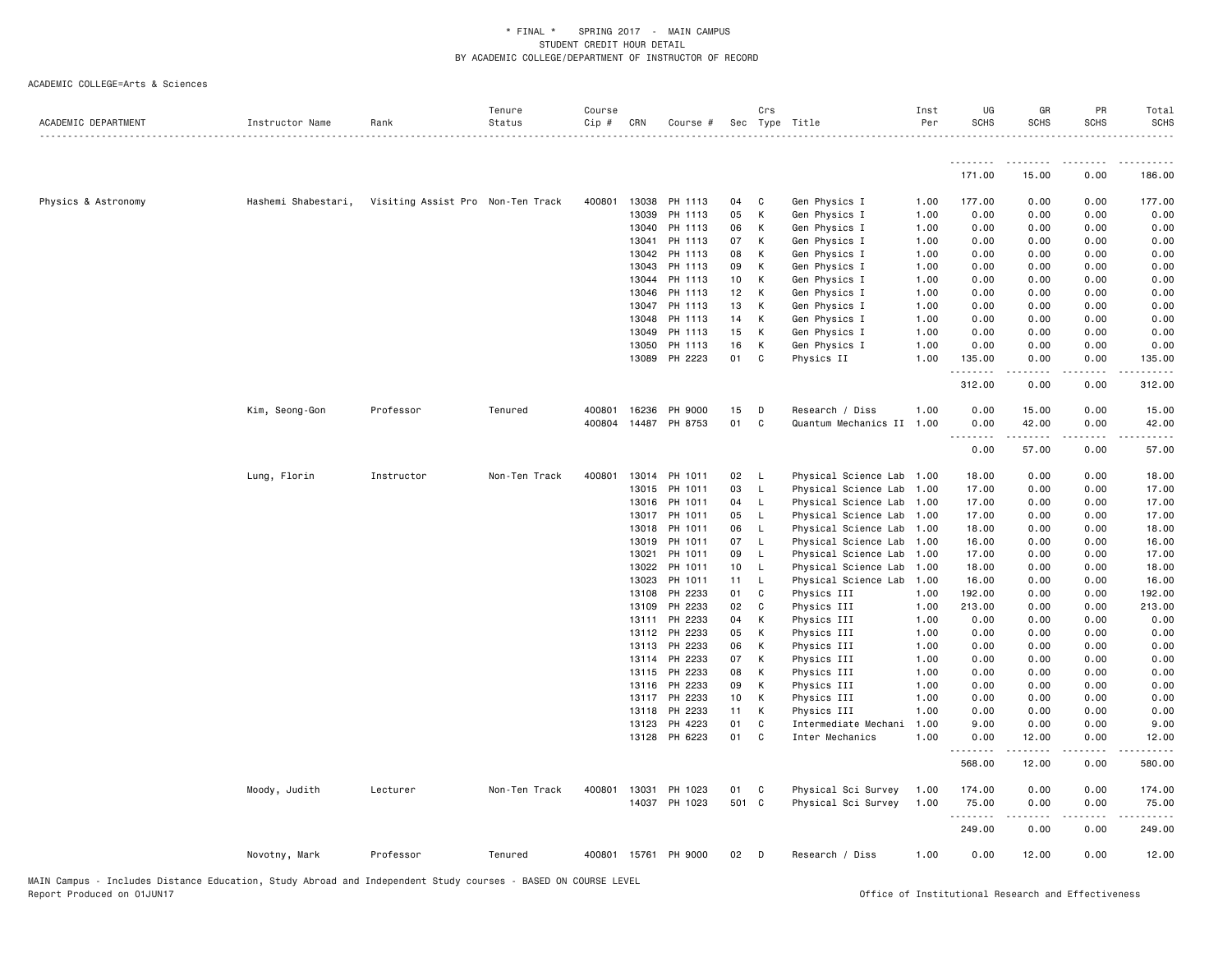\* FINAL \* SPRING 2017 - MAIN CAMPUS
STUDENT CREDIT HOUR DETAIL
BY ACADEMIC COLLEGE/DEPARTMENT OF INSTRUCTOR OF RECORD

ACADEMIC COLLEGE=Arts & Sciences

| ACADEMIC DEPARTMENT | Instructor Name | Rank | Tenure Status | Course Cip # | CRN | Course # | Sec | Crs Type | Title | Inst Per | UG SCHS | GR SCHS | PR SCHS | Total SCHS |
|---|---|---|---|---|---|---|---|---|---|---|---|---|---|---|
| | | | | | | | | | | | 171.00 | 15.00 | 0.00 | 186.00 |
| Physics & Astronomy | Hashemi Shabestari, | Visiting Assist Pro | Non-Ten Track | 400801 | 13038 | PH 1113 | 04 | C | Gen Physics I | 1.00 | 177.00 | 0.00 | 0.00 | 177.00 |
| | | | | | 13039 | PH 1113 | 05 | K | Gen Physics I | 1.00 | 0.00 | 0.00 | 0.00 | 0.00 |
| | | | | | 13040 | PH 1113 | 06 | K | Gen Physics I | 1.00 | 0.00 | 0.00 | 0.00 | 0.00 |
| | | | | | 13041 | PH 1113 | 07 | K | Gen Physics I | 1.00 | 0.00 | 0.00 | 0.00 | 0.00 |
| | | | | | 13042 | PH 1113 | 08 | K | Gen Physics I | 1.00 | 0.00 | 0.00 | 0.00 | 0.00 |
| | | | | | 13043 | PH 1113 | 09 | K | Gen Physics I | 1.00 | 0.00 | 0.00 | 0.00 | 0.00 |
| | | | | | 13044 | PH 1113 | 10 | K | Gen Physics I | 1.00 | 0.00 | 0.00 | 0.00 | 0.00 |
| | | | | | 13046 | PH 1113 | 12 | K | Gen Physics I | 1.00 | 0.00 | 0.00 | 0.00 | 0.00 |
| | | | | | 13047 | PH 1113 | 13 | K | Gen Physics I | 1.00 | 0.00 | 0.00 | 0.00 | 0.00 |
| | | | | | 13048 | PH 1113 | 14 | K | Gen Physics I | 1.00 | 0.00 | 0.00 | 0.00 | 0.00 |
| | | | | | 13049 | PH 1113 | 15 | K | Gen Physics I | 1.00 | 0.00 | 0.00 | 0.00 | 0.00 |
| | | | | | 13050 | PH 1113 | 16 | K | Gen Physics I | 1.00 | 0.00 | 0.00 | 0.00 | 0.00 |
| | | | | | 13089 | PH 2223 | 01 | C | Physics II | 1.00 | 135.00 | 0.00 | 0.00 | 135.00 |
| | | | | | | | | | | | 312.00 | 0.00 | 0.00 | 312.00 |
| | Kim, Seong-Gon | Professor | Tenured | 400801 | 16236 | PH 9000 | 15 | D | Research / Diss | 1.00 | 0.00 | 15.00 | 0.00 | 15.00 |
| | | | | 400804 | 14487 | PH 8753 | 01 | C | Quantum Mechanics II | 1.00 | 0.00 | 42.00 | 0.00 | 42.00 |
| | | | | | | | | | | | 0.00 | 57.00 | 0.00 | 57.00 |
| | Lung, Florin | Instructor | Non-Ten Track | 400801 | 13014 | PH 1011 | 02 | L | Physical Science Lab | 1.00 | 18.00 | 0.00 | 0.00 | 18.00 |
| | | | | | 13015 | PH 1011 | 03 | L | Physical Science Lab | 1.00 | 17.00 | 0.00 | 0.00 | 17.00 |
| | | | | | 13016 | PH 1011 | 04 | L | Physical Science Lab | 1.00 | 17.00 | 0.00 | 0.00 | 17.00 |
| | | | | | 13017 | PH 1011 | 05 | L | Physical Science Lab | 1.00 | 17.00 | 0.00 | 0.00 | 17.00 |
| | | | | | 13018 | PH 1011 | 06 | L | Physical Science Lab | 1.00 | 18.00 | 0.00 | 0.00 | 18.00 |
| | | | | | 13019 | PH 1011 | 07 | L | Physical Science Lab | 1.00 | 16.00 | 0.00 | 0.00 | 16.00 |
| | | | | | 13021 | PH 1011 | 09 | L | Physical Science Lab | 1.00 | 17.00 | 0.00 | 0.00 | 17.00 |
| | | | | | 13022 | PH 1011 | 10 | L | Physical Science Lab | 1.00 | 18.00 | 0.00 | 0.00 | 18.00 |
| | | | | | 13023 | PH 1011 | 11 | L | Physical Science Lab | 1.00 | 16.00 | 0.00 | 0.00 | 16.00 |
| | | | | | 13108 | PH 2233 | 01 | C | Physics III | 1.00 | 192.00 | 0.00 | 0.00 | 192.00 |
| | | | | | 13109 | PH 2233 | 02 | C | Physics III | 1.00 | 213.00 | 0.00 | 0.00 | 213.00 |
| | | | | | 13111 | PH 2233 | 04 | K | Physics III | 1.00 | 0.00 | 0.00 | 0.00 | 0.00 |
| | | | | | 13112 | PH 2233 | 05 | K | Physics III | 1.00 | 0.00 | 0.00 | 0.00 | 0.00 |
| | | | | | 13113 | PH 2233 | 06 | K | Physics III | 1.00 | 0.00 | 0.00 | 0.00 | 0.00 |
| | | | | | 13114 | PH 2233 | 07 | K | Physics III | 1.00 | 0.00 | 0.00 | 0.00 | 0.00 |
| | | | | | 13115 | PH 2233 | 08 | K | Physics III | 1.00 | 0.00 | 0.00 | 0.00 | 0.00 |
| | | | | | 13116 | PH 2233 | 09 | K | Physics III | 1.00 | 0.00 | 0.00 | 0.00 | 0.00 |
| | | | | | 13117 | PH 2233 | 10 | K | Physics III | 1.00 | 0.00 | 0.00 | 0.00 | 0.00 |
| | | | | | 13118 | PH 2233 | 11 | K | Physics III | 1.00 | 0.00 | 0.00 | 0.00 | 0.00 |
| | | | | | 13123 | PH 4223 | 01 | C | Intermediate Mechani | 1.00 | 9.00 | 0.00 | 0.00 | 9.00 |
| | | | | | 13128 | PH 6223 | 01 | C | Inter Mechanics | 1.00 | 0.00 | 12.00 | 0.00 | 12.00 |
| | | | | | | | | | | | 568.00 | 12.00 | 0.00 | 580.00 |
| | Moody, Judith | Lecturer | Non-Ten Track | 400801 | 13031 | PH 1023 | 01 | C | Physical Sci Survey | 1.00 | 174.00 | 0.00 | 0.00 | 174.00 |
| | | | | | 14037 | PH 1023 | 501 | C | Physical Sci Survey | 1.00 | 75.00 | 0.00 | 0.00 | 75.00 |
| | | | | | | | | | | | 249.00 | 0.00 | 0.00 | 249.00 |
| | Novotny, Mark | Professor | Tenured | 400801 | 15761 | PH 9000 | 02 | D | Research / Diss | 1.00 | 0.00 | 12.00 | 0.00 | 12.00 |

MAIN Campus - Includes Distance Education, Study Abroad and Independent Study courses - BASED ON COURSE LEVEL
Report Produced on 01JUN17

Office of Institutional Research and Effectiveness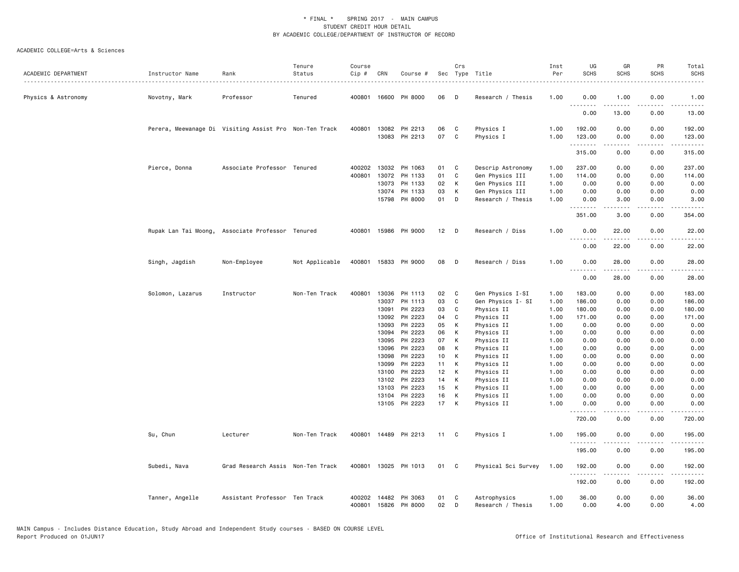\* FINAL \* SPRING 2017 - MAIN CAMPUS
STUDENT CREDIT HOUR DETAIL
BY ACADEMIC COLLEGE/DEPARTMENT OF INSTRUCTOR OF RECORD

ACADEMIC COLLEGE=Arts & Sciences

| ACADEMIC DEPARTMENT | Instructor Name | Rank | Tenure Status | Course Cip # | CRN | Course # | Sec | Crs Type | Title | Inst Per | UG SCHS | GR SCHS | PR SCHS | Total SCHS |
|---|---|---|---|---|---|---|---|---|---|---|---|---|---|---|
| Physics & Astronomy | Novotny, Mark | Professor | Tenured | 400801 | 16600 | PH 8000 | 06 | D | Research / Thesis | 1.00 | 0.00 | 1.00 | 0.00 | 1.00 |
| | | | | | | | | | | | 0.00 | 13.00 | 0.00 | 13.00 |
| | Perera, Meewanage Di | Visiting Assist Pro | Non-Ten Track | 400801 | 13082 | PH 2213 | 06 | C | Physics I | 1.00 | 192.00 | 0.00 | 0.00 | 192.00 |
| | | | | | 13083 | PH 2213 | 07 | C | Physics I | 1.00 | 123.00 | 0.00 | 0.00 | 123.00 |
| | | | | | | | | | | | 315.00 | 0.00 | 0.00 | 315.00 |
| | Pierce, Donna | Associate Professor | Tenured | 400202 | 13032 | PH 1063 | 01 | C | Descrip Astronomy | 1.00 | 237.00 | 0.00 | 0.00 | 237.00 |
| | | | | 400801 | 13072 | PH 1133 | 01 | C | Gen Physics III | 1.00 | 114.00 | 0.00 | 0.00 | 114.00 |
| | | | | | 13073 | PH 1133 | 02 | K | Gen Physics III | 1.00 | 0.00 | 0.00 | 0.00 | 0.00 |
| | | | | | 13074 | PH 1133 | 03 | K | Gen Physics III | 1.00 | 0.00 | 0.00 | 0.00 | 0.00 |
| | | | | | 15798 | PH 8000 | 01 | D | Research / Thesis | 1.00 | 0.00 | 3.00 | 0.00 | 3.00 |
| | | | | | | | | | | | 351.00 | 3.00 | 0.00 | 354.00 |
| | Rupak Lan Tai Moong, | Associate Professor | Tenured | 400801 | 15986 | PH 9000 | 12 | D | Research / Diss | 1.00 | 0.00 | 22.00 | 0.00 | 22.00 |
| | | | | | | | | | | | 0.00 | 22.00 | 0.00 | 22.00 |
| | Singh, Jagdish | Non-Employee | Not Applicable | 400801 | 15833 | PH 9000 | 08 | D | Research / Diss | 1.00 | 0.00 | 28.00 | 0.00 | 28.00 |
| | | | | | | | | | | | 0.00 | 28.00 | 0.00 | 28.00 |
| | Solomon, Lazarus | Instructor | Non-Ten Track | 400801 | 13036 | PH 1113 | 02 | C | Gen Physics I-SI | 1.00 | 183.00 | 0.00 | 0.00 | 183.00 |
| | | | | | 13037 | PH 1113 | 03 | C | Gen Physics I- SI | 1.00 | 186.00 | 0.00 | 0.00 | 186.00 |
| | | | | | 13091 | PH 2223 | 03 | C | Physics II | 1.00 | 180.00 | 0.00 | 0.00 | 180.00 |
| | | | | | 13092 | PH 2223 | 04 | C | Physics II | 1.00 | 171.00 | 0.00 | 0.00 | 171.00 |
| | | | | | 13093 | PH 2223 | 05 | K | Physics II | 1.00 | 0.00 | 0.00 | 0.00 | 0.00 |
| | | | | | 13094 | PH 2223 | 06 | K | Physics II | 1.00 | 0.00 | 0.00 | 0.00 | 0.00 |
| | | | | | 13095 | PH 2223 | 07 | K | Physics II | 1.00 | 0.00 | 0.00 | 0.00 | 0.00 |
| | | | | | 13096 | PH 2223 | 08 | K | Physics II | 1.00 | 0.00 | 0.00 | 0.00 | 0.00 |
| | | | | | 13098 | PH 2223 | 10 | K | Physics II | 1.00 | 0.00 | 0.00 | 0.00 | 0.00 |
| | | | | | 13099 | PH 2223 | 11 | K | Physics II | 1.00 | 0.00 | 0.00 | 0.00 | 0.00 |
| | | | | | 13100 | PH 2223 | 12 | K | Physics II | 1.00 | 0.00 | 0.00 | 0.00 | 0.00 |
| | | | | | 13102 | PH 2223 | 14 | K | Physics II | 1.00 | 0.00 | 0.00 | 0.00 | 0.00 |
| | | | | | 13103 | PH 2223 | 15 | K | Physics II | 1.00 | 0.00 | 0.00 | 0.00 | 0.00 |
| | | | | | 13104 | PH 2223 | 16 | K | Physics II | 1.00 | 0.00 | 0.00 | 0.00 | 0.00 |
| | | | | | 13105 | PH 2223 | 17 | K | Physics II | 1.00 | 0.00 | 0.00 | 0.00 | 0.00 |
| | | | | | | | | | | | 720.00 | 0.00 | 0.00 | 720.00 |
| | Su, Chun | Lecturer | Non-Ten Track | 400801 | 14489 | PH 2213 | 11 | C | Physics I | 1.00 | 195.00 | 0.00 | 0.00 | 195.00 |
| | | | | | | | | | | | 195.00 | 0.00 | 0.00 | 195.00 |
| | Subedi, Nava | Grad Research Assis | Non-Ten Track | 400801 | 13025 | PH 1013 | 01 | C | Physical Sci Survey | 1.00 | 192.00 | 0.00 | 0.00 | 192.00 |
| | | | | | | | | | | | 192.00 | 0.00 | 0.00 | 192.00 |
| | Tanner, Angelle | Assistant Professor | Ten Track | 400202 | 14482 | PH 3063 | 01 | C | Astrophysics | 1.00 | 36.00 | 0.00 | 0.00 | 36.00 |
| | | | | 400801 | 15826 | PH 8000 | 02 | D | Research / Thesis | 1.00 | 0.00 | 4.00 | 0.00 | 4.00 |

MAIN Campus - Includes Distance Education, Study Abroad and Independent Study courses - BASED ON COURSE LEVEL
Report Produced on 01JUN17 Office of Institutional Research and Effectiveness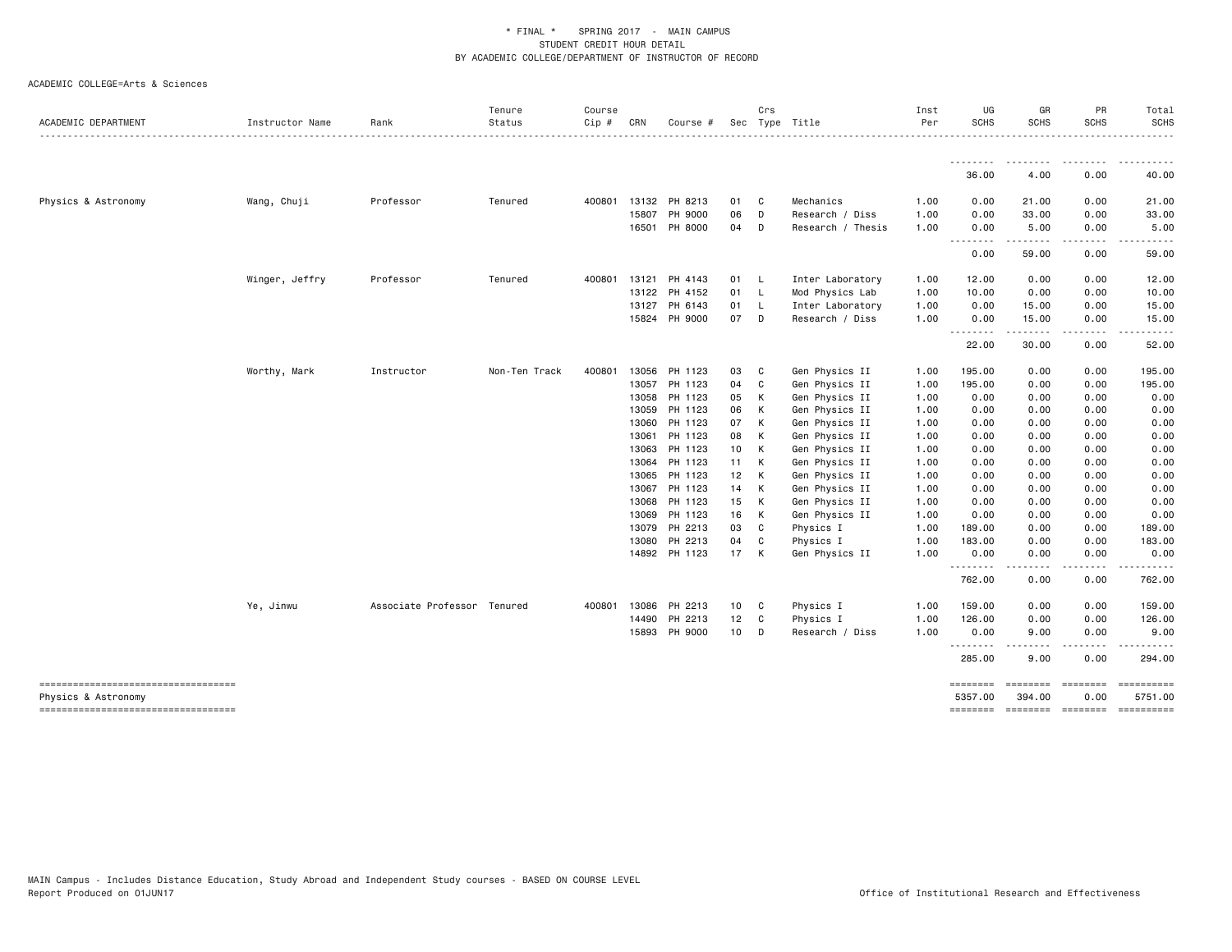\* FINAL \* SPRING 2017 - MAIN CAMPUS
STUDENT CREDIT HOUR DETAIL
BY ACADEMIC COLLEGE/DEPARTMENT OF INSTRUCTOR OF RECORD

ACADEMIC COLLEGE=Arts & Sciences

| ACADEMIC DEPARTMENT | Instructor Name | Rank | Tenure Status | Course Cip # | CRN | Course # | Sec | Crs Type | Title | Inst Per | UG SCHS | GR SCHS | PR SCHS | Total SCHS |
|---|---|---|---|---|---|---|---|---|---|---|---|---|---|---|
| | | | | | | | | | | | 36.00 | 4.00 | 0.00 | 40.00 |
| Physics & Astronomy | Wang, Chuji | Professor | Tenured | 400801 | 13132 | PH 8213 | 01 | C | Mechanics | 1.00 | 0.00 | 21.00 | 0.00 | 21.00 |
| | | | | | 15807 | PH 9000 | 06 | D | Research / Diss | 1.00 | 0.00 | 33.00 | 0.00 | 33.00 |
| | | | | | 16501 | PH 8000 | 04 | D | Research / Thesis | 1.00 | 0.00 | 5.00 | 0.00 | 5.00 |
| | | | | | | | | | | | 0.00 | 59.00 | 0.00 | 59.00 |
| | Winger, Jeffry | Professor | Tenured | 400801 | 13121 | PH 4143 | 01 | L | Inter Laboratory | 1.00 | 12.00 | 0.00 | 0.00 | 12.00 |
| | | | | | 13122 | PH 4152 | 01 | L | Mod Physics Lab | 1.00 | 10.00 | 0.00 | 0.00 | 10.00 |
| | | | | | 13127 | PH 6143 | 01 | L | Inter Laboratory | 1.00 | 0.00 | 15.00 | 0.00 | 15.00 |
| | | | | | 15824 | PH 9000 | 07 | D | Research / Diss | 1.00 | 0.00 | 15.00 | 0.00 | 15.00 |
| | | | | | | | | | | | 22.00 | 30.00 | 0.00 | 52.00 |
| | Worthy, Mark | Instructor | Non-Ten Track | 400801 | 13056 | PH 1123 | 03 | C | Gen Physics II | 1.00 | 195.00 | 0.00 | 0.00 | 195.00 |
| | | | | | 13057 | PH 1123 | 04 | C | Gen Physics II | 1.00 | 195.00 | 0.00 | 0.00 | 195.00 |
| | | | | | 13058 | PH 1123 | 05 | K | Gen Physics II | 1.00 | 0.00 | 0.00 | 0.00 | 0.00 |
| | | | | | 13059 | PH 1123 | 06 | K | Gen Physics II | 1.00 | 0.00 | 0.00 | 0.00 | 0.00 |
| | | | | | 13060 | PH 1123 | 07 | K | Gen Physics II | 1.00 | 0.00 | 0.00 | 0.00 | 0.00 |
| | | | | | 13061 | PH 1123 | 08 | K | Gen Physics II | 1.00 | 0.00 | 0.00 | 0.00 | 0.00 |
| | | | | | 13063 | PH 1123 | 10 | K | Gen Physics II | 1.00 | 0.00 | 0.00 | 0.00 | 0.00 |
| | | | | | 13064 | PH 1123 | 11 | K | Gen Physics II | 1.00 | 0.00 | 0.00 | 0.00 | 0.00 |
| | | | | | 13065 | PH 1123 | 12 | K | Gen Physics II | 1.00 | 0.00 | 0.00 | 0.00 | 0.00 |
| | | | | | 13067 | PH 1123 | 14 | K | Gen Physics II | 1.00 | 0.00 | 0.00 | 0.00 | 0.00 |
| | | | | | 13068 | PH 1123 | 15 | K | Gen Physics II | 1.00 | 0.00 | 0.00 | 0.00 | 0.00 |
| | | | | | 13069 | PH 1123 | 16 | K | Gen Physics II | 1.00 | 0.00 | 0.00 | 0.00 | 0.00 |
| | | | | | 13079 | PH 2213 | 03 | C | Physics I | 1.00 | 189.00 | 0.00 | 0.00 | 189.00 |
| | | | | | 13080 | PH 2213 | 04 | C | Physics I | 1.00 | 183.00 | 0.00 | 0.00 | 183.00 |
| | | | | | 14892 | PH 1123 | 17 | K | Gen Physics II | 1.00 | 0.00 | 0.00 | 0.00 | 0.00 |
| | | | | | | | | | | | 762.00 | 0.00 | 0.00 | 762.00 |
| | Ye, Jinwu | Associate Professor | Tenured | 400801 | 13086 | PH 2213 | 10 | C | Physics I | 1.00 | 159.00 | 0.00 | 0.00 | 159.00 |
| | | | | | 14490 | PH 2213 | 12 | C | Physics I | 1.00 | 126.00 | 0.00 | 0.00 | 126.00 |
| | | | | | 15893 | PH 9000 | 10 | D | Research / Diss | 1.00 | 0.00 | 9.00 | 0.00 | 9.00 |
| | | | | | | | | | | | 285.00 | 9.00 | 0.00 | 294.00 |
| Physics & Astronomy | | | | | | | | | | | 5357.00 | 394.00 | 0.00 | 5751.00 |

MAIN Campus - Includes Distance Education, Study Abroad and Independent Study courses - BASED ON COURSE LEVEL
Report Produced on 01JUN17

Office of Institutional Research and Effectiveness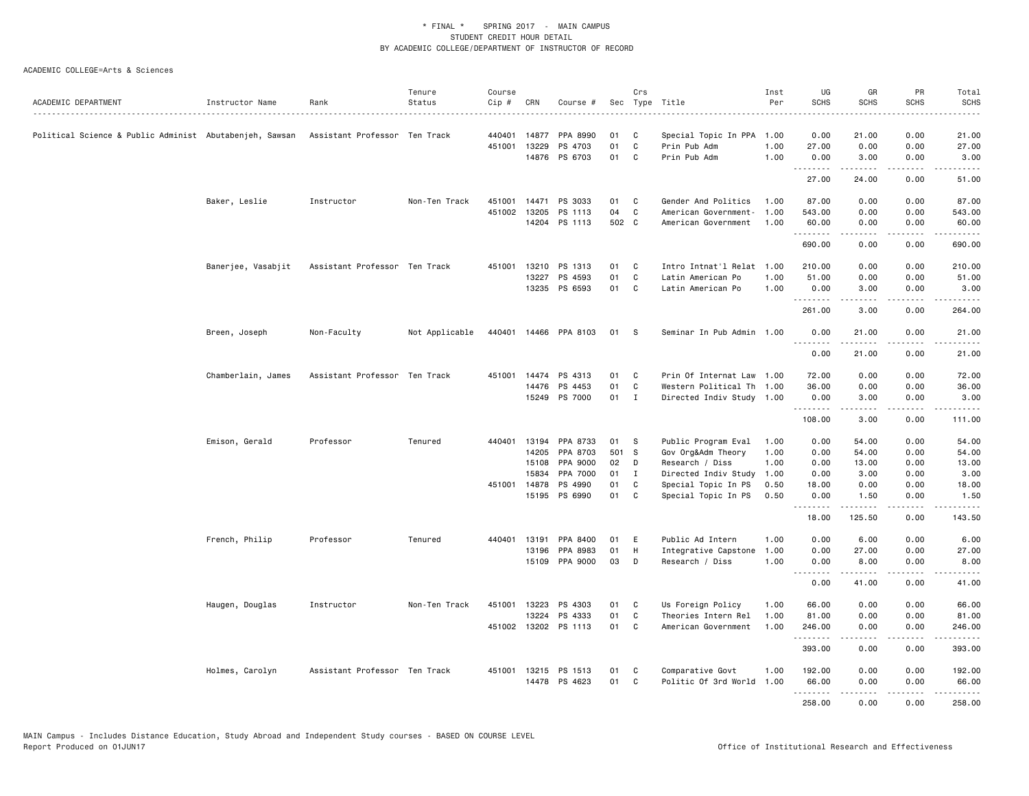\* FINAL \*   SPRING 2017 - MAIN CAMPUS
STUDENT CREDIT HOUR DETAIL
BY ACADEMIC COLLEGE/DEPARTMENT OF INSTRUCTOR OF RECORD

ACADEMIC COLLEGE=Arts & Sciences

| ACADEMIC DEPARTMENT | Instructor Name | Rank | Tenure Status | Course Cip # | CRN | Course # | Sec | Crs Type | Title | Inst Per | UG SCHS | GR SCHS | PR SCHS | Total SCHS |
|---|---|---|---|---|---|---|---|---|---|---|---|---|---|---|
| Political Science & Public Administ | Abutabenjeh, Sawsan | Assistant Professor | Ten Track | 440401 | 14877 | PPA 8990 | 01 | C | Special Topic In PPA | 1.00 | 0.00 | 21.00 | 0.00 | 21.00 |
| | | | | 451001 | 13229 | PS 4703 | 01 | C | Prin Pub Adm | 1.00 | 27.00 | 0.00 | 0.00 | 27.00 |
| | | | | | 14876 | PS 6703 | 01 | C | Prin Pub Adm | 1.00 | 0.00 | 3.00 | 0.00 | 3.00 |
| | | | | | | | | | | | 27.00 | 24.00 | 0.00 | 51.00 |
| | Baker, Leslie | Instructor | Non-Ten Track | 451001 | 14471 | PS 3033 | 01 | C | Gender And Politics | 1.00 | 87.00 | 0.00 | 0.00 | 87.00 |
| | | | | 451002 | 13205 | PS 1113 | 04 | C | American Government- | 1.00 | 543.00 | 0.00 | 0.00 | 543.00 |
| | | | | | 14204 | PS 1113 | 502 | C | American Government | 1.00 | 60.00 | 0.00 | 0.00 | 60.00 |
| | | | | | | | | | | | 690.00 | 0.00 | 0.00 | 690.00 |
| | Banerjee, Vasabjit | Assistant Professor | Ten Track | 451001 | 13210 | PS 1313 | 01 | C | Intro Intnat'l Relat | 1.00 | 210.00 | 0.00 | 0.00 | 210.00 |
| | | | | | 13227 | PS 4593 | 01 | C | Latin American Po | 1.00 | 51.00 | 0.00 | 0.00 | 51.00 |
| | | | | | 13235 | PS 6593 | 01 | C | Latin American Po | 1.00 | 0.00 | 3.00 | 0.00 | 3.00 |
| | | | | | | | | | | | 261.00 | 3.00 | 0.00 | 264.00 |
| | Breen, Joseph | Non-Faculty | Not Applicable | 440401 | 14466 | PPA 8103 | 01 | S | Seminar In Pub Admin | 1.00 | 0.00 | 21.00 | 0.00 | 21.00 |
| | | | | | | | | | | | 0.00 | 21.00 | 0.00 | 21.00 |
| | Chamberlain, James | Assistant Professor | Ten Track | 451001 | 14474 | PS 4313 | 01 | C | Prin Of Internat Law | 1.00 | 72.00 | 0.00 | 0.00 | 72.00 |
| | | | | | 14476 | PS 4453 | 01 | C | Western Political Th | 1.00 | 36.00 | 0.00 | 0.00 | 36.00 |
| | | | | | 15249 | PS 7000 | 01 | I | Directed Indiv Study | 1.00 | 0.00 | 3.00 | 0.00 | 3.00 |
| | | | | | | | | | | | 108.00 | 3.00 | 0.00 | 111.00 |
| | Emison, Gerald | Professor | Tenured | 440401 | 13194 | PPA 8733 | 01 | S | Public Program Eval | 1.00 | 0.00 | 54.00 | 0.00 | 54.00 |
| | | | | | 14205 | PPA 8703 | 501 | S | Gov Org&Adm Theory | 1.00 | 0.00 | 54.00 | 0.00 | 54.00 |
| | | | | | 15108 | PPA 9000 | 02 | D | Research / Diss | 1.00 | 0.00 | 13.00 | 0.00 | 13.00 |
| | | | | | 15834 | PPA 7000 | 01 | I | Directed Indiv Study | 1.00 | 0.00 | 3.00 | 0.00 | 3.00 |
| | | | | 451001 | 14878 | PS 4990 | 01 | C | Special Topic In PS | 0.50 | 18.00 | 0.00 | 0.00 | 18.00 |
| | | | | | 15195 | PS 6990 | 01 | C | Special Topic In PS | 0.50 | 0.00 | 1.50 | 0.00 | 1.50 |
| | | | | | | | | | | | 18.00 | 125.50 | 0.00 | 143.50 |
| | French, Philip | Professor | Tenured | 440401 | 13191 | PPA 8400 | 01 | E | Public Ad Intern | 1.00 | 0.00 | 6.00 | 0.00 | 6.00 |
| | | | | | 13196 | PPA 8983 | 01 | H | Integrative Capstone | 1.00 | 0.00 | 27.00 | 0.00 | 27.00 |
| | | | | | 15109 | PPA 9000 | 03 | D | Research / Diss | 1.00 | 0.00 | 8.00 | 0.00 | 8.00 |
| | | | | | | | | | | | 0.00 | 41.00 | 0.00 | 41.00 |
| | Haugen, Douglas | Instructor | Non-Ten Track | 451001 | 13223 | PS 4303 | 01 | C | Us Foreign Policy | 1.00 | 66.00 | 0.00 | 0.00 | 66.00 |
| | | | | | 13224 | PS 4333 | 01 | C | Theories Intern Rel | 1.00 | 81.00 | 0.00 | 0.00 | 81.00 |
| | | | | 451002 | 13202 | PS 1113 | 01 | C | American Government | 1.00 | 246.00 | 0.00 | 0.00 | 246.00 |
| | | | | | | | | | | | 393.00 | 0.00 | 0.00 | 393.00 |
| | Holmes, Carolyn | Assistant Professor | Ten Track | 451001 | 13215 | PS 1513 | 01 | C | Comparative Govt | 1.00 | 192.00 | 0.00 | 0.00 | 192.00 |
| | | | | | 14478 | PS 4623 | 01 | C | Politic Of 3rd World | 1.00 | 66.00 | 0.00 | 0.00 | 66.00 |
| | | | | | | | | | | | 258.00 | 0.00 | 0.00 | 258.00 |

MAIN Campus - Includes Distance Education, Study Abroad and Independent Study courses - BASED ON COURSE LEVEL
Report Produced on 01JUN17

Office of Institutional Research and Effectiveness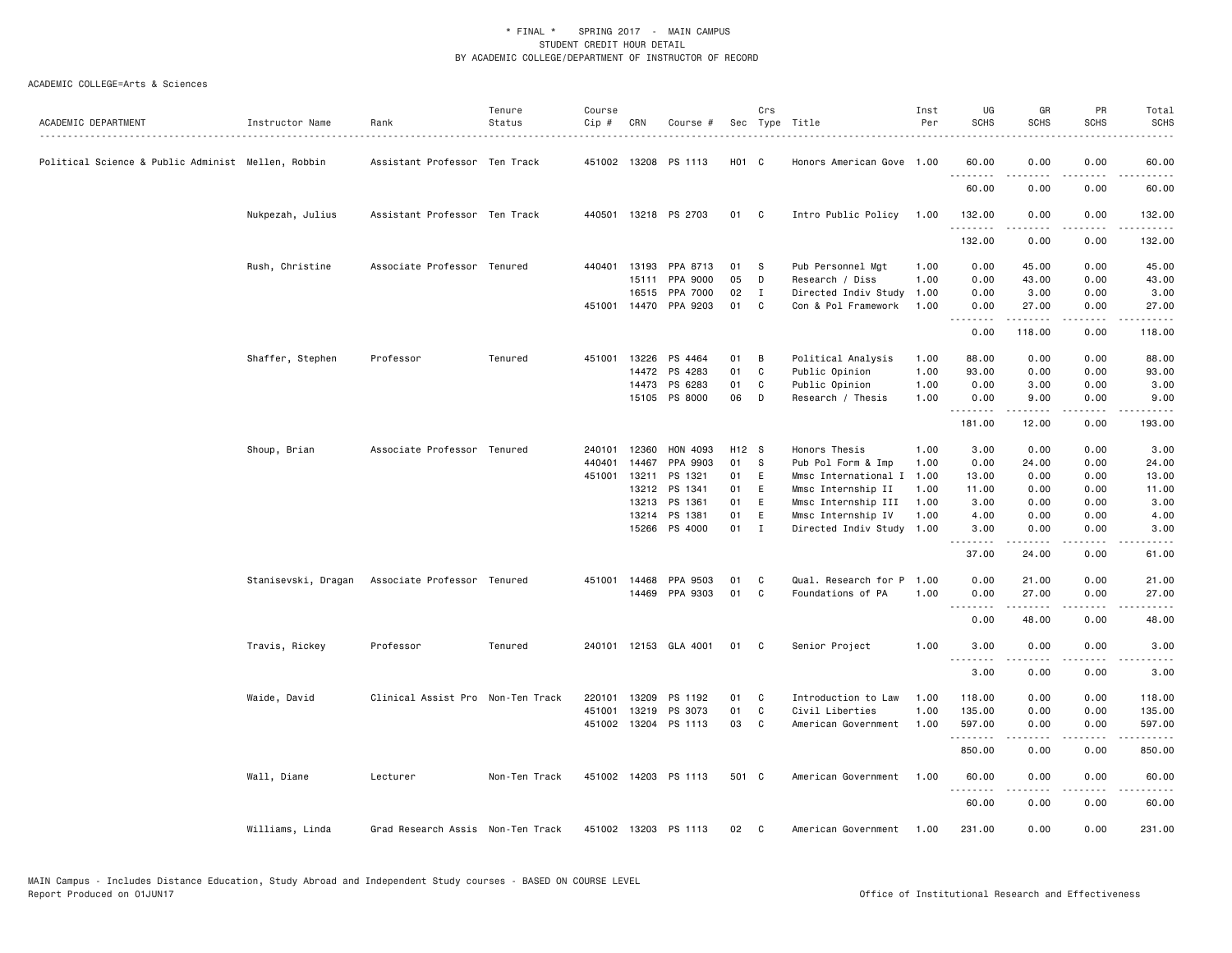\* FINAL \* SPRING 2017 - MAIN CAMPUS
STUDENT CREDIT HOUR DETAIL
BY ACADEMIC COLLEGE/DEPARTMENT OF INSTRUCTOR OF RECORD

ACADEMIC COLLEGE=Arts & Sciences

| ACADEMIC DEPARTMENT | Instructor Name | Rank | Tenure Status | Course Cip # | CRN | Course # | Sec | Crs Type | Title | Inst Per | UG SCHS | GR SCHS | PR SCHS | Total SCHS |
|---|---|---|---|---|---|---|---|---|---|---|---|---|---|---|
| Political Science & Public Administ | Mellen, Robbin | Assistant Professor | Ten Track | 451002 | 13208 | PS 1113 | H01 | C | Honors American Gove | 1.00 | 60.00 | 0.00 | 0.00 | 60.00 |
| | | | | | | | | | | | 60.00 | 0.00 | 0.00 | 60.00 |
| | Nukpezah, Julius | Assistant Professor | Ten Track | 440501 | 13218 | PS 2703 | 01 | C | Intro Public Policy | 1.00 | 132.00 | 0.00 | 0.00 | 132.00 |
| | | | | | | | | | | | 132.00 | 0.00 | 0.00 | 132.00 |
| | Rush, Christine | Associate Professor | Tenured | 440401 | 13193 | PPA 8713 | 01 | S | Pub Personnel Mgt | 1.00 | 0.00 | 45.00 | 0.00 | 45.00 |
| | | | | | 15111 | PPA 9000 | 05 | D | Research / Diss | 1.00 | 0.00 | 43.00 | 0.00 | 43.00 |
| | | | | | 16515 | PPA 7000 | 02 | I | Directed Indiv Study | 1.00 | 0.00 | 3.00 | 0.00 | 3.00 |
| | | | | 451001 | 14470 | PPA 9203 | 01 | C | Con & Pol Framework | 1.00 | 0.00 | 27.00 | 0.00 | 27.00 |
| | | | | | | | | | | | 0.00 | 118.00 | 0.00 | 118.00 |
| | Shaffer, Stephen | Professor | Tenured | 451001 | 13226 | PS 4464 | 01 | B | Political Analysis | 1.00 | 88.00 | 0.00 | 0.00 | 88.00 |
| | | | | | 14472 | PS 4283 | 01 | C | Public Opinion | 1.00 | 93.00 | 0.00 | 0.00 | 93.00 |
| | | | | | 14473 | PS 6283 | 01 | C | Public Opinion | 1.00 | 0.00 | 3.00 | 0.00 | 3.00 |
| | | | | | 15105 | PS 8000 | 06 | D | Research / Thesis | 1.00 | 0.00 | 9.00 | 0.00 | 9.00 |
| | | | | | | | | | | | 181.00 | 12.00 | 0.00 | 193.00 |
| | Shoup, Brian | Associate Professor | Tenured | 240101 | 12360 | HON 4093 | H12 | S | Honors Thesis | 1.00 | 3.00 | 0.00 | 0.00 | 3.00 |
| | | | | 440401 | 14467 | PPA 9903 | 01 | S | Pub Pol Form & Imp | 1.00 | 0.00 | 24.00 | 0.00 | 24.00 |
| | | | | 451001 | 13211 | PS 1321 | 01 | E | Mmsc International I | 1.00 | 13.00 | 0.00 | 0.00 | 13.00 |
| | | | | | 13212 | PS 1341 | 01 | E | Mmsc Internship II | 1.00 | 11.00 | 0.00 | 0.00 | 11.00 |
| | | | | | 13213 | PS 1361 | 01 | E | Mmsc Internship III | 1.00 | 3.00 | 0.00 | 0.00 | 3.00 |
| | | | | | 13214 | PS 1381 | 01 | E | Mmsc Internship IV | 1.00 | 4.00 | 0.00 | 0.00 | 4.00 |
| | | | | | 15266 | PS 4000 | 01 | I | Directed Indiv Study | 1.00 | 3.00 | 0.00 | 0.00 | 3.00 |
| | | | | | | | | | | | 37.00 | 24.00 | 0.00 | 61.00 |
| | Stanisevski, Dragan | Associate Professor | Tenured | 451001 | 14468 | PPA 9503 | 01 | C | Qual. Research for P | 1.00 | 0.00 | 21.00 | 0.00 | 21.00 |
| | | | | | 14469 | PPA 9303 | 01 | C | Foundations of PA | 1.00 | 0.00 | 27.00 | 0.00 | 27.00 |
| | | | | | | | | | | | 0.00 | 48.00 | 0.00 | 48.00 |
| | Travis, Rickey | Professor | Tenured | 240101 | 12153 | GLA 4001 | 01 | C | Senior Project | 1.00 | 3.00 | 0.00 | 0.00 | 3.00 |
| | | | | | | | | | | | 3.00 | 0.00 | 0.00 | 3.00 |
| | Waide, David | Clinical Assist Pro | Non-Ten Track | 220101 | 13209 | PS 1192 | 01 | C | Introduction to Law | 1.00 | 118.00 | 0.00 | 0.00 | 118.00 |
| | | | | 451001 | 13219 | PS 3073 | 01 | C | Civil Liberties | 1.00 | 135.00 | 0.00 | 0.00 | 135.00 |
| | | | | 451002 | 13204 | PS 1113 | 03 | C | American Government | 1.00 | 597.00 | 0.00 | 0.00 | 597.00 |
| | | | | | | | | | | | 850.00 | 0.00 | 0.00 | 850.00 |
| | Wall, Diane | Lecturer | Non-Ten Track | 451002 | 14203 | PS 1113 | 501 | C | American Government | 1.00 | 60.00 | 0.00 | 0.00 | 60.00 |
| | | | | | | | | | | | 60.00 | 0.00 | 0.00 | 60.00 |
| | Williams, Linda | Grad Research Assis | Non-Ten Track | 451002 | 13203 | PS 1113 | 02 | C | American Government | 1.00 | 231.00 | 0.00 | 0.00 | 231.00 |

MAIN Campus - Includes Distance Education, Study Abroad and Independent Study courses - BASED ON COURSE LEVEL
Report Produced on 01JUN17 Office of Institutional Research and Effectiveness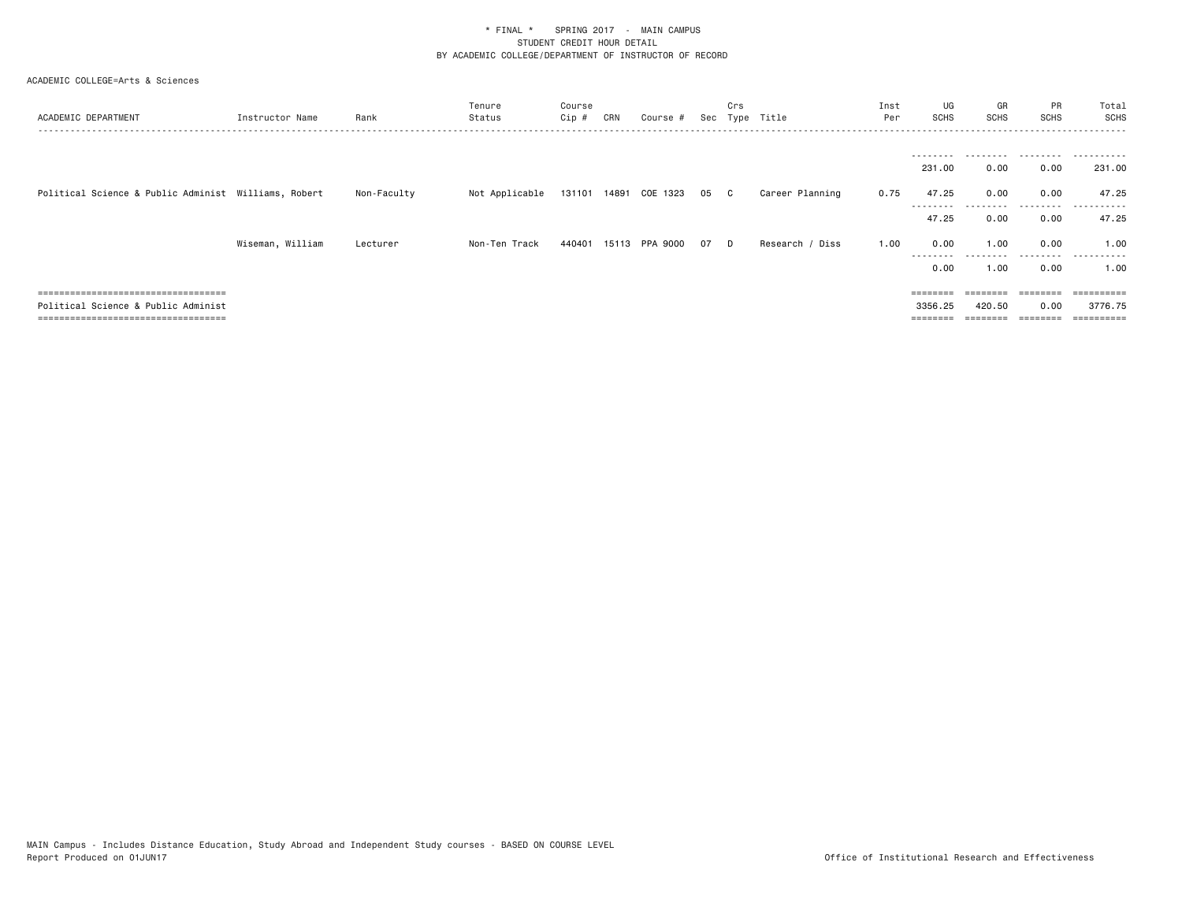\* FINAL \* SPRING 2017 - MAIN CAMPUS
STUDENT CREDIT HOUR DETAIL
BY ACADEMIC COLLEGE/DEPARTMENT OF INSTRUCTOR OF RECORD

ACADEMIC COLLEGE=Arts & Sciences

| ACADEMIC DEPARTMENT | Instructor Name | Rank | Tenure Status | Course Cip # | CRN | Course # | Sec | Crs Type | Title | Inst Per | UG SCHS | GR SCHS | PR SCHS | Total SCHS |
|---|---|---|---|---|---|---|---|---|---|---|---|---|---|---|
| | | | | | | | | | | | 231.00 | 0.00 | 0.00 | 231.00 |
| Political Science & Public Administ | Williams, Robert | Non-Faculty | Not Applicable | 131101 | 14891 | COE 1323 | 05 | C | Career Planning | 0.75 | 47.25 | 0.00 | 0.00 | 47.25 |
| | | | | | | | | | | | 47.25 | 0.00 | 0.00 | 47.25 |
| | Wiseman, William | Lecturer | Non-Ten Track | 440401 | 15113 | PPA 9000 | 07 | D | Research / Diss | 1.00 | 0.00 | 1.00 | 0.00 | 1.00 |
| | | | | | | | | | | | 0.00 | 1.00 | 0.00 | 1.00 |
| Political Science & Public Administ | | | | | | | | | | | 3356.25 | 420.50 | 0.00 | 3776.75 |

MAIN Campus - Includes Distance Education, Study Abroad and Independent Study courses - BASED ON COURSE LEVEL
Report Produced on 01JUN17

Office of Institutional Research and Effectiveness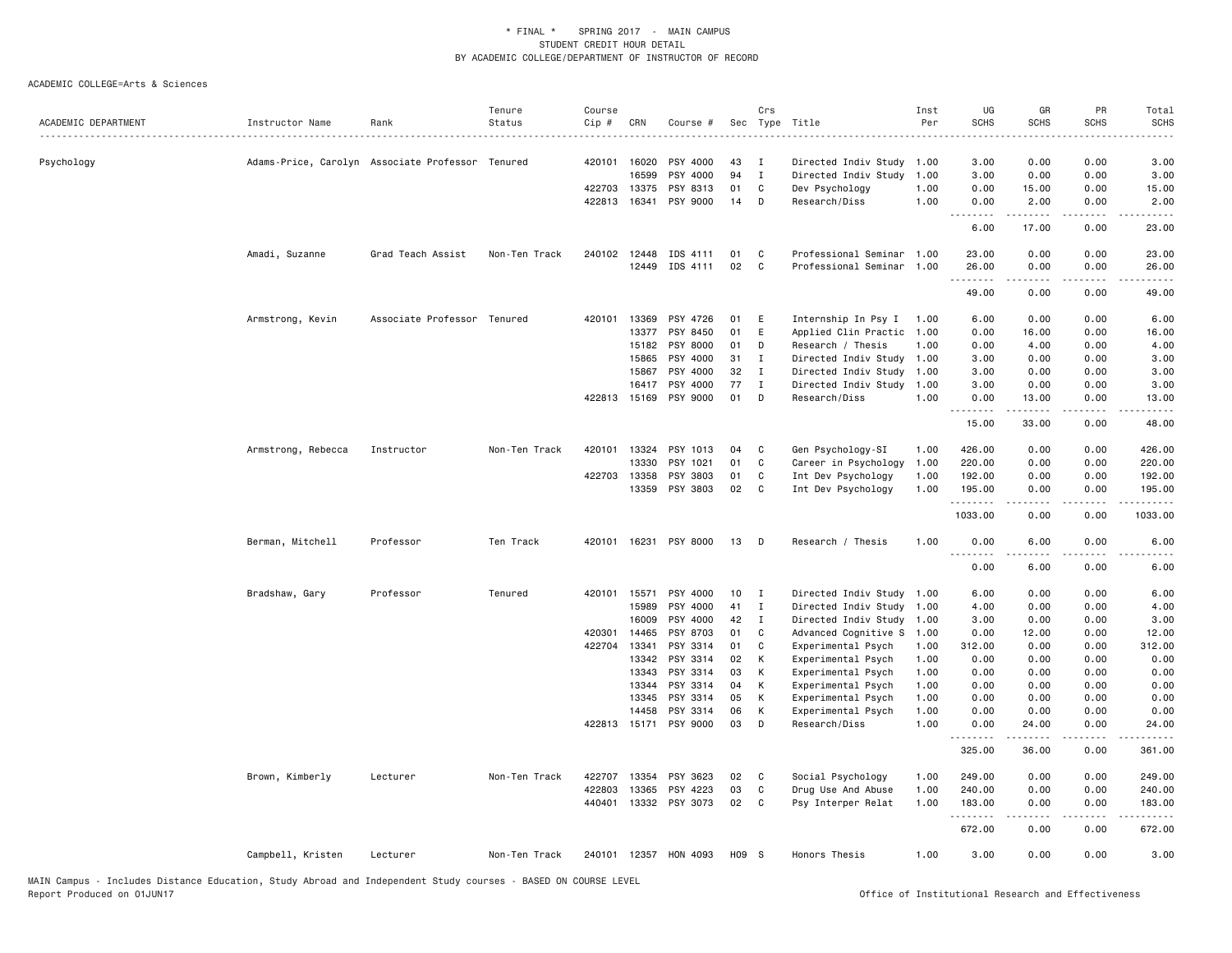\* FINAL \*  SPRING 2017 - MAIN CAMPUS
STUDENT CREDIT HOUR DETAIL
BY ACADEMIC COLLEGE/DEPARTMENT OF INSTRUCTOR OF RECORD

ACADEMIC COLLEGE=Arts & Sciences

| ACADEMIC DEPARTMENT | Instructor Name | Rank | Tenure Status | Course Cip # | CRN | Course # | Sec | Crs Type | Title | Inst Per | UG SCHS | GR SCHS | PR SCHS | Total SCHS |
|---|---|---|---|---|---|---|---|---|---|---|---|---|---|---|
| Psychology | Adams-Price, Carolyn | Associate Professor | Tenured | 420101 | 16020 | PSY 4000 | 43 | I | Directed Indiv Study | 1.00 | 3.00 | 0.00 | 0.00 | 3.00 |
| | | | | | 16599 | PSY 4000 | 94 | I | Directed Indiv Study | 1.00 | 3.00 | 0.00 | 0.00 | 3.00 |
| | | | | 422703 | 13375 | PSY 8313 | 01 | C | Dev Psychology | 1.00 | 0.00 | 15.00 | 0.00 | 15.00 |
| | | | | 422813 | 16341 | PSY 9000 | 14 | D | Research/Diss | 1.00 | 0.00 | 2.00 | 0.00 | 2.00 |
| | | | | | | | | | | | 6.00 | 17.00 | 0.00 | 23.00 |
| | Amadi, Suzanne | Grad Teach Assist | Non-Ten Track | 240102 | 12448 | IDS 4111 | 01 | C | Professional Seminar | 1.00 | 23.00 | 0.00 | 0.00 | 23.00 |
| | | | | | 12449 | IDS 4111 | 02 | C | Professional Seminar | 1.00 | 26.00 | 0.00 | 0.00 | 26.00 |
| | | | | | | | | | | | 49.00 | 0.00 | 0.00 | 49.00 |
| | Armstrong, Kevin | Associate Professor | Tenured | 420101 | 13369 | PSY 4726 | 01 | E | Internship In Psy I | 1.00 | 6.00 | 0.00 | 0.00 | 6.00 |
| | | | | | 13377 | PSY 8450 | 01 | E | Applied Clin Practic | 1.00 | 0.00 | 16.00 | 0.00 | 16.00 |
| | | | | | 15182 | PSY 8000 | 01 | D | Research / Thesis | 1.00 | 0.00 | 4.00 | 0.00 | 4.00 |
| | | | | | 15865 | PSY 4000 | 31 | I | Directed Indiv Study | 1.00 | 3.00 | 0.00 | 0.00 | 3.00 |
| | | | | | 15867 | PSY 4000 | 32 | I | Directed Indiv Study | 1.00 | 3.00 | 0.00 | 0.00 | 3.00 |
| | | | | | 16417 | PSY 4000 | 77 | I | Directed Indiv Study | 1.00 | 3.00 | 0.00 | 0.00 | 3.00 |
| | | | | 422813 | 15169 | PSY 9000 | 01 | D | Research/Diss | 1.00 | 0.00 | 13.00 | 0.00 | 13.00 |
| | | | | | | | | | | | 15.00 | 33.00 | 0.00 | 48.00 |
| | Armstrong, Rebecca | Instructor | Non-Ten Track | 420101 | 13324 | PSY 1013 | 04 | C | Gen Psychology-SI | 1.00 | 426.00 | 0.00 | 0.00 | 426.00 |
| | | | | | 13330 | PSY 1021 | 01 | C | Career in Psychology | 1.00 | 220.00 | 0.00 | 0.00 | 220.00 |
| | | | | 422703 | 13358 | PSY 3803 | 01 | C | Int Dev Psychology | 1.00 | 192.00 | 0.00 | 0.00 | 192.00 |
| | | | | | 13359 | PSY 3803 | 02 | C | Int Dev Psychology | 1.00 | 195.00 | 0.00 | 0.00 | 195.00 |
| | | | | | | | | | | | 1033.00 | 0.00 | 0.00 | 1033.00 |
| | Berman, Mitchell | Professor | Ten Track | 420101 | 16231 | PSY 8000 | 13 | D | Research / Thesis | 1.00 | 0.00 | 6.00 | 0.00 | 6.00 |
| | | | | | | | | | | | 0.00 | 6.00 | 0.00 | 6.00 |
| | Bradshaw, Gary | Professor | Tenured | 420101 | 15571 | PSY 4000 | 10 | I | Directed Indiv Study | 1.00 | 6.00 | 0.00 | 0.00 | 6.00 |
| | | | | | 15989 | PSY 4000 | 41 | I | Directed Indiv Study | 1.00 | 4.00 | 0.00 | 0.00 | 4.00 |
| | | | | | 16009 | PSY 4000 | 42 | I | Directed Indiv Study | 1.00 | 3.00 | 0.00 | 0.00 | 3.00 |
| | | | | 420301 | 14465 | PSY 8703 | 01 | C | Advanced Cognitive S | 1.00 | 0.00 | 12.00 | 0.00 | 12.00 |
| | | | | 422704 | 13341 | PSY 3314 | 01 | C | Experimental Psych | 1.00 | 312.00 | 0.00 | 0.00 | 312.00 |
| | | | | | 13342 | PSY 3314 | 02 | K | Experimental Psych | 1.00 | 0.00 | 0.00 | 0.00 | 0.00 |
| | | | | | 13343 | PSY 3314 | 03 | K | Experimental Psych | 1.00 | 0.00 | 0.00 | 0.00 | 0.00 |
| | | | | | 13344 | PSY 3314 | 04 | K | Experimental Psych | 1.00 | 0.00 | 0.00 | 0.00 | 0.00 |
| | | | | | 13345 | PSY 3314 | 05 | K | Experimental Psych | 1.00 | 0.00 | 0.00 | 0.00 | 0.00 |
| | | | | | 14458 | PSY 3314 | 06 | K | Experimental Psych | 1.00 | 0.00 | 0.00 | 0.00 | 0.00 |
| | | | | 422813 | 15171 | PSY 9000 | 03 | D | Research/Diss | 1.00 | 0.00 | 24.00 | 0.00 | 24.00 |
| | | | | | | | | | | | 325.00 | 36.00 | 0.00 | 361.00 |
| | Brown, Kimberly | Lecturer | Non-Ten Track | 422707 | 13354 | PSY 3623 | 02 | C | Social Psychology | 1.00 | 249.00 | 0.00 | 0.00 | 249.00 |
| | | | | 422803 | 13365 | PSY 4223 | 03 | C | Drug Use And Abuse | 1.00 | 240.00 | 0.00 | 0.00 | 240.00 |
| | | | | 440401 | 13332 | PSY 3073 | 02 | C | Psy Interper Relat | 1.00 | 183.00 | 0.00 | 0.00 | 183.00 |
| | | | | | | | | | | | 672.00 | 0.00 | 0.00 | 672.00 |
| | Campbell, Kristen | Lecturer | Non-Ten Track | 240101 | 12357 | HON 4093 | H09 | S | Honors Thesis | 1.00 | 3.00 | 0.00 | 0.00 | 3.00 |

MAIN Campus - Includes Distance Education, Study Abroad and Independent Study courses - BASED ON COURSE LEVEL
Report Produced on 01JUN17

Office of Institutional Research and Effectiveness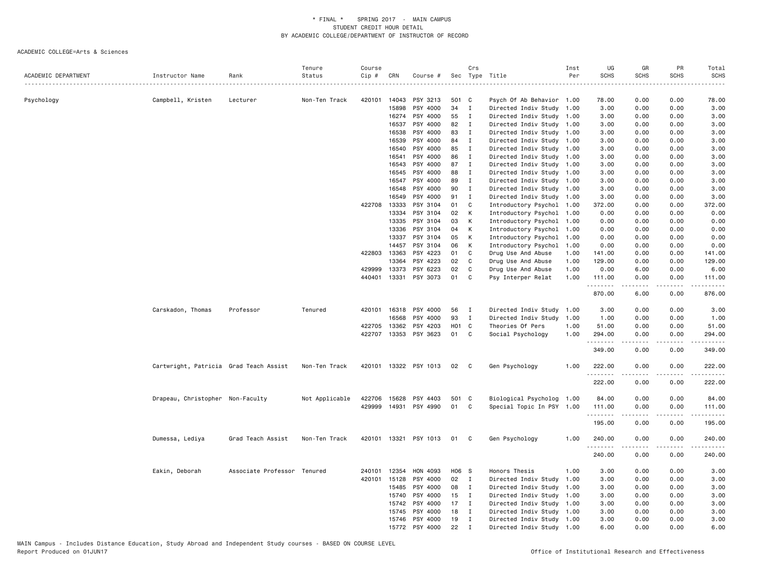# * FINAL * SPRING 2017 - MAIN CAMPUS
## STUDENT CREDIT HOUR DETAIL
## BY ACADEMIC COLLEGE/DEPARTMENT OF INSTRUCTOR OF RECORD

ACADEMIC COLLEGE=Arts & Sciences

| ACADEMIC DEPARTMENT | Instructor Name | Rank | Tenure Status | Course Cip # | CRN | Course # | Sec | Crs Type | Title | Inst Per | UG SCHS | GR SCHS | PR SCHS | Total SCHS |
|---|---|---|---|---|---|---|---|---|---|---|---|---|---|---|
| Psychology | Campbell, Kristen | Lecturer | Non-Ten Track | 420101 | 14043 | PSY 3213 | 501 | C | Psych Of Ab Behavior | 1.00 | 78.00 | 0.00 | 0.00 | 78.00 |
| | | | | | 15898 | PSY 4000 | 34 | I | Directed Indiv Study | 1.00 | 3.00 | 0.00 | 0.00 | 3.00 |
| | | | | | 16274 | PSY 4000 | 55 | I | Directed Indiv Study | 1.00 | 3.00 | 0.00 | 0.00 | 3.00 |
| | | | | | 16537 | PSY 4000 | 82 | I | Directed Indiv Study | 1.00 | 3.00 | 0.00 | 0.00 | 3.00 |
| | | | | | 16538 | PSY 4000 | 83 | I | Directed Indiv Study | 1.00 | 3.00 | 0.00 | 0.00 | 3.00 |
| | | | | | 16539 | PSY 4000 | 84 | I | Directed Indiv Study | 1.00 | 3.00 | 0.00 | 0.00 | 3.00 |
| | | | | | 16540 | PSY 4000 | 85 | I | Directed Indiv Study | 1.00 | 3.00 | 0.00 | 0.00 | 3.00 |
| | | | | | 16541 | PSY 4000 | 86 | I | Directed Indiv Study | 1.00 | 3.00 | 0.00 | 0.00 | 3.00 |
| | | | | | 16543 | PSY 4000 | 87 | I | Directed Indiv Study | 1.00 | 3.00 | 0.00 | 0.00 | 3.00 |
| | | | | | 16545 | PSY 4000 | 88 | I | Directed Indiv Study | 1.00 | 3.00 | 0.00 | 0.00 | 3.00 |
| | | | | | 16547 | PSY 4000 | 89 | I | Directed Indiv Study | 1.00 | 3.00 | 0.00 | 0.00 | 3.00 |
| | | | | | 16548 | PSY 4000 | 90 | I | Directed Indiv Study | 1.00 | 3.00 | 0.00 | 0.00 | 3.00 |
| | | | | | 16549 | PSY 4000 | 91 | I | Directed Indiv Study | 1.00 | 3.00 | 0.00 | 0.00 | 3.00 |
| | | | | 422708 | 13333 | PSY 3104 | 01 | C | Introductory Psychol | 1.00 | 372.00 | 0.00 | 0.00 | 372.00 |
| | | | | | 13334 | PSY 3104 | 02 | K | Introductory Psychol | 1.00 | 0.00 | 0.00 | 0.00 | 0.00 |
| | | | | | 13335 | PSY 3104 | 03 | K | Introductory Psychol | 1.00 | 0.00 | 0.00 | 0.00 | 0.00 |
| | | | | | 13336 | PSY 3104 | 04 | K | Introductory Psychol | 1.00 | 0.00 | 0.00 | 0.00 | 0.00 |
| | | | | | 13337 | PSY 3104 | 05 | K | Introductory Psychol | 1.00 | 0.00 | 0.00 | 0.00 | 0.00 |
| | | | | | 14457 | PSY 3104 | 06 | K | Introductory Psychol | 1.00 | 0.00 | 0.00 | 0.00 | 0.00 |
| | | | | 422803 | 13363 | PSY 4223 | 01 | C | Drug Use And Abuse | 1.00 | 141.00 | 0.00 | 0.00 | 141.00 |
| | | | | | 13364 | PSY 4223 | 02 | C | Drug Use And Abuse | 1.00 | 129.00 | 0.00 | 0.00 | 129.00 |
| | | | | 429999 | 13373 | PSY 6223 | 02 | C | Drug Use And Abuse | 1.00 | 0.00 | 6.00 | 0.00 | 6.00 |
| | | | | 440401 | 13331 | PSY 3073 | 01 | C | Psy Interper Relat | 1.00 | 111.00 | 0.00 | 0.00 | 111.00 |
| | | | | | | | | | | | 870.00 | 6.00 | 0.00 | 876.00 |
| | Carskadon, Thomas | Professor | Tenured | 420101 | 16318 | PSY 4000 | 56 | I | Directed Indiv Study | 1.00 | 3.00 | 0.00 | 0.00 | 3.00 |
| | | | | | 16568 | PSY 4000 | 93 | I | Directed Indiv Study | 1.00 | 1.00 | 0.00 | 0.00 | 1.00 |
| | | | | 422705 | 13362 | PSY 4203 | H01 | C | Theories Of Pers | 1.00 | 51.00 | 0.00 | 0.00 | 51.00 |
| | | | | 422707 | 13353 | PSY 3623 | 01 | C | Social Psychology | 1.00 | 294.00 | 0.00 | 0.00 | 294.00 |
| | | | | | | | | | | | 349.00 | 0.00 | 0.00 | 349.00 |
| | Cartwright, Patricia | Grad Teach Assist | Non-Ten Track | 420101 | 13322 | PSY 1013 | 02 | C | Gen Psychology | 1.00 | 222.00 | 0.00 | 0.00 | 222.00 |
| | | | | | | | | | | | 222.00 | 0.00 | 0.00 | 222.00 |
| | Drapeau, Christopher | Non-Faculty | Not Applicable | 422706 | 15628 | PSY 4403 | 501 | C | Biological Psycholog | 1.00 | 84.00 | 0.00 | 0.00 | 84.00 |
| | | | | 429999 | 14931 | PSY 4990 | 01 | C | Special Topic In PSY | 1.00 | 111.00 | 0.00 | 0.00 | 111.00 |
| | | | | | | | | | | | 195.00 | 0.00 | 0.00 | 195.00 |
| | Dumessa, Lediya | Grad Teach Assist | Non-Ten Track | 420101 | 13321 | PSY 1013 | 01 | C | Gen Psychology | 1.00 | 240.00 | 0.00 | 0.00 | 240.00 |
| | | | | | | | | | | | 240.00 | 0.00 | 0.00 | 240.00 |
| | Eakin, Deborah | Associate Professor | Tenured | 240101 | 12354 | HON 4093 | H06 | S | Honors Thesis | 1.00 | 3.00 | 0.00 | 0.00 | 3.00 |
| | | | | 420101 | 15128 | PSY 4000 | 02 | I | Directed Indiv Study | 1.00 | 3.00 | 0.00 | 0.00 | 3.00 |
| | | | | | 15485 | PSY 4000 | 08 | I | Directed Indiv Study | 1.00 | 3.00 | 0.00 | 0.00 | 3.00 |
| | | | | | 15740 | PSY 4000 | 15 | I | Directed Indiv Study | 1.00 | 3.00 | 0.00 | 0.00 | 3.00 |
| | | | | | 15742 | PSY 4000 | 17 | I | Directed Indiv Study | 1.00 | 3.00 | 0.00 | 0.00 | 3.00 |
| | | | | | 15745 | PSY 4000 | 18 | I | Directed Indiv Study | 1.00 | 3.00 | 0.00 | 0.00 | 3.00 |
| | | | | | 15746 | PSY 4000 | 19 | I | Directed Indiv Study | 1.00 | 3.00 | 0.00 | 0.00 | 3.00 |
| | | | | | 15772 | PSY 4000 | 22 | I | Directed Indiv Study | 1.00 | 6.00 | 0.00 | 0.00 | 6.00 |

MAIN Campus - Includes Distance Education, Study Abroad and Independent Study courses - BASED ON COURSE LEVEL
Report Produced on 01JUN17

Office of Institutional Research and Effectiveness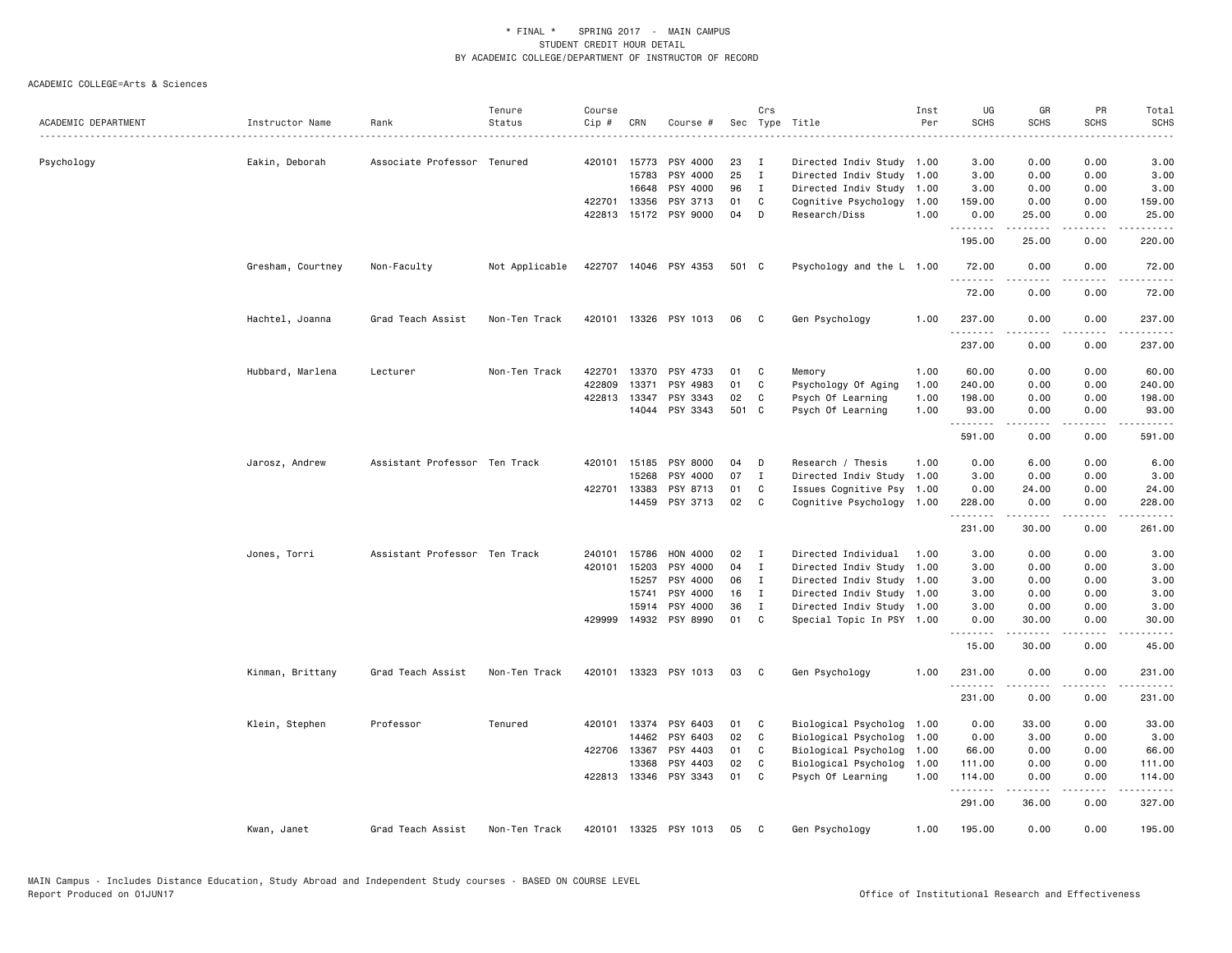\* FINAL \* SPRING 2017 - MAIN CAMPUS
STUDENT CREDIT HOUR DETAIL
BY ACADEMIC COLLEGE/DEPARTMENT OF INSTRUCTOR OF RECORD

ACADEMIC COLLEGE=Arts & Sciences

| ACADEMIC DEPARTMENT | Instructor Name | Rank | Tenure Status | Course Cip # | CRN | Course # | Sec | Crs Type | Title | Inst Per | UG SCHS | GR SCHS | PR SCHS | Total SCHS |
|---|---|---|---|---|---|---|---|---|---|---|---|---|---|---|
| Psychology | Eakin, Deborah | Associate Professor | Tenured | 420101 | 15773 | PSY 4000 | 23 | I | Directed Indiv Study | 1.00 | 3.00 | 0.00 | 0.00 | 3.00 |
| | | | | | 15783 | PSY 4000 | 25 | I | Directed Indiv Study | 1.00 | 3.00 | 0.00 | 0.00 | 3.00 |
| | | | | | 16648 | PSY 4000 | 96 | I | Directed Indiv Study | 1.00 | 3.00 | 0.00 | 0.00 | 3.00 |
| | | | | 422701 | 13356 | PSY 3713 | 01 | C | Cognitive Psychology | 1.00 | 159.00 | 0.00 | 0.00 | 159.00 |
| | | | | 422813 | 15172 | PSY 9000 | 04 | D | Research/Diss | 1.00 | 0.00 | 25.00 | 0.00 | 25.00 |
| | | | | | | | | | | | 195.00 | 25.00 | 0.00 | 220.00 |
| | Gresham, Courtney | Non-Faculty | Not Applicable | 422707 | 14046 | PSY 4353 | 501 | C | Psychology and the L | 1.00 | 72.00 | 0.00 | 0.00 | 72.00 |
| | | | | | | | | | | | 72.00 | 0.00 | 0.00 | 72.00 |
| | Hachtel, Joanna | Grad Teach Assist | Non-Ten Track | 420101 | 13326 | PSY 1013 | 06 | C | Gen Psychology | 1.00 | 237.00 | 0.00 | 0.00 | 237.00 |
| | | | | | | | | | | | 237.00 | 0.00 | 0.00 | 237.00 |
| | Hubbard, Marlena | Lecturer | Non-Ten Track | 422701 | 13370 | PSY 4733 | 01 | C | Memory | 1.00 | 60.00 | 0.00 | 0.00 | 60.00 |
| | | | | 422809 | 13371 | PSY 4983 | 01 | C | Psychology Of Aging | 1.00 | 240.00 | 0.00 | 0.00 | 240.00 |
| | | | | 422813 | 13347 | PSY 3343 | 02 | C | Psych Of Learning | 1.00 | 198.00 | 0.00 | 0.00 | 198.00 |
| | | | | | 14044 | PSY 3343 | 501 | C | Psych Of Learning | 1.00 | 93.00 | 0.00 | 0.00 | 93.00 |
| | | | | | | | | | | | 591.00 | 0.00 | 0.00 | 591.00 |
| | Jarosz, Andrew | Assistant Professor | Ten Track | 420101 | 15185 | PSY 8000 | 04 | D | Research / Thesis | 1.00 | 0.00 | 6.00 | 0.00 | 6.00 |
| | | | | | 15268 | PSY 4000 | 07 | I | Directed Indiv Study | 1.00 | 3.00 | 0.00 | 0.00 | 3.00 |
| | | | | 422701 | 13383 | PSY 8713 | 01 | C | Issues Cognitive Psy | 1.00 | 0.00 | 24.00 | 0.00 | 24.00 |
| | | | | | 14459 | PSY 3713 | 02 | C | Cognitive Psychology | 1.00 | 228.00 | 0.00 | 0.00 | 228.00 |
| | | | | | | | | | | | 231.00 | 30.00 | 0.00 | 261.00 |
| | Jones, Torri | Assistant Professor | Ten Track | 240101 | 15786 | HON 4000 | 02 | I | Directed Individual | 1.00 | 3.00 | 0.00 | 0.00 | 3.00 |
| | | | | 420101 | 15203 | PSY 4000 | 04 | I | Directed Indiv Study | 1.00 | 3.00 | 0.00 | 0.00 | 3.00 |
| | | | | | 15257 | PSY 4000 | 06 | I | Directed Indiv Study | 1.00 | 3.00 | 0.00 | 0.00 | 3.00 |
| | | | | | 15741 | PSY 4000 | 16 | I | Directed Indiv Study | 1.00 | 3.00 | 0.00 | 0.00 | 3.00 |
| | | | | | 15914 | PSY 4000 | 36 | I | Directed Indiv Study | 1.00 | 3.00 | 0.00 | 0.00 | 3.00 |
| | | | | 429999 | 14932 | PSY 8990 | 01 | C | Special Topic In PSY | 1.00 | 0.00 | 30.00 | 0.00 | 30.00 |
| | | | | | | | | | | | 15.00 | 30.00 | 0.00 | 45.00 |
| | Kinman, Brittany | Grad Teach Assist | Non-Ten Track | 420101 | 13323 | PSY 1013 | 03 | C | Gen Psychology | 1.00 | 231.00 | 0.00 | 0.00 | 231.00 |
| | | | | | | | | | | | 231.00 | 0.00 | 0.00 | 231.00 |
| | Klein, Stephen | Professor | Tenured | 420101 | 13374 | PSY 6403 | 01 | C | Biological Psycholog | 1.00 | 0.00 | 33.00 | 0.00 | 33.00 |
| | | | | | 14462 | PSY 6403 | 02 | C | Biological Psycholog | 1.00 | 0.00 | 3.00 | 0.00 | 3.00 |
| | | | | 422706 | 13367 | PSY 4403 | 01 | C | Biological Psycholog | 1.00 | 66.00 | 0.00 | 0.00 | 66.00 |
| | | | | | 13368 | PSY 4403 | 02 | C | Biological Psycholog | 1.00 | 111.00 | 0.00 | 0.00 | 111.00 |
| | | | | 422813 | 13346 | PSY 3343 | 01 | C | Psych Of Learning | 1.00 | 114.00 | 0.00 | 0.00 | 114.00 |
| | | | | | | | | | | | 291.00 | 36.00 | 0.00 | 327.00 |
| | Kwan, Janet | Grad Teach Assist | Non-Ten Track | 420101 | 13325 | PSY 1013 | 05 | C | Gen Psychology | 1.00 | 195.00 | 0.00 | 0.00 | 195.00 |

MAIN Campus - Includes Distance Education, Study Abroad and Independent Study courses - BASED ON COURSE LEVEL
Report Produced on 01JUN17 Office of Institutional Research and Effectiveness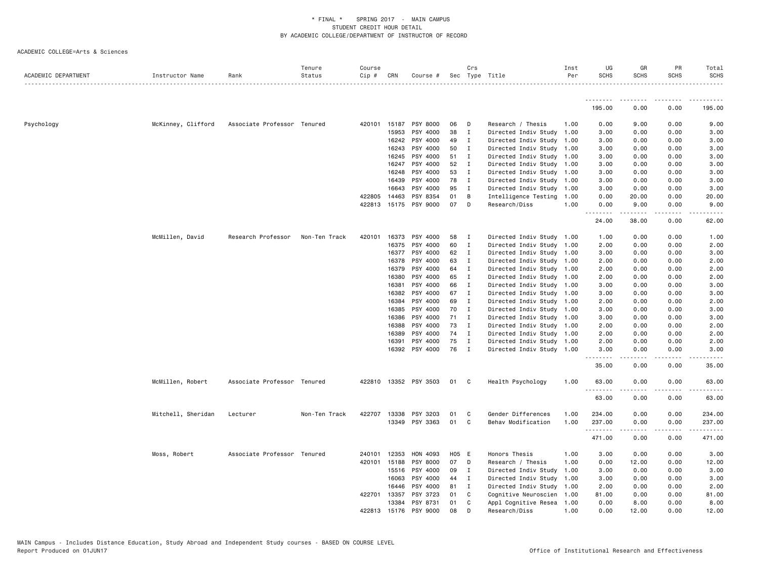\* FINAL \* SPRING 2017 - MAIN CAMPUS
STUDENT CREDIT HOUR DETAIL
BY ACADEMIC COLLEGE/DEPARTMENT OF INSTRUCTOR OF RECORD

ACADEMIC COLLEGE=Arts & Sciences

| ACADEMIC DEPARTMENT | Instructor Name | Rank | Tenure Status | Course Cip # | CRN | Course # | Sec | Crs Type | Title | Inst Per | UG SCHS | GR SCHS | PR SCHS | Total SCHS |
|---|---|---|---|---|---|---|---|---|---|---|---|---|---|---|
| | | | | | | | | | | | 195.00 | 0.00 | 0.00 | 195.00 |
| Psychology | McKinney, Clifford | Associate Professor | Tenured | 420101 | 15187 | PSY 8000 | 06 | D | Research / Thesis | 1.00 | 0.00 | 9.00 | 0.00 | 9.00 |
| | | | | | 15953 | PSY 4000 | 38 | I | Directed Indiv Study | 1.00 | 3.00 | 0.00 | 0.00 | 3.00 |
| | | | | | 16242 | PSY 4000 | 49 | I | Directed Indiv Study | 1.00 | 3.00 | 0.00 | 0.00 | 3.00 |
| | | | | | 16243 | PSY 4000 | 50 | I | Directed Indiv Study | 1.00 | 3.00 | 0.00 | 0.00 | 3.00 |
| | | | | | 16245 | PSY 4000 | 51 | I | Directed Indiv Study | 1.00 | 3.00 | 0.00 | 0.00 | 3.00 |
| | | | | | 16247 | PSY 4000 | 52 | I | Directed Indiv Study | 1.00 | 3.00 | 0.00 | 0.00 | 3.00 |
| | | | | | 16248 | PSY 4000 | 53 | I | Directed Indiv Study | 1.00 | 3.00 | 0.00 | 0.00 | 3.00 |
| | | | | | 16439 | PSY 4000 | 78 | I | Directed Indiv Study | 1.00 | 3.00 | 0.00 | 0.00 | 3.00 |
| | | | | | 16643 | PSY 4000 | 95 | I | Directed Indiv Study | 1.00 | 3.00 | 0.00 | 0.00 | 3.00 |
| | | | | 422805 | 14463 | PSY 8354 | 01 | B | Intelligence Testing | 1.00 | 0.00 | 20.00 | 0.00 | 20.00 |
| | | | | 422813 | 15175 | PSY 9000 | 07 | D | Research/Diss | 1.00 | 0.00 | 9.00 | 0.00 | 9.00 |
| | | | | | | | | | | | 24.00 | 38.00 | 0.00 | 62.00 |
| | McMillen, David | Research Professor | Non-Ten Track | 420101 | 16373 | PSY 4000 | 58 | I | Directed Indiv Study | 1.00 | 1.00 | 0.00 | 0.00 | 1.00 |
| | | | | | 16375 | PSY 4000 | 60 | I | Directed Indiv Study | 1.00 | 2.00 | 0.00 | 0.00 | 2.00 |
| | | | | | 16377 | PSY 4000 | 62 | I | Directed Indiv Study | 1.00 | 3.00 | 0.00 | 0.00 | 3.00 |
| | | | | | 16378 | PSY 4000 | 63 | I | Directed Indiv Study | 1.00 | 2.00 | 0.00 | 0.00 | 2.00 |
| | | | | | 16379 | PSY 4000 | 64 | I | Directed Indiv Study | 1.00 | 2.00 | 0.00 | 0.00 | 2.00 |
| | | | | | 16380 | PSY 4000 | 65 | I | Directed Indiv Study | 1.00 | 2.00 | 0.00 | 0.00 | 2.00 |
| | | | | | 16381 | PSY 4000 | 66 | I | Directed Indiv Study | 1.00 | 3.00 | 0.00 | 0.00 | 3.00 |
| | | | | | 16382 | PSY 4000 | 67 | I | Directed Indiv Study | 1.00 | 3.00 | 0.00 | 0.00 | 3.00 |
| | | | | | 16384 | PSY 4000 | 69 | I | Directed Indiv Study | 1.00 | 2.00 | 0.00 | 0.00 | 2.00 |
| | | | | | 16385 | PSY 4000 | 70 | I | Directed Indiv Study | 1.00 | 3.00 | 0.00 | 0.00 | 3.00 |
| | | | | | 16386 | PSY 4000 | 71 | I | Directed Indiv Study | 1.00 | 3.00 | 0.00 | 0.00 | 3.00 |
| | | | | | 16388 | PSY 4000 | 73 | I | Directed Indiv Study | 1.00 | 2.00 | 0.00 | 0.00 | 2.00 |
| | | | | | 16389 | PSY 4000 | 74 | I | Directed Indiv Study | 1.00 | 2.00 | 0.00 | 0.00 | 2.00 |
| | | | | | 16391 | PSY 4000 | 75 | I | Directed Indiv Study | 1.00 | 2.00 | 0.00 | 0.00 | 2.00 |
| | | | | | 16392 | PSY 4000 | 76 | I | Directed Indiv Study | 1.00 | 3.00 | 0.00 | 0.00 | 3.00 |
| | | | | | | | | | | | 35.00 | 0.00 | 0.00 | 35.00 |
| | McMillen, Robert | Associate Professor | Tenured | 422810 | 13352 | PSY 3503 | 01 | C | Health Psychology | 1.00 | 63.00 | 0.00 | 0.00 | 63.00 |
| | | | | | | | | | | | 63.00 | 0.00 | 0.00 | 63.00 |
| | Mitchell, Sheridan | Lecturer | Non-Ten Track | 422707 | 13338 | PSY 3203 | 01 | C | Gender Differences | 1.00 | 234.00 | 0.00 | 0.00 | 234.00 |
| | | | | | 13349 | PSY 3363 | 01 | C | Behav Modification | 1.00 | 237.00 | 0.00 | 0.00 | 237.00 |
| | | | | | | | | | | | 471.00 | 0.00 | 0.00 | 471.00 |
| | Moss, Robert | Associate Professor | Tenured | 240101 | 12353 | HON 4093 | H05 | E | Honors Thesis | 1.00 | 3.00 | 0.00 | 0.00 | 3.00 |
| | | | | 420101 | 15188 | PSY 8000 | 07 | D | Research / Thesis | 1.00 | 0.00 | 12.00 | 0.00 | 12.00 |
| | | | | | 15516 | PSY 4000 | 09 | I | Directed Indiv Study | 1.00 | 3.00 | 0.00 | 0.00 | 3.00 |
| | | | | | 16063 | PSY 4000 | 44 | I | Directed Indiv Study | 1.00 | 3.00 | 0.00 | 0.00 | 3.00 |
| | | | | | 16446 | PSY 4000 | 81 | I | Directed Indiv Study | 1.00 | 2.00 | 0.00 | 0.00 | 2.00 |
| | | | | 422701 | 13357 | PSY 3723 | 01 | C | Cognitive Neuroscien | 1.00 | 81.00 | 0.00 | 0.00 | 81.00 |
| | | | | | 13384 | PSY 8731 | 01 | C | Appl Cognitive Resea | 1.00 | 0.00 | 8.00 | 0.00 | 8.00 |
| | | | | 422813 | 15176 | PSY 9000 | 08 | D | Research/Diss | 1.00 | 0.00 | 12.00 | 0.00 | 12.00 |

MAIN Campus - Includes Distance Education, Study Abroad and Independent Study courses - BASED ON COURSE LEVEL
Report Produced on 01JUN17
Office of Institutional Research and Effectiveness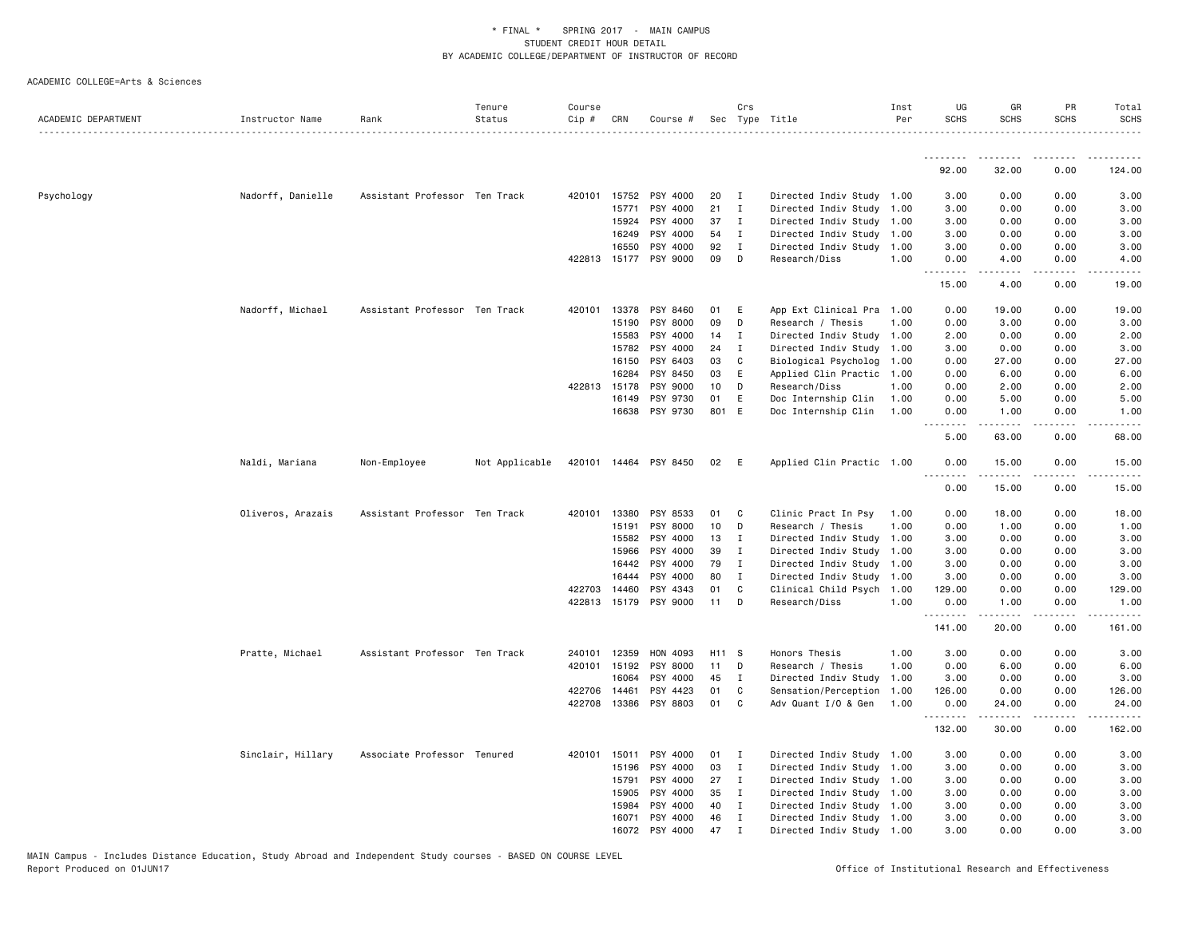\* FINAL \* SPRING 2017 - MAIN CAMPUS
STUDENT CREDIT HOUR DETAIL
BY ACADEMIC COLLEGE/DEPARTMENT OF INSTRUCTOR OF RECORD

ACADEMIC COLLEGE=Arts & Sciences

| ACADEMIC DEPARTMENT | Instructor Name | Rank | Tenure Status | Course Cip # | CRN | Course # | Sec | Crs Type | Title | Inst Per | UG SCHS | GR SCHS | PR SCHS | Total SCHS |
|---|---|---|---|---|---|---|---|---|---|---|---|---|---|---|
| | | | | | | | | | | | 92.00 | 32.00 | 0.00 | 124.00 |
| Psychology | Nadorff, Danielle | Assistant Professor | Ten Track | 420101 | 15752 | PSY 4000 | 20 | I | Directed Indiv Study | 1.00 | 3.00 | 0.00 | 0.00 | 3.00 |
| | | | | | 15771 | PSY 4000 | 21 | I | Directed Indiv Study | 1.00 | 3.00 | 0.00 | 0.00 | 3.00 |
| | | | | | 15924 | PSY 4000 | 37 | I | Directed Indiv Study | 1.00 | 3.00 | 0.00 | 0.00 | 3.00 |
| | | | | | 16249 | PSY 4000 | 54 | I | Directed Indiv Study | 1.00 | 3.00 | 0.00 | 0.00 | 3.00 |
| | | | | | 16550 | PSY 4000 | 92 | I | Directed Indiv Study | 1.00 | 3.00 | 0.00 | 0.00 | 3.00 |
| | | | | 422813 | 15177 | PSY 9000 | 09 | D | Research/Diss | 1.00 | 0.00 | 4.00 | 0.00 | 4.00 |
| | | | | | | | | | | | 15.00 | 4.00 | 0.00 | 19.00 |
| | Nadorff, Michael | Assistant Professor | Ten Track | 420101 | 13378 | PSY 8460 | 01 | E | App Ext Clinical Pra | 1.00 | 0.00 | 19.00 | 0.00 | 19.00 |
| | | | | | 15190 | PSY 8000 | 09 | D | Research / Thesis | 1.00 | 0.00 | 3.00 | 0.00 | 3.00 |
| | | | | | 15583 | PSY 4000 | 14 | I | Directed Indiv Study | 1.00 | 2.00 | 0.00 | 0.00 | 2.00 |
| | | | | | 15782 | PSY 4000 | 24 | I | Directed Indiv Study | 1.00 | 3.00 | 0.00 | 0.00 | 3.00 |
| | | | | | 16150 | PSY 6403 | 03 | C | Biological Psycholog | 1.00 | 0.00 | 27.00 | 0.00 | 27.00 |
| | | | | | 16284 | PSY 8450 | 03 | E | Applied Clin Practic | 1.00 | 0.00 | 6.00 | 0.00 | 6.00 |
| | | | | 422813 | 15178 | PSY 9000 | 10 | D | Research/Diss | 1.00 | 0.00 | 2.00 | 0.00 | 2.00 |
| | | | | | 16149 | PSY 9730 | 01 | E | Doc Internship Clin | 1.00 | 0.00 | 5.00 | 0.00 | 5.00 |
| | | | | | 16638 | PSY 9730 | 801 | E | Doc Internship Clin | 1.00 | 0.00 | 1.00 | 0.00 | 1.00 |
| | | | | | | | | | | | 5.00 | 63.00 | 0.00 | 68.00 |
| | Naldi, Mariana | Non-Employee | Not Applicable | 420101 | 14464 | PSY 8450 | 02 | E | Applied Clin Practic | 1.00 | 0.00 | 15.00 | 0.00 | 15.00 |
| | | | | | | | | | | | 0.00 | 15.00 | 0.00 | 15.00 |
| | Oliveros, Arazais | Assistant Professor | Ten Track | 420101 | 13380 | PSY 8533 | 01 | C | Clinic Pract In Psy | 1.00 | 0.00 | 18.00 | 0.00 | 18.00 |
| | | | | | 15191 | PSY 8000 | 10 | D | Research / Thesis | 1.00 | 0.00 | 1.00 | 0.00 | 1.00 |
| | | | | | 15582 | PSY 4000 | 13 | I | Directed Indiv Study | 1.00 | 3.00 | 0.00 | 0.00 | 3.00 |
| | | | | | 15966 | PSY 4000 | 39 | I | Directed Indiv Study | 1.00 | 3.00 | 0.00 | 0.00 | 3.00 |
| | | | | | 16442 | PSY 4000 | 79 | I | Directed Indiv Study | 1.00 | 3.00 | 0.00 | 0.00 | 3.00 |
| | | | | | 16444 | PSY 4000 | 80 | I | Directed Indiv Study | 1.00 | 3.00 | 0.00 | 0.00 | 3.00 |
| | | | | 422703 | 14460 | PSY 4343 | 01 | C | Clinical Child Psych | 1.00 | 129.00 | 0.00 | 0.00 | 129.00 |
| | | | | 422813 | 15179 | PSY 9000 | 11 | D | Research/Diss | 1.00 | 0.00 | 1.00 | 0.00 | 1.00 |
| | | | | | | | | | | | 141.00 | 20.00 | 0.00 | 161.00 |
| | Pratte, Michael | Assistant Professor | Ten Track | 240101 | 12359 | HON 4093 | H11 | S | Honors Thesis | 1.00 | 3.00 | 0.00 | 0.00 | 3.00 |
| | | | | 420101 | 15192 | PSY 8000 | 11 | D | Research / Thesis | 1.00 | 0.00 | 6.00 | 0.00 | 6.00 |
| | | | | | 16064 | PSY 4000 | 45 | I | Directed Indiv Study | 1.00 | 3.00 | 0.00 | 0.00 | 3.00 |
| | | | | 422706 | 14461 | PSY 4423 | 01 | C | Sensation/Perception | 1.00 | 126.00 | 0.00 | 0.00 | 126.00 |
| | | | | 422708 | 13386 | PSY 8803 | 01 | C | Adv Quant I/O & Gen | 1.00 | 0.00 | 24.00 | 0.00 | 24.00 |
| | | | | | | | | | | | 132.00 | 30.00 | 0.00 | 162.00 |
| | Sinclair, Hillary | Associate Professor | Tenured | 420101 | 15011 | PSY 4000 | 01 | I | Directed Indiv Study | 1.00 | 3.00 | 0.00 | 0.00 | 3.00 |
| | | | | | 15196 | PSY 4000 | 03 | I | Directed Indiv Study | 1.00 | 3.00 | 0.00 | 0.00 | 3.00 |
| | | | | | 15791 | PSY 4000 | 27 | I | Directed Indiv Study | 1.00 | 3.00 | 0.00 | 0.00 | 3.00 |
| | | | | | 15905 | PSY 4000 | 35 | I | Directed Indiv Study | 1.00 | 3.00 | 0.00 | 0.00 | 3.00 |
| | | | | | 15984 | PSY 4000 | 40 | I | Directed Indiv Study | 1.00 | 3.00 | 0.00 | 0.00 | 3.00 |
| | | | | | 16071 | PSY 4000 | 46 | I | Directed Indiv Study | 1.00 | 3.00 | 0.00 | 0.00 | 3.00 |
| | | | | | 16072 | PSY 4000 | 47 | I | Directed Indiv Study | 1.00 | 3.00 | 0.00 | 0.00 | 3.00 |

MAIN Campus - Includes Distance Education, Study Abroad and Independent Study courses - BASED ON COURSE LEVEL
Report Produced on 01JUN17
Office of Institutional Research and Effectiveness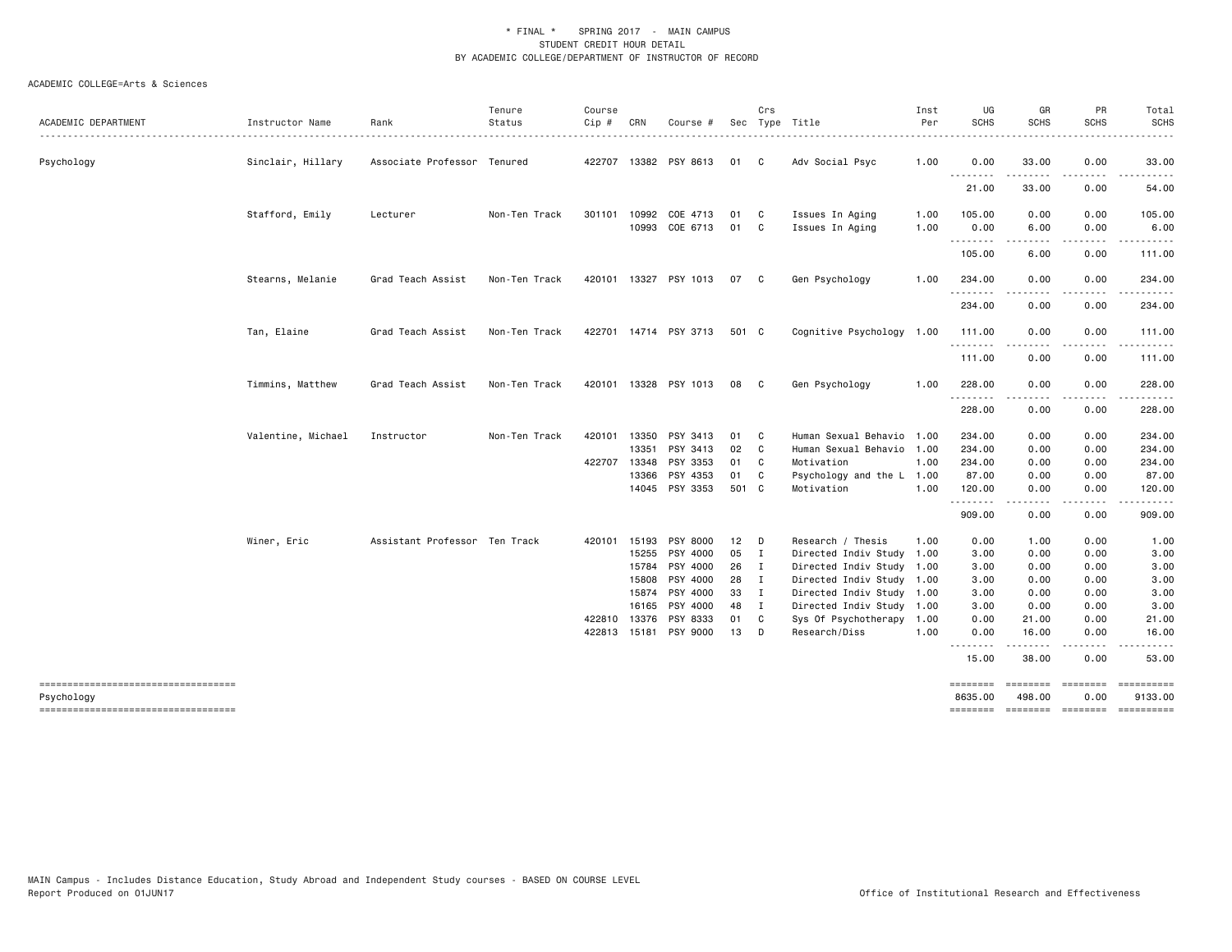\* FINAL \* SPRING 2017 - MAIN CAMPUS
STUDENT CREDIT HOUR DETAIL
BY ACADEMIC COLLEGE/DEPARTMENT OF INSTRUCTOR OF RECORD

ACADEMIC COLLEGE=Arts & Sciences

| ACADEMIC DEPARTMENT | Instructor Name | Rank | Tenure Status | Course Cip # | CRN | Course # | Sec | Crs Type | Title | Inst Per | UG SCHS | GR SCHS | PR SCHS | Total SCHS |
|---|---|---|---|---|---|---|---|---|---|---|---|---|---|---|
| Psychology | Sinclair, Hillary | Associate Professor | Tenured | 422707 | 13382 | PSY 8613 | 01 | C | Adv Social Psyc | 1.00 | 0.00 | 33.00 | 0.00 | 33.00 |
| | | | | | | | | | | | 21.00 | 33.00 | 0.00 | 54.00 |
| | Stafford, Emily | Lecturer | Non-Ten Track | 301101 | 10992 | COE 4713 | 01 | C | Issues In Aging | 1.00 | 105.00 | 0.00 | 0.00 | 105.00 |
| | | | | | 10993 | COE 6713 | 01 | C | Issues In Aging | 1.00 | 0.00 | 6.00 | 0.00 | 6.00 |
| | | | | | | | | | | | 105.00 | 6.00 | 0.00 | 111.00 |
| | Stearns, Melanie | Grad Teach Assist | Non-Ten Track | 420101 | 13327 | PSY 1013 | 07 | C | Gen Psychology | 1.00 | 234.00 | 0.00 | 0.00 | 234.00 |
| | | | | | | | | | | | 234.00 | 0.00 | 0.00 | 234.00 |
| | Tan, Elaine | Grad Teach Assist | Non-Ten Track | 422701 | 14714 | PSY 3713 | 501 | C | Cognitive Psychology | 1.00 | 111.00 | 0.00 | 0.00 | 111.00 |
| | | | | | | | | | | | 111.00 | 0.00 | 0.00 | 111.00 |
| | Timmins, Matthew | Grad Teach Assist | Non-Ten Track | 420101 | 13328 | PSY 1013 | 08 | C | Gen Psychology | 1.00 | 228.00 | 0.00 | 0.00 | 228.00 |
| | | | | | | | | | | | 228.00 | 0.00 | 0.00 | 228.00 |
| | Valentine, Michael | Instructor | Non-Ten Track | 420101 | 13350 | PSY 3413 | 01 | C | Human Sexual Behavio | 1.00 | 234.00 | 0.00 | 0.00 | 234.00 |
| | | | | | 13351 | PSY 3413 | 02 | C | Human Sexual Behavio | 1.00 | 234.00 | 0.00 | 0.00 | 234.00 |
| | | | | 422707 | 13348 | PSY 3353 | 01 | C | Motivation | 1.00 | 234.00 | 0.00 | 0.00 | 234.00 |
| | | | | | 13366 | PSY 4353 | 01 | C | Psychology and the L | 1.00 | 87.00 | 0.00 | 0.00 | 87.00 |
| | | | | | 14045 | PSY 3353 | 501 | C | Motivation | 1.00 | 120.00 | 0.00 | 0.00 | 120.00 |
| | | | | | | | | | | | 909.00 | 0.00 | 0.00 | 909.00 |
| | Winer, Eric | Assistant Professor | Ten Track | 420101 | 15193 | PSY 8000 | 12 | D | Research / Thesis | 1.00 | 0.00 | 1.00 | 0.00 | 1.00 |
| | | | | | 15255 | PSY 4000 | 05 | I | Directed Indiv Study | 1.00 | 3.00 | 0.00 | 0.00 | 3.00 |
| | | | | | 15784 | PSY 4000 | 26 | I | Directed Indiv Study | 1.00 | 3.00 | 0.00 | 0.00 | 3.00 |
| | | | | | 15808 | PSY 4000 | 28 | I | Directed Indiv Study | 1.00 | 3.00 | 0.00 | 0.00 | 3.00 |
| | | | | | 15874 | PSY 4000 | 33 | I | Directed Indiv Study | 1.00 | 3.00 | 0.00 | 0.00 | 3.00 |
| | | | | | 16165 | PSY 4000 | 48 | I | Directed Indiv Study | 1.00 | 3.00 | 0.00 | 0.00 | 3.00 |
| | | | | 422810 | 13376 | PSY 8333 | 01 | C | Sys Of Psychotherapy | 1.00 | 0.00 | 21.00 | 0.00 | 21.00 |
| | | | | 422813 | 15181 | PSY 9000 | 13 | D | Research/Diss | 1.00 | 0.00 | 16.00 | 0.00 | 16.00 |
| | | | | | | | | | | | 15.00 | 38.00 | 0.00 | 53.00 |
| Psychology | | | | | | | | | | | 8635.00 | 498.00 | 0.00 | 9133.00 |

MAIN Campus - Includes Distance Education, Study Abroad and Independent Study courses - BASED ON COURSE LEVEL
Report Produced on 01JUN17

Office of Institutional Research and Effectiveness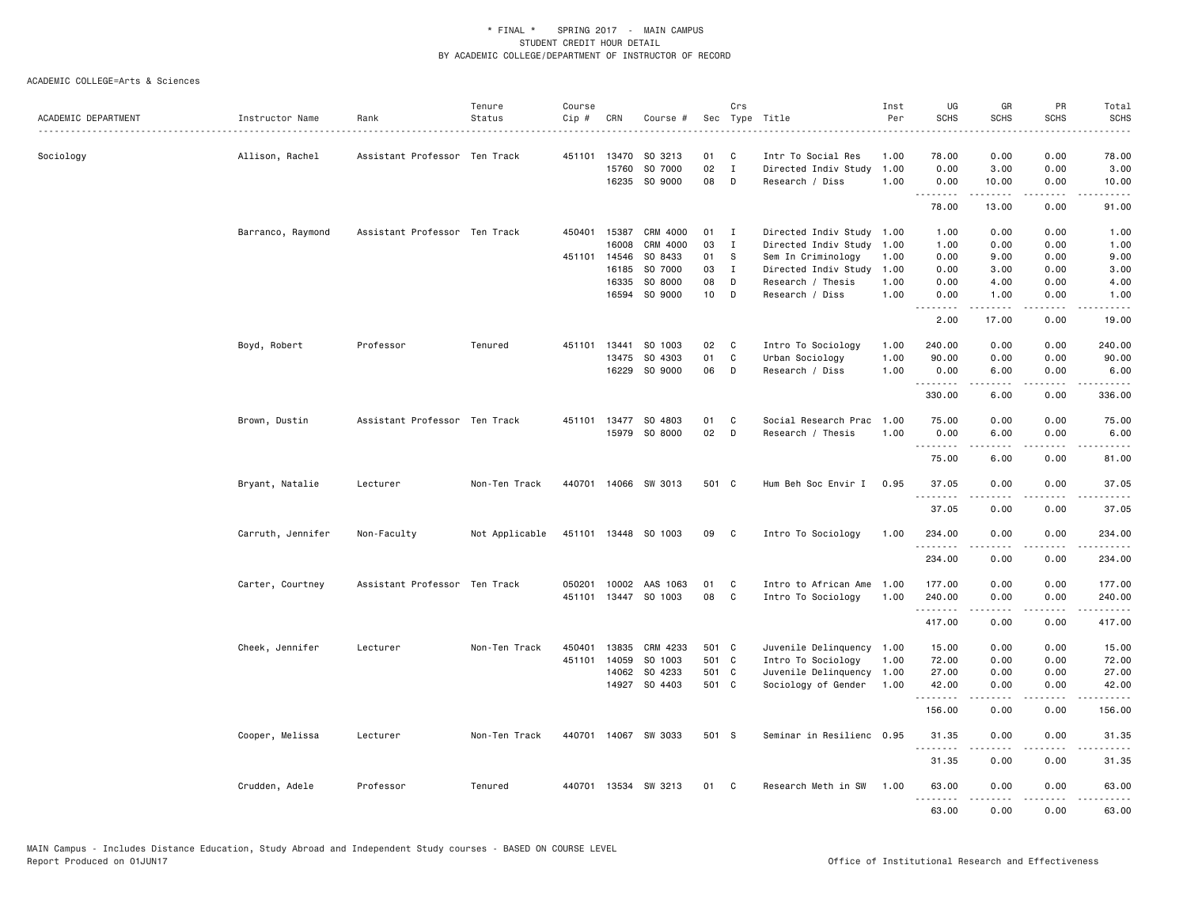\* FINAL \* SPRING 2017 - MAIN CAMPUS
STUDENT CREDIT HOUR DETAIL
BY ACADEMIC COLLEGE/DEPARTMENT OF INSTRUCTOR OF RECORD

ACADEMIC COLLEGE=Arts & Sciences

| ACADEMIC DEPARTMENT | Instructor Name | Rank | Tenure Status | Course Cip # | CRN | Course # | Sec | Crs Type | Title | Inst Per | UG SCHS | GR SCHS | PR SCHS | Total SCHS |
|---|---|---|---|---|---|---|---|---|---|---|---|---|---|---|
| Sociology | Allison, Rachel | Assistant Professor | Ten Track | 451101 | 13470 | SO 3213 | 01 | C | Intr To Social Res | 1.00 | 78.00 | 0.00 | 0.00 | 78.00 |
| | | | | | 15760 | SO 7000 | 02 | I | Directed Indiv Study | 1.00 | 0.00 | 3.00 | 0.00 | 3.00 |
| | | | | | 16235 | SO 9000 | 08 | D | Research / Diss | 1.00 | 0.00 | 10.00 | 0.00 | 10.00 |
| | | | | | | | | | | | 78.00 | 13.00 | 0.00 | 91.00 |
| | Barranco, Raymond | Assistant Professor | Ten Track | 450401 | 15387 | CRM 4000 | 01 | I | Directed Indiv Study | 1.00 | 1.00 | 0.00 | 0.00 | 1.00 |
| | | | | | 16008 | CRM 4000 | 03 | I | Directed Indiv Study | 1.00 | 1.00 | 0.00 | 0.00 | 1.00 |
| | | | | 451101 | 14546 | SO 8433 | 01 | S | Sem In Criminology | 1.00 | 0.00 | 9.00 | 0.00 | 9.00 |
| | | | | | 16185 | SO 7000 | 03 | I | Directed Indiv Study | 1.00 | 0.00 | 3.00 | 0.00 | 3.00 |
| | | | | | 16335 | SO 8000 | 08 | D | Research / Thesis | 1.00 | 0.00 | 4.00 | 0.00 | 4.00 |
| | | | | | 16594 | SO 9000 | 10 | D | Research / Diss | 1.00 | 0.00 | 1.00 | 0.00 | 1.00 |
| | | | | | | | | | | | 2.00 | 17.00 | 0.00 | 19.00 |
| | Boyd, Robert | Professor | Tenured | 451101 | 13441 | SO 1003 | 02 | C | Intro To Sociology | 1.00 | 240.00 | 0.00 | 0.00 | 240.00 |
| | | | | | 13475 | SO 4303 | 01 | C | Urban Sociology | 1.00 | 90.00 | 0.00 | 0.00 | 90.00 |
| | | | | | 16229 | SO 9000 | 06 | D | Research / Diss | 1.00 | 0.00 | 6.00 | 0.00 | 6.00 |
| | | | | | | | | | | | 330.00 | 6.00 | 0.00 | 336.00 |
| | Brown, Dustin | Assistant Professor | Ten Track | 451101 | 13477 | SO 4803 | 01 | C | Social Research Prac | 1.00 | 75.00 | 0.00 | 0.00 | 75.00 |
| | | | | | 15979 | SO 8000 | 02 | D | Research / Thesis | 1.00 | 0.00 | 6.00 | 0.00 | 6.00 |
| | | | | | | | | | | | 75.00 | 6.00 | 0.00 | 81.00 |
| | Bryant, Natalie | Lecturer | Non-Ten Track | 440701 | 14066 | SW 3013 | 501 | C | Hum Beh Soc Envir I | 0.95 | 37.05 | 0.00 | 0.00 | 37.05 |
| | | | | | | | | | | | 37.05 | 0.00 | 0.00 | 37.05 |
| | Carruth, Jennifer | Non-Faculty | Not Applicable | 451101 | 13448 | SO 1003 | 09 | C | Intro To Sociology | 1.00 | 234.00 | 0.00 | 0.00 | 234.00 |
| | | | | | | | | | | | 234.00 | 0.00 | 0.00 | 234.00 |
| | Carter, Courtney | Assistant Professor | Ten Track | 050201 | 10002 | AAS 1063 | 01 | C | Intro to African Ame | 1.00 | 177.00 | 0.00 | 0.00 | 177.00 |
| | | | | 451101 | 13447 | SO 1003 | 08 | C | Intro To Sociology | 1.00 | 240.00 | 0.00 | 0.00 | 240.00 |
| | | | | | | | | | | | 417.00 | 0.00 | 0.00 | 417.00 |
| | Cheek, Jennifer | Lecturer | Non-Ten Track | 450401 | 13835 | CRM 4233 | 501 | C | Juvenile Delinquency | 1.00 | 15.00 | 0.00 | 0.00 | 15.00 |
| | | | | 451101 | 14059 | SO 1003 | 501 | C | Intro To Sociology | 1.00 | 72.00 | 0.00 | 0.00 | 72.00 |
| | | | | | 14062 | SO 4233 | 501 | C | Juvenile Delinquency | 1.00 | 27.00 | 0.00 | 0.00 | 27.00 |
| | | | | | 14927 | SO 4403 | 501 | C | Sociology of Gender | 1.00 | 42.00 | 0.00 | 0.00 | 42.00 |
| | | | | | | | | | | | 156.00 | 0.00 | 0.00 | 156.00 |
| | Cooper, Melissa | Lecturer | Non-Ten Track | 440701 | 14067 | SW 3033 | 501 | S | Seminar in Resilienc | 0.95 | 31.35 | 0.00 | 0.00 | 31.35 |
| | | | | | | | | | | | 31.35 | 0.00 | 0.00 | 31.35 |
| | Crudden, Adele | Professor | Tenured | 440701 | 13534 | SW 3213 | 01 | C | Research Meth in SW | 1.00 | 63.00 | 0.00 | 0.00 | 63.00 |
| | | | | | | | | | | | 63.00 | 0.00 | 0.00 | 63.00 |

MAIN Campus - Includes Distance Education, Study Abroad and Independent Study courses - BASED ON COURSE LEVEL
Report Produced on 01JUN17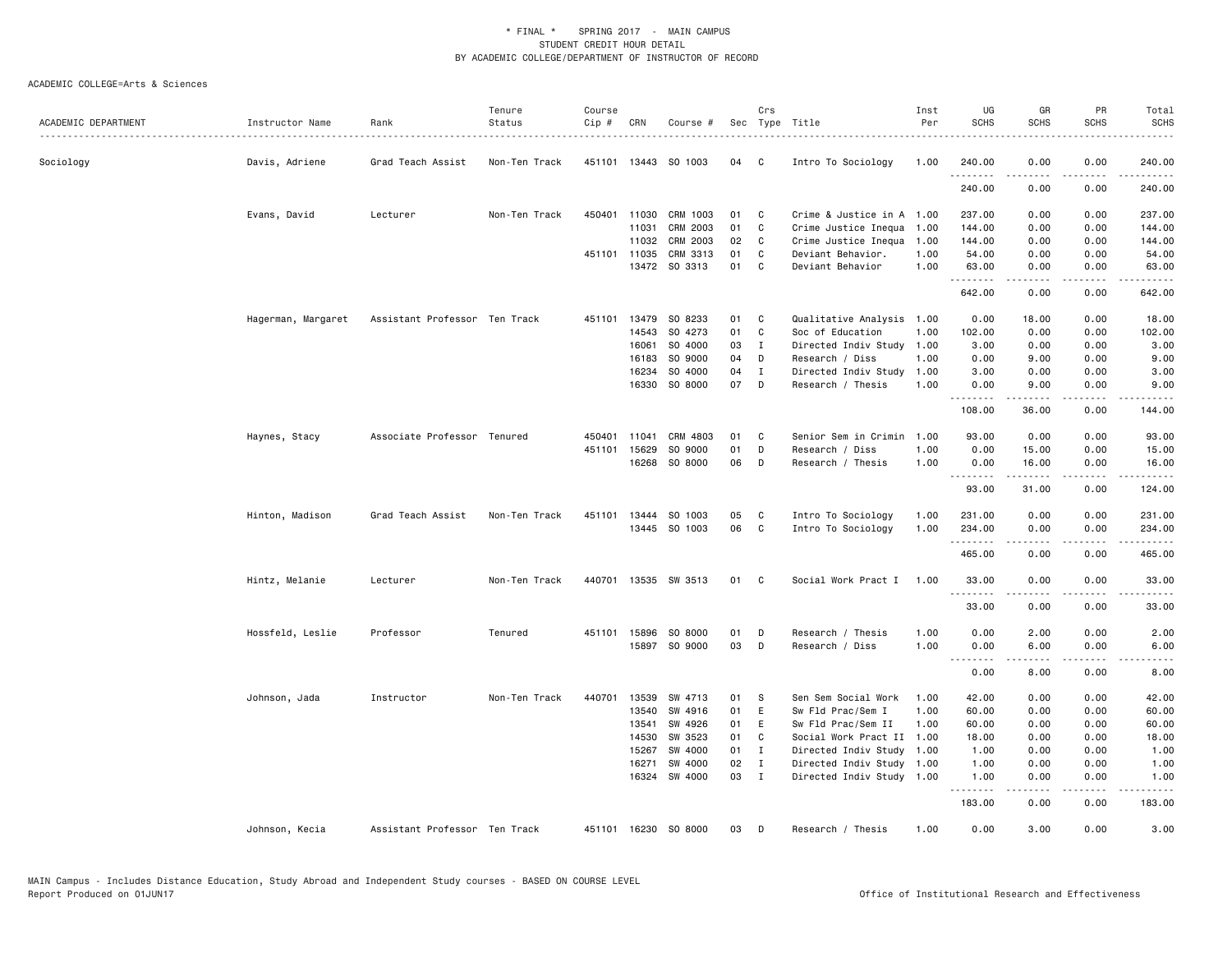\* FINAL \* SPRING 2017 - MAIN CAMPUS
STUDENT CREDIT HOUR DETAIL
BY ACADEMIC COLLEGE/DEPARTMENT OF INSTRUCTOR OF RECORD

ACADEMIC COLLEGE=Arts & Sciences

| ACADEMIC DEPARTMENT | Instructor Name | Rank | Tenure Status | Course Cip # | CRN | Course # | Sec | Crs Type | Title | Inst Per | UG SCHS | GR SCHS | PR SCHS | Total SCHS |
|---|---|---|---|---|---|---|---|---|---|---|---|---|---|---|
| Sociology | Davis, Adriene | Grad Teach Assist | Non-Ten Track | 451101 | 13443 | SO 1003 | 04 | C | Intro To Sociology | 1.00 | 240.00 | 0.00 | 0.00 | 240.00 |
| | | | | | | | | | | | 240.00 | 0.00 | 0.00 | 240.00 |
| | Evans, David | Lecturer | Non-Ten Track | 450401 | 11030 | CRM 1003 | 01 | C | Crime & Justice in A | 1.00 | 237.00 | 0.00 | 0.00 | 237.00 |
| | | | | | 11031 | CRM 2003 | 01 | C | Crime Justice Inequa | 1.00 | 144.00 | 0.00 | 0.00 | 144.00 |
| | | | | | 11032 | CRM 2003 | 02 | C | Crime Justice Inequa | 1.00 | 144.00 | 0.00 | 0.00 | 144.00 |
| | | | | 451101 | 11035 | CRM 3313 | 01 | C | Deviant Behavior. | 1.00 | 54.00 | 0.00 | 0.00 | 54.00 |
| | | | | | 13472 | SO 3313 | 01 | C | Deviant Behavior | 1.00 | 63.00 | 0.00 | 0.00 | 63.00 |
| | | | | | | | | | | | 642.00 | 0.00 | 0.00 | 642.00 |
| | Hagerman, Margaret | Assistant Professor | Ten Track | 451101 | 13479 | SO 8233 | 01 | C | Qualitative Analysis | 1.00 | 0.00 | 18.00 | 0.00 | 18.00 |
| | | | | | 14543 | SO 4273 | 01 | C | Soc of Education | 1.00 | 102.00 | 0.00 | 0.00 | 102.00 |
| | | | | | 16061 | SO 4000 | 03 | I | Directed Indiv Study | 1.00 | 3.00 | 0.00 | 0.00 | 3.00 |
| | | | | | 16183 | SO 9000 | 04 | D | Research / Diss | 1.00 | 0.00 | 9.00 | 0.00 | 9.00 |
| | | | | | 16234 | SO 4000 | 04 | I | Directed Indiv Study | 1.00 | 3.00 | 0.00 | 0.00 | 3.00 |
| | | | | | 16330 | SO 8000 | 07 | D | Research / Thesis | 1.00 | 0.00 | 9.00 | 0.00 | 9.00 |
| | | | | | | | | | | | 108.00 | 36.00 | 0.00 | 144.00 |
| | Haynes, Stacy | Associate Professor | Tenured | 450401 | 11041 | CRM 4803 | 01 | C | Senior Sem in Crimin | 1.00 | 93.00 | 0.00 | 0.00 | 93.00 |
| | | | | 451101 | 15629 | SO 9000 | 01 | D | Research / Diss | 1.00 | 0.00 | 15.00 | 0.00 | 15.00 |
| | | | | | 16268 | SO 8000 | 06 | D | Research / Thesis | 1.00 | 0.00 | 16.00 | 0.00 | 16.00 |
| | | | | | | | | | | | 93.00 | 31.00 | 0.00 | 124.00 |
| | Hinton, Madison | Grad Teach Assist | Non-Ten Track | 451101 | 13444 | SO 1003 | 05 | C | Intro To Sociology | 1.00 | 231.00 | 0.00 | 0.00 | 231.00 |
| | | | | | 13445 | SO 1003 | 06 | C | Intro To Sociology | 1.00 | 234.00 | 0.00 | 0.00 | 234.00 |
| | | | | | | | | | | | 465.00 | 0.00 | 0.00 | 465.00 |
| | Hintz, Melanie | Lecturer | Non-Ten Track | 440701 | 13535 | SW 3513 | 01 | C | Social Work Pract I | 1.00 | 33.00 | 0.00 | 0.00 | 33.00 |
| | | | | | | | | | | | 33.00 | 0.00 | 0.00 | 33.00 |
| | Hossfeld, Leslie | Professor | Tenured | 451101 | 15896 | SO 8000 | 01 | D | Research / Thesis | 1.00 | 0.00 | 2.00 | 0.00 | 2.00 |
| | | | | | 15897 | SO 9000 | 03 | D | Research / Diss | 1.00 | 0.00 | 6.00 | 0.00 | 6.00 |
| | | | | | | | | | | | 0.00 | 8.00 | 0.00 | 8.00 |
| | Johnson, Jada | Instructor | Non-Ten Track | 440701 | 13539 | SW 4713 | 01 | S | Sen Sem Social Work | 1.00 | 42.00 | 0.00 | 0.00 | 42.00 |
| | | | | | 13540 | SW 4916 | 01 | E | Sw Fld Prac/Sem I | 1.00 | 60.00 | 0.00 | 0.00 | 60.00 |
| | | | | | 13541 | SW 4926 | 01 | E | Sw Fld Prac/Sem II | 1.00 | 60.00 | 0.00 | 0.00 | 60.00 |
| | | | | | 14530 | SW 3523 | 01 | C | Social Work Pract II | 1.00 | 18.00 | 0.00 | 0.00 | 18.00 |
| | | | | | 15267 | SW 4000 | 01 | I | Directed Indiv Study | 1.00 | 1.00 | 0.00 | 0.00 | 1.00 |
| | | | | | 16271 | SW 4000 | 02 | I | Directed Indiv Study | 1.00 | 1.00 | 0.00 | 0.00 | 1.00 |
| | | | | | 16324 | SW 4000 | 03 | I | Directed Indiv Study | 1.00 | 1.00 | 0.00 | 0.00 | 1.00 |
| | | | | | | | | | | | 183.00 | 0.00 | 0.00 | 183.00 |
| | Johnson, Kecia | Assistant Professor | Ten Track | 451101 | 16230 | SO 8000 | 03 | D | Research / Thesis | 1.00 | 0.00 | 3.00 | 0.00 | 3.00 |

MAIN Campus - Includes Distance Education, Study Abroad and Independent Study courses - BASED ON COURSE LEVEL
Report Produced on 01JUN17 | Office of Institutional Research and Effectiveness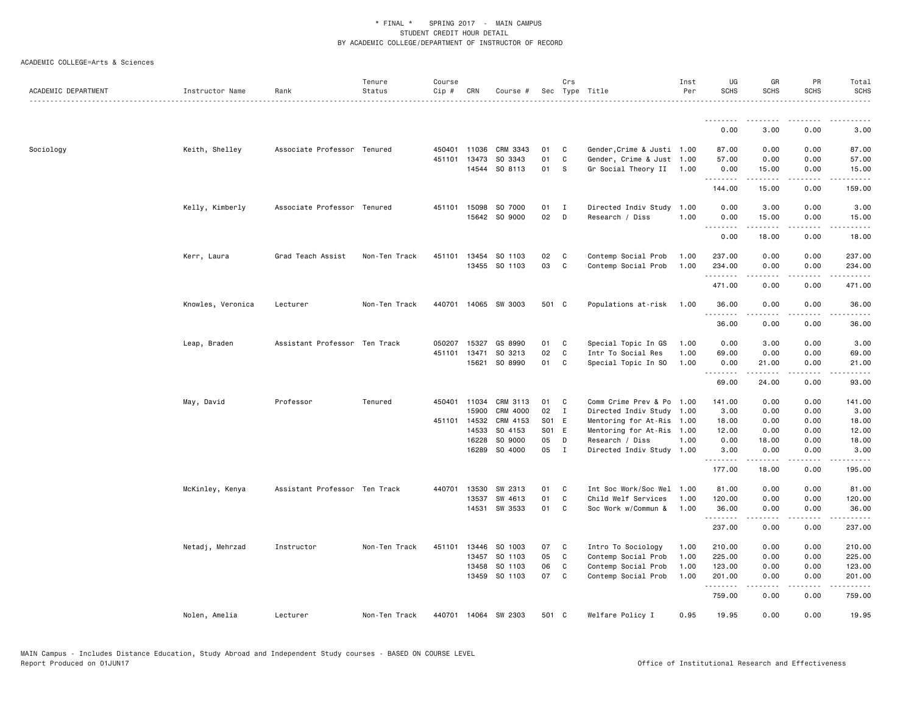\* FINAL \* SPRING 2017 - MAIN CAMPUS
STUDENT CREDIT HOUR DETAIL
BY ACADEMIC COLLEGE/DEPARTMENT OF INSTRUCTOR OF RECORD

ACADEMIC COLLEGE=Arts & Sciences

| ACADEMIC DEPARTMENT | Instructor Name | Rank | Tenure Status | Course Cip # | CRN | Course # | Sec | Crs Type | Title | Inst Per | UG SCHS | GR SCHS | PR SCHS | Total SCHS |
|---|---|---|---|---|---|---|---|---|---|---|---|---|---|---|
| | | | | | | | | | | | 0.00 | 3.00 | 0.00 | 3.00 |
| Sociology | Keith, Shelley | Associate Professor | Tenured | 450401 | 11036 | CRM 3343 | 01 | C | Gender,Crime & Justi | 1.00 | 87.00 | 0.00 | 0.00 | 87.00 |
| | | | | 451101 | 13473 | SO 3343 | 01 | C | Gender, Crime & Just | 1.00 | 57.00 | 0.00 | 0.00 | 57.00 |
| | | | | | 14544 | SO 8113 | 01 | S | Gr Social Theory II | 1.00 | 0.00 | 15.00 | 0.00 | 15.00 |
| | | | | | | | | | | | 144.00 | 15.00 | 0.00 | 159.00 |
| | Kelly, Kimberly | Associate Professor | Tenured | 451101 | 15098 | SO 7000 | 01 | I | Directed Indiv Study | 1.00 | 0.00 | 3.00 | 0.00 | 3.00 |
| | | | | | 15642 | SO 9000 | 02 | D | Research / Diss | 1.00 | 0.00 | 15.00 | 0.00 | 15.00 |
| | | | | | | | | | | | 0.00 | 18.00 | 0.00 | 18.00 |
| | Kerr, Laura | Grad Teach Assist | Non-Ten Track | 451101 | 13454 | SO 1103 | 02 | C | Contemp Social Prob | 1.00 | 237.00 | 0.00 | 0.00 | 237.00 |
| | | | | | 13455 | SO 1103 | 03 | C | Contemp Social Prob | 1.00 | 234.00 | 0.00 | 0.00 | 234.00 |
| | | | | | | | | | | | 471.00 | 0.00 | 0.00 | 471.00 |
| | Knowles, Veronica | Lecturer | Non-Ten Track | 440701 | 14065 | SW 3003 | 501 | C | Populations at-risk | 1.00 | 36.00 | 0.00 | 0.00 | 36.00 |
| | | | | | | | | | | | 36.00 | 0.00 | 0.00 | 36.00 |
| | Leap, Braden | Assistant Professor | Ten Track | 050207 | 15327 | GS 8990 | 01 | C | Special Topic In GS | 1.00 | 0.00 | 3.00 | 0.00 | 3.00 |
| | | | | 451101 | 13471 | SO 3213 | 02 | C | Intr To Social Res | 1.00 | 69.00 | 0.00 | 0.00 | 69.00 |
| | | | | | 15621 | SO 8990 | 01 | C | Special Topic In SO | 1.00 | 0.00 | 21.00 | 0.00 | 21.00 |
| | | | | | | | | | | | 69.00 | 24.00 | 0.00 | 93.00 |
| | May, David | Professor | Tenured | 450401 | 11034 | CRM 3113 | 01 | C | Comm Crime Prev & Po | 1.00 | 141.00 | 0.00 | 0.00 | 141.00 |
| | | | | | 15900 | CRM 4000 | 02 | I | Directed Indiv Study | 1.00 | 3.00 | 0.00 | 0.00 | 3.00 |
| | | | | 451101 | 14532 | CRM 4153 | S01 | E | Mentoring for At-Ris | 1.00 | 18.00 | 0.00 | 0.00 | 18.00 |
| | | | | | 14533 | SO 4153 | S01 | E | Mentoring for At-Ris | 1.00 | 12.00 | 0.00 | 0.00 | 12.00 |
| | | | | | 16228 | SO 9000 | 05 | D | Research / Diss | 1.00 | 0.00 | 18.00 | 0.00 | 18.00 |
| | | | | | 16289 | SO 4000 | 05 | I | Directed Indiv Study | 1.00 | 3.00 | 0.00 | 0.00 | 3.00 |
| | | | | | | | | | | | 177.00 | 18.00 | 0.00 | 195.00 |
| | McKinley, Kenya | Assistant Professor | Ten Track | 440701 | 13530 | SW 2313 | 01 | C | Int Soc Work/Soc Wel | 1.00 | 81.00 | 0.00 | 0.00 | 81.00 |
| | | | | | 13537 | SW 4613 | 01 | C | Child Welf Services | 1.00 | 120.00 | 0.00 | 0.00 | 120.00 |
| | | | | | 14531 | SW 3533 | 01 | C | Soc Work w/Commun & | 1.00 | 36.00 | 0.00 | 0.00 | 36.00 |
| | | | | | | | | | | | 237.00 | 0.00 | 0.00 | 237.00 |
| | Netadj, Mehrzad | Instructor | Non-Ten Track | 451101 | 13446 | SO 1003 | 07 | C | Intro To Sociology | 1.00 | 210.00 | 0.00 | 0.00 | 210.00 |
| | | | | | 13457 | SO 1103 | 05 | C | Contemp Social Prob | 1.00 | 225.00 | 0.00 | 0.00 | 225.00 |
| | | | | | 13458 | SO 1103 | 06 | C | Contemp Social Prob | 1.00 | 123.00 | 0.00 | 0.00 | 123.00 |
| | | | | | 13459 | SO 1103 | 07 | C | Contemp Social Prob | 1.00 | 201.00 | 0.00 | 0.00 | 201.00 |
| | | | | | | | | | | | 759.00 | 0.00 | 0.00 | 759.00 |
| | Nolen, Amelia | Lecturer | Non-Ten Track | 440701 | 14064 | SW 2303 | 501 | C | Welfare Policy I | 0.95 | 19.95 | 0.00 | 0.00 | 19.95 |

MAIN Campus - Includes Distance Education, Study Abroad and Independent Study courses - BASED ON COURSE LEVEL
Report Produced on 01JUN17 Office of Institutional Research and Effectiveness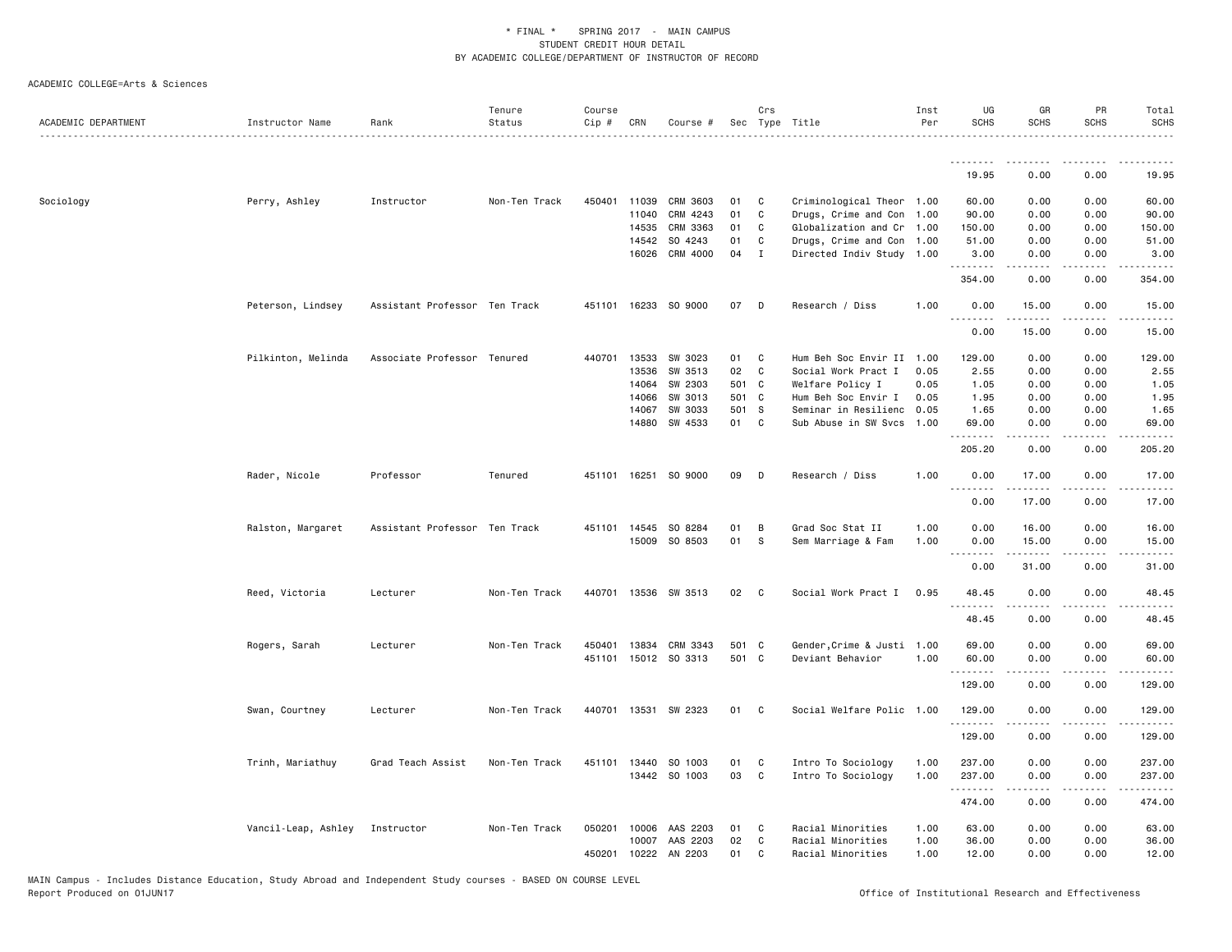\* FINAL \* SPRING 2017 - MAIN CAMPUS
STUDENT CREDIT HOUR DETAIL
BY ACADEMIC COLLEGE/DEPARTMENT OF INSTRUCTOR OF RECORD

ACADEMIC COLLEGE=Arts & Sciences

| ACADEMIC DEPARTMENT | Instructor Name | Rank | Tenure Status | Course Cip # | CRN | Course # | Sec | Crs Type | Title | Inst Per | UG SCHS | GR SCHS | PR SCHS | Total SCHS |
|---|---|---|---|---|---|---|---|---|---|---|---|---|---|---|
| | | | | | | | | | | | 19.95 | 0.00 | 0.00 | 19.95 |
| Sociology | Perry, Ashley | Instructor | Non-Ten Track | 450401 | 11039 | CRM 3603 | 01 | C | Criminological Theor | 1.00 | 60.00 | 0.00 | 0.00 | 60.00 |
| | | | | | 11040 | CRM 4243 | 01 | C | Drugs, Crime and Con | 1.00 | 90.00 | 0.00 | 0.00 | 90.00 |
| | | | | | 14535 | CRM 3363 | 01 | C | Globalization and Cr | 1.00 | 150.00 | 0.00 | 0.00 | 150.00 |
| | | | | | 14542 | SO 4243 | 01 | C | Drugs, Crime and Con | 1.00 | 51.00 | 0.00 | 0.00 | 51.00 |
| | | | | | 16026 | CRM 4000 | 04 | I | Directed Indiv Study | 1.00 | 3.00 | 0.00 | 0.00 | 3.00 |
| | | | | | | | | | | | 354.00 | 0.00 | 0.00 | 354.00 |
| | Peterson, Lindsey | Assistant Professor | Ten Track | 451101 | 16233 | SO 9000 | 07 | D | Research / Diss | 1.00 | 0.00 | 15.00 | 0.00 | 15.00 |
| | | | | | | | | | | | 0.00 | 15.00 | 0.00 | 15.00 |
| | Pilkinton, Melinda | Associate Professor | Tenured | 440701 | 13533 | SW 3023 | 01 | C | Hum Beh Soc Envir II | 1.00 | 129.00 | 0.00 | 0.00 | 129.00 |
| | | | | | 13536 | SW 3513 | 02 | C | Social Work Pract I | 0.05 | 2.55 | 0.00 | 0.00 | 2.55 |
| | | | | | 14064 | SW 2303 | 501 | C | Welfare Policy I | 0.05 | 1.05 | 0.00 | 0.00 | 1.05 |
| | | | | | 14066 | SW 3013 | 501 | C | Hum Beh Soc Envir I | 0.05 | 1.95 | 0.00 | 0.00 | 1.95 |
| | | | | | 14067 | SW 3033 | 501 | S | Seminar in Resilienc | 0.05 | 1.65 | 0.00 | 0.00 | 1.65 |
| | | | | | 14880 | SW 4533 | 01 | C | Sub Abuse in SW Svcs | 1.00 | 69.00 | 0.00 | 0.00 | 69.00 |
| | | | | | | | | | | | 205.20 | 0.00 | 0.00 | 205.20 |
| | Rader, Nicole | Professor | Tenured | 451101 | 16251 | SO 9000 | 09 | D | Research / Diss | 1.00 | 0.00 | 17.00 | 0.00 | 17.00 |
| | | | | | | | | | | | 0.00 | 17.00 | 0.00 | 17.00 |
| | Ralston, Margaret | Assistant Professor | Ten Track | 451101 | 14545 | SO 8284 | 01 | B | Grad Soc Stat II | 1.00 | 0.00 | 16.00 | 0.00 | 16.00 |
| | | | | | 15009 | SO 8503 | 01 | S | Sem Marriage & Fam | 1.00 | 0.00 | 15.00 | 0.00 | 15.00 |
| | | | | | | | | | | | 0.00 | 31.00 | 0.00 | 31.00 |
| | Reed, Victoria | Lecturer | Non-Ten Track | 440701 | 13536 | SW 3513 | 02 | C | Social Work Pract I | 0.95 | 48.45 | 0.00 | 0.00 | 48.45 |
| | | | | | | | | | | | 48.45 | 0.00 | 0.00 | 48.45 |
| | Rogers, Sarah | Lecturer | Non-Ten Track | 450401 | 13834 | CRM 3343 | 501 | C | Gender,Crime & Justi | 1.00 | 69.00 | 0.00 | 0.00 | 69.00 |
| | | | | 451101 | 15012 | SO 3313 | 501 | C | Deviant Behavior | 1.00 | 60.00 | 0.00 | 0.00 | 60.00 |
| | | | | | | | | | | | 129.00 | 0.00 | 0.00 | 129.00 |
| | Swan, Courtney | Lecturer | Non-Ten Track | 440701 | 13531 | SW 2323 | 01 | C | Social Welfare Polic | 1.00 | 129.00 | 0.00 | 0.00 | 129.00 |
| | | | | | | | | | | | 129.00 | 0.00 | 0.00 | 129.00 |
| | Trinh, Mariathuy | Grad Teach Assist | Non-Ten Track | 451101 | 13440 | SO 1003 | 01 | C | Intro To Sociology | 1.00 | 237.00 | 0.00 | 0.00 | 237.00 |
| | | | | | 13442 | SO 1003 | 03 | C | Intro To Sociology | 1.00 | 237.00 | 0.00 | 0.00 | 237.00 |
| | | | | | | | | | | | 474.00 | 0.00 | 0.00 | 474.00 |
| | Vancil-Leap, Ashley | Instructor | Non-Ten Track | 050201 | 10006 | AAS 2203 | 01 | C | Racial Minorities | 1.00 | 63.00 | 0.00 | 0.00 | 63.00 |
| | | | | | 10007 | AAS 2203 | 02 | C | Racial Minorities | 1.00 | 36.00 | 0.00 | 0.00 | 36.00 |
| | | | | 450201 | 10222 | AN 2203 | 01 | C | Racial Minorities | 1.00 | 12.00 | 0.00 | 0.00 | 12.00 |

MAIN Campus - Includes Distance Education, Study Abroad and Independent Study courses - BASED ON COURSE LEVEL
Report Produced on 01JUN17

Office of Institutional Research and Effectiveness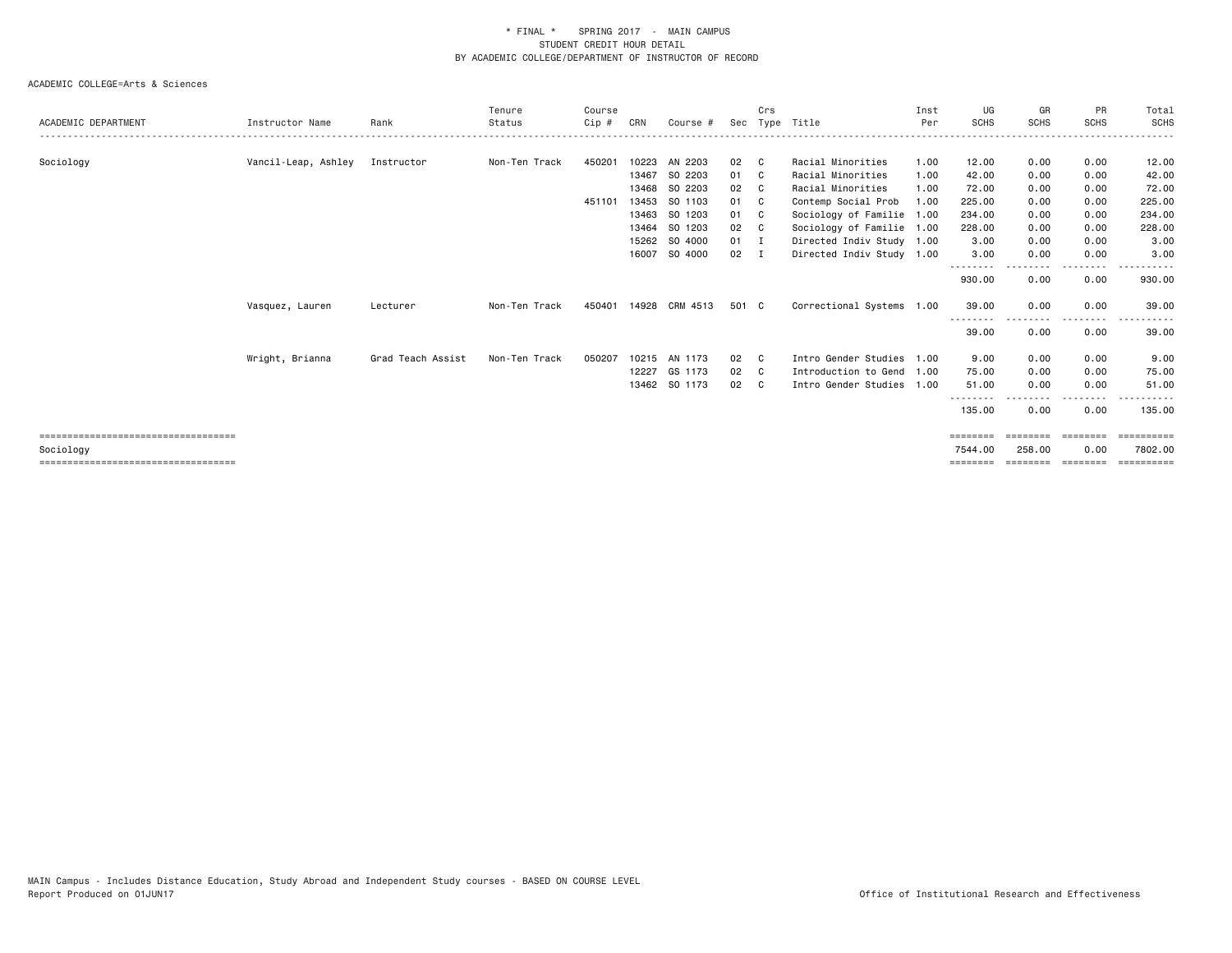\* FINAL \*    SPRING 2017  -  MAIN CAMPUS
STUDENT CREDIT HOUR DETAIL
BY ACADEMIC COLLEGE/DEPARTMENT OF INSTRUCTOR OF RECORD

ACADEMIC COLLEGE=Arts & Sciences

| ACADEMIC DEPARTMENT | Instructor Name | Rank | Tenure Status | Course Cip # | CRN | Course # | Sec | Crs Type | Title | Inst Per | UG SCHS | GR SCHS | PR SCHS | Total SCHS |
|---|---|---|---|---|---|---|---|---|---|---|---|---|---|---|
| Sociology | Vancil-Leap, Ashley | Instructor | Non-Ten Track | 450201 | 10223 | AN 2203 | 02 | C | Racial Minorities | 1.00 | 12.00 | 0.00 | 0.00 | 12.00 |
| | | | | | 13467 | SO 2203 | 01 | C | Racial Minorities | 1.00 | 42.00 | 0.00 | 0.00 | 42.00 |
| | | | | | 13468 | SO 2203 | 02 | C | Racial Minorities | 1.00 | 72.00 | 0.00 | 0.00 | 72.00 |
| | | | | 451101 | 13453 | SO 1103 | 01 | C | Contemp Social Prob | 1.00 | 225.00 | 0.00 | 0.00 | 225.00 |
| | | | | | 13463 | SO 1203 | 01 | C | Sociology of Familie | 1.00 | 234.00 | 0.00 | 0.00 | 234.00 |
| | | | | | 13464 | SO 1203 | 02 | C | Sociology of Familie | 1.00 | 228.00 | 0.00 | 0.00 | 228.00 |
| | | | | | 15262 | SO 4000 | 01 | I | Directed Indiv Study | 1.00 | 3.00 | 0.00 | 0.00 | 3.00 |
| | | | | | 16007 | SO 4000 | 02 | I | Directed Indiv Study | 1.00 | 3.00 | 0.00 | 0.00 | 3.00 |
| | | | | | | | | | | | 930.00 | 0.00 | 0.00 | 930.00 |
| | Vasquez, Lauren | Lecturer | Non-Ten Track | 450401 | 14928 | CRM 4513 | 501 | C | Correctional Systems | 1.00 | 39.00 | 0.00 | 0.00 | 39.00 |
| | | | | | | | | | | | 39.00 | 0.00 | 0.00 | 39.00 |
| | Wright, Brianna | Grad Teach Assist | Non-Ten Track | 050207 | 10215 | AN 1173 | 02 | C | Intro Gender Studies | 1.00 | 9.00 | 0.00 | 0.00 | 9.00 |
| | | | | | 12227 | GS 1173 | 02 | C | Introduction to Gend | 1.00 | 75.00 | 0.00 | 0.00 | 75.00 |
| | | | | | 13462 | SO 1173 | 02 | C | Intro Gender Studies | 1.00 | 51.00 | 0.00 | 0.00 | 51.00 |
| | | | | | | | | | | | 135.00 | 0.00 | 0.00 | 135.00 |
| Sociology | | | | | | | | | | | 7544.00 | 258.00 | 0.00 | 7802.00 |

MAIN Campus - Includes Distance Education, Study Abroad and Independent Study courses - BASED ON COURSE LEVEL
Report Produced on 01JUN17

Office of Institutional Research and Effectiveness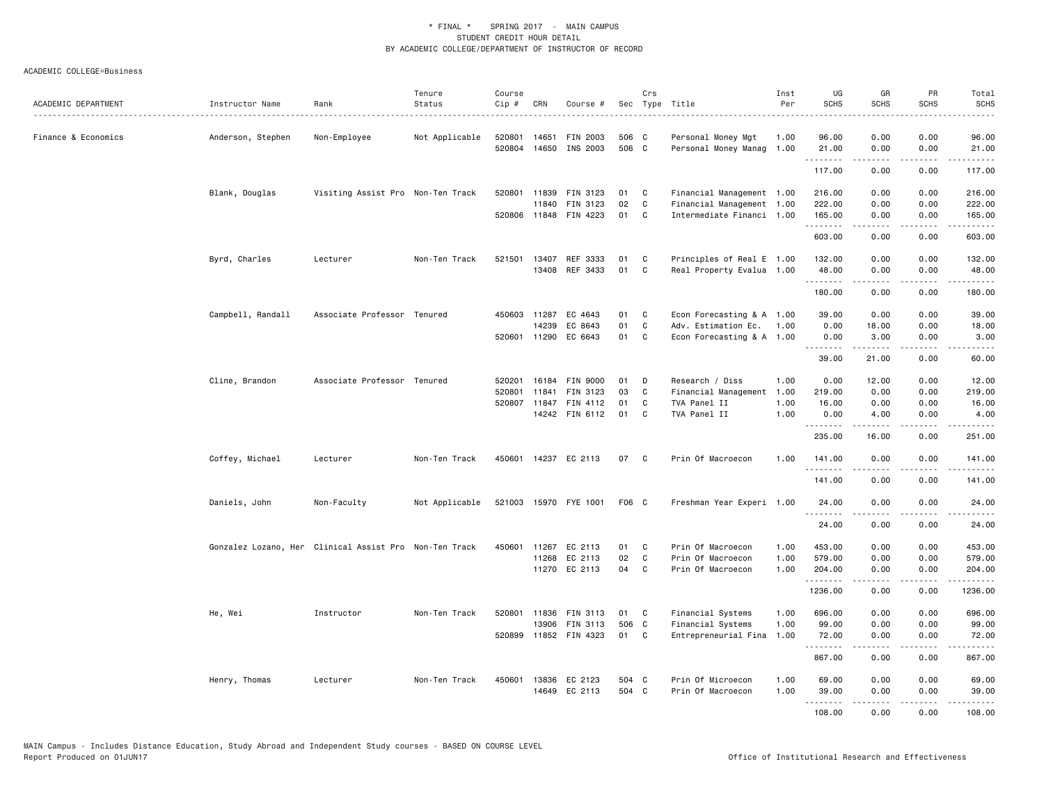\* FINAL \* SPRING 2017 - MAIN CAMPUS
STUDENT CREDIT HOUR DETAIL
BY ACADEMIC COLLEGE/DEPARTMENT OF INSTRUCTOR OF RECORD

ACADEMIC COLLEGE=Business

| ACADEMIC DEPARTMENT | Instructor Name | Rank | Tenure Status | Course Cip # | CRN | Course # | Sec | Crs Type | Title | Inst Per | UG SCHS | GR SCHS | PR SCHS | Total SCHS |
|---|---|---|---|---|---|---|---|---|---|---|---|---|---|---|
| Finance & Economics | Anderson, Stephen | Non-Employee | Not Applicable | 520801 | 14651 | FIN 2003 | 506 | C | Personal Money Mgt | 1.00 | 96.00 | 0.00 | 0.00 | 96.00 |
| | | | | 520804 | 14650 | INS 2003 | 506 | C | Personal Money Manag | 1.00 | 21.00 | 0.00 | 0.00 | 21.00 |
| | | | | | | | | | | | 117.00 | 0.00 | 0.00 | 117.00 |
| | Blank, Douglas | Visiting Assist Pro | Non-Ten Track | 520801 | 11839 | FIN 3123 | 01 | C | Financial Management | 1.00 | 216.00 | 0.00 | 0.00 | 216.00 |
| | | | | | 11840 | FIN 3123 | 02 | C | Financial Management | 1.00 | 222.00 | 0.00 | 0.00 | 222.00 |
| | | | | 520806 | 11848 | FIN 4223 | 01 | C | Intermediate Financi | 1.00 | 165.00 | 0.00 | 0.00 | 165.00 |
| | | | | | | | | | | | 603.00 | 0.00 | 0.00 | 603.00 |
| | Byrd, Charles | Lecturer | Non-Ten Track | 521501 | 13407 | REF 3333 | 01 | C | Principles of Real E | 1.00 | 132.00 | 0.00 | 0.00 | 132.00 |
| | | | | | 13408 | REF 3433 | 01 | C | Real Property Evalua | 1.00 | 48.00 | 0.00 | 0.00 | 48.00 |
| | | | | | | | | | | | 180.00 | 0.00 | 0.00 | 180.00 |
| | Campbell, Randall | Associate Professor | Tenured | 450603 | 11287 | EC 4643 | 01 | C | Econ Forecasting & A | 1.00 | 39.00 | 0.00 | 0.00 | 39.00 |
| | | | | | 14239 | EC 8643 | 01 | C | Adv. Estimation Ec. | 1.00 | 0.00 | 18.00 | 0.00 | 18.00 |
| | | | | 520601 | 11290 | EC 6643 | 01 | C | Econ Forecasting & A | 1.00 | 0.00 | 3.00 | 0.00 | 3.00 |
| | | | | | | | | | | | 39.00 | 21.00 | 0.00 | 60.00 |
| | Cline, Brandon | Associate Professor | Tenured | 520201 | 16184 | FIN 9000 | 01 | D | Research / Diss | 1.00 | 0.00 | 12.00 | 0.00 | 12.00 |
| | | | | 520801 | 11841 | FIN 3123 | 03 | C | Financial Management | 1.00 | 219.00 | 0.00 | 0.00 | 219.00 |
| | | | | 520807 | 11847 | FIN 4112 | 01 | C | TVA Panel II | 1.00 | 16.00 | 0.00 | 0.00 | 16.00 |
| | | | | | 14242 | FIN 6112 | 01 | C | TVA Panel II | 1.00 | 0.00 | 4.00 | 0.00 | 4.00 |
| | | | | | | | | | | | 235.00 | 16.00 | 0.00 | 251.00 |
| | Coffey, Michael | Lecturer | Non-Ten Track | 450601 | 14237 | EC 2113 | 07 | C | Prin Of Macroecon | 1.00 | 141.00 | 0.00 | 0.00 | 141.00 |
| | | | | | | | | | | | 141.00 | 0.00 | 0.00 | 141.00 |
| | Daniels, John | Non-Faculty | Not Applicable | 521003 | 15970 | FYE 1001 | F06 | C | Freshman Year Experi | 1.00 | 24.00 | 0.00 | 0.00 | 24.00 |
| | | | | | | | | | | | 24.00 | 0.00 | 0.00 | 24.00 |
| | Gonzalez Lozano, Her | Clinical Assist Pro | Non-Ten Track | 450601 | 11267 | EC 2113 | 01 | C | Prin Of Macroecon | 1.00 | 453.00 | 0.00 | 0.00 | 453.00 |
| | | | | | 11268 | EC 2113 | 02 | C | Prin Of Macroecon | 1.00 | 579.00 | 0.00 | 0.00 | 579.00 |
| | | | | | 11270 | EC 2113 | 04 | C | Prin Of Macroecon | 1.00 | 204.00 | 0.00 | 0.00 | 204.00 |
| | | | | | | | | | | | 1236.00 | 0.00 | 0.00 | 1236.00 |
| | He, Wei | Instructor | Non-Ten Track | 520801 | 11836 | FIN 3113 | 01 | C | Financial Systems | 1.00 | 696.00 | 0.00 | 0.00 | 696.00 |
| | | | | | 13906 | FIN 3113 | 506 | C | Financial Systems | 1.00 | 99.00 | 0.00 | 0.00 | 99.00 |
| | | | | 520899 | 11852 | FIN 4323 | 01 | C | Entrepreneurial Fina | 1.00 | 72.00 | 0.00 | 0.00 | 72.00 |
| | | | | | | | | | | | 867.00 | 0.00 | 0.00 | 867.00 |
| | Henry, Thomas | Lecturer | Non-Ten Track | 450601 | 13836 | EC 2123 | 504 | C | Prin Of Microecon | 1.00 | 69.00 | 0.00 | 0.00 | 69.00 |
| | | | | | 14649 | EC 2113 | 504 | C | Prin Of Macroecon | 1.00 | 39.00 | 0.00 | 0.00 | 39.00 |
| | | | | | | | | | | | 108.00 | 0.00 | 0.00 | 108.00 |

MAIN Campus - Includes Distance Education, Study Abroad and Independent Study courses - BASED ON COURSE LEVEL
Report Produced on 01JUN17 Office of Institutional Research and Effectiveness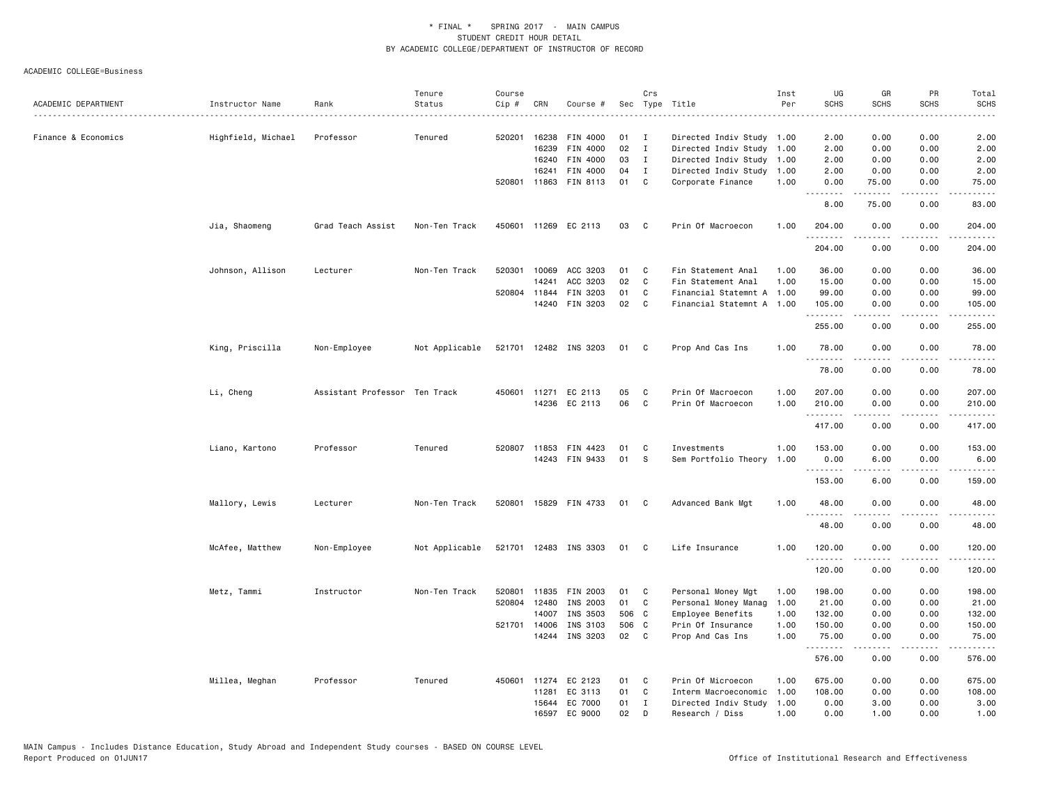* FINAL * SPRING 2017 - MAIN CAMPUS
STUDENT CREDIT HOUR DETAIL
BY ACADEMIC COLLEGE/DEPARTMENT OF INSTRUCTOR OF RECORD

ACADEMIC COLLEGE=Business

| ACADEMIC DEPARTMENT | Instructor Name | Rank | Tenure Status | Course Cip # | CRN | Course # | Sec | Crs Type | Title | Inst Per | UG SCHS | GR SCHS | PR SCHS | Total SCHS |
|---|---|---|---|---|---|---|---|---|---|---|---|---|---|---|
| Finance & Economics | Highfield, Michael | Professor | Tenured | 520201 | 16238 | FIN 4000 | 01 | I | Directed Indiv Study | 1.00 | 2.00 | 0.00 | 0.00 | 2.00 |
| | | | | | 16239 | FIN 4000 | 02 | I | Directed Indiv Study | 1.00 | 2.00 | 0.00 | 0.00 | 2.00 |
| | | | | | 16240 | FIN 4000 | 03 | I | Directed Indiv Study | 1.00 | 2.00 | 0.00 | 0.00 | 2.00 |
| | | | | | 16241 | FIN 4000 | 04 | I | Directed Indiv Study | 1.00 | 2.00 | 0.00 | 0.00 | 2.00 |
| | | | | 520801 | 11863 | FIN 8113 | 01 | C | Corporate Finance | 1.00 | 0.00 | 75.00 | 0.00 | 75.00 |
| | | | | | | | | | | | 8.00 | 75.00 | 0.00 | 83.00 |
| | Jia, Shaomeng | Grad Teach Assist | Non-Ten Track | 450601 | 11269 | EC 2113 | 03 | C | Prin Of Macroecon | 1.00 | 204.00 | 0.00 | 0.00 | 204.00 |
| | | | | | | | | | | | 204.00 | 0.00 | 0.00 | 204.00 |
| | Johnson, Allison | Lecturer | Non-Ten Track | 520301 | 10069 | ACC 3203 | 01 | C | Fin Statement Anal | 1.00 | 36.00 | 0.00 | 0.00 | 36.00 |
| | | | | | 14241 | ACC 3203 | 02 | C | Fin Statement Anal | 1.00 | 15.00 | 0.00 | 0.00 | 15.00 |
| | | | | 520804 | 11844 | FIN 3203 | 01 | C | Financial Statemnt A | 1.00 | 99.00 | 0.00 | 0.00 | 99.00 |
| | | | | | 14240 | FIN 3203 | 02 | C | Financial Statemnt A | 1.00 | 105.00 | 0.00 | 0.00 | 105.00 |
| | | | | | | | | | | | 255.00 | 0.00 | 0.00 | 255.00 |
| | King, Priscilla | Non-Employee | Not Applicable | 521701 | 12482 | INS 3203 | 01 | C | Prop And Cas Ins | 1.00 | 78.00 | 0.00 | 0.00 | 78.00 |
| | | | | | | | | | | | 78.00 | 0.00 | 0.00 | 78.00 |
| | Li, Cheng | Assistant Professor | Ten Track | 450601 | 11271 | EC 2113 | 05 | C | Prin Of Macroecon | 1.00 | 207.00 | 0.00 | 0.00 | 207.00 |
| | | | | | 14236 | EC 2113 | 06 | C | Prin Of Macroecon | 1.00 | 210.00 | 0.00 | 0.00 | 210.00 |
| | | | | | | | | | | | 417.00 | 0.00 | 0.00 | 417.00 |
| | Liano, Kartono | Professor | Tenured | 520807 | 11853 | FIN 4423 | 01 | C | Investments | 1.00 | 153.00 | 0.00 | 0.00 | 153.00 |
| | | | | | 14243 | FIN 9433 | 01 | S | Sem Portfolio Theory | 1.00 | 0.00 | 6.00 | 0.00 | 6.00 |
| | | | | | | | | | | | 153.00 | 6.00 | 0.00 | 159.00 |
| | Mallory, Lewis | Lecturer | Non-Ten Track | 520801 | 15829 | FIN 4733 | 01 | C | Advanced Bank Mgt | 1.00 | 48.00 | 0.00 | 0.00 | 48.00 |
| | | | | | | | | | | | 48.00 | 0.00 | 0.00 | 48.00 |
| | McAfee, Matthew | Non-Employee | Not Applicable | 521701 | 12483 | INS 3303 | 01 | C | Life Insurance | 1.00 | 120.00 | 0.00 | 0.00 | 120.00 |
| | | | | | | | | | | | 120.00 | 0.00 | 0.00 | 120.00 |
| | Metz, Tammi | Instructor | Non-Ten Track | 520801 | 11835 | FIN 2003 | 01 | C | Personal Money Mgt | 1.00 | 198.00 | 0.00 | 0.00 | 198.00 |
| | | | | 520804 | 12480 | INS 2003 | 01 | C | Personal Money Manag | 1.00 | 21.00 | 0.00 | 0.00 | 21.00 |
| | | | | | 14007 | INS 3503 | 506 | C | Employee Benefits | 1.00 | 132.00 | 0.00 | 0.00 | 132.00 |
| | | | | 521701 | 14006 | INS 3103 | 506 | C | Prin Of Insurance | 1.00 | 150.00 | 0.00 | 0.00 | 150.00 |
| | | | | | 14244 | INS 3203 | 02 | C | Prop And Cas Ins | 1.00 | 75.00 | 0.00 | 0.00 | 75.00 |
| | | | | | | | | | | | 576.00 | 0.00 | 0.00 | 576.00 |
| | Millea, Meghan | Professor | Tenured | 450601 | 11274 | EC 2123 | 01 | C | Prin Of Microecon | 1.00 | 675.00 | 0.00 | 0.00 | 675.00 |
| | | | | | 11281 | EC 3113 | 01 | C | Interm Macroeconomic | 1.00 | 108.00 | 0.00 | 0.00 | 108.00 |
| | | | | | 15644 | EC 7000 | 01 | I | Directed Indiv Study | 1.00 | 0.00 | 3.00 | 0.00 | 3.00 |
| | | | | | 16597 | EC 9000 | 02 | D | Research / Diss | 1.00 | 0.00 | 1.00 | 0.00 | 1.00 |

MAIN Campus - Includes Distance Education, Study Abroad and Independent Study courses - BASED ON COURSE LEVEL
Report Produced on 01JUN17

Office of Institutional Research and Effectiveness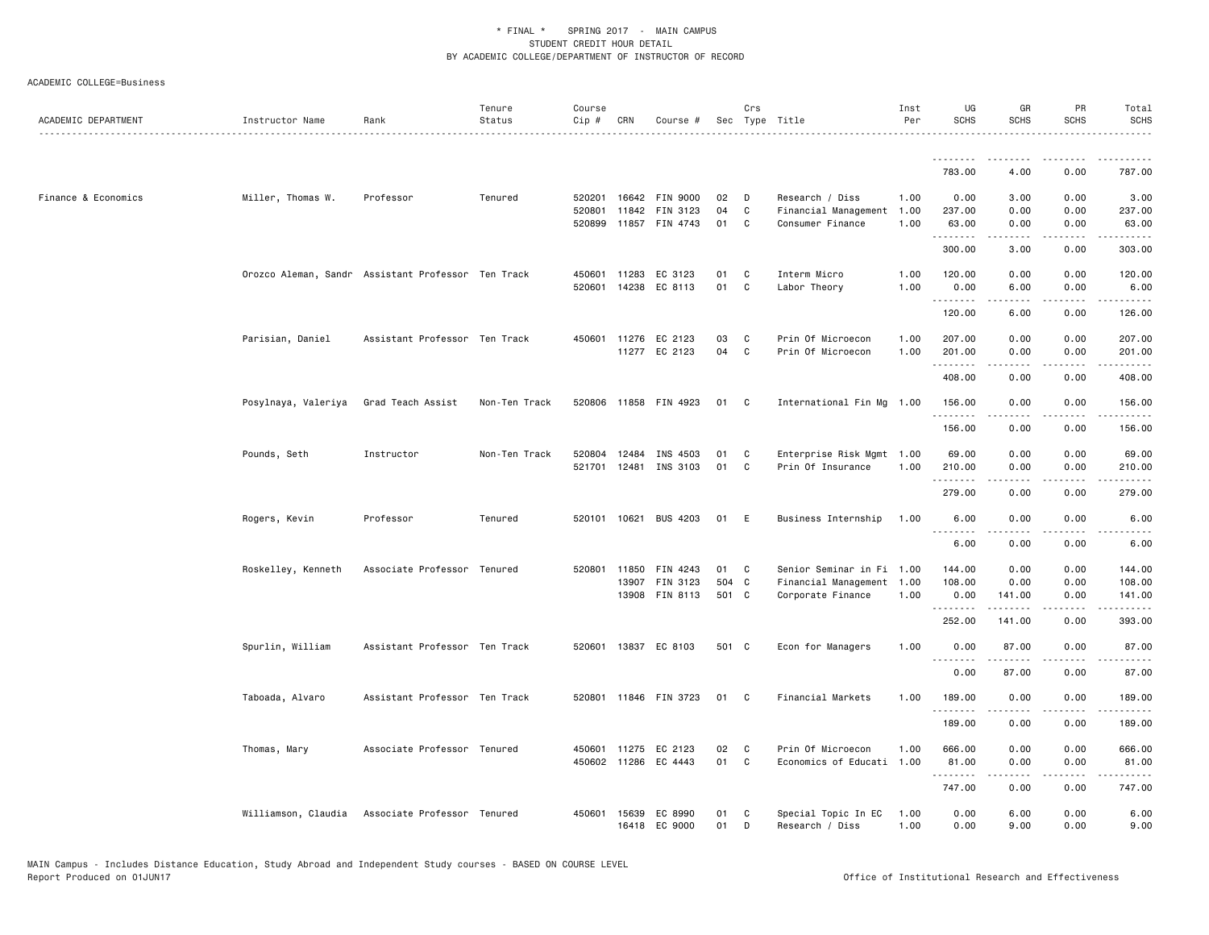\* FINAL \* SPRING 2017 - MAIN CAMPUS
STUDENT CREDIT HOUR DETAIL
BY ACADEMIC COLLEGE/DEPARTMENT OF INSTRUCTOR OF RECORD

ACADEMIC COLLEGE=Business

| ACADEMIC DEPARTMENT | Instructor Name | Rank | Tenure Status | Course Cip # | CRN | Course # | Sec | Crs Type | Title | Inst Per | UG SCHS | GR SCHS | PR SCHS | Total SCHS |
|---|---|---|---|---|---|---|---|---|---|---|---|---|---|---|
| | | | | | | | | | | | 783.00 | 4.00 | 0.00 | 787.00 |
| Finance & Economics | Miller, Thomas W. | Professor | Tenured | 520201 | 16642 | FIN 9000 | 02 | D | Research / Diss | 1.00 | 0.00 | 3.00 | 0.00 | 3.00 |
| | | | | 520801 | 11842 | FIN 3123 | 04 | C | Financial Management | 1.00 | 237.00 | 0.00 | 0.00 | 237.00 |
| | | | | 520899 | 11857 | FIN 4743 | 01 | C | Consumer Finance | 1.00 | 63.00 | 0.00 | 0.00 | 63.00 |
| | | | | | | | | | | | 300.00 | 3.00 | 0.00 | 303.00 |
| | Orozco Aleman, Sandr | Assistant Professor | Ten Track | 450601 | 11283 | EC 3123 | 01 | C | Interm Micro | 1.00 | 120.00 | 0.00 | 0.00 | 120.00 |
| | | | | 520601 | 14238 | EC 8113 | 01 | C | Labor Theory | 1.00 | 0.00 | 6.00 | 0.00 | 6.00 |
| | | | | | | | | | | | 120.00 | 6.00 | 0.00 | 126.00 |
| | Parisian, Daniel | Assistant Professor | Ten Track | 450601 | 11276 | EC 2123 | 03 | C | Prin Of Microecon | 1.00 | 207.00 | 0.00 | 0.00 | 207.00 |
| | | | | | 11277 | EC 2123 | 04 | C | Prin Of Microecon | 1.00 | 201.00 | 0.00 | 0.00 | 201.00 |
| | | | | | | | | | | | 408.00 | 0.00 | 0.00 | 408.00 |
| | Posylnaya, Valeriya | Grad Teach Assist | Non-Ten Track | 520806 | 11858 | FIN 4923 | 01 | C | International Fin Mg | 1.00 | 156.00 | 0.00 | 0.00 | 156.00 |
| | | | | | | | | | | | 156.00 | 0.00 | 0.00 | 156.00 |
| | Pounds, Seth | Instructor | Non-Ten Track | 520804 | 12484 | INS 4503 | 01 | C | Enterprise Risk Mgmt | 1.00 | 69.00 | 0.00 | 0.00 | 69.00 |
| | | | | 521701 | 12481 | INS 3103 | 01 | C | Prin Of Insurance | 1.00 | 210.00 | 0.00 | 0.00 | 210.00 |
| | | | | | | | | | | | 279.00 | 0.00 | 0.00 | 279.00 |
| | Rogers, Kevin | Professor | Tenured | 520101 | 10621 | BUS 4203 | 01 | E | Business Internship | 1.00 | 6.00 | 0.00 | 0.00 | 6.00 |
| | | | | | | | | | | | 6.00 | 0.00 | 0.00 | 6.00 |
| | Roskelley, Kenneth | Associate Professor | Tenured | 520801 | 11850 | FIN 4243 | 01 | C | Senior Seminar in Fi | 1.00 | 144.00 | 0.00 | 0.00 | 144.00 |
| | | | | | 13907 | FIN 3123 | 504 | C | Financial Management | 1.00 | 108.00 | 0.00 | 0.00 | 108.00 |
| | | | | | 13908 | FIN 8113 | 501 | C | Corporate Finance | 1.00 | 0.00 | 141.00 | 0.00 | 141.00 |
| | | | | | | | | | | | 252.00 | 141.00 | 0.00 | 393.00 |
| | Spurlin, William | Assistant Professor | Ten Track | 520601 | 13837 | EC 8103 | 501 | C | Econ for Managers | 1.00 | 0.00 | 87.00 | 0.00 | 87.00 |
| | | | | | | | | | | | 0.00 | 87.00 | 0.00 | 87.00 |
| | Taboada, Alvaro | Assistant Professor | Ten Track | 520801 | 11846 | FIN 3723 | 01 | C | Financial Markets | 1.00 | 189.00 | 0.00 | 0.00 | 189.00 |
| | | | | | | | | | | | 189.00 | 0.00 | 0.00 | 189.00 |
| | Thomas, Mary | Associate Professor | Tenured | 450601 | 11275 | EC 2123 | 02 | C | Prin Of Microecon | 1.00 | 666.00 | 0.00 | 0.00 | 666.00 |
| | | | | 450602 | 11286 | EC 4443 | 01 | C | Economics of Educati | 1.00 | 81.00 | 0.00 | 0.00 | 81.00 |
| | | | | | | | | | | | 747.00 | 0.00 | 0.00 | 747.00 |
| | Williamson, Claudia | Associate Professor | Tenured | 450601 | 15639 | EC 8990 | 01 | C | Special Topic In EC | 1.00 | 0.00 | 6.00 | 0.00 | 6.00 |
| | | | | | 16418 | EC 9000 | 01 | D | Research / Diss | 1.00 | 0.00 | 9.00 | 0.00 | 9.00 |

MAIN Campus - Includes Distance Education, Study Abroad and Independent Study courses - BASED ON COURSE LEVEL
Report Produced on 01JUN17 Office of Institutional Research and Effectiveness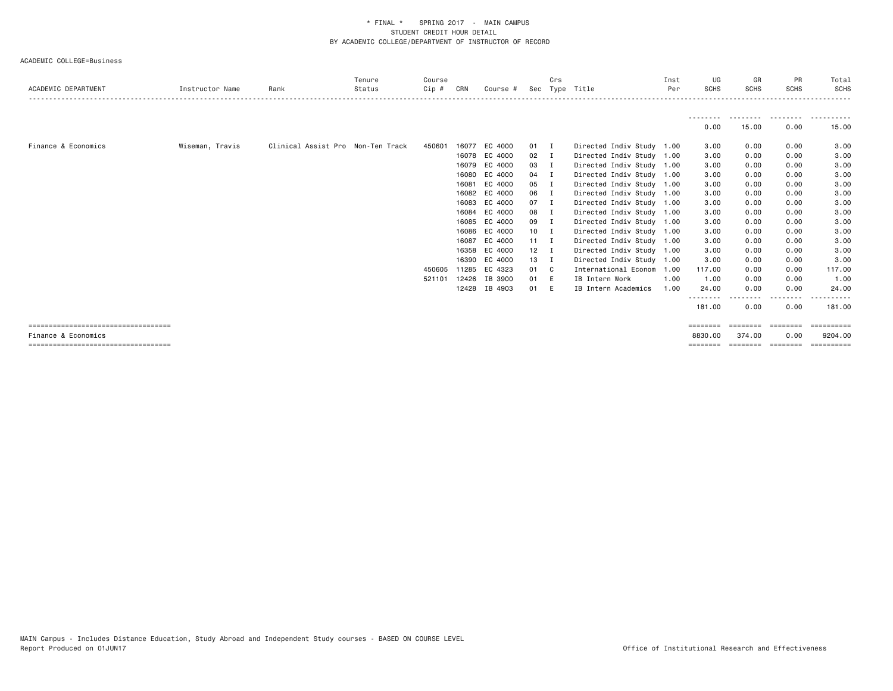* FINAL * SPRING 2017 - MAIN CAMPUS
STUDENT CREDIT HOUR DETAIL
BY ACADEMIC COLLEGE/DEPARTMENT OF INSTRUCTOR OF RECORD

ACADEMIC COLLEGE=Business

| ACADEMIC DEPARTMENT | Instructor Name | Rank | Tenure Status | Course Cip # | CRN | Course # | Sec | Crs Type | Title | Inst Per | UG SCHS | GR SCHS | PR SCHS | Total SCHS |
|---|---|---|---|---|---|---|---|---|---|---|---|---|---|---|
| | | | | | | | | | | | -------- | -------- | -------- | ---------- |
| | | | | | | | | | | | 0.00 | 15.00 | 0.00 | 15.00 |
| Finance & Economics | Wiseman, Travis | Clinical Assist Pro | Non-Ten Track | 450601 | 16077 | EC 4000 | 01 | I | Directed Indiv Study | 1.00 | 3.00 | 0.00 | 0.00 | 3.00 |
| | | | | | 16078 | EC 4000 | 02 | I | Directed Indiv Study | 1.00 | 3.00 | 0.00 | 0.00 | 3.00 |
| | | | | | 16079 | EC 4000 | 03 | I | Directed Indiv Study | 1.00 | 3.00 | 0.00 | 0.00 | 3.00 |
| | | | | | 16080 | EC 4000 | 04 | I | Directed Indiv Study | 1.00 | 3.00 | 0.00 | 0.00 | 3.00 |
| | | | | | 16081 | EC 4000 | 05 | I | Directed Indiv Study | 1.00 | 3.00 | 0.00 | 0.00 | 3.00 |
| | | | | | 16082 | EC 4000 | 06 | I | Directed Indiv Study | 1.00 | 3.00 | 0.00 | 0.00 | 3.00 |
| | | | | | 16083 | EC 4000 | 07 | I | Directed Indiv Study | 1.00 | 3.00 | 0.00 | 0.00 | 3.00 |
| | | | | | 16084 | EC 4000 | 08 | I | Directed Indiv Study | 1.00 | 3.00 | 0.00 | 0.00 | 3.00 |
| | | | | | 16085 | EC 4000 | 09 | I | Directed Indiv Study | 1.00 | 3.00 | 0.00 | 0.00 | 3.00 |
| | | | | | 16086 | EC 4000 | 10 | I | Directed Indiv Study | 1.00 | 3.00 | 0.00 | 0.00 | 3.00 |
| | | | | | 16087 | EC 4000 | 11 | I | Directed Indiv Study | 1.00 | 3.00 | 0.00 | 0.00 | 3.00 |
| | | | | | 16358 | EC 4000 | 12 | I | Directed Indiv Study | 1.00 | 3.00 | 0.00 | 0.00 | 3.00 |
| | | | | | 16390 | EC 4000 | 13 | I | Directed Indiv Study | 1.00 | 3.00 | 0.00 | 0.00 | 3.00 |
| | | | | 450605 | 11285 | EC 4323 | 01 | C | International Econom | 1.00 | 117.00 | 0.00 | 0.00 | 117.00 |
| | | | | 521101 | 12426 | IB 3900 | 01 | E | IB Intern Work | 1.00 | 1.00 | 0.00 | 0.00 | 1.00 |
| | | | | | 12428 | IB 4903 | 01 | E | IB Intern Academics | 1.00 | 24.00 | 0.00 | 0.00 | 24.00 |
| | | | | | | | | | | | -------- | -------- | -------- | ---------- |
| | | | | | | | | | | | 181.00 | 0.00 | 0.00 | 181.00 |
| =================================== | | | | | | | | | | | ======== | ======== | ======== | ========== |
| Finance & Economics | | | | | | | | | | | 8830.00 | 374.00 | 0.00 | 9204.00 |
| =================================== | | | | | | | | | | | ======== | ======== | ======== | ========== |

MAIN Campus - Includes Distance Education, Study Abroad and Independent Study courses - BASED ON COURSE LEVEL
Report Produced on 01JUN17
Office of Institutional Research and Effectiveness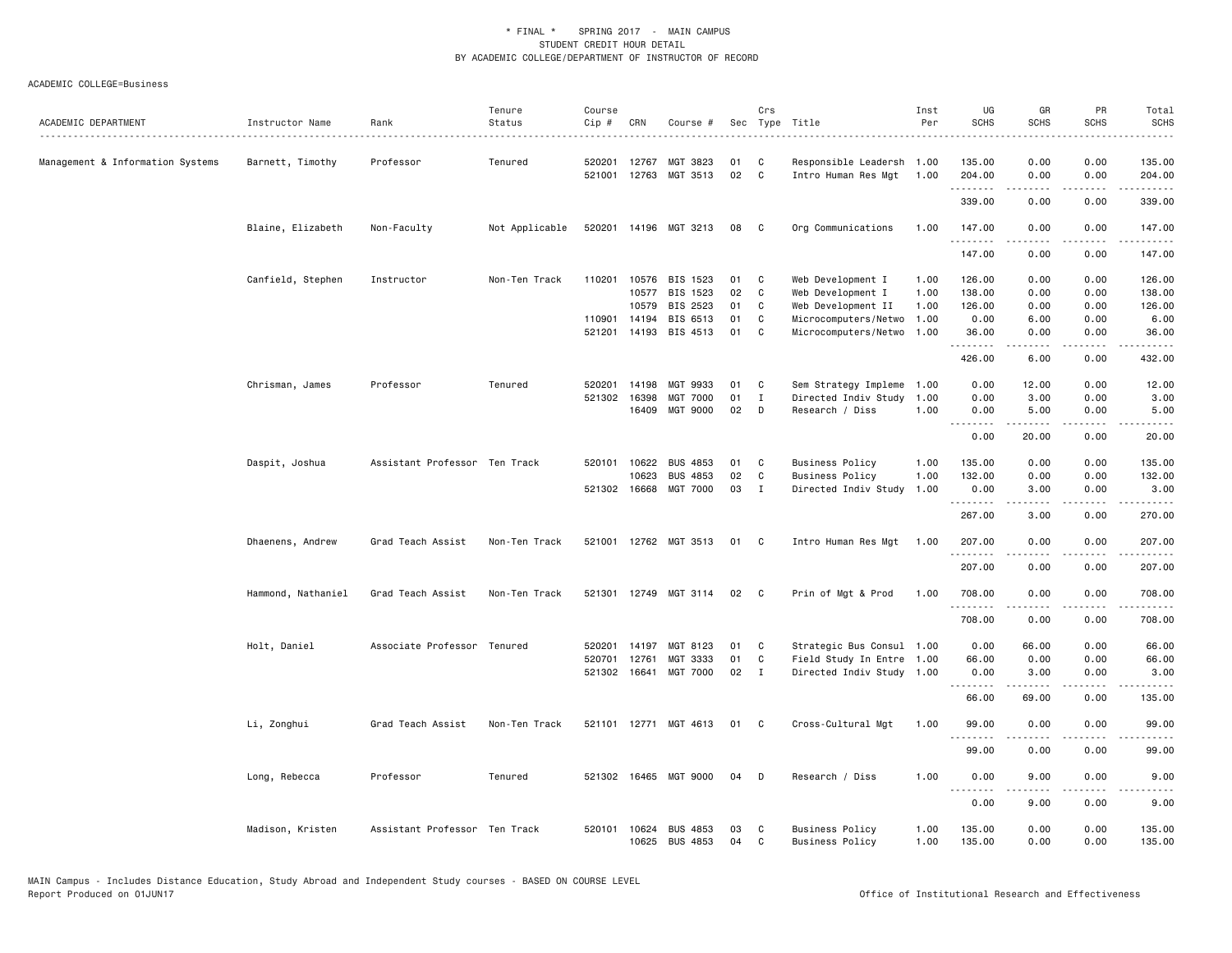\* FINAL \* SPRING 2017 - MAIN CAMPUS
STUDENT CREDIT HOUR DETAIL
BY ACADEMIC COLLEGE/DEPARTMENT OF INSTRUCTOR OF RECORD

ACADEMIC COLLEGE=Business

| ACADEMIC DEPARTMENT | Instructor Name | Rank | Tenure Status | Course Cip # | CRN | Course # | Sec | Crs Type | Title | Inst Per | UG SCHS | GR SCHS | PR SCHS | Total SCHS |
|---|---|---|---|---|---|---|---|---|---|---|---|---|---|---|
| Management & Information Systems | Barnett, Timothy | Professor | Tenured | 520201 | 12767 | MGT 3823 | 01 | C | Responsible Leadersh | 1.00 | 135.00 | 0.00 | 0.00 | 135.00 |
| | | | | 521001 | 12763 | MGT 3513 | 02 | C | Intro Human Res Mgt | 1.00 | 204.00 | 0.00 | 0.00 | 204.00 |
| | | | | | | | | | | | 339.00 | 0.00 | 0.00 | 339.00 |
| | Blaine, Elizabeth | Non-Faculty | Not Applicable | 520201 | 14196 | MGT 3213 | 08 | C | Org Communications | 1.00 | 147.00 | 0.00 | 0.00 | 147.00 |
| | | | | | | | | | | | 147.00 | 0.00 | 0.00 | 147.00 |
| | Canfield, Stephen | Instructor | Non-Ten Track | 110201 | 10576 | BIS 1523 | 01 | C | Web Development I | 1.00 | 126.00 | 0.00 | 0.00 | 126.00 |
| | | | | | 10577 | BIS 1523 | 02 | C | Web Development I | 1.00 | 138.00 | 0.00 | 0.00 | 138.00 |
| | | | | | 10579 | BIS 2523 | 01 | C | Web Development II | 1.00 | 126.00 | 0.00 | 0.00 | 126.00 |
| | | | | 110901 | 14194 | BIS 6513 | 01 | C | Microcomputers/Netwo | 1.00 | 0.00 | 6.00 | 0.00 | 6.00 |
| | | | | 521201 | 14193 | BIS 4513 | 01 | C | Microcomputers/Netwo | 1.00 | 36.00 | 0.00 | 0.00 | 36.00 |
| | | | | | | | | | | | 426.00 | 6.00 | 0.00 | 432.00 |
| | Chrisman, James | Professor | Tenured | 520201 | 14198 | MGT 9933 | 01 | C | Sem Strategy Impleme | 1.00 | 0.00 | 12.00 | 0.00 | 12.00 |
| | | | | 521302 | 16398 | MGT 7000 | 01 | I | Directed Indiv Study | 1.00 | 0.00 | 3.00 | 0.00 | 3.00 |
| | | | | | 16409 | MGT 9000 | 02 | D | Research / Diss | 1.00 | 0.00 | 5.00 | 0.00 | 5.00 |
| | | | | | | | | | | | 0.00 | 20.00 | 0.00 | 20.00 |
| | Daspit, Joshua | Assistant Professor | Ten Track | 520101 | 10622 | BUS 4853 | 01 | C | Business Policy | 1.00 | 135.00 | 0.00 | 0.00 | 135.00 |
| | | | | | 10623 | BUS 4853 | 02 | C | Business Policy | 1.00 | 132.00 | 0.00 | 0.00 | 132.00 |
| | | | | 521302 | 16668 | MGT 7000 | 03 | I | Directed Indiv Study | 1.00 | 0.00 | 3.00 | 0.00 | 3.00 |
| | | | | | | | | | | | 267.00 | 3.00 | 0.00 | 270.00 |
| | Dhaenens, Andrew | Grad Teach Assist | Non-Ten Track | 521001 | 12762 | MGT 3513 | 01 | C | Intro Human Res Mgt | 1.00 | 207.00 | 0.00 | 0.00 | 207.00 |
| | | | | | | | | | | | 207.00 | 0.00 | 0.00 | 207.00 |
| | Hammond, Nathaniel | Grad Teach Assist | Non-Ten Track | 521301 | 12749 | MGT 3114 | 02 | C | Prin of Mgt & Prod | 1.00 | 708.00 | 0.00 | 0.00 | 708.00 |
| | | | | | | | | | | | 708.00 | 0.00 | 0.00 | 708.00 |
| | Holt, Daniel | Associate Professor | Tenured | 520201 | 14197 | MGT 8123 | 01 | C | Strategic Bus Consul | 1.00 | 0.00 | 66.00 | 0.00 | 66.00 |
| | | | | 520701 | 12761 | MGT 3333 | 01 | C | Field Study In Entre | 1.00 | 66.00 | 0.00 | 0.00 | 66.00 |
| | | | | 521302 | 16641 | MGT 7000 | 02 | I | Directed Indiv Study | 1.00 | 0.00 | 3.00 | 0.00 | 3.00 |
| | | | | | | | | | | | 66.00 | 69.00 | 0.00 | 135.00 |
| | Li, Zonghui | Grad Teach Assist | Non-Ten Track | 521101 | 12771 | MGT 4613 | 01 | C | Cross-Cultural Mgt | 1.00 | 99.00 | 0.00 | 0.00 | 99.00 |
| | | | | | | | | | | | 99.00 | 0.00 | 0.00 | 99.00 |
| | Long, Rebecca | Professor | Tenured | 521302 | 16465 | MGT 9000 | 04 | D | Research / Diss | 1.00 | 0.00 | 9.00 | 0.00 | 9.00 |
| | | | | | | | | | | | 0.00 | 9.00 | 0.00 | 9.00 |
| | Madison, Kristen | Assistant Professor | Ten Track | 520101 | 10624 | BUS 4853 | 03 | C | Business Policy | 1.00 | 135.00 | 0.00 | 0.00 | 135.00 |
| | | | | | 10625 | BUS 4853 | 04 | C | Business Policy | 1.00 | 135.00 | 0.00 | 0.00 | 135.00 |

MAIN Campus - Includes Distance Education, Study Abroad and Independent Study courses - BASED ON COURSE LEVEL
Report Produced on 01JUN17

Office of Institutional Research and Effectiveness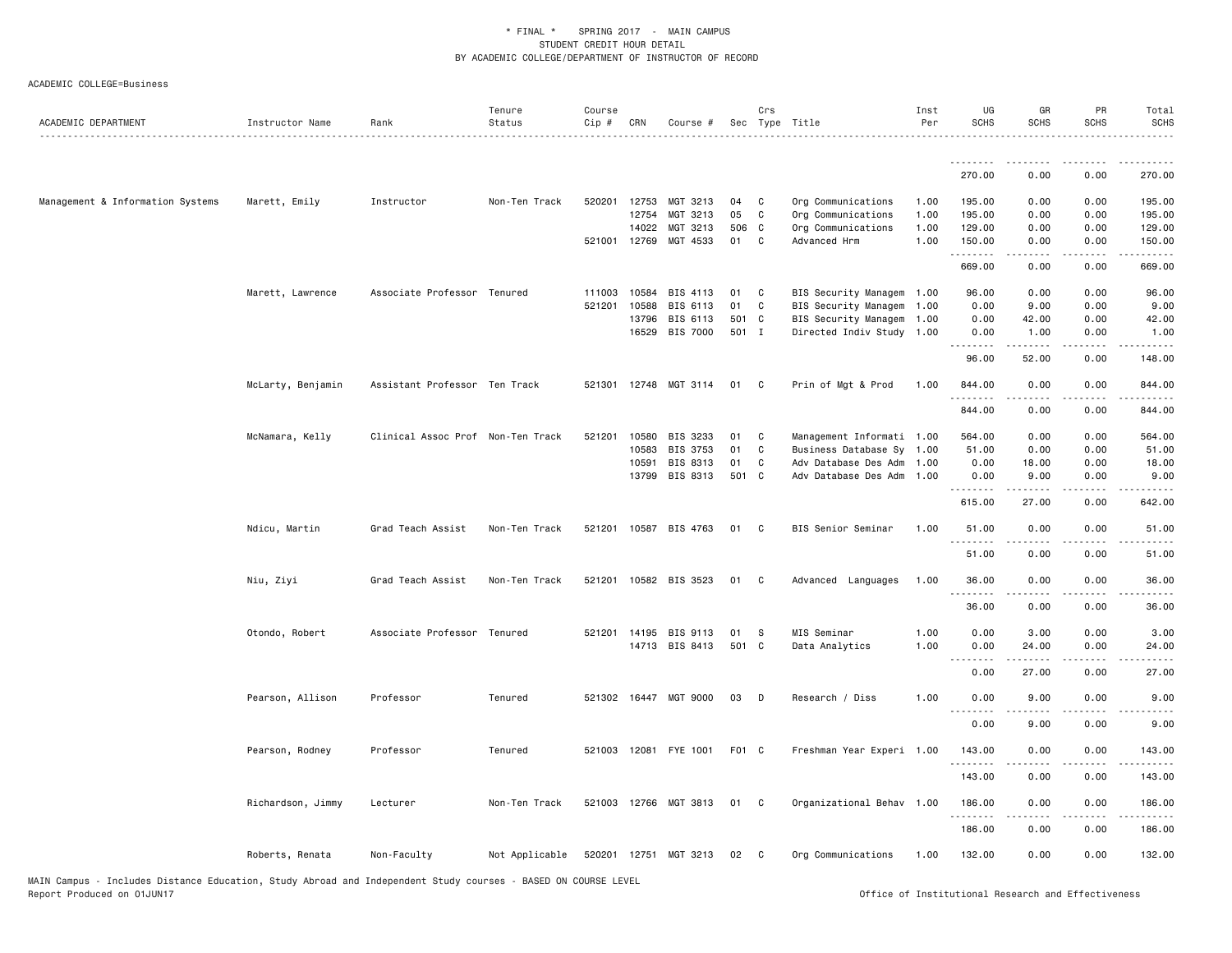\* FINAL \* SPRING 2017 - MAIN CAMPUS
STUDENT CREDIT HOUR DETAIL
BY ACADEMIC COLLEGE/DEPARTMENT OF INSTRUCTOR OF RECORD

ACADEMIC COLLEGE=Business

| ACADEMIC DEPARTMENT | Instructor Name | Rank | Tenure Status | Course Cip # | CRN | Course # | Sec | Crs Type | Title | Inst Per | UG SCHS | GR SCHS | PR SCHS | Total SCHS |
|---|---|---|---|---|---|---|---|---|---|---|---|---|---|---|
| | | | | | | | | | | | 270.00 | 0.00 | 0.00 | 270.00 |
| Management & Information Systems | Marett, Emily | Instructor | Non-Ten Track | 520201 | 12753 | MGT 3213 | 04 | C | Org Communications | 1.00 | 195.00 | 0.00 | 0.00 | 195.00 |
| | | | | | 12754 | MGT 3213 | 05 | C | Org Communications | 1.00 | 195.00 | 0.00 | 0.00 | 195.00 |
| | | | | | 14022 | MGT 3213 | 506 | C | Org Communications | 1.00 | 129.00 | 0.00 | 0.00 | 129.00 |
| | | | | 521001 | 12769 | MGT 4533 | 01 | C | Advanced Hrm | 1.00 | 150.00 | 0.00 | 0.00 | 150.00 |
| | | | | | | | | | | | 669.00 | 0.00 | 0.00 | 669.00 |
| | Marett, Lawrence | Associate Professor | Tenured | 111003 | 10584 | BIS 4113 | 01 | C | BIS Security Managem | 1.00 | 96.00 | 0.00 | 0.00 | 96.00 |
| | | | | 521201 | 10588 | BIS 6113 | 01 | C | BIS Security Managem | 1.00 | 0.00 | 9.00 | 0.00 | 9.00 |
| | | | | | 13796 | BIS 6113 | 501 | C | BIS Security Managem | 1.00 | 0.00 | 42.00 | 0.00 | 42.00 |
| | | | | | 16529 | BIS 7000 | 501 | I | Directed Indiv Study | 1.00 | 0.00 | 1.00 | 0.00 | 1.00 |
| | | | | | | | | | | | 96.00 | 52.00 | 0.00 | 148.00 |
| | McLarty, Benjamin | Assistant Professor | Ten Track | 521301 | 12748 | MGT 3114 | 01 | C | Prin of Mgt & Prod | 1.00 | 844.00 | 0.00 | 0.00 | 844.00 |
| | | | | | | | | | | | 844.00 | 0.00 | 0.00 | 844.00 |
| | McNamara, Kelly | Clinical Assoc Prof | Non-Ten Track | 521201 | 10580 | BIS 3233 | 01 | C | Management Informati | 1.00 | 564.00 | 0.00 | 0.00 | 564.00 |
| | | | | | 10583 | BIS 3753 | 01 | C | Business Database Sy | 1.00 | 51.00 | 0.00 | 0.00 | 51.00 |
| | | | | | 10591 | BIS 8313 | 01 | C | Adv Database Des Adm | 1.00 | 0.00 | 18.00 | 0.00 | 18.00 |
| | | | | | 13799 | BIS 8313 | 501 | C | Adv Database Des Adm | 1.00 | 0.00 | 9.00 | 0.00 | 9.00 |
| | | | | | | | | | | | 615.00 | 27.00 | 0.00 | 642.00 |
| | Ndicu, Martin | Grad Teach Assist | Non-Ten Track | 521201 | 10587 | BIS 4763 | 01 | C | BIS Senior Seminar | 1.00 | 51.00 | 0.00 | 0.00 | 51.00 |
| | | | | | | | | | | | 51.00 | 0.00 | 0.00 | 51.00 |
| | Niu, Ziyi | Grad Teach Assist | Non-Ten Track | 521201 | 10582 | BIS 3523 | 01 | C | Advanced Languages | 1.00 | 36.00 | 0.00 | 0.00 | 36.00 |
| | | | | | | | | | | | 36.00 | 0.00 | 0.00 | 36.00 |
| | Otondo, Robert | Associate Professor | Tenured | 521201 | 14195 | BIS 9113 | 01 | S | MIS Seminar | 1.00 | 0.00 | 3.00 | 0.00 | 3.00 |
| | | | | | 14713 | BIS 8413 | 501 | C | Data Analytics | 1.00 | 0.00 | 24.00 | 0.00 | 24.00 |
| | | | | | | | | | | | 0.00 | 27.00 | 0.00 | 27.00 |
| | Pearson, Allison | Professor | Tenured | 521302 | 16447 | MGT 9000 | 03 | D | Research / Diss | 1.00 | 0.00 | 9.00 | 0.00 | 9.00 |
| | | | | | | | | | | | 0.00 | 9.00 | 0.00 | 9.00 |
| | Pearson, Rodney | Professor | Tenured | 521003 | 12081 | FYE 1001 | F01 | C | Freshman Year Experi | 1.00 | 143.00 | 0.00 | 0.00 | 143.00 |
| | | | | | | | | | | | 143.00 | 0.00 | 0.00 | 143.00 |
| | Richardson, Jimmy | Lecturer | Non-Ten Track | 521003 | 12766 | MGT 3813 | 01 | C | Organizational Behav | 1.00 | 186.00 | 0.00 | 0.00 | 186.00 |
| | | | | | | | | | | | 186.00 | 0.00 | 0.00 | 186.00 |
| | Roberts, Renata | Non-Faculty | Not Applicable | 520201 | 12751 | MGT 3213 | 02 | C | Org Communications | 1.00 | 132.00 | 0.00 | 0.00 | 132.00 |

MAIN Campus - Includes Distance Education, Study Abroad and Independent Study courses - BASED ON COURSE LEVEL
Report Produced on 01JUN17 Office of Institutional Research and Effectiveness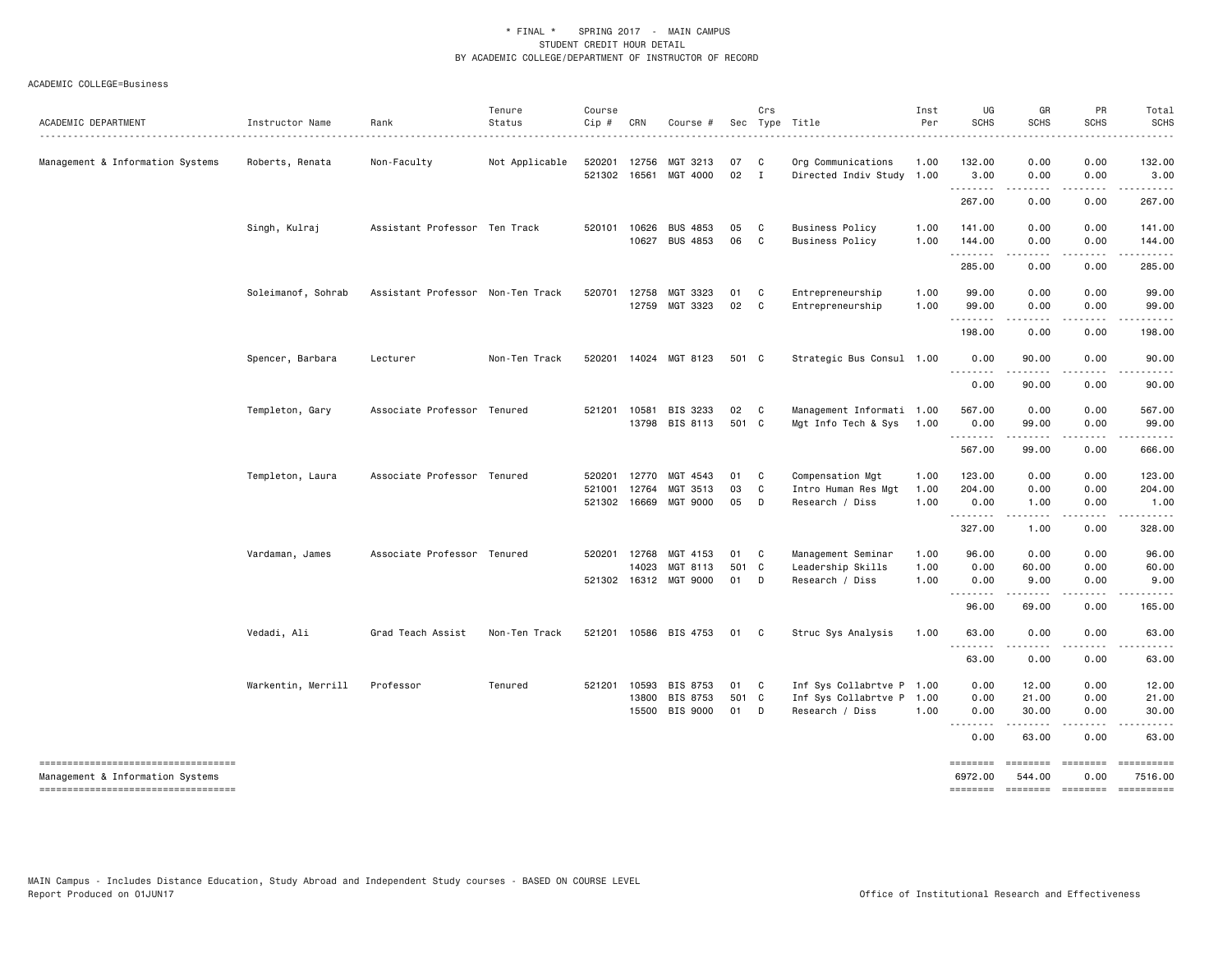\* FINAL \* SPRING 2017 - MAIN CAMPUS
STUDENT CREDIT HOUR DETAIL
BY ACADEMIC COLLEGE/DEPARTMENT OF INSTRUCTOR OF RECORD

ACADEMIC COLLEGE=Business

| ACADEMIC DEPARTMENT | Instructor Name | Rank | Tenure Status | Course Cip # | CRN | Course # | Sec | Crs Type | Title | Inst Per | UG SCHS | GR SCHS | PR SCHS | Total SCHS |
|---|---|---|---|---|---|---|---|---|---|---|---|---|---|---|
| Management & Information Systems | Roberts, Renata | Non-Faculty | Not Applicable | 520201 | 12756 | MGT 3213 | 07 | C | Org Communications | 1.00 | 132.00 | 0.00 | 0.00 | 132.00 |
| | | | | 521302 | 16561 | MGT 4000 | 02 | I | Directed Indiv Study | 1.00 | 3.00 | 0.00 | 0.00 | 3.00 |
| | | | | | | | | | | | 267.00 | 0.00 | 0.00 | 267.00 |
| | Singh, Kulraj | Assistant Professor | Ten Track | 520101 | 10626 | BUS 4853 | 05 | C | Business Policy | 1.00 | 141.00 | 0.00 | 0.00 | 141.00 |
| | | | | | 10627 | BUS 4853 | 06 | C | Business Policy | 1.00 | 144.00 | 0.00 | 0.00 | 144.00 |
| | | | | | | | | | | | 285.00 | 0.00 | 0.00 | 285.00 |
| | Soleimanof, Sohrab | Assistant Professor | Non-Ten Track | 520701 | 12758 | MGT 3323 | 01 | C | Entrepreneurship | 1.00 | 99.00 | 0.00 | 0.00 | 99.00 |
| | | | | | 12759 | MGT 3323 | 02 | C | Entrepreneurship | 1.00 | 99.00 | 0.00 | 0.00 | 99.00 |
| | | | | | | | | | | | 198.00 | 0.00 | 0.00 | 198.00 |
| | Spencer, Barbara | Lecturer | Non-Ten Track | 520201 | 14024 | MGT 8123 | 501 | C | Strategic Bus Consul | 1.00 | 0.00 | 90.00 | 0.00 | 90.00 |
| | | | | | | | | | | | 0.00 | 90.00 | 0.00 | 90.00 |
| | Templeton, Gary | Associate Professor | Tenured | 521201 | 10581 | BIS 3233 | 02 | C | Management Informati | 1.00 | 567.00 | 0.00 | 0.00 | 567.00 |
| | | | | | 13798 | BIS 8113 | 501 | C | Mgt Info Tech & Sys | 1.00 | 0.00 | 99.00 | 0.00 | 99.00 |
| | | | | | | | | | | | 567.00 | 99.00 | 0.00 | 666.00 |
| | Templeton, Laura | Associate Professor | Tenured | 520201 | 12770 | MGT 4543 | 01 | C | Compensation Mgt | 1.00 | 123.00 | 0.00 | 0.00 | 123.00 |
| | | | | 521001 | 12764 | MGT 3513 | 03 | C | Intro Human Res Mgt | 1.00 | 204.00 | 0.00 | 0.00 | 204.00 |
| | | | | 521302 | 16669 | MGT 9000 | 05 | D | Research / Diss | 1.00 | 0.00 | 1.00 | 0.00 | 1.00 |
| | | | | | | | | | | | 327.00 | 1.00 | 0.00 | 328.00 |
| | Vardaman, James | Associate Professor | Tenured | 520201 | 12768 | MGT 4153 | 01 | C | Management Seminar | 1.00 | 96.00 | 0.00 | 0.00 | 96.00 |
| | | | | | 14023 | MGT 8113 | 501 | C | Leadership Skills | 1.00 | 0.00 | 60.00 | 0.00 | 60.00 |
| | | | | 521302 | 16312 | MGT 9000 | 01 | D | Research / Diss | 1.00 | 0.00 | 9.00 | 0.00 | 9.00 |
| | | | | | | | | | | | 96.00 | 69.00 | 0.00 | 165.00 |
| | Vedadi, Ali | Grad Teach Assist | Non-Ten Track | 521201 | 10586 | BIS 4753 | 01 | C | Struc Sys Analysis | 1.00 | 63.00 | 0.00 | 0.00 | 63.00 |
| | | | | | | | | | | | 63.00 | 0.00 | 0.00 | 63.00 |
| | Warkentin, Merrill | Professor | Tenured | 521201 | 10593 | BIS 8753 | 01 | C | Inf Sys Collabrtve P | 1.00 | 0.00 | 12.00 | 0.00 | 12.00 |
| | | | | | 13800 | BIS 8753 | 501 | C | Inf Sys Collabrtve P | 1.00 | 0.00 | 21.00 | 0.00 | 21.00 |
| | | | | | 15500 | BIS 9000 | 01 | D | Research / Diss | 1.00 | 0.00 | 30.00 | 0.00 | 30.00 |
| | | | | | | | | | | | 0.00 | 63.00 | 0.00 | 63.00 |
| Management & Information Systems | | | | | | | | | | | 6972.00 | 544.00 | 0.00 | 7516.00 |

MAIN Campus - Includes Distance Education, Study Abroad and Independent Study courses - BASED ON COURSE LEVEL
Report Produced on 01JUN17

Office of Institutional Research and Effectiveness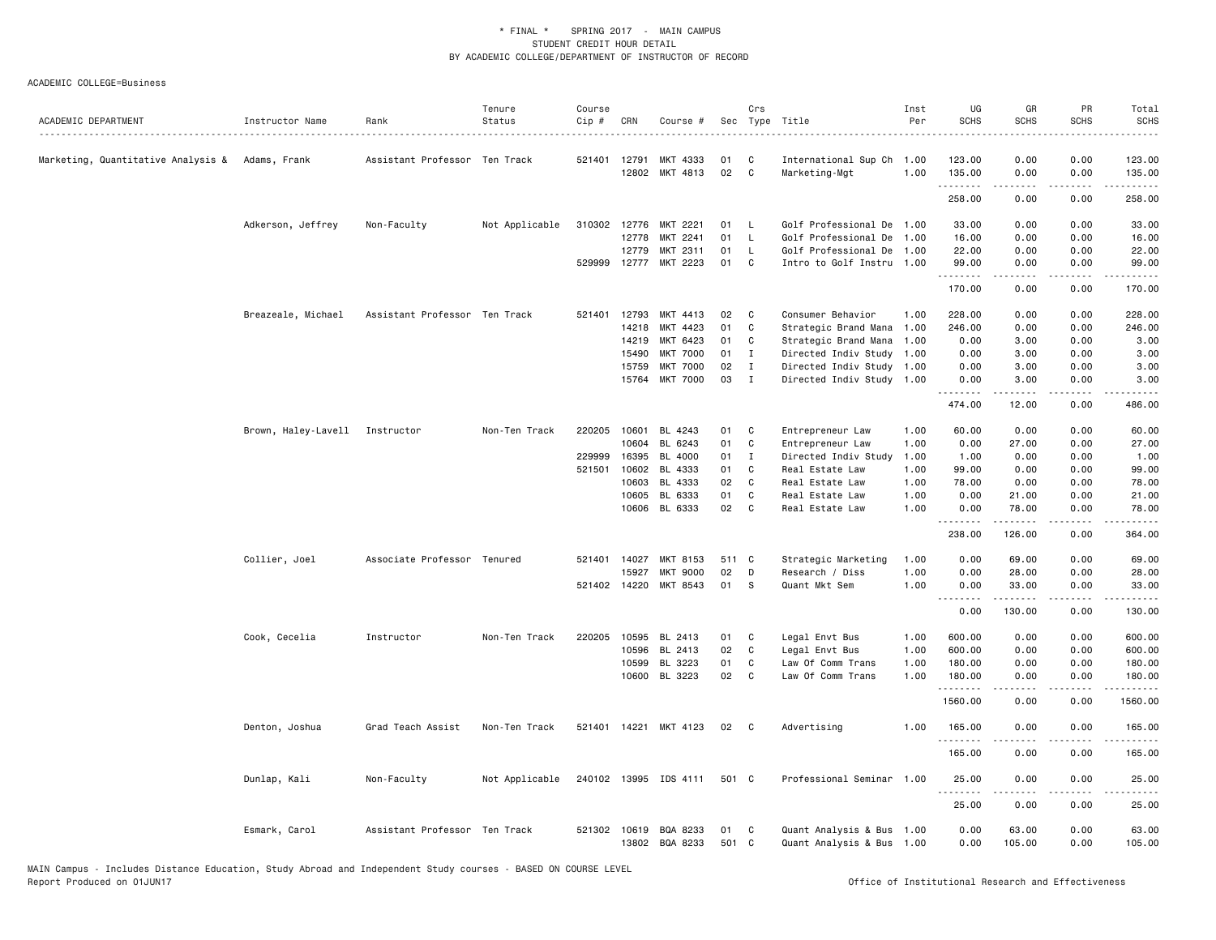\* FINAL \* SPRING 2017 - MAIN CAMPUS
STUDENT CREDIT HOUR DETAIL
BY ACADEMIC COLLEGE/DEPARTMENT OF INSTRUCTOR OF RECORD

ACADEMIC COLLEGE=Business

| ACADEMIC DEPARTMENT | Instructor Name | Rank | Tenure Status | Course Cip # | CRN | Course # | Sec | Crs Type | Title | Inst Per | UG SCHS | GR SCHS | PR SCHS | Total SCHS |
|---|---|---|---|---|---|---|---|---|---|---|---|---|---|---|
| Marketing, Quantitative Analysis & | Adams, Frank | Assistant Professor | Ten Track | 521401 | 12791 | MKT 4333 | 01 | C | International Sup Ch | 1.00 | 123.00 | 0.00 | 0.00 | 123.00 |
| | | | | | 12802 | MKT 4813 | 02 | C | Marketing-Mgt | 1.00 | 135.00 | 0.00 | 0.00 | 135.00 |
| | | | | | | | | | | | 258.00 | 0.00 | 0.00 | 258.00 |
| | Adkerson, Jeffrey | Non-Faculty | Not Applicable | 310302 | 12776 | MKT 2221 | 01 | L | Golf Professional De | 1.00 | 33.00 | 0.00 | 0.00 | 33.00 |
| | | | | | 12778 | MKT 2241 | 01 | L | Golf Professional De | 1.00 | 16.00 | 0.00 | 0.00 | 16.00 |
| | | | | | 12779 | MKT 2311 | 01 | L | Golf Professional De | 1.00 | 22.00 | 0.00 | 0.00 | 22.00 |
| | | | | 529999 | 12777 | MKT 2223 | 01 | C | Intro to Golf Instru | 1.00 | 99.00 | 0.00 | 0.00 | 99.00 |
| | | | | | | | | | | | 170.00 | 0.00 | 0.00 | 170.00 |
| | Breazeale, Michael | Assistant Professor | Ten Track | 521401 | 12793 | MKT 4413 | 02 | C | Consumer Behavior | 1.00 | 228.00 | 0.00 | 0.00 | 228.00 |
| | | | | | 14218 | MKT 4423 | 01 | C | Strategic Brand Mana | 1.00 | 246.00 | 0.00 | 0.00 | 246.00 |
| | | | | | 14219 | MKT 6423 | 01 | C | Strategic Brand Mana | 1.00 | 0.00 | 3.00 | 0.00 | 3.00 |
| | | | | | 15490 | MKT 7000 | 01 | I | Directed Indiv Study | 1.00 | 0.00 | 3.00 | 0.00 | 3.00 |
| | | | | | 15759 | MKT 7000 | 02 | I | Directed Indiv Study | 1.00 | 0.00 | 3.00 | 0.00 | 3.00 |
| | | | | | 15764 | MKT 7000 | 03 | I | Directed Indiv Study | 1.00 | 0.00 | 3.00 | 0.00 | 3.00 |
| | | | | | | | | | | | 474.00 | 12.00 | 0.00 | 486.00 |
| | Brown, Haley-Lavell | Instructor | Non-Ten Track | 220205 | 10601 | BL 4243 | 01 | C | Entrepreneur Law | 1.00 | 60.00 | 0.00 | 0.00 | 60.00 |
| | | | | | 10604 | BL 6243 | 01 | C | Entrepreneur Law | 1.00 | 0.00 | 27.00 | 0.00 | 27.00 |
| | | | | 229999 | 16395 | BL 4000 | 01 | I | Directed Indiv Study | 1.00 | 1.00 | 0.00 | 0.00 | 1.00 |
| | | | | 521501 | 10602 | BL 4333 | 01 | C | Real Estate Law | 1.00 | 99.00 | 0.00 | 0.00 | 99.00 |
| | | | | | 10603 | BL 4333 | 02 | C | Real Estate Law | 1.00 | 78.00 | 0.00 | 0.00 | 78.00 |
| | | | | | 10605 | BL 6333 | 01 | C | Real Estate Law | 1.00 | 0.00 | 21.00 | 0.00 | 21.00 |
| | | | | | 10606 | BL 6333 | 02 | C | Real Estate Law | 1.00 | 0.00 | 78.00 | 0.00 | 78.00 |
| | | | | | | | | | | | 238.00 | 126.00 | 0.00 | 364.00 |
| | Collier, Joel | Associate Professor | Tenured | 521401 | 14027 | MKT 8153 | 511 | C | Strategic Marketing | 1.00 | 0.00 | 69.00 | 0.00 | 69.00 |
| | | | | | 15927 | MKT 9000 | 02 | D | Research / Diss | 1.00 | 0.00 | 28.00 | 0.00 | 28.00 |
| | | | | 521402 | 14220 | MKT 8543 | 01 | S | Quant Mkt Sem | 1.00 | 0.00 | 33.00 | 0.00 | 33.00 |
| | | | | | | | | | | | 0.00 | 130.00 | 0.00 | 130.00 |
| | Cook, Cecelia | Instructor | Non-Ten Track | 220205 | 10595 | BL 2413 | 01 | C | Legal Envt Bus | 1.00 | 600.00 | 0.00 | 0.00 | 600.00 |
| | | | | | 10596 | BL 2413 | 02 | C | Legal Envt Bus | 1.00 | 600.00 | 0.00 | 0.00 | 600.00 |
| | | | | | 10599 | BL 3223 | 01 | C | Law Of Comm Trans | 1.00 | 180.00 | 0.00 | 0.00 | 180.00 |
| | | | | | 10600 | BL 3223 | 02 | C | Law Of Comm Trans | 1.00 | 180.00 | 0.00 | 0.00 | 180.00 |
| | | | | | | | | | | | 1560.00 | 0.00 | 0.00 | 1560.00 |
| | Denton, Joshua | Grad Teach Assist | Non-Ten Track | 521401 | 14221 | MKT 4123 | 02 | C | Advertising | 1.00 | 165.00 | 0.00 | 0.00 | 165.00 |
| | | | | | | | | | | | 165.00 | 0.00 | 0.00 | 165.00 |
| | Dunlap, Kali | Non-Faculty | Not Applicable | 240102 | 13995 | IDS 4111 | 501 | C | Professional Seminar | 1.00 | 25.00 | 0.00 | 0.00 | 25.00 |
| | | | | | | | | | | | 25.00 | 0.00 | 0.00 | 25.00 |
| | Esmark, Carol | Assistant Professor | Ten Track | 521302 | 10619 | BQA 8233 | 01 | C | Quant Analysis & Bus | 1.00 | 0.00 | 63.00 | 0.00 | 63.00 |
| | | | | | 13802 | BQA 8233 | 501 | C | Quant Analysis & Bus | 1.00 | 0.00 | 105.00 | 0.00 | 105.00 |

MAIN Campus - Includes Distance Education, Study Abroad and Independent Study courses - BASED ON COURSE LEVEL
Report Produced on 01JUN17

Office of Institutional Research and Effectiveness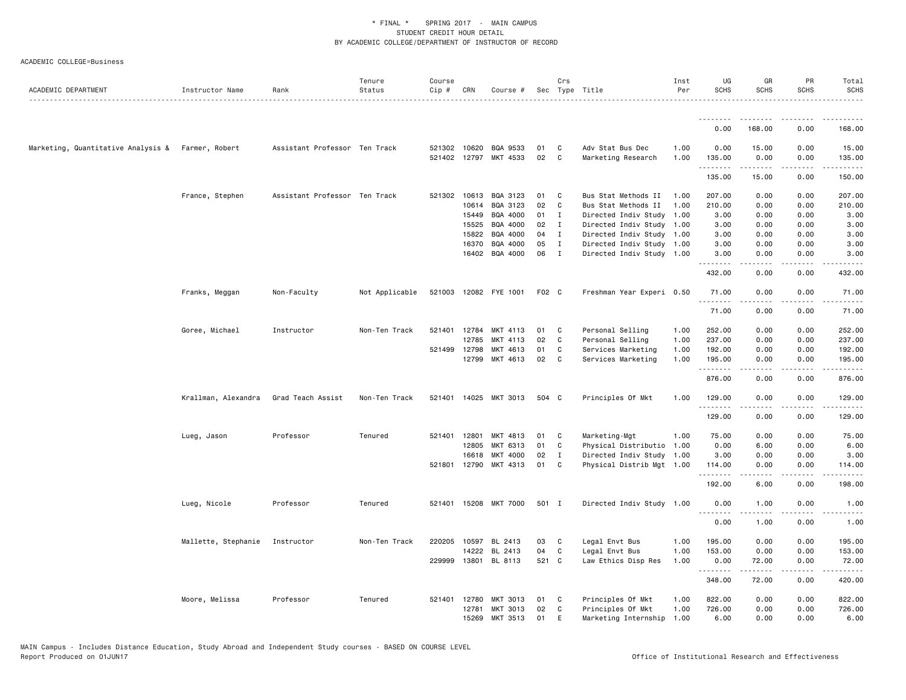\* FINAL \* SPRING 2017 - MAIN CAMPUS
STUDENT CREDIT HOUR DETAIL
BY ACADEMIC COLLEGE/DEPARTMENT OF INSTRUCTOR OF RECORD

ACADEMIC COLLEGE=Business

| ACADEMIC DEPARTMENT | Instructor Name | Rank | Tenure Status | Course Cip # | CRN | Course # | Sec | Crs Type | Title | Inst Per | UG SCHS | GR SCHS | PR SCHS | Total SCHS |
|---|---|---|---|---|---|---|---|---|---|---|---|---|---|---|
| | | | | | | | | | | | 0.00 | 168.00 | 0.00 | 168.00 |
| Marketing, Quantitative Analysis & | Farmer, Robert | Assistant Professor | Ten Track | 521302 | 10620 | BQA 9533 | 01 | C | Adv Stat Bus Dec | 1.00 | 0.00 | 15.00 | 0.00 | 15.00 |
| | | | | 521402 | 12797 | MKT 4533 | 02 | C | Marketing Research | 1.00 | 135.00 | 0.00 | 0.00 | 135.00 |
| | | | | | | | | | | | 135.00 | 15.00 | 0.00 | 150.00 |
| | France, Stephen | Assistant Professor | Ten Track | 521302 | 10613 | BQA 3123 | 01 | C | Bus Stat Methods II | 1.00 | 207.00 | 0.00 | 0.00 | 207.00 |
| | | | | | 10614 | BQA 3123 | 02 | C | Bus Stat Methods II | 1.00 | 210.00 | 0.00 | 0.00 | 210.00 |
| | | | | | 15449 | BQA 4000 | 01 | I | Directed Indiv Study | 1.00 | 3.00 | 0.00 | 0.00 | 3.00 |
| | | | | | 15525 | BQA 4000 | 02 | I | Directed Indiv Study | 1.00 | 3.00 | 0.00 | 0.00 | 3.00 |
| | | | | | 15822 | BQA 4000 | 04 | I | Directed Indiv Study | 1.00 | 3.00 | 0.00 | 0.00 | 3.00 |
| | | | | | 16370 | BQA 4000 | 05 | I | Directed Indiv Study | 1.00 | 3.00 | 0.00 | 0.00 | 3.00 |
| | | | | | 16402 | BQA 4000 | 06 | I | Directed Indiv Study | 1.00 | 3.00 | 0.00 | 0.00 | 3.00 |
| | | | | | | | | | | | 432.00 | 0.00 | 0.00 | 432.00 |
| | Franks, Meggan | Non-Faculty | Not Applicable | 521003 | 12082 | FYE 1001 | F02 | C | Freshman Year Experi | 0.50 | 71.00 | 0.00 | 0.00 | 71.00 |
| | | | | | | | | | | | 71.00 | 0.00 | 0.00 | 71.00 |
| | Goree, Michael | Instructor | Non-Ten Track | 521401 | 12784 | MKT 4113 | 01 | C | Personal Selling | 1.00 | 252.00 | 0.00 | 0.00 | 252.00 |
| | | | | | 12785 | MKT 4113 | 02 | C | Personal Selling | 1.00 | 237.00 | 0.00 | 0.00 | 237.00 |
| | | | | 521499 | 12798 | MKT 4613 | 01 | C | Services Marketing | 1.00 | 192.00 | 0.00 | 0.00 | 192.00 |
| | | | | | 12799 | MKT 4613 | 02 | C | Services Marketing | 1.00 | 195.00 | 0.00 | 0.00 | 195.00 |
| | | | | | | | | | | | 876.00 | 0.00 | 0.00 | 876.00 |
| | Krallman, Alexandra | Grad Teach Assist | Non-Ten Track | 521401 | 14025 | MKT 3013 | 504 | C | Principles Of Mkt | 1.00 | 129.00 | 0.00 | 0.00 | 129.00 |
| | | | | | | | | | | | 129.00 | 0.00 | 0.00 | 129.00 |
| | Lueg, Jason | Professor | Tenured | 521401 | 12801 | MKT 4813 | 01 | C | Marketing-Mgt | 1.00 | 75.00 | 0.00 | 0.00 | 75.00 |
| | | | | | 12805 | MKT 6313 | 01 | C | Physical Distributio | 1.00 | 0.00 | 6.00 | 0.00 | 6.00 |
| | | | | | 16618 | MKT 4000 | 02 | I | Directed Indiv Study | 1.00 | 3.00 | 0.00 | 0.00 | 3.00 |
| | | | | 521801 | 12790 | MKT 4313 | 01 | C | Physical Distrib Mgt | 1.00 | 114.00 | 0.00 | 0.00 | 114.00 |
| | | | | | | | | | | | 192.00 | 6.00 | 0.00 | 198.00 |
| | Lueg, Nicole | Professor | Tenured | 521401 | 15208 | MKT 7000 | 501 | I | Directed Indiv Study | 1.00 | 0.00 | 1.00 | 0.00 | 1.00 |
| | | | | | | | | | | | 0.00 | 1.00 | 0.00 | 1.00 |
| | Mallette, Stephanie | Instructor | Non-Ten Track | 220205 | 10597 | BL 2413 | 03 | C | Legal Envt Bus | 1.00 | 195.00 | 0.00 | 0.00 | 195.00 |
| | | | | | 14222 | BL 2413 | 04 | C | Legal Envt Bus | 1.00 | 153.00 | 0.00 | 0.00 | 153.00 |
| | | | | 229999 | 13801 | BL 8113 | 521 | C | Law Ethics Disp Res | 1.00 | 0.00 | 72.00 | 0.00 | 72.00 |
| | | | | | | | | | | | 348.00 | 72.00 | 0.00 | 420.00 |
| | Moore, Melissa | Professor | Tenured | 521401 | 12780 | MKT 3013 | 01 | C | Principles Of Mkt | 1.00 | 822.00 | 0.00 | 0.00 | 822.00 |
| | | | | | 12781 | MKT 3013 | 02 | C | Principles Of Mkt | 1.00 | 726.00 | 0.00 | 0.00 | 726.00 |
| | | | | | 15269 | MKT 3513 | 01 | E | Marketing Internship | 1.00 | 6.00 | 0.00 | 0.00 | 6.00 |

MAIN Campus - Includes Distance Education, Study Abroad and Independent Study courses - BASED ON COURSE LEVEL
Report Produced on 01JUN17 Office of Institutional Research and Effectiveness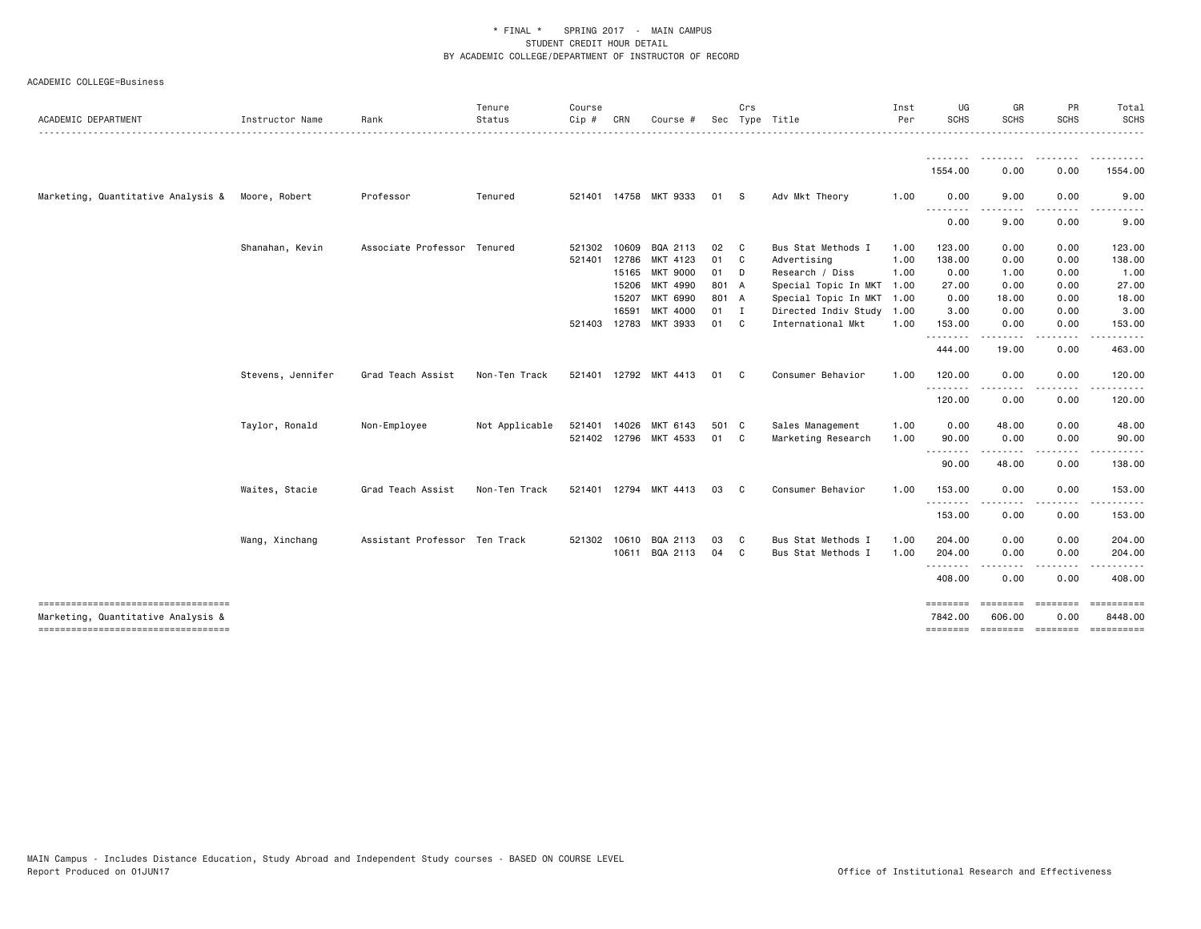\* FINAL \* SPRING 2017 - MAIN CAMPUS
STUDENT CREDIT HOUR DETAIL
BY ACADEMIC COLLEGE/DEPARTMENT OF INSTRUCTOR OF RECORD

ACADEMIC COLLEGE=Business

| ACADEMIC DEPARTMENT | Instructor Name | Rank | Tenure Status | Course Cip # | CRN | Course # | Sec | Crs Type | Title | Inst Per | UG SCHS | GR SCHS | PR SCHS | Total SCHS |
|---|---|---|---|---|---|---|---|---|---|---|---|---|---|---|
| | | | | | | | | | | | 1554.00 | 0.00 | 0.00 | 1554.00 |
| Marketing, Quantitative Analysis & | Moore, Robert | Professor | Tenured | 521401 | 14758 | MKT 9333 | 01 | S | Adv Mkt Theory | 1.00 | 0.00 | 9.00 | 0.00 | 9.00 |
| | | | | | | | | | | | 0.00 | 9.00 | 0.00 | 9.00 |
| | Shanahan, Kevin | Associate Professor | Tenured | 521302 | 10609 | BQA 2113 | 02 | C | Bus Stat Methods I | 1.00 | 123.00 | 0.00 | 0.00 | 123.00 |
| | | | | 521401 | 12786 | MKT 4123 | 01 | C | Advertising | 1.00 | 138.00 | 0.00 | 0.00 | 138.00 |
| | | | | | 15165 | MKT 9000 | 01 | D | Research / Diss | 1.00 | 0.00 | 1.00 | 0.00 | 1.00 |
| | | | | | 15206 | MKT 4990 | 801 | A | Special Topic In MKT | 1.00 | 27.00 | 0.00 | 0.00 | 27.00 |
| | | | | | 15207 | MKT 6990 | 801 | A | Special Topic In MKT | 1.00 | 0.00 | 18.00 | 0.00 | 18.00 |
| | | | | | 16591 | MKT 4000 | 01 | I | Directed Indiv Study | 1.00 | 3.00 | 0.00 | 0.00 | 3.00 |
| | | | | 521403 | 12783 | MKT 3933 | 01 | C | International Mkt | 1.00 | 153.00 | 0.00 | 0.00 | 153.00 |
| | | | | | | | | | | | 444.00 | 19.00 | 0.00 | 463.00 |
| | Stevens, Jennifer | Grad Teach Assist | Non-Ten Track | 521401 | 12792 | MKT 4413 | 01 | C | Consumer Behavior | 1.00 | 120.00 | 0.00 | 0.00 | 120.00 |
| | | | | | | | | | | | 120.00 | 0.00 | 0.00 | 120.00 |
| | Taylor, Ronald | Non-Employee | Not Applicable | 521401 | 14026 | MKT 6143 | 501 | C | Sales Management | 1.00 | 0.00 | 48.00 | 0.00 | 48.00 |
| | | | | 521402 | 12796 | MKT 4533 | 01 | C | Marketing Research | 1.00 | 90.00 | 0.00 | 0.00 | 90.00 |
| | | | | | | | | | | | 90.00 | 48.00 | 0.00 | 138.00 |
| | Waites, Stacie | Grad Teach Assist | Non-Ten Track | 521401 | 12794 | MKT 4413 | 03 | C | Consumer Behavior | 1.00 | 153.00 | 0.00 | 0.00 | 153.00 |
| | | | | | | | | | | | 153.00 | 0.00 | 0.00 | 153.00 |
| | Wang, Xinchang | Assistant Professor | Ten Track | 521302 | 10610 | BQA 2113 | 03 | C | Bus Stat Methods I | 1.00 | 204.00 | 0.00 | 0.00 | 204.00 |
| | | | | | 10611 | BQA 2113 | 04 | C | Bus Stat Methods I | 1.00 | 204.00 | 0.00 | 0.00 | 204.00 |
| | | | | | | | | | | | 408.00 | 0.00 | 0.00 | 408.00 |
| Marketing, Quantitative Analysis & | | | | | | | | | | | 7842.00 | 606.00 | 0.00 | 8448.00 |

MAIN Campus - Includes Distance Education, Study Abroad and Independent Study courses - BASED ON COURSE LEVEL
Report Produced on 01JUN17 — Office of Institutional Research and Effectiveness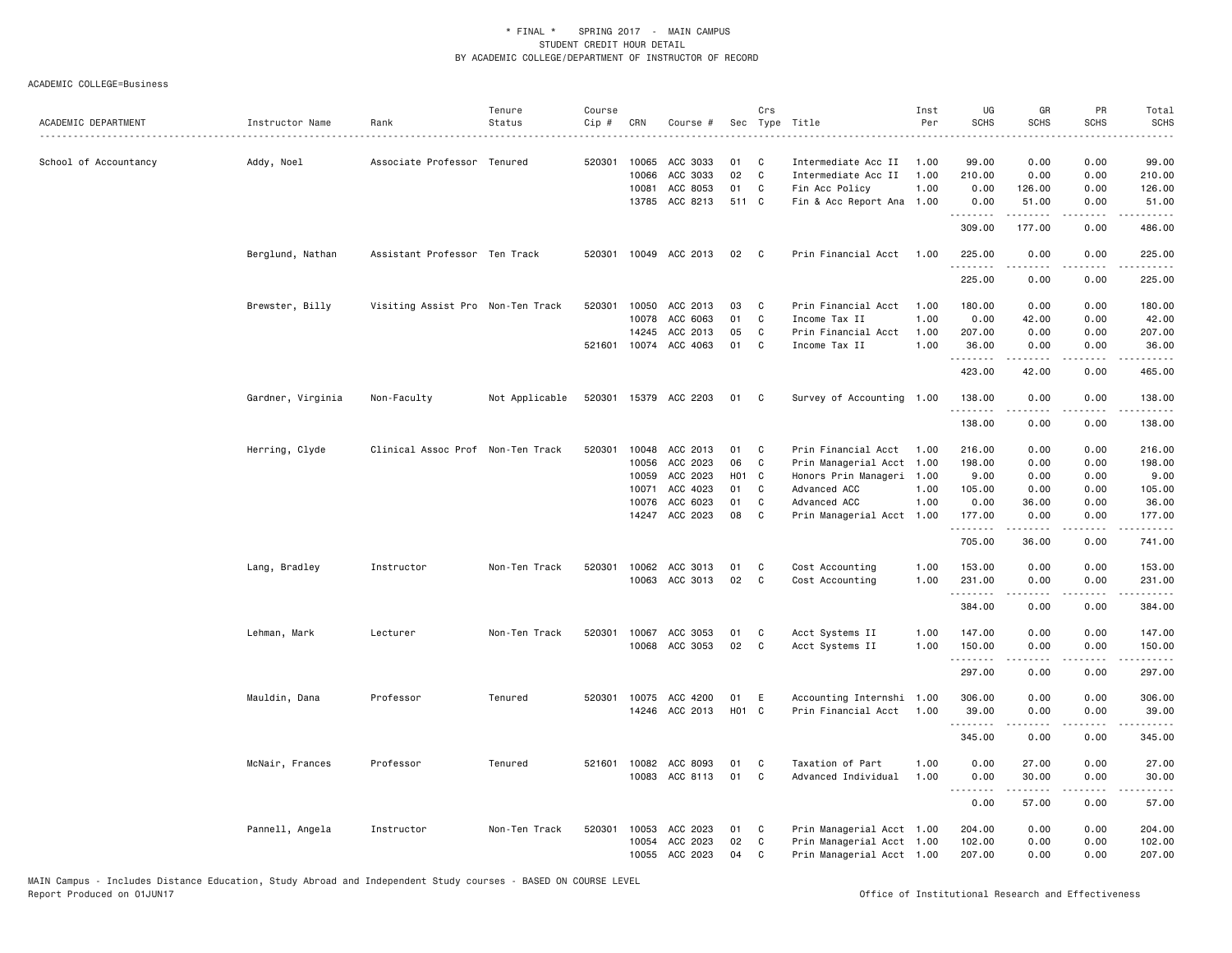\* FINAL \*    SPRING 2017  -  MAIN CAMPUS
STUDENT CREDIT HOUR DETAIL
BY ACADEMIC COLLEGE/DEPARTMENT OF INSTRUCTOR OF RECORD

ACADEMIC COLLEGE=Business

| ACADEMIC DEPARTMENT | Instructor Name | Rank | Tenure Status | Course Cip # | CRN | Course # | Sec | Crs Type | Title | Inst Per | UG SCHS | GR SCHS | PR SCHS | Total SCHS |
|---|---|---|---|---|---|---|---|---|---|---|---|---|---|---|
| School of Accountancy | Addy, Noel | Associate Professor | Tenured | 520301 | 10065 | ACC 3033 | 01 | C | Intermediate Acc II | 1.00 | 99.00 | 0.00 | 0.00 | 99.00 |
| | | | | | 10066 | ACC 3033 | 02 | C | Intermediate Acc II | 1.00 | 210.00 | 0.00 | 0.00 | 210.00 |
| | | | | | 10081 | ACC 8053 | 01 | C | Fin Acc Policy | 1.00 | 0.00 | 126.00 | 0.00 | 126.00 |
| | | | | | 13785 | ACC 8213 | 511 | C | Fin & Acc Report Ana | 1.00 | 0.00 | 51.00 | 0.00 | 51.00 |
| | | | | | | | | | | | 309.00 | 177.00 | 0.00 | 486.00 |
| | Berglund, Nathan | Assistant Professor | Ten Track | 520301 | 10049 | ACC 2013 | 02 | C | Prin Financial Acct | 1.00 | 225.00 | 0.00 | 0.00 | 225.00 |
| | | | | | | | | | | | 225.00 | 0.00 | 0.00 | 225.00 |
| | Brewster, Billy | Visiting Assist Pro | Non-Ten Track | 520301 | 10050 | ACC 2013 | 03 | C | Prin Financial Acct | 1.00 | 180.00 | 0.00 | 0.00 | 180.00 |
| | | | | | 10078 | ACC 6063 | 01 | C | Income Tax II | 1.00 | 0.00 | 42.00 | 0.00 | 42.00 |
| | | | | | 14245 | ACC 2013 | 05 | C | Prin Financial Acct | 1.00 | 207.00 | 0.00 | 0.00 | 207.00 |
| | | | | 521601 | 10074 | ACC 4063 | 01 | C | Income Tax II | 1.00 | 36.00 | 0.00 | 0.00 | 36.00 |
| | | | | | | | | | | | 423.00 | 42.00 | 0.00 | 465.00 |
| | Gardner, Virginia | Non-Faculty | Not Applicable | 520301 | 15379 | ACC 2203 | 01 | C | Survey of Accounting | 1.00 | 138.00 | 0.00 | 0.00 | 138.00 |
| | | | | | | | | | | | 138.00 | 0.00 | 0.00 | 138.00 |
| | Herring, Clyde | Clinical Assoc Prof | Non-Ten Track | 520301 | 10048 | ACC 2013 | 01 | C | Prin Financial Acct | 1.00 | 216.00 | 0.00 | 0.00 | 216.00 |
| | | | | | 10056 | ACC 2023 | 06 | C | Prin Managerial Acct | 1.00 | 198.00 | 0.00 | 0.00 | 198.00 |
| | | | | | 10059 | ACC 2023 | H01 | C | Honors Prin Manageri | 1.00 | 9.00 | 0.00 | 0.00 | 9.00 |
| | | | | | 10071 | ACC 4023 | 01 | C | Advanced ACC | 1.00 | 105.00 | 0.00 | 0.00 | 105.00 |
| | | | | | 10076 | ACC 6023 | 01 | C | Advanced ACC | 1.00 | 0.00 | 36.00 | 0.00 | 36.00 |
| | | | | | 14247 | ACC 2023 | 08 | C | Prin Managerial Acct | 1.00 | 177.00 | 0.00 | 0.00 | 177.00 |
| | | | | | | | | | | | 705.00 | 36.00 | 0.00 | 741.00 |
| | Lang, Bradley | Instructor | Non-Ten Track | 520301 | 10062 | ACC 3013 | 01 | C | Cost Accounting | 1.00 | 153.00 | 0.00 | 0.00 | 153.00 |
| | | | | | 10063 | ACC 3013 | 02 | C | Cost Accounting | 1.00 | 231.00 | 0.00 | 0.00 | 231.00 |
| | | | | | | | | | | | 384.00 | 0.00 | 0.00 | 384.00 |
| | Lehman, Mark | Lecturer | Non-Ten Track | 520301 | 10067 | ACC 3053 | 01 | C | Acct Systems II | 1.00 | 147.00 | 0.00 | 0.00 | 147.00 |
| | | | | | 10068 | ACC 3053 | 02 | C | Acct Systems II | 1.00 | 150.00 | 0.00 | 0.00 | 150.00 |
| | | | | | | | | | | | 297.00 | 0.00 | 0.00 | 297.00 |
| | Mauldin, Dana | Professor | Tenured | 520301 | 10075 | ACC 4200 | 01 | E | Accounting Internshi | 1.00 | 306.00 | 0.00 | 0.00 | 306.00 |
| | | | | | 14246 | ACC 2013 | H01 | C | Prin Financial Acct | 1.00 | 39.00 | 0.00 | 0.00 | 39.00 |
| | | | | | | | | | | | 345.00 | 0.00 | 0.00 | 345.00 |
| | McNair, Frances | Professor | Tenured | 521601 | 10082 | ACC 8093 | 01 | C | Taxation of Part | 1.00 | 0.00 | 27.00 | 0.00 | 27.00 |
| | | | | | 10083 | ACC 8113 | 01 | C | Advanced Individual | 1.00 | 0.00 | 30.00 | 0.00 | 30.00 |
| | | | | | | | | | | | 0.00 | 57.00 | 0.00 | 57.00 |
| | Pannell, Angela | Instructor | Non-Ten Track | 520301 | 10053 | ACC 2023 | 01 | C | Prin Managerial Acct | 1.00 | 204.00 | 0.00 | 0.00 | 204.00 |
| | | | | | 10054 | ACC 2023 | 02 | C | Prin Managerial Acct | 1.00 | 102.00 | 0.00 | 0.00 | 102.00 |
| | | | | | 10055 | ACC 2023 | 04 | C | Prin Managerial Acct | 1.00 | 207.00 | 0.00 | 0.00 | 207.00 |

MAIN Campus - Includes Distance Education, Study Abroad and Independent Study courses - BASED ON COURSE LEVEL
Report Produced on 01JUN17    Office of Institutional Research and Effectiveness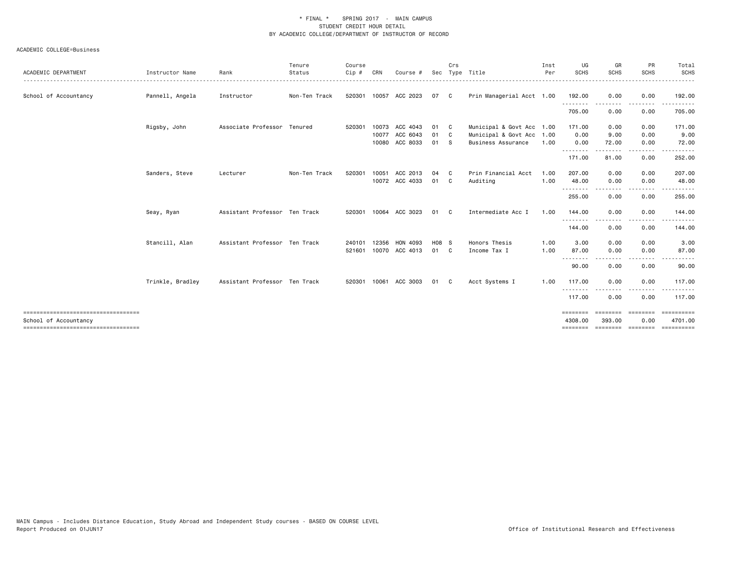\* FINAL \*    SPRING 2017  -  MAIN CAMPUS
STUDENT CREDIT HOUR DETAIL
BY ACADEMIC COLLEGE/DEPARTMENT OF INSTRUCTOR OF RECORD

ACADEMIC COLLEGE=Business

| ACADEMIC DEPARTMENT | Instructor Name | Rank | Tenure Status | Course Cip # | CRN | Course # | Sec | Crs Type | Title | Inst Per | UG SCHS | GR SCHS | PR SCHS | Total SCHS |
|---|---|---|---|---|---|---|---|---|---|---|---|---|---|---|
| School of Accountancy | Pannell, Angela | Instructor | Non-Ten Track | 520301 | 10057 | ACC 2023 | 07 | C | Prin Managerial Acct | 1.00 | 192.00 | 0.00 | 0.00 | 192.00 |
| | | | | | | | | | | | 705.00 | 0.00 | 0.00 | 705.00 |
| | Rigsby, John | Associate Professor | Tenured | 520301 | 10073 | ACC 4043 | 01 | C | Municipal & Govt Acc | 1.00 | 171.00 | 0.00 | 0.00 | 171.00 |
| | | | | | 10077 | ACC 6043 | 01 | C | Municipal & Govt Acc | 1.00 | 0.00 | 9.00 | 0.00 | 9.00 |
| | | | | | 10080 | ACC 8033 | 01 | S | Business Assurance | 1.00 | 0.00 | 72.00 | 0.00 | 72.00 |
| | | | | | | | | | | | 171.00 | 81.00 | 0.00 | 252.00 |
| | Sanders, Steve | Lecturer | Non-Ten Track | 520301 | 10051 | ACC 2013 | 04 | C | Prin Financial Acct | 1.00 | 207.00 | 0.00 | 0.00 | 207.00 |
| | | | | | 10072 | ACC 4033 | 01 | C | Auditing | 1.00 | 48.00 | 0.00 | 0.00 | 48.00 |
| | | | | | | | | | | | 255.00 | 0.00 | 0.00 | 255.00 |
| | Seay, Ryan | Assistant Professor | Ten Track | 520301 | 10064 | ACC 3023 | 01 | C | Intermediate Acc I | 1.00 | 144.00 | 0.00 | 0.00 | 144.00 |
| | | | | | | | | | | | 144.00 | 0.00 | 0.00 | 144.00 |
| | Stancill, Alan | Assistant Professor | Ten Track | 240101 | 12356 | HON 4093 | H08 | S | Honors Thesis | 1.00 | 3.00 | 0.00 | 0.00 | 3.00 |
| | | | | 521601 | 10070 | ACC 4013 | 01 | C | Income Tax I | 1.00 | 87.00 | 0.00 | 0.00 | 87.00 |
| | | | | | | | | | | | 90.00 | 0.00 | 0.00 | 90.00 |
| | Trinkle, Bradley | Assistant Professor | Ten Track | 520301 | 10061 | ACC 3003 | 01 | C | Acct Systems I | 1.00 | 117.00 | 0.00 | 0.00 | 117.00 |
| | | | | | | | | | | | 117.00 | 0.00 | 0.00 | 117.00 |
| School of Accountancy | | | | | | | | | | | 4308.00 | 393.00 | 0.00 | 4701.00 |

MAIN Campus - Includes Distance Education, Study Abroad and Independent Study courses - BASED ON COURSE LEVEL
Report Produced on 01JUN17

Office of Institutional Research and Effectiveness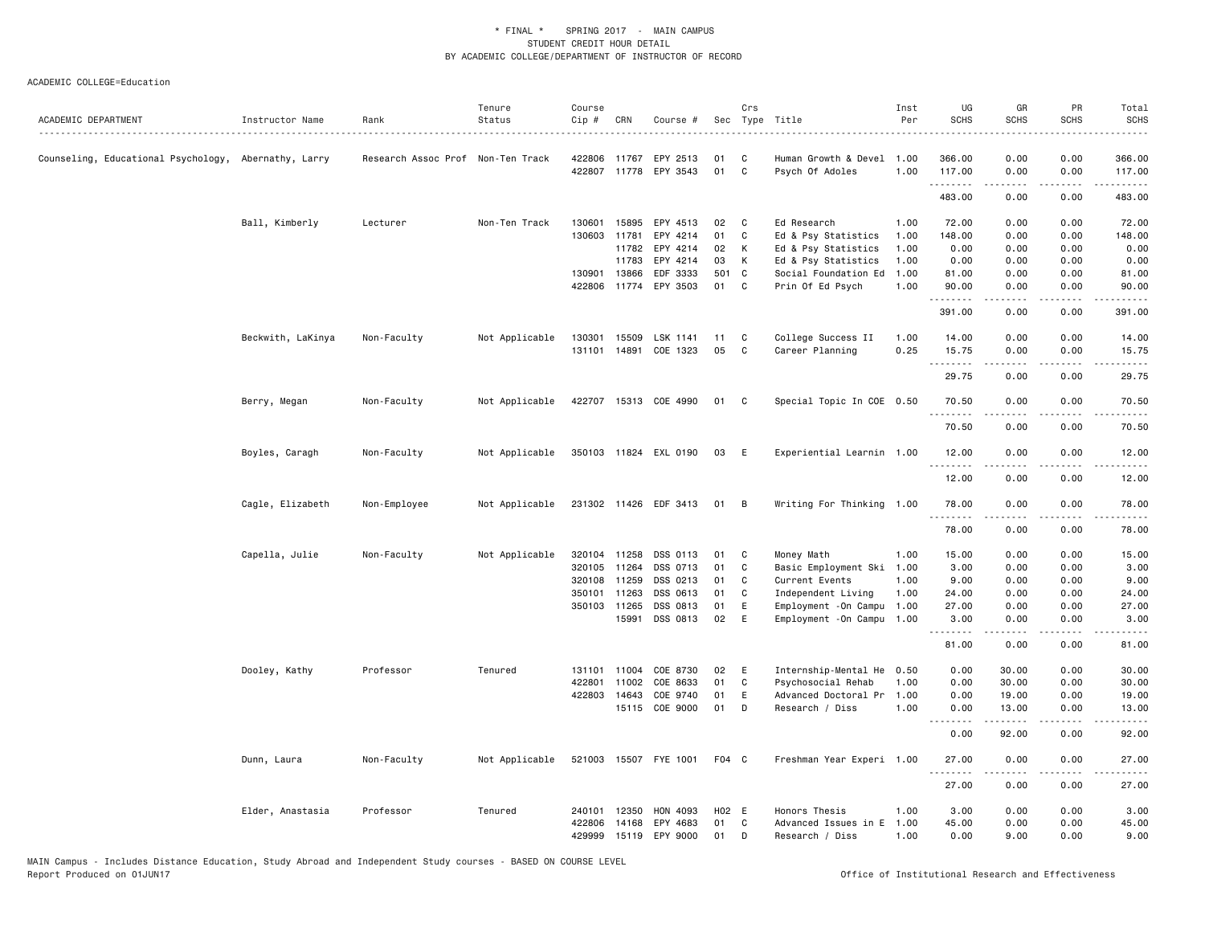\* FINAL \* SPRING 2017 - MAIN CAMPUS
STUDENT CREDIT HOUR DETAIL
BY ACADEMIC COLLEGE/DEPARTMENT OF INSTRUCTOR OF RECORD

ACADEMIC COLLEGE=Education

| ACADEMIC DEPARTMENT | Instructor Name | Rank | Tenure Status | Course Cip # | CRN | Course # | Sec | Crs Type | Title | Inst Per | UG SCHS | GR SCHS | PR SCHS | Total SCHS |
|---|---|---|---|---|---|---|---|---|---|---|---|---|---|---|
| Counseling, Educational Psychology, | Abernathy, Larry | Research Assoc Prof | Non-Ten Track | 422806 | 11767 | EPY 2513 | 01 | C | Human Growth & Devel | 1.00 | 366.00 | 0.00 | 0.00 | 366.00 |
| | | | | 422807 | 11778 | EPY 3543 | 01 | C | Psych Of Adoles | 1.00 | 117.00 | 0.00 | 0.00 | 117.00 |
| | | | | | | | | | | | 483.00 | 0.00 | 0.00 | 483.00 |
| | Ball, Kimberly | Lecturer | Non-Ten Track | 130601 | 15895 | EPY 4513 | 02 | C | Ed Research | 1.00 | 72.00 | 0.00 | 0.00 | 72.00 |
| | | | | 130603 | 11781 | EPY 4214 | 01 | C | Ed & Psy Statistics | 1.00 | 148.00 | 0.00 | 0.00 | 148.00 |
| | | | | | 11782 | EPY 4214 | 02 | K | Ed & Psy Statistics | 1.00 | 0.00 | 0.00 | 0.00 | 0.00 |
| | | | | | 11783 | EPY 4214 | 03 | K | Ed & Psy Statistics | 1.00 | 0.00 | 0.00 | 0.00 | 0.00 |
| | | | | 130901 | 13866 | EDF 3333 | 501 | C | Social Foundation Ed | 1.00 | 81.00 | 0.00 | 0.00 | 81.00 |
| | | | | 422806 | 11774 | EPY 3503 | 01 | C | Prin Of Ed Psych | 1.00 | 90.00 | 0.00 | 0.00 | 90.00 |
| | | | | | | | | | | | 391.00 | 0.00 | 0.00 | 391.00 |
| | Beckwith, LaKinya | Non-Faculty | Not Applicable | 130301 | 15509 | LSK 1141 | 11 | C | College Success II | 1.00 | 14.00 | 0.00 | 0.00 | 14.00 |
| | | | | 131101 | 14891 | COE 1323 | 05 | C | Career Planning | 0.25 | 15.75 | 0.00 | 0.00 | 15.75 |
| | | | | | | | | | | | 29.75 | 0.00 | 0.00 | 29.75 |
| | Berry, Megan | Non-Faculty | Not Applicable | 422707 | 15313 | COE 4990 | 01 | C | Special Topic In COE | 0.50 | 70.50 | 0.00 | 0.00 | 70.50 |
| | | | | | | | | | | | 70.50 | 0.00 | 0.00 | 70.50 |
| | Boyles, Caragh | Non-Faculty | Not Applicable | 350103 | 11824 | EXL 0190 | 03 | E | Experiential Learnin | 1.00 | 12.00 | 0.00 | 0.00 | 12.00 |
| | | | | | | | | | | | 12.00 | 0.00 | 0.00 | 12.00 |
| | Cagle, Elizabeth | Non-Employee | Not Applicable | 231302 | 11426 | EDF 3413 | 01 | B | Writing For Thinking | 1.00 | 78.00 | 0.00 | 0.00 | 78.00 |
| | | | | | | | | | | | 78.00 | 0.00 | 0.00 | 78.00 |
| | Capella, Julie | Non-Faculty | Not Applicable | 320104 | 11258 | DSS 0113 | 01 | C | Money Math | 1.00 | 15.00 | 0.00 | 0.00 | 15.00 |
| | | | | 320105 | 11264 | DSS 0713 | 01 | C | Basic Employment Ski | 1.00 | 3.00 | 0.00 | 0.00 | 3.00 |
| | | | | 320108 | 11259 | DSS 0213 | 01 | C | Current Events | 1.00 | 9.00 | 0.00 | 0.00 | 9.00 |
| | | | | 350101 | 11263 | DSS 0613 | 01 | C | Independent Living | 1.00 | 24.00 | 0.00 | 0.00 | 24.00 |
| | | | | 350103 | 11265 | DSS 0813 | 01 | E | Employment -On Campu | 1.00 | 27.00 | 0.00 | 0.00 | 27.00 |
| | | | | | 15991 | DSS 0813 | 02 | E | Employment -On Campu | 1.00 | 3.00 | 0.00 | 0.00 | 3.00 |
| | | | | | | | | | | | 81.00 | 0.00 | 0.00 | 81.00 |
| | Dooley, Kathy | Professor | Tenured | 131101 | 11004 | COE 8730 | 02 | E | Internship-Mental He | 0.50 | 0.00 | 30.00 | 0.00 | 30.00 |
| | | | | 422801 | 11002 | COE 8633 | 01 | C | Psychosocial Rehab | 1.00 | 0.00 | 30.00 | 0.00 | 30.00 |
| | | | | 422803 | 14643 | COE 9740 | 01 | E | Advanced Doctoral Pr | 1.00 | 0.00 | 19.00 | 0.00 | 19.00 |
| | | | | | 15115 | COE 9000 | 01 | D | Research / Diss | 1.00 | 0.00 | 13.00 | 0.00 | 13.00 |
| | | | | | | | | | | | 0.00 | 92.00 | 0.00 | 92.00 |
| | Dunn, Laura | Non-Faculty | Not Applicable | 521003 | 15507 | FYE 1001 | F04 | C | Freshman Year Experi | 1.00 | 27.00 | 0.00 | 0.00 | 27.00 |
| | | | | | | | | | | | 27.00 | 0.00 | 0.00 | 27.00 |
| | Elder, Anastasia | Professor | Tenured | 240101 | 12350 | HON 4093 | H02 | E | Honors Thesis | 1.00 | 3.00 | 0.00 | 0.00 | 3.00 |
| | | | | 422806 | 14168 | EPY 4683 | 01 | C | Advanced Issues in E | 1.00 | 45.00 | 0.00 | 0.00 | 45.00 |
| | | | | 429999 | 15119 | EPY 9000 | 01 | D | Research / Diss | 1.00 | 0.00 | 9.00 | 0.00 | 9.00 |

MAIN Campus - Includes Distance Education, Study Abroad and Independent Study courses - BASED ON COURSE LEVEL
Report Produced on 01JUN17 Office of Institutional Research and Effectiveness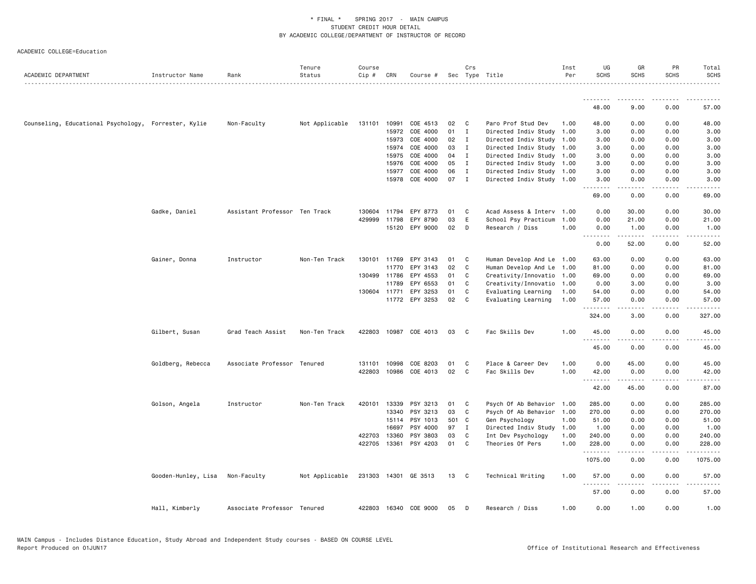\* FINAL \* SPRING 2017 - MAIN CAMPUS
STUDENT CREDIT HOUR DETAIL
BY ACADEMIC COLLEGE/DEPARTMENT OF INSTRUCTOR OF RECORD

ACADEMIC COLLEGE=Education

| ACADEMIC DEPARTMENT | Instructor Name | Rank | Tenure Status | Course Cip # | CRN | Course # | Sec | Crs Type | Title | Inst Per | UG SCHS | GR SCHS | PR SCHS | Total SCHS |
|---|---|---|---|---|---|---|---|---|---|---|---|---|---|---|
| | | | | | | | | | | | 48.00 | 9.00 | 0.00 | 57.00 |
| Counseling, Educational Psychology, | Forrester, Kylie | Non-Faculty | Not Applicable | 131101 | 10991 | COE 4513 | 02 | C | Paro Prof Stud Dev | 1.00 | 48.00 | 0.00 | 0.00 | 48.00 |
| | | | | | 15972 | COE 4000 | 01 | I | Directed Indiv Study | 1.00 | 3.00 | 0.00 | 0.00 | 3.00 |
| | | | | | 15973 | COE 4000 | 02 | I | Directed Indiv Study | 1.00 | 3.00 | 0.00 | 0.00 | 3.00 |
| | | | | | 15974 | COE 4000 | 03 | I | Directed Indiv Study | 1.00 | 3.00 | 0.00 | 0.00 | 3.00 |
| | | | | | 15975 | COE 4000 | 04 | I | Directed Indiv Study | 1.00 | 3.00 | 0.00 | 0.00 | 3.00 |
| | | | | | 15976 | COE 4000 | 05 | I | Directed Indiv Study | 1.00 | 3.00 | 0.00 | 0.00 | 3.00 |
| | | | | | 15977 | COE 4000 | 06 | I | Directed Indiv Study | 1.00 | 3.00 | 0.00 | 0.00 | 3.00 |
| | | | | | 15978 | COE 4000 | 07 | I | Directed Indiv Study | 1.00 | 3.00 | 0.00 | 0.00 | 3.00 |
| | | | | | | | | | | | 69.00 | 0.00 | 0.00 | 69.00 |
| | Gadke, Daniel | Assistant Professor | Ten Track | 130604 | 11794 | EPY 8773 | 01 | C | Acad Assess & Interv | 1.00 | 0.00 | 30.00 | 0.00 | 30.00 |
| | | | | 429999 | 11798 | EPY 8790 | 03 | E | School Psy Practicum | 1.00 | 0.00 | 21.00 | 0.00 | 21.00 |
| | | | | | 15120 | EPY 9000 | 02 | D | Research / Diss | 1.00 | 0.00 | 1.00 | 0.00 | 1.00 |
| | | | | | | | | | | | 0.00 | 52.00 | 0.00 | 52.00 |
| | Gainer, Donna | Instructor | Non-Ten Track | 130101 | 11769 | EPY 3143 | 01 | C | Human Develop And Le | 1.00 | 63.00 | 0.00 | 0.00 | 63.00 |
| | | | | | 11770 | EPY 3143 | 02 | C | Human Develop And Le | 1.00 | 81.00 | 0.00 | 0.00 | 81.00 |
| | | | | 130499 | 11786 | EPY 4553 | 01 | C | Creativity/Innovatio | 1.00 | 69.00 | 0.00 | 0.00 | 69.00 |
| | | | | | 11789 | EPY 6553 | 01 | C | Creativity/Innovatio | 1.00 | 0.00 | 3.00 | 0.00 | 3.00 |
| | | | | 130604 | 11771 | EPY 3253 | 01 | C | Evaluating Learning | 1.00 | 54.00 | 0.00 | 0.00 | 54.00 |
| | | | | | 11772 | EPY 3253 | 02 | C | Evaluating Learning | 1.00 | 57.00 | 0.00 | 0.00 | 57.00 |
| | | | | | | | | | | | 324.00 | 3.00 | 0.00 | 327.00 |
| | Gilbert, Susan | Grad Teach Assist | Non-Ten Track | 422803 | 10987 | COE 4013 | 03 | C | Fac Skills Dev | 1.00 | 45.00 | 0.00 | 0.00 | 45.00 |
| | | | | | | | | | | | 45.00 | 0.00 | 0.00 | 45.00 |
| | Goldberg, Rebecca | Associate Professor | Tenured | 131101 | 10998 | COE 8203 | 01 | C | Place & Career Dev | 1.00 | 0.00 | 45.00 | 0.00 | 45.00 |
| | | | | 422803 | 10986 | COE 4013 | 02 | C | Fac Skills Dev | 1.00 | 42.00 | 0.00 | 0.00 | 42.00 |
| | | | | | | | | | | | 42.00 | 45.00 | 0.00 | 87.00 |
| | Golson, Angela | Instructor | Non-Ten Track | 420101 | 13339 | PSY 3213 | 01 | C | Psych Of Ab Behavior | 1.00 | 285.00 | 0.00 | 0.00 | 285.00 |
| | | | | | 13340 | PSY 3213 | 03 | C | Psych Of Ab Behavior | 1.00 | 270.00 | 0.00 | 0.00 | 270.00 |
| | | | | | 15114 | PSY 1013 | 501 | C | Gen Psychology | 1.00 | 51.00 | 0.00 | 0.00 | 51.00 |
| | | | | | 16697 | PSY 4000 | 97 | I | Directed Indiv Study | 1.00 | 1.00 | 0.00 | 0.00 | 1.00 |
| | | | | 422703 | 13360 | PSY 3803 | 03 | C | Int Dev Psychology | 1.00 | 240.00 | 0.00 | 0.00 | 240.00 |
| | | | | 422705 | 13361 | PSY 4203 | 01 | C | Theories Of Pers | 1.00 | 228.00 | 0.00 | 0.00 | 228.00 |
| | | | | | | | | | | | 1075.00 | 0.00 | 0.00 | 1075.00 |
| | Gooden-Hunley, Lisa | Non-Faculty | Not Applicable | 231303 | 14301 | GE 3513 | 13 | C | Technical Writing | 1.00 | 57.00 | 0.00 | 0.00 | 57.00 |
| | | | | | | | | | | | 57.00 | 0.00 | 0.00 | 57.00 |
| | Hall, Kimberly | Associate Professor | Tenured | 422803 | 16340 | COE 9000 | 05 | D | Research / Diss | 1.00 | 0.00 | 1.00 | 0.00 | 1.00 |

MAIN Campus - Includes Distance Education, Study Abroad and Independent Study courses - BASED ON COURSE LEVEL
Report Produced on 01JUN17 Office of Institutional Research and Effectiveness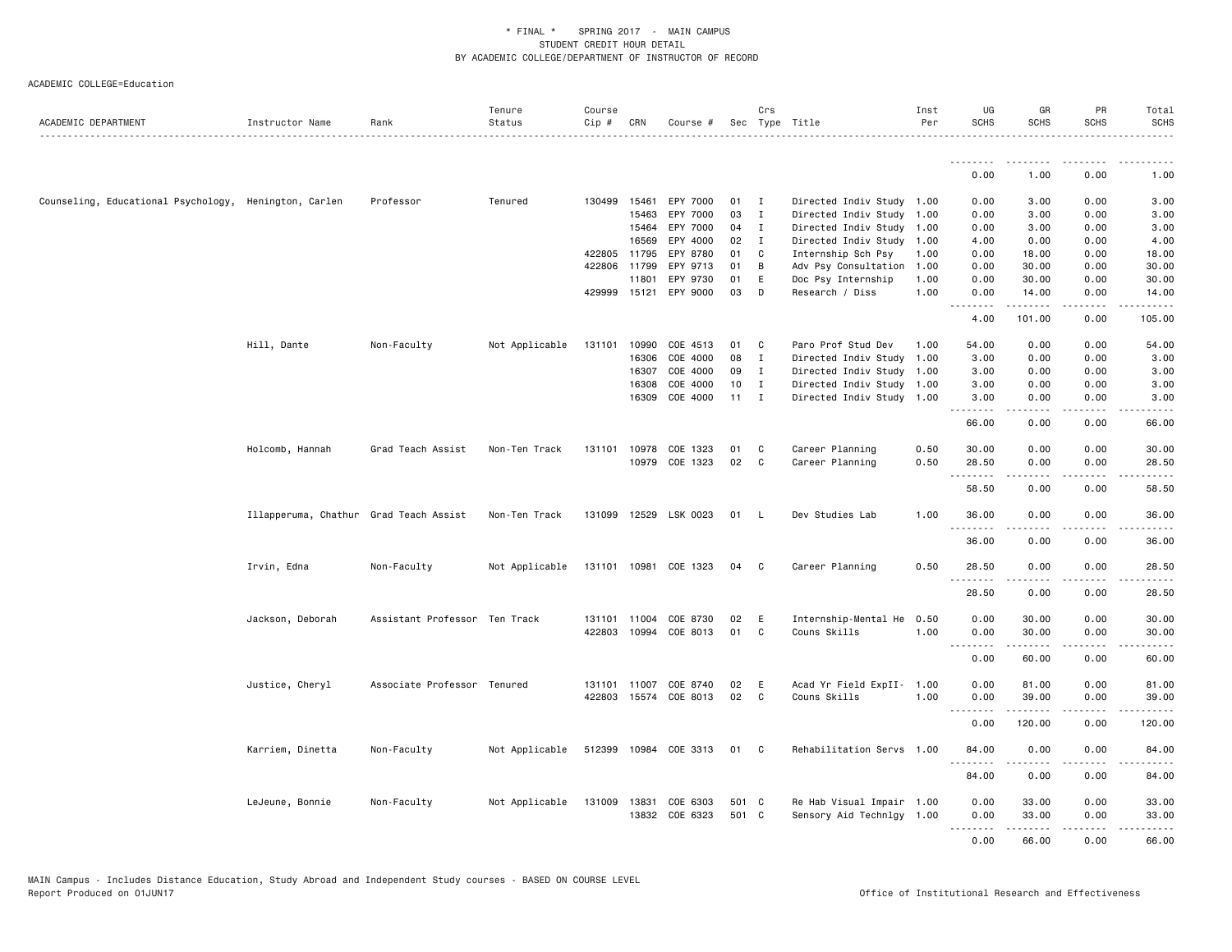\* FINAL \* SPRING 2017 - MAIN CAMPUS
STUDENT CREDIT HOUR DETAIL
BY ACADEMIC COLLEGE/DEPARTMENT OF INSTRUCTOR OF RECORD

ACADEMIC COLLEGE=Education

| ACADEMIC DEPARTMENT | Instructor Name | Rank | Tenure Status | Course Cip # | CRN | Course # | Sec | Crs Type | Title | Inst Per | UG SCHS | GR SCHS | PR SCHS | Total SCHS |
|---|---|---|---|---|---|---|---|---|---|---|---|---|---|---|
| | | | | | | | | | | | 0.00 | 1.00 | 0.00 | 1.00 |
| Counseling, Educational Psychology, | Henington, Carlen | Professor | Tenured | 130499 | 15461 | EPY 7000 | 01 | I | Directed Indiv Study | 1.00 | 0.00 | 3.00 | 0.00 | 3.00 |
| | | | | | 15463 | EPY 7000 | 03 | I | Directed Indiv Study | 1.00 | 0.00 | 3.00 | 0.00 | 3.00 |
| | | | | | 15464 | EPY 7000 | 04 | I | Directed Indiv Study | 1.00 | 0.00 | 3.00 | 0.00 | 3.00 |
| | | | | | 16569 | EPY 4000 | 02 | I | Directed Indiv Study | 1.00 | 4.00 | 0.00 | 0.00 | 4.00 |
| | | | | 422805 | 11795 | EPY 8780 | 01 | C | Internship Sch Psy | 1.00 | 0.00 | 18.00 | 0.00 | 18.00 |
| | | | | 422806 | 11799 | EPY 9713 | 01 | B | Adv Psy Consultation | 1.00 | 0.00 | 30.00 | 0.00 | 30.00 |
| | | | | | 11801 | EPY 9730 | 01 | E | Doc Psy Internship | 1.00 | 0.00 | 30.00 | 0.00 | 30.00 |
| | | | | 429999 | 15121 | EPY 9000 | 03 | D | Research / Diss | 1.00 | 0.00 | 14.00 | 0.00 | 14.00 |
| | | | | | | | | | | | 4.00 | 101.00 | 0.00 | 105.00 |
| | Hill, Dante | Non-Faculty | Not Applicable | 131101 | 10990 | COE 4513 | 01 | C | Paro Prof Stud Dev | 1.00 | 54.00 | 0.00 | 0.00 | 54.00 |
| | | | | | 16306 | COE 4000 | 08 | I | Directed Indiv Study | 1.00 | 3.00 | 0.00 | 0.00 | 3.00 |
| | | | | | 16307 | COE 4000 | 09 | I | Directed Indiv Study | 1.00 | 3.00 | 0.00 | 0.00 | 3.00 |
| | | | | | 16308 | COE 4000 | 10 | I | Directed Indiv Study | 1.00 | 3.00 | 0.00 | 0.00 | 3.00 |
| | | | | | 16309 | COE 4000 | 11 | I | Directed Indiv Study | 1.00 | 3.00 | 0.00 | 0.00 | 3.00 |
| | | | | | | | | | | | 66.00 | 0.00 | 0.00 | 66.00 |
| | Holcomb, Hannah | Grad Teach Assist | Non-Ten Track | 131101 | 10978 | COE 1323 | 01 | C | Career Planning | 0.50 | 30.00 | 0.00 | 0.00 | 30.00 |
| | | | | | 10979 | COE 1323 | 02 | C | Career Planning | 0.50 | 28.50 | 0.00 | 0.00 | 28.50 |
| | | | | | | | | | | | 58.50 | 0.00 | 0.00 | 58.50 |
| | Illapperuma, Chathur | Grad Teach Assist | Non-Ten Track | 131099 | 12529 | LSK 0023 | 01 | L | Dev Studies Lab | 1.00 | 36.00 | 0.00 | 0.00 | 36.00 |
| | | | | | | | | | | | 36.00 | 0.00 | 0.00 | 36.00 |
| | Irvin, Edna | Non-Faculty | Not Applicable | 131101 | 10981 | COE 1323 | 04 | C | Career Planning | 0.50 | 28.50 | 0.00 | 0.00 | 28.50 |
| | | | | | | | | | | | 28.50 | 0.00 | 0.00 | 28.50 |
| | Jackson, Deborah | Assistant Professor | Ten Track | 131101 | 11004 | COE 8730 | 02 | E | Internship-Mental He | 0.50 | 0.00 | 30.00 | 0.00 | 30.00 |
| | | | | 422803 | 10994 | COE 8013 | 01 | C | Couns Skills | 1.00 | 0.00 | 30.00 | 0.00 | 30.00 |
| | | | | | | | | | | | 0.00 | 60.00 | 0.00 | 60.00 |
| | Justice, Cheryl | Associate Professor | Tenured | 131101 | 11007 | COE 8740 | 02 | E | Acad Yr Field ExpII- | 1.00 | 0.00 | 81.00 | 0.00 | 81.00 |
| | | | | 422803 | 15574 | COE 8013 | 02 | C | Couns Skills | 1.00 | 0.00 | 39.00 | 0.00 | 39.00 |
| | | | | | | | | | | | 0.00 | 120.00 | 0.00 | 120.00 |
| | Karriem, Dinetta | Non-Faculty | Not Applicable | 512399 | 10984 | COE 3313 | 01 | C | Rehabilitation Servs | 1.00 | 84.00 | 0.00 | 0.00 | 84.00 |
| | | | | | | | | | | | 84.00 | 0.00 | 0.00 | 84.00 |
| | LeJeune, Bonnie | Non-Faculty | Not Applicable | 131009 | 13831 | COE 6303 | 501 | C | Re Hab Visual Impair | 1.00 | 0.00 | 33.00 | 0.00 | 33.00 |
| | | | | | 13832 | COE 6323 | 501 | C | Sensory Aid Technlgy | 1.00 | 0.00 | 33.00 | 0.00 | 33.00 |
| | | | | | | | | | | | 0.00 | 66.00 | 0.00 | 66.00 |

MAIN Campus - Includes Distance Education, Study Abroad and Independent Study courses - BASED ON COURSE LEVEL
Report Produced on 01JUN17 Office of Institutional Research and Effectiveness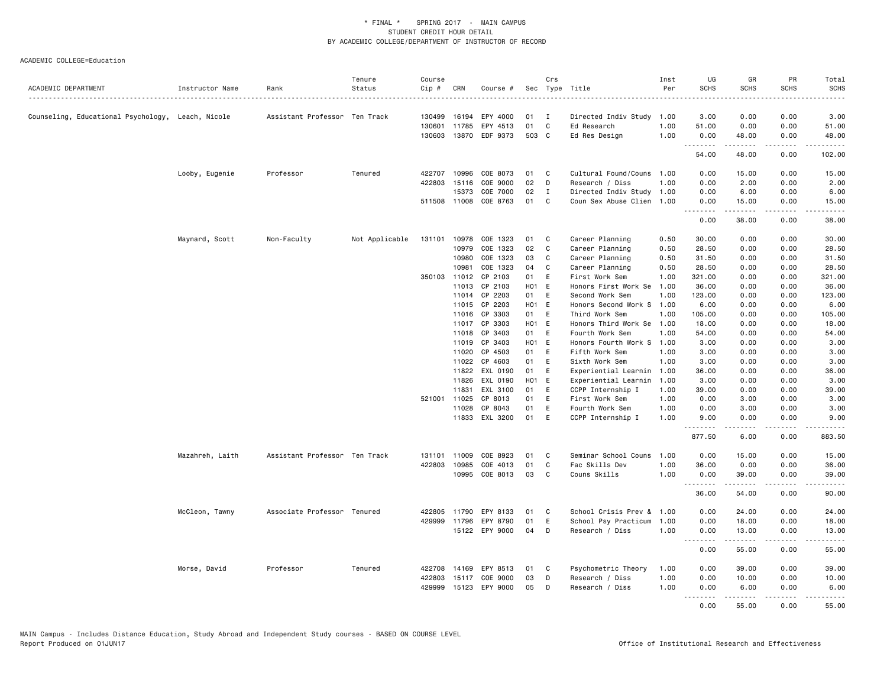\* FINAL \*    SPRING 2017  -  MAIN CAMPUS
STUDENT CREDIT HOUR DETAIL
BY ACADEMIC COLLEGE/DEPARTMENT OF INSTRUCTOR OF RECORD

ACADEMIC COLLEGE=Education

| ACADEMIC DEPARTMENT | Instructor Name | Rank | Tenure Status | Course Cip # | CRN | Course # | Sec | Crs Type | Title | Inst Per | UG SCHS | GR SCHS | PR SCHS | Total SCHS |
|---|---|---|---|---|---|---|---|---|---|---|---|---|---|---|
| Counseling, Educational Psychology, | Leach, Nicole | Assistant Professor | Ten Track | 130499 | 16194 | EPY 4000 | 01 | I | Directed Indiv Study | 1.00 | 3.00 | 0.00 | 0.00 | 3.00 |
| | | | | 130601 | 11785 | EPY 4513 | 01 | C | Ed Research | 1.00 | 51.00 | 0.00 | 0.00 | 51.00 |
| | | | | 130603 | 13870 | EDF 9373 | 503 | C | Ed Res Design | 1.00 | 0.00 | 48.00 | 0.00 | 48.00 |
| | | | | | | | | | | | 54.00 | 48.00 | 0.00 | 102.00 |
| | Looby, Eugenie | Professor | Tenured | 422707 | 10996 | COE 8073 | 01 | C | Cultural Found/Couns | 1.00 | 0.00 | 15.00 | 0.00 | 15.00 |
| | | | | 422803 | 15116 | COE 9000 | 02 | D | Research / Diss | 1.00 | 0.00 | 2.00 | 0.00 | 2.00 |
| | | | | | 15373 | COE 7000 | 02 | I | Directed Indiv Study | 1.00 | 0.00 | 6.00 | 0.00 | 6.00 |
| | | | | 511508 | 11008 | COE 8763 | 01 | C | Coun Sex Abuse Clien | 1.00 | 0.00 | 15.00 | 0.00 | 15.00 |
| | | | | | | | | | | | 0.00 | 38.00 | 0.00 | 38.00 |
| | Maynard, Scott | Non-Faculty | Not Applicable | 131101 | 10978 | COE 1323 | 01 | C | Career Planning | 0.50 | 30.00 | 0.00 | 0.00 | 30.00 |
| | | | | | 10979 | COE 1323 | 02 | C | Career Planning | 0.50 | 28.50 | 0.00 | 0.00 | 28.50 |
| | | | | | 10980 | COE 1323 | 03 | C | Career Planning | 0.50 | 31.50 | 0.00 | 0.00 | 31.50 |
| | | | | | 10981 | COE 1323 | 04 | C | Career Planning | 0.50 | 28.50 | 0.00 | 0.00 | 28.50 |
| | | | | 350103 | 11012 | CP 2103 | 01 | E | First Work Sem | 1.00 | 321.00 | 0.00 | 0.00 | 321.00 |
| | | | | | 11013 | CP 2103 | H01 | E | Honors First Work Se | 1.00 | 36.00 | 0.00 | 0.00 | 36.00 |
| | | | | | 11014 | CP 2203 | 01 | E | Second Work Sem | 1.00 | 123.00 | 0.00 | 0.00 | 123.00 |
| | | | | | 11015 | CP 2203 | H01 | E | Honors Second Work S | 1.00 | 6.00 | 0.00 | 0.00 | 6.00 |
| | | | | | 11016 | CP 3303 | 01 | E | Third Work Sem | 1.00 | 105.00 | 0.00 | 0.00 | 105.00 |
| | | | | | 11017 | CP 3303 | H01 | E | Honors Third Work Se | 1.00 | 18.00 | 0.00 | 0.00 | 18.00 |
| | | | | | 11018 | CP 3403 | 01 | E | Fourth Work Sem | 1.00 | 54.00 | 0.00 | 0.00 | 54.00 |
| | | | | | 11019 | CP 3403 | H01 | E | Honors Fourth Work S | 1.00 | 3.00 | 0.00 | 0.00 | 3.00 |
| | | | | | 11020 | CP 4503 | 01 | E | Fifth Work Sem | 1.00 | 3.00 | 0.00 | 0.00 | 3.00 |
| | | | | | 11022 | CP 4603 | 01 | E | Sixth Work Sem | 1.00 | 3.00 | 0.00 | 0.00 | 3.00 |
| | | | | | 11822 | EXL 0190 | 01 | E | Experiential Learnin | 1.00 | 36.00 | 0.00 | 0.00 | 36.00 |
| | | | | | 11826 | EXL 0190 | H01 | E | Experiential Learnin | 1.00 | 3.00 | 0.00 | 0.00 | 3.00 |
| | | | | | 11831 | EXL 3100 | 01 | E | CCPP Internship I | 1.00 | 39.00 | 0.00 | 0.00 | 39.00 |
| | | | | 521001 | 11025 | CP 8013 | 01 | E | First Work Sem | 1.00 | 0.00 | 3.00 | 0.00 | 3.00 |
| | | | | | 11028 | CP 8043 | 01 | E | Fourth Work Sem | 1.00 | 0.00 | 3.00 | 0.00 | 3.00 |
| | | | | | 11833 | EXL 3200 | 01 | E | CCPP Internship I | 1.00 | 9.00 | 0.00 | 0.00 | 9.00 |
| | | | | | | | | | | | 877.50 | 6.00 | 0.00 | 883.50 |
| | Mazahreh, Laith | Assistant Professor | Ten Track | 131101 | 11009 | COE 8923 | 01 | C | Seminar School Couns | 1.00 | 0.00 | 15.00 | 0.00 | 15.00 |
| | | | | 422803 | 10985 | COE 4013 | 01 | C | Fac Skills Dev | 1.00 | 36.00 | 0.00 | 0.00 | 36.00 |
| | | | | | 10995 | COE 8013 | 03 | C | Couns Skills | 1.00 | 0.00 | 39.00 | 0.00 | 39.00 |
| | | | | | | | | | | | 36.00 | 54.00 | 0.00 | 90.00 |
| | McCleon, Tawny | Associate Professor | Tenured | 422805 | 11790 | EPY 8133 | 01 | C | School Crisis Prev & | 1.00 | 0.00 | 24.00 | 0.00 | 24.00 |
| | | | | 429999 | 11796 | EPY 8790 | 01 | E | School Psy Practicum | 1.00 | 0.00 | 18.00 | 0.00 | 18.00 |
| | | | | | 15122 | EPY 9000 | 04 | D | Research / Diss | 1.00 | 0.00 | 13.00 | 0.00 | 13.00 |
| | | | | | | | | | | | 0.00 | 55.00 | 0.00 | 55.00 |
| | Morse, David | Professor | Tenured | 422708 | 14169 | EPY 8513 | 01 | C | Psychometric Theory | 1.00 | 0.00 | 39.00 | 0.00 | 39.00 |
| | | | | 422803 | 15117 | COE 9000 | 03 | D | Research / Diss | 1.00 | 0.00 | 10.00 | 0.00 | 10.00 |
| | | | | 429999 | 15123 | EPY 9000 | 05 | D | Research / Diss | 1.00 | 0.00 | 6.00 | 0.00 | 6.00 |
| | | | | | | | | | | | 0.00 | 55.00 | 0.00 | 55.00 |

MAIN Campus - Includes Distance Education, Study Abroad and Independent Study courses - BASED ON COURSE LEVEL
Report Produced on 01JUN17    Office of Institutional Research and Effectiveness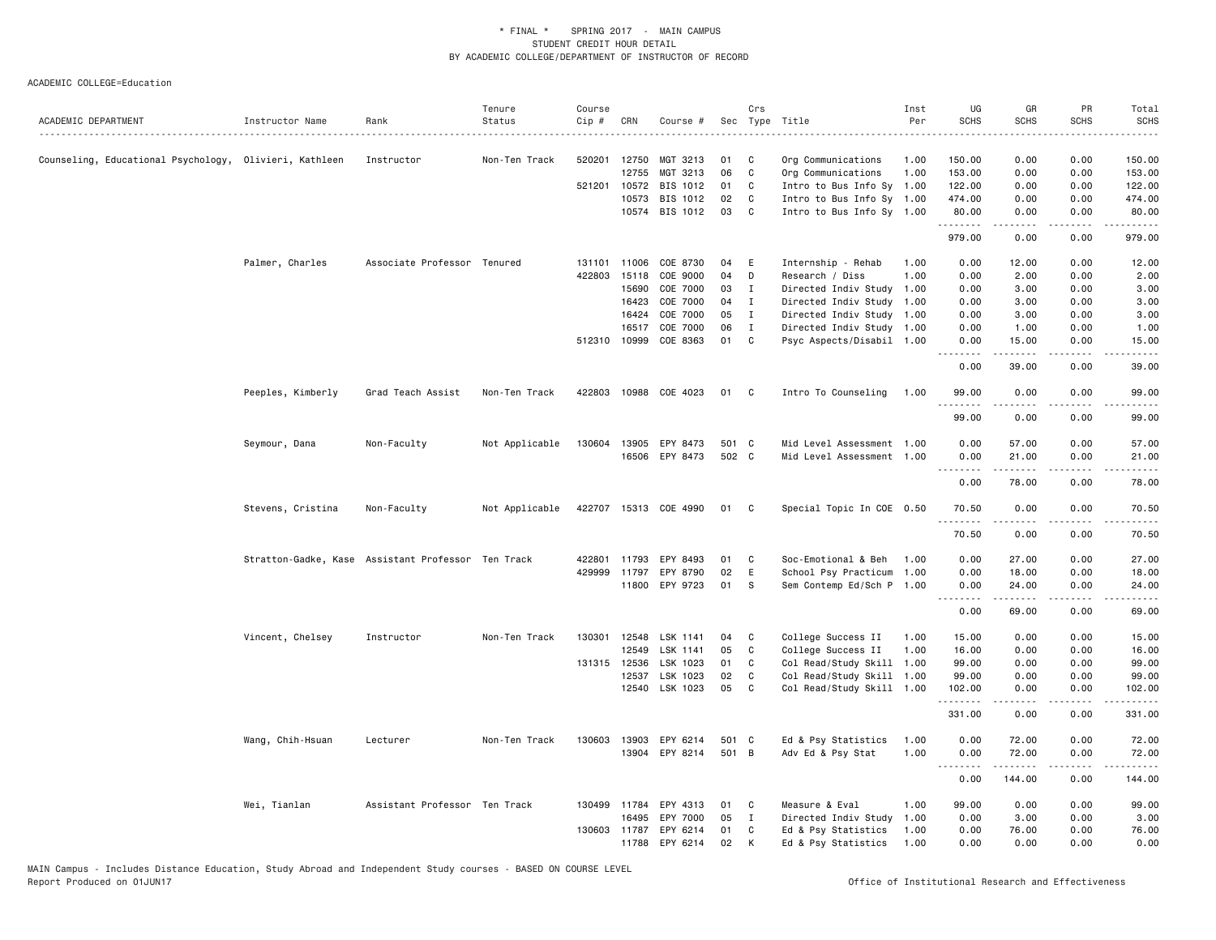\* FINAL \*   SPRING 2017 - MAIN CAMPUS
STUDENT CREDIT HOUR DETAIL
BY ACADEMIC COLLEGE/DEPARTMENT OF INSTRUCTOR OF RECORD

ACADEMIC COLLEGE=Education

| ACADEMIC DEPARTMENT | Instructor Name | Rank | Tenure Status | Course Cip # | CRN | Course # | Sec | Crs Type | Title | Inst Per | UG SCHS | GR SCHS | PR SCHS | Total SCHS |
|---|---|---|---|---|---|---|---|---|---|---|---|---|---|---|
| Counseling, Educational Psychology, | Olivieri, Kathleen | Instructor | Non-Ten Track | 520201 | 12750 | MGT 3213 | 01 | C | Org Communications | 1.00 | 150.00 | 0.00 | 0.00 | 150.00 |
| | | | | | 12755 | MGT 3213 | 06 | C | Org Communications | 1.00 | 153.00 | 0.00 | 0.00 | 153.00 |
| | | | | 521201 | 10572 | BIS 1012 | 01 | C | Intro to Bus Info Sy | 1.00 | 122.00 | 0.00 | 0.00 | 122.00 |
| | | | | | 10573 | BIS 1012 | 02 | C | Intro to Bus Info Sy | 1.00 | 474.00 | 0.00 | 0.00 | 474.00 |
| | | | | | 10574 | BIS 1012 | 03 | C | Intro to Bus Info Sy | 1.00 | 80.00 | 0.00 | 0.00 | 80.00 |
| | | | | | | | | | | | 979.00 | 0.00 | 0.00 | 979.00 |
| | Palmer, Charles | Associate Professor | Tenured | 131101 | 11006 | COE 8730 | 04 | E | Internship - Rehab | 1.00 | 0.00 | 12.00 | 0.00 | 12.00 |
| | | | | 422803 | 15118 | COE 9000 | 04 | D | Research / Diss | 1.00 | 0.00 | 2.00 | 0.00 | 2.00 |
| | | | | | 15690 | COE 7000 | 03 | I | Directed Indiv Study | 1.00 | 0.00 | 3.00 | 0.00 | 3.00 |
| | | | | | 16423 | COE 7000 | 04 | I | Directed Indiv Study | 1.00 | 0.00 | 3.00 | 0.00 | 3.00 |
| | | | | | 16424 | COE 7000 | 05 | I | Directed Indiv Study | 1.00 | 0.00 | 3.00 | 0.00 | 3.00 |
| | | | | | 16517 | COE 7000 | 06 | I | Directed Indiv Study | 1.00 | 0.00 | 1.00 | 0.00 | 1.00 |
| | | | | 512310 | 10999 | COE 8363 | 01 | C | Psyc Aspects/Disabil | 1.00 | 0.00 | 15.00 | 0.00 | 15.00 |
| | | | | | | | | | | | 0.00 | 39.00 | 0.00 | 39.00 |
| | Peeples, Kimberly | Grad Teach Assist | Non-Ten Track | 422803 | 10988 | COE 4023 | 01 | C | Intro To Counseling | 1.00 | 99.00 | 0.00 | 0.00 | 99.00 |
| | | | | | | | | | | | 99.00 | 0.00 | 0.00 | 99.00 |
| | Seymour, Dana | Non-Faculty | Not Applicable | 130604 | 13905 | EPY 8473 | 501 | C | Mid Level Assessment | 1.00 | 0.00 | 57.00 | 0.00 | 57.00 |
| | | | | | 16506 | EPY 8473 | 502 | C | Mid Level Assessment | 1.00 | 0.00 | 21.00 | 0.00 | 21.00 |
| | | | | | | | | | | | 0.00 | 78.00 | 0.00 | 78.00 |
| | Stevens, Cristina | Non-Faculty | Not Applicable | 422707 | 15313 | COE 4990 | 01 | C | Special Topic In COE | 0.50 | 70.50 | 0.00 | 0.00 | 70.50 |
| | | | | | | | | | | | 70.50 | 0.00 | 0.00 | 70.50 |
| | Stratton-Gadke, Kase | Assistant Professor | Ten Track | 422801 | 11793 | EPY 8493 | 01 | C | Soc-Emotional & Beh | 1.00 | 0.00 | 27.00 | 0.00 | 27.00 |
| | | | | 429999 | 11797 | EPY 8790 | 02 | E | School Psy Practicum | 1.00 | 0.00 | 18.00 | 0.00 | 18.00 |
| | | | | | 11800 | EPY 9723 | 01 | S | Sem Contemp Ed/Sch P | 1.00 | 0.00 | 24.00 | 0.00 | 24.00 |
| | | | | | | | | | | | 0.00 | 69.00 | 0.00 | 69.00 |
| | Vincent, Chelsey | Instructor | Non-Ten Track | 130301 | 12548 | LSK 1141 | 04 | C | College Success II | 1.00 | 15.00 | 0.00 | 0.00 | 15.00 |
| | | | | | 12549 | LSK 1141 | 05 | C | College Success II | 1.00 | 16.00 | 0.00 | 0.00 | 16.00 |
| | | | | 131315 | 12536 | LSK 1023 | 01 | C | Col Read/Study Skill | 1.00 | 99.00 | 0.00 | 0.00 | 99.00 |
| | | | | | 12537 | LSK 1023 | 02 | C | Col Read/Study Skill | 1.00 | 99.00 | 0.00 | 0.00 | 99.00 |
| | | | | | 12540 | LSK 1023 | 05 | C | Col Read/Study Skill | 1.00 | 102.00 | 0.00 | 0.00 | 102.00 |
| | | | | | | | | | | | 331.00 | 0.00 | 0.00 | 331.00 |
| | Wang, Chih-Hsuan | Lecturer | Non-Ten Track | 130603 | 13903 | EPY 6214 | 501 | C | Ed & Psy Statistics | 1.00 | 0.00 | 72.00 | 0.00 | 72.00 |
| | | | | | 13904 | EPY 8214 | 501 | B | Adv Ed & Psy Stat | 1.00 | 0.00 | 72.00 | 0.00 | 72.00 |
| | | | | | | | | | | | 0.00 | 144.00 | 0.00 | 144.00 |
| | Wei, Tianlan | Assistant Professor | Ten Track | 130499 | 11784 | EPY 4313 | 01 | C | Measure & Eval | 1.00 | 99.00 | 0.00 | 0.00 | 99.00 |
| | | | | | 16495 | EPY 7000 | 05 | I | Directed Indiv Study | 1.00 | 0.00 | 3.00 | 0.00 | 3.00 |
| | | | | 130603 | 11787 | EPY 6214 | 01 | C | Ed & Psy Statistics | 1.00 | 0.00 | 76.00 | 0.00 | 76.00 |
| | | | | | 11788 | EPY 6214 | 02 | K | Ed & Psy Statistics | 1.00 | 0.00 | 0.00 | 0.00 | 0.00 |

MAIN Campus - Includes Distance Education, Study Abroad and Independent Study courses - BASED ON COURSE LEVEL
Report Produced on 01JUN17

Office of Institutional Research and Effectiveness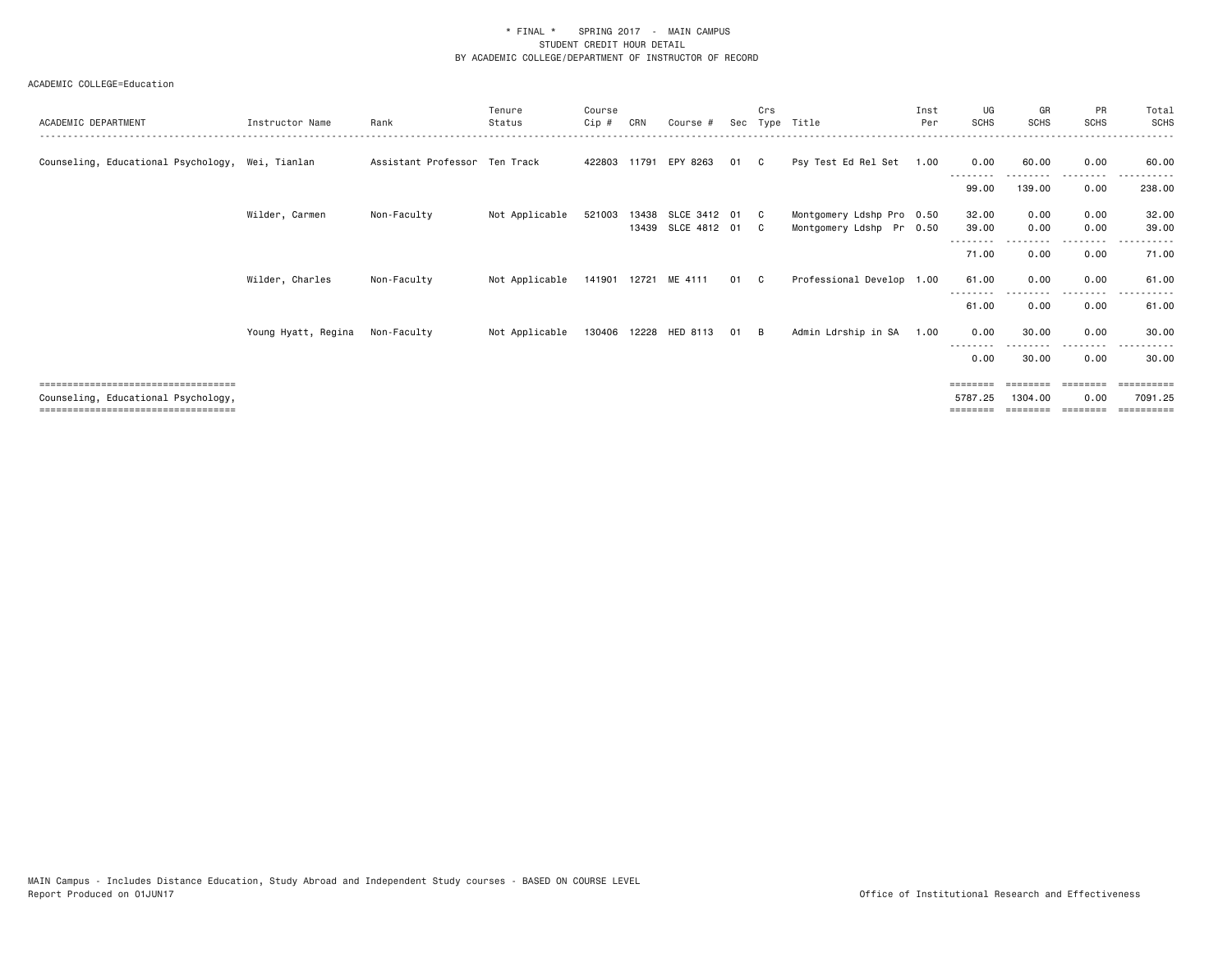\* FINAL \*    SPRING 2017  -  MAIN CAMPUS
STUDENT CREDIT HOUR DETAIL
BY ACADEMIC COLLEGE/DEPARTMENT OF INSTRUCTOR OF RECORD

ACADEMIC COLLEGE=Education

| ACADEMIC DEPARTMENT | Instructor Name | Rank | Tenure Status | Course Cip # | CRN | Course # | Sec | Crs Type | Title | Inst Per | UG SCHS | GR SCHS | PR SCHS | Total SCHS |
|---|---|---|---|---|---|---|---|---|---|---|---|---|---|---|
| Counseling, Educational Psychology, | Wei, Tianlan | Assistant Professor | Ten Track | 422803 | 11791 | EPY 8263 | 01 | C | Psy Test Ed Rel Set | 1.00 | 0.00 | 60.00 | 0.00 | 60.00 |
| | | | | | | | | | | | 99.00 | 139.00 | 0.00 | 238.00 |
| | Wilder, Carmen | Non-Faculty | Not Applicable | 521003 | 13438 | SLCE 3412 | 01 | C | Montgomery Ldshp Pro | 0.50 | 32.00 | 0.00 | 0.00 | 32.00 |
| | | | | | 13439 | SLCE 4812 | 01 | C | Montgomery Ldshp Pr | 0.50 | 39.00 | 0.00 | 0.00 | 39.00 |
| | | | | | | | | | | | 71.00 | 0.00 | 0.00 | 71.00 |
| | Wilder, Charles | Non-Faculty | Not Applicable | 141901 | 12721 | ME 4111 | 01 | C | Professional Develop | 1.00 | 61.00 | 0.00 | 0.00 | 61.00 |
| | | | | | | | | | | | 61.00 | 0.00 | 0.00 | 61.00 |
| | Young Hyatt, Regina | Non-Faculty | Not Applicable | 130406 | 12228 | HED 8113 | 01 | B | Admin Ldrship in SA | 1.00 | 0.00 | 30.00 | 0.00 | 30.00 |
| | | | | | | | | | | | 0.00 | 30.00 | 0.00 | 30.00 |
| Counseling, Educational Psychology, | | | | | | | | | | | 5787.25 | 1304.00 | 0.00 | 7091.25 |

MAIN Campus - Includes Distance Education, Study Abroad and Independent Study courses - BASED ON COURSE LEVEL
Report Produced on 01JUN17

Office of Institutional Research and Effectiveness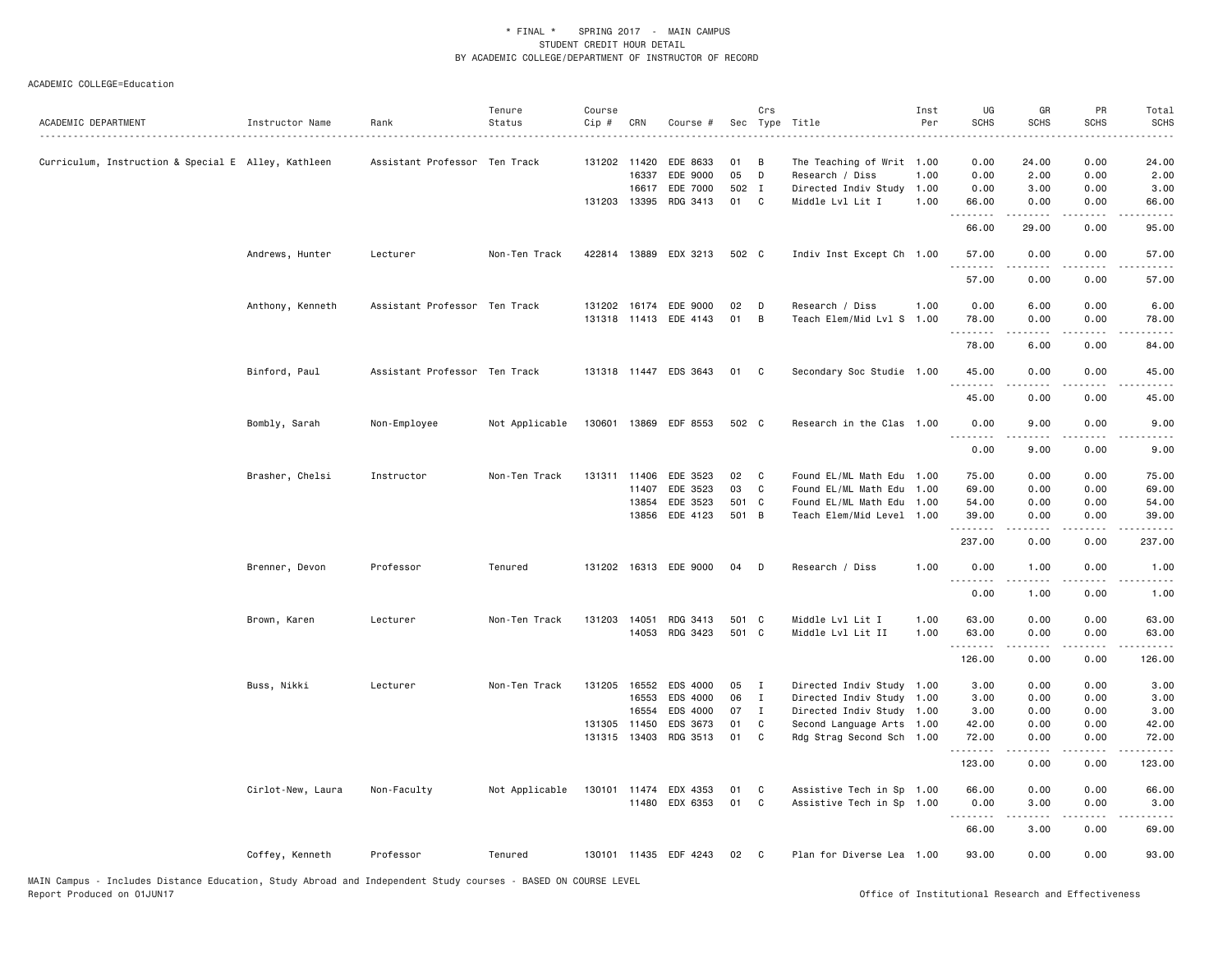\* FINAL \* SPRING 2017 - MAIN CAMPUS
STUDENT CREDIT HOUR DETAIL
BY ACADEMIC COLLEGE/DEPARTMENT OF INSTRUCTOR OF RECORD

ACADEMIC COLLEGE=Education

| ACADEMIC DEPARTMENT | Instructor Name | Rank | Tenure Status | Course Cip # | CRN | Course # | Sec | Crs Type | Title | Inst Per | UG SCHS | GR SCHS | PR SCHS | Total SCHS |
|---|---|---|---|---|---|---|---|---|---|---|---|---|---|---|
| Curriculum, Instruction & Special E | Alley, Kathleen | Assistant Professor | Ten Track | 131202 | 11420 | EDE 8633 | 01 | B | The Teaching of Writ | 1.00 | 0.00 | 24.00 | 0.00 | 24.00 |
| | | | | | 16337 | EDE 9000 | 05 | D | Research / Diss | 1.00 | 0.00 | 2.00 | 0.00 | 2.00 |
| | | | | | 16617 | EDE 7000 | 502 | I | Directed Indiv Study | 1.00 | 0.00 | 3.00 | 0.00 | 3.00 |
| | | | | 131203 | 13395 | RDG 3413 | 01 | C | Middle Lvl Lit I | 1.00 | 66.00 | 0.00 | 0.00 | 66.00 |
| | | | | | | | | | | | 66.00 | 29.00 | 0.00 | 95.00 |
| | Andrews, Hunter | Lecturer | Non-Ten Track | 422814 | 13889 | EDX 3213 | 502 | C | Indiv Inst Except Ch | 1.00 | 57.00 | 0.00 | 0.00 | 57.00 |
| | | | | | | | | | | | 57.00 | 0.00 | 0.00 | 57.00 |
| | Anthony, Kenneth | Assistant Professor | Ten Track | 131202 | 16174 | EDE 9000 | 02 | D | Research / Diss | 1.00 | 0.00 | 6.00 | 0.00 | 6.00 |
| | | | | 131318 | 11413 | EDE 4143 | 01 | B | Teach Elem/Mid Lvl S | 1.00 | 78.00 | 0.00 | 0.00 | 78.00 |
| | | | | | | | | | | | 78.00 | 6.00 | 0.00 | 84.00 |
| | Binford, Paul | Assistant Professor | Ten Track | 131318 | 11447 | EDS 3643 | 01 | C | Secondary Soc Studie | 1.00 | 45.00 | 0.00 | 0.00 | 45.00 |
| | | | | | | | | | | | 45.00 | 0.00 | 0.00 | 45.00 |
| | Bombly, Sarah | Non-Employee | Not Applicable | 130601 | 13869 | EDF 8553 | 502 | C | Research in the Clas | 1.00 | 0.00 | 9.00 | 0.00 | 9.00 |
| | | | | | | | | | | | 0.00 | 9.00 | 0.00 | 9.00 |
| | Brasher, Chelsi | Instructor | Non-Ten Track | 131311 | 11406 | EDE 3523 | 02 | C | Found EL/ML Math Edu | 1.00 | 75.00 | 0.00 | 0.00 | 75.00 |
| | | | | | 11407 | EDE 3523 | 03 | C | Found EL/ML Math Edu | 1.00 | 69.00 | 0.00 | 0.00 | 69.00 |
| | | | | | 13854 | EDE 3523 | 501 | C | Found EL/ML Math Edu | 1.00 | 54.00 | 0.00 | 0.00 | 54.00 |
| | | | | | 13856 | EDE 4123 | 501 | B | Teach Elem/Mid Level | 1.00 | 39.00 | 0.00 | 0.00 | 39.00 |
| | | | | | | | | | | | 237.00 | 0.00 | 0.00 | 237.00 |
| | Brenner, Devon | Professor | Tenured | 131202 | 16313 | EDE 9000 | 04 | D | Research / Diss | 1.00 | 0.00 | 1.00 | 0.00 | 1.00 |
| | | | | | | | | | | | 0.00 | 1.00 | 0.00 | 1.00 |
| | Brown, Karen | Lecturer | Non-Ten Track | 131203 | 14051 | RDG 3413 | 501 | C | Middle Lvl Lit I | 1.00 | 63.00 | 0.00 | 0.00 | 63.00 |
| | | | | | 14053 | RDG 3423 | 501 | C | Middle Lvl Lit II | 1.00 | 63.00 | 0.00 | 0.00 | 63.00 |
| | | | | | | | | | | | 126.00 | 0.00 | 0.00 | 126.00 |
| | Buss, Nikki | Lecturer | Non-Ten Track | 131205 | 16552 | EDS 4000 | 05 | I | Directed Indiv Study | 1.00 | 3.00 | 0.00 | 0.00 | 3.00 |
| | | | | | 16553 | EDS 4000 | 06 | I | Directed Indiv Study | 1.00 | 3.00 | 0.00 | 0.00 | 3.00 |
| | | | | | 16554 | EDS 4000 | 07 | I | Directed Indiv Study | 1.00 | 3.00 | 0.00 | 0.00 | 3.00 |
| | | | | 131305 | 11450 | EDS 3673 | 01 | C | Second Language Arts | 1.00 | 42.00 | 0.00 | 0.00 | 42.00 |
| | | | | 131315 | 13403 | RDG 3513 | 01 | C | Rdg Strag Second Sch | 1.00 | 72.00 | 0.00 | 0.00 | 72.00 |
| | | | | | | | | | | | 123.00 | 0.00 | 0.00 | 123.00 |
| | Cirlot-New, Laura | Non-Faculty | Not Applicable | 130101 | 11474 | EDX 4353 | 01 | C | Assistive Tech in Sp | 1.00 | 66.00 | 0.00 | 0.00 | 66.00 |
| | | | | | 11480 | EDX 6353 | 01 | C | Assistive Tech in Sp | 1.00 | 0.00 | 3.00 | 0.00 | 3.00 |
| | | | | | | | | | | | 66.00 | 3.00 | 0.00 | 69.00 |
| | Coffey, Kenneth | Professor | Tenured | 130101 | 11435 | EDF 4243 | 02 | C | Plan for Diverse Lea | 1.00 | 93.00 | 0.00 | 0.00 | 93.00 |

MAIN Campus - Includes Distance Education, Study Abroad and Independent Study courses - BASED ON COURSE LEVEL
Report Produced on 01JUN17

Office of Institutional Research and Effectiveness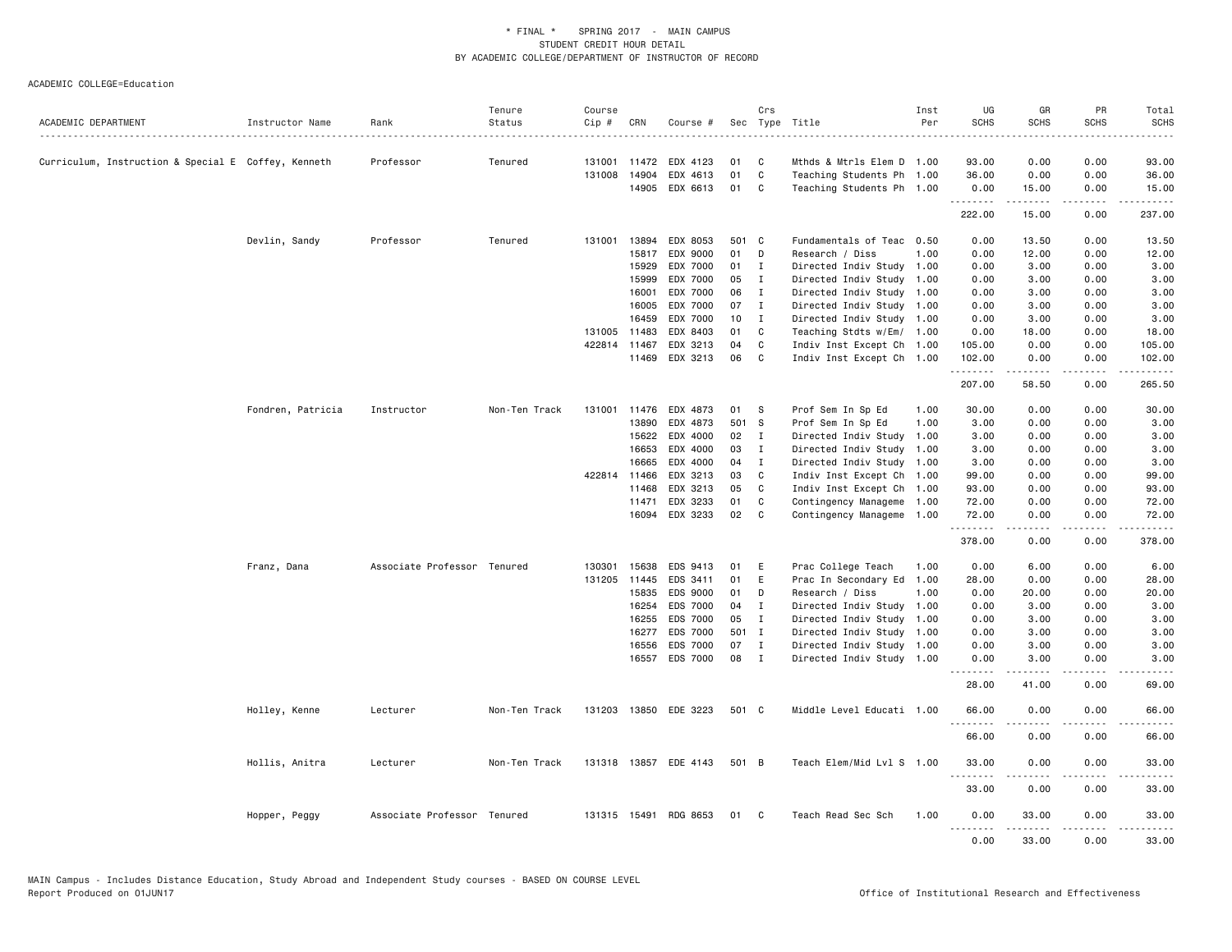\* FINAL \* SPRING 2017 - MAIN CAMPUS
STUDENT CREDIT HOUR DETAIL
BY ACADEMIC COLLEGE/DEPARTMENT OF INSTRUCTOR OF RECORD

ACADEMIC COLLEGE=Education

| ACADEMIC DEPARTMENT | Instructor Name | Rank | Tenure Status | Course Cip # | CRN | Course # | Sec | Crs Type | Title | Inst Per | UG SCHS | GR SCHS | PR SCHS | Total SCHS |
|---|---|---|---|---|---|---|---|---|---|---|---|---|---|---|
| Curriculum, Instruction & Special E | Coffey, Kenneth | Professor | Tenured | 131001 | 11472 | EDX 4123 | 01 | C | Mthds & Mtrls Elem D | 1.00 | 93.00 | 0.00 | 0.00 | 93.00 |
| | | | | 131008 | 14904 | EDX 4613 | 01 | C | Teaching Students Ph | 1.00 | 36.00 | 0.00 | 0.00 | 36.00 |
| | | | | | 14905 | EDX 6613 | 01 | C | Teaching Students Ph | 1.00 | 0.00 | 15.00 | 0.00 | 15.00 |
| | | | | | | | | | | | 222.00 | 15.00 | 0.00 | 237.00 |
| | Devlin, Sandy | Professor | Tenured | 131001 | 13894 | EDX 8053 | 501 | C | Fundamentals of Teac | 0.50 | 0.00 | 13.50 | 0.00 | 13.50 |
| | | | | | 15817 | EDX 9000 | 01 | D | Research / Diss | 1.00 | 0.00 | 12.00 | 0.00 | 12.00 |
| | | | | | 15929 | EDX 7000 | 01 | I | Directed Indiv Study | 1.00 | 0.00 | 3.00 | 0.00 | 3.00 |
| | | | | | 15999 | EDX 7000 | 05 | I | Directed Indiv Study | 1.00 | 0.00 | 3.00 | 0.00 | 3.00 |
| | | | | | 16001 | EDX 7000 | 06 | I | Directed Indiv Study | 1.00 | 0.00 | 3.00 | 0.00 | 3.00 |
| | | | | | 16005 | EDX 7000 | 07 | I | Directed Indiv Study | 1.00 | 0.00 | 3.00 | 0.00 | 3.00 |
| | | | | | 16459 | EDX 7000 | 10 | I | Directed Indiv Study | 1.00 | 0.00 | 3.00 | 0.00 | 3.00 |
| | | | | 131005 | 11483 | EDX 8403 | 01 | C | Teaching Stdts w/Em/ | 1.00 | 0.00 | 18.00 | 0.00 | 18.00 |
| | | | | 422814 | 11467 | EDX 3213 | 04 | C | Indiv Inst Except Ch | 1.00 | 105.00 | 0.00 | 0.00 | 105.00 |
| | | | | | 11469 | EDX 3213 | 06 | C | Indiv Inst Except Ch | 1.00 | 102.00 | 0.00 | 0.00 | 102.00 |
| | | | | | | | | | | | 207.00 | 58.50 | 0.00 | 265.50 |
| | Fondren, Patricia | Instructor | Non-Ten Track | 131001 | 11476 | EDX 4873 | 01 | S | Prof Sem In Sp Ed | 1.00 | 30.00 | 0.00 | 0.00 | 30.00 |
| | | | | | 13890 | EDX 4873 | 501 | S | Prof Sem In Sp Ed | 1.00 | 3.00 | 0.00 | 0.00 | 3.00 |
| | | | | | 15622 | EDX 4000 | 02 | I | Directed Indiv Study | 1.00 | 3.00 | 0.00 | 0.00 | 3.00 |
| | | | | | 16653 | EDX 4000 | 03 | I | Directed Indiv Study | 1.00 | 3.00 | 0.00 | 0.00 | 3.00 |
| | | | | | 16665 | EDX 4000 | 04 | I | Directed Indiv Study | 1.00 | 3.00 | 0.00 | 0.00 | 3.00 |
| | | | | 422814 | 11466 | EDX 3213 | 03 | C | Indiv Inst Except Ch | 1.00 | 99.00 | 0.00 | 0.00 | 99.00 |
| | | | | | 11468 | EDX 3213 | 05 | C | Indiv Inst Except Ch | 1.00 | 93.00 | 0.00 | 0.00 | 93.00 |
| | | | | | 11471 | EDX 3233 | 01 | C | Contingency Manageme | 1.00 | 72.00 | 0.00 | 0.00 | 72.00 |
| | | | | | 16094 | EDX 3233 | 02 | C | Contingency Manageme | 1.00 | 72.00 | 0.00 | 0.00 | 72.00 |
| | | | | | | | | | | | 378.00 | 0.00 | 0.00 | 378.00 |
| | Franz, Dana | Associate Professor | Tenured | 130301 | 15638 | EDS 9413 | 01 | E | Prac College Teach | 1.00 | 0.00 | 6.00 | 0.00 | 6.00 |
| | | | | 131205 | 11445 | EDS 3411 | 01 | E | Prac In Secondary Ed | 1.00 | 28.00 | 0.00 | 0.00 | 28.00 |
| | | | | | 15835 | EDS 9000 | 01 | D | Research / Diss | 1.00 | 0.00 | 20.00 | 0.00 | 20.00 |
| | | | | | 16254 | EDS 7000 | 04 | I | Directed Indiv Study | 1.00 | 0.00 | 3.00 | 0.00 | 3.00 |
| | | | | | 16255 | EDS 7000 | 05 | I | Directed Indiv Study | 1.00 | 0.00 | 3.00 | 0.00 | 3.00 |
| | | | | | 16277 | EDS 7000 | 501 | I | Directed Indiv Study | 1.00 | 0.00 | 3.00 | 0.00 | 3.00 |
| | | | | | 16556 | EDS 7000 | 07 | I | Directed Indiv Study | 1.00 | 0.00 | 3.00 | 0.00 | 3.00 |
| | | | | | 16557 | EDS 7000 | 08 | I | Directed Indiv Study | 1.00 | 0.00 | 3.00 | 0.00 | 3.00 |
| | | | | | | | | | | | 28.00 | 41.00 | 0.00 | 69.00 |
| | Holley, Kenne | Lecturer | Non-Ten Track | 131203 | 13850 | EDE 3223 | 501 | C | Middle Level Educati | 1.00 | 66.00 | 0.00 | 0.00 | 66.00 |
| | | | | | | | | | | | 66.00 | 0.00 | 0.00 | 66.00 |
| | Hollis, Anitra | Lecturer | Non-Ten Track | 131318 | 13857 | EDE 4143 | 501 | B | Teach Elem/Mid Lvl S | 1.00 | 33.00 | 0.00 | 0.00 | 33.00 |
| | | | | | | | | | | | 33.00 | 0.00 | 0.00 | 33.00 |
| | Hopper, Peggy | Associate Professor | Tenured | 131315 | 15491 | RDG 8653 | 01 | C | Teach Read Sec Sch | 1.00 | 0.00 | 33.00 | 0.00 | 33.00 |
| | | | | | | | | | | | 0.00 | 33.00 | 0.00 | 33.00 |

MAIN Campus - Includes Distance Education, Study Abroad and Independent Study courses - BASED ON COURSE LEVEL
Report Produced on 01JUN17 | Office of Institutional Research and Effectiveness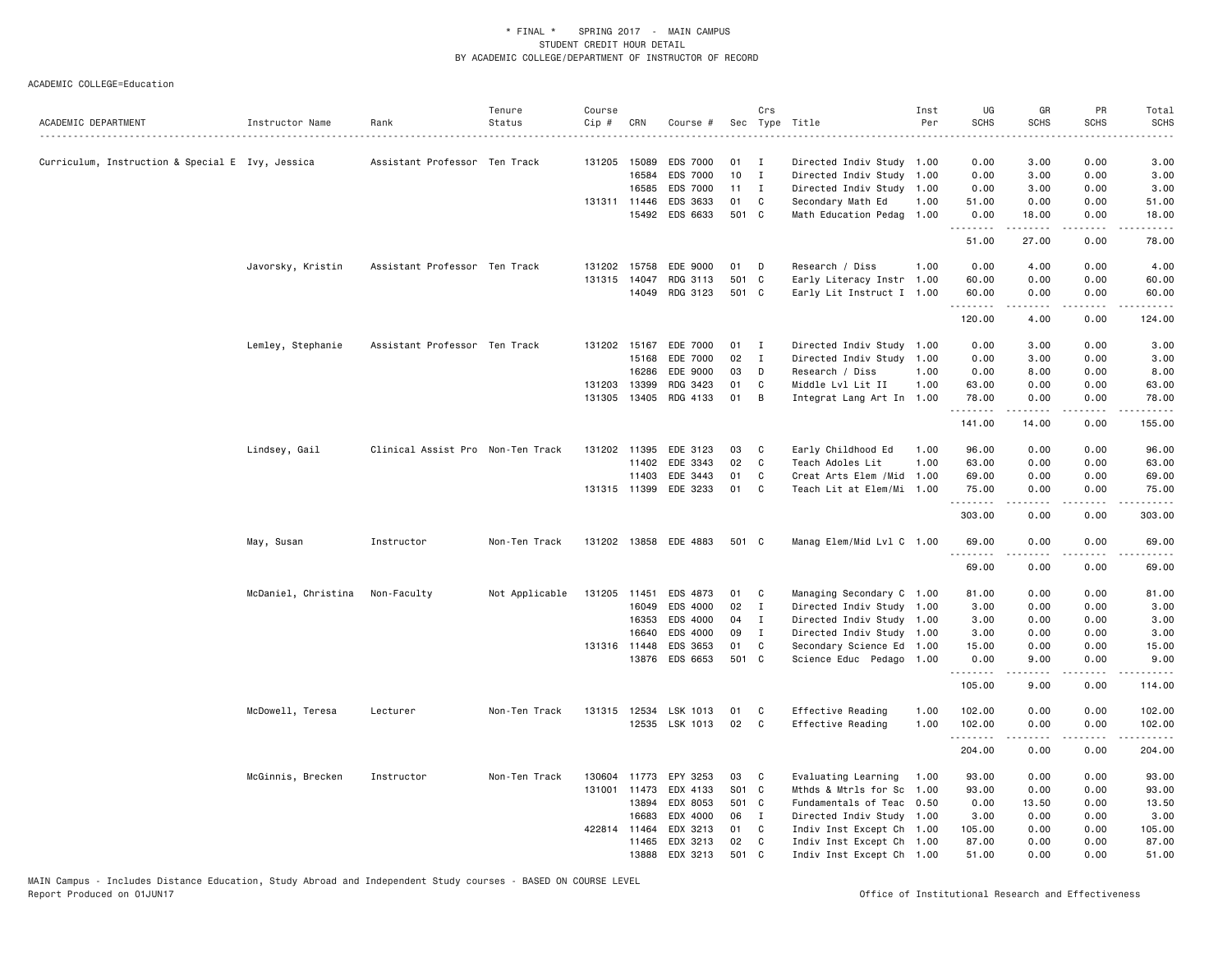\* FINAL \* SPRING 2017 - MAIN CAMPUS
STUDENT CREDIT HOUR DETAIL
BY ACADEMIC COLLEGE/DEPARTMENT OF INSTRUCTOR OF RECORD

ACADEMIC COLLEGE=Education

| ACADEMIC DEPARTMENT | Instructor Name | Rank | Tenure Status | Course Cip # | CRN | Course # | Sec | Crs Type | Title | Inst Per | UG SCHS | GR SCHS | PR SCHS | Total SCHS |
|---|---|---|---|---|---|---|---|---|---|---|---|---|---|---|
| Curriculum, Instruction & Special E | Ivy, Jessica | Assistant Professor | Ten Track | 131205 | 15089 | EDS 7000 | 01 | I | Directed Indiv Study | 1.00 | 0.00 | 3.00 | 0.00 | 3.00 |
| | | | | | 16584 | EDS 7000 | 10 | I | Directed Indiv Study | 1.00 | 0.00 | 3.00 | 0.00 | 3.00 |
| | | | | | 16585 | EDS 7000 | 11 | I | Directed Indiv Study | 1.00 | 0.00 | 3.00 | 0.00 | 3.00 |
| | | | | 131311 | 11446 | EDS 3633 | 01 | C | Secondary Math Ed | 1.00 | 51.00 | 0.00 | 0.00 | 51.00 |
| | | | | | 15492 | EDS 6633 | 501 | C | Math Education Pedag | 1.00 | 0.00 | 18.00 | 0.00 | 18.00 |
| | | | | | | | | | | | 51.00 | 27.00 | 0.00 | 78.00 |
| | Javorsky, Kristin | Assistant Professor | Ten Track | 131202 | 15758 | EDE 9000 | 01 | D | Research / Diss | 1.00 | 0.00 | 4.00 | 0.00 | 4.00 |
| | | | | 131315 | 14047 | RDG 3113 | 501 | C | Early Literacy Instr | 1.00 | 60.00 | 0.00 | 0.00 | 60.00 |
| | | | | | 14049 | RDG 3123 | 501 | C | Early Lit Instruct I | 1.00 | 60.00 | 0.00 | 0.00 | 60.00 |
| | | | | | | | | | | | 120.00 | 4.00 | 0.00 | 124.00 |
| | Lemley, Stephanie | Assistant Professor | Ten Track | 131202 | 15167 | EDE 7000 | 01 | I | Directed Indiv Study | 1.00 | 0.00 | 3.00 | 0.00 | 3.00 |
| | | | | | 15168 | EDE 7000 | 02 | I | Directed Indiv Study | 1.00 | 0.00 | 3.00 | 0.00 | 3.00 |
| | | | | | 16286 | EDE 9000 | 03 | D | Research / Diss | 1.00 | 0.00 | 8.00 | 0.00 | 8.00 |
| | | | | 131203 | 13399 | RDG 3423 | 01 | C | Middle Lvl Lit II | 1.00 | 63.00 | 0.00 | 0.00 | 63.00 |
| | | | | 131305 | 13405 | RDG 4133 | 01 | B | Integrat Lang Art In | 1.00 | 78.00 | 0.00 | 0.00 | 78.00 |
| | | | | | | | | | | | 141.00 | 14.00 | 0.00 | 155.00 |
| | Lindsey, Gail | Clinical Assist Pro | Non-Ten Track | 131202 | 11395 | EDE 3123 | 03 | C | Early Childhood Ed | 1.00 | 96.00 | 0.00 | 0.00 | 96.00 |
| | | | | | 11402 | EDE 3343 | 02 | C | Teach Adoles Lit | 1.00 | 63.00 | 0.00 | 0.00 | 63.00 |
| | | | | | 11403 | EDE 3443 | 01 | C | Creat Arts Elem /Mid | 1.00 | 69.00 | 0.00 | 0.00 | 69.00 |
| | | | | 131315 | 11399 | EDE 3233 | 01 | C | Teach Lit at Elem/Mi | 1.00 | 75.00 | 0.00 | 0.00 | 75.00 |
| | | | | | | | | | | | 303.00 | 0.00 | 0.00 | 303.00 |
| | May, Susan | Instructor | Non-Ten Track | 131202 | 13858 | EDE 4883 | 501 | C | Manag Elem/Mid Lvl C | 1.00 | 69.00 | 0.00 | 0.00 | 69.00 |
| | | | | | | | | | | | 69.00 | 0.00 | 0.00 | 69.00 |
| | McDaniel, Christina | Non-Faculty | Not Applicable | 131205 | 11451 | EDS 4873 | 01 | C | Managing Secondary C | 1.00 | 81.00 | 0.00 | 0.00 | 81.00 |
| | | | | | 16049 | EDS 4000 | 02 | I | Directed Indiv Study | 1.00 | 3.00 | 0.00 | 0.00 | 3.00 |
| | | | | | 16353 | EDS 4000 | 04 | I | Directed Indiv Study | 1.00 | 3.00 | 0.00 | 0.00 | 3.00 |
| | | | | | 16640 | EDS 4000 | 09 | I | Directed Indiv Study | 1.00 | 3.00 | 0.00 | 0.00 | 3.00 |
| | | | | 131316 | 11448 | EDS 3653 | 01 | C | Secondary Science Ed | 1.00 | 15.00 | 0.00 | 0.00 | 15.00 |
| | | | | | 13876 | EDS 6653 | 501 | C | Science Educ Pedago | 1.00 | 0.00 | 9.00 | 0.00 | 9.00 |
| | | | | | | | | | | | 105.00 | 9.00 | 0.00 | 114.00 |
| | McDowell, Teresa | Lecturer | Non-Ten Track | 131315 | 12534 | LSK 1013 | 01 | C | Effective Reading | 1.00 | 102.00 | 0.00 | 0.00 | 102.00 |
| | | | | | 12535 | LSK 1013 | 02 | C | Effective Reading | 1.00 | 102.00 | 0.00 | 0.00 | 102.00 |
| | | | | | | | | | | | 204.00 | 0.00 | 0.00 | 204.00 |
| | McGinnis, Brecken | Instructor | Non-Ten Track | 130604 | 11773 | EPY 3253 | 03 | C | Evaluating Learning | 1.00 | 93.00 | 0.00 | 0.00 | 93.00 |
| | | | | 131001 | 11473 | EDX 4133 | S01 | C | Mthds & Mtrls for Sc | 1.00 | 93.00 | 0.00 | 0.00 | 93.00 |
| | | | | | 13894 | EDX 8053 | 501 | C | Fundamentals of Teac | 0.50 | 0.00 | 13.50 | 0.00 | 13.50 |
| | | | | | 16683 | EDX 4000 | 06 | I | Directed Indiv Study | 1.00 | 3.00 | 0.00 | 0.00 | 3.00 |
| | | | | 422814 | 11464 | EDX 3213 | 01 | C | Indiv Inst Except Ch | 1.00 | 105.00 | 0.00 | 0.00 | 105.00 |
| | | | | | 11465 | EDX 3213 | 02 | C | Indiv Inst Except Ch | 1.00 | 87.00 | 0.00 | 0.00 | 87.00 |
| | | | | | 13888 | EDX 3213 | 501 | C | Indiv Inst Except Ch | 1.00 | 51.00 | 0.00 | 0.00 | 51.00 |

MAIN Campus - Includes Distance Education, Study Abroad and Independent Study courses - BASED ON COURSE LEVEL
Report Produced on 01JUN17 Office of Institutional Research and Effectiveness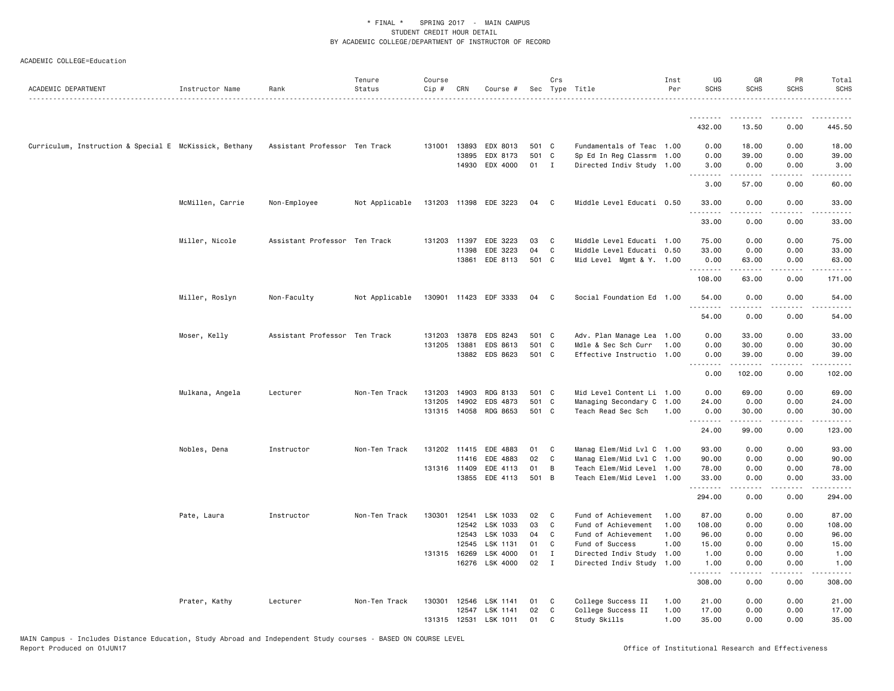\* FINAL \* SPRING 2017 - MAIN CAMPUS
STUDENT CREDIT HOUR DETAIL
BY ACADEMIC COLLEGE/DEPARTMENT OF INSTRUCTOR OF RECORD

ACADEMIC COLLEGE=Education

| ACADEMIC DEPARTMENT | Instructor Name | Rank | Tenure Status | Course Cip # | CRN | Course # | Sec | Crs Type | Title | Inst Per | UG SCHS | GR SCHS | PR SCHS | Total SCHS |
|---|---|---|---|---|---|---|---|---|---|---|---|---|---|---|
| | | | | | | | | | | | 432.00 | 13.50 | 0.00 | 445.50 |
| Curriculum, Instruction & Special E | McKissick, Bethany | Assistant Professor | Ten Track | 131001 | 13893 | EDX 8013 | 501 | C | Fundamentals of Teac | 1.00 | 0.00 | 18.00 | 0.00 | 18.00 |
| | | | | | 13895 | EDX 8173 | 501 | C | Sp Ed In Reg Classrm | 1.00 | 0.00 | 39.00 | 0.00 | 39.00 |
| | | | | | 14930 | EDX 4000 | 01 | I | Directed Indiv Study | 1.00 | 3.00 | 0.00 | 0.00 | 3.00 |
| | | | | | | | | | | | 3.00 | 57.00 | 0.00 | 60.00 |
| | McMillen, Carrie | Non-Employee | Not Applicable | 131203 | 11398 | EDE 3223 | 04 | C | Middle Level Educati | 0.50 | 33.00 | 0.00 | 0.00 | 33.00 |
| | | | | | | | | | | | 33.00 | 0.00 | 0.00 | 33.00 |
| | Miller, Nicole | Assistant Professor | Ten Track | 131203 | 11397 | EDE 3223 | 03 | C | Middle Level Educati | 1.00 | 75.00 | 0.00 | 0.00 | 75.00 |
| | | | | | 11398 | EDE 3223 | 04 | C | Middle Level Educati | 0.50 | 33.00 | 0.00 | 0.00 | 33.00 |
| | | | | | 13861 | EDE 8113 | 501 | C | Mid Level Mgmt & Y. | 1.00 | 0.00 | 63.00 | 0.00 | 63.00 |
| | | | | | | | | | | | 108.00 | 63.00 | 0.00 | 171.00 |
| | Miller, Roslyn | Non-Faculty | Not Applicable | 130901 | 11423 | EDF 3333 | 04 | C | Social Foundation Ed | 1.00 | 54.00 | 0.00 | 0.00 | 54.00 |
| | | | | | | | | | | | 54.00 | 0.00 | 0.00 | 54.00 |
| | Moser, Kelly | Assistant Professor | Ten Track | 131203 | 13878 | EDS 8243 | 501 | C | Adv. Plan Manage Lea | 1.00 | 0.00 | 33.00 | 0.00 | 33.00 |
| | | | | 131205 | 13881 | EDS 8613 | 501 | C | Mdle & Sec Sch Curr | 1.00 | 0.00 | 30.00 | 0.00 | 30.00 |
| | | | | | 13882 | EDS 8623 | 501 | C | Effective Instructio | 1.00 | 0.00 | 39.00 | 0.00 | 39.00 |
| | | | | | | | | | | | 0.00 | 102.00 | 0.00 | 102.00 |
| | Mulkana, Angela | Lecturer | Non-Ten Track | 131203 | 14903 | RDG 8133 | 501 | C | Mid Level Content Li | 1.00 | 0.00 | 69.00 | 0.00 | 69.00 |
| | | | | 131205 | 14902 | EDS 4873 | 501 | C | Managing Secondary C | 1.00 | 24.00 | 0.00 | 0.00 | 24.00 |
| | | | | 131315 | 14058 | RDG 8653 | 501 | C | Teach Read Sec Sch | 1.00 | 0.00 | 30.00 | 0.00 | 30.00 |
| | | | | | | | | | | | 24.00 | 99.00 | 0.00 | 123.00 |
| | Nobles, Dena | Instructor | Non-Ten Track | 131202 | 11415 | EDE 4883 | 01 | C | Manag Elem/Mid Lvl C | 1.00 | 93.00 | 0.00 | 0.00 | 93.00 |
| | | | | | 11416 | EDE 4883 | 02 | C | Manag Elem/Mid Lvl C | 1.00 | 90.00 | 0.00 | 0.00 | 90.00 |
| | | | | 131316 | 11409 | EDE 4113 | 01 | B | Teach Elem/Mid Level | 1.00 | 78.00 | 0.00 | 0.00 | 78.00 |
| | | | | | 13855 | EDE 4113 | 501 | B | Teach Elem/Mid Level | 1.00 | 33.00 | 0.00 | 0.00 | 33.00 |
| | | | | | | | | | | | 294.00 | 0.00 | 0.00 | 294.00 |
| | Pate, Laura | Instructor | Non-Ten Track | 130301 | 12541 | LSK 1033 | 02 | C | Fund of Achievement | 1.00 | 87.00 | 0.00 | 0.00 | 87.00 |
| | | | | | 12542 | LSK 1033 | 03 | C | Fund of Achievement | 1.00 | 108.00 | 0.00 | 0.00 | 108.00 |
| | | | | | 12543 | LSK 1033 | 04 | C | Fund of Achievement | 1.00 | 96.00 | 0.00 | 0.00 | 96.00 |
| | | | | | 12545 | LSK 1131 | 01 | C | Fund of Success | 1.00 | 15.00 | 0.00 | 0.00 | 15.00 |
| | | | | 131315 | 16269 | LSK 4000 | 01 | I | Directed Indiv Study | 1.00 | 1.00 | 0.00 | 0.00 | 1.00 |
| | | | | | 16276 | LSK 4000 | 02 | I | Directed Indiv Study | 1.00 | 1.00 | 0.00 | 0.00 | 1.00 |
| | | | | | | | | | | | 308.00 | 0.00 | 0.00 | 308.00 |
| | Prater, Kathy | Lecturer | Non-Ten Track | 130301 | 12546 | LSK 1141 | 01 | C | College Success II | 1.00 | 21.00 | 0.00 | 0.00 | 21.00 |
| | | | | | 12547 | LSK 1141 | 02 | C | College Success II | 1.00 | 17.00 | 0.00 | 0.00 | 17.00 |
| | | | | 131315 | 12531 | LSK 1011 | 01 | C | Study Skills | 1.00 | 35.00 | 0.00 | 0.00 | 35.00 |

MAIN Campus - Includes Distance Education, Study Abroad and Independent Study courses - BASED ON COURSE LEVEL
Report Produced on 01JUN17 Office of Institutional Research and Effectiveness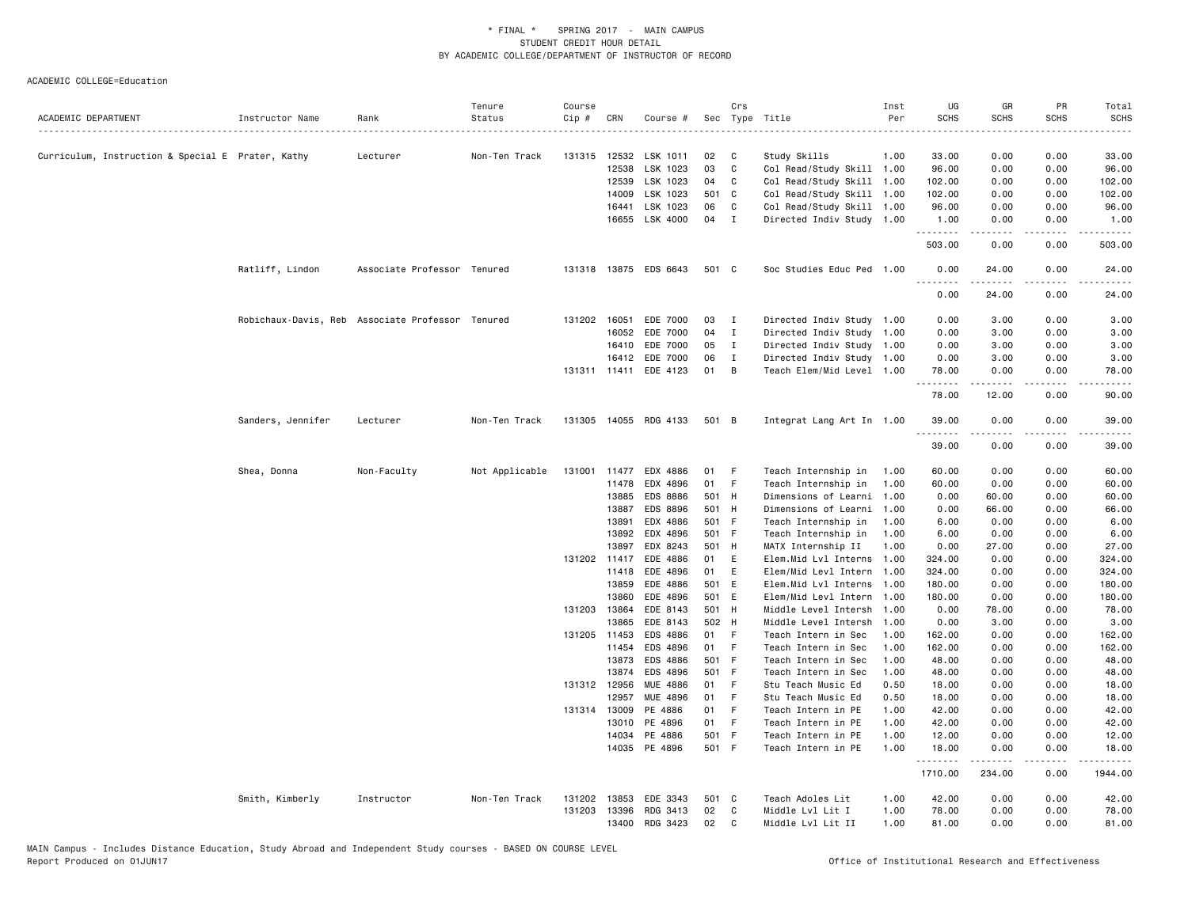\* FINAL \* SPRING 2017 - MAIN CAMPUS
STUDENT CREDIT HOUR DETAIL
BY ACADEMIC COLLEGE/DEPARTMENT OF INSTRUCTOR OF RECORD

ACADEMIC COLLEGE=Education

| ACADEMIC DEPARTMENT | Instructor Name | Rank | Tenure Status | Course Cip # | CRN | Course # | Sec | Crs Type | Title | Inst Per | UG SCHS | GR SCHS | PR SCHS | Total SCHS |
|---|---|---|---|---|---|---|---|---|---|---|---|---|---|---|
| Curriculum, Instruction & Special E | Prater, Kathy | Lecturer | Non-Ten Track | 131315 | 12532 | LSK 1011 | 02 | C | Study Skills | 1.00 | 33.00 | 0.00 | 0.00 | 33.00 |
| | | | | | 12538 | LSK 1023 | 03 | C | Col Read/Study Skill | 1.00 | 96.00 | 0.00 | 0.00 | 96.00 |
| | | | | | 12539 | LSK 1023 | 04 | C | Col Read/Study Skill | 1.00 | 102.00 | 0.00 | 0.00 | 102.00 |
| | | | | | 14009 | LSK 1023 | 501 | C | Col Read/Study Skill | 1.00 | 102.00 | 0.00 | 0.00 | 102.00 |
| | | | | | 16441 | LSK 1023 | 06 | C | Col Read/Study Skill | 1.00 | 96.00 | 0.00 | 0.00 | 96.00 |
| | | | | | 16655 | LSK 4000 | 04 | I | Directed Indiv Study | 1.00 | 1.00 | 0.00 | 0.00 | 1.00 |
| | | | | | | | | | | | 503.00 | 0.00 | 0.00 | 503.00 |
| | Ratliff, Lindon | Associate Professor | Tenured | 131318 | 13875 | EDS 6643 | 501 | C | Soc Studies Educ Ped | 1.00 | 0.00 | 24.00 | 0.00 | 24.00 |
| | | | | | | | | | | | 0.00 | 24.00 | 0.00 | 24.00 |
| | Robichaux-Davis, Reb | Associate Professor | Tenured | 131202 | 16051 | EDE 7000 | 03 | I | Directed Indiv Study | 1.00 | 0.00 | 3.00 | 0.00 | 3.00 |
| | | | | | 16052 | EDE 7000 | 04 | I | Directed Indiv Study | 1.00 | 0.00 | 3.00 | 0.00 | 3.00 |
| | | | | | 16410 | EDE 7000 | 05 | I | Directed Indiv Study | 1.00 | 0.00 | 3.00 | 0.00 | 3.00 |
| | | | | | 16412 | EDE 7000 | 06 | I | Directed Indiv Study | 1.00 | 0.00 | 3.00 | 0.00 | 3.00 |
| | | | | 131311 | 11411 | EDE 4123 | 01 | B | Teach Elem/Mid Level | 1.00 | 78.00 | 0.00 | 0.00 | 78.00 |
| | | | | | | | | | | | 78.00 | 12.00 | 0.00 | 90.00 |
| | Sanders, Jennifer | Lecturer | Non-Ten Track | 131305 | 14055 | RDG 4133 | 501 | B | Integrat Lang Art In | 1.00 | 39.00 | 0.00 | 0.00 | 39.00 |
| | | | | | | | | | | | 39.00 | 0.00 | 0.00 | 39.00 |
| | Shea, Donna | Non-Faculty | Not Applicable | 131001 | 11477 | EDX 4886 | 01 | F | Teach Internship in | 1.00 | 60.00 | 0.00 | 0.00 | 60.00 |
| | | | | | 11478 | EDX 4896 | 01 | F | Teach Internship in | 1.00 | 60.00 | 0.00 | 0.00 | 60.00 |
| | | | | | 13885 | EDS 8886 | 501 | H | Dimensions of Learni | 1.00 | 0.00 | 60.00 | 0.00 | 60.00 |
| | | | | | 13887 | EDS 8896 | 501 | H | Dimensions of Learni | 1.00 | 0.00 | 66.00 | 0.00 | 66.00 |
| | | | | | 13891 | EDX 4886 | 501 | F | Teach Internship in | 1.00 | 6.00 | 0.00 | 0.00 | 6.00 |
| | | | | | 13892 | EDX 4896 | 501 | F | Teach Internship in | 1.00 | 6.00 | 0.00 | 0.00 | 6.00 |
| | | | | | 13897 | EDX 8243 | 501 | H | MATX Internship II | 1.00 | 0.00 | 27.00 | 0.00 | 27.00 |
| | | | | 131202 | 11417 | EDE 4886 | 01 | E | Elem.Mid Lvl Interns | 1.00 | 324.00 | 0.00 | 0.00 | 324.00 |
| | | | | | 11418 | EDE 4896 | 01 | E | Elem/Mid Levl Intern | 1.00 | 324.00 | 0.00 | 0.00 | 324.00 |
| | | | | | 13859 | EDE 4886 | 501 | E | Elem.Mid Lvl Interns | 1.00 | 180.00 | 0.00 | 0.00 | 180.00 |
| | | | | | 13860 | EDE 4896 | 501 | E | Elem/Mid Levl Intern | 1.00 | 180.00 | 0.00 | 0.00 | 180.00 |
| | | | | 131203 | 13864 | EDE 8143 | 501 | H | Middle Level Intersh | 1.00 | 0.00 | 78.00 | 0.00 | 78.00 |
| | | | | | 13865 | EDE 8143 | 502 | H | Middle Level Intersh | 1.00 | 0.00 | 3.00 | 0.00 | 3.00 |
| | | | | 131205 | 11453 | EDS 4886 | 01 | F | Teach Intern in Sec | 1.00 | 162.00 | 0.00 | 0.00 | 162.00 |
| | | | | | 11454 | EDS 4896 | 01 | F | Teach Intern in Sec | 1.00 | 162.00 | 0.00 | 0.00 | 162.00 |
| | | | | | 13873 | EDS 4886 | 501 | F | Teach Intern in Sec | 1.00 | 48.00 | 0.00 | 0.00 | 48.00 |
| | | | | | 13874 | EDS 4896 | 501 | F | Teach Intern in Sec | 1.00 | 48.00 | 0.00 | 0.00 | 48.00 |
| | | | | 131312 | 12956 | MUE 4886 | 01 | F | Stu Teach Music Ed | 0.50 | 18.00 | 0.00 | 0.00 | 18.00 |
| | | | | | 12957 | MUE 4896 | 01 | F | Stu Teach Music Ed | 0.50 | 18.00 | 0.00 | 0.00 | 18.00 |
| | | | | 131314 | 13009 | PE 4886 | 01 | F | Teach Intern in PE | 1.00 | 42.00 | 0.00 | 0.00 | 42.00 |
| | | | | | 13010 | PE 4896 | 01 | F | Teach Intern in PE | 1.00 | 42.00 | 0.00 | 0.00 | 42.00 |
| | | | | | 14034 | PE 4886 | 501 | F | Teach Intern in PE | 1.00 | 12.00 | 0.00 | 0.00 | 12.00 |
| | | | | | 14035 | PE 4896 | 501 | F | Teach Intern in PE | 1.00 | 18.00 | 0.00 | 0.00 | 18.00 |
| | | | | | | | | | | | 1710.00 | 234.00 | 0.00 | 1944.00 |
| | Smith, Kimberly | Instructor | Non-Ten Track | 131202 | 13853 | EDE 3343 | 501 | C | Teach Adoles Lit | 1.00 | 42.00 | 0.00 | 0.00 | 42.00 |
| | | | | 131203 | 13396 | RDG 3413 | 02 | C | Middle Lvl Lit I | 1.00 | 78.00 | 0.00 | 0.00 | 78.00 |
| | | | | | 13400 | RDG 3423 | 02 | C | Middle Lvl Lit II | 1.00 | 81.00 | 0.00 | 0.00 | 81.00 |

MAIN Campus - Includes Distance Education, Study Abroad and Independent Study courses - BASED ON COURSE LEVEL
Report Produced on 01JUN17

Office of Institutional Research and Effectiveness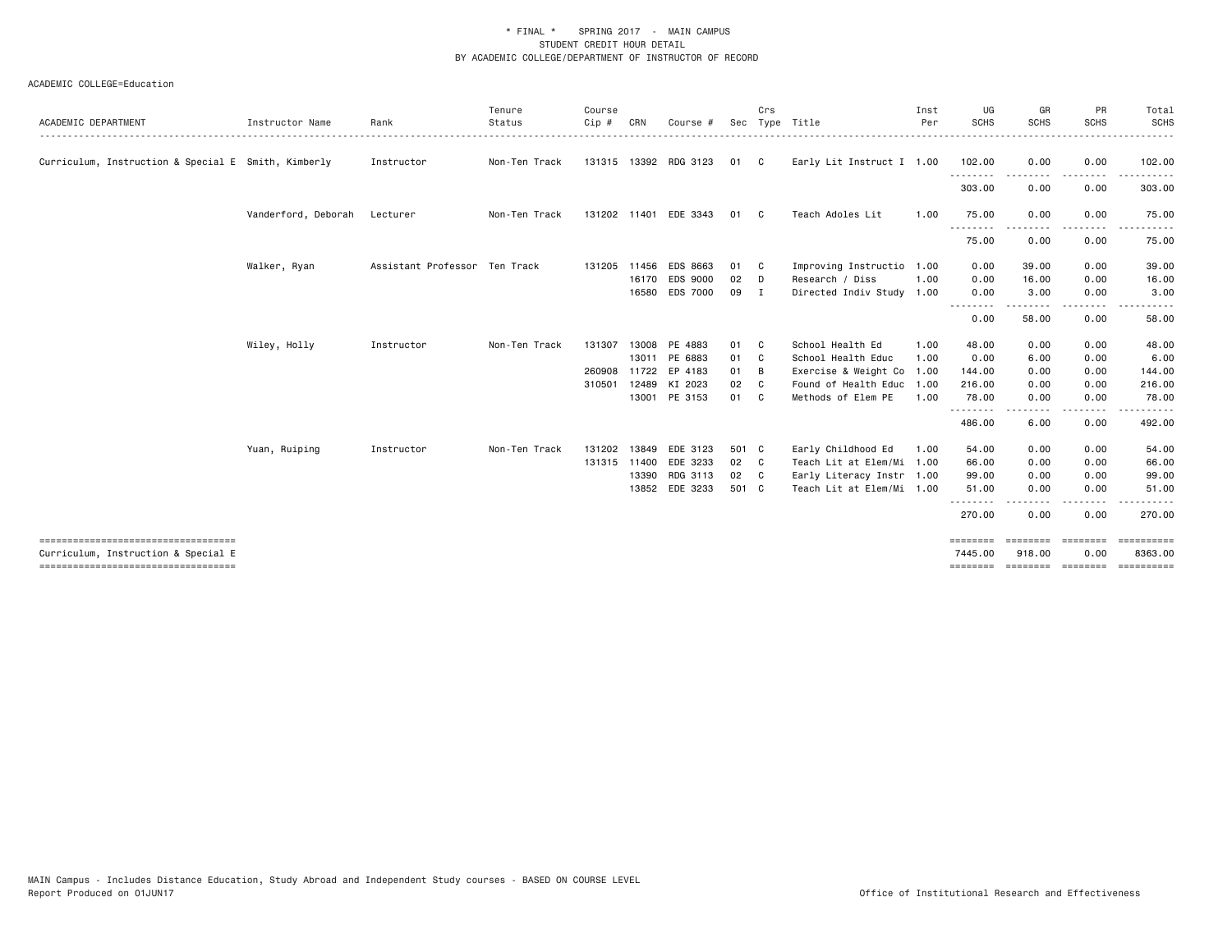\* FINAL \* SPRING 2017 - MAIN CAMPUS
STUDENT CREDIT HOUR DETAIL
BY ACADEMIC COLLEGE/DEPARTMENT OF INSTRUCTOR OF RECORD

ACADEMIC COLLEGE=Education

| ACADEMIC DEPARTMENT | Instructor Name | Rank | Tenure Status | Course Cip # | CRN | Course # | Sec | Crs Type | Title | Inst Per | UG SCHS | GR SCHS | PR SCHS | Total SCHS |
|---|---|---|---|---|---|---|---|---|---|---|---|---|---|---|
| Curriculum, Instruction & Special E | Smith, Kimberly | Instructor | Non-Ten Track | 131315 | 13392 | RDG 3123 | 01 | C | Early Lit Instruct I | 1.00 | 102.00 | 0.00 | 0.00 | 102.00 |
| | | | | | | | | | | | 303.00 | 0.00 | 0.00 | 303.00 |
| | Vanderford, Deborah | Lecturer | Non-Ten Track | 131202 | 11401 | EDE 3343 | 01 | C | Teach Adoles Lit | 1.00 | 75.00 | 0.00 | 0.00 | 75.00 |
| | | | | | | | | | | | 75.00 | 0.00 | 0.00 | 75.00 |
| | Walker, Ryan | Assistant Professor | Ten Track | 131205 | 11456 | EDS 8663 | 01 | C | Improving Instructio | 1.00 | 0.00 | 39.00 | 0.00 | 39.00 |
| | | | | | 16170 | EDS 9000 | 02 | D | Research / Diss | 1.00 | 0.00 | 16.00 | 0.00 | 16.00 |
| | | | | | 16580 | EDS 7000 | 09 | I | Directed Indiv Study | 1.00 | 0.00 | 3.00 | 0.00 | 3.00 |
| | | | | | | | | | | | 0.00 | 58.00 | 0.00 | 58.00 |
| | Wiley, Holly | Instructor | Non-Ten Track | 131307 | 13008 | PE 4883 | 01 | C | School Health Ed | 1.00 | 48.00 | 0.00 | 0.00 | 48.00 |
| | | | | | 13011 | PE 6883 | 01 | C | School Health Educ | 1.00 | 0.00 | 6.00 | 0.00 | 6.00 |
| | | | | 260908 | 11722 | EP 4183 | 01 | B | Exercise & Weight Co | 1.00 | 144.00 | 0.00 | 0.00 | 144.00 |
| | | | | 310501 | 12489 | KI 2023 | 02 | C | Found of Health Educ | 1.00 | 216.00 | 0.00 | 0.00 | 216.00 |
| | | | | | 13001 | PE 3153 | 01 | C | Methods of Elem PE | 1.00 | 78.00 | 0.00 | 0.00 | 78.00 |
| | | | | | | | | | | | 486.00 | 6.00 | 0.00 | 492.00 |
| | Yuan, Ruiping | Instructor | Non-Ten Track | 131202 | 13849 | EDE 3123 | 501 | C | Early Childhood Ed | 1.00 | 54.00 | 0.00 | 0.00 | 54.00 |
| | | | | 131315 | 11400 | EDE 3233 | 02 | C | Teach Lit at Elem/Mi | 1.00 | 66.00 | 0.00 | 0.00 | 66.00 |
| | | | | | 13390 | RDG 3113 | 02 | C | Early Literacy Instr | 1.00 | 99.00 | 0.00 | 0.00 | 99.00 |
| | | | | | 13852 | EDE 3233 | 501 | C | Teach Lit at Elem/Mi | 1.00 | 51.00 | 0.00 | 0.00 | 51.00 |
| | | | | | | | | | | | 270.00 | 0.00 | 0.00 | 270.00 |
| Curriculum, Instruction & Special E | | | | | | | | | | | 7445.00 | 918.00 | 0.00 | 8363.00 |

MAIN Campus - Includes Distance Education, Study Abroad and Independent Study courses - BASED ON COURSE LEVEL
Report Produced on 01JUN17 Office of Institutional Research and Effectiveness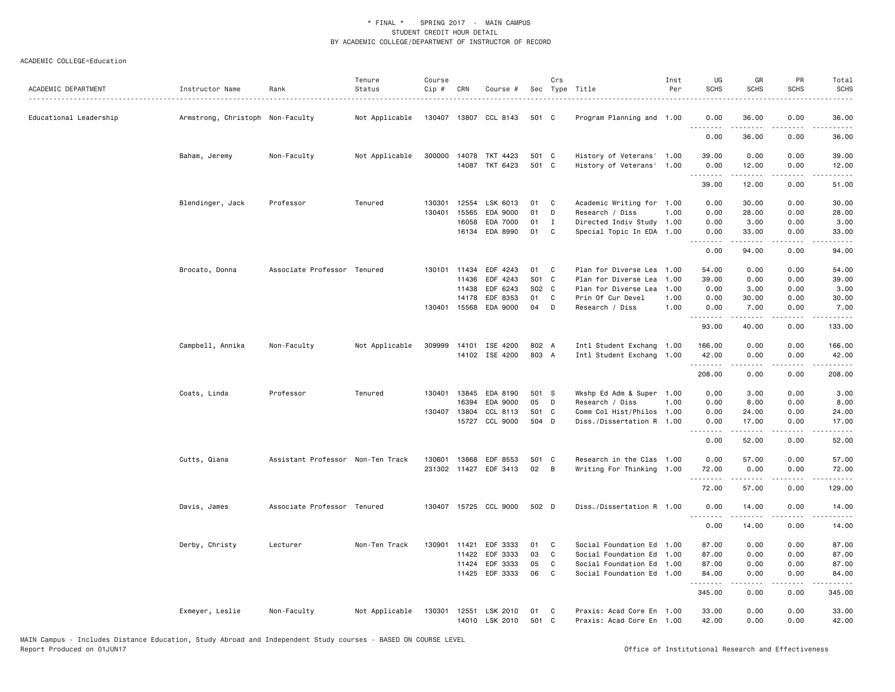\* FINAL \* SPRING 2017 - MAIN CAMPUS
STUDENT CREDIT HOUR DETAIL
BY ACADEMIC COLLEGE/DEPARTMENT OF INSTRUCTOR OF RECORD

ACADEMIC COLLEGE=Education

| ACADEMIC DEPARTMENT | Instructor Name | Rank | Tenure Status | Course Cip # | CRN | Course # | Sec | Crs Type | Title | Inst Per | UG SCHS | GR SCHS | PR SCHS | Total SCHS |
|---|---|---|---|---|---|---|---|---|---|---|---|---|---|---|
| Educational Leadership | Armstrong, Christoph | Non-Faculty | Not Applicable | 130407 | 13807 | CCL 8143 | 501 | C | Program Planning and | 1.00 | 0.00 | 36.00 | 0.00 | 36.00 |
| | | | | | | | | | | | 0.00 | 36.00 | 0.00 | 36.00 |
| | Baham, Jeremy | Non-Faculty | Not Applicable | 300000 | 14078 | TKT 4423 | 501 | C | History of Veterans' | 1.00 | 39.00 | 0.00 | 0.00 | 39.00 |
| | | | | | 14087 | TKT 6423 | 501 | C | History of Veterans' | 1.00 | 0.00 | 12.00 | 0.00 | 12.00 |
| | | | | | | | | | | | 39.00 | 12.00 | 0.00 | 51.00 |
| | Blendinger, Jack | Professor | Tenured | 130301 | 12554 | LSK 6013 | 01 | C | Academic Writing for | 1.00 | 0.00 | 30.00 | 0.00 | 30.00 |
| | | | | 130401 | 15565 | EDA 9000 | 01 | D | Research / Diss | 1.00 | 0.00 | 28.00 | 0.00 | 28.00 |
| | | | | | 16058 | EDA 7000 | 01 | I | Directed Indiv Study | 1.00 | 0.00 | 3.00 | 0.00 | 3.00 |
| | | | | | 16134 | EDA 8990 | 01 | C | Special Topic In EDA | 1.00 | 0.00 | 33.00 | 0.00 | 33.00 |
| | | | | | | | | | | | 0.00 | 94.00 | 0.00 | 94.00 |
| | Brocato, Donna | Associate Professor | Tenured | 130101 | 11434 | EDF 4243 | 01 | C | Plan for Diverse Lea | 1.00 | 54.00 | 0.00 | 0.00 | 54.00 |
| | | | | | 11436 | EDF 4243 | S01 | C | Plan for Diverse Lea | 1.00 | 39.00 | 0.00 | 0.00 | 39.00 |
| | | | | | 11438 | EDF 6243 | S02 | C | Plan for Diverse Lea | 1.00 | 0.00 | 3.00 | 0.00 | 3.00 |
| | | | | | 14178 | EDF 8353 | 01 | C | Prin Of Cur Devel | 1.00 | 0.00 | 30.00 | 0.00 | 30.00 |
| | | | | 130401 | 15568 | EDA 9000 | 04 | D | Research / Diss | 1.00 | 0.00 | 7.00 | 0.00 | 7.00 |
| | | | | | | | | | | | 93.00 | 40.00 | 0.00 | 133.00 |
| | Campbell, Annika | Non-Faculty | Not Applicable | 309999 | 14101 | ISE 4200 | 802 | A | Intl Student Exchang | 1.00 | 166.00 | 0.00 | 0.00 | 166.00 |
| | | | | | 14102 | ISE 4200 | 803 | A | Intl Student Exchang | 1.00 | 42.00 | 0.00 | 0.00 | 42.00 |
| | | | | | | | | | | | 208.00 | 0.00 | 0.00 | 208.00 |
| | Coats, Linda | Professor | Tenured | 130401 | 13845 | EDA 8190 | 501 | S | Wkshp Ed Adm & Super | 1.00 | 0.00 | 3.00 | 0.00 | 3.00 |
| | | | | | 16394 | EDA 9000 | 05 | D | Research / Diss | 1.00 | 0.00 | 8.00 | 0.00 | 8.00 |
| | | | | 130407 | 13804 | CCL 8113 | 501 | C | Comm Col Hist/Philos | 1.00 | 0.00 | 24.00 | 0.00 | 24.00 |
| | | | | | 15727 | CCL 9000 | 504 | D | Diss./Dissertation R | 1.00 | 0.00 | 17.00 | 0.00 | 17.00 |
| | | | | | | | | | | | 0.00 | 52.00 | 0.00 | 52.00 |
| | Cutts, Qiana | Assistant Professor | Non-Ten Track | 130601 | 13868 | EDF 8553 | 501 | C | Research in the Clas | 1.00 | 0.00 | 57.00 | 0.00 | 57.00 |
| | | | | 231302 | 11427 | EDF 3413 | 02 | B | Writing For Thinking | 1.00 | 72.00 | 0.00 | 0.00 | 72.00 |
| | | | | | | | | | | | 72.00 | 57.00 | 0.00 | 129.00 |
| | Davis, James | Associate Professor | Tenured | 130407 | 15725 | CCL 9000 | 502 | D | Diss./Dissertation R | 1.00 | 0.00 | 14.00 | 0.00 | 14.00 |
| | | | | | | | | | | | 0.00 | 14.00 | 0.00 | 14.00 |
| | Derby, Christy | Lecturer | Non-Ten Track | 130901 | 11421 | EDF 3333 | 01 | C | Social Foundation Ed | 1.00 | 87.00 | 0.00 | 0.00 | 87.00 |
| | | | | | 11422 | EDF 3333 | 03 | C | Social Foundation Ed | 1.00 | 87.00 | 0.00 | 0.00 | 87.00 |
| | | | | | 11424 | EDF 3333 | 05 | C | Social Foundation Ed | 1.00 | 87.00 | 0.00 | 0.00 | 87.00 |
| | | | | | 11425 | EDF 3333 | 06 | C | Social Foundation Ed | 1.00 | 84.00 | 0.00 | 0.00 | 84.00 |
| | | | | | | | | | | | 345.00 | 0.00 | 0.00 | 345.00 |
| | Exmeyer, Leslie | Non-Faculty | Not Applicable | 130301 | 12551 | LSK 2010 | 01 | C | Praxis: Acad Core En | 1.00 | 33.00 | 0.00 | 0.00 | 33.00 |
| | | | | | 14010 | LSK 2010 | 501 | C | Praxis: Acad Core En | 1.00 | 42.00 | 0.00 | 0.00 | 42.00 |

MAIN Campus - Includes Distance Education, Study Abroad and Independent Study courses - BASED ON COURSE LEVEL
Report Produced on 01JUN17
Office of Institutional Research and Effectiveness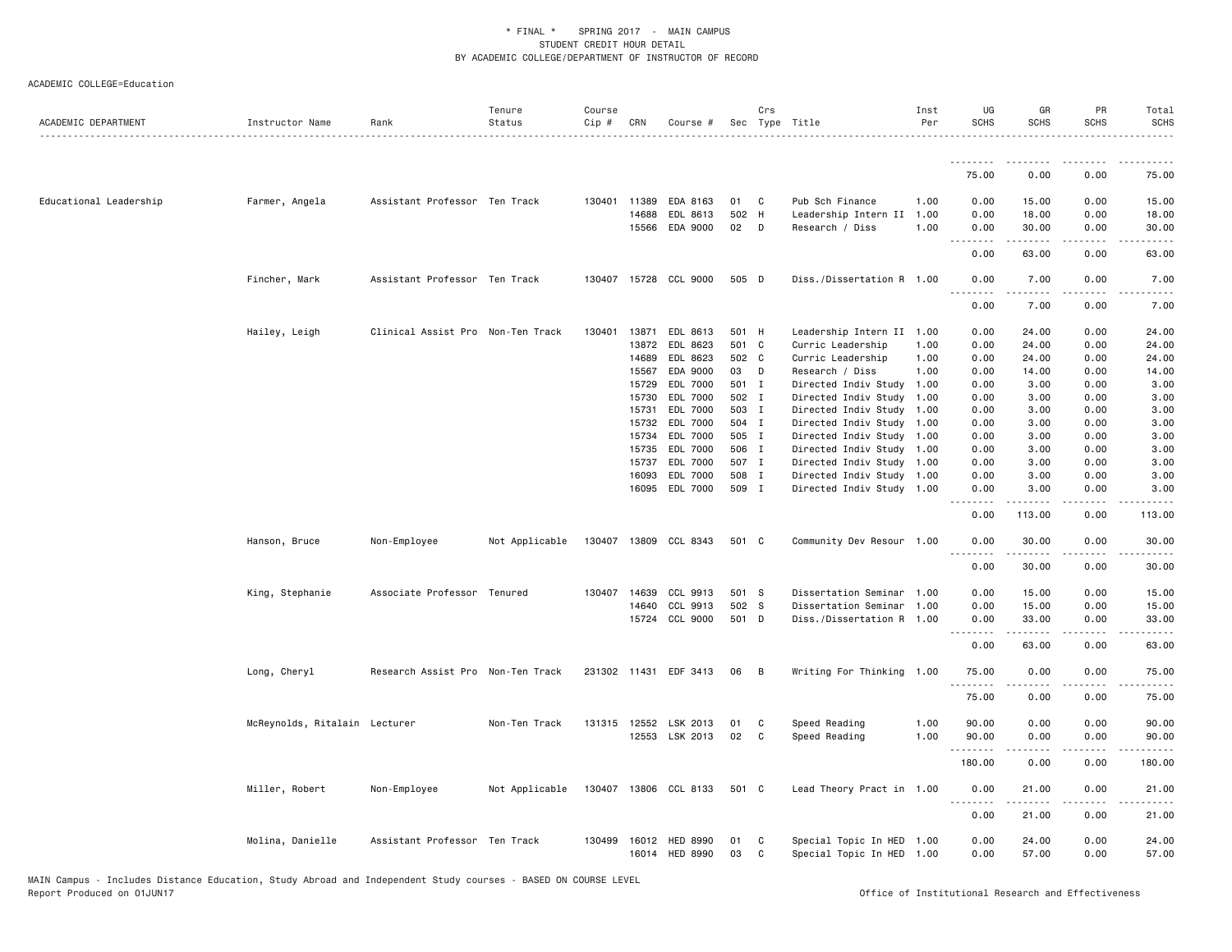\* FINAL \* SPRING 2017 - MAIN CAMPUS
STUDENT CREDIT HOUR DETAIL
BY ACADEMIC COLLEGE/DEPARTMENT OF INSTRUCTOR OF RECORD

ACADEMIC COLLEGE=Education

| ACADEMIC DEPARTMENT | Instructor Name | Rank | Tenure Status | Course Cip # | CRN | Course # | Sec | Crs Type | Title | Inst Per | UG SCHS | GR SCHS | PR SCHS | Total SCHS |
|---|---|---|---|---|---|---|---|---|---|---|---|---|---|---|
| | | | | | | | | | | | 75.00 | 0.00 | 0.00 | 75.00 |
| Educational Leadership | Farmer, Angela | Assistant Professor | Ten Track | 130401 | 11389 | EDA 8163 | 01 | C | Pub Sch Finance | 1.00 | 0.00 | 15.00 | 0.00 | 15.00 |
| | | | | | 14688 | EDL 8613 | 502 | H | Leadership Intern II | 1.00 | 0.00 | 18.00 | 0.00 | 18.00 |
| | | | | | 15566 | EDA 9000 | 02 | D | Research / Diss | 1.00 | 0.00 | 30.00 | 0.00 | 30.00 |
| | | | | | | | | | | | 0.00 | 63.00 | 0.00 | 63.00 |
| | Fincher, Mark | Assistant Professor | Ten Track | 130407 | 15728 | CCL 9000 | 505 | D | Diss./Dissertation R | 1.00 | 0.00 | 7.00 | 0.00 | 7.00 |
| | | | | | | | | | | | 0.00 | 7.00 | 0.00 | 7.00 |
| | Hailey, Leigh | Clinical Assist Pro | Non-Ten Track | 130401 | 13871 | EDL 8613 | 501 | H | Leadership Intern II | 1.00 | 0.00 | 24.00 | 0.00 | 24.00 |
| | | | | | 13872 | EDL 8623 | 501 | C | Curric Leadership | 1.00 | 0.00 | 24.00 | 0.00 | 24.00 |
| | | | | | 14689 | EDL 8623 | 502 | C | Curric Leadership | 1.00 | 0.00 | 24.00 | 0.00 | 24.00 |
| | | | | | 15567 | EDA 9000 | 03 | D | Research / Diss | 1.00 | 0.00 | 14.00 | 0.00 | 14.00 |
| | | | | | 15729 | EDL 7000 | 501 | I | Directed Indiv Study | 1.00 | 0.00 | 3.00 | 0.00 | 3.00 |
| | | | | | 15730 | EDL 7000 | 502 | I | Directed Indiv Study | 1.00 | 0.00 | 3.00 | 0.00 | 3.00 |
| | | | | | 15731 | EDL 7000 | 503 | I | Directed Indiv Study | 1.00 | 0.00 | 3.00 | 0.00 | 3.00 |
| | | | | | 15732 | EDL 7000 | 504 | I | Directed Indiv Study | 1.00 | 0.00 | 3.00 | 0.00 | 3.00 |
| | | | | | 15734 | EDL 7000 | 505 | I | Directed Indiv Study | 1.00 | 0.00 | 3.00 | 0.00 | 3.00 |
| | | | | | 15735 | EDL 7000 | 506 | I | Directed Indiv Study | 1.00 | 0.00 | 3.00 | 0.00 | 3.00 |
| | | | | | 15737 | EDL 7000 | 507 | I | Directed Indiv Study | 1.00 | 0.00 | 3.00 | 0.00 | 3.00 |
| | | | | | 16093 | EDL 7000 | 508 | I | Directed Indiv Study | 1.00 | 0.00 | 3.00 | 0.00 | 3.00 |
| | | | | | 16095 | EDL 7000 | 509 | I | Directed Indiv Study | 1.00 | 0.00 | 3.00 | 0.00 | 3.00 |
| | | | | | | | | | | | 0.00 | 113.00 | 0.00 | 113.00 |
| | Hanson, Bruce | Non-Employee | Not Applicable | 130407 | 13809 | CCL 8343 | 501 | C | Community Dev Resour | 1.00 | 0.00 | 30.00 | 0.00 | 30.00 |
| | | | | | | | | | | | 0.00 | 30.00 | 0.00 | 30.00 |
| | King, Stephanie | Associate Professor | Tenured | 130407 | 14639 | CCL 9913 | 501 | S | Dissertation Seminar | 1.00 | 0.00 | 15.00 | 0.00 | 15.00 |
| | | | | | 14640 | CCL 9913 | 502 | S | Dissertation Seminar | 1.00 | 0.00 | 15.00 | 0.00 | 15.00 |
| | | | | | 15724 | CCL 9000 | 501 | D | Diss./Dissertation R | 1.00 | 0.00 | 33.00 | 0.00 | 33.00 |
| | | | | | | | | | | | 0.00 | 63.00 | 0.00 | 63.00 |
| | Long, Cheryl | Research Assist Pro | Non-Ten Track | 231302 | 11431 | EDF 3413 | 06 | B | Writing For Thinking | 1.00 | 75.00 | 0.00 | 0.00 | 75.00 |
| | | | | | | | | | | | 75.00 | 0.00 | 0.00 | 75.00 |
| | McReynolds, Ritalain | Lecturer | Non-Ten Track | 131315 | 12552 | LSK 2013 | 01 | C | Speed Reading | 1.00 | 90.00 | 0.00 | 0.00 | 90.00 |
| | | | | | 12553 | LSK 2013 | 02 | C | Speed Reading | 1.00 | 90.00 | 0.00 | 0.00 | 90.00 |
| | | | | | | | | | | | 180.00 | 0.00 | 0.00 | 180.00 |
| | Miller, Robert | Non-Employee | Not Applicable | 130407 | 13806 | CCL 8133 | 501 | C | Lead Theory Pract in | 1.00 | 0.00 | 21.00 | 0.00 | 21.00 |
| | | | | | | | | | | | 0.00 | 21.00 | 0.00 | 21.00 |
| | Molina, Danielle | Assistant Professor | Ten Track | 130499 | 16012 | HED 8990 | 01 | C | Special Topic In HED | 1.00 | 0.00 | 24.00 | 0.00 | 24.00 |
| | | | | | 16014 | HED 8990 | 03 | C | Special Topic In HED | 1.00 | 0.00 | 57.00 | 0.00 | 57.00 |

MAIN Campus - Includes Distance Education, Study Abroad and Independent Study courses - BASED ON COURSE LEVEL
Report Produced on 01JUN17 Office of Institutional Research and Effectiveness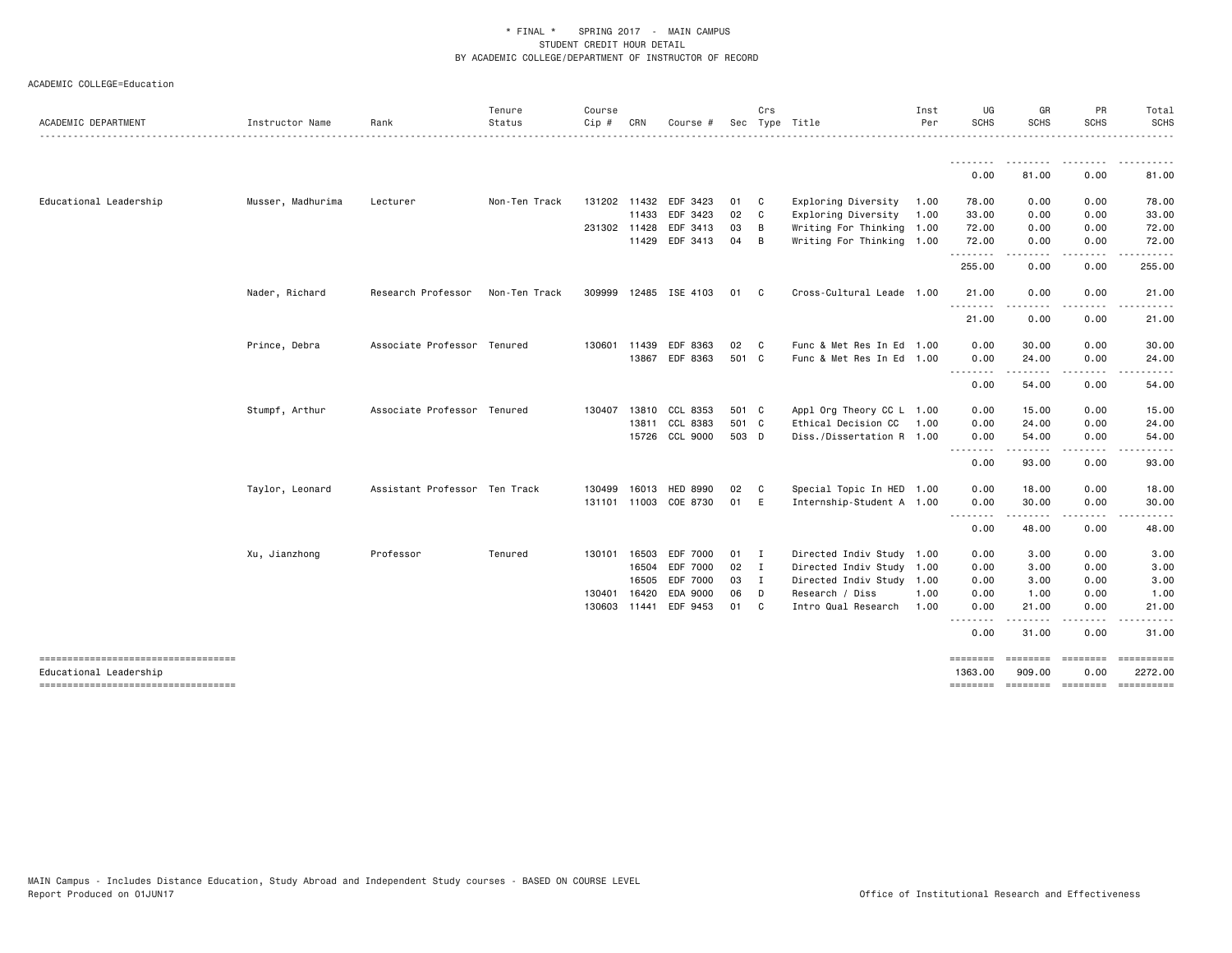\* FINAL \* SPRING 2017 - MAIN CAMPUS
STUDENT CREDIT HOUR DETAIL
BY ACADEMIC COLLEGE/DEPARTMENT OF INSTRUCTOR OF RECORD

ACADEMIC COLLEGE=Education

| ACADEMIC DEPARTMENT | Instructor Name | Rank | Tenure Status | Course Cip # | CRN | Course # | Sec | Crs Type | Title | Inst Per | UG SCHS | GR SCHS | PR SCHS | Total SCHS |
|---|---|---|---|---|---|---|---|---|---|---|---|---|---|---|
| | | | | | | | | | | | 0.00 | 81.00 | 0.00 | 81.00 |
| Educational Leadership | Musser, Madhurima | Lecturer | Non-Ten Track | 131202 | 11432 | EDF 3423 | 01 | C | Exploring Diversity | 1.00 | 78.00 | 0.00 | 0.00 | 78.00 |
| | | | | | 11433 | EDF 3423 | 02 | C | Exploring Diversity | 1.00 | 33.00 | 0.00 | 0.00 | 33.00 |
| | | | | 231302 | 11428 | EDF 3413 | 03 | B | Writing For Thinking | 1.00 | 72.00 | 0.00 | 0.00 | 72.00 |
| | | | | | 11429 | EDF 3413 | 04 | B | Writing For Thinking | 1.00 | 72.00 | 0.00 | 0.00 | 72.00 |
| | | | | | | | | | | | 255.00 | 0.00 | 0.00 | 255.00 |
| | Nader, Richard | Research Professor | Non-Ten Track | 309999 | 12485 | ISE 4103 | 01 | C | Cross-Cultural Leade | 1.00 | 21.00 | 0.00 | 0.00 | 21.00 |
| | | | | | | | | | | | 21.00 | 0.00 | 0.00 | 21.00 |
| | Prince, Debra | Associate Professor | Tenured | 130601 | 11439 | EDF 8363 | 02 | C | Func & Met Res In Ed | 1.00 | 0.00 | 30.00 | 0.00 | 30.00 |
| | | | | | 13867 | EDF 8363 | 501 | C | Func & Met Res In Ed | 1.00 | 0.00 | 24.00 | 0.00 | 24.00 |
| | | | | | | | | | | | 0.00 | 54.00 | 0.00 | 54.00 |
| | Stumpf, Arthur | Associate Professor | Tenured | 130407 | 13810 | CCL 8353 | 501 | C | Appl Org Theory CC L | 1.00 | 0.00 | 15.00 | 0.00 | 15.00 |
| | | | | | 13811 | CCL 8383 | 501 | C | Ethical Decision CC | 1.00 | 0.00 | 24.00 | 0.00 | 24.00 |
| | | | | | 15726 | CCL 9000 | 503 | D | Diss./Dissertation R | 1.00 | 0.00 | 54.00 | 0.00 | 54.00 |
| | | | | | | | | | | | 0.00 | 93.00 | 0.00 | 93.00 |
| | Taylor, Leonard | Assistant Professor | Ten Track | 130499 | 16013 | HED 8990 | 02 | C | Special Topic In HED | 1.00 | 0.00 | 18.00 | 0.00 | 18.00 |
| | | | | 131101 | 11003 | COE 8730 | 01 | E | Internship-Student A | 1.00 | 0.00 | 30.00 | 0.00 | 30.00 |
| | | | | | | | | | | | 0.00 | 48.00 | 0.00 | 48.00 |
| | Xu, Jianzhong | Professor | Tenured | 130101 | 16503 | EDF 7000 | 01 | I | Directed Indiv Study | 1.00 | 0.00 | 3.00 | 0.00 | 3.00 |
| | | | | | 16504 | EDF 7000 | 02 | I | Directed Indiv Study | 1.00 | 0.00 | 3.00 | 0.00 | 3.00 |
| | | | | | 16505 | EDF 7000 | 03 | I | Directed Indiv Study | 1.00 | 0.00 | 3.00 | 0.00 | 3.00 |
| | | | | 130401 | 16420 | EDA 9000 | 06 | D | Research / Diss | 1.00 | 0.00 | 1.00 | 0.00 | 1.00 |
| | | | | 130603 | 11441 | EDF 9453 | 01 | C | Intro Qual Research | 1.00 | 0.00 | 21.00 | 0.00 | 21.00 |
| | | | | | | | | | | | 0.00 | 31.00 | 0.00 | 31.00 |
| Educational Leadership | | | | | | | | | | | 1363.00 | 909.00 | 0.00 | 2272.00 |

MAIN Campus - Includes Distance Education, Study Abroad and Independent Study courses - BASED ON COURSE LEVEL
Report Produced on 01JUN17

Office of Institutional Research and Effectiveness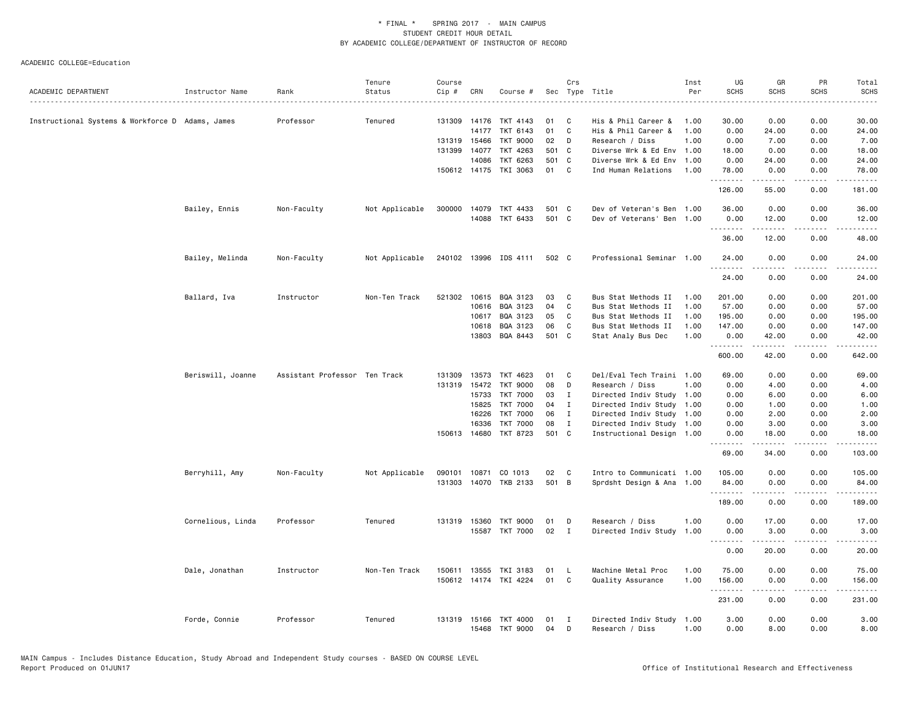\* FINAL \* SPRING 2017 - MAIN CAMPUS
STUDENT CREDIT HOUR DETAIL
BY ACADEMIC COLLEGE/DEPARTMENT OF INSTRUCTOR OF RECORD

ACADEMIC COLLEGE=Education

| ACADEMIC DEPARTMENT | Instructor Name | Rank | Tenure Status | Course Cip # | CRN | Course # | Sec | Crs Type | Title | Inst Per | UG SCHS | GR SCHS | PR SCHS | Total SCHS |
|---|---|---|---|---|---|---|---|---|---|---|---|---|---|---|
| Instructional Systems & Workforce D | Adams, James | Professor | Tenured | 131309 | 14176 | TKT 4143 | 01 | C | His & Phil Career & | 1.00 | 30.00 | 0.00 | 0.00 | 30.00 |
| | | | | | 14177 | TKT 6143 | 01 | C | His & Phil Career & | 1.00 | 0.00 | 24.00 | 0.00 | 24.00 |
| | | | | 131319 | 15466 | TKT 9000 | 02 | D | Research / Diss | 1.00 | 0.00 | 7.00 | 0.00 | 7.00 |
| | | | | 131399 | 14077 | TKT 4263 | 501 | C | Diverse Wrk & Ed Env | 1.00 | 18.00 | 0.00 | 0.00 | 18.00 |
| | | | | | 14086 | TKT 6263 | 501 | C | Diverse Wrk & Ed Env | 1.00 | 0.00 | 24.00 | 0.00 | 24.00 |
| | | | | 150612 | 14175 | TKI 3063 | 01 | C | Ind Human Relations | 1.00 | 78.00 | 0.00 | 0.00 | 78.00 |
| | | | | | | | | | | | 126.00 | 55.00 | 0.00 | 181.00 |
| | Bailey, Ennis | Non-Faculty | Not Applicable | 300000 | 14079 | TKT 4433 | 501 | C | Dev of Veteran's Ben | 1.00 | 36.00 | 0.00 | 0.00 | 36.00 |
| | | | | | 14088 | TKT 6433 | 501 | C | Dev of Veterans' Ben | 1.00 | 0.00 | 12.00 | 0.00 | 12.00 |
| | | | | | | | | | | | 36.00 | 12.00 | 0.00 | 48.00 |
| | Bailey, Melinda | Non-Faculty | Not Applicable | 240102 | 13996 | IDS 4111 | 502 | C | Professional Seminar | 1.00 | 24.00 | 0.00 | 0.00 | 24.00 |
| | | | | | | | | | | | 24.00 | 0.00 | 0.00 | 24.00 |
| | Ballard, Iva | Instructor | Non-Ten Track | 521302 | 10615 | BQA 3123 | 03 | C | Bus Stat Methods II | 1.00 | 201.00 | 0.00 | 0.00 | 201.00 |
| | | | | | 10616 | BQA 3123 | 04 | C | Bus Stat Methods II | 1.00 | 57.00 | 0.00 | 0.00 | 57.00 |
| | | | | | 10617 | BQA 3123 | 05 | C | Bus Stat Methods II | 1.00 | 195.00 | 0.00 | 0.00 | 195.00 |
| | | | | | 10618 | BQA 3123 | 06 | C | Bus Stat Methods II | 1.00 | 147.00 | 0.00 | 0.00 | 147.00 |
| | | | | | 13803 | BQA 8443 | 501 | C | Stat Analy Bus Dec | 1.00 | 0.00 | 42.00 | 0.00 | 42.00 |
| | | | | | | | | | | | 600.00 | 42.00 | 0.00 | 642.00 |
| | Beriswill, Joanne | Assistant Professor | Ten Track | 131309 | 13573 | TKT 4623 | 01 | C | Del/Eval Tech Traini | 1.00 | 69.00 | 0.00 | 0.00 | 69.00 |
| | | | | 131319 | 15472 | TKT 9000 | 08 | D | Research / Diss | 1.00 | 0.00 | 4.00 | 0.00 | 4.00 |
| | | | | | 15733 | TKT 7000 | 03 | I | Directed Indiv Study | 1.00 | 0.00 | 6.00 | 0.00 | 6.00 |
| | | | | | 15825 | TKT 7000 | 04 | I | Directed Indiv Study | 1.00 | 0.00 | 1.00 | 0.00 | 1.00 |
| | | | | | 16226 | TKT 7000 | 06 | I | Directed Indiv Study | 1.00 | 0.00 | 2.00 | 0.00 | 2.00 |
| | | | | | 16336 | TKT 7000 | 08 | I | Directed Indiv Study | 1.00 | 0.00 | 3.00 | 0.00 | 3.00 |
| | | | | 150613 | 14680 | TKT 8723 | 501 | C | Instructional Design | 1.00 | 0.00 | 18.00 | 0.00 | 18.00 |
| | | | | | | | | | | | 69.00 | 34.00 | 0.00 | 103.00 |
| | Berryhill, Amy | Non-Faculty | Not Applicable | 090101 | 10871 | CO 1013 | 02 | C | Intro to Communicati | 1.00 | 105.00 | 0.00 | 0.00 | 105.00 |
| | | | | 131303 | 14070 | TKB 2133 | 501 | B | Sprdsht Design & Ana | 1.00 | 84.00 | 0.00 | 0.00 | 84.00 |
| | | | | | | | | | | | 189.00 | 0.00 | 0.00 | 189.00 |
| | Cornelious, Linda | Professor | Tenured | 131319 | 15360 | TKT 9000 | 01 | D | Research / Diss | 1.00 | 0.00 | 17.00 | 0.00 | 17.00 |
| | | | | | 15587 | TKT 7000 | 02 | I | Directed Indiv Study | 1.00 | 0.00 | 3.00 | 0.00 | 3.00 |
| | | | | | | | | | | | 0.00 | 20.00 | 0.00 | 20.00 |
| | Dale, Jonathan | Instructor | Non-Ten Track | 150611 | 13555 | TKI 3183 | 01 | L | Machine Metal Proc | 1.00 | 75.00 | 0.00 | 0.00 | 75.00 |
| | | | | 150612 | 14174 | TKI 4224 | 01 | C | Quality Assurance | 1.00 | 156.00 | 0.00 | 0.00 | 156.00 |
| | | | | | | | | | | | 231.00 | 0.00 | 0.00 | 231.00 |
| | Forde, Connie | Professor | Tenured | 131319 | 15166 | TKT 4000 | 01 | I | Directed Indiv Study | 1.00 | 3.00 | 0.00 | 0.00 | 3.00 |
| | | | | | 15468 | TKT 9000 | 04 | D | Research / Diss | 1.00 | 0.00 | 8.00 | 0.00 | 8.00 |

MAIN Campus - Includes Distance Education, Study Abroad and Independent Study courses - BASED ON COURSE LEVEL
Report Produced on 01JUN17

Office of Institutional Research and Effectiveness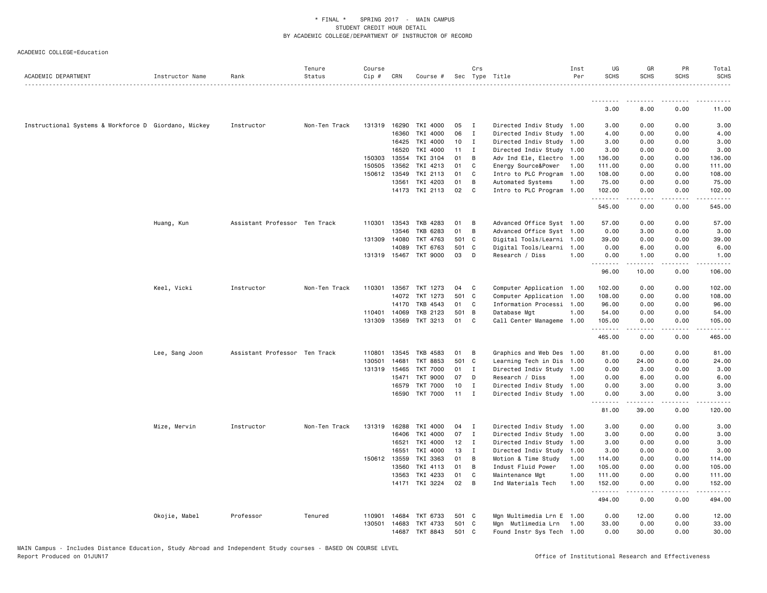\* FINAL \* SPRING 2017 - MAIN CAMPUS
STUDENT CREDIT HOUR DETAIL
BY ACADEMIC COLLEGE/DEPARTMENT OF INSTRUCTOR OF RECORD

ACADEMIC COLLEGE=Education

| ACADEMIC DEPARTMENT | Instructor Name | Rank | Tenure Status | Course Cip # | CRN | Course # | Sec | Crs Type | Title | Inst Per | UG SCHS | GR SCHS | PR SCHS | Total SCHS |
|---|---|---|---|---|---|---|---|---|---|---|---|---|---|---|
| | | | | | | | | | | | 3.00 | 8.00 | 0.00 | 11.00 |
| Instructional Systems & Workforce D | Giordano, Mickey | Instructor | Non-Ten Track | 131319 | 16290 | TKI 4000 | 05 | I | Directed Indiv Study | 1.00 | 3.00 | 0.00 | 0.00 | 3.00 |
| | | | | | 16360 | TKI 4000 | 06 | I | Directed Indiv Study | 1.00 | 4.00 | 0.00 | 0.00 | 4.00 |
| | | | | | 16425 | TKI 4000 | 10 | I | Directed Indiv Study | 1.00 | 3.00 | 0.00 | 0.00 | 3.00 |
| | | | | | 16520 | TKI 4000 | 11 | I | Directed Indiv Study | 1.00 | 3.00 | 0.00 | 0.00 | 3.00 |
| | | | | 150303 | 13554 | TKI 3104 | 01 | B | Adv Ind Ele, Electro | 1.00 | 136.00 | 0.00 | 0.00 | 136.00 |
| | | | | 150505 | 13562 | TKI 4213 | 01 | C | Energy Source&Power | 1.00 | 111.00 | 0.00 | 0.00 | 111.00 |
| | | | | 150612 | 13549 | TKI 2113 | 01 | C | Intro to PLC Program | 1.00 | 108.00 | 0.00 | 0.00 | 108.00 |
| | | | | | 13561 | TKI 4203 | 01 | B | Automated Systems | 1.00 | 75.00 | 0.00 | 0.00 | 75.00 |
| | | | | | 14173 | TKI 2113 | 02 | C | Intro to PLC Program | 1.00 | 102.00 | 0.00 | 0.00 | 102.00 |
| | | | | | | | | | | | 545.00 | 0.00 | 0.00 | 545.00 |
| | Huang, Kun | Assistant Professor | Ten Track | 110301 | 13543 | TKB 4283 | 01 | B | Advanced Office Syst | 1.00 | 57.00 | 0.00 | 0.00 | 57.00 |
| | | | | | 13546 | TKB 6283 | 01 | B | Advanced Office Syst | 1.00 | 0.00 | 3.00 | 0.00 | 3.00 |
| | | | | 131309 | 14080 | TKT 4763 | 501 | C | Digital Tools/Learni | 1.00 | 39.00 | 0.00 | 0.00 | 39.00 |
| | | | | | 14089 | TKT 6763 | 501 | C | Digital Tools/Learni | 1.00 | 0.00 | 6.00 | 0.00 | 6.00 |
| | | | | 131319 | 15467 | TKT 9000 | 03 | D | Research / Diss | 1.00 | 0.00 | 1.00 | 0.00 | 1.00 |
| | | | | | | | | | | | 96.00 | 10.00 | 0.00 | 106.00 |
| | Keel, Vicki | Instructor | Non-Ten Track | 110301 | 13567 | TKT 1273 | 04 | C | Computer Application | 1.00 | 102.00 | 0.00 | 0.00 | 102.00 |
| | | | | | 14072 | TKT 1273 | 501 | C | Computer Application | 1.00 | 108.00 | 0.00 | 0.00 | 108.00 |
| | | | | | 14170 | TKB 4543 | 01 | C | Information Processi | 1.00 | 96.00 | 0.00 | 0.00 | 96.00 |
| | | | | 110401 | 14069 | TKB 2123 | 501 | B | Database Mgt | 1.00 | 54.00 | 0.00 | 0.00 | 54.00 |
| | | | | 131309 | 13569 | TKT 3213 | 01 | C | Call Center Manageme | 1.00 | 105.00 | 0.00 | 0.00 | 105.00 |
| | | | | | | | | | | | 465.00 | 0.00 | 0.00 | 465.00 |
| | Lee, Sang Joon | Assistant Professor | Ten Track | 110801 | 13545 | TKB 4583 | 01 | B | Graphics and Web Des | 1.00 | 81.00 | 0.00 | 0.00 | 81.00 |
| | | | | 130501 | 14681 | TKT 8853 | 501 | C | Learning Tech in Dis | 1.00 | 0.00 | 24.00 | 0.00 | 24.00 |
| | | | | 131319 | 15465 | TKT 7000 | 01 | I | Directed Indiv Study | 1.00 | 0.00 | 3.00 | 0.00 | 3.00 |
| | | | | | 15471 | TKT 9000 | 07 | D | Research / Diss | 1.00 | 0.00 | 6.00 | 0.00 | 6.00 |
| | | | | | 16579 | TKT 7000 | 10 | I | Directed Indiv Study | 1.00 | 0.00 | 3.00 | 0.00 | 3.00 |
| | | | | | 16590 | TKT 7000 | 11 | I | Directed Indiv Study | 1.00 | 0.00 | 3.00 | 0.00 | 3.00 |
| | | | | | | | | | | | 81.00 | 39.00 | 0.00 | 120.00 |
| | Mize, Mervin | Instructor | Non-Ten Track | 131319 | 16288 | TKI 4000 | 04 | I | Directed Indiv Study | 1.00 | 3.00 | 0.00 | 0.00 | 3.00 |
| | | | | | 16406 | TKI 4000 | 07 | I | Directed Indiv Study | 1.00 | 3.00 | 0.00 | 0.00 | 3.00 |
| | | | | | 16521 | TKI 4000 | 12 | I | Directed Indiv Study | 1.00 | 3.00 | 0.00 | 0.00 | 3.00 |
| | | | | | 16551 | TKI 4000 | 13 | I | Directed Indiv Study | 1.00 | 3.00 | 0.00 | 0.00 | 3.00 |
| | | | | 150612 | 13559 | TKI 3363 | 01 | B | Motion & Time Study | 1.00 | 114.00 | 0.00 | 0.00 | 114.00 |
| | | | | | 13560 | TKI 4113 | 01 | B | Indust Fluid Power | 1.00 | 105.00 | 0.00 | 0.00 | 105.00 |
| | | | | | 13563 | TKI 4233 | 01 | C | Maintenance Mgt | 1.00 | 111.00 | 0.00 | 0.00 | 111.00 |
| | | | | | 14171 | TKI 3224 | 02 | B | Ind Materials Tech | 1.00 | 152.00 | 0.00 | 0.00 | 152.00 |
| | | | | | | | | | | | 494.00 | 0.00 | 0.00 | 494.00 |
| | Okojie, Mabel | Professor | Tenured | 110901 | 14684 | TKT 6733 | 501 | C | Mgn Multimedia Lrn E | 1.00 | 0.00 | 12.00 | 0.00 | 12.00 |
| | | | | 130501 | 14683 | TKT 4733 | 501 | C | Mgn Mutlimedia Lrn | 1.00 | 33.00 | 0.00 | 0.00 | 33.00 |
| | | | | | 14687 | TKT 8843 | 501 | C | Found Instr Sys Tech | 1.00 | 0.00 | 30.00 | 0.00 | 30.00 |

MAIN Campus - Includes Distance Education, Study Abroad and Independent Study courses - BASED ON COURSE LEVEL
Report Produced on 01JUN17

Office of Institutional Research and Effectiveness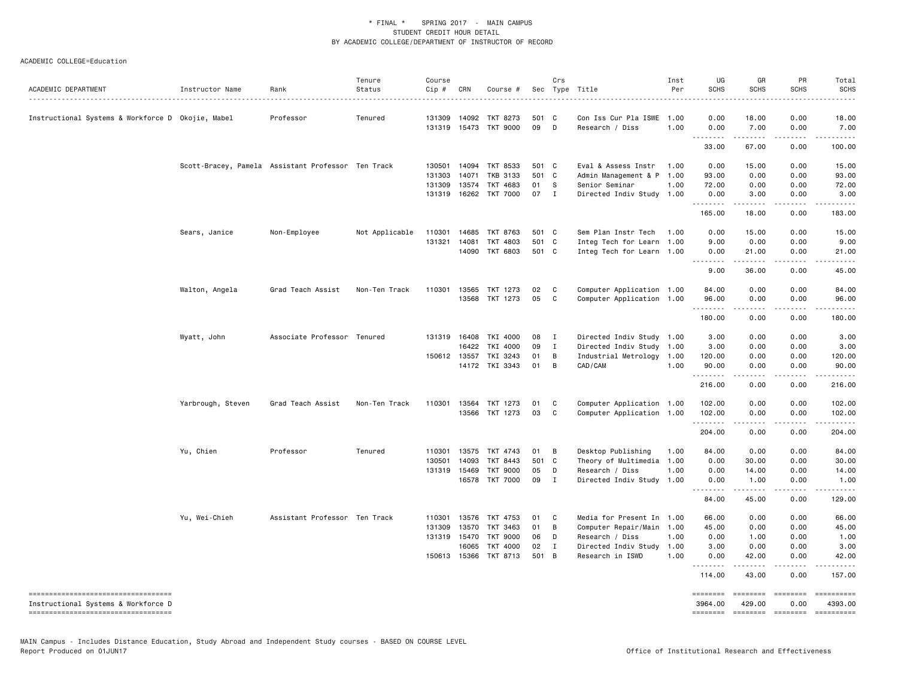\* FINAL \* SPRING 2017 - MAIN CAMPUS
STUDENT CREDIT HOUR DETAIL
BY ACADEMIC COLLEGE/DEPARTMENT OF INSTRUCTOR OF RECORD

ACADEMIC COLLEGE=Education

| ACADEMIC DEPARTMENT | Instructor Name | Rank | Tenure Status | Course Cip # | CRN | Course # | Sec | Crs Type | Title | Inst Per | UG SCHS | GR SCHS | PR SCHS | Total SCHS |
|---|---|---|---|---|---|---|---|---|---|---|---|---|---|---|
| Instructional Systems & Workforce D | Okojie, Mabel | Professor | Tenured | 131309 | 14092 | TKT 8273 | 501 | C | Con Iss Cur Pla ISWE | 1.00 | 0.00 | 18.00 | 0.00 | 18.00 |
| | | | | 131319 | 15473 | TKT 9000 | 09 | D | Research / Diss | 1.00 | 0.00 | 7.00 | 0.00 | 7.00 |
| | | | | | | | | | | | 33.00 | 67.00 | 0.00 | 100.00 |
| | Scott-Bracey, Pamela | Assistant Professor | Ten Track | 130501 | 14094 | TKT 8533 | 501 | C | Eval & Assess Instr | 1.00 | 0.00 | 15.00 | 0.00 | 15.00 |
| | | | | 131303 | 14071 | TKB 3133 | 501 | C | Admin Management & P | 1.00 | 93.00 | 0.00 | 0.00 | 93.00 |
| | | | | 131309 | 13574 | TKT 4683 | 01 | S | Senior Seminar | 1.00 | 72.00 | 0.00 | 0.00 | 72.00 |
| | | | | 131319 | 16262 | TKT 7000 | 07 | I | Directed Indiv Study | 1.00 | 0.00 | 3.00 | 0.00 | 3.00 |
| | | | | | | | | | | | 165.00 | 18.00 | 0.00 | 183.00 |
| | Sears, Janice | Non-Employee | Not Applicable | 110301 | 14685 | TKT 8763 | 501 | C | Sem Plan Instr Tech | 1.00 | 0.00 | 15.00 | 0.00 | 15.00 |
| | | | | 131321 | 14081 | TKT 4803 | 501 | C | Integ Tech for Learn | 1.00 | 9.00 | 0.00 | 0.00 | 9.00 |
| | | | | | 14090 | TKT 6803 | 501 | C | Integ Tech for Learn | 1.00 | 0.00 | 21.00 | 0.00 | 21.00 |
| | | | | | | | | | | | 9.00 | 36.00 | 0.00 | 45.00 |
| | Walton, Angela | Grad Teach Assist | Non-Ten Track | 110301 | 13565 | TKT 1273 | 02 | C | Computer Application | 1.00 | 84.00 | 0.00 | 0.00 | 84.00 |
| | | | | | 13568 | TKT 1273 | 05 | C | Computer Application | 1.00 | 96.00 | 0.00 | 0.00 | 96.00 |
| | | | | | | | | | | | 180.00 | 0.00 | 0.00 | 180.00 |
| | Wyatt, John | Associate Professor | Tenured | 131319 | 16408 | TKI 4000 | 08 | I | Directed Indiv Study | 1.00 | 3.00 | 0.00 | 0.00 | 3.00 |
| | | | | | 16422 | TKI 4000 | 09 | I | Directed Indiv Study | 1.00 | 3.00 | 0.00 | 0.00 | 3.00 |
| | | | | 150612 | 13557 | TKI 3243 | 01 | B | Industrial Metrology | 1.00 | 120.00 | 0.00 | 0.00 | 120.00 |
| | | | | | 14172 | TKI 3343 | 01 | B | CAD/CAM | 1.00 | 90.00 | 0.00 | 0.00 | 90.00 |
| | | | | | | | | | | | 216.00 | 0.00 | 0.00 | 216.00 |
| | Yarbrough, Steven | Grad Teach Assist | Non-Ten Track | 110301 | 13564 | TKT 1273 | 01 | C | Computer Application | 1.00 | 102.00 | 0.00 | 0.00 | 102.00 |
| | | | | | 13566 | TKT 1273 | 03 | C | Computer Application | 1.00 | 102.00 | 0.00 | 0.00 | 102.00 |
| | | | | | | | | | | | 204.00 | 0.00 | 0.00 | 204.00 |
| | Yu, Chien | Professor | Tenured | 110301 | 13575 | TKT 4743 | 01 | B | Desktop Publishing | 1.00 | 84.00 | 0.00 | 0.00 | 84.00 |
| | | | | 130501 | 14093 | TKT 8443 | 501 | C | Theory of Multimedia | 1.00 | 0.00 | 30.00 | 0.00 | 30.00 |
| | | | | 131319 | 15469 | TKT 9000 | 05 | D | Research / Diss | 1.00 | 0.00 | 14.00 | 0.00 | 14.00 |
| | | | | | 16578 | TKT 7000 | 09 | I | Directed Indiv Study | 1.00 | 0.00 | 1.00 | 0.00 | 1.00 |
| | | | | | | | | | | | 84.00 | 45.00 | 0.00 | 129.00 |
| | Yu, Wei-Chieh | Assistant Professor | Ten Track | 110301 | 13576 | TKT 4753 | 01 | C | Media for Present In | 1.00 | 66.00 | 0.00 | 0.00 | 66.00 |
| | | | | 131309 | 13570 | TKT 3463 | 01 | B | Computer Repair/Main | 1.00 | 45.00 | 0.00 | 0.00 | 45.00 |
| | | | | 131319 | 15470 | TKT 9000 | 06 | D | Research / Diss | 1.00 | 0.00 | 1.00 | 0.00 | 1.00 |
| | | | | | 16065 | TKT 4000 | 02 | I | Directed Indiv Study | 1.00 | 3.00 | 0.00 | 0.00 | 3.00 |
| | | | | 150613 | 15366 | TKT 8713 | 501 | B | Research in ISWD | 1.00 | 0.00 | 42.00 | 0.00 | 42.00 |
| | | | | | | | | | | | 114.00 | 43.00 | 0.00 | 157.00 |
| Instructional Systems & Workforce D | | | | | | | | | | | 3964.00 | 429.00 | 0.00 | 4393.00 |

MAIN Campus - Includes Distance Education, Study Abroad and Independent Study courses - BASED ON COURSE LEVEL
Report Produced on 01JUN17

Office of Institutional Research and Effectiveness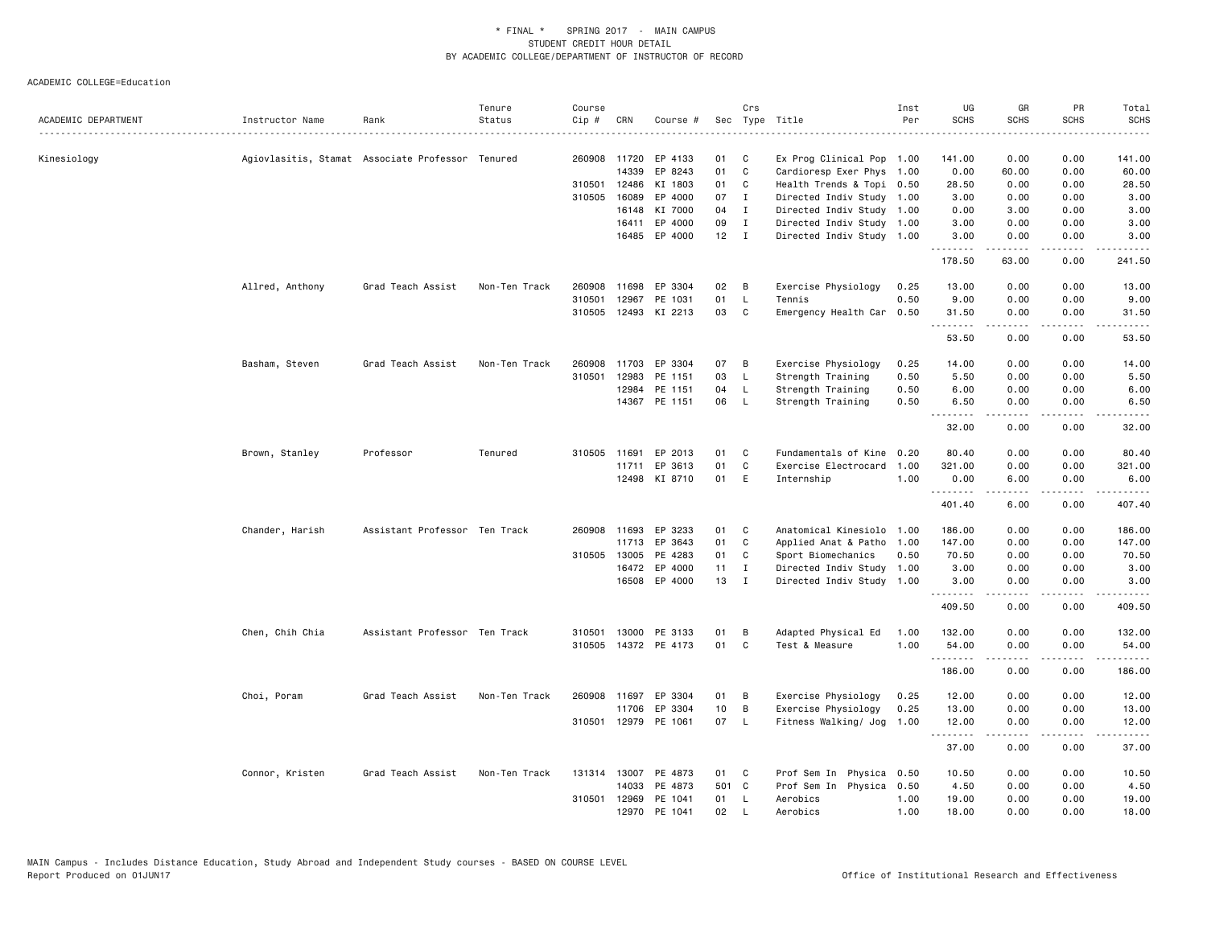\* FINAL \* SPRING 2017 - MAIN CAMPUS
STUDENT CREDIT HOUR DETAIL
BY ACADEMIC COLLEGE/DEPARTMENT OF INSTRUCTOR OF RECORD

ACADEMIC COLLEGE=Education

| ACADEMIC DEPARTMENT | Instructor Name | Rank | Tenure Status | Course Cip # | CRN | Course # | Sec | Crs Type | Title | Inst Per | UG SCHS | GR SCHS | PR SCHS | Total SCHS |
|---|---|---|---|---|---|---|---|---|---|---|---|---|---|---|
| Kinesiology | Agiovlasitis, Stamat | Associate Professor | Tenured | 260908 | 11720 | EP 4133 | 01 | C | Ex Prog Clinical Pop | 1.00 | 141.00 | 0.00 | 0.00 | 141.00 |
| | | | | | 14339 | EP 8243 | 01 | C | Cardioresp Exer Phys | 1.00 | 0.00 | 60.00 | 0.00 | 60.00 |
| | | | | 310501 | 12486 | KI 1803 | 01 | C | Health Trends & Topi | 0.50 | 28.50 | 0.00 | 0.00 | 28.50 |
| | | | | 310505 | 16089 | EP 4000 | 07 | I | Directed Indiv Study | 1.00 | 3.00 | 0.00 | 0.00 | 3.00 |
| | | | | | 16148 | KI 7000 | 04 | I | Directed Indiv Study | 1.00 | 0.00 | 3.00 | 0.00 | 3.00 |
| | | | | | 16411 | EP 4000 | 09 | I | Directed Indiv Study | 1.00 | 3.00 | 0.00 | 0.00 | 3.00 |
| | | | | | 16485 | EP 4000 | 12 | I | Directed Indiv Study | 1.00 | 3.00 | 0.00 | 0.00 | 3.00 |
| | | | | | | | | | | | 178.50 | 63.00 | 0.00 | 241.50 |
| | Allred, Anthony | Grad Teach Assist | Non-Ten Track | 260908 | 11698 | EP 3304 | 02 | B | Exercise Physiology | 0.25 | 13.00 | 0.00 | 0.00 | 13.00 |
| | | | | 310501 | 12967 | PE 1031 | 01 | L | Tennis | 0.50 | 9.00 | 0.00 | 0.00 | 9.00 |
| | | | | 310505 | 12493 | KI 2213 | 03 | C | Emergency Health Car | 0.50 | 31.50 | 0.00 | 0.00 | 31.50 |
| | | | | | | | | | | | 53.50 | 0.00 | 0.00 | 53.50 |
| | Basham, Steven | Grad Teach Assist | Non-Ten Track | 260908 | 11703 | EP 3304 | 07 | B | Exercise Physiology | 0.25 | 14.00 | 0.00 | 0.00 | 14.00 |
| | | | | 310501 | 12983 | PE 1151 | 03 | L | Strength Training | 0.50 | 5.50 | 0.00 | 0.00 | 5.50 |
| | | | | | 12984 | PE 1151 | 04 | L | Strength Training | 0.50 | 6.00 | 0.00 | 0.00 | 6.00 |
| | | | | | 14367 | PE 1151 | 06 | L | Strength Training | 0.50 | 6.50 | 0.00 | 0.00 | 6.50 |
| | | | | | | | | | | | 32.00 | 0.00 | 0.00 | 32.00 |
| | Brown, Stanley | Professor | Tenured | 310505 | 11691 | EP 2013 | 01 | C | Fundamentals of Kine | 0.20 | 80.40 | 0.00 | 0.00 | 80.40 |
| | | | | | 11711 | EP 3613 | 01 | C | Exercise Electrocard | 1.00 | 321.00 | 0.00 | 0.00 | 321.00 |
| | | | | | 12498 | KI 8710 | 01 | E | Internship | 1.00 | 0.00 | 6.00 | 0.00 | 6.00 |
| | | | | | | | | | | | 401.40 | 6.00 | 0.00 | 407.40 |
| | Chander, Harish | Assistant Professor | Ten Track | 260908 | 11693 | EP 3233 | 01 | C | Anatomical Kinesiolo | 1.00 | 186.00 | 0.00 | 0.00 | 186.00 |
| | | | | | 11713 | EP 3643 | 01 | C | Applied Anat & Patho | 1.00 | 147.00 | 0.00 | 0.00 | 147.00 |
| | | | | 310505 | 13005 | PE 4283 | 01 | C | Sport Biomechanics | 0.50 | 70.50 | 0.00 | 0.00 | 70.50 |
| | | | | | 16472 | EP 4000 | 11 | I | Directed Indiv Study | 1.00 | 3.00 | 0.00 | 0.00 | 3.00 |
| | | | | | 16508 | EP 4000 | 13 | I | Directed Indiv Study | 1.00 | 3.00 | 0.00 | 0.00 | 3.00 |
| | | | | | | | | | | | 409.50 | 0.00 | 0.00 | 409.50 |
| | Chen, Chih Chia | Assistant Professor | Ten Track | 310501 | 13000 | PE 3133 | 01 | B | Adapted Physical Ed | 1.00 | 132.00 | 0.00 | 0.00 | 132.00 |
| | | | | 310505 | 14372 | PE 4173 | 01 | C | Test & Measure | 1.00 | 54.00 | 0.00 | 0.00 | 54.00 |
| | | | | | | | | | | | 186.00 | 0.00 | 0.00 | 186.00 |
| | Choi, Poram | Grad Teach Assist | Non-Ten Track | 260908 | 11697 | EP 3304 | 01 | B | Exercise Physiology | 0.25 | 12.00 | 0.00 | 0.00 | 12.00 |
| | | | | | 11706 | EP 3304 | 10 | B | Exercise Physiology | 0.25 | 13.00 | 0.00 | 0.00 | 13.00 |
| | | | | 310501 | 12979 | PE 1061 | 07 | L | Fitness Walking/ Jog | 1.00 | 12.00 | 0.00 | 0.00 | 12.00 |
| | | | | | | | | | | | 37.00 | 0.00 | 0.00 | 37.00 |
| | Connor, Kristen | Grad Teach Assist | Non-Ten Track | 131314 | 13007 | PE 4873 | 01 | C | Prof Sem In Physica | 0.50 | 10.50 | 0.00 | 0.00 | 10.50 |
| | | | | | 14033 | PE 4873 | 501 | C | Prof Sem In Physica | 0.50 | 4.50 | 0.00 | 0.00 | 4.50 |
| | | | | 310501 | 12969 | PE 1041 | 01 | L | Aerobics | 1.00 | 19.00 | 0.00 | 0.00 | 19.00 |
| | | | | | 12970 | PE 1041 | 02 | L | Aerobics | 1.00 | 18.00 | 0.00 | 0.00 | 18.00 |

MAIN Campus - Includes Distance Education, Study Abroad and Independent Study courses - BASED ON COURSE LEVEL
Report Produced on 01JUN17 Office of Institutional Research and Effectiveness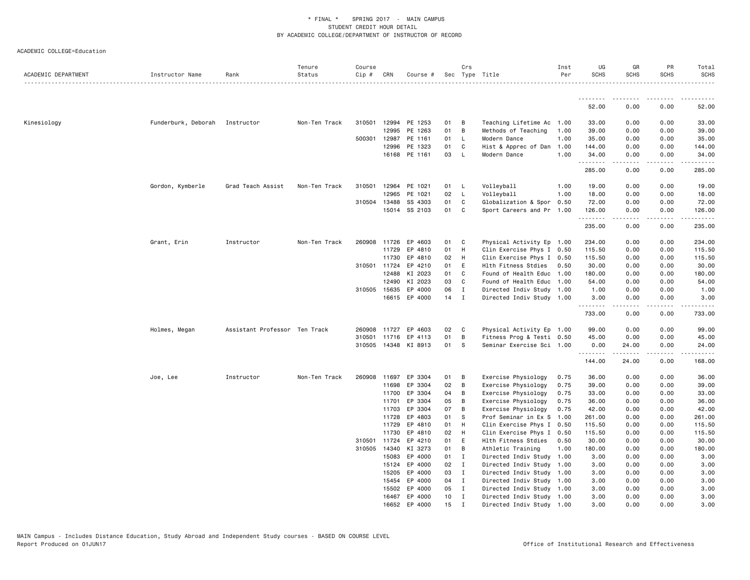\* FINAL \* SPRING 2017 - MAIN CAMPUS
STUDENT CREDIT HOUR DETAIL
BY ACADEMIC COLLEGE/DEPARTMENT OF INSTRUCTOR OF RECORD

ACADEMIC COLLEGE=Education

| ACADEMIC DEPARTMENT | Instructor Name | Rank | Tenure Status | Course Cip # | CRN | Course # | Sec | Crs Type | Title | Inst Per | UG SCHS | GR SCHS | PR SCHS | Total SCHS |
|---|---|---|---|---|---|---|---|---|---|---|---|---|---|---|
| | | | | | | | | | | | 52.00 | 0.00 | 0.00 | 52.00 |
| Kinesiology | Funderburk, Deborah | Instructor | Non-Ten Track | 310501 | 12994 | PE 1253 | 01 | B | Teaching Lifetime Ac | 1.00 | 33.00 | 0.00 | 0.00 | 33.00 |
| | | | | | 12995 | PE 1263 | 01 | B | Methods of Teaching | 1.00 | 39.00 | 0.00 | 0.00 | 39.00 |
| | | | | 500301 | 12987 | PE 1161 | 01 | L | Modern Dance | 1.00 | 35.00 | 0.00 | 0.00 | 35.00 |
| | | | | | 12996 | PE 1323 | 01 | C | Hist & Apprec of Dan | 1.00 | 144.00 | 0.00 | 0.00 | 144.00 |
| | | | | | 16168 | PE 1161 | 03 | L | Modern Dance | 1.00 | 34.00 | 0.00 | 0.00 | 34.00 |
| | | | | | | | | | | | 285.00 | 0.00 | 0.00 | 285.00 |
| | Gordon, Kymberle | Grad Teach Assist | Non-Ten Track | 310501 | 12964 | PE 1021 | 01 | L | Volleyball | 1.00 | 19.00 | 0.00 | 0.00 | 19.00 |
| | | | | | 12965 | PE 1021 | 02 | L | Volleyball | 1.00 | 18.00 | 0.00 | 0.00 | 18.00 |
| | | | | 310504 | 13488 | SS 4303 | 01 | C | Globalization & Spor | 0.50 | 72.00 | 0.00 | 0.00 | 72.00 |
| | | | | | 15014 | SS 2103 | 01 | C | Sport Careers and Pr | 1.00 | 126.00 | 0.00 | 0.00 | 126.00 |
| | | | | | | | | | | | 235.00 | 0.00 | 0.00 | 235.00 |
| | Grant, Erin | Instructor | Non-Ten Track | 260908 | 11726 | EP 4603 | 01 | C | Physical Activity Ep | 1.00 | 234.00 | 0.00 | 0.00 | 234.00 |
| | | | | | 11729 | EP 4810 | 01 | H | Clin Exercise Phys I | 0.50 | 115.50 | 0.00 | 0.00 | 115.50 |
| | | | | | 11730 | EP 4810 | 02 | H | Clin Exercise Phys I | 0.50 | 115.50 | 0.00 | 0.00 | 115.50 |
| | | | | 310501 | 11724 | EP 4210 | 01 | E | Hlth Fitness Stdies | 0.50 | 30.00 | 0.00 | 0.00 | 30.00 |
| | | | | | 12488 | KI 2023 | 01 | C | Found of Health Educ | 1.00 | 180.00 | 0.00 | 0.00 | 180.00 |
| | | | | | 12490 | KI 2023 | 03 | C | Found of Health Educ | 1.00 | 54.00 | 0.00 | 0.00 | 54.00 |
| | | | | 310505 | 15635 | EP 4000 | 06 | I | Directed Indiv Study | 1.00 | 1.00 | 0.00 | 0.00 | 1.00 |
| | | | | | 16615 | EP 4000 | 14 | I | Directed Indiv Study | 1.00 | 3.00 | 0.00 | 0.00 | 3.00 |
| | | | | | | | | | | | 733.00 | 0.00 | 0.00 | 733.00 |
| | Holmes, Megan | Assistant Professor | Ten Track | 260908 | 11727 | EP 4603 | 02 | C | Physical Activity Ep | 1.00 | 99.00 | 0.00 | 0.00 | 99.00 |
| | | | | 310501 | 11716 | EP 4113 | 01 | B | Fitness Prog & Testi | 0.50 | 45.00 | 0.00 | 0.00 | 45.00 |
| | | | | 310505 | 14348 | KI 8913 | 01 | S | Seminar Exercise Sci | 1.00 | 0.00 | 24.00 | 0.00 | 24.00 |
| | | | | | | | | | | | 144.00 | 24.00 | 0.00 | 168.00 |
| | Joe, Lee | Instructor | Non-Ten Track | 260908 | 11697 | EP 3304 | 01 | B | Exercise Physiology | 0.75 | 36.00 | 0.00 | 0.00 | 36.00 |
| | | | | | 11698 | EP 3304 | 02 | B | Exercise Physiology | 0.75 | 39.00 | 0.00 | 0.00 | 39.00 |
| | | | | | 11700 | EP 3304 | 04 | B | Exercise Physiology | 0.75 | 33.00 | 0.00 | 0.00 | 33.00 |
| | | | | | 11701 | EP 3304 | 05 | B | Exercise Physiology | 0.75 | 36.00 | 0.00 | 0.00 | 36.00 |
| | | | | | 11703 | EP 3304 | 07 | B | Exercise Physiology | 0.75 | 42.00 | 0.00 | 0.00 | 42.00 |
| | | | | | 11728 | EP 4803 | 01 | S | Prof Seminar in Ex S | 1.00 | 261.00 | 0.00 | 0.00 | 261.00 |
| | | | | | 11729 | EP 4810 | 01 | H | Clin Exercise Phys I | 0.50 | 115.50 | 0.00 | 0.00 | 115.50 |
| | | | | | 11730 | EP 4810 | 02 | H | Clin Exercise Phys I | 0.50 | 115.50 | 0.00 | 0.00 | 115.50 |
| | | | | 310501 | 11724 | EP 4210 | 01 | E | Hlth Fitness Stdies | 0.50 | 30.00 | 0.00 | 0.00 | 30.00 |
| | | | | 310505 | 14340 | KI 3273 | 01 | B | Athletic Training | 1.00 | 180.00 | 0.00 | 0.00 | 180.00 |
| | | | | | 15083 | EP 4000 | 01 | I | Directed Indiv Study | 1.00 | 3.00 | 0.00 | 0.00 | 3.00 |
| | | | | | 15124 | EP 4000 | 02 | I | Directed Indiv Study | 1.00 | 3.00 | 0.00 | 0.00 | 3.00 |
| | | | | | 15205 | EP 4000 | 03 | I | Directed Indiv Study | 1.00 | 3.00 | 0.00 | 0.00 | 3.00 |
| | | | | | 15454 | EP 4000 | 04 | I | Directed Indiv Study | 1.00 | 3.00 | 0.00 | 0.00 | 3.00 |
| | | | | | 15502 | EP 4000 | 05 | I | Directed Indiv Study | 1.00 | 3.00 | 0.00 | 0.00 | 3.00 |
| | | | | | 16467 | EP 4000 | 10 | I | Directed Indiv Study | 1.00 | 3.00 | 0.00 | 0.00 | 3.00 |
| | | | | | 16652 | EP 4000 | 15 | I | Directed Indiv Study | 1.00 | 3.00 | 0.00 | 0.00 | 3.00 |

MAIN Campus - Includes Distance Education, Study Abroad and Independent Study courses - BASED ON COURSE LEVEL
Report Produced on 01JUN17 Office of Institutional Research and Effectiveness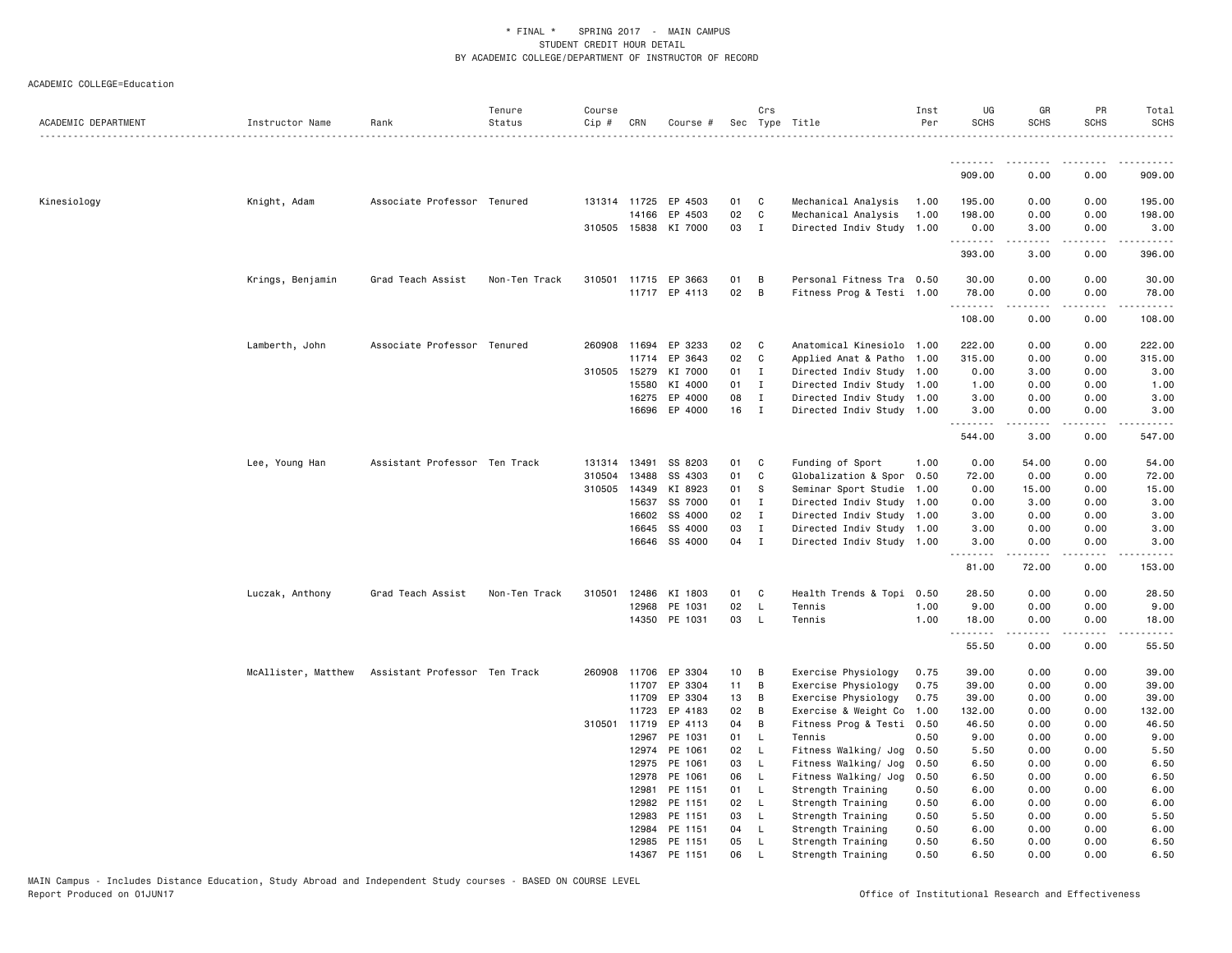\* FINAL \*   SPRING 2017  -  MAIN CAMPUS
STUDENT CREDIT HOUR DETAIL
BY ACADEMIC COLLEGE/DEPARTMENT OF INSTRUCTOR OF RECORD

ACADEMIC COLLEGE=Education

| ACADEMIC DEPARTMENT | Instructor Name | Rank | Tenure Status | Course Cip # | CRN | Course # | Sec | Crs Type | Title | Inst Per | UG SCHS | GR SCHS | PR SCHS | Total SCHS |
|---|---|---|---|---|---|---|---|---|---|---|---|---|---|---|
| | | | | | | | | | | | 909.00 | 0.00 | 0.00 | 909.00 |
| Kinesiology | Knight, Adam | Associate Professor | Tenured | 131314 | 11725 | EP 4503 | 01 | C | Mechanical Analysis | 1.00 | 195.00 | 0.00 | 0.00 | 195.00 |
| | | | | | 14166 | EP 4503 | 02 | C | Mechanical Analysis | 1.00 | 198.00 | 0.00 | 0.00 | 198.00 |
| | | | | 310505 | 15838 | KI 7000 | 03 | I | Directed Indiv Study | 1.00 | 0.00 | 3.00 | 0.00 | 3.00 |
| | | | | | | | | | | | 393.00 | 3.00 | 0.00 | 396.00 |
| | Krings, Benjamin | Grad Teach Assist | Non-Ten Track | 310501 | 11715 | EP 3663 | 01 | B | Personal Fitness Tra | 0.50 | 30.00 | 0.00 | 0.00 | 30.00 |
| | | | | | 11717 | EP 4113 | 02 | B | Fitness Prog & Testi | 1.00 | 78.00 | 0.00 | 0.00 | 78.00 |
| | | | | | | | | | | | 108.00 | 0.00 | 0.00 | 108.00 |
| | Lamberth, John | Associate Professor | Tenured | 260908 | 11694 | EP 3233 | 02 | C | Anatomical Kinesiolo | 1.00 | 222.00 | 0.00 | 0.00 | 222.00 |
| | | | | | 11714 | EP 3643 | 02 | C | Applied Anat & Patho | 1.00 | 315.00 | 0.00 | 0.00 | 315.00 |
| | | | | 310505 | 15279 | KI 7000 | 01 | I | Directed Indiv Study | 1.00 | 0.00 | 3.00 | 0.00 | 3.00 |
| | | | | | 15580 | KI 4000 | 01 | I | Directed Indiv Study | 1.00 | 1.00 | 0.00 | 0.00 | 1.00 |
| | | | | | 16275 | EP 4000 | 08 | I | Directed Indiv Study | 1.00 | 3.00 | 0.00 | 0.00 | 3.00 |
| | | | | | 16696 | EP 4000 | 16 | I | Directed Indiv Study | 1.00 | 3.00 | 0.00 | 0.00 | 3.00 |
| | | | | | | | | | | | 544.00 | 3.00 | 0.00 | 547.00 |
| | Lee, Young Han | Assistant Professor | Ten Track | 131314 | 13491 | SS 8203 | 01 | C | Funding of Sport | 1.00 | 0.00 | 54.00 | 0.00 | 54.00 |
| | | | | 310504 | 13488 | SS 4303 | 01 | C | Globalization & Spor | 0.50 | 72.00 | 0.00 | 0.00 | 72.00 |
| | | | | 310505 | 14349 | KI 8923 | 01 | S | Seminar Sport Studie | 1.00 | 0.00 | 15.00 | 0.00 | 15.00 |
| | | | | | 15637 | SS 7000 | 01 | I | Directed Indiv Study | 1.00 | 0.00 | 3.00 | 0.00 | 3.00 |
| | | | | | 16602 | SS 4000 | 02 | I | Directed Indiv Study | 1.00 | 3.00 | 0.00 | 0.00 | 3.00 |
| | | | | | 16645 | SS 4000 | 03 | I | Directed Indiv Study | 1.00 | 3.00 | 0.00 | 0.00 | 3.00 |
| | | | | | 16646 | SS 4000 | 04 | I | Directed Indiv Study | 1.00 | 3.00 | 0.00 | 0.00 | 3.00 |
| | | | | | | | | | | | 81.00 | 72.00 | 0.00 | 153.00 |
| | Luczak, Anthony | Grad Teach Assist | Non-Ten Track | 310501 | 12486 | KI 1803 | 01 | C | Health Trends & Topi | 0.50 | 28.50 | 0.00 | 0.00 | 28.50 |
| | | | | | 12968 | PE 1031 | 02 | L | Tennis | 1.00 | 9.00 | 0.00 | 0.00 | 9.00 |
| | | | | | 14350 | PE 1031 | 03 | L | Tennis | 1.00 | 18.00 | 0.00 | 0.00 | 18.00 |
| | | | | | | | | | | | 55.50 | 0.00 | 0.00 | 55.50 |
| | McAllister, Matthew | Assistant Professor | Ten Track | 260908 | 11706 | EP 3304 | 10 | B | Exercise Physiology | 0.75 | 39.00 | 0.00 | 0.00 | 39.00 |
| | | | | | 11707 | EP 3304 | 11 | B | Exercise Physiology | 0.75 | 39.00 | 0.00 | 0.00 | 39.00 |
| | | | | | 11709 | EP 3304 | 13 | B | Exercise Physiology | 0.75 | 39.00 | 0.00 | 0.00 | 39.00 |
| | | | | | 11723 | EP 4183 | 02 | B | Exercise & Weight Co | 1.00 | 132.00 | 0.00 | 0.00 | 132.00 |
| | | | | 310501 | 11719 | EP 4113 | 04 | B | Fitness Prog & Testi | 0.50 | 46.50 | 0.00 | 0.00 | 46.50 |
| | | | | | 12967 | PE 1031 | 01 | L | Tennis | 0.50 | 9.00 | 0.00 | 0.00 | 9.00 |
| | | | | | 12974 | PE 1061 | 02 | L | Fitness Walking/ Jog | 0.50 | 5.50 | 0.00 | 0.00 | 5.50 |
| | | | | | 12975 | PE 1061 | 03 | L | Fitness Walking/ Jog | 0.50 | 6.50 | 0.00 | 0.00 | 6.50 |
| | | | | | 12978 | PE 1061 | 06 | L | Fitness Walking/ Jog | 0.50 | 6.50 | 0.00 | 0.00 | 6.50 |
| | | | | | 12981 | PE 1151 | 01 | L | Strength Training | 0.50 | 6.00 | 0.00 | 0.00 | 6.00 |
| | | | | | 12982 | PE 1151 | 02 | L | Strength Training | 0.50 | 6.00 | 0.00 | 0.00 | 6.00 |
| | | | | | 12983 | PE 1151 | 03 | L | Strength Training | 0.50 | 5.50 | 0.00 | 0.00 | 5.50 |
| | | | | | 12984 | PE 1151 | 04 | L | Strength Training | 0.50 | 6.00 | 0.00 | 0.00 | 6.00 |
| | | | | | 12985 | PE 1151 | 05 | L | Strength Training | 0.50 | 6.50 | 0.00 | 0.00 | 6.50 |
| | | | | | 14367 | PE 1151 | 06 | L | Strength Training | 0.50 | 6.50 | 0.00 | 0.00 | 6.50 |

MAIN Campus - Includes Distance Education, Study Abroad and Independent Study courses - BASED ON COURSE LEVEL
Report Produced on 01JUN17    Office of Institutional Research and Effectiveness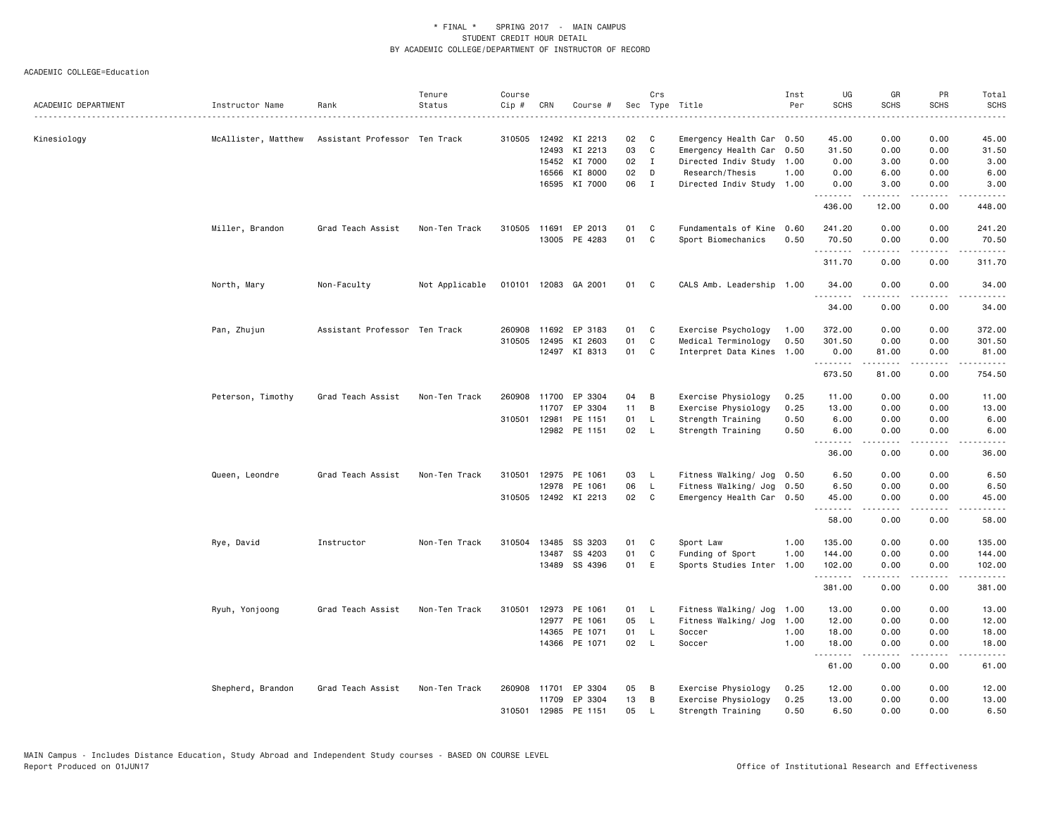\* FINAL \* SPRING 2017 - MAIN CAMPUS
STUDENT CREDIT HOUR DETAIL
BY ACADEMIC COLLEGE/DEPARTMENT OF INSTRUCTOR OF RECORD

ACADEMIC COLLEGE=Education

| ACADEMIC DEPARTMENT | Instructor Name | Rank | Tenure Status | Course Cip # | CRN | Course # | Sec | Crs Type | Title | Inst Per | UG SCHS | GR SCHS | PR SCHS | Total SCHS |
|---|---|---|---|---|---|---|---|---|---|---|---|---|---|---|
| Kinesiology | McAllister, Matthew | Assistant Professor | Ten Track | 310505 | 12492 | KI 2213 | 02 | C | Emergency Health Car | 0.50 | 45.00 | 0.00 | 0.00 | 45.00 |
| | | | | | 12493 | KI 2213 | 03 | C | Emergency Health Car | 0.50 | 31.50 | 0.00 | 0.00 | 31.50 |
| | | | | | 15452 | KI 7000 | 02 | I | Directed Indiv Study | 1.00 | 0.00 | 3.00 | 0.00 | 3.00 |
| | | | | | 16566 | KI 8000 | 02 | D | Research/Thesis | 1.00 | 0.00 | 6.00 | 0.00 | 6.00 |
| | | | | | 16595 | KI 7000 | 06 | I | Directed Indiv Study | 1.00 | 0.00 | 3.00 | 0.00 | 3.00 |
| | | | | | | | | | | | 436.00 | 12.00 | 0.00 | 448.00 |
| | Miller, Brandon | Grad Teach Assist | Non-Ten Track | 310505 | 11691 | EP 2013 | 01 | C | Fundamentals of Kine | 0.60 | 241.20 | 0.00 | 0.00 | 241.20 |
| | | | | | 13005 | PE 4283 | 01 | C | Sport Biomechanics | 0.50 | 70.50 | 0.00 | 0.00 | 70.50 |
| | | | | | | | | | | | 311.70 | 0.00 | 0.00 | 311.70 |
| | North, Mary | Non-Faculty | Not Applicable | 010101 | 12083 | GA 2001 | 01 | C | CALS Amb. Leadership | 1.00 | 34.00 | 0.00 | 0.00 | 34.00 |
| | | | | | | | | | | | 34.00 | 0.00 | 0.00 | 34.00 |
| | Pan, Zhujun | Assistant Professor | Ten Track | 260908 | 11692 | EP 3183 | 01 | C | Exercise Psychology | 1.00 | 372.00 | 0.00 | 0.00 | 372.00 |
| | | | | 310505 | 12495 | KI 2603 | 01 | C | Medical Terminology | 0.50 | 301.50 | 0.00 | 0.00 | 301.50 |
| | | | | | 12497 | KI 8313 | 01 | C | Interpret Data Kines | 1.00 | 0.00 | 81.00 | 0.00 | 81.00 |
| | | | | | | | | | | | 673.50 | 81.00 | 0.00 | 754.50 |
| | Peterson, Timothy | Grad Teach Assist | Non-Ten Track | 260908 | 11700 | EP 3304 | 04 | B | Exercise Physiology | 0.25 | 11.00 | 0.00 | 0.00 | 11.00 |
| | | | | | 11707 | EP 3304 | 11 | B | Exercise Physiology | 0.25 | 13.00 | 0.00 | 0.00 | 13.00 |
| | | | | 310501 | 12981 | PE 1151 | 01 | L | Strength Training | 0.50 | 6.00 | 0.00 | 0.00 | 6.00 |
| | | | | | 12982 | PE 1151 | 02 | L | Strength Training | 0.50 | 6.00 | 0.00 | 0.00 | 6.00 |
| | | | | | | | | | | | 36.00 | 0.00 | 0.00 | 36.00 |
| | Queen, Leondre | Grad Teach Assist | Non-Ten Track | 310501 | 12975 | PE 1061 | 03 | L | Fitness Walking/ Jog | 0.50 | 6.50 | 0.00 | 0.00 | 6.50 |
| | | | | | 12978 | PE 1061 | 06 | L | Fitness Walking/ Jog | 0.50 | 6.50 | 0.00 | 0.00 | 6.50 |
| | | | | 310505 | 12492 | KI 2213 | 02 | C | Emergency Health Car | 0.50 | 45.00 | 0.00 | 0.00 | 45.00 |
| | | | | | | | | | | | 58.00 | 0.00 | 0.00 | 58.00 |
| | Rye, David | Instructor | Non-Ten Track | 310504 | 13485 | SS 3203 | 01 | C | Sport Law | 1.00 | 135.00 | 0.00 | 0.00 | 135.00 |
| | | | | | 13487 | SS 4203 | 01 | C | Funding of Sport | 1.00 | 144.00 | 0.00 | 0.00 | 144.00 |
| | | | | | 13489 | SS 4396 | 01 | E | Sports Studies Inter | 1.00 | 102.00 | 0.00 | 0.00 | 102.00 |
| | | | | | | | | | | | 381.00 | 0.00 | 0.00 | 381.00 |
| | Ryuh, Yonjoong | Grad Teach Assist | Non-Ten Track | 310501 | 12973 | PE 1061 | 01 | L | Fitness Walking/ Jog | 1.00 | 13.00 | 0.00 | 0.00 | 13.00 |
| | | | | | 12977 | PE 1061 | 05 | L | Fitness Walking/ Jog | 1.00 | 12.00 | 0.00 | 0.00 | 12.00 |
| | | | | | 14365 | PE 1071 | 01 | L | Soccer | 1.00 | 18.00 | 0.00 | 0.00 | 18.00 |
| | | | | | 14366 | PE 1071 | 02 | L | Soccer | 1.00 | 18.00 | 0.00 | 0.00 | 18.00 |
| | | | | | | | | | | | 61.00 | 0.00 | 0.00 | 61.00 |
| | Shepherd, Brandon | Grad Teach Assist | Non-Ten Track | 260908 | 11701 | EP 3304 | 05 | B | Exercise Physiology | 0.25 | 12.00 | 0.00 | 0.00 | 12.00 |
| | | | | | 11709 | EP 3304 | 13 | B | Exercise Physiology | 0.25 | 13.00 | 0.00 | 0.00 | 13.00 |
| | | | | 310501 | 12985 | PE 1151 | 05 | L | Strength Training | 0.50 | 6.50 | 0.00 | 0.00 | 6.50 |

MAIN Campus - Includes Distance Education, Study Abroad and Independent Study courses - BASED ON COURSE LEVEL
Report Produced on 01JUN17

Office of Institutional Research and Effectiveness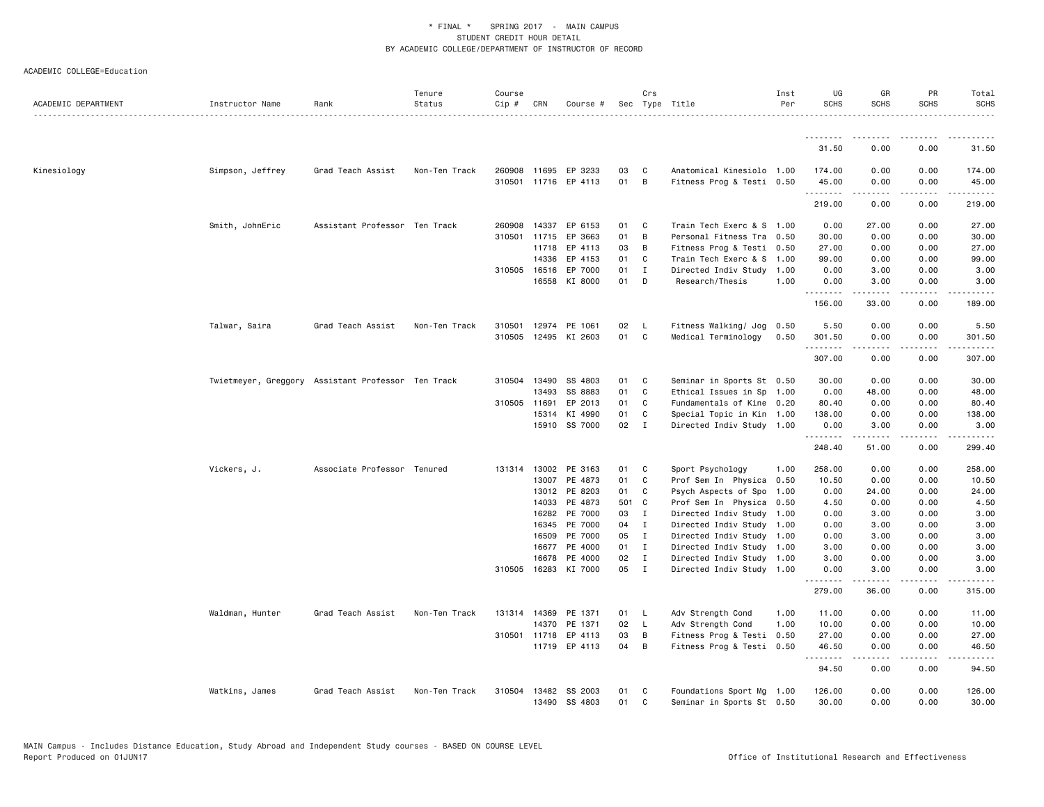\* FINAL \* SPRING 2017 - MAIN CAMPUS
STUDENT CREDIT HOUR DETAIL
BY ACADEMIC COLLEGE/DEPARTMENT OF INSTRUCTOR OF RECORD

ACADEMIC COLLEGE=Education

| ACADEMIC DEPARTMENT | Instructor Name | Rank | Tenure Status | Course Cip # | CRN | Course # | Sec | Crs Type | Title | Inst Per | UG SCHS | GR SCHS | PR SCHS | Total SCHS |
|---|---|---|---|---|---|---|---|---|---|---|---|---|---|---|
| | | | | | | | | | | | 31.50 | 0.00 | 0.00 | 31.50 |
| Kinesiology | Simpson, Jeffrey | Grad Teach Assist | Non-Ten Track | 260908 | 11695 | EP 3233 | 03 | C | Anatomical Kinesiolo | 1.00 | 174.00 | 0.00 | 0.00 | 174.00 |
| | | | | 310501 | 11716 | EP 4113 | 01 | B | Fitness Prog & Testi | 0.50 | 45.00 | 0.00 | 0.00 | 45.00 |
| | | | | | | | | | | | 219.00 | 0.00 | 0.00 | 219.00 |
| | Smith, JohnEric | Assistant Professor | Ten Track | 260908 | 14337 | EP 6153 | 01 | C | Train Tech Exerc & S | 1.00 | 0.00 | 27.00 | 0.00 | 27.00 |
| | | | | 310501 | 11715 | EP 3663 | 01 | B | Personal Fitness Tra | 0.50 | 30.00 | 0.00 | 0.00 | 30.00 |
| | | | | | 11718 | EP 4113 | 03 | B | Fitness Prog & Testi | 0.50 | 27.00 | 0.00 | 0.00 | 27.00 |
| | | | | | 14336 | EP 4153 | 01 | C | Train Tech Exerc & S | 1.00 | 99.00 | 0.00 | 0.00 | 99.00 |
| | | | | 310505 | 16516 | EP 7000 | 01 | I | Directed Indiv Study | 1.00 | 0.00 | 3.00 | 0.00 | 3.00 |
| | | | | | 16558 | KI 8000 | 01 | D | Research/Thesis | 1.00 | 0.00 | 3.00 | 0.00 | 3.00 |
| | | | | | | | | | | | 156.00 | 33.00 | 0.00 | 189.00 |
| | Talwar, Saira | Grad Teach Assist | Non-Ten Track | 310501 | 12974 | PE 1061 | 02 | L | Fitness Walking/ Jog | 0.50 | 5.50 | 0.00 | 0.00 | 5.50 |
| | | | | 310505 | 12495 | KI 2603 | 01 | C | Medical Terminology | 0.50 | 301.50 | 0.00 | 0.00 | 301.50 |
| | | | | | | | | | | | 307.00 | 0.00 | 0.00 | 307.00 |
| | Twietmeyer, Greggory | Assistant Professor | Ten Track | 310504 | 13490 | SS 4803 | 01 | C | Seminar in Sports St | 0.50 | 30.00 | 0.00 | 0.00 | 30.00 |
| | | | | | 13493 | SS 8883 | 01 | C | Ethical Issues in Sp | 1.00 | 0.00 | 48.00 | 0.00 | 48.00 |
| | | | | 310505 | 11691 | EP 2013 | 01 | C | Fundamentals of Kine | 0.20 | 80.40 | 0.00 | 0.00 | 80.40 |
| | | | | | 15314 | KI 4990 | 01 | C | Special Topic in Kin | 1.00 | 138.00 | 0.00 | 0.00 | 138.00 |
| | | | | | 15910 | SS 7000 | 02 | I | Directed Indiv Study | 1.00 | 0.00 | 3.00 | 0.00 | 3.00 |
| | | | | | | | | | | | 248.40 | 51.00 | 0.00 | 299.40 |
| | Vickers, J. | Associate Professor | Tenured | 131314 | 13002 | PE 3163 | 01 | C | Sport Psychology | 1.00 | 258.00 | 0.00 | 0.00 | 258.00 |
| | | | | | 13007 | PE 4873 | 01 | C | Prof Sem In Physica | 0.50 | 10.50 | 0.00 | 0.00 | 10.50 |
| | | | | | 13012 | PE 8203 | 01 | C | Psych Aspects of Spo | 1.00 | 0.00 | 24.00 | 0.00 | 24.00 |
| | | | | | 14033 | PE 4873 | 501 | C | Prof Sem In Physica | 0.50 | 4.50 | 0.00 | 0.00 | 4.50 |
| | | | | | 16282 | PE 7000 | 03 | I | Directed Indiv Study | 1.00 | 0.00 | 3.00 | 0.00 | 3.00 |
| | | | | | 16345 | PE 7000 | 04 | I | Directed Indiv Study | 1.00 | 0.00 | 3.00 | 0.00 | 3.00 |
| | | | | | 16509 | PE 7000 | 05 | I | Directed Indiv Study | 1.00 | 0.00 | 3.00 | 0.00 | 3.00 |
| | | | | | 16677 | PE 4000 | 01 | I | Directed Indiv Study | 1.00 | 3.00 | 0.00 | 0.00 | 3.00 |
| | | | | | 16678 | PE 4000 | 02 | I | Directed Indiv Study | 1.00 | 3.00 | 0.00 | 0.00 | 3.00 |
| | | | | 310505 | 16283 | KI 7000 | 05 | I | Directed Indiv Study | 1.00 | 0.00 | 3.00 | 0.00 | 3.00 |
| | | | | | | | | | | | 279.00 | 36.00 | 0.00 | 315.00 |
| | Waldman, Hunter | Grad Teach Assist | Non-Ten Track | 131314 | 14369 | PE 1371 | 01 | L | Adv Strength Cond | 1.00 | 11.00 | 0.00 | 0.00 | 11.00 |
| | | | | | 14370 | PE 1371 | 02 | L | Adv Strength Cond | 1.00 | 10.00 | 0.00 | 0.00 | 10.00 |
| | | | | 310501 | 11718 | EP 4113 | 03 | B | Fitness Prog & Testi | 0.50 | 27.00 | 0.00 | 0.00 | 27.00 |
| | | | | | 11719 | EP 4113 | 04 | B | Fitness Prog & Testi | 0.50 | 46.50 | 0.00 | 0.00 | 46.50 |
| | | | | | | | | | | | 94.50 | 0.00 | 0.00 | 94.50 |
| | Watkins, James | Grad Teach Assist | Non-Ten Track | 310504 | 13482 | SS 2003 | 01 | C | Foundations Sport Mg | 1.00 | 126.00 | 0.00 | 0.00 | 126.00 |
| | | | | | 13490 | SS 4803 | 01 | C | Seminar in Sports St | 0.50 | 30.00 | 0.00 | 0.00 | 30.00 |

MAIN Campus - Includes Distance Education, Study Abroad and Independent Study courses - BASED ON COURSE LEVEL
Report Produced on 01JUN17 Office of Institutional Research and Effectiveness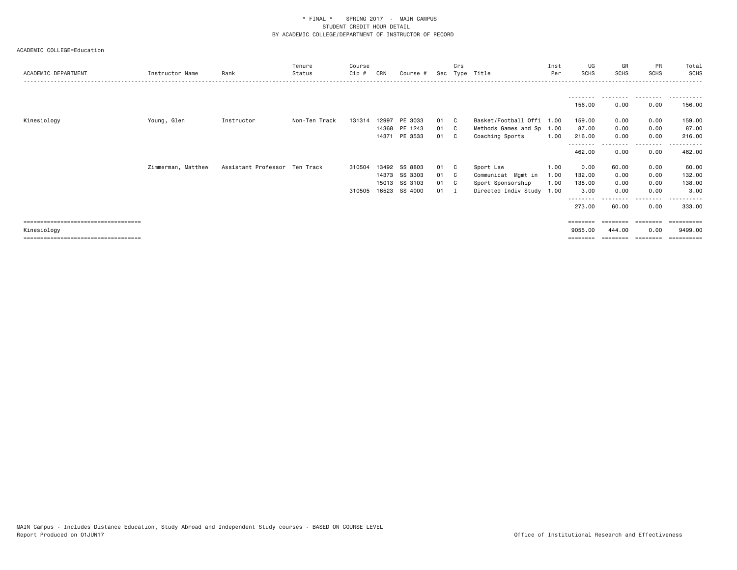\* FINAL \* SPRING 2017 - MAIN CAMPUS
STUDENT CREDIT HOUR DETAIL
BY ACADEMIC COLLEGE/DEPARTMENT OF INSTRUCTOR OF RECORD

ACADEMIC COLLEGE=Education

| ACADEMIC DEPARTMENT | Instructor Name | Rank | Tenure Status | Course Cip # | CRN | Course # | Sec | Crs Type | Title | Inst Per | UG SCHS | GR SCHS | PR SCHS | Total SCHS |
|---|---|---|---|---|---|---|---|---|---|---|---|---|---|---|
| | | | | | | | | | | | 156.00 | 0.00 | 0.00 | 156.00 |
| Kinesiology | Young, Glen | Instructor | Non-Ten Track | 131314 | 12997 | PE 3033 | 01 | C | Basket/Football Offi | 1.00 | 159.00 | 0.00 | 0.00 | 159.00 |
| | | | | | 14368 | PE 1243 | 01 | C | Methods Games and Sp | 1.00 | 87.00 | 0.00 | 0.00 | 87.00 |
| | | | | | 14371 | PE 3533 | 01 | C | Coaching Sports | 1.00 | 216.00 | 0.00 | 0.00 | 216.00 |
| | | | | | | | | | | | 462.00 | 0.00 | 0.00 | 462.00 |
| | Zimmerman, Matthew | Assistant Professor | Ten Track | 310504 | 13492 | SS 8803 | 01 | C | Sport Law | 1.00 | 0.00 | 60.00 | 0.00 | 60.00 |
| | | | | | 14373 | SS 3303 | 01 | C | Communicat Mgmt in | 1.00 | 132.00 | 0.00 | 0.00 | 132.00 |
| | | | | | 15013 | SS 3103 | 01 | C | Sport Sponsorship | 1.00 | 138.00 | 0.00 | 0.00 | 138.00 |
| | | | | 310505 | 16523 | SS 4000 | 01 | I | Directed Indiv Study | 1.00 | 3.00 | 0.00 | 0.00 | 3.00 |
| | | | | | | | | | | | 273.00 | 60.00 | 0.00 | 333.00 |
| Kinesiology | | | | | | | | | | | 9055.00 | 444.00 | 0.00 | 9499.00 |

MAIN Campus - Includes Distance Education, Study Abroad and Independent Study courses - BASED ON COURSE LEVEL
Report Produced on 01JUN17

Office of Institutional Research and Effectiveness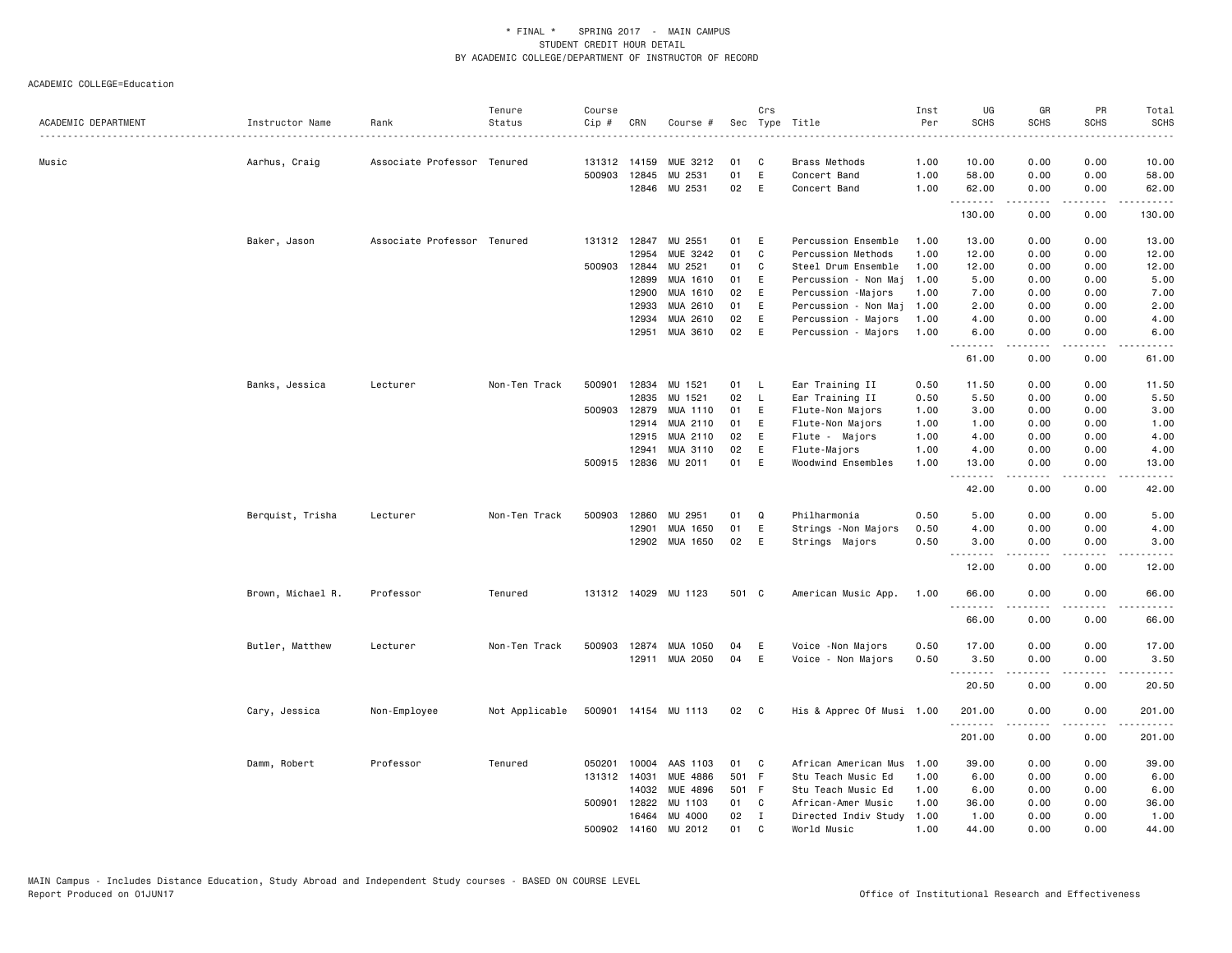\* FINAL \* SPRING 2017 - MAIN CAMPUS
STUDENT CREDIT HOUR DETAIL
BY ACADEMIC COLLEGE/DEPARTMENT OF INSTRUCTOR OF RECORD

ACADEMIC COLLEGE=Education

| ACADEMIC DEPARTMENT | Instructor Name | Rank | Tenure Status | Course Cip # | CRN | Course # | Sec | Crs Type | Title | Inst Per | UG SCHS | GR SCHS | PR SCHS | Total SCHS |
|---|---|---|---|---|---|---|---|---|---|---|---|---|---|---|
| Music | Aarhus, Craig | Associate Professor | Tenured | 131312 | 14159 | MUE 3212 | 01 | C | Brass Methods | 1.00 | 10.00 | 0.00 | 0.00 | 10.00 |
| | | | | 500903 | 12845 | MU 2531 | 01 | E | Concert Band | 1.00 | 58.00 | 0.00 | 0.00 | 58.00 |
| | | | | | 12846 | MU 2531 | 02 | E | Concert Band | 1.00 | 62.00 | 0.00 | 0.00 | 62.00 |
| | | | | | | | | | | | 130.00 | 0.00 | 0.00 | 130.00 |
| | Baker, Jason | Associate Professor | Tenured | 131312 | 12847 | MU 2551 | 01 | E | Percussion Ensemble | 1.00 | 13.00 | 0.00 | 0.00 | 13.00 |
| | | | | | 12954 | MUE 3242 | 01 | C | Percussion Methods | 1.00 | 12.00 | 0.00 | 0.00 | 12.00 |
| | | | | 500903 | 12844 | MU 2521 | 01 | C | Steel Drum Ensemble | 1.00 | 12.00 | 0.00 | 0.00 | 12.00 |
| | | | | | 12899 | MUA 1610 | 01 | E | Percussion - Non Maj | 1.00 | 5.00 | 0.00 | 0.00 | 5.00 |
| | | | | | 12900 | MUA 1610 | 02 | E | Percussion -Majors | 1.00 | 7.00 | 0.00 | 0.00 | 7.00 |
| | | | | | 12933 | MUA 2610 | 01 | E | Percussion - Non Maj | 1.00 | 2.00 | 0.00 | 0.00 | 2.00 |
| | | | | | 12934 | MUA 2610 | 02 | E | Percussion - Majors | 1.00 | 4.00 | 0.00 | 0.00 | 4.00 |
| | | | | | 12951 | MUA 3610 | 02 | E | Percussion - Majors | 1.00 | 6.00 | 0.00 | 0.00 | 6.00 |
| | | | | | | | | | | | 61.00 | 0.00 | 0.00 | 61.00 |
| | Banks, Jessica | Lecturer | Non-Ten Track | 500901 | 12834 | MU 1521 | 01 | L | Ear Training II | 0.50 | 11.50 | 0.00 | 0.00 | 11.50 |
| | | | | | 12835 | MU 1521 | 02 | L | Ear Training II | 0.50 | 5.50 | 0.00 | 0.00 | 5.50 |
| | | | | 500903 | 12879 | MUA 1110 | 01 | E | Flute-Non Majors | 1.00 | 3.00 | 0.00 | 0.00 | 3.00 |
| | | | | | 12914 | MUA 2110 | 01 | E | Flute-Non Majors | 1.00 | 1.00 | 0.00 | 0.00 | 1.00 |
| | | | | | 12915 | MUA 2110 | 02 | E | Flute - Majors | 1.00 | 4.00 | 0.00 | 0.00 | 4.00 |
| | | | | | 12941 | MUA 3110 | 02 | E | Flute-Majors | 1.00 | 4.00 | 0.00 | 0.00 | 4.00 |
| | | | | 500915 | 12836 | MU 2011 | 01 | E | Woodwind Ensembles | 1.00 | 13.00 | 0.00 | 0.00 | 13.00 |
| | | | | | | | | | | | 42.00 | 0.00 | 0.00 | 42.00 |
| | Berquist, Trisha | Lecturer | Non-Ten Track | 500903 | 12860 | MU 2951 | 01 | Q | Philharmonia | 0.50 | 5.00 | 0.00 | 0.00 | 5.00 |
| | | | | | 12901 | MUA 1650 | 01 | E | Strings -Non Majors | 0.50 | 4.00 | 0.00 | 0.00 | 4.00 |
| | | | | | 12902 | MUA 1650 | 02 | E | Strings Majors | 0.50 | 3.00 | 0.00 | 0.00 | 3.00 |
| | | | | | | | | | | | 12.00 | 0.00 | 0.00 | 12.00 |
| | Brown, Michael R. | Professor | Tenured | 131312 | 14029 | MU 1123 | 501 | C | American Music App. | 1.00 | 66.00 | 0.00 | 0.00 | 66.00 |
| | | | | | | | | | | | 66.00 | 0.00 | 0.00 | 66.00 |
| | Butler, Matthew | Lecturer | Non-Ten Track | 500903 | 12874 | MUA 1050 | 04 | E | Voice -Non Majors | 0.50 | 17.00 | 0.00 | 0.00 | 17.00 |
| | | | | | 12911 | MUA 2050 | 04 | E | Voice - Non Majors | 0.50 | 3.50 | 0.00 | 0.00 | 3.50 |
| | | | | | | | | | | | 20.50 | 0.00 | 0.00 | 20.50 |
| | Cary, Jessica | Non-Employee | Not Applicable | 500901 | 14154 | MU 1113 | 02 | C | His & Apprec Of Musi | 1.00 | 201.00 | 0.00 | 0.00 | 201.00 |
| | | | | | | | | | | | 201.00 | 0.00 | 0.00 | 201.00 |
| | Damm, Robert | Professor | Tenured | 050201 | 10004 | AAS 1103 | 01 | C | African American Mus | 1.00 | 39.00 | 0.00 | 0.00 | 39.00 |
| | | | | 131312 | 14031 | MUE 4886 | 501 | F | Stu Teach Music Ed | 1.00 | 6.00 | 0.00 | 0.00 | 6.00 |
| | | | | | 14032 | MUE 4896 | 501 | F | Stu Teach Music Ed | 1.00 | 6.00 | 0.00 | 0.00 | 6.00 |
| | | | | 500901 | 12822 | MU 1103 | 01 | C | African-Amer Music | 1.00 | 36.00 | 0.00 | 0.00 | 36.00 |
| | | | | | 16464 | MU 4000 | 02 | I | Directed Indiv Study | 1.00 | 1.00 | 0.00 | 0.00 | 1.00 |
| | | | | 500902 | 14160 | MU 2012 | 01 | C | World Music | 1.00 | 44.00 | 0.00 | 0.00 | 44.00 |

MAIN Campus - Includes Distance Education, Study Abroad and Independent Study courses - BASED ON COURSE LEVEL
Report Produced on 01JUN17 Office of Institutional Research and Effectiveness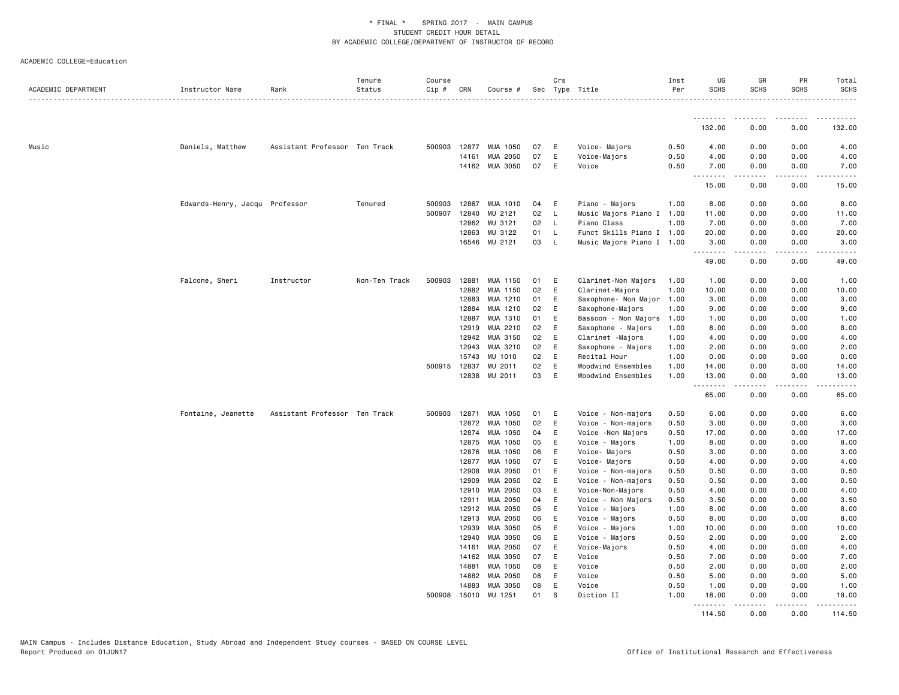\* FINAL \* SPRING 2017 - MAIN CAMPUS
STUDENT CREDIT HOUR DETAIL
BY ACADEMIC COLLEGE/DEPARTMENT OF INSTRUCTOR OF RECORD

ACADEMIC COLLEGE=Education

| ACADEMIC DEPARTMENT | Instructor Name | Rank | Tenure Status | Course Cip # | CRN | Course # | Sec | Crs Type | Title | Inst Per | UG SCHS | GR SCHS | PR SCHS | Total SCHS |
|---|---|---|---|---|---|---|---|---|---|---|---|---|---|---|
| | | | | | | | | | | | 132.00 | 0.00 | 0.00 | 132.00 |
| Music | Daniels, Matthew | Assistant Professor | Ten Track | 500903 | 12877 | MUA 1050 | 07 | E | Voice- Majors | 0.50 | 4.00 | 0.00 | 0.00 | 4.00 |
| | | | | | 14161 | MUA 2050 | 07 | E | Voice-Majors | 0.50 | 4.00 | 0.00 | 0.00 | 4.00 |
| | | | | | 14162 | MUA 3050 | 07 | E | Voice | 0.50 | 7.00 | 0.00 | 0.00 | 7.00 |
| | | | | | | | | | | | 15.00 | 0.00 | 0.00 | 15.00 |
| | Edwards-Henry, Jacqu | Professor | Tenured | 500903 | 12867 | MUA 1010 | 04 | E | Piano - Majors | 1.00 | 8.00 | 0.00 | 0.00 | 8.00 |
| | | | | 500907 | 12840 | MU 2121 | 02 | L | Music Majors Piano I | 1.00 | 11.00 | 0.00 | 0.00 | 11.00 |
| | | | | | 12862 | MU 3121 | 02 | L | Piano Class | 1.00 | 7.00 | 0.00 | 0.00 | 7.00 |
| | | | | | 12863 | MU 3122 | 01 | L | Funct Skills Piano I | 1.00 | 20.00 | 0.00 | 0.00 | 20.00 |
| | | | | | 16546 | MU 2121 | 03 | L | Music Majors Piano I | 1.00 | 3.00 | 0.00 | 0.00 | 3.00 |
| | | | | | | | | | | | 49.00 | 0.00 | 0.00 | 49.00 |
| | Falcone, Sheri | Instructor | Non-Ten Track | 500903 | 12881 | MUA 1150 | 01 | E | Clarinet-Non Majors | 1.00 | 1.00 | 0.00 | 0.00 | 1.00 |
| | | | | | 12882 | MUA 1150 | 02 | E | Clarinet-Majors | 1.00 | 10.00 | 0.00 | 0.00 | 10.00 |
| | | | | | 12883 | MUA 1210 | 01 | E | Saxophone- Non Major | 1.00 | 3.00 | 0.00 | 0.00 | 3.00 |
| | | | | | 12884 | MUA 1210 | 02 | E | Saxophone-Majors | 1.00 | 9.00 | 0.00 | 0.00 | 9.00 |
| | | | | | 12887 | MUA 1310 | 01 | E | Bassoon - Non Majors | 1.00 | 1.00 | 0.00 | 0.00 | 1.00 |
| | | | | | 12919 | MUA 2210 | 02 | E | Saxophone - Majors | 1.00 | 8.00 | 0.00 | 0.00 | 8.00 |
| | | | | | 12942 | MUA 3150 | 02 | E | Clarinet -Majors | 1.00 | 4.00 | 0.00 | 0.00 | 4.00 |
| | | | | | 12943 | MUA 3210 | 02 | E | Saxophone - Majors | 1.00 | 2.00 | 0.00 | 0.00 | 2.00 |
| | | | | | 15743 | MU 1010 | 02 | E | Recital Hour | 1.00 | 0.00 | 0.00 | 0.00 | 0.00 |
| | | | | 500915 | 12837 | MU 2011 | 02 | E | Woodwind Ensembles | 1.00 | 14.00 | 0.00 | 0.00 | 14.00 |
| | | | | | 12838 | MU 2011 | 03 | E | Woodwind Ensembles | 1.00 | 13.00 | 0.00 | 0.00 | 13.00 |
| | | | | | | | | | | | 65.00 | 0.00 | 0.00 | 65.00 |
| | Fontaine, Jeanette | Assistant Professor | Ten Track | 500903 | 12871 | MUA 1050 | 01 | E | Voice - Non-majors | 0.50 | 6.00 | 0.00 | 0.00 | 6.00 |
| | | | | | 12872 | MUA 1050 | 02 | E | Voice - Non-majors | 0.50 | 3.00 | 0.00 | 0.00 | 3.00 |
| | | | | | 12874 | MUA 1050 | 04 | E | Voice -Non Majors | 0.50 | 17.00 | 0.00 | 0.00 | 17.00 |
| | | | | | 12875 | MUA 1050 | 05 | E | Voice - Majors | 1.00 | 8.00 | 0.00 | 0.00 | 8.00 |
| | | | | | 12876 | MUA 1050 | 06 | E | Voice- Majors | 0.50 | 3.00 | 0.00 | 0.00 | 3.00 |
| | | | | | 12877 | MUA 1050 | 07 | E | Voice- Majors | 0.50 | 4.00 | 0.00 | 0.00 | 4.00 |
| | | | | | 12908 | MUA 2050 | 01 | E | Voice - Non-majors | 0.50 | 0.50 | 0.00 | 0.00 | 0.50 |
| | | | | | 12909 | MUA 2050 | 02 | E | Voice - Non-majors | 0.50 | 0.50 | 0.00 | 0.00 | 0.50 |
| | | | | | 12910 | MUA 2050 | 03 | E | Voice-Non-Majors | 0.50 | 4.00 | 0.00 | 0.00 | 4.00 |
| | | | | | 12911 | MUA 2050 | 04 | E | Voice - Non Majors | 0.50 | 3.50 | 0.00 | 0.00 | 3.50 |
| | | | | | 12912 | MUA 2050 | 05 | E | Voice - Majors | 1.00 | 8.00 | 0.00 | 0.00 | 8.00 |
| | | | | | 12913 | MUA 2050 | 06 | E | Voice - Majors | 0.50 | 8.00 | 0.00 | 0.00 | 8.00 |
| | | | | | 12939 | MUA 3050 | 05 | E | Voice - Majors | 1.00 | 10.00 | 0.00 | 0.00 | 10.00 |
| | | | | | 12940 | MUA 3050 | 06 | E | Voice - Majors | 0.50 | 2.00 | 0.00 | 0.00 | 2.00 |
| | | | | | 14161 | MUA 2050 | 07 | E | Voice-Majors | 0.50 | 4.00 | 0.00 | 0.00 | 4.00 |
| | | | | | 14162 | MUA 3050 | 07 | E | Voice | 0.50 | 7.00 | 0.00 | 0.00 | 7.00 |
| | | | | | 14881 | MUA 1050 | 08 | E | Voice | 0.50 | 2.00 | 0.00 | 0.00 | 2.00 |
| | | | | | 14882 | MUA 2050 | 08 | E | Voice | 0.50 | 5.00 | 0.00 | 0.00 | 5.00 |
| | | | | | 14883 | MUA 3050 | 08 | E | Voice | 0.50 | 1.00 | 0.00 | 0.00 | 1.00 |
| | | | | 500908 | 15010 | MU 1251 | 01 | S | Diction II | 1.00 | 18.00 | 0.00 | 0.00 | 18.00 |
| | | | | | | | | | | | 114.50 | 0.00 | 0.00 | 114.50 |

MAIN Campus - Includes Distance Education, Study Abroad and Independent Study courses - BASED ON COURSE LEVEL
Report Produced on 01JUN17

Office of Institutional Research and Effectiveness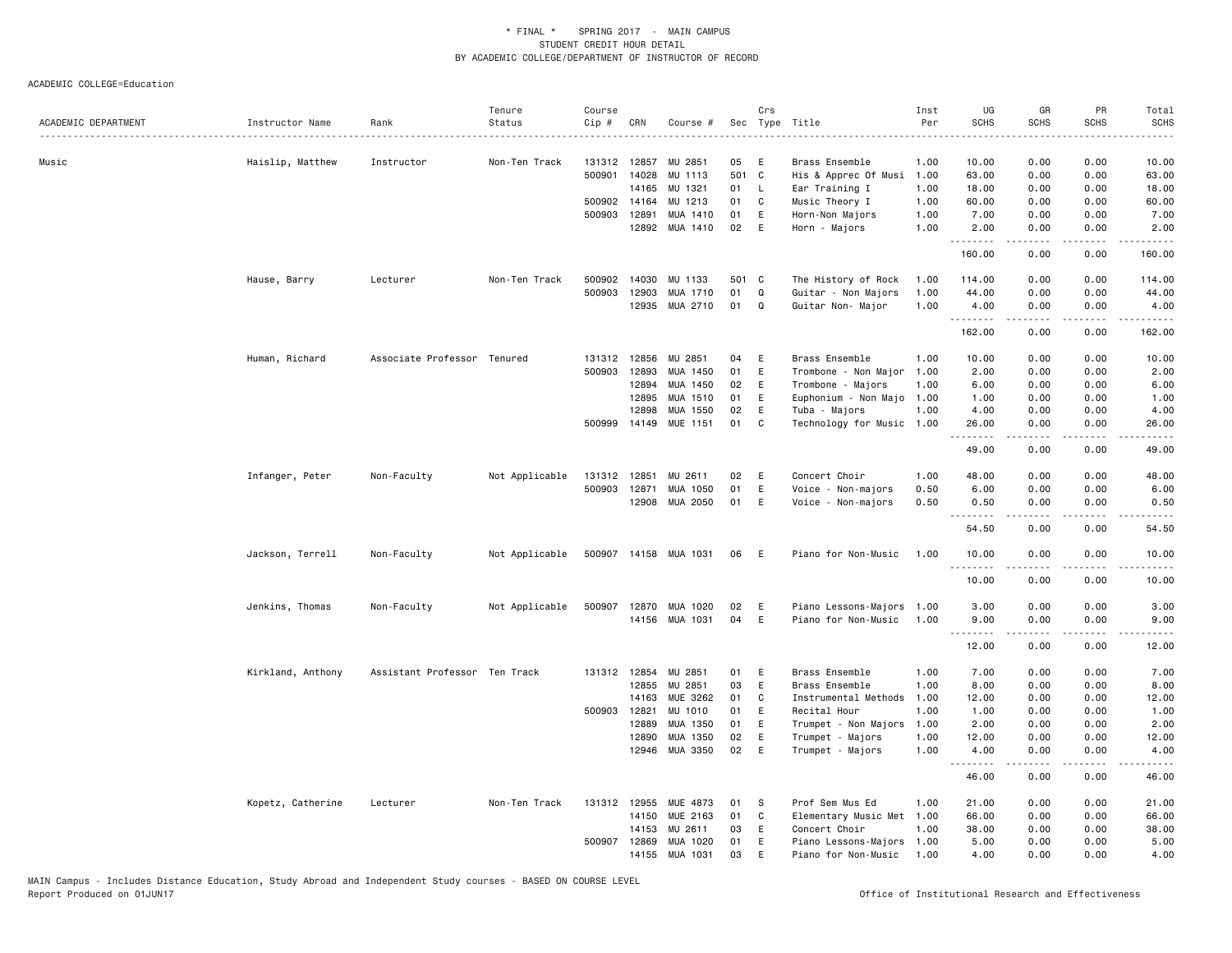\* FINAL \*    SPRING 2017  -  MAIN CAMPUS
STUDENT CREDIT HOUR DETAIL
BY ACADEMIC COLLEGE/DEPARTMENT OF INSTRUCTOR OF RECORD

ACADEMIC COLLEGE=Education

| ACADEMIC DEPARTMENT | Instructor Name | Rank | Tenure Status | Course Cip # | CRN | Course # | Sec | Crs Type | Title | Inst Per | UG SCHS | GR SCHS | PR SCHS | Total SCHS |
|---|---|---|---|---|---|---|---|---|---|---|---|---|---|---|
| Music | Haislip, Matthew | Instructor | Non-Ten Track | 131312 | 12857 | MU 2851 | 05 | E | Brass Ensemble | 1.00 | 10.00 | 0.00 | 0.00 | 10.00 |
| | | | | 500901 | 14028 | MU 1113 | 501 | C | His & Apprec Of Musi | 1.00 | 63.00 | 0.00 | 0.00 | 63.00 |
| | | | | | 14165 | MU 1321 | 01 | L | Ear Training I | 1.00 | 18.00 | 0.00 | 0.00 | 18.00 |
| | | | | 500902 | 14164 | MU 1213 | 01 | C | Music Theory I | 1.00 | 60.00 | 0.00 | 0.00 | 60.00 |
| | | | | 500903 | 12891 | MUA 1410 | 01 | E | Horn-Non Majors | 1.00 | 7.00 | 0.00 | 0.00 | 7.00 |
| | | | | | 12892 | MUA 1410 | 02 | E | Horn - Majors | 1.00 | 2.00 | 0.00 | 0.00 | 2.00 |
| | | | | | | | | | | | 160.00 | 0.00 | 0.00 | 160.00 |
| | Hause, Barry | Lecturer | Non-Ten Track | 500902 | 14030 | MU 1133 | 501 | C | The History of Rock | 1.00 | 114.00 | 0.00 | 0.00 | 114.00 |
| | | | | 500903 | 12903 | MUA 1710 | 01 | Q | Guitar - Non Majors | 1.00 | 44.00 | 0.00 | 0.00 | 44.00 |
| | | | | | 12935 | MUA 2710 | 01 | Q | Guitar Non- Major | 1.00 | 4.00 | 0.00 | 0.00 | 4.00 |
| | | | | | | | | | | | 162.00 | 0.00 | 0.00 | 162.00 |
| | Human, Richard | Associate Professor | Tenured | 131312 | 12856 | MU 2851 | 04 | E | Brass Ensemble | 1.00 | 10.00 | 0.00 | 0.00 | 10.00 |
| | | | | 500903 | 12893 | MUA 1450 | 01 | E | Trombone - Non Major | 1.00 | 2.00 | 0.00 | 0.00 | 2.00 |
| | | | | | 12894 | MUA 1450 | 02 | E | Trombone - Majors | 1.00 | 6.00 | 0.00 | 0.00 | 6.00 |
| | | | | | 12895 | MUA 1510 | 01 | E | Euphonium - Non Majo | 1.00 | 1.00 | 0.00 | 0.00 | 1.00 |
| | | | | | 12898 | MUA 1550 | 02 | E | Tuba - Majors | 1.00 | 4.00 | 0.00 | 0.00 | 4.00 |
| | | | | 500999 | 14149 | MUE 1151 | 01 | C | Technology for Music | 1.00 | 26.00 | 0.00 | 0.00 | 26.00 |
| | | | | | | | | | | | 49.00 | 0.00 | 0.00 | 49.00 |
| | Infanger, Peter | Non-Faculty | Not Applicable | 131312 | 12851 | MU 2611 | 02 | E | Concert Choir | 1.00 | 48.00 | 0.00 | 0.00 | 48.00 |
| | | | | 500903 | 12871 | MUA 1050 | 01 | E | Voice - Non-majors | 0.50 | 6.00 | 0.00 | 0.00 | 6.00 |
| | | | | | 12908 | MUA 2050 | 01 | E | Voice - Non-majors | 0.50 | 0.50 | 0.00 | 0.00 | 0.50 |
| | | | | | | | | | | | 54.50 | 0.00 | 0.00 | 54.50 |
| | Jackson, Terrell | Non-Faculty | Not Applicable | 500907 | 14158 | MUA 1031 | 06 | E | Piano for Non-Music | 1.00 | 10.00 | 0.00 | 0.00 | 10.00 |
| | | | | | | | | | | | 10.00 | 0.00 | 0.00 | 10.00 |
| | Jenkins, Thomas | Non-Faculty | Not Applicable | 500907 | 12870 | MUA 1020 | 02 | E | Piano Lessons-Majors | 1.00 | 3.00 | 0.00 | 0.00 | 3.00 |
| | | | | | 14156 | MUA 1031 | 04 | E | Piano for Non-Music | 1.00 | 9.00 | 0.00 | 0.00 | 9.00 |
| | | | | | | | | | | | 12.00 | 0.00 | 0.00 | 12.00 |
| | Kirkland, Anthony | Assistant Professor | Ten Track | 131312 | 12854 | MU 2851 | 01 | E | Brass Ensemble | 1.00 | 7.00 | 0.00 | 0.00 | 7.00 |
| | | | | | 12855 | MU 2851 | 03 | E | Brass Ensemble | 1.00 | 8.00 | 0.00 | 0.00 | 8.00 |
| | | | | | 14163 | MUE 3262 | 01 | C | Instrumental Methods | 1.00 | 12.00 | 0.00 | 0.00 | 12.00 |
| | | | | 500903 | 12821 | MU 1010 | 01 | E | Recital Hour | 1.00 | 1.00 | 0.00 | 0.00 | 1.00 |
| | | | | | 12889 | MUA 1350 | 01 | E | Trumpet - Non Majors | 1.00 | 2.00 | 0.00 | 0.00 | 2.00 |
| | | | | | 12890 | MUA 1350 | 02 | E | Trumpet - Majors | 1.00 | 12.00 | 0.00 | 0.00 | 12.00 |
| | | | | | 12946 | MUA 3350 | 02 | E | Trumpet - Majors | 1.00 | 4.00 | 0.00 | 0.00 | 4.00 |
| | | | | | | | | | | | 46.00 | 0.00 | 0.00 | 46.00 |
| | Kopetz, Catherine | Lecturer | Non-Ten Track | 131312 | 12955 | MUE 4873 | 01 | S | Prof Sem Mus Ed | 1.00 | 21.00 | 0.00 | 0.00 | 21.00 |
| | | | | | 14150 | MUE 2163 | 01 | C | Elementary Music Met | 1.00 | 66.00 | 0.00 | 0.00 | 66.00 |
| | | | | | 14153 | MU 2611 | 03 | E | Concert Choir | 1.00 | 38.00 | 0.00 | 0.00 | 38.00 |
| | | | | 500907 | 12869 | MUA 1020 | 01 | E | Piano Lessons-Majors | 1.00 | 5.00 | 0.00 | 0.00 | 5.00 |
| | | | | | 14155 | MUA 1031 | 03 | E | Piano for Non-Music | 1.00 | 4.00 | 0.00 | 0.00 | 4.00 |

MAIN Campus - Includes Distance Education, Study Abroad and Independent Study courses - BASED ON COURSE LEVEL
Report Produced on 01JUN17    Office of Institutional Research and Effectiveness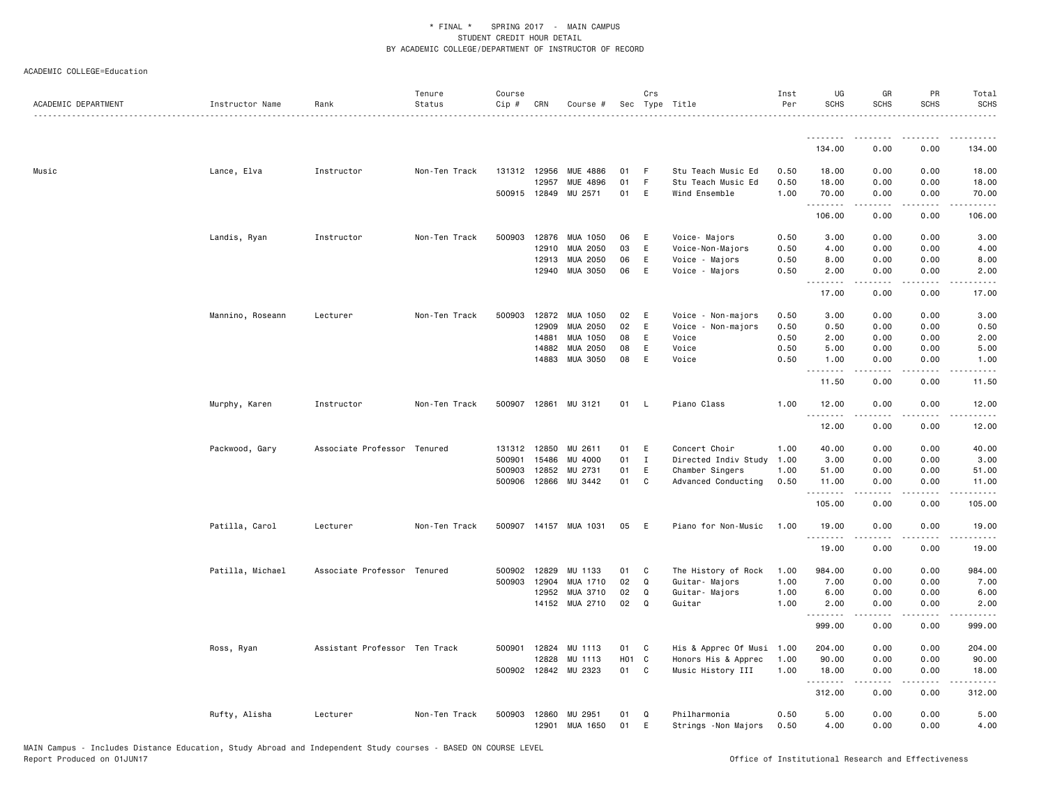ACADEMIC COLLEGE=Education

| ACADEMIC DEPARTMENT | Instructor Name | Rank | Tenure Status | Course Cip # | CRN | Course # | Sec | Crs Type | Title | Inst Per | UG SCHS | GR SCHS | PR SCHS | Total SCHS |
|---|---|---|---|---|---|---|---|---|---|---|---|---|---|---|
| | | | | | | | | | | | 134.00 | 0.00 | 0.00 | 134.00 |
| Music | Lance, Elva | Instructor | Non-Ten Track | 131312 | 12956 | MUE 4886 | 01 | F | Stu Teach Music Ed | 0.50 | 18.00 | 0.00 | 0.00 | 18.00 |
| | | | | | 12957 | MUE 4896 | 01 | F | Stu Teach Music Ed | 0.50 | 18.00 | 0.00 | 0.00 | 18.00 |
| | | | | 500915 | 12849 | MU 2571 | 01 | E | Wind Ensemble | 1.00 | 70.00 | 0.00 | 0.00 | 70.00 |
| | | | | | | | | | | | 106.00 | 0.00 | 0.00 | 106.00 |
| | Landis, Ryan | Instructor | Non-Ten Track | 500903 | 12876 | MUA 1050 | 06 | E | Voice- Majors | 0.50 | 3.00 | 0.00 | 0.00 | 3.00 |
| | | | | | 12910 | MUA 2050 | 03 | E | Voice-Non-Majors | 0.50 | 4.00 | 0.00 | 0.00 | 4.00 |
| | | | | | 12913 | MUA 2050 | 06 | E | Voice - Majors | 0.50 | 8.00 | 0.00 | 0.00 | 8.00 |
| | | | | | 12940 | MUA 3050 | 06 | E | Voice - Majors | 0.50 | 2.00 | 0.00 | 0.00 | 2.00 |
| | | | | | | | | | | | 17.00 | 0.00 | 0.00 | 17.00 |
| | Mannino, Roseann | Lecturer | Non-Ten Track | 500903 | 12872 | MUA 1050 | 02 | E | Voice - Non-majors | 0.50 | 3.00 | 0.00 | 0.00 | 3.00 |
| | | | | | 12909 | MUA 2050 | 02 | E | Voice - Non-majors | 0.50 | 0.50 | 0.00 | 0.00 | 0.50 |
| | | | | | 14881 | MUA 1050 | 08 | E | Voice | 0.50 | 2.00 | 0.00 | 0.00 | 2.00 |
| | | | | | 14882 | MUA 2050 | 08 | E | Voice | 0.50 | 5.00 | 0.00 | 0.00 | 5.00 |
| | | | | | 14883 | MUA 3050 | 08 | E | Voice | 0.50 | 1.00 | 0.00 | 0.00 | 1.00 |
| | | | | | | | | | | | 11.50 | 0.00 | 0.00 | 11.50 |
| | Murphy, Karen | Instructor | Non-Ten Track | 500907 | 12861 | MU 3121 | 01 | L | Piano Class | 1.00 | 12.00 | 0.00 | 0.00 | 12.00 |
| | | | | | | | | | | | 12.00 | 0.00 | 0.00 | 12.00 |
| | Packwood, Gary | Associate Professor | Tenured | 131312 | 12850 | MU 2611 | 01 | E | Concert Choir | 1.00 | 40.00 | 0.00 | 0.00 | 40.00 |
| | | | | 500901 | 15486 | MU 4000 | 01 | I | Directed Indiv Study | 1.00 | 3.00 | 0.00 | 0.00 | 3.00 |
| | | | | 500903 | 12852 | MU 2731 | 01 | E | Chamber Singers | 1.00 | 51.00 | 0.00 | 0.00 | 51.00 |
| | | | | 500906 | 12866 | MU 3442 | 01 | C | Advanced Conducting | 0.50 | 11.00 | 0.00 | 0.00 | 11.00 |
| | | | | | | | | | | | 105.00 | 0.00 | 0.00 | 105.00 |
| | Patilla, Carol | Lecturer | Non-Ten Track | 500907 | 14157 | MUA 1031 | 05 | E | Piano for Non-Music | 1.00 | 19.00 | 0.00 | 0.00 | 19.00 |
| | | | | | | | | | | | 19.00 | 0.00 | 0.00 | 19.00 |
| | Patilla, Michael | Associate Professor | Tenured | 500902 | 12829 | MU 1133 | 01 | C | The History of Rock | 1.00 | 984.00 | 0.00 | 0.00 | 984.00 |
| | | | | 500903 | 12904 | MUA 1710 | 02 | Q | Guitar- Majors | 1.00 | 7.00 | 0.00 | 0.00 | 7.00 |
| | | | | | 12952 | MUA 3710 | 02 | Q | Guitar- Majors | 1.00 | 6.00 | 0.00 | 0.00 | 6.00 |
| | | | | | 14152 | MUA 2710 | 02 | Q | Guitar | 1.00 | 2.00 | 0.00 | 0.00 | 2.00 |
| | | | | | | | | | | | 999.00 | 0.00 | 0.00 | 999.00 |
| | Ross, Ryan | Assistant Professor | Ten Track | 500901 | 12824 | MU 1113 | 01 | C | His & Apprec Of Musi | 1.00 | 204.00 | 0.00 | 0.00 | 204.00 |
| | | | | | 12828 | MU 1113 | H01 | C | Honors His & Apprec | 1.00 | 90.00 | 0.00 | 0.00 | 90.00 |
| | | | | 500902 | 12842 | MU 2323 | 01 | C | Music History III | 1.00 | 18.00 | 0.00 | 0.00 | 18.00 |
| | | | | | | | | | | | 312.00 | 0.00 | 0.00 | 312.00 |
| | Rufty, Alisha | Lecturer | Non-Ten Track | 500903 | 12860 | MU 2951 | 01 | Q | Philharmonia | 0.50 | 5.00 | 0.00 | 0.00 | 5.00 |
| | | | | | 12901 | MUA 1650 | 01 | E | Strings -Non Majors | 0.50 | 4.00 | 0.00 | 0.00 | 4.00 |

MAIN Campus - Includes Distance Education, Study Abroad and Independent Study courses - BASED ON COURSE LEVEL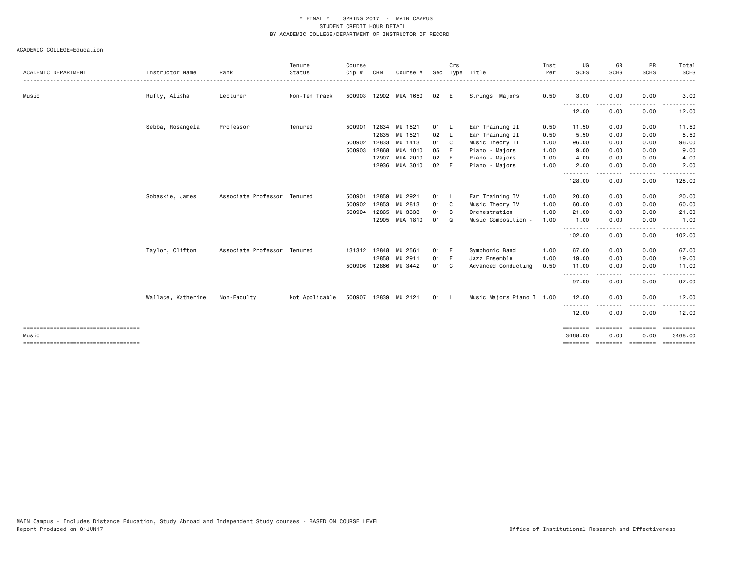\* FINAL \*    SPRING 2017  -  MAIN CAMPUS
STUDENT CREDIT HOUR DETAIL
BY ACADEMIC COLLEGE/DEPARTMENT OF INSTRUCTOR OF RECORD

ACADEMIC COLLEGE=Education

| ACADEMIC DEPARTMENT | Instructor Name | Rank | Tenure Status | Course Cip # | CRN | Course # | Sec | Crs Type | Title | Inst Per | UG SCHS | GR SCHS | PR SCHS | Total SCHS |
|---|---|---|---|---|---|---|---|---|---|---|---|---|---|---|
| Music | Rufty, Alisha | Lecturer | Non-Ten Track | 500903 | 12902 | MUA 1650 | 02 | E | Strings Majors | 0.50 | 3.00 | 0.00 | 0.00 | 3.00 |
| | | | | | | | | | | | 12.00 | 0.00 | 0.00 | 12.00 |
| | Sebba, Rosangela | Professor | Tenured | 500901 | 12834 | MU 1521 | 01 | L | Ear Training II | 0.50 | 11.50 | 0.00 | 0.00 | 11.50 |
| | | | | | 12835 | MU 1521 | 02 | L | Ear Training II | 0.50 | 5.50 | 0.00 | 0.00 | 5.50 |
| | | | | 500902 | 12833 | MU 1413 | 01 | C | Music Theory II | 1.00 | 96.00 | 0.00 | 0.00 | 96.00 |
| | | | | 500903 | 12868 | MUA 1010 | 05 | E | Piano - Majors | 1.00 | 9.00 | 0.00 | 0.00 | 9.00 |
| | | | | | 12907 | MUA 2010 | 02 | E | Piano - Majors | 1.00 | 4.00 | 0.00 | 0.00 | 4.00 |
| | | | | | 12936 | MUA 3010 | 02 | E | Piano - Majors | 1.00 | 2.00 | 0.00 | 0.00 | 2.00 |
| | | | | | | | | | | | 128.00 | 0.00 | 0.00 | 128.00 |
| | Sobaskie, James | Associate Professor | Tenured | 500901 | 12859 | MU 2921 | 01 | L | Ear Training IV | 1.00 | 20.00 | 0.00 | 0.00 | 20.00 |
| | | | | 500902 | 12853 | MU 2813 | 01 | C | Music Theory IV | 1.00 | 60.00 | 0.00 | 0.00 | 60.00 |
| | | | | 500904 | 12865 | MU 3333 | 01 | C | Orchestration | 1.00 | 21.00 | 0.00 | 0.00 | 21.00 |
| | | | | | 12905 | MUA 1810 | 01 | Q | Music Composition - | 1.00 | 1.00 | 0.00 | 0.00 | 1.00 |
| | | | | | | | | | | | 102.00 | 0.00 | 0.00 | 102.00 |
| | Taylor, Clifton | Associate Professor | Tenured | 131312 | 12848 | MU 2561 | 01 | E | Symphonic Band | 1.00 | 67.00 | 0.00 | 0.00 | 67.00 |
| | | | | | 12858 | MU 2911 | 01 | E | Jazz Ensemble | 1.00 | 19.00 | 0.00 | 0.00 | 19.00 |
| | | | | 500906 | 12866 | MU 3442 | 01 | C | Advanced Conducting | 0.50 | 11.00 | 0.00 | 0.00 | 11.00 |
| | | | | | | | | | | | 97.00 | 0.00 | 0.00 | 97.00 |
| | Wallace, Katherine | Non-Faculty | Not Applicable | 500907 | 12839 | MU 2121 | 01 | L | Music Majors Piano I | 1.00 | 12.00 | 0.00 | 0.00 | 12.00 |
| | | | | | | | | | | | 12.00 | 0.00 | 0.00 | 12.00 |
| Music | | | | | | | | | | | 3468.00 | 0.00 | 0.00 | 3468.00 |

MAIN Campus - Includes Distance Education, Study Abroad and Independent Study courses - BASED ON COURSE LEVEL
Report Produced on 01JUN17    Office of Institutional Research and Effectiveness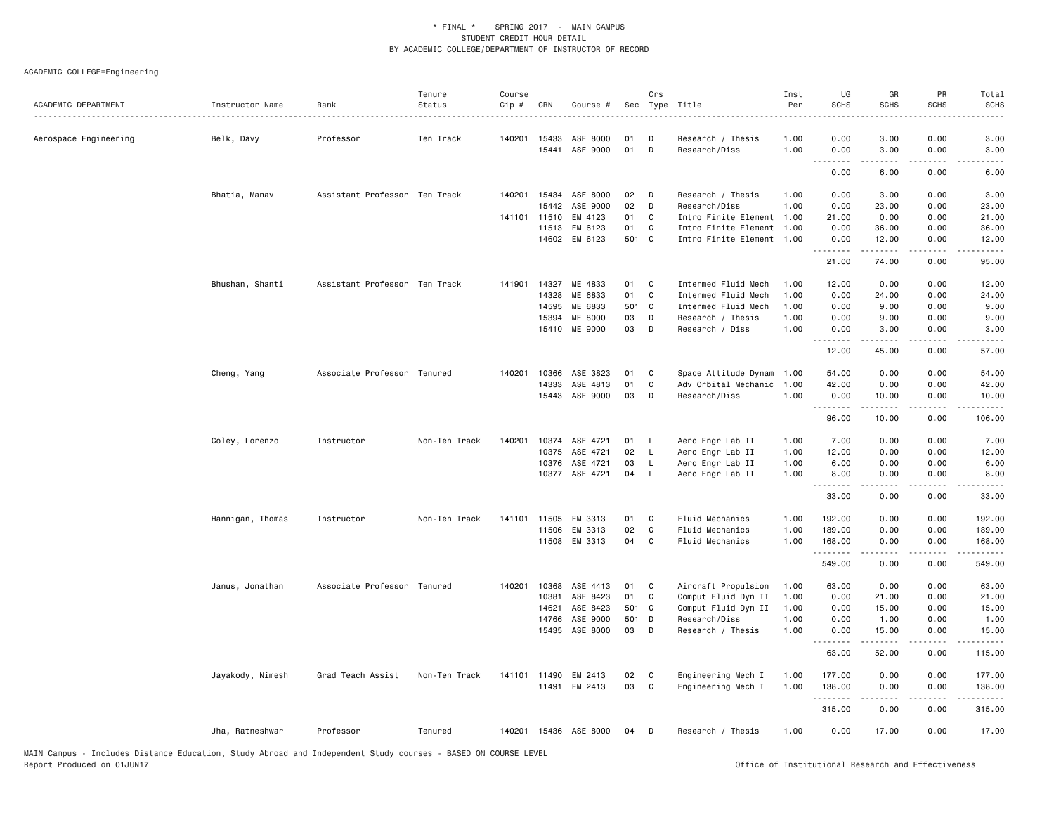\* FINAL \* SPRING 2017 - MAIN CAMPUS
STUDENT CREDIT HOUR DETAIL
BY ACADEMIC COLLEGE/DEPARTMENT OF INSTRUCTOR OF RECORD

ACADEMIC COLLEGE=Engineering

| ACADEMIC DEPARTMENT | Instructor Name | Rank | Tenure Status | Course Cip # | CRN | Course # | Sec | Crs Type | Title | Inst Per | UG SCHS | GR SCHS | PR SCHS | Total SCHS |
|---|---|---|---|---|---|---|---|---|---|---|---|---|---|---|
| Aerospace Engineering | Belk, Davy | Professor | Ten Track | 140201 | 15433 | ASE 8000 | 01 | D | Research / Thesis | 1.00 | 0.00 | 3.00 | 0.00 | 3.00 |
| | | | | | 15441 | ASE 9000 | 01 | D | Research/Diss | 1.00 | 0.00 | 3.00 | 0.00 | 3.00 |
| | | | | | | | | | | | 0.00 | 6.00 | 0.00 | 6.00 |
| | Bhatia, Manav | Assistant Professor | Ten Track | 140201 | 15434 | ASE 8000 | 02 | D | Research / Thesis | 1.00 | 0.00 | 3.00 | 0.00 | 3.00 |
| | | | | | 15442 | ASE 9000 | 02 | D | Research/Diss | 1.00 | 0.00 | 23.00 | 0.00 | 23.00 |
| | | | | 141101 | 11510 | EM 4123 | 01 | C | Intro Finite Element | 1.00 | 21.00 | 0.00 | 0.00 | 21.00 |
| | | | | | 11513 | EM 6123 | 01 | C | Intro Finite Element | 1.00 | 0.00 | 36.00 | 0.00 | 36.00 |
| | | | | | 14602 | EM 6123 | 501 | C | Intro Finite Element | 1.00 | 0.00 | 12.00 | 0.00 | 12.00 |
| | | | | | | | | | | | 21.00 | 74.00 | 0.00 | 95.00 |
| | Bhushan, Shanti | Assistant Professor | Ten Track | 141901 | 14327 | ME 4833 | 01 | C | Intermed Fluid Mech | 1.00 | 12.00 | 0.00 | 0.00 | 12.00 |
| | | | | | 14328 | ME 6833 | 01 | C | Intermed Fluid Mech | 1.00 | 0.00 | 24.00 | 0.00 | 24.00 |
| | | | | | 14595 | ME 6833 | 501 | C | Intermed Fluid Mech | 1.00 | 0.00 | 9.00 | 0.00 | 9.00 |
| | | | | | 15394 | ME 8000 | 03 | D | Research / Thesis | 1.00 | 0.00 | 9.00 | 0.00 | 9.00 |
| | | | | | 15410 | ME 9000 | 03 | D | Research / Diss | 1.00 | 0.00 | 3.00 | 0.00 | 3.00 |
| | | | | | | | | | | | 12.00 | 45.00 | 0.00 | 57.00 |
| | Cheng, Yang | Associate Professor | Tenured | 140201 | 10366 | ASE 3823 | 01 | C | Space Attitude Dynam | 1.00 | 54.00 | 0.00 | 0.00 | 54.00 |
| | | | | | 14333 | ASE 4813 | 01 | C | Adv Orbital Mechanic | 1.00 | 42.00 | 0.00 | 0.00 | 42.00 |
| | | | | | 15443 | ASE 9000 | 03 | D | Research/Diss | 1.00 | 0.00 | 10.00 | 0.00 | 10.00 |
| | | | | | | | | | | | 96.00 | 10.00 | 0.00 | 106.00 |
| | Coley, Lorenzo | Instructor | Non-Ten Track | 140201 | 10374 | ASE 4721 | 01 | L | Aero Engr Lab II | 1.00 | 7.00 | 0.00 | 0.00 | 7.00 |
| | | | | | 10375 | ASE 4721 | 02 | L | Aero Engr Lab II | 1.00 | 12.00 | 0.00 | 0.00 | 12.00 |
| | | | | | 10376 | ASE 4721 | 03 | L | Aero Engr Lab II | 1.00 | 6.00 | 0.00 | 0.00 | 6.00 |
| | | | | | 10377 | ASE 4721 | 04 | L | Aero Engr Lab II | 1.00 | 8.00 | 0.00 | 0.00 | 8.00 |
| | | | | | | | | | | | 33.00 | 0.00 | 0.00 | 33.00 |
| | Hannigan, Thomas | Instructor | Non-Ten Track | 141101 | 11505 | EM 3313 | 01 | C | Fluid Mechanics | 1.00 | 192.00 | 0.00 | 0.00 | 192.00 |
| | | | | | 11506 | EM 3313 | 02 | C | Fluid Mechanics | 1.00 | 189.00 | 0.00 | 0.00 | 189.00 |
| | | | | | 11508 | EM 3313 | 04 | C | Fluid Mechanics | 1.00 | 168.00 | 0.00 | 0.00 | 168.00 |
| | | | | | | | | | | | 549.00 | 0.00 | 0.00 | 549.00 |
| | Janus, Jonathan | Associate Professor | Tenured | 140201 | 10368 | ASE 4413 | 01 | C | Aircraft Propulsion | 1.00 | 63.00 | 0.00 | 0.00 | 63.00 |
| | | | | | 10381 | ASE 8423 | 01 | C | Comput Fluid Dyn II | 1.00 | 0.00 | 21.00 | 0.00 | 21.00 |
| | | | | | 14621 | ASE 8423 | 501 | C | Comput Fluid Dyn II | 1.00 | 0.00 | 15.00 | 0.00 | 15.00 |
| | | | | | 14766 | ASE 9000 | 501 | D | Research/Diss | 1.00 | 0.00 | 1.00 | 0.00 | 1.00 |
| | | | | | 15435 | ASE 8000 | 03 | D | Research / Thesis | 1.00 | 0.00 | 15.00 | 0.00 | 15.00 |
| | | | | | | | | | | | 63.00 | 52.00 | 0.00 | 115.00 |
| | Jayakody, Nimesh | Grad Teach Assist | Non-Ten Track | 141101 | 11490 | EM 2413 | 02 | C | Engineering Mech I | 1.00 | 177.00 | 0.00 | 0.00 | 177.00 |
| | | | | | 11491 | EM 2413 | 03 | C | Engineering Mech I | 1.00 | 138.00 | 0.00 | 0.00 | 138.00 |
| | | | | | | | | | | | 315.00 | 0.00 | 0.00 | 315.00 |
| | Jha, Ratneshwar | Professor | Tenured | 140201 | 15436 | ASE 8000 | 04 | D | Research / Thesis | 1.00 | 0.00 | 17.00 | 0.00 | 17.00 |

MAIN Campus - Includes Distance Education, Study Abroad and Independent Study courses - BASED ON COURSE LEVEL
Report Produced on 01JUN17

Office of Institutional Research and Effectiveness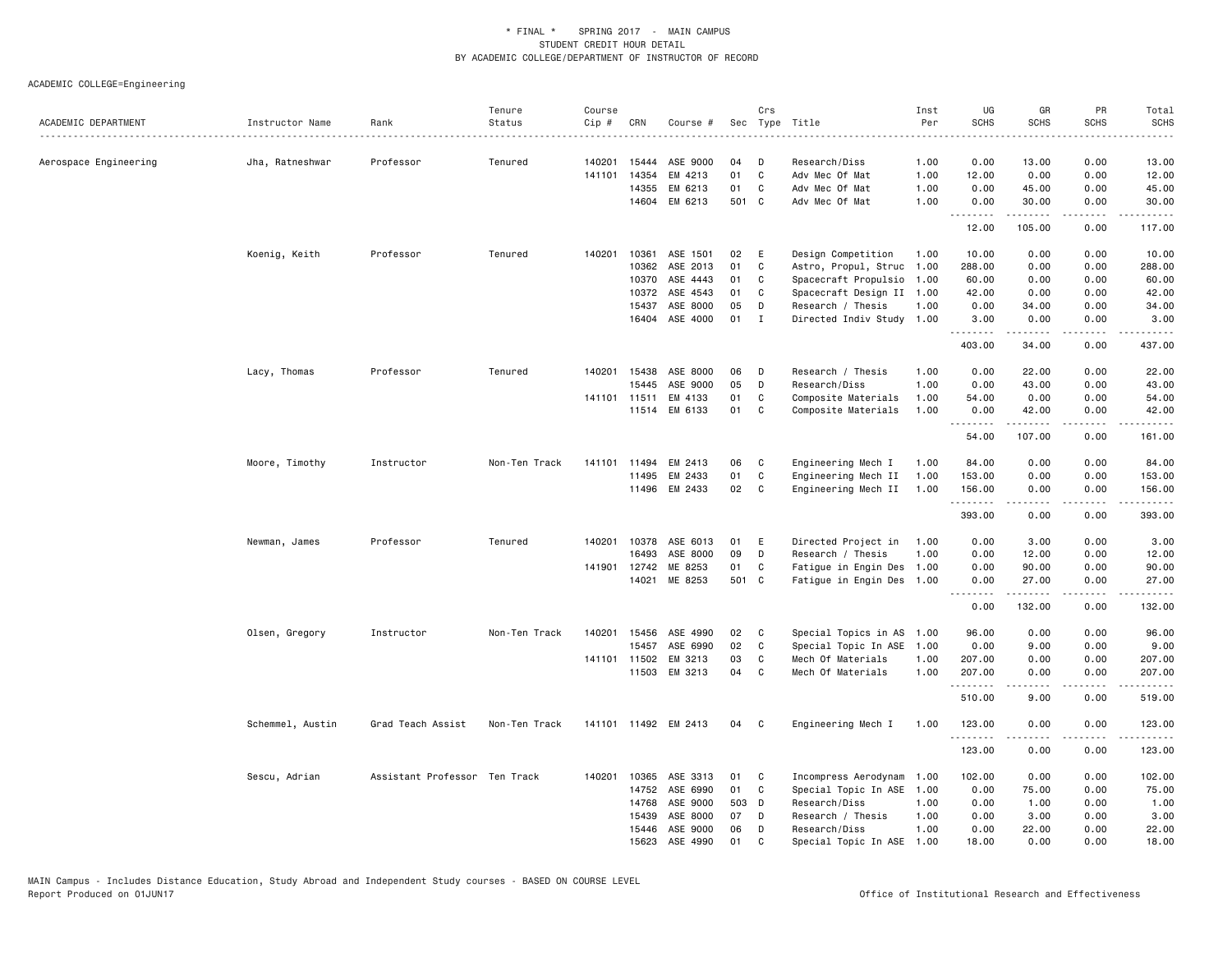\* FINAL \* SPRING 2017 - MAIN CAMPUS
STUDENT CREDIT HOUR DETAIL
BY ACADEMIC COLLEGE/DEPARTMENT OF INSTRUCTOR OF RECORD

ACADEMIC COLLEGE=Engineering

| ACADEMIC DEPARTMENT | Instructor Name | Rank | Tenure Status | Course Cip # | CRN | Course # | Sec | Crs Type | Title | Inst Per | UG SCHS | GR SCHS | PR SCHS | Total SCHS |
|---|---|---|---|---|---|---|---|---|---|---|---|---|---|---|
| Aerospace Engineering | Jha, Ratneshwar | Professor | Tenured | 140201 | 15444 | ASE 9000 | 04 | D | Research/Diss | 1.00 | 0.00 | 13.00 | 0.00 | 13.00 |
| | | | | 141101 | 14354 | EM 4213 | 01 | C | Adv Mec Of Mat | 1.00 | 12.00 | 0.00 | 0.00 | 12.00 |
| | | | | | 14355 | EM 6213 | 01 | C | Adv Mec Of Mat | 1.00 | 0.00 | 45.00 | 0.00 | 45.00 |
| | | | | | 14604 | EM 6213 | 501 | C | Adv Mec Of Mat | 1.00 | 0.00 | 30.00 | 0.00 | 30.00 |
| | | | | | | | | | | | 12.00 | 105.00 | 0.00 | 117.00 |
| | Koenig, Keith | Professor | Tenured | 140201 | 10361 | ASE 1501 | 02 | E | Design Competition | 1.00 | 10.00 | 0.00 | 0.00 | 10.00 |
| | | | | | 10362 | ASE 2013 | 01 | C | Astro, Propul, Struc | 1.00 | 288.00 | 0.00 | 0.00 | 288.00 |
| | | | | | 10370 | ASE 4443 | 01 | C | Spacecraft Propulsio | 1.00 | 60.00 | 0.00 | 0.00 | 60.00 |
| | | | | | 10372 | ASE 4543 | 01 | C | Spacecraft Design II | 1.00 | 42.00 | 0.00 | 0.00 | 42.00 |
| | | | | | 15437 | ASE 8000 | 05 | D | Research / Thesis | 1.00 | 0.00 | 34.00 | 0.00 | 34.00 |
| | | | | | 16404 | ASE 4000 | 01 | I | Directed Indiv Study | 1.00 | 3.00 | 0.00 | 0.00 | 3.00 |
| | | | | | | | | | | | 403.00 | 34.00 | 0.00 | 437.00 |
| | Lacy, Thomas | Professor | Tenured | 140201 | 15438 | ASE 8000 | 06 | D | Research / Thesis | 1.00 | 0.00 | 22.00 | 0.00 | 22.00 |
| | | | | | 15445 | ASE 9000 | 05 | D | Research/Diss | 1.00 | 0.00 | 43.00 | 0.00 | 43.00 |
| | | | | 141101 | 11511 | EM 4133 | 01 | C | Composite Materials | 1.00 | 54.00 | 0.00 | 0.00 | 54.00 |
| | | | | | 11514 | EM 6133 | 01 | C | Composite Materials | 1.00 | 0.00 | 42.00 | 0.00 | 42.00 |
| | | | | | | | | | | | 54.00 | 107.00 | 0.00 | 161.00 |
| | Moore, Timothy | Instructor | Non-Ten Track | 141101 | 11494 | EM 2413 | 06 | C | Engineering Mech I | 1.00 | 84.00 | 0.00 | 0.00 | 84.00 |
| | | | | | 11495 | EM 2433 | 01 | C | Engineering Mech II | 1.00 | 153.00 | 0.00 | 0.00 | 153.00 |
| | | | | | 11496 | EM 2433 | 02 | C | Engineering Mech II | 1.00 | 156.00 | 0.00 | 0.00 | 156.00 |
| | | | | | | | | | | | 393.00 | 0.00 | 0.00 | 393.00 |
| | Newman, James | Professor | Tenured | 140201 | 10378 | ASE 6013 | 01 | E | Directed Project in | 1.00 | 0.00 | 3.00 | 0.00 | 3.00 |
| | | | | | 16493 | ASE 8000 | 09 | D | Research / Thesis | 1.00 | 0.00 | 12.00 | 0.00 | 12.00 |
| | | | | 141901 | 12742 | ME 8253 | 01 | C | Fatigue in Engin Des | 1.00 | 0.00 | 90.00 | 0.00 | 90.00 |
| | | | | | 14021 | ME 8253 | 501 | C | Fatigue in Engin Des | 1.00 | 0.00 | 27.00 | 0.00 | 27.00 |
| | | | | | | | | | | | 0.00 | 132.00 | 0.00 | 132.00 |
| | Olsen, Gregory | Instructor | Non-Ten Track | 140201 | 15456 | ASE 4990 | 02 | C | Special Topics in AS | 1.00 | 96.00 | 0.00 | 0.00 | 96.00 |
| | | | | | 15457 | ASE 6990 | 02 | C | Special Topic In ASE | 1.00 | 0.00 | 9.00 | 0.00 | 9.00 |
| | | | | 141101 | 11502 | EM 3213 | 03 | C | Mech Of Materials | 1.00 | 207.00 | 0.00 | 0.00 | 207.00 |
| | | | | | 11503 | EM 3213 | 04 | C | Mech Of Materials | 1.00 | 207.00 | 0.00 | 0.00 | 207.00 |
| | | | | | | | | | | | 510.00 | 9.00 | 0.00 | 519.00 |
| | Schemmel, Austin | Grad Teach Assist | Non-Ten Track | 141101 | 11492 | EM 2413 | 04 | C | Engineering Mech I | 1.00 | 123.00 | 0.00 | 0.00 | 123.00 |
| | | | | | | | | | | | 123.00 | 0.00 | 0.00 | 123.00 |
| | Sescu, Adrian | Assistant Professor | Ten Track | 140201 | 10365 | ASE 3313 | 01 | C | Incompress Aerodynam | 1.00 | 102.00 | 0.00 | 0.00 | 102.00 |
| | | | | | 14752 | ASE 6990 | 01 | C | Special Topic In ASE | 1.00 | 0.00 | 75.00 | 0.00 | 75.00 |
| | | | | | 14768 | ASE 9000 | 503 | D | Research/Diss | 1.00 | 0.00 | 1.00 | 0.00 | 1.00 |
| | | | | | 15439 | ASE 8000 | 07 | D | Research / Thesis | 1.00 | 0.00 | 3.00 | 0.00 | 3.00 |
| | | | | | 15446 | ASE 9000 | 06 | D | Research/Diss | 1.00 | 0.00 | 22.00 | 0.00 | 22.00 |
| | | | | | 15623 | ASE 4990 | 01 | C | Special Topic In ASE | 1.00 | 18.00 | 0.00 | 0.00 | 18.00 |

MAIN Campus - Includes Distance Education, Study Abroad and Independent Study courses - BASED ON COURSE LEVEL
Report Produced on 01JUN17 Office of Institutional Research and Effectiveness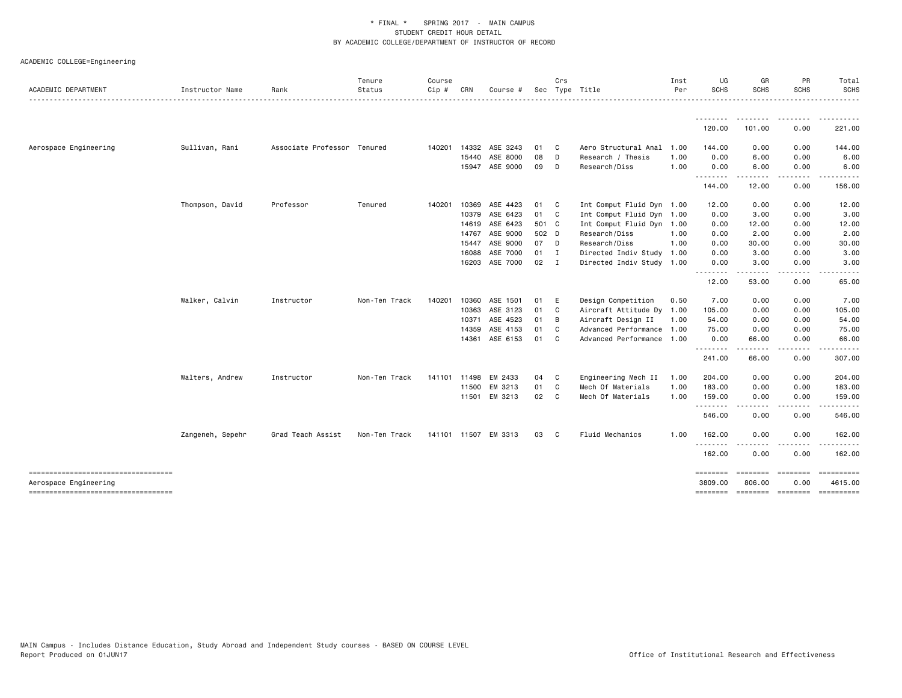\* FINAL \* SPRING 2017 - MAIN CAMPUS
STUDENT CREDIT HOUR DETAIL
BY ACADEMIC COLLEGE/DEPARTMENT OF INSTRUCTOR OF RECORD

ACADEMIC COLLEGE=Engineering

| ACADEMIC DEPARTMENT | Instructor Name | Rank | Tenure Status | Course Cip # | CRN | Course # | Sec | Crs Type | Title | Inst Per | UG SCHS | GR SCHS | PR SCHS | Total SCHS |
|---|---|---|---|---|---|---|---|---|---|---|---|---|---|---|
| | | | | | | | | | | | 120.00 | 101.00 | 0.00 | 221.00 |
| Aerospace Engineering | Sullivan, Rani | Associate Professor | Tenured | 140201 | 14332 | ASE 3243 | 01 | C | Aero Structural Anal | 1.00 | 144.00 | 0.00 | 0.00 | 144.00 |
| | | | | | 15440 | ASE 8000 | 08 | D | Research / Thesis | 1.00 | 0.00 | 6.00 | 0.00 | 6.00 |
| | | | | | 15947 | ASE 9000 | 09 | D | Research/Diss | 1.00 | 0.00 | 6.00 | 0.00 | 6.00 |
| | | | | | | | | | | | 144.00 | 12.00 | 0.00 | 156.00 |
| | Thompson, David | Professor | Tenured | 140201 | 10369 | ASE 4423 | 01 | C | Int Comput Fluid Dyn | 1.00 | 12.00 | 0.00 | 0.00 | 12.00 |
| | | | | | 10379 | ASE 6423 | 01 | C | Int Comput Fluid Dyn | 1.00 | 0.00 | 3.00 | 0.00 | 3.00 |
| | | | | | 14619 | ASE 6423 | 501 | C | Int Comput Fluid Dyn | 1.00 | 0.00 | 12.00 | 0.00 | 12.00 |
| | | | | | 14767 | ASE 9000 | 502 | D | Research/Diss | 1.00 | 0.00 | 2.00 | 0.00 | 2.00 |
| | | | | | 15447 | ASE 9000 | 07 | D | Research/Diss | 1.00 | 0.00 | 30.00 | 0.00 | 30.00 |
| | | | | | 16088 | ASE 7000 | 01 | I | Directed Indiv Study | 1.00 | 0.00 | 3.00 | 0.00 | 3.00 |
| | | | | | 16203 | ASE 7000 | 02 | I | Directed Indiv Study | 1.00 | 0.00 | 3.00 | 0.00 | 3.00 |
| | | | | | | | | | | | 12.00 | 53.00 | 0.00 | 65.00 |
| | Walker, Calvin | Instructor | Non-Ten Track | 140201 | 10360 | ASE 1501 | 01 | E | Design Competition | 0.50 | 7.00 | 0.00 | 0.00 | 7.00 |
| | | | | | 10363 | ASE 3123 | 01 | C | Aircraft Attitude Dy | 1.00 | 105.00 | 0.00 | 0.00 | 105.00 |
| | | | | | 10371 | ASE 4523 | 01 | B | Aircraft Design II | 1.00 | 54.00 | 0.00 | 0.00 | 54.00 |
| | | | | | 14359 | ASE 4153 | 01 | C | Advanced Performance | 1.00 | 75.00 | 0.00 | 0.00 | 75.00 |
| | | | | | 14361 | ASE 6153 | 01 | C | Advanced Performance | 1.00 | 0.00 | 66.00 | 0.00 | 66.00 |
| | | | | | | | | | | | 241.00 | 66.00 | 0.00 | 307.00 |
| | Walters, Andrew | Instructor | Non-Ten Track | 141101 | 11498 | EM 2433 | 04 | C | Engineering Mech II | 1.00 | 204.00 | 0.00 | 0.00 | 204.00 |
| | | | | | 11500 | EM 3213 | 01 | C | Mech Of Materials | 1.00 | 183.00 | 0.00 | 0.00 | 183.00 |
| | | | | | 11501 | EM 3213 | 02 | C | Mech Of Materials | 1.00 | 159.00 | 0.00 | 0.00 | 159.00 |
| | | | | | | | | | | | 546.00 | 0.00 | 0.00 | 546.00 |
| | Zangeneh, Sepehr | Grad Teach Assist | Non-Ten Track | 141101 | 11507 | EM 3313 | 03 | C | Fluid Mechanics | 1.00 | 162.00 | 0.00 | 0.00 | 162.00 |
| | | | | | | | | | | | 162.00 | 0.00 | 0.00 | 162.00 |
| Aerospace Engineering | | | | | | | | | | | 3809.00 | 806.00 | 0.00 | 4615.00 |

MAIN Campus - Includes Distance Education, Study Abroad and Independent Study courses - BASED ON COURSE LEVEL
Report Produced on 01JUN17

Office of Institutional Research and Effectiveness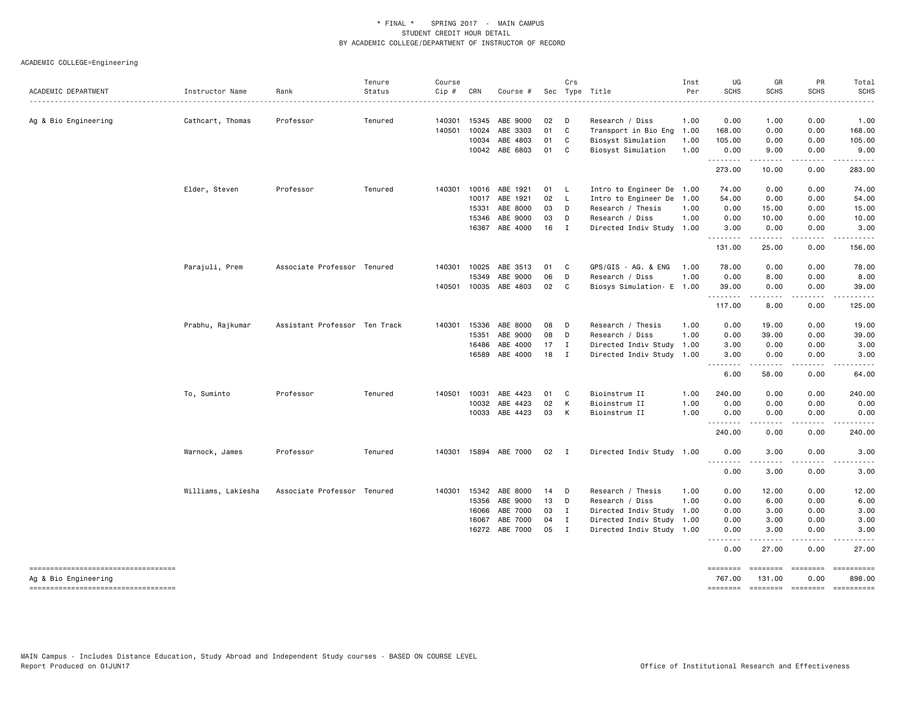\* FINAL \* SPRING 2017 - MAIN CAMPUS
STUDENT CREDIT HOUR DETAIL
BY ACADEMIC COLLEGE/DEPARTMENT OF INSTRUCTOR OF RECORD

ACADEMIC COLLEGE=Engineering

| ACADEMIC DEPARTMENT | Instructor Name | Rank | Tenure Status | Course Cip # | CRN | Course # | Sec | Crs Type | Title | Inst Per | UG SCHS | GR SCHS | PR SCHS | Total SCHS |
|---|---|---|---|---|---|---|---|---|---|---|---|---|---|---|
| Ag & Bio Engineering | Cathcart, Thomas | Professor | Tenured | 140301 | 15345 | ABE 9000 | 02 | D | Research / Diss | 1.00 | 0.00 | 1.00 | 0.00 | 1.00 |
| | | | | 140501 | 10024 | ABE 3303 | 01 | C | Transport in Bio Eng | 1.00 | 168.00 | 0.00 | 0.00 | 168.00 |
| | | | | | 10034 | ABE 4803 | 01 | C | Biosyst Simulation | 1.00 | 105.00 | 0.00 | 0.00 | 105.00 |
| | | | | | 10042 | ABE 6803 | 01 | C | Biosyst Simulation | 1.00 | 0.00 | 9.00 | 0.00 | 9.00 |
| | | | | | | | | | | | 273.00 | 10.00 | 0.00 | 283.00 |
| | Elder, Steven | Professor | Tenured | 140301 | 10016 | ABE 1921 | 01 | L | Intro to Engineer De | 1.00 | 74.00 | 0.00 | 0.00 | 74.00 |
| | | | | | 10017 | ABE 1921 | 02 | L | Intro to Engineer De | 1.00 | 54.00 | 0.00 | 0.00 | 54.00 |
| | | | | | 15331 | ABE 8000 | 03 | D | Research / Thesis | 1.00 | 0.00 | 15.00 | 0.00 | 15.00 |
| | | | | | 15346 | ABE 9000 | 03 | D | Research / Diss | 1.00 | 0.00 | 10.00 | 0.00 | 10.00 |
| | | | | | 16367 | ABE 4000 | 16 | I | Directed Indiv Study | 1.00 | 3.00 | 0.00 | 0.00 | 3.00 |
| | | | | | | | | | | | 131.00 | 25.00 | 0.00 | 156.00 |
| | Parajuli, Prem | Associate Professor | Tenured | 140301 | 10025 | ABE 3513 | 01 | C | GPS/GIS - AG. & ENG | 1.00 | 78.00 | 0.00 | 0.00 | 78.00 |
| | | | | | 15349 | ABE 9000 | 06 | D | Research / Diss | 1.00 | 0.00 | 8.00 | 0.00 | 8.00 |
| | | | | 140501 | 10035 | ABE 4803 | 02 | C | Biosys Simulation- E | 1.00 | 39.00 | 0.00 | 0.00 | 39.00 |
| | | | | | | | | | | | 117.00 | 8.00 | 0.00 | 125.00 |
| | Prabhu, Rajkumar | Assistant Professor | Ten Track | 140301 | 15336 | ABE 8000 | 08 | D | Research / Thesis | 1.00 | 0.00 | 19.00 | 0.00 | 19.00 |
| | | | | | 15351 | ABE 9000 | 08 | D | Research / Diss | 1.00 | 0.00 | 39.00 | 0.00 | 39.00 |
| | | | | | 16486 | ABE 4000 | 17 | I | Directed Indiv Study | 1.00 | 3.00 | 0.00 | 0.00 | 3.00 |
| | | | | | 16589 | ABE 4000 | 18 | I | Directed Indiv Study | 1.00 | 3.00 | 0.00 | 0.00 | 3.00 |
| | | | | | | | | | | | 6.00 | 58.00 | 0.00 | 64.00 |
| | To, Suminto | Professor | Tenured | 140501 | 10031 | ABE 4423 | 01 | C | Bioinstrum II | 1.00 | 240.00 | 0.00 | 0.00 | 240.00 |
| | | | | | 10032 | ABE 4423 | 02 | K | Bioinstrum II | 1.00 | 0.00 | 0.00 | 0.00 | 0.00 |
| | | | | | 10033 | ABE 4423 | 03 | K | Bioinstrum II | 1.00 | 0.00 | 0.00 | 0.00 | 0.00 |
| | | | | | | | | | | | 240.00 | 0.00 | 0.00 | 240.00 |
| | Warnock, James | Professor | Tenured | 140301 | 15894 | ABE 7000 | 02 | I | Directed Indiv Study | 1.00 | 0.00 | 3.00 | 0.00 | 3.00 |
| | | | | | | | | | | | 0.00 | 3.00 | 0.00 | 3.00 |
| | Williams, Lakiesha | Associate Professor | Tenured | 140301 | 15342 | ABE 8000 | 14 | D | Research / Thesis | 1.00 | 0.00 | 12.00 | 0.00 | 12.00 |
| | | | | | 15356 | ABE 9000 | 13 | D | Research / Diss | 1.00 | 0.00 | 6.00 | 0.00 | 6.00 |
| | | | | | 16066 | ABE 7000 | 03 | I | Directed Indiv Study | 1.00 | 0.00 | 3.00 | 0.00 | 3.00 |
| | | | | | 16067 | ABE 7000 | 04 | I | Directed Indiv Study | 1.00 | 0.00 | 3.00 | 0.00 | 3.00 |
| | | | | | 16272 | ABE 7000 | 05 | I | Directed Indiv Study | 1.00 | 0.00 | 3.00 | 0.00 | 3.00 |
| | | | | | | | | | | | 0.00 | 27.00 | 0.00 | 27.00 |
| Ag & Bio Engineering | | | | | | | | | | | 767.00 | 131.00 | 0.00 | 898.00 |

MAIN Campus - Includes Distance Education, Study Abroad and Independent Study courses - BASED ON COURSE LEVEL
Report Produced on 01JUN17

Office of Institutional Research and Effectiveness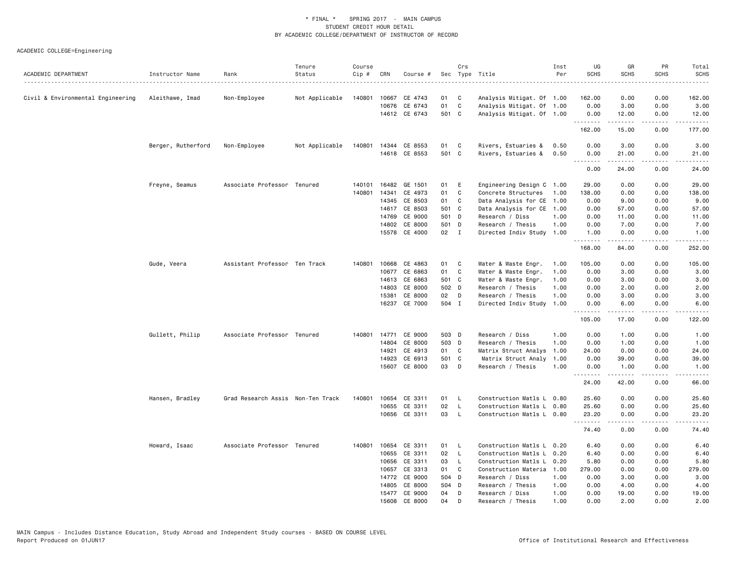\* FINAL \* SPRING 2017 - MAIN CAMPUS
STUDENT CREDIT HOUR DETAIL
BY ACADEMIC COLLEGE/DEPARTMENT OF INSTRUCTOR OF RECORD

ACADEMIC COLLEGE=Engineering

| ACADEMIC DEPARTMENT | Instructor Name | Rank | Tenure Status | Course Cip # | CRN | Course # | Sec | Crs Type | Title | Inst Per | UG SCHS | GR SCHS | PR SCHS | Total SCHS |
|---|---|---|---|---|---|---|---|---|---|---|---|---|---|---|
| Civil & Environmental Engineering | Aleithawe, Imad | Non-Employee | Not Applicable | 140801 | 10667 | CE 4743 | 01 | C | Analysis Mitigat. Of | 1.00 | 162.00 | 0.00 | 0.00 | 162.00 |
| | | | | | 10676 | CE 6743 | 01 | C | Analysis Mitigat. Of | 1.00 | 0.00 | 3.00 | 0.00 | 3.00 |
| | | | | | 14612 | CE 6743 | 501 | C | Analysis Mitigat. Of | 1.00 | 0.00 | 12.00 | 0.00 | 12.00 |
| | | | | | | | | | | | 162.00 | 15.00 | 0.00 | 177.00 |
| | Berger, Rutherford | Non-Employee | Not Applicable | 140801 | 14344 | CE 8553 | 01 | C | Rivers, Estuaries & | 0.50 | 0.00 | 3.00 | 0.00 | 3.00 |
| | | | | | 14618 | CE 8553 | 501 | C | Rivers, Estuaries & | 0.50 | 0.00 | 21.00 | 0.00 | 21.00 |
| | | | | | | | | | | | 0.00 | 24.00 | 0.00 | 24.00 |
| | Freyne, Seamus | Associate Professor | Tenured | 140101 | 16482 | GE 1501 | 01 | E | Engineering Design C | 1.00 | 29.00 | 0.00 | 0.00 | 29.00 |
| | | | | 140801 | 14341 | CE 4973 | 01 | C | Concrete Structures | 1.00 | 138.00 | 0.00 | 0.00 | 138.00 |
| | | | | | 14345 | CE 8503 | 01 | C | Data Analysis for CE | 1.00 | 0.00 | 9.00 | 0.00 | 9.00 |
| | | | | | 14617 | CE 8503 | 501 | C | Data Analysis for CE | 1.00 | 0.00 | 57.00 | 0.00 | 57.00 |
| | | | | | 14769 | CE 9000 | 501 | D | Research / Diss | 1.00 | 0.00 | 11.00 | 0.00 | 11.00 |
| | | | | | 14802 | CE 8000 | 501 | D | Research / Thesis | 1.00 | 0.00 | 7.00 | 0.00 | 7.00 |
| | | | | | 15578 | CE 4000 | 02 | I | Directed Indiv Study | 1.00 | 1.00 | 0.00 | 0.00 | 1.00 |
| | | | | | | | | | | | 168.00 | 84.00 | 0.00 | 252.00 |
| | Gude, Veera | Assistant Professor | Ten Track | 140801 | 10668 | CE 4863 | 01 | C | Water & Waste Engr. | 1.00 | 105.00 | 0.00 | 0.00 | 105.00 |
| | | | | | 10677 | CE 6863 | 01 | C | Water & Waste Engr. | 1.00 | 0.00 | 3.00 | 0.00 | 3.00 |
| | | | | | 14613 | CE 6863 | 501 | C | Water & Waste Engr. | 1.00 | 0.00 | 3.00 | 0.00 | 3.00 |
| | | | | | 14803 | CE 8000 | 502 | D | Research / Thesis | 1.00 | 0.00 | 2.00 | 0.00 | 2.00 |
| | | | | | 15381 | CE 8000 | 02 | D | Research / Thesis | 1.00 | 0.00 | 3.00 | 0.00 | 3.00 |
| | | | | | 16237 | CE 7000 | 504 | I | Directed Indiv Study | 1.00 | 0.00 | 6.00 | 0.00 | 6.00 |
| | | | | | | | | | | | 105.00 | 17.00 | 0.00 | 122.00 |
| | Gullett, Philip | Associate Professor | Tenured | 140801 | 14771 | CE 9000 | 503 | D | Research / Diss | 1.00 | 0.00 | 1.00 | 0.00 | 1.00 |
| | | | | | 14804 | CE 8000 | 503 | D | Research / Thesis | 1.00 | 0.00 | 1.00 | 0.00 | 1.00 |
| | | | | | 14921 | CE 4913 | 01 | C | Matrix Struct Analys | 1.00 | 24.00 | 0.00 | 0.00 | 24.00 |
| | | | | | 14923 | CE 6913 | 501 | C | Matrix Struct Analy | 1.00 | 0.00 | 39.00 | 0.00 | 39.00 |
| | | | | | 15607 | CE 8000 | 03 | D | Research / Thesis | 1.00 | 0.00 | 1.00 | 0.00 | 1.00 |
| | | | | | | | | | | | 24.00 | 42.00 | 0.00 | 66.00 |
| | Hansen, Bradley | Grad Research Assis | Non-Ten Track | 140801 | 10654 | CE 3311 | 01 | L | Construction Matls L | 0.80 | 25.60 | 0.00 | 0.00 | 25.60 |
| | | | | | 10655 | CE 3311 | 02 | L | Construction Matls L | 0.80 | 25.60 | 0.00 | 0.00 | 25.60 |
| | | | | | 10656 | CE 3311 | 03 | L | Construction Matls L | 0.80 | 23.20 | 0.00 | 0.00 | 23.20 |
| | | | | | | | | | | | 74.40 | 0.00 | 0.00 | 74.40 |
| | Howard, Isaac | Associate Professor | Tenured | 140801 | 10654 | CE 3311 | 01 | L | Construction Matls L | 0.20 | 6.40 | 0.00 | 0.00 | 6.40 |
| | | | | | 10655 | CE 3311 | 02 | L | Construction Matls L | 0.20 | 6.40 | 0.00 | 0.00 | 6.40 |
| | | | | | 10656 | CE 3311 | 03 | L | Construction Matls L | 0.20 | 5.80 | 0.00 | 0.00 | 5.80 |
| | | | | | 10657 | CE 3313 | 01 | C | Construction Materia | 1.00 | 279.00 | 0.00 | 0.00 | 279.00 |
| | | | | | 14772 | CE 9000 | 504 | D | Research / Diss | 1.00 | 0.00 | 3.00 | 0.00 | 3.00 |
| | | | | | 14805 | CE 8000 | 504 | D | Research / Thesis | 1.00 | 0.00 | 4.00 | 0.00 | 4.00 |
| | | | | | 15477 | CE 9000 | 04 | D | Research / Diss | 1.00 | 0.00 | 19.00 | 0.00 | 19.00 |
| | | | | | 15608 | CE 8000 | 04 | D | Research / Thesis | 1.00 | 0.00 | 2.00 | 0.00 | 2.00 |

MAIN Campus - Includes Distance Education, Study Abroad and Independent Study courses - BASED ON COURSE LEVEL
Report Produced on 01JUN17 Office of Institutional Research and Effectiveness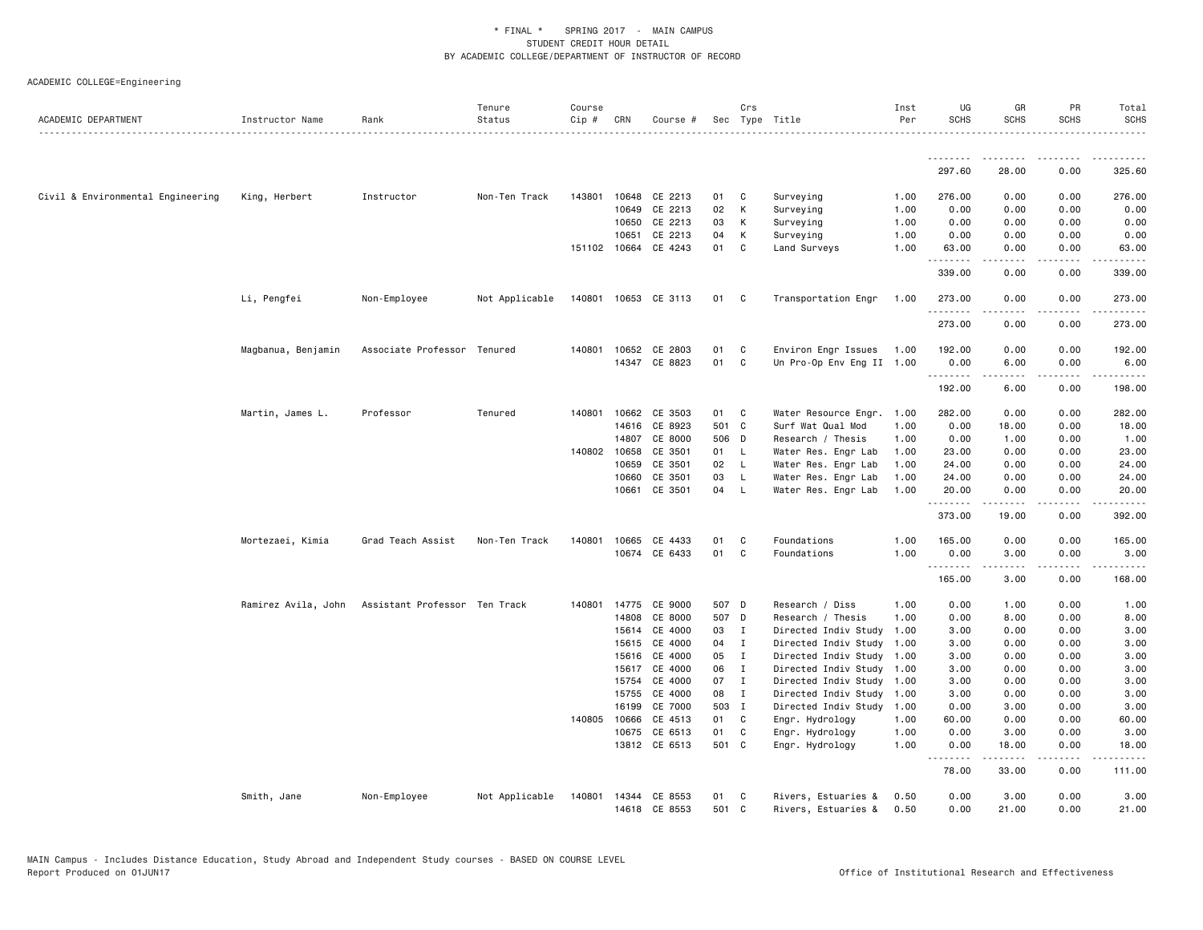\* FINAL \* SPRING 2017 - MAIN CAMPUS
STUDENT CREDIT HOUR DETAIL
BY ACADEMIC COLLEGE/DEPARTMENT OF INSTRUCTOR OF RECORD

ACADEMIC COLLEGE=Engineering

| ACADEMIC DEPARTMENT | Instructor Name | Rank | Tenure Status | Course Cip # | CRN | Course # | Sec | Crs Type | Title | Inst Per | UG SCHS | GR SCHS | PR SCHS | Total SCHS |
|---|---|---|---|---|---|---|---|---|---|---|---|---|---|---|
| | | | | | | | | | | | 297.60 | 28.00 | 0.00 | 325.60 |
| Civil & Environmental Engineering | King, Herbert | Instructor | Non-Ten Track | 143801 | 10648 | CE 2213 | 01 | C | Surveying | 1.00 | 276.00 | 0.00 | 0.00 | 276.00 |
| | | | | | 10649 | CE 2213 | 02 | K | Surveying | 1.00 | 0.00 | 0.00 | 0.00 | 0.00 |
| | | | | | 10650 | CE 2213 | 03 | K | Surveying | 1.00 | 0.00 | 0.00 | 0.00 | 0.00 |
| | | | | | 10651 | CE 2213 | 04 | K | Surveying | 1.00 | 0.00 | 0.00 | 0.00 | 0.00 |
| | | | | 151102 | 10664 | CE 4243 | 01 | C | Land Surveys | 1.00 | 63.00 | 0.00 | 0.00 | 63.00 |
| | | | | | | | | | | | 339.00 | 0.00 | 0.00 | 339.00 |
| | Li, Pengfei | Non-Employee | Not Applicable | 140801 | 10653 | CE 3113 | 01 | C | Transportation Engr | 1.00 | 273.00 | 0.00 | 0.00 | 273.00 |
| | | | | | | | | | | | 273.00 | 0.00 | 0.00 | 273.00 |
| | Magbanua, Benjamin | Associate Professor | Tenured | 140801 | 10652 | CE 2803 | 01 | C | Environ Engr Issues | 1.00 | 192.00 | 0.00 | 0.00 | 192.00 |
| | | | | | 14347 | CE 8823 | 01 | C | Un Pro-Op Env Eng II | 1.00 | 0.00 | 6.00 | 0.00 | 6.00 |
| | | | | | | | | | | | 192.00 | 6.00 | 0.00 | 198.00 |
| | Martin, James L. | Professor | Tenured | 140801 | 10662 | CE 3503 | 01 | C | Water Resource Engr. | 1.00 | 282.00 | 0.00 | 0.00 | 282.00 |
| | | | | | 14616 | CE 8923 | 501 | C | Surf Wat Qual Mod | 1.00 | 0.00 | 18.00 | 0.00 | 18.00 |
| | | | | | 14807 | CE 8000 | 506 | D | Research / Thesis | 1.00 | 0.00 | 1.00 | 0.00 | 1.00 |
| | | | | 140802 | 10658 | CE 3501 | 01 | L | Water Res. Engr Lab | 1.00 | 23.00 | 0.00 | 0.00 | 23.00 |
| | | | | | 10659 | CE 3501 | 02 | L | Water Res. Engr Lab | 1.00 | 24.00 | 0.00 | 0.00 | 24.00 |
| | | | | | 10660 | CE 3501 | 03 | L | Water Res. Engr Lab | 1.00 | 24.00 | 0.00 | 0.00 | 24.00 |
| | | | | | 10661 | CE 3501 | 04 | L | Water Res. Engr Lab | 1.00 | 20.00 | 0.00 | 0.00 | 20.00 |
| | | | | | | | | | | | 373.00 | 19.00 | 0.00 | 392.00 |
| | Mortezaei, Kimia | Grad Teach Assist | Non-Ten Track | 140801 | 10665 | CE 4433 | 01 | C | Foundations | 1.00 | 165.00 | 0.00 | 0.00 | 165.00 |
| | | | | | 10674 | CE 6433 | 01 | C | Foundations | 1.00 | 0.00 | 3.00 | 0.00 | 3.00 |
| | | | | | | | | | | | 165.00 | 3.00 | 0.00 | 168.00 |
| | Ramirez Avila, John | Assistant Professor | Ten Track | 140801 | 14775 | CE 9000 | 507 | D | Research / Diss | 1.00 | 0.00 | 1.00 | 0.00 | 1.00 |
| | | | | | 14808 | CE 8000 | 507 | D | Research / Thesis | 1.00 | 0.00 | 8.00 | 0.00 | 8.00 |
| | | | | | 15614 | CE 4000 | 03 | I | Directed Indiv Study | 1.00 | 3.00 | 0.00 | 0.00 | 3.00 |
| | | | | | 15615 | CE 4000 | 04 | I | Directed Indiv Study | 1.00 | 3.00 | 0.00 | 0.00 | 3.00 |
| | | | | | 15616 | CE 4000 | 05 | I | Directed Indiv Study | 1.00 | 3.00 | 0.00 | 0.00 | 3.00 |
| | | | | | 15617 | CE 4000 | 06 | I | Directed Indiv Study | 1.00 | 3.00 | 0.00 | 0.00 | 3.00 |
| | | | | | 15754 | CE 4000 | 07 | I | Directed Indiv Study | 1.00 | 3.00 | 0.00 | 0.00 | 3.00 |
| | | | | | 15755 | CE 4000 | 08 | I | Directed Indiv Study | 1.00 | 3.00 | 0.00 | 0.00 | 3.00 |
| | | | | | 16199 | CE 7000 | 503 | I | Directed Indiv Study | 1.00 | 0.00 | 3.00 | 0.00 | 3.00 |
| | | | | 140805 | 10666 | CE 4513 | 01 | C | Engr. Hydrology | 1.00 | 60.00 | 0.00 | 0.00 | 60.00 |
| | | | | | 10675 | CE 6513 | 01 | C | Engr. Hydrology | 1.00 | 0.00 | 3.00 | 0.00 | 3.00 |
| | | | | | 13812 | CE 6513 | 501 | C | Engr. Hydrology | 1.00 | 0.00 | 18.00 | 0.00 | 18.00 |
| | | | | | | | | | | | 78.00 | 33.00 | 0.00 | 111.00 |
| | Smith, Jane | Non-Employee | Not Applicable | 140801 | 14344 | CE 8553 | 01 | C | Rivers, Estuaries & | 0.50 | 0.00 | 3.00 | 0.00 | 3.00 |
| | | | | | 14618 | CE 8553 | 501 | C | Rivers, Estuaries & | 0.50 | 0.00 | 21.00 | 0.00 | 21.00 |

MAIN Campus - Includes Distance Education, Study Abroad and Independent Study courses - BASED ON COURSE LEVEL
Report Produced on 01JUN17

Office of Institutional Research and Effectiveness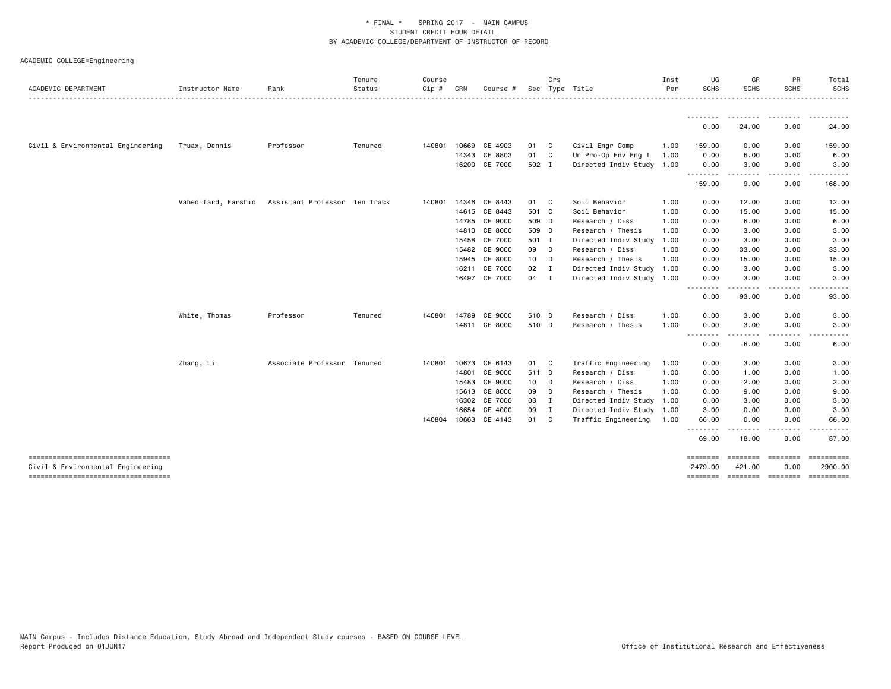\* FINAL \* SPRING 2017 - MAIN CAMPUS
STUDENT CREDIT HOUR DETAIL
BY ACADEMIC COLLEGE/DEPARTMENT OF INSTRUCTOR OF RECORD

ACADEMIC COLLEGE=Engineering

| ACADEMIC DEPARTMENT | Instructor Name | Rank | Tenure Status | Course Cip # | CRN | Course # | Sec | Crs Type | Title | Inst Per | UG SCHS | GR SCHS | PR SCHS | Total SCHS |
|---|---|---|---|---|---|---|---|---|---|---|---|---|---|---|
| | | | | | | | | | | | 0.00 | 24.00 | 0.00 | 24.00 |
| Civil & Environmental Engineering | Truax, Dennis | Professor | Tenured | 140801 | 10669 | CE 4903 | 01 | C | Civil Engr Comp | 1.00 | 159.00 | 0.00 | 0.00 | 159.00 |
| | | | | | 14343 | CE 8803 | 01 | C | Un Pro-Op Env Eng I | 1.00 | 0.00 | 6.00 | 0.00 | 6.00 |
| | | | | | 16200 | CE 7000 | 502 | I | Directed Indiv Study | 1.00 | 0.00 | 3.00 | 0.00 | 3.00 |
| | | | | | | | | | | | 159.00 | 9.00 | 0.00 | 168.00 |
| | Vahedifard, Farshid | Assistant Professor | Ten Track | 140801 | 14346 | CE 8443 | 01 | C | Soil Behavior | 1.00 | 0.00 | 12.00 | 0.00 | 12.00 |
| | | | | | 14615 | CE 8443 | 501 | C | Soil Behavior | 1.00 | 0.00 | 15.00 | 0.00 | 15.00 |
| | | | | | 14785 | CE 9000 | 509 | D | Research / Diss | 1.00 | 0.00 | 6.00 | 0.00 | 6.00 |
| | | | | | 14810 | CE 8000 | 509 | D | Research / Thesis | 1.00 | 0.00 | 3.00 | 0.00 | 3.00 |
| | | | | | 15458 | CE 7000 | 501 | I | Directed Indiv Study | 1.00 | 0.00 | 3.00 | 0.00 | 3.00 |
| | | | | | 15482 | CE 9000 | 09 | D | Research / Diss | 1.00 | 0.00 | 33.00 | 0.00 | 33.00 |
| | | | | | 15945 | CE 8000 | 10 | D | Research / Thesis | 1.00 | 0.00 | 15.00 | 0.00 | 15.00 |
| | | | | | 16211 | CE 7000 | 02 | I | Directed Indiv Study | 1.00 | 0.00 | 3.00 | 0.00 | 3.00 |
| | | | | | 16497 | CE 7000 | 04 | I | Directed Indiv Study | 1.00 | 0.00 | 3.00 | 0.00 | 3.00 |
| | | | | | | | | | | | 0.00 | 93.00 | 0.00 | 93.00 |
| | White, Thomas | Professor | Tenured | 140801 | 14789 | CE 9000 | 510 | D | Research / Diss | 1.00 | 0.00 | 3.00 | 0.00 | 3.00 |
| | | | | | 14811 | CE 8000 | 510 | D | Research / Thesis | 1.00 | 0.00 | 3.00 | 0.00 | 3.00 |
| | | | | | | | | | | | 0.00 | 6.00 | 0.00 | 6.00 |
| | Zhang, Li | Associate Professor | Tenured | 140801 | 10673 | CE 6143 | 01 | C | Traffic Engineering | 1.00 | 0.00 | 3.00 | 0.00 | 3.00 |
| | | | | | 14801 | CE 9000 | 511 | D | Research / Diss | 1.00 | 0.00 | 1.00 | 0.00 | 1.00 |
| | | | | | 15483 | CE 9000 | 10 | D | Research / Diss | 1.00 | 0.00 | 2.00 | 0.00 | 2.00 |
| | | | | | 15613 | CE 8000 | 09 | D | Research / Thesis | 1.00 | 0.00 | 9.00 | 0.00 | 9.00 |
| | | | | | 16302 | CE 7000 | 03 | I | Directed Indiv Study | 1.00 | 0.00 | 3.00 | 0.00 | 3.00 |
| | | | | | 16654 | CE 4000 | 09 | I | Directed Indiv Study | 1.00 | 3.00 | 0.00 | 0.00 | 3.00 |
| | | | | 140804 | 10663 | CE 4143 | 01 | C | Traffic Engineering | 1.00 | 66.00 | 0.00 | 0.00 | 66.00 |
| | | | | | | | | | | | 69.00 | 18.00 | 0.00 | 87.00 |
| Civil & Environmental Engineering | | | | | | | | | | | 2479.00 | 421.00 | 0.00 | 2900.00 |

MAIN Campus - Includes Distance Education, Study Abroad and Independent Study courses - BASED ON COURSE LEVEL
Report Produced on 01JUN17

Office of Institutional Research and Effectiveness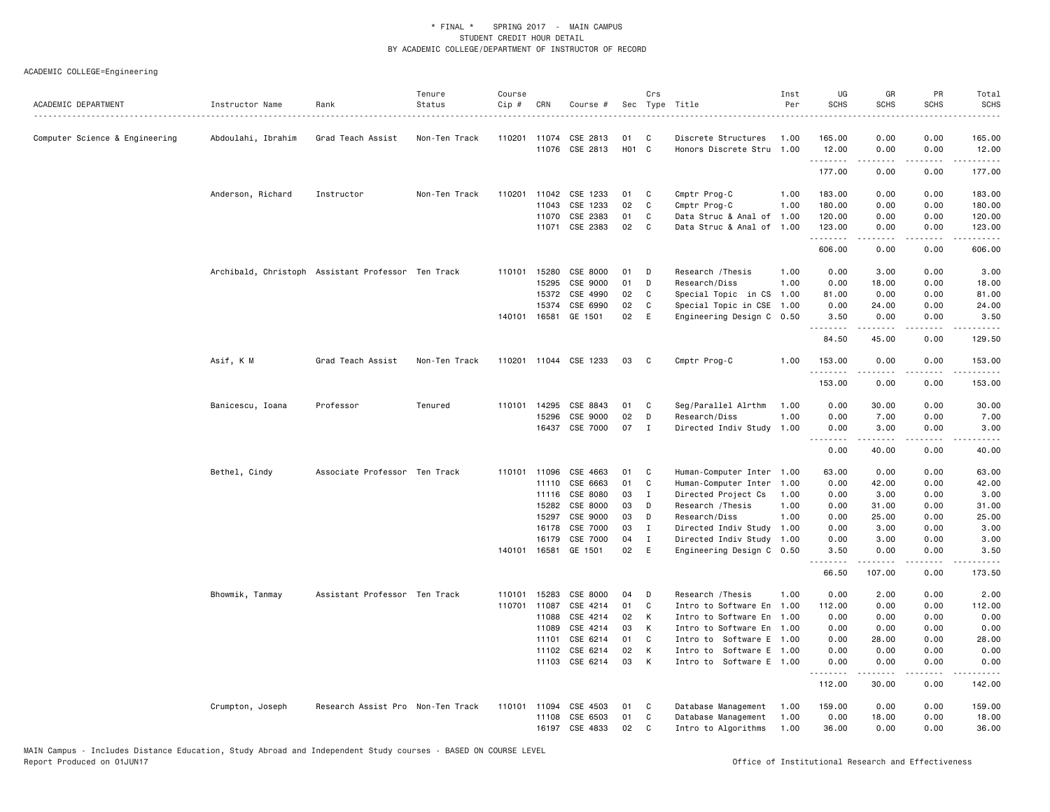\* FINAL \* SPRING 2017 - MAIN CAMPUS
STUDENT CREDIT HOUR DETAIL
BY ACADEMIC COLLEGE/DEPARTMENT OF INSTRUCTOR OF RECORD

ACADEMIC COLLEGE=Engineering

| ACADEMIC DEPARTMENT | Instructor Name | Rank | Tenure Status | Course Cip # | CRN | Course # | Sec | Crs Type | Title | Inst Per | UG SCHS | GR SCHS | PR SCHS | Total SCHS |
|---|---|---|---|---|---|---|---|---|---|---|---|---|---|---|
| Computer Science & Engineering | Abdoulahi, Ibrahim | Grad Teach Assist | Non-Ten Track | 110201 | 11074 | CSE 2813 | 01 | C | Discrete Structures | 1.00 | 165.00 | 0.00 | 0.00 | 165.00 |
| | | | | | 11076 | CSE 2813 | H01 | C | Honors Discrete Stru | 1.00 | 12.00 | 0.00 | 0.00 | 12.00 |
| | | | | | | | | | | | 177.00 | 0.00 | 0.00 | 177.00 |
| | Anderson, Richard | Instructor | Non-Ten Track | 110201 | 11042 | CSE 1233 | 01 | C | Cmptr Prog-C | 1.00 | 183.00 | 0.00 | 0.00 | 183.00 |
| | | | | | 11043 | CSE 1233 | 02 | C | Cmptr Prog-C | 1.00 | 180.00 | 0.00 | 0.00 | 180.00 |
| | | | | | 11070 | CSE 2383 | 01 | C | Data Struc & Anal of | 1.00 | 120.00 | 0.00 | 0.00 | 120.00 |
| | | | | | 11071 | CSE 2383 | 02 | C | Data Struc & Anal of | 1.00 | 123.00 | 0.00 | 0.00 | 123.00 |
| | | | | | | | | | | | 606.00 | 0.00 | 0.00 | 606.00 |
| | Archibald, Christoph | Assistant Professor | Ten Track | 110101 | 15280 | CSE 8000 | 01 | D | Research /Thesis | 1.00 | 0.00 | 3.00 | 0.00 | 3.00 |
| | | | | | 15295 | CSE 9000 | 01 | D | Research/Diss | 1.00 | 0.00 | 18.00 | 0.00 | 18.00 |
| | | | | | 15372 | CSE 4990 | 02 | C | Special Topic in CS | 1.00 | 81.00 | 0.00 | 0.00 | 81.00 |
| | | | | | 15374 | CSE 6990 | 02 | C | Special Topic in CSE | 1.00 | 0.00 | 24.00 | 0.00 | 24.00 |
| | | | | 140101 | 16581 | GE 1501 | 02 | E | Engineering Design C | 0.50 | 3.50 | 0.00 | 0.00 | 3.50 |
| | | | | | | | | | | | 84.50 | 45.00 | 0.00 | 129.50 |
| | Asif, K M | Grad Teach Assist | Non-Ten Track | 110201 | 11044 | CSE 1233 | 03 | C | Cmptr Prog-C | 1.00 | 153.00 | 0.00 | 0.00 | 153.00 |
| | | | | | | | | | | | 153.00 | 0.00 | 0.00 | 153.00 |
| | Banicescu, Ioana | Professor | Tenured | 110101 | 14295 | CSE 8843 | 01 | C | Seq/Parallel Alrthm | 1.00 | 0.00 | 30.00 | 0.00 | 30.00 |
| | | | | | 15296 | CSE 9000 | 02 | D | Research/Diss | 1.00 | 0.00 | 7.00 | 0.00 | 7.00 |
| | | | | | 16437 | CSE 7000 | 07 | I | Directed Indiv Study | 1.00 | 0.00 | 3.00 | 0.00 | 3.00 |
| | | | | | | | | | | | 0.00 | 40.00 | 0.00 | 40.00 |
| | Bethel, Cindy | Associate Professor | Ten Track | 110101 | 11096 | CSE 4663 | 01 | C | Human-Computer Inter | 1.00 | 63.00 | 0.00 | 0.00 | 63.00 |
| | | | | | 11110 | CSE 6663 | 01 | C | Human-Computer Inter | 1.00 | 0.00 | 42.00 | 0.00 | 42.00 |
| | | | | | 11116 | CSE 8080 | 03 | I | Directed Project Cs | 1.00 | 0.00 | 3.00 | 0.00 | 3.00 |
| | | | | | 15282 | CSE 8000 | 03 | D | Research /Thesis | 1.00 | 0.00 | 31.00 | 0.00 | 31.00 |
| | | | | | 15297 | CSE 9000 | 03 | D | Research/Diss | 1.00 | 0.00 | 25.00 | 0.00 | 25.00 |
| | | | | | 16178 | CSE 7000 | 03 | I | Directed Indiv Study | 1.00 | 0.00 | 3.00 | 0.00 | 3.00 |
| | | | | | 16179 | CSE 7000 | 04 | I | Directed Indiv Study | 1.00 | 0.00 | 3.00 | 0.00 | 3.00 |
| | | | | 140101 | 16581 | GE 1501 | 02 | E | Engineering Design C | 0.50 | 3.50 | 0.00 | 0.00 | 3.50 |
| | | | | | | | | | | | 66.50 | 107.00 | 0.00 | 173.50 |
| | Bhowmik, Tanmay | Assistant Professor | Ten Track | 110101 | 15283 | CSE 8000 | 04 | D | Research /Thesis | 1.00 | 0.00 | 2.00 | 0.00 | 2.00 |
| | | | | 110701 | 11087 | CSE 4214 | 01 | C | Intro to Software En | 1.00 | 112.00 | 0.00 | 0.00 | 112.00 |
| | | | | | 11088 | CSE 4214 | 02 | K | Intro to Software En | 1.00 | 0.00 | 0.00 | 0.00 | 0.00 |
| | | | | | 11089 | CSE 4214 | 03 | K | Intro to Software En | 1.00 | 0.00 | 0.00 | 0.00 | 0.00 |
| | | | | | 11101 | CSE 6214 | 01 | C | Intro to Software E | 1.00 | 0.00 | 28.00 | 0.00 | 28.00 |
| | | | | | 11102 | CSE 6214 | 02 | K | Intro to Software E | 1.00 | 0.00 | 0.00 | 0.00 | 0.00 |
| | | | | | 11103 | CSE 6214 | 03 | K | Intro to Software E | 1.00 | 0.00 | 0.00 | 0.00 | 0.00 |
| | | | | | | | | | | | 112.00 | 30.00 | 0.00 | 142.00 |
| | Crumpton, Joseph | Research Assist Pro | Non-Ten Track | 110101 | 11094 | CSE 4503 | 01 | C | Database Management | 1.00 | 159.00 | 0.00 | 0.00 | 159.00 |
| | | | | | 11108 | CSE 6503 | 01 | C | Database Management | 1.00 | 0.00 | 18.00 | 0.00 | 18.00 |
| | | | | | 16197 | CSE 4833 | 02 | C | Intro to Algorithms | 1.00 | 36.00 | 0.00 | 0.00 | 36.00 |

MAIN Campus - Includes Distance Education, Study Abroad and Independent Study courses - BASED ON COURSE LEVEL
Report Produced on 01JUN17

Office of Institutional Research and Effectiveness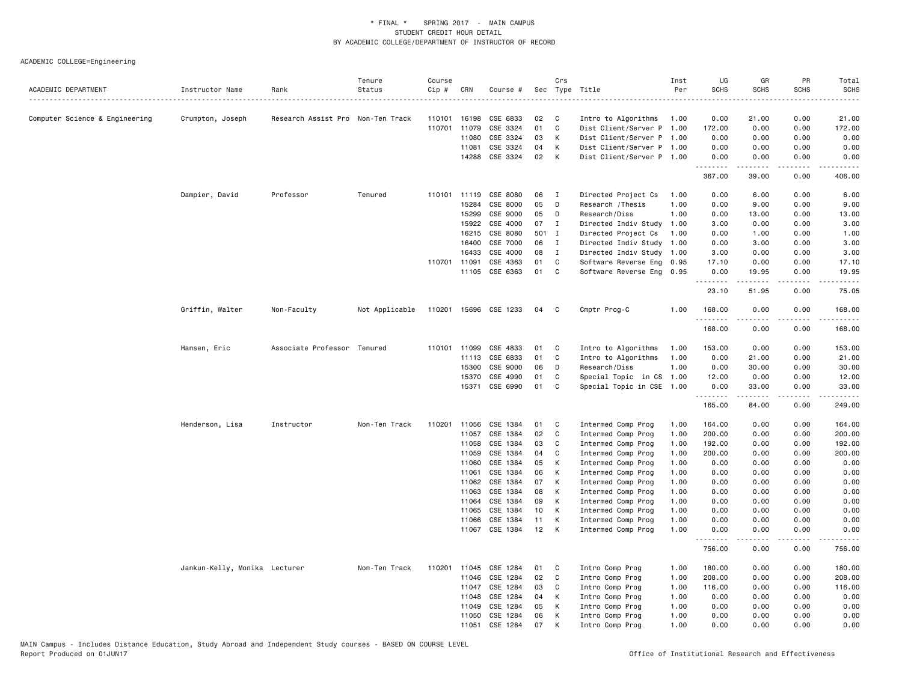\* FINAL \* SPRING 2017 - MAIN CAMPUS
STUDENT CREDIT HOUR DETAIL
BY ACADEMIC COLLEGE/DEPARTMENT OF INSTRUCTOR OF RECORD

ACADEMIC COLLEGE=Engineering

| ACADEMIC DEPARTMENT | Instructor Name | Rank | Tenure Status | Course Cip # | CRN | Course # | Sec | Crs Type | Title | Inst Per | UG SCHS | GR SCHS | PR SCHS | Total SCHS |
|---|---|---|---|---|---|---|---|---|---|---|---|---|---|---|
| Computer Science & Engineering | Crumpton, Joseph | Research Assist Pro | Non-Ten Track | 110101 | 16198 | CSE 6833 | 02 | C | Intro to Algorithms | 1.00 | 0.00 | 21.00 | 0.00 | 21.00 |
| | | | | 110701 | 11079 | CSE 3324 | 01 | C | Dist Client/Server P | 1.00 | 172.00 | 0.00 | 0.00 | 172.00 |
| | | | | | 11080 | CSE 3324 | 03 | K | Dist Client/Server P | 1.00 | 0.00 | 0.00 | 0.00 | 0.00 |
| | | | | | 11081 | CSE 3324 | 04 | K | Dist Client/Server P | 1.00 | 0.00 | 0.00 | 0.00 | 0.00 |
| | | | | | 14288 | CSE 3324 | 02 | K | Dist Client/Server P | 1.00 | 0.00 | 0.00 | 0.00 | 0.00 |
| | | | | | | | | | | | 367.00 | 39.00 | 0.00 | 406.00 |
| | Dampier, David | Professor | Tenured | 110101 | 11119 | CSE 8080 | 06 | I | Directed Project Cs | 1.00 | 0.00 | 6.00 | 0.00 | 6.00 |
| | | | | | 15284 | CSE 8000 | 05 | D | Research /Thesis | 1.00 | 0.00 | 9.00 | 0.00 | 9.00 |
| | | | | | 15299 | CSE 9000 | 05 | D | Research/Diss | 1.00 | 0.00 | 13.00 | 0.00 | 13.00 |
| | | | | | 15922 | CSE 4000 | 07 | I | Directed Indiv Study | 1.00 | 3.00 | 0.00 | 0.00 | 3.00 |
| | | | | | 16215 | CSE 8080 | 501 | I | Directed Project Cs | 1.00 | 0.00 | 1.00 | 0.00 | 1.00 |
| | | | | | 16400 | CSE 7000 | 06 | I | Directed Indiv Study | 1.00 | 0.00 | 3.00 | 0.00 | 3.00 |
| | | | | | 16433 | CSE 4000 | 08 | I | Directed Indiv Study | 1.00 | 3.00 | 0.00 | 0.00 | 3.00 |
| | | | | 110701 | 11091 | CSE 4363 | 01 | C | Software Reverse Eng | 0.95 | 17.10 | 0.00 | 0.00 | 17.10 |
| | | | | | 11105 | CSE 6363 | 01 | C | Software Reverse Eng | 0.95 | 0.00 | 19.95 | 0.00 | 19.95 |
| | | | | | | | | | | | 23.10 | 51.95 | 0.00 | 75.05 |
| | Griffin, Walter | Non-Faculty | Not Applicable | 110201 | 15696 | CSE 1233 | 04 | C | Cmptr Prog-C | 1.00 | 168.00 | 0.00 | 0.00 | 168.00 |
| | | | | | | | | | | | 168.00 | 0.00 | 0.00 | 168.00 |
| | Hansen, Eric | Associate Professor | Tenured | 110101 | 11099 | CSE 4833 | 01 | C | Intro to Algorithms | 1.00 | 153.00 | 0.00 | 0.00 | 153.00 |
| | | | | | 11113 | CSE 6833 | 01 | C | Intro to Algorithms | 1.00 | 0.00 | 21.00 | 0.00 | 21.00 |
| | | | | | 15300 | CSE 9000 | 06 | D | Research/Diss | 1.00 | 0.00 | 30.00 | 0.00 | 30.00 |
| | | | | | 15370 | CSE 4990 | 01 | C | Special Topic in CS | 1.00 | 12.00 | 0.00 | 0.00 | 12.00 |
| | | | | | 15371 | CSE 6990 | 01 | C | Special Topic in CSE | 1.00 | 0.00 | 33.00 | 0.00 | 33.00 |
| | | | | | | | | | | | 165.00 | 84.00 | 0.00 | 249.00 |
| | Henderson, Lisa | Instructor | Non-Ten Track | 110201 | 11056 | CSE 1384 | 01 | C | Intermed Comp Prog | 1.00 | 164.00 | 0.00 | 0.00 | 164.00 |
| | | | | | 11057 | CSE 1384 | 02 | C | Intermed Comp Prog | 1.00 | 200.00 | 0.00 | 0.00 | 200.00 |
| | | | | | 11058 | CSE 1384 | 03 | C | Intermed Comp Prog | 1.00 | 192.00 | 0.00 | 0.00 | 192.00 |
| | | | | | 11059 | CSE 1384 | 04 | C | Intermed Comp Prog | 1.00 | 200.00 | 0.00 | 0.00 | 200.00 |
| | | | | | 11060 | CSE 1384 | 05 | K | Intermed Comp Prog | 1.00 | 0.00 | 0.00 | 0.00 | 0.00 |
| | | | | | 11061 | CSE 1384 | 06 | K | Intermed Comp Prog | 1.00 | 0.00 | 0.00 | 0.00 | 0.00 |
| | | | | | 11062 | CSE 1384 | 07 | K | Intermed Comp Prog | 1.00 | 0.00 | 0.00 | 0.00 | 0.00 |
| | | | | | 11063 | CSE 1384 | 08 | K | Intermed Comp Prog | 1.00 | 0.00 | 0.00 | 0.00 | 0.00 |
| | | | | | 11064 | CSE 1384 | 09 | K | Intermed Comp Prog | 1.00 | 0.00 | 0.00 | 0.00 | 0.00 |
| | | | | | 11065 | CSE 1384 | 10 | K | Intermed Comp Prog | 1.00 | 0.00 | 0.00 | 0.00 | 0.00 |
| | | | | | 11066 | CSE 1384 | 11 | K | Intermed Comp Prog | 1.00 | 0.00 | 0.00 | 0.00 | 0.00 |
| | | | | | 11067 | CSE 1384 | 12 | K | Intermed Comp Prog | 1.00 | 0.00 | 0.00 | 0.00 | 0.00 |
| | | | | | | | | | | | 756.00 | 0.00 | 0.00 | 756.00 |
| | Jankun-Kelly, Monika | Lecturer | Non-Ten Track | 110201 | 11045 | CSE 1284 | 01 | C | Intro Comp Prog | 1.00 | 180.00 | 0.00 | 0.00 | 180.00 |
| | | | | | 11046 | CSE 1284 | 02 | C | Intro Comp Prog | 1.00 | 208.00 | 0.00 | 0.00 | 208.00 |
| | | | | | 11047 | CSE 1284 | 03 | C | Intro Comp Prog | 1.00 | 116.00 | 0.00 | 0.00 | 116.00 |
| | | | | | 11048 | CSE 1284 | 04 | K | Intro Comp Prog | 1.00 | 0.00 | 0.00 | 0.00 | 0.00 |
| | | | | | 11049 | CSE 1284 | 05 | K | Intro Comp Prog | 1.00 | 0.00 | 0.00 | 0.00 | 0.00 |
| | | | | | 11050 | CSE 1284 | 06 | K | Intro Comp Prog | 1.00 | 0.00 | 0.00 | 0.00 | 0.00 |
| | | | | | 11051 | CSE 1284 | 07 | K | Intro Comp Prog | 1.00 | 0.00 | 0.00 | 0.00 | 0.00 |

MAIN Campus - Includes Distance Education, Study Abroad and Independent Study courses - BASED ON COURSE LEVEL
Report Produced on 01JUN17 Office of Institutional Research and Effectiveness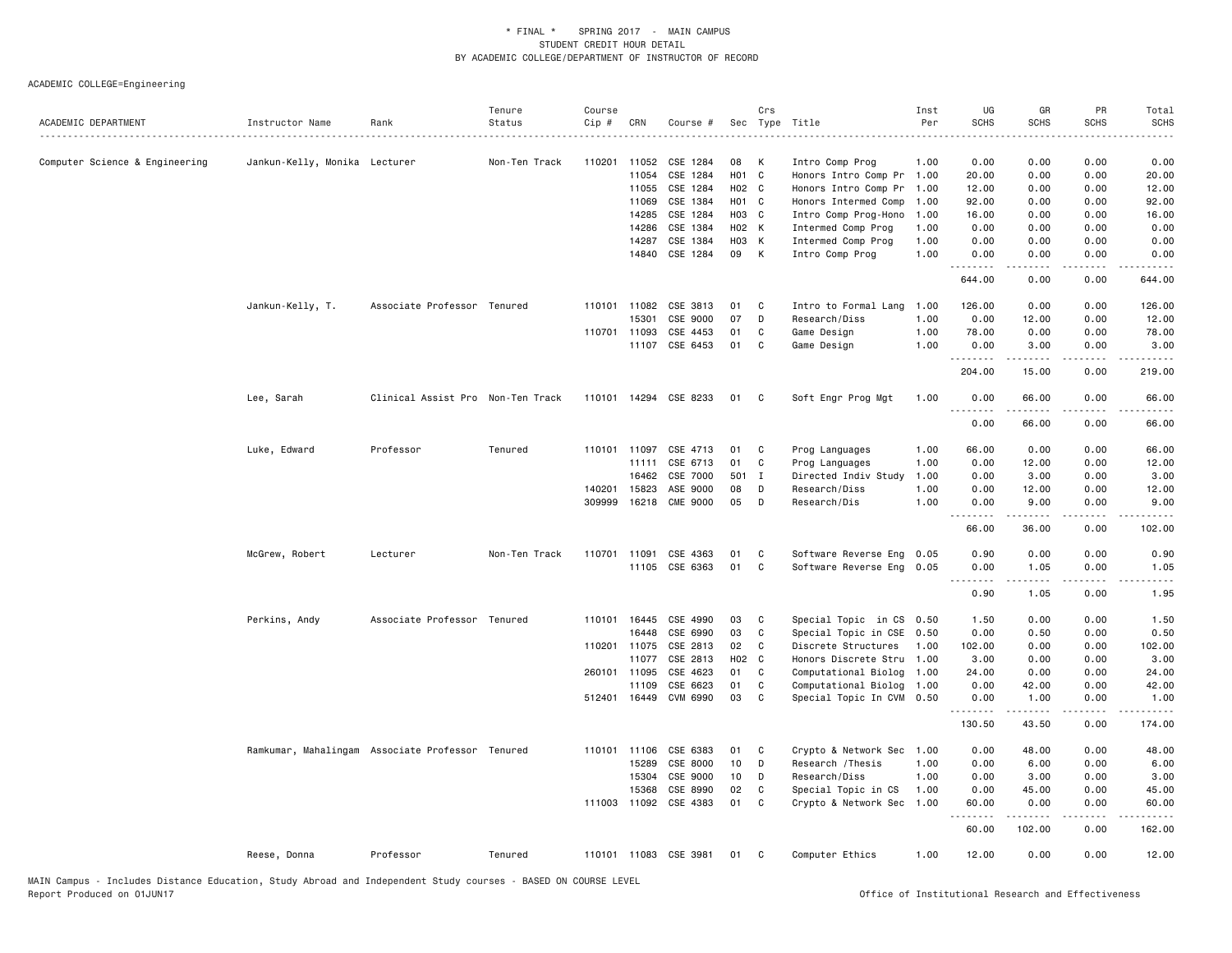\* FINAL \* SPRING 2017 - MAIN CAMPUS
STUDENT CREDIT HOUR DETAIL
BY ACADEMIC COLLEGE/DEPARTMENT OF INSTRUCTOR OF RECORD

ACADEMIC COLLEGE=Engineering

| ACADEMIC DEPARTMENT | Instructor Name | Rank | Tenure Status | Course Cip # | CRN | Course # | Sec | Crs Type | Title | Inst Per | UG SCHS | GR SCHS | PR SCHS | Total SCHS |
|---|---|---|---|---|---|---|---|---|---|---|---|---|---|---|
| Computer Science & Engineering | Jankun-Kelly, Monika | Lecturer | Non-Ten Track | 110201 | 11052 | CSE 1284 | 08 | K | Intro Comp Prog | 1.00 | 0.00 | 0.00 | 0.00 | 0.00 |
| | | | | | 11054 | CSE 1284 | H01 | C | Honors Intro Comp Pr | 1.00 | 20.00 | 0.00 | 0.00 | 20.00 |
| | | | | | 11055 | CSE 1284 | H02 | C | Honors Intro Comp Pr | 1.00 | 12.00 | 0.00 | 0.00 | 12.00 |
| | | | | | 11069 | CSE 1384 | H01 | C | Honors Intermed Comp | 1.00 | 92.00 | 0.00 | 0.00 | 92.00 |
| | | | | | 14285 | CSE 1284 | H03 | C | Intro Comp Prog-Hono | 1.00 | 16.00 | 0.00 | 0.00 | 16.00 |
| | | | | | 14286 | CSE 1384 | H02 | K | Intermed Comp Prog | 1.00 | 0.00 | 0.00 | 0.00 | 0.00 |
| | | | | | 14287 | CSE 1384 | H03 | K | Intermed Comp Prog | 1.00 | 0.00 | 0.00 | 0.00 | 0.00 |
| | | | | | 14840 | CSE 1284 | 09 | K | Intro Comp Prog | 1.00 | 0.00 | 0.00 | 0.00 | 0.00 |
| | | | | | | | | | | | 644.00 | 0.00 | 0.00 | 644.00 |
| | Jankun-Kelly, T. | Associate Professor | Tenured | 110101 | 11082 | CSE 3813 | 01 | C | Intro to Formal Lang | 1.00 | 126.00 | 0.00 | 0.00 | 126.00 |
| | | | | | 15301 | CSE 9000 | 07 | D | Research/Diss | 1.00 | 0.00 | 12.00 | 0.00 | 12.00 |
| | | | | 110701 | 11093 | CSE 4453 | 01 | C | Game Design | 1.00 | 78.00 | 0.00 | 0.00 | 78.00 |
| | | | | | 11107 | CSE 6453 | 01 | C | Game Design | 1.00 | 0.00 | 3.00 | 0.00 | 3.00 |
| | | | | | | | | | | | 204.00 | 15.00 | 0.00 | 219.00 |
| | Lee, Sarah | Clinical Assist Pro | Non-Ten Track | 110101 | 14294 | CSE 8233 | 01 | C | Soft Engr Prog Mgt | 1.00 | 0.00 | 66.00 | 0.00 | 66.00 |
| | | | | | | | | | | | 0.00 | 66.00 | 0.00 | 66.00 |
| | Luke, Edward | Professor | Tenured | 110101 | 11097 | CSE 4713 | 01 | C | Prog Languages | 1.00 | 66.00 | 0.00 | 0.00 | 66.00 |
| | | | | | 11111 | CSE 6713 | 01 | C | Prog Languages | 1.00 | 0.00 | 12.00 | 0.00 | 12.00 |
| | | | | | 16462 | CSE 7000 | 501 | I | Directed Indiv Study | 1.00 | 0.00 | 3.00 | 0.00 | 3.00 |
| | | | | 140201 | 15823 | ASE 9000 | 08 | D | Research/Diss | 1.00 | 0.00 | 12.00 | 0.00 | 12.00 |
| | | | | 309999 | 16218 | CME 9000 | 05 | D | Research/Dis | 1.00 | 0.00 | 9.00 | 0.00 | 9.00 |
| | | | | | | | | | | | 66.00 | 36.00 | 0.00 | 102.00 |
| | McGrew, Robert | Lecturer | Non-Ten Track | 110701 | 11091 | CSE 4363 | 01 | C | Software Reverse Eng | 0.05 | 0.90 | 0.00 | 0.00 | 0.90 |
| | | | | | 11105 | CSE 6363 | 01 | C | Software Reverse Eng | 0.05 | 0.00 | 1.05 | 0.00 | 1.05 |
| | | | | | | | | | | | 0.90 | 1.05 | 0.00 | 1.95 |
| | Perkins, Andy | Associate Professor | Tenured | 110101 | 16445 | CSE 4990 | 03 | C | Special Topic in CS | 0.50 | 1.50 | 0.00 | 0.00 | 1.50 |
| | | | | | 16448 | CSE 6990 | 03 | C | Special Topic in CSE | 0.50 | 0.00 | 0.50 | 0.00 | 0.50 |
| | | | | 110201 | 11075 | CSE 2813 | 02 | C | Discrete Structures | 1.00 | 102.00 | 0.00 | 0.00 | 102.00 |
| | | | | | 11077 | CSE 2813 | H02 | C | Honors Discrete Stru | 1.00 | 3.00 | 0.00 | 0.00 | 3.00 |
| | | | | 260101 | 11095 | CSE 4623 | 01 | C | Computational Biolog | 1.00 | 24.00 | 0.00 | 0.00 | 24.00 |
| | | | | | 11109 | CSE 6623 | 01 | C | Computational Biolog | 1.00 | 0.00 | 42.00 | 0.00 | 42.00 |
| | | | | 512401 | 16449 | CVM 6990 | 03 | C | Special Topic In CVM | 0.50 | 0.00 | 1.00 | 0.00 | 1.00 |
| | | | | | | | | | | | 130.50 | 43.50 | 0.00 | 174.00 |
| | Ramkumar, Mahalingam | Associate Professor | Tenured | 110101 | 11106 | CSE 6383 | 01 | C | Crypto & Network Sec | 1.00 | 0.00 | 48.00 | 0.00 | 48.00 |
| | | | | | 15289 | CSE 8000 | 10 | D | Research /Thesis | 1.00 | 0.00 | 6.00 | 0.00 | 6.00 |
| | | | | | 15304 | CSE 9000 | 10 | D | Research/Diss | 1.00 | 0.00 | 3.00 | 0.00 | 3.00 |
| | | | | | 15368 | CSE 8990 | 02 | C | Special Topic in CS | 1.00 | 0.00 | 45.00 | 0.00 | 45.00 |
| | | | | 111003 | 11092 | CSE 4383 | 01 | C | Crypto & Network Sec | 1.00 | 60.00 | 0.00 | 0.00 | 60.00 |
| | | | | | | | | | | | 60.00 | 102.00 | 0.00 | 162.00 |
| | Reese, Donna | Professor | Tenured | 110101 | 11083 | CSE 3981 | 01 | C | Computer Ethics | 1.00 | 12.00 | 0.00 | 0.00 | 12.00 |

MAIN Campus - Includes Distance Education, Study Abroad and Independent Study courses - BASED ON COURSE LEVEL
Report Produced on 01JUN17 Office of Institutional Research and Effectiveness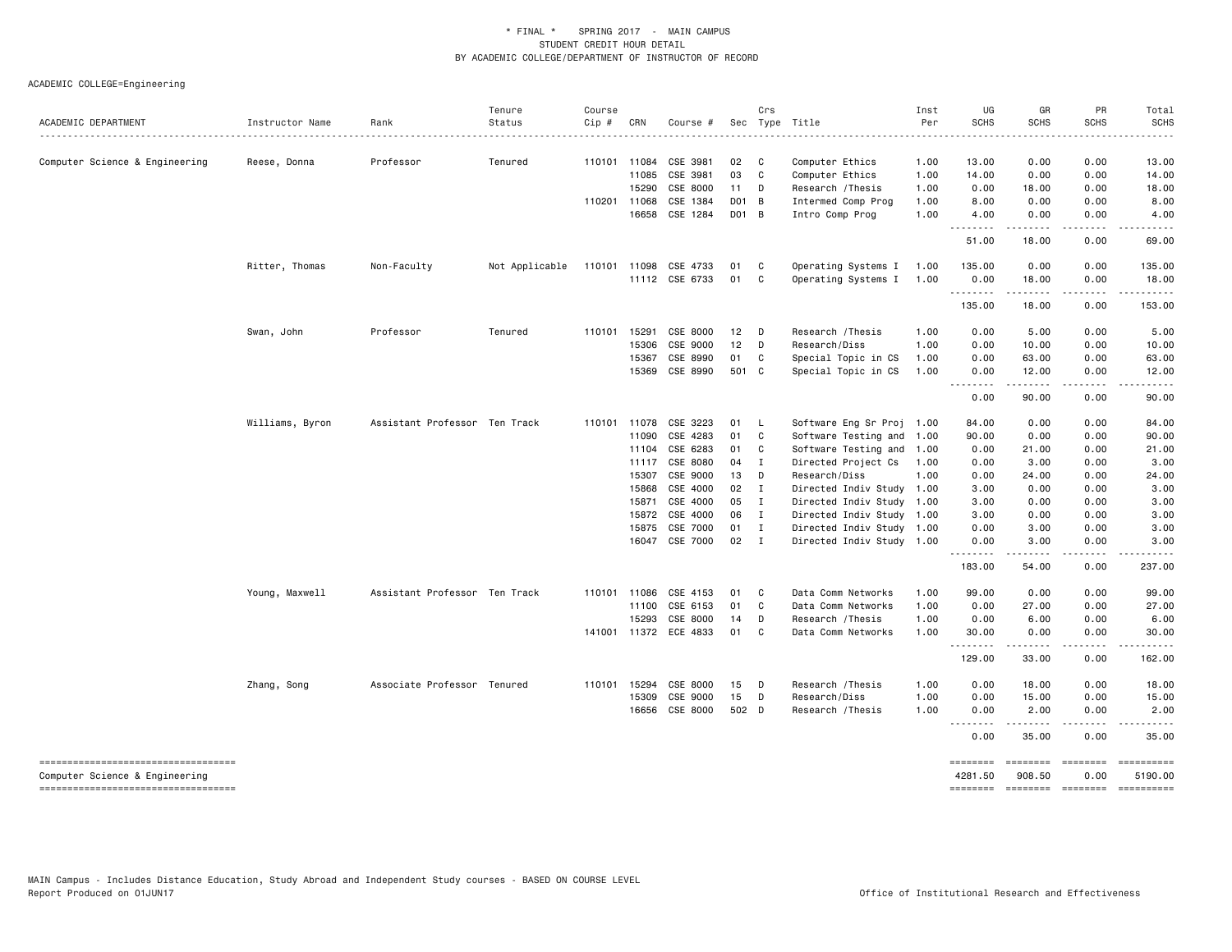\* FINAL \* SPRING 2017 - MAIN CAMPUS
STUDENT CREDIT HOUR DETAIL
BY ACADEMIC COLLEGE/DEPARTMENT OF INSTRUCTOR OF RECORD

ACADEMIC COLLEGE=Engineering

| ACADEMIC DEPARTMENT | Instructor Name | Rank | Tenure Status | Course Cip # | CRN | Course # | Sec | Crs Type | Title | Inst Per | UG SCHS | GR SCHS | PR SCHS | Total SCHS |
|---|---|---|---|---|---|---|---|---|---|---|---|---|---|---|
| Computer Science & Engineering | Reese, Donna | Professor | Tenured | 110101 | 11084 | CSE 3981 | 02 | C | Computer Ethics | 1.00 | 13.00 | 0.00 | 0.00 | 13.00 |
| | | | | | 11085 | CSE 3981 | 03 | C | Computer Ethics | 1.00 | 14.00 | 0.00 | 0.00 | 14.00 |
| | | | | | 15290 | CSE 8000 | 11 | D | Research /Thesis | 1.00 | 0.00 | 18.00 | 0.00 | 18.00 |
| | | | | 110201 | 11068 | CSE 1384 | D01 | B | Intermed Comp Prog | 1.00 | 8.00 | 0.00 | 0.00 | 8.00 |
| | | | | | 16658 | CSE 1284 | D01 | B | Intro Comp Prog | 1.00 | 4.00 | 0.00 | 0.00 | 4.00 |
| | | | | | | | | | | | 51.00 | 18.00 | 0.00 | 69.00 |
| | Ritter, Thomas | Non-Faculty | Not Applicable | 110101 | 11098 | CSE 4733 | 01 | C | Operating Systems I | 1.00 | 135.00 | 0.00 | 0.00 | 135.00 |
| | | | | | 11112 | CSE 6733 | 01 | C | Operating Systems I | 1.00 | 0.00 | 18.00 | 0.00 | 18.00 |
| | | | | | | | | | | | 135.00 | 18.00 | 0.00 | 153.00 |
| | Swan, John | Professor | Tenured | 110101 | 15291 | CSE 8000 | 12 | D | Research /Thesis | 1.00 | 0.00 | 5.00 | 0.00 | 5.00 |
| | | | | | 15306 | CSE 9000 | 12 | D | Research/Diss | 1.00 | 0.00 | 10.00 | 0.00 | 10.00 |
| | | | | | 15367 | CSE 8990 | 01 | C | Special Topic in CS | 1.00 | 0.00 | 63.00 | 0.00 | 63.00 |
| | | | | | 15369 | CSE 8990 | 501 | C | Special Topic in CS | 1.00 | 0.00 | 12.00 | 0.00 | 12.00 |
| | | | | | | | | | | | 0.00 | 90.00 | 0.00 | 90.00 |
| | Williams, Byron | Assistant Professor | Ten Track | 110101 | 11078 | CSE 3223 | 01 | L | Software Eng Sr Proj | 1.00 | 84.00 | 0.00 | 0.00 | 84.00 |
| | | | | | 11090 | CSE 4283 | 01 | C | Software Testing and | 1.00 | 90.00 | 0.00 | 0.00 | 90.00 |
| | | | | | 11104 | CSE 6283 | 01 | C | Software Testing and | 1.00 | 0.00 | 21.00 | 0.00 | 21.00 |
| | | | | | 11117 | CSE 8080 | 04 | I | Directed Project Cs | 1.00 | 0.00 | 3.00 | 0.00 | 3.00 |
| | | | | | 15307 | CSE 9000 | 13 | D | Research/Diss | 1.00 | 0.00 | 24.00 | 0.00 | 24.00 |
| | | | | | 15868 | CSE 4000 | 02 | I | Directed Indiv Study | 1.00 | 3.00 | 0.00 | 0.00 | 3.00 |
| | | | | | 15871 | CSE 4000 | 05 | I | Directed Indiv Study | 1.00 | 3.00 | 0.00 | 0.00 | 3.00 |
| | | | | | 15872 | CSE 4000 | 06 | I | Directed Indiv Study | 1.00 | 3.00 | 0.00 | 0.00 | 3.00 |
| | | | | | 15875 | CSE 7000 | 01 | I | Directed Indiv Study | 1.00 | 0.00 | 3.00 | 0.00 | 3.00 |
| | | | | | 16047 | CSE 7000 | 02 | I | Directed Indiv Study | 1.00 | 0.00 | 3.00 | 0.00 | 3.00 |
| | | | | | | | | | | | 183.00 | 54.00 | 0.00 | 237.00 |
| | Young, Maxwell | Assistant Professor | Ten Track | 110101 | 11086 | CSE 4153 | 01 | C | Data Comm Networks | 1.00 | 99.00 | 0.00 | 0.00 | 99.00 |
| | | | | | 11100 | CSE 6153 | 01 | C | Data Comm Networks | 1.00 | 0.00 | 27.00 | 0.00 | 27.00 |
| | | | | | 15293 | CSE 8000 | 14 | D | Research /Thesis | 1.00 | 0.00 | 6.00 | 0.00 | 6.00 |
| | | | | 141001 | 11372 | ECE 4833 | 01 | C | Data Comm Networks | 1.00 | 30.00 | 0.00 | 0.00 | 30.00 |
| | | | | | | | | | | | 129.00 | 33.00 | 0.00 | 162.00 |
| | Zhang, Song | Associate Professor | Tenured | 110101 | 15294 | CSE 8000 | 15 | D | Research /Thesis | 1.00 | 0.00 | 18.00 | 0.00 | 18.00 |
| | | | | | 15309 | CSE 9000 | 15 | D | Research/Diss | 1.00 | 0.00 | 15.00 | 0.00 | 15.00 |
| | | | | | 16656 | CSE 8000 | 502 | D | Research /Thesis | 1.00 | 0.00 | 2.00 | 0.00 | 2.00 |
| | | | | | | | | | | | 0.00 | 35.00 | 0.00 | 35.00 |
| Computer Science & Engineering | | | | | | | | | | | 4281.50 | 908.50 | 0.00 | 5190.00 |

MAIN Campus - Includes Distance Education, Study Abroad and Independent Study courses - BASED ON COURSE LEVEL
Report Produced on 01JUN17 Office of Institutional Research and Effectiveness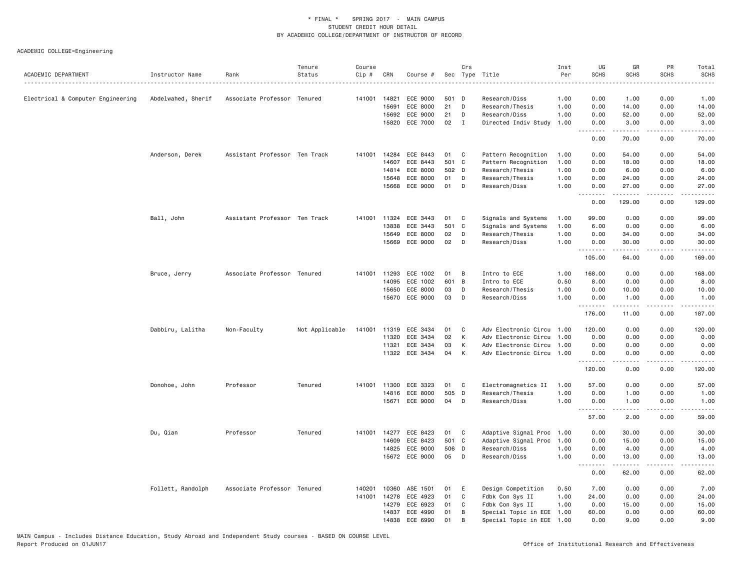\* FINAL \* SPRING 2017 - MAIN CAMPUS
STUDENT CREDIT HOUR DETAIL
BY ACADEMIC COLLEGE/DEPARTMENT OF INSTRUCTOR OF RECORD

ACADEMIC COLLEGE=Engineering

| ACADEMIC DEPARTMENT | Instructor Name | Rank | Tenure Status | Course Cip # | CRN | Course # | Sec | Crs Type | Title | Inst Per | UG SCHS | GR SCHS | PR SCHS | Total SCHS |
|---|---|---|---|---|---|---|---|---|---|---|---|---|---|---|
| Electrical & Computer Engineering | Abdelwahed, Sherif | Associate Professor | Tenured | 141001 | 14821 | ECE 9000 | 501 | D | Research/Diss | 1.00 | 0.00 | 1.00 | 0.00 | 1.00 |
| | | | | | 15691 | ECE 8000 | 21 | D | Research/Thesis | 1.00 | 0.00 | 14.00 | 0.00 | 14.00 |
| | | | | | 15692 | ECE 9000 | 21 | D | Research/Diss | 1.00 | 0.00 | 52.00 | 0.00 | 52.00 |
| | | | | | 15820 | ECE 7000 | 02 | I | Directed Indiv Study | 1.00 | 0.00 | 3.00 | 0.00 | 3.00 |
| | | | | | | | | | | | 0.00 | 70.00 | 0.00 | 70.00 |
| | Anderson, Derek | Assistant Professor | Ten Track | 141001 | 14284 | ECE 8443 | 01 | C | Pattern Recognition | 1.00 | 0.00 | 54.00 | 0.00 | 54.00 |
| | | | | | 14607 | ECE 8443 | 501 | C | Pattern Recognition | 1.00 | 0.00 | 18.00 | 0.00 | 18.00 |
| | | | | | 14814 | ECE 8000 | 502 | D | Research/Thesis | 1.00 | 0.00 | 6.00 | 0.00 | 6.00 |
| | | | | | 15648 | ECE 8000 | 01 | D | Research/Thesis | 1.00 | 0.00 | 24.00 | 0.00 | 24.00 |
| | | | | | 15668 | ECE 9000 | 01 | D | Research/Diss | 1.00 | 0.00 | 27.00 | 0.00 | 27.00 |
| | | | | | | | | | | | 0.00 | 129.00 | 0.00 | 129.00 |
| | Ball, John | Assistant Professor | Ten Track | 141001 | 11324 | ECE 3443 | 01 | C | Signals and Systems | 1.00 | 99.00 | 0.00 | 0.00 | 99.00 |
| | | | | | 13838 | ECE 3443 | 501 | C | Signals and Systems | 1.00 | 6.00 | 0.00 | 0.00 | 6.00 |
| | | | | | 15649 | ECE 8000 | 02 | D | Research/Thesis | 1.00 | 0.00 | 34.00 | 0.00 | 34.00 |
| | | | | | 15669 | ECE 9000 | 02 | D | Research/Diss | 1.00 | 0.00 | 30.00 | 0.00 | 30.00 |
| | | | | | | | | | | | 105.00 | 64.00 | 0.00 | 169.00 |
| | Bruce, Jerry | Associate Professor | Tenured | 141001 | 11293 | ECE 1002 | 01 | B | Intro to ECE | 1.00 | 168.00 | 0.00 | 0.00 | 168.00 |
| | | | | | 14095 | ECE 1002 | 601 | B | Intro to ECE | 0.50 | 8.00 | 0.00 | 0.00 | 8.00 |
| | | | | | 15650 | ECE 8000 | 03 | D | Research/Thesis | 1.00 | 0.00 | 10.00 | 0.00 | 10.00 |
| | | | | | 15670 | ECE 9000 | 03 | D | Research/Diss | 1.00 | 0.00 | 1.00 | 0.00 | 1.00 |
| | | | | | | | | | | | 176.00 | 11.00 | 0.00 | 187.00 |
| | Dabbiru, Lalitha | Non-Faculty | Not Applicable | 141001 | 11319 | ECE 3434 | 01 | C | Adv Electronic Circu | 1.00 | 120.00 | 0.00 | 0.00 | 120.00 |
| | | | | | 11320 | ECE 3434 | 02 | K | Adv Electronic Circu | 1.00 | 0.00 | 0.00 | 0.00 | 0.00 |
| | | | | | 11321 | ECE 3434 | 03 | K | Adv Electronic Circu | 1.00 | 0.00 | 0.00 | 0.00 | 0.00 |
| | | | | | 11322 | ECE 3434 | 04 | K | Adv Electronic Circu | 1.00 | 0.00 | 0.00 | 0.00 | 0.00 |
| | | | | | | | | | | | 120.00 | 0.00 | 0.00 | 120.00 |
| | Donohoe, John | Professor | Tenured | 141001 | 11300 | ECE 3323 | 01 | C | Electromagnetics II | 1.00 | 57.00 | 0.00 | 0.00 | 57.00 |
| | | | | | 14816 | ECE 8000 | 505 | D | Research/Thesis | 1.00 | 0.00 | 1.00 | 0.00 | 1.00 |
| | | | | | 15671 | ECE 9000 | 04 | D | Research/Diss | 1.00 | 0.00 | 1.00 | 0.00 | 1.00 |
| | | | | | | | | | | | 57.00 | 2.00 | 0.00 | 59.00 |
| | Du, Qian | Professor | Tenured | 141001 | 14277 | ECE 8423 | 01 | C | Adaptive Signal Proc | 1.00 | 0.00 | 30.00 | 0.00 | 30.00 |
| | | | | | 14609 | ECE 8423 | 501 | C | Adaptive Signal Proc | 1.00 | 0.00 | 15.00 | 0.00 | 15.00 |
| | | | | | 14825 | ECE 9000 | 506 | D | Research/Diss | 1.00 | 0.00 | 4.00 | 0.00 | 4.00 |
| | | | | | 15672 | ECE 9000 | 05 | D | Research/Diss | 1.00 | 0.00 | 13.00 | 0.00 | 13.00 |
| | | | | | | | | | | | 0.00 | 62.00 | 0.00 | 62.00 |
| | Follett, Randolph | Associate Professor | Tenured | 140201 | 10360 | ASE 1501 | 01 | E | Design Competition | 0.50 | 7.00 | 0.00 | 0.00 | 7.00 |
| | | | | 141001 | 14278 | ECE 4923 | 01 | C | Fdbk Con Sys II | 1.00 | 24.00 | 0.00 | 0.00 | 24.00 |
| | | | | | 14279 | ECE 6923 | 01 | C | Fdbk Con Sys II | 1.00 | 0.00 | 15.00 | 0.00 | 15.00 |
| | | | | | 14837 | ECE 4990 | 01 | B | Special Topic in ECE | 1.00 | 60.00 | 0.00 | 0.00 | 60.00 |
| | | | | | 14838 | ECE 6990 | 01 | B | Special Topic in ECE | 1.00 | 0.00 | 9.00 | 0.00 | 9.00 |

MAIN Campus - Includes Distance Education, Study Abroad and Independent Study courses - BASED ON COURSE LEVEL
Report Produced on 01JUN17 Office of Institutional Research and Effectiveness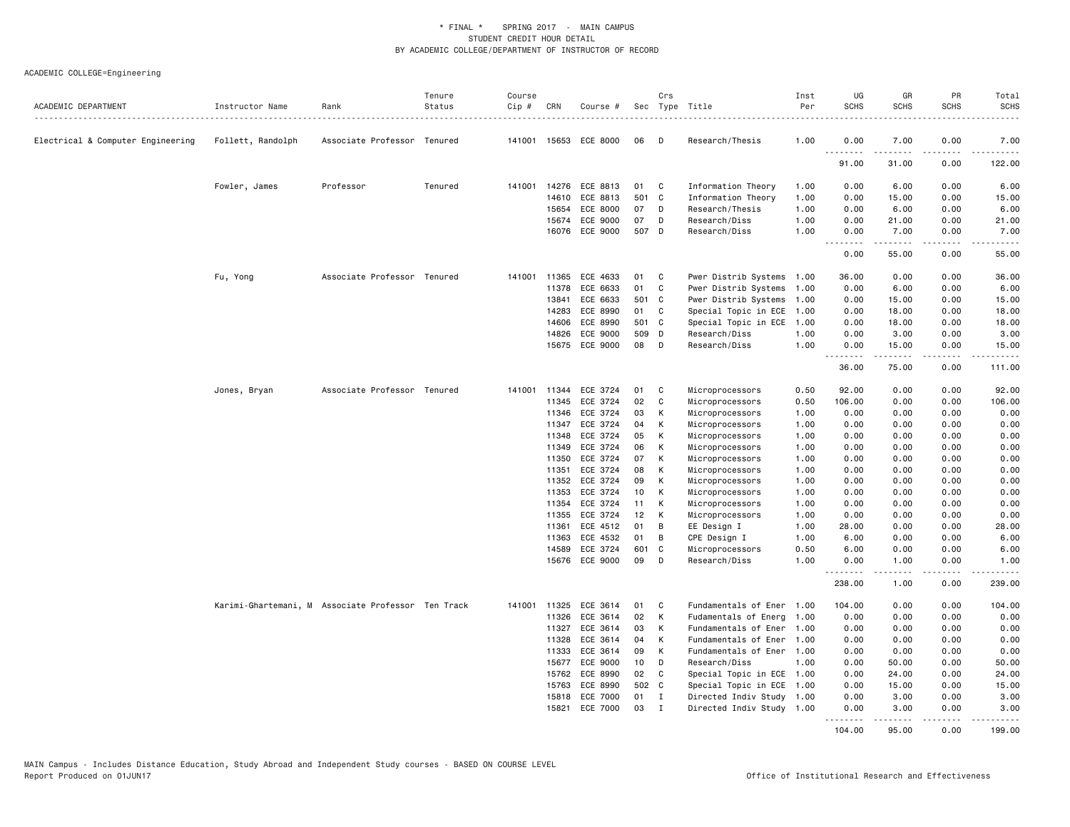\* FINAL \* SPRING 2017 - MAIN CAMPUS
STUDENT CREDIT HOUR DETAIL
BY ACADEMIC COLLEGE/DEPARTMENT OF INSTRUCTOR OF RECORD

ACADEMIC COLLEGE=Engineering

| ACADEMIC DEPARTMENT | Instructor Name | Rank | Tenure Status | Course Cip # | CRN | Course # | Sec | Crs Type | Title | Inst Per | UG SCHS | GR SCHS | PR SCHS | Total SCHS |
|---|---|---|---|---|---|---|---|---|---|---|---|---|---|---|
| Electrical & Computer Engineering | Follett, Randolph | Associate Professor | Tenured | 141001 | 15653 | ECE 8000 | 06 | D | Research/Thesis | 1.00 | 0.00 | 7.00 | 0.00 | 7.00 |
| | | | | | | | | | | | 91.00 | 31.00 | 0.00 | 122.00 |
| | Fowler, James | Professor | Tenured | 141001 | 14276 | ECE 8813 | 01 | C | Information Theory | 1.00 | 0.00 | 6.00 | 0.00 | 6.00 |
| | | | | | 14610 | ECE 8813 | 501 | C | Information Theory | 1.00 | 0.00 | 15.00 | 0.00 | 15.00 |
| | | | | | 15654 | ECE 8000 | 07 | D | Research/Thesis | 1.00 | 0.00 | 6.00 | 0.00 | 6.00 |
| | | | | | 15674 | ECE 9000 | 07 | D | Research/Diss | 1.00 | 0.00 | 21.00 | 0.00 | 21.00 |
| | | | | | 16076 | ECE 9000 | 507 | D | Research/Diss | 1.00 | 0.00 | 7.00 | 0.00 | 7.00 |
| | | | | | | | | | | | 0.00 | 55.00 | 0.00 | 55.00 |
| | Fu, Yong | Associate Professor | Tenured | 141001 | 11365 | ECE 4633 | 01 | C | Pwer Distrib Systems | 1.00 | 36.00 | 0.00 | 0.00 | 36.00 |
| | | | | | 11378 | ECE 6633 | 01 | C | Pwer Distrib Systems | 1.00 | 0.00 | 6.00 | 0.00 | 6.00 |
| | | | | | 13841 | ECE 6633 | 501 | C | Pwer Distrib Systems | 1.00 | 0.00 | 15.00 | 0.00 | 15.00 |
| | | | | | 14283 | ECE 8990 | 01 | C | Special Topic in ECE | 1.00 | 0.00 | 18.00 | 0.00 | 18.00 |
| | | | | | 14606 | ECE 8990 | 501 | C | Special Topic in ECE | 1.00 | 0.00 | 18.00 | 0.00 | 18.00 |
| | | | | | 14826 | ECE 9000 | 509 | D | Research/Diss | 1.00 | 0.00 | 3.00 | 0.00 | 3.00 |
| | | | | | 15675 | ECE 9000 | 08 | D | Research/Diss | 1.00 | 0.00 | 15.00 | 0.00 | 15.00 |
| | | | | | | | | | | | 36.00 | 75.00 | 0.00 | 111.00 |
| | Jones, Bryan | Associate Professor | Tenured | 141001 | 11344 | ECE 3724 | 01 | C | Microprocessors | 0.50 | 92.00 | 0.00 | 0.00 | 92.00 |
| | | | | | 11345 | ECE 3724 | 02 | C | Microprocessors | 0.50 | 106.00 | 0.00 | 0.00 | 106.00 |
| | | | | | 11346 | ECE 3724 | 03 | K | Microprocessors | 1.00 | 0.00 | 0.00 | 0.00 | 0.00 |
| | | | | | 11347 | ECE 3724 | 04 | K | Microprocessors | 1.00 | 0.00 | 0.00 | 0.00 | 0.00 |
| | | | | | 11348 | ECE 3724 | 05 | K | Microprocessors | 1.00 | 0.00 | 0.00 | 0.00 | 0.00 |
| | | | | | 11349 | ECE 3724 | 06 | K | Microprocessors | 1.00 | 0.00 | 0.00 | 0.00 | 0.00 |
| | | | | | 11350 | ECE 3724 | 07 | K | Microprocessors | 1.00 | 0.00 | 0.00 | 0.00 | 0.00 |
| | | | | | 11351 | ECE 3724 | 08 | K | Microprocessors | 1.00 | 0.00 | 0.00 | 0.00 | 0.00 |
| | | | | | 11352 | ECE 3724 | 09 | K | Microprocessors | 1.00 | 0.00 | 0.00 | 0.00 | 0.00 |
| | | | | | 11353 | ECE 3724 | 10 | K | Microprocessors | 1.00 | 0.00 | 0.00 | 0.00 | 0.00 |
| | | | | | 11354 | ECE 3724 | 11 | K | Microprocessors | 1.00 | 0.00 | 0.00 | 0.00 | 0.00 |
| | | | | | 11355 | ECE 3724 | 12 | K | Microprocessors | 1.00 | 0.00 | 0.00 | 0.00 | 0.00 |
| | | | | | 11361 | ECE 4512 | 01 | B | EE Design I | 1.00 | 28.00 | 0.00 | 0.00 | 28.00 |
| | | | | | 11363 | ECE 4532 | 01 | B | CPE Design I | 1.00 | 6.00 | 0.00 | 0.00 | 6.00 |
| | | | | | 14589 | ECE 3724 | 601 | C | Microprocessors | 0.50 | 6.00 | 0.00 | 0.00 | 6.00 |
| | | | | | 15676 | ECE 9000 | 09 | D | Research/Diss | 1.00 | 0.00 | 1.00 | 0.00 | 1.00 |
| | | | | | | | | | | | 238.00 | 1.00 | 0.00 | 239.00 |
| | Karimi-Ghartemani, M | Associate Professor | Ten Track | 141001 | 11325 | ECE 3614 | 01 | C | Fundamentals of Ener | 1.00 | 104.00 | 0.00 | 0.00 | 104.00 |
| | | | | | 11326 | ECE 3614 | 02 | K | Fudamentals of Energ | 1.00 | 0.00 | 0.00 | 0.00 | 0.00 |
| | | | | | 11327 | ECE 3614 | 03 | K | Fundamentals of Ener | 1.00 | 0.00 | 0.00 | 0.00 | 0.00 |
| | | | | | 11328 | ECE 3614 | 04 | K | Fundamentals of Ener | 1.00 | 0.00 | 0.00 | 0.00 | 0.00 |
| | | | | | 11333 | ECE 3614 | 09 | K | Fundamentals of Ener | 1.00 | 0.00 | 0.00 | 0.00 | 0.00 |
| | | | | | 15677 | ECE 9000 | 10 | D | Research/Diss | 1.00 | 0.00 | 50.00 | 0.00 | 50.00 |
| | | | | | 15762 | ECE 8990 | 02 | C | Special Topic in ECE | 1.00 | 0.00 | 24.00 | 0.00 | 24.00 |
| | | | | | 15763 | ECE 8990 | 502 | C | Special Topic in ECE | 1.00 | 0.00 | 15.00 | 0.00 | 15.00 |
| | | | | | 15818 | ECE 7000 | 01 | I | Directed Indiv Study | 1.00 | 0.00 | 3.00 | 0.00 | 3.00 |
| | | | | | 15821 | ECE 7000 | 03 | I | Directed Indiv Study | 1.00 | 0.00 | 3.00 | 0.00 | 3.00 |
| | | | | | | | | | | | 104.00 | 95.00 | 0.00 | 199.00 |

MAIN Campus - Includes Distance Education, Study Abroad and Independent Study courses - BASED ON COURSE LEVEL
Report Produced on 01JUN17 Office of Institutional Research and Effectiveness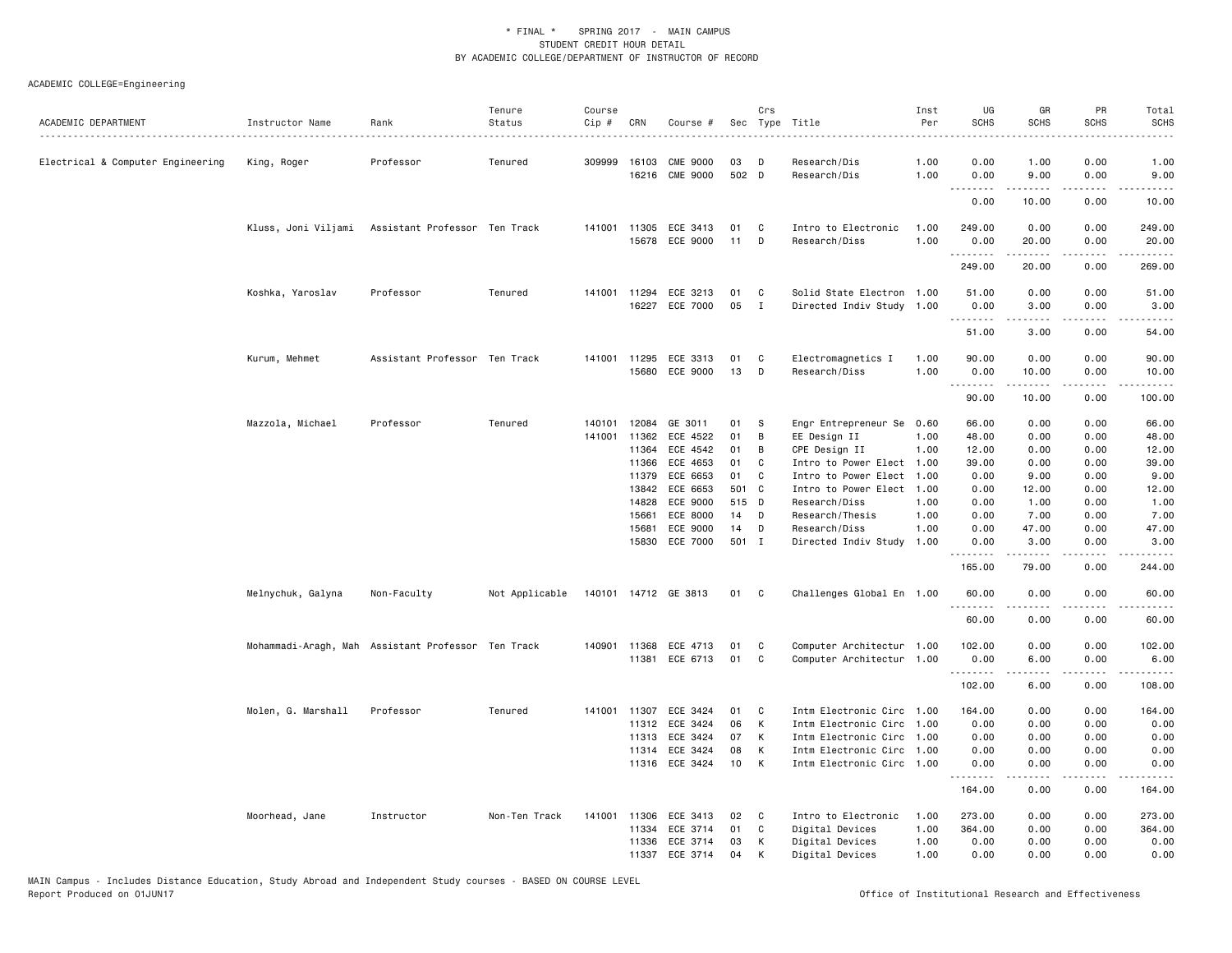# * FINAL * SPRING 2017 - MAIN CAMPUS
## STUDENT CREDIT HOUR DETAIL
## BY ACADEMIC COLLEGE/DEPARTMENT OF INSTRUCTOR OF RECORD

ACADEMIC COLLEGE=Engineering

| ACADEMIC DEPARTMENT | Instructor Name | Rank | Tenure Status | Course Cip # | CRN | Course # | Sec | Crs Type | Title | Inst Per | UG SCHS | GR SCHS | PR SCHS | Total SCHS |
|---|---|---|---|---|---|---|---|---|---|---|---|---|---|---|
| Electrical & Computer Engineering | King, Roger | Professor | Tenured | 309999 | 16103 | CME 9000 | 03 | D | Research/Dis | 1.00 | 0.00 | 1.00 | 0.00 | 1.00 |
| | | | | | 16216 | CME 9000 | 502 | D | Research/Dis | 1.00 | 0.00 | 9.00 | 0.00 | 9.00 |
| | | | | | | | | | | | 0.00 | 10.00 | 0.00 | 10.00 |
| | Kluss, Joni Viljami | Assistant Professor | Ten Track | 141001 | 11305 | ECE 3413 | 01 | C | Intro to Electronic | 1.00 | 249.00 | 0.00 | 0.00 | 249.00 |
| | | | | | 15678 | ECE 9000 | 11 | D | Research/Diss | 1.00 | 0.00 | 20.00 | 0.00 | 20.00 |
| | | | | | | | | | | | 249.00 | 20.00 | 0.00 | 269.00 |
| | Koshka, Yaroslav | Professor | Tenured | 141001 | 11294 | ECE 3213 | 01 | C | Solid State Electron | 1.00 | 51.00 | 0.00 | 0.00 | 51.00 |
| | | | | | 16227 | ECE 7000 | 05 | I | Directed Indiv Study | 1.00 | 0.00 | 3.00 | 0.00 | 3.00 |
| | | | | | | | | | | | 51.00 | 3.00 | 0.00 | 54.00 |
| | Kurum, Mehmet | Assistant Professor | Ten Track | 141001 | 11295 | ECE 3313 | 01 | C | Electromagnetics I | 1.00 | 90.00 | 0.00 | 0.00 | 90.00 |
| | | | | | 15680 | ECE 9000 | 13 | D | Research/Diss | 1.00 | 0.00 | 10.00 | 0.00 | 10.00 |
| | | | | | | | | | | | 90.00 | 10.00 | 0.00 | 100.00 |
| | Mazzola, Michael | Professor | Tenured | 140101 | 12084 | GE 3011 | 01 | S | Engr Entrepreneur Se | 0.60 | 66.00 | 0.00 | 0.00 | 66.00 |
| | | | | 141001 | 11362 | ECE 4522 | 01 | B | EE Design II | 1.00 | 48.00 | 0.00 | 0.00 | 48.00 |
| | | | | | 11364 | ECE 4542 | 01 | B | CPE Design II | 1.00 | 12.00 | 0.00 | 0.00 | 12.00 |
| | | | | | 11366 | ECE 4653 | 01 | C | Intro to Power Elect | 1.00 | 39.00 | 0.00 | 0.00 | 39.00 |
| | | | | | 11379 | ECE 6653 | 01 | C | Intro to Power Elect | 1.00 | 0.00 | 9.00 | 0.00 | 9.00 |
| | | | | | 13842 | ECE 6653 | 501 | C | Intro to Power Elect | 1.00 | 0.00 | 12.00 | 0.00 | 12.00 |
| | | | | | 14828 | ECE 9000 | 515 | D | Research/Diss | 1.00 | 0.00 | 1.00 | 0.00 | 1.00 |
| | | | | | 15661 | ECE 8000 | 14 | D | Research/Thesis | 1.00 | 0.00 | 7.00 | 0.00 | 7.00 |
| | | | | | 15681 | ECE 9000 | 14 | D | Research/Diss | 1.00 | 0.00 | 47.00 | 0.00 | 47.00 |
| | | | | | 15830 | ECE 7000 | 501 | I | Directed Indiv Study | 1.00 | 0.00 | 3.00 | 0.00 | 3.00 |
| | | | | | | | | | | | 165.00 | 79.00 | 0.00 | 244.00 |
| | Melnychuk, Galyna | Non-Faculty | Not Applicable | 140101 | 14712 | GE 3813 | 01 | C | Challenges Global En | 1.00 | 60.00 | 0.00 | 0.00 | 60.00 |
| | | | | | | | | | | | 60.00 | 0.00 | 0.00 | 60.00 |
| | Mohammadi-Aragh, Mah | Assistant Professor | Ten Track | 140901 | 11368 | ECE 4713 | 01 | C | Computer Architectur | 1.00 | 102.00 | 0.00 | 0.00 | 102.00 |
| | | | | | 11381 | ECE 6713 | 01 | C | Computer Architectur | 1.00 | 0.00 | 6.00 | 0.00 | 6.00 |
| | | | | | | | | | | | 102.00 | 6.00 | 0.00 | 108.00 |
| | Molen, G. Marshall | Professor | Tenured | 141001 | 11307 | ECE 3424 | 01 | C | Intm Electronic Circ | 1.00 | 164.00 | 0.00 | 0.00 | 164.00 |
| | | | | | 11312 | ECE 3424 | 06 | K | Intm Electronic Circ | 1.00 | 0.00 | 0.00 | 0.00 | 0.00 |
| | | | | | 11313 | ECE 3424 | 07 | K | Intm Electronic Circ | 1.00 | 0.00 | 0.00 | 0.00 | 0.00 |
| | | | | | 11314 | ECE 3424 | 08 | K | Intm Electronic Circ | 1.00 | 0.00 | 0.00 | 0.00 | 0.00 |
| | | | | | 11316 | ECE 3424 | 10 | K | Intm Electronic Circ | 1.00 | 0.00 | 0.00 | 0.00 | 0.00 |
| | | | | | | | | | | | 164.00 | 0.00 | 0.00 | 164.00 |
| | Moorhead, Jane | Instructor | Non-Ten Track | 141001 | 11306 | ECE 3413 | 02 | C | Intro to Electronic | 1.00 | 273.00 | 0.00 | 0.00 | 273.00 |
| | | | | | 11334 | ECE 3714 | 01 | C | Digital Devices | 1.00 | 364.00 | 0.00 | 0.00 | 364.00 |
| | | | | | 11336 | ECE 3714 | 03 | K | Digital Devices | 1.00 | 0.00 | 0.00 | 0.00 | 0.00 |
| | | | | | 11337 | ECE 3714 | 04 | K | Digital Devices | 1.00 | 0.00 | 0.00 | 0.00 | 0.00 |

MAIN Campus - Includes Distance Education, Study Abroad and Independent Study courses - BASED ON COURSE LEVEL
Report Produced on 01JUN17

Office of Institutional Research and Effectiveness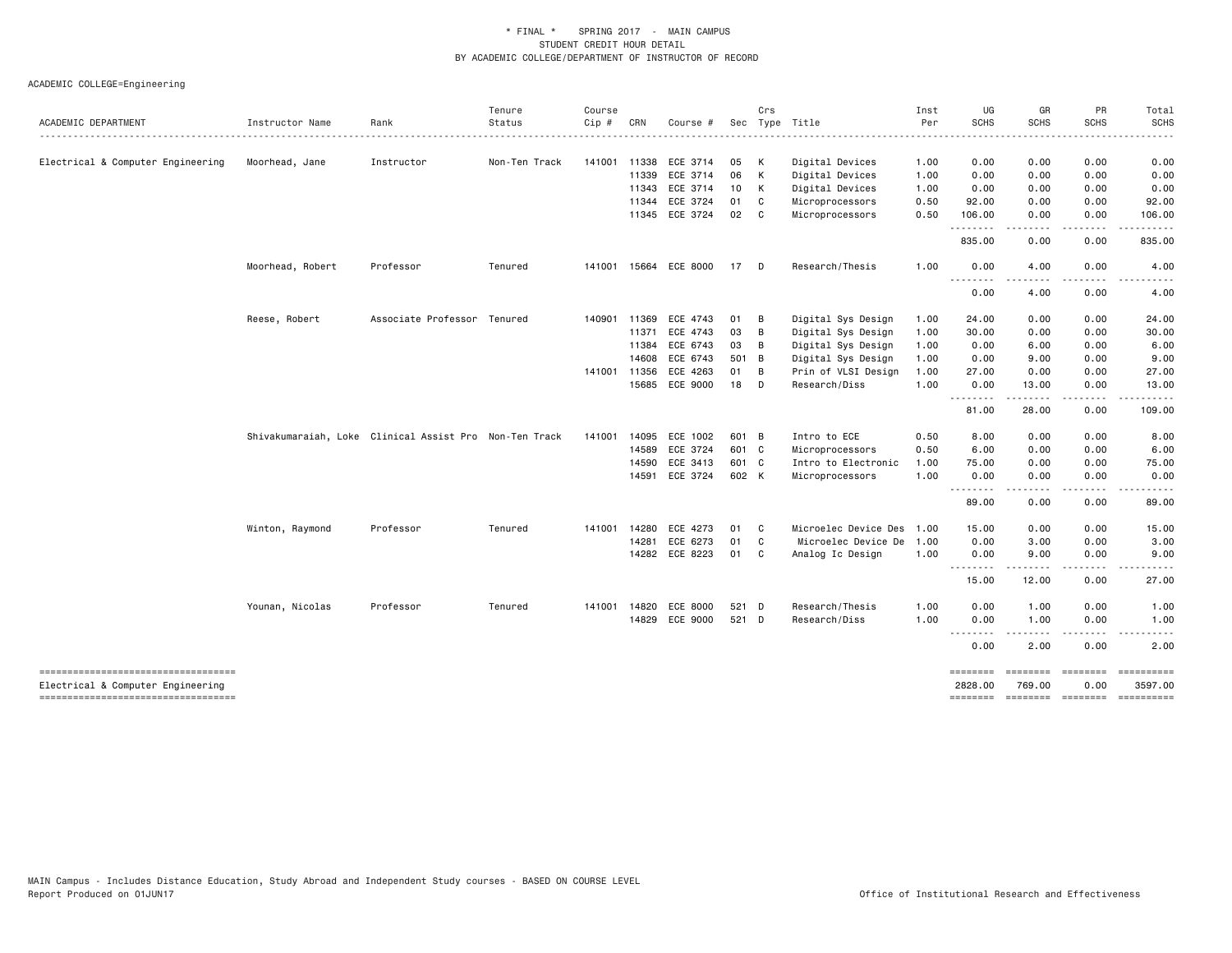\* FINAL \* SPRING 2017 - MAIN CAMPUS
STUDENT CREDIT HOUR DETAIL
BY ACADEMIC COLLEGE/DEPARTMENT OF INSTRUCTOR OF RECORD

ACADEMIC COLLEGE=Engineering

| ACADEMIC DEPARTMENT | Instructor Name | Rank | Tenure Status | Course Cip # | CRN | Course # | Sec | Crs Type | Title | Inst Per | UG SCHS | GR SCHS | PR SCHS | Total SCHS |
|---|---|---|---|---|---|---|---|---|---|---|---|---|---|---|
| Electrical & Computer Engineering | Moorhead, Jane | Instructor | Non-Ten Track | 141001 | 11338 | ECE 3714 | 05 | K | Digital Devices | 1.00 | 0.00 | 0.00 | 0.00 | 0.00 |
| | | | | | 11339 | ECE 3714 | 06 | K | Digital Devices | 1.00 | 0.00 | 0.00 | 0.00 | 0.00 |
| | | | | | 11343 | ECE 3714 | 10 | K | Digital Devices | 1.00 | 0.00 | 0.00 | 0.00 | 0.00 |
| | | | | | 11344 | ECE 3724 | 01 | C | Microprocessors | 0.50 | 92.00 | 0.00 | 0.00 | 92.00 |
| | | | | | 11345 | ECE 3724 | 02 | C | Microprocessors | 0.50 | 106.00 | 0.00 | 0.00 | 106.00 |
| | | | | | | | | | | | 835.00 | 0.00 | 0.00 | 835.00 |
| | Moorhead, Robert | Professor | Tenured | 141001 | 15664 | ECE 8000 | 17 | D | Research/Thesis | 1.00 | 0.00 | 4.00 | 0.00 | 4.00 |
| | | | | | | | | | | | 0.00 | 4.00 | 0.00 | 4.00 |
| | Reese, Robert | Associate Professor | Tenured | 140901 | 11369 | ECE 4743 | 01 | B | Digital Sys Design | 1.00 | 24.00 | 0.00 | 0.00 | 24.00 |
| | | | | | 11371 | ECE 4743 | 03 | B | Digital Sys Design | 1.00 | 30.00 | 0.00 | 0.00 | 30.00 |
| | | | | | 11384 | ECE 6743 | 03 | B | Digital Sys Design | 1.00 | 0.00 | 6.00 | 0.00 | 6.00 |
| | | | | | 14608 | ECE 6743 | 501 | B | Digital Sys Design | 1.00 | 0.00 | 9.00 | 0.00 | 9.00 |
| | | | | 141001 | 11356 | ECE 4263 | 01 | B | Prin of VLSI Design | 1.00 | 27.00 | 0.00 | 0.00 | 27.00 |
| | | | | | 15685 | ECE 9000 | 18 | D | Research/Diss | 1.00 | 0.00 | 13.00 | 0.00 | 13.00 |
| | | | | | | | | | | | 81.00 | 28.00 | 0.00 | 109.00 |
| | Shivakumaraiah, Loke | Clinical Assist Pro | Non-Ten Track | 141001 | 14095 | ECE 1002 | 601 | B | Intro to ECE | 0.50 | 8.00 | 0.00 | 0.00 | 8.00 |
| | | | | | 14589 | ECE 3724 | 601 | C | Microprocessors | 0.50 | 6.00 | 0.00 | 0.00 | 6.00 |
| | | | | | 14590 | ECE 3413 | 601 | C | Intro to Electronic | 1.00 | 75.00 | 0.00 | 0.00 | 75.00 |
| | | | | | 14591 | ECE 3724 | 602 | K | Microprocessors | 1.00 | 0.00 | 0.00 | 0.00 | 0.00 |
| | | | | | | | | | | | 89.00 | 0.00 | 0.00 | 89.00 |
| | Winton, Raymond | Professor | Tenured | 141001 | 14280 | ECE 4273 | 01 | C | Microelec Device Des | 1.00 | 15.00 | 0.00 | 0.00 | 15.00 |
| | | | | | 14281 | ECE 6273 | 01 | C | Microelec Device De | 1.00 | 0.00 | 3.00 | 0.00 | 3.00 |
| | | | | | 14282 | ECE 8223 | 01 | C | Analog Ic Design | 1.00 | 0.00 | 9.00 | 0.00 | 9.00 |
| | | | | | | | | | | | 15.00 | 12.00 | 0.00 | 27.00 |
| | Younan, Nicolas | Professor | Tenured | 141001 | 14820 | ECE 8000 | 521 | D | Research/Thesis | 1.00 | 0.00 | 1.00 | 0.00 | 1.00 |
| | | | | | 14829 | ECE 9000 | 521 | D | Research/Diss | 1.00 | 0.00 | 1.00 | 0.00 | 1.00 |
| | | | | | | | | | | | 0.00 | 2.00 | 0.00 | 2.00 |
| Electrical & Computer Engineering | | | | | | | | | | | 2828.00 | 769.00 | 0.00 | 3597.00 |

MAIN Campus - Includes Distance Education, Study Abroad and Independent Study courses - BASED ON COURSE LEVEL
Report Produced on 01JUN17

Office of Institutional Research and Effectiveness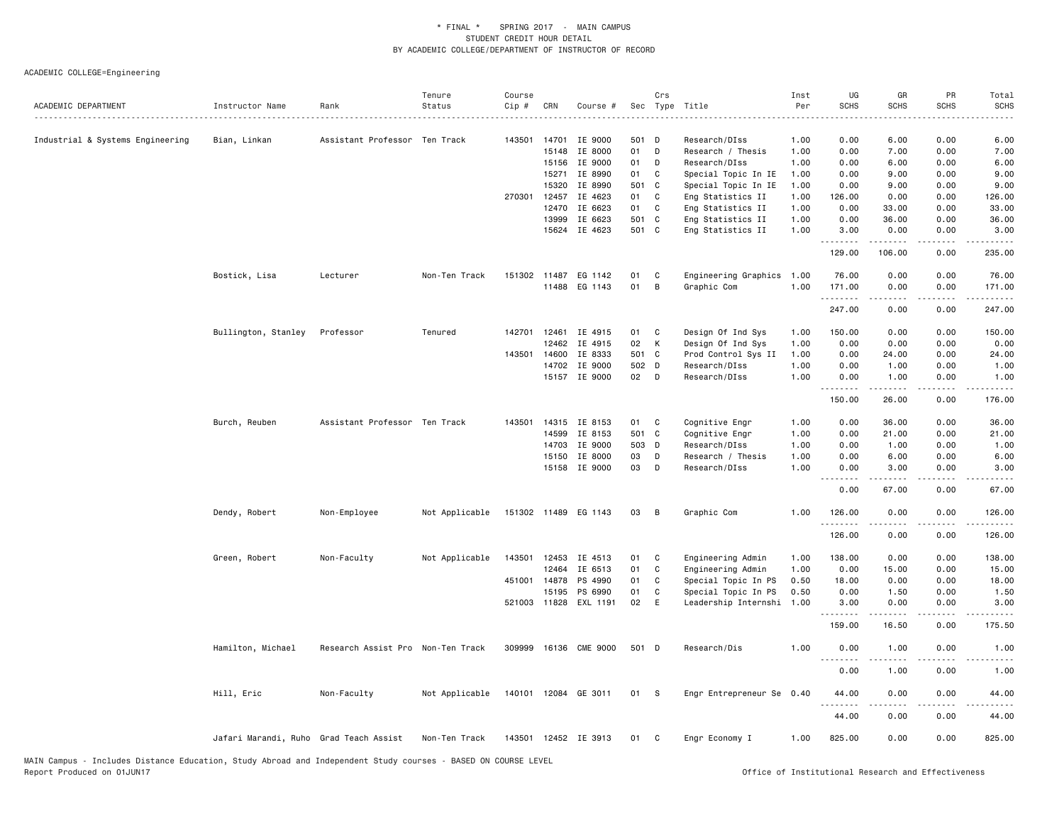\* FINAL \* SPRING 2017 - MAIN CAMPUS
STUDENT CREDIT HOUR DETAIL
BY ACADEMIC COLLEGE/DEPARTMENT OF INSTRUCTOR OF RECORD

ACADEMIC COLLEGE=Engineering

| ACADEMIC DEPARTMENT | Instructor Name | Rank | Tenure Status | Course Cip # | CRN | Course # | Sec | Crs Type | Title | Inst Per | UG SCHS | GR SCHS | PR SCHS | Total SCHS |
|---|---|---|---|---|---|---|---|---|---|---|---|---|---|---|
| Industrial & Systems Engineering | Bian, Linkan | Assistant Professor | Ten Track | 143501 | 14701 | IE 9000 | 501 | D | Research/DIss | 1.00 | 0.00 | 6.00 | 0.00 | 6.00 |
| | | | | | 15148 | IE 8000 | 01 | D | Research / Thesis | 1.00 | 0.00 | 7.00 | 0.00 | 7.00 |
| | | | | | 15156 | IE 9000 | 01 | D | Research/DIss | 1.00 | 0.00 | 6.00 | 0.00 | 6.00 |
| | | | | | 15271 | IE 8990 | 01 | C | Special Topic In IE | 1.00 | 0.00 | 9.00 | 0.00 | 9.00 |
| | | | | | 15320 | IE 8990 | 501 | C | Special Topic In IE | 1.00 | 0.00 | 9.00 | 0.00 | 9.00 |
| | | | | 270301 | 12457 | IE 4623 | 01 | C | Eng Statistics II | 1.00 | 126.00 | 0.00 | 0.00 | 126.00 |
| | | | | | 12470 | IE 6623 | 01 | C | Eng Statistics II | 1.00 | 0.00 | 33.00 | 0.00 | 33.00 |
| | | | | | 13999 | IE 6623 | 501 | C | Eng Statistics II | 1.00 | 0.00 | 36.00 | 0.00 | 36.00 |
| | | | | | 15624 | IE 4623 | 501 | C | Eng Statistics II | 1.00 | 3.00 | 0.00 | 0.00 | 3.00 |
| | | | | | | | | | | | 129.00 | 106.00 | 0.00 | 235.00 |
| | Bostick, Lisa | Lecturer | Non-Ten Track | 151302 | 11487 | EG 1142 | 01 | C | Engineering Graphics | 1.00 | 76.00 | 0.00 | 0.00 | 76.00 |
| | | | | | 11488 | EG 1143 | 01 | B | Graphic Com | 1.00 | 171.00 | 0.00 | 0.00 | 171.00 |
| | | | | | | | | | | | 247.00 | 0.00 | 0.00 | 247.00 |
| | Bullington, Stanley | Professor | Tenured | 142701 | 12461 | IE 4915 | 01 | C | Design Of Ind Sys | 1.00 | 150.00 | 0.00 | 0.00 | 150.00 |
| | | | | | 12462 | IE 4915 | 02 | K | Design Of Ind Sys | 1.00 | 0.00 | 0.00 | 0.00 | 0.00 |
| | | | | 143501 | 14600 | IE 8333 | 501 | C | Prod Control Sys II | 1.00 | 0.00 | 24.00 | 0.00 | 24.00 |
| | | | | | 14702 | IE 9000 | 502 | D | Research/DIss | 1.00 | 0.00 | 1.00 | 0.00 | 1.00 |
| | | | | | 15157 | IE 9000 | 02 | D | Research/DIss | 1.00 | 0.00 | 1.00 | 0.00 | 1.00 |
| | | | | | | | | | | | 150.00 | 26.00 | 0.00 | 176.00 |
| | Burch, Reuben | Assistant Professor | Ten Track | 143501 | 14315 | IE 8153 | 01 | C | Cognitive Engr | 1.00 | 0.00 | 36.00 | 0.00 | 36.00 |
| | | | | | 14599 | IE 8153 | 501 | C | Cognitive Engr | 1.00 | 0.00 | 21.00 | 0.00 | 21.00 |
| | | | | | 14703 | IE 9000 | 503 | D | Research/DIss | 1.00 | 0.00 | 1.00 | 0.00 | 1.00 |
| | | | | | 15150 | IE 8000 | 03 | D | Research / Thesis | 1.00 | 0.00 | 6.00 | 0.00 | 6.00 |
| | | | | | 15158 | IE 9000 | 03 | D | Research/DIss | 1.00 | 0.00 | 3.00 | 0.00 | 3.00 |
| | | | | | | | | | | | 0.00 | 67.00 | 0.00 | 67.00 |
| | Dendy, Robert | Non-Employee | Not Applicable | 151302 | 11489 | EG 1143 | 03 | B | Graphic Com | 1.00 | 126.00 | 0.00 | 0.00 | 126.00 |
| | | | | | | | | | | | 126.00 | 0.00 | 0.00 | 126.00 |
| | Green, Robert | Non-Faculty | Not Applicable | 143501 | 12453 | IE 4513 | 01 | C | Engineering Admin | 1.00 | 138.00 | 0.00 | 0.00 | 138.00 |
| | | | | | 12464 | IE 6513 | 01 | C | Engineering Admin | 1.00 | 0.00 | 15.00 | 0.00 | 15.00 |
| | | | | 451001 | 14878 | PS 4990 | 01 | C | Special Topic In PS | 0.50 | 18.00 | 0.00 | 0.00 | 18.00 |
| | | | | | 15195 | PS 6990 | 01 | C | Special Topic In PS | 0.50 | 0.00 | 1.50 | 0.00 | 1.50 |
| | | | | 521003 | 11828 | EXL 1191 | 02 | E | Leadership Internshi | 1.00 | 3.00 | 0.00 | 0.00 | 3.00 |
| | | | | | | | | | | | 159.00 | 16.50 | 0.00 | 175.50 |
| | Hamilton, Michael | Research Assist Pro | Non-Ten Track | 309999 | 16136 | CME 9000 | 501 | D | Research/Dis | 1.00 | 0.00 | 1.00 | 0.00 | 1.00 |
| | | | | | | | | | | | 0.00 | 1.00 | 0.00 | 1.00 |
| | Hill, Eric | Non-Faculty | Not Applicable | 140101 | 12084 | GE 3011 | 01 | S | Engr Entrepreneur Se | 0.40 | 44.00 | 0.00 | 0.00 | 44.00 |
| | | | | | | | | | | | 44.00 | 0.00 | 0.00 | 44.00 |
| | Jafari Marandi, Ruho | Grad Teach Assist | Non-Ten Track | 143501 | 12452 | IE 3913 | 01 | C | Engr Economy I | 1.00 | 825.00 | 0.00 | 0.00 | 825.00 |

MAIN Campus - Includes Distance Education, Study Abroad and Independent Study courses - BASED ON COURSE LEVEL
Report Produced on 01JUN17 Office of Institutional Research and Effectiveness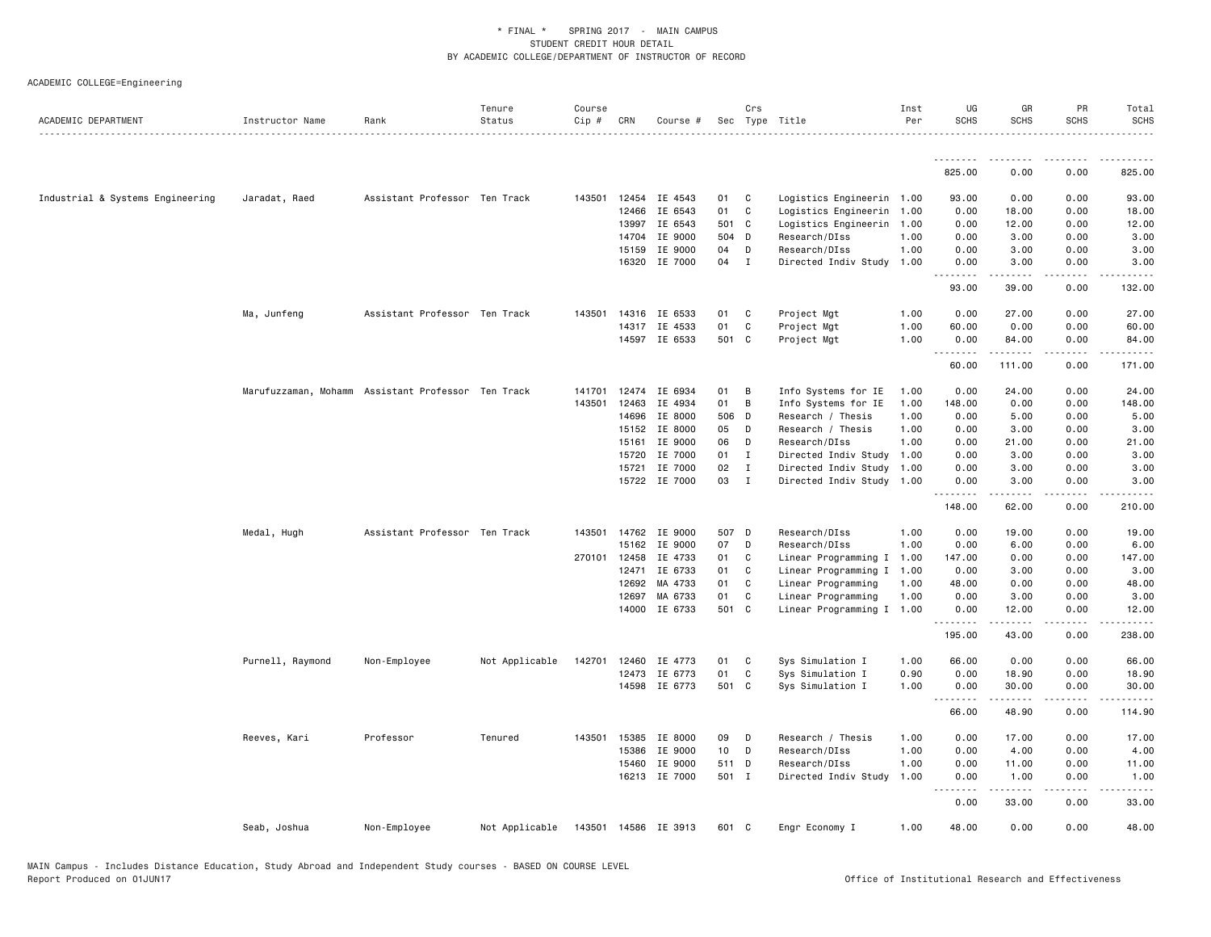\* FINAL \* SPRING 2017 - MAIN CAMPUS
STUDENT CREDIT HOUR DETAIL
BY ACADEMIC COLLEGE/DEPARTMENT OF INSTRUCTOR OF RECORD

ACADEMIC COLLEGE=Engineering

| ACADEMIC DEPARTMENT | Instructor Name | Rank | Tenure Status | Course Cip # | CRN | Course # | Sec | Crs Type | Title | Inst Per | UG SCHS | GR SCHS | PR SCHS | Total SCHS |
|---|---|---|---|---|---|---|---|---|---|---|---|---|---|---|
| | | | | | | | | | | | 825.00 | 0.00 | 0.00 | 825.00 |
| Industrial & Systems Engineering | Jaradat, Raed | Assistant Professor | Ten Track | 143501 | 12454 | IE 4543 | 01 | C | Logistics Engineerin | 1.00 | 93.00 | 0.00 | 0.00 | 93.00 |
| | | | | | 12466 | IE 6543 | 01 | C | Logistics Engineerin | 1.00 | 0.00 | 18.00 | 0.00 | 18.00 |
| | | | | | 13997 | IE 6543 | 501 | C | Logistics Engineerin | 1.00 | 0.00 | 12.00 | 0.00 | 12.00 |
| | | | | | 14704 | IE 9000 | 504 | D | Research/DIss | 1.00 | 0.00 | 3.00 | 0.00 | 3.00 |
| | | | | | 15159 | IE 9000 | 04 | D | Research/DIss | 1.00 | 0.00 | 3.00 | 0.00 | 3.00 |
| | | | | | 16320 | IE 7000 | 04 | I | Directed Indiv Study | 1.00 | 0.00 | 3.00 | 0.00 | 3.00 |
| | | | | | | | | | | | 93.00 | 39.00 | 0.00 | 132.00 |
| | Ma, Junfeng | Assistant Professor | Ten Track | 143501 | 14316 | IE 6533 | 01 | C | Project Mgt | 1.00 | 0.00 | 27.00 | 0.00 | 27.00 |
| | | | | | 14317 | IE 4533 | 01 | C | Project Mgt | 1.00 | 60.00 | 0.00 | 0.00 | 60.00 |
| | | | | | 14597 | IE 6533 | 501 | C | Project Mgt | 1.00 | 0.00 | 84.00 | 0.00 | 84.00 |
| | | | | | | | | | | | 60.00 | 111.00 | 0.00 | 171.00 |
| | Marufuzzaman, Mohamm | Assistant Professor | Ten Track | 141701 | 12474 | IE 6934 | 01 | B | Info Systems for IE | 1.00 | 0.00 | 24.00 | 0.00 | 24.00 |
| | | | | 143501 | 12463 | IE 4934 | 01 | B | Info Systems for IE | 1.00 | 148.00 | 0.00 | 0.00 | 148.00 |
| | | | | | 14696 | IE 8000 | 506 | D | Research / Thesis | 1.00 | 0.00 | 5.00 | 0.00 | 5.00 |
| | | | | | 15152 | IE 8000 | 05 | D | Research / Thesis | 1.00 | 0.00 | 3.00 | 0.00 | 3.00 |
| | | | | | 15161 | IE 9000 | 06 | D | Research/DIss | 1.00 | 0.00 | 21.00 | 0.00 | 21.00 |
| | | | | | 15720 | IE 7000 | 01 | I | Directed Indiv Study | 1.00 | 0.00 | 3.00 | 0.00 | 3.00 |
| | | | | | 15721 | IE 7000 | 02 | I | Directed Indiv Study | 1.00 | 0.00 | 3.00 | 0.00 | 3.00 |
| | | | | | 15722 | IE 7000 | 03 | I | Directed Indiv Study | 1.00 | 0.00 | 3.00 | 0.00 | 3.00 |
| | | | | | | | | | | | 148.00 | 62.00 | 0.00 | 210.00 |
| | Medal, Hugh | Assistant Professor | Ten Track | 143501 | 14762 | IE 9000 | 507 | D | Research/DIss | 1.00 | 0.00 | 19.00 | 0.00 | 19.00 |
| | | | | | 15162 | IE 9000 | 07 | D | Research/DIss | 1.00 | 0.00 | 6.00 | 0.00 | 6.00 |
| | | | | 270101 | 12458 | IE 4733 | 01 | C | Linear Programming I | 1.00 | 147.00 | 0.00 | 0.00 | 147.00 |
| | | | | | 12471 | IE 6733 | 01 | C | Linear Programming I | 1.00 | 0.00 | 3.00 | 0.00 | 3.00 |
| | | | | | 12692 | MA 4733 | 01 | C | Linear Programming | 1.00 | 48.00 | 0.00 | 0.00 | 48.00 |
| | | | | | 12697 | MA 6733 | 01 | C | Linear Programming | 1.00 | 0.00 | 3.00 | 0.00 | 3.00 |
| | | | | | 14000 | IE 6733 | 501 | C | Linear Programming I | 1.00 | 0.00 | 12.00 | 0.00 | 12.00 |
| | | | | | | | | | | | 195.00 | 43.00 | 0.00 | 238.00 |
| | Purnell, Raymond | Non-Employee | Not Applicable | 142701 | 12460 | IE 4773 | 01 | C | Sys Simulation I | 1.00 | 66.00 | 0.00 | 0.00 | 66.00 |
| | | | | | 12473 | IE 6773 | 01 | C | Sys Simulation I | 0.90 | 0.00 | 18.90 | 0.00 | 18.90 |
| | | | | | 14598 | IE 6773 | 501 | C | Sys Simulation I | 1.00 | 0.00 | 30.00 | 0.00 | 30.00 |
| | | | | | | | | | | | 66.00 | 48.90 | 0.00 | 114.90 |
| | Reeves, Kari | Professor | Tenured | 143501 | 15385 | IE 8000 | 09 | D | Research / Thesis | 1.00 | 0.00 | 17.00 | 0.00 | 17.00 |
| | | | | | 15386 | IE 9000 | 10 | D | Research/DIss | 1.00 | 0.00 | 4.00 | 0.00 | 4.00 |
| | | | | | 15460 | IE 9000 | 511 | D | Research/DIss | 1.00 | 0.00 | 11.00 | 0.00 | 11.00 |
| | | | | | 16213 | IE 7000 | 501 | I | Directed Indiv Study | 1.00 | 0.00 | 1.00 | 0.00 | 1.00 |
| | | | | | | | | | | | 0.00 | 33.00 | 0.00 | 33.00 |
| | Seab, Joshua | Non-Employee | Not Applicable | 143501 | 14586 | IE 3913 | 601 | C | Engr Economy I | 1.00 | 48.00 | 0.00 | 0.00 | 48.00 |

MAIN Campus - Includes Distance Education, Study Abroad and Independent Study courses - BASED ON COURSE LEVEL
Report Produced on 01JUN17 Office of Institutional Research and Effectiveness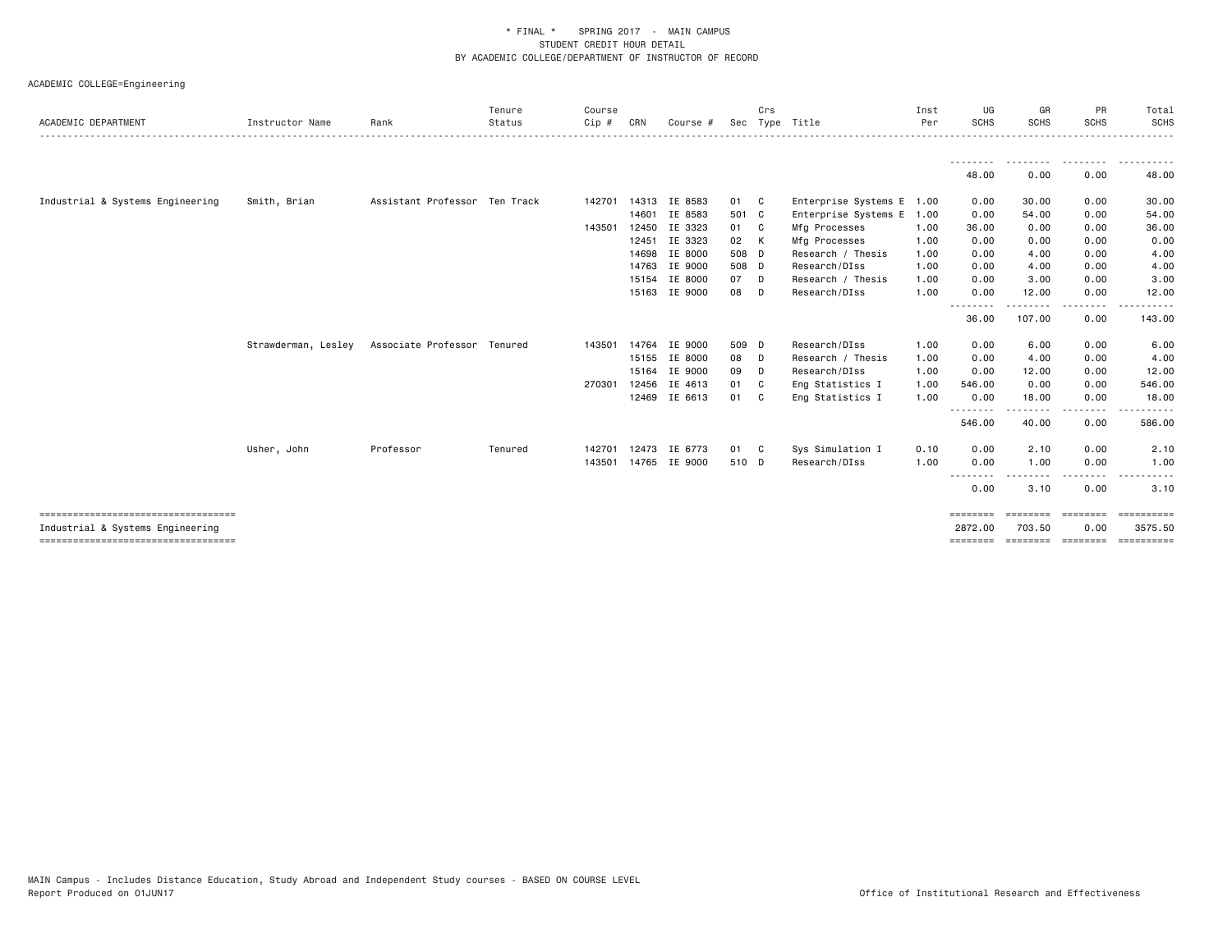\* FINAL \*   SPRING 2017 - MAIN CAMPUS
STUDENT CREDIT HOUR DETAIL
BY ACADEMIC COLLEGE/DEPARTMENT OF INSTRUCTOR OF RECORD

ACADEMIC COLLEGE=Engineering

| ACADEMIC DEPARTMENT | Instructor Name | Rank | Tenure Status | Course Cip # | CRN | Course # | Sec | Crs Type | Title | Inst Per | UG SCHS | GR SCHS | PR SCHS | Total SCHS |
|---|---|---|---|---|---|---|---|---|---|---|---|---|---|---|
| | | | | | | | | | | | 48.00 | 0.00 | 0.00 | 48.00 |
| Industrial & Systems Engineering | Smith, Brian | Assistant Professor | Ten Track | 142701 | 14313 | IE 8583 | 01 | C | Enterprise Systems E | 1.00 | 0.00 | 30.00 | 0.00 | 30.00 |
| | | | | | 14601 | IE 8583 | 501 | C | Enterprise Systems E | 1.00 | 0.00 | 54.00 | 0.00 | 54.00 |
| | | | | 143501 | 12450 | IE 3323 | 01 | C | Mfg Processes | 1.00 | 36.00 | 0.00 | 0.00 | 36.00 |
| | | | | | 12451 | IE 3323 | 02 | K | Mfg Processes | 1.00 | 0.00 | 0.00 | 0.00 | 0.00 |
| | | | | | 14698 | IE 8000 | 508 | D | Research / Thesis | 1.00 | 0.00 | 4.00 | 0.00 | 4.00 |
| | | | | | 14763 | IE 9000 | 508 | D | Research/DIss | 1.00 | 0.00 | 4.00 | 0.00 | 4.00 |
| | | | | | 15154 | IE 8000 | 07 | D | Research / Thesis | 1.00 | 0.00 | 3.00 | 0.00 | 3.00 |
| | | | | | 15163 | IE 9000 | 08 | D | Research/DIss | 1.00 | 0.00 | 12.00 | 0.00 | 12.00 |
| | | | | | | | | | | | 36.00 | 107.00 | 0.00 | 143.00 |
| | Strawderman, Lesley | Associate Professor | Tenured | 143501 | 14764 | IE 9000 | 509 | D | Research/DIss | 1.00 | 0.00 | 6.00 | 0.00 | 6.00 |
| | | | | | 15155 | IE 8000 | 08 | D | Research / Thesis | 1.00 | 0.00 | 4.00 | 0.00 | 4.00 |
| | | | | | 15164 | IE 9000 | 09 | D | Research/DIss | 1.00 | 0.00 | 12.00 | 0.00 | 12.00 |
| | | | | 270301 | 12456 | IE 4613 | 01 | C | Eng Statistics I | 1.00 | 546.00 | 0.00 | 0.00 | 546.00 |
| | | | | | 12469 | IE 6613 | 01 | C | Eng Statistics I | 1.00 | 0.00 | 18.00 | 0.00 | 18.00 |
| | | | | | | | | | | | 546.00 | 40.00 | 0.00 | 586.00 |
| | Usher, John | Professor | Tenured | 142701 | 12473 | IE 6773 | 01 | C | Sys Simulation I | 0.10 | 0.00 | 2.10 | 0.00 | 2.10 |
| | | | | 143501 | 14765 | IE 9000 | 510 | D | Research/DIss | 1.00 | 0.00 | 1.00 | 0.00 | 1.00 |
| | | | | | | | | | | | 0.00 | 3.10 | 0.00 | 3.10 |
| Industrial & Systems Engineering | | | | | | | | | | | 2872.00 | 703.50 | 0.00 | 3575.50 |

MAIN Campus - Includes Distance Education, Study Abroad and Independent Study courses - BASED ON COURSE LEVEL
Report Produced on 01JUN17

Office of Institutional Research and Effectiveness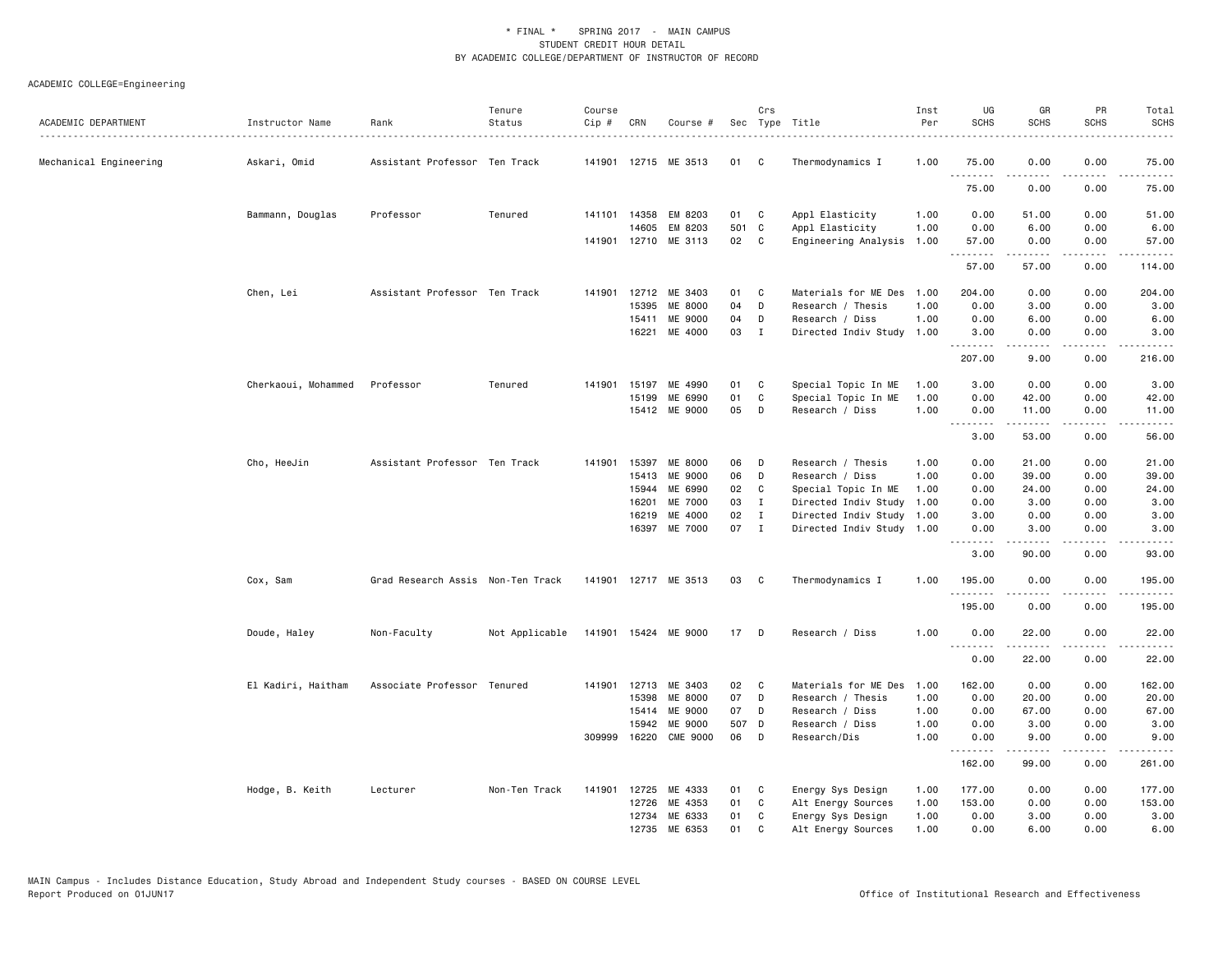* FINAL * SPRING 2017 - MAIN CAMPUS
STUDENT CREDIT HOUR DETAIL
BY ACADEMIC COLLEGE/DEPARTMENT OF INSTRUCTOR OF RECORD

ACADEMIC COLLEGE=Engineering

| ACADEMIC DEPARTMENT | Instructor Name | Rank | Tenure Status | Course Cip # | CRN | Course # | Sec | Crs Type | Title | Inst Per | UG SCHS | GR SCHS | PR SCHS | Total SCHS |
|---|---|---|---|---|---|---|---|---|---|---|---|---|---|---|
| Mechanical Engineering | Askari, Omid | Assistant Professor | Ten Track | 141901 | 12715 | ME 3513 | 01 | C | Thermodynamics I | 1.00 | 75.00 | 0.00 | 0.00 | 75.00 |
| | | | | | | | | | | | 75.00 | 0.00 | 0.00 | 75.00 |
| | Bammann, Douglas | Professor | Tenured | 141101 | 14358 | EM 8203 | 01 | C | Appl Elasticity | 1.00 | 0.00 | 51.00 | 0.00 | 51.00 |
| | | | | | 14605 | EM 8203 | 501 | C | Appl Elasticity | 1.00 | 0.00 | 6.00 | 0.00 | 6.00 |
| | | | | 141901 | 12710 | ME 3113 | 02 | C | Engineering Analysis | 1.00 | 57.00 | 0.00 | 0.00 | 57.00 |
| | | | | | | | | | | | 57.00 | 57.00 | 0.00 | 114.00 |
| | Chen, Lei | Assistant Professor | Ten Track | 141901 | 12712 | ME 3403 | 01 | C | Materials for ME Des | 1.00 | 204.00 | 0.00 | 0.00 | 204.00 |
| | | | | | 15395 | ME 8000 | 04 | D | Research / Thesis | 1.00 | 0.00 | 3.00 | 0.00 | 3.00 |
| | | | | | 15411 | ME 9000 | 04 | D | Research / Diss | 1.00 | 0.00 | 6.00 | 0.00 | 6.00 |
| | | | | | 16221 | ME 4000 | 03 | I | Directed Indiv Study | 1.00 | 3.00 | 0.00 | 0.00 | 3.00 |
| | | | | | | | | | | | 207.00 | 9.00 | 0.00 | 216.00 |
| | Cherkaoui, Mohammed | Professor | Tenured | 141901 | 15197 | ME 4990 | 01 | C | Special Topic In ME | 1.00 | 3.00 | 0.00 | 0.00 | 3.00 |
| | | | | | 15199 | ME 6990 | 01 | C | Special Topic In ME | 1.00 | 0.00 | 42.00 | 0.00 | 42.00 |
| | | | | | 15412 | ME 9000 | 05 | D | Research / Diss | 1.00 | 0.00 | 11.00 | 0.00 | 11.00 |
| | | | | | | | | | | | 3.00 | 53.00 | 0.00 | 56.00 |
| | Cho, HeeJin | Assistant Professor | Ten Track | 141901 | 15397 | ME 8000 | 06 | D | Research / Thesis | 1.00 | 0.00 | 21.00 | 0.00 | 21.00 |
| | | | | | 15413 | ME 9000 | 06 | D | Research / Diss | 1.00 | 0.00 | 39.00 | 0.00 | 39.00 |
| | | | | | 15944 | ME 6990 | 02 | C | Special Topic In ME | 1.00 | 0.00 | 24.00 | 0.00 | 24.00 |
| | | | | | 16201 | ME 7000 | 03 | I | Directed Indiv Study | 1.00 | 0.00 | 3.00 | 0.00 | 3.00 |
| | | | | | 16219 | ME 4000 | 02 | I | Directed Indiv Study | 1.00 | 3.00 | 0.00 | 0.00 | 3.00 |
| | | | | | 16397 | ME 7000 | 07 | I | Directed Indiv Study | 1.00 | 0.00 | 3.00 | 0.00 | 3.00 |
| | | | | | | | | | | | 3.00 | 90.00 | 0.00 | 93.00 |
| | Cox, Sam | Grad Research Assis | Non-Ten Track | 141901 | 12717 | ME 3513 | 03 | C | Thermodynamics I | 1.00 | 195.00 | 0.00 | 0.00 | 195.00 |
| | | | | | | | | | | | 195.00 | 0.00 | 0.00 | 195.00 |
| | Doude, Haley | Non-Faculty | Not Applicable | 141901 | 15424 | ME 9000 | 17 | D | Research / Diss | 1.00 | 0.00 | 22.00 | 0.00 | 22.00 |
| | | | | | | | | | | | 0.00 | 22.00 | 0.00 | 22.00 |
| | El Kadiri, Haitham | Associate Professor | Tenured | 141901 | 12713 | ME 3403 | 02 | C | Materials for ME Des | 1.00 | 162.00 | 0.00 | 0.00 | 162.00 |
| | | | | | 15398 | ME 8000 | 07 | D | Research / Thesis | 1.00 | 0.00 | 20.00 | 0.00 | 20.00 |
| | | | | | 15414 | ME 9000 | 07 | D | Research / Diss | 1.00 | 0.00 | 67.00 | 0.00 | 67.00 |
| | | | | | 15942 | ME 9000 | 507 | D | Research / Diss | 1.00 | 0.00 | 3.00 | 0.00 | 3.00 |
| | | | | 309999 | 16220 | CME 9000 | 06 | D | Research/Dis | 1.00 | 0.00 | 9.00 | 0.00 | 9.00 |
| | | | | | | | | | | | 162.00 | 99.00 | 0.00 | 261.00 |
| | Hodge, B. Keith | Lecturer | Non-Ten Track | 141901 | 12725 | ME 4333 | 01 | C | Energy Sys Design | 1.00 | 177.00 | 0.00 | 0.00 | 177.00 |
| | | | | | 12726 | ME 4353 | 01 | C | Alt Energy Sources | 1.00 | 153.00 | 0.00 | 0.00 | 153.00 |
| | | | | | 12734 | ME 6333 | 01 | C | Energy Sys Design | 1.00 | 0.00 | 3.00 | 0.00 | 3.00 |
| | | | | | 12735 | ME 6353 | 01 | C | Alt Energy Sources | 1.00 | 0.00 | 6.00 | 0.00 | 6.00 |

MAIN Campus - Includes Distance Education, Study Abroad and Independent Study courses - BASED ON COURSE LEVEL
Report Produced on 01JUN17 Office of Institutional Research and Effectiveness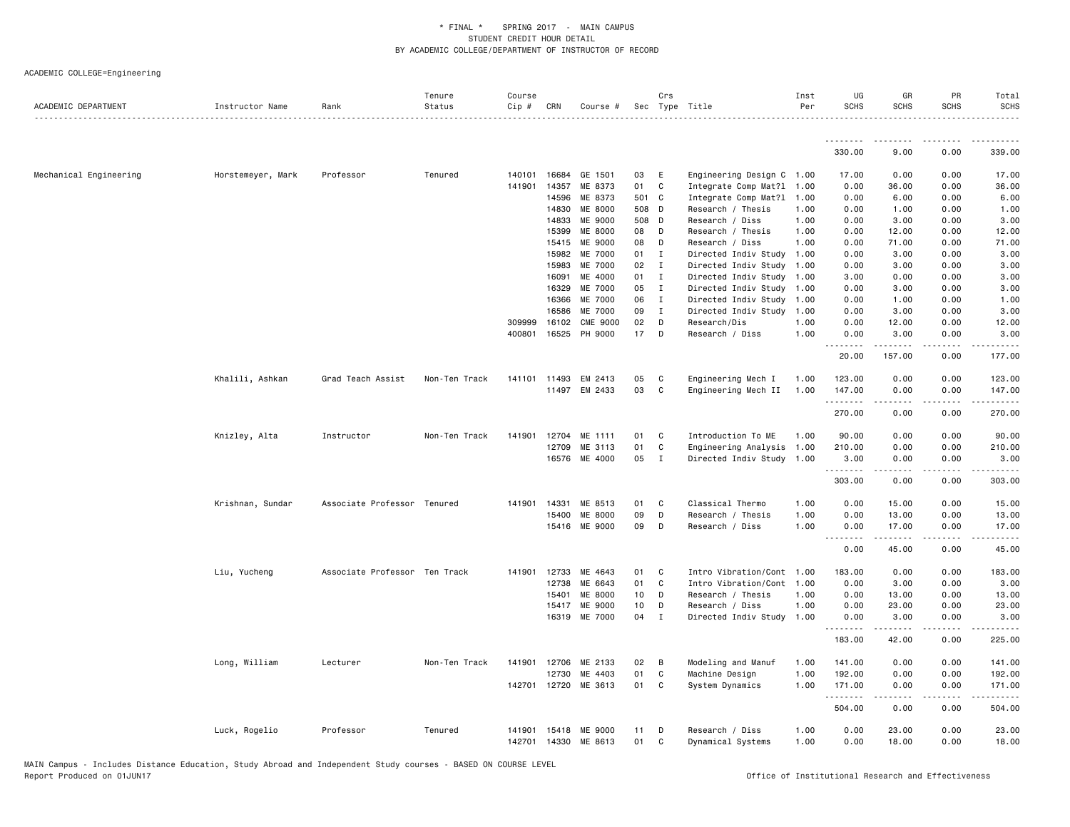\* FINAL \* SPRING 2017 - MAIN CAMPUS
STUDENT CREDIT HOUR DETAIL
BY ACADEMIC COLLEGE/DEPARTMENT OF INSTRUCTOR OF RECORD

ACADEMIC COLLEGE=Engineering

| ACADEMIC DEPARTMENT | Instructor Name | Rank | Tenure Status | Course Cip # | CRN | Course # | Sec | Crs Type | Title | Inst Per | UG SCHS | GR SCHS | PR SCHS | Total SCHS |
|---|---|---|---|---|---|---|---|---|---|---|---|---|---|---|
| | | | | | | | | | | | 330.00 | 9.00 | 0.00 | 339.00 |
| Mechanical Engineering | Horstemeyer, Mark | Professor | Tenured | 140101 | 16684 | GE 1501 | 03 | E | Engineering Design C | 1.00 | 17.00 | 0.00 | 0.00 | 17.00 |
| | | | | 141901 | 14357 | ME 8373 | 01 | C | Integrate Comp Mat?l | 1.00 | 0.00 | 36.00 | 0.00 | 36.00 |
| | | | | | 14596 | ME 8373 | 501 | C | Integrate Comp Mat?l | 1.00 | 0.00 | 6.00 | 0.00 | 6.00 |
| | | | | | 14830 | ME 8000 | 508 | D | Research / Thesis | 1.00 | 0.00 | 1.00 | 0.00 | 1.00 |
| | | | | | 14833 | ME 9000 | 508 | D | Research / Diss | 1.00 | 0.00 | 3.00 | 0.00 | 3.00 |
| | | | | | 15399 | ME 8000 | 08 | D | Research / Thesis | 1.00 | 0.00 | 12.00 | 0.00 | 12.00 |
| | | | | | 15415 | ME 9000 | 08 | D | Research / Diss | 1.00 | 0.00 | 71.00 | 0.00 | 71.00 |
| | | | | | 15982 | ME 7000 | 01 | I | Directed Indiv Study | 1.00 | 0.00 | 3.00 | 0.00 | 3.00 |
| | | | | | 15983 | ME 7000 | 02 | I | Directed Indiv Study | 1.00 | 0.00 | 3.00 | 0.00 | 3.00 |
| | | | | | 16091 | ME 4000 | 01 | I | Directed Indiv Study | 1.00 | 3.00 | 0.00 | 0.00 | 3.00 |
| | | | | | 16329 | ME 7000 | 05 | I | Directed Indiv Study | 1.00 | 0.00 | 3.00 | 0.00 | 3.00 |
| | | | | | 16366 | ME 7000 | 06 | I | Directed Indiv Study | 1.00 | 0.00 | 1.00 | 0.00 | 1.00 |
| | | | | | 16586 | ME 7000 | 09 | I | Directed Indiv Study | 1.00 | 0.00 | 3.00 | 0.00 | 3.00 |
| | | | | 309999 | 16102 | CME 9000 | 02 | D | Research/Dis | 1.00 | 0.00 | 12.00 | 0.00 | 12.00 |
| | | | | 400801 | 16525 | PH 9000 | 17 | D | Research / Diss | 1.00 | 0.00 | 3.00 | 0.00 | 3.00 |
| | | | | | | | | | | | 20.00 | 157.00 | 0.00 | 177.00 |
| | Khalili, Ashkan | Grad Teach Assist | Non-Ten Track | 141101 | 11493 | EM 2413 | 05 | C | Engineering Mech I | 1.00 | 123.00 | 0.00 | 0.00 | 123.00 |
| | | | | | 11497 | EM 2433 | 03 | C | Engineering Mech II | 1.00 | 147.00 | 0.00 | 0.00 | 147.00 |
| | | | | | | | | | | | 270.00 | 0.00 | 0.00 | 270.00 |
| | Knizley, Alta | Instructor | Non-Ten Track | 141901 | 12704 | ME 1111 | 01 | C | Introduction To ME | 1.00 | 90.00 | 0.00 | 0.00 | 90.00 |
| | | | | | 12709 | ME 3113 | 01 | C | Engineering Analysis | 1.00 | 210.00 | 0.00 | 0.00 | 210.00 |
| | | | | | 16576 | ME 4000 | 05 | I | Directed Indiv Study | 1.00 | 3.00 | 0.00 | 0.00 | 3.00 |
| | | | | | | | | | | | 303.00 | 0.00 | 0.00 | 303.00 |
| | Krishnan, Sundar | Associate Professor | Tenured | 141901 | 14331 | ME 8513 | 01 | C | Classical Thermo | 1.00 | 0.00 | 15.00 | 0.00 | 15.00 |
| | | | | | 15400 | ME 8000 | 09 | D | Research / Thesis | 1.00 | 0.00 | 13.00 | 0.00 | 13.00 |
| | | | | | 15416 | ME 9000 | 09 | D | Research / Diss | 1.00 | 0.00 | 17.00 | 0.00 | 17.00 |
| | | | | | | | | | | | 0.00 | 45.00 | 0.00 | 45.00 |
| | Liu, Yucheng | Associate Professor | Ten Track | 141901 | 12733 | ME 4643 | 01 | C | Intro Vibration/Cont | 1.00 | 183.00 | 0.00 | 0.00 | 183.00 |
| | | | | | 12738 | ME 6643 | 01 | C | Intro Vibration/Cont | 1.00 | 0.00 | 3.00 | 0.00 | 3.00 |
| | | | | | 15401 | ME 8000 | 10 | D | Research / Thesis | 1.00 | 0.00 | 13.00 | 0.00 | 13.00 |
| | | | | | 15417 | ME 9000 | 10 | D | Research / Diss | 1.00 | 0.00 | 23.00 | 0.00 | 23.00 |
| | | | | | 16319 | ME 7000 | 04 | I | Directed Indiv Study | 1.00 | 0.00 | 3.00 | 0.00 | 3.00 |
| | | | | | | | | | | | 183.00 | 42.00 | 0.00 | 225.00 |
| | Long, William | Lecturer | Non-Ten Track | 141901 | 12706 | ME 2133 | 02 | B | Modeling and Manuf | 1.00 | 141.00 | 0.00 | 0.00 | 141.00 |
| | | | | | 12730 | ME 4403 | 01 | C | Machine Design | 1.00 | 192.00 | 0.00 | 0.00 | 192.00 |
| | | | | 142701 | 12720 | ME 3613 | 01 | C | System Dynamics | 1.00 | 171.00 | 0.00 | 0.00 | 171.00 |
| | | | | | | | | | | | 504.00 | 0.00 | 0.00 | 504.00 |
| | Luck, Rogelio | Professor | Tenured | 141901 | 15418 | ME 9000 | 11 | D | Research / Diss | 1.00 | 0.00 | 23.00 | 0.00 | 23.00 |
| | | | | 142701 | 14330 | ME 8613 | 01 | C | Dynamical Systems | 1.00 | 0.00 | 18.00 | 0.00 | 18.00 |

MAIN Campus - Includes Distance Education, Study Abroad and Independent Study courses - BASED ON COURSE LEVEL
Report Produced on 01JUN17 Office of Institutional Research and Effectiveness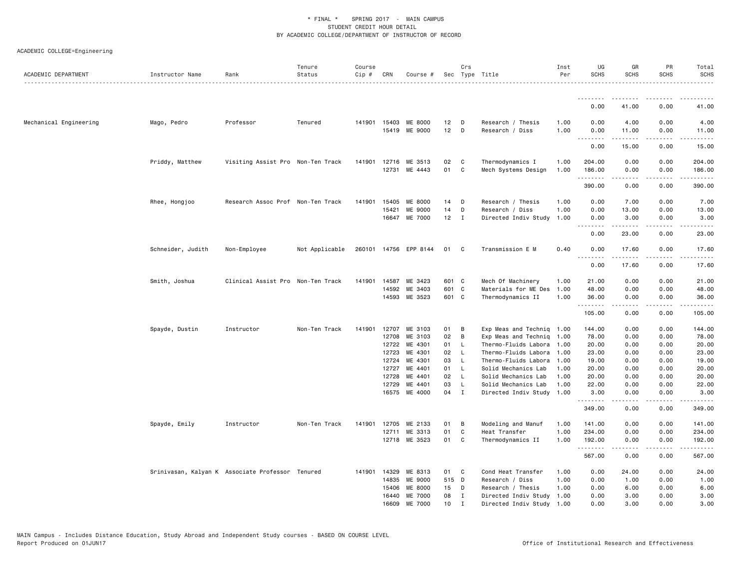\* FINAL \* SPRING 2017 - MAIN CAMPUS
STUDENT CREDIT HOUR DETAIL
BY ACADEMIC COLLEGE/DEPARTMENT OF INSTRUCTOR OF RECORD

ACADEMIC COLLEGE=Engineering

| ACADEMIC DEPARTMENT | Instructor Name | Rank | Tenure Status | Course Cip # | CRN | Course # | Sec | Crs Type | Title | Inst Per | UG SCHS | GR SCHS | PR SCHS | Total SCHS |
|---|---|---|---|---|---|---|---|---|---|---|---|---|---|---|
| | | | | | | | | | | | 0.00 | 41.00 | 0.00 | 41.00 |
| Mechanical Engineering | Mago, Pedro | Professor | Tenured | 141901 | 15403 | ME 8000 | 12 | D | Research / Thesis | 1.00 | 0.00 | 4.00 | 0.00 | 4.00 |
| | | | | | 15419 | ME 9000 | 12 | D | Research / Diss | 1.00 | 0.00 | 11.00 | 0.00 | 11.00 |
| | | | | | | | | | | | 0.00 | 15.00 | 0.00 | 15.00 |
| | Priddy, Matthew | Visiting Assist Pro | Non-Ten Track | 141901 | 12716 | ME 3513 | 02 | C | Thermodynamics I | 1.00 | 204.00 | 0.00 | 0.00 | 204.00 |
| | | | | | 12731 | ME 4443 | 01 | C | Mech Systems Design | 1.00 | 186.00 | 0.00 | 0.00 | 186.00 |
| | | | | | | | | | | | 390.00 | 0.00 | 0.00 | 390.00 |
| | Rhee, Hongjoo | Research Assoc Prof | Non-Ten Track | 141901 | 15405 | ME 8000 | 14 | D | Research / Thesis | 1.00 | 0.00 | 7.00 | 0.00 | 7.00 |
| | | | | | 15421 | ME 9000 | 14 | D | Research / Diss | 1.00 | 0.00 | 13.00 | 0.00 | 13.00 |
| | | | | | 16647 | ME 7000 | 12 | I | Directed Indiv Study | 1.00 | 0.00 | 3.00 | 0.00 | 3.00 |
| | | | | | | | | | | | 0.00 | 23.00 | 0.00 | 23.00 |
| | Schneider, Judith | Non-Employee | Not Applicable | 260101 | 14756 | EPP 8144 | 01 | C | Transmission E M | 0.40 | 0.00 | 17.60 | 0.00 | 17.60 |
| | | | | | | | | | | | 0.00 | 17.60 | 0.00 | 17.60 |
| | Smith, Joshua | Clinical Assist Pro | Non-Ten Track | 141901 | 14587 | ME 3423 | 601 | C | Mech Of Machinery | 1.00 | 21.00 | 0.00 | 0.00 | 21.00 |
| | | | | | 14592 | ME 3403 | 601 | C | Materials for ME Des | 1.00 | 48.00 | 0.00 | 0.00 | 48.00 |
| | | | | | 14593 | ME 3523 | 601 | C | Thermodynamics II | 1.00 | 36.00 | 0.00 | 0.00 | 36.00 |
| | | | | | | | | | | | 105.00 | 0.00 | 0.00 | 105.00 |
| | Spayde, Dustin | Instructor | Non-Ten Track | 141901 | 12707 | ME 3103 | 01 | B | Exp Meas and Techniq | 1.00 | 144.00 | 0.00 | 0.00 | 144.00 |
| | | | | | 12708 | ME 3103 | 02 | B | Exp Meas and Techniq | 1.00 | 78.00 | 0.00 | 0.00 | 78.00 |
| | | | | | 12722 | ME 4301 | 01 | L | Thermo-Fluids Labora | 1.00 | 20.00 | 0.00 | 0.00 | 20.00 |
| | | | | | 12723 | ME 4301 | 02 | L | Thermo-Fluids Labora | 1.00 | 23.00 | 0.00 | 0.00 | 23.00 |
| | | | | | 12724 | ME 4301 | 03 | L | Thermo-Fluids Labora | 1.00 | 19.00 | 0.00 | 0.00 | 19.00 |
| | | | | | 12727 | ME 4401 | 01 | L | Solid Mechanics Lab | 1.00 | 20.00 | 0.00 | 0.00 | 20.00 |
| | | | | | 12728 | ME 4401 | 02 | L | Solid Mechanics Lab | 1.00 | 20.00 | 0.00 | 0.00 | 20.00 |
| | | | | | 12729 | ME 4401 | 03 | L | Solid Mechanics Lab | 1.00 | 22.00 | 0.00 | 0.00 | 22.00 |
| | | | | | 16575 | ME 4000 | 04 | I | Directed Indiv Study | 1.00 | 3.00 | 0.00 | 0.00 | 3.00 |
| | | | | | | | | | | | 349.00 | 0.00 | 0.00 | 349.00 |
| | Spayde, Emily | Instructor | Non-Ten Track | 141901 | 12705 | ME 2133 | 01 | B | Modeling and Manuf | 1.00 | 141.00 | 0.00 | 0.00 | 141.00 |
| | | | | | 12711 | ME 3313 | 01 | C | Heat Transfer | 1.00 | 234.00 | 0.00 | 0.00 | 234.00 |
| | | | | | 12718 | ME 3523 | 01 | C | Thermodynamics II | 1.00 | 192.00 | 0.00 | 0.00 | 192.00 |
| | | | | | | | | | | | 567.00 | 0.00 | 0.00 | 567.00 |
| | Srinivasan, Kalyan K | Associate Professor | Tenured | 141901 | 14329 | ME 8313 | 01 | C | Cond Heat Transfer | 1.00 | 0.00 | 24.00 | 0.00 | 24.00 |
| | | | | | 14835 | ME 9000 | 515 | D | Research / Diss | 1.00 | 0.00 | 1.00 | 0.00 | 1.00 |
| | | | | | 15406 | ME 8000 | 15 | D | Research / Thesis | 1.00 | 0.00 | 6.00 | 0.00 | 6.00 |
| | | | | | 16440 | ME 7000 | 08 | I | Directed Indiv Study | 1.00 | 0.00 | 3.00 | 0.00 | 3.00 |
| | | | | | 16609 | ME 7000 | 10 | I | Directed Indiv Study | 1.00 | 0.00 | 3.00 | 0.00 | 3.00 |

MAIN Campus - Includes Distance Education, Study Abroad and Independent Study courses - BASED ON COURSE LEVEL
Report Produced on 01JUN17 — Office of Institutional Research and Effectiveness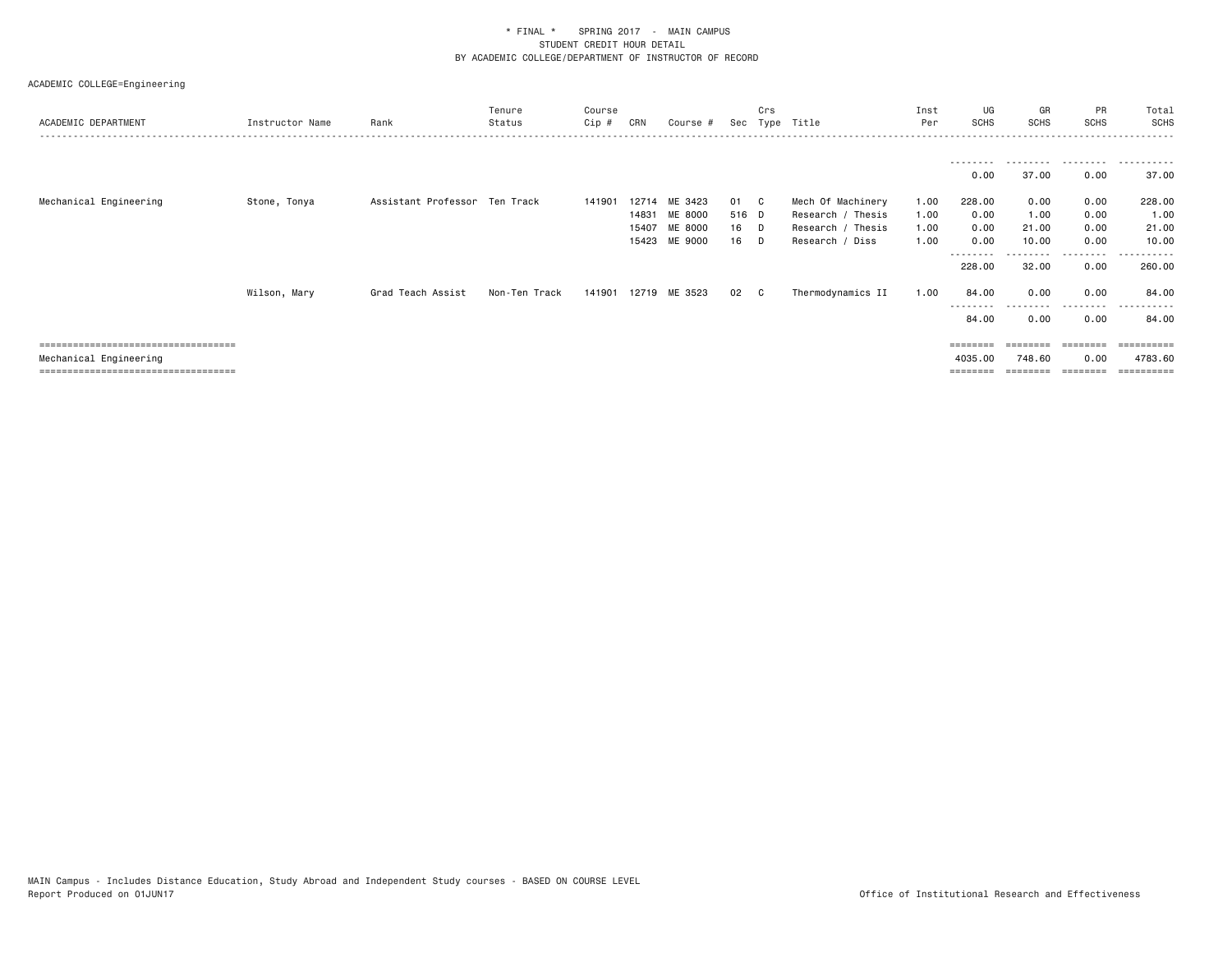\* FINAL \*    SPRING 2017  -  MAIN CAMPUS
STUDENT CREDIT HOUR DETAIL
BY ACADEMIC COLLEGE/DEPARTMENT OF INSTRUCTOR OF RECORD

ACADEMIC COLLEGE=Engineering

| ACADEMIC DEPARTMENT | Instructor Name | Rank | Tenure Status | Course Cip # | CRN | Course # | Sec | Crs Type | Title | Inst Per | UG SCHS | GR SCHS | PR SCHS | Total SCHS |
|---|---|---|---|---|---|---|---|---|---|---|---|---|---|---|
| | | | | | | | | | | | 0.00 | 37.00 | 0.00 | 37.00 |
| Mechanical Engineering | Stone, Tonya | Assistant Professor | Ten Track | 141901 | 12714 | ME 3423 | 01 | C | Mech Of Machinery | 1.00 | 228.00 | 0.00 | 0.00 | 228.00 |
| | | | | | 14831 | ME 8000 | 516 | D | Research / Thesis | 1.00 | 0.00 | 1.00 | 0.00 | 1.00 |
| | | | | | 15407 | ME 8000 | 16 | D | Research / Thesis | 1.00 | 0.00 | 21.00 | 0.00 | 21.00 |
| | | | | | 15423 | ME 9000 | 16 | D | Research / Diss | 1.00 | 0.00 | 10.00 | 0.00 | 10.00 |
| | | | | | | | | | | | 228.00 | 32.00 | 0.00 | 260.00 |
| | Wilson, Mary | Grad Teach Assist | Non-Ten Track | 141901 | 12719 | ME 3523 | 02 | C | Thermodynamics II | 1.00 | 84.00 | 0.00 | 0.00 | 84.00 |
| | | | | | | | | | | | 84.00 | 0.00 | 0.00 | 84.00 |
| Mechanical Engineering | | | | | | | | | | | 4035.00 | 748.60 | 0.00 | 4783.60 |

MAIN Campus - Includes Distance Education, Study Abroad and Independent Study courses - BASED ON COURSE LEVEL
Report Produced on 01JUN17

Office of Institutional Research and Effectiveness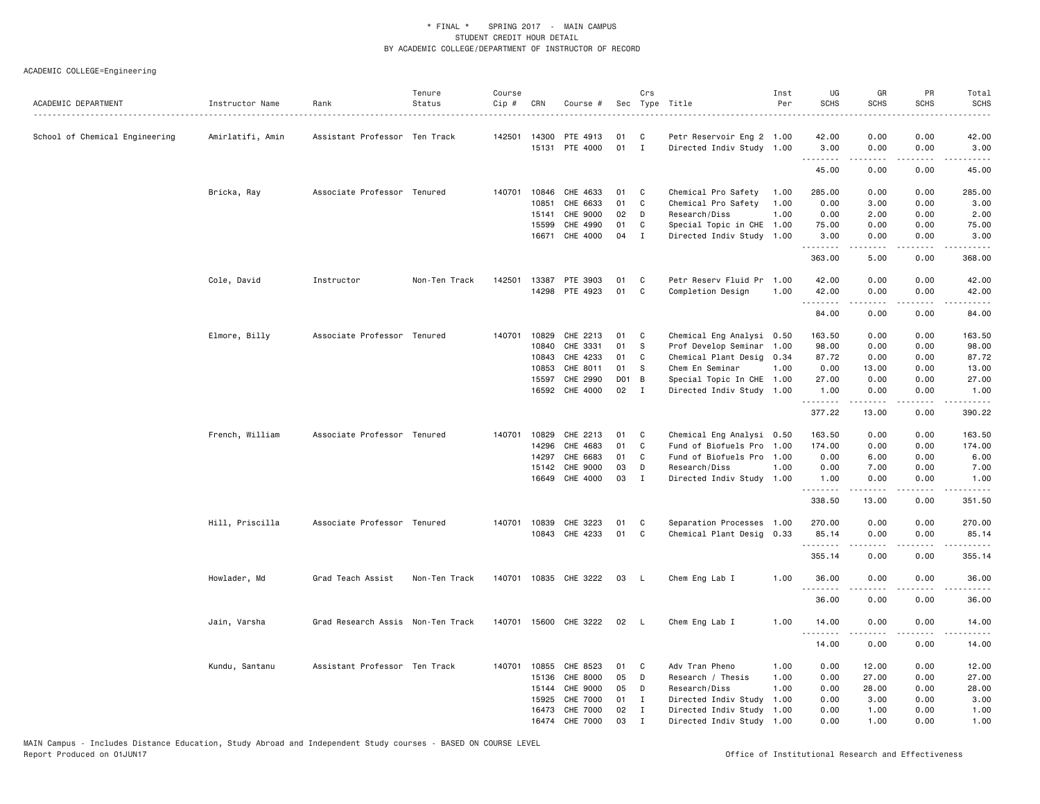\* FINAL \* SPRING 2017 - MAIN CAMPUS
STUDENT CREDIT HOUR DETAIL
BY ACADEMIC COLLEGE/DEPARTMENT OF INSTRUCTOR OF RECORD

ACADEMIC COLLEGE=Engineering

| ACADEMIC DEPARTMENT | Instructor Name | Rank | Tenure Status | Course Cip # | CRN | Course # | Sec | Crs Type | Title | Inst Per | UG SCHS | GR SCHS | PR SCHS | Total SCHS |
|---|---|---|---|---|---|---|---|---|---|---|---|---|---|---|
| School of Chemical Engineering | Amirlatifi, Amin | Assistant Professor | Ten Track | 142501 | 14300 | PTE 4913 | 01 | C | Petr Reservoir Eng 2 | 1.00 | 42.00 | 0.00 | 0.00 | 42.00 |
| | | | | | 15131 | PTE 4000 | 01 | I | Directed Indiv Study | 1.00 | 3.00 | 0.00 | 0.00 | 3.00 |
| | | | | | | | | | | | 45.00 | 0.00 | 0.00 | 45.00 |
| | Bricka, Ray | Associate Professor | Tenured | 140701 | 10846 | CHE 4633 | 01 | C | Chemical Pro Safety | 1.00 | 285.00 | 0.00 | 0.00 | 285.00 |
| | | | | | 10851 | CHE 6633 | 01 | C | Chemical Pro Safety | 1.00 | 0.00 | 3.00 | 0.00 | 3.00 |
| | | | | | 15141 | CHE 9000 | 02 | D | Research/Diss | 1.00 | 0.00 | 2.00 | 0.00 | 2.00 |
| | | | | | 15599 | CHE 4990 | 01 | C | Special Topic in CHE | 1.00 | 75.00 | 0.00 | 0.00 | 75.00 |
| | | | | | 16671 | CHE 4000 | 04 | I | Directed Indiv Study | 1.00 | 3.00 | 0.00 | 0.00 | 3.00 |
| | | | | | | | | | | | 363.00 | 5.00 | 0.00 | 368.00 |
| | Cole, David | Instructor | Non-Ten Track | 142501 | 13387 | PTE 3903 | 01 | C | Petr Reserv Fluid Pr | 1.00 | 42.00 | 0.00 | 0.00 | 42.00 |
| | | | | | 14298 | PTE 4923 | 01 | C | Completion Design | 1.00 | 42.00 | 0.00 | 0.00 | 42.00 |
| | | | | | | | | | | | 84.00 | 0.00 | 0.00 | 84.00 |
| | Elmore, Billy | Associate Professor | Tenured | 140701 | 10829 | CHE 2213 | 01 | C | Chemical Eng Analysi | 0.50 | 163.50 | 0.00 | 0.00 | 163.50 |
| | | | | | 10840 | CHE 3331 | 01 | S | Prof Develop Seminar | 1.00 | 98.00 | 0.00 | 0.00 | 98.00 |
| | | | | | 10843 | CHE 4233 | 01 | C | Chemical Plant Desig | 0.34 | 87.72 | 0.00 | 0.00 | 87.72 |
| | | | | | 10853 | CHE 8011 | 01 | S | Chem En Seminar | 1.00 | 0.00 | 13.00 | 0.00 | 13.00 |
| | | | | | 15597 | CHE 2990 | D01 | B | Special Topic In CHE | 1.00 | 27.00 | 0.00 | 0.00 | 27.00 |
| | | | | | 16592 | CHE 4000 | 02 | I | Directed Indiv Study | 1.00 | 1.00 | 0.00 | 0.00 | 1.00 |
| | | | | | | | | | | | 377.22 | 13.00 | 0.00 | 390.22 |
| | French, William | Associate Professor | Tenured | 140701 | 10829 | CHE 2213 | 01 | C | Chemical Eng Analysi | 0.50 | 163.50 | 0.00 | 0.00 | 163.50 |
| | | | | | 14296 | CHE 4683 | 01 | C | Fund of Biofuels Pro | 1.00 | 174.00 | 0.00 | 0.00 | 174.00 |
| | | | | | 14297 | CHE 6683 | 01 | C | Fund of Biofuels Pro | 1.00 | 0.00 | 6.00 | 0.00 | 6.00 |
| | | | | | 15142 | CHE 9000 | 03 | D | Research/Diss | 1.00 | 0.00 | 7.00 | 0.00 | 7.00 |
| | | | | | 16649 | CHE 4000 | 03 | I | Directed Indiv Study | 1.00 | 1.00 | 0.00 | 0.00 | 1.00 |
| | | | | | | | | | | | 338.50 | 13.00 | 0.00 | 351.50 |
| | Hill, Priscilla | Associate Professor | Tenured | 140701 | 10839 | CHE 3223 | 01 | C | Separation Processes | 1.00 | 270.00 | 0.00 | 0.00 | 270.00 |
| | | | | | 10843 | CHE 4233 | 01 | C | Chemical Plant Desig | 0.33 | 85.14 | 0.00 | 0.00 | 85.14 |
| | | | | | | | | | | | 355.14 | 0.00 | 0.00 | 355.14 |
| | Howlader, Md | Grad Teach Assist | Non-Ten Track | 140701 | 10835 | CHE 3222 | 03 | L | Chem Eng Lab I | 1.00 | 36.00 | 0.00 | 0.00 | 36.00 |
| | | | | | | | | | | | 36.00 | 0.00 | 0.00 | 36.00 |
| | Jain, Varsha | Grad Research Assis | Non-Ten Track | 140701 | 15600 | CHE 3222 | 02 | L | Chem Eng Lab I | 1.00 | 14.00 | 0.00 | 0.00 | 14.00 |
| | | | | | | | | | | | 14.00 | 0.00 | 0.00 | 14.00 |
| | Kundu, Santanu | Assistant Professor | Ten Track | 140701 | 10855 | CHE 8523 | 01 | C | Adv Tran Pheno | 1.00 | 0.00 | 12.00 | 0.00 | 12.00 |
| | | | | | 15136 | CHE 8000 | 05 | D | Research / Thesis | 1.00 | 0.00 | 27.00 | 0.00 | 27.00 |
| | | | | | 15144 | CHE 9000 | 05 | D | Research/Diss | 1.00 | 0.00 | 28.00 | 0.00 | 28.00 |
| | | | | | 15925 | CHE 7000 | 01 | I | Directed Indiv Study | 1.00 | 0.00 | 3.00 | 0.00 | 3.00 |
| | | | | | 16473 | CHE 7000 | 02 | I | Directed Indiv Study | 1.00 | 0.00 | 1.00 | 0.00 | 1.00 |
| | | | | | 16474 | CHE 7000 | 03 | I | Directed Indiv Study | 1.00 | 0.00 | 1.00 | 0.00 | 1.00 |

MAIN Campus - Includes Distance Education, Study Abroad and Independent Study courses - BASED ON COURSE LEVEL
Report Produced on 01JUN17 Office of Institutional Research and Effectiveness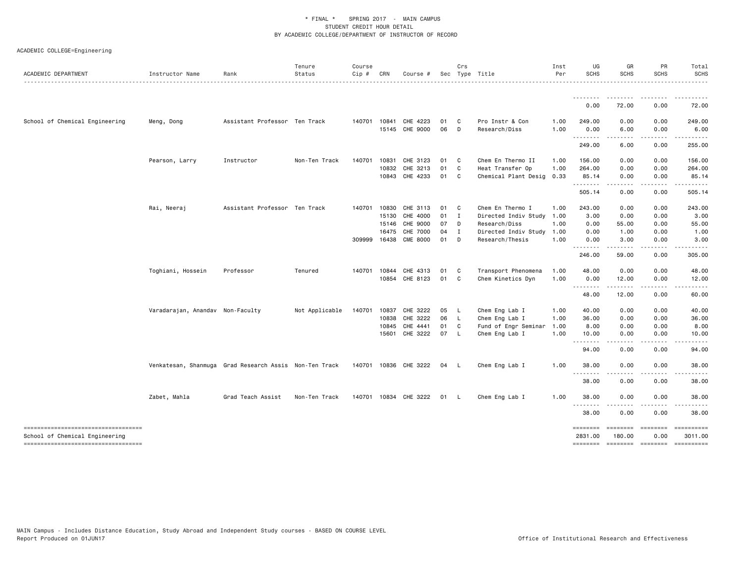\* FINAL \* SPRING 2017 - MAIN CAMPUS
STUDENT CREDIT HOUR DETAIL
BY ACADEMIC COLLEGE/DEPARTMENT OF INSTRUCTOR OF RECORD

ACADEMIC COLLEGE=Engineering

| ACADEMIC DEPARTMENT | Instructor Name | Rank | Tenure Status | Course Cip # | CRN | Course # | Sec | Crs Type | Title | Inst Per | UG SCHS | GR SCHS | PR SCHS | Total SCHS |
|---|---|---|---|---|---|---|---|---|---|---|---|---|---|---|
| | | | | | | | | | | | 0.00 | 72.00 | 0.00 | 72.00 |
| School of Chemical Engineering | Meng, Dong | Assistant Professor | Ten Track | 140701 | 10841 | CHE 4223 | 01 | C | Pro Instr & Con | 1.00 | 249.00 | 0.00 | 0.00 | 249.00 |
| | | | | | 15145 | CHE 9000 | 06 | D | Research/Diss | 1.00 | 0.00 | 6.00 | 0.00 | 6.00 |
| | | | | | | | | | | | 249.00 | 6.00 | 0.00 | 255.00 |
| | Pearson, Larry | Instructor | Non-Ten Track | 140701 | 10831 | CHE 3123 | 01 | C | Chem En Thermo II | 1.00 | 156.00 | 0.00 | 0.00 | 156.00 |
| | | | | | 10832 | CHE 3213 | 01 | C | Heat Transfer Op | 1.00 | 264.00 | 0.00 | 0.00 | 264.00 |
| | | | | | 10843 | CHE 4233 | 01 | C | Chemical Plant Desig | 0.33 | 85.14 | 0.00 | 0.00 | 85.14 |
| | | | | | | | | | | | 505.14 | 0.00 | 0.00 | 505.14 |
| | Rai, Neeraj | Assistant Professor | Ten Track | 140701 | 10830 | CHE 3113 | 01 | C | Chem En Thermo I | 1.00 | 243.00 | 0.00 | 0.00 | 243.00 |
| | | | | | 15130 | CHE 4000 | 01 | I | Directed Indiv Study | 1.00 | 3.00 | 0.00 | 0.00 | 3.00 |
| | | | | | 15146 | CHE 9000 | 07 | D | Research/Diss | 1.00 | 0.00 | 55.00 | 0.00 | 55.00 |
| | | | | | 16475 | CHE 7000 | 04 | I | Directed Indiv Study | 1.00 | 0.00 | 1.00 | 0.00 | 1.00 |
| | | | | 309999 | 16438 | CME 8000 | 01 | D | Research/Thesis | 1.00 | 0.00 | 3.00 | 0.00 | 3.00 |
| | | | | | | | | | | | 246.00 | 59.00 | 0.00 | 305.00 |
| | Toghiani, Hossein | Professor | Tenured | 140701 | 10844 | CHE 4313 | 01 | C | Transport Phenomena | 1.00 | 48.00 | 0.00 | 0.00 | 48.00 |
| | | | | | 10854 | CHE 8123 | 01 | C | Chem Kinetics Dyn | 1.00 | 0.00 | 12.00 | 0.00 | 12.00 |
| | | | | | | | | | | | 48.00 | 12.00 | 0.00 | 60.00 |
| | Varadarajan, Anandav | Non-Faculty | Not Applicable | 140701 | 10837 | CHE 3222 | 05 | L | Chem Eng Lab I | 1.00 | 40.00 | 0.00 | 0.00 | 40.00 |
| | | | | | 10838 | CHE 3222 | 06 | L | Chem Eng Lab I | 1.00 | 36.00 | 0.00 | 0.00 | 36.00 |
| | | | | | 10845 | CHE 4441 | 01 | C | Fund of Engr Seminar | 1.00 | 8.00 | 0.00 | 0.00 | 8.00 |
| | | | | | 15601 | CHE 3222 | 07 | L | Chem Eng Lab I | 1.00 | 10.00 | 0.00 | 0.00 | 10.00 |
| | | | | | | | | | | | 94.00 | 0.00 | 0.00 | 94.00 |
| | Venkatesan, Shanmuga | Grad Research Assis | Non-Ten Track | 140701 | 10836 | CHE 3222 | 04 | L | Chem Eng Lab I | 1.00 | 38.00 | 0.00 | 0.00 | 38.00 |
| | | | | | | | | | | | 38.00 | 0.00 | 0.00 | 38.00 |
| | Zabet, Mahla | Grad Teach Assist | Non-Ten Track | 140701 | 10834 | CHE 3222 | 01 | L | Chem Eng Lab I | 1.00 | 38.00 | 0.00 | 0.00 | 38.00 |
| | | | | | | | | | | | 38.00 | 0.00 | 0.00 | 38.00 |
| School of Chemical Engineering | | | | | | | | | | | 2831.00 | 180.00 | 0.00 | 3011.00 |

MAIN Campus - Includes Distance Education, Study Abroad and Independent Study courses - BASED ON COURSE LEVEL
Report Produced on 01JUN17 Office of Institutional Research and Effectiveness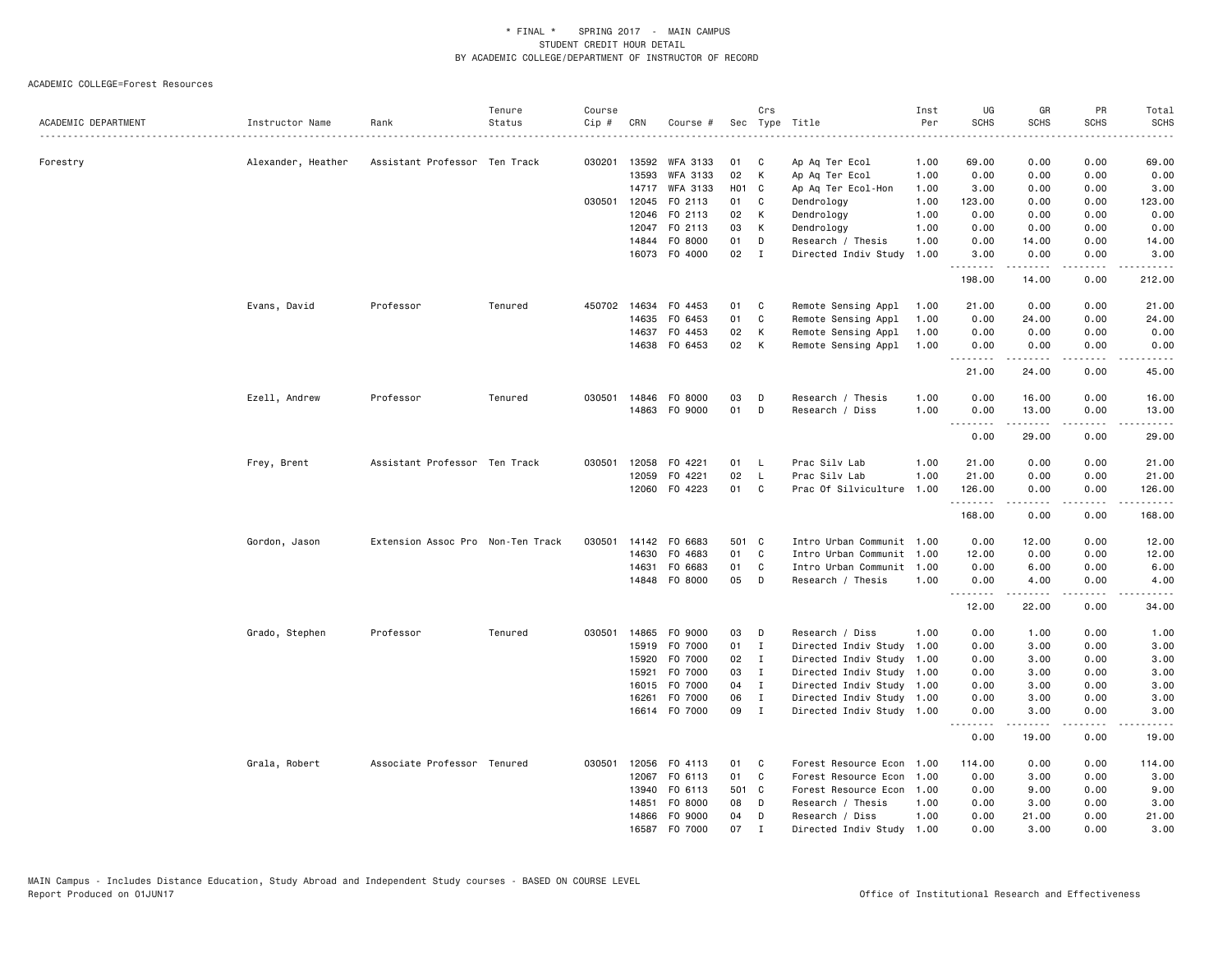# * FINAL * SPRING 2017 - MAIN CAMPUS
## STUDENT CREDIT HOUR DETAIL
## BY ACADEMIC COLLEGE/DEPARTMENT OF INSTRUCTOR OF RECORD

ACADEMIC COLLEGE=Forest Resources

| ACADEMIC DEPARTMENT | Instructor Name | Rank | Tenure Status | Course Cip # | CRN | Course # | Sec | Crs Type | Title | Inst Per | UG SCHS | GR SCHS | PR SCHS | Total SCHS |
|---|---|---|---|---|---|---|---|---|---|---|---|---|---|---|
| Forestry | Alexander, Heather | Assistant Professor | Ten Track | 030201 | 13592 | WFA 3133 | 01 | C | Ap Aq Ter Ecol | 1.00 | 69.00 | 0.00 | 0.00 | 69.00 |
| | | | | | 13593 | WFA 3133 | 02 | K | Ap Aq Ter Ecol | 1.00 | 0.00 | 0.00 | 0.00 | 0.00 |
| | | | | | 14717 | WFA 3133 | H01 | C | Ap Aq Ter Ecol-Hon | 1.00 | 3.00 | 0.00 | 0.00 | 3.00 |
| | | | | 030501 | 12045 | FO 2113 | 01 | C | Dendrology | 1.00 | 123.00 | 0.00 | 0.00 | 123.00 |
| | | | | | 12046 | FO 2113 | 02 | K | Dendrology | 1.00 | 0.00 | 0.00 | 0.00 | 0.00 |
| | | | | | 12047 | FO 2113 | 03 | K | Dendrology | 1.00 | 0.00 | 0.00 | 0.00 | 0.00 |
| | | | | | 14844 | FO 8000 | 01 | D | Research / Thesis | 1.00 | 0.00 | 14.00 | 0.00 | 14.00 |
| | | | | | 16073 | FO 4000 | 02 | I | Directed Indiv Study | 1.00 | 3.00 | 0.00 | 0.00 | 3.00 |
| | | | | | | | | | | | 198.00 | 14.00 | 0.00 | 212.00 |
| | Evans, David | Professor | Tenured | 450702 | 14634 | FO 4453 | 01 | C | Remote Sensing Appl | 1.00 | 21.00 | 0.00 | 0.00 | 21.00 |
| | | | | | 14635 | FO 6453 | 01 | C | Remote Sensing Appl | 1.00 | 0.00 | 24.00 | 0.00 | 24.00 |
| | | | | | 14637 | FO 4453 | 02 | K | Remote Sensing Appl | 1.00 | 0.00 | 0.00 | 0.00 | 0.00 |
| | | | | | 14638 | FO 6453 | 02 | K | Remote Sensing Appl | 1.00 | 0.00 | 0.00 | 0.00 | 0.00 |
| | | | | | | | | | | | 21.00 | 24.00 | 0.00 | 45.00 |
| | Ezell, Andrew | Professor | Tenured | 030501 | 14846 | FO 8000 | 03 | D | Research / Thesis | 1.00 | 0.00 | 16.00 | 0.00 | 16.00 |
| | | | | | 14863 | FO 9000 | 01 | D | Research / Diss | 1.00 | 0.00 | 13.00 | 0.00 | 13.00 |
| | | | | | | | | | | | 0.00 | 29.00 | 0.00 | 29.00 |
| | Frey, Brent | Assistant Professor | Ten Track | 030501 | 12058 | FO 4221 | 01 | L | Prac Silv Lab | 1.00 | 21.00 | 0.00 | 0.00 | 21.00 |
| | | | | | 12059 | FO 4221 | 02 | L | Prac Silv Lab | 1.00 | 21.00 | 0.00 | 0.00 | 21.00 |
| | | | | | 12060 | FO 4223 | 01 | C | Prac Of Silviculture | 1.00 | 126.00 | 0.00 | 0.00 | 126.00 |
| | | | | | | | | | | | 168.00 | 0.00 | 0.00 | 168.00 |
| | Gordon, Jason | Extension Assoc Pro | Non-Ten Track | 030501 | 14142 | FO 6683 | 501 | C | Intro Urban Communit | 1.00 | 0.00 | 12.00 | 0.00 | 12.00 |
| | | | | | 14630 | FO 4683 | 01 | C | Intro Urban Communit | 1.00 | 12.00 | 0.00 | 0.00 | 12.00 |
| | | | | | 14631 | FO 6683 | 01 | C | Intro Urban Communit | 1.00 | 0.00 | 6.00 | 0.00 | 6.00 |
| | | | | | 14848 | FO 8000 | 05 | D | Research / Thesis | 1.00 | 0.00 | 4.00 | 0.00 | 4.00 |
| | | | | | | | | | | | 12.00 | 22.00 | 0.00 | 34.00 |
| | Grado, Stephen | Professor | Tenured | 030501 | 14865 | FO 9000 | 03 | D | Research / Diss | 1.00 | 0.00 | 1.00 | 0.00 | 1.00 |
| | | | | | 15919 | FO 7000 | 01 | I | Directed Indiv Study | 1.00 | 0.00 | 3.00 | 0.00 | 3.00 |
| | | | | | 15920 | FO 7000 | 02 | I | Directed Indiv Study | 1.00 | 0.00 | 3.00 | 0.00 | 3.00 |
| | | | | | 15921 | FO 7000 | 03 | I | Directed Indiv Study | 1.00 | 0.00 | 3.00 | 0.00 | 3.00 |
| | | | | | 16015 | FO 7000 | 04 | I | Directed Indiv Study | 1.00 | 0.00 | 3.00 | 0.00 | 3.00 |
| | | | | | 16261 | FO 7000 | 06 | I | Directed Indiv Study | 1.00 | 0.00 | 3.00 | 0.00 | 3.00 |
| | | | | | 16614 | FO 7000 | 09 | I | Directed Indiv Study | 1.00 | 0.00 | 3.00 | 0.00 | 3.00 |
| | | | | | | | | | | | 0.00 | 19.00 | 0.00 | 19.00 |
| | Grala, Robert | Associate Professor | Tenured | 030501 | 12056 | FO 4113 | 01 | C | Forest Resource Econ | 1.00 | 114.00 | 0.00 | 0.00 | 114.00 |
| | | | | | 12067 | FO 6113 | 01 | C | Forest Resource Econ | 1.00 | 0.00 | 3.00 | 0.00 | 3.00 |
| | | | | | 13940 | FO 6113 | 501 | C | Forest Resource Econ | 1.00 | 0.00 | 9.00 | 0.00 | 9.00 |
| | | | | | 14851 | FO 8000 | 08 | D | Research / Thesis | 1.00 | 0.00 | 3.00 | 0.00 | 3.00 |
| | | | | | 14866 | FO 9000 | 04 | D | Research / Diss | 1.00 | 0.00 | 21.00 | 0.00 | 21.00 |
| | | | | | 16587 | FO 7000 | 07 | I | Directed Indiv Study | 1.00 | 0.00 | 3.00 | 0.00 | 3.00 |

MAIN Campus - Includes Distance Education, Study Abroad and Independent Study courses - BASED ON COURSE LEVEL
Report Produced on 01JUN17

Office of Institutional Research and Effectiveness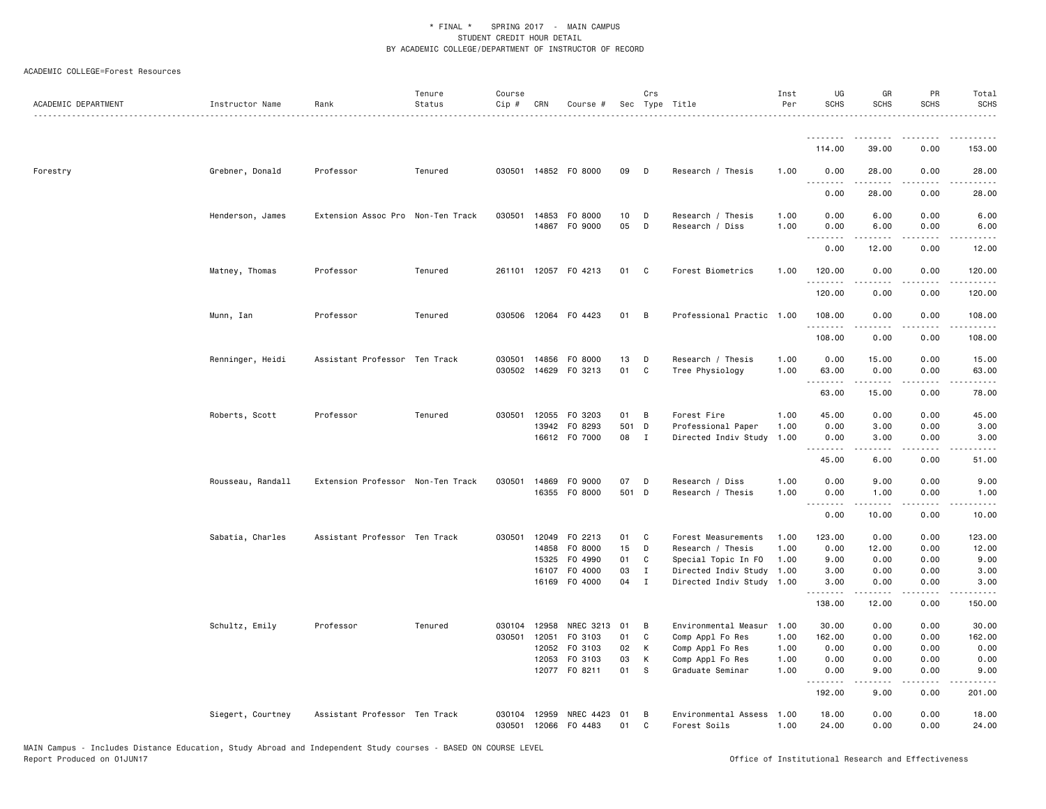\* FINAL \* SPRING 2017 - MAIN CAMPUS
STUDENT CREDIT HOUR DETAIL
BY ACADEMIC COLLEGE/DEPARTMENT OF INSTRUCTOR OF RECORD

ACADEMIC COLLEGE=Forest Resources

| ACADEMIC DEPARTMENT | Instructor Name | Rank | Tenure Status | Course Cip # | CRN | Course # | Sec | Crs Type | Title | Inst Per | UG SCHS | GR SCHS | PR SCHS | Total SCHS |
|---|---|---|---|---|---|---|---|---|---|---|---|---|---|---|
| | | | | | | | | | | | 114.00 | 39.00 | 0.00 | 153.00 |
| Forestry | Grebner, Donald | Professor | Tenured | 030501 | 14852 | FO 8000 | 09 | D | Research / Thesis | 1.00 | 0.00 | 28.00 | 0.00 | 28.00 |
| | | | | | | | | | | | 0.00 | 28.00 | 0.00 | 28.00 |
| | Henderson, James | Extension Assoc Pro | Non-Ten Track | 030501 | 14853 | FO 8000 | 10 | D | Research / Thesis | 1.00 | 0.00 | 6.00 | 0.00 | 6.00 |
| | | | | | 14867 | FO 9000 | 05 | D | Research / Diss | 1.00 | 0.00 | 6.00 | 0.00 | 6.00 |
| | | | | | | | | | | | 0.00 | 12.00 | 0.00 | 12.00 |
| | Matney, Thomas | Professor | Tenured | 261101 | 12057 | FO 4213 | 01 | C | Forest Biometrics | 1.00 | 120.00 | 0.00 | 0.00 | 120.00 |
| | | | | | | | | | | | 120.00 | 0.00 | 0.00 | 120.00 |
| | Munn, Ian | Professor | Tenured | 030506 | 12064 | FO 4423 | 01 | B | Professional Practic | 1.00 | 108.00 | 0.00 | 0.00 | 108.00 |
| | | | | | | | | | | | 108.00 | 0.00 | 0.00 | 108.00 |
| | Renninger, Heidi | Assistant Professor | Ten Track | 030501 | 14856 | FO 8000 | 13 | D | Research / Thesis | 1.00 | 0.00 | 15.00 | 0.00 | 15.00 |
| | | | | 030502 | 14629 | FO 3213 | 01 | C | Tree Physiology | 1.00 | 63.00 | 0.00 | 0.00 | 63.00 |
| | | | | | | | | | | | 63.00 | 15.00 | 0.00 | 78.00 |
| | Roberts, Scott | Professor | Tenured | 030501 | 12055 | FO 3203 | 01 | B | Forest Fire | 1.00 | 45.00 | 0.00 | 0.00 | 45.00 |
| | | | | | 13942 | FO 8293 | 501 | D | Professional Paper | 1.00 | 0.00 | 3.00 | 0.00 | 3.00 |
| | | | | | 16612 | FO 7000 | 08 | I | Directed Indiv Study | 1.00 | 0.00 | 3.00 | 0.00 | 3.00 |
| | | | | | | | | | | | 45.00 | 6.00 | 0.00 | 51.00 |
| | Rousseau, Randall | Extension Professor | Non-Ten Track | 030501 | 14869 | FO 9000 | 07 | D | Research / Diss | 1.00 | 0.00 | 9.00 | 0.00 | 9.00 |
| | | | | | 16355 | FO 8000 | 501 | D | Research / Thesis | 1.00 | 0.00 | 1.00 | 0.00 | 1.00 |
| | | | | | | | | | | | 0.00 | 10.00 | 0.00 | 10.00 |
| | Sabatia, Charles | Assistant Professor | Ten Track | 030501 | 12049 | FO 2213 | 01 | C | Forest Measurements | 1.00 | 123.00 | 0.00 | 0.00 | 123.00 |
| | | | | | 14858 | FO 8000 | 15 | D | Research / Thesis | 1.00 | 0.00 | 12.00 | 0.00 | 12.00 |
| | | | | | 15325 | FO 4990 | 01 | C | Special Topic In FO | 1.00 | 9.00 | 0.00 | 0.00 | 9.00 |
| | | | | | 16107 | FO 4000 | 03 | I | Directed Indiv Study | 1.00 | 3.00 | 0.00 | 0.00 | 3.00 |
| | | | | | 16169 | FO 4000 | 04 | I | Directed Indiv Study | 1.00 | 3.00 | 0.00 | 0.00 | 3.00 |
| | | | | | | | | | | | 138.00 | 12.00 | 0.00 | 150.00 |
| | Schultz, Emily | Professor | Tenured | 030104 | 12958 | NREC 3213 | 01 | B | Environmental Measur | 1.00 | 30.00 | 0.00 | 0.00 | 30.00 |
| | | | | 030501 | 12051 | FO 3103 | 01 | C | Comp Appl Fo Res | 1.00 | 162.00 | 0.00 | 0.00 | 162.00 |
| | | | | | 12052 | FO 3103 | 02 | K | Comp Appl Fo Res | 1.00 | 0.00 | 0.00 | 0.00 | 0.00 |
| | | | | | 12053 | FO 3103 | 03 | K | Comp Appl Fo Res | 1.00 | 0.00 | 0.00 | 0.00 | 0.00 |
| | | | | | 12077 | FO 8211 | 01 | S | Graduate Seminar | 1.00 | 0.00 | 9.00 | 0.00 | 9.00 |
| | | | | | | | | | | | 192.00 | 9.00 | 0.00 | 201.00 |
| | Siegert, Courtney | Assistant Professor | Ten Track | 030104 | 12959 | NREC 4423 | 01 | B | Environmental Assess | 1.00 | 18.00 | 0.00 | 0.00 | 18.00 |
| | | | | 030501 | 12066 | FO 4483 | 01 | C | Forest Soils | 1.00 | 24.00 | 0.00 | 0.00 | 24.00 |

MAIN Campus - Includes Distance Education, Study Abroad and Independent Study courses - BASED ON COURSE LEVEL
Report Produced on 01JUN17 Office of Institutional Research and Effectiveness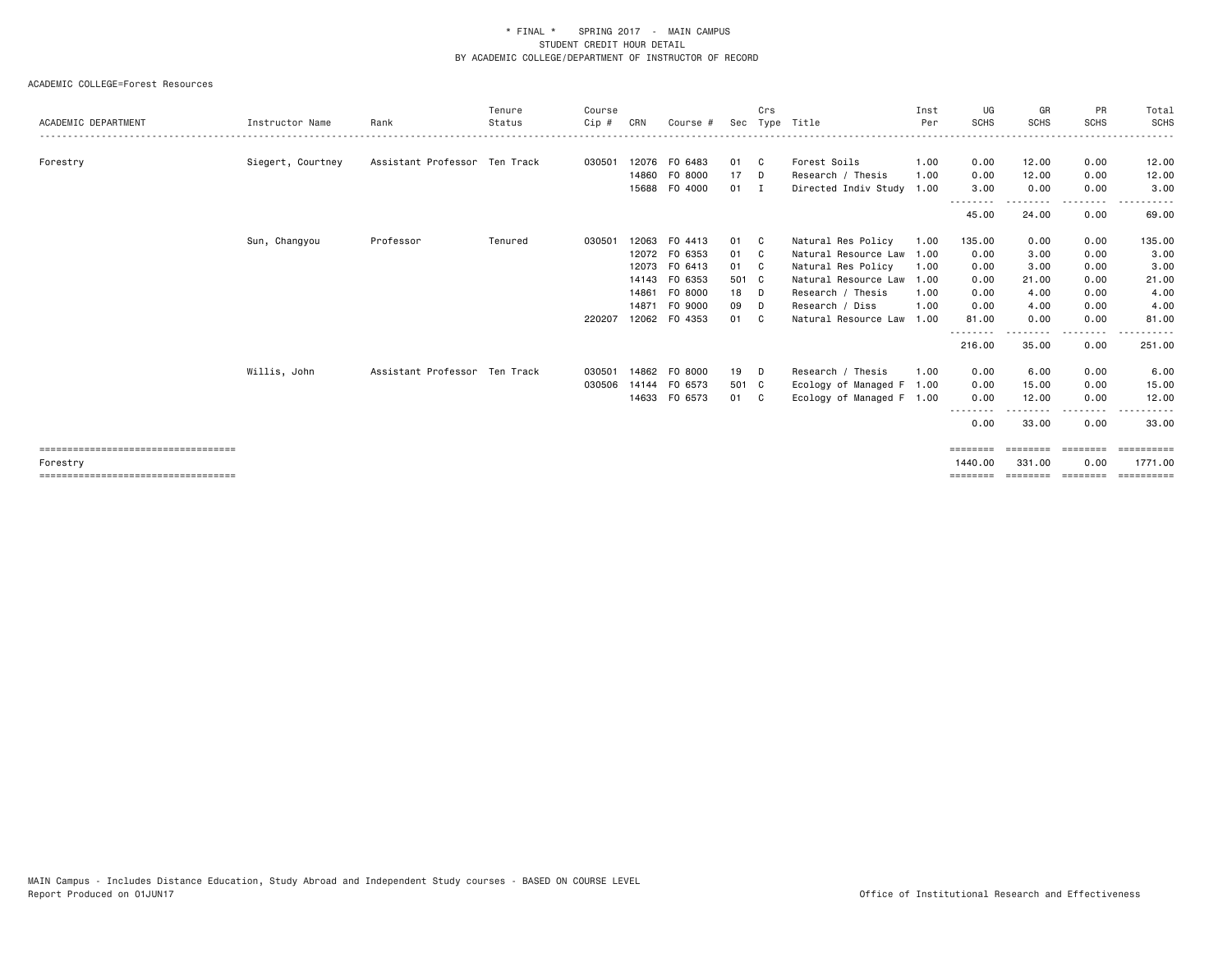\* FINAL \* SPRING 2017 - MAIN CAMPUS
STUDENT CREDIT HOUR DETAIL
BY ACADEMIC COLLEGE/DEPARTMENT OF INSTRUCTOR OF RECORD

ACADEMIC COLLEGE=Forest Resources

| ACADEMIC DEPARTMENT | Instructor Name | Rank | Tenure Status | Course Cip # | CRN | Course # | Sec | Crs Type | Title | Inst Per | UG SCHS | GR SCHS | PR SCHS | Total SCHS |
|---|---|---|---|---|---|---|---|---|---|---|---|---|---|---|
| Forestry | Siegert, Courtney | Assistant Professor | Ten Track | 030501 | 12076 | FO 6483 | 01 | C | Forest Soils | 1.00 | 0.00 | 12.00 | 0.00 | 12.00 |
| | | | | | 14860 | FO 8000 | 17 | D | Research / Thesis | 1.00 | 0.00 | 12.00 | 0.00 | 12.00 |
| | | | | | 15688 | FO 4000 | 01 | I | Directed Indiv Study | 1.00 | 3.00 | 0.00 | 0.00 | 3.00 |
| | | | | | | | | | | | 45.00 | 24.00 | 0.00 | 69.00 |
| | Sun, Changyou | Professor | Tenured | 030501 | 12063 | FO 4413 | 01 | C | Natural Res Policy | 1.00 | 135.00 | 0.00 | 0.00 | 135.00 |
| | | | | | 12072 | FO 6353 | 01 | C | Natural Resource Law | 1.00 | 0.00 | 3.00 | 0.00 | 3.00 |
| | | | | | 12073 | FO 6413 | 01 | C | Natural Res Policy | 1.00 | 0.00 | 3.00 | 0.00 | 3.00 |
| | | | | | 14143 | FO 6353 | 501 | C | Natural Resource Law | 1.00 | 0.00 | 21.00 | 0.00 | 21.00 |
| | | | | | 14861 | FO 8000 | 18 | D | Research / Thesis | 1.00 | 0.00 | 4.00 | 0.00 | 4.00 |
| | | | | | 14871 | FO 9000 | 09 | D | Research / Diss | 1.00 | 0.00 | 4.00 | 0.00 | 4.00 |
| | | | | 220207 | 12062 | FO 4353 | 01 | C | Natural Resource Law | 1.00 | 81.00 | 0.00 | 0.00 | 81.00 |
| | | | | | | | | | | | 216.00 | 35.00 | 0.00 | 251.00 |
| | Willis, John | Assistant Professor | Ten Track | 030501 | 14862 | FO 8000 | 19 | D | Research / Thesis | 1.00 | 0.00 | 6.00 | 0.00 | 6.00 |
| | | | | 030506 | 14144 | FO 6573 | 501 | C | Ecology of Managed F | 1.00 | 0.00 | 15.00 | 0.00 | 15.00 |
| | | | | | 14633 | FO 6573 | 01 | C | Ecology of Managed F | 1.00 | 0.00 | 12.00 | 0.00 | 12.00 |
| | | | | | | | | | | | 0.00 | 33.00 | 0.00 | 33.00 |
| Forestry | | | | | | | | | | | 1440.00 | 331.00 | 0.00 | 1771.00 |

MAIN Campus - Includes Distance Education, Study Abroad and Independent Study courses - BASED ON COURSE LEVEL
Report Produced on 01JUN17

Office of Institutional Research and Effectiveness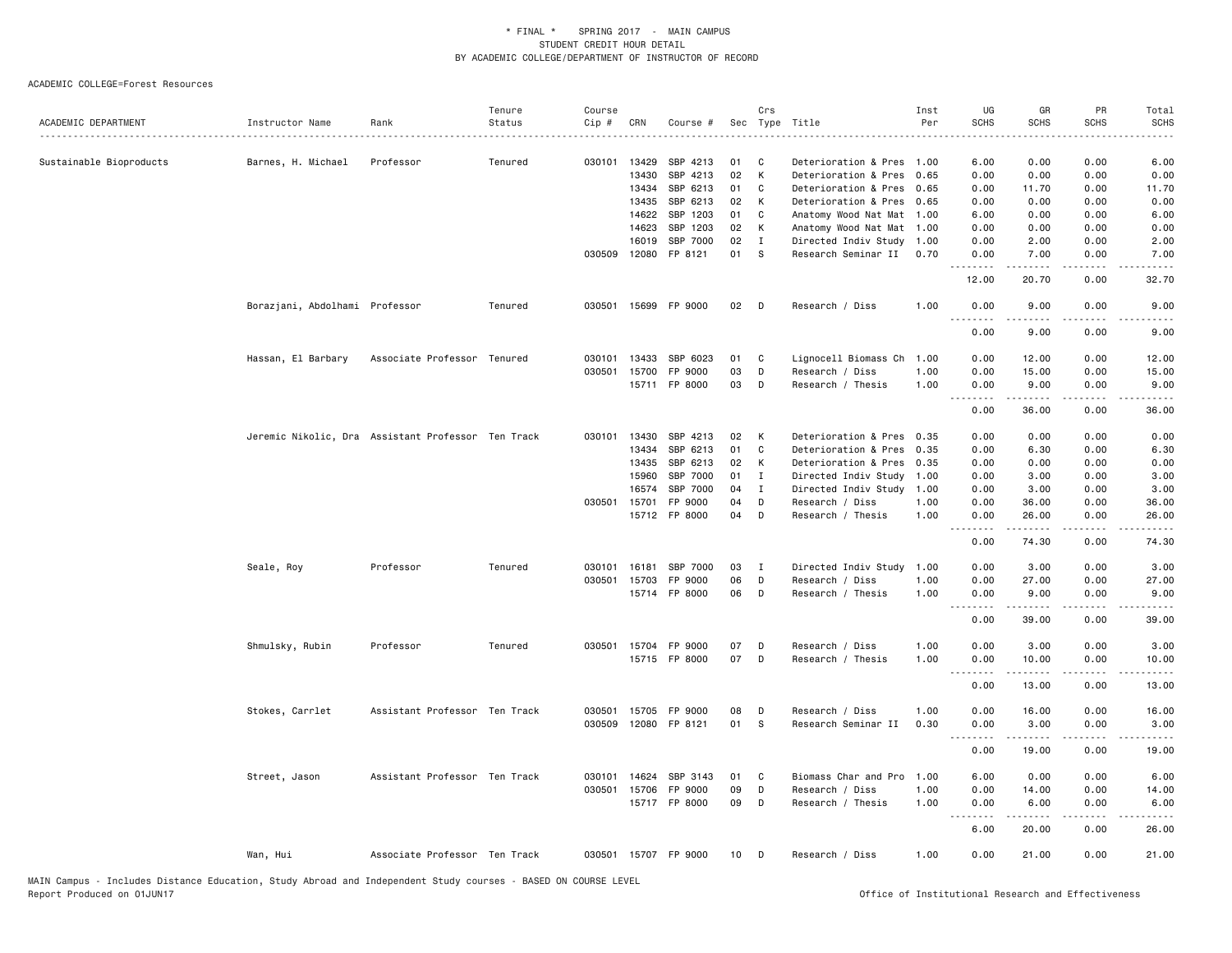\* FINAL \* SPRING 2017 - MAIN CAMPUS
STUDENT CREDIT HOUR DETAIL
BY ACADEMIC COLLEGE/DEPARTMENT OF INSTRUCTOR OF RECORD

ACADEMIC COLLEGE=Forest Resources

| ACADEMIC DEPARTMENT | Instructor Name | Rank | Tenure Status | Course Cip # | CRN | Course # | Sec | Crs Type | Title | Inst Per | UG SCHS | GR SCHS | PR SCHS | Total SCHS |
|---|---|---|---|---|---|---|---|---|---|---|---|---|---|---|
| Sustainable Bioproducts | Barnes, H. Michael | Professor | Tenured | 030101 | 13429 | SBP 4213 | 01 | C | Deterioration & Pres | 1.00 | 6.00 | 0.00 | 0.00 | 6.00 |
| | | | | | 13430 | SBP 4213 | 02 | K | Deterioration & Pres | 0.65 | 0.00 | 0.00 | 0.00 | 0.00 |
| | | | | | 13434 | SBP 6213 | 01 | C | Deterioration & Pres | 0.65 | 0.00 | 11.70 | 0.00 | 11.70 |
| | | | | | 13435 | SBP 6213 | 02 | K | Deterioration & Pres | 0.65 | 0.00 | 0.00 | 0.00 | 0.00 |
| | | | | | 14622 | SBP 1203 | 01 | C | Anatomy Wood Nat Mat | 1.00 | 6.00 | 0.00 | 0.00 | 6.00 |
| | | | | | 14623 | SBP 1203 | 02 | K | Anatomy Wood Nat Mat | 1.00 | 0.00 | 0.00 | 0.00 | 0.00 |
| | | | | | 16019 | SBP 7000 | 02 | I | Directed Indiv Study | 1.00 | 0.00 | 2.00 | 0.00 | 2.00 |
| | | | | 030509 | 12080 | FP 8121 | 01 | S | Research Seminar II | 0.70 | 0.00 | 7.00 | 0.00 | 7.00 |
| | | | | | | | | | | | 12.00 | 20.70 | 0.00 | 32.70 |
| | Borazjani, Abdolhami | Professor | Tenured | 030501 | 15699 | FP 9000 | 02 | D | Research / Diss | 1.00 | 0.00 | 9.00 | 0.00 | 9.00 |
| | | | | | | | | | | | 0.00 | 9.00 | 0.00 | 9.00 |
| | Hassan, El Barbary | Associate Professor | Tenured | 030101 | 13433 | SBP 6023 | 01 | C | Lignocell Biomass Ch | 1.00 | 0.00 | 12.00 | 0.00 | 12.00 |
| | | | | 030501 | 15700 | FP 9000 | 03 | D | Research / Diss | 1.00 | 0.00 | 15.00 | 0.00 | 15.00 |
| | | | | | 15711 | FP 8000 | 03 | D | Research / Thesis | 1.00 | 0.00 | 9.00 | 0.00 | 9.00 |
| | | | | | | | | | | | 0.00 | 36.00 | 0.00 | 36.00 |
| | Jeremic Nikolic, Dra | Assistant Professor | Ten Track | 030101 | 13430 | SBP 4213 | 02 | K | Deterioration & Pres | 0.35 | 0.00 | 0.00 | 0.00 | 0.00 |
| | | | | | 13434 | SBP 6213 | 01 | C | Deterioration & Pres | 0.35 | 0.00 | 6.30 | 0.00 | 6.30 |
| | | | | | 13435 | SBP 6213 | 02 | K | Deterioration & Pres | 0.35 | 0.00 | 0.00 | 0.00 | 0.00 |
| | | | | | 15960 | SBP 7000 | 01 | I | Directed Indiv Study | 1.00 | 0.00 | 3.00 | 0.00 | 3.00 |
| | | | | | 16574 | SBP 7000 | 04 | I | Directed Indiv Study | 1.00 | 0.00 | 3.00 | 0.00 | 3.00 |
| | | | | 030501 | 15701 | FP 9000 | 04 | D | Research / Diss | 1.00 | 0.00 | 36.00 | 0.00 | 36.00 |
| | | | | | 15712 | FP 8000 | 04 | D | Research / Thesis | 1.00 | 0.00 | 26.00 | 0.00 | 26.00 |
| | | | | | | | | | | | 0.00 | 74.30 | 0.00 | 74.30 |
| | Seale, Roy | Professor | Tenured | 030101 | 16181 | SBP 7000 | 03 | I | Directed Indiv Study | 1.00 | 0.00 | 3.00 | 0.00 | 3.00 |
| | | | | 030501 | 15703 | FP 9000 | 06 | D | Research / Diss | 1.00 | 0.00 | 27.00 | 0.00 | 27.00 |
| | | | | | 15714 | FP 8000 | 06 | D | Research / Thesis | 1.00 | 0.00 | 9.00 | 0.00 | 9.00 |
| | | | | | | | | | | | 0.00 | 39.00 | 0.00 | 39.00 |
| | Shmulsky, Rubin | Professor | Tenured | 030501 | 15704 | FP 9000 | 07 | D | Research / Diss | 1.00 | 0.00 | 3.00 | 0.00 | 3.00 |
| | | | | | 15715 | FP 8000 | 07 | D | Research / Thesis | 1.00 | 0.00 | 10.00 | 0.00 | 10.00 |
| | | | | | | | | | | | 0.00 | 13.00 | 0.00 | 13.00 |
| | Stokes, Carrlet | Assistant Professor | Ten Track | 030501 | 15705 | FP 9000 | 08 | D | Research / Diss | 1.00 | 0.00 | 16.00 | 0.00 | 16.00 |
| | | | | 030509 | 12080 | FP 8121 | 01 | S | Research Seminar II | 0.30 | 0.00 | 3.00 | 0.00 | 3.00 |
| | | | | | | | | | | | 0.00 | 19.00 | 0.00 | 19.00 |
| | Street, Jason | Assistant Professor | Ten Track | 030101 | 14624 | SBP 3143 | 01 | C | Biomass Char and Pro | 1.00 | 6.00 | 0.00 | 0.00 | 6.00 |
| | | | | 030501 | 15706 | FP 9000 | 09 | D | Research / Diss | 1.00 | 0.00 | 14.00 | 0.00 | 14.00 |
| | | | | | 15717 | FP 8000 | 09 | D | Research / Thesis | 1.00 | 0.00 | 6.00 | 0.00 | 6.00 |
| | | | | | | | | | | | 6.00 | 20.00 | 0.00 | 26.00 |
| | Wan, Hui | Associate Professor | Ten Track | 030501 | 15707 | FP 9000 | 10 | D | Research / Diss | 1.00 | 0.00 | 21.00 | 0.00 | 21.00 |

MAIN Campus - Includes Distance Education, Study Abroad and Independent Study courses - BASED ON COURSE LEVEL
Report Produced on 01JUN17

Office of Institutional Research and Effectiveness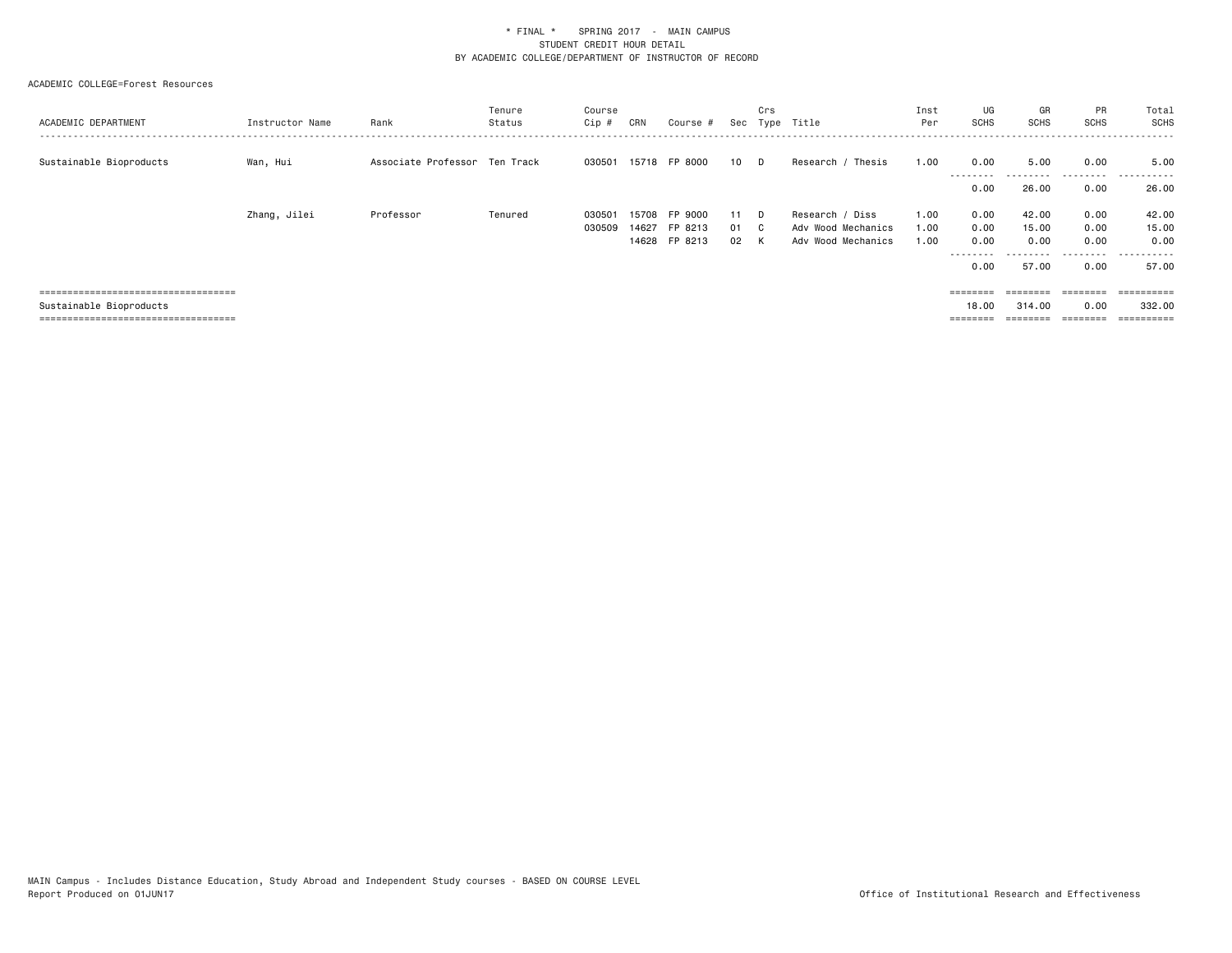\* FINAL \*    SPRING 2017  -  MAIN CAMPUS
STUDENT CREDIT HOUR DETAIL
BY ACADEMIC COLLEGE/DEPARTMENT OF INSTRUCTOR OF RECORD

ACADEMIC COLLEGE=Forest Resources

| ACADEMIC DEPARTMENT | Instructor Name | Rank | Tenure Status | Course Cip # | CRN | Course # | Sec | Crs Type | Title | Inst Per | UG SCHS | GR SCHS | PR SCHS | Total SCHS |
|---|---|---|---|---|---|---|---|---|---|---|---|---|---|---|
| Sustainable Bioproducts | Wan, Hui | Associate Professor | Ten Track | 030501 | 15718 | FP 8000 | 10 | D | Research / Thesis | 1.00 | 0.00 | 5.00 | 0.00 | 5.00 |
| | | | | | | | | | | | 0.00 | 26.00 | 0.00 | 26.00 |
| | Zhang, Jilei | Professor | Tenured | 030501 | 15708 | FP 9000 | 11 | D | Research / Diss | 1.00 | 0.00 | 42.00 | 0.00 | 42.00 |
| | | | | 030509 | 14627 | FP 8213 | 01 | C | Adv Wood Mechanics | 1.00 | 0.00 | 15.00 | 0.00 | 15.00 |
| | | | | | 14628 | FP 8213 | 02 | K | Adv Wood Mechanics | 1.00 | 0.00 | 0.00 | 0.00 | 0.00 |
| | | | | | | | | | | | 0.00 | 57.00 | 0.00 | 57.00 |
| Sustainable Bioproducts | | | | | | | | | | | 18.00 | 314.00 | 0.00 | 332.00 |

MAIN Campus - Includes Distance Education, Study Abroad and Independent Study courses - BASED ON COURSE LEVEL
Report Produced on 01JUN17    Office of Institutional Research and Effectiveness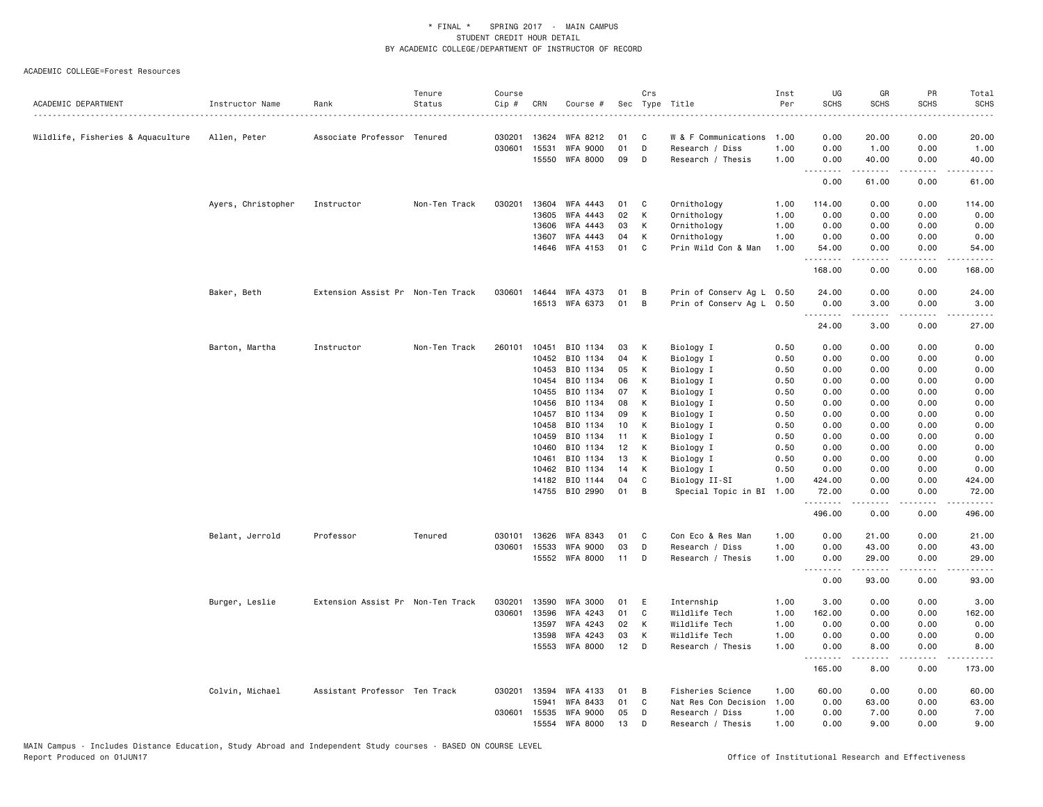\* FINAL \* SPRING 2017 - MAIN CAMPUS
STUDENT CREDIT HOUR DETAIL
BY ACADEMIC COLLEGE/DEPARTMENT OF INSTRUCTOR OF RECORD

ACADEMIC COLLEGE=Forest Resources

| ACADEMIC DEPARTMENT | Instructor Name | Rank | Tenure Status | Course Cip # | CRN | Course # | Sec | Crs Type | Title | Inst Per | UG SCHS | GR SCHS | PR SCHS | Total SCHS |
|---|---|---|---|---|---|---|---|---|---|---|---|---|---|---|
| Wildlife, Fisheries & Aquaculture | Allen, Peter | Associate Professor | Tenured | 030201 | 13624 | WFA 8212 | 01 | C | W & F Communications | 1.00 | 0.00 | 20.00 | 0.00 | 20.00 |
| | | | | 030601 | 15531 | WFA 9000 | 01 | D | Research / Diss | 1.00 | 0.00 | 1.00 | 0.00 | 1.00 |
| | | | | | 15550 | WFA 8000 | 09 | D | Research / Thesis | 1.00 | 0.00 | 40.00 | 0.00 | 40.00 |
| | | | | | | | | | | | 0.00 | 61.00 | 0.00 | 61.00 |
| | Ayers, Christopher | Instructor | Non-Ten Track | 030201 | 13604 | WFA 4443 | 01 | C | Ornithology | 1.00 | 114.00 | 0.00 | 0.00 | 114.00 |
| | | | | | 13605 | WFA 4443 | 02 | K | Ornithology | 1.00 | 0.00 | 0.00 | 0.00 | 0.00 |
| | | | | | 13606 | WFA 4443 | 03 | K | Ornithology | 1.00 | 0.00 | 0.00 | 0.00 | 0.00 |
| | | | | | 13607 | WFA 4443 | 04 | K | Ornithology | 1.00 | 0.00 | 0.00 | 0.00 | 0.00 |
| | | | | | 14646 | WFA 4153 | 01 | C | Prin Wild Con & Man | 1.00 | 54.00 | 0.00 | 0.00 | 54.00 |
| | | | | | | | | | | | 168.00 | 0.00 | 0.00 | 168.00 |
| | Baker, Beth | Extension Assist Pr | Non-Ten Track | 030601 | 14644 | WFA 4373 | 01 | B | Prin of Conserv Ag L | 0.50 | 24.00 | 0.00 | 0.00 | 24.00 |
| | | | | | 16513 | WFA 6373 | 01 | B | Prin of Conserv Ag L | 0.50 | 0.00 | 3.00 | 0.00 | 3.00 |
| | | | | | | | | | | | 24.00 | 3.00 | 0.00 | 27.00 |
| | Barton, Martha | Instructor | Non-Ten Track | 260101 | 10451 | BIO 1134 | 03 | K | Biology I | 0.50 | 0.00 | 0.00 | 0.00 | 0.00 |
| | | | | | 10452 | BIO 1134 | 04 | K | Biology I | 0.50 | 0.00 | 0.00 | 0.00 | 0.00 |
| | | | | | 10453 | BIO 1134 | 05 | K | Biology I | 0.50 | 0.00 | 0.00 | 0.00 | 0.00 |
| | | | | | 10454 | BIO 1134 | 06 | K | Biology I | 0.50 | 0.00 | 0.00 | 0.00 | 0.00 |
| | | | | | 10455 | BIO 1134 | 07 | K | Biology I | 0.50 | 0.00 | 0.00 | 0.00 | 0.00 |
| | | | | | 10456 | BIO 1134 | 08 | K | Biology I | 0.50 | 0.00 | 0.00 | 0.00 | 0.00 |
| | | | | | 10457 | BIO 1134 | 09 | K | Biology I | 0.50 | 0.00 | 0.00 | 0.00 | 0.00 |
| | | | | | 10458 | BIO 1134 | 10 | K | Biology I | 0.50 | 0.00 | 0.00 | 0.00 | 0.00 |
| | | | | | 10459 | BIO 1134 | 11 | K | Biology I | 0.50 | 0.00 | 0.00 | 0.00 | 0.00 |
| | | | | | 10460 | BIO 1134 | 12 | K | Biology I | 0.50 | 0.00 | 0.00 | 0.00 | 0.00 |
| | | | | | 10461 | BIO 1134 | 13 | K | Biology I | 0.50 | 0.00 | 0.00 | 0.00 | 0.00 |
| | | | | | 10462 | BIO 1134 | 14 | K | Biology I | 0.50 | 0.00 | 0.00 | 0.00 | 0.00 |
| | | | | | 14182 | BIO 1144 | 04 | C | Biology II-SI | 1.00 | 424.00 | 0.00 | 0.00 | 424.00 |
| | | | | | 14755 | BIO 2990 | 01 | B | Special Topic in BI | 1.00 | 72.00 | 0.00 | 0.00 | 72.00 |
| | | | | | | | | | | | 496.00 | 0.00 | 0.00 | 496.00 |
| | Belant, Jerrold | Professor | Tenured | 030101 | 13626 | WFA 8343 | 01 | C | Con Eco & Res Man | 1.00 | 0.00 | 21.00 | 0.00 | 21.00 |
| | | | | 030601 | 15533 | WFA 9000 | 03 | D | Research / Diss | 1.00 | 0.00 | 43.00 | 0.00 | 43.00 |
| | | | | | 15552 | WFA 8000 | 11 | D | Research / Thesis | 1.00 | 0.00 | 29.00 | 0.00 | 29.00 |
| | | | | | | | | | | | 0.00 | 93.00 | 0.00 | 93.00 |
| | Burger, Leslie | Extension Assist Pr | Non-Ten Track | 030201 | 13590 | WFA 3000 | 01 | E | Internship | 1.00 | 3.00 | 0.00 | 0.00 | 3.00 |
| | | | | 030601 | 13596 | WFA 4243 | 01 | C | Wildlife Tech | 1.00 | 162.00 | 0.00 | 0.00 | 162.00 |
| | | | | | 13597 | WFA 4243 | 02 | K | Wildlife Tech | 1.00 | 0.00 | 0.00 | 0.00 | 0.00 |
| | | | | | 13598 | WFA 4243 | 03 | K | Wildlife Tech | 1.00 | 0.00 | 0.00 | 0.00 | 0.00 |
| | | | | | 15553 | WFA 8000 | 12 | D | Research / Thesis | 1.00 | 0.00 | 8.00 | 0.00 | 8.00 |
| | | | | | | | | | | | 165.00 | 8.00 | 0.00 | 173.00 |
| | Colvin, Michael | Assistant Professor | Ten Track | 030201 | 13594 | WFA 4133 | 01 | B | Fisheries Science | 1.00 | 60.00 | 0.00 | 0.00 | 60.00 |
| | | | | | 15941 | WFA 8433 | 01 | C | Nat Res Con Decision | 1.00 | 0.00 | 63.00 | 0.00 | 63.00 |
| | | | | 030601 | 15535 | WFA 9000 | 05 | D | Research / Diss | 1.00 | 0.00 | 7.00 | 0.00 | 7.00 |
| | | | | | 15554 | WFA 8000 | 13 | D | Research / Thesis | 1.00 | 0.00 | 9.00 | 0.00 | 9.00 |

MAIN Campus - Includes Distance Education, Study Abroad and Independent Study courses - BASED ON COURSE LEVEL
Report Produced on 01JUN17 Office of Institutional Research and Effectiveness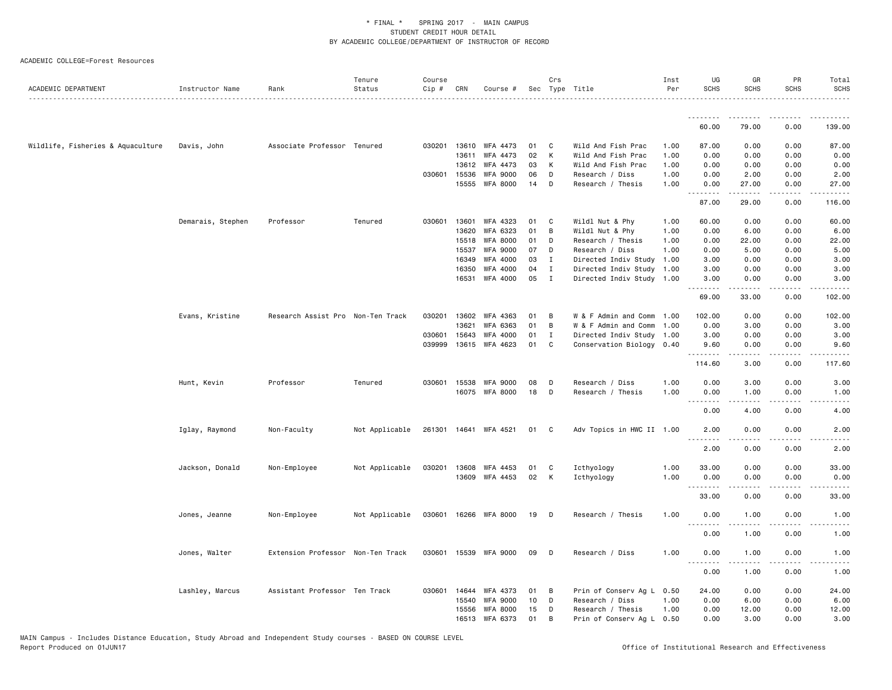\* FINAL \* SPRING 2017 - MAIN CAMPUS
STUDENT CREDIT HOUR DETAIL
BY ACADEMIC COLLEGE/DEPARTMENT OF INSTRUCTOR OF RECORD

ACADEMIC COLLEGE=Forest Resources

| ACADEMIC DEPARTMENT | Instructor Name | Rank | Tenure Status | Course Cip # | CRN | Course # | Sec | Crs Type | Title | Inst Per | UG SCHS | GR SCHS | PR SCHS | Total SCHS |
|---|---|---|---|---|---|---|---|---|---|---|---|---|---|---|
| | | | | | | | | | | | 60.00 | 79.00 | 0.00 | 139.00 |
| Wildlife, Fisheries & Aquaculture | Davis, John | Associate Professor | Tenured | 030201 | 13610 | WFA 4473 | 01 | C | Wild And Fish Prac | 1.00 | 87.00 | 0.00 | 0.00 | 87.00 |
| | | | | | 13611 | WFA 4473 | 02 | K | Wild And Fish Prac | 1.00 | 0.00 | 0.00 | 0.00 | 0.00 |
| | | | | | 13612 | WFA 4473 | 03 | K | Wild And Fish Prac | 1.00 | 0.00 | 0.00 | 0.00 | 0.00 |
| | | | | 030601 | 15536 | WFA 9000 | 06 | D | Research / Diss | 1.00 | 0.00 | 2.00 | 0.00 | 2.00 |
| | | | | | 15555 | WFA 8000 | 14 | D | Research / Thesis | 1.00 | 0.00 | 27.00 | 0.00 | 27.00 |
| | | | | | | | | | | | 87.00 | 29.00 | 0.00 | 116.00 |
| | Demarais, Stephen | Professor | Tenured | 030601 | 13601 | WFA 4323 | 01 | C | Wildl Nut & Phy | 1.00 | 60.00 | 0.00 | 0.00 | 60.00 |
| | | | | | 13620 | WFA 6323 | 01 | B | Wildl Nut & Phy | 1.00 | 0.00 | 6.00 | 0.00 | 6.00 |
| | | | | | 15518 | WFA 8000 | 01 | D | Research / Thesis | 1.00 | 0.00 | 22.00 | 0.00 | 22.00 |
| | | | | | 15537 | WFA 9000 | 07 | D | Research / Diss | 1.00 | 0.00 | 5.00 | 0.00 | 5.00 |
| | | | | | 16349 | WFA 4000 | 03 | I | Directed Indiv Study | 1.00 | 3.00 | 0.00 | 0.00 | 3.00 |
| | | | | | 16350 | WFA 4000 | 04 | I | Directed Indiv Study | 1.00 | 3.00 | 0.00 | 0.00 | 3.00 |
| | | | | | 16531 | WFA 4000 | 05 | I | Directed Indiv Study | 1.00 | 3.00 | 0.00 | 0.00 | 3.00 |
| | | | | | | | | | | | 69.00 | 33.00 | 0.00 | 102.00 |
| | Evans, Kristine | Research Assist Pro | Non-Ten Track | 030201 | 13602 | WFA 4363 | 01 | B | W & F Admin and Comm | 1.00 | 102.00 | 0.00 | 0.00 | 102.00 |
| | | | | | 13621 | WFA 6363 | 01 | B | W & F Admin and Comm | 1.00 | 0.00 | 3.00 | 0.00 | 3.00 |
| | | | | 030601 | 15643 | WFA 4000 | 01 | I | Directed Indiv Study | 1.00 | 3.00 | 0.00 | 0.00 | 3.00 |
| | | | | 039999 | 13615 | WFA 4623 | 01 | C | Conservation Biology | 0.40 | 9.60 | 0.00 | 0.00 | 9.60 |
| | | | | | | | | | | | 114.60 | 3.00 | 0.00 | 117.60 |
| | Hunt, Kevin | Professor | Tenured | 030601 | 15538 | WFA 9000 | 08 | D | Research / Diss | 1.00 | 0.00 | 3.00 | 0.00 | 3.00 |
| | | | | | 16075 | WFA 8000 | 18 | D | Research / Thesis | 1.00 | 0.00 | 1.00 | 0.00 | 1.00 |
| | | | | | | | | | | | 0.00 | 4.00 | 0.00 | 4.00 |
| | Iglay, Raymond | Non-Faculty | Not Applicable | 261301 | 14641 | WFA 4521 | 01 | C | Adv Topics in HWC II | 1.00 | 2.00 | 0.00 | 0.00 | 2.00 |
| | | | | | | | | | | | 2.00 | 0.00 | 0.00 | 2.00 |
| | Jackson, Donald | Non-Employee | Not Applicable | 030201 | 13608 | WFA 4453 | 01 | C | Icthyology | 1.00 | 33.00 | 0.00 | 0.00 | 33.00 |
| | | | | | 13609 | WFA 4453 | 02 | K | Icthyology | 1.00 | 0.00 | 0.00 | 0.00 | 0.00 |
| | | | | | | | | | | | 33.00 | 0.00 | 0.00 | 33.00 |
| | Jones, Jeanne | Non-Employee | Not Applicable | 030601 | 16266 | WFA 8000 | 19 | D | Research / Thesis | 1.00 | 0.00 | 1.00 | 0.00 | 1.00 |
| | | | | | | | | | | | 0.00 | 1.00 | 0.00 | 1.00 |
| | Jones, Walter | Extension Professor | Non-Ten Track | 030601 | 15539 | WFA 9000 | 09 | D | Research / Diss | 1.00 | 0.00 | 1.00 | 0.00 | 1.00 |
| | | | | | | | | | | | 0.00 | 1.00 | 0.00 | 1.00 |
| | Lashley, Marcus | Assistant Professor | Ten Track | 030601 | 14644 | WFA 4373 | 01 | B | Prin of Conserv Ag L | 0.50 | 24.00 | 0.00 | 0.00 | 24.00 |
| | | | | | 15540 | WFA 9000 | 10 | D | Research / Diss | 1.00 | 0.00 | 6.00 | 0.00 | 6.00 |
| | | | | | 15556 | WFA 8000 | 15 | D | Research / Thesis | 1.00 | 0.00 | 12.00 | 0.00 | 12.00 |
| | | | | | 16513 | WFA 6373 | 01 | B | Prin of Conserv Ag L | 0.50 | 0.00 | 3.00 | 0.00 | 3.00 |

MAIN Campus - Includes Distance Education, Study Abroad and Independent Study courses - BASED ON COURSE LEVEL
Report Produced on 01JUN17 — Office of Institutional Research and Effectiveness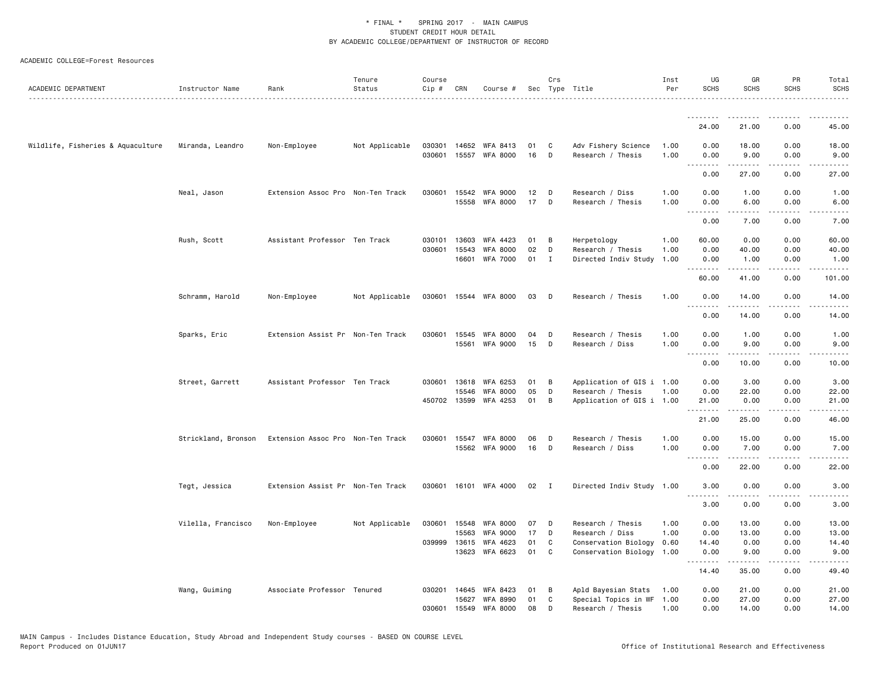ACADEMIC COLLEGE=Forest Resources

| ACADEMIC DEPARTMENT | Instructor Name | Rank | Tenure Status | Course Cip # | CRN | Course # | Sec | Crs Type | Title | Inst Per | UG SCHS | GR SCHS | PR SCHS | Total SCHS |
|---|---|---|---|---|---|---|---|---|---|---|---|---|---|---|
| | | | | | | | | | | | -------- | -------- | -------- | ---------- |
| | | | | | | | | | | | 24.00 | 21.00 | 0.00 | 45.00 |
| Wildlife, Fisheries & Aquaculture | Miranda, Leandro | Non-Employee | Not Applicable | 030301 | 14652 | WFA 8413 | 01 | C | Adv Fishery Science | 1.00 | 0.00 | 18.00 | 0.00 | 18.00 |
| | | | | 030601 | 15557 | WFA 8000 | 16 | D | Research / Thesis | 1.00 | 0.00 | 9.00 | 0.00 | 9.00 |
| | | | | | | | | | | | -------- | -------- | -------- | ---------- |
| | | | | | | | | | | | 0.00 | 27.00 | 0.00 | 27.00 |
| | Neal, Jason | Extension Assoc Pro | Non-Ten Track | 030601 | 15542 | WFA 9000 | 12 | D | Research / Diss | 1.00 | 0.00 | 1.00 | 0.00 | 1.00 |
| | | | | | 15558 | WFA 8000 | 17 | D | Research / Thesis | 1.00 | 0.00 | 6.00 | 0.00 | 6.00 |
| | | | | | | | | | | | -------- | -------- | -------- | ---------- |
| | | | | | | | | | | | 0.00 | 7.00 | 0.00 | 7.00 |
| | Rush, Scott | Assistant Professor | Ten Track | 030101 | 13603 | WFA 4423 | 01 | B | Herpetology | 1.00 | 60.00 | 0.00 | 0.00 | 60.00 |
| | | | | 030601 | 15543 | WFA 8000 | 02 | D | Research / Thesis | 1.00 | 0.00 | 40.00 | 0.00 | 40.00 |
| | | | | | 16601 | WFA 7000 | 01 | I | Directed Indiv Study | 1.00 | 0.00 | 1.00 | 0.00 | 1.00 |
| | | | | | | | | | | | -------- | -------- | -------- | ---------- |
| | | | | | | | | | | | 60.00 | 41.00 | 0.00 | 101.00 |
| | Schramm, Harold | Non-Employee | Not Applicable | 030601 | 15544 | WFA 8000 | 03 | D | Research / Thesis | 1.00 | 0.00 | 14.00 | 0.00 | 14.00 |
| | | | | | | | | | | | -------- | -------- | -------- | ---------- |
| | | | | | | | | | | | 0.00 | 14.00 | 0.00 | 14.00 |
| | Sparks, Eric | Extension Assist Pr | Non-Ten Track | 030601 | 15545 | WFA 8000 | 04 | D | Research / Thesis | 1.00 | 0.00 | 1.00 | 0.00 | 1.00 |
| | | | | | 15561 | WFA 9000 | 15 | D | Research / Diss | 1.00 | 0.00 | 9.00 | 0.00 | 9.00 |
| | | | | | | | | | | | -------- | -------- | -------- | ---------- |
| | | | | | | | | | | | 0.00 | 10.00 | 0.00 | 10.00 |
| | Street, Garrett | Assistant Professor | Ten Track | 030601 | 13618 | WFA 6253 | 01 | B | Application of GIS i | 1.00 | 0.00 | 3.00 | 0.00 | 3.00 |
| | | | | | 15546 | WFA 8000 | 05 | D | Research / Thesis | 1.00 | 0.00 | 22.00 | 0.00 | 22.00 |
| | | | | 450702 | 13599 | WFA 4253 | 01 | B | Application of GIS i | 1.00 | 21.00 | 0.00 | 0.00 | 21.00 |
| | | | | | | | | | | | -------- | -------- | -------- | ---------- |
| | | | | | | | | | | | 21.00 | 25.00 | 0.00 | 46.00 |
| | Strickland, Bronson | Extension Assoc Pro | Non-Ten Track | 030601 | 15547 | WFA 8000 | 06 | D | Research / Thesis | 1.00 | 0.00 | 15.00 | 0.00 | 15.00 |
| | | | | | 15562 | WFA 9000 | 16 | D | Research / Diss | 1.00 | 0.00 | 7.00 | 0.00 | 7.00 |
| | | | | | | | | | | | -------- | -------- | -------- | ---------- |
| | | | | | | | | | | | 0.00 | 22.00 | 0.00 | 22.00 |
| | Tegt, Jessica | Extension Assist Pr | Non-Ten Track | 030601 | 16101 | WFA 4000 | 02 | I | Directed Indiv Study | 1.00 | 3.00 | 0.00 | 0.00 | 3.00 |
| | | | | | | | | | | | -------- | -------- | -------- | ---------- |
| | | | | | | | | | | | 3.00 | 0.00 | 0.00 | 3.00 |
| | Vilella, Francisco | Non-Employee | Not Applicable | 030601 | 15548 | WFA 8000 | 07 | D | Research / Thesis | 1.00 | 0.00 | 13.00 | 0.00 | 13.00 |
| | | | | | 15563 | WFA 9000 | 17 | D | Research / Diss | 1.00 | 0.00 | 13.00 | 0.00 | 13.00 |
| | | | | 039999 | 13615 | WFA 4623 | 01 | C | Conservation Biology | 0.60 | 14.40 | 0.00 | 0.00 | 14.40 |
| | | | | | 13623 | WFA 6623 | 01 | C | Conservation Biology | 1.00 | 0.00 | 9.00 | 0.00 | 9.00 |
| | | | | | | | | | | | -------- | -------- | -------- | ---------- |
| | | | | | | | | | | | 14.40 | 35.00 | 0.00 | 49.40 |
| | Wang, Guiming | Associate Professor | Tenured | 030201 | 14645 | WFA 8423 | 01 | B | Apld Bayesian Stats | 1.00 | 0.00 | 21.00 | 0.00 | 21.00 |
| | | | | | 15627 | WFA 8990 | 01 | C | Special Topics in WF | 1.00 | 0.00 | 27.00 | 0.00 | 27.00 |
| | | | | 030601 | 15549 | WFA 8000 | 08 | D | Research / Thesis | 1.00 | 0.00 | 14.00 | 0.00 | 14.00 |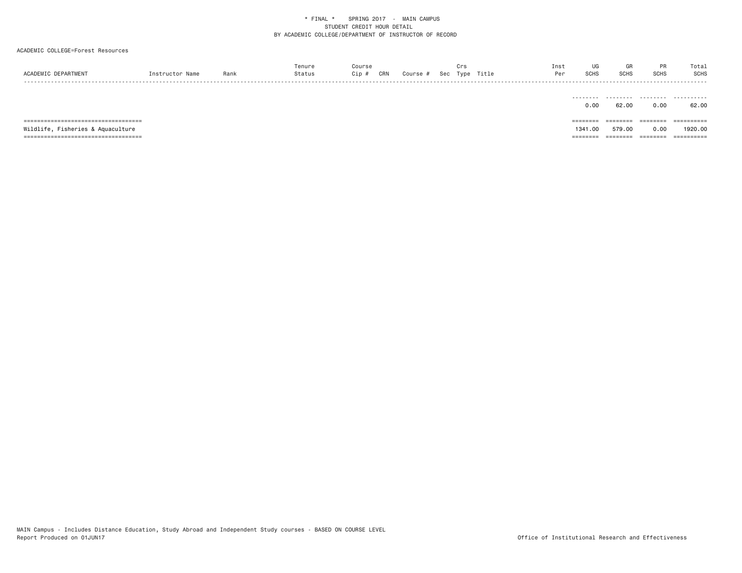* FINAL * SPRING 2017 - MAIN CAMPUS
STUDENT CREDIT HOUR DETAIL
BY ACADEMIC COLLEGE/DEPARTMENT OF INSTRUCTOR OF RECORD

ACADEMIC COLLEGE=Forest Resources

| ACADEMIC DEPARTMENT | Instructor Name | Rank | Tenure Status | Course Cip # | CRN | Course # | Sec | Crs Type | Title | Inst Per | UG SCHS | GR SCHS | PR SCHS | Total SCHS |
|---|---|---|---|---|---|---|---|---|---|---|---|---|---|---|
| | | | | | | | | | | | 0.00 | 62.00 | 0.00 | 62.00 |
| Wildlife, Fisheries & Aquaculture | | | | | | | | | | | 1341.00 | 579.00 | 0.00 | 1920.00 |

MAIN Campus - Includes Distance Education, Study Abroad and Independent Study courses - BASED ON COURSE LEVEL
Report Produced on 01JUN17

Office of Institutional Research and Effectiveness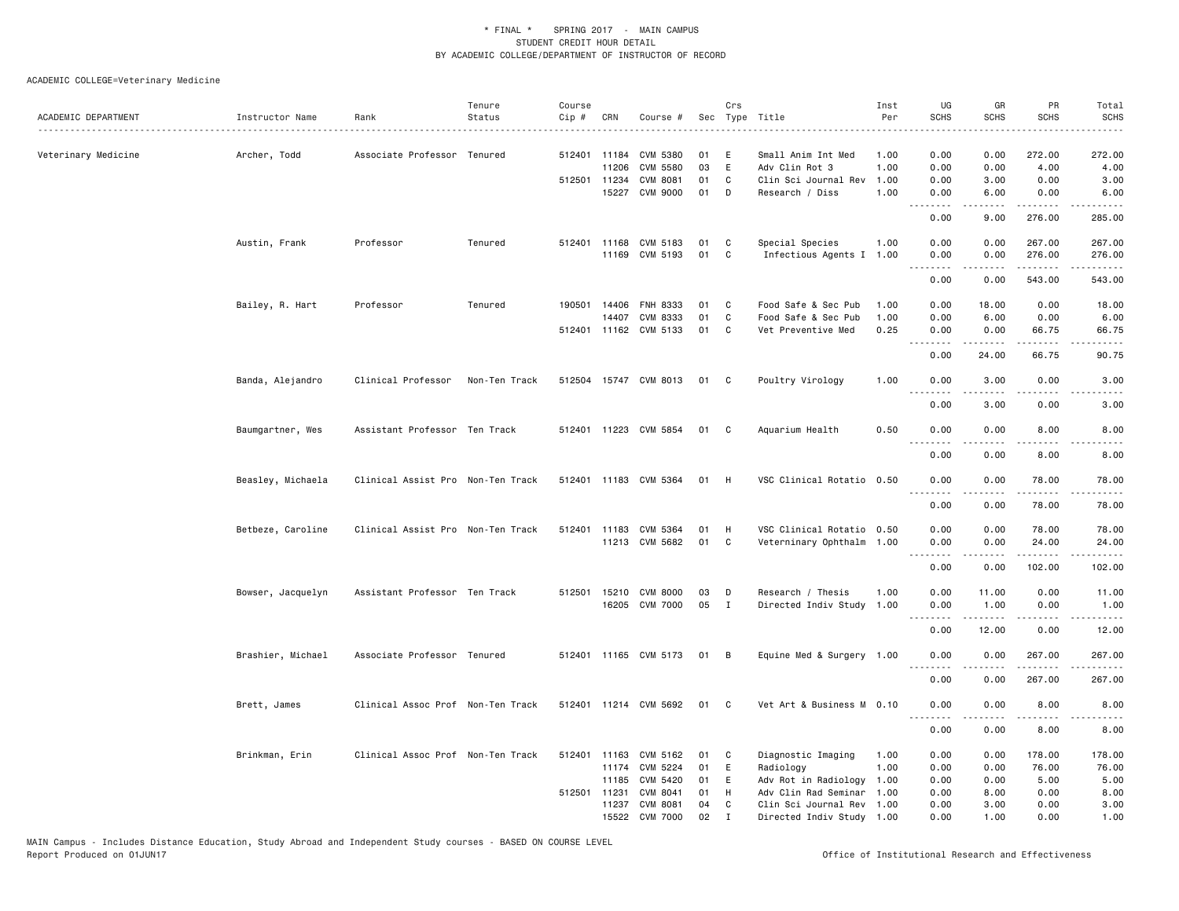\* FINAL \* SPRING 2017 - MAIN CAMPUS
STUDENT CREDIT HOUR DETAIL
BY ACADEMIC COLLEGE/DEPARTMENT OF INSTRUCTOR OF RECORD

ACADEMIC COLLEGE=Veterinary Medicine

| ACADEMIC DEPARTMENT | Instructor Name | Rank | Tenure Status | Course Cip # | CRN | Course # | Sec | Crs Type | Title | Inst Per | UG SCHS | GR SCHS | PR SCHS | Total SCHS |
|---|---|---|---|---|---|---|---|---|---|---|---|---|---|---|
| Veterinary Medicine | Archer, Todd | Associate Professor | Tenured | 512401 | 11184 | CVM 5380 | 01 | E | Small Anim Int Med | 1.00 | 0.00 | 0.00 | 272.00 | 272.00 |
| | | | | | 11206 | CVM 5580 | 03 | E | Adv Clin Rot 3 | 1.00 | 0.00 | 0.00 | 4.00 | 4.00 |
| | | | | 512501 | 11234 | CVM 8081 | 01 | C | Clin Sci Journal Rev | 1.00 | 0.00 | 3.00 | 0.00 | 3.00 |
| | | | | | 15227 | CVM 9000 | 01 | D | Research / Diss | 1.00 | 0.00 | 6.00 | 0.00 | 6.00 |
| | | | | | | | | | | | 0.00 | 9.00 | 276.00 | 285.00 |
| | Austin, Frank | Professor | Tenured | 512401 | 11168 | CVM 5183 | 01 | C | Special Species | 1.00 | 0.00 | 0.00 | 267.00 | 267.00 |
| | | | | | 11169 | CVM 5193 | 01 | C | Infectious Agents I | 1.00 | 0.00 | 0.00 | 276.00 | 276.00 |
| | | | | | | | | | | | 0.00 | 0.00 | 543.00 | 543.00 |
| | Bailey, R. Hart | Professor | Tenured | 190501 | 14406 | FNH 8333 | 01 | C | Food Safe & Sec Pub | 1.00 | 0.00 | 18.00 | 0.00 | 18.00 |
| | | | | | 14407 | CVM 8333 | 01 | C | Food Safe & Sec Pub | 1.00 | 0.00 | 6.00 | 0.00 | 6.00 |
| | | | | 512401 | 11162 | CVM 5133 | 01 | C | Vet Preventive Med | 0.25 | 0.00 | 0.00 | 66.75 | 66.75 |
| | | | | | | | | | | | 0.00 | 24.00 | 66.75 | 90.75 |
| | Banda, Alejandro | Clinical Professor | Non-Ten Track | 512504 | 15747 | CVM 8013 | 01 | C | Poultry Virology | 1.00 | 0.00 | 3.00 | 0.00 | 3.00 |
| | | | | | | | | | | | 0.00 | 3.00 | 0.00 | 3.00 |
| | Baumgartner, Wes | Assistant Professor | Ten Track | 512401 | 11223 | CVM 5854 | 01 | C | Aquarium Health | 0.50 | 0.00 | 0.00 | 8.00 | 8.00 |
| | | | | | | | | | | | 0.00 | 0.00 | 8.00 | 8.00 |
| | Beasley, Michaela | Clinical Assist Pro | Non-Ten Track | 512401 | 11183 | CVM 5364 | 01 | H | VSC Clinical Rotatio | 0.50 | 0.00 | 0.00 | 78.00 | 78.00 |
| | | | | | | | | | | | 0.00 | 0.00 | 78.00 | 78.00 |
| | Betbeze, Caroline | Clinical Assist Pro | Non-Ten Track | 512401 | 11183 | CVM 5364 | 01 | H | VSC Clinical Rotatio | 0.50 | 0.00 | 0.00 | 78.00 | 78.00 |
| | | | | | 11213 | CVM 5682 | 01 | C | Veterninary Ophthalm | 1.00 | 0.00 | 0.00 | 24.00 | 24.00 |
| | | | | | | | | | | | 0.00 | 0.00 | 102.00 | 102.00 |
| | Bowser, Jacquelyn | Assistant Professor | Ten Track | 512501 | 15210 | CVM 8000 | 03 | D | Research / Thesis | 1.00 | 0.00 | 11.00 | 0.00 | 11.00 |
| | | | | | 16205 | CVM 7000 | 05 | I | Directed Indiv Study | 1.00 | 0.00 | 1.00 | 0.00 | 1.00 |
| | | | | | | | | | | | 0.00 | 12.00 | 0.00 | 12.00 |
| | Brashier, Michael | Associate Professor | Tenured | 512401 | 11165 | CVM 5173 | 01 | B | Equine Med & Surgery | 1.00 | 0.00 | 0.00 | 267.00 | 267.00 |
| | | | | | | | | | | | 0.00 | 0.00 | 267.00 | 267.00 |
| | Brett, James | Clinical Assoc Prof | Non-Ten Track | 512401 | 11214 | CVM 5692 | 01 | C | Vet Art & Business M | 0.10 | 0.00 | 0.00 | 8.00 | 8.00 |
| | | | | | | | | | | | 0.00 | 0.00 | 8.00 | 8.00 |
| | Brinkman, Erin | Clinical Assoc Prof | Non-Ten Track | 512401 | 11163 | CVM 5162 | 01 | C | Diagnostic Imaging | 1.00 | 0.00 | 0.00 | 178.00 | 178.00 |
| | | | | | 11174 | CVM 5224 | 01 | E | Radiology | 1.00 | 0.00 | 0.00 | 76.00 | 76.00 |
| | | | | | 11185 | CVM 5420 | 01 | E | Adv Rot in Radiology | 1.00 | 0.00 | 0.00 | 5.00 | 5.00 |
| | | | | 512501 | 11231 | CVM 8041 | 01 | H | Adv Clin Rad Seminar | 1.00 | 0.00 | 8.00 | 0.00 | 8.00 |
| | | | | | 11237 | CVM 8081 | 04 | C | Clin Sci Journal Rev | 1.00 | 0.00 | 3.00 | 0.00 | 3.00 |
| | | | | | 15522 | CVM 7000 | 02 | I | Directed Indiv Study | 1.00 | 0.00 | 1.00 | 0.00 | 1.00 |

MAIN Campus - Includes Distance Education, Study Abroad and Independent Study courses - BASED ON COURSE LEVEL
Report Produced on 01JUN17 Office of Institutional Research and Effectiveness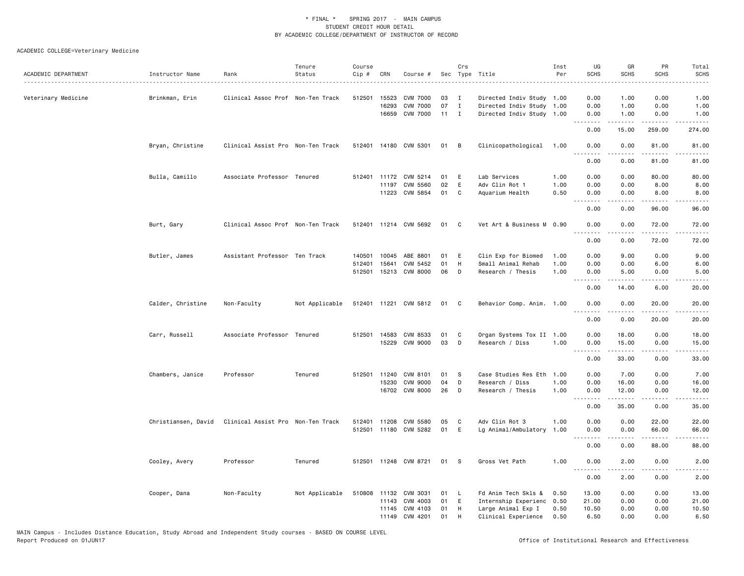\* FINAL \* SPRING 2017 - MAIN CAMPUS
STUDENT CREDIT HOUR DETAIL
BY ACADEMIC COLLEGE/DEPARTMENT OF INSTRUCTOR OF RECORD

ACADEMIC COLLEGE=Veterinary Medicine

| ACADEMIC DEPARTMENT | Instructor Name | Rank | Tenure Status | Course Cip # | CRN | Course # | Sec | Crs Type | Title | Inst Per | UG SCHS | GR SCHS | PR SCHS | Total SCHS |
|---|---|---|---|---|---|---|---|---|---|---|---|---|---|---|
| Veterinary Medicine | Brinkman, Erin | Clinical Assoc Prof | Non-Ten Track | 512501 | 15523 | CVM 7000 | 03 | I | Directed Indiv Study | 1.00 | 0.00 | 1.00 | 0.00 | 1.00 |
| | | | | | 16293 | CVM 7000 | 07 | I | Directed Indiv Study | 1.00 | 0.00 | 1.00 | 0.00 | 1.00 |
| | | | | | 16659 | CVM 7000 | 11 | I | Directed Indiv Study | 1.00 | 0.00 | 1.00 | 0.00 | 1.00 |
| | | | | | | | | | | | 0.00 | 15.00 | 259.00 | 274.00 |
| | Bryan, Christine | Clinical Assist Pro | Non-Ten Track | 512401 | 14180 | CVM 5301 | 01 | B | Clinicopathological | 1.00 | 0.00 | 0.00 | 81.00 | 81.00 |
| | | | | | | | | | | | 0.00 | 0.00 | 81.00 | 81.00 |
| | Bulla, Camillo | Associate Professor | Tenured | 512401 | 11172 | CVM 5214 | 01 | E | Lab Services | 1.00 | 0.00 | 0.00 | 80.00 | 80.00 |
| | | | | | 11197 | CVM 5560 | 02 | E | Adv Clin Rot 1 | 1.00 | 0.00 | 0.00 | 8.00 | 8.00 |
| | | | | | 11223 | CVM 5854 | 01 | C | Aquarium Health | 0.50 | 0.00 | 0.00 | 8.00 | 8.00 |
| | | | | | | | | | | | 0.00 | 0.00 | 96.00 | 96.00 |
| | Burt, Gary | Clinical Assoc Prof | Non-Ten Track | 512401 | 11214 | CVM 5692 | 01 | C | Vet Art & Business M | 0.90 | 0.00 | 0.00 | 72.00 | 72.00 |
| | | | | | | | | | | | 0.00 | 0.00 | 72.00 | 72.00 |
| | Butler, James | Assistant Professor | Ten Track | 140501 | 10045 | ABE 8801 | 01 | E | Clin Exp for Biomed | 1.00 | 0.00 | 9.00 | 0.00 | 9.00 |
| | | | | 512401 | 15641 | CVM 5452 | 01 | H | Small Animal Rehab | 1.00 | 0.00 | 0.00 | 6.00 | 6.00 |
| | | | | 512501 | 15213 | CVM 8000 | 06 | D | Research / Thesis | 1.00 | 0.00 | 5.00 | 0.00 | 5.00 |
| | | | | | | | | | | | 0.00 | 14.00 | 6.00 | 20.00 |
| | Calder, Christine | Non-Faculty | Not Applicable | 512401 | 11221 | CVM 5812 | 01 | C | Behavior Comp. Anim. | 1.00 | 0.00 | 0.00 | 20.00 | 20.00 |
| | | | | | | | | | | | 0.00 | 0.00 | 20.00 | 20.00 |
| | Carr, Russell | Associate Professor | Tenured | 512501 | 14583 | CVM 8533 | 01 | C | Organ Systems Tox II | 1.00 | 0.00 | 18.00 | 0.00 | 18.00 |
| | | | | | 15229 | CVM 9000 | 03 | D | Research / Diss | 1.00 | 0.00 | 15.00 | 0.00 | 15.00 |
| | | | | | | | | | | | 0.00 | 33.00 | 0.00 | 33.00 |
| | Chambers, Janice | Professor | Tenured | 512501 | 11240 | CVM 8101 | 01 | S | Case Studies Res Eth | 1.00 | 0.00 | 7.00 | 0.00 | 7.00 |
| | | | | | 15230 | CVM 9000 | 04 | D | Research / Diss | 1.00 | 0.00 | 16.00 | 0.00 | 16.00 |
| | | | | | 16702 | CVM 8000 | 26 | D | Research / Thesis | 1.00 | 0.00 | 12.00 | 0.00 | 12.00 |
| | | | | | | | | | | | 0.00 | 35.00 | 0.00 | 35.00 |
| | Christiansen, David | Clinical Assist Pro | Non-Ten Track | 512401 | 11208 | CVM 5580 | 05 | C | Adv Clin Rot 3 | 1.00 | 0.00 | 0.00 | 22.00 | 22.00 |
| | | | | 512501 | 11180 | CVM 5282 | 01 | E | Lg Animal/Ambulatory | 1.00 | 0.00 | 0.00 | 66.00 | 66.00 |
| | | | | | | | | | | | 0.00 | 0.00 | 88.00 | 88.00 |
| | Cooley, Avery | Professor | Tenured | 512501 | 11248 | CVM 8721 | 01 | S | Gross Vet Path | 1.00 | 0.00 | 2.00 | 0.00 | 2.00 |
| | | | | | | | | | | | 0.00 | 2.00 | 0.00 | 2.00 |
| | Cooper, Dana | Non-Faculty | Not Applicable | 510808 | 11132 | CVM 3031 | 01 | L | Fd Anim Tech Skls & | 0.50 | 13.00 | 0.00 | 0.00 | 13.00 |
| | | | | | 11143 | CVM 4003 | 01 | E | Internship Experienc | 0.50 | 21.00 | 0.00 | 0.00 | 21.00 |
| | | | | | 11145 | CVM 4103 | 01 | H | Large Animal Exp I | 0.50 | 10.50 | 0.00 | 0.00 | 10.50 |
| | | | | | 11149 | CVM 4201 | 01 | H | Clinical Experience | 0.50 | 6.50 | 0.00 | 0.00 | 6.50 |

MAIN Campus - Includes Distance Education, Study Abroad and Independent Study courses - BASED ON COURSE LEVEL
Report Produced on 01JUN17 — Office of Institutional Research and Effectiveness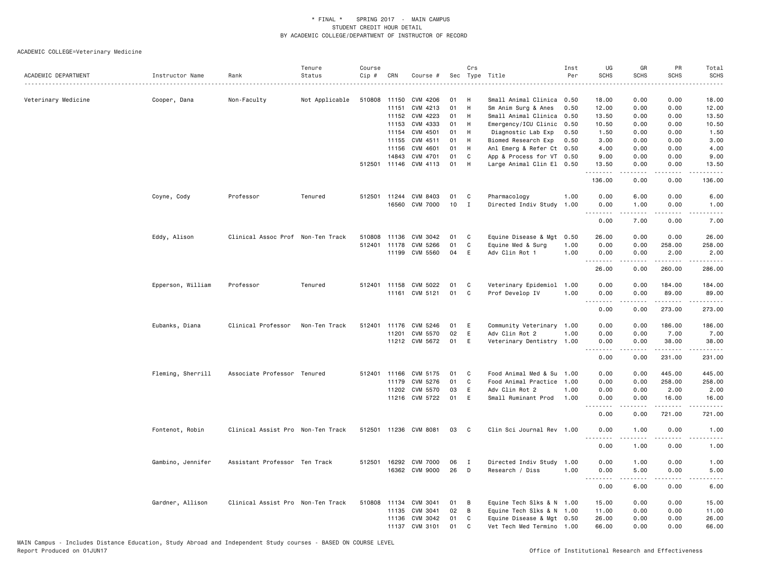\* FINAL \* SPRING 2017 - MAIN CAMPUS
STUDENT CREDIT HOUR DETAIL
BY ACADEMIC COLLEGE/DEPARTMENT OF INSTRUCTOR OF RECORD

ACADEMIC COLLEGE=Veterinary Medicine

| ACADEMIC DEPARTMENT | Instructor Name | Rank | Tenure Status | Course Cip # | CRN | Course # | Sec | Crs Type | Title | Inst Per | UG SCHS | GR SCHS | PR SCHS | Total SCHS |
|---|---|---|---|---|---|---|---|---|---|---|---|---|---|---|
| Veterinary Medicine | Cooper, Dana | Non-Faculty | Not Applicable | 510808 | 11150 | CVM 4206 | 01 | H | Small Animal Clinica | 0.50 | 18.00 | 0.00 | 0.00 | 18.00 |
| | | | | | 11151 | CVM 4213 | 01 | H | Sm Anim Surg & Anes | 0.50 | 12.00 | 0.00 | 0.00 | 12.00 |
| | | | | | 11152 | CVM 4223 | 01 | H | Small Animal Clinica | 0.50 | 13.50 | 0.00 | 0.00 | 13.50 |
| | | | | | 11153 | CVM 4333 | 01 | H | Emergency/ICU Clinic | 0.50 | 10.50 | 0.00 | 0.00 | 10.50 |
| | | | | | 11154 | CVM 4501 | 01 | H | Diagnostic Lab Exp | 0.50 | 1.50 | 0.00 | 0.00 | 1.50 |
| | | | | | 11155 | CVM 4511 | 01 | H | Biomed Research Exp | 0.50 | 3.00 | 0.00 | 0.00 | 3.00 |
| | | | | | 11156 | CVM 4601 | 01 | H | Anl Emerg & Refer Ct | 0.50 | 4.00 | 0.00 | 0.00 | 4.00 |
| | | | | | 14843 | CVM 4701 | 01 | C | App & Process for VT | 0.50 | 9.00 | 0.00 | 0.00 | 9.00 |
| | | | | 512501 | 11146 | CVM 4113 | 01 | H | Large Animal Clin El | 0.50 | 13.50 | 0.00 | 0.00 | 13.50 |
| | | | | | | | | | | | 136.00 | 0.00 | 0.00 | 136.00 |
| | Coyne, Cody | Professor | Tenured | 512501 | 11244 | CVM 8403 | 01 | C | Pharmacology | 1.00 | 0.00 | 6.00 | 0.00 | 6.00 |
| | | | | | 16560 | CVM 7000 | 10 | I | Directed Indiv Study | 1.00 | 0.00 | 1.00 | 0.00 | 1.00 |
| | | | | | | | | | | | 0.00 | 7.00 | 0.00 | 7.00 |
| | Eddy, Alison | Clinical Assoc Prof | Non-Ten Track | 510808 | 11136 | CVM 3042 | 01 | C | Equine Disease & Mgt | 0.50 | 26.00 | 0.00 | 0.00 | 26.00 |
| | | | | 512401 | 11178 | CVM 5266 | 01 | C | Equine Med & Surg | 1.00 | 0.00 | 0.00 | 258.00 | 258.00 |
| | | | | | 11199 | CVM 5560 | 04 | E | Adv Clin Rot 1 | 1.00 | 0.00 | 0.00 | 2.00 | 2.00 |
| | | | | | | | | | | | 26.00 | 0.00 | 260.00 | 286.00 |
| | Epperson, William | Professor | Tenured | 512401 | 11158 | CVM 5022 | 01 | C | Veterinary Epidemiol | 1.00 | 0.00 | 0.00 | 184.00 | 184.00 |
| | | | | | 11161 | CVM 5121 | 01 | C | Prof Develop IV | 1.00 | 0.00 | 0.00 | 89.00 | 89.00 |
| | | | | | | | | | | | 0.00 | 0.00 | 273.00 | 273.00 |
| | Eubanks, Diana | Clinical Professor | Non-Ten Track | 512401 | 11176 | CVM 5246 | 01 | E | Community Veterinary | 1.00 | 0.00 | 0.00 | 186.00 | 186.00 |
| | | | | | 11201 | CVM 5570 | 02 | E | Adv Clin Rot 2 | 1.00 | 0.00 | 0.00 | 7.00 | 7.00 |
| | | | | | 11212 | CVM 5672 | 01 | E | Veterinary Dentistry | 1.00 | 0.00 | 0.00 | 38.00 | 38.00 |
| | | | | | | | | | | | 0.00 | 0.00 | 231.00 | 231.00 |
| | Fleming, Sherrill | Associate Professor | Tenured | 512401 | 11166 | CVM 5175 | 01 | C | Food Animal Med & Su | 1.00 | 0.00 | 0.00 | 445.00 | 445.00 |
| | | | | | 11179 | CVM 5276 | 01 | C | Food Animal Practice | 1.00 | 0.00 | 0.00 | 258.00 | 258.00 |
| | | | | | 11202 | CVM 5570 | 03 | E | Adv Clin Rot 2 | 1.00 | 0.00 | 0.00 | 2.00 | 2.00 |
| | | | | | 11216 | CVM 5722 | 01 | E | Small Ruminant Prod | 1.00 | 0.00 | 0.00 | 16.00 | 16.00 |
| | | | | | | | | | | | 0.00 | 0.00 | 721.00 | 721.00 |
| | Fontenot, Robin | Clinical Assist Pro | Non-Ten Track | 512501 | 11236 | CVM 8081 | 03 | C | Clin Sci Journal Rev | 1.00 | 0.00 | 1.00 | 0.00 | 1.00 |
| | | | | | | | | | | | 0.00 | 1.00 | 0.00 | 1.00 |
| | Gambino, Jennifer | Assistant Professor | Ten Track | 512501 | 16292 | CVM 7000 | 06 | I | Directed Indiv Study | 1.00 | 0.00 | 1.00 | 0.00 | 1.00 |
| | | | | | 16362 | CVM 9000 | 26 | D | Research / Diss | 1.00 | 0.00 | 5.00 | 0.00 | 5.00 |
| | | | | | | | | | | | 0.00 | 6.00 | 0.00 | 6.00 |
| | Gardner, Allison | Clinical Assist Pro | Non-Ten Track | 510808 | 11134 | CVM 3041 | 01 | B | Equine Tech Slks & N | 1.00 | 15.00 | 0.00 | 0.00 | 15.00 |
| | | | | | 11135 | CVM 3041 | 02 | B | Equine Tech Slks & N | 1.00 | 11.00 | 0.00 | 0.00 | 11.00 |
| | | | | | 11136 | CVM 3042 | 01 | C | Equine Disease & Mgt | 0.50 | 26.00 | 0.00 | 0.00 | 26.00 |
| | | | | | 11137 | CVM 3101 | 01 | C | Vet Tech Med Termino | 1.00 | 66.00 | 0.00 | 0.00 | 66.00 |

MAIN Campus - Includes Distance Education, Study Abroad and Independent Study courses - BASED ON COURSE LEVEL
Report Produced on 01JUN17 — Office of Institutional Research and Effectiveness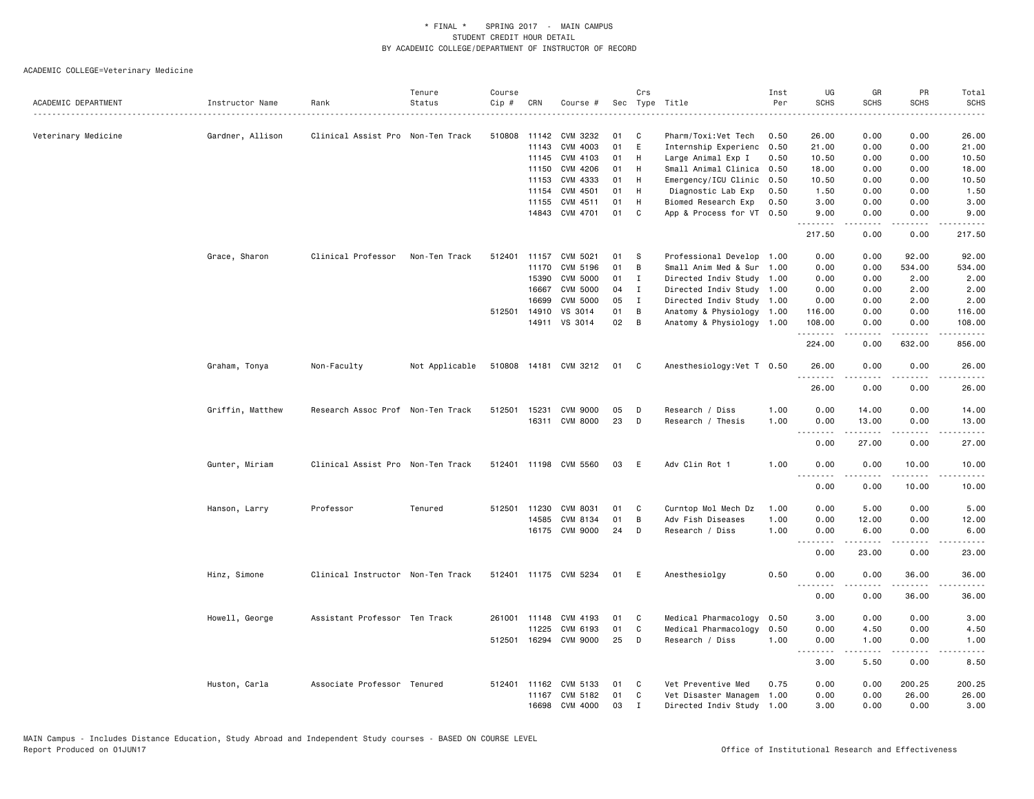\* FINAL \* SPRING 2017 - MAIN CAMPUS
STUDENT CREDIT HOUR DETAIL
BY ACADEMIC COLLEGE/DEPARTMENT OF INSTRUCTOR OF RECORD

ACADEMIC COLLEGE=Veterinary Medicine

| ACADEMIC DEPARTMENT | Instructor Name | Rank | Tenure Status | Course Cip # | CRN | Course # | Sec | Crs Type | Title | Inst Per | UG SCHS | GR SCHS | PR SCHS | Total SCHS |
|---|---|---|---|---|---|---|---|---|---|---|---|---|---|---|
| Veterinary Medicine | Gardner, Allison | Clinical Assist Pro | Non-Ten Track | 510808 | 11142 | CVM 3232 | 01 | C | Pharm/Toxi:Vet Tech | 0.50 | 26.00 | 0.00 | 0.00 | 26.00 |
| | | | | | 11143 | CVM 4003 | 01 | E | Internship Experienc | 0.50 | 21.00 | 0.00 | 0.00 | 21.00 |
| | | | | | 11145 | CVM 4103 | 01 | H | Large Animal Exp I | 0.50 | 10.50 | 0.00 | 0.00 | 10.50 |
| | | | | | 11150 | CVM 4206 | 01 | H | Small Animal Clinica | 0.50 | 18.00 | 0.00 | 0.00 | 18.00 |
| | | | | | 11153 | CVM 4333 | 01 | H | Emergency/ICU Clinic | 0.50 | 10.50 | 0.00 | 0.00 | 10.50 |
| | | | | | 11154 | CVM 4501 | 01 | H | Diagnostic Lab Exp | 0.50 | 1.50 | 0.00 | 0.00 | 1.50 |
| | | | | | 11155 | CVM 4511 | 01 | H | Biomed Research Exp | 0.50 | 3.00 | 0.00 | 0.00 | 3.00 |
| | | | | | 14843 | CVM 4701 | 01 | C | App & Process for VT | 0.50 | 9.00 | 0.00 | 0.00 | 9.00 |
| | | | | | | | | | | | 217.50 | 0.00 | 0.00 | 217.50 |
| | Grace, Sharon | Clinical Professor | Non-Ten Track | 512401 | 11157 | CVM 5021 | 01 | S | Professional Develop | 1.00 | 0.00 | 0.00 | 92.00 | 92.00 |
| | | | | | 11170 | CVM 5196 | 01 | B | Small Anim Med & Sur | 1.00 | 0.00 | 0.00 | 534.00 | 534.00 |
| | | | | | 15390 | CVM 5000 | 01 | I | Directed Indiv Study | 1.00 | 0.00 | 0.00 | 2.00 | 2.00 |
| | | | | | 16667 | CVM 5000 | 04 | I | Directed Indiv Study | 1.00 | 0.00 | 0.00 | 2.00 | 2.00 |
| | | | | | 16699 | CVM 5000 | 05 | I | Directed Indiv Study | 1.00 | 0.00 | 0.00 | 2.00 | 2.00 |
| | | | | 512501 | 14910 | VS 3014 | 01 | B | Anatomy & Physiology | 1.00 | 116.00 | 0.00 | 0.00 | 116.00 |
| | | | | | 14911 | VS 3014 | 02 | B | Anatomy & Physiology | 1.00 | 108.00 | 0.00 | 0.00 | 108.00 |
| | | | | | | | | | | | 224.00 | 0.00 | 632.00 | 856.00 |
| | Graham, Tonya | Non-Faculty | Not Applicable | 510808 | 14181 | CVM 3212 | 01 | C | Anesthesiology:Vet T | 0.50 | 26.00 | 0.00 | 0.00 | 26.00 |
| | | | | | | | | | | | 26.00 | 0.00 | 0.00 | 26.00 |
| | Griffin, Matthew | Research Assoc Prof | Non-Ten Track | 512501 | 15231 | CVM 9000 | 05 | D | Research / Diss | 1.00 | 0.00 | 14.00 | 0.00 | 14.00 |
| | | | | | 16311 | CVM 8000 | 23 | D | Research / Thesis | 1.00 | 0.00 | 13.00 | 0.00 | 13.00 |
| | | | | | | | | | | | 0.00 | 27.00 | 0.00 | 27.00 |
| | Gunter, Miriam | Clinical Assist Pro | Non-Ten Track | 512401 | 11198 | CVM 5560 | 03 | E | Adv Clin Rot 1 | 1.00 | 0.00 | 0.00 | 10.00 | 10.00 |
| | | | | | | | | | | | 0.00 | 0.00 | 10.00 | 10.00 |
| | Hanson, Larry | Professor | Tenured | 512501 | 11230 | CVM 8031 | 01 | C | Curntop Mol Mech Dz | 1.00 | 0.00 | 5.00 | 0.00 | 5.00 |
| | | | | | 14585 | CVM 8134 | 01 | B | Adv Fish Diseases | 1.00 | 0.00 | 12.00 | 0.00 | 12.00 |
| | | | | | 16175 | CVM 9000 | 24 | D | Research / Diss | 1.00 | 0.00 | 6.00 | 0.00 | 6.00 |
| | | | | | | | | | | | 0.00 | 23.00 | 0.00 | 23.00 |
| | Hinz, Simone | Clinical Instructor | Non-Ten Track | 512401 | 11175 | CVM 5234 | 01 | E | Anesthesiolgy | 0.50 | 0.00 | 0.00 | 36.00 | 36.00 |
| | | | | | | | | | | | 0.00 | 0.00 | 36.00 | 36.00 |
| | Howell, George | Assistant Professor | Ten Track | 261001 | 11148 | CVM 4193 | 01 | C | Medical Pharmacology | 0.50 | 3.00 | 0.00 | 0.00 | 3.00 |
| | | | | | 11225 | CVM 6193 | 01 | C | Medical Pharmacology | 0.50 | 0.00 | 4.50 | 0.00 | 4.50 |
| | | | | 512501 | 16294 | CVM 9000 | 25 | D | Research / Diss | 1.00 | 0.00 | 1.00 | 0.00 | 1.00 |
| | | | | | | | | | | | 3.00 | 5.50 | 0.00 | 8.50 |
| | Huston, Carla | Associate Professor | Tenured | 512401 | 11162 | CVM 5133 | 01 | C | Vet Preventive Med | 0.75 | 0.00 | 0.00 | 200.25 | 200.25 |
| | | | | | 11167 | CVM 5182 | 01 | C | Vet Disaster Managem | 1.00 | 0.00 | 0.00 | 26.00 | 26.00 |
| | | | | | 16698 | CVM 4000 | 03 | I | Directed Indiv Study | 1.00 | 3.00 | 0.00 | 0.00 | 3.00 |

MAIN Campus - Includes Distance Education, Study Abroad and Independent Study courses - BASED ON COURSE LEVEL
Report Produced on 01JUN17 Office of Institutional Research and Effectiveness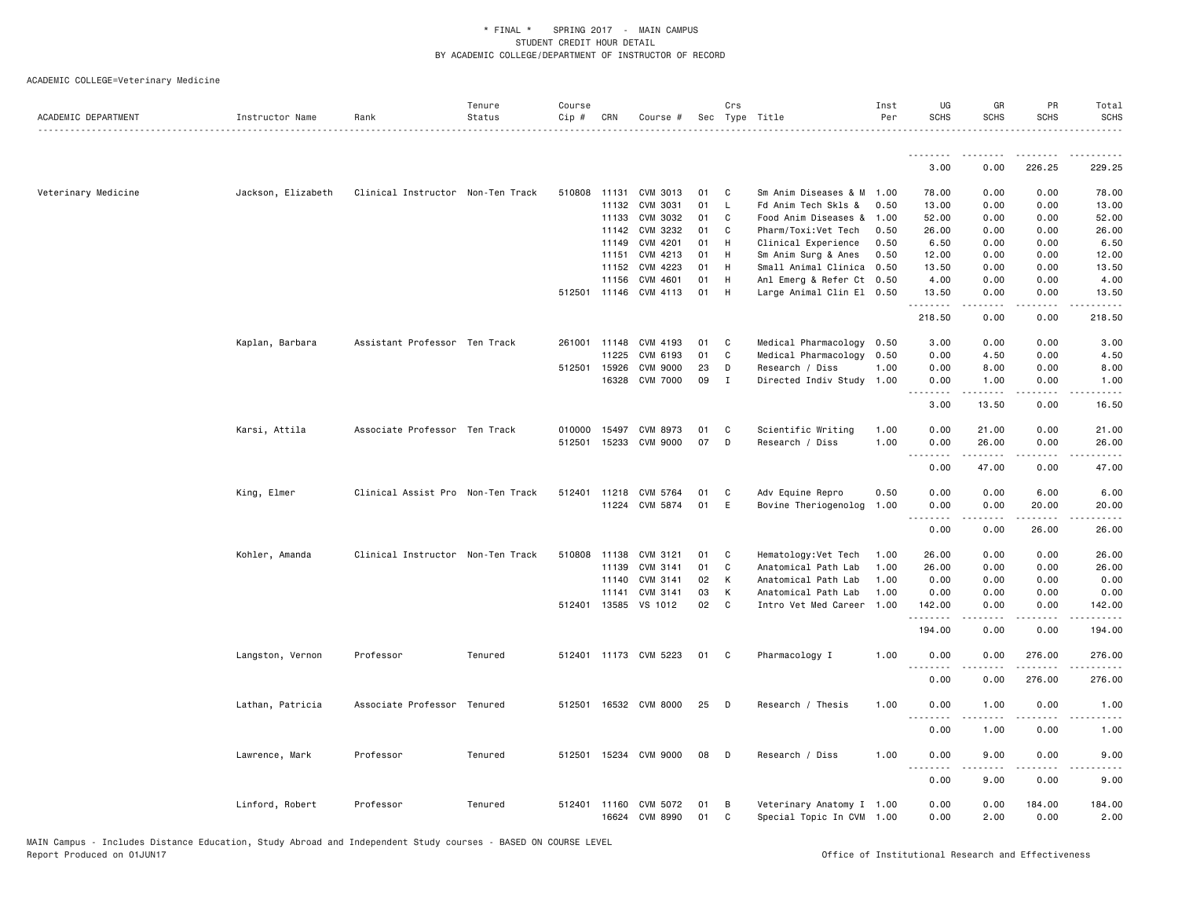\* FINAL \*   SPRING 2017 - MAIN CAMPUS
STUDENT CREDIT HOUR DETAIL
BY ACADEMIC COLLEGE/DEPARTMENT OF INSTRUCTOR OF RECORD

ACADEMIC COLLEGE=Veterinary Medicine

| ACADEMIC DEPARTMENT | Instructor Name | Rank | Tenure Status | Course Cip # | CRN | Course # | Sec | Crs Type | Title | Inst Per | UG SCHS | GR SCHS | PR SCHS | Total SCHS |
|---|---|---|---|---|---|---|---|---|---|---|---|---|---|---|
| | | | | | | | | | | | 3.00 | 0.00 | 226.25 | 229.25 |
| Veterinary Medicine | Jackson, Elizabeth | Clinical Instructor | Non-Ten Track | 510808 | 11131 | CVM 3013 | 01 | C | Sm Anim Diseases & M | 1.00 | 78.00 | 0.00 | 0.00 | 78.00 |
| | | | | | 11132 | CVM 3031 | 01 | L | Fd Anim Tech Skls & | 0.50 | 13.00 | 0.00 | 0.00 | 13.00 |
| | | | | | 11133 | CVM 3032 | 01 | C | Food Anim Diseases & | 1.00 | 52.00 | 0.00 | 0.00 | 52.00 |
| | | | | | 11142 | CVM 3232 | 01 | C | Pharm/Toxi:Vet Tech | 0.50 | 26.00 | 0.00 | 0.00 | 26.00 |
| | | | | | 11149 | CVM 4201 | 01 | H | Clinical Experience | 0.50 | 6.50 | 0.00 | 0.00 | 6.50 |
| | | | | | 11151 | CVM 4213 | 01 | H | Sm Anim Surg & Anes | 0.50 | 12.00 | 0.00 | 0.00 | 12.00 |
| | | | | | 11152 | CVM 4223 | 01 | H | Small Animal Clinica | 0.50 | 13.50 | 0.00 | 0.00 | 13.50 |
| | | | | | 11156 | CVM 4601 | 01 | H | Anl Emerg & Refer Ct | 0.50 | 4.00 | 0.00 | 0.00 | 4.00 |
| | | | | 512501 | 11146 | CVM 4113 | 01 | H | Large Animal Clin El | 0.50 | 13.50 | 0.00 | 0.00 | 13.50 |
| | | | | | | | | | | | 218.50 | 0.00 | 0.00 | 218.50 |
| | Kaplan, Barbara | Assistant Professor | Ten Track | 261001 | 11148 | CVM 4193 | 01 | C | Medical Pharmacology | 0.50 | 3.00 | 0.00 | 0.00 | 3.00 |
| | | | | | 11225 | CVM 6193 | 01 | C | Medical Pharmacology | 0.50 | 0.00 | 4.50 | 0.00 | 4.50 |
| | | | | 512501 | 15926 | CVM 9000 | 23 | D | Research / Diss | 1.00 | 0.00 | 8.00 | 0.00 | 8.00 |
| | | | | | 16328 | CVM 7000 | 09 | I | Directed Indiv Study | 1.00 | 0.00 | 1.00 | 0.00 | 1.00 |
| | | | | | | | | | | | 3.00 | 13.50 | 0.00 | 16.50 |
| | Karsi, Attila | Associate Professor | Ten Track | 010000 | 15497 | CVM 8973 | 01 | C | Scientific Writing | 1.00 | 0.00 | 21.00 | 0.00 | 21.00 |
| | | | | 512501 | 15233 | CVM 9000 | 07 | D | Research / Diss | 1.00 | 0.00 | 26.00 | 0.00 | 26.00 |
| | | | | | | | | | | | 0.00 | 47.00 | 0.00 | 47.00 |
| | King, Elmer | Clinical Assist Pro | Non-Ten Track | 512401 | 11218 | CVM 5764 | 01 | C | Adv Equine Repro | 0.50 | 0.00 | 0.00 | 6.00 | 6.00 |
| | | | | | 11224 | CVM 5874 | 01 | E | Bovine Theriogenolog | 1.00 | 0.00 | 0.00 | 20.00 | 20.00 |
| | | | | | | | | | | | 0.00 | 0.00 | 26.00 | 26.00 |
| | Kohler, Amanda | Clinical Instructor | Non-Ten Track | 510808 | 11138 | CVM 3121 | 01 | C | Hematology:Vet Tech | 1.00 | 26.00 | 0.00 | 0.00 | 26.00 |
| | | | | | 11139 | CVM 3141 | 01 | C | Anatomical Path Lab | 1.00 | 26.00 | 0.00 | 0.00 | 26.00 |
| | | | | | 11140 | CVM 3141 | 02 | K | Anatomical Path Lab | 1.00 | 0.00 | 0.00 | 0.00 | 0.00 |
| | | | | | 11141 | CVM 3141 | 03 | K | Anatomical Path Lab | 1.00 | 0.00 | 0.00 | 0.00 | 0.00 |
| | | | | 512401 | 13585 | VS 1012 | 02 | C | Intro Vet Med Career | 1.00 | 142.00 | 0.00 | 0.00 | 142.00 |
| | | | | | | | | | | | 194.00 | 0.00 | 0.00 | 194.00 |
| | Langston, Vernon | Professor | Tenured | 512401 | 11173 | CVM 5223 | 01 | C | Pharmacology I | 1.00 | 0.00 | 0.00 | 276.00 | 276.00 |
| | | | | | | | | | | | 0.00 | 0.00 | 276.00 | 276.00 |
| | Lathan, Patricia | Associate Professor | Tenured | 512501 | 16532 | CVM 8000 | 25 | D | Research / Thesis | 1.00 | 0.00 | 1.00 | 0.00 | 1.00 |
| | | | | | | | | | | | 0.00 | 1.00 | 0.00 | 1.00 |
| | Lawrence, Mark | Professor | Tenured | 512501 | 15234 | CVM 9000 | 08 | D | Research / Diss | 1.00 | 0.00 | 9.00 | 0.00 | 9.00 |
| | | | | | | | | | | | 0.00 | 9.00 | 0.00 | 9.00 |
| | Linford, Robert | Professor | Tenured | 512401 | 11160 | CVM 5072 | 01 | B | Veterinary Anatomy I | 1.00 | 0.00 | 0.00 | 184.00 | 184.00 |
| | | | | | 16624 | CVM 8990 | 01 | C | Special Topic In CVM | 1.00 | 0.00 | 2.00 | 0.00 | 2.00 |

MAIN Campus - Includes Distance Education, Study Abroad and Independent Study courses - BASED ON COURSE LEVEL
Report Produced on 01JUN17    Office of Institutional Research and Effectiveness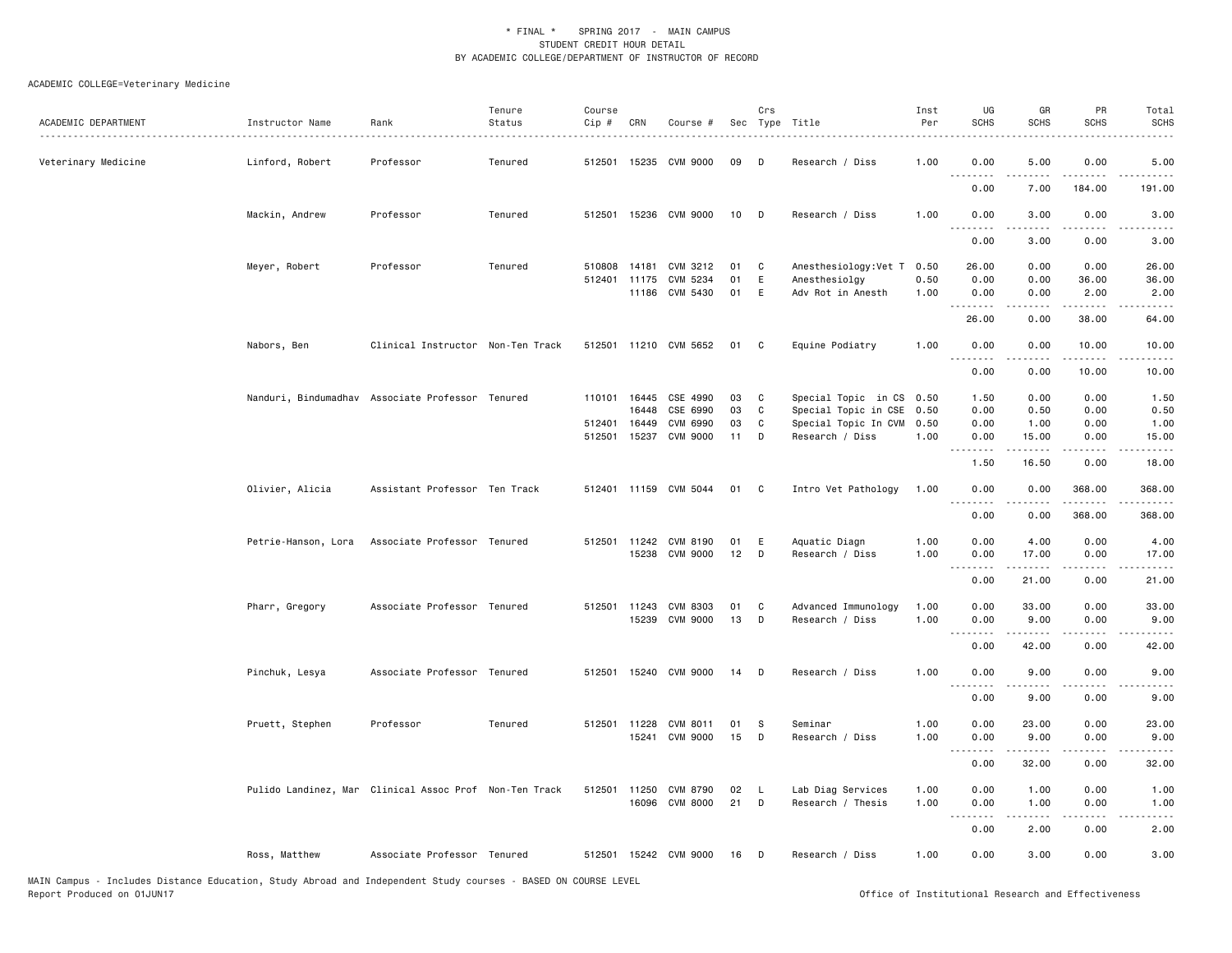\* FINAL \*    SPRING 2017  -  MAIN CAMPUS
STUDENT CREDIT HOUR DETAIL
BY ACADEMIC COLLEGE/DEPARTMENT OF INSTRUCTOR OF RECORD

ACADEMIC COLLEGE=Veterinary Medicine

| ACADEMIC DEPARTMENT | Instructor Name | Rank | Tenure Status | Course Cip # | CRN | Course # | Sec | Crs Type | Title | Inst Per | UG SCHS | GR SCHS | PR SCHS | Total SCHS |
|---|---|---|---|---|---|---|---|---|---|---|---|---|---|---|
| Veterinary Medicine | Linford, Robert | Professor | Tenured | 512501 | 15235 | CVM 9000 | 09 | D | Research / Diss | 1.00 | 0.00 | 5.00 | 0.00 | 5.00 |
| | | | | | | | | | | | 0.00 | 7.00 | 184.00 | 191.00 |
| | Mackin, Andrew | Professor | Tenured | 512501 | 15236 | CVM 9000 | 10 | D | Research / Diss | 1.00 | 0.00 | 3.00 | 0.00 | 3.00 |
| | | | | | | | | | | | 0.00 | 3.00 | 0.00 | 3.00 |
| | Meyer, Robert | Professor | Tenured | 510808 | 14181 | CVM 3212 | 01 | C | Anesthesiology:Vet T | 0.50 | 26.00 | 0.00 | 0.00 | 26.00 |
| | | | | 512401 | 11175 | CVM 5234 | 01 | E | Anesthesiolgy | 0.50 | 0.00 | 0.00 | 36.00 | 36.00 |
| | | | | | 11186 | CVM 5430 | 01 | E | Adv Rot in Anesth | 1.00 | 0.00 | 0.00 | 2.00 | 2.00 |
| | | | | | | | | | | | 26.00 | 0.00 | 38.00 | 64.00 |
| | Nabors, Ben | Clinical Instructor | Non-Ten Track | 512501 | 11210 | CVM 5652 | 01 | C | Equine Podiatry | 1.00 | 0.00 | 0.00 | 10.00 | 10.00 |
| | | | | | | | | | | | 0.00 | 0.00 | 10.00 | 10.00 |
| | Nanduri, Bindumadhav | Associate Professor | Tenured | 110101 | 16445 | CSE 4990 | 03 | C | Special Topic in CS | 0.50 | 1.50 | 0.00 | 0.00 | 1.50 |
| | | | | | 16448 | CSE 6990 | 03 | C | Special Topic in CSE | 0.50 | 0.00 | 0.50 | 0.00 | 0.50 |
| | | | | 512401 | 16449 | CVM 6990 | 03 | C | Special Topic In CVM | 0.50 | 0.00 | 1.00 | 0.00 | 1.00 |
| | | | | 512501 | 15237 | CVM 9000 | 11 | D | Research / Diss | 1.00 | 0.00 | 15.00 | 0.00 | 15.00 |
| | | | | | | | | | | | 1.50 | 16.50 | 0.00 | 18.00 |
| | Olivier, Alicia | Assistant Professor | Ten Track | 512401 | 11159 | CVM 5044 | 01 | C | Intro Vet Pathology | 1.00 | 0.00 | 0.00 | 368.00 | 368.00 |
| | | | | | | | | | | | 0.00 | 0.00 | 368.00 | 368.00 |
| | Petrie-Hanson, Lora | Associate Professor | Tenured | 512501 | 11242 | CVM 8190 | 01 | E | Aquatic Diagn | 1.00 | 0.00 | 4.00 | 0.00 | 4.00 |
| | | | | | 15238 | CVM 9000 | 12 | D | Research / Diss | 1.00 | 0.00 | 17.00 | 0.00 | 17.00 |
| | | | | | | | | | | | 0.00 | 21.00 | 0.00 | 21.00 |
| | Pharr, Gregory | Associate Professor | Tenured | 512501 | 11243 | CVM 8303 | 01 | C | Advanced Immunology | 1.00 | 0.00 | 33.00 | 0.00 | 33.00 |
| | | | | | 15239 | CVM 9000 | 13 | D | Research / Diss | 1.00 | 0.00 | 9.00 | 0.00 | 9.00 |
| | | | | | | | | | | | 0.00 | 42.00 | 0.00 | 42.00 |
| | Pinchuk, Lesya | Associate Professor | Tenured | 512501 | 15240 | CVM 9000 | 14 | D | Research / Diss | 1.00 | 0.00 | 9.00 | 0.00 | 9.00 |
| | | | | | | | | | | | 0.00 | 9.00 | 0.00 | 9.00 |
| | Pruett, Stephen | Professor | Tenured | 512501 | 11228 | CVM 8011 | 01 | S | Seminar | 1.00 | 0.00 | 23.00 | 0.00 | 23.00 |
| | | | | | 15241 | CVM 9000 | 15 | D | Research / Diss | 1.00 | 0.00 | 9.00 | 0.00 | 9.00 |
| | | | | | | | | | | | 0.00 | 32.00 | 0.00 | 32.00 |
| | Pulido Landinez, Mar | Clinical Assoc Prof | Non-Ten Track | 512501 | 11250 | CVM 8790 | 02 | L | Lab Diag Services | 1.00 | 0.00 | 1.00 | 0.00 | 1.00 |
| | | | | | 16096 | CVM 8000 | 21 | D | Research / Thesis | 1.00 | 0.00 | 1.00 | 0.00 | 1.00 |
| | | | | | | | | | | | 0.00 | 2.00 | 0.00 | 2.00 |
| | Ross, Matthew | Associate Professor | Tenured | 512501 | 15242 | CVM 9000 | 16 | D | Research / Diss | 1.00 | 0.00 | 3.00 | 0.00 | 3.00 |

MAIN Campus - Includes Distance Education, Study Abroad and Independent Study courses - BASED ON COURSE LEVEL
Report Produced on 01JUN17
Office of Institutional Research and Effectiveness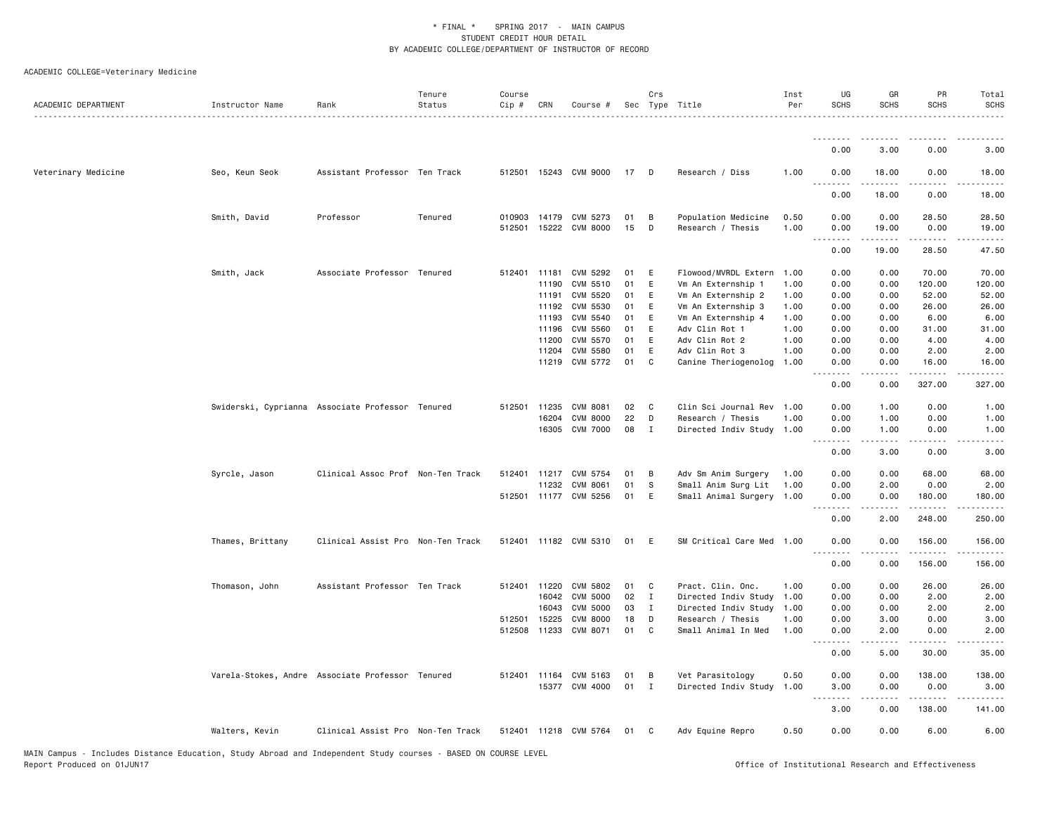\* FINAL \* SPRING 2017 - MAIN CAMPUS
STUDENT CREDIT HOUR DETAIL
BY ACADEMIC COLLEGE/DEPARTMENT OF INSTRUCTOR OF RECORD

ACADEMIC COLLEGE=Veterinary Medicine

| ACADEMIC DEPARTMENT | Instructor Name | Rank | Tenure Status | Course Cip # | CRN | Course # | Sec | Crs Type | Title | Inst Per | UG SCHS | GR SCHS | PR SCHS | Total SCHS |
|---|---|---|---|---|---|---|---|---|---|---|---|---|---|---|
| | | | | | | | | | | | 0.00 | 3.00 | 0.00 | 3.00 |
| Veterinary Medicine | Seo, Keun Seok | Assistant Professor | Ten Track | 512501 | 15243 | CVM 9000 | 17 | D | Research / Diss | 1.00 | 0.00 | 18.00 | 0.00 | 18.00 |
| | | | | | | | | | | | 0.00 | 18.00 | 0.00 | 18.00 |
| | Smith, David | Professor | Tenured | 010903 | 14179 | CVM 5273 | 01 | B | Population Medicine | 0.50 | 0.00 | 0.00 | 28.50 | 28.50 |
| | | | | 512501 | 15222 | CVM 8000 | 15 | D | Research / Thesis | 1.00 | 0.00 | 19.00 | 0.00 | 19.00 |
| | | | | | | | | | | | 0.00 | 19.00 | 28.50 | 47.50 |
| | Smith, Jack | Associate Professor | Tenured | 512401 | 11181 | CVM 5292 | 01 | E | Flowood/MVRDL Extern | 1.00 | 0.00 | 0.00 | 70.00 | 70.00 |
| | | | | | 11190 | CVM 5510 | 01 | E | Vm An Externship 1 | 1.00 | 0.00 | 0.00 | 120.00 | 120.00 |
| | | | | | 11191 | CVM 5520 | 01 | E | Vm An Externship 2 | 1.00 | 0.00 | 0.00 | 52.00 | 52.00 |
| | | | | | 11192 | CVM 5530 | 01 | E | Vm An Externship 3 | 1.00 | 0.00 | 0.00 | 26.00 | 26.00 |
| | | | | | 11193 | CVM 5540 | 01 | E | Vm An Externship 4 | 1.00 | 0.00 | 0.00 | 6.00 | 6.00 |
| | | | | | 11196 | CVM 5560 | 01 | E | Adv Clin Rot 1 | 1.00 | 0.00 | 0.00 | 31.00 | 31.00 |
| | | | | | 11200 | CVM 5570 | 01 | E | Adv Clin Rot 2 | 1.00 | 0.00 | 0.00 | 4.00 | 4.00 |
| | | | | | 11204 | CVM 5580 | 01 | E | Adv Clin Rot 3 | 1.00 | 0.00 | 0.00 | 2.00 | 2.00 |
| | | | | | 11219 | CVM 5772 | 01 | C | Canine Theriogenolog | 1.00 | 0.00 | 0.00 | 16.00 | 16.00 |
| | | | | | | | | | | | 0.00 | 0.00 | 327.00 | 327.00 |
| | Swiderski, Cyprianna | Associate Professor | Tenured | 512501 | 11235 | CVM 8081 | 02 | C | Clin Sci Journal Rev | 1.00 | 0.00 | 1.00 | 0.00 | 1.00 |
| | | | | | 16204 | CVM 8000 | 22 | D | Research / Thesis | 1.00 | 0.00 | 1.00 | 0.00 | 1.00 |
| | | | | | 16305 | CVM 7000 | 08 | I | Directed Indiv Study | 1.00 | 0.00 | 1.00 | 0.00 | 1.00 |
| | | | | | | | | | | | 0.00 | 3.00 | 0.00 | 3.00 |
| | Syrcle, Jason | Clinical Assoc Prof | Non-Ten Track | 512401 | 11217 | CVM 5754 | 01 | B | Adv Sm Anim Surgery | 1.00 | 0.00 | 0.00 | 68.00 | 68.00 |
| | | | | | 11232 | CVM 8061 | 01 | S | Small Anim Surg Lit | 1.00 | 0.00 | 2.00 | 0.00 | 2.00 |
| | | | | 512501 | 11177 | CVM 5256 | 01 | E | Small Animal Surgery | 1.00 | 0.00 | 0.00 | 180.00 | 180.00 |
| | | | | | | | | | | | 0.00 | 2.00 | 248.00 | 250.00 |
| | Thames, Brittany | Clinical Assist Pro | Non-Ten Track | 512401 | 11182 | CVM 5310 | 01 | E | SM Critical Care Med | 1.00 | 0.00 | 0.00 | 156.00 | 156.00 |
| | | | | | | | | | | | 0.00 | 0.00 | 156.00 | 156.00 |
| | Thomason, John | Assistant Professor | Ten Track | 512401 | 11220 | CVM 5802 | 01 | C | Pract. Clin. Onc. | 1.00 | 0.00 | 0.00 | 26.00 | 26.00 |
| | | | | | 16042 | CVM 5000 | 02 | I | Directed Indiv Study | 1.00 | 0.00 | 0.00 | 2.00 | 2.00 |
| | | | | | 16043 | CVM 5000 | 03 | I | Directed Indiv Study | 1.00 | 0.00 | 0.00 | 2.00 | 2.00 |
| | | | | 512501 | 15225 | CVM 8000 | 18 | D | Research / Thesis | 1.00 | 0.00 | 3.00 | 0.00 | 3.00 |
| | | | | 512508 | 11233 | CVM 8071 | 01 | C | Small Animal In Med | 1.00 | 0.00 | 2.00 | 0.00 | 2.00 |
| | | | | | | | | | | | 0.00 | 5.00 | 30.00 | 35.00 |
| | Varela-Stokes, Andre | Associate Professor | Tenured | 512401 | 11164 | CVM 5163 | 01 | B | Vet Parasitology | 0.50 | 0.00 | 0.00 | 138.00 | 138.00 |
| | | | | | 15377 | CVM 4000 | 01 | I | Directed Indiv Study | 1.00 | 3.00 | 0.00 | 0.00 | 3.00 |
| | | | | | | | | | | | 3.00 | 0.00 | 138.00 | 141.00 |
| | Walters, Kevin | Clinical Assist Pro | Non-Ten Track | 512401 | 11218 | CVM 5764 | 01 | C | Adv Equine Repro | 0.50 | 0.00 | 0.00 | 6.00 | 6.00 |

MAIN Campus - Includes Distance Education, Study Abroad and Independent Study courses - BASED ON COURSE LEVEL
Report Produced on 01JUN17

Office of Institutional Research and Effectiveness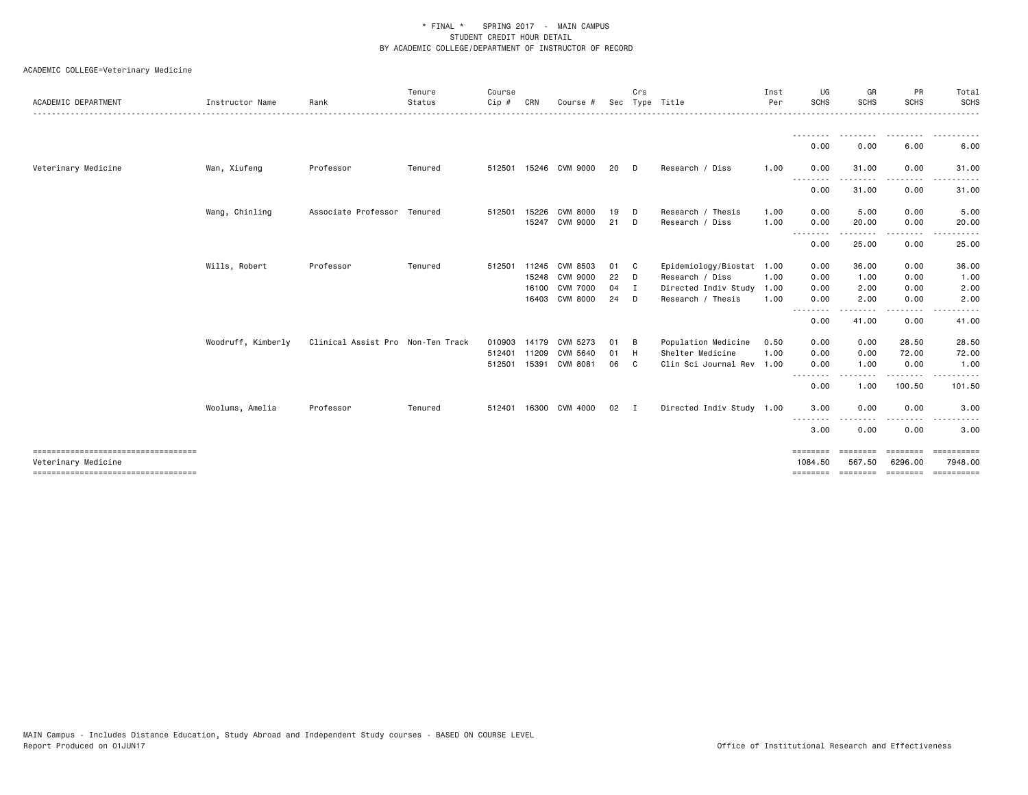\* FINAL \*  SPRING 2017 - MAIN CAMPUS
STUDENT CREDIT HOUR DETAIL
BY ACADEMIC COLLEGE/DEPARTMENT OF INSTRUCTOR OF RECORD

ACADEMIC COLLEGE=Veterinary Medicine

| ACADEMIC DEPARTMENT | Instructor Name | Rank | Tenure Status | Course Cip # | CRN | Course # | Sec | Crs Type | Title | Inst Per | UG SCHS | GR SCHS | PR SCHS | Total SCHS |
|---|---|---|---|---|---|---|---|---|---|---|---|---|---|---|
| | | | | | | | | | | | 0.00 | 0.00 | 6.00 | 6.00 |
| Veterinary Medicine | Wan, Xiufeng | Professor | Tenured | 512501 | 15246 | CVM 9000 | 20 | D | Research / Diss | 1.00 | 0.00 | 31.00 | 0.00 | 31.00 |
| | | | | | | | | | | | 0.00 | 31.00 | 0.00 | 31.00 |
| | Wang, Chinling | Associate Professor | Tenured | 512501 | 15226 | CVM 8000 | 19 | D | Research / Thesis | 1.00 | 0.00 | 5.00 | 0.00 | 5.00 |
| | | | | | 15247 | CVM 9000 | 21 | D | Research / Diss | 1.00 | 0.00 | 20.00 | 0.00 | 20.00 |
| | | | | | | | | | | | 0.00 | 25.00 | 0.00 | 25.00 |
| | Wills, Robert | Professor | Tenured | 512501 | 11245 | CVM 8503 | 01 | C | Epidemiology/Biostat | 1.00 | 0.00 | 36.00 | 0.00 | 36.00 |
| | | | | | 15248 | CVM 9000 | 22 | D | Research / Diss | 1.00 | 0.00 | 1.00 | 0.00 | 1.00 |
| | | | | | 16100 | CVM 7000 | 04 | I | Directed Indiv Study | 1.00 | 0.00 | 2.00 | 0.00 | 2.00 |
| | | | | | 16403 | CVM 8000 | 24 | D | Research / Thesis | 1.00 | 0.00 | 2.00 | 0.00 | 2.00 |
| | | | | | | | | | | | 0.00 | 41.00 | 0.00 | 41.00 |
| | Woodruff, Kimberly | Clinical Assist Pro | Non-Ten Track | 010903 | 14179 | CVM 5273 | 01 | B | Population Medicine | 0.50 | 0.00 | 0.00 | 28.50 | 28.50 |
| | | | | 512401 | 11209 | CVM 5640 | 01 | H | Shelter Medicine | 1.00 | 0.00 | 0.00 | 72.00 | 72.00 |
| | | | | 512501 | 15391 | CVM 8081 | 06 | C | Clin Sci Journal Rev | 1.00 | 0.00 | 1.00 | 0.00 | 1.00 |
| | | | | | | | | | | | 0.00 | 1.00 | 100.50 | 101.50 |
| | Woolums, Amelia | Professor | Tenured | 512401 | 16300 | CVM 4000 | 02 | I | Directed Indiv Study | 1.00 | 3.00 | 0.00 | 0.00 | 3.00 |
| | | | | | | | | | | | 3.00 | 0.00 | 0.00 | 3.00 |
| Veterinary Medicine | | | | | | | | | | | 1084.50 | 567.50 | 6296.00 | 7948.00 |

MAIN Campus - Includes Distance Education, Study Abroad and Independent Study courses - BASED ON COURSE LEVEL
Report Produced on 01JUN17

Office of Institutional Research and Effectiveness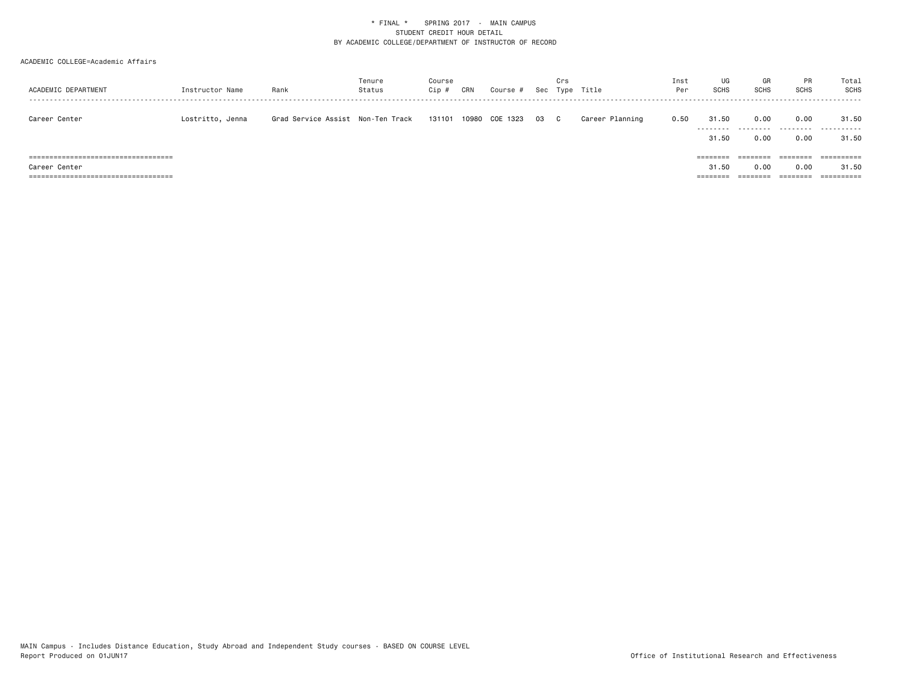\* FINAL \*    SPRING 2017  -  MAIN CAMPUS
STUDENT CREDIT HOUR DETAIL
BY ACADEMIC COLLEGE/DEPARTMENT OF INSTRUCTOR OF RECORD

ACADEMIC COLLEGE=Academic Affairs

| ACADEMIC DEPARTMENT | Instructor Name | Rank | Tenure Status | Course Cip # | CRN | Course # | Sec | Crs Type | Title | Inst Per | UG SCHS | GR SCHS | PR SCHS | Total SCHS |
|---|---|---|---|---|---|---|---|---|---|---|---|---|---|---|
| Career Center | Lostritto, Jenna | Grad Service Assist | Non-Ten Track | 131101 | 10980 | COE 1323 | 03 | C | Career Planning | 0.50 | 31.50 | 0.00 | 0.00 | 31.50 |
| | | | | | | | | | | | 31.50 | 0.00 | 0.00 | 31.50 |
| Career Center | | | | | | | | | | | 31.50 | 0.00 | 0.00 | 31.50 |

MAIN Campus - Includes Distance Education, Study Abroad and Independent Study courses - BASED ON COURSE LEVEL
Report Produced on 01JUN17

Office of Institutional Research and Effectiveness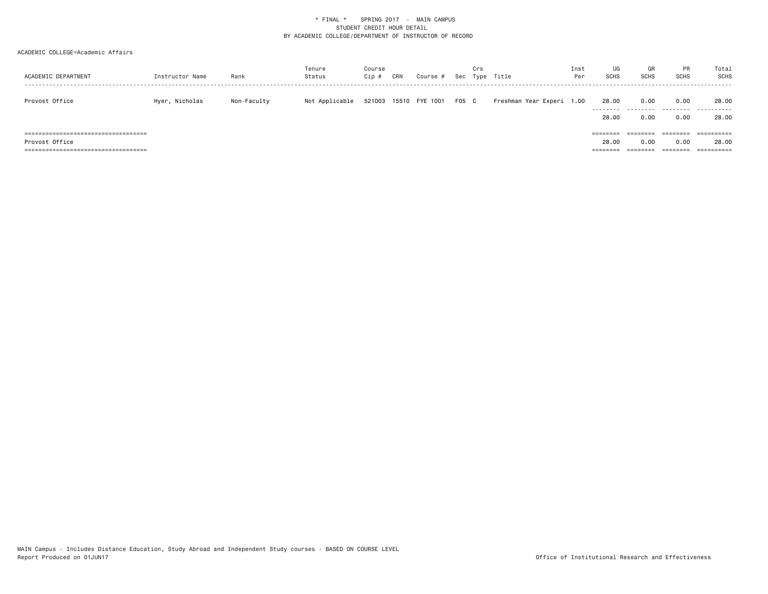\* FINAL \*    SPRING 2017  -  MAIN CAMPUS
STUDENT CREDIT HOUR DETAIL
BY ACADEMIC COLLEGE/DEPARTMENT OF INSTRUCTOR OF RECORD

ACADEMIC COLLEGE=Academic Affairs

| ACADEMIC DEPARTMENT | Instructor Name | Rank | Tenure Status | Course Cip # | CRN | Course # | Sec | Crs Type | Title | Inst Per | UG SCHS | GR SCHS | PR SCHS | Total SCHS |
|---|---|---|---|---|---|---|---|---|---|---|---|---|---|---|
| Provost Office | Hyer, Nicholas | Non-Faculty | Not Applicable | 521003 | 15510 | FYE 1001 | F05 | C | Freshman Year Experi | 1.00 | 28.00 | 0.00 | 0.00 | 28.00 |
| | | | | | | | | | | | 28.00 | 0.00 | 0.00 | 28.00 |
| Provost Office | | | | | | | | | | | 28.00 | 0.00 | 0.00 | 28.00 |

MAIN Campus - Includes Distance Education, Study Abroad and Independent Study courses - BASED ON COURSE LEVEL
Report Produced on 01JUN17

Office of Institutional Research and Effectiveness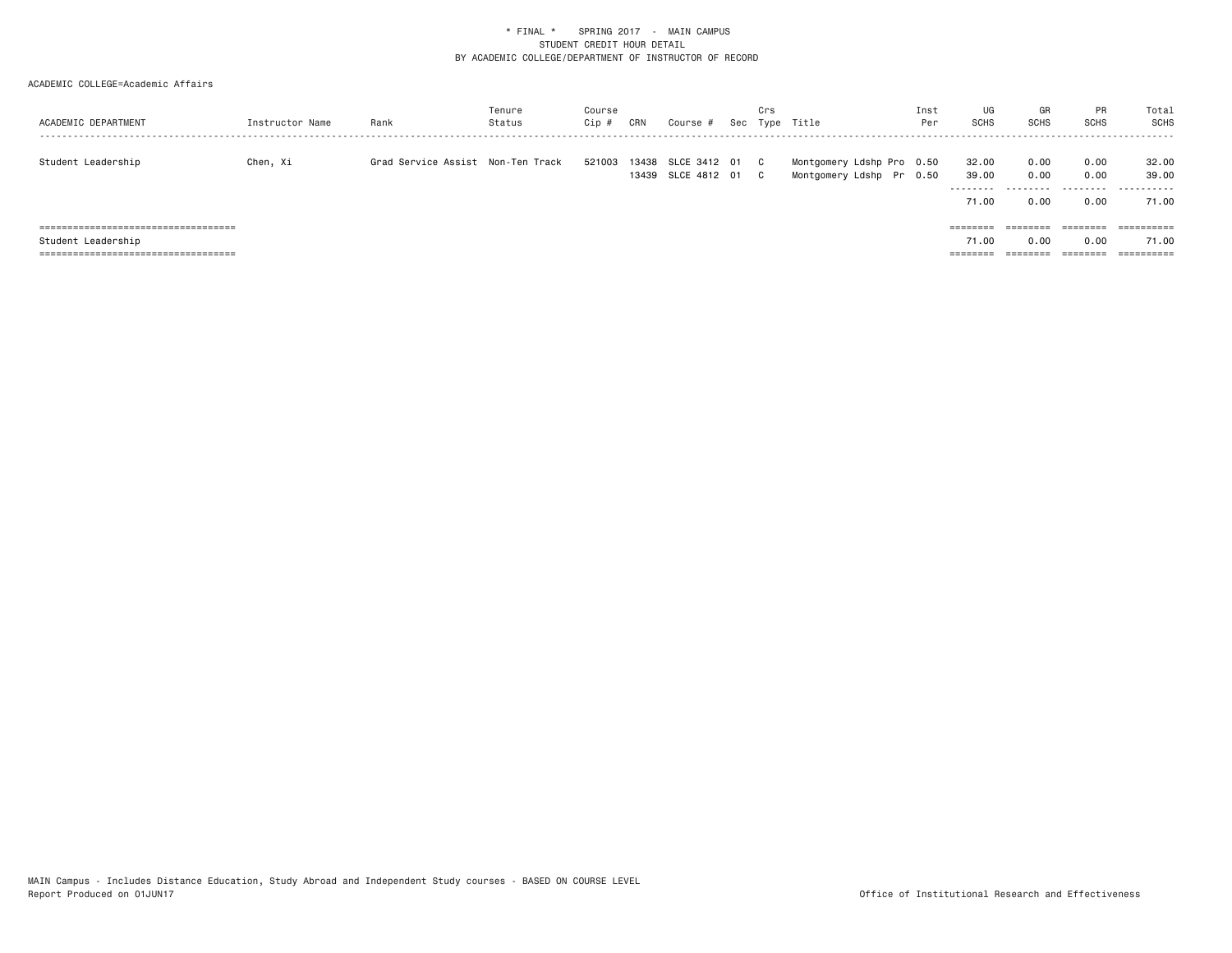\* FINAL \*    SPRING 2017  -  MAIN CAMPUS
STUDENT CREDIT HOUR DETAIL
BY ACADEMIC COLLEGE/DEPARTMENT OF INSTRUCTOR OF RECORD

ACADEMIC COLLEGE=Academic Affairs

| ACADEMIC DEPARTMENT | Instructor Name | Rank | Tenure Status | Course Cip # | CRN | Course # | Sec | Crs Type | Title | Inst Per | UG SCHS | GR SCHS | PR SCHS | Total SCHS |
|---|---|---|---|---|---|---|---|---|---|---|---|---|---|---|
| Student Leadership | Chen, Xi | Grad Service Assist | Non-Ten Track | 521003 | 13438 | SLCE 3412 | 01 | C | Montgomery Ldshp Pro | 0.50 | 32.00 | 0.00 | 0.00 | 32.00 |
| | | | | | 13439 | SLCE 4812 | 01 | C | Montgomery Ldshp Pr | 0.50 | 39.00 | 0.00 | 0.00 | 39.00 |
| | | | | | | | | | | | 71.00 | 0.00 | 0.00 | 71.00 |
| Student Leadership | | | | | | | | | | | 71.00 | 0.00 | 0.00 | 71.00 |

MAIN Campus - Includes Distance Education, Study Abroad and Independent Study courses - BASED ON COURSE LEVEL
Report Produced on 01JUN17

Office of Institutional Research and Effectiveness